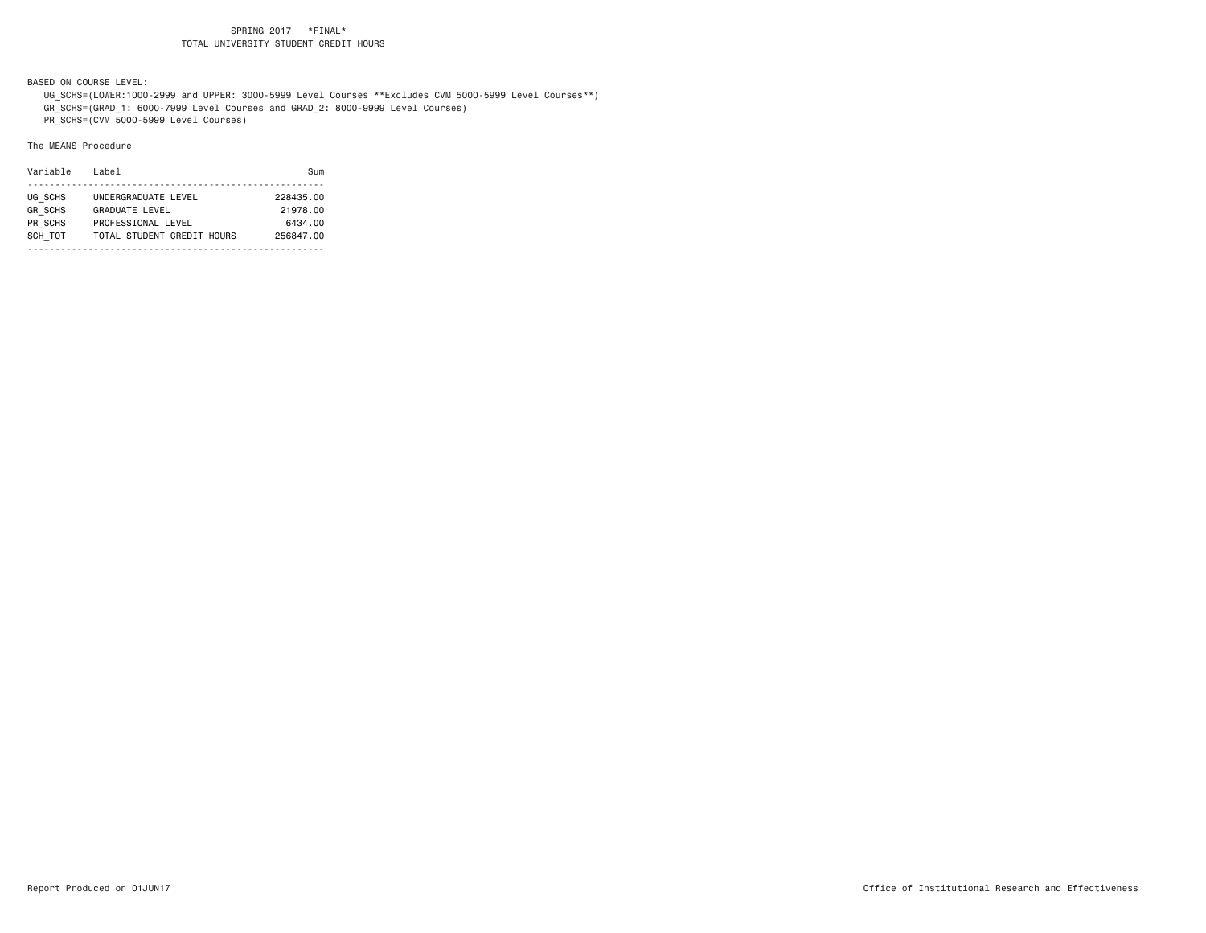# SPRING 2017 *FINAL*
## TOTAL UNIVERSITY STUDENT CREDIT HOURS

BASED ON COURSE LEVEL:

- UG_SCHS=(LOWER:1000-2999 and UPPER: 3000-5999 Level Courses **Excludes CVM 5000-5999 Level Courses**)
- GR_SCHS=(GRAD_1: 6000-7999 Level Courses and GRAD_2: 8000-9999 Level Courses)
- PR_SCHS=(CVM 5000-5999 Level Courses)

The MEANS Procedure

| Variable | Label | Sum |
|---|---|---|
| UG_SCHS | UNDERGRADUATE LEVEL | 228435.00 |
| GR_SCHS | GRADUATE LEVEL | 21978.00 |
| PR_SCHS | PROFESSIONAL LEVEL | 6434.00 |
| SCH_TOT | TOTAL STUDENT CREDIT HOURS | 256847.00 |

Report Produced on 01JUN17

Office of Institutional Research and Effectiveness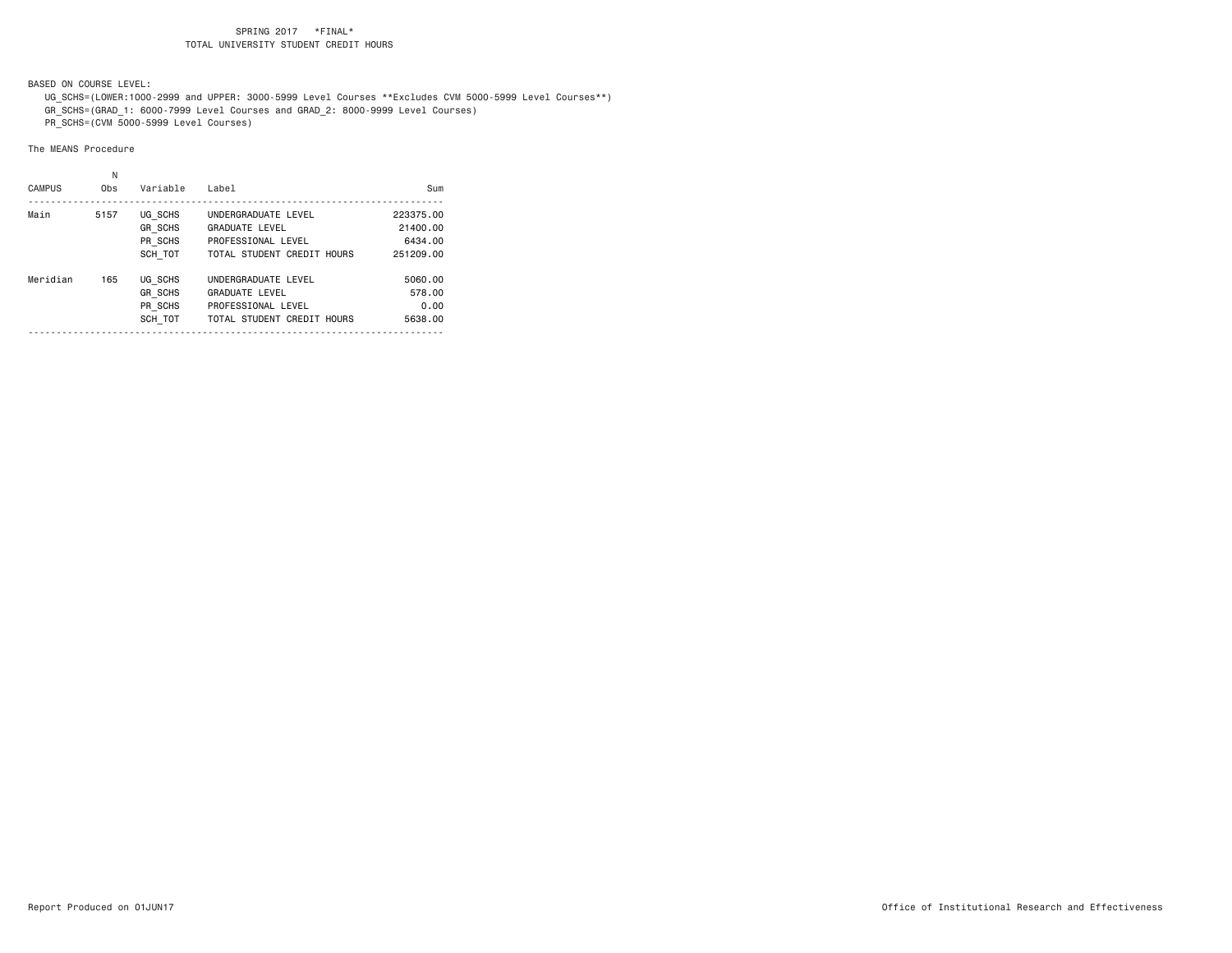SPRING 2017 *FINAL*
TOTAL UNIVERSITY STUDENT CREDIT HOURS

BASED ON COURSE LEVEL:

UG_SCHS=(LOWER:1000-2999 and UPPER: 3000-5999 Level Courses **Excludes CVM 5000-5999 Level Courses**)
GR_SCHS=(GRAD_1: 6000-7999 Level Courses and GRAD_2: 8000-9999 Level Courses)
PR_SCHS=(CVM 5000-5999 Level Courses)

The MEANS Procedure

| CAMPUS | N Obs | Variable | Label | Sum |
|---|---|---|---|---|
| Main | 5157 | UG_SCHS | UNDERGRADUATE LEVEL | 223375.00 |
| | | GR_SCHS | GRADUATE LEVEL | 21400.00 |
| | | PR_SCHS | PROFESSIONAL LEVEL | 6434.00 |
| | | SCH_TOT | TOTAL STUDENT CREDIT HOURS | 251209.00 |
| Meridian | 165 | UG_SCHS | UNDERGRADUATE LEVEL | 5060.00 |
| | | GR_SCHS | GRADUATE LEVEL | 578.00 |
| | | PR_SCHS | PROFESSIONAL LEVEL | 0.00 |
| | | SCH_TOT | TOTAL STUDENT CREDIT HOURS | 5638.00 |

Report Produced on 01JUN17

Office of Institutional Research and Effectiveness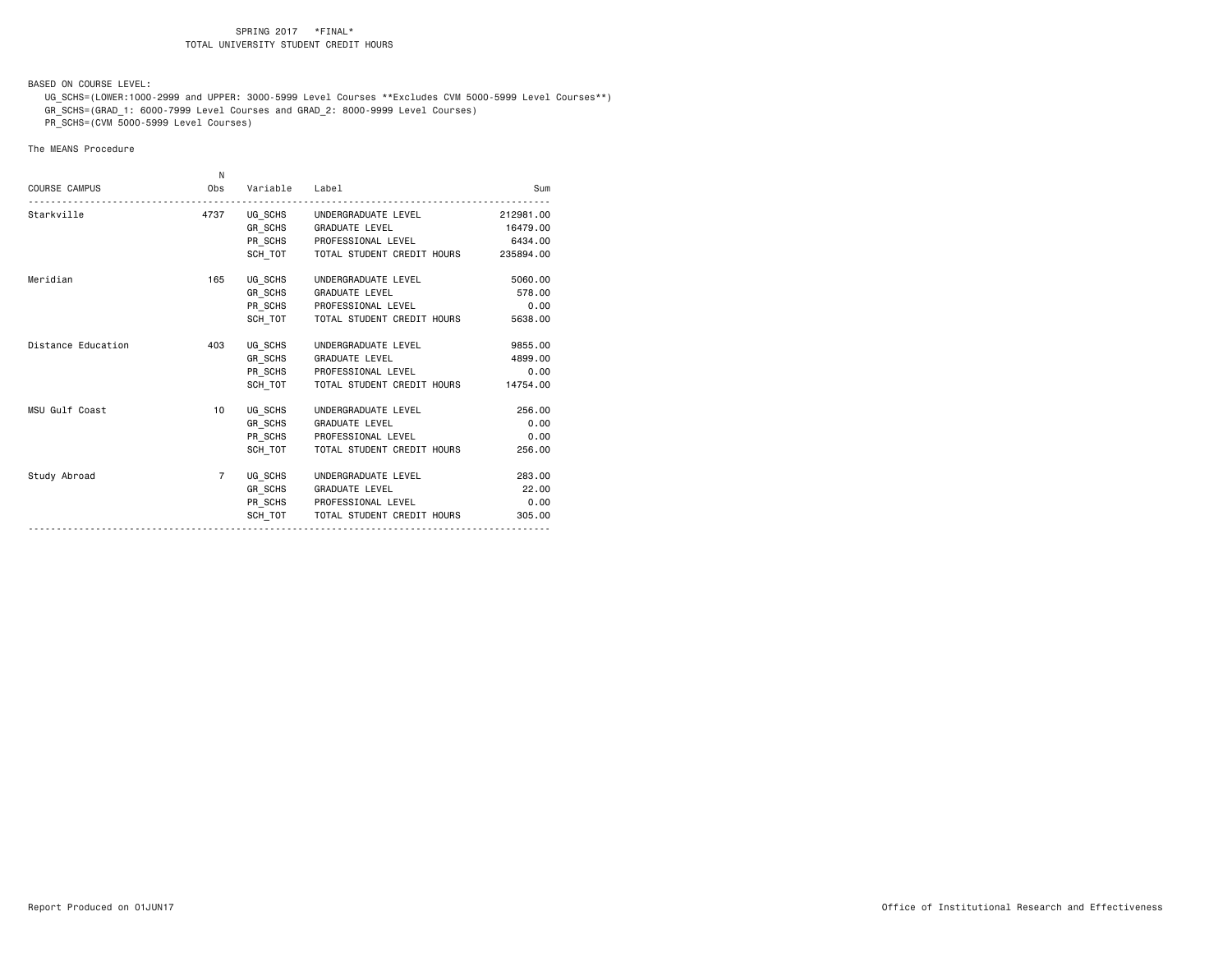SPRING 2017 *FINAL*

TOTAL UNIVERSITY STUDENT CREDIT HOURS

BASED ON COURSE LEVEL:

UG_SCHS=(LOWER:1000-2999 and UPPER: 3000-5999 Level Courses **Excludes CVM 5000-5999 Level Courses**)
GR_SCHS=(GRAD_1: 6000-7999 Level Courses and GRAD_2: 8000-9999 Level Courses)
PR_SCHS=(CVM 5000-5999 Level Courses)

The MEANS Procedure

| COURSE CAMPUS | N Obs | Variable | Label | Sum |
|---|---|---|---|---|
| Starkville | 4737 | UG_SCHS | UNDERGRADUATE LEVEL | 212981.00 |
| | | GR_SCHS | GRADUATE LEVEL | 16479.00 |
| | | PR_SCHS | PROFESSIONAL LEVEL | 6434.00 |
| | | SCH_TOT | TOTAL STUDENT CREDIT HOURS | 235894.00 |
| Meridian | 165 | UG_SCHS | UNDERGRADUATE LEVEL | 5060.00 |
| | | GR_SCHS | GRADUATE LEVEL | 578.00 |
| | | PR_SCHS | PROFESSIONAL LEVEL | 0.00 |
| | | SCH_TOT | TOTAL STUDENT CREDIT HOURS | 5638.00 |
| Distance Education | 403 | UG_SCHS | UNDERGRADUATE LEVEL | 9855.00 |
| | | GR_SCHS | GRADUATE LEVEL | 4899.00 |
| | | PR_SCHS | PROFESSIONAL LEVEL | 0.00 |
| | | SCH_TOT | TOTAL STUDENT CREDIT HOURS | 14754.00 |
| MSU Gulf Coast | 10 | UG_SCHS | UNDERGRADUATE LEVEL | 256.00 |
| | | GR_SCHS | GRADUATE LEVEL | 0.00 |
| | | PR_SCHS | PROFESSIONAL LEVEL | 0.00 |
| | | SCH_TOT | TOTAL STUDENT CREDIT HOURS | 256.00 |
| Study Abroad | 7 | UG_SCHS | UNDERGRADUATE LEVEL | 283.00 |
| | | GR_SCHS | GRADUATE LEVEL | 22.00 |
| | | PR_SCHS | PROFESSIONAL LEVEL | 0.00 |
| | | SCH_TOT | TOTAL STUDENT CREDIT HOURS | 305.00 |

Report Produced on 01JUN17 Office of Institutional Research and Effectiveness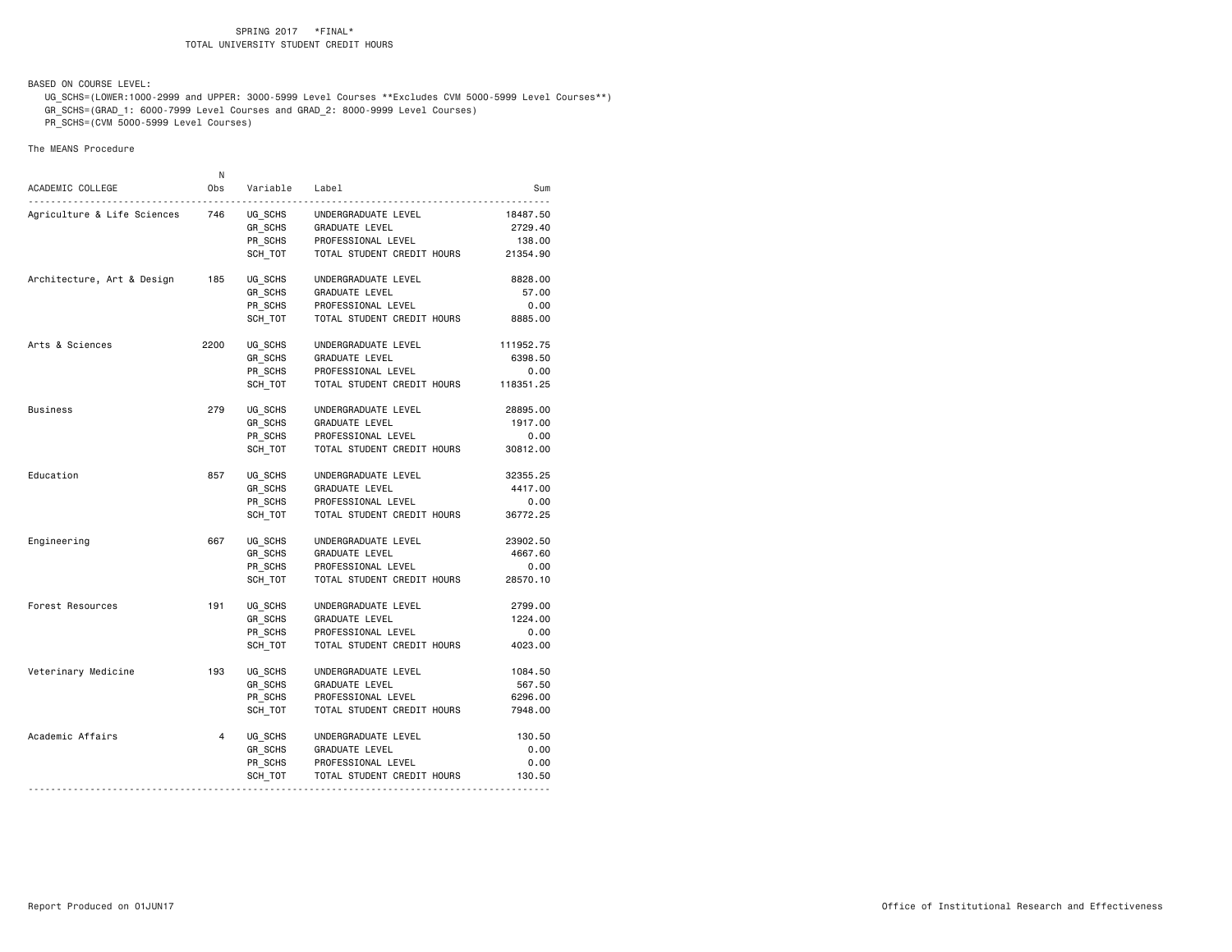SPRING 2017 *FINAL*
TOTAL UNIVERSITY STUDENT CREDIT HOURS

BASED ON COURSE LEVEL:
UG_SCHS=(LOWER:1000-2999 and UPPER: 3000-5999 Level Courses **Excludes CVM 5000-5999 Level Courses**)
GR_SCHS=(GRAD_1: 6000-7999 Level Courses and GRAD_2: 8000-9999 Level Courses)
PR_SCHS=(CVM 5000-5999 Level Courses)

The MEANS Procedure

| ACADEMIC COLLEGE | N Obs | Variable | Label | Sum |
|---|---|---|---|---|
| Agriculture & Life Sciences | 746 | UG_SCHS | UNDERGRADUATE LEVEL | 18487.50 |
| | | GR_SCHS | GRADUATE LEVEL | 2729.40 |
| | | PR_SCHS | PROFESSIONAL LEVEL | 138.00 |
| | | SCH_TOT | TOTAL STUDENT CREDIT HOURS | 21354.90 |
| Architecture, Art & Design | 185 | UG_SCHS | UNDERGRADUATE LEVEL | 8828.00 |
| | | GR_SCHS | GRADUATE LEVEL | 57.00 |
| | | PR_SCHS | PROFESSIONAL LEVEL | 0.00 |
| | | SCH_TOT | TOTAL STUDENT CREDIT HOURS | 8885.00 |
| Arts & Sciences | 2200 | UG_SCHS | UNDERGRADUATE LEVEL | 111952.75 |
| | | GR_SCHS | GRADUATE LEVEL | 6398.50 |
| | | PR_SCHS | PROFESSIONAL LEVEL | 0.00 |
| | | SCH_TOT | TOTAL STUDENT CREDIT HOURS | 118351.25 |
| Business | 279 | UG_SCHS | UNDERGRADUATE LEVEL | 28895.00 |
| | | GR_SCHS | GRADUATE LEVEL | 1917.00 |
| | | PR_SCHS | PROFESSIONAL LEVEL | 0.00 |
| | | SCH_TOT | TOTAL STUDENT CREDIT HOURS | 30812.00 |
| Education | 857 | UG_SCHS | UNDERGRADUATE LEVEL | 32355.25 |
| | | GR_SCHS | GRADUATE LEVEL | 4417.00 |
| | | PR_SCHS | PROFESSIONAL LEVEL | 0.00 |
| | | SCH_TOT | TOTAL STUDENT CREDIT HOURS | 36772.25 |
| Engineering | 667 | UG_SCHS | UNDERGRADUATE LEVEL | 23902.50 |
| | | GR_SCHS | GRADUATE LEVEL | 4667.60 |
| | | PR_SCHS | PROFESSIONAL LEVEL | 0.00 |
| | | SCH_TOT | TOTAL STUDENT CREDIT HOURS | 28570.10 |
| Forest Resources | 191 | UG_SCHS | UNDERGRADUATE LEVEL | 2799.00 |
| | | GR_SCHS | GRADUATE LEVEL | 1224.00 |
| | | PR_SCHS | PROFESSIONAL LEVEL | 0.00 |
| | | SCH_TOT | TOTAL STUDENT CREDIT HOURS | 4023.00 |
| Veterinary Medicine | 193 | UG_SCHS | UNDERGRADUATE LEVEL | 1084.50 |
| | | GR_SCHS | GRADUATE LEVEL | 567.50 |
| | | PR_SCHS | PROFESSIONAL LEVEL | 6296.00 |
| | | SCH_TOT | TOTAL STUDENT CREDIT HOURS | 7948.00 |
| Academic Affairs | 4 | UG_SCHS | UNDERGRADUATE LEVEL | 130.50 |
| | | GR_SCHS | GRADUATE LEVEL | 0.00 |
| | | PR_SCHS | PROFESSIONAL LEVEL | 0.00 |
| | | SCH_TOT | TOTAL STUDENT CREDIT HOURS | 130.50 |

Report Produced on 01JUN17 Office of Institutional Research and Effectiveness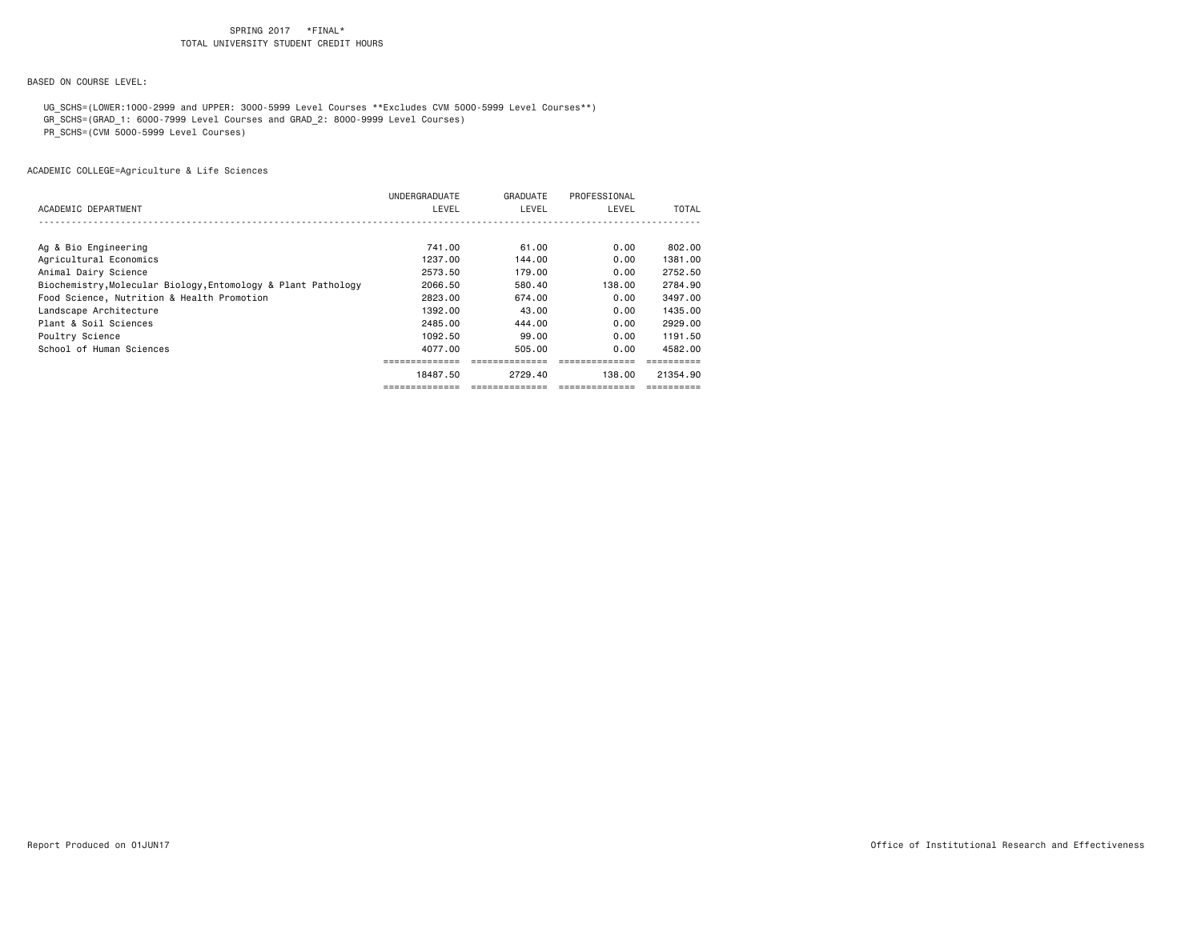SPRING 2017 *FINAL*
TOTAL UNIVERSITY STUDENT CREDIT HOURS

BASED ON COURSE LEVEL:

UG_SCHS=(LOWER:1000-2999 and UPPER: 3000-5999 Level Courses **Excludes CVM 5000-5999 Level Courses**)
GR_SCHS=(GRAD_1: 6000-7999 Level Courses and GRAD_2: 8000-9999 Level Courses)
PR_SCHS=(CVM 5000-5999 Level Courses)

ACADEMIC COLLEGE=Agriculture & Life Sciences

| ACADEMIC DEPARTMENT | UNDERGRADUATE LEVEL | GRADUATE LEVEL | PROFESSIONAL LEVEL | TOTAL |
|---|---|---|---|---|
| Ag & Bio Engineering | 741.00 | 61.00 | 0.00 | 802.00 |
| Agricultural Economics | 1237.00 | 144.00 | 0.00 | 1381.00 |
| Animal Dairy Science | 2573.50 | 179.00 | 0.00 | 2752.50 |
| Biochemistry,Molecular Biology,Entomology & Plant Pathology | 2066.50 | 580.40 | 138.00 | 2784.90 |
| Food Science, Nutrition & Health Promotion | 2823.00 | 674.00 | 0.00 | 3497.00 |
| Landscape Architecture | 1392.00 | 43.00 | 0.00 | 1435.00 |
| Plant & Soil Sciences | 2485.00 | 444.00 | 0.00 | 2929.00 |
| Poultry Science | 1092.50 | 99.00 | 0.00 | 1191.50 |
| School of Human Sciences | 4077.00 | 505.00 | 0.00 | 4582.00 |
| | 18487.50 | 2729.40 | 138.00 | 21354.90 |

Report Produced on 01JUN17

Office of Institutional Research and Effectiveness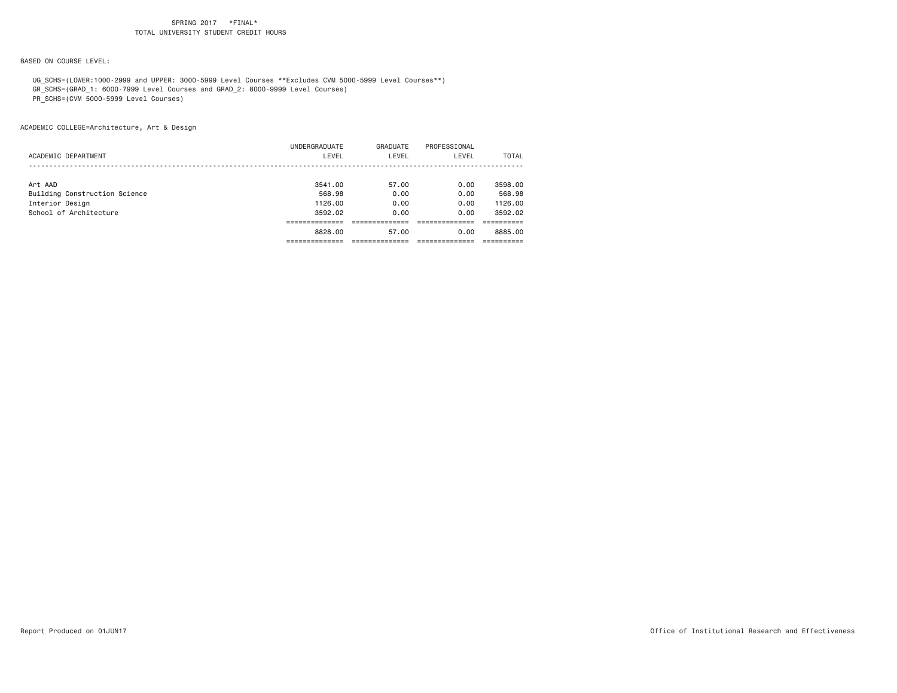SPRING 2017 *FINAL*
TOTAL UNIVERSITY STUDENT CREDIT HOURS

BASED ON COURSE LEVEL:

UG_SCHS=(LOWER:1000-2999 and UPPER: 3000-5999 Level Courses **Excludes CVM 5000-5999 Level Courses**)
GR_SCHS=(GRAD_1: 6000-7999 Level Courses and GRAD_2: 8000-9999 Level Courses)
PR_SCHS=(CVM 5000-5999 Level Courses)

ACADEMIC COLLEGE=Architecture, Art & Design

| ACADEMIC DEPARTMENT | UNDERGRADUATE LEVEL | GRADUATE LEVEL | PROFESSIONAL LEVEL | TOTAL |
|---|---|---|---|---|
| Art AAD | 3541.00 | 57.00 | 0.00 | 3598.00 |
| Building Construction Science | 568.98 | 0.00 | 0.00 | 568.98 |
| Interior Design | 1126.00 | 0.00 | 0.00 | 1126.00 |
| School of Architecture | 3592.02 | 0.00 | 0.00 | 3592.02 |
| | 8828.00 | 57.00 | 0.00 | 8885.00 |

Report Produced on 01JUN17

Office of Institutional Research and Effectiveness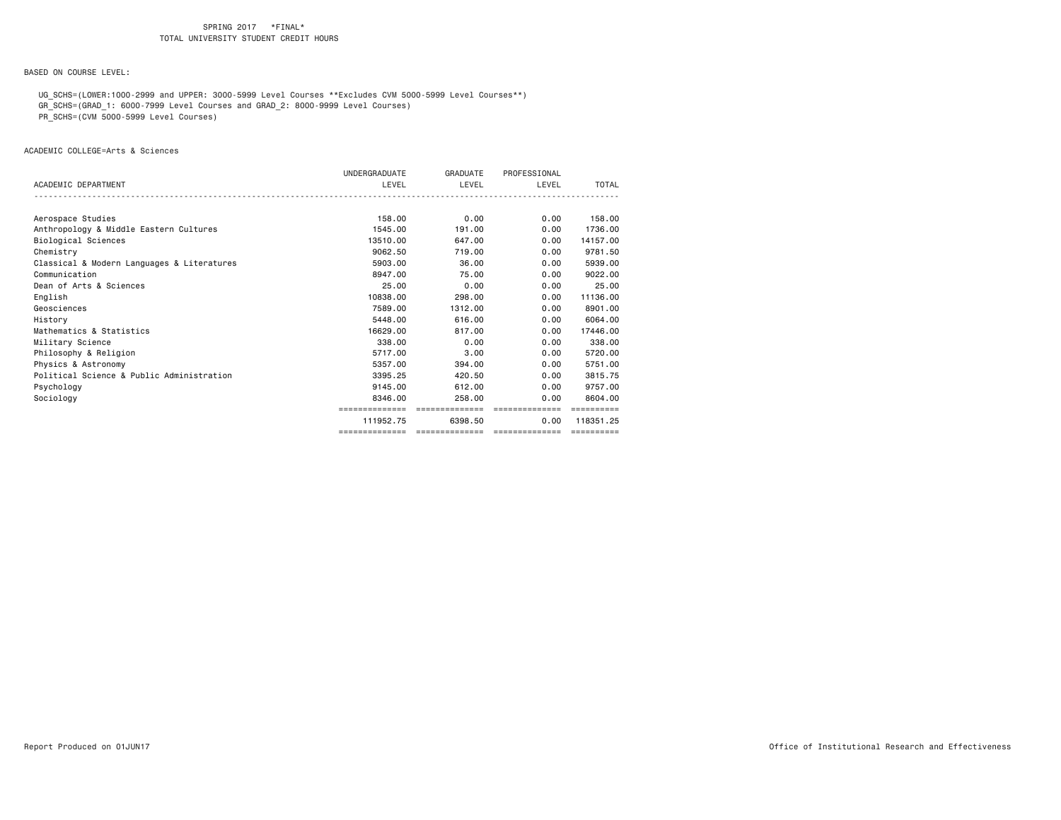SPRING 2017 *FINAL*
TOTAL UNIVERSITY STUDENT CREDIT HOURS

BASED ON COURSE LEVEL:

UG_SCHS=(LOWER:1000-2999 and UPPER: 3000-5999 Level Courses **Excludes CVM 5000-5999 Level Courses**)
GR_SCHS=(GRAD_1: 6000-7999 Level Courses and GRAD_2: 8000-9999 Level Courses)
PR_SCHS=(CVM 5000-5999 Level Courses)

ACADEMIC COLLEGE=Arts & Sciences

| ACADEMIC DEPARTMENT | UNDERGRADUATE LEVEL | GRADUATE LEVEL | PROFESSIONAL LEVEL | TOTAL |
|---|---|---|---|---|
| Aerospace Studies | 158.00 | 0.00 | 0.00 | 158.00 |
| Anthropology & Middle Eastern Cultures | 1545.00 | 191.00 | 0.00 | 1736.00 |
| Biological Sciences | 13510.00 | 647.00 | 0.00 | 14157.00 |
| Chemistry | 9062.50 | 719.00 | 0.00 | 9781.50 |
| Classical & Modern Languages & Literatures | 5903.00 | 36.00 | 0.00 | 5939.00 |
| Communication | 8947.00 | 75.00 | 0.00 | 9022.00 |
| Dean of Arts & Sciences | 25.00 | 0.00 | 0.00 | 25.00 |
| English | 10838.00 | 298.00 | 0.00 | 11136.00 |
| Geosciences | 7589.00 | 1312.00 | 0.00 | 8901.00 |
| History | 5448.00 | 616.00 | 0.00 | 6064.00 |
| Mathematics & Statistics | 16629.00 | 817.00 | 0.00 | 17446.00 |
| Military Science | 338.00 | 0.00 | 0.00 | 338.00 |
| Philosophy & Religion | 5717.00 | 3.00 | 0.00 | 5720.00 |
| Physics & Astronomy | 5357.00 | 394.00 | 0.00 | 5751.00 |
| Political Science & Public Administration | 3395.25 | 420.50 | 0.00 | 3815.75 |
| Psychology | 9145.00 | 612.00 | 0.00 | 9757.00 |
| Sociology | 8346.00 | 258.00 | 0.00 | 8604.00 |
| | 111952.75 | 6398.50 | 0.00 | 118351.25 |

Report Produced on 01JUN17 Office of Institutional Research and Effectiveness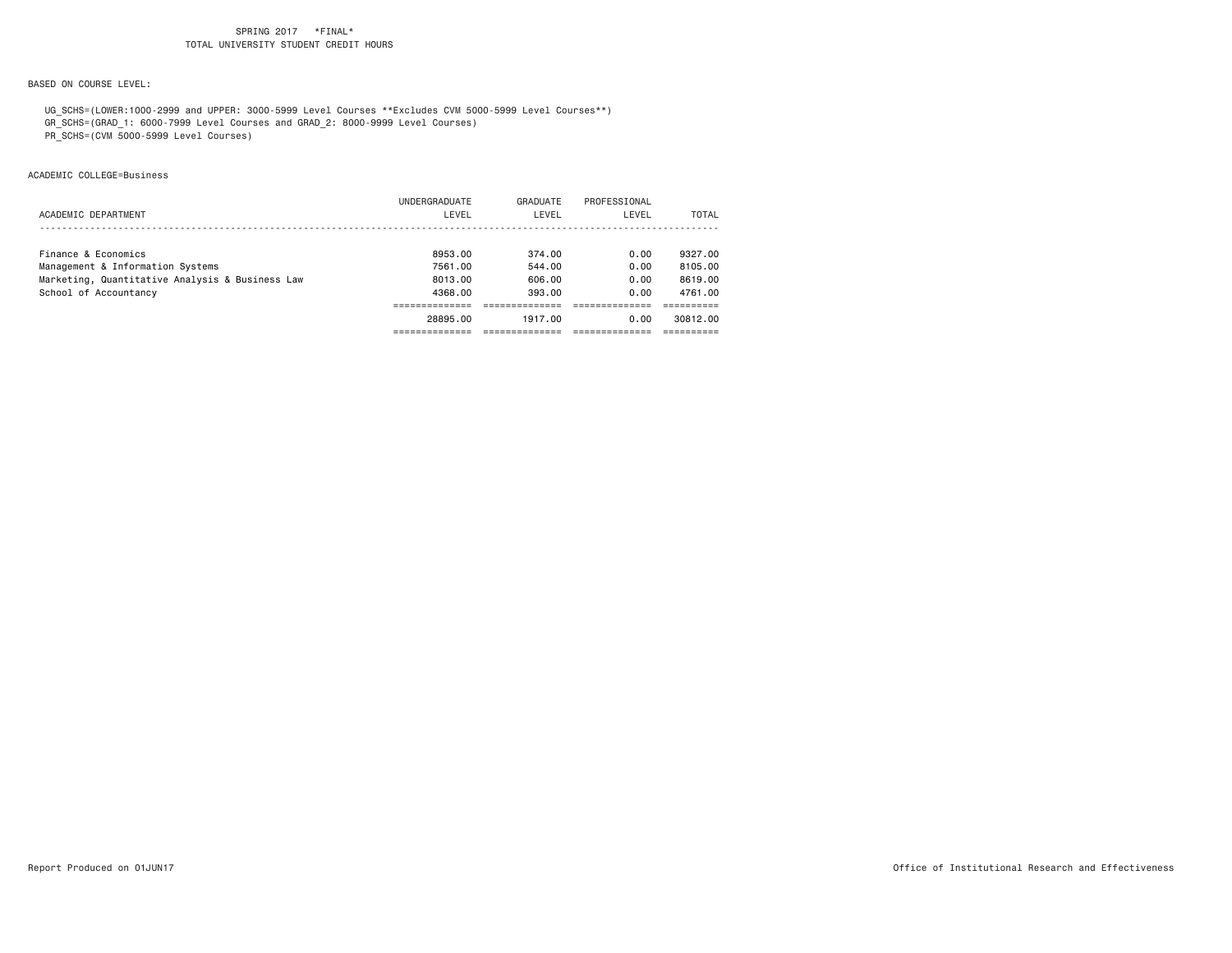SPRING 2017 *FINAL*
TOTAL UNIVERSITY STUDENT CREDIT HOURS

BASED ON COURSE LEVEL:

UG_SCHS=(LOWER:1000-2999 and UPPER: 3000-5999 Level Courses **Excludes CVM 5000-5999 Level Courses**)
GR_SCHS=(GRAD_1: 6000-7999 Level Courses and GRAD_2: 8000-9999 Level Courses)
PR_SCHS=(CVM 5000-5999 Level Courses)

ACADEMIC COLLEGE=Business

| ACADEMIC DEPARTMENT | UNDERGRADUATE LEVEL | GRADUATE LEVEL | PROFESSIONAL LEVEL | TOTAL |
|---|---|---|---|---|
| Finance & Economics | 8953.00 | 374.00 | 0.00 | 9327.00 |
| Management & Information Systems | 7561.00 | 544.00 | 0.00 | 8105.00 |
| Marketing, Quantitative Analysis & Business Law | 8013.00 | 606.00 | 0.00 | 8619.00 |
| School of Accountancy | 4368.00 | 393.00 | 0.00 | 4761.00 |
| | 28895.00 | 1917.00 | 0.00 | 30812.00 |

Report Produced on 01JUN17 Office of Institutional Research and Effectiveness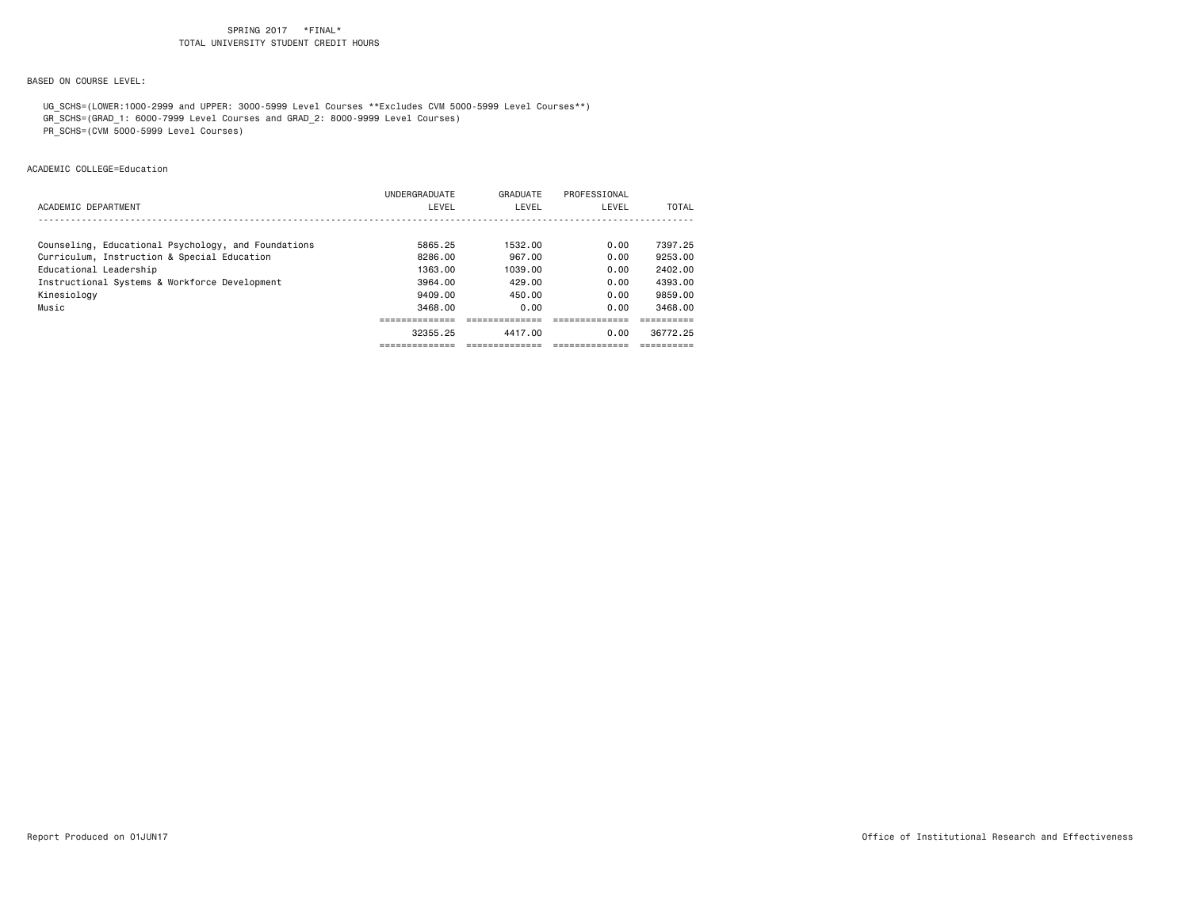SPRING 2017 *FINAL*
TOTAL UNIVERSITY STUDENT CREDIT HOURS

BASED ON COURSE LEVEL:

UG_SCHS=(LOWER:1000-2999 and UPPER: 3000-5999 Level Courses **Excludes CVM 5000-5999 Level Courses**)
GR_SCHS=(GRAD_1: 6000-7999 Level Courses and GRAD_2: 8000-9999 Level Courses)
PR_SCHS=(CVM 5000-5999 Level Courses)

ACADEMIC COLLEGE=Education

| ACADEMIC DEPARTMENT | UNDERGRADUATE LEVEL | GRADUATE LEVEL | PROFESSIONAL LEVEL | TOTAL |
|---|---|---|---|---|
| Counseling, Educational Psychology, and Foundations | 5865.25 | 1532.00 | 0.00 | 7397.25 |
| Curriculum, Instruction & Special Education | 8286.00 | 967.00 | 0.00 | 9253.00 |
| Educational Leadership | 1363.00 | 1039.00 | 0.00 | 2402.00 |
| Instructional Systems & Workforce Development | 3964.00 | 429.00 | 0.00 | 4393.00 |
| Kinesiology | 9409.00 | 450.00 | 0.00 | 9859.00 |
| Music | 3468.00 | 0.00 | 0.00 | 3468.00 |
| | 32355.25 | 4417.00 | 0.00 | 36772.25 |

Report Produced on 01JUN17

Office of Institutional Research and Effectiveness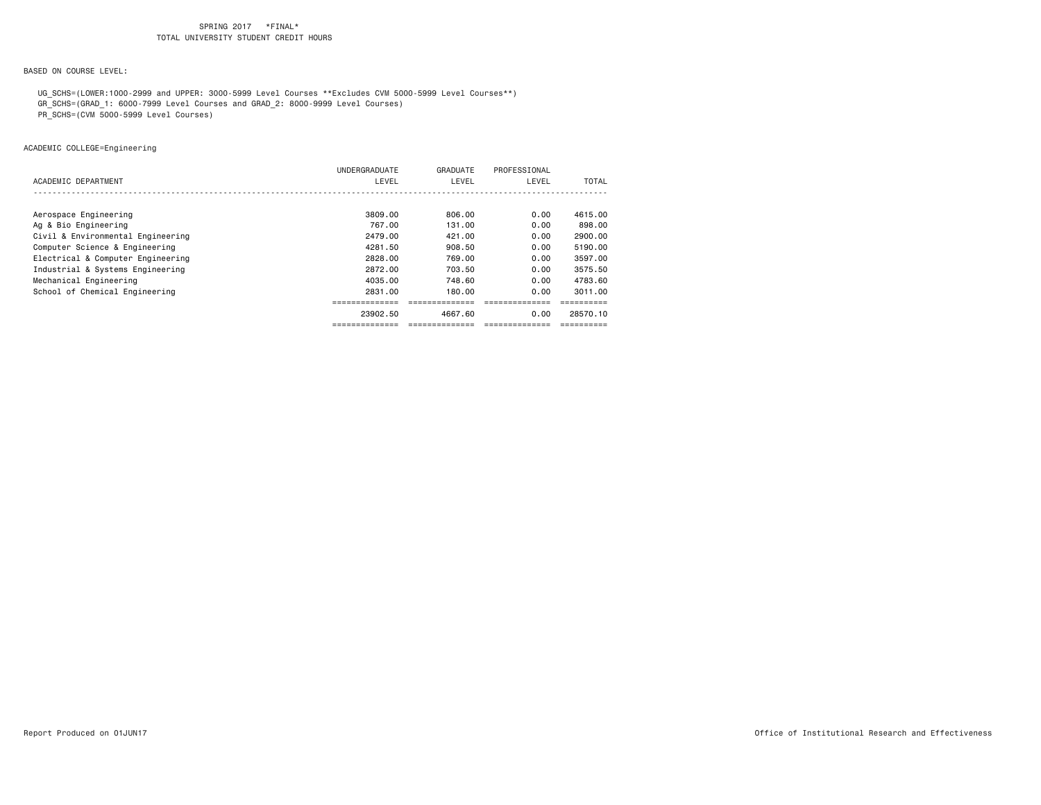SPRING 2017 *FINAL*
TOTAL UNIVERSITY STUDENT CREDIT HOURS

BASED ON COURSE LEVEL:

UG_SCHS=(LOWER:1000-2999 and UPPER: 3000-5999 Level Courses **Excludes CVM 5000-5999 Level Courses**)
GR_SCHS=(GRAD_1: 6000-7999 Level Courses and GRAD_2: 8000-9999 Level Courses)
PR_SCHS=(CVM 5000-5999 Level Courses)

ACADEMIC COLLEGE=Engineering

| ACADEMIC DEPARTMENT | UNDERGRADUATE LEVEL | GRADUATE LEVEL | PROFESSIONAL LEVEL | TOTAL |
|---|---|---|---|---|
| Aerospace Engineering | 3809.00 | 806.00 | 0.00 | 4615.00 |
| Ag & Bio Engineering | 767.00 | 131.00 | 0.00 | 898.00 |
| Civil & Environmental Engineering | 2479.00 | 421.00 | 0.00 | 2900.00 |
| Computer Science & Engineering | 4281.50 | 908.50 | 0.00 | 5190.00 |
| Electrical & Computer Engineering | 2828.00 | 769.00 | 0.00 | 3597.00 |
| Industrial & Systems Engineering | 2872.00 | 703.50 | 0.00 | 3575.50 |
| Mechanical Engineering | 4035.00 | 748.60 | 0.00 | 4783.60 |
| School of Chemical Engineering | 2831.00 | 180.00 | 0.00 | 3011.00 |
| | 23902.50 | 4667.60 | 0.00 | 28570.10 |

Report Produced on 01JUN17

Office of Institutional Research and Effectiveness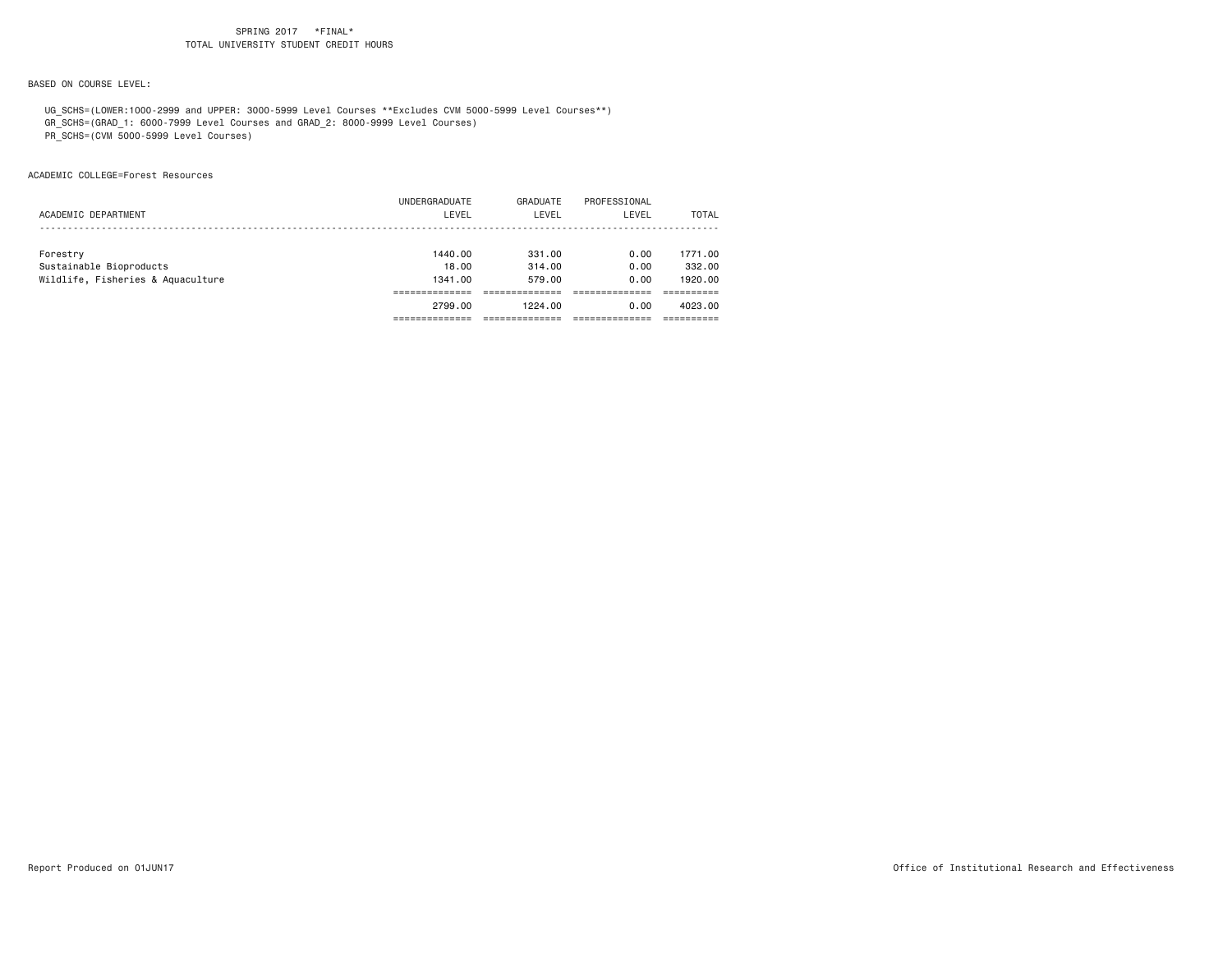SPRING 2017 *FINAL*
TOTAL UNIVERSITY STUDENT CREDIT HOURS

BASED ON COURSE LEVEL:

UG_SCHS=(LOWER:1000-2999 and UPPER: 3000-5999 Level Courses **Excludes CVM 5000-5999 Level Courses**)
GR_SCHS=(GRAD_1: 6000-7999 Level Courses and GRAD_2: 8000-9999 Level Courses)
PR_SCHS=(CVM 5000-5999 Level Courses)

ACADEMIC COLLEGE=Forest Resources

| ACADEMIC DEPARTMENT | UNDERGRADUATE LEVEL | GRADUATE LEVEL | PROFESSIONAL LEVEL | TOTAL |
|---|---|---|---|---|
| Forestry | 1440.00 | 331.00 | 0.00 | 1771.00 |
| Sustainable Bioproducts | 18.00 | 314.00 | 0.00 | 332.00 |
| Wildlife, Fisheries & Aquaculture | 1341.00 | 579.00 | 0.00 | 1920.00 |
| | 2799.00 | 1224.00 | 0.00 | 4023.00 |

Report Produced on 01JUN17 Office of Institutional Research and Effectiveness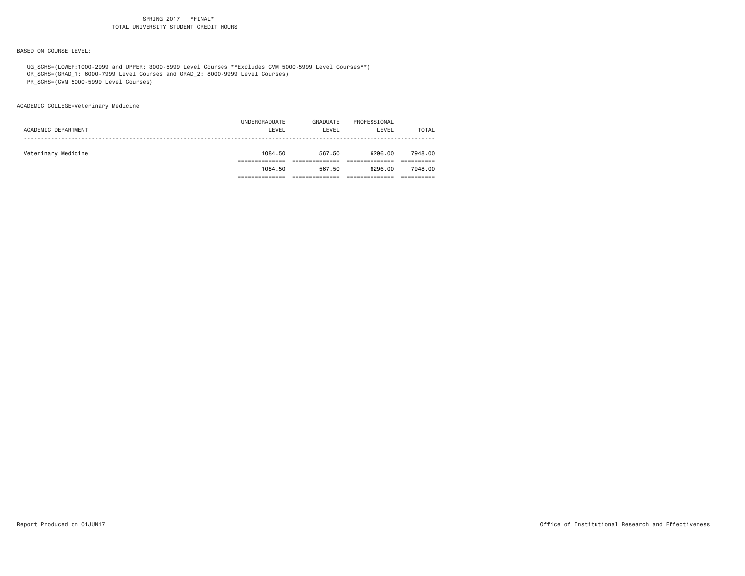SPRING 2017 *FINAL*
TOTAL UNIVERSITY STUDENT CREDIT HOURS

BASED ON COURSE LEVEL:

UG_SCHS=(LOWER:1000-2999 and UPPER: 3000-5999 Level Courses **Excludes CVM 5000-5999 Level Courses**)
GR_SCHS=(GRAD_1: 6000-7999 Level Courses and GRAD_2: 8000-9999 Level Courses)
PR_SCHS=(CVM 5000-5999 Level Courses)

ACADEMIC COLLEGE=Veterinary Medicine

| ACADEMIC DEPARTMENT | UNDERGRADUATE LEVEL | GRADUATE LEVEL | PROFESSIONAL LEVEL | TOTAL |
|---|---|---|---|---|
| Veterinary Medicine | 1084.50 | 567.50 | 6296.00 | 7948.00 |
| | 1084.50 | 567.50 | 6296.00 | 7948.00 |

Report Produced on 01JUN17 Office of Institutional Research and Effectiveness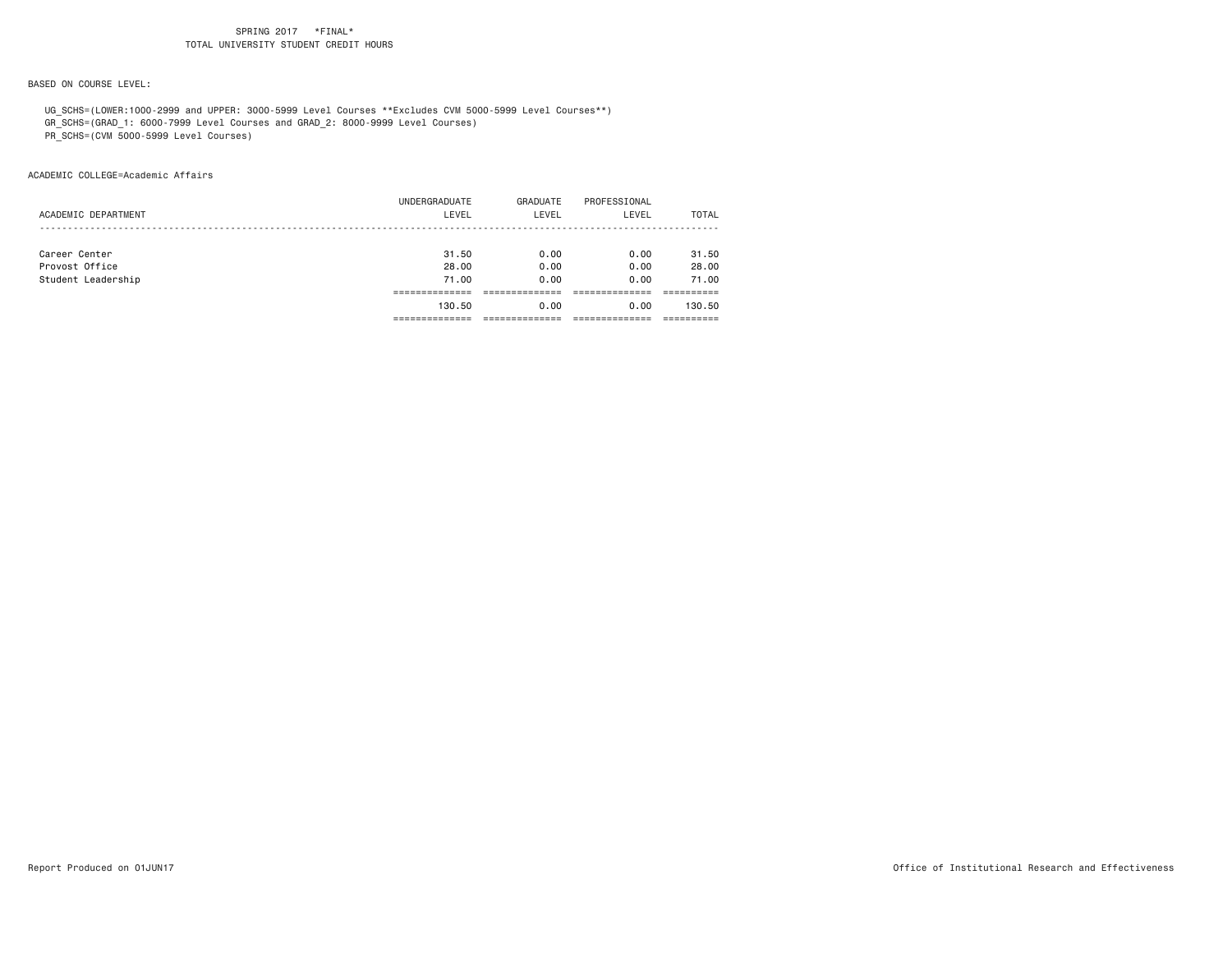SPRING 2017 *FINAL*
TOTAL UNIVERSITY STUDENT CREDIT HOURS

BASED ON COURSE LEVEL:

UG_SCHS=(LOWER:1000-2999 and UPPER: 3000-5999 Level Courses **Excludes CVM 5000-5999 Level Courses**)
GR_SCHS=(GRAD_1: 6000-7999 Level Courses and GRAD_2: 8000-9999 Level Courses)
PR_SCHS=(CVM 5000-5999 Level Courses)

ACADEMIC COLLEGE=Academic Affairs

| ACADEMIC DEPARTMENT | UNDERGRADUATE LEVEL | GRADUATE LEVEL | PROFESSIONAL LEVEL | TOTAL |
|---|---|---|---|---|
| Career Center | 31.50 | 0.00 | 0.00 | 31.50 |
| Provost Office | 28.00 | 0.00 | 0.00 | 28.00 |
| Student Leadership | 71.00 | 0.00 | 0.00 | 71.00 |
| | 130.50 | 0.00 | 0.00 | 130.50 |

Report Produced on 01JUN17

Office of Institutional Research and Effectiveness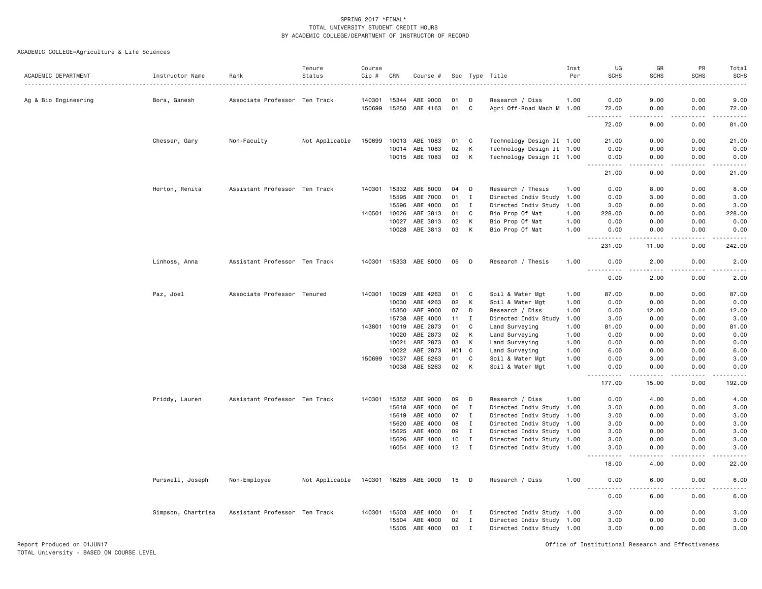SPRING 2017 *FINAL*
TOTAL UNIVERSITY STUDENT CREDIT HOURS
BY ACADEMIC COLLEGE/DEPARTMENT OF INSTRUCTOR OF RECORD

ACADEMIC COLLEGE=Agriculture & Life Sciences

| ACADEMIC DEPARTMENT | Instructor Name | Rank | Tenure Status | Course Cip # | CRN | Course # | Sec | Type | Title | Inst Per | UG SCHS | GR SCHS | PR SCHS | Total SCHS |
|---|---|---|---|---|---|---|---|---|---|---|---|---|---|---|
| Ag & Bio Engineering | Bora, Ganesh | Associate Professor | Ten Track | 140301 | 15344 | ABE 9000 | 01 | D | Research / Diss | 1.00 | 0.00 | 9.00 | 0.00 | 9.00 |
| | | | | 150699 | 15250 | ABE 4163 | 01 | C | Agri Off-Road Mach M | 1.00 | 72.00 | 0.00 | 0.00 | 72.00 |
| | | | | | | | | | | | 72.00 | 9.00 | 0.00 | 81.00 |
| | Chesser, Gary | Non-Faculty | Not Applicable | 150699 | 10013 | ABE 1083 | 01 | C | Technology Design II | 1.00 | 21.00 | 0.00 | 0.00 | 21.00 |
| | | | | | 10014 | ABE 1083 | 02 | K | Technology Design II | 1.00 | 0.00 | 0.00 | 0.00 | 0.00 |
| | | | | | 10015 | ABE 1083 | 03 | K | Technology Design II | 1.00 | 0.00 | 0.00 | 0.00 | 0.00 |
| | | | | | | | | | | | 21.00 | 0.00 | 0.00 | 21.00 |
| | Horton, Renita | Assistant Professor | Ten Track | 140301 | 15332 | ABE 8000 | 04 | D | Research / Thesis | 1.00 | 0.00 | 8.00 | 0.00 | 8.00 |
| | | | | | 15595 | ABE 7000 | 01 | I | Directed Indiv Study | 1.00 | 0.00 | 3.00 | 0.00 | 3.00 |
| | | | | | 15596 | ABE 4000 | 05 | I | Directed Indiv Study | 1.00 | 3.00 | 0.00 | 0.00 | 3.00 |
| | | | | 140501 | 10026 | ABE 3813 | 01 | C | Bio Prop Of Mat | 1.00 | 228.00 | 0.00 | 0.00 | 228.00 |
| | | | | | 10027 | ABE 3813 | 02 | K | Bio Prop Of Mat | 1.00 | 0.00 | 0.00 | 0.00 | 0.00 |
| | | | | | 10028 | ABE 3813 | 03 | K | Bio Prop Of Mat | 1.00 | 0.00 | 0.00 | 0.00 | 0.00 |
| | | | | | | | | | | | 231.00 | 11.00 | 0.00 | 242.00 |
| | Linhoss, Anna | Assistant Professor | Ten Track | 140301 | 15333 | ABE 8000 | 05 | D | Research / Thesis | 1.00 | 0.00 | 2.00 | 0.00 | 2.00 |
| | | | | | | | | | | | 0.00 | 2.00 | 0.00 | 2.00 |
| | Paz, Joel | Associate Professor | Tenured | 140301 | 10029 | ABE 4263 | 01 | C | Soil & Water Mgt | 1.00 | 87.00 | 0.00 | 0.00 | 87.00 |
| | | | | | 10030 | ABE 4263 | 02 | K | Soil & Water Mgt | 1.00 | 0.00 | 0.00 | 0.00 | 0.00 |
| | | | | | 15350 | ABE 9000 | 07 | D | Research / Diss | 1.00 | 0.00 | 12.00 | 0.00 | 12.00 |
| | | | | | 15738 | ABE 4000 | 11 | I | Directed Indiv Study | 1.00 | 3.00 | 0.00 | 0.00 | 3.00 |
| | | | | 143801 | 10019 | ABE 2873 | 01 | C | Land Surveying | 1.00 | 81.00 | 0.00 | 0.00 | 81.00 |
| | | | | | 10020 | ABE 2873 | 02 | K | Land Surveying | 1.00 | 0.00 | 0.00 | 0.00 | 0.00 |
| | | | | | 10021 | ABE 2873 | 03 | K | Land Surveying | 1.00 | 0.00 | 0.00 | 0.00 | 0.00 |
| | | | | | 10022 | ABE 2873 | H01 | C | Land Surveying | 1.00 | 6.00 | 0.00 | 0.00 | 6.00 |
| | | | | 150699 | 10037 | ABE 6263 | 01 | C | Soil & Water Mgt | 1.00 | 0.00 | 3.00 | 0.00 | 3.00 |
| | | | | | 10038 | ABE 6263 | 02 | K | Soil & Water Mgt | 1.00 | 0.00 | 0.00 | 0.00 | 0.00 |
| | | | | | | | | | | | 177.00 | 15.00 | 0.00 | 192.00 |
| | Priddy, Lauren | Assistant Professor | Ten Track | 140301 | 15352 | ABE 9000 | 09 | D | Research / Diss | 1.00 | 0.00 | 4.00 | 0.00 | 4.00 |
| | | | | | 15618 | ABE 4000 | 06 | I | Directed Indiv Study | 1.00 | 3.00 | 0.00 | 0.00 | 3.00 |
| | | | | | 15619 | ABE 4000 | 07 | I | Directed Indiv Study | 1.00 | 3.00 | 0.00 | 0.00 | 3.00 |
| | | | | | 15620 | ABE 4000 | 08 | I | Directed Indiv Study | 1.00 | 3.00 | 0.00 | 0.00 | 3.00 |
| | | | | | 15625 | ABE 4000 | 09 | I | Directed Indiv Study | 1.00 | 3.00 | 0.00 | 0.00 | 3.00 |
| | | | | | 15626 | ABE 4000 | 10 | I | Directed Indiv Study | 1.00 | 3.00 | 0.00 | 0.00 | 3.00 |
| | | | | | 16054 | ABE 4000 | 12 | I | Directed Indiv Study | 1.00 | 3.00 | 0.00 | 0.00 | 3.00 |
| | | | | | | | | | | | 18.00 | 4.00 | 0.00 | 22.00 |
| | Purswell, Joseph | Non-Employee | Not Applicable | 140301 | 16285 | ABE 9000 | 15 | D | Research / Diss | 1.00 | 0.00 | 6.00 | 0.00 | 6.00 |
| | | | | | | | | | | | 0.00 | 6.00 | 0.00 | 6.00 |
| | Simpson, Chartrisa | Assistant Professor | Ten Track | 140301 | 15503 | ABE 4000 | 01 | I | Directed Indiv Study | 1.00 | 3.00 | 0.00 | 0.00 | 3.00 |
| | | | | | 15504 | ABE 4000 | 02 | I | Directed Indiv Study | 1.00 | 3.00 | 0.00 | 0.00 | 3.00 |
| | | | | | 15505 | ABE 4000 | 03 | I | Directed Indiv Study | 1.00 | 3.00 | 0.00 | 0.00 | 3.00 |

Report Produced on 01JUN17
TOTAL University - BASED ON COURSE LEVEL

Office of Institutional Research and Effectiveness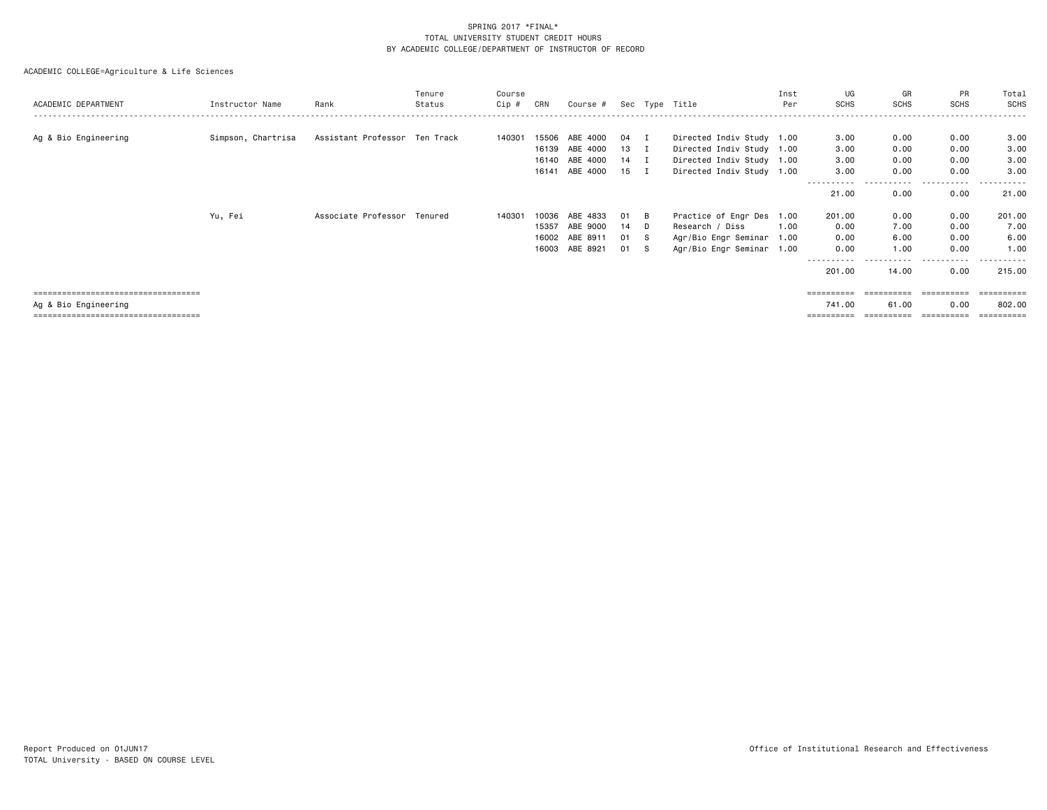SPRING 2017 *FINAL*
TOTAL UNIVERSITY STUDENT CREDIT HOURS
BY ACADEMIC COLLEGE/DEPARTMENT OF INSTRUCTOR OF RECORD

ACADEMIC COLLEGE=Agriculture & Life Sciences

| ACADEMIC DEPARTMENT | Instructor Name | Rank | Tenure Status | Course Cip # | CRN | Course # | Sec | Type | Title | Inst Per | UG SCHS | GR SCHS | PR SCHS | Total SCHS |
|---|---|---|---|---|---|---|---|---|---|---|---|---|---|---|
| Ag & Bio Engineering | Simpson, Chartrisa | Assistant Professor | Ten Track | 140301 | 15506 | ABE 4000 | 04 | I | Directed Indiv Study | 1.00 | 3.00 | 0.00 | 0.00 | 3.00 |
| | | | | | 16139 | ABE 4000 | 13 | I | Directed Indiv Study | 1.00 | 3.00 | 0.00 | 0.00 | 3.00 |
| | | | | | 16140 | ABE 4000 | 14 | I | Directed Indiv Study | 1.00 | 3.00 | 0.00 | 0.00 | 3.00 |
| | | | | | 16141 | ABE 4000 | 15 | I | Directed Indiv Study | 1.00 | 3.00 | 0.00 | 0.00 | 3.00 |
| | | | | | | | | | | | 21.00 | 0.00 | 0.00 | 21.00 |
| | Yu, Fei | Associate Professor | Tenured | 140301 | 10036 | ABE 4833 | 01 | B | Practice of Engr Des | 1.00 | 201.00 | 0.00 | 0.00 | 201.00 |
| | | | | | 15357 | ABE 9000 | 14 | D | Research / Diss | 1.00 | 0.00 | 7.00 | 0.00 | 7.00 |
| | | | | | 16002 | ABE 8911 | 01 | S | Agr/Bio Engr Seminar | 1.00 | 0.00 | 6.00 | 0.00 | 6.00 |
| | | | | | 16003 | ABE 8921 | 01 | S | Agr/Bio Engr Seminar | 1.00 | 0.00 | 1.00 | 0.00 | 1.00 |
| | | | | | | | | | | | 201.00 | 14.00 | 0.00 | 215.00 |
| Ag & Bio Engineering | | | | | | | | | | | 741.00 | 61.00 | 0.00 | 802.00 |

Report Produced on 01JUN17
TOTAL University - BASED ON COURSE LEVEL

Office of Institutional Research and Effectiveness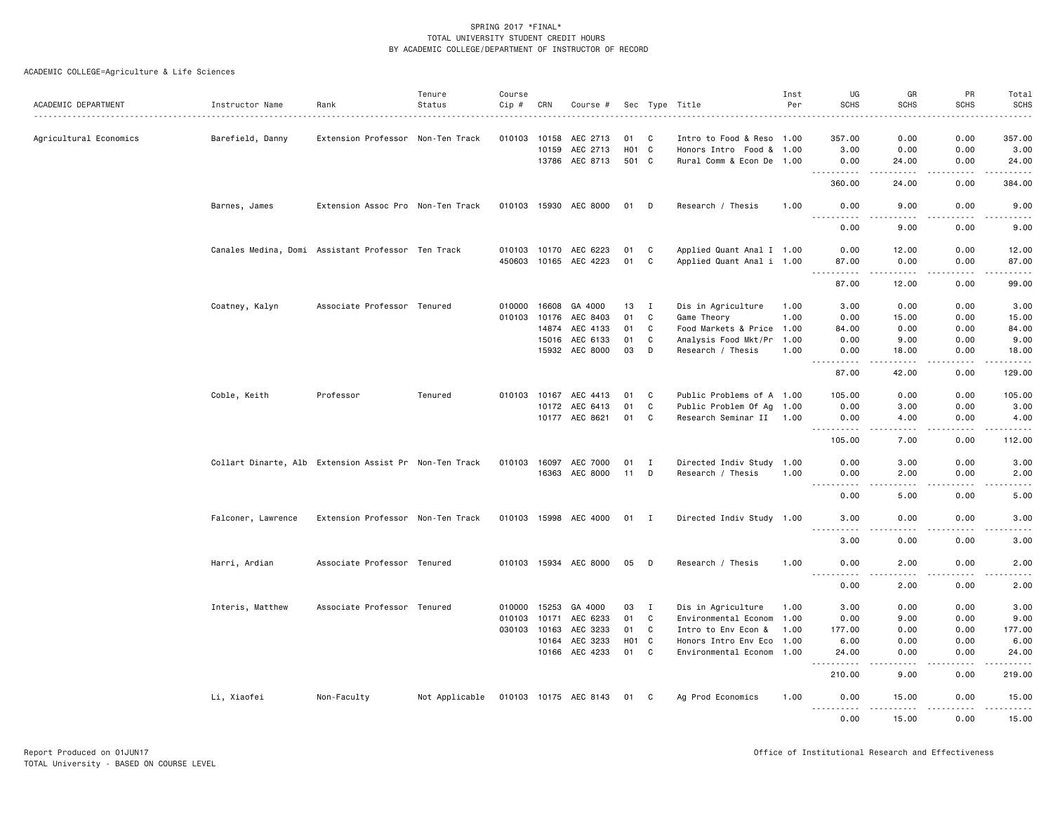SPRING 2017 *FINAL*
TOTAL UNIVERSITY STUDENT CREDIT HOURS
BY ACADEMIC COLLEGE/DEPARTMENT OF INSTRUCTOR OF RECORD

ACADEMIC COLLEGE=Agriculture & Life Sciences

| ACADEMIC DEPARTMENT | Instructor Name | Rank | Tenure Status | Course Cip # | CRN | Course # | Sec | Type | Title | Inst Per | UG SCHS | GR SCHS | PR SCHS | Total SCHS |
|---|---|---|---|---|---|---|---|---|---|---|---|---|---|---|
| Agricultural Economics | Barefield, Danny | Extension Professor | Non-Ten Track | 010103 | 10158 | AEC 2713 | 01 | C | Intro to Food & Reso | 1.00 | 357.00 | 0.00 | 0.00 | 357.00 |
| | | | | | 10159 | AEC 2713 | H01 | C | Honors Intro Food & | 1.00 | 3.00 | 0.00 | 0.00 | 3.00 |
| | | | | | 13786 | AEC 8713 | 501 | C | Rural Comm & Econ De | 1.00 | 0.00 | 24.00 | 0.00 | 24.00 |
| | | | | | | | | | | | 360.00 | 24.00 | 0.00 | 384.00 |
| | Barnes, James | Extension Assoc Pro | Non-Ten Track | 010103 | 15930 | AEC 8000 | 01 | D | Research / Thesis | 1.00 | 0.00 | 9.00 | 0.00 | 9.00 |
| | | | | | | | | | | | 0.00 | 9.00 | 0.00 | 9.00 |
| | Canales Medina, Domi | Assistant Professor | Ten Track | 010103 | 10170 | AEC 6223 | 01 | C | Applied Quant Anal I | 1.00 | 0.00 | 12.00 | 0.00 | 12.00 |
| | | | | 450603 | 10165 | AEC 4223 | 01 | C | Applied Quant Anal i | 1.00 | 87.00 | 0.00 | 0.00 | 87.00 |
| | | | | | | | | | | | 87.00 | 12.00 | 0.00 | 99.00 |
| | Coatney, Kalyn | Associate Professor | Tenured | 010000 | 16608 | GA 4000 | 13 | I | Dis in Agriculture | 1.00 | 3.00 | 0.00 | 0.00 | 3.00 |
| | | | | 010103 | 10176 | AEC 8403 | 01 | C | Game Theory | 1.00 | 0.00 | 15.00 | 0.00 | 15.00 |
| | | | | | 14874 | AEC 4133 | 01 | C | Food Markets & Price | 1.00 | 84.00 | 0.00 | 0.00 | 84.00 |
| | | | | | 15016 | AEC 6133 | 01 | C | Analysis Food Mkt/Pr | 1.00 | 0.00 | 9.00 | 0.00 | 9.00 |
| | | | | | 15932 | AEC 8000 | 03 | D | Research / Thesis | 1.00 | 0.00 | 18.00 | 0.00 | 18.00 |
| | | | | | | | | | | | 87.00 | 42.00 | 0.00 | 129.00 |
| | Coble, Keith | Professor | Tenured | 010103 | 10167 | AEC 4413 | 01 | C | Public Problems of A | 1.00 | 105.00 | 0.00 | 0.00 | 105.00 |
| | | | | | 10172 | AEC 6413 | 01 | C | Public Problem Of Ag | 1.00 | 0.00 | 3.00 | 0.00 | 3.00 |
| | | | | | 10177 | AEC 8621 | 01 | C | Research Seminar II | 1.00 | 0.00 | 4.00 | 0.00 | 4.00 |
| | | | | | | | | | | | 105.00 | 7.00 | 0.00 | 112.00 |
| | Collart Dinarte, Alb | Extension Assist Pr | Non-Ten Track | 010103 | 16097 | AEC 7000 | 01 | I | Directed Indiv Study | 1.00 | 0.00 | 3.00 | 0.00 | 3.00 |
| | | | | | 16363 | AEC 8000 | 11 | D | Research / Thesis | 1.00 | 0.00 | 2.00 | 0.00 | 2.00 |
| | | | | | | | | | | | 0.00 | 5.00 | 0.00 | 5.00 |
| | Falconer, Lawrence | Extension Professor | Non-Ten Track | 010103 | 15998 | AEC 4000 | 01 | I | Directed Indiv Study | 1.00 | 3.00 | 0.00 | 0.00 | 3.00 |
| | | | | | | | | | | | 3.00 | 0.00 | 0.00 | 3.00 |
| | Harri, Ardian | Associate Professor | Tenured | 010103 | 15934 | AEC 8000 | 05 | D | Research / Thesis | 1.00 | 0.00 | 2.00 | 0.00 | 2.00 |
| | | | | | | | | | | | 0.00 | 2.00 | 0.00 | 2.00 |
| | Interis, Matthew | Associate Professor | Tenured | 010000 | 15253 | GA 4000 | 03 | I | Dis in Agriculture | 1.00 | 3.00 | 0.00 | 0.00 | 3.00 |
| | | | | 010103 | 10171 | AEC 6233 | 01 | C | Environmental Econom | 1.00 | 0.00 | 9.00 | 0.00 | 9.00 |
| | | | | 030103 | 10163 | AEC 3233 | 01 | C | Intro to Env Econ & | 1.00 | 177.00 | 0.00 | 0.00 | 177.00 |
| | | | | | 10164 | AEC 3233 | H01 | C | Honors Intro Env Eco | 1.00 | 6.00 | 0.00 | 0.00 | 6.00 |
| | | | | | 10166 | AEC 4233 | 01 | C | Environmental Econom | 1.00 | 24.00 | 0.00 | 0.00 | 24.00 |
| | | | | | | | | | | | 210.00 | 9.00 | 0.00 | 219.00 |
| | Li, Xiaofei | Non-Faculty | Not Applicable | 010103 | 10175 | AEC 8143 | 01 | C | Ag Prod Economics | 1.00 | 0.00 | 15.00 | 0.00 | 15.00 |
| | | | | | | | | | | | 0.00 | 15.00 | 0.00 | 15.00 |

Report Produced on 01JUN17
TOTAL University - BASED ON COURSE LEVEL

Office of Institutional Research and Effectiveness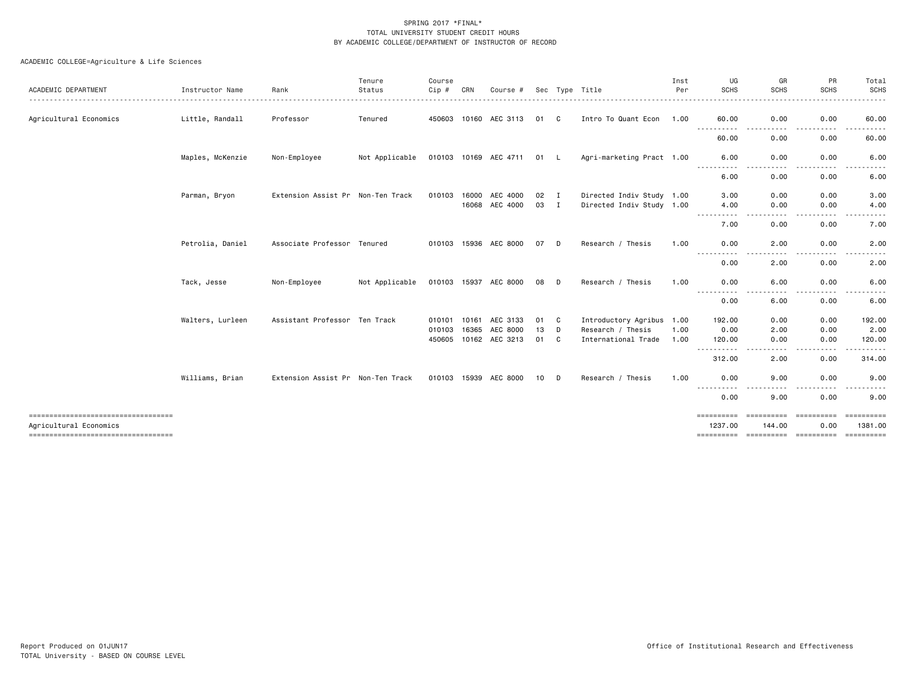SPRING 2017 *FINAL*
TOTAL UNIVERSITY STUDENT CREDIT HOURS
BY ACADEMIC COLLEGE/DEPARTMENT OF INSTRUCTOR OF RECORD

ACADEMIC COLLEGE=Agriculture & Life Sciences

| ACADEMIC DEPARTMENT | Instructor Name | Rank | Tenure Status | Course Cip # | CRN | Course # | Sec | Type | Title | Inst Per | UG SCHS | GR SCHS | PR SCHS | Total SCHS |
|---|---|---|---|---|---|---|---|---|---|---|---|---|---|---|
| Agricultural Economics | Little, Randall | Professor | Tenured | 450603 | 10160 | AEC 3113 | 01 | C | Intro To Quant Econ | 1.00 | 60.00 | 0.00 | 0.00 | 60.00 |
| | | | | | | | | | | | 60.00 | 0.00 | 0.00 | 60.00 |
| | Maples, McKenzie | Non-Employee | Not Applicable | 010103 | 10169 | AEC 4711 | 01 | L | Agri-marketing Pract | 1.00 | 6.00 | 0.00 | 0.00 | 6.00 |
| | | | | | | | | | | | 6.00 | 0.00 | 0.00 | 6.00 |
| | Parman, Bryon | Extension Assist Pr | Non-Ten Track | 010103 | 16000 | AEC 4000 | 02 | I | Directed Indiv Study | 1.00 | 3.00 | 0.00 | 0.00 | 3.00 |
| | | | | | 16068 | AEC 4000 | 03 | I | Directed Indiv Study | 1.00 | 4.00 | 0.00 | 0.00 | 4.00 |
| | | | | | | | | | | | 7.00 | 0.00 | 0.00 | 7.00 |
| | Petrolia, Daniel | Associate Professor | Tenured | 010103 | 15936 | AEC 8000 | 07 | D | Research / Thesis | 1.00 | 0.00 | 2.00 | 0.00 | 2.00 |
| | | | | | | | | | | | 0.00 | 2.00 | 0.00 | 2.00 |
| | Tack, Jesse | Non-Employee | Not Applicable | 010103 | 15937 | AEC 8000 | 08 | D | Research / Thesis | 1.00 | 0.00 | 6.00 | 0.00 | 6.00 |
| | | | | | | | | | | | 0.00 | 6.00 | 0.00 | 6.00 |
| | Walters, Lurleen | Assistant Professor | Ten Track | 010101 | 10161 | AEC 3133 | 01 | C | Introductory Agribus | 1.00 | 192.00 | 0.00 | 0.00 | 192.00 |
| | | | | 010103 | 16365 | AEC 8000 | 13 | D | Research / Thesis | 1.00 | 0.00 | 2.00 | 0.00 | 2.00 |
| | | | | 450605 | 10162 | AEC 3213 | 01 | C | International Trade | 1.00 | 120.00 | 0.00 | 0.00 | 120.00 |
| | | | | | | | | | | | 312.00 | 2.00 | 0.00 | 314.00 |
| | Williams, Brian | Extension Assist Pr | Non-Ten Track | 010103 | 15939 | AEC 8000 | 10 | D | Research / Thesis | 1.00 | 0.00 | 9.00 | 0.00 | 9.00 |
| | | | | | | | | | | | 0.00 | 9.00 | 0.00 | 9.00 |
| Agricultural Economics | | | | | | | | | | | 1237.00 | 144.00 | 0.00 | 1381.00 |

Report Produced on 01JUN17
TOTAL University - BASED ON COURSE LEVEL

Office of Institutional Research and Effectiveness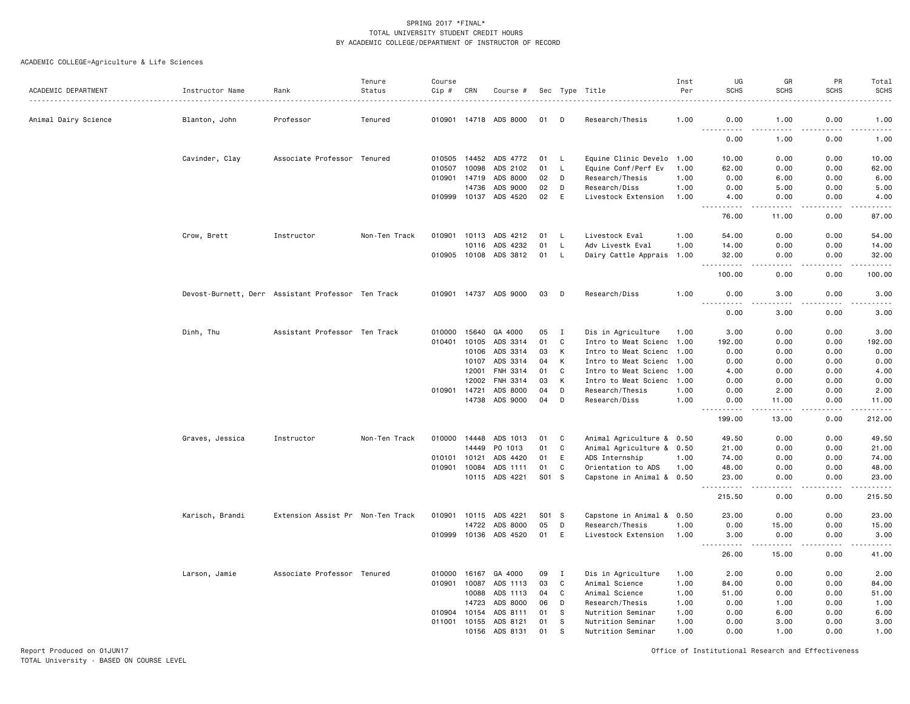SPRING 2017 *FINAL*
TOTAL UNIVERSITY STUDENT CREDIT HOURS
BY ACADEMIC COLLEGE/DEPARTMENT OF INSTRUCTOR OF RECORD

ACADEMIC COLLEGE=Agriculture & Life Sciences

| ACADEMIC DEPARTMENT | Instructor Name | Rank | Tenure Status | Course Cip # | CRN | Course # | Sec | Type | Title | Inst Per | UG SCHS | GR SCHS | PR SCHS | Total SCHS |
|---|---|---|---|---|---|---|---|---|---|---|---|---|---|---|
| Animal Dairy Science | Blanton, John | Professor | Tenured | 010901 | 14718 | ADS 8000 | 01 | D | Research/Thesis | 1.00 | 0.00 | 1.00 | 0.00 | 1.00 |
| | | | | | | | | | | | 0.00 | 1.00 | 0.00 | 1.00 |
| | Cavinder, Clay | Associate Professor | Tenured | 010505 | 14452 | ADS 4772 | 01 | L | Equine Clinic Develo | 1.00 | 10.00 | 0.00 | 0.00 | 10.00 |
| | | | | 010507 | 10098 | ADS 2102 | 01 | L | Equine Conf/Perf Ev | 1.00 | 62.00 | 0.00 | 0.00 | 62.00 |
| | | | | 010901 | 14719 | ADS 8000 | 02 | D | Research/Thesis | 1.00 | 0.00 | 6.00 | 0.00 | 6.00 |
| | | | | | 14736 | ADS 9000 | 02 | D | Research/Diss | 1.00 | 0.00 | 5.00 | 0.00 | 5.00 |
| | | | | 010999 | 10137 | ADS 4520 | 02 | E | Livestock Extension | 1.00 | 4.00 | 0.00 | 0.00 | 4.00 |
| | | | | | | | | | | | 76.00 | 11.00 | 0.00 | 87.00 |
| | Crow, Brett | Instructor | Non-Ten Track | 010901 | 10113 | ADS 4212 | 01 | L | Livestock Eval | 1.00 | 54.00 | 0.00 | 0.00 | 54.00 |
| | | | | | 10116 | ADS 4232 | 01 | L | Adv Livestk Eval | 1.00 | 14.00 | 0.00 | 0.00 | 14.00 |
| | | | | 010905 | 10108 | ADS 3812 | 01 | L | Dairy Cattle Apprais | 1.00 | 32.00 | 0.00 | 0.00 | 32.00 |
| | | | | | | | | | | | 100.00 | 0.00 | 0.00 | 100.00 |
| | Devost-Burnett, Derr | Assistant Professor | Ten Track | 010901 | 14737 | ADS 9000 | 03 | D | Research/Diss | 1.00 | 0.00 | 3.00 | 0.00 | 3.00 |
| | | | | | | | | | | | 0.00 | 3.00 | 0.00 | 3.00 |
| | Dinh, Thu | Assistant Professor | Ten Track | 010000 | 15640 | GA 4000 | 05 | I | Dis in Agriculture | 1.00 | 3.00 | 0.00 | 0.00 | 3.00 |
| | | | | 010401 | 10105 | ADS 3314 | 01 | C | Intro to Meat Scienc | 1.00 | 192.00 | 0.00 | 0.00 | 192.00 |
| | | | | | 10106 | ADS 3314 | 03 | K | Intro to Meat Scienc | 1.00 | 0.00 | 0.00 | 0.00 | 0.00 |
| | | | | | 10107 | ADS 3314 | 04 | K | Intro to Meat Scienc | 1.00 | 0.00 | 0.00 | 0.00 | 0.00 |
| | | | | | 12001 | FNH 3314 | 01 | C | Intro to Meat Scienc | 1.00 | 4.00 | 0.00 | 0.00 | 4.00 |
| | | | | | 12002 | FNH 3314 | 03 | K | Intro to Meat Scienc | 1.00 | 0.00 | 0.00 | 0.00 | 0.00 |
| | | | | 010901 | 14721 | ADS 8000 | 04 | D | Research/Thesis | 1.00 | 0.00 | 2.00 | 0.00 | 2.00 |
| | | | | | 14738 | ADS 9000 | 04 | D | Research/Diss | 1.00 | 0.00 | 11.00 | 0.00 | 11.00 |
| | | | | | | | | | | | 199.00 | 13.00 | 0.00 | 212.00 |
| | Graves, Jessica | Instructor | Non-Ten Track | 010000 | 14448 | ADS 1013 | 01 | C | Animal Agriculture & | 0.50 | 49.50 | 0.00 | 0.00 | 49.50 |
| | | | | | 14449 | PO 1013 | 01 | C | Animal Agriculture & | 0.50 | 21.00 | 0.00 | 0.00 | 21.00 |
| | | | | 010101 | 10121 | ADS 4420 | 01 | E | ADS Internship | 1.00 | 74.00 | 0.00 | 0.00 | 74.00 |
| | | | | 010901 | 10084 | ADS 1111 | 01 | C | Orientation to ADS | 1.00 | 48.00 | 0.00 | 0.00 | 48.00 |
| | | | | | 10115 | ADS 4221 | S01 | S | Capstone in Animal & | 0.50 | 23.00 | 0.00 | 0.00 | 23.00 |
| | | | | | | | | | | | 215.50 | 0.00 | 0.00 | 215.50 |
| | Karisch, Brandi | Extension Assist Pr | Non-Ten Track | 010901 | 10115 | ADS 4221 | S01 | S | Capstone in Animal & | 0.50 | 23.00 | 0.00 | 0.00 | 23.00 |
| | | | | | 14722 | ADS 8000 | 05 | D | Research/Thesis | 1.00 | 0.00 | 15.00 | 0.00 | 15.00 |
| | | | | 010999 | 10136 | ADS 4520 | 01 | E | Livestock Extension | 1.00 | 3.00 | 0.00 | 0.00 | 3.00 |
| | | | | | | | | | | | 26.00 | 15.00 | 0.00 | 41.00 |
| | Larson, Jamie | Associate Professor | Tenured | 010000 | 16167 | GA 4000 | 09 | I | Dis in Agriculture | 1.00 | 2.00 | 0.00 | 0.00 | 2.00 |
| | | | | 010901 | 10087 | ADS 1113 | 03 | C | Animal Science | 1.00 | 84.00 | 0.00 | 0.00 | 84.00 |
| | | | | | 10088 | ADS 1113 | 04 | C | Animal Science | 1.00 | 51.00 | 0.00 | 0.00 | 51.00 |
| | | | | | 14723 | ADS 8000 | 06 | D | Research/Thesis | 1.00 | 0.00 | 1.00 | 0.00 | 1.00 |
| | | | | 010904 | 10154 | ADS 8111 | 01 | S | Nutrition Seminar | 1.00 | 0.00 | 6.00 | 0.00 | 6.00 |
| | | | | 011001 | 10155 | ADS 8121 | 01 | S | Nutrition Seminar | 1.00 | 0.00 | 3.00 | 0.00 | 3.00 |
| | | | | | 10156 | ADS 8131 | 01 | S | Nutrition Seminar | 1.00 | 0.00 | 1.00 | 0.00 | 1.00 |

Report Produced on 01JUN17
TOTAL University - BASED ON COURSE LEVEL

Office of Institutional Research and Effectiveness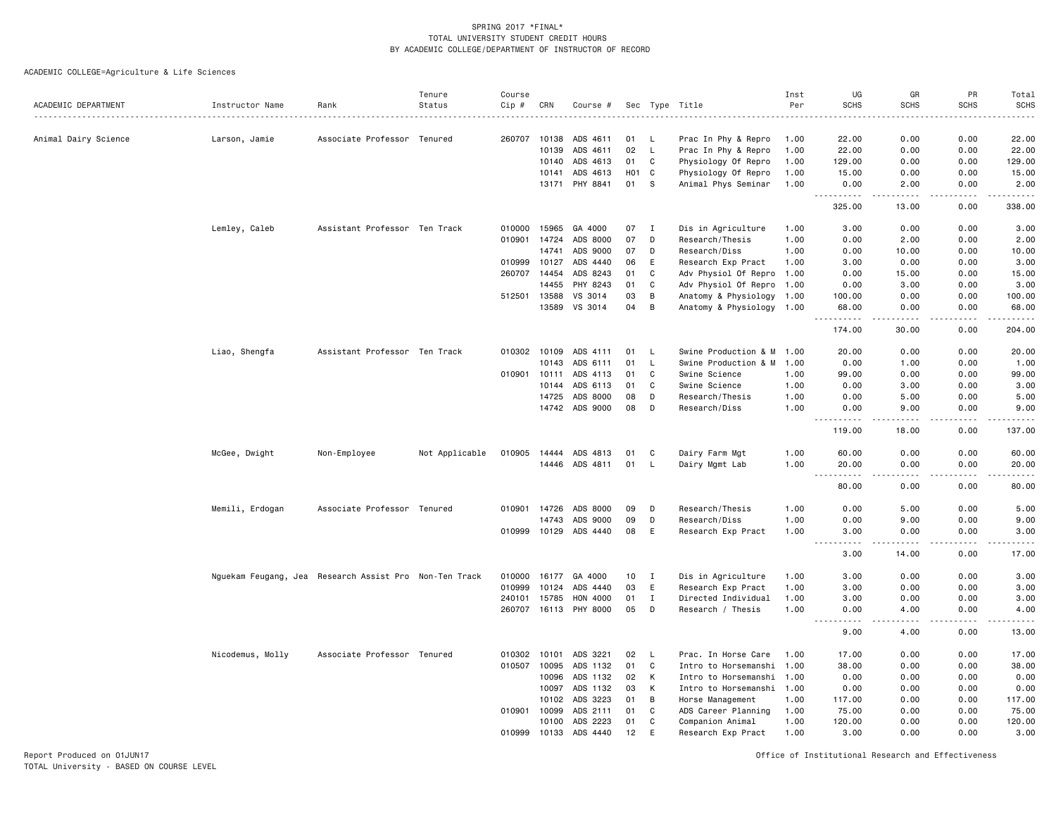SPRING 2017 *FINAL*
TOTAL UNIVERSITY STUDENT CREDIT HOURS
BY ACADEMIC COLLEGE/DEPARTMENT OF INSTRUCTOR OF RECORD

ACADEMIC COLLEGE=Agriculture & Life Sciences

| ACADEMIC DEPARTMENT | Instructor Name | Rank | Tenure Status | Course Cip # | CRN | Course # | Sec | Type | Title | Inst Per | UG SCHS | GR SCHS | PR SCHS | Total SCHS |
|---|---|---|---|---|---|---|---|---|---|---|---|---|---|---|
| Animal Dairy Science | Larson, Jamie | Associate Professor | Tenured | 260707 | 10138 | ADS 4611 | 01 | L | Prac In Phy & Repro | 1.00 | 22.00 | 0.00 | 0.00 | 22.00 |
| | | | | | 10139 | ADS 4611 | 02 | L | Prac In Phy & Repro | 1.00 | 22.00 | 0.00 | 0.00 | 22.00 |
| | | | | | 10140 | ADS 4613 | 01 | C | Physiology Of Repro | 1.00 | 129.00 | 0.00 | 0.00 | 129.00 |
| | | | | | 10141 | ADS 4613 | H01 | C | Physiology Of Repro | 1.00 | 15.00 | 0.00 | 0.00 | 15.00 |
| | | | | | 13171 | PHY 8841 | 01 | S | Animal Phys Seminar | 1.00 | 0.00 | 2.00 | 0.00 | 2.00 |
| | | | | | | | | | | | 325.00 | 13.00 | 0.00 | 338.00 |
| | Lemley, Caleb | Assistant Professor | Ten Track | 010000 | 15965 | GA 4000 | 07 | I | Dis in Agriculture | 1.00 | 3.00 | 0.00 | 0.00 | 3.00 |
| | | | | 010901 | 14724 | ADS 8000 | 07 | D | Research/Thesis | 1.00 | 0.00 | 2.00 | 0.00 | 2.00 |
| | | | | | 14741 | ADS 9000 | 07 | D | Research/Diss | 1.00 | 0.00 | 10.00 | 0.00 | 10.00 |
| | | | | 010999 | 10127 | ADS 4440 | 06 | E | Research Exp Pract | 1.00 | 3.00 | 0.00 | 0.00 | 3.00 |
| | | | | 260707 | 14454 | ADS 8243 | 01 | C | Adv Physiol Of Repro | 1.00 | 0.00 | 15.00 | 0.00 | 15.00 |
| | | | | | 14455 | PHY 8243 | 01 | C | Adv Physiol Of Repro | 1.00 | 0.00 | 3.00 | 0.00 | 3.00 |
| | | | | 512501 | 13588 | VS 3014 | 03 | B | Anatomy & Physiology | 1.00 | 100.00 | 0.00 | 0.00 | 100.00 |
| | | | | | 13589 | VS 3014 | 04 | B | Anatomy & Physiology | 1.00 | 68.00 | 0.00 | 0.00 | 68.00 |
| | | | | | | | | | | | 174.00 | 30.00 | 0.00 | 204.00 |
| | Liao, Shengfa | Assistant Professor | Ten Track | 010302 | 10109 | ADS 4111 | 01 | L | Swine Production & M | 1.00 | 20.00 | 0.00 | 0.00 | 20.00 |
| | | | | | 10143 | ADS 6111 | 01 | L | Swine Production & M | 1.00 | 0.00 | 1.00 | 0.00 | 1.00 |
| | | | | 010901 | 10111 | ADS 4113 | 01 | C | Swine Science | 1.00 | 99.00 | 0.00 | 0.00 | 99.00 |
| | | | | | 10144 | ADS 6113 | 01 | C | Swine Science | 1.00 | 0.00 | 3.00 | 0.00 | 3.00 |
| | | | | | 14725 | ADS 8000 | 08 | D | Research/Thesis | 1.00 | 0.00 | 5.00 | 0.00 | 5.00 |
| | | | | | 14742 | ADS 9000 | 08 | D | Research/Diss | 1.00 | 0.00 | 9.00 | 0.00 | 9.00 |
| | | | | | | | | | | | 119.00 | 18.00 | 0.00 | 137.00 |
| | McGee, Dwight | Non-Employee | Not Applicable | 010905 | 14444 | ADS 4813 | 01 | C | Dairy Farm Mgt | 1.00 | 60.00 | 0.00 | 0.00 | 60.00 |
| | | | | | 14446 | ADS 4811 | 01 | L | Dairy Mgmt Lab | 1.00 | 20.00 | 0.00 | 0.00 | 20.00 |
| | | | | | | | | | | | 80.00 | 0.00 | 0.00 | 80.00 |
| | Memili, Erdogan | Associate Professor | Tenured | 010901 | 14726 | ADS 8000 | 09 | D | Research/Thesis | 1.00 | 0.00 | 5.00 | 0.00 | 5.00 |
| | | | | | 14743 | ADS 9000 | 09 | D | Research/Diss | 1.00 | 0.00 | 9.00 | 0.00 | 9.00 |
| | | | | 010999 | 10129 | ADS 4440 | 08 | E | Research Exp Pract | 1.00 | 3.00 | 0.00 | 0.00 | 3.00 |
| | | | | | | | | | | | 3.00 | 14.00 | 0.00 | 17.00 |
| | Nguekam Feugang, Jea | Research Assist Pro | Non-Ten Track | 010000 | 16177 | GA 4000 | 10 | I | Dis in Agriculture | 1.00 | 3.00 | 0.00 | 0.00 | 3.00 |
| | | | | 010999 | 10124 | ADS 4440 | 03 | E | Research Exp Pract | 1.00 | 3.00 | 0.00 | 0.00 | 3.00 |
| | | | | 240101 | 15785 | HON 4000 | 01 | I | Directed Individual | 1.00 | 3.00 | 0.00 | 0.00 | 3.00 |
| | | | | 260707 | 16113 | PHY 8000 | 05 | D | Research / Thesis | 1.00 | 0.00 | 4.00 | 0.00 | 4.00 |
| | | | | | | | | | | | 9.00 | 4.00 | 0.00 | 13.00 |
| | Nicodemus, Molly | Associate Professor | Tenured | 010302 | 10101 | ADS 3221 | 02 | L | Prac. In Horse Care | 1.00 | 17.00 | 0.00 | 0.00 | 17.00 |
| | | | | 010507 | 10095 | ADS 1132 | 01 | C | Intro to Horsemanshi | 1.00 | 38.00 | 0.00 | 0.00 | 38.00 |
| | | | | | 10096 | ADS 1132 | 02 | K | Intro to Horsemanshi | 1.00 | 0.00 | 0.00 | 0.00 | 0.00 |
| | | | | | 10097 | ADS 1132 | 03 | K | Intro to Horsemanshi | 1.00 | 0.00 | 0.00 | 0.00 | 0.00 |
| | | | | | 10102 | ADS 3223 | 01 | B | Horse Management | 1.00 | 117.00 | 0.00 | 0.00 | 117.00 |
| | | | | 010901 | 10099 | ADS 2111 | 01 | C | ADS Career Planning | 1.00 | 75.00 | 0.00 | 0.00 | 75.00 |
| | | | | | 10100 | ADS 2223 | 01 | C | Companion Animal | 1.00 | 120.00 | 0.00 | 0.00 | 120.00 |
| | | | | 010999 | 10133 | ADS 4440 | 12 | E | Research Exp Pract | 1.00 | 3.00 | 0.00 | 0.00 | 3.00 |

Report Produced on 01JUN17
TOTAL University - BASED ON COURSE LEVEL

Office of Institutional Research and Effectiveness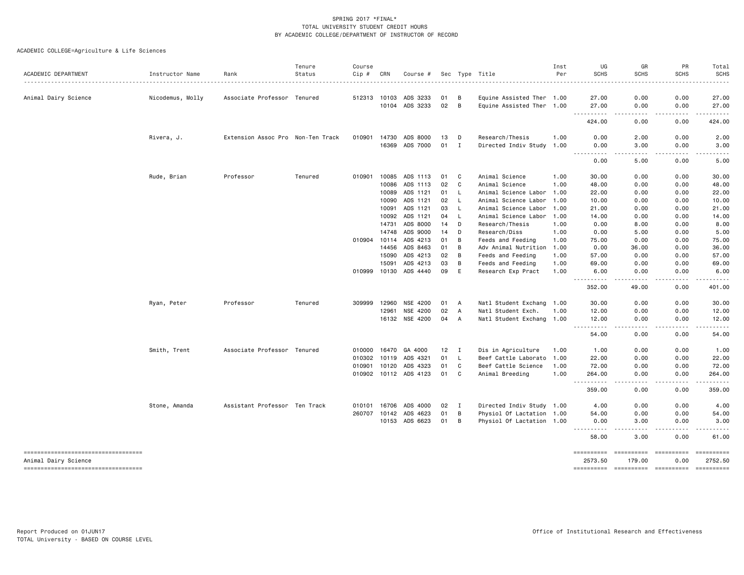SPRING 2017 *FINAL*
TOTAL UNIVERSITY STUDENT CREDIT HOURS
BY ACADEMIC COLLEGE/DEPARTMENT OF INSTRUCTOR OF RECORD

ACADEMIC COLLEGE=Agriculture & Life Sciences

| ACADEMIC DEPARTMENT | Instructor Name | Rank | Tenure Status | Course Cip # | CRN | Course # | Sec | Type | Title | Inst Per | UG SCHS | GR SCHS | PR SCHS | Total SCHS |
|---|---|---|---|---|---|---|---|---|---|---|---|---|---|---|
| Animal Dairy Science | Nicodemus, Molly | Associate Professor | Tenured | 512313 | 10103 | ADS 3233 | 01 | B | Equine Assisted Ther | 1.00 | 27.00 | 0.00 | 0.00 | 27.00 |
| | | | | | 10104 | ADS 3233 | 02 | B | Equine Assisted Ther | 1.00 | 27.00 | 0.00 | 0.00 | 27.00 |
| | | | | | | | | | | | 424.00 | 0.00 | 0.00 | 424.00 |
| | Rivera, J. | Extension Assoc Pro | Non-Ten Track | 010901 | 14730 | ADS 8000 | 13 | D | Research/Thesis | 1.00 | 0.00 | 2.00 | 0.00 | 2.00 |
| | | | | | 16369 | ADS 7000 | 01 | I | Directed Indiv Study | 1.00 | 0.00 | 3.00 | 0.00 | 3.00 |
| | | | | | | | | | | | 0.00 | 5.00 | 0.00 | 5.00 |
| | Rude, Brian | Professor | Tenured | 010901 | 10085 | ADS 1113 | 01 | C | Animal Science | 1.00 | 30.00 | 0.00 | 0.00 | 30.00 |
| | | | | | 10086 | ADS 1113 | 02 | C | Animal Science | 1.00 | 48.00 | 0.00 | 0.00 | 48.00 |
| | | | | | 10089 | ADS 1121 | 01 | L | Animal Science Labor | 1.00 | 22.00 | 0.00 | 0.00 | 22.00 |
| | | | | | 10090 | ADS 1121 | 02 | L | Animal Science Labor | 1.00 | 10.00 | 0.00 | 0.00 | 10.00 |
| | | | | | 10091 | ADS 1121 | 03 | L | Animal Science Labor | 1.00 | 21.00 | 0.00 | 0.00 | 21.00 |
| | | | | | 10092 | ADS 1121 | 04 | L | Animal Science Labor | 1.00 | 14.00 | 0.00 | 0.00 | 14.00 |
| | | | | | 14731 | ADS 8000 | 14 | D | Research/Thesis | 1.00 | 0.00 | 8.00 | 0.00 | 8.00 |
| | | | | | 14748 | ADS 9000 | 14 | D | Research/Diss | 1.00 | 0.00 | 5.00 | 0.00 | 5.00 |
| | | | | 010904 | 10114 | ADS 4213 | 01 | B | Feeds and Feeding | 1.00 | 75.00 | 0.00 | 0.00 | 75.00 |
| | | | | | 14456 | ADS 8463 | 01 | B | Adv Animal Nutrition | 1.00 | 0.00 | 36.00 | 0.00 | 36.00 |
| | | | | | 15090 | ADS 4213 | 02 | B | Feeds and Feeding | 1.00 | 57.00 | 0.00 | 0.00 | 57.00 |
| | | | | | 15091 | ADS 4213 | 03 | B | Feeds and Feeding | 1.00 | 69.00 | 0.00 | 0.00 | 69.00 |
| | | | | 010999 | 10130 | ADS 4440 | 09 | E | Research Exp Pract | 1.00 | 6.00 | 0.00 | 0.00 | 6.00 |
| | | | | | | | | | | | 352.00 | 49.00 | 0.00 | 401.00 |
| | Ryan, Peter | Professor | Tenured | 309999 | 12960 | NSE 4200 | 01 | A | Natl Student Exchang | 1.00 | 30.00 | 0.00 | 0.00 | 30.00 |
| | | | | | 12961 | NSE 4200 | 02 | A | Natl Student Exch. | 1.00 | 12.00 | 0.00 | 0.00 | 12.00 |
| | | | | | 16132 | NSE 4200 | 04 | A | Natl Student Exchang | 1.00 | 12.00 | 0.00 | 0.00 | 12.00 |
| | | | | | | | | | | | 54.00 | 0.00 | 0.00 | 54.00 |
| | Smith, Trent | Associate Professor | Tenured | 010000 | 16470 | GA 4000 | 12 | I | Dis in Agriculture | 1.00 | 1.00 | 0.00 | 0.00 | 1.00 |
| | | | | 010302 | 10119 | ADS 4321 | 01 | L | Beef Cattle Laborato | 1.00 | 22.00 | 0.00 | 0.00 | 22.00 |
| | | | | 010901 | 10120 | ADS 4323 | 01 | C | Beef Cattle Science | 1.00 | 72.00 | 0.00 | 0.00 | 72.00 |
| | | | | 010902 | 10112 | ADS 4123 | 01 | C | Animal Breeding | 1.00 | 264.00 | 0.00 | 0.00 | 264.00 |
| | | | | | | | | | | | 359.00 | 0.00 | 0.00 | 359.00 |
| | Stone, Amanda | Assistant Professor | Ten Track | 010101 | 16706 | ADS 4000 | 02 | I | Directed Indiv Study | 1.00 | 4.00 | 0.00 | 0.00 | 4.00 |
| | | | | 260707 | 10142 | ADS 4623 | 01 | B | Physiol Of Lactation | 1.00 | 54.00 | 0.00 | 0.00 | 54.00 |
| | | | | | 10153 | ADS 6623 | 01 | B | Physiol Of Lactation | 1.00 | 0.00 | 3.00 | 0.00 | 3.00 |
| | | | | | | | | | | | 58.00 | 3.00 | 0.00 | 61.00 |
| Animal Dairy Science | | | | | | | | | | | 2573.50 | 179.00 | 0.00 | 2752.50 |

Report Produced on 01JUN17
TOTAL University - BASED ON COURSE LEVEL

Office of Institutional Research and Effectiveness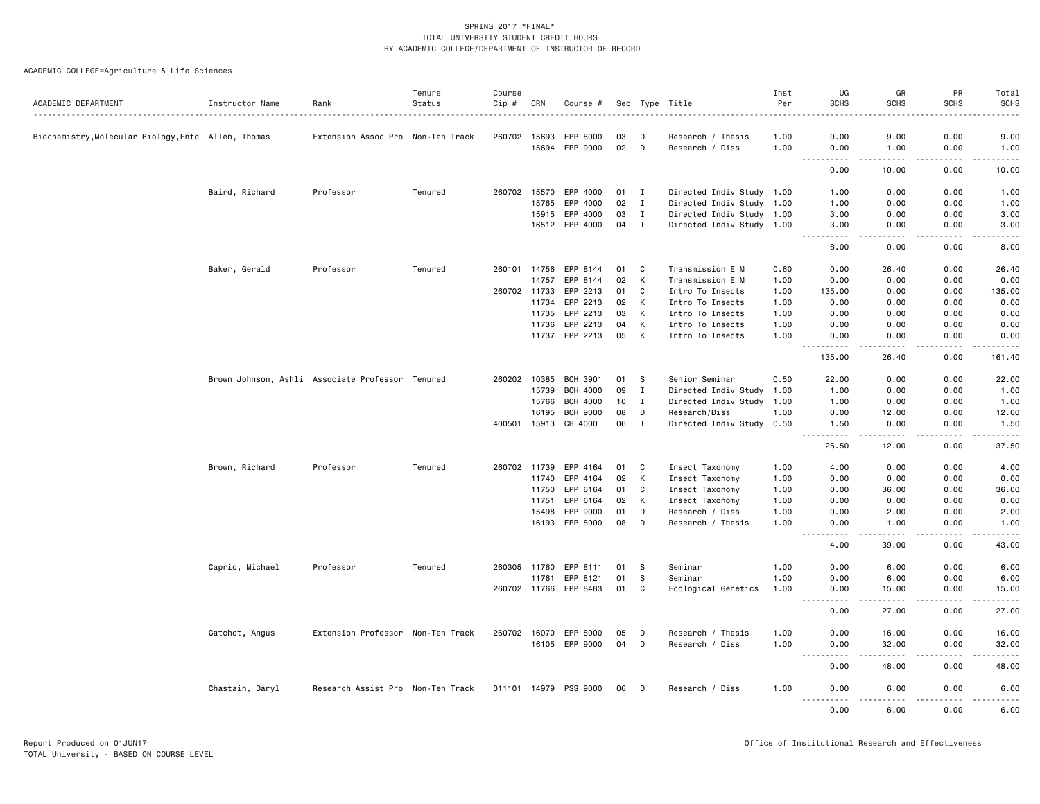SPRING 2017 *FINAL*
TOTAL UNIVERSITY STUDENT CREDIT HOURS
BY ACADEMIC COLLEGE/DEPARTMENT OF INSTRUCTOR OF RECORD

ACADEMIC COLLEGE=Agriculture & Life Sciences

| ACADEMIC DEPARTMENT | Instructor Name | Rank | Tenure Status | Course Cip # | CRN | Course # | Sec | Type | Title | Inst Per | UG SCHS | GR SCHS | PR SCHS | Total SCHS |
|---|---|---|---|---|---|---|---|---|---|---|---|---|---|---|
| Biochemistry,Molecular Biology,Ento | Allen, Thomas | Extension Assoc Pro | Non-Ten Track | 260702 | 15693 | EPP 8000 | 03 | D | Research / Thesis | 1.00 | 0.00 | 9.00 | 0.00 | 9.00 |
| | | | | | 15694 | EPP 9000 | 02 | D | Research / Diss | 1.00 | 0.00 | 1.00 | 0.00 | 1.00 |
| | | | | | | | | | | | 0.00 | 10.00 | 0.00 | 10.00 |
| | Baird, Richard | Professor | Tenured | 260702 | 15570 | EPP 4000 | 01 | I | Directed Indiv Study | 1.00 | 1.00 | 0.00 | 0.00 | 1.00 |
| | | | | | 15765 | EPP 4000 | 02 | I | Directed Indiv Study | 1.00 | 1.00 | 0.00 | 0.00 | 1.00 |
| | | | | | 15915 | EPP 4000 | 03 | I | Directed Indiv Study | 1.00 | 3.00 | 0.00 | 0.00 | 3.00 |
| | | | | | 16512 | EPP 4000 | 04 | I | Directed Indiv Study | 1.00 | 3.00 | 0.00 | 0.00 | 3.00 |
| | | | | | | | | | | | 8.00 | 0.00 | 0.00 | 8.00 |
| | Baker, Gerald | Professor | Tenured | 260101 | 14756 | EPP 8144 | 01 | C | Transmission E M | 0.60 | 0.00 | 26.40 | 0.00 | 26.40 |
| | | | | | 14757 | EPP 8144 | 02 | K | Transmission E M | 1.00 | 0.00 | 0.00 | 0.00 | 0.00 |
| | | | | 260702 | 11733 | EPP 2213 | 01 | C | Intro To Insects | 1.00 | 135.00 | 0.00 | 0.00 | 135.00 |
| | | | | | 11734 | EPP 2213 | 02 | K | Intro To Insects | 1.00 | 0.00 | 0.00 | 0.00 | 0.00 |
| | | | | | 11735 | EPP 2213 | 03 | K | Intro To Insects | 1.00 | 0.00 | 0.00 | 0.00 | 0.00 |
| | | | | | 11736 | EPP 2213 | 04 | K | Intro To Insects | 1.00 | 0.00 | 0.00 | 0.00 | 0.00 |
| | | | | | 11737 | EPP 2213 | 05 | K | Intro To Insects | 1.00 | 0.00 | 0.00 | 0.00 | 0.00 |
| | | | | | | | | | | | 135.00 | 26.40 | 0.00 | 161.40 |
| | Brown Johnson, Ashli | Associate Professor | Tenured | 260202 | 10385 | BCH 3901 | 01 | S | Senior Seminar | 0.50 | 22.00 | 0.00 | 0.00 | 22.00 |
| | | | | | 15739 | BCH 4000 | 09 | I | Directed Indiv Study | 1.00 | 1.00 | 0.00 | 0.00 | 1.00 |
| | | | | | 15766 | BCH 4000 | 10 | I | Directed Indiv Study | 1.00 | 1.00 | 0.00 | 0.00 | 1.00 |
| | | | | | 16195 | BCH 9000 | 08 | D | Research/Diss | 1.00 | 0.00 | 12.00 | 0.00 | 12.00 |
| | | | | 400501 | 15913 | CH 4000 | 06 | I | Directed Indiv Study | 0.50 | 1.50 | 0.00 | 0.00 | 1.50 |
| | | | | | | | | | | | 25.50 | 12.00 | 0.00 | 37.50 |
| | Brown, Richard | Professor | Tenured | 260702 | 11739 | EPP 4164 | 01 | C | Insect Taxonomy | 1.00 | 4.00 | 0.00 | 0.00 | 4.00 |
| | | | | | 11740 | EPP 4164 | 02 | K | Insect Taxonomy | 1.00 | 0.00 | 0.00 | 0.00 | 0.00 |
| | | | | | 11750 | EPP 6164 | 01 | C | Insect Taxonomy | 1.00 | 0.00 | 36.00 | 0.00 | 36.00 |
| | | | | | 11751 | EPP 6164 | 02 | K | Insect Taxonomy | 1.00 | 0.00 | 0.00 | 0.00 | 0.00 |
| | | | | | 15498 | EPP 9000 | 01 | D | Research / Diss | 1.00 | 0.00 | 2.00 | 0.00 | 2.00 |
| | | | | | 16193 | EPP 8000 | 08 | D | Research / Thesis | 1.00 | 0.00 | 1.00 | 0.00 | 1.00 |
| | | | | | | | | | | | 4.00 | 39.00 | 0.00 | 43.00 |
| | Caprio, Michael | Professor | Tenured | 260305 | 11760 | EPP 8111 | 01 | S | Seminar | 1.00 | 0.00 | 6.00 | 0.00 | 6.00 |
| | | | | | 11761 | EPP 8121 | 01 | S | Seminar | 1.00 | 0.00 | 6.00 | 0.00 | 6.00 |
| | | | | 260702 | 11766 | EPP 8483 | 01 | C | Ecological Genetics | 1.00 | 0.00 | 15.00 | 0.00 | 15.00 |
| | | | | | | | | | | | 0.00 | 27.00 | 0.00 | 27.00 |
| | Catchot, Angus | Extension Professor | Non-Ten Track | 260702 | 16070 | EPP 8000 | 05 | D | Research / Thesis | 1.00 | 0.00 | 16.00 | 0.00 | 16.00 |
| | | | | | 16105 | EPP 9000 | 04 | D | Research / Diss | 1.00 | 0.00 | 32.00 | 0.00 | 32.00 |
| | | | | | | | | | | | 0.00 | 48.00 | 0.00 | 48.00 |
| | Chastain, Daryl | Research Assist Pro | Non-Ten Track | 011101 | 14979 | PSS 9000 | 06 | D | Research / Diss | 1.00 | 0.00 | 6.00 | 0.00 | 6.00 |
| | | | | | | | | | | | 0.00 | 6.00 | 0.00 | 6.00 |

Report Produced on 01JUN17
TOTAL University - BASED ON COURSE LEVEL

Office of Institutional Research and Effectiveness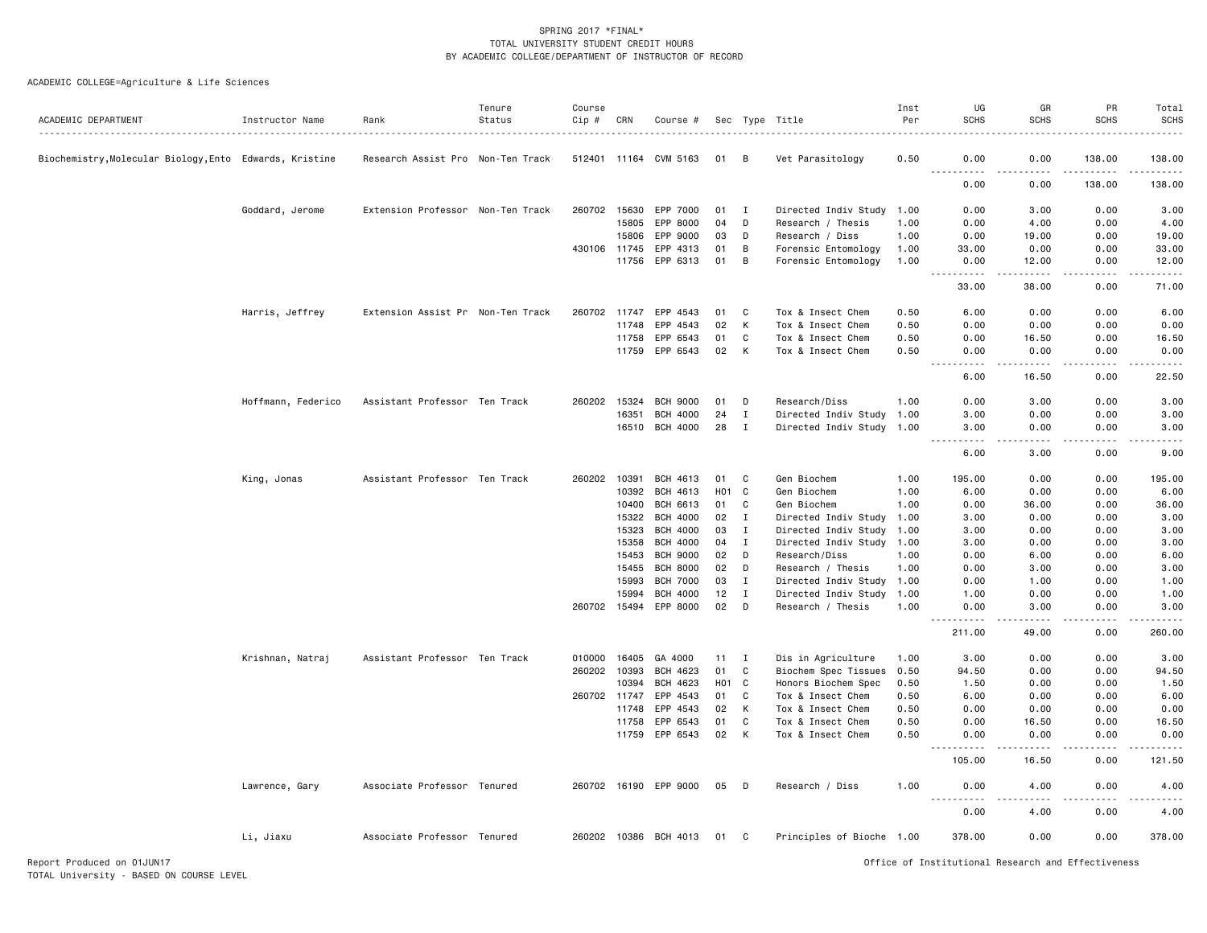SPRING 2017 *FINAL*
TOTAL UNIVERSITY STUDENT CREDIT HOURS
BY ACADEMIC COLLEGE/DEPARTMENT OF INSTRUCTOR OF RECORD

ACADEMIC COLLEGE=Agriculture & Life Sciences

| ACADEMIC DEPARTMENT | Instructor Name | Rank | Tenure Status | Course Cip # | CRN | Course # | Sec | Type | Title | Inst Per | UG SCHS | GR SCHS | PR SCHS | Total SCHS |
|---|---|---|---|---|---|---|---|---|---|---|---|---|---|---|
| Biochemistry,Molecular Biology,Ento | Edwards, Kristine | Research Assist Pro | Non-Ten Track | 512401 | 11164 | CVM 5163 | 01 | B | Vet Parasitology | 0.50 | 0.00 | 0.00 | 138.00 | 138.00 |
| | | | | | | | | | | | 0.00 | 0.00 | 138.00 | 138.00 |
| | Goddard, Jerome | Extension Professor | Non-Ten Track | 260702 | 15630 | EPP 7000 | 01 | I | Directed Indiv Study | 1.00 | 0.00 | 3.00 | 0.00 | 3.00 |
| | | | | | 15805 | EPP 8000 | 04 | D | Research / Thesis | 1.00 | 0.00 | 4.00 | 0.00 | 4.00 |
| | | | | | 15806 | EPP 9000 | 03 | D | Research / Diss | 1.00 | 0.00 | 19.00 | 0.00 | 19.00 |
| | | | | 430106 | 11745 | EPP 4313 | 01 | B | Forensic Entomology | 1.00 | 33.00 | 0.00 | 0.00 | 33.00 |
| | | | | | 11756 | EPP 6313 | 01 | B | Forensic Entomology | 1.00 | 0.00 | 12.00 | 0.00 | 12.00 |
| | | | | | | | | | | | 33.00 | 38.00 | 0.00 | 71.00 |
| | Harris, Jeffrey | Extension Assist Pr | Non-Ten Track | 260702 | 11747 | EPP 4543 | 01 | C | Tox & Insect Chem | 0.50 | 6.00 | 0.00 | 0.00 | 6.00 |
| | | | | | 11748 | EPP 4543 | 02 | K | Tox & Insect Chem | 0.50 | 0.00 | 0.00 | 0.00 | 0.00 |
| | | | | | 11758 | EPP 6543 | 01 | C | Tox & Insect Chem | 0.50 | 0.00 | 16.50 | 0.00 | 16.50 |
| | | | | | 11759 | EPP 6543 | 02 | K | Tox & Insect Chem | 0.50 | 0.00 | 0.00 | 0.00 | 0.00 |
| | | | | | | | | | | | 6.00 | 16.50 | 0.00 | 22.50 |
| | Hoffmann, Federico | Assistant Professor | Ten Track | 260202 | 15324 | BCH 9000 | 01 | D | Research/Diss | 1.00 | 0.00 | 3.00 | 0.00 | 3.00 |
| | | | | | 16351 | BCH 4000 | 24 | I | Directed Indiv Study | 1.00 | 3.00 | 0.00 | 0.00 | 3.00 |
| | | | | | 16510 | BCH 4000 | 28 | I | Directed Indiv Study | 1.00 | 3.00 | 0.00 | 0.00 | 3.00 |
| | | | | | | | | | | | 6.00 | 3.00 | 0.00 | 9.00 |
| | King, Jonas | Assistant Professor | Ten Track | 260202 | 10391 | BCH 4613 | 01 | C | Gen Biochem | 1.00 | 195.00 | 0.00 | 0.00 | 195.00 |
| | | | | | 10392 | BCH 4613 | H01 | C | Gen Biochem | 1.00 | 6.00 | 0.00 | 0.00 | 6.00 |
| | | | | | 10400 | BCH 6613 | 01 | C | Gen Biochem | 1.00 | 0.00 | 36.00 | 0.00 | 36.00 |
| | | | | | 15322 | BCH 4000 | 02 | I | Directed Indiv Study | 1.00 | 3.00 | 0.00 | 0.00 | 3.00 |
| | | | | | 15323 | BCH 4000 | 03 | I | Directed Indiv Study | 1.00 | 3.00 | 0.00 | 0.00 | 3.00 |
| | | | | | 15358 | BCH 4000 | 04 | I | Directed Indiv Study | 1.00 | 3.00 | 0.00 | 0.00 | 3.00 |
| | | | | | 15453 | BCH 9000 | 02 | D | Research/Diss | 1.00 | 0.00 | 6.00 | 0.00 | 6.00 |
| | | | | | 15455 | BCH 8000 | 02 | D | Research / Thesis | 1.00 | 0.00 | 3.00 | 0.00 | 3.00 |
| | | | | | 15993 | BCH 7000 | 03 | I | Directed Indiv Study | 1.00 | 0.00 | 1.00 | 0.00 | 1.00 |
| | | | | | 15994 | BCH 4000 | 12 | I | Directed Indiv Study | 1.00 | 1.00 | 0.00 | 0.00 | 1.00 |
| | | | | 260702 | 15494 | EPP 8000 | 02 | D | Research / Thesis | 1.00 | 0.00 | 3.00 | 0.00 | 3.00 |
| | | | | | | | | | | | 211.00 | 49.00 | 0.00 | 260.00 |
| | Krishnan, Natraj | Assistant Professor | Ten Track | 010000 | 16405 | GA 4000 | 11 | I | Dis in Agriculture | 1.00 | 3.00 | 0.00 | 0.00 | 3.00 |
| | | | | 260202 | 10393 | BCH 4623 | 01 | C | Biochem Spec Tissues | 0.50 | 94.50 | 0.00 | 0.00 | 94.50 |
| | | | | | 10394 | BCH 4623 | H01 | C | Honors Biochem Spec | 0.50 | 1.50 | 0.00 | 0.00 | 1.50 |
| | | | | 260702 | 11747 | EPP 4543 | 01 | C | Tox & Insect Chem | 0.50 | 6.00 | 0.00 | 0.00 | 6.00 |
| | | | | | 11748 | EPP 4543 | 02 | K | Tox & Insect Chem | 0.50 | 0.00 | 0.00 | 0.00 | 0.00 |
| | | | | | 11758 | EPP 6543 | 01 | C | Tox & Insect Chem | 0.50 | 0.00 | 16.50 | 0.00 | 16.50 |
| | | | | | 11759 | EPP 6543 | 02 | K | Tox & Insect Chem | 0.50 | 0.00 | 0.00 | 0.00 | 0.00 |
| | | | | | | | | | | | 105.00 | 16.50 | 0.00 | 121.50 |
| | Lawrence, Gary | Associate Professor | Tenured | 260702 | 16190 | EPP 9000 | 05 | D | Research / Diss | 1.00 | 0.00 | 4.00 | 0.00 | 4.00 |
| | | | | | | | | | | | 0.00 | 4.00 | 0.00 | 4.00 |
| | Li, Jiaxu | Associate Professor | Tenured | 260202 | 10386 | BCH 4013 | 01 | C | Principles of Bioche | 1.00 | 378.00 | 0.00 | 0.00 | 378.00 |

Report Produced on 01JUN17
TOTAL University - BASED ON COURSE LEVEL
Office of Institutional Research and Effectiveness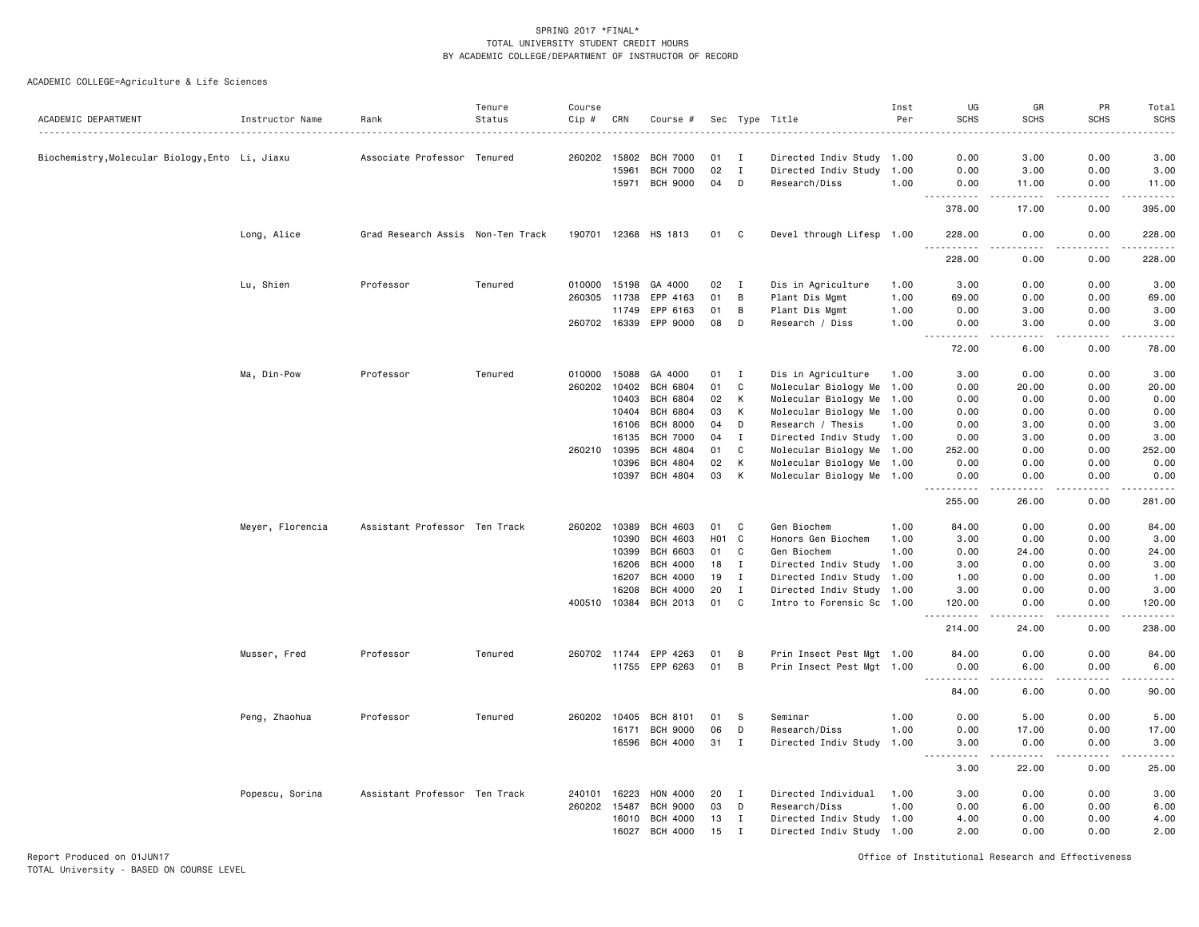SPRING 2017 *FINAL*
TOTAL UNIVERSITY STUDENT CREDIT HOURS
BY ACADEMIC COLLEGE/DEPARTMENT OF INSTRUCTOR OF RECORD

ACADEMIC COLLEGE=Agriculture & Life Sciences

| ACADEMIC DEPARTMENT | Instructor Name | Rank | Tenure Status | Course Cip # | CRN | Course # | Sec | Type | Title | Inst Per | UG SCHS | GR SCHS | PR SCHS | Total SCHS |
|---|---|---|---|---|---|---|---|---|---|---|---|---|---|---|
| Biochemistry,Molecular Biology,Ento | Li, Jiaxu | Associate Professor | Tenured | 260202 | 15802 | BCH 7000 | 01 | I | Directed Indiv Study | 1.00 | 0.00 | 3.00 | 0.00 | 3.00 |
| | | | | | 15961 | BCH 7000 | 02 | I | Directed Indiv Study | 1.00 | 0.00 | 3.00 | 0.00 | 3.00 |
| | | | | | 15971 | BCH 9000 | 04 | D | Research/Diss | 1.00 | 0.00 | 11.00 | 0.00 | 11.00 |
| | | | | | | | | | | | 378.00 | 17.00 | 0.00 | 395.00 |
| | Long, Alice | Grad Research Assis | Non-Ten Track | 190701 | 12368 | HS 1813 | 01 | C | Devel through Lifesp | 1.00 | 228.00 | 0.00 | 0.00 | 228.00 |
| | | | | | | | | | | | 228.00 | 0.00 | 0.00 | 228.00 |
| | Lu, Shien | Professor | Tenured | 010000 | 15198 | GA 4000 | 02 | I | Dis in Agriculture | 1.00 | 3.00 | 0.00 | 0.00 | 3.00 |
| | | | | 260305 | 11738 | EPP 4163 | 01 | B | Plant Dis Mgmt | 1.00 | 69.00 | 0.00 | 0.00 | 69.00 |
| | | | | | 11749 | EPP 6163 | 01 | B | Plant Dis Mgmt | 1.00 | 0.00 | 3.00 | 0.00 | 3.00 |
| | | | | 260702 | 16339 | EPP 9000 | 08 | D | Research / Diss | 1.00 | 0.00 | 3.00 | 0.00 | 3.00 |
| | | | | | | | | | | | 72.00 | 6.00 | 0.00 | 78.00 |
| | Ma, Din-Pow | Professor | Tenured | 010000 | 15088 | GA 4000 | 01 | I | Dis in Agriculture | 1.00 | 3.00 | 0.00 | 0.00 | 3.00 |
| | | | | 260202 | 10402 | BCH 6804 | 01 | C | Molecular Biology Me | 1.00 | 0.00 | 20.00 | 0.00 | 20.00 |
| | | | | | 10403 | BCH 6804 | 02 | K | Molecular Biology Me | 1.00 | 0.00 | 0.00 | 0.00 | 0.00 |
| | | | | | 10404 | BCH 6804 | 03 | K | Molecular Biology Me | 1.00 | 0.00 | 0.00 | 0.00 | 0.00 |
| | | | | | 16106 | BCH 8000 | 04 | D | Research / Thesis | 1.00 | 0.00 | 3.00 | 0.00 | 3.00 |
| | | | | | 16135 | BCH 7000 | 04 | I | Directed Indiv Study | 1.00 | 0.00 | 3.00 | 0.00 | 3.00 |
| | | | | 260210 | 10395 | BCH 4804 | 01 | C | Molecular Biology Me | 1.00 | 252.00 | 0.00 | 0.00 | 252.00 |
| | | | | | 10396 | BCH 4804 | 02 | K | Molecular Biology Me | 1.00 | 0.00 | 0.00 | 0.00 | 0.00 |
| | | | | | 10397 | BCH 4804 | 03 | K | Molecular Biology Me | 1.00 | 0.00 | 0.00 | 0.00 | 0.00 |
| | | | | | | | | | | | 255.00 | 26.00 | 0.00 | 281.00 |
| | Meyer, Florencia | Assistant Professor | Ten Track | 260202 | 10389 | BCH 4603 | 01 | C | Gen Biochem | 1.00 | 84.00 | 0.00 | 0.00 | 84.00 |
| | | | | | 10390 | BCH 4603 | H01 | C | Honors Gen Biochem | 1.00 | 3.00 | 0.00 | 0.00 | 3.00 |
| | | | | | 10399 | BCH 6603 | 01 | C | Gen Biochem | 1.00 | 0.00 | 24.00 | 0.00 | 24.00 |
| | | | | | 16206 | BCH 4000 | 18 | I | Directed Indiv Study | 1.00 | 3.00 | 0.00 | 0.00 | 3.00 |
| | | | | | 16207 | BCH 4000 | 19 | I | Directed Indiv Study | 1.00 | 1.00 | 0.00 | 0.00 | 1.00 |
| | | | | | 16208 | BCH 4000 | 20 | I | Directed Indiv Study | 1.00 | 3.00 | 0.00 | 0.00 | 3.00 |
| | | | | 400510 | 10384 | BCH 2013 | 01 | C | Intro to Forensic Sc | 1.00 | 120.00 | 0.00 | 0.00 | 120.00 |
| | | | | | | | | | | | 214.00 | 24.00 | 0.00 | 238.00 |
| | Musser, Fred | Professor | Tenured | 260702 | 11744 | EPP 4263 | 01 | B | Prin Insect Pest Mgt | 1.00 | 84.00 | 0.00 | 0.00 | 84.00 |
| | | | | | 11755 | EPP 6263 | 01 | B | Prin Insect Pest Mgt | 1.00 | 0.00 | 6.00 | 0.00 | 6.00 |
| | | | | | | | | | | | 84.00 | 6.00 | 0.00 | 90.00 |
| | Peng, Zhaohua | Professor | Tenured | 260202 | 10405 | BCH 8101 | 01 | S | Seminar | 1.00 | 0.00 | 5.00 | 0.00 | 5.00 |
| | | | | | 16171 | BCH 9000 | 06 | D | Research/Diss | 1.00 | 0.00 | 17.00 | 0.00 | 17.00 |
| | | | | | 16596 | BCH 4000 | 31 | I | Directed Indiv Study | 1.00 | 3.00 | 0.00 | 0.00 | 3.00 |
| | | | | | | | | | | | 3.00 | 22.00 | 0.00 | 25.00 |
| | Popescu, Sorina | Assistant Professor | Ten Track | 240101 | 16223 | HON 4000 | 20 | I | Directed Individual | 1.00 | 3.00 | 0.00 | 0.00 | 3.00 |
| | | | | 260202 | 15487 | BCH 9000 | 03 | D | Research/Diss | 1.00 | 0.00 | 6.00 | 0.00 | 6.00 |
| | | | | | 16010 | BCH 4000 | 13 | I | Directed Indiv Study | 1.00 | 4.00 | 0.00 | 0.00 | 4.00 |
| | | | | | 16027 | BCH 4000 | 15 | I | Directed Indiv Study | 1.00 | 2.00 | 0.00 | 0.00 | 2.00 |

Report Produced on 01JUN17
TOTAL University - BASED ON COURSE LEVEL

Office of Institutional Research and Effectiveness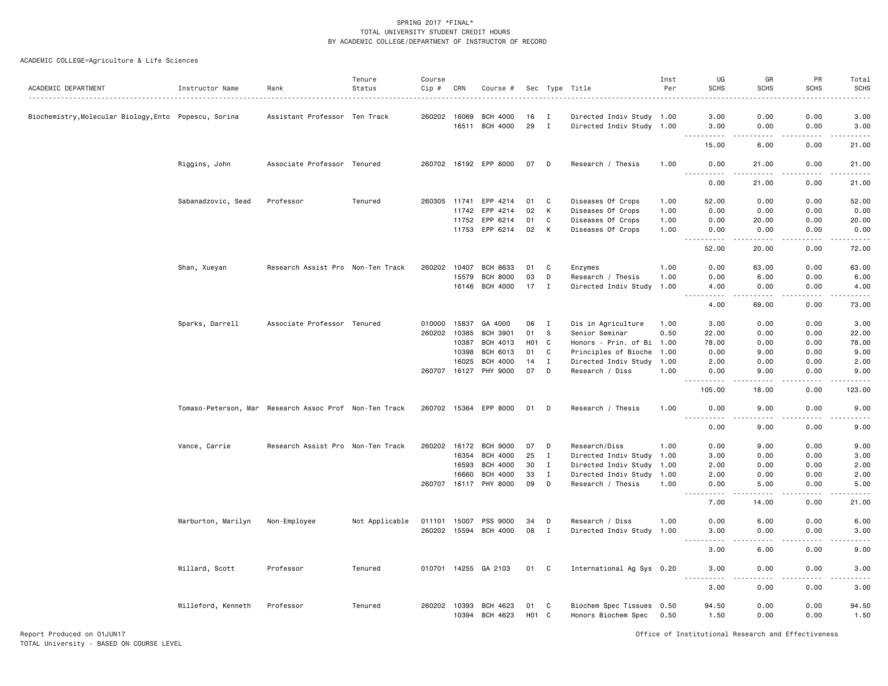SPRING 2017 *FINAL*
TOTAL UNIVERSITY STUDENT CREDIT HOURS
BY ACADEMIC COLLEGE/DEPARTMENT OF INSTRUCTOR OF RECORD

ACADEMIC COLLEGE=Agriculture & Life Sciences

| ACADEMIC DEPARTMENT | Instructor Name | Rank | Tenure Status | Course Cip # | CRN | Course # | Sec | Type | Title | Inst Per | UG SCHS | GR SCHS | PR SCHS | Total SCHS |
|---|---|---|---|---|---|---|---|---|---|---|---|---|---|---|
| Biochemistry,Molecular Biology,Ento | Popescu, Sorina | Assistant Professor | Ten Track | 260202 | 16069 | BCH 4000 | 16 | I | Directed Indiv Study | 1.00 | 3.00 | 0.00 | 0.00 | 3.00 |
| | | | | | 16511 | BCH 4000 | 29 | I | Directed Indiv Study | 1.00 | 3.00 | 0.00 | 0.00 | 3.00 |
| | | | | | | | | | | | 15.00 | 6.00 | 0.00 | 21.00 |
| | Riggins, John | Associate Professor | Tenured | 260702 | 16192 | EPP 8000 | 07 | D | Research / Thesis | 1.00 | 0.00 | 21.00 | 0.00 | 21.00 |
| | | | | | | | | | | | 0.00 | 21.00 | 0.00 | 21.00 |
| | Sabanadzovic, Sead | Professor | Tenured | 260305 | 11741 | EPP 4214 | 01 | C | Diseases Of Crops | 1.00 | 52.00 | 0.00 | 0.00 | 52.00 |
| | | | | | 11742 | EPP 4214 | 02 | K | Diseases Of Crops | 1.00 | 0.00 | 0.00 | 0.00 | 0.00 |
| | | | | | 11752 | EPP 6214 | 01 | C | Diseases Of Crops | 1.00 | 0.00 | 20.00 | 0.00 | 20.00 |
| | | | | | 11753 | EPP 6214 | 02 | K | Diseases Of Crops | 1.00 | 0.00 | 0.00 | 0.00 | 0.00 |
| | | | | | | | | | | | 52.00 | 20.00 | 0.00 | 72.00 |
| | Shan, Xueyan | Research Assist Pro | Non-Ten Track | 260202 | 10407 | BCH 8633 | 01 | C | Enzymes | 1.00 | 0.00 | 63.00 | 0.00 | 63.00 |
| | | | | | 15579 | BCH 8000 | 03 | D | Research / Thesis | 1.00 | 0.00 | 6.00 | 0.00 | 6.00 |
| | | | | | 16146 | BCH 4000 | 17 | I | Directed Indiv Study | 1.00 | 4.00 | 0.00 | 0.00 | 4.00 |
| | | | | | | | | | | | 4.00 | 69.00 | 0.00 | 73.00 |
| | Sparks, Darrell | Associate Professor | Tenured | 010000 | 15837 | GA 4000 | 06 | I | Dis in Agriculture | 1.00 | 3.00 | 0.00 | 0.00 | 3.00 |
| | | | | 260202 | 10385 | BCH 3901 | 01 | S | Senior Seminar | 0.50 | 22.00 | 0.00 | 0.00 | 22.00 |
| | | | | | 10387 | BCH 4013 | H01 | C | Honors - Prin. of Bi | 1.00 | 78.00 | 0.00 | 0.00 | 78.00 |
| | | | | | 10398 | BCH 6013 | 01 | C | Principles of Bioche | 1.00 | 0.00 | 9.00 | 0.00 | 9.00 |
| | | | | | 16025 | BCH 4000 | 14 | I | Directed Indiv Study | 1.00 | 2.00 | 0.00 | 0.00 | 2.00 |
| | | | | 260707 | 16127 | PHY 9000 | 07 | D | Research / Diss | 1.00 | 0.00 | 9.00 | 0.00 | 9.00 |
| | | | | | | | | | | | 105.00 | 18.00 | 0.00 | 123.00 |
| | Tomaso-Peterson, Mar | Research Assoc Prof | Non-Ten Track | 260702 | 15364 | EPP 8000 | 01 | D | Research / Thesis | 1.00 | 0.00 | 9.00 | 0.00 | 9.00 |
| | | | | | | | | | | | 0.00 | 9.00 | 0.00 | 9.00 |
| | Vance, Carrie | Research Assist Pro | Non-Ten Track | 260202 | 16172 | BCH 9000 | 07 | D | Research/Diss | 1.00 | 0.00 | 9.00 | 0.00 | 9.00 |
| | | | | | 16354 | BCH 4000 | 25 | I | Directed Indiv Study | 1.00 | 3.00 | 0.00 | 0.00 | 3.00 |
| | | | | | 16593 | BCH 4000 | 30 | I | Directed Indiv Study | 1.00 | 2.00 | 0.00 | 0.00 | 2.00 |
| | | | | | 16660 | BCH 4000 | 33 | I | Directed Indiv Study | 1.00 | 2.00 | 0.00 | 0.00 | 2.00 |
| | | | | 260707 | 16117 | PHY 8000 | 09 | D | Research / Thesis | 1.00 | 0.00 | 5.00 | 0.00 | 5.00 |
| | | | | | | | | | | | 7.00 | 14.00 | 0.00 | 21.00 |
| | Warburton, Marilyn | Non-Employee | Not Applicable | 011101 | 15007 | PSS 9000 | 34 | D | Research / Diss | 1.00 | 0.00 | 6.00 | 0.00 | 6.00 |
| | | | | 260202 | 15594 | BCH 4000 | 08 | I | Directed Indiv Study | 1.00 | 3.00 | 0.00 | 0.00 | 3.00 |
| | | | | | | | | | | | 3.00 | 6.00 | 0.00 | 9.00 |
| | Willard, Scott | Professor | Tenured | 010701 | 14255 | GA 2103 | 01 | C | International Ag Sys | 0.20 | 3.00 | 0.00 | 0.00 | 3.00 |
| | | | | | | | | | | | 3.00 | 0.00 | 0.00 | 3.00 |
| | Willeford, Kenneth | Professor | Tenured | 260202 | 10393 | BCH 4623 | 01 | C | Biochem Spec Tissues | 0.50 | 94.50 | 0.00 | 0.00 | 94.50 |
| | | | | | 10394 | BCH 4623 | H01 | C | Honors Biochem Spec | 0.50 | 1.50 | 0.00 | 0.00 | 1.50 |

Report Produced on 01JUN17
TOTAL University - BASED ON COURSE LEVEL

Office of Institutional Research and Effectiveness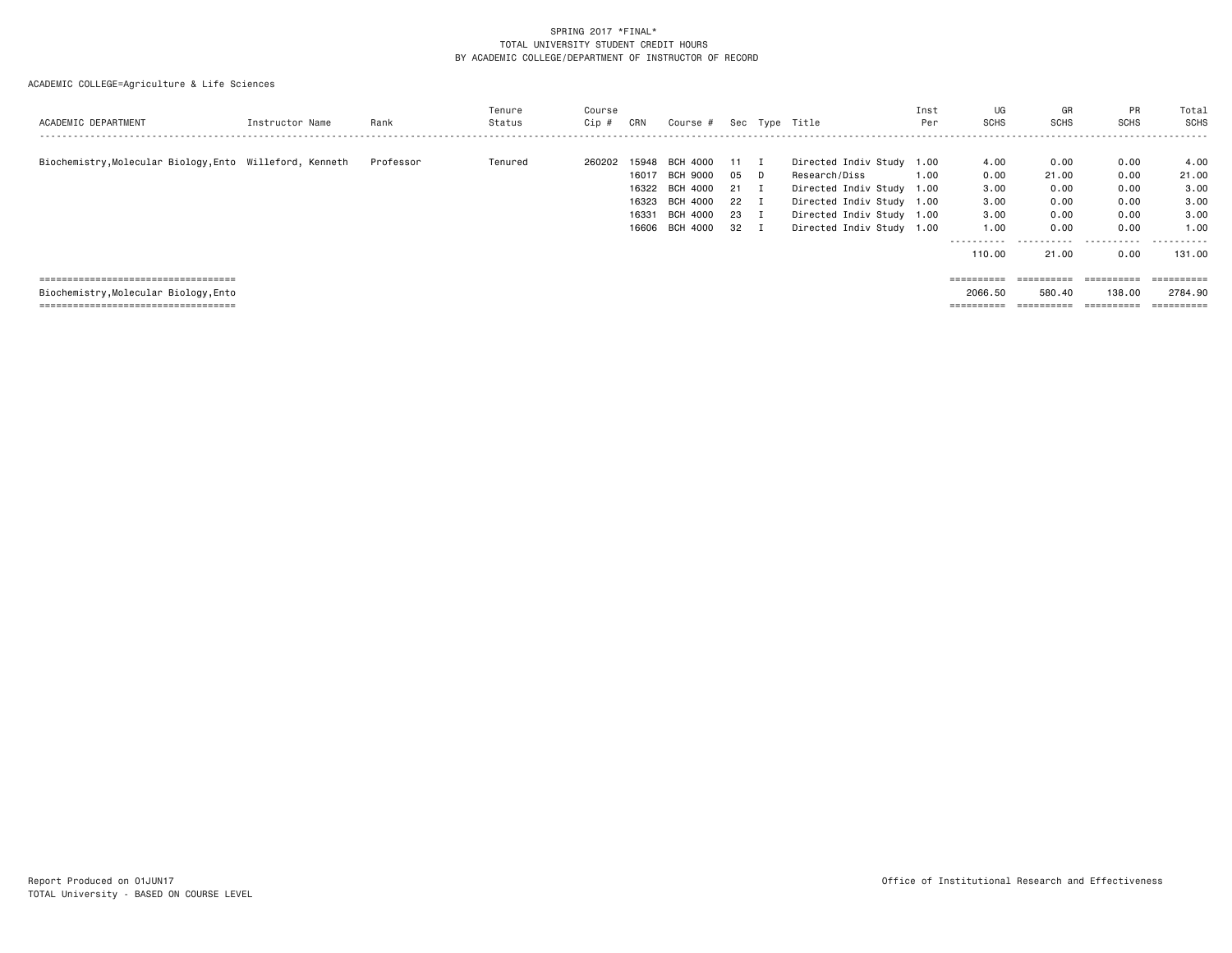SPRING 2017 *FINAL*
TOTAL UNIVERSITY STUDENT CREDIT HOURS
BY ACADEMIC COLLEGE/DEPARTMENT OF INSTRUCTOR OF RECORD

ACADEMIC COLLEGE=Agriculture & Life Sciences

| ACADEMIC DEPARTMENT | Instructor Name | Rank | Tenure Status | Course Cip # | CRN | Course # | Sec | Type | Title | Inst Per | UG SCHS | GR SCHS | PR SCHS | Total SCHS |
|---|---|---|---|---|---|---|---|---|---|---|---|---|---|---|
| Biochemistry,Molecular Biology,Ento | Willeford, Kenneth | Professor | Tenured | 260202 | 15948 | BCH 4000 | 11 | I | Directed Indiv Study | 1.00 | 4.00 | 0.00 | 0.00 | 4.00 |
| | | | | | 16017 | BCH 9000 | 05 | D | Research/Diss | 1.00 | 0.00 | 21.00 | 0.00 | 21.00 |
| | | | | | 16322 | BCH 4000 | 21 | I | Directed Indiv Study | 1.00 | 3.00 | 0.00 | 0.00 | 3.00 |
| | | | | | 16323 | BCH 4000 | 22 | I | Directed Indiv Study | 1.00 | 3.00 | 0.00 | 0.00 | 3.00 |
| | | | | | 16331 | BCH 4000 | 23 | I | Directed Indiv Study | 1.00 | 3.00 | 0.00 | 0.00 | 3.00 |
| | | | | | 16606 | BCH 4000 | 32 | I | Directed Indiv Study | 1.00 | 1.00 | 0.00 | 0.00 | 1.00 |
| | | | | | | | | | | | 110.00 | 21.00 | 0.00 | 131.00 |
| Biochemistry,Molecular Biology,Ento | | | | | | | | | | | 2066.50 | 580.40 | 138.00 | 2784.90 |

Report Produced on 01JUN17
TOTAL University - BASED ON COURSE LEVEL

Office of Institutional Research and Effectiveness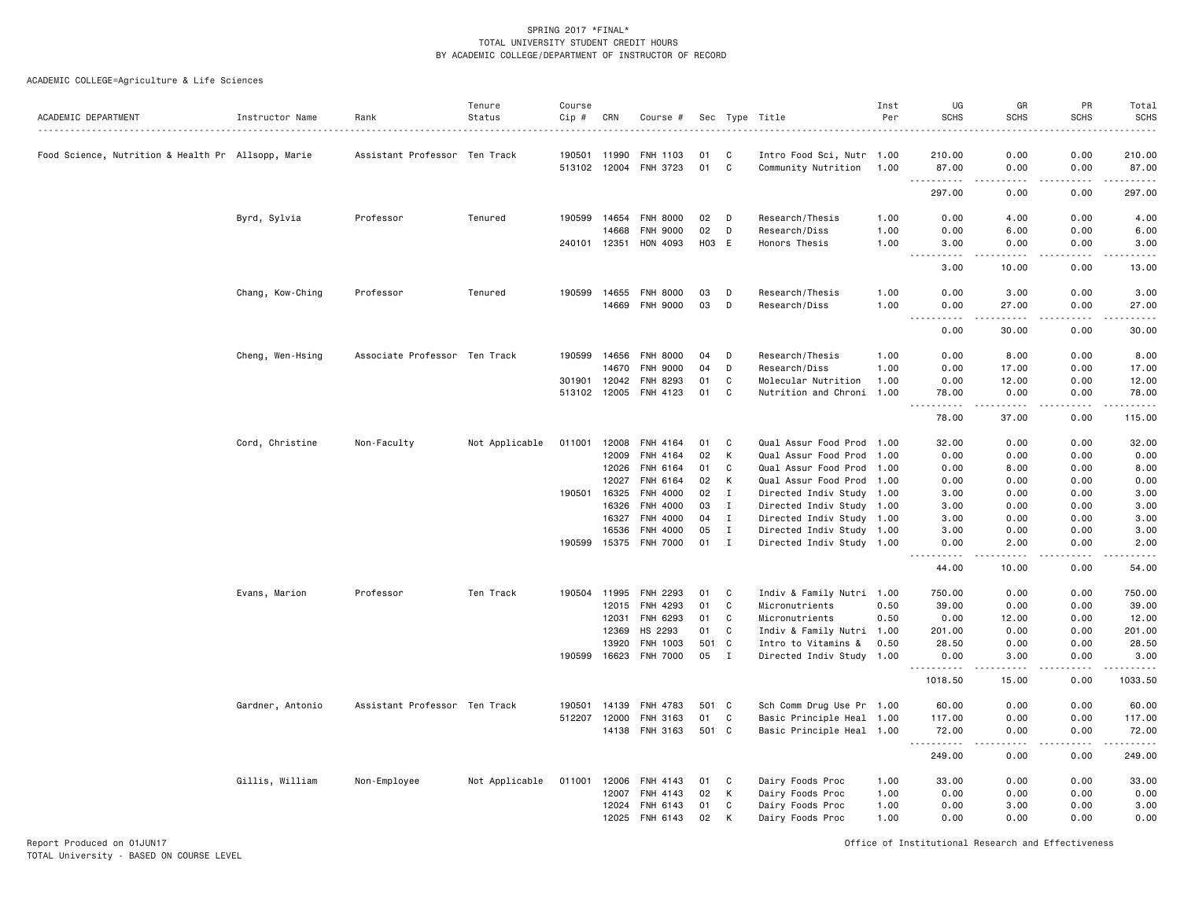SPRING 2017 *FINAL*
TOTAL UNIVERSITY STUDENT CREDIT HOURS
BY ACADEMIC COLLEGE/DEPARTMENT OF INSTRUCTOR OF RECORD

ACADEMIC COLLEGE=Agriculture & Life Sciences

| ACADEMIC DEPARTMENT | Instructor Name | Rank | Tenure Status | Course Cip # | CRN | Course # | Sec | Type | Title | Inst Per | UG SCHS | GR SCHS | PR SCHS | Total SCHS |
|---|---|---|---|---|---|---|---|---|---|---|---|---|---|---|
| Food Science, Nutrition & Health Pr | Allsopp, Marie | Assistant Professor | Ten Track | 190501 | 11990 | FNH 1103 | 01 | C | Intro Food Sci, Nutr | 1.00 | 210.00 | 0.00 | 0.00 | 210.00 |
| | | | | 513102 | 12004 | FNH 3723 | 01 | C | Community Nutrition | 1.00 | 87.00 | 0.00 | 0.00 | 87.00 |
| | | | | | | | | | | | 297.00 | 0.00 | 0.00 | 297.00 |
| | Byrd, Sylvia | Professor | Tenured | 190599 | 14654 | FNH 8000 | 02 | D | Research/Thesis | 1.00 | 0.00 | 4.00 | 0.00 | 4.00 |
| | | | | | 14668 | FNH 9000 | 02 | D | Research/Diss | 1.00 | 0.00 | 6.00 | 0.00 | 6.00 |
| | | | | 240101 | 12351 | HON 4093 | H03 | E | Honors Thesis | 1.00 | 3.00 | 0.00 | 0.00 | 3.00 |
| | | | | | | | | | | | 3.00 | 10.00 | 0.00 | 13.00 |
| | Chang, Kow-Ching | Professor | Tenured | 190599 | 14655 | FNH 8000 | 03 | D | Research/Thesis | 1.00 | 0.00 | 3.00 | 0.00 | 3.00 |
| | | | | | 14669 | FNH 9000 | 03 | D | Research/Diss | 1.00 | 0.00 | 27.00 | 0.00 | 27.00 |
| | | | | | | | | | | | 0.00 | 30.00 | 0.00 | 30.00 |
| | Cheng, Wen-Hsing | Associate Professor | Ten Track | 190599 | 14656 | FNH 8000 | 04 | D | Research/Thesis | 1.00 | 0.00 | 8.00 | 0.00 | 8.00 |
| | | | | | 14670 | FNH 9000 | 04 | D | Research/Diss | 1.00 | 0.00 | 17.00 | 0.00 | 17.00 |
| | | | | 301901 | 12042 | FNH 8293 | 01 | C | Molecular Nutrition | 1.00 | 0.00 | 12.00 | 0.00 | 12.00 |
| | | | | 513102 | 12005 | FNH 4123 | 01 | C | Nutrition and Chroni | 1.00 | 78.00 | 0.00 | 0.00 | 78.00 |
| | | | | | | | | | | | 78.00 | 37.00 | 0.00 | 115.00 |
| | Cord, Christine | Non-Faculty | Not Applicable | 011001 | 12008 | FNH 4164 | 01 | C | Qual Assur Food Prod | 1.00 | 32.00 | 0.00 | 0.00 | 32.00 |
| | | | | | 12009 | FNH 4164 | 02 | K | Qual Assur Food Prod | 1.00 | 0.00 | 0.00 | 0.00 | 0.00 |
| | | | | | 12026 | FNH 6164 | 01 | C | Qual Assur Food Prod | 1.00 | 0.00 | 8.00 | 0.00 | 8.00 |
| | | | | | 12027 | FNH 6164 | 02 | K | Qual Assur Food Prod | 1.00 | 0.00 | 0.00 | 0.00 | 0.00 |
| | | | | 190501 | 16325 | FNH 4000 | 02 | I | Directed Indiv Study | 1.00 | 3.00 | 0.00 | 0.00 | 3.00 |
| | | | | | 16326 | FNH 4000 | 03 | I | Directed Indiv Study | 1.00 | 3.00 | 0.00 | 0.00 | 3.00 |
| | | | | | 16327 | FNH 4000 | 04 | I | Directed Indiv Study | 1.00 | 3.00 | 0.00 | 0.00 | 3.00 |
| | | | | | 16536 | FNH 4000 | 05 | I | Directed Indiv Study | 1.00 | 3.00 | 0.00 | 0.00 | 3.00 |
| | | | | 190599 | 15375 | FNH 7000 | 01 | I | Directed Indiv Study | 1.00 | 0.00 | 2.00 | 0.00 | 2.00 |
| | | | | | | | | | | | 44.00 | 10.00 | 0.00 | 54.00 |
| | Evans, Marion | Professor | Ten Track | 190504 | 11995 | FNH 2293 | 01 | C | Indiv & Family Nutri | 1.00 | 750.00 | 0.00 | 0.00 | 750.00 |
| | | | | | 12015 | FNH 4293 | 01 | C | Micronutrients | 0.50 | 39.00 | 0.00 | 0.00 | 39.00 |
| | | | | | 12031 | FNH 6293 | 01 | C | Micronutrients | 0.50 | 0.00 | 12.00 | 0.00 | 12.00 |
| | | | | | 12369 | HS 2293 | 01 | C | Indiv & Family Nutri | 1.00 | 201.00 | 0.00 | 0.00 | 201.00 |
| | | | | | 13920 | FNH 1003 | 501 | C | Intro to Vitamins & | 0.50 | 28.50 | 0.00 | 0.00 | 28.50 |
| | | | | 190599 | 16623 | FNH 7000 | 05 | I | Directed Indiv Study | 1.00 | 0.00 | 3.00 | 0.00 | 3.00 |
| | | | | | | | | | | | 1018.50 | 15.00 | 0.00 | 1033.50 |
| | Gardner, Antonio | Assistant Professor | Ten Track | 190501 | 14139 | FNH 4783 | 501 | C | Sch Comm Drug Use Pr | 1.00 | 60.00 | 0.00 | 0.00 | 60.00 |
| | | | | 512207 | 12000 | FNH 3163 | 01 | C | Basic Principle Heal | 1.00 | 117.00 | 0.00 | 0.00 | 117.00 |
| | | | | | 14138 | FNH 3163 | 501 | C | Basic Principle Heal | 1.00 | 72.00 | 0.00 | 0.00 | 72.00 |
| | | | | | | | | | | | 249.00 | 0.00 | 0.00 | 249.00 |
| | Gillis, William | Non-Employee | Not Applicable | 011001 | 12006 | FNH 4143 | 01 | C | Dairy Foods Proc | 1.00 | 33.00 | 0.00 | 0.00 | 33.00 |
| | | | | | 12007 | FNH 4143 | 02 | K | Dairy Foods Proc | 1.00 | 0.00 | 0.00 | 0.00 | 0.00 |
| | | | | | 12024 | FNH 6143 | 01 | C | Dairy Foods Proc | 1.00 | 0.00 | 3.00 | 0.00 | 3.00 |
| | | | | | 12025 | FNH 6143 | 02 | K | Dairy Foods Proc | 1.00 | 0.00 | 0.00 | 0.00 | 0.00 |

Report Produced on 01JUN17
TOTAL University - BASED ON COURSE LEVEL

Office of Institutional Research and Effectiveness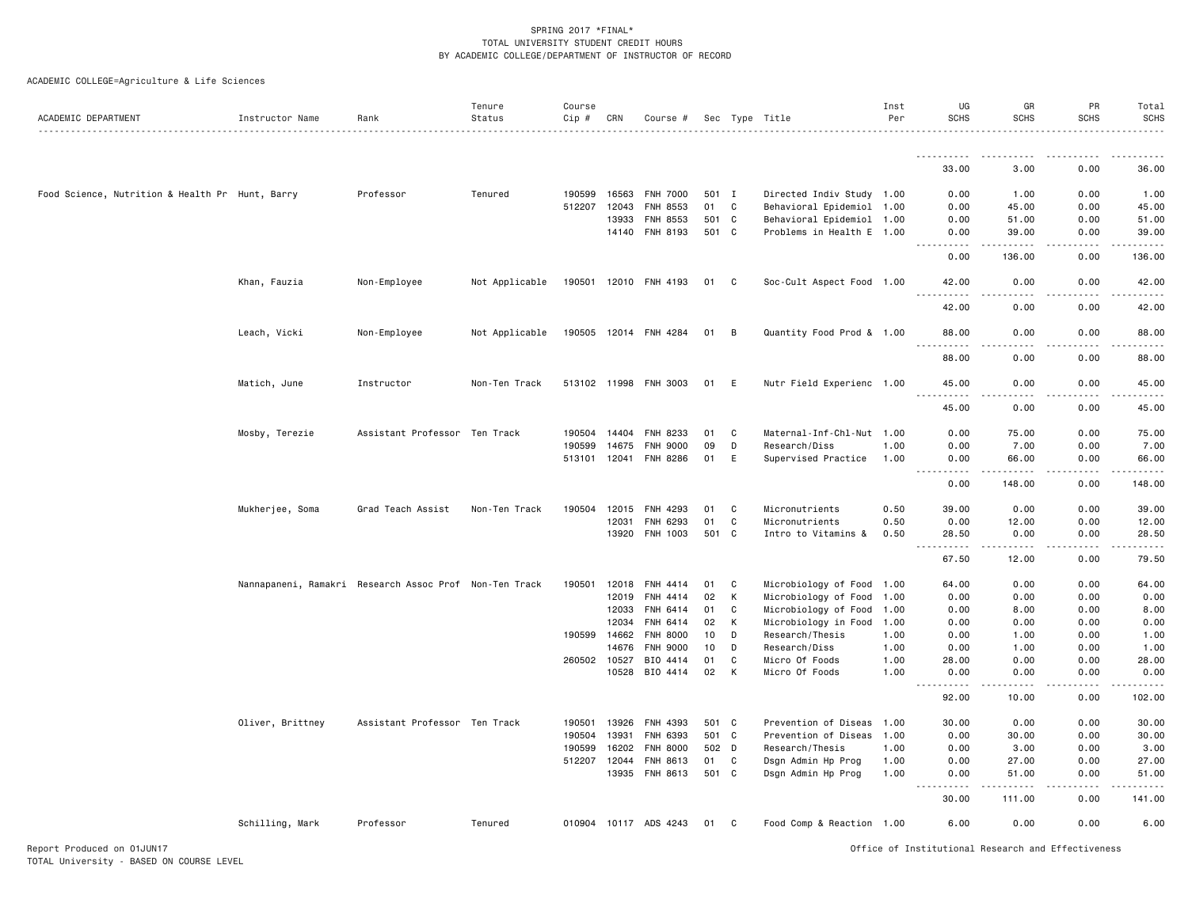SPRING 2017 *FINAL*
TOTAL UNIVERSITY STUDENT CREDIT HOURS
BY ACADEMIC COLLEGE/DEPARTMENT OF INSTRUCTOR OF RECORD

ACADEMIC COLLEGE=Agriculture & Life Sciences

| ACADEMIC DEPARTMENT | Instructor Name | Rank | Tenure Status | Course Cip # | CRN | Course # | Sec | Type | Title | Inst Per | UG SCHS | GR SCHS | PR SCHS | Total SCHS |
|---|---|---|---|---|---|---|---|---|---|---|---|---|---|---|
| | | | | | | | | | | | 33.00 | 3.00 | 0.00 | 36.00 |
| Food Science, Nutrition & Health Pr | Hunt, Barry | Professor | Tenured | 190599 | 16563 | FNH 7000 | 501 | I | Directed Indiv Study | 1.00 | 0.00 | 1.00 | 0.00 | 1.00 |
| | | | | 512207 | 12043 | FNH 8553 | 01 | C | Behavioral Epidemiol | 1.00 | 0.00 | 45.00 | 0.00 | 45.00 |
| | | | | | 13933 | FNH 8553 | 501 | C | Behavioral Epidemiol | 1.00 | 0.00 | 51.00 | 0.00 | 51.00 |
| | | | | | 14140 | FNH 8193 | 501 | C | Problems in Health E | 1.00 | 0.00 | 39.00 | 0.00 | 39.00 |
| | | | | | | | | | | | 0.00 | 136.00 | 0.00 | 136.00 |
| | Khan, Fauzia | Non-Employee | Not Applicable | 190501 | 12010 | FNH 4193 | 01 | C | Soc-Cult Aspect Food | 1.00 | 42.00 | 0.00 | 0.00 | 42.00 |
| | | | | | | | | | | | 42.00 | 0.00 | 0.00 | 42.00 |
| | Leach, Vicki | Non-Employee | Not Applicable | 190505 | 12014 | FNH 4284 | 01 | B | Quantity Food Prod & | 1.00 | 88.00 | 0.00 | 0.00 | 88.00 |
| | | | | | | | | | | | 88.00 | 0.00 | 0.00 | 88.00 |
| | Matich, June | Instructor | Non-Ten Track | 513102 | 11998 | FNH 3003 | 01 | E | Nutr Field Experienc | 1.00 | 45.00 | 0.00 | 0.00 | 45.00 |
| | | | | | | | | | | | 45.00 | 0.00 | 0.00 | 45.00 |
| | Mosby, Terezie | Assistant Professor | Ten Track | 190504 | 14404 | FNH 8233 | 01 | C | Maternal-Inf-Chl-Nut | 1.00 | 0.00 | 75.00 | 0.00 | 75.00 |
| | | | | 190599 | 14675 | FNH 9000 | 09 | D | Research/Diss | 1.00 | 0.00 | 7.00 | 0.00 | 7.00 |
| | | | | 513101 | 12041 | FNH 8286 | 01 | E | Supervised Practice | 1.00 | 0.00 | 66.00 | 0.00 | 66.00 |
| | | | | | | | | | | | 0.00 | 148.00 | 0.00 | 148.00 |
| | Mukherjee, Soma | Grad Teach Assist | Non-Ten Track | 190504 | 12015 | FNH 4293 | 01 | C | Micronutrients | 0.50 | 39.00 | 0.00 | 0.00 | 39.00 |
| | | | | | 12031 | FNH 6293 | 01 | C | Micronutrients | 0.50 | 0.00 | 12.00 | 0.00 | 12.00 |
| | | | | | 13920 | FNH 1003 | 501 | C | Intro to Vitamins & | 0.50 | 28.50 | 0.00 | 0.00 | 28.50 |
| | | | | | | | | | | | 67.50 | 12.00 | 0.00 | 79.50 |
| | Nannapaneni, Ramakri | Research Assoc Prof | Non-Ten Track | 190501 | 12018 | FNH 4414 | 01 | C | Microbiology of Food | 1.00 | 64.00 | 0.00 | 0.00 | 64.00 |
| | | | | | 12019 | FNH 4414 | 02 | K | Microbiology of Food | 1.00 | 0.00 | 0.00 | 0.00 | 0.00 |
| | | | | | 12033 | FNH 6414 | 01 | C | Microbiology of Food | 1.00 | 0.00 | 8.00 | 0.00 | 8.00 |
| | | | | | 12034 | FNH 6414 | 02 | K | Microbiology in Food | 1.00 | 0.00 | 0.00 | 0.00 | 0.00 |
| | | | | 190599 | 14662 | FNH 8000 | 10 | D | Research/Thesis | 1.00 | 0.00 | 1.00 | 0.00 | 1.00 |
| | | | | | 14676 | FNH 9000 | 10 | D | Research/Diss | 1.00 | 0.00 | 1.00 | 0.00 | 1.00 |
| | | | | 260502 | 10527 | BIO 4414 | 01 | C | Micro Of Foods | 1.00 | 28.00 | 0.00 | 0.00 | 28.00 |
| | | | | | 10528 | BIO 4414 | 02 | K | Micro Of Foods | 1.00 | 0.00 | 0.00 | 0.00 | 0.00 |
| | | | | | | | | | | | 92.00 | 10.00 | 0.00 | 102.00 |
| | Oliver, Brittney | Assistant Professor | Ten Track | 190501 | 13926 | FNH 4393 | 501 | C | Prevention of Diseas | 1.00 | 30.00 | 0.00 | 0.00 | 30.00 |
| | | | | 190504 | 13931 | FNH 6393 | 501 | C | Prevention of Diseas | 1.00 | 0.00 | 30.00 | 0.00 | 30.00 |
| | | | | 190599 | 16202 | FNH 8000 | 502 | D | Research/Thesis | 1.00 | 0.00 | 3.00 | 0.00 | 3.00 |
| | | | | 512207 | 12044 | FNH 8613 | 01 | C | Dsgn Admin Hp Prog | 1.00 | 0.00 | 27.00 | 0.00 | 27.00 |
| | | | | | 13935 | FNH 8613 | 501 | C | Dsgn Admin Hp Prog | 1.00 | 0.00 | 51.00 | 0.00 | 51.00 |
| | | | | | | | | | | | 30.00 | 111.00 | 0.00 | 141.00 |
| | Schilling, Mark | Professor | Tenured | 010904 | 10117 | ADS 4243 | 01 | C | Food Comp & Reaction | 1.00 | 6.00 | 0.00 | 0.00 | 6.00 |

Report Produced on 01JUN17
TOTAL University - BASED ON COURSE LEVEL

Office of Institutional Research and Effectiveness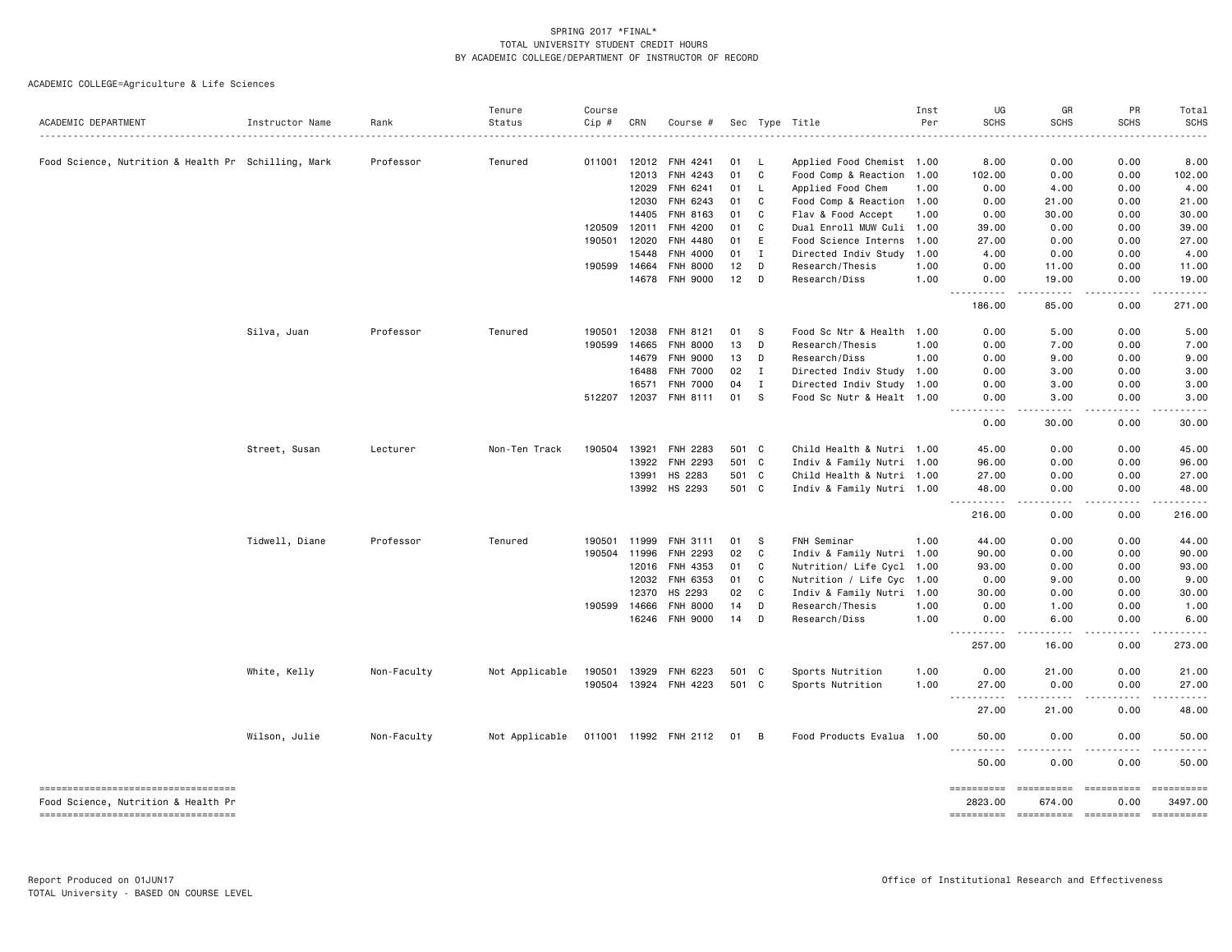SPRING 2017 *FINAL*
TOTAL UNIVERSITY STUDENT CREDIT HOURS
BY ACADEMIC COLLEGE/DEPARTMENT OF INSTRUCTOR OF RECORD

ACADEMIC COLLEGE=Agriculture & Life Sciences

| ACADEMIC DEPARTMENT | Instructor Name | Rank | Tenure Status | Course Cip # | CRN | Course # | Sec | Type | Title | Inst Per | UG SCHS | GR SCHS | PR SCHS | Total SCHS |
|---|---|---|---|---|---|---|---|---|---|---|---|---|---|---|
| Food Science, Nutrition & Health Pr | Schilling, Mark | Professor | Tenured | 011001 | 12012 | FNH 4241 | 01 | L | Applied Food Chemist | 1.00 | 8.00 | 0.00 | 0.00 | 8.00 |
| | | | | | 12013 | FNH 4243 | 01 | C | Food Comp & Reaction | 1.00 | 102.00 | 0.00 | 0.00 | 102.00 |
| | | | | | 12029 | FNH 6241 | 01 | L | Applied Food Chem | 1.00 | 0.00 | 4.00 | 0.00 | 4.00 |
| | | | | | 12030 | FNH 6243 | 01 | C | Food Comp & Reaction | 1.00 | 0.00 | 21.00 | 0.00 | 21.00 |
| | | | | | 14405 | FNH 8163 | 01 | C | Flav & Food Accept | 1.00 | 0.00 | 30.00 | 0.00 | 30.00 |
| | | | | 120509 | 12011 | FNH 4200 | 01 | C | Dual Enroll MUW Culi | 1.00 | 39.00 | 0.00 | 0.00 | 39.00 |
| | | | | 190501 | 12020 | FNH 4480 | 01 | E | Food Science Interns | 1.00 | 27.00 | 0.00 | 0.00 | 27.00 |
| | | | | | 15448 | FNH 4000 | 01 | I | Directed Indiv Study | 1.00 | 4.00 | 0.00 | 0.00 | 4.00 |
| | | | | 190599 | 14664 | FNH 8000 | 12 | D | Research/Thesis | 1.00 | 0.00 | 11.00 | 0.00 | 11.00 |
| | | | | | 14678 | FNH 9000 | 12 | D | Research/Diss | 1.00 | 0.00 | 19.00 | 0.00 | 19.00 |
| | | | | | | | | | | | 186.00 | 85.00 | 0.00 | 271.00 |
| | Silva, Juan | Professor | Tenured | 190501 | 12038 | FNH 8121 | 01 | S | Food Sc Ntr & Health | 1.00 | 0.00 | 5.00 | 0.00 | 5.00 |
| | | | | 190599 | 14665 | FNH 8000 | 13 | D | Research/Thesis | 1.00 | 0.00 | 7.00 | 0.00 | 7.00 |
| | | | | | 14679 | FNH 9000 | 13 | D | Research/Diss | 1.00 | 0.00 | 9.00 | 0.00 | 9.00 |
| | | | | | 16488 | FNH 7000 | 02 | I | Directed Indiv Study | 1.00 | 0.00 | 3.00 | 0.00 | 3.00 |
| | | | | | 16571 | FNH 7000 | 04 | I | Directed Indiv Study | 1.00 | 0.00 | 3.00 | 0.00 | 3.00 |
| | | | | 512207 | 12037 | FNH 8111 | 01 | S | Food Sc Nutr & Healt | 1.00 | 0.00 | 3.00 | 0.00 | 3.00 |
| | | | | | | | | | | | 0.00 | 30.00 | 0.00 | 30.00 |
| | Street, Susan | Lecturer | Non-Ten Track | 190504 | 13921 | FNH 2283 | 501 | C | Child Health & Nutri | 1.00 | 45.00 | 0.00 | 0.00 | 45.00 |
| | | | | | 13922 | FNH 2293 | 501 | C | Indiv & Family Nutri | 1.00 | 96.00 | 0.00 | 0.00 | 96.00 |
| | | | | | 13991 | HS 2283 | 501 | C | Child Health & Nutri | 1.00 | 27.00 | 0.00 | 0.00 | 27.00 |
| | | | | | 13992 | HS 2293 | 501 | C | Indiv & Family Nutri | 1.00 | 48.00 | 0.00 | 0.00 | 48.00 |
| | | | | | | | | | | | 216.00 | 0.00 | 0.00 | 216.00 |
| | Tidwell, Diane | Professor | Tenured | 190501 | 11999 | FNH 3111 | 01 | S | FNH Seminar | 1.00 | 44.00 | 0.00 | 0.00 | 44.00 |
| | | | | 190504 | 11996 | FNH 2293 | 02 | C | Indiv & Family Nutri | 1.00 | 90.00 | 0.00 | 0.00 | 90.00 |
| | | | | | 12016 | FNH 4353 | 01 | C | Nutrition/ Life Cycl | 1.00 | 93.00 | 0.00 | 0.00 | 93.00 |
| | | | | | 12032 | FNH 6353 | 01 | C | Nutrition / Life Cyc | 1.00 | 0.00 | 9.00 | 0.00 | 9.00 |
| | | | | | 12370 | HS 2293 | 02 | C | Indiv & Family Nutri | 1.00 | 30.00 | 0.00 | 0.00 | 30.00 |
| | | | | 190599 | 14666 | FNH 8000 | 14 | D | Research/Thesis | 1.00 | 0.00 | 1.00 | 0.00 | 1.00 |
| | | | | | 16246 | FNH 9000 | 14 | D | Research/Diss | 1.00 | 0.00 | 6.00 | 0.00 | 6.00 |
| | | | | | | | | | | | 257.00 | 16.00 | 0.00 | 273.00 |
| | White, Kelly | Non-Faculty | Not Applicable | 190501 | 13929 | FNH 6223 | 501 | C | Sports Nutrition | 1.00 | 0.00 | 21.00 | 0.00 | 21.00 |
| | | | | 190504 | 13924 | FNH 4223 | 501 | C | Sports Nutrition | 1.00 | 27.00 | 0.00 | 0.00 | 27.00 |
| | | | | | | | | | | | 27.00 | 21.00 | 0.00 | 48.00 |
| | Wilson, Julie | Non-Faculty | Not Applicable | 011001 | 11992 | FNH 2112 | 01 | B | Food Products Evalua | 1.00 | 50.00 | 0.00 | 0.00 | 50.00 |
| | | | | | | | | | | | 50.00 | 0.00 | 0.00 | 50.00 |
| Food Science, Nutrition & Health Pr | | | | | | | | | | | 2823.00 | 674.00 | 0.00 | 3497.00 |

Report Produced on 01JUN17
TOTAL University - BASED ON COURSE LEVEL

Office of Institutional Research and Effectiveness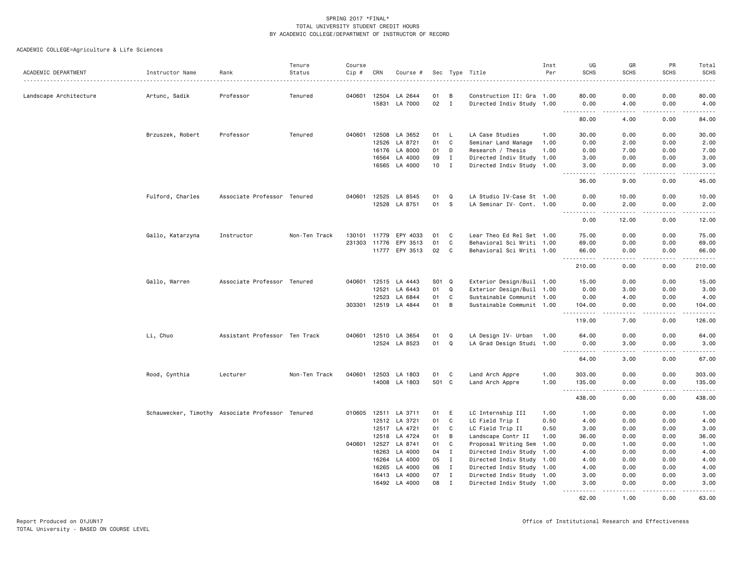SPRING 2017 *FINAL*
TOTAL UNIVERSITY STUDENT CREDIT HOURS
BY ACADEMIC COLLEGE/DEPARTMENT OF INSTRUCTOR OF RECORD

ACADEMIC COLLEGE=Agriculture & Life Sciences

| ACADEMIC DEPARTMENT | Instructor Name | Rank | Tenure Status | Course Cip # | CRN | Course # | Sec | Type | Title | Inst Per | UG SCHS | GR SCHS | PR SCHS | Total SCHS |
|---|---|---|---|---|---|---|---|---|---|---|---|---|---|---|
| Landscape Architecture | Artunc, Sadik | Professor | Tenured | 040601 | 12504 | LA 2644 | 01 | B | Construction II: Gra | 1.00 | 80.00 | 0.00 | 0.00 | 80.00 |
| | | | | | 15831 | LA 7000 | 02 | I | Directed Indiv Study | 1.00 | 0.00 | 4.00 | 0.00 | 4.00 |
| | | | | | | | | | | | 80.00 | 4.00 | 0.00 | 84.00 |
| | Brzuszek, Robert | Professor | Tenured | 040601 | 12508 | LA 3652 | 01 | L | LA Case Studies | 1.00 | 30.00 | 0.00 | 0.00 | 30.00 |
| | | | | | 12526 | LA 8721 | 01 | C | Seminar Land Manage | 1.00 | 0.00 | 2.00 | 0.00 | 2.00 |
| | | | | | 16176 | LA 8000 | 01 | D | Research / Thesis | 1.00 | 0.00 | 7.00 | 0.00 | 7.00 |
| | | | | | 16564 | LA 4000 | 09 | I | Directed Indiv Study | 1.00 | 3.00 | 0.00 | 0.00 | 3.00 |
| | | | | | 16565 | LA 4000 | 10 | I | Directed Indiv Study | 1.00 | 3.00 | 0.00 | 0.00 | 3.00 |
| | | | | | | | | | | | 36.00 | 9.00 | 0.00 | 45.00 |
| | Fulford, Charles | Associate Professor | Tenured | 040601 | 12525 | LA 8545 | 01 | Q | LA Studio IV-Case St | 1.00 | 0.00 | 10.00 | 0.00 | 10.00 |
| | | | | | 12528 | LA 8751 | 01 | S | LA Seminar IV- Cont. | 1.00 | 0.00 | 2.00 | 0.00 | 2.00 |
| | | | | | | | | | | | 0.00 | 12.00 | 0.00 | 12.00 |
| | Gallo, Katarzyna | Instructor | Non-Ten Track | 130101 | 11779 | EPY 4033 | 01 | C | Lear Theo Ed Rel Set | 1.00 | 75.00 | 0.00 | 0.00 | 75.00 |
| | | | | 231303 | 11776 | EPY 3513 | 01 | C | Behavioral Sci Writi | 1.00 | 69.00 | 0.00 | 0.00 | 69.00 |
| | | | | | 11777 | EPY 3513 | 02 | C | Behavioral Sci Writi | 1.00 | 66.00 | 0.00 | 0.00 | 66.00 |
| | | | | | | | | | | | 210.00 | 0.00 | 0.00 | 210.00 |
| | Gallo, Warren | Associate Professor | Tenured | 040601 | 12515 | LA 4443 | S01 | Q | Exterior Design/Buil | 1.00 | 15.00 | 0.00 | 0.00 | 15.00 |
| | | | | | 12521 | LA 6443 | 01 | Q | Exterior Design/Buil | 1.00 | 0.00 | 3.00 | 0.00 | 3.00 |
| | | | | | 12523 | LA 6844 | 01 | C | Sustainable Communit | 1.00 | 0.00 | 4.00 | 0.00 | 4.00 |
| | | | | 303301 | 12519 | LA 4844 | 01 | B | Sustainable Communit | 1.00 | 104.00 | 0.00 | 0.00 | 104.00 |
| | | | | | | | | | | | 119.00 | 7.00 | 0.00 | 126.00 |
| | Li, Chuo | Assistant Professor | Ten Track | 040601 | 12510 | LA 3654 | 01 | Q | LA Design IV- Urban | 1.00 | 64.00 | 0.00 | 0.00 | 64.00 |
| | | | | | 12524 | LA 8523 | 01 | Q | LA Grad Design Studi | 1.00 | 0.00 | 3.00 | 0.00 | 3.00 |
| | | | | | | | | | | | 64.00 | 3.00 | 0.00 | 67.00 |
| | Rood, Cynthia | Lecturer | Non-Ten Track | 040601 | 12503 | LA 1803 | 01 | C | Land Arch Appre | 1.00 | 303.00 | 0.00 | 0.00 | 303.00 |
| | | | | | 14008 | LA 1803 | 501 | C | Land Arch Appre | 1.00 | 135.00 | 0.00 | 0.00 | 135.00 |
| | | | | | | | | | | | 438.00 | 0.00 | 0.00 | 438.00 |
| | Schauwecker, Timothy | Associate Professor | Tenured | 010605 | 12511 | LA 3711 | 01 | E | LC Internship III | 1.00 | 1.00 | 0.00 | 0.00 | 1.00 |
| | | | | | 12512 | LA 3721 | 01 | C | LC Field Trip I | 0.50 | 4.00 | 0.00 | 0.00 | 4.00 |
| | | | | | 12517 | LA 4721 | 01 | C | LC Field Trip II | 0.50 | 3.00 | 0.00 | 0.00 | 3.00 |
| | | | | | 12518 | LA 4724 | 01 | B | Landscape Contr II | 1.00 | 36.00 | 0.00 | 0.00 | 36.00 |
| | | | | 040601 | 12527 | LA 8741 | 01 | C | Proposal Writing Sem | 1.00 | 0.00 | 1.00 | 0.00 | 1.00 |
| | | | | | 16263 | LA 4000 | 04 | I | Directed Indiv Study | 1.00 | 4.00 | 0.00 | 0.00 | 4.00 |
| | | | | | 16264 | LA 4000 | 05 | I | Directed Indiv Study | 1.00 | 4.00 | 0.00 | 0.00 | 4.00 |
| | | | | | 16265 | LA 4000 | 06 | I | Directed Indiv Study | 1.00 | 4.00 | 0.00 | 0.00 | 4.00 |
| | | | | | 16413 | LA 4000 | 07 | I | Directed Indiv Study | 1.00 | 3.00 | 0.00 | 0.00 | 3.00 |
| | | | | | 16492 | LA 4000 | 08 | I | Directed Indiv Study | 1.00 | 3.00 | 0.00 | 0.00 | 3.00 |
| | | | | | | | | | | | 62.00 | 1.00 | 0.00 | 63.00 |

Report Produced on 01JUN17
TOTAL University - BASED ON COURSE LEVEL

Office of Institutional Research and Effectiveness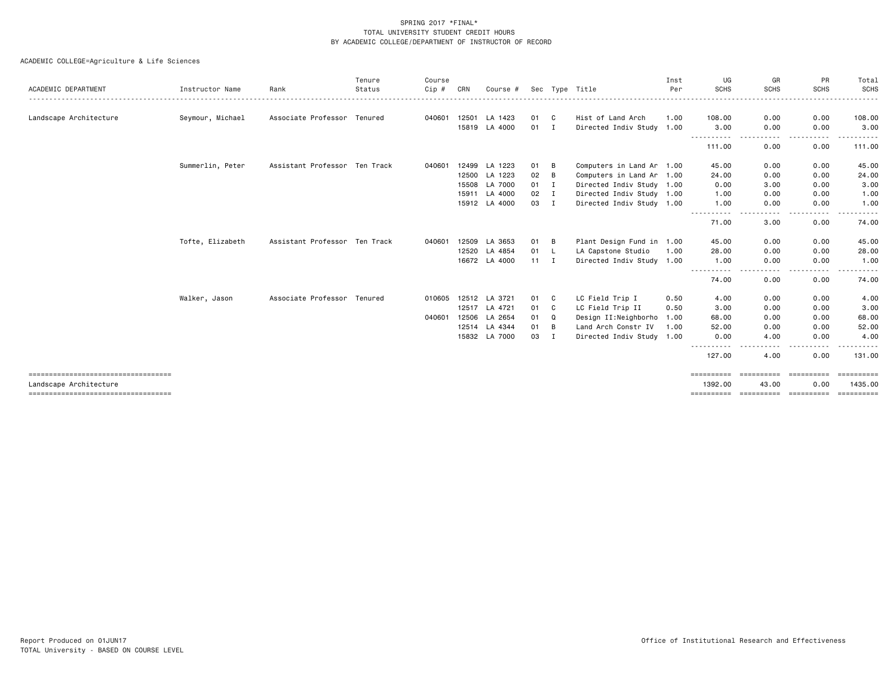SPRING 2017 *FINAL*
TOTAL UNIVERSITY STUDENT CREDIT HOURS
BY ACADEMIC COLLEGE/DEPARTMENT OF INSTRUCTOR OF RECORD

ACADEMIC COLLEGE=Agriculture & Life Sciences

| ACADEMIC DEPARTMENT | Instructor Name | Rank | Tenure Status | Course Cip # | CRN | Course # | Sec | Type | Title | Inst Per | UG SCHS | GR SCHS | PR SCHS | Total SCHS |
|---|---|---|---|---|---|---|---|---|---|---|---|---|---|---|
| Landscape Architecture | Seymour, Michael | Associate Professor | Tenured | 040601 | 12501 | LA 1423 | 01 | C | Hist of Land Arch | 1.00 | 108.00 | 0.00 | 0.00 | 108.00 |
| | | | | | 15819 | LA 4000 | 01 | I | Directed Indiv Study | 1.00 | 3.00 | 0.00 | 0.00 | 3.00 |
| | | | | | | | | | | | 111.00 | 0.00 | 0.00 | 111.00 |
| | Summerlin, Peter | Assistant Professor | Ten Track | 040601 | 12499 | LA 1223 | 01 | B | Computers in Land Ar | 1.00 | 45.00 | 0.00 | 0.00 | 45.00 |
| | | | | | 12500 | LA 1223 | 02 | B | Computers in Land Ar | 1.00 | 24.00 | 0.00 | 0.00 | 24.00 |
| | | | | | 15508 | LA 7000 | 01 | I | Directed Indiv Study | 1.00 | 0.00 | 3.00 | 0.00 | 3.00 |
| | | | | | 15911 | LA 4000 | 02 | I | Directed Indiv Study | 1.00 | 1.00 | 0.00 | 0.00 | 1.00 |
| | | | | | 15912 | LA 4000 | 03 | I | Directed Indiv Study | 1.00 | 1.00 | 0.00 | 0.00 | 1.00 |
| | | | | | | | | | | | 71.00 | 3.00 | 0.00 | 74.00 |
| | Tofte, Elizabeth | Assistant Professor | Ten Track | 040601 | 12509 | LA 3653 | 01 | B | Plant Design Fund in | 1.00 | 45.00 | 0.00 | 0.00 | 45.00 |
| | | | | | 12520 | LA 4854 | 01 | L | LA Capstone Studio | 1.00 | 28.00 | 0.00 | 0.00 | 28.00 |
| | | | | | 16672 | LA 4000 | 11 | I | Directed Indiv Study | 1.00 | 1.00 | 0.00 | 0.00 | 1.00 |
| | | | | | | | | | | | 74.00 | 0.00 | 0.00 | 74.00 |
| | Walker, Jason | Associate Professor | Tenured | 010605 | 12512 | LA 3721 | 01 | C | LC Field Trip I | 0.50 | 4.00 | 0.00 | 0.00 | 4.00 |
| | | | | | 12517 | LA 4721 | 01 | C | LC Field Trip II | 0.50 | 3.00 | 0.00 | 0.00 | 3.00 |
| | | | | 040601 | 12506 | LA 2654 | 01 | Q | Design II:Neighborho | 1.00 | 68.00 | 0.00 | 0.00 | 68.00 |
| | | | | | 12514 | LA 4344 | 01 | B | Land Arch Constr IV | 1.00 | 52.00 | 0.00 | 0.00 | 52.00 |
| | | | | | 15832 | LA 7000 | 03 | I | Directed Indiv Study | 1.00 | 0.00 | 4.00 | 0.00 | 4.00 |
| | | | | | | | | | | | 127.00 | 4.00 | 0.00 | 131.00 |
| Landscape Architecture | | | | | | | | | | | 1392.00 | 43.00 | 0.00 | 1435.00 |

Report Produced on 01JUN17
TOTAL University - BASED ON COURSE LEVEL

Office of Institutional Research and Effectiveness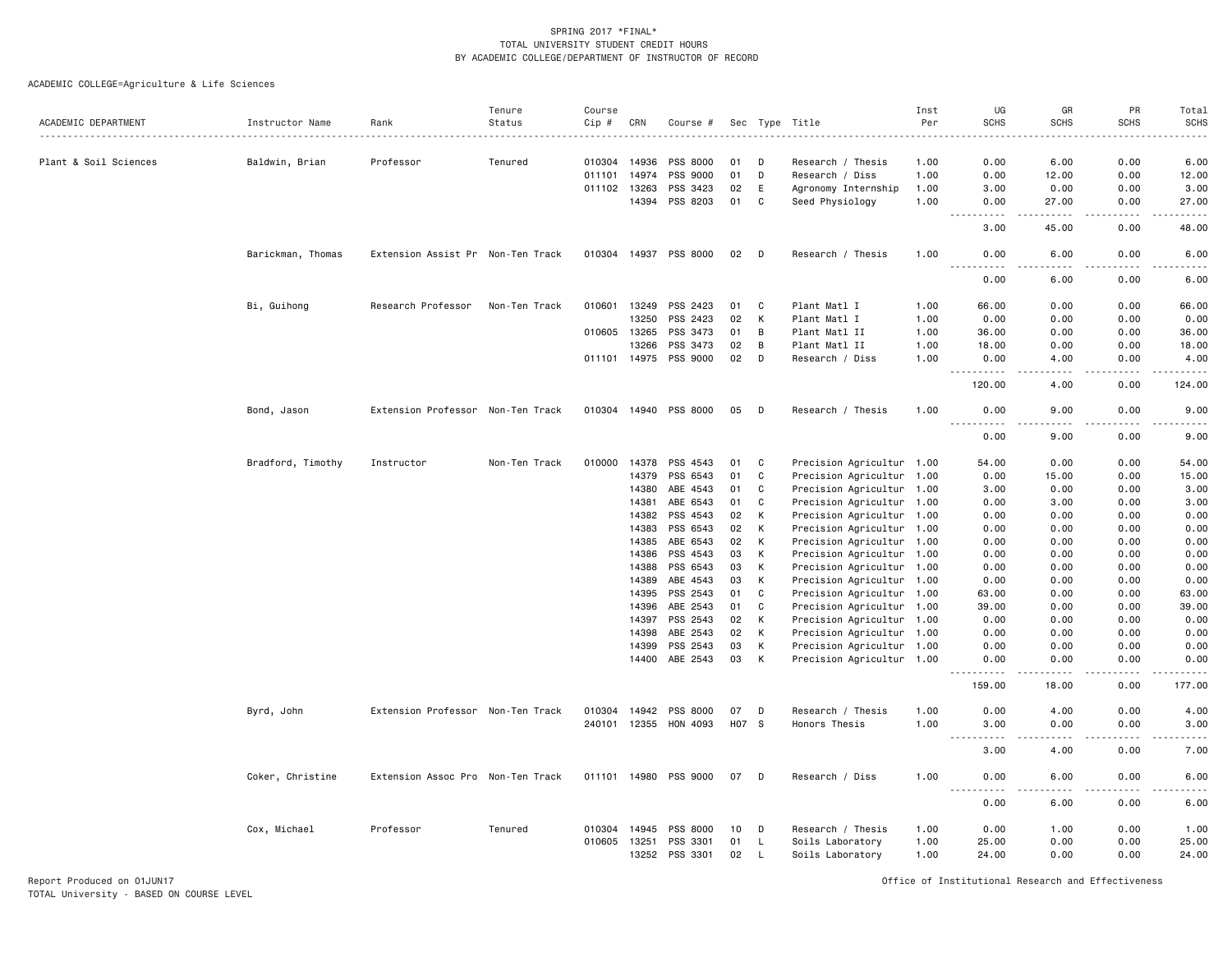SPRING 2017 *FINAL*
TOTAL UNIVERSITY STUDENT CREDIT HOURS
BY ACADEMIC COLLEGE/DEPARTMENT OF INSTRUCTOR OF RECORD

ACADEMIC COLLEGE=Agriculture & Life Sciences

| ACADEMIC DEPARTMENT | Instructor Name | Rank | Tenure Status | Course Cip # | CRN | Course # | Sec | Type | Title | Inst Per | UG SCHS | GR SCHS | PR SCHS | Total SCHS |
|---|---|---|---|---|---|---|---|---|---|---|---|---|---|---|
| Plant & Soil Sciences | Baldwin, Brian | Professor | Tenured | 010304 | 14936 | PSS 8000 | 01 | D | Research / Thesis | 1.00 | 0.00 | 6.00 | 0.00 | 6.00 |
| | | | | 011101 | 14974 | PSS 9000 | 01 | D | Research / Diss | 1.00 | 0.00 | 12.00 | 0.00 | 12.00 |
| | | | | 011102 | 13263 | PSS 3423 | 02 | E | Agronomy Internship | 1.00 | 3.00 | 0.00 | 0.00 | 3.00 |
| | | | | | 14394 | PSS 8203 | 01 | C | Seed Physiology | 1.00 | 0.00 | 27.00 | 0.00 | 27.00 |
| | | | | | | | | | | | 3.00 | 45.00 | 0.00 | 48.00 |
| | Barickman, Thomas | Extension Assist Pr | Non-Ten Track | 010304 | 14937 | PSS 8000 | 02 | D | Research / Thesis | 1.00 | 0.00 | 6.00 | 0.00 | 6.00 |
| | | | | | | | | | | | 0.00 | 6.00 | 0.00 | 6.00 |
| | Bi, Guihong | Research Professor | Non-Ten Track | 010601 | 13249 | PSS 2423 | 01 | C | Plant Matl I | 1.00 | 66.00 | 0.00 | 0.00 | 66.00 |
| | | | | | 13250 | PSS 2423 | 02 | K | Plant Matl I | 1.00 | 0.00 | 0.00 | 0.00 | 0.00 |
| | | | | 010605 | 13265 | PSS 3473 | 01 | B | Plant Matl II | 1.00 | 36.00 | 0.00 | 0.00 | 36.00 |
| | | | | | 13266 | PSS 3473 | 02 | B | Plant Matl II | 1.00 | 18.00 | 0.00 | 0.00 | 18.00 |
| | | | | 011101 | 14975 | PSS 9000 | 02 | D | Research / Diss | 1.00 | 0.00 | 4.00 | 0.00 | 4.00 |
| | | | | | | | | | | | 120.00 | 4.00 | 0.00 | 124.00 |
| | Bond, Jason | Extension Professor | Non-Ten Track | 010304 | 14940 | PSS 8000 | 05 | D | Research / Thesis | 1.00 | 0.00 | 9.00 | 0.00 | 9.00 |
| | | | | | | | | | | | 0.00 | 9.00 | 0.00 | 9.00 |
| | Bradford, Timothy | Instructor | Non-Ten Track | 010000 | 14378 | PSS 4543 | 01 | C | Precision Agricultur | 1.00 | 54.00 | 0.00 | 0.00 | 54.00 |
| | | | | | 14379 | PSS 6543 | 01 | C | Precision Agricultur | 1.00 | 0.00 | 15.00 | 0.00 | 15.00 |
| | | | | | 14380 | ABE 4543 | 01 | C | Precision Agricultur | 1.00 | 3.00 | 0.00 | 0.00 | 3.00 |
| | | | | | 14381 | ABE 6543 | 01 | C | Precision Agricultur | 1.00 | 0.00 | 3.00 | 0.00 | 3.00 |
| | | | | | 14382 | PSS 4543 | 02 | K | Precision Agricultur | 1.00 | 0.00 | 0.00 | 0.00 | 0.00 |
| | | | | | 14383 | PSS 6543 | 02 | K | Precision Agricultur | 1.00 | 0.00 | 0.00 | 0.00 | 0.00 |
| | | | | | 14385 | ABE 6543 | 02 | K | Precision Agricultur | 1.00 | 0.00 | 0.00 | 0.00 | 0.00 |
| | | | | | 14386 | PSS 4543 | 03 | K | Precision Agricultur | 1.00 | 0.00 | 0.00 | 0.00 | 0.00 |
| | | | | | 14388 | PSS 6543 | 03 | K | Precision Agricultur | 1.00 | 0.00 | 0.00 | 0.00 | 0.00 |
| | | | | | 14389 | ABE 4543 | 03 | K | Precision Agricultur | 1.00 | 0.00 | 0.00 | 0.00 | 0.00 |
| | | | | | 14395 | PSS 2543 | 01 | C | Precision Agricultur | 1.00 | 63.00 | 0.00 | 0.00 | 63.00 |
| | | | | | 14396 | ABE 2543 | 01 | C | Precision Agricultur | 1.00 | 39.00 | 0.00 | 0.00 | 39.00 |
| | | | | | 14397 | PSS 2543 | 02 | K | Precision Agricultur | 1.00 | 0.00 | 0.00 | 0.00 | 0.00 |
| | | | | | 14398 | ABE 2543 | 02 | K | Precision Agricultur | 1.00 | 0.00 | 0.00 | 0.00 | 0.00 |
| | | | | | 14399 | PSS 2543 | 03 | K | Precision Agricultur | 1.00 | 0.00 | 0.00 | 0.00 | 0.00 |
| | | | | | 14400 | ABE 2543 | 03 | K | Precision Agricultur | 1.00 | 0.00 | 0.00 | 0.00 | 0.00 |
| | | | | | | | | | | | 159.00 | 18.00 | 0.00 | 177.00 |
| | Byrd, John | Extension Professor | Non-Ten Track | 010304 | 14942 | PSS 8000 | 07 | D | Research / Thesis | 1.00 | 0.00 | 4.00 | 0.00 | 4.00 |
| | | | | 240101 | 12355 | HON 4093 | H07 | S | Honors Thesis | 1.00 | 3.00 | 0.00 | 0.00 | 3.00 |
| | | | | | | | | | | | 3.00 | 4.00 | 0.00 | 7.00 |
| | Coker, Christine | Extension Assoc Pro | Non-Ten Track | 011101 | 14980 | PSS 9000 | 07 | D | Research / Diss | 1.00 | 0.00 | 6.00 | 0.00 | 6.00 |
| | | | | | | | | | | | 0.00 | 6.00 | 0.00 | 6.00 |
| | Cox, Michael | Professor | Tenured | 010304 | 14945 | PSS 8000 | 10 | D | Research / Thesis | 1.00 | 0.00 | 1.00 | 0.00 | 1.00 |
| | | | | 010605 | 13251 | PSS 3301 | 01 | L | Soils Laboratory | 1.00 | 25.00 | 0.00 | 0.00 | 25.00 |
| | | | | | 13252 | PSS 3301 | 02 | L | Soils Laboratory | 1.00 | 24.00 | 0.00 | 0.00 | 24.00 |

Report Produced on 01JUN17
TOTAL University - BASED ON COURSE LEVEL

Office of Institutional Research and Effectiveness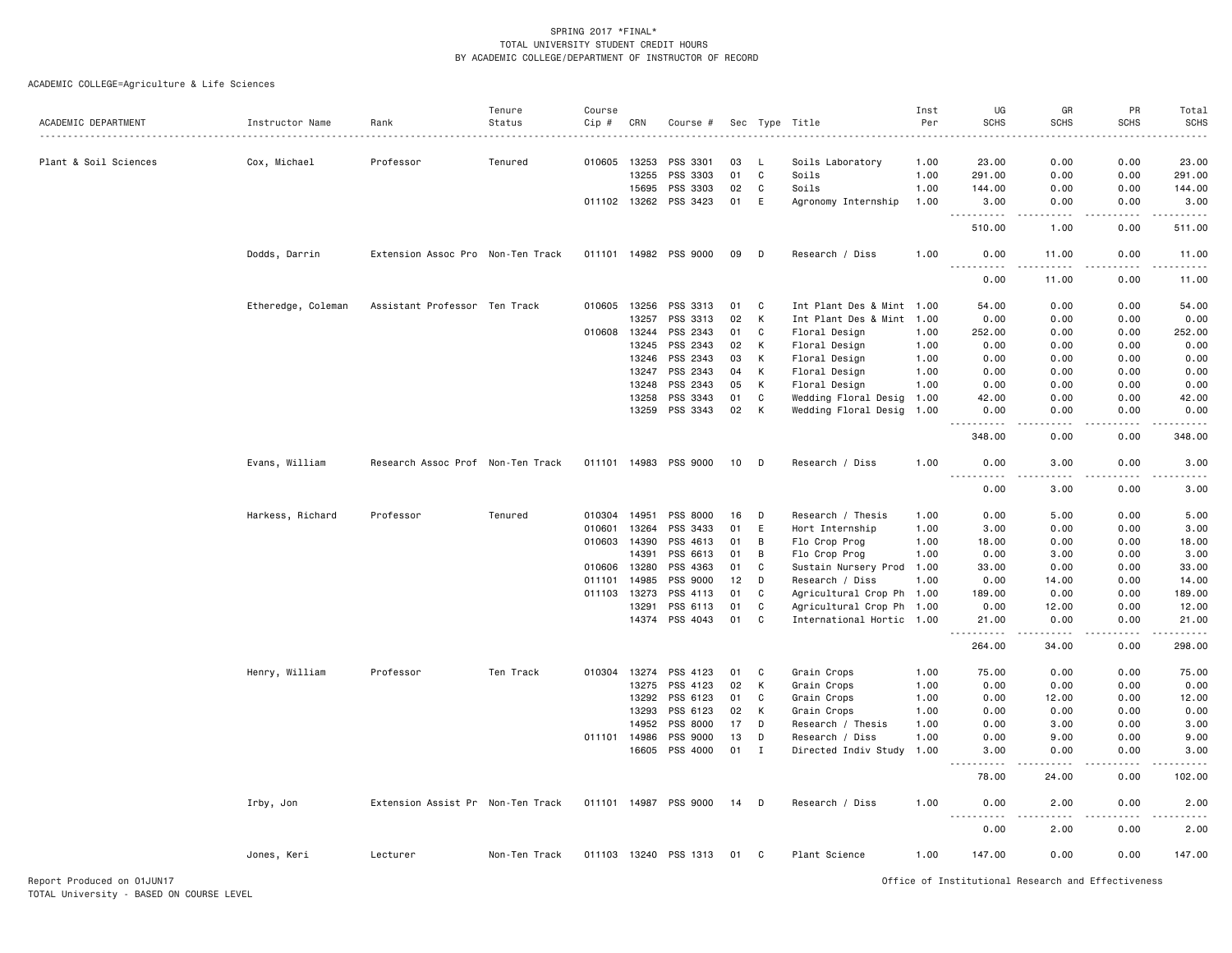SPRING 2017 *FINAL*
TOTAL UNIVERSITY STUDENT CREDIT HOURS
BY ACADEMIC COLLEGE/DEPARTMENT OF INSTRUCTOR OF RECORD

ACADEMIC COLLEGE=Agriculture & Life Sciences

| ACADEMIC DEPARTMENT | Instructor Name | Rank | Tenure Status | Course Cip # | CRN | Course # | Sec | Type | Title | Inst Per | UG SCHS | GR SCHS | PR SCHS | Total SCHS |
|---|---|---|---|---|---|---|---|---|---|---|---|---|---|---|
| Plant & Soil Sciences | Cox, Michael | Professor | Tenured | 010605 | 13253 | PSS 3301 | 03 | L | Soils Laboratory | 1.00 | 23.00 | 0.00 | 0.00 | 23.00 |
| | | | | | 13255 | PSS 3303 | 01 | C | Soils | 1.00 | 291.00 | 0.00 | 0.00 | 291.00 |
| | | | | | 15695 | PSS 3303 | 02 | C | Soils | 1.00 | 144.00 | 0.00 | 0.00 | 144.00 |
| | | | | 011102 | 13262 | PSS 3423 | 01 | E | Agronomy Internship | 1.00 | 3.00 | 0.00 | 0.00 | 3.00 |
| | | | | | | | | | | | 510.00 | 1.00 | 0.00 | 511.00 |
| | Dodds, Darrin | Extension Assoc Pro | Non-Ten Track | 011101 | 14982 | PSS 9000 | 09 | D | Research / Diss | 1.00 | 0.00 | 11.00 | 0.00 | 11.00 |
| | | | | | | | | | | | 0.00 | 11.00 | 0.00 | 11.00 |
| | Etheredge, Coleman | Assistant Professor | Ten Track | 010605 | 13256 | PSS 3313 | 01 | C | Int Plant Des & Mint | 1.00 | 54.00 | 0.00 | 0.00 | 54.00 |
| | | | | | 13257 | PSS 3313 | 02 | K | Int Plant Des & Mint | 1.00 | 0.00 | 0.00 | 0.00 | 0.00 |
| | | | | 010608 | 13244 | PSS 2343 | 01 | C | Floral Design | 1.00 | 252.00 | 0.00 | 0.00 | 252.00 |
| | | | | | 13245 | PSS 2343 | 02 | K | Floral Design | 1.00 | 0.00 | 0.00 | 0.00 | 0.00 |
| | | | | | 13246 | PSS 2343 | 03 | K | Floral Design | 1.00 | 0.00 | 0.00 | 0.00 | 0.00 |
| | | | | | 13247 | PSS 2343 | 04 | K | Floral Design | 1.00 | 0.00 | 0.00 | 0.00 | 0.00 |
| | | | | | 13248 | PSS 2343 | 05 | K | Floral Design | 1.00 | 0.00 | 0.00 | 0.00 | 0.00 |
| | | | | | 13258 | PSS 3343 | 01 | C | Wedding Floral Desig | 1.00 | 42.00 | 0.00 | 0.00 | 42.00 |
| | | | | | 13259 | PSS 3343 | 02 | K | Wedding Floral Desig | 1.00 | 0.00 | 0.00 | 0.00 | 0.00 |
| | | | | | | | | | | | 348.00 | 0.00 | 0.00 | 348.00 |
| | Evans, William | Research Assoc Prof | Non-Ten Track | 011101 | 14983 | PSS 9000 | 10 | D | Research / Diss | 1.00 | 0.00 | 3.00 | 0.00 | 3.00 |
| | | | | | | | | | | | 0.00 | 3.00 | 0.00 | 3.00 |
| | Harkess, Richard | Professor | Tenured | 010304 | 14951 | PSS 8000 | 16 | D | Research / Thesis | 1.00 | 0.00 | 5.00 | 0.00 | 5.00 |
| | | | | 010601 | 13264 | PSS 3433 | 01 | E | Hort Internship | 1.00 | 3.00 | 0.00 | 0.00 | 3.00 |
| | | | | 010603 | 14390 | PSS 4613 | 01 | B | Flo Crop Prog | 1.00 | 18.00 | 0.00 | 0.00 | 18.00 |
| | | | | | 14391 | PSS 6613 | 01 | B | Flo Crop Prog | 1.00 | 0.00 | 3.00 | 0.00 | 3.00 |
| | | | | 010606 | 13280 | PSS 4363 | 01 | C | Sustain Nursery Prod | 1.00 | 33.00 | 0.00 | 0.00 | 33.00 |
| | | | | 011101 | 14985 | PSS 9000 | 12 | D | Research / Diss | 1.00 | 0.00 | 14.00 | 0.00 | 14.00 |
| | | | | 011103 | 13273 | PSS 4113 | 01 | C | Agricultural Crop Ph | 1.00 | 189.00 | 0.00 | 0.00 | 189.00 |
| | | | | | 13291 | PSS 6113 | 01 | C | Agricultural Crop Ph | 1.00 | 0.00 | 12.00 | 0.00 | 12.00 |
| | | | | | 14374 | PSS 4043 | 01 | C | International Hortic | 1.00 | 21.00 | 0.00 | 0.00 | 21.00 |
| | | | | | | | | | | | 264.00 | 34.00 | 0.00 | 298.00 |
| | Henry, William | Professor | Ten Track | 010304 | 13274 | PSS 4123 | 01 | C | Grain Crops | 1.00 | 75.00 | 0.00 | 0.00 | 75.00 |
| | | | | | 13275 | PSS 4123 | 02 | K | Grain Crops | 1.00 | 0.00 | 0.00 | 0.00 | 0.00 |
| | | | | | 13292 | PSS 6123 | 01 | C | Grain Crops | 1.00 | 0.00 | 12.00 | 0.00 | 12.00 |
| | | | | | 13293 | PSS 6123 | 02 | K | Grain Crops | 1.00 | 0.00 | 0.00 | 0.00 | 0.00 |
| | | | | | 14952 | PSS 8000 | 17 | D | Research / Thesis | 1.00 | 0.00 | 3.00 | 0.00 | 3.00 |
| | | | | 011101 | 14986 | PSS 9000 | 13 | D | Research / Diss | 1.00 | 0.00 | 9.00 | 0.00 | 9.00 |
| | | | | | 16605 | PSS 4000 | 01 | I | Directed Indiv Study | 1.00 | 3.00 | 0.00 | 0.00 | 3.00 |
| | | | | | | | | | | | 78.00 | 24.00 | 0.00 | 102.00 |
| | Irby, Jon | Extension Assist Pr | Non-Ten Track | 011101 | 14987 | PSS 9000 | 14 | D | Research / Diss | 1.00 | 0.00 | 2.00 | 0.00 | 2.00 |
| | | | | | | | | | | | 0.00 | 2.00 | 0.00 | 2.00 |
| | Jones, Keri | Lecturer | Non-Ten Track | 011103 | 13240 | PSS 1313 | 01 | C | Plant Science | 1.00 | 147.00 | 0.00 | 0.00 | 147.00 |

Report Produced on 01JUN17
TOTAL University - BASED ON COURSE LEVEL

Office of Institutional Research and Effectiveness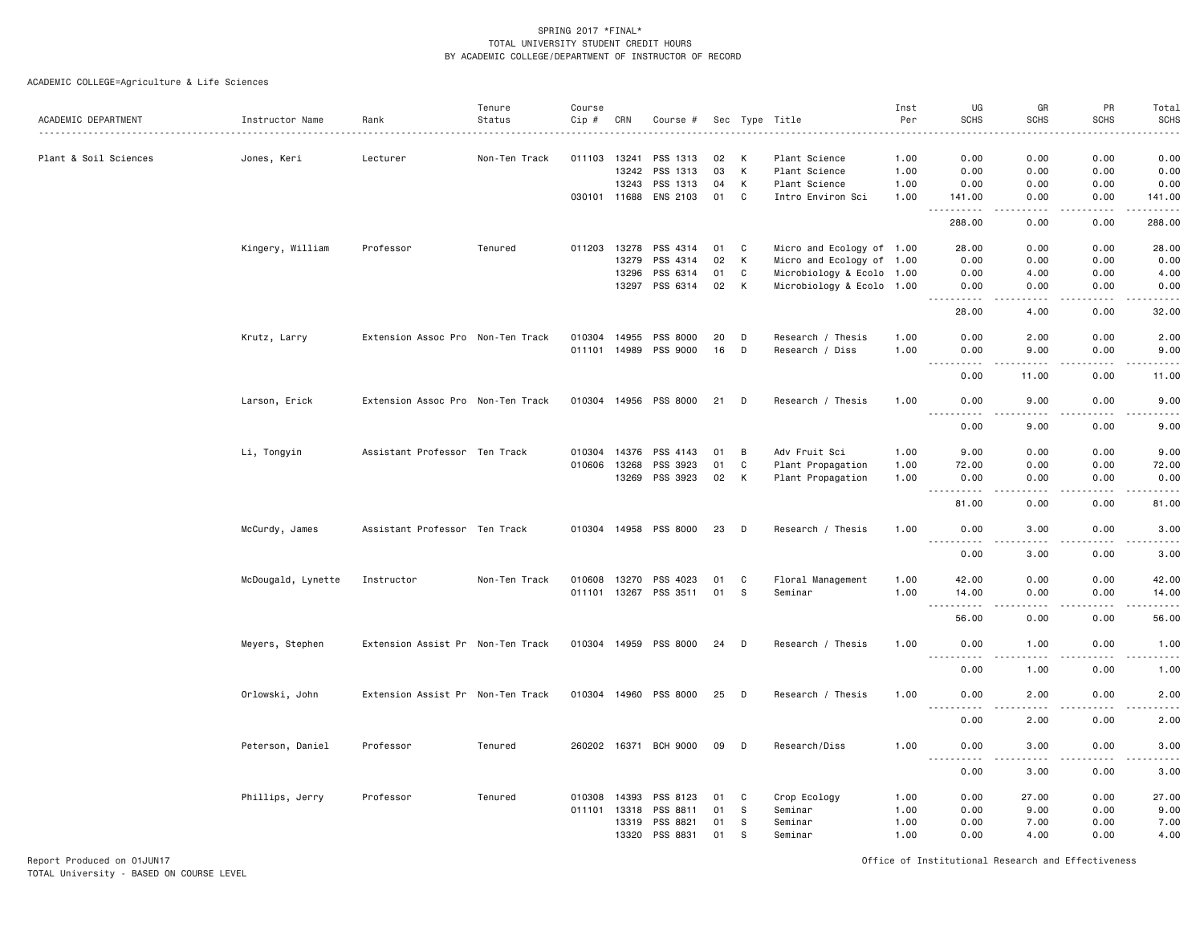SPRING 2017 *FINAL*
TOTAL UNIVERSITY STUDENT CREDIT HOURS
BY ACADEMIC COLLEGE/DEPARTMENT OF INSTRUCTOR OF RECORD

ACADEMIC COLLEGE=Agriculture & Life Sciences

| ACADEMIC DEPARTMENT | Instructor Name | Rank | Tenure Status | Course Cip # | CRN | Course # | Sec | Type | Title | Inst Per | UG SCHS | GR SCHS | PR SCHS | Total SCHS |
|---|---|---|---|---|---|---|---|---|---|---|---|---|---|---|
| Plant & Soil Sciences | Jones, Keri | Lecturer | Non-Ten Track | 011103 | 13241 | PSS 1313 | 02 | K | Plant Science | 1.00 | 0.00 | 0.00 | 0.00 | 0.00 |
| | | | | | 13242 | PSS 1313 | 03 | K | Plant Science | 1.00 | 0.00 | 0.00 | 0.00 | 0.00 |
| | | | | | 13243 | PSS 1313 | 04 | K | Plant Science | 1.00 | 0.00 | 0.00 | 0.00 | 0.00 |
| | | | | 030101 | 11688 | ENS 2103 | 01 | C | Intro Environ Sci | 1.00 | 141.00 | 0.00 | 0.00 | 141.00 |
| | | | | | | | | | | | 288.00 | 0.00 | 0.00 | 288.00 |
| | Kingery, William | Professor | Tenured | 011203 | 13278 | PSS 4314 | 01 | C | Micro and Ecology of | 1.00 | 28.00 | 0.00 | 0.00 | 28.00 |
| | | | | | 13279 | PSS 4314 | 02 | K | Micro and Ecology of | 1.00 | 0.00 | 0.00 | 0.00 | 0.00 |
| | | | | | 13296 | PSS 6314 | 01 | C | Microbiology & Ecolo | 1.00 | 0.00 | 4.00 | 0.00 | 4.00 |
| | | | | | 13297 | PSS 6314 | 02 | K | Microbiology & Ecolo | 1.00 | 0.00 | 0.00 | 0.00 | 0.00 |
| | | | | | | | | | | | 28.00 | 4.00 | 0.00 | 32.00 |
| | Krutz, Larry | Extension Assoc Pro | Non-Ten Track | 010304 | 14955 | PSS 8000 | 20 | D | Research / Thesis | 1.00 | 0.00 | 2.00 | 0.00 | 2.00 |
| | | | | 011101 | 14989 | PSS 9000 | 16 | D | Research / Diss | 1.00 | 0.00 | 9.00 | 0.00 | 9.00 |
| | | | | | | | | | | | 0.00 | 11.00 | 0.00 | 11.00 |
| | Larson, Erick | Extension Assoc Pro | Non-Ten Track | 010304 | 14956 | PSS 8000 | 21 | D | Research / Thesis | 1.00 | 0.00 | 9.00 | 0.00 | 9.00 |
| | | | | | | | | | | | 0.00 | 9.00 | 0.00 | 9.00 |
| | Li, Tongyin | Assistant Professor | Ten Track | 010304 | 14376 | PSS 4143 | 01 | B | Adv Fruit Sci | 1.00 | 9.00 | 0.00 | 0.00 | 9.00 |
| | | | | 010606 | 13268 | PSS 3923 | 01 | C | Plant Propagation | 1.00 | 72.00 | 0.00 | 0.00 | 72.00 |
| | | | | | 13269 | PSS 3923 | 02 | K | Plant Propagation | 1.00 | 0.00 | 0.00 | 0.00 | 0.00 |
| | | | | | | | | | | | 81.00 | 0.00 | 0.00 | 81.00 |
| | McCurdy, James | Assistant Professor | Ten Track | 010304 | 14958 | PSS 8000 | 23 | D | Research / Thesis | 1.00 | 0.00 | 3.00 | 0.00 | 3.00 |
| | | | | | | | | | | | 0.00 | 3.00 | 0.00 | 3.00 |
| | McDougald, Lynette | Instructor | Non-Ten Track | 010608 | 13270 | PSS 4023 | 01 | C | Floral Management | 1.00 | 42.00 | 0.00 | 0.00 | 42.00 |
| | | | | 011101 | 13267 | PSS 3511 | 01 | S | Seminar | 1.00 | 14.00 | 0.00 | 0.00 | 14.00 |
| | | | | | | | | | | | 56.00 | 0.00 | 0.00 | 56.00 |
| | Meyers, Stephen | Extension Assist Pr | Non-Ten Track | 010304 | 14959 | PSS 8000 | 24 | D | Research / Thesis | 1.00 | 0.00 | 1.00 | 0.00 | 1.00 |
| | | | | | | | | | | | 0.00 | 1.00 | 0.00 | 1.00 |
| | Orlowski, John | Extension Assist Pr | Non-Ten Track | 010304 | 14960 | PSS 8000 | 25 | D | Research / Thesis | 1.00 | 0.00 | 2.00 | 0.00 | 2.00 |
| | | | | | | | | | | | 0.00 | 2.00 | 0.00 | 2.00 |
| | Peterson, Daniel | Professor | Tenured | 260202 | 16371 | BCH 9000 | 09 | D | Research/Diss | 1.00 | 0.00 | 3.00 | 0.00 | 3.00 |
| | | | | | | | | | | | 0.00 | 3.00 | 0.00 | 3.00 |
| | Phillips, Jerry | Professor | Tenured | 010308 | 14393 | PSS 8123 | 01 | C | Crop Ecology | 1.00 | 0.00 | 27.00 | 0.00 | 27.00 |
| | | | | 011101 | 13318 | PSS 8811 | 01 | S | Seminar | 1.00 | 0.00 | 9.00 | 0.00 | 9.00 |
| | | | | | 13319 | PSS 8821 | 01 | S | Seminar | 1.00 | 0.00 | 7.00 | 0.00 | 7.00 |
| | | | | | 13320 | PSS 8831 | 01 | S | Seminar | 1.00 | 0.00 | 4.00 | 0.00 | 4.00 |

Report Produced on 01JUN17
TOTAL University - BASED ON COURSE LEVEL

Office of Institutional Research and Effectiveness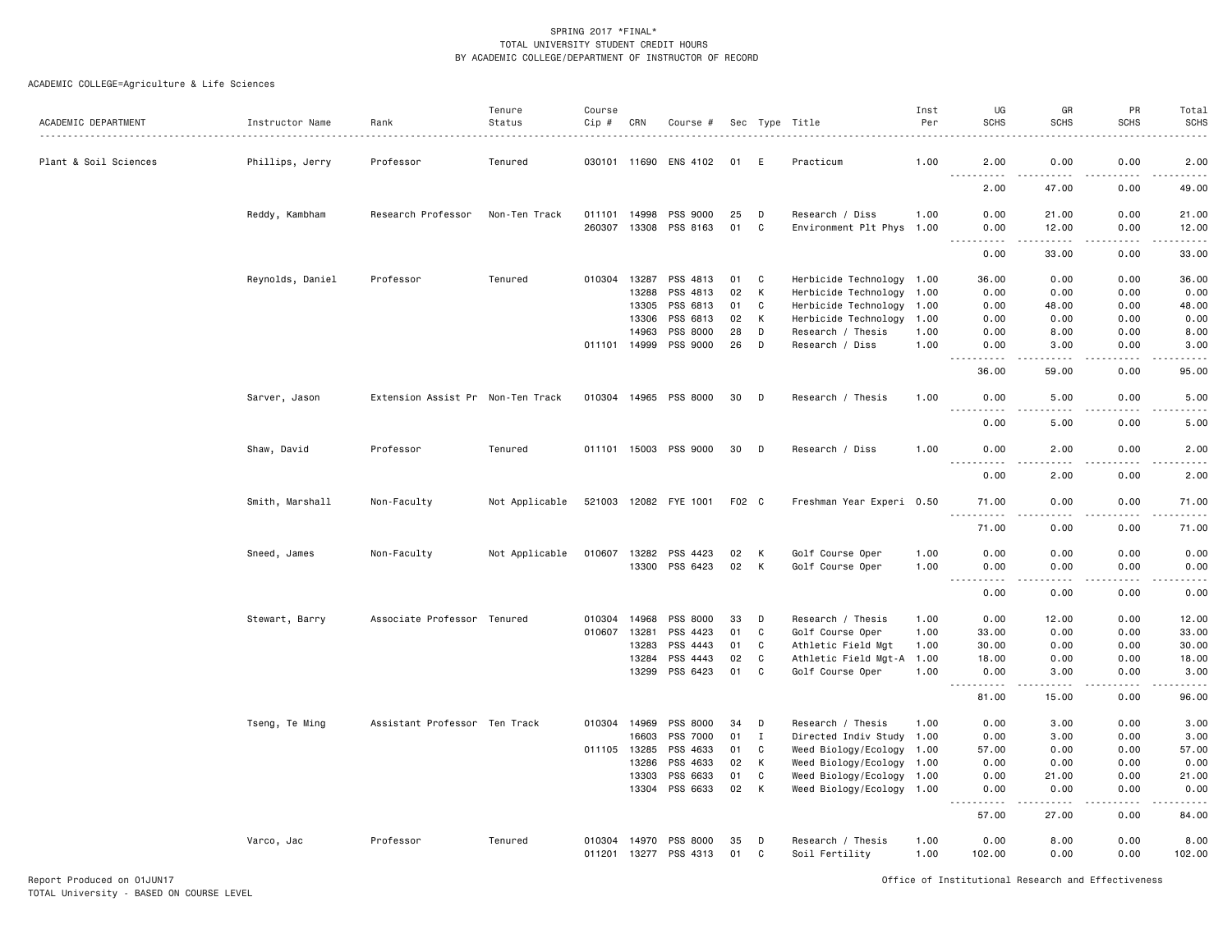SPRING 2017 *FINAL*
TOTAL UNIVERSITY STUDENT CREDIT HOURS
BY ACADEMIC COLLEGE/DEPARTMENT OF INSTRUCTOR OF RECORD

ACADEMIC COLLEGE=Agriculture & Life Sciences

| ACADEMIC DEPARTMENT | Instructor Name | Rank | Tenure Status | Course Cip # | CRN | Course # | Sec | Type | Title | Inst Per | UG SCHS | GR SCHS | PR SCHS | Total SCHS |
|---|---|---|---|---|---|---|---|---|---|---|---|---|---|---|
| Plant & Soil Sciences | Phillips, Jerry | Professor | Tenured | 030101 | 11690 | ENS 4102 | 01 | E | Practicum | 1.00 | 2.00 | 0.00 | 0.00 | 2.00 |
| | | | | | | | | | | | 2.00 | 47.00 | 0.00 | 49.00 |
| | Reddy, Kambham | Research Professor | Non-Ten Track | 011101 | 14998 | PSS 9000 | 25 | D | Research / Diss | 1.00 | 0.00 | 21.00 | 0.00 | 21.00 |
| | | | | 260307 | 13308 | PSS 8163 | 01 | C | Environment Plt Phys | 1.00 | 0.00 | 12.00 | 0.00 | 12.00 |
| | | | | | | | | | | | 0.00 | 33.00 | 0.00 | 33.00 |
| | Reynolds, Daniel | Professor | Tenured | 010304 | 13287 | PSS 4813 | 01 | C | Herbicide Technology | 1.00 | 36.00 | 0.00 | 0.00 | 36.00 |
| | | | | | 13288 | PSS 4813 | 02 | K | Herbicide Technology | 1.00 | 0.00 | 0.00 | 0.00 | 0.00 |
| | | | | | 13305 | PSS 6813 | 01 | C | Herbicide Technology | 1.00 | 0.00 | 48.00 | 0.00 | 48.00 |
| | | | | | 13306 | PSS 6813 | 02 | K | Herbicide Technology | 1.00 | 0.00 | 0.00 | 0.00 | 0.00 |
| | | | | | 14963 | PSS 8000 | 28 | D | Research / Thesis | 1.00 | 0.00 | 8.00 | 0.00 | 8.00 |
| | | | | 011101 | 14999 | PSS 9000 | 26 | D | Research / Diss | 1.00 | 0.00 | 3.00 | 0.00 | 3.00 |
| | | | | | | | | | | | 36.00 | 59.00 | 0.00 | 95.00 |
| | Sarver, Jason | Extension Assist Pr | Non-Ten Track | 010304 | 14965 | PSS 8000 | 30 | D | Research / Thesis | 1.00 | 0.00 | 5.00 | 0.00 | 5.00 |
| | | | | | | | | | | | 0.00 | 5.00 | 0.00 | 5.00 |
| | Shaw, David | Professor | Tenured | 011101 | 15003 | PSS 9000 | 30 | D | Research / Diss | 1.00 | 0.00 | 2.00 | 0.00 | 2.00 |
| | | | | | | | | | | | 0.00 | 2.00 | 0.00 | 2.00 |
| | Smith, Marshall | Non-Faculty | Not Applicable | 521003 | 12082 | FYE 1001 | F02 | C | Freshman Year Experi | 0.50 | 71.00 | 0.00 | 0.00 | 71.00 |
| | | | | | | | | | | | 71.00 | 0.00 | 0.00 | 71.00 |
| | Sneed, James | Non-Faculty | Not Applicable | 010607 | 13282 | PSS 4423 | 02 | K | Golf Course Oper | 1.00 | 0.00 | 0.00 | 0.00 | 0.00 |
| | | | | | 13300 | PSS 6423 | 02 | K | Golf Course Oper | 1.00 | 0.00 | 0.00 | 0.00 | 0.00 |
| | | | | | | | | | | | 0.00 | 0.00 | 0.00 | 0.00 |
| | Stewart, Barry | Associate Professor | Tenured | 010304 | 14968 | PSS 8000 | 33 | D | Research / Thesis | 1.00 | 0.00 | 12.00 | 0.00 | 12.00 |
| | | | | 010607 | 13281 | PSS 4423 | 01 | C | Golf Course Oper | 1.00 | 33.00 | 0.00 | 0.00 | 33.00 |
| | | | | | 13283 | PSS 4443 | 01 | C | Athletic Field Mgt | 1.00 | 30.00 | 0.00 | 0.00 | 30.00 |
| | | | | | 13284 | PSS 4443 | 02 | C | Athletic Field Mgt-A | 1.00 | 18.00 | 0.00 | 0.00 | 18.00 |
| | | | | | 13299 | PSS 6423 | 01 | C | Golf Course Oper | 1.00 | 0.00 | 3.00 | 0.00 | 3.00 |
| | | | | | | | | | | | 81.00 | 15.00 | 0.00 | 96.00 |
| | Tseng, Te Ming | Assistant Professor | Ten Track | 010304 | 14969 | PSS 8000 | 34 | D | Research / Thesis | 1.00 | 0.00 | 3.00 | 0.00 | 3.00 |
| | | | | | 16603 | PSS 7000 | 01 | I | Directed Indiv Study | 1.00 | 0.00 | 3.00 | 0.00 | 3.00 |
| | | | | 011105 | 13285 | PSS 4633 | 01 | C | Weed Biology/Ecology | 1.00 | 57.00 | 0.00 | 0.00 | 57.00 |
| | | | | | 13286 | PSS 4633 | 02 | K | Weed Biology/Ecology | 1.00 | 0.00 | 0.00 | 0.00 | 0.00 |
| | | | | | 13303 | PSS 6633 | 01 | C | Weed Biology/Ecology | 1.00 | 0.00 | 21.00 | 0.00 | 21.00 |
| | | | | | 13304 | PSS 6633 | 02 | K | Weed Biology/Ecology | 1.00 | 0.00 | 0.00 | 0.00 | 0.00 |
| | | | | | | | | | | | 57.00 | 27.00 | 0.00 | 84.00 |
| | Varco, Jac | Professor | Tenured | 010304 | 14970 | PSS 8000 | 35 | D | Research / Thesis | 1.00 | 0.00 | 8.00 | 0.00 | 8.00 |
| | | | | 011201 | 13277 | PSS 4313 | 01 | C | Soil Fertility | 1.00 | 102.00 | 0.00 | 0.00 | 102.00 |

Report Produced on 01JUN17
TOTAL University - BASED ON COURSE LEVEL

Office of Institutional Research and Effectiveness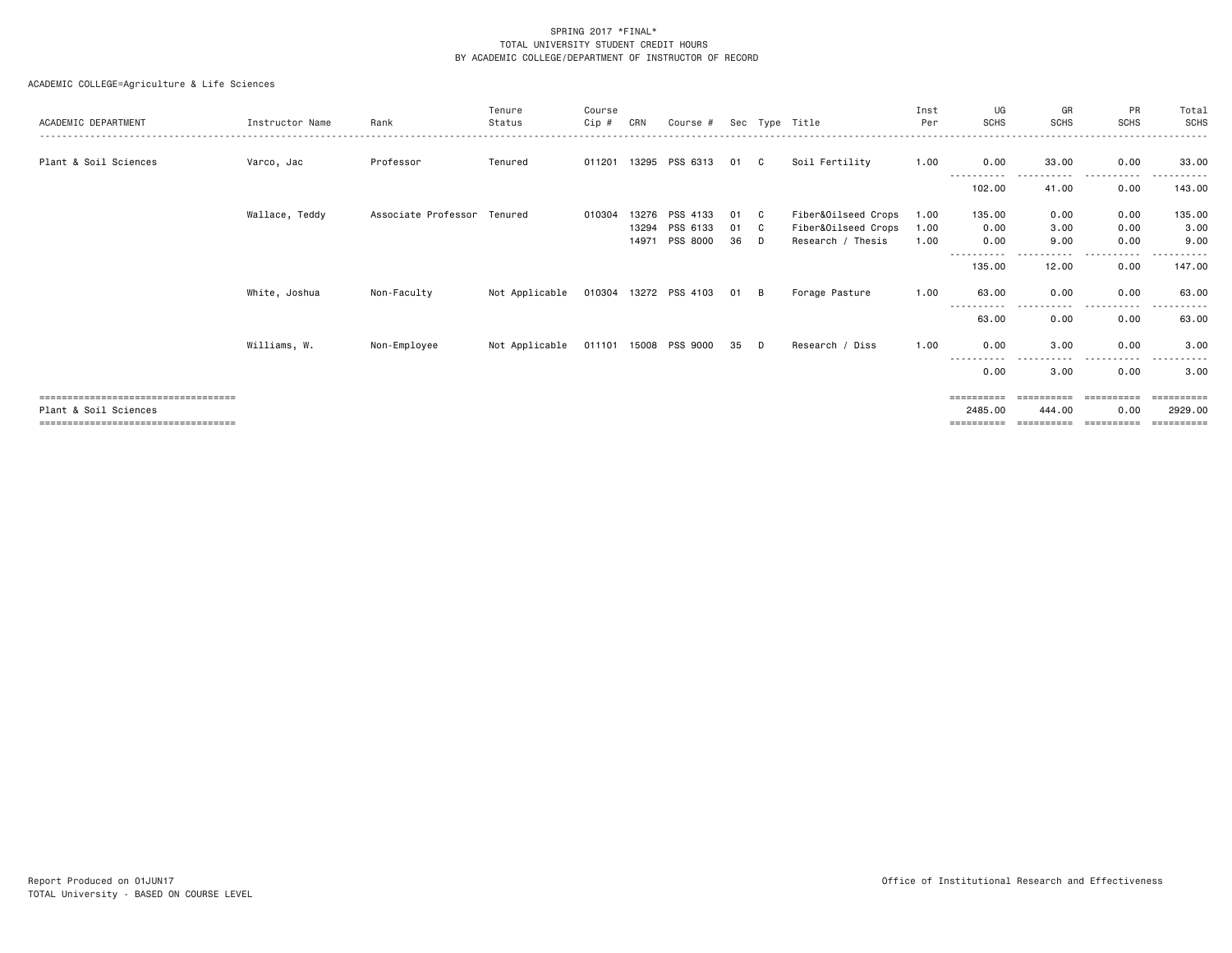SPRING 2017 *FINAL*
TOTAL UNIVERSITY STUDENT CREDIT HOURS
BY ACADEMIC COLLEGE/DEPARTMENT OF INSTRUCTOR OF RECORD

ACADEMIC COLLEGE=Agriculture & Life Sciences

| ACADEMIC DEPARTMENT | Instructor Name | Rank | Tenure Status | Course Cip # | CRN | Course # | Sec | Type | Title | Inst Per | UG SCHS | GR SCHS | PR SCHS | Total SCHS |
|---|---|---|---|---|---|---|---|---|---|---|---|---|---|---|
| Plant & Soil Sciences | Varco, Jac | Professor | Tenured | 011201 | 13295 | PSS 6313 | 01 | C | Soil Fertility | 1.00 | 0.00 | 33.00 | 0.00 | 33.00 |
| | | | | | | | | | | | 102.00 | 41.00 | 0.00 | 143.00 |
| | Wallace, Teddy | Associate Professor | Tenured | 010304 | 13276 | PSS 4133 | 01 | C | Fiber&Oilseed Crops | 1.00 | 135.00 | 0.00 | 0.00 | 135.00 |
| | | | | | 13294 | PSS 6133 | 01 | C | Fiber&Oilseed Crops | 1.00 | 0.00 | 3.00 | 0.00 | 3.00 |
| | | | | | 14971 | PSS 8000 | 36 | D | Research / Thesis | 1.00 | 0.00 | 9.00 | 0.00 | 9.00 |
| | | | | | | | | | | | 135.00 | 12.00 | 0.00 | 147.00 |
| | White, Joshua | Non-Faculty | Not Applicable | 010304 | 13272 | PSS 4103 | 01 | B | Forage Pasture | 1.00 | 63.00 | 0.00 | 0.00 | 63.00 |
| | | | | | | | | | | | 63.00 | 0.00 | 0.00 | 63.00 |
| | Williams, W. | Non-Employee | Not Applicable | 011101 | 15008 | PSS 9000 | 35 | D | Research / Diss | 1.00 | 0.00 | 3.00 | 0.00 | 3.00 |
| | | | | | | | | | | | 0.00 | 3.00 | 0.00 | 3.00 |
| Plant & Soil Sciences | | | | | | | | | | | 2485.00 | 444.00 | 0.00 | 2929.00 |

Report Produced on 01JUN17
TOTAL University - BASED ON COURSE LEVEL

Office of Institutional Research and Effectiveness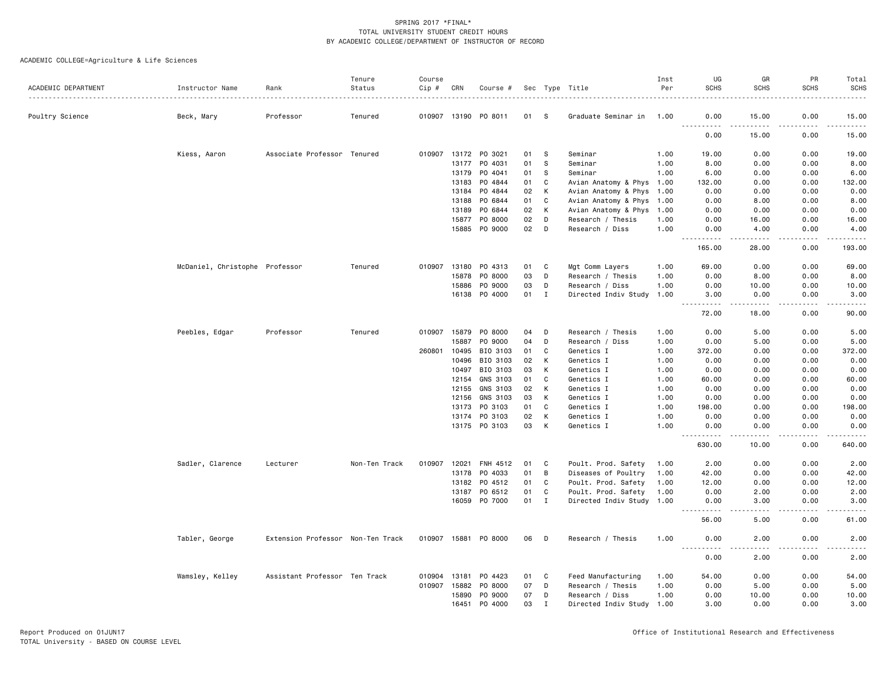SPRING 2017 *FINAL*
TOTAL UNIVERSITY STUDENT CREDIT HOURS
BY ACADEMIC COLLEGE/DEPARTMENT OF INSTRUCTOR OF RECORD

ACADEMIC COLLEGE=Agriculture & Life Sciences

| ACADEMIC DEPARTMENT | Instructor Name | Rank | Tenure Status | Course Cip # | CRN | Course # | Sec | Type | Title | Inst Per | UG SCHS | GR SCHS | PR SCHS | Total SCHS |
|---|---|---|---|---|---|---|---|---|---|---|---|---|---|---|
| Poultry Science | Beck, Mary | Professor | Tenured | 010907 | 13190 | PO 8011 | 01 | S | Graduate Seminar in | 1.00 | 0.00 | 15.00 | 0.00 | 15.00 |
| | | | | | | | | | | | 0.00 | 15.00 | 0.00 | 15.00 |
| | Kiess, Aaron | Associate Professor | Tenured | 010907 | 13172 | PO 3021 | 01 | S | Seminar | 1.00 | 19.00 | 0.00 | 0.00 | 19.00 |
| | | | | | 13177 | PO 4031 | 01 | S | Seminar | 1.00 | 8.00 | 0.00 | 0.00 | 8.00 |
| | | | | | 13179 | PO 4041 | 01 | S | Seminar | 1.00 | 6.00 | 0.00 | 0.00 | 6.00 |
| | | | | | 13183 | PO 4844 | 01 | C | Avian Anatomy & Phys | 1.00 | 132.00 | 0.00 | 0.00 | 132.00 |
| | | | | | 13184 | PO 4844 | 02 | K | Avian Anatomy & Phys | 1.00 | 0.00 | 0.00 | 0.00 | 0.00 |
| | | | | | 13188 | PO 6844 | 01 | C | Avian Anatomy & Phys | 1.00 | 0.00 | 8.00 | 0.00 | 8.00 |
| | | | | | 13189 | PO 6844 | 02 | K | Avian Anatomy & Phys | 1.00 | 0.00 | 0.00 | 0.00 | 0.00 |
| | | | | | 15877 | PO 8000 | 02 | D | Research / Thesis | 1.00 | 0.00 | 16.00 | 0.00 | 16.00 |
| | | | | | 15885 | PO 9000 | 02 | D | Research / Diss | 1.00 | 0.00 | 4.00 | 0.00 | 4.00 |
| | | | | | | | | | | | 165.00 | 28.00 | 0.00 | 193.00 |
| | McDaniel, Christophe | Professor | Tenured | 010907 | 13180 | PO 4313 | 01 | C | Mgt Comm Layers | 1.00 | 69.00 | 0.00 | 0.00 | 69.00 |
| | | | | | 15878 | PO 8000 | 03 | D | Research / Thesis | 1.00 | 0.00 | 8.00 | 0.00 | 8.00 |
| | | | | | 15886 | PO 9000 | 03 | D | Research / Diss | 1.00 | 0.00 | 10.00 | 0.00 | 10.00 |
| | | | | | 16138 | PO 4000 | 01 | I | Directed Indiv Study | 1.00 | 3.00 | 0.00 | 0.00 | 3.00 |
| | | | | | | | | | | | 72.00 | 18.00 | 0.00 | 90.00 |
| | Peebles, Edgar | Professor | Tenured | 010907 | 15879 | PO 8000 | 04 | D | Research / Thesis | 1.00 | 0.00 | 5.00 | 0.00 | 5.00 |
| | | | | | 15887 | PO 9000 | 04 | D | Research / Diss | 1.00 | 0.00 | 5.00 | 0.00 | 5.00 |
| | | | | 260801 | 10495 | BIO 3103 | 01 | C | Genetics I | 1.00 | 372.00 | 0.00 | 0.00 | 372.00 |
| | | | | | 10496 | BIO 3103 | 02 | K | Genetics I | 1.00 | 0.00 | 0.00 | 0.00 | 0.00 |
| | | | | | 10497 | BIO 3103 | 03 | K | Genetics I | 1.00 | 0.00 | 0.00 | 0.00 | 0.00 |
| | | | | | 12154 | GNS 3103 | 01 | C | Genetics I | 1.00 | 60.00 | 0.00 | 0.00 | 60.00 |
| | | | | | 12155 | GNS 3103 | 02 | K | Genetics I | 1.00 | 0.00 | 0.00 | 0.00 | 0.00 |
| | | | | | 12156 | GNS 3103 | 03 | K | Genetics I | 1.00 | 0.00 | 0.00 | 0.00 | 0.00 |
| | | | | | 13173 | PO 3103 | 01 | C | Genetics I | 1.00 | 198.00 | 0.00 | 0.00 | 198.00 |
| | | | | | 13174 | PO 3103 | 02 | K | Genetics I | 1.00 | 0.00 | 0.00 | 0.00 | 0.00 |
| | | | | | 13175 | PO 3103 | 03 | K | Genetics I | 1.00 | 0.00 | 0.00 | 0.00 | 0.00 |
| | | | | | | | | | | | 630.00 | 10.00 | 0.00 | 640.00 |
| | Sadler, Clarence | Lecturer | Non-Ten Track | 010907 | 12021 | FNH 4512 | 01 | C | Poult. Prod. Safety | 1.00 | 2.00 | 0.00 | 0.00 | 2.00 |
| | | | | | 13178 | PO 4033 | 01 | B | Diseases of Poultry | 1.00 | 42.00 | 0.00 | 0.00 | 42.00 |
| | | | | | 13182 | PO 4512 | 01 | C | Poult. Prod. Safety | 1.00 | 12.00 | 0.00 | 0.00 | 12.00 |
| | | | | | 13187 | PO 6512 | 01 | C | Poult. Prod. Safety | 1.00 | 0.00 | 2.00 | 0.00 | 2.00 |
| | | | | | 16059 | PO 7000 | 01 | I | Directed Indiv Study | 1.00 | 0.00 | 3.00 | 0.00 | 3.00 |
| | | | | | | | | | | | 56.00 | 5.00 | 0.00 | 61.00 |
| | Tabler, George | Extension Professor | Non-Ten Track | 010907 | 15881 | PO 8000 | 06 | D | Research / Thesis | 1.00 | 0.00 | 2.00 | 0.00 | 2.00 |
| | | | | | | | | | | | 0.00 | 2.00 | 0.00 | 2.00 |
| | Wamsley, Kelley | Assistant Professor | Ten Track | 010904 | 13181 | PO 4423 | 01 | C | Feed Manufacturing | 1.00 | 54.00 | 0.00 | 0.00 | 54.00 |
| | | | | 010907 | 15882 | PO 8000 | 07 | D | Research / Thesis | 1.00 | 0.00 | 5.00 | 0.00 | 5.00 |
| | | | | | 15890 | PO 9000 | 07 | D | Research / Diss | 1.00 | 0.00 | 10.00 | 0.00 | 10.00 |
| | | | | | 16451 | PO 4000 | 03 | I | Directed Indiv Study | 1.00 | 3.00 | 0.00 | 0.00 | 3.00 |

Report Produced on 01JUN17
TOTAL University - BASED ON COURSE LEVEL

Office of Institutional Research and Effectiveness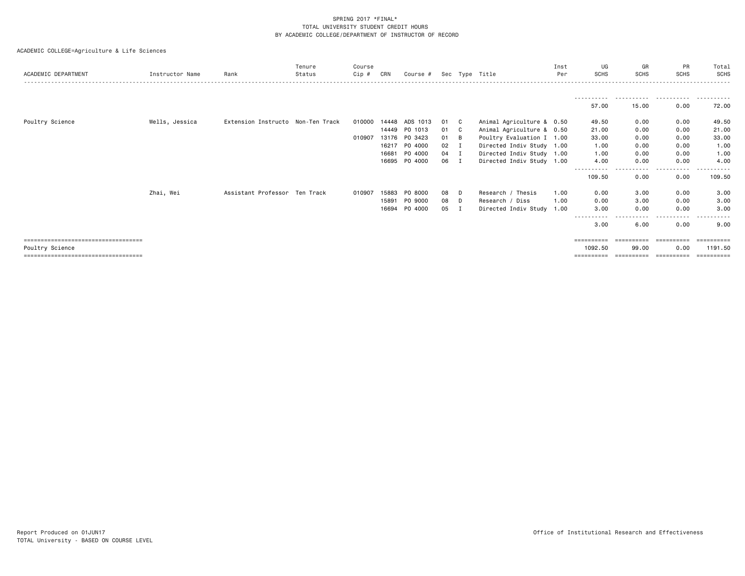SPRING 2017 *FINAL*
TOTAL UNIVERSITY STUDENT CREDIT HOURS
BY ACADEMIC COLLEGE/DEPARTMENT OF INSTRUCTOR OF RECORD

ACADEMIC COLLEGE=Agriculture & Life Sciences

| ACADEMIC DEPARTMENT | Instructor Name | Rank | Tenure Status | Course Cip # | CRN | Course # | Sec | Type | Title | Inst Per | UG SCHS | GR SCHS | PR SCHS | Total SCHS |
|---|---|---|---|---|---|---|---|---|---|---|---|---|---|---|
| | | | | | | | | | | | 57.00 | 15.00 | 0.00 | 72.00 |
| Poultry Science | Wells, Jessica | Extension Instructo | Non-Ten Track | 010000 | 14448 | ADS 1013 | 01 | C | Animal Agriculture & | 0.50 | 49.50 | 0.00 | 0.00 | 49.50 |
| | | | | | 14449 | PO 1013 | 01 | C | Animal Agriculture & | 0.50 | 21.00 | 0.00 | 0.00 | 21.00 |
| | | | | 010907 | 13176 | PO 3423 | 01 | B | Poultry Evaluation I | 1.00 | 33.00 | 0.00 | 0.00 | 33.00 |
| | | | | | 16217 | PO 4000 | 02 | I | Directed Indiv Study | 1.00 | 1.00 | 0.00 | 0.00 | 1.00 |
| | | | | | 16681 | PO 4000 | 04 | I | Directed Indiv Study | 1.00 | 1.00 | 0.00 | 0.00 | 1.00 |
| | | | | | 16695 | PO 4000 | 06 | I | Directed Indiv Study | 1.00 | 4.00 | 0.00 | 0.00 | 4.00 |
| | | | | | | | | | | | 109.50 | 0.00 | 0.00 | 109.50 |
| | Zhai, Wei | Assistant Professor | Ten Track | 010907 | 15883 | PO 8000 | 08 | D | Research / Thesis | 1.00 | 0.00 | 3.00 | 0.00 | 3.00 |
| | | | | | 15891 | PO 9000 | 08 | D | Research / Diss | 1.00 | 0.00 | 3.00 | 0.00 | 3.00 |
| | | | | | 16694 | PO 4000 | 05 | I | Directed Indiv Study | 1.00 | 3.00 | 0.00 | 0.00 | 3.00 |
| | | | | | | | | | | | 3.00 | 6.00 | 0.00 | 9.00 |
| Poultry Science | | | | | | | | | | | 1092.50 | 99.00 | 0.00 | 1191.50 |

Report Produced on 01JUN17
TOTAL University - BASED ON COURSE LEVEL

Office of Institutional Research and Effectiveness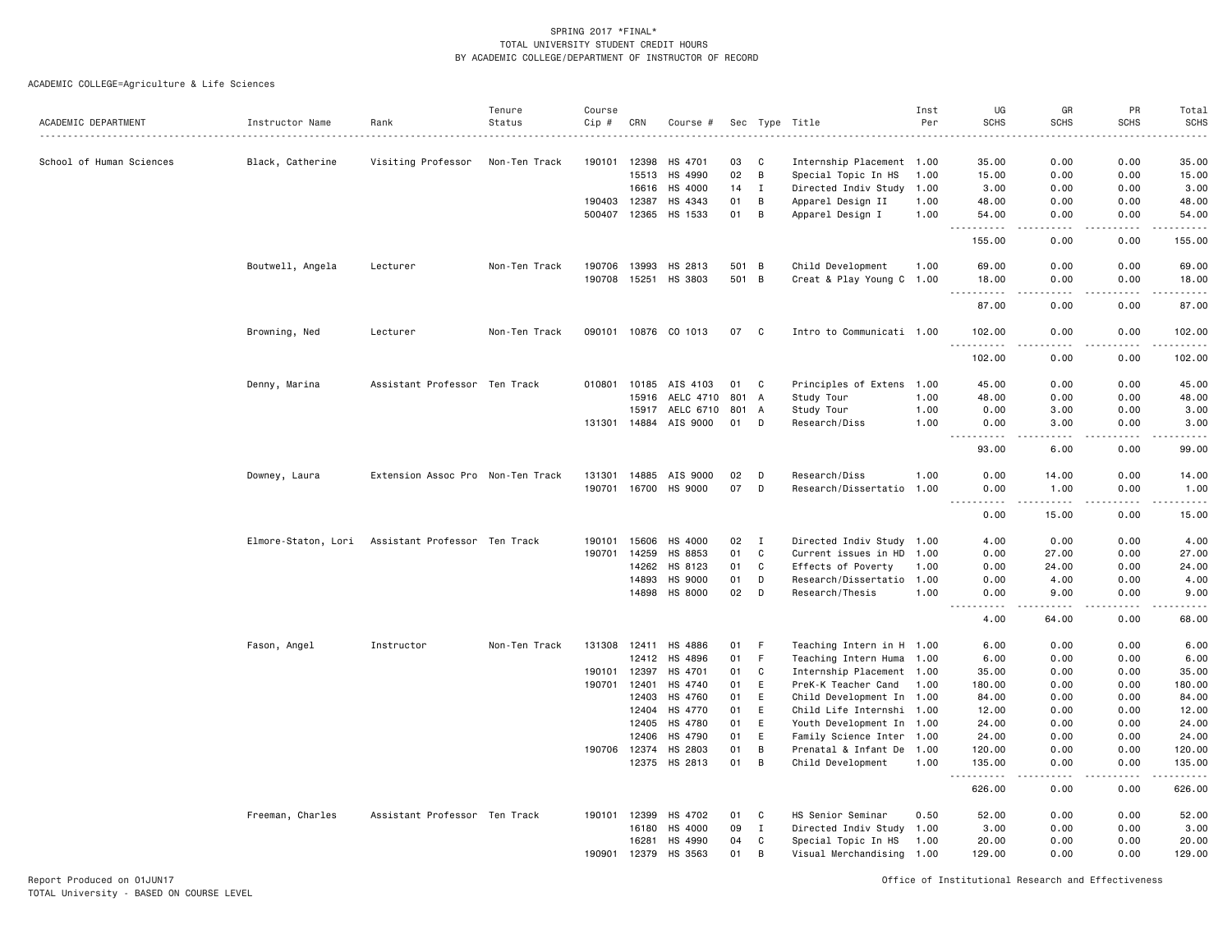SPRING 2017 *FINAL*
TOTAL UNIVERSITY STUDENT CREDIT HOURS
BY ACADEMIC COLLEGE/DEPARTMENT OF INSTRUCTOR OF RECORD

ACADEMIC COLLEGE=Agriculture & Life Sciences

| ACADEMIC DEPARTMENT | Instructor Name | Rank | Tenure Status | Course Cip # | CRN | Course # | Sec | Type | Title | Inst Per | UG SCHS | GR SCHS | PR SCHS | Total SCHS |
|---|---|---|---|---|---|---|---|---|---|---|---|---|---|---|
| School of Human Sciences | Black, Catherine | Visiting Professor | Non-Ten Track | 190101 | 12398 | HS 4701 | 03 | C | Internship Placement | 1.00 | 35.00 | 0.00 | 0.00 | 35.00 |
| | | | | | 15513 | HS 4990 | 02 | B | Special Topic In HS | 1.00 | 15.00 | 0.00 | 0.00 | 15.00 |
| | | | | | 16616 | HS 4000 | 14 | I | Directed Indiv Study | 1.00 | 3.00 | 0.00 | 0.00 | 3.00 |
| | | | | 190403 | 12387 | HS 4343 | 01 | B | Apparel Design II | 1.00 | 48.00 | 0.00 | 0.00 | 48.00 |
| | | | | 500407 | 12365 | HS 1533 | 01 | B | Apparel Design I | 1.00 | 54.00 | 0.00 | 0.00 | 54.00 |
| | | | | | | | | | | | 155.00 | 0.00 | 0.00 | 155.00 |
| | Boutwell, Angela | Lecturer | Non-Ten Track | 190706 | 13993 | HS 2813 | 501 | B | Child Development | 1.00 | 69.00 | 0.00 | 0.00 | 69.00 |
| | | | | 190708 | 15251 | HS 3803 | 501 | B | Creat & Play Young C | 1.00 | 18.00 | 0.00 | 0.00 | 18.00 |
| | | | | | | | | | | | 87.00 | 0.00 | 0.00 | 87.00 |
| | Browning, Ned | Lecturer | Non-Ten Track | 090101 | 10876 | CO 1013 | 07 | C | Intro to Communicati | 1.00 | 102.00 | 0.00 | 0.00 | 102.00 |
| | | | | | | | | | | | 102.00 | 0.00 | 0.00 | 102.00 |
| | Denny, Marina | Assistant Professor | Ten Track | 010801 | 10185 | AIS 4103 | 01 | C | Principles of Extens | 1.00 | 45.00 | 0.00 | 0.00 | 45.00 |
| | | | | | 15916 | AELC 4710 | 801 | A | Study Tour | 1.00 | 48.00 | 0.00 | 0.00 | 48.00 |
| | | | | | 15917 | AELC 6710 | 801 | A | Study Tour | 1.00 | 0.00 | 3.00 | 0.00 | 3.00 |
| | | | | 131301 | 14884 | AIS 9000 | 01 | D | Research/Diss | 1.00 | 0.00 | 3.00 | 0.00 | 3.00 |
| | | | | | | | | | | | 93.00 | 6.00 | 0.00 | 99.00 |
| | Downey, Laura | Extension Assoc Pro | Non-Ten Track | 131301 | 14885 | AIS 9000 | 02 | D | Research/Diss | 1.00 | 0.00 | 14.00 | 0.00 | 14.00 |
| | | | | 190701 | 16700 | HS 9000 | 07 | D | Research/Dissertatio | 1.00 | 0.00 | 1.00 | 0.00 | 1.00 |
| | | | | | | | | | | | 0.00 | 15.00 | 0.00 | 15.00 |
| | Elmore-Staton, Lori | Assistant Professor | Ten Track | 190101 | 15606 | HS 4000 | 02 | I | Directed Indiv Study | 1.00 | 4.00 | 0.00 | 0.00 | 4.00 |
| | | | | 190701 | 14259 | HS 8853 | 01 | C | Current issues in HD | 1.00 | 0.00 | 27.00 | 0.00 | 27.00 |
| | | | | | 14262 | HS 8123 | 01 | C | Effects of Poverty | 1.00 | 0.00 | 24.00 | 0.00 | 24.00 |
| | | | | | 14893 | HS 9000 | 01 | D | Research/Dissertatio | 1.00 | 0.00 | 4.00 | 0.00 | 4.00 |
| | | | | | 14898 | HS 8000 | 02 | D | Research/Thesis | 1.00 | 0.00 | 9.00 | 0.00 | 9.00 |
| | | | | | | | | | | | 4.00 | 64.00 | 0.00 | 68.00 |
| | Fason, Angel | Instructor | Non-Ten Track | 131308 | 12411 | HS 4886 | 01 | F | Teaching Intern in H | 1.00 | 6.00 | 0.00 | 0.00 | 6.00 |
| | | | | | 12412 | HS 4896 | 01 | F | Teaching Intern Huma | 1.00 | 6.00 | 0.00 | 0.00 | 6.00 |
| | | | | 190101 | 12397 | HS 4701 | 01 | C | Internship Placement | 1.00 | 35.00 | 0.00 | 0.00 | 35.00 |
| | | | | 190701 | 12401 | HS 4740 | 01 | E | PreK-K Teacher Cand | 1.00 | 180.00 | 0.00 | 0.00 | 180.00 |
| | | | | | 12403 | HS 4760 | 01 | E | Child Development In | 1.00 | 84.00 | 0.00 | 0.00 | 84.00 |
| | | | | | 12404 | HS 4770 | 01 | E | Child Life Internshi | 1.00 | 12.00 | 0.00 | 0.00 | 12.00 |
| | | | | | 12405 | HS 4780 | 01 | E | Youth Development In | 1.00 | 24.00 | 0.00 | 0.00 | 24.00 |
| | | | | | 12406 | HS 4790 | 01 | E | Family Science Inter | 1.00 | 24.00 | 0.00 | 0.00 | 24.00 |
| | | | | 190706 | 12374 | HS 2803 | 01 | B | Prenatal & Infant De | 1.00 | 120.00 | 0.00 | 0.00 | 120.00 |
| | | | | | 12375 | HS 2813 | 01 | B | Child Development | 1.00 | 135.00 | 0.00 | 0.00 | 135.00 |
| | | | | | | | | | | | 626.00 | 0.00 | 0.00 | 626.00 |
| | Freeman, Charles | Assistant Professor | Ten Track | 190101 | 12399 | HS 4702 | 01 | C | HS Senior Seminar | 0.50 | 52.00 | 0.00 | 0.00 | 52.00 |
| | | | | | 16180 | HS 4000 | 09 | I | Directed Indiv Study | 1.00 | 3.00 | 0.00 | 0.00 | 3.00 |
| | | | | | 16281 | HS 4990 | 04 | C | Special Topic In HS | 1.00 | 20.00 | 0.00 | 0.00 | 20.00 |
| | | | | 190901 | 12379 | HS 3563 | 01 | B | Visual Merchandising | 1.00 | 129.00 | 0.00 | 0.00 | 129.00 |

Report Produced on 01JUN17
TOTAL University - BASED ON COURSE LEVEL

Office of Institutional Research and Effectiveness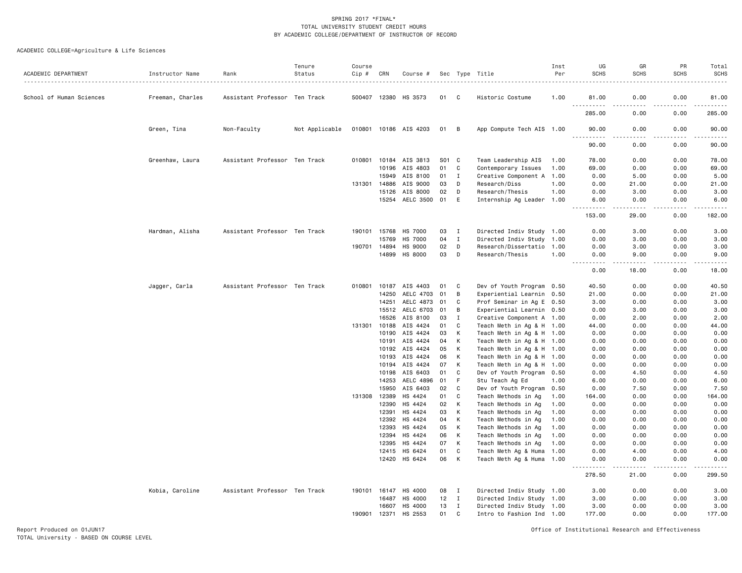SPRING 2017 *FINAL*
TOTAL UNIVERSITY STUDENT CREDIT HOURS
BY ACADEMIC COLLEGE/DEPARTMENT OF INSTRUCTOR OF RECORD

ACADEMIC COLLEGE=Agriculture & Life Sciences

| ACADEMIC DEPARTMENT | Instructor Name | Rank | Tenure Status | Course Cip # | CRN | Course # | Sec | Type | Title | Inst Per | UG SCHS | GR SCHS | PR SCHS | Total SCHS |
|---|---|---|---|---|---|---|---|---|---|---|---|---|---|---|
| School of Human Sciences | Freeman, Charles | Assistant Professor | Ten Track | 500407 | 12380 | HS 3573 | 01 | C | Historic Costume | 1.00 | 81.00 | 0.00 | 0.00 | 81.00 |
| | | | | | | | | | | | 285.00 | 0.00 | 0.00 | 285.00 |
| | Green, Tina | Non-Faculty | Not Applicable | 010801 | 10186 | AIS 4203 | 01 | B | App Compute Tech AIS | 1.00 | 90.00 | 0.00 | 0.00 | 90.00 |
| | | | | | | | | | | | 90.00 | 0.00 | 0.00 | 90.00 |
| | Greenhaw, Laura | Assistant Professor | Ten Track | 010801 | 10184 | AIS 3813 | S01 | C | Team Leadership AIS | 1.00 | 78.00 | 0.00 | 0.00 | 78.00 |
| | | | | | 10196 | AIS 4803 | 01 | C | Contemporary Issues | 1.00 | 69.00 | 0.00 | 0.00 | 69.00 |
| | | | | | 15949 | AIS 8100 | 01 | I | Creative Component A | 1.00 | 0.00 | 5.00 | 0.00 | 5.00 |
| | | | | 131301 | 14886 | AIS 9000 | 03 | D | Research/Diss | 1.00 | 0.00 | 21.00 | 0.00 | 21.00 |
| | | | | | 15126 | AIS 8000 | 02 | D | Research/Thesis | 1.00 | 0.00 | 3.00 | 0.00 | 3.00 |
| | | | | | 15254 | AELC 3500 | 01 | E | Internship Ag Leader | 1.00 | 6.00 | 0.00 | 0.00 | 6.00 |
| | | | | | | | | | | | 153.00 | 29.00 | 0.00 | 182.00 |
| | Hardman, Alisha | Assistant Professor | Ten Track | 190101 | 15768 | HS 7000 | 03 | I | Directed Indiv Study | 1.00 | 0.00 | 3.00 | 0.00 | 3.00 |
| | | | | | 15769 | HS 7000 | 04 | I | Directed Indiv Study | 1.00 | 0.00 | 3.00 | 0.00 | 3.00 |
| | | | | 190701 | 14894 | HS 9000 | 02 | D | Research/Dissertatio | 1.00 | 0.00 | 3.00 | 0.00 | 3.00 |
| | | | | | 14899 | HS 8000 | 03 | D | Research/Thesis | 1.00 | 0.00 | 9.00 | 0.00 | 9.00 |
| | | | | | | | | | | | 0.00 | 18.00 | 0.00 | 18.00 |
| | Jagger, Carla | Assistant Professor | Ten Track | 010801 | 10187 | AIS 4403 | 01 | C | Dev of Youth Program | 0.50 | 40.50 | 0.00 | 0.00 | 40.50 |
| | | | | | 14250 | AELC 4703 | 01 | B | Experiential Learnin | 0.50 | 21.00 | 0.00 | 0.00 | 21.00 |
| | | | | | 14251 | AELC 4873 | 01 | C | Prof Seminar in Ag E | 0.50 | 3.00 | 0.00 | 0.00 | 3.00 |
| | | | | | 15512 | AELC 6703 | 01 | B | Experiential Learnin | 0.50 | 0.00 | 3.00 | 0.00 | 3.00 |
| | | | | | 16526 | AIS 8100 | 03 | I | Creative Component A | 1.00 | 0.00 | 2.00 | 0.00 | 2.00 |
| | | | | 131301 | 10188 | AIS 4424 | 01 | C | Teach Meth in Ag & H | 1.00 | 44.00 | 0.00 | 0.00 | 44.00 |
| | | | | | 10190 | AIS 4424 | 03 | K | Teach Meth in Ag & H | 1.00 | 0.00 | 0.00 | 0.00 | 0.00 |
| | | | | | 10191 | AIS 4424 | 04 | K | Teach Meth in Ag & H | 1.00 | 0.00 | 0.00 | 0.00 | 0.00 |
| | | | | | 10192 | AIS 4424 | 05 | K | Teach Meth in Ag & H | 1.00 | 0.00 | 0.00 | 0.00 | 0.00 |
| | | | | | 10193 | AIS 4424 | 06 | K | Teach Meth in Ag & H | 1.00 | 0.00 | 0.00 | 0.00 | 0.00 |
| | | | | | 10194 | AIS 4424 | 07 | K | Teach Meth in Ag & H | 1.00 | 0.00 | 0.00 | 0.00 | 0.00 |
| | | | | | 10198 | AIS 6403 | 01 | C | Dev of Youth Program | 0.50 | 0.00 | 4.50 | 0.00 | 4.50 |
| | | | | | 14253 | AELC 4896 | 01 | F | Stu Teach Ag Ed | 1.00 | 6.00 | 0.00 | 0.00 | 6.00 |
| | | | | | 15950 | AIS 6403 | 02 | C | Dev of Youth Program | 0.50 | 0.00 | 7.50 | 0.00 | 7.50 |
| | | | | 131308 | 12389 | HS 4424 | 01 | C | Teach Methods in Ag | 1.00 | 164.00 | 0.00 | 0.00 | 164.00 |
| | | | | | 12390 | HS 4424 | 02 | K | Teach Methods in Ag | 1.00 | 0.00 | 0.00 | 0.00 | 0.00 |
| | | | | | 12391 | HS 4424 | 03 | K | Teach Methods in Ag | 1.00 | 0.00 | 0.00 | 0.00 | 0.00 |
| | | | | | 12392 | HS 4424 | 04 | K | Teach Methods in Ag | 1.00 | 0.00 | 0.00 | 0.00 | 0.00 |
| | | | | | 12393 | HS 4424 | 05 | K | Teach Methods in Ag | 1.00 | 0.00 | 0.00 | 0.00 | 0.00 |
| | | | | | 12394 | HS 4424 | 06 | K | Teach Methods in Ag | 1.00 | 0.00 | 0.00 | 0.00 | 0.00 |
| | | | | | 12395 | HS 4424 | 07 | K | Teach Methods in Ag | 1.00 | 0.00 | 0.00 | 0.00 | 0.00 |
| | | | | | 12415 | HS 6424 | 01 | C | Teach Meth Ag & Huma | 1.00 | 0.00 | 4.00 | 0.00 | 4.00 |
| | | | | | 12420 | HS 6424 | 06 | K | Teach Meth Ag & Huma | 1.00 | 0.00 | 0.00 | 0.00 | 0.00 |
| | | | | | | | | | | | 278.50 | 21.00 | 0.00 | 299.50 |
| | Kobia, Caroline | Assistant Professor | Ten Track | 190101 | 16147 | HS 4000 | 08 | I | Directed Indiv Study | 1.00 | 3.00 | 0.00 | 0.00 | 3.00 |
| | | | | | 16487 | HS 4000 | 12 | I | Directed Indiv Study | 1.00 | 3.00 | 0.00 | 0.00 | 3.00 |
| | | | | | 16607 | HS 4000 | 13 | I | Directed Indiv Study | 1.00 | 3.00 | 0.00 | 0.00 | 3.00 |
| | | | | 190901 | 12371 | HS 2553 | 01 | C | Intro to Fashion Ind | 1.00 | 177.00 | 0.00 | 0.00 | 177.00 |

Report Produced on 01JUN17
TOTAL University - BASED ON COURSE LEVEL

Office of Institutional Research and Effectiveness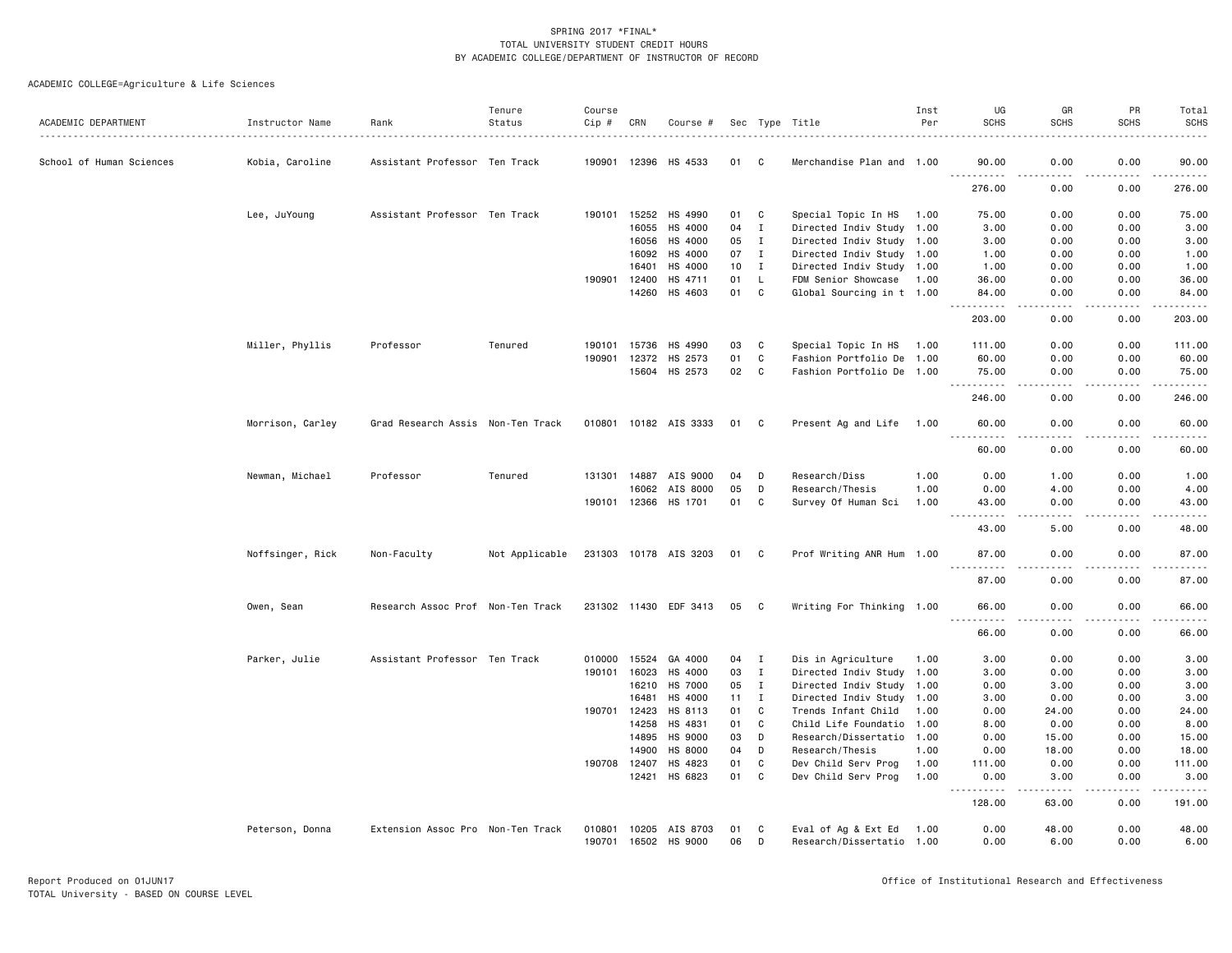SPRING 2017 *FINAL*
TOTAL UNIVERSITY STUDENT CREDIT HOURS
BY ACADEMIC COLLEGE/DEPARTMENT OF INSTRUCTOR OF RECORD

ACADEMIC COLLEGE=Agriculture & Life Sciences

| ACADEMIC DEPARTMENT | Instructor Name | Rank | Tenure Status | Course Cip # | CRN | Course # | Sec | Type | Title | Inst Per | UG SCHS | GR SCHS | PR SCHS | Total SCHS |
|---|---|---|---|---|---|---|---|---|---|---|---|---|---|---|
| School of Human Sciences | Kobia, Caroline | Assistant Professor | Ten Track | 190901 | 12396 | HS 4533 | 01 | C | Merchandise Plan and | 1.00 | 90.00 | 0.00 | 0.00 | 90.00 |
| | | | | | | | | | | | 276.00 | 0.00 | 0.00 | 276.00 |
| | Lee, JuYoung | Assistant Professor | Ten Track | 190101 | 15252 | HS 4990 | 01 | C | Special Topic In HS | 1.00 | 75.00 | 0.00 | 0.00 | 75.00 |
| | | | | | 16055 | HS 4000 | 04 | I | Directed Indiv Study | 1.00 | 3.00 | 0.00 | 0.00 | 3.00 |
| | | | | | 16056 | HS 4000 | 05 | I | Directed Indiv Study | 1.00 | 3.00 | 0.00 | 0.00 | 3.00 |
| | | | | | 16092 | HS 4000 | 07 | I | Directed Indiv Study | 1.00 | 1.00 | 0.00 | 0.00 | 1.00 |
| | | | | | 16401 | HS 4000 | 10 | I | Directed Indiv Study | 1.00 | 1.00 | 0.00 | 0.00 | 1.00 |
| | | | | 190901 | 12400 | HS 4711 | 01 | L | FDM Senior Showcase | 1.00 | 36.00 | 0.00 | 0.00 | 36.00 |
| | | | | | 14260 | HS 4603 | 01 | C | Global Sourcing in t | 1.00 | 84.00 | 0.00 | 0.00 | 84.00 |
| | | | | | | | | | | | 203.00 | 0.00 | 0.00 | 203.00 |
| | Miller, Phyllis | Professor | Tenured | 190101 | 15736 | HS 4990 | 03 | C | Special Topic In HS | 1.00 | 111.00 | 0.00 | 0.00 | 111.00 |
| | | | | 190901 | 12372 | HS 2573 | 01 | C | Fashion Portfolio De | 1.00 | 60.00 | 0.00 | 0.00 | 60.00 |
| | | | | | 15604 | HS 2573 | 02 | C | Fashion Portfolio De | 1.00 | 75.00 | 0.00 | 0.00 | 75.00 |
| | | | | | | | | | | | 246.00 | 0.00 | 0.00 | 246.00 |
| | Morrison, Carley | Grad Research Assis | Non-Ten Track | 010801 | 10182 | AIS 3333 | 01 | C | Present Ag and Life | 1.00 | 60.00 | 0.00 | 0.00 | 60.00 |
| | | | | | | | | | | | 60.00 | 0.00 | 0.00 | 60.00 |
| | Newman, Michael | Professor | Tenured | 131301 | 14887 | AIS 9000 | 04 | D | Research/Diss | 1.00 | 0.00 | 1.00 | 0.00 | 1.00 |
| | | | | | 16062 | AIS 8000 | 05 | D | Research/Thesis | 1.00 | 0.00 | 4.00 | 0.00 | 4.00 |
| | | | | 190101 | 12366 | HS 1701 | 01 | C | Survey Of Human Sci | 1.00 | 43.00 | 0.00 | 0.00 | 43.00 |
| | | | | | | | | | | | 43.00 | 5.00 | 0.00 | 48.00 |
| | Noffsinger, Rick | Non-Faculty | Not Applicable | 231303 | 10178 | AIS 3203 | 01 | C | Prof Writing ANR Hum | 1.00 | 87.00 | 0.00 | 0.00 | 87.00 |
| | | | | | | | | | | | 87.00 | 0.00 | 0.00 | 87.00 |
| | Owen, Sean | Research Assoc Prof | Non-Ten Track | 231302 | 11430 | EDF 3413 | 05 | C | Writing For Thinking | 1.00 | 66.00 | 0.00 | 0.00 | 66.00 |
| | | | | | | | | | | | 66.00 | 0.00 | 0.00 | 66.00 |
| | Parker, Julie | Assistant Professor | Ten Track | 010000 | 15524 | GA 4000 | 04 | I | Dis in Agriculture | 1.00 | 3.00 | 0.00 | 0.00 | 3.00 |
| | | | | 190101 | 16023 | HS 4000 | 03 | I | Directed Indiv Study | 1.00 | 3.00 | 0.00 | 0.00 | 3.00 |
| | | | | | 16210 | HS 7000 | 05 | I | Directed Indiv Study | 1.00 | 0.00 | 3.00 | 0.00 | 3.00 |
| | | | | | 16481 | HS 4000 | 11 | I | Directed Indiv Study | 1.00 | 3.00 | 0.00 | 0.00 | 3.00 |
| | | | | 190701 | 12423 | HS 8113 | 01 | C | Trends Infant Child | 1.00 | 0.00 | 24.00 | 0.00 | 24.00 |
| | | | | | 14258 | HS 4831 | 01 | C | Child Life Foundatio | 1.00 | 8.00 | 0.00 | 0.00 | 8.00 |
| | | | | | 14895 | HS 9000 | 03 | D | Research/Dissertatio | 1.00 | 0.00 | 15.00 | 0.00 | 15.00 |
| | | | | | 14900 | HS 8000 | 04 | D | Research/Thesis | 1.00 | 0.00 | 18.00 | 0.00 | 18.00 |
| | | | | 190708 | 12407 | HS 4823 | 01 | C | Dev Child Serv Prog | 1.00 | 111.00 | 0.00 | 0.00 | 111.00 |
| | | | | | 12421 | HS 6823 | 01 | C | Dev Child Serv Prog | 1.00 | 0.00 | 3.00 | 0.00 | 3.00 |
| | | | | | | | | | | | 128.00 | 63.00 | 0.00 | 191.00 |
| | Peterson, Donna | Extension Assoc Pro | Non-Ten Track | 010801 | 10205 | AIS 8703 | 01 | C | Eval of Ag & Ext Ed | 1.00 | 0.00 | 48.00 | 0.00 | 48.00 |
| | | | | 190701 | 16502 | HS 9000 | 06 | D | Research/Dissertatio | 1.00 | 0.00 | 6.00 | 0.00 | 6.00 |

Report Produced on 01JUN17
TOTAL University - BASED ON COURSE LEVEL

Office of Institutional Research and Effectiveness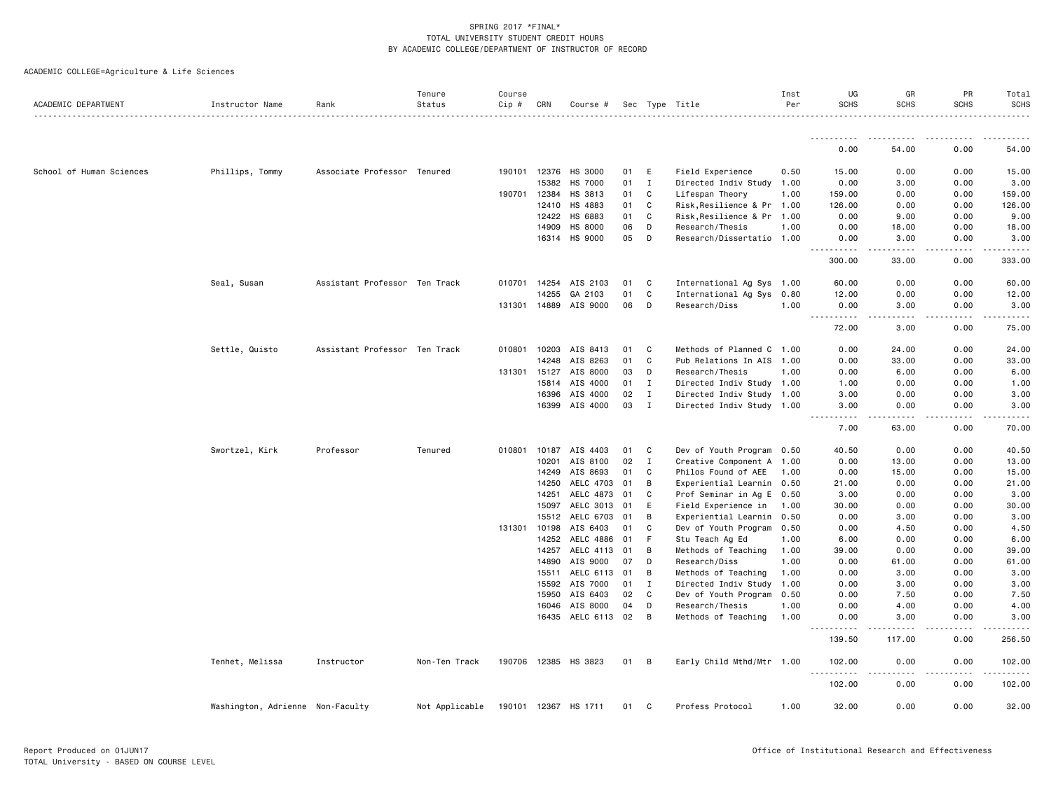SPRING 2017 *FINAL*
TOTAL UNIVERSITY STUDENT CREDIT HOURS
BY ACADEMIC COLLEGE/DEPARTMENT OF INSTRUCTOR OF RECORD

ACADEMIC COLLEGE=Agriculture & Life Sciences

| ACADEMIC DEPARTMENT | Instructor Name | Rank | Tenure Status | Course Cip # | CRN | Course # | Sec | Type | Title | Inst Per | UG SCHS | GR SCHS | PR SCHS | Total SCHS |
|---|---|---|---|---|---|---|---|---|---|---|---|---|---|---|
| | | | | | | | | | | | 0.00 | 54.00 | 0.00 | 54.00 |
| School of Human Sciences | Phillips, Tommy | Associate Professor | Tenured | 190101 | 12376 | HS 3000 | 01 | E | Field Experience | 0.50 | 15.00 | 0.00 | 0.00 | 15.00 |
| | | | | | 15382 | HS 7000 | 01 | I | Directed Indiv Study | 1.00 | 0.00 | 3.00 | 0.00 | 3.00 |
| | | | | 190701 | 12384 | HS 3813 | 01 | C | Lifespan Theory | 1.00 | 159.00 | 0.00 | 0.00 | 159.00 |
| | | | | | 12410 | HS 4883 | 01 | C | Risk,Resilience & Pr | 1.00 | 126.00 | 0.00 | 0.00 | 126.00 |
| | | | | | 12422 | HS 6883 | 01 | C | Risk,Resilience & Pr | 1.00 | 0.00 | 9.00 | 0.00 | 9.00 |
| | | | | | 14909 | HS 8000 | 06 | D | Research/Thesis | 1.00 | 0.00 | 18.00 | 0.00 | 18.00 |
| | | | | | 16314 | HS 9000 | 05 | D | Research/Dissertatio | 1.00 | 0.00 | 3.00 | 0.00 | 3.00 |
| | | | | | | | | | | | 300.00 | 33.00 | 0.00 | 333.00 |
| | Seal, Susan | Assistant Professor | Ten Track | 010701 | 14254 | AIS 2103 | 01 | C | International Ag Sys | 1.00 | 60.00 | 0.00 | 0.00 | 60.00 |
| | | | | | 14255 | GA 2103 | 01 | C | International Ag Sys | 0.80 | 12.00 | 0.00 | 0.00 | 12.00 |
| | | | | 131301 | 14889 | AIS 9000 | 06 | D | Research/Diss | 1.00 | 0.00 | 3.00 | 0.00 | 3.00 |
| | | | | | | | | | | | 72.00 | 3.00 | 0.00 | 75.00 |
| | Settle, Quisto | Assistant Professor | Ten Track | 010801 | 10203 | AIS 8413 | 01 | C | Methods of Planned C | 1.00 | 0.00 | 24.00 | 0.00 | 24.00 |
| | | | | | 14248 | AIS 8263 | 01 | C | Pub Relations In AIS | 1.00 | 0.00 | 33.00 | 0.00 | 33.00 |
| | | | | 131301 | 15127 | AIS 8000 | 03 | D | Research/Thesis | 1.00 | 0.00 | 6.00 | 0.00 | 6.00 |
| | | | | | 15814 | AIS 4000 | 01 | I | Directed Indiv Study | 1.00 | 1.00 | 0.00 | 0.00 | 1.00 |
| | | | | | 16396 | AIS 4000 | 02 | I | Directed Indiv Study | 1.00 | 3.00 | 0.00 | 0.00 | 3.00 |
| | | | | | 16399 | AIS 4000 | 03 | I | Directed Indiv Study | 1.00 | 3.00 | 0.00 | 0.00 | 3.00 |
| | | | | | | | | | | | 7.00 | 63.00 | 0.00 | 70.00 |
| | Swortzel, Kirk | Professor | Tenured | 010801 | 10187 | AIS 4403 | 01 | C | Dev of Youth Program | 0.50 | 40.50 | 0.00 | 0.00 | 40.50 |
| | | | | | 10201 | AIS 8100 | 02 | I | Creative Component A | 1.00 | 0.00 | 13.00 | 0.00 | 13.00 |
| | | | | | 14249 | AIS 8693 | 01 | C | Philos Found of AEE | 1.00 | 0.00 | 15.00 | 0.00 | 15.00 |
| | | | | | 14250 | AELC 4703 | 01 | B | Experiential Learnin | 0.50 | 21.00 | 0.00 | 0.00 | 21.00 |
| | | | | | 14251 | AELC 4873 | 01 | C | Prof Seminar in Ag E | 0.50 | 3.00 | 0.00 | 0.00 | 3.00 |
| | | | | | 15097 | AELC 3013 | 01 | E | Field Experience in | 1.00 | 30.00 | 0.00 | 0.00 | 30.00 |
| | | | | | 15512 | AELC 6703 | 01 | B | Experiential Learnin | 0.50 | 0.00 | 3.00 | 0.00 | 3.00 |
| | | | | 131301 | 10198 | AIS 6403 | 01 | C | Dev of Youth Program | 0.50 | 0.00 | 4.50 | 0.00 | 4.50 |
| | | | | | 14252 | AELC 4886 | 01 | F | Stu Teach Ag Ed | 1.00 | 6.00 | 0.00 | 0.00 | 6.00 |
| | | | | | 14257 | AELC 4113 | 01 | B | Methods of Teaching | 1.00 | 39.00 | 0.00 | 0.00 | 39.00 |
| | | | | | 14890 | AIS 9000 | 07 | D | Research/Diss | 1.00 | 0.00 | 61.00 | 0.00 | 61.00 |
| | | | | | 15511 | AELC 6113 | 01 | B | Methods of Teaching | 1.00 | 0.00 | 3.00 | 0.00 | 3.00 |
| | | | | | 15592 | AIS 7000 | 01 | I | Directed Indiv Study | 1.00 | 0.00 | 3.00 | 0.00 | 3.00 |
| | | | | | 15950 | AIS 6403 | 02 | C | Dev of Youth Program | 0.50 | 0.00 | 7.50 | 0.00 | 7.50 |
| | | | | | 16046 | AIS 8000 | 04 | D | Research/Thesis | 1.00 | 0.00 | 4.00 | 0.00 | 4.00 |
| | | | | | 16435 | AELC 6113 | 02 | B | Methods of Teaching | 1.00 | 0.00 | 3.00 | 0.00 | 3.00 |
| | | | | | | | | | | | 139.50 | 117.00 | 0.00 | 256.50 |
| | Tenhet, Melissa | Instructor | Non-Ten Track | 190706 | 12385 | HS 3823 | 01 | B | Early Child Mthd/Mtr | 1.00 | 102.00 | 0.00 | 0.00 | 102.00 |
| | | | | | | | | | | | 102.00 | 0.00 | 0.00 | 102.00 |
| | Washington, Adrienne | Non-Faculty | Not Applicable | 190101 | 12367 | HS 1711 | 01 | C | Profess Protocol | 1.00 | 32.00 | 0.00 | 0.00 | 32.00 |

Report Produced on 01JUN17
TOTAL University - BASED ON COURSE LEVEL

Office of Institutional Research and Effectiveness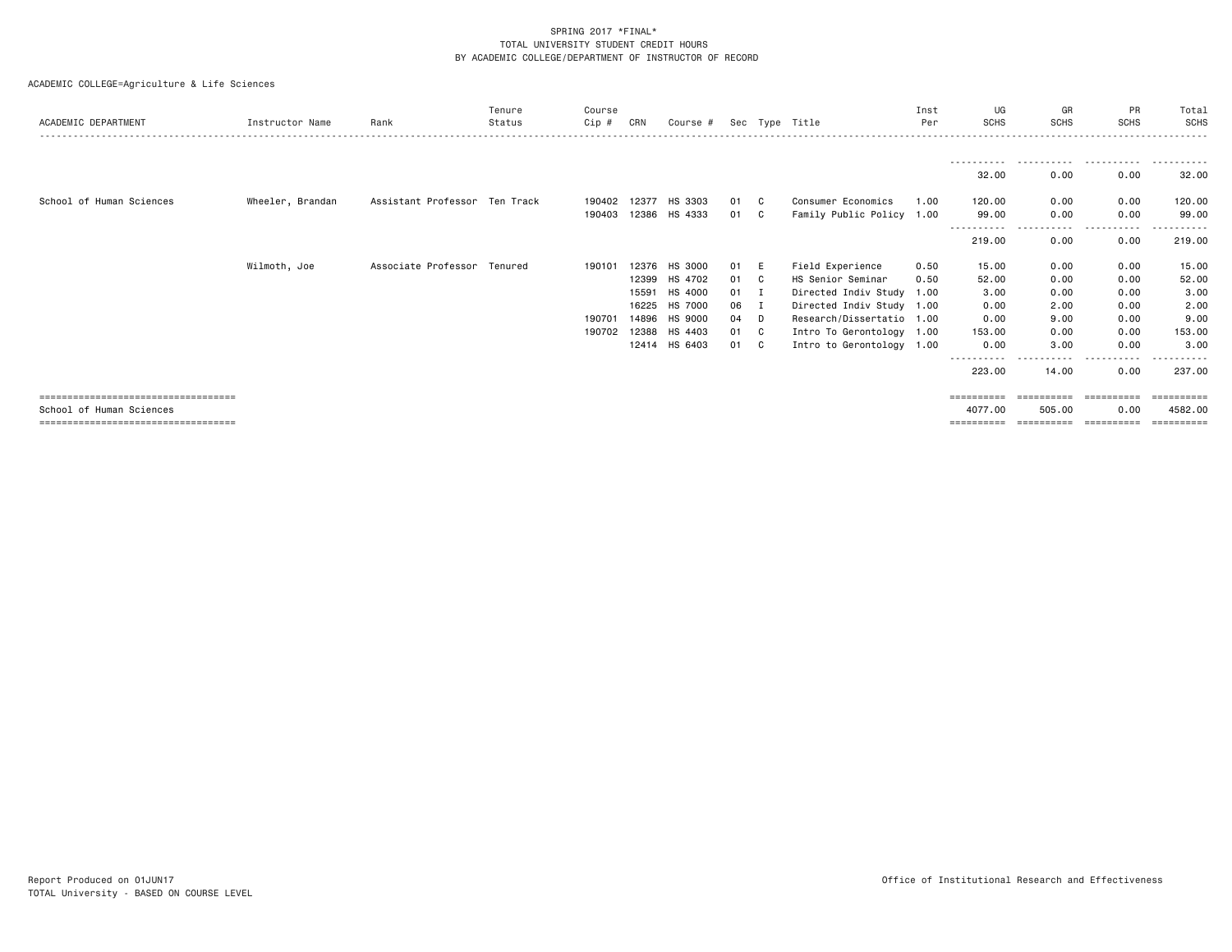SPRING 2017 *FINAL*
TOTAL UNIVERSITY STUDENT CREDIT HOURS
BY ACADEMIC COLLEGE/DEPARTMENT OF INSTRUCTOR OF RECORD

ACADEMIC COLLEGE=Agriculture & Life Sciences

| ACADEMIC DEPARTMENT | Instructor Name | Rank | Tenure Status | Course Cip # | CRN | Course # | Sec | Type | Title | Inst Per | UG SCHS | GR SCHS | PR SCHS | Total SCHS |
|---|---|---|---|---|---|---|---|---|---|---|---|---|---|---|
| | | | | | | | | | | | 32.00 | 0.00 | 0.00 | 32.00 |
| School of Human Sciences | Wheeler, Brandan | Assistant Professor | Ten Track | 190402 | 12377 | HS 3303 | 01 | C | Consumer Economics | 1.00 | 120.00 | 0.00 | 0.00 | 120.00 |
| | | | | 190403 | 12386 | HS 4333 | 01 | C | Family Public Policy | 1.00 | 99.00 | 0.00 | 0.00 | 99.00 |
| | | | | | | | | | | | 219.00 | 0.00 | 0.00 | 219.00 |
| | Wilmoth, Joe | Associate Professor | Tenured | 190101 | 12376 | HS 3000 | 01 | E | Field Experience | 0.50 | 15.00 | 0.00 | 0.00 | 15.00 |
| | | | | | 12399 | HS 4702 | 01 | C | HS Senior Seminar | 0.50 | 52.00 | 0.00 | 0.00 | 52.00 |
| | | | | | 15591 | HS 4000 | 01 | I | Directed Indiv Study | 1.00 | 3.00 | 0.00 | 0.00 | 3.00 |
| | | | | | 16225 | HS 7000 | 06 | I | Directed Indiv Study | 1.00 | 0.00 | 2.00 | 0.00 | 2.00 |
| | | | | 190701 | 14896 | HS 9000 | 04 | D | Research/Dissertatio | 1.00 | 0.00 | 9.00 | 0.00 | 9.00 |
| | | | | 190702 | 12388 | HS 4403 | 01 | C | Intro To Gerontology | 1.00 | 153.00 | 0.00 | 0.00 | 153.00 |
| | | | | | 12414 | HS 6403 | 01 | C | Intro to Gerontology | 1.00 | 0.00 | 3.00 | 0.00 | 3.00 |
| | | | | | | | | | | | 223.00 | 14.00 | 0.00 | 237.00 |
| School of Human Sciences | | | | | | | | | | | 4077.00 | 505.00 | 0.00 | 4582.00 |

Report Produced on 01JUN17
TOTAL University - BASED ON COURSE LEVEL

Office of Institutional Research and Effectiveness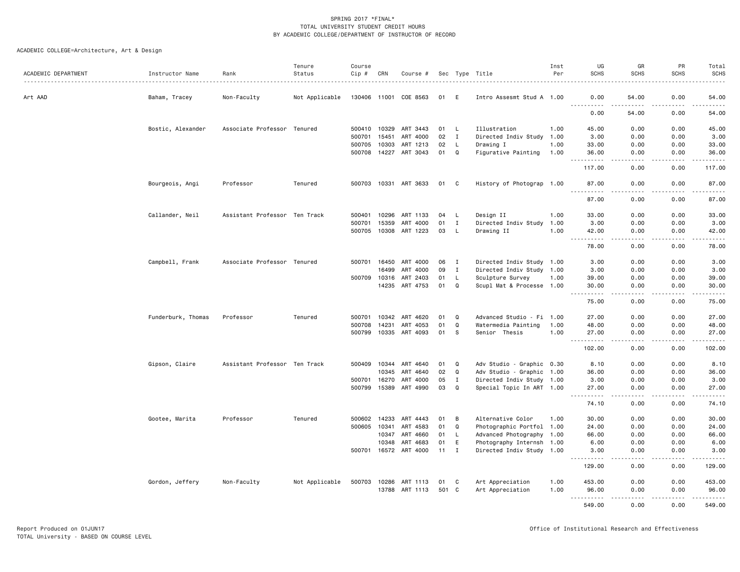SPRING 2017 *FINAL*
TOTAL UNIVERSITY STUDENT CREDIT HOURS
BY ACADEMIC COLLEGE/DEPARTMENT OF INSTRUCTOR OF RECORD

ACADEMIC COLLEGE=Architecture, Art & Design

| ACADEMIC DEPARTMENT | Instructor Name | Rank | Tenure Status | Course Cip # | CRN | Course # | Sec | Type | Title | Inst Per | UG SCHS | GR SCHS | PR SCHS | Total SCHS |
|---|---|---|---|---|---|---|---|---|---|---|---|---|---|---|
| Art AAD | Baham, Tracey | Non-Faculty | Not Applicable | 130406 | 11001 | COE 8563 | 01 | E | Intro Assesmt Stud A | 1.00 | 0.00 | 54.00 | 0.00 | 54.00 |
| | | | | | | | | | | | 0.00 | 54.00 | 0.00 | 54.00 |
| | Bostic, Alexander | Associate Professor | Tenured | 500410 | 10329 | ART 3443 | 01 | L | Illustration | 1.00 | 45.00 | 0.00 | 0.00 | 45.00 |
| | | | | 500701 | 15451 | ART 4000 | 02 | I | Directed Indiv Study | 1.00 | 3.00 | 0.00 | 0.00 | 3.00 |
| | | | | 500705 | 10303 | ART 1213 | 02 | L | Drawing I | 1.00 | 33.00 | 0.00 | 0.00 | 33.00 |
| | | | | 500708 | 14227 | ART 3043 | 01 | Q | Figurative Painting | 1.00 | 36.00 | 0.00 | 0.00 | 36.00 |
| | | | | | | | | | | | 117.00 | 0.00 | 0.00 | 117.00 |
| | Bourgeois, Angi | Professor | Tenured | 500703 | 10331 | ART 3633 | 01 | C | History of Photograp | 1.00 | 87.00 | 0.00 | 0.00 | 87.00 |
| | | | | | | | | | | | 87.00 | 0.00 | 0.00 | 87.00 |
| | Callander, Neil | Assistant Professor | Ten Track | 500401 | 10296 | ART 1133 | 04 | L | Design II | 1.00 | 33.00 | 0.00 | 0.00 | 33.00 |
| | | | | 500701 | 15359 | ART 4000 | 01 | I | Directed Indiv Study | 1.00 | 3.00 | 0.00 | 0.00 | 3.00 |
| | | | | 500705 | 10308 | ART 1223 | 03 | L | Drawing II | 1.00 | 42.00 | 0.00 | 0.00 | 42.00 |
| | | | | | | | | | | | 78.00 | 0.00 | 0.00 | 78.00 |
| | Campbell, Frank | Associate Professor | Tenured | 500701 | 16450 | ART 4000 | 06 | I | Directed Indiv Study | 1.00 | 3.00 | 0.00 | 0.00 | 3.00 |
| | | | | | 16499 | ART 4000 | 09 | I | Directed Indiv Study | 1.00 | 3.00 | 0.00 | 0.00 | 3.00 |
| | | | | 500709 | 10316 | ART 2403 | 01 | L | Sculpture Survey | 1.00 | 39.00 | 0.00 | 0.00 | 39.00 |
| | | | | | 14235 | ART 4753 | 01 | Q | Scupl Mat & Processe | 1.00 | 30.00 | 0.00 | 0.00 | 30.00 |
| | | | | | | | | | | | 75.00 | 0.00 | 0.00 | 75.00 |
| | Funderburk, Thomas | Professor | Tenured | 500701 | 10342 | ART 4620 | 01 | Q | Advanced Studio - Fi | 1.00 | 27.00 | 0.00 | 0.00 | 27.00 |
| | | | | 500708 | 14231 | ART 4053 | 01 | Q | Watermedia Painting | 1.00 | 48.00 | 0.00 | 0.00 | 48.00 |
| | | | | 500799 | 10335 | ART 4093 | 01 | S | Senior Thesis | 1.00 | 27.00 | 0.00 | 0.00 | 27.00 |
| | | | | | | | | | | | 102.00 | 0.00 | 0.00 | 102.00 |
| | Gipson, Claire | Assistant Professor | Ten Track | 500409 | 10344 | ART 4640 | 01 | Q | Adv Studio - Graphic | 0.30 | 8.10 | 0.00 | 0.00 | 8.10 |
| | | | | | 10345 | ART 4640 | 02 | Q | Adv Studio - Graphic | 1.00 | 36.00 | 0.00 | 0.00 | 36.00 |
| | | | | 500701 | 16270 | ART 4000 | 05 | I | Directed Indiv Study | 1.00 | 3.00 | 0.00 | 0.00 | 3.00 |
| | | | | 500799 | 15389 | ART 4990 | 03 | Q | Special Topic In ART | 1.00 | 27.00 | 0.00 | 0.00 | 27.00 |
| | | | | | | | | | | | 74.10 | 0.00 | 0.00 | 74.10 |
| | Gootee, Marita | Professor | Tenured | 500602 | 14233 | ART 4443 | 01 | B | Alternative Color | 1.00 | 30.00 | 0.00 | 0.00 | 30.00 |
| | | | | 500605 | 10341 | ART 4583 | 01 | Q | Photographic Portfol | 1.00 | 24.00 | 0.00 | 0.00 | 24.00 |
| | | | | | 10347 | ART 4660 | 01 | L | Advanced Photography | 1.00 | 66.00 | 0.00 | 0.00 | 66.00 |
| | | | | | 10348 | ART 4683 | 01 | E | Photography Internsh | 1.00 | 6.00 | 0.00 | 0.00 | 6.00 |
| | | | | 500701 | 16572 | ART 4000 | 11 | I | Directed Indiv Study | 1.00 | 3.00 | 0.00 | 0.00 | 3.00 |
| | | | | | | | | | | | 129.00 | 0.00 | 0.00 | 129.00 |
| | Gordon, Jeffery | Non-Faculty | Not Applicable | 500703 | 10286 | ART 1113 | 01 | C | Art Appreciation | 1.00 | 453.00 | 0.00 | 0.00 | 453.00 |
| | | | | | 13788 | ART 1113 | 501 | C | Art Appreciation | 1.00 | 96.00 | 0.00 | 0.00 | 96.00 |
| | | | | | | | | | | | 549.00 | 0.00 | 0.00 | 549.00 |

Report Produced on 01JUN17
TOTAL University - BASED ON COURSE LEVEL

Office of Institutional Research and Effectiveness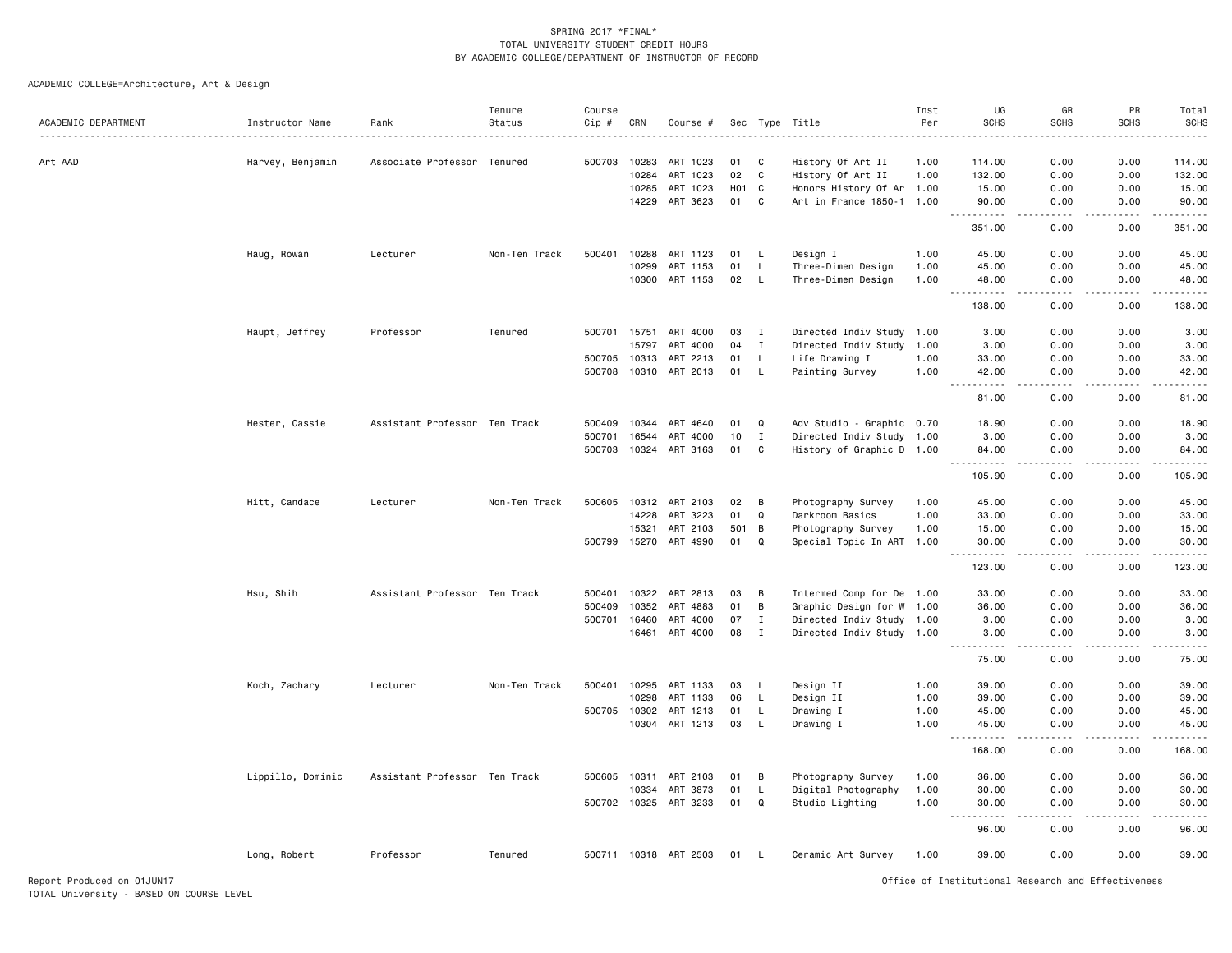SPRING 2017 *FINAL*
TOTAL UNIVERSITY STUDENT CREDIT HOURS
BY ACADEMIC COLLEGE/DEPARTMENT OF INSTRUCTOR OF RECORD

ACADEMIC COLLEGE=Architecture, Art & Design

| ACADEMIC DEPARTMENT | Instructor Name | Rank | Tenure Status | Course Cip # | CRN | Course # | Sec | Type | Title | Inst Per | UG SCHS | GR SCHS | PR SCHS | Total SCHS |
|---|---|---|---|---|---|---|---|---|---|---|---|---|---|---|
| Art AAD | Harvey, Benjamin | Associate Professor | Tenured | 500703 | 10283 | ART 1023 | 01 | C | History Of Art II | 1.00 | 114.00 | 0.00 | 0.00 | 114.00 |
| | | | | | 10284 | ART 1023 | 02 | C | History Of Art II | 1.00 | 132.00 | 0.00 | 0.00 | 132.00 |
| | | | | | 10285 | ART 1023 | H01 | C | Honors History Of Ar | 1.00 | 15.00 | 0.00 | 0.00 | 15.00 |
| | | | | | 14229 | ART 3623 | 01 | C | Art in France 1850-1 | 1.00 | 90.00 | 0.00 | 0.00 | 90.00 |
| | | | | | | | | | | | 351.00 | 0.00 | 0.00 | 351.00 |
| | Haug, Rowan | Lecturer | Non-Ten Track | 500401 | 10288 | ART 1123 | 01 | L | Design I | 1.00 | 45.00 | 0.00 | 0.00 | 45.00 |
| | | | | | 10299 | ART 1153 | 01 | L | Three-Dimen Design | 1.00 | 45.00 | 0.00 | 0.00 | 45.00 |
| | | | | | 10300 | ART 1153 | 02 | L | Three-Dimen Design | 1.00 | 48.00 | 0.00 | 0.00 | 48.00 |
| | | | | | | | | | | | 138.00 | 0.00 | 0.00 | 138.00 |
| | Haupt, Jeffrey | Professor | Tenured | 500701 | 15751 | ART 4000 | 03 | I | Directed Indiv Study | 1.00 | 3.00 | 0.00 | 0.00 | 3.00 |
| | | | | | 15797 | ART 4000 | 04 | I | Directed Indiv Study | 1.00 | 3.00 | 0.00 | 0.00 | 3.00 |
| | | | | 500705 | 10313 | ART 2213 | 01 | L | Life Drawing I | 1.00 | 33.00 | 0.00 | 0.00 | 33.00 |
| | | | | 500708 | 10310 | ART 2013 | 01 | L | Painting Survey | 1.00 | 42.00 | 0.00 | 0.00 | 42.00 |
| | | | | | | | | | | | 81.00 | 0.00 | 0.00 | 81.00 |
| | Hester, Cassie | Assistant Professor | Ten Track | 500409 | 10344 | ART 4640 | 01 | Q | Adv Studio - Graphic | 0.70 | 18.90 | 0.00 | 0.00 | 18.90 |
| | | | | 500701 | 16544 | ART 4000 | 10 | I | Directed Indiv Study | 1.00 | 3.00 | 0.00 | 0.00 | 3.00 |
| | | | | 500703 | 10324 | ART 3163 | 01 | C | History of Graphic D | 1.00 | 84.00 | 0.00 | 0.00 | 84.00 |
| | | | | | | | | | | | 105.90 | 0.00 | 0.00 | 105.90 |
| | Hitt, Candace | Lecturer | Non-Ten Track | 500605 | 10312 | ART 2103 | 02 | B | Photography Survey | 1.00 | 45.00 | 0.00 | 0.00 | 45.00 |
| | | | | | 14228 | ART 3223 | 01 | Q | Darkroom Basics | 1.00 | 33.00 | 0.00 | 0.00 | 33.00 |
| | | | | | 15321 | ART 2103 | 501 | B | Photography Survey | 1.00 | 15.00 | 0.00 | 0.00 | 15.00 |
| | | | | 500799 | 15270 | ART 4990 | 01 | Q | Special Topic In ART | 1.00 | 30.00 | 0.00 | 0.00 | 30.00 |
| | | | | | | | | | | | 123.00 | 0.00 | 0.00 | 123.00 |
| | Hsu, Shih | Assistant Professor | Ten Track | 500401 | 10322 | ART 2813 | 03 | B | Intermed Comp for De | 1.00 | 33.00 | 0.00 | 0.00 | 33.00 |
| | | | | 500409 | 10352 | ART 4883 | 01 | B | Graphic Design for W | 1.00 | 36.00 | 0.00 | 0.00 | 36.00 |
| | | | | 500701 | 16460 | ART 4000 | 07 | I | Directed Indiv Study | 1.00 | 3.00 | 0.00 | 0.00 | 3.00 |
| | | | | | 16461 | ART 4000 | 08 | I | Directed Indiv Study | 1.00 | 3.00 | 0.00 | 0.00 | 3.00 |
| | | | | | | | | | | | 75.00 | 0.00 | 0.00 | 75.00 |
| | Koch, Zachary | Lecturer | Non-Ten Track | 500401 | 10295 | ART 1133 | 03 | L | Design II | 1.00 | 39.00 | 0.00 | 0.00 | 39.00 |
| | | | | | 10298 | ART 1133 | 06 | L | Design II | 1.00 | 39.00 | 0.00 | 0.00 | 39.00 |
| | | | | 500705 | 10302 | ART 1213 | 01 | L | Drawing I | 1.00 | 45.00 | 0.00 | 0.00 | 45.00 |
| | | | | | 10304 | ART 1213 | 03 | L | Drawing I | 1.00 | 45.00 | 0.00 | 0.00 | 45.00 |
| | | | | | | | | | | | 168.00 | 0.00 | 0.00 | 168.00 |
| | Lippillo, Dominic | Assistant Professor | Ten Track | 500605 | 10311 | ART 2103 | 01 | B | Photography Survey | 1.00 | 36.00 | 0.00 | 0.00 | 36.00 |
| | | | | | 10334 | ART 3873 | 01 | L | Digital Photography | 1.00 | 30.00 | 0.00 | 0.00 | 30.00 |
| | | | | 500702 | 10325 | ART 3233 | 01 | Q | Studio Lighting | 1.00 | 30.00 | 0.00 | 0.00 | 30.00 |
| | | | | | | | | | | | 96.00 | 0.00 | 0.00 | 96.00 |
| | Long, Robert | Professor | Tenured | 500711 | 10318 | ART 2503 | 01 | L | Ceramic Art Survey | 1.00 | 39.00 | 0.00 | 0.00 | 39.00 |

Report Produced on 01JUN17
TOTAL University - BASED ON COURSE LEVEL

Office of Institutional Research and Effectiveness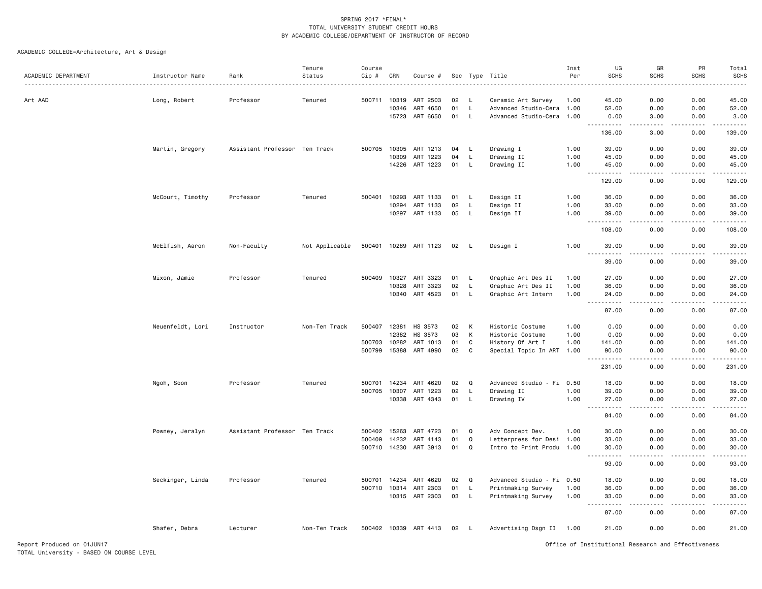SPRING 2017 *FINAL*
TOTAL UNIVERSITY STUDENT CREDIT HOURS
BY ACADEMIC COLLEGE/DEPARTMENT OF INSTRUCTOR OF RECORD

ACADEMIC COLLEGE=Architecture, Art & Design

| ACADEMIC DEPARTMENT | Instructor Name | Rank | Tenure Status | Course Cip # | CRN | Course # | Sec | Type | Title | Inst Per | UG SCHS | GR SCHS | PR SCHS | Total SCHS |
|---|---|---|---|---|---|---|---|---|---|---|---|---|---|---|
| Art AAD | Long, Robert | Professor | Tenured | 500711 | 10319 | ART 2503 | 02 | L | Ceramic Art Survey | 1.00 | 45.00 | 0.00 | 0.00 | 45.00 |
| | | | | | 10346 | ART 4650 | 01 | L | Advanced Studio-Cera | 1.00 | 52.00 | 0.00 | 0.00 | 52.00 |
| | | | | | 15723 | ART 6650 | 01 | L | Advanced Studio-Cera | 1.00 | 0.00 | 3.00 | 0.00 | 3.00 |
| | | | | | | | | | | | 136.00 | 3.00 | 0.00 | 139.00 |
| | Martin, Gregory | Assistant Professor | Ten Track | 500705 | 10305 | ART 1213 | 04 | L | Drawing I | 1.00 | 39.00 | 0.00 | 0.00 | 39.00 |
| | | | | | 10309 | ART 1223 | 04 | L | Drawing II | 1.00 | 45.00 | 0.00 | 0.00 | 45.00 |
| | | | | | 14226 | ART 1223 | 01 | L | Drawing II | 1.00 | 45.00 | 0.00 | 0.00 | 45.00 |
| | | | | | | | | | | | 129.00 | 0.00 | 0.00 | 129.00 |
| | McCourt, Timothy | Professor | Tenured | 500401 | 10293 | ART 1133 | 01 | L | Design II | 1.00 | 36.00 | 0.00 | 0.00 | 36.00 |
| | | | | | 10294 | ART 1133 | 02 | L | Design II | 1.00 | 33.00 | 0.00 | 0.00 | 33.00 |
| | | | | | 10297 | ART 1133 | 05 | L | Design II | 1.00 | 39.00 | 0.00 | 0.00 | 39.00 |
| | | | | | | | | | | | 108.00 | 0.00 | 0.00 | 108.00 |
| | McElfish, Aaron | Non-Faculty | Not Applicable | 500401 | 10289 | ART 1123 | 02 | L | Design I | 1.00 | 39.00 | 0.00 | 0.00 | 39.00 |
| | | | | | | | | | | | 39.00 | 0.00 | 0.00 | 39.00 |
| | Mixon, Jamie | Professor | Tenured | 500409 | 10327 | ART 3323 | 01 | L | Graphic Art Des II | 1.00 | 27.00 | 0.00 | 0.00 | 27.00 |
| | | | | | 10328 | ART 3323 | 02 | L | Graphic Art Des II | 1.00 | 36.00 | 0.00 | 0.00 | 36.00 |
| | | | | | 10340 | ART 4523 | 01 | L | Graphic Art Intern | 1.00 | 24.00 | 0.00 | 0.00 | 24.00 |
| | | | | | | | | | | | 87.00 | 0.00 | 0.00 | 87.00 |
| | Neuenfeldt, Lori | Instructor | Non-Ten Track | 500407 | 12381 | HS 3573 | 02 | K | Historic Costume | 1.00 | 0.00 | 0.00 | 0.00 | 0.00 |
| | | | | | 12382 | HS 3573 | 03 | K | Historic Costume | 1.00 | 0.00 | 0.00 | 0.00 | 0.00 |
| | | | | 500703 | 10282 | ART 1013 | 01 | C | History Of Art I | 1.00 | 141.00 | 0.00 | 0.00 | 141.00 |
| | | | | 500799 | 15388 | ART 4990 | 02 | C | Special Topic In ART | 1.00 | 90.00 | 0.00 | 0.00 | 90.00 |
| | | | | | | | | | | | 231.00 | 0.00 | 0.00 | 231.00 |
| | Ngoh, Soon | Professor | Tenured | 500701 | 14234 | ART 4620 | 02 | Q | Advanced Studio - Fi | 0.50 | 18.00 | 0.00 | 0.00 | 18.00 |
| | | | | 500705 | 10307 | ART 1223 | 02 | L | Drawing II | 1.00 | 39.00 | 0.00 | 0.00 | 39.00 |
| | | | | | 10338 | ART 4343 | 01 | L | Drawing IV | 1.00 | 27.00 | 0.00 | 0.00 | 27.00 |
| | | | | | | | | | | | 84.00 | 0.00 | 0.00 | 84.00 |
| | Powney, Jeralyn | Assistant Professor | Ten Track | 500402 | 15263 | ART 4723 | 01 | Q | Adv Concept Dev. | 1.00 | 30.00 | 0.00 | 0.00 | 30.00 |
| | | | | 500409 | 14232 | ART 4143 | 01 | Q | Letterpress for Desi | 1.00 | 33.00 | 0.00 | 0.00 | 33.00 |
| | | | | 500710 | 14230 | ART 3913 | 01 | Q | Intro to Print Produ | 1.00 | 30.00 | 0.00 | 0.00 | 30.00 |
| | | | | | | | | | | | 93.00 | 0.00 | 0.00 | 93.00 |
| | Seckinger, Linda | Professor | Tenured | 500701 | 14234 | ART 4620 | 02 | Q | Advanced Studio - Fi | 0.50 | 18.00 | 0.00 | 0.00 | 18.00 |
| | | | | 500710 | 10314 | ART 2303 | 01 | L | Printmaking Survey | 1.00 | 36.00 | 0.00 | 0.00 | 36.00 |
| | | | | | 10315 | ART 2303 | 03 | L | Printmaking Survey | 1.00 | 33.00 | 0.00 | 0.00 | 33.00 |
| | | | | | | | | | | | 87.00 | 0.00 | 0.00 | 87.00 |
| | Shafer, Debra | Lecturer | Non-Ten Track | 500402 | 10339 | ART 4413 | 02 | L | Advertising Dsgn II | 1.00 | 21.00 | 0.00 | 0.00 | 21.00 |

Report Produced on 01JUN17
TOTAL University - BASED ON COURSE LEVEL

Office of Institutional Research and Effectiveness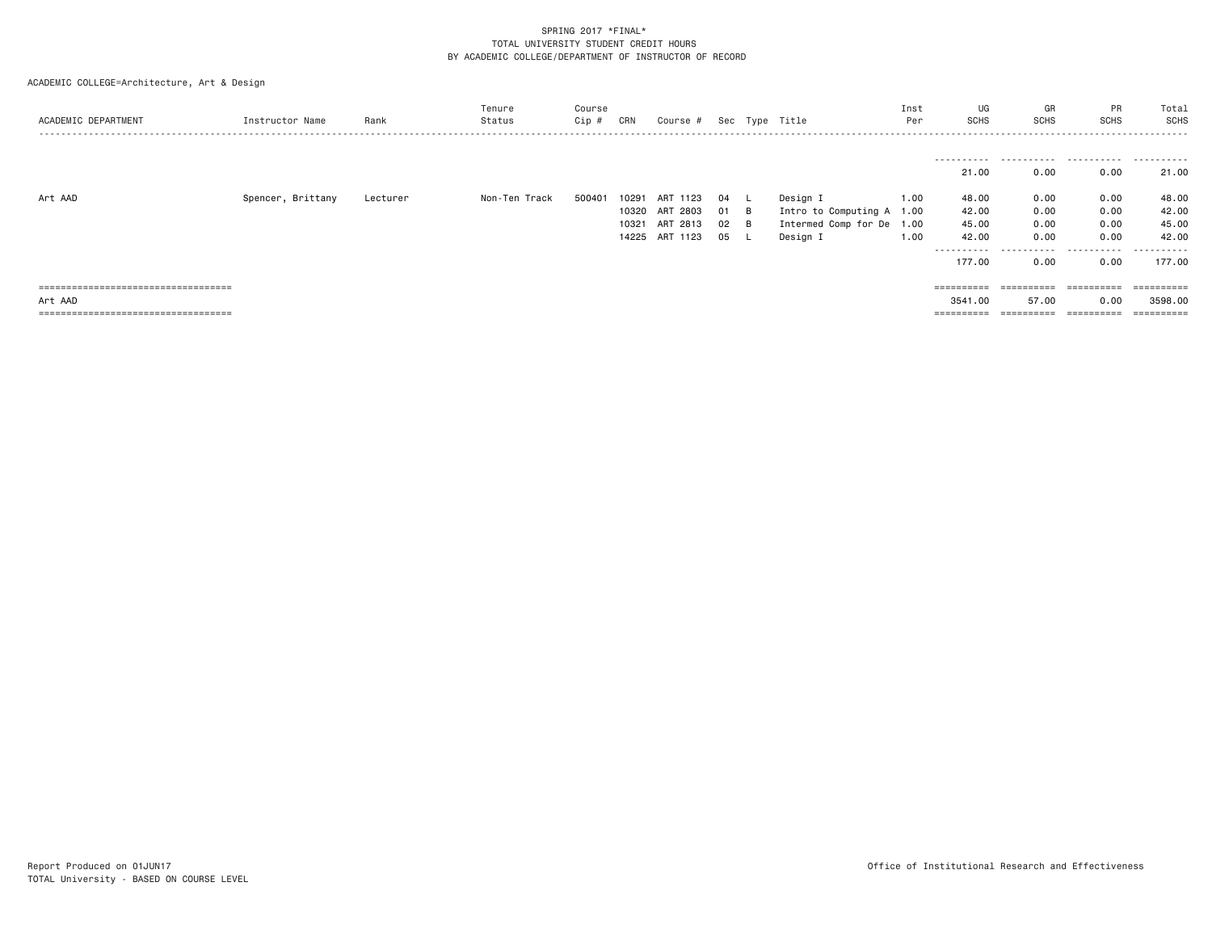SPRING 2017 *FINAL*
TOTAL UNIVERSITY STUDENT CREDIT HOURS
BY ACADEMIC COLLEGE/DEPARTMENT OF INSTRUCTOR OF RECORD

ACADEMIC COLLEGE=Architecture, Art & Design

| ACADEMIC DEPARTMENT | Instructor Name | Rank | Tenure Status | Course Cip # | CRN | Course # | Sec | Type | Title | Inst Per | UG SCHS | GR SCHS | PR SCHS | Total SCHS |
|---|---|---|---|---|---|---|---|---|---|---|---|---|---|---|
| | | | | | | | | | | | 21.00 | 0.00 | 0.00 | 21.00 |
| Art AAD | Spencer, Brittany | Lecturer | Non-Ten Track | 500401 | 10291 | ART 1123 | 04 | L | Design I | 1.00 | 48.00 | 0.00 | 0.00 | 48.00 |
| | | | | | 10320 | ART 2803 | 01 | B | Intro to Computing A | 1.00 | 42.00 | 0.00 | 0.00 | 42.00 |
| | | | | | 10321 | ART 2813 | 02 | B | Intermed Comp for De | 1.00 | 45.00 | 0.00 | 0.00 | 45.00 |
| | | | | | 14225 | ART 1123 | 05 | L | Design I | 1.00 | 42.00 | 0.00 | 0.00 | 42.00 |
| | | | | | | | | | | | 177.00 | 0.00 | 0.00 | 177.00 |
| Art AAD | | | | | | | | | | | 3541.00 | 57.00 | 0.00 | 3598.00 |

Report Produced on 01JUN17
TOTAL University - BASED ON COURSE LEVEL

Office of Institutional Research and Effectiveness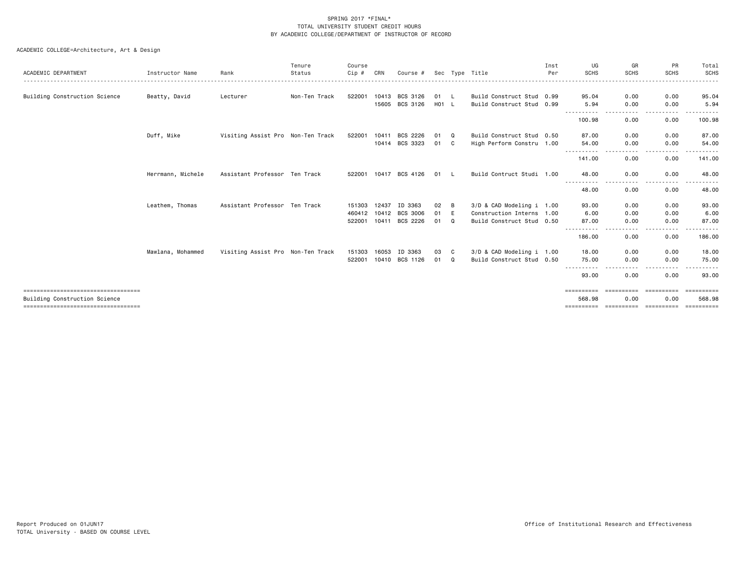# SPRING 2017 *FINAL*
## TOTAL UNIVERSITY STUDENT CREDIT HOURS
## BY ACADEMIC COLLEGE/DEPARTMENT OF INSTRUCTOR OF RECORD

ACADEMIC COLLEGE=Architecture, Art & Design

| ACADEMIC DEPARTMENT | Instructor Name | Rank | Tenure Status | Course Cip # | CRN | Course # | Sec | Type | Title | Inst Per | UG SCHS | GR SCHS | PR SCHS | Total SCHS |
|---|---|---|---|---|---|---|---|---|---|---|---|---|---|---|
| Building Construction Science | Beatty, David | Lecturer | Non-Ten Track | 522001 | 10413 | BCS 3126 | 01 | L | Build Construct Stud | 0.99 | 95.04 | 0.00 | 0.00 | 95.04 |
| | | | | | 15605 | BCS 3126 | H01 | L | Build Construct Stud | 0.99 | 5.94 | 0.00 | 0.00 | 5.94 |
| | | | | | | | | | | | 100.98 | 0.00 | 0.00 | 100.98 |
| | Duff, Mike | Visiting Assist Pro | Non-Ten Track | 522001 | 10411 | BCS 2226 | 01 | Q | Build Construct Stud | 0.50 | 87.00 | 0.00 | 0.00 | 87.00 |
| | | | | | 10414 | BCS 3323 | 01 | C | High Perform Constru | 1.00 | 54.00 | 0.00 | 0.00 | 54.00 |
| | | | | | | | | | | | 141.00 | 0.00 | 0.00 | 141.00 |
| | Herrmann, Michele | Assistant Professor | Ten Track | 522001 | 10417 | BCS 4126 | 01 | L | Build Contruct Studi | 1.00 | 48.00 | 0.00 | 0.00 | 48.00 |
| | | | | | | | | | | | 48.00 | 0.00 | 0.00 | 48.00 |
| | Leathem, Thomas | Assistant Professor | Ten Track | 151303 | 12437 | ID 3363 | 02 | B | 3/D & CAD Modeling i | 1.00 | 93.00 | 0.00 | 0.00 | 93.00 |
| | | | | 460412 | 10412 | BCS 3006 | 01 | E | Construction Interns | 1.00 | 6.00 | 0.00 | 0.00 | 6.00 |
| | | | | 522001 | 10411 | BCS 2226 | 01 | Q | Build Construct Stud | 0.50 | 87.00 | 0.00 | 0.00 | 87.00 |
| | | | | | | | | | | | 186.00 | 0.00 | 0.00 | 186.00 |
| | Mawlana, Mohammed | Visiting Assist Pro | Non-Ten Track | 151303 | 16053 | ID 3363 | 03 | C | 3/D & CAD Modeling i | 1.00 | 18.00 | 0.00 | 0.00 | 18.00 |
| | | | | 522001 | 10410 | BCS 1126 | 01 | Q | Build Construct Stud | 0.50 | 75.00 | 0.00 | 0.00 | 75.00 |
| | | | | | | | | | | | 93.00 | 0.00 | 0.00 | 93.00 |
| Building Construction Science | | | | | | | | | | | 568.98 | 0.00 | 0.00 | 568.98 |

Report Produced on 01JUN17
TOTAL University - BASED ON COURSE LEVEL

Office of Institutional Research and Effectiveness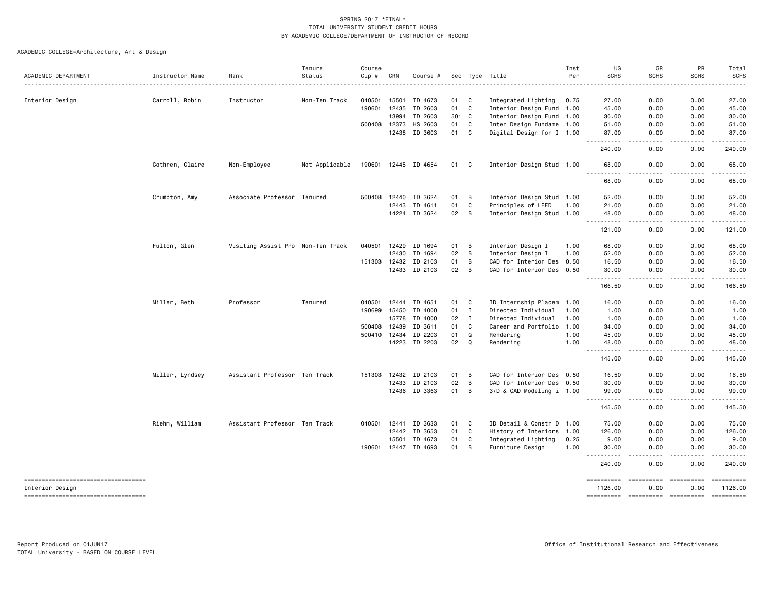SPRING 2017 *FINAL*
TOTAL UNIVERSITY STUDENT CREDIT HOURS
BY ACADEMIC COLLEGE/DEPARTMENT OF INSTRUCTOR OF RECORD

ACADEMIC COLLEGE=Architecture, Art & Design

| ACADEMIC DEPARTMENT | Instructor Name | Rank | Tenure Status | Course Cip # | CRN | Course # | Sec | Type | Title | Inst Per | UG SCHS | GR SCHS | PR SCHS | Total SCHS |
|---|---|---|---|---|---|---|---|---|---|---|---|---|---|---|
| Interior Design | Carroll, Robin | Instructor | Non-Ten Track | 040501 | 15501 | ID 4673 | 01 | C | Integrated Lighting | 0.75 | 27.00 | 0.00 | 0.00 | 27.00 |
| | | | | 190601 | 12435 | ID 2603 | 01 | C | Interior Design Fund | 1.00 | 45.00 | 0.00 | 0.00 | 45.00 |
| | | | | | 13994 | ID 2603 | 501 | C | Interior Design Fund | 1.00 | 30.00 | 0.00 | 0.00 | 30.00 |
| | | | | 500408 | 12373 | HS 2603 | 01 | C | Inter Design Fundame | 1.00 | 51.00 | 0.00 | 0.00 | 51.00 |
| | | | | | 12438 | ID 3603 | 01 | C | Digital Design for I | 1.00 | 87.00 | 0.00 | 0.00 | 87.00 |
| | | | | | | | | | | | 240.00 | 0.00 | 0.00 | 240.00 |
| | Cothren, Claire | Non-Employee | Not Applicable | 190601 | 12445 | ID 4654 | 01 | C | Interior Design Stud | 1.00 | 68.00 | 0.00 | 0.00 | 68.00 |
| | | | | | | | | | | | 68.00 | 0.00 | 0.00 | 68.00 |
| | Crumpton, Amy | Associate Professor | Tenured | 500408 | 12440 | ID 3624 | 01 | B | Interior Design Stud | 1.00 | 52.00 | 0.00 | 0.00 | 52.00 |
| | | | | | 12443 | ID 4611 | 01 | C | Principles of LEED | 1.00 | 21.00 | 0.00 | 0.00 | 21.00 |
| | | | | | 14224 | ID 3624 | 02 | B | Interior Design Stud | 1.00 | 48.00 | 0.00 | 0.00 | 48.00 |
| | | | | | | | | | | | 121.00 | 0.00 | 0.00 | 121.00 |
| | Fulton, Glen | Visiting Assist Pro | Non-Ten Track | 040501 | 12429 | ID 1694 | 01 | B | Interior Design I | 1.00 | 68.00 | 0.00 | 0.00 | 68.00 |
| | | | | | 12430 | ID 1694 | 02 | B | Interior Design I | 1.00 | 52.00 | 0.00 | 0.00 | 52.00 |
| | | | | 151303 | 12432 | ID 2103 | 01 | B | CAD for Interior Des | 0.50 | 16.50 | 0.00 | 0.00 | 16.50 |
| | | | | | 12433 | ID 2103 | 02 | B | CAD for Interior Des | 0.50 | 30.00 | 0.00 | 0.00 | 30.00 |
| | | | | | | | | | | | 166.50 | 0.00 | 0.00 | 166.50 |
| | Miller, Beth | Professor | Tenured | 040501 | 12444 | ID 4651 | 01 | C | ID Internship Placem | 1.00 | 16.00 | 0.00 | 0.00 | 16.00 |
| | | | | 190699 | 15450 | ID 4000 | 01 | I | Directed Individual | 1.00 | 1.00 | 0.00 | 0.00 | 1.00 |
| | | | | | 15778 | ID 4000 | 02 | I | Directed Individual | 1.00 | 1.00 | 0.00 | 0.00 | 1.00 |
| | | | | 500408 | 12439 | ID 3611 | 01 | C | Career and Portfolio | 1.00 | 34.00 | 0.00 | 0.00 | 34.00 |
| | | | | 500410 | 12434 | ID 2203 | 01 | Q | Rendering | 1.00 | 45.00 | 0.00 | 0.00 | 45.00 |
| | | | | | 14223 | ID 2203 | 02 | Q | Rendering | 1.00 | 48.00 | 0.00 | 0.00 | 48.00 |
| | | | | | | | | | | | 145.00 | 0.00 | 0.00 | 145.00 |
| | Miller, Lyndsey | Assistant Professor | Ten Track | 151303 | 12432 | ID 2103 | 01 | B | CAD for Interior Des | 0.50 | 16.50 | 0.00 | 0.00 | 16.50 |
| | | | | | 12433 | ID 2103 | 02 | B | CAD for Interior Des | 0.50 | 30.00 | 0.00 | 0.00 | 30.00 |
| | | | | | 12436 | ID 3363 | 01 | B | 3/D & CAD Modeling i | 1.00 | 99.00 | 0.00 | 0.00 | 99.00 |
| | | | | | | | | | | | 145.50 | 0.00 | 0.00 | 145.50 |
| | Riehm, William | Assistant Professor | Ten Track | 040501 | 12441 | ID 3633 | 01 | C | ID Detail & Constr D | 1.00 | 75.00 | 0.00 | 0.00 | 75.00 |
| | | | | | 12442 | ID 3653 | 01 | C | History of Interiors | 1.00 | 126.00 | 0.00 | 0.00 | 126.00 |
| | | | | | 15501 | ID 4673 | 01 | C | Integrated Lighting | 0.25 | 9.00 | 0.00 | 0.00 | 9.00 |
| | | | | 190601 | 12447 | ID 4693 | 01 | B | Furniture Design | 1.00 | 30.00 | 0.00 | 0.00 | 30.00 |
| | | | | | | | | | | | 240.00 | 0.00 | 0.00 | 240.00 |
| Interior Design | | | | | | | | | | | 1126.00 | 0.00 | 0.00 | 1126.00 |

Report Produced on 01JUN17
TOTAL University - BASED ON COURSE LEVEL

Office of Institutional Research and Effectiveness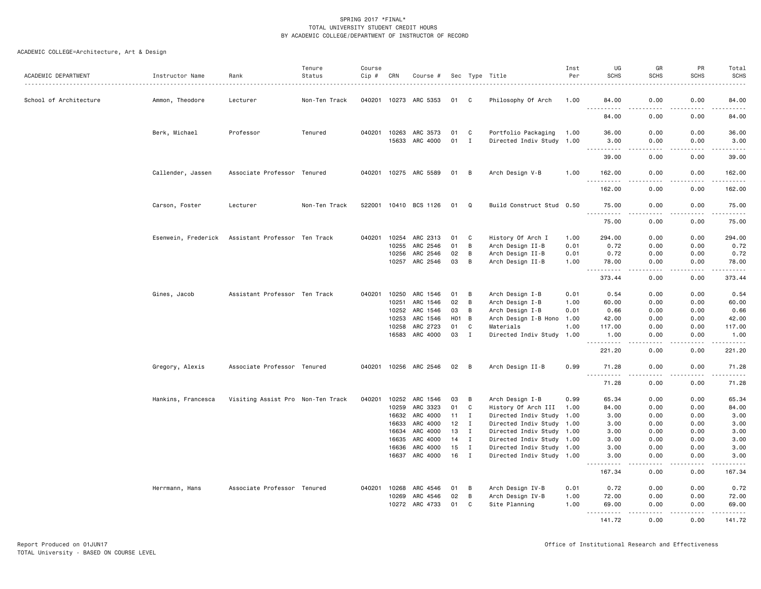SPRING 2017 *FINAL*
TOTAL UNIVERSITY STUDENT CREDIT HOURS
BY ACADEMIC COLLEGE/DEPARTMENT OF INSTRUCTOR OF RECORD

ACADEMIC COLLEGE=Architecture, Art & Design

| ACADEMIC DEPARTMENT | Instructor Name | Rank | Tenure Status | Course Cip # | CRN | Course # | Sec | Type | Title | Inst Per | UG SCHS | GR SCHS | PR SCHS | Total SCHS |
|---|---|---|---|---|---|---|---|---|---|---|---|---|---|---|
| School of Architecture | Ammon, Theodore | Lecturer | Non-Ten Track | 040201 | 10273 | ARC 5353 | 01 | C | Philosophy Of Arch | 1.00 | 84.00 | 0.00 | 0.00 | 84.00 |
| | | | | | | | | | | | 84.00 | 0.00 | 0.00 | 84.00 |
| | Berk, Michael | Professor | Tenured | 040201 | 10263 | ARC 3573 | 01 | C | Portfolio Packaging | 1.00 | 36.00 | 0.00 | 0.00 | 36.00 |
| | | | | | 15633 | ARC 4000 | 01 | I | Directed Indiv Study | 1.00 | 3.00 | 0.00 | 0.00 | 3.00 |
| | | | | | | | | | | | 39.00 | 0.00 | 0.00 | 39.00 |
| | Callender, Jassen | Associate Professor | Tenured | 040201 | 10275 | ARC 5589 | 01 | B | Arch Design V-B | 1.00 | 162.00 | 0.00 | 0.00 | 162.00 |
| | | | | | | | | | | | 162.00 | 0.00 | 0.00 | 162.00 |
| | Carson, Foster | Lecturer | Non-Ten Track | 522001 | 10410 | BCS 1126 | 01 | Q | Build Construct Stud | 0.50 | 75.00 | 0.00 | 0.00 | 75.00 |
| | | | | | | | | | | | 75.00 | 0.00 | 0.00 | 75.00 |
| | Esenwein, Frederick | Assistant Professor | Ten Track | 040201 | 10254 | ARC 2313 | 01 | C | History Of Arch I | 1.00 | 294.00 | 0.00 | 0.00 | 294.00 |
| | | | | | 10255 | ARC 2546 | 01 | B | Arch Design II-B | 0.01 | 0.72 | 0.00 | 0.00 | 0.72 |
| | | | | | 10256 | ARC 2546 | 02 | B | Arch Design II-B | 0.01 | 0.72 | 0.00 | 0.00 | 0.72 |
| | | | | | 10257 | ARC 2546 | 03 | B | Arch Design II-B | 1.00 | 78.00 | 0.00 | 0.00 | 78.00 |
| | | | | | | | | | | | 373.44 | 0.00 | 0.00 | 373.44 |
| | Gines, Jacob | Assistant Professor | Ten Track | 040201 | 10250 | ARC 1546 | 01 | B | Arch Design I-B | 0.01 | 0.54 | 0.00 | 0.00 | 0.54 |
| | | | | | 10251 | ARC 1546 | 02 | B | Arch Design I-B | 1.00 | 60.00 | 0.00 | 0.00 | 60.00 |
| | | | | | 10252 | ARC 1546 | 03 | B | Arch Design I-B | 0.01 | 0.66 | 0.00 | 0.00 | 0.66 |
| | | | | | 10253 | ARC 1546 | H01 | B | Arch Design I-B Hono | 1.00 | 42.00 | 0.00 | 0.00 | 42.00 |
| | | | | | 10258 | ARC 2723 | 01 | C | Materials | 1.00 | 117.00 | 0.00 | 0.00 | 117.00 |
| | | | | | 16583 | ARC 4000 | 03 | I | Directed Indiv Study | 1.00 | 1.00 | 0.00 | 0.00 | 1.00 |
| | | | | | | | | | | | 221.20 | 0.00 | 0.00 | 221.20 |
| | Gregory, Alexis | Associate Professor | Tenured | 040201 | 10256 | ARC 2546 | 02 | B | Arch Design II-B | 0.99 | 71.28 | 0.00 | 0.00 | 71.28 |
| | | | | | | | | | | | 71.28 | 0.00 | 0.00 | 71.28 |
| | Hankins, Francesca | Visiting Assist Pro | Non-Ten Track | 040201 | 10252 | ARC 1546 | 03 | B | Arch Design I-B | 0.99 | 65.34 | 0.00 | 0.00 | 65.34 |
| | | | | | 10259 | ARC 3323 | 01 | C | History Of Arch III | 1.00 | 84.00 | 0.00 | 0.00 | 84.00 |
| | | | | | 16632 | ARC 4000 | 11 | I | Directed Indiv Study | 1.00 | 3.00 | 0.00 | 0.00 | 3.00 |
| | | | | | 16633 | ARC 4000 | 12 | I | Directed Indiv Study | 1.00 | 3.00 | 0.00 | 0.00 | 3.00 |
| | | | | | 16634 | ARC 4000 | 13 | I | Directed Indiv Study | 1.00 | 3.00 | 0.00 | 0.00 | 3.00 |
| | | | | | 16635 | ARC 4000 | 14 | I | Directed Indiv Study | 1.00 | 3.00 | 0.00 | 0.00 | 3.00 |
| | | | | | 16636 | ARC 4000 | 15 | I | Directed Indiv Study | 1.00 | 3.00 | 0.00 | 0.00 | 3.00 |
| | | | | | 16637 | ARC 4000 | 16 | I | Directed Indiv Study | 1.00 | 3.00 | 0.00 | 0.00 | 3.00 |
| | | | | | | | | | | | 167.34 | 0.00 | 0.00 | 167.34 |
| | Herrmann, Hans | Associate Professor | Tenured | 040201 | 10268 | ARC 4546 | 01 | B | Arch Design IV-B | 0.01 | 0.72 | 0.00 | 0.00 | 0.72 |
| | | | | | 10269 | ARC 4546 | 02 | B | Arch Design IV-B | 1.00 | 72.00 | 0.00 | 0.00 | 72.00 |
| | | | | | 10272 | ARC 4733 | 01 | C | Site Planning | 1.00 | 69.00 | 0.00 | 0.00 | 69.00 |
| | | | | | | | | | | | 141.72 | 0.00 | 0.00 | 141.72 |

Report Produced on 01JUN17
TOTAL University - BASED ON COURSE LEVEL

Office of Institutional Research and Effectiveness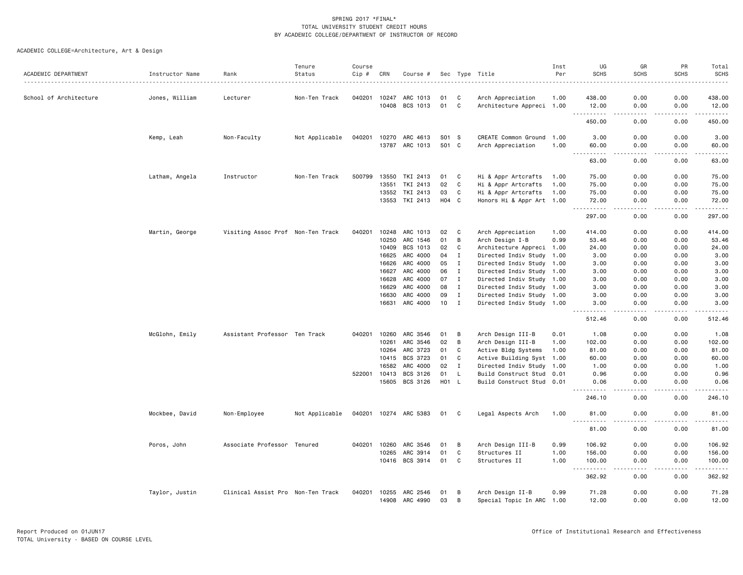SPRING 2017 *FINAL*
TOTAL UNIVERSITY STUDENT CREDIT HOURS
BY ACADEMIC COLLEGE/DEPARTMENT OF INSTRUCTOR OF RECORD

ACADEMIC COLLEGE=Architecture, Art & Design

| ACADEMIC DEPARTMENT | Instructor Name | Rank | Tenure Status | Course Cip # | CRN | Course # | Sec | Type | Title | Inst Per | UG SCHS | GR SCHS | PR SCHS | Total SCHS |
|---|---|---|---|---|---|---|---|---|---|---|---|---|---|---|
| School of Architecture | Jones, William | Lecturer | Non-Ten Track | 040201 | 10247 | ARC 1013 | 01 | C | Arch Appreciation | 1.00 | 438.00 | 0.00 | 0.00 | 438.00 |
| | | | | | 10408 | BCS 1013 | 01 | C | Architecture Appreci | 1.00 | 12.00 | 0.00 | 0.00 | 12.00 |
| | | | | | | | | | | | 450.00 | 0.00 | 0.00 | 450.00 |
| | Kemp, Leah | Non-Faculty | Not Applicable | 040201 | 10270 | ARC 4613 | S01 | S | CREATE Common Ground | 1.00 | 3.00 | 0.00 | 0.00 | 3.00 |
| | | | | | 13787 | ARC 1013 | 501 | C | Arch Appreciation | 1.00 | 60.00 | 0.00 | 0.00 | 60.00 |
| | | | | | | | | | | | 63.00 | 0.00 | 0.00 | 63.00 |
| | Latham, Angela | Instructor | Non-Ten Track | 500799 | 13550 | TKI 2413 | 01 | C | Hi & Appr Artcrafts | 1.00 | 75.00 | 0.00 | 0.00 | 75.00 |
| | | | | | 13551 | TKI 2413 | 02 | C | Hi & Appr Artcrafts | 1.00 | 75.00 | 0.00 | 0.00 | 75.00 |
| | | | | | 13552 | TKI 2413 | 03 | C | Hi & Appr Artcrafts | 1.00 | 75.00 | 0.00 | 0.00 | 75.00 |
| | | | | | 13553 | TKI 2413 | H04 | C | Honors Hi & Appr Art | 1.00 | 72.00 | 0.00 | 0.00 | 72.00 |
| | | | | | | | | | | | 297.00 | 0.00 | 0.00 | 297.00 |
| | Martin, George | Visiting Assoc Prof | Non-Ten Track | 040201 | 10248 | ARC 1013 | 02 | C | Arch Appreciation | 1.00 | 414.00 | 0.00 | 0.00 | 414.00 |
| | | | | | 10250 | ARC 1546 | 01 | B | Arch Design I-B | 0.99 | 53.46 | 0.00 | 0.00 | 53.46 |
| | | | | | 10409 | BCS 1013 | 02 | C | Architecture Appreci | 1.00 | 24.00 | 0.00 | 0.00 | 24.00 |
| | | | | | 16625 | ARC 4000 | 04 | I | Directed Indiv Study | 1.00 | 3.00 | 0.00 | 0.00 | 3.00 |
| | | | | | 16626 | ARC 4000 | 05 | I | Directed Indiv Study | 1.00 | 3.00 | 0.00 | 0.00 | 3.00 |
| | | | | | 16627 | ARC 4000 | 06 | I | Directed Indiv Study | 1.00 | 3.00 | 0.00 | 0.00 | 3.00 |
| | | | | | 16628 | ARC 4000 | 07 | I | Directed Indiv Study | 1.00 | 3.00 | 0.00 | 0.00 | 3.00 |
| | | | | | 16629 | ARC 4000 | 08 | I | Directed Indiv Study | 1.00 | 3.00 | 0.00 | 0.00 | 3.00 |
| | | | | | 16630 | ARC 4000 | 09 | I | Directed Indiv Study | 1.00 | 3.00 | 0.00 | 0.00 | 3.00 |
| | | | | | 16631 | ARC 4000 | 10 | I | Directed Indiv Study | 1.00 | 3.00 | 0.00 | 0.00 | 3.00 |
| | | | | | | | | | | | 512.46 | 0.00 | 0.00 | 512.46 |
| | McGlohn, Emily | Assistant Professor | Ten Track | 040201 | 10260 | ARC 3546 | 01 | B | Arch Design III-B | 0.01 | 1.08 | 0.00 | 0.00 | 1.08 |
| | | | | | 10261 | ARC 3546 | 02 | B | Arch Design III-B | 1.00 | 102.00 | 0.00 | 0.00 | 102.00 |
| | | | | | 10264 | ARC 3723 | 01 | C | Active Bldg Systems | 1.00 | 81.00 | 0.00 | 0.00 | 81.00 |
| | | | | | 10415 | BCS 3723 | 01 | C | Active Building Syst | 1.00 | 60.00 | 0.00 | 0.00 | 60.00 |
| | | | | | 16582 | ARC 4000 | 02 | I | Directed Indiv Study | 1.00 | 1.00 | 0.00 | 0.00 | 1.00 |
| | | | | 522001 | 10413 | BCS 3126 | 01 | L | Build Construct Stud | 0.01 | 0.96 | 0.00 | 0.00 | 0.96 |
| | | | | | 15605 | BCS 3126 | H01 | L | Build Construct Stud | 0.01 | 0.06 | 0.00 | 0.00 | 0.06 |
| | | | | | | | | | | | 246.10 | 0.00 | 0.00 | 246.10 |
| | Mockbee, David | Non-Employee | Not Applicable | 040201 | 10274 | ARC 5383 | 01 | C | Legal Aspects Arch | 1.00 | 81.00 | 0.00 | 0.00 | 81.00 |
| | | | | | | | | | | | 81.00 | 0.00 | 0.00 | 81.00 |
| | Poros, John | Associate Professor | Tenured | 040201 | 10260 | ARC 3546 | 01 | B | Arch Design III-B | 0.99 | 106.92 | 0.00 | 0.00 | 106.92 |
| | | | | | 10265 | ARC 3914 | 01 | C | Structures II | 1.00 | 156.00 | 0.00 | 0.00 | 156.00 |
| | | | | | 10416 | BCS 3914 | 01 | C | Structures II | 1.00 | 100.00 | 0.00 | 0.00 | 100.00 |
| | | | | | | | | | | | 362.92 | 0.00 | 0.00 | 362.92 |
| | Taylor, Justin | Clinical Assist Pro | Non-Ten Track | 040201 | 10255 | ARC 2546 | 01 | B | Arch Design II-B | 0.99 | 71.28 | 0.00 | 0.00 | 71.28 |
| | | | | | 14908 | ARC 4990 | 03 | B | Special Topic In ARC | 1.00 | 12.00 | 0.00 | 0.00 | 12.00 |

Report Produced on 01JUN17
TOTAL University - BASED ON COURSE LEVEL

Office of Institutional Research and Effectiveness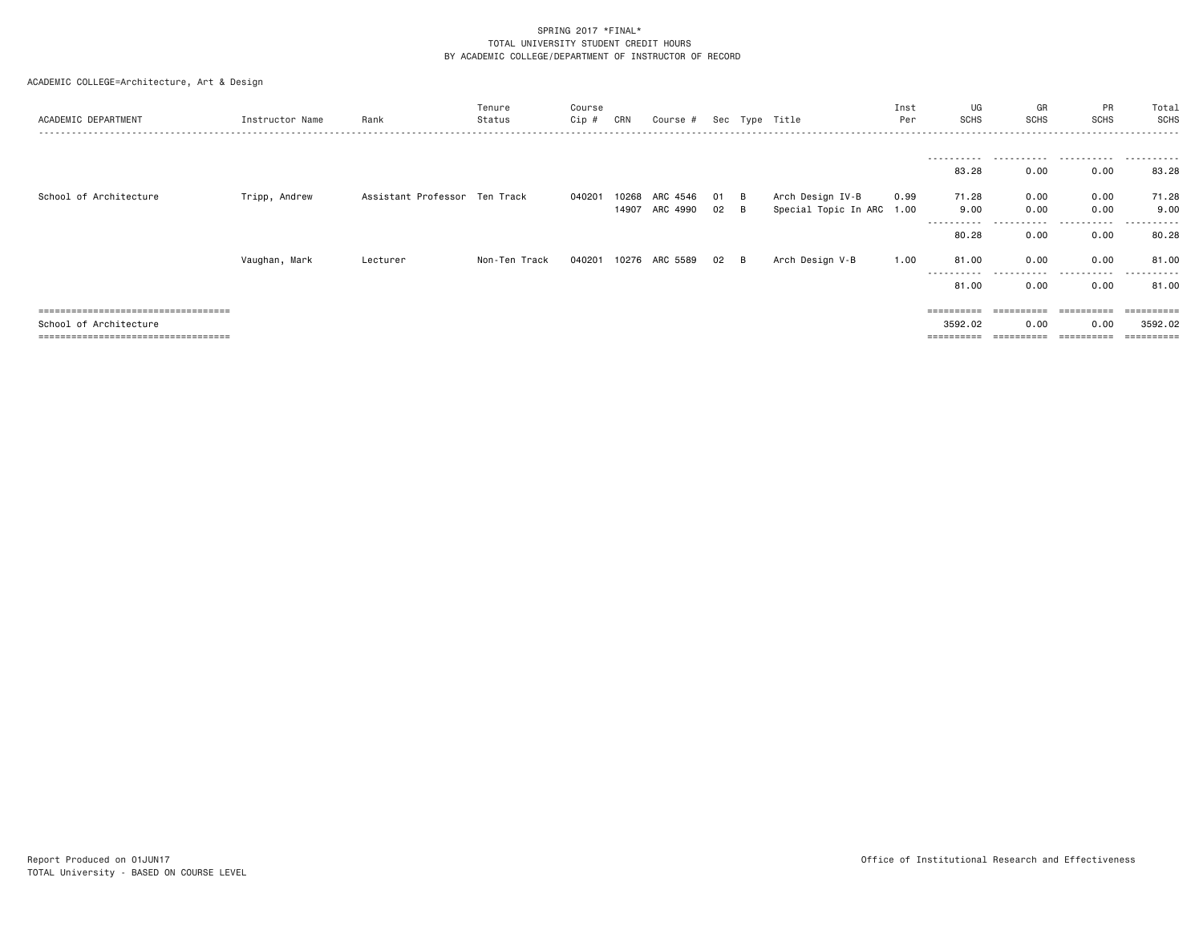SPRING 2017 *FINAL*
TOTAL UNIVERSITY STUDENT CREDIT HOURS
BY ACADEMIC COLLEGE/DEPARTMENT OF INSTRUCTOR OF RECORD

ACADEMIC COLLEGE=Architecture, Art & Design

| ACADEMIC DEPARTMENT | Instructor Name | Rank | Tenure Status | Course Cip # | CRN | Course # | Sec | Type | Title | Inst Per | UG SCHS | GR SCHS | PR SCHS | Total SCHS |
|---|---|---|---|---|---|---|---|---|---|---|---|---|---|---|
| | | | | | | | | | | | 83.28 | 0.00 | 0.00 | 83.28 |
| School of Architecture | Tripp, Andrew | Assistant Professor | Ten Track | 040201 | 10268 | ARC 4546 | 01 | B | Arch Design IV-B | 0.99 | 71.28 | 0.00 | 0.00 | 71.28 |
| | | | | | 14907 | ARC 4990 | 02 | B | Special Topic In ARC | 1.00 | 9.00 | 0.00 | 0.00 | 9.00 |
| | | | | | | | | | | | 80.28 | 0.00 | 0.00 | 80.28 |
| | Vaughan, Mark | Lecturer | Non-Ten Track | 040201 | 10276 | ARC 5589 | 02 | B | Arch Design V-B | 1.00 | 81.00 | 0.00 | 0.00 | 81.00 |
| | | | | | | | | | | | 81.00 | 0.00 | 0.00 | 81.00 |
| School of Architecture | | | | | | | | | | | 3592.02 | 0.00 | 0.00 | 3592.02 |

Report Produced on 01JUN17
TOTAL University - BASED ON COURSE LEVEL

Office of Institutional Research and Effectiveness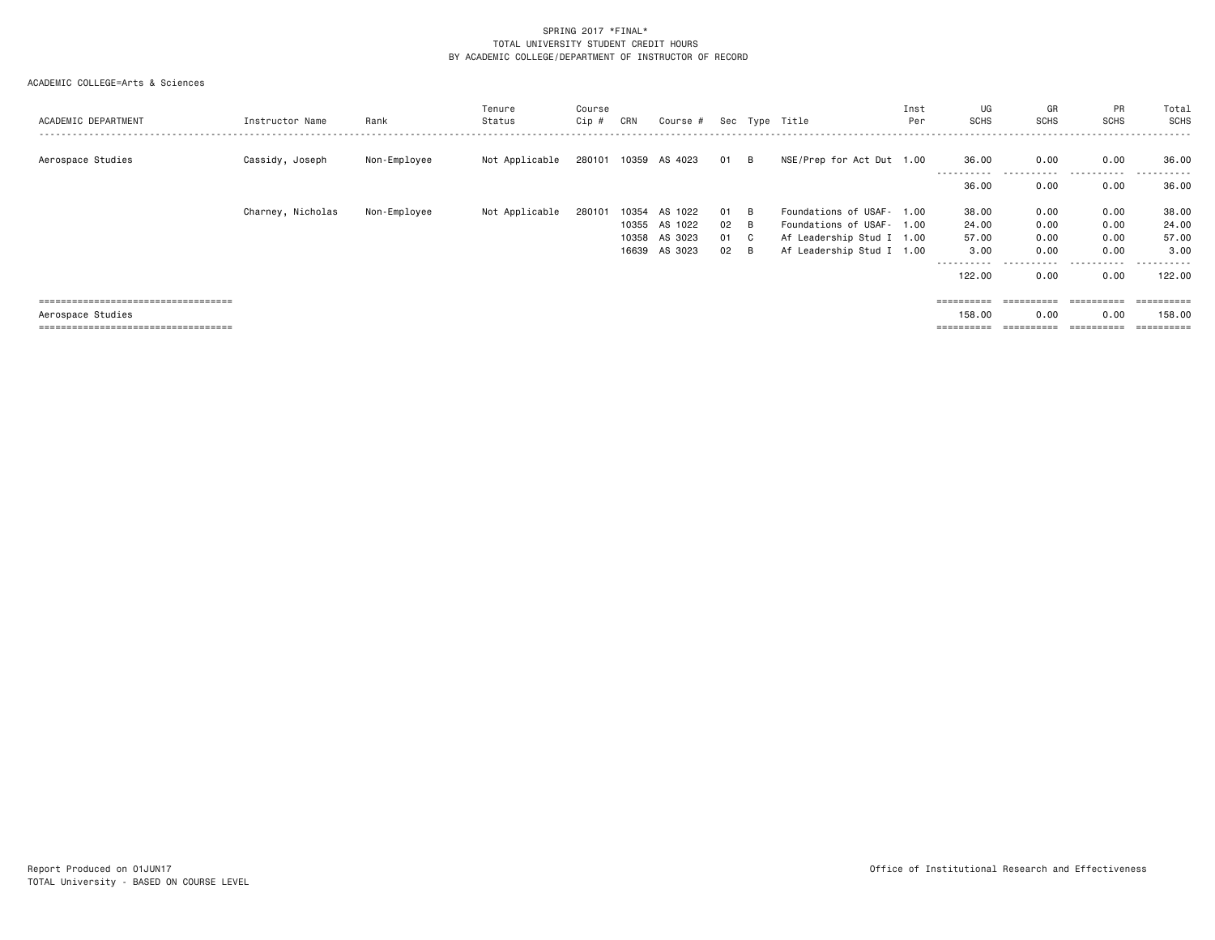SPRING 2017 *FINAL*
TOTAL UNIVERSITY STUDENT CREDIT HOURS
BY ACADEMIC COLLEGE/DEPARTMENT OF INSTRUCTOR OF RECORD

ACADEMIC COLLEGE=Arts & Sciences

| ACADEMIC DEPARTMENT | Instructor Name | Rank | Tenure Status | Course Cip # | CRN | Course # | Sec | Type | Title | Inst Per | UG SCHS | GR SCHS | PR SCHS | Total SCHS |
|---|---|---|---|---|---|---|---|---|---|---|---|---|---|---|
| Aerospace Studies | Cassidy, Joseph | Non-Employee | Not Applicable | 280101 | 10359 | AS 4023 | 01 | B | NSE/Prep for Act Dut | 1.00 | 36.00 | 0.00 | 0.00 | 36.00 |
| | | | | | | | | | | | 36.00 | 0.00 | 0.00 | 36.00 |
| | Charney, Nicholas | Non-Employee | Not Applicable | 280101 | 10354 | AS 1022 | 01 | B | Foundations of USAF- | 1.00 | 38.00 | 0.00 | 0.00 | 38.00 |
| | | | | | 10355 | AS 1022 | 02 | B | Foundations of USAF- | 1.00 | 24.00 | 0.00 | 0.00 | 24.00 |
| | | | | | 10358 | AS 3023 | 01 | C | Af Leadership Stud I | 1.00 | 57.00 | 0.00 | 0.00 | 57.00 |
| | | | | | 16639 | AS 3023 | 02 | B | Af Leadership Stud I | 1.00 | 3.00 | 0.00 | 0.00 | 3.00 |
| | | | | | | | | | | | 122.00 | 0.00 | 0.00 | 122.00 |
| Aerospace Studies | | | | | | | | | | | 158.00 | 0.00 | 0.00 | 158.00 |

Report Produced on 01JUN17
TOTAL University - BASED ON COURSE LEVEL

Office of Institutional Research and Effectiveness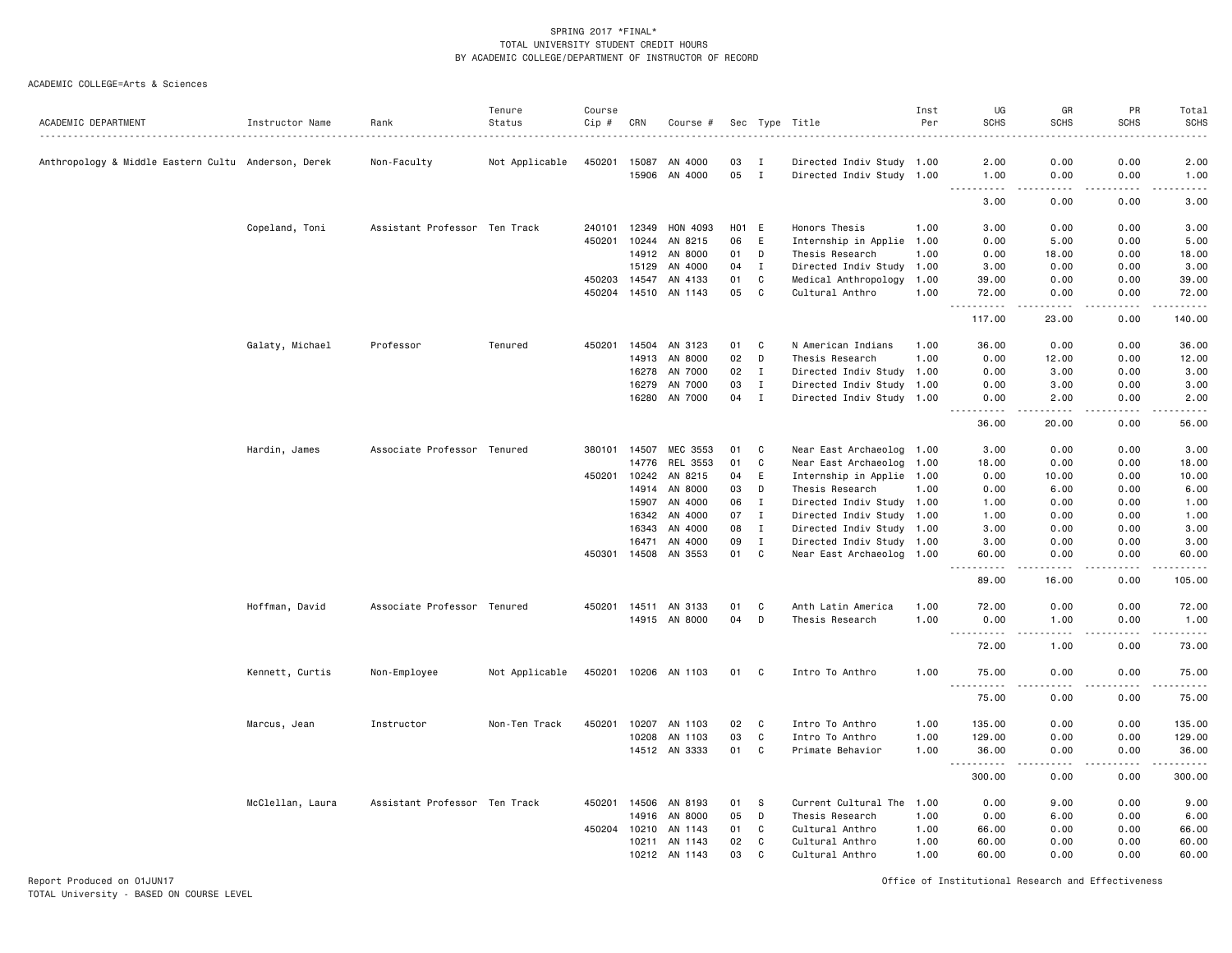SPRING 2017 *FINAL*
TOTAL UNIVERSITY STUDENT CREDIT HOURS
BY ACADEMIC COLLEGE/DEPARTMENT OF INSTRUCTOR OF RECORD

ACADEMIC COLLEGE=Arts & Sciences

| ACADEMIC DEPARTMENT | Instructor Name | Rank | Tenure Status | Course Cip # | CRN | Course # | Sec | Type | Title | Inst Per | UG SCHS | GR SCHS | PR SCHS | Total SCHS |
|---|---|---|---|---|---|---|---|---|---|---|---|---|---|---|
| Anthropology & Middle Eastern Cultu | Anderson, Derek | Non-Faculty | Not Applicable | 450201 | 15087 | AN 4000 | 03 | I | Directed Indiv Study | 1.00 | 2.00 | 0.00 | 0.00 | 2.00 |
| | | | | | 15906 | AN 4000 | 05 | I | Directed Indiv Study | 1.00 | 1.00 | 0.00 | 0.00 | 1.00 |
| | | | | | | | | | | | 3.00 | 0.00 | 0.00 | 3.00 |
| | Copeland, Toni | Assistant Professor | Ten Track | 240101 | 12349 | HON 4093 | H01 | E | Honors Thesis | 1.00 | 3.00 | 0.00 | 0.00 | 3.00 |
| | | | | 450201 | 10244 | AN 8215 | 06 | E | Internship in Applie | 1.00 | 0.00 | 5.00 | 0.00 | 5.00 |
| | | | | | 14912 | AN 8000 | 01 | D | Thesis Research | 1.00 | 0.00 | 18.00 | 0.00 | 18.00 |
| | | | | | 15129 | AN 4000 | 04 | I | Directed Indiv Study | 1.00 | 3.00 | 0.00 | 0.00 | 3.00 |
| | | | | 450203 | 14547 | AN 4133 | 01 | C | Medical Anthropology | 1.00 | 39.00 | 0.00 | 0.00 | 39.00 |
| | | | | 450204 | 14510 | AN 1143 | 05 | C | Cultural Anthro | 1.00 | 72.00 | 0.00 | 0.00 | 72.00 |
| | | | | | | | | | | | 117.00 | 23.00 | 0.00 | 140.00 |
| | Galaty, Michael | Professor | Tenured | 450201 | 14504 | AN 3123 | 01 | C | N American Indians | 1.00 | 36.00 | 0.00 | 0.00 | 36.00 |
| | | | | | 14913 | AN 8000 | 02 | D | Thesis Research | 1.00 | 0.00 | 12.00 | 0.00 | 12.00 |
| | | | | | 16278 | AN 7000 | 02 | I | Directed Indiv Study | 1.00 | 0.00 | 3.00 | 0.00 | 3.00 |
| | | | | | 16279 | AN 7000 | 03 | I | Directed Indiv Study | 1.00 | 0.00 | 3.00 | 0.00 | 3.00 |
| | | | | | 16280 | AN 7000 | 04 | I | Directed Indiv Study | 1.00 | 0.00 | 2.00 | 0.00 | 2.00 |
| | | | | | | | | | | | 36.00 | 20.00 | 0.00 | 56.00 |
| | Hardin, James | Associate Professor | Tenured | 380101 | 14507 | MEC 3553 | 01 | C | Near East Archaeolog | 1.00 | 3.00 | 0.00 | 0.00 | 3.00 |
| | | | | | 14776 | REL 3553 | 01 | C | Near East Archaeolog | 1.00 | 18.00 | 0.00 | 0.00 | 18.00 |
| | | | | 450201 | 10242 | AN 8215 | 04 | E | Internship in Applie | 1.00 | 0.00 | 10.00 | 0.00 | 10.00 |
| | | | | | 14914 | AN 8000 | 03 | D | Thesis Research | 1.00 | 0.00 | 6.00 | 0.00 | 6.00 |
| | | | | | 15907 | AN 4000 | 06 | I | Directed Indiv Study | 1.00 | 1.00 | 0.00 | 0.00 | 1.00 |
| | | | | | 16342 | AN 4000 | 07 | I | Directed Indiv Study | 1.00 | 1.00 | 0.00 | 0.00 | 1.00 |
| | | | | | 16343 | AN 4000 | 08 | I | Directed Indiv Study | 1.00 | 3.00 | 0.00 | 0.00 | 3.00 |
| | | | | | 16471 | AN 4000 | 09 | I | Directed Indiv Study | 1.00 | 3.00 | 0.00 | 0.00 | 3.00 |
| | | | | 450301 | 14508 | AN 3553 | 01 | C | Near East Archaeolog | 1.00 | 60.00 | 0.00 | 0.00 | 60.00 |
| | | | | | | | | | | | 89.00 | 16.00 | 0.00 | 105.00 |
| | Hoffman, David | Associate Professor | Tenured | 450201 | 14511 | AN 3133 | 01 | C | Anth Latin America | 1.00 | 72.00 | 0.00 | 0.00 | 72.00 |
| | | | | | 14915 | AN 8000 | 04 | D | Thesis Research | 1.00 | 0.00 | 1.00 | 0.00 | 1.00 |
| | | | | | | | | | | | 72.00 | 1.00 | 0.00 | 73.00 |
| | Kennett, Curtis | Non-Employee | Not Applicable | 450201 | 10206 | AN 1103 | 01 | C | Intro To Anthro | 1.00 | 75.00 | 0.00 | 0.00 | 75.00 |
| | | | | | | | | | | | 75.00 | 0.00 | 0.00 | 75.00 |
| | Marcus, Jean | Instructor | Non-Ten Track | 450201 | 10207 | AN 1103 | 02 | C | Intro To Anthro | 1.00 | 135.00 | 0.00 | 0.00 | 135.00 |
| | | | | | 10208 | AN 1103 | 03 | C | Intro To Anthro | 1.00 | 129.00 | 0.00 | 0.00 | 129.00 |
| | | | | | 14512 | AN 3333 | 01 | C | Primate Behavior | 1.00 | 36.00 | 0.00 | 0.00 | 36.00 |
| | | | | | | | | | | | 300.00 | 0.00 | 0.00 | 300.00 |
| | McClellan, Laura | Assistant Professor | Ten Track | 450201 | 14506 | AN 8193 | 01 | S | Current Cultural The | 1.00 | 0.00 | 9.00 | 0.00 | 9.00 |
| | | | | | 14916 | AN 8000 | 05 | D | Thesis Research | 1.00 | 0.00 | 6.00 | 0.00 | 6.00 |
| | | | | 450204 | 10210 | AN 1143 | 01 | C | Cultural Anthro | 1.00 | 66.00 | 0.00 | 0.00 | 66.00 |
| | | | | | 10211 | AN 1143 | 02 | C | Cultural Anthro | 1.00 | 60.00 | 0.00 | 0.00 | 60.00 |
| | | | | | 10212 | AN 1143 | 03 | C | Cultural Anthro | 1.00 | 60.00 | 0.00 | 0.00 | 60.00 |

Report Produced on 01JUN17
TOTAL University - BASED ON COURSE LEVEL

Office of Institutional Research and Effectiveness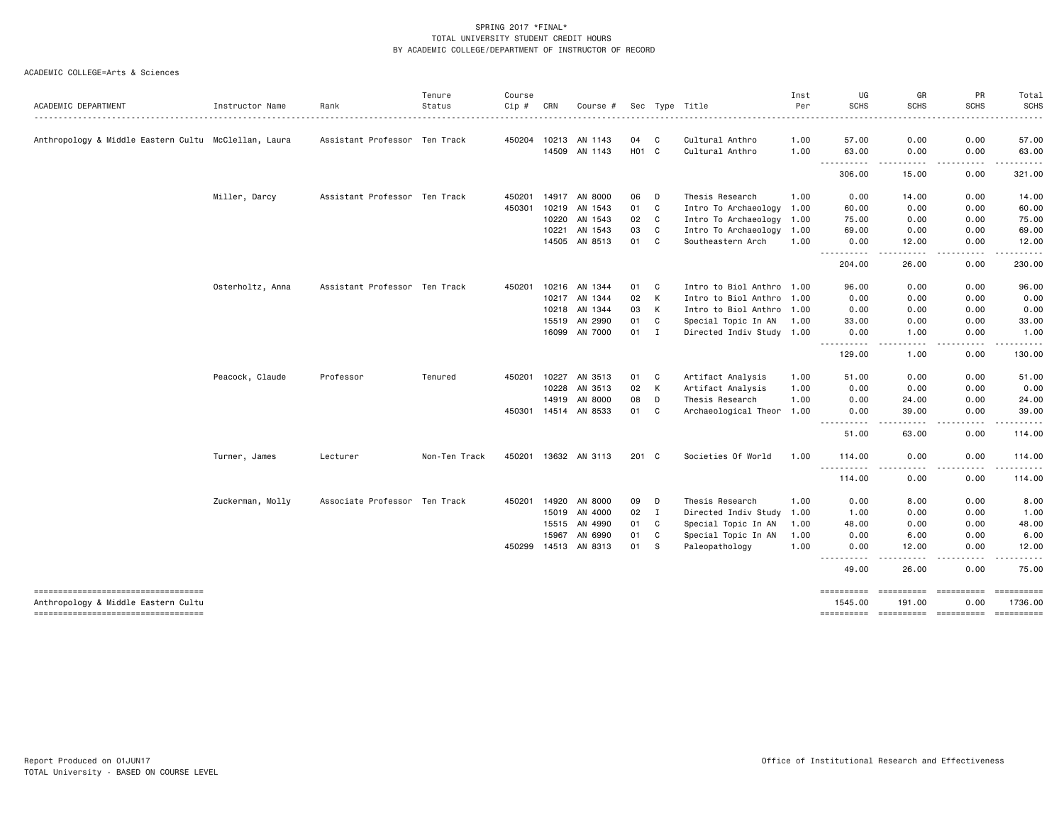SPRING 2017 *FINAL*
TOTAL UNIVERSITY STUDENT CREDIT HOURS
BY ACADEMIC COLLEGE/DEPARTMENT OF INSTRUCTOR OF RECORD

ACADEMIC COLLEGE=Arts & Sciences

| ACADEMIC DEPARTMENT | Instructor Name | Rank | Tenure Status | Course Cip # | CRN | Course # | Sec | Type | Title | Inst Per | UG SCHS | GR SCHS | PR SCHS | Total SCHS |
|---|---|---|---|---|---|---|---|---|---|---|---|---|---|---|
| Anthropology & Middle Eastern Cultu | McClellan, Laura | Assistant Professor | Ten Track | 450204 | 10213 | AN 1143 | 04 | C | Cultural Anthro | 1.00 | 57.00 | 0.00 | 0.00 | 57.00 |
| | | | | | 14509 | AN 1143 | H01 | C | Cultural Anthro | 1.00 | 63.00 | 0.00 | 0.00 | 63.00 |
| | | | | | | | | | | | 306.00 | 15.00 | 0.00 | 321.00 |
| | Miller, Darcy | Assistant Professor | Ten Track | 450201 | 14917 | AN 8000 | 06 | D | Thesis Research | 1.00 | 0.00 | 14.00 | 0.00 | 14.00 |
| | | | | 450301 | 10219 | AN 1543 | 01 | C | Intro To Archaeology | 1.00 | 60.00 | 0.00 | 0.00 | 60.00 |
| | | | | | 10220 | AN 1543 | 02 | C | Intro To Archaeology | 1.00 | 75.00 | 0.00 | 0.00 | 75.00 |
| | | | | | 10221 | AN 1543 | 03 | C | Intro To Archaeology | 1.00 | 69.00 | 0.00 | 0.00 | 69.00 |
| | | | | | 14505 | AN 8513 | 01 | C | Southeastern Arch | 1.00 | 0.00 | 12.00 | 0.00 | 12.00 |
| | | | | | | | | | | | 204.00 | 26.00 | 0.00 | 230.00 |
| | Osterholtz, Anna | Assistant Professor | Ten Track | 450201 | 10216 | AN 1344 | 01 | C | Intro to Biol Anthro | 1.00 | 96.00 | 0.00 | 0.00 | 96.00 |
| | | | | | 10217 | AN 1344 | 02 | K | Intro to Biol Anthro | 1.00 | 0.00 | 0.00 | 0.00 | 0.00 |
| | | | | | 10218 | AN 1344 | 03 | K | Intro to Biol Anthro | 1.00 | 0.00 | 0.00 | 0.00 | 0.00 |
| | | | | | 15519 | AN 2990 | 01 | C | Special Topic In AN | 1.00 | 33.00 | 0.00 | 0.00 | 33.00 |
| | | | | | 16099 | AN 7000 | 01 | I | Directed Indiv Study | 1.00 | 0.00 | 1.00 | 0.00 | 1.00 |
| | | | | | | | | | | | 129.00 | 1.00 | 0.00 | 130.00 |
| | Peacock, Claude | Professor | Tenured | 450201 | 10227 | AN 3513 | 01 | C | Artifact Analysis | 1.00 | 51.00 | 0.00 | 0.00 | 51.00 |
| | | | | | 10228 | AN 3513 | 02 | K | Artifact Analysis | 1.00 | 0.00 | 0.00 | 0.00 | 0.00 |
| | | | | | 14919 | AN 8000 | 08 | D | Thesis Research | 1.00 | 0.00 | 24.00 | 0.00 | 24.00 |
| | | | | 450301 | 14514 | AN 8533 | 01 | C | Archaeological Theor | 1.00 | 0.00 | 39.00 | 0.00 | 39.00 |
| | | | | | | | | | | | 51.00 | 63.00 | 0.00 | 114.00 |
| | Turner, James | Lecturer | Non-Ten Track | 450201 | 13632 | AN 3113 | 201 | C | Societies Of World | 1.00 | 114.00 | 0.00 | 0.00 | 114.00 |
| | | | | | | | | | | | 114.00 | 0.00 | 0.00 | 114.00 |
| | Zuckerman, Molly | Associate Professor | Ten Track | 450201 | 14920 | AN 8000 | 09 | D | Thesis Research | 1.00 | 0.00 | 8.00 | 0.00 | 8.00 |
| | | | | | 15019 | AN 4000 | 02 | I | Directed Indiv Study | 1.00 | 1.00 | 0.00 | 0.00 | 1.00 |
| | | | | | 15515 | AN 4990 | 01 | C | Special Topic In AN | 1.00 | 48.00 | 0.00 | 0.00 | 48.00 |
| | | | | | 15967 | AN 6990 | 01 | C | Special Topic In AN | 1.00 | 0.00 | 6.00 | 0.00 | 6.00 |
| | | | | 450299 | 14513 | AN 8313 | 01 | S | Paleopathology | 1.00 | 0.00 | 12.00 | 0.00 | 12.00 |
| | | | | | | | | | | | 49.00 | 26.00 | 0.00 | 75.00 |
| Anthropology & Middle Eastern Cultu | | | | | | | | | | | 1545.00 | 191.00 | 0.00 | 1736.00 |

Report Produced on 01JUN17
TOTAL University - BASED ON COURSE LEVEL

Office of Institutional Research and Effectiveness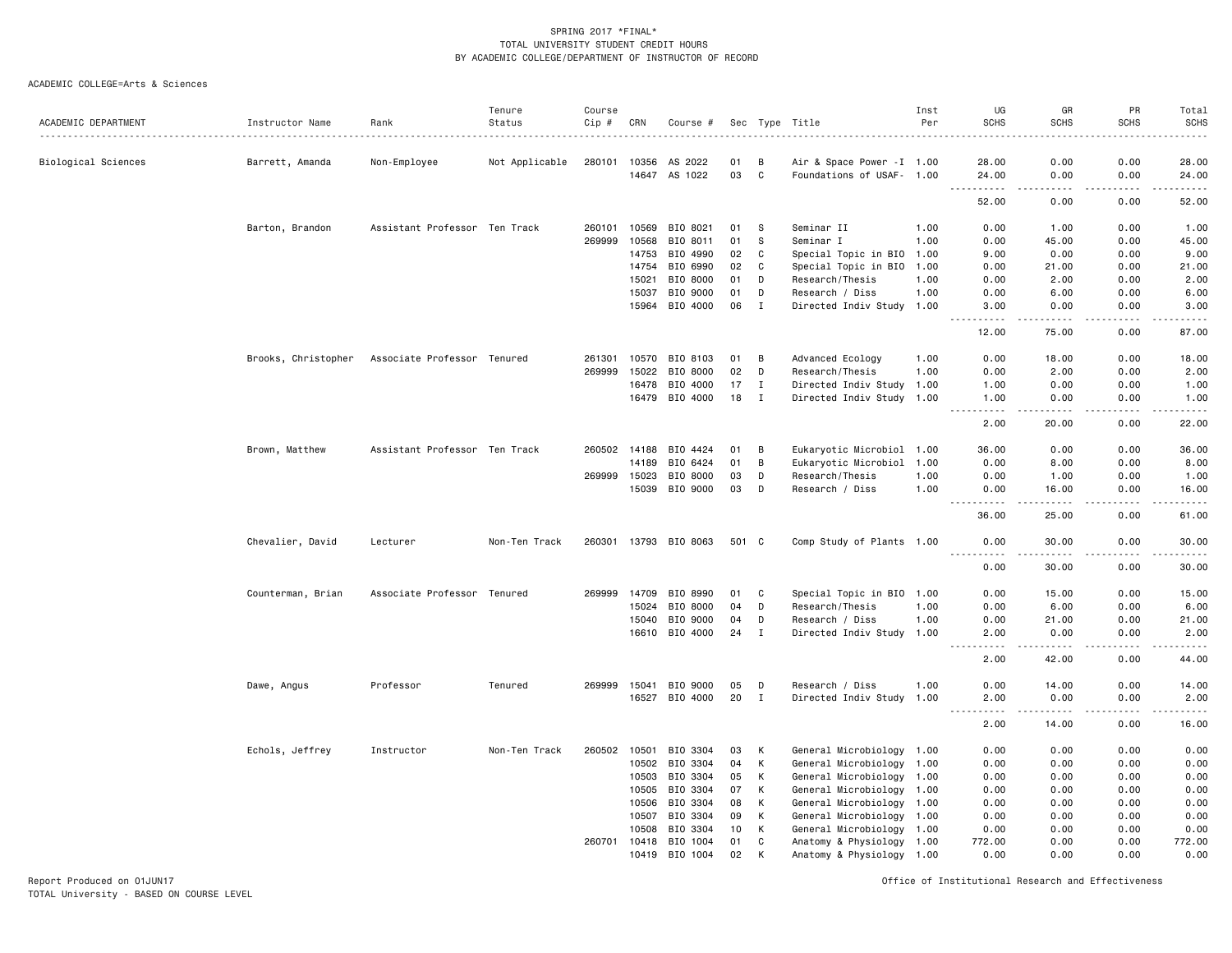SPRING 2017 *FINAL*
TOTAL UNIVERSITY STUDENT CREDIT HOURS
BY ACADEMIC COLLEGE/DEPARTMENT OF INSTRUCTOR OF RECORD

ACADEMIC COLLEGE=Arts & Sciences

| ACADEMIC DEPARTMENT | Instructor Name | Rank | Tenure Status | Course Cip # | CRN | Course # | Sec | Type | Title | Inst Per | UG SCHS | GR SCHS | PR SCHS | Total SCHS |
|---|---|---|---|---|---|---|---|---|---|---|---|---|---|---|
| Biological Sciences | Barrett, Amanda | Non-Employee | Not Applicable | 280101 | 10356 | AS 2022 | 01 | B | Air & Space Power -I | 1.00 | 28.00 | 0.00 | 0.00 | 28.00 |
| | | | | | 14647 | AS 1022 | 03 | C | Foundations of USAF- | 1.00 | 24.00 | 0.00 | 0.00 | 24.00 |
| | | | | | | | | | | | 52.00 | 0.00 | 0.00 | 52.00 |
| | Barton, Brandon | Assistant Professor | Ten Track | 260101 | 10569 | BIO 8021 | 01 | S | Seminar II | 1.00 | 0.00 | 1.00 | 0.00 | 1.00 |
| | | | | 269999 | 10568 | BIO 8011 | 01 | S | Seminar I | 1.00 | 0.00 | 45.00 | 0.00 | 45.00 |
| | | | | | 14753 | BIO 4990 | 02 | C | Special Topic in BIO | 1.00 | 9.00 | 0.00 | 0.00 | 9.00 |
| | | | | | 14754 | BIO 6990 | 02 | C | Special Topic in BIO | 1.00 | 0.00 | 21.00 | 0.00 | 21.00 |
| | | | | | 15021 | BIO 8000 | 01 | D | Research/Thesis | 1.00 | 0.00 | 2.00 | 0.00 | 2.00 |
| | | | | | 15037 | BIO 9000 | 01 | D | Research / Diss | 1.00 | 0.00 | 6.00 | 0.00 | 6.00 |
| | | | | | 15964 | BIO 4000 | 06 | I | Directed Indiv Study | 1.00 | 3.00 | 0.00 | 0.00 | 3.00 |
| | | | | | | | | | | | 12.00 | 75.00 | 0.00 | 87.00 |
| | Brooks, Christopher | Associate Professor | Tenured | 261301 | 10570 | BIO 8103 | 01 | B | Advanced Ecology | 1.00 | 0.00 | 18.00 | 0.00 | 18.00 |
| | | | | 269999 | 15022 | BIO 8000 | 02 | D | Research/Thesis | 1.00 | 0.00 | 2.00 | 0.00 | 2.00 |
| | | | | | 16478 | BIO 4000 | 17 | I | Directed Indiv Study | 1.00 | 1.00 | 0.00 | 0.00 | 1.00 |
| | | | | | 16479 | BIO 4000 | 18 | I | Directed Indiv Study | 1.00 | 1.00 | 0.00 | 0.00 | 1.00 |
| | | | | | | | | | | | 2.00 | 20.00 | 0.00 | 22.00 |
| | Brown, Matthew | Assistant Professor | Ten Track | 260502 | 14188 | BIO 4424 | 01 | B | Eukaryotic Microbiol | 1.00 | 36.00 | 0.00 | 0.00 | 36.00 |
| | | | | | 14189 | BIO 6424 | 01 | B | Eukaryotic Microbiol | 1.00 | 0.00 | 8.00 | 0.00 | 8.00 |
| | | | | 269999 | 15023 | BIO 8000 | 03 | D | Research/Thesis | 1.00 | 0.00 | 1.00 | 0.00 | 1.00 |
| | | | | | 15039 | BIO 9000 | 03 | D | Research / Diss | 1.00 | 0.00 | 16.00 | 0.00 | 16.00 |
| | | | | | | | | | | | 36.00 | 25.00 | 0.00 | 61.00 |
| | Chevalier, David | Lecturer | Non-Ten Track | 260301 | 13793 | BIO 8063 | 501 | C | Comp Study of Plants | 1.00 | 0.00 | 30.00 | 0.00 | 30.00 |
| | | | | | | | | | | | 0.00 | 30.00 | 0.00 | 30.00 |
| | Counterman, Brian | Associate Professor | Tenured | 269999 | 14709 | BIO 8990 | 01 | C | Special Topic in BIO | 1.00 | 0.00 | 15.00 | 0.00 | 15.00 |
| | | | | | 15024 | BIO 8000 | 04 | D | Research/Thesis | 1.00 | 0.00 | 6.00 | 0.00 | 6.00 |
| | | | | | 15040 | BIO 9000 | 04 | D | Research / Diss | 1.00 | 0.00 | 21.00 | 0.00 | 21.00 |
| | | | | | 16610 | BIO 4000 | 24 | I | Directed Indiv Study | 1.00 | 2.00 | 0.00 | 0.00 | 2.00 |
| | | | | | | | | | | | 2.00 | 42.00 | 0.00 | 44.00 |
| | Dawe, Angus | Professor | Tenured | 269999 | 15041 | BIO 9000 | 05 | D | Research / Diss | 1.00 | 0.00 | 14.00 | 0.00 | 14.00 |
| | | | | | 16527 | BIO 4000 | 20 | I | Directed Indiv Study | 1.00 | 2.00 | 0.00 | 0.00 | 2.00 |
| | | | | | | | | | | | 2.00 | 14.00 | 0.00 | 16.00 |
| | Echols, Jeffrey | Instructor | Non-Ten Track | 260502 | 10501 | BIO 3304 | 03 | K | General Microbiology | 1.00 | 0.00 | 0.00 | 0.00 | 0.00 |
| | | | | | 10502 | BIO 3304 | 04 | K | General Microbiology | 1.00 | 0.00 | 0.00 | 0.00 | 0.00 |
| | | | | | 10503 | BIO 3304 | 05 | K | General Microbiology | 1.00 | 0.00 | 0.00 | 0.00 | 0.00 |
| | | | | | 10505 | BIO 3304 | 07 | K | General Microbiology | 1.00 | 0.00 | 0.00 | 0.00 | 0.00 |
| | | | | | 10506 | BIO 3304 | 08 | K | General Microbiology | 1.00 | 0.00 | 0.00 | 0.00 | 0.00 |
| | | | | | 10507 | BIO 3304 | 09 | K | General Microbiology | 1.00 | 0.00 | 0.00 | 0.00 | 0.00 |
| | | | | | 10508 | BIO 3304 | 10 | K | General Microbiology | 1.00 | 0.00 | 0.00 | 0.00 | 0.00 |
| | | | | 260701 | 10418 | BIO 1004 | 01 | C | Anatomy & Physiology | 1.00 | 772.00 | 0.00 | 0.00 | 772.00 |
| | | | | | 10419 | BIO 1004 | 02 | K | Anatomy & Physiology | 1.00 | 0.00 | 0.00 | 0.00 | 0.00 |

Report Produced on 01JUN17
TOTAL University - BASED ON COURSE LEVEL

Office of Institutional Research and Effectiveness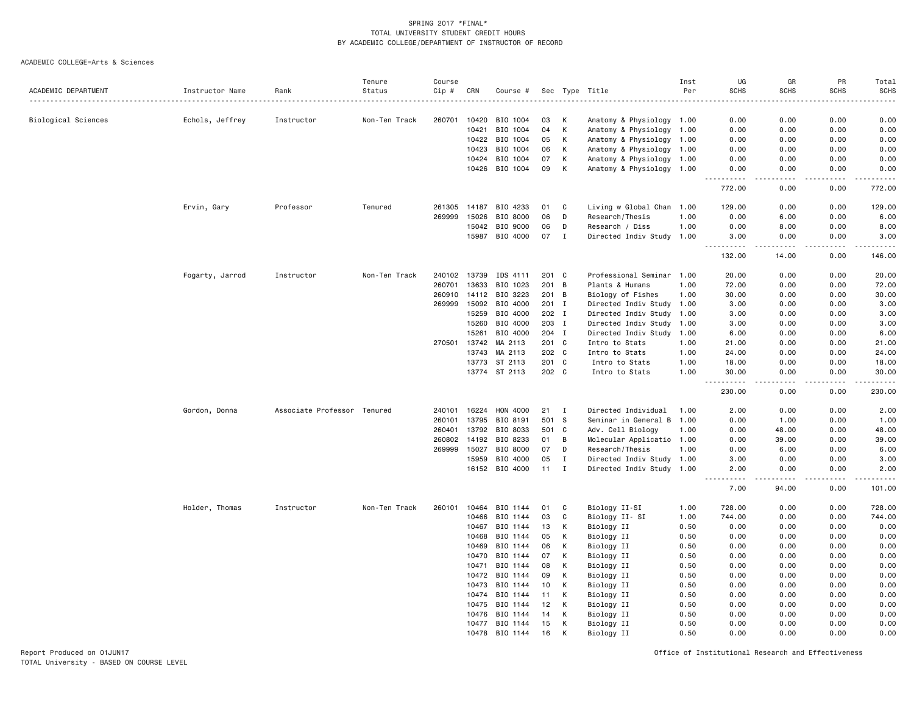SPRING 2017 *FINAL*
TOTAL UNIVERSITY STUDENT CREDIT HOURS
BY ACADEMIC COLLEGE/DEPARTMENT OF INSTRUCTOR OF RECORD

ACADEMIC COLLEGE=Arts & Sciences

| ACADEMIC DEPARTMENT | Instructor Name | Rank | Tenure Status | Course Cip # | CRN | Course # | Sec | Type | Title | Inst Per | UG SCHS | GR SCHS | PR SCHS | Total SCHS |
|---|---|---|---|---|---|---|---|---|---|---|---|---|---|---|
| Biological Sciences | Echols, Jeffrey | Instructor | Non-Ten Track | 260701 | 10420 | BIO 1004 | 03 | K | Anatomy & Physiology | 1.00 | 0.00 | 0.00 | 0.00 | 0.00 |
| | | | | | 10421 | BIO 1004 | 04 | K | Anatomy & Physiology | 1.00 | 0.00 | 0.00 | 0.00 | 0.00 |
| | | | | | 10422 | BIO 1004 | 05 | K | Anatomy & Physiology | 1.00 | 0.00 | 0.00 | 0.00 | 0.00 |
| | | | | | 10423 | BIO 1004 | 06 | K | Anatomy & Physiology | 1.00 | 0.00 | 0.00 | 0.00 | 0.00 |
| | | | | | 10424 | BIO 1004 | 07 | K | Anatomy & Physiology | 1.00 | 0.00 | 0.00 | 0.00 | 0.00 |
| | | | | | 10426 | BIO 1004 | 09 | K | Anatomy & Physiology | 1.00 | 0.00 | 0.00 | 0.00 | 0.00 |
| | | | | | | | | | | | 772.00 | 0.00 | 0.00 | 772.00 |
| | Ervin, Gary | Professor | Tenured | 261305 | 14187 | BIO 4233 | 01 | C | Living w Global Chan | 1.00 | 129.00 | 0.00 | 0.00 | 129.00 |
| | | | | 269999 | 15026 | BIO 8000 | 06 | D | Research/Thesis | 1.00 | 0.00 | 6.00 | 0.00 | 6.00 |
| | | | | | 15042 | BIO 9000 | 06 | D | Research / Diss | 1.00 | 0.00 | 8.00 | 0.00 | 8.00 |
| | | | | | 15987 | BIO 4000 | 07 | I | Directed Indiv Study | 1.00 | 3.00 | 0.00 | 0.00 | 3.00 |
| | | | | | | | | | | | 132.00 | 14.00 | 0.00 | 146.00 |
| | Fogarty, Jarrod | Instructor | Non-Ten Track | 240102 | 13739 | IDS 4111 | 201 | C | Professional Seminar | 1.00 | 20.00 | 0.00 | 0.00 | 20.00 |
| | | | | 260701 | 13633 | BIO 1023 | 201 | B | Plants & Humans | 1.00 | 72.00 | 0.00 | 0.00 | 72.00 |
| | | | | 260910 | 14112 | BIO 3223 | 201 | B | Biology of Fishes | 1.00 | 30.00 | 0.00 | 0.00 | 30.00 |
| | | | | 269999 | 15092 | BIO 4000 | 201 | I | Directed Indiv Study | 1.00 | 3.00 | 0.00 | 0.00 | 3.00 |
| | | | | | 15259 | BIO 4000 | 202 | I | Directed Indiv Study | 1.00 | 3.00 | 0.00 | 0.00 | 3.00 |
| | | | | | 15260 | BIO 4000 | 203 | I | Directed Indiv Study | 1.00 | 3.00 | 0.00 | 0.00 | 3.00 |
| | | | | | 15261 | BIO 4000 | 204 | I | Directed Indiv Study | 1.00 | 6.00 | 0.00 | 0.00 | 6.00 |
| | | | | 270501 | 13742 | MA 2113 | 201 | C | Intro to Stats | 1.00 | 21.00 | 0.00 | 0.00 | 21.00 |
| | | | | | 13743 | MA 2113 | 202 | C | Intro to Stats | 1.00 | 24.00 | 0.00 | 0.00 | 24.00 |
| | | | | | 13773 | ST 2113 | 201 | C | Intro to Stats | 1.00 | 18.00 | 0.00 | 0.00 | 18.00 |
| | | | | | 13774 | ST 2113 | 202 | C | Intro to Stats | 1.00 | 30.00 | 0.00 | 0.00 | 30.00 |
| | | | | | | | | | | | 230.00 | 0.00 | 0.00 | 230.00 |
| | Gordon, Donna | Associate Professor | Tenured | 240101 | 16224 | HON 4000 | 21 | I | Directed Individual | 1.00 | 2.00 | 0.00 | 0.00 | 2.00 |
| | | | | 260101 | 13795 | BIO 8191 | 501 | S | Seminar in General B | 1.00 | 0.00 | 1.00 | 0.00 | 1.00 |
| | | | | 260401 | 13792 | BIO 8033 | 501 | C | Adv. Cell Biology | 1.00 | 0.00 | 48.00 | 0.00 | 48.00 |
| | | | | 260802 | 14192 | BIO 8233 | 01 | B | Molecular Applicatio | 1.00 | 0.00 | 39.00 | 0.00 | 39.00 |
| | | | | 269999 | 15027 | BIO 8000 | 07 | D | Research/Thesis | 1.00 | 0.00 | 6.00 | 0.00 | 6.00 |
| | | | | | 15959 | BIO 4000 | 05 | I | Directed Indiv Study | 1.00 | 3.00 | 0.00 | 0.00 | 3.00 |
| | | | | | 16152 | BIO 4000 | 11 | I | Directed Indiv Study | 1.00 | 2.00 | 0.00 | 0.00 | 2.00 |
| | | | | | | | | | | | 7.00 | 94.00 | 0.00 | 101.00 |
| | Holder, Thomas | Instructor | Non-Ten Track | 260101 | 10464 | BIO 1144 | 01 | C | Biology II-SI | 1.00 | 728.00 | 0.00 | 0.00 | 728.00 |
| | | | | | 10466 | BIO 1144 | 03 | C | Biology II- SI | 1.00 | 744.00 | 0.00 | 0.00 | 744.00 |
| | | | | | 10467 | BIO 1144 | 13 | K | Biology II | 0.50 | 0.00 | 0.00 | 0.00 | 0.00 |
| | | | | | 10468 | BIO 1144 | 05 | K | Biology II | 0.50 | 0.00 | 0.00 | 0.00 | 0.00 |
| | | | | | 10469 | BIO 1144 | 06 | K | Biology II | 0.50 | 0.00 | 0.00 | 0.00 | 0.00 |
| | | | | | 10470 | BIO 1144 | 07 | K | Biology II | 0.50 | 0.00 | 0.00 | 0.00 | 0.00 |
| | | | | | 10471 | BIO 1144 | 08 | K | Biology II | 0.50 | 0.00 | 0.00 | 0.00 | 0.00 |
| | | | | | 10472 | BIO 1144 | 09 | K | Biology II | 0.50 | 0.00 | 0.00 | 0.00 | 0.00 |
| | | | | | 10473 | BIO 1144 | 10 | K | Biology II | 0.50 | 0.00 | 0.00 | 0.00 | 0.00 |
| | | | | | 10474 | BIO 1144 | 11 | K | Biology II | 0.50 | 0.00 | 0.00 | 0.00 | 0.00 |
| | | | | | 10475 | BIO 1144 | 12 | K | Biology II | 0.50 | 0.00 | 0.00 | 0.00 | 0.00 |
| | | | | | 10476 | BIO 1144 | 14 | K | Biology II | 0.50 | 0.00 | 0.00 | 0.00 | 0.00 |
| | | | | | 10477 | BIO 1144 | 15 | K | Biology II | 0.50 | 0.00 | 0.00 | 0.00 | 0.00 |
| | | | | | 10478 | BIO 1144 | 16 | K | Biology II | 0.50 | 0.00 | 0.00 | 0.00 | 0.00 |

Report Produced on 01JUN17
TOTAL University - BASED ON COURSE LEVEL

Office of Institutional Research and Effectiveness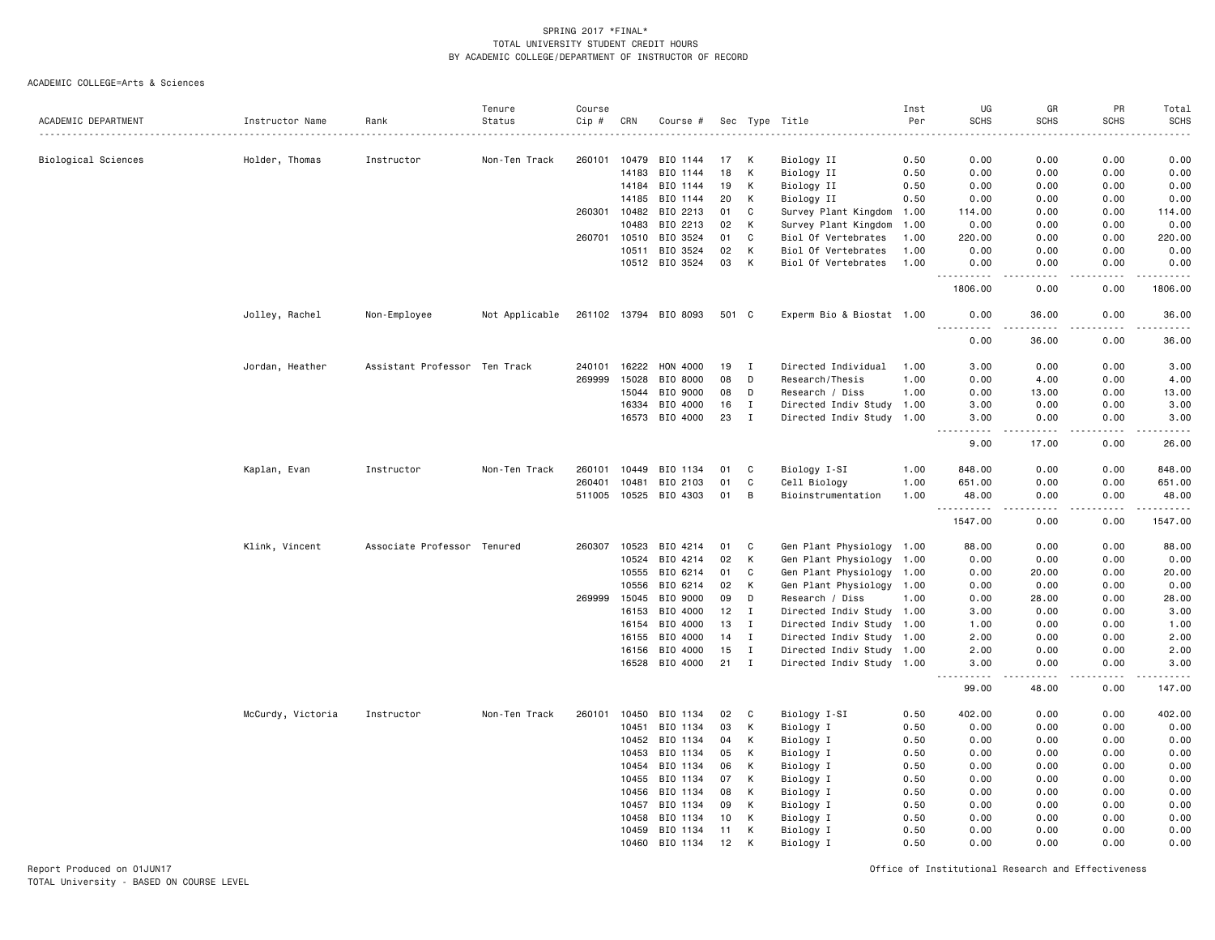SPRING 2017 *FINAL*
TOTAL UNIVERSITY STUDENT CREDIT HOURS
BY ACADEMIC COLLEGE/DEPARTMENT OF INSTRUCTOR OF RECORD

ACADEMIC COLLEGE=Arts & Sciences

| ACADEMIC DEPARTMENT | Instructor Name | Rank | Tenure Status | Course Cip # | CRN | Course # | Sec | Type | Title | Inst Per | UG SCHS | GR SCHS | PR SCHS | Total SCHS |
|---|---|---|---|---|---|---|---|---|---|---|---|---|---|---|
| Biological Sciences | Holder, Thomas | Instructor | Non-Ten Track | 260101 | 10479 | BIO 1144 | 17 | K | Biology II | 0.50 | 0.00 | 0.00 | 0.00 | 0.00 |
| | | | | | 14183 | BIO 1144 | 18 | K | Biology II | 0.50 | 0.00 | 0.00 | 0.00 | 0.00 |
| | | | | | 14184 | BIO 1144 | 19 | K | Biology II | 0.50 | 0.00 | 0.00 | 0.00 | 0.00 |
| | | | | | 14185 | BIO 1144 | 20 | K | Biology II | 0.50 | 0.00 | 0.00 | 0.00 | 0.00 |
| | | | | 260301 | 10482 | BIO 2213 | 01 | C | Survey Plant Kingdom | 1.00 | 114.00 | 0.00 | 0.00 | 114.00 |
| | | | | | 10483 | BIO 2213 | 02 | K | Survey Plant Kingdom | 1.00 | 0.00 | 0.00 | 0.00 | 0.00 |
| | | | | 260701 | 10510 | BIO 3524 | 01 | C | Biol Of Vertebrates | 1.00 | 220.00 | 0.00 | 0.00 | 220.00 |
| | | | | | 10511 | BIO 3524 | 02 | K | Biol Of Vertebrates | 1.00 | 0.00 | 0.00 | 0.00 | 0.00 |
| | | | | | 10512 | BIO 3524 | 03 | K | Biol Of Vertebrates | 1.00 | 0.00 | 0.00 | 0.00 | 0.00 |
| | | | | | | | | | | | 1806.00 | 0.00 | 0.00 | 1806.00 |
| | Jolley, Rachel | Non-Employee | Not Applicable | 261102 | 13794 | BIO 8093 | 501 | C | Experm Bio & Biostat | 1.00 | 0.00 | 36.00 | 0.00 | 36.00 |
| | | | | | | | | | | | 0.00 | 36.00 | 0.00 | 36.00 |
| | Jordan, Heather | Assistant Professor | Ten Track | 240101 | 16222 | HON 4000 | 19 | I | Directed Individual | 1.00 | 3.00 | 0.00 | 0.00 | 3.00 |
| | | | | 269999 | 15028 | BIO 8000 | 08 | D | Research/Thesis | 1.00 | 0.00 | 4.00 | 0.00 | 4.00 |
| | | | | | 15044 | BIO 9000 | 08 | D | Research / Diss | 1.00 | 0.00 | 13.00 | 0.00 | 13.00 |
| | | | | | 16334 | BIO 4000 | 16 | I | Directed Indiv Study | 1.00 | 3.00 | 0.00 | 0.00 | 3.00 |
| | | | | | 16573 | BIO 4000 | 23 | I | Directed Indiv Study | 1.00 | 3.00 | 0.00 | 0.00 | 3.00 |
| | | | | | | | | | | | 9.00 | 17.00 | 0.00 | 26.00 |
| | Kaplan, Evan | Instructor | Non-Ten Track | 260101 | 10449 | BIO 1134 | 01 | C | Biology I-SI | 1.00 | 848.00 | 0.00 | 0.00 | 848.00 |
| | | | | 260401 | 10481 | BIO 2103 | 01 | C | Cell Biology | 1.00 | 651.00 | 0.00 | 0.00 | 651.00 |
| | | | | 511005 | 10525 | BIO 4303 | 01 | B | Bioinstrumentation | 1.00 | 48.00 | 0.00 | 0.00 | 48.00 |
| | | | | | | | | | | | 1547.00 | 0.00 | 0.00 | 1547.00 |
| | Klink, Vincent | Associate Professor | Tenured | 260307 | 10523 | BIO 4214 | 01 | C | Gen Plant Physiology | 1.00 | 88.00 | 0.00 | 0.00 | 88.00 |
| | | | | | 10524 | BIO 4214 | 02 | K | Gen Plant Physiology | 1.00 | 0.00 | 0.00 | 0.00 | 0.00 |
| | | | | | 10555 | BIO 6214 | 01 | C | Gen Plant Physiology | 1.00 | 0.00 | 20.00 | 0.00 | 20.00 |
| | | | | | 10556 | BIO 6214 | 02 | K | Gen Plant Physiology | 1.00 | 0.00 | 0.00 | 0.00 | 0.00 |
| | | | | 269999 | 15045 | BIO 9000 | 09 | D | Research / Diss | 1.00 | 0.00 | 28.00 | 0.00 | 28.00 |
| | | | | | 16153 | BIO 4000 | 12 | I | Directed Indiv Study | 1.00 | 3.00 | 0.00 | 0.00 | 3.00 |
| | | | | | 16154 | BIO 4000 | 13 | I | Directed Indiv Study | 1.00 | 1.00 | 0.00 | 0.00 | 1.00 |
| | | | | | 16155 | BIO 4000 | 14 | I | Directed Indiv Study | 1.00 | 2.00 | 0.00 | 0.00 | 2.00 |
| | | | | | 16156 | BIO 4000 | 15 | I | Directed Indiv Study | 1.00 | 2.00 | 0.00 | 0.00 | 2.00 |
| | | | | | 16528 | BIO 4000 | 21 | I | Directed Indiv Study | 1.00 | 3.00 | 0.00 | 0.00 | 3.00 |
| | | | | | | | | | | | 99.00 | 48.00 | 0.00 | 147.00 |
| | McCurdy, Victoria | Instructor | Non-Ten Track | 260101 | 10450 | BIO 1134 | 02 | C | Biology I-SI | 0.50 | 402.00 | 0.00 | 0.00 | 402.00 |
| | | | | | 10451 | BIO 1134 | 03 | K | Biology I | 0.50 | 0.00 | 0.00 | 0.00 | 0.00 |
| | | | | | 10452 | BIO 1134 | 04 | K | Biology I | 0.50 | 0.00 | 0.00 | 0.00 | 0.00 |
| | | | | | 10453 | BIO 1134 | 05 | K | Biology I | 0.50 | 0.00 | 0.00 | 0.00 | 0.00 |
| | | | | | 10454 | BIO 1134 | 06 | K | Biology I | 0.50 | 0.00 | 0.00 | 0.00 | 0.00 |
| | | | | | 10455 | BIO 1134 | 07 | K | Biology I | 0.50 | 0.00 | 0.00 | 0.00 | 0.00 |
| | | | | | 10456 | BIO 1134 | 08 | K | Biology I | 0.50 | 0.00 | 0.00 | 0.00 | 0.00 |
| | | | | | 10457 | BIO 1134 | 09 | K | Biology I | 0.50 | 0.00 | 0.00 | 0.00 | 0.00 |
| | | | | | 10458 | BIO 1134 | 10 | K | Biology I | 0.50 | 0.00 | 0.00 | 0.00 | 0.00 |
| | | | | | 10459 | BIO 1134 | 11 | K | Biology I | 0.50 | 0.00 | 0.00 | 0.00 | 0.00 |
| | | | | | 10460 | BIO 1134 | 12 | K | Biology I | 0.50 | 0.00 | 0.00 | 0.00 | 0.00 |

Report Produced on 01JUN17
TOTAL University - BASED ON COURSE LEVEL

Office of Institutional Research and Effectiveness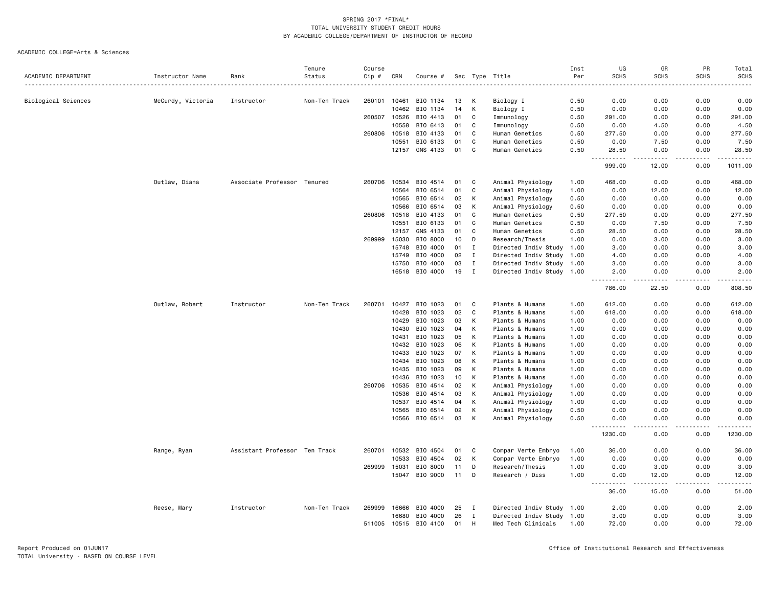SPRING 2017 *FINAL*
TOTAL UNIVERSITY STUDENT CREDIT HOURS
BY ACADEMIC COLLEGE/DEPARTMENT OF INSTRUCTOR OF RECORD

ACADEMIC COLLEGE=Arts & Sciences

| ACADEMIC DEPARTMENT | Instructor Name | Rank | Tenure Status | Course Cip # | CRN | Course # | Sec | Type | Title | Inst Per | UG SCHS | GR SCHS | PR SCHS | Total SCHS |
|---|---|---|---|---|---|---|---|---|---|---|---|---|---|---|
| Biological Sciences | McCurdy, Victoria | Instructor | Non-Ten Track | 260101 | 10461 | BIO 1134 | 13 | K | Biology I | 0.50 | 0.00 | 0.00 | 0.00 | 0.00 |
| | | | | | 10462 | BIO 1134 | 14 | K | Biology I | 0.50 | 0.00 | 0.00 | 0.00 | 0.00 |
| | | | | 260507 | 10526 | BIO 4413 | 01 | C | Immunology | 0.50 | 291.00 | 0.00 | 0.00 | 291.00 |
| | | | | | 10558 | BIO 6413 | 01 | C | Immunology | 0.50 | 0.00 | 4.50 | 0.00 | 4.50 |
| | | | | 260806 | 10518 | BIO 4133 | 01 | C | Human Genetics | 0.50 | 277.50 | 0.00 | 0.00 | 277.50 |
| | | | | | 10551 | BIO 6133 | 01 | C | Human Genetics | 0.50 | 0.00 | 7.50 | 0.00 | 7.50 |
| | | | | | 12157 | GNS 4133 | 01 | C | Human Genetics | 0.50 | 28.50 | 0.00 | 0.00 | 28.50 |
| | | | | | | | | | | | 999.00 | 12.00 | 0.00 | 1011.00 |
| | Outlaw, Diana | Associate Professor | Tenured | 260706 | 10534 | BIO 4514 | 01 | C | Animal Physiology | 1.00 | 468.00 | 0.00 | 0.00 | 468.00 |
| | | | | | 10564 | BIO 6514 | 01 | C | Animal Physiology | 1.00 | 0.00 | 12.00 | 0.00 | 12.00 |
| | | | | | 10565 | BIO 6514 | 02 | K | Animal Physiology | 0.50 | 0.00 | 0.00 | 0.00 | 0.00 |
| | | | | | 10566 | BIO 6514 | 03 | K | Animal Physiology | 0.50 | 0.00 | 0.00 | 0.00 | 0.00 |
| | | | | 260806 | 10518 | BIO 4133 | 01 | C | Human Genetics | 0.50 | 277.50 | 0.00 | 0.00 | 277.50 |
| | | | | | 10551 | BIO 6133 | 01 | C | Human Genetics | 0.50 | 0.00 | 7.50 | 0.00 | 7.50 |
| | | | | | 12157 | GNS 4133 | 01 | C | Human Genetics | 0.50 | 28.50 | 0.00 | 0.00 | 28.50 |
| | | | | 269999 | 15030 | BIO 8000 | 10 | D | Research/Thesis | 1.00 | 0.00 | 3.00 | 0.00 | 3.00 |
| | | | | | 15748 | BIO 4000 | 01 | I | Directed Indiv Study | 1.00 | 3.00 | 0.00 | 0.00 | 3.00 |
| | | | | | 15749 | BIO 4000 | 02 | I | Directed Indiv Study | 1.00 | 4.00 | 0.00 | 0.00 | 4.00 |
| | | | | | 15750 | BIO 4000 | 03 | I | Directed Indiv Study | 1.00 | 3.00 | 0.00 | 0.00 | 3.00 |
| | | | | | 16518 | BIO 4000 | 19 | I | Directed Indiv Study | 1.00 | 2.00 | 0.00 | 0.00 | 2.00 |
| | | | | | | | | | | | 786.00 | 22.50 | 0.00 | 808.50 |
| | Outlaw, Robert | Instructor | Non-Ten Track | 260701 | 10427 | BIO 1023 | 01 | C | Plants & Humans | 1.00 | 612.00 | 0.00 | 0.00 | 612.00 |
| | | | | | 10428 | BIO 1023 | 02 | C | Plants & Humans | 1.00 | 618.00 | 0.00 | 0.00 | 618.00 |
| | | | | | 10429 | BIO 1023 | 03 | K | Plants & Humans | 1.00 | 0.00 | 0.00 | 0.00 | 0.00 |
| | | | | | 10430 | BIO 1023 | 04 | K | Plants & Humans | 1.00 | 0.00 | 0.00 | 0.00 | 0.00 |
| | | | | | 10431 | BIO 1023 | 05 | K | Plants & Humans | 1.00 | 0.00 | 0.00 | 0.00 | 0.00 |
| | | | | | 10432 | BIO 1023 | 06 | K | Plants & Humans | 1.00 | 0.00 | 0.00 | 0.00 | 0.00 |
| | | | | | 10433 | BIO 1023 | 07 | K | Plants & Humans | 1.00 | 0.00 | 0.00 | 0.00 | 0.00 |
| | | | | | 10434 | BIO 1023 | 08 | K | Plants & Humans | 1.00 | 0.00 | 0.00 | 0.00 | 0.00 |
| | | | | | 10435 | BIO 1023 | 09 | K | Plants & Humans | 1.00 | 0.00 | 0.00 | 0.00 | 0.00 |
| | | | | | 10436 | BIO 1023 | 10 | K | Plants & Humans | 1.00 | 0.00 | 0.00 | 0.00 | 0.00 |
| | | | | 260706 | 10535 | BIO 4514 | 02 | K | Animal Physiology | 1.00 | 0.00 | 0.00 | 0.00 | 0.00 |
| | | | | | 10536 | BIO 4514 | 03 | K | Animal Physiology | 1.00 | 0.00 | 0.00 | 0.00 | 0.00 |
| | | | | | 10537 | BIO 4514 | 04 | K | Animal Physiology | 1.00 | 0.00 | 0.00 | 0.00 | 0.00 |
| | | | | | 10565 | BIO 6514 | 02 | K | Animal Physiology | 0.50 | 0.00 | 0.00 | 0.00 | 0.00 |
| | | | | | 10566 | BIO 6514 | 03 | K | Animal Physiology | 0.50 | 0.00 | 0.00 | 0.00 | 0.00 |
| | | | | | | | | | | | 1230.00 | 0.00 | 0.00 | 1230.00 |
| | Range, Ryan | Assistant Professor | Ten Track | 260701 | 10532 | BIO 4504 | 01 | C | Compar Verte Embryo | 1.00 | 36.00 | 0.00 | 0.00 | 36.00 |
| | | | | | 10533 | BIO 4504 | 02 | K | Compar Verte Embryo | 1.00 | 0.00 | 0.00 | 0.00 | 0.00 |
| | | | | 269999 | 15031 | BIO 8000 | 11 | D | Research/Thesis | 1.00 | 0.00 | 3.00 | 0.00 | 3.00 |
| | | | | | 15047 | BIO 9000 | 11 | D | Research / Diss | 1.00 | 0.00 | 12.00 | 0.00 | 12.00 |
| | | | | | | | | | | | 36.00 | 15.00 | 0.00 | 51.00 |
| | Reese, Mary | Instructor | Non-Ten Track | 269999 | 16666 | BIO 4000 | 25 | I | Directed Indiv Study | 1.00 | 2.00 | 0.00 | 0.00 | 2.00 |
| | | | | | 16680 | BIO 4000 | 26 | I | Directed Indiv Study | 1.00 | 3.00 | 0.00 | 0.00 | 3.00 |
| | | | | 511005 | 10515 | BIO 4100 | 01 | H | Med Tech Clinicals | 1.00 | 72.00 | 0.00 | 0.00 | 72.00 |

Report Produced on 01JUN17
TOTAL University - BASED ON COURSE LEVEL

Office of Institutional Research and Effectiveness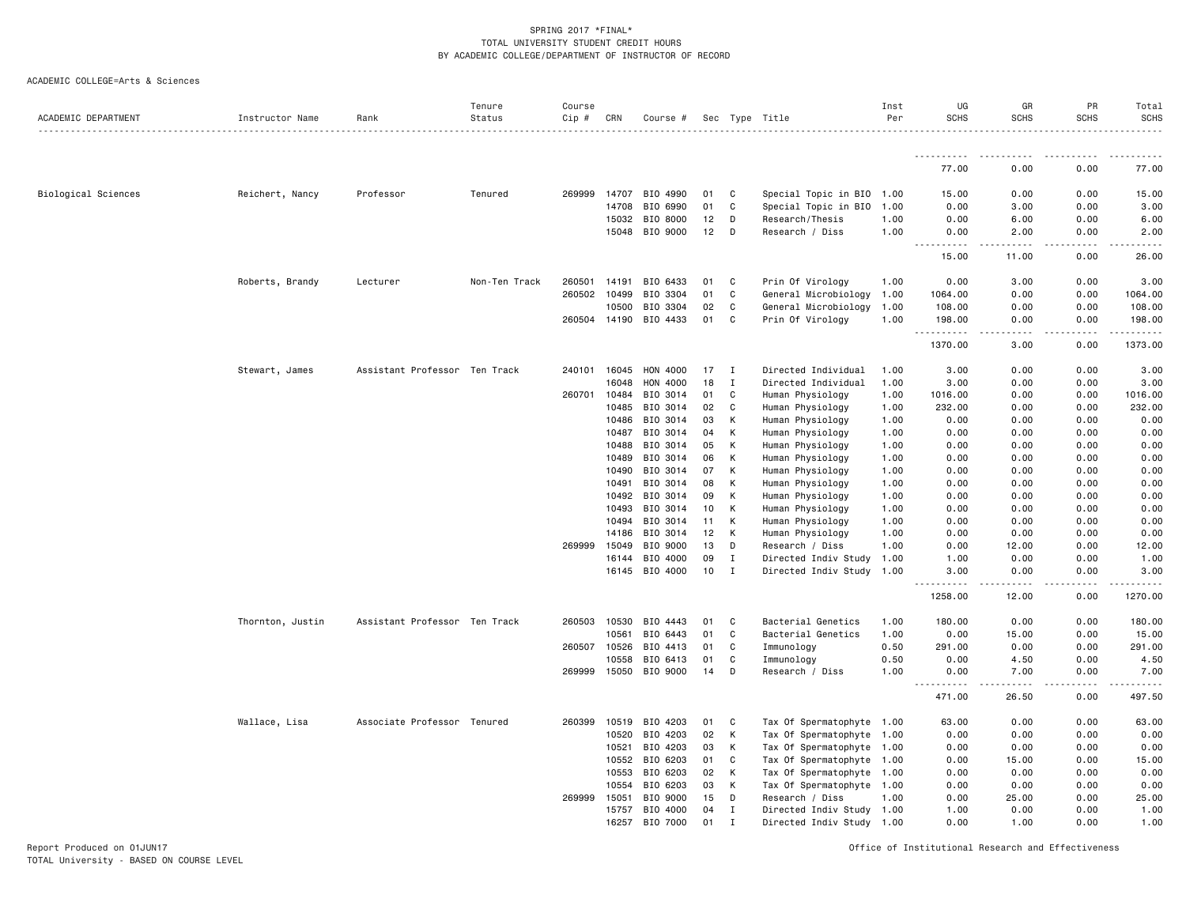SPRING 2017 *FINAL*
TOTAL UNIVERSITY STUDENT CREDIT HOURS
BY ACADEMIC COLLEGE/DEPARTMENT OF INSTRUCTOR OF RECORD

ACADEMIC COLLEGE=Arts & Sciences

| ACADEMIC DEPARTMENT | Instructor Name | Rank | Tenure Status | Course Cip # | CRN | Course # | Sec | Type | Title | Inst Per | UG SCHS | GR SCHS | PR SCHS | Total SCHS |
|---|---|---|---|---|---|---|---|---|---|---|---|---|---|---|
| | | | | | | | | | | | 77.00 | 0.00 | 0.00 | 77.00 |
| Biological Sciences | Reichert, Nancy | Professor | Tenured | 269999 | 14707 | BIO 4990 | 01 | C | Special Topic in BIO | 1.00 | 15.00 | 0.00 | 0.00 | 15.00 |
| | | | | | 14708 | BIO 6990 | 01 | C | Special Topic in BIO | 1.00 | 0.00 | 3.00 | 0.00 | 3.00 |
| | | | | | 15032 | BIO 8000 | 12 | D | Research/Thesis | 1.00 | 0.00 | 6.00 | 0.00 | 6.00 |
| | | | | | 15048 | BIO 9000 | 12 | D | Research / Diss | 1.00 | 0.00 | 2.00 | 0.00 | 2.00 |
| | | | | | | | | | | | 15.00 | 11.00 | 0.00 | 26.00 |
| | Roberts, Brandy | Lecturer | Non-Ten Track | 260501 | 14191 | BIO 6433 | 01 | C | Prin Of Virology | 1.00 | 0.00 | 3.00 | 0.00 | 3.00 |
| | | | | 260502 | 10499 | BIO 3304 | 01 | C | General Microbiology | 1.00 | 1064.00 | 0.00 | 0.00 | 1064.00 |
| | | | | | 10500 | BIO 3304 | 02 | C | General Microbiology | 1.00 | 108.00 | 0.00 | 0.00 | 108.00 |
| | | | | 260504 | 14190 | BIO 4433 | 01 | C | Prin Of Virology | 1.00 | 198.00 | 0.00 | 0.00 | 198.00 |
| | | | | | | | | | | | 1370.00 | 3.00 | 0.00 | 1373.00 |
| | Stewart, James | Assistant Professor | Ten Track | 240101 | 16045 | HON 4000 | 17 | I | Directed Individual | 1.00 | 3.00 | 0.00 | 0.00 | 3.00 |
| | | | | | 16048 | HON 4000 | 18 | I | Directed Individual | 1.00 | 3.00 | 0.00 | 0.00 | 3.00 |
| | | | | 260701 | 10484 | BIO 3014 | 01 | C | Human Physiology | 1.00 | 1016.00 | 0.00 | 0.00 | 1016.00 |
| | | | | | 10485 | BIO 3014 | 02 | C | Human Physiology | 1.00 | 232.00 | 0.00 | 0.00 | 232.00 |
| | | | | | 10486 | BIO 3014 | 03 | K | Human Physiology | 1.00 | 0.00 | 0.00 | 0.00 | 0.00 |
| | | | | | 10487 | BIO 3014 | 04 | K | Human Physiology | 1.00 | 0.00 | 0.00 | 0.00 | 0.00 |
| | | | | | 10488 | BIO 3014 | 05 | K | Human Physiology | 1.00 | 0.00 | 0.00 | 0.00 | 0.00 |
| | | | | | 10489 | BIO 3014 | 06 | K | Human Physiology | 1.00 | 0.00 | 0.00 | 0.00 | 0.00 |
| | | | | | 10490 | BIO 3014 | 07 | K | Human Physiology | 1.00 | 0.00 | 0.00 | 0.00 | 0.00 |
| | | | | | 10491 | BIO 3014 | 08 | K | Human Physiology | 1.00 | 0.00 | 0.00 | 0.00 | 0.00 |
| | | | | | 10492 | BIO 3014 | 09 | K | Human Physiology | 1.00 | 0.00 | 0.00 | 0.00 | 0.00 |
| | | | | | 10493 | BIO 3014 | 10 | K | Human Physiology | 1.00 | 0.00 | 0.00 | 0.00 | 0.00 |
| | | | | | 10494 | BIO 3014 | 11 | K | Human Physiology | 1.00 | 0.00 | 0.00 | 0.00 | 0.00 |
| | | | | | 14186 | BIO 3014 | 12 | K | Human Physiology | 1.00 | 0.00 | 0.00 | 0.00 | 0.00 |
| | | | | 269999 | 15049 | BIO 9000 | 13 | D | Research / Diss | 1.00 | 0.00 | 12.00 | 0.00 | 12.00 |
| | | | | | 16144 | BIO 4000 | 09 | I | Directed Indiv Study | 1.00 | 1.00 | 0.00 | 0.00 | 1.00 |
| | | | | | 16145 | BIO 4000 | 10 | I | Directed Indiv Study | 1.00 | 3.00 | 0.00 | 0.00 | 3.00 |
| | | | | | | | | | | | 1258.00 | 12.00 | 0.00 | 1270.00 |
| | Thornton, Justin | Assistant Professor | Ten Track | 260503 | 10530 | BIO 4443 | 01 | C | Bacterial Genetics | 1.00 | 180.00 | 0.00 | 0.00 | 180.00 |
| | | | | | 10561 | BIO 6443 | 01 | C | Bacterial Genetics | 1.00 | 0.00 | 15.00 | 0.00 | 15.00 |
| | | | | 260507 | 10526 | BIO 4413 | 01 | C | Immunology | 0.50 | 291.00 | 0.00 | 0.00 | 291.00 |
| | | | | | 10558 | BIO 6413 | 01 | C | Immunology | 0.50 | 0.00 | 4.50 | 0.00 | 4.50 |
| | | | | 269999 | 15050 | BIO 9000 | 14 | D | Research / Diss | 1.00 | 0.00 | 7.00 | 0.00 | 7.00 |
| | | | | | | | | | | | 471.00 | 26.50 | 0.00 | 497.50 |
| | Wallace, Lisa | Associate Professor | Tenured | 260399 | 10519 | BIO 4203 | 01 | C | Tax Of Spermatophyte | 1.00 | 63.00 | 0.00 | 0.00 | 63.00 |
| | | | | | 10520 | BIO 4203 | 02 | K | Tax Of Spermatophyte | 1.00 | 0.00 | 0.00 | 0.00 | 0.00 |
| | | | | | 10521 | BIO 4203 | 03 | K | Tax Of Spermatophyte | 1.00 | 0.00 | 0.00 | 0.00 | 0.00 |
| | | | | | 10552 | BIO 6203 | 01 | C | Tax Of Spermatophyte | 1.00 | 0.00 | 15.00 | 0.00 | 15.00 |
| | | | | | 10553 | BIO 6203 | 02 | K | Tax Of Spermatophyte | 1.00 | 0.00 | 0.00 | 0.00 | 0.00 |
| | | | | | 10554 | BIO 6203 | 03 | K | Tax Of Spermatophyte | 1.00 | 0.00 | 0.00 | 0.00 | 0.00 |
| | | | | 269999 | 15051 | BIO 9000 | 15 | D | Research / Diss | 1.00 | 0.00 | 25.00 | 0.00 | 25.00 |
| | | | | | 15757 | BIO 4000 | 04 | I | Directed Indiv Study | 1.00 | 1.00 | 0.00 | 0.00 | 1.00 |
| | | | | | 16257 | BIO 7000 | 01 | I | Directed Indiv Study | 1.00 | 0.00 | 1.00 | 0.00 | 1.00 |

Report Produced on 01JUN17
TOTAL University - BASED ON COURSE LEVEL

Office of Institutional Research and Effectiveness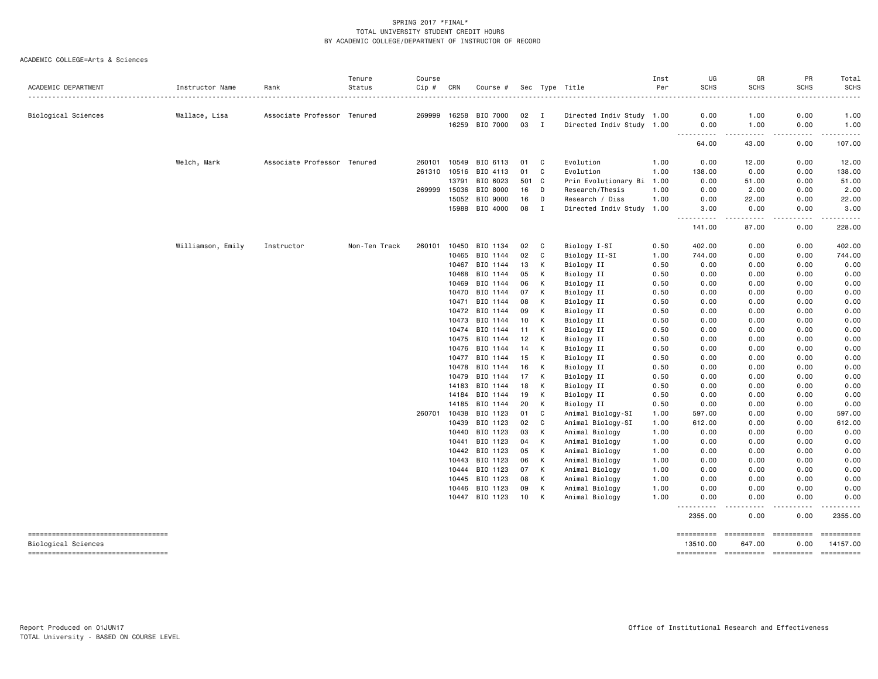SPRING 2017 *FINAL*
TOTAL UNIVERSITY STUDENT CREDIT HOURS
BY ACADEMIC COLLEGE/DEPARTMENT OF INSTRUCTOR OF RECORD

ACADEMIC COLLEGE=Arts & Sciences

| ACADEMIC DEPARTMENT | Instructor Name | Rank | Tenure Status | Course Cip # | CRN | Course # | Sec | Type | Title | Inst Per | UG SCHS | GR SCHS | PR SCHS | Total SCHS |
|---|---|---|---|---|---|---|---|---|---|---|---|---|---|---|
| Biological Sciences | Wallace, Lisa | Associate Professor | Tenured | 269999 | 16258 | BIO 7000 | 02 | I | Directed Indiv Study | 1.00 | 0.00 | 1.00 | 0.00 | 1.00 |
| | | | | | 16259 | BIO 7000 | 03 | I | Directed Indiv Study | 1.00 | 0.00 | 1.00 | 0.00 | 1.00 |
| | | | | | | | | | | | 64.00 | 43.00 | 0.00 | 107.00 |
| | Welch, Mark | Associate Professor | Tenured | 260101 | 10549 | BIO 6113 | 01 | C | Evolution | 1.00 | 0.00 | 12.00 | 0.00 | 12.00 |
| | | | | 261310 | 10516 | BIO 4113 | 01 | C | Evolution | 1.00 | 138.00 | 0.00 | 0.00 | 138.00 |
| | | | | | 13791 | BIO 6023 | 501 | C | Prin Evolutionary Bi | 1.00 | 0.00 | 51.00 | 0.00 | 51.00 |
| | | | | 269999 | 15036 | BIO 8000 | 16 | D | Research/Thesis | 1.00 | 0.00 | 2.00 | 0.00 | 2.00 |
| | | | | | 15052 | BIO 9000 | 16 | D | Research / Diss | 1.00 | 0.00 | 22.00 | 0.00 | 22.00 |
| | | | | | 15988 | BIO 4000 | 08 | I | Directed Indiv Study | 1.00 | 3.00 | 0.00 | 0.00 | 3.00 |
| | | | | | | | | | | | 141.00 | 87.00 | 0.00 | 228.00 |
| | Williamson, Emily | Instructor | Non-Ten Track | 260101 | 10450 | BIO 1134 | 02 | C | Biology I-SI | 0.50 | 402.00 | 0.00 | 0.00 | 402.00 |
| | | | | | 10465 | BIO 1144 | 02 | C | Biology II-SI | 1.00 | 744.00 | 0.00 | 0.00 | 744.00 |
| | | | | | 10467 | BIO 1144 | 13 | K | Biology II | 0.50 | 0.00 | 0.00 | 0.00 | 0.00 |
| | | | | | 10468 | BIO 1144 | 05 | K | Biology II | 0.50 | 0.00 | 0.00 | 0.00 | 0.00 |
| | | | | | 10469 | BIO 1144 | 06 | K | Biology II | 0.50 | 0.00 | 0.00 | 0.00 | 0.00 |
| | | | | | 10470 | BIO 1144 | 07 | K | Biology II | 0.50 | 0.00 | 0.00 | 0.00 | 0.00 |
| | | | | | 10471 | BIO 1144 | 08 | K | Biology II | 0.50 | 0.00 | 0.00 | 0.00 | 0.00 |
| | | | | | 10472 | BIO 1144 | 09 | K | Biology II | 0.50 | 0.00 | 0.00 | 0.00 | 0.00 |
| | | | | | 10473 | BIO 1144 | 10 | K | Biology II | 0.50 | 0.00 | 0.00 | 0.00 | 0.00 |
| | | | | | 10474 | BIO 1144 | 11 | K | Biology II | 0.50 | 0.00 | 0.00 | 0.00 | 0.00 |
| | | | | | 10475 | BIO 1144 | 12 | K | Biology II | 0.50 | 0.00 | 0.00 | 0.00 | 0.00 |
| | | | | | 10476 | BIO 1144 | 14 | K | Biology II | 0.50 | 0.00 | 0.00 | 0.00 | 0.00 |
| | | | | | 10477 | BIO 1144 | 15 | K | Biology II | 0.50 | 0.00 | 0.00 | 0.00 | 0.00 |
| | | | | | 10478 | BIO 1144 | 16 | K | Biology II | 0.50 | 0.00 | 0.00 | 0.00 | 0.00 |
| | | | | | 10479 | BIO 1144 | 17 | K | Biology II | 0.50 | 0.00 | 0.00 | 0.00 | 0.00 |
| | | | | | 14183 | BIO 1144 | 18 | K | Biology II | 0.50 | 0.00 | 0.00 | 0.00 | 0.00 |
| | | | | | 14184 | BIO 1144 | 19 | K | Biology II | 0.50 | 0.00 | 0.00 | 0.00 | 0.00 |
| | | | | | 14185 | BIO 1144 | 20 | K | Biology II | 0.50 | 0.00 | 0.00 | 0.00 | 0.00 |
| | | | | 260701 | 10438 | BIO 1123 | 01 | C | Animal Biology-SI | 1.00 | 597.00 | 0.00 | 0.00 | 597.00 |
| | | | | | 10439 | BIO 1123 | 02 | C | Animal Biology-SI | 1.00 | 612.00 | 0.00 | 0.00 | 612.00 |
| | | | | | 10440 | BIO 1123 | 03 | K | Animal Biology | 1.00 | 0.00 | 0.00 | 0.00 | 0.00 |
| | | | | | 10441 | BIO 1123 | 04 | K | Animal Biology | 1.00 | 0.00 | 0.00 | 0.00 | 0.00 |
| | | | | | 10442 | BIO 1123 | 05 | K | Animal Biology | 1.00 | 0.00 | 0.00 | 0.00 | 0.00 |
| | | | | | 10443 | BIO 1123 | 06 | K | Animal Biology | 1.00 | 0.00 | 0.00 | 0.00 | 0.00 |
| | | | | | 10444 | BIO 1123 | 07 | K | Animal Biology | 1.00 | 0.00 | 0.00 | 0.00 | 0.00 |
| | | | | | 10445 | BIO 1123 | 08 | K | Animal Biology | 1.00 | 0.00 | 0.00 | 0.00 | 0.00 |
| | | | | | 10446 | BIO 1123 | 09 | K | Animal Biology | 1.00 | 0.00 | 0.00 | 0.00 | 0.00 |
| | | | | | 10447 | BIO 1123 | 10 | K | Animal Biology | 1.00 | 0.00 | 0.00 | 0.00 | 0.00 |
| | | | | | | | | | | | 2355.00 | 0.00 | 0.00 | 2355.00 |
| Biological Sciences | | | | | | | | | | | 13510.00 | 647.00 | 0.00 | 14157.00 |

Report Produced on 01JUN17
TOTAL University - BASED ON COURSE LEVEL

Office of Institutional Research and Effectiveness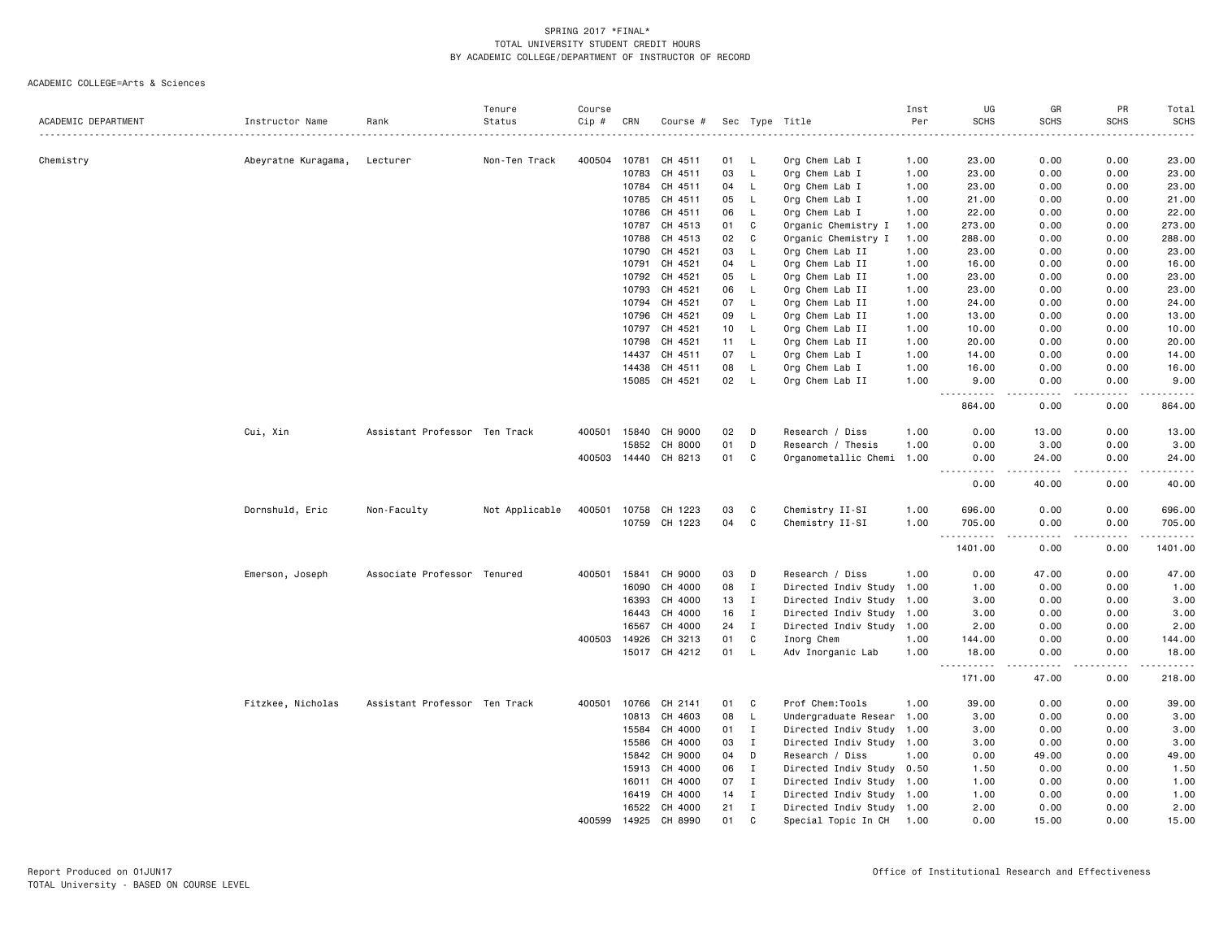SPRING 2017 *FINAL*
TOTAL UNIVERSITY STUDENT CREDIT HOURS
BY ACADEMIC COLLEGE/DEPARTMENT OF INSTRUCTOR OF RECORD

ACADEMIC COLLEGE=Arts & Sciences

| ACADEMIC DEPARTMENT | Instructor Name | Rank | Tenure Status | Course Cip # | CRN | Course # | Sec | Type | Title | Inst Per | UG SCHS | GR SCHS | PR SCHS | Total SCHS |
|---|---|---|---|---|---|---|---|---|---|---|---|---|---|---|
| Chemistry | Abeyratne Kuragama, | Lecturer | Non-Ten Track | 400504 | 10781 | CH 4511 | 01 | L | Org Chem Lab I | 1.00 | 23.00 | 0.00 | 0.00 | 23.00 |
| | | | | | 10783 | CH 4511 | 03 | L | Org Chem Lab I | 1.00 | 23.00 | 0.00 | 0.00 | 23.00 |
| | | | | | 10784 | CH 4511 | 04 | L | Org Chem Lab I | 1.00 | 23.00 | 0.00 | 0.00 | 23.00 |
| | | | | | 10785 | CH 4511 | 05 | L | Org Chem Lab I | 1.00 | 21.00 | 0.00 | 0.00 | 21.00 |
| | | | | | 10786 | CH 4511 | 06 | L | Org Chem Lab I | 1.00 | 22.00 | 0.00 | 0.00 | 22.00 |
| | | | | | 10787 | CH 4513 | 01 | C | Organic Chemistry I | 1.00 | 273.00 | 0.00 | 0.00 | 273.00 |
| | | | | | 10788 | CH 4513 | 02 | C | Organic Chemistry I | 1.00 | 288.00 | 0.00 | 0.00 | 288.00 |
| | | | | | 10790 | CH 4521 | 03 | L | Org Chem Lab II | 1.00 | 23.00 | 0.00 | 0.00 | 23.00 |
| | | | | | 10791 | CH 4521 | 04 | L | Org Chem Lab II | 1.00 | 16.00 | 0.00 | 0.00 | 16.00 |
| | | | | | 10792 | CH 4521 | 05 | L | Org Chem Lab II | 1.00 | 23.00 | 0.00 | 0.00 | 23.00 |
| | | | | | 10793 | CH 4521 | 06 | L | Org Chem Lab II | 1.00 | 23.00 | 0.00 | 0.00 | 23.00 |
| | | | | | 10794 | CH 4521 | 07 | L | Org Chem Lab II | 1.00 | 24.00 | 0.00 | 0.00 | 24.00 |
| | | | | | 10796 | CH 4521 | 09 | L | Org Chem Lab II | 1.00 | 13.00 | 0.00 | 0.00 | 13.00 |
| | | | | | 10797 | CH 4521 | 10 | L | Org Chem Lab II | 1.00 | 10.00 | 0.00 | 0.00 | 10.00 |
| | | | | | 10798 | CH 4521 | 11 | L | Org Chem Lab II | 1.00 | 20.00 | 0.00 | 0.00 | 20.00 |
| | | | | | 14437 | CH 4511 | 07 | L | Org Chem Lab I | 1.00 | 14.00 | 0.00 | 0.00 | 14.00 |
| | | | | | 14438 | CH 4511 | 08 | L | Org Chem Lab I | 1.00 | 16.00 | 0.00 | 0.00 | 16.00 |
| | | | | | 15085 | CH 4521 | 02 | L | Org Chem Lab II | 1.00 | 9.00 | 0.00 | 0.00 | 9.00 |
| | | | | | | | | | | | 864.00 | 0.00 | 0.00 | 864.00 |
| | Cui, Xin | Assistant Professor | Ten Track | 400501 | 15840 | CH 9000 | 02 | D | Research / Diss | 1.00 | 0.00 | 13.00 | 0.00 | 13.00 |
| | | | | | 15852 | CH 8000 | 01 | D | Research / Thesis | 1.00 | 0.00 | 3.00 | 0.00 | 3.00 |
| | | | | 400503 | 14440 | CH 8213 | 01 | C | Organometallic Chemi | 1.00 | 0.00 | 24.00 | 0.00 | 24.00 |
| | | | | | | | | | | | 0.00 | 40.00 | 0.00 | 40.00 |
| | Dornshuld, Eric | Non-Faculty | Not Applicable | 400501 | 10758 | CH 1223 | 03 | C | Chemistry II-SI | 1.00 | 696.00 | 0.00 | 0.00 | 696.00 |
| | | | | | 10759 | CH 1223 | 04 | C | Chemistry II-SI | 1.00 | 705.00 | 0.00 | 0.00 | 705.00 |
| | | | | | | | | | | | 1401.00 | 0.00 | 0.00 | 1401.00 |
| | Emerson, Joseph | Associate Professor | Tenured | 400501 | 15841 | CH 9000 | 03 | D | Research / Diss | 1.00 | 0.00 | 47.00 | 0.00 | 47.00 |
| | | | | | 16090 | CH 4000 | 08 | I | Directed Indiv Study | 1.00 | 1.00 | 0.00 | 0.00 | 1.00 |
| | | | | | 16393 | CH 4000 | 13 | I | Directed Indiv Study | 1.00 | 3.00 | 0.00 | 0.00 | 3.00 |
| | | | | | 16443 | CH 4000 | 16 | I | Directed Indiv Study | 1.00 | 3.00 | 0.00 | 0.00 | 3.00 |
| | | | | | 16567 | CH 4000 | 24 | I | Directed Indiv Study | 1.00 | 2.00 | 0.00 | 0.00 | 2.00 |
| | | | | 400503 | 14926 | CH 3213 | 01 | C | Inorg Chem | 1.00 | 144.00 | 0.00 | 0.00 | 144.00 |
| | | | | | 15017 | CH 4212 | 01 | L | Adv Inorganic Lab | 1.00 | 18.00 | 0.00 | 0.00 | 18.00 |
| | | | | | | | | | | | 171.00 | 47.00 | 0.00 | 218.00 |
| | Fitzkee, Nicholas | Assistant Professor | Ten Track | 400501 | 10766 | CH 2141 | 01 | C | Prof Chem:Tools | 1.00 | 39.00 | 0.00 | 0.00 | 39.00 |
| | | | | | 10813 | CH 4603 | 08 | L | Undergraduate Resear | 1.00 | 3.00 | 0.00 | 0.00 | 3.00 |
| | | | | | 15584 | CH 4000 | 01 | I | Directed Indiv Study | 1.00 | 3.00 | 0.00 | 0.00 | 3.00 |
| | | | | | 15586 | CH 4000 | 03 | I | Directed Indiv Study | 1.00 | 3.00 | 0.00 | 0.00 | 3.00 |
| | | | | | 15842 | CH 9000 | 04 | D | Research / Diss | 1.00 | 0.00 | 49.00 | 0.00 | 49.00 |
| | | | | | 15913 | CH 4000 | 06 | I | Directed Indiv Study | 0.50 | 1.50 | 0.00 | 0.00 | 1.50 |
| | | | | | 16011 | CH 4000 | 07 | I | Directed Indiv Study | 1.00 | 1.00 | 0.00 | 0.00 | 1.00 |
| | | | | | 16419 | CH 4000 | 14 | I | Directed Indiv Study | 1.00 | 1.00 | 0.00 | 0.00 | 1.00 |
| | | | | | 16522 | CH 4000 | 21 | I | Directed Indiv Study | 1.00 | 2.00 | 0.00 | 0.00 | 2.00 |
| | | | | 400599 | 14925 | CH 8990 | 01 | C | Special Topic In CH | 1.00 | 0.00 | 15.00 | 0.00 | 15.00 |

Report Produced on 01JUN17
TOTAL University - BASED ON COURSE LEVEL
Office of Institutional Research and Effectiveness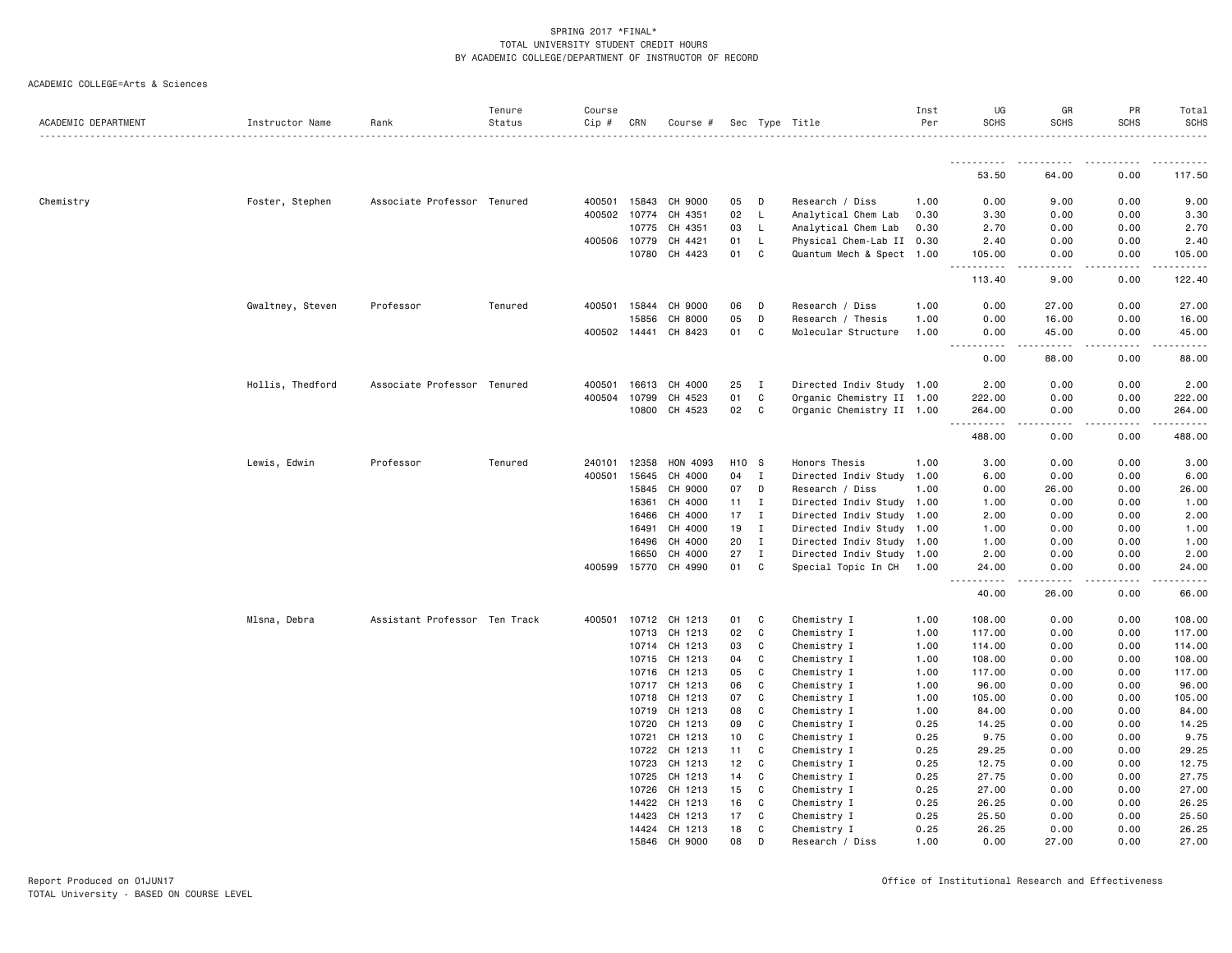SPRING 2017 *FINAL*
TOTAL UNIVERSITY STUDENT CREDIT HOURS
BY ACADEMIC COLLEGE/DEPARTMENT OF INSTRUCTOR OF RECORD

ACADEMIC COLLEGE=Arts & Sciences

| ACADEMIC DEPARTMENT | Instructor Name | Rank | Tenure Status | Course Cip # | CRN | Course # | Sec | Type | Title | Inst Per | UG SCHS | GR SCHS | PR SCHS | Total SCHS |
|---|---|---|---|---|---|---|---|---|---|---|---|---|---|---|
| | | | | | | | | | | | 53.50 | 64.00 | 0.00 | 117.50 |
| Chemistry | Foster, Stephen | Associate Professor | Tenured | 400501 | 15843 | CH 9000 | 05 | D | Research / Diss | 1.00 | 0.00 | 9.00 | 0.00 | 9.00 |
| | | | | 400502 | 10774 | CH 4351 | 02 | L | Analytical Chem Lab | 0.30 | 3.30 | 0.00 | 0.00 | 3.30 |
| | | | | | 10775 | CH 4351 | 03 | L | Analytical Chem Lab | 0.30 | 2.70 | 0.00 | 0.00 | 2.70 |
| | | | | 400506 | 10779 | CH 4421 | 01 | L | Physical Chem-Lab II | 0.30 | 2.40 | 0.00 | 0.00 | 2.40 |
| | | | | | 10780 | CH 4423 | 01 | C | Quantum Mech & Spect | 1.00 | 105.00 | 0.00 | 0.00 | 105.00 |
| | | | | | | | | | | | 113.40 | 9.00 | 0.00 | 122.40 |
| | Gwaltney, Steven | Professor | Tenured | 400501 | 15844 | CH 9000 | 06 | D | Research / Diss | 1.00 | 0.00 | 27.00 | 0.00 | 27.00 |
| | | | | | 15856 | CH 8000 | 05 | D | Research / Thesis | 1.00 | 0.00 | 16.00 | 0.00 | 16.00 |
| | | | | 400502 | 14441 | CH 8423 | 01 | C | Molecular Structure | 1.00 | 0.00 | 45.00 | 0.00 | 45.00 |
| | | | | | | | | | | | 0.00 | 88.00 | 0.00 | 88.00 |
| | Hollis, Thedford | Associate Professor | Tenured | 400501 | 16613 | CH 4000 | 25 | I | Directed Indiv Study | 1.00 | 2.00 | 0.00 | 0.00 | 2.00 |
| | | | | 400504 | 10799 | CH 4523 | 01 | C | Organic Chemistry II | 1.00 | 222.00 | 0.00 | 0.00 | 222.00 |
| | | | | | 10800 | CH 4523 | 02 | C | Organic Chemistry II | 1.00 | 264.00 | 0.00 | 0.00 | 264.00 |
| | | | | | | | | | | | 488.00 | 0.00 | 0.00 | 488.00 |
| | Lewis, Edwin | Professor | Tenured | 240101 | 12358 | HON 4093 | H10 | S | Honors Thesis | 1.00 | 3.00 | 0.00 | 0.00 | 3.00 |
| | | | | 400501 | 15645 | CH 4000 | 04 | I | Directed Indiv Study | 1.00 | 6.00 | 0.00 | 0.00 | 6.00 |
| | | | | | 15845 | CH 9000 | 07 | D | Research / Diss | 1.00 | 0.00 | 26.00 | 0.00 | 26.00 |
| | | | | | 16361 | CH 4000 | 11 | I | Directed Indiv Study | 1.00 | 1.00 | 0.00 | 0.00 | 1.00 |
| | | | | | 16466 | CH 4000 | 17 | I | Directed Indiv Study | 1.00 | 2.00 | 0.00 | 0.00 | 2.00 |
| | | | | | 16491 | CH 4000 | 19 | I | Directed Indiv Study | 1.00 | 1.00 | 0.00 | 0.00 | 1.00 |
| | | | | | 16496 | CH 4000 | 20 | I | Directed Indiv Study | 1.00 | 1.00 | 0.00 | 0.00 | 1.00 |
| | | | | | 16650 | CH 4000 | 27 | I | Directed Indiv Study | 1.00 | 2.00 | 0.00 | 0.00 | 2.00 |
| | | | | 400599 | 15770 | CH 4990 | 01 | C | Special Topic In CH | 1.00 | 24.00 | 0.00 | 0.00 | 24.00 |
| | | | | | | | | | | | 40.00 | 26.00 | 0.00 | 66.00 |
| | Mlsna, Debra | Assistant Professor | Ten Track | 400501 | 10712 | CH 1213 | 01 | C | Chemistry I | 1.00 | 108.00 | 0.00 | 0.00 | 108.00 |
| | | | | | 10713 | CH 1213 | 02 | C | Chemistry I | 1.00 | 117.00 | 0.00 | 0.00 | 117.00 |
| | | | | | 10714 | CH 1213 | 03 | C | Chemistry I | 1.00 | 114.00 | 0.00 | 0.00 | 114.00 |
| | | | | | 10715 | CH 1213 | 04 | C | Chemistry I | 1.00 | 108.00 | 0.00 | 0.00 | 108.00 |
| | | | | | 10716 | CH 1213 | 05 | C | Chemistry I | 1.00 | 117.00 | 0.00 | 0.00 | 117.00 |
| | | | | | 10717 | CH 1213 | 06 | C | Chemistry I | 1.00 | 96.00 | 0.00 | 0.00 | 96.00 |
| | | | | | 10718 | CH 1213 | 07 | C | Chemistry I | 1.00 | 105.00 | 0.00 | 0.00 | 105.00 |
| | | | | | 10719 | CH 1213 | 08 | C | Chemistry I | 1.00 | 84.00 | 0.00 | 0.00 | 84.00 |
| | | | | | 10720 | CH 1213 | 09 | C | Chemistry I | 0.25 | 14.25 | 0.00 | 0.00 | 14.25 |
| | | | | | 10721 | CH 1213 | 10 | C | Chemistry I | 0.25 | 9.75 | 0.00 | 0.00 | 9.75 |
| | | | | | 10722 | CH 1213 | 11 | C | Chemistry I | 0.25 | 29.25 | 0.00 | 0.00 | 29.25 |
| | | | | | 10723 | CH 1213 | 12 | C | Chemistry I | 0.25 | 12.75 | 0.00 | 0.00 | 12.75 |
| | | | | | 10725 | CH 1213 | 14 | C | Chemistry I | 0.25 | 27.75 | 0.00 | 0.00 | 27.75 |
| | | | | | 10726 | CH 1213 | 15 | C | Chemistry I | 0.25 | 27.00 | 0.00 | 0.00 | 27.00 |
| | | | | | 14422 | CH 1213 | 16 | C | Chemistry I | 0.25 | 26.25 | 0.00 | 0.00 | 26.25 |
| | | | | | 14423 | CH 1213 | 17 | C | Chemistry I | 0.25 | 25.50 | 0.00 | 0.00 | 25.50 |
| | | | | | 14424 | CH 1213 | 18 | C | Chemistry I | 0.25 | 26.25 | 0.00 | 0.00 | 26.25 |
| | | | | | 15846 | CH 9000 | 08 | D | Research / Diss | 1.00 | 0.00 | 27.00 | 0.00 | 27.00 |

Report Produced on 01JUN17
TOTAL University - BASED ON COURSE LEVEL
Office of Institutional Research and Effectiveness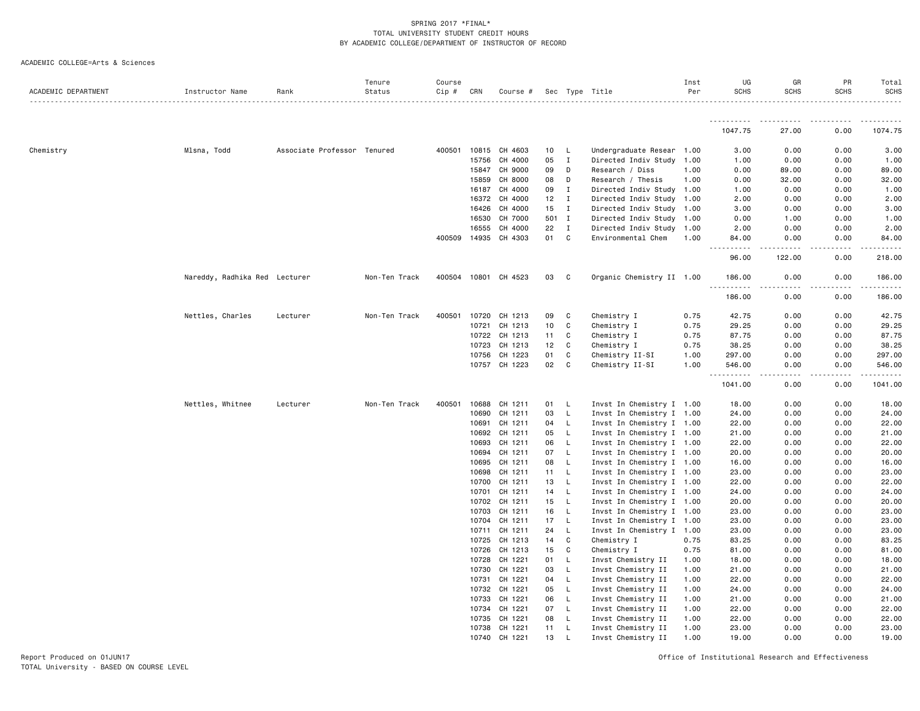SPRING 2017 *FINAL*
TOTAL UNIVERSITY STUDENT CREDIT HOURS
BY ACADEMIC COLLEGE/DEPARTMENT OF INSTRUCTOR OF RECORD

ACADEMIC COLLEGE=Arts & Sciences

| ACADEMIC DEPARTMENT | Instructor Name | Rank | Tenure Status | Course Cip # | CRN | Course # | Sec | Type | Title | Inst Per | UG SCHS | GR SCHS | PR SCHS | Total SCHS |
|---|---|---|---|---|---|---|---|---|---|---|---|---|---|---|
| | | | | | | | | | | | 1047.75 | 27.00 | 0.00 | 1074.75 |
| Chemistry | Mlsna, Todd | Associate Professor | Tenured | 400501 | 10815 | CH 4603 | 10 | L | Undergraduate Resear | 1.00 | 3.00 | 0.00 | 0.00 | 3.00 |
| | | | | | 15756 | CH 4000 | 05 | I | Directed Indiv Study | 1.00 | 1.00 | 0.00 | 0.00 | 1.00 |
| | | | | | 15847 | CH 9000 | 09 | D | Research / Diss | 1.00 | 0.00 | 89.00 | 0.00 | 89.00 |
| | | | | | 15859 | CH 8000 | 08 | D | Research / Thesis | 1.00 | 0.00 | 32.00 | 0.00 | 32.00 |
| | | | | | 16187 | CH 4000 | 09 | I | Directed Indiv Study | 1.00 | 1.00 | 0.00 | 0.00 | 1.00 |
| | | | | | 16372 | CH 4000 | 12 | I | Directed Indiv Study | 1.00 | 2.00 | 0.00 | 0.00 | 2.00 |
| | | | | | 16426 | CH 4000 | 15 | I | Directed Indiv Study | 1.00 | 3.00 | 0.00 | 0.00 | 3.00 |
| | | | | | 16530 | CH 7000 | 501 | I | Directed Indiv Study | 1.00 | 0.00 | 1.00 | 0.00 | 1.00 |
| | | | | | 16555 | CH 4000 | 22 | I | Directed Indiv Study | 1.00 | 2.00 | 0.00 | 0.00 | 2.00 |
| | | | | 400509 | 14935 | CH 4303 | 01 | C | Environmental Chem | 1.00 | 84.00 | 0.00 | 0.00 | 84.00 |
| | | | | | | | | | | | 96.00 | 122.00 | 0.00 | 218.00 |
| | Nareddy, Radhika Red | Lecturer | Non-Ten Track | 400504 | 10801 | CH 4523 | 03 | C | Organic Chemistry II | 1.00 | 186.00 | 0.00 | 0.00 | 186.00 |
| | | | | | | | | | | | 186.00 | 0.00 | 0.00 | 186.00 |
| | Nettles, Charles | Lecturer | Non-Ten Track | 400501 | 10720 | CH 1213 | 09 | C | Chemistry I | 0.75 | 42.75 | 0.00 | 0.00 | 42.75 |
| | | | | | 10721 | CH 1213 | 10 | C | Chemistry I | 0.75 | 29.25 | 0.00 | 0.00 | 29.25 |
| | | | | | 10722 | CH 1213 | 11 | C | Chemistry I | 0.75 | 87.75 | 0.00 | 0.00 | 87.75 |
| | | | | | 10723 | CH 1213 | 12 | C | Chemistry I | 0.75 | 38.25 | 0.00 | 0.00 | 38.25 |
| | | | | | 10756 | CH 1223 | 01 | C | Chemistry II-SI | 1.00 | 297.00 | 0.00 | 0.00 | 297.00 |
| | | | | | 10757 | CH 1223 | 02 | C | Chemistry II-SI | 1.00 | 546.00 | 0.00 | 0.00 | 546.00 |
| | | | | | | | | | | | 1041.00 | 0.00 | 0.00 | 1041.00 |
| | Nettles, Whitnee | Lecturer | Non-Ten Track | 400501 | 10688 | CH 1211 | 01 | L | Invst In Chemistry I | 1.00 | 18.00 | 0.00 | 0.00 | 18.00 |
| | | | | | 10690 | CH 1211 | 03 | L | Invst In Chemistry I | 1.00 | 24.00 | 0.00 | 0.00 | 24.00 |
| | | | | | 10691 | CH 1211 | 04 | L | Invst In Chemistry I | 1.00 | 22.00 | 0.00 | 0.00 | 22.00 |
| | | | | | 10692 | CH 1211 | 05 | L | Invst In Chemistry I | 1.00 | 21.00 | 0.00 | 0.00 | 21.00 |
| | | | | | 10693 | CH 1211 | 06 | L | Invst In Chemistry I | 1.00 | 22.00 | 0.00 | 0.00 | 22.00 |
| | | | | | 10694 | CH 1211 | 07 | L | Invst In Chemistry I | 1.00 | 20.00 | 0.00 | 0.00 | 20.00 |
| | | | | | 10695 | CH 1211 | 08 | L | Invst In Chemistry I | 1.00 | 16.00 | 0.00 | 0.00 | 16.00 |
| | | | | | 10698 | CH 1211 | 11 | L | Invst In Chemistry I | 1.00 | 23.00 | 0.00 | 0.00 | 23.00 |
| | | | | | 10700 | CH 1211 | 13 | L | Invst In Chemistry I | 1.00 | 22.00 | 0.00 | 0.00 | 22.00 |
| | | | | | 10701 | CH 1211 | 14 | L | Invst In Chemistry I | 1.00 | 24.00 | 0.00 | 0.00 | 24.00 |
| | | | | | 10702 | CH 1211 | 15 | L | Invst In Chemistry I | 1.00 | 20.00 | 0.00 | 0.00 | 20.00 |
| | | | | | 10703 | CH 1211 | 16 | L | Invst In Chemistry I | 1.00 | 23.00 | 0.00 | 0.00 | 23.00 |
| | | | | | 10704 | CH 1211 | 17 | L | Invst In Chemistry I | 1.00 | 23.00 | 0.00 | 0.00 | 23.00 |
| | | | | | 10711 | CH 1211 | 24 | L | Invst In Chemistry I | 1.00 | 23.00 | 0.00 | 0.00 | 23.00 |
| | | | | | 10725 | CH 1213 | 14 | C | Chemistry I | 0.75 | 83.25 | 0.00 | 0.00 | 83.25 |
| | | | | | 10726 | CH 1213 | 15 | C | Chemistry I | 0.75 | 81.00 | 0.00 | 0.00 | 81.00 |
| | | | | | 10728 | CH 1221 | 01 | L | Invst Chemistry II | 1.00 | 18.00 | 0.00 | 0.00 | 18.00 |
| | | | | | 10730 | CH 1221 | 03 | L | Invst Chemistry II | 1.00 | 21.00 | 0.00 | 0.00 | 21.00 |
| | | | | | 10731 | CH 1221 | 04 | L | Invst Chemistry II | 1.00 | 22.00 | 0.00 | 0.00 | 22.00 |
| | | | | | 10732 | CH 1221 | 05 | L | Invst Chemistry II | 1.00 | 24.00 | 0.00 | 0.00 | 24.00 |
| | | | | | 10733 | CH 1221 | 06 | L | Invst Chemistry II | 1.00 | 21.00 | 0.00 | 0.00 | 21.00 |
| | | | | | 10734 | CH 1221 | 07 | L | Invst Chemistry II | 1.00 | 22.00 | 0.00 | 0.00 | 22.00 |
| | | | | | 10735 | CH 1221 | 08 | L | Invst Chemistry II | 1.00 | 22.00 | 0.00 | 0.00 | 22.00 |
| | | | | | 10738 | CH 1221 | 11 | L | Invst Chemistry II | 1.00 | 23.00 | 0.00 | 0.00 | 23.00 |
| | | | | | 10740 | CH 1221 | 13 | L | Invst Chemistry II | 1.00 | 19.00 | 0.00 | 0.00 | 19.00 |

Report Produced on 01JUN17
TOTAL University - BASED ON COURSE LEVEL

Office of Institutional Research and Effectiveness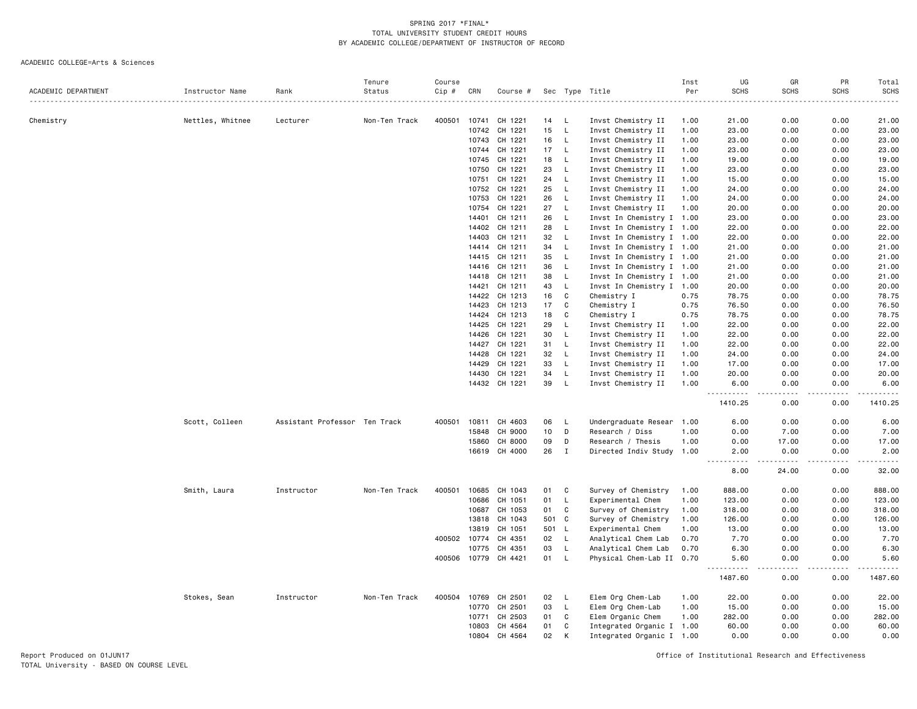SPRING 2017 *FINAL*
TOTAL UNIVERSITY STUDENT CREDIT HOURS
BY ACADEMIC COLLEGE/DEPARTMENT OF INSTRUCTOR OF RECORD

ACADEMIC COLLEGE=Arts & Sciences

| ACADEMIC DEPARTMENT | Instructor Name | Rank | Tenure Status | Course Cip # | CRN | Course # | Sec | Type | Title | Inst Per | UG SCHS | GR SCHS | PR SCHS | Total SCHS |
|---|---|---|---|---|---|---|---|---|---|---|---|---|---|---|
| Chemistry | Nettles, Whitnee | Lecturer | Non-Ten Track | 400501 | 10741 | CH 1221 | 14 | L | Invst Chemistry II | 1.00 | 21.00 | 0.00 | 0.00 | 21.00 |
| | | | | | 10742 | CH 1221 | 15 | L | Invst Chemistry II | 1.00 | 23.00 | 0.00 | 0.00 | 23.00 |
| | | | | | 10743 | CH 1221 | 16 | L | Invst Chemistry II | 1.00 | 23.00 | 0.00 | 0.00 | 23.00 |
| | | | | | 10744 | CH 1221 | 17 | L | Invst Chemistry II | 1.00 | 23.00 | 0.00 | 0.00 | 23.00 |
| | | | | | 10745 | CH 1221 | 18 | L | Invst Chemistry II | 1.00 | 19.00 | 0.00 | 0.00 | 19.00 |
| | | | | | 10750 | CH 1221 | 23 | L | Invst Chemistry II | 1.00 | 23.00 | 0.00 | 0.00 | 23.00 |
| | | | | | 10751 | CH 1221 | 24 | L | Invst Chemistry II | 1.00 | 15.00 | 0.00 | 0.00 | 15.00 |
| | | | | | 10752 | CH 1221 | 25 | L | Invst Chemistry II | 1.00 | 24.00 | 0.00 | 0.00 | 24.00 |
| | | | | | 10753 | CH 1221 | 26 | L | Invst Chemistry II | 1.00 | 24.00 | 0.00 | 0.00 | 24.00 |
| | | | | | 10754 | CH 1221 | 27 | L | Invst Chemistry II | 1.00 | 20.00 | 0.00 | 0.00 | 20.00 |
| | | | | | 14401 | CH 1211 | 26 | L | Invst In Chemistry I | 1.00 | 23.00 | 0.00 | 0.00 | 23.00 |
| | | | | | 14402 | CH 1211 | 28 | L | Invst In Chemistry I | 1.00 | 22.00 | 0.00 | 0.00 | 22.00 |
| | | | | | 14403 | CH 1211 | 32 | L | Invst In Chemistry I | 1.00 | 22.00 | 0.00 | 0.00 | 22.00 |
| | | | | | 14414 | CH 1211 | 34 | L | Invst In Chemistry I | 1.00 | 21.00 | 0.00 | 0.00 | 21.00 |
| | | | | | 14415 | CH 1211 | 35 | L | Invst In Chemistry I | 1.00 | 21.00 | 0.00 | 0.00 | 21.00 |
| | | | | | 14416 | CH 1211 | 36 | L | Invst In Chemistry I | 1.00 | 21.00 | 0.00 | 0.00 | 21.00 |
| | | | | | 14418 | CH 1211 | 38 | L | Invst In Chemistry I | 1.00 | 21.00 | 0.00 | 0.00 | 21.00 |
| | | | | | 14421 | CH 1211 | 43 | L | Invst In Chemistry I | 1.00 | 20.00 | 0.00 | 0.00 | 20.00 |
| | | | | | 14422 | CH 1213 | 16 | C | Chemistry I | 0.75 | 78.75 | 0.00 | 0.00 | 78.75 |
| | | | | | 14423 | CH 1213 | 17 | C | Chemistry I | 0.75 | 76.50 | 0.00 | 0.00 | 76.50 |
| | | | | | 14424 | CH 1213 | 18 | C | Chemistry I | 0.75 | 78.75 | 0.00 | 0.00 | 78.75 |
| | | | | | 14425 | CH 1221 | 29 | L | Invst Chemistry II | 1.00 | 22.00 | 0.00 | 0.00 | 22.00 |
| | | | | | 14426 | CH 1221 | 30 | L | Invst Chemistry II | 1.00 | 22.00 | 0.00 | 0.00 | 22.00 |
| | | | | | 14427 | CH 1221 | 31 | L | Invst Chemistry II | 1.00 | 22.00 | 0.00 | 0.00 | 22.00 |
| | | | | | 14428 | CH 1221 | 32 | L | Invst Chemistry II | 1.00 | 24.00 | 0.00 | 0.00 | 24.00 |
| | | | | | 14429 | CH 1221 | 33 | L | Invst Chemistry II | 1.00 | 17.00 | 0.00 | 0.00 | 17.00 |
| | | | | | 14430 | CH 1221 | 34 | L | Invst Chemistry II | 1.00 | 20.00 | 0.00 | 0.00 | 20.00 |
| | | | | | 14432 | CH 1221 | 39 | L | Invst Chemistry II | 1.00 | 6.00 | 0.00 | 0.00 | 6.00 |
| | | | | | | | | | | | 1410.25 | 0.00 | 0.00 | 1410.25 |
| | Scott, Colleen | Assistant Professor | Ten Track | 400501 | 10811 | CH 4603 | 06 | L | Undergraduate Resear | 1.00 | 6.00 | 0.00 | 0.00 | 6.00 |
| | | | | | 15848 | CH 9000 | 10 | D | Research / Diss | 1.00 | 0.00 | 7.00 | 0.00 | 7.00 |
| | | | | | 15860 | CH 8000 | 09 | D | Research / Thesis | 1.00 | 0.00 | 17.00 | 0.00 | 17.00 |
| | | | | | 16619 | CH 4000 | 26 | I | Directed Indiv Study | 1.00 | 2.00 | 0.00 | 0.00 | 2.00 |
| | | | | | | | | | | | 8.00 | 24.00 | 0.00 | 32.00 |
| | Smith, Laura | Instructor | Non-Ten Track | 400501 | 10685 | CH 1043 | 01 | C | Survey of Chemistry | 1.00 | 888.00 | 0.00 | 0.00 | 888.00 |
| | | | | | 10686 | CH 1051 | 01 | L | Experimental Chem | 1.00 | 123.00 | 0.00 | 0.00 | 123.00 |
| | | | | | 10687 | CH 1053 | 01 | C | Survey of Chemistry | 1.00 | 318.00 | 0.00 | 0.00 | 318.00 |
| | | | | | 13818 | CH 1043 | 501 | C | Survey of Chemistry | 1.00 | 126.00 | 0.00 | 0.00 | 126.00 |
| | | | | | 13819 | CH 1051 | 501 | L | Experimental Chem | 1.00 | 13.00 | 0.00 | 0.00 | 13.00 |
| | | | | 400502 | 10774 | CH 4351 | 02 | L | Analytical Chem Lab | 0.70 | 7.70 | 0.00 | 0.00 | 7.70 |
| | | | | | 10775 | CH 4351 | 03 | L | Analytical Chem Lab | 0.70 | 6.30 | 0.00 | 0.00 | 6.30 |
| | | | | 400506 | 10779 | CH 4421 | 01 | L | Physical Chem-Lab II | 0.70 | 5.60 | 0.00 | 0.00 | 5.60 |
| | | | | | | | | | | | 1487.60 | 0.00 | 0.00 | 1487.60 |
| | Stokes, Sean | Instructor | Non-Ten Track | 400504 | 10769 | CH 2501 | 02 | L | Elem Org Chem-Lab | 1.00 | 22.00 | 0.00 | 0.00 | 22.00 |
| | | | | | 10770 | CH 2501 | 03 | L | Elem Org Chem-Lab | 1.00 | 15.00 | 0.00 | 0.00 | 15.00 |
| | | | | | 10771 | CH 2503 | 01 | C | Elem Organic Chem | 1.00 | 282.00 | 0.00 | 0.00 | 282.00 |
| | | | | | 10803 | CH 4564 | 01 | C | Integrated Organic I | 1.00 | 60.00 | 0.00 | 0.00 | 60.00 |
| | | | | | 10804 | CH 4564 | 02 | K | Integrated Organic I | 1.00 | 0.00 | 0.00 | 0.00 | 0.00 |

Report Produced on 01JUN17
TOTAL University - BASED ON COURSE LEVEL

Office of Institutional Research and Effectiveness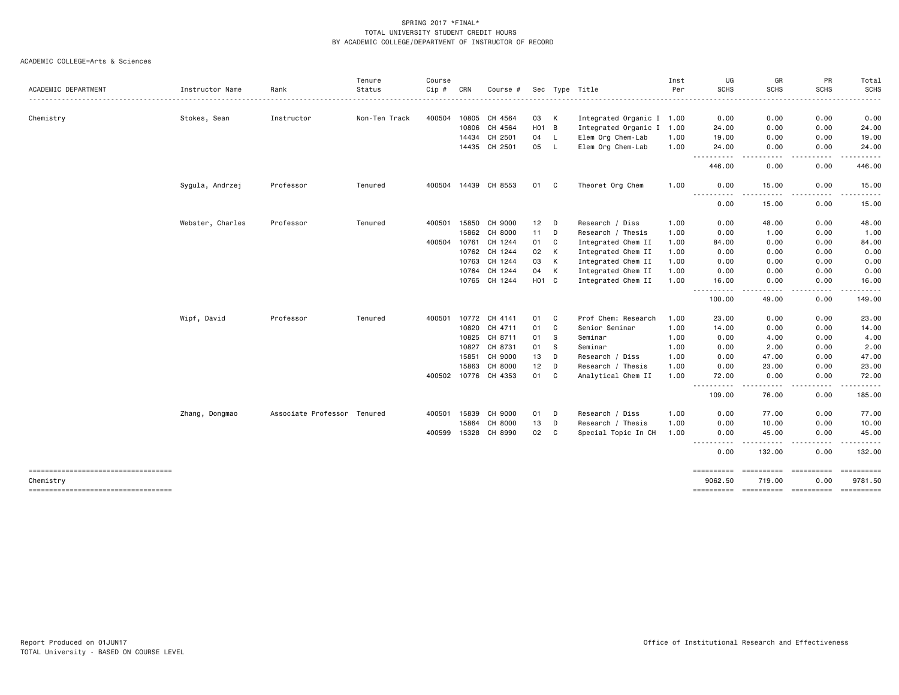SPRING 2017 *FINAL*
TOTAL UNIVERSITY STUDENT CREDIT HOURS
BY ACADEMIC COLLEGE/DEPARTMENT OF INSTRUCTOR OF RECORD

ACADEMIC COLLEGE=Arts & Sciences

| ACADEMIC DEPARTMENT | Instructor Name | Rank | Tenure Status | Course Cip # | CRN | Course # | Sec | Type | Title | Inst Per | UG SCHS | GR SCHS | PR SCHS | Total SCHS |
|---|---|---|---|---|---|---|---|---|---|---|---|---|---|---|
| Chemistry | Stokes, Sean | Instructor | Non-Ten Track | 400504 | 10805 | CH 4564 | 03 | K | Integrated Organic I | 1.00 | 0.00 | 0.00 | 0.00 | 0.00 |
| | | | | | 10806 | CH 4564 | H01 | B | Integrated Organic I | 1.00 | 24.00 | 0.00 | 0.00 | 24.00 |
| | | | | | 14434 | CH 2501 | 04 | L | Elem Org Chem-Lab | 1.00 | 19.00 | 0.00 | 0.00 | 19.00 |
| | | | | | 14435 | CH 2501 | 05 | L | Elem Org Chem-Lab | 1.00 | 24.00 | 0.00 | 0.00 | 24.00 |
| | | | | | | | | | | | 446.00 | 0.00 | 0.00 | 446.00 |
| | Sygula, Andrzej | Professor | Tenured | 400504 | 14439 | CH 8553 | 01 | C | Theoret Org Chem | 1.00 | 0.00 | 15.00 | 0.00 | 15.00 |
| | | | | | | | | | | | 0.00 | 15.00 | 0.00 | 15.00 |
| | Webster, Charles | Professor | Tenured | 400501 | 15850 | CH 9000 | 12 | D | Research / Diss | 1.00 | 0.00 | 48.00 | 0.00 | 48.00 |
| | | | | | 15862 | CH 8000 | 11 | D | Research / Thesis | 1.00 | 0.00 | 1.00 | 0.00 | 1.00 |
| | | | | 400504 | 10761 | CH 1244 | 01 | C | Integrated Chem II | 1.00 | 84.00 | 0.00 | 0.00 | 84.00 |
| | | | | | 10762 | CH 1244 | 02 | K | Integrated Chem II | 1.00 | 0.00 | 0.00 | 0.00 | 0.00 |
| | | | | | 10763 | CH 1244 | 03 | K | Integrated Chem II | 1.00 | 0.00 | 0.00 | 0.00 | 0.00 |
| | | | | | 10764 | CH 1244 | 04 | K | Integrated Chem II | 1.00 | 0.00 | 0.00 | 0.00 | 0.00 |
| | | | | | 10765 | CH 1244 | H01 | C | Integrated Chem II | 1.00 | 16.00 | 0.00 | 0.00 | 16.00 |
| | | | | | | | | | | | 100.00 | 49.00 | 0.00 | 149.00 |
| | Wipf, David | Professor | Tenured | 400501 | 10772 | CH 4141 | 01 | C | Prof Chem: Research | 1.00 | 23.00 | 0.00 | 0.00 | 23.00 |
| | | | | | 10820 | CH 4711 | 01 | C | Senior Seminar | 1.00 | 14.00 | 0.00 | 0.00 | 14.00 |
| | | | | | 10825 | CH 8711 | 01 | S | Seminar | 1.00 | 0.00 | 4.00 | 0.00 | 4.00 |
| | | | | | 10827 | CH 8731 | 01 | S | Seminar | 1.00 | 0.00 | 2.00 | 0.00 | 2.00 |
| | | | | | 15851 | CH 9000 | 13 | D | Research / Diss | 1.00 | 0.00 | 47.00 | 0.00 | 47.00 |
| | | | | | 15863 | CH 8000 | 12 | D | Research / Thesis | 1.00 | 0.00 | 23.00 | 0.00 | 23.00 |
| | | | | 400502 | 10776 | CH 4353 | 01 | C | Analytical Chem II | 1.00 | 72.00 | 0.00 | 0.00 | 72.00 |
| | | | | | | | | | | | 109.00 | 76.00 | 0.00 | 185.00 |
| | Zhang, Dongmao | Associate Professor | Tenured | 400501 | 15839 | CH 9000 | 01 | D | Research / Diss | 1.00 | 0.00 | 77.00 | 0.00 | 77.00 |
| | | | | | 15864 | CH 8000 | 13 | D | Research / Thesis | 1.00 | 0.00 | 10.00 | 0.00 | 10.00 |
| | | | | 400599 | 15328 | CH 8990 | 02 | C | Special Topic In CH | 1.00 | 0.00 | 45.00 | 0.00 | 45.00 |
| | | | | | | | | | | | 0.00 | 132.00 | 0.00 | 132.00 |
| Chemistry | | | | | | | | | | | 9062.50 | 719.00 | 0.00 | 9781.50 |

Report Produced on 01JUN17
TOTAL University - BASED ON COURSE LEVEL
Office of Institutional Research and Effectiveness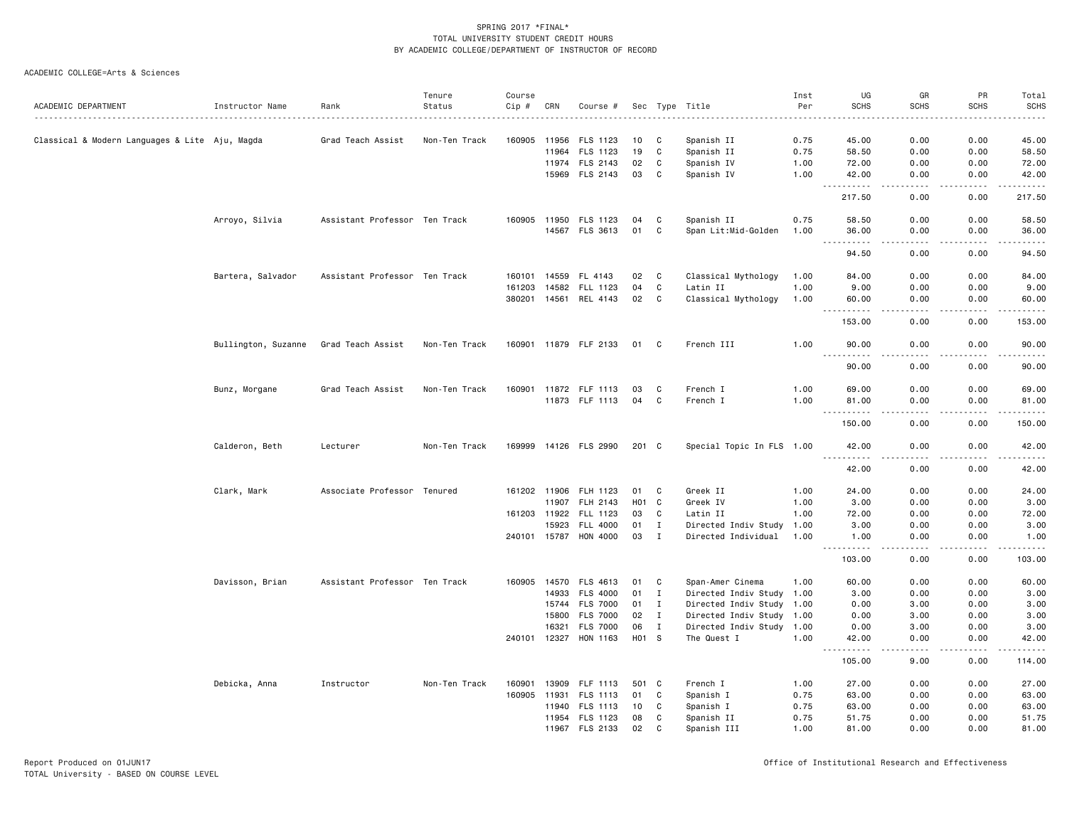SPRING 2017 *FINAL*
TOTAL UNIVERSITY STUDENT CREDIT HOURS
BY ACADEMIC COLLEGE/DEPARTMENT OF INSTRUCTOR OF RECORD

ACADEMIC COLLEGE=Arts & Sciences

| ACADEMIC DEPARTMENT | Instructor Name | Rank | Tenure Status | Course Cip # | CRN | Course # | Sec | Type | Title | Inst Per | UG SCHS | GR SCHS | PR SCHS | Total SCHS |
|---|---|---|---|---|---|---|---|---|---|---|---|---|---|---|
| Classical & Modern Languages & Lite | Aju, Magda | Grad Teach Assist | Non-Ten Track | 160905 | 11956 | FLS 1123 | 10 | C | Spanish II | 0.75 | 45.00 | 0.00 | 0.00 | 45.00 |
| | | | | | 11964 | FLS 1123 | 19 | C | Spanish II | 0.75 | 58.50 | 0.00 | 0.00 | 58.50 |
| | | | | | 11974 | FLS 2143 | 02 | C | Spanish IV | 1.00 | 72.00 | 0.00 | 0.00 | 72.00 |
| | | | | | 15969 | FLS 2143 | 03 | C | Spanish IV | 1.00 | 42.00 | 0.00 | 0.00 | 42.00 |
| | | | | | | | | | | | 217.50 | 0.00 | 0.00 | 217.50 |
| | Arroyo, Silvia | Assistant Professor | Ten Track | 160905 | 11950 | FLS 1123 | 04 | C | Spanish II | 0.75 | 58.50 | 0.00 | 0.00 | 58.50 |
| | | | | | 14567 | FLS 3613 | 01 | C | Span Lit:Mid-Golden | 1.00 | 36.00 | 0.00 | 0.00 | 36.00 |
| | | | | | | | | | | | 94.50 | 0.00 | 0.00 | 94.50 |
| | Bartera, Salvador | Assistant Professor | Ten Track | 160101 | 14559 | FL 4143 | 02 | C | Classical Mythology | 1.00 | 84.00 | 0.00 | 0.00 | 84.00 |
| | | | | 161203 | 14582 | FLL 1123 | 04 | C | Latin II | 1.00 | 9.00 | 0.00 | 0.00 | 9.00 |
| | | | | 380201 | 14561 | REL 4143 | 02 | C | Classical Mythology | 1.00 | 60.00 | 0.00 | 0.00 | 60.00 |
| | | | | | | | | | | | 153.00 | 0.00 | 0.00 | 153.00 |
| | Bullington, Suzanne | Grad Teach Assist | Non-Ten Track | 160901 | 11879 | FLF 2133 | 01 | C | French III | 1.00 | 90.00 | 0.00 | 0.00 | 90.00 |
| | | | | | | | | | | | 90.00 | 0.00 | 0.00 | 90.00 |
| | Bunz, Morgane | Grad Teach Assist | Non-Ten Track | 160901 | 11872 | FLF 1113 | 03 | C | French I | 1.00 | 69.00 | 0.00 | 0.00 | 69.00 |
| | | | | | 11873 | FLF 1113 | 04 | C | French I | 1.00 | 81.00 | 0.00 | 0.00 | 81.00 |
| | | | | | | | | | | | 150.00 | 0.00 | 0.00 | 150.00 |
| | Calderon, Beth | Lecturer | Non-Ten Track | 169999 | 14126 | FLS 2990 | 201 | C | Special Topic In FLS | 1.00 | 42.00 | 0.00 | 0.00 | 42.00 |
| | | | | | | | | | | | 42.00 | 0.00 | 0.00 | 42.00 |
| | Clark, Mark | Associate Professor | Tenured | 161202 | 11906 | FLH 1123 | 01 | C | Greek II | 1.00 | 24.00 | 0.00 | 0.00 | 24.00 |
| | | | | | 11907 | FLH 2143 | H01 | C | Greek IV | 1.00 | 3.00 | 0.00 | 0.00 | 3.00 |
| | | | | 161203 | 11922 | FLL 1123 | 03 | C | Latin II | 1.00 | 72.00 | 0.00 | 0.00 | 72.00 |
| | | | | | 15923 | FLL 4000 | 01 | I | Directed Indiv Study | 1.00 | 3.00 | 0.00 | 0.00 | 3.00 |
| | | | | 240101 | 15787 | HON 4000 | 03 | I | Directed Individual | 1.00 | 1.00 | 0.00 | 0.00 | 1.00 |
| | | | | | | | | | | | 103.00 | 0.00 | 0.00 | 103.00 |
| | Davisson, Brian | Assistant Professor | Ten Track | 160905 | 14570 | FLS 4613 | 01 | C | Span-Amer Cinema | 1.00 | 60.00 | 0.00 | 0.00 | 60.00 |
| | | | | | 14933 | FLS 4000 | 01 | I | Directed Indiv Study | 1.00 | 3.00 | 0.00 | 0.00 | 3.00 |
| | | | | | 15744 | FLS 7000 | 01 | I | Directed Indiv Study | 1.00 | 0.00 | 3.00 | 0.00 | 3.00 |
| | | | | | 15800 | FLS 7000 | 02 | I | Directed Indiv Study | 1.00 | 0.00 | 3.00 | 0.00 | 3.00 |
| | | | | | 16321 | FLS 7000 | 06 | I | Directed Indiv Study | 1.00 | 0.00 | 3.00 | 0.00 | 3.00 |
| | | | | 240101 | 12327 | HON 1163 | H01 | S | The Quest I | 1.00 | 42.00 | 0.00 | 0.00 | 42.00 |
| | | | | | | | | | | | 105.00 | 9.00 | 0.00 | 114.00 |
| | Debicka, Anna | Instructor | Non-Ten Track | 160901 | 13909 | FLF 1113 | 501 | C | French I | 1.00 | 27.00 | 0.00 | 0.00 | 27.00 |
| | | | | 160905 | 11931 | FLS 1113 | 01 | C | Spanish I | 0.75 | 63.00 | 0.00 | 0.00 | 63.00 |
| | | | | | 11940 | FLS 1113 | 10 | C | Spanish I | 0.75 | 63.00 | 0.00 | 0.00 | 63.00 |
| | | | | | 11954 | FLS 1123 | 08 | C | Spanish II | 0.75 | 51.75 | 0.00 | 0.00 | 51.75 |
| | | | | | 11967 | FLS 2133 | 02 | C | Spanish III | 1.00 | 81.00 | 0.00 | 0.00 | 81.00 |

Report Produced on 01JUN17
TOTAL University - BASED ON COURSE LEVEL

Office of Institutional Research and Effectiveness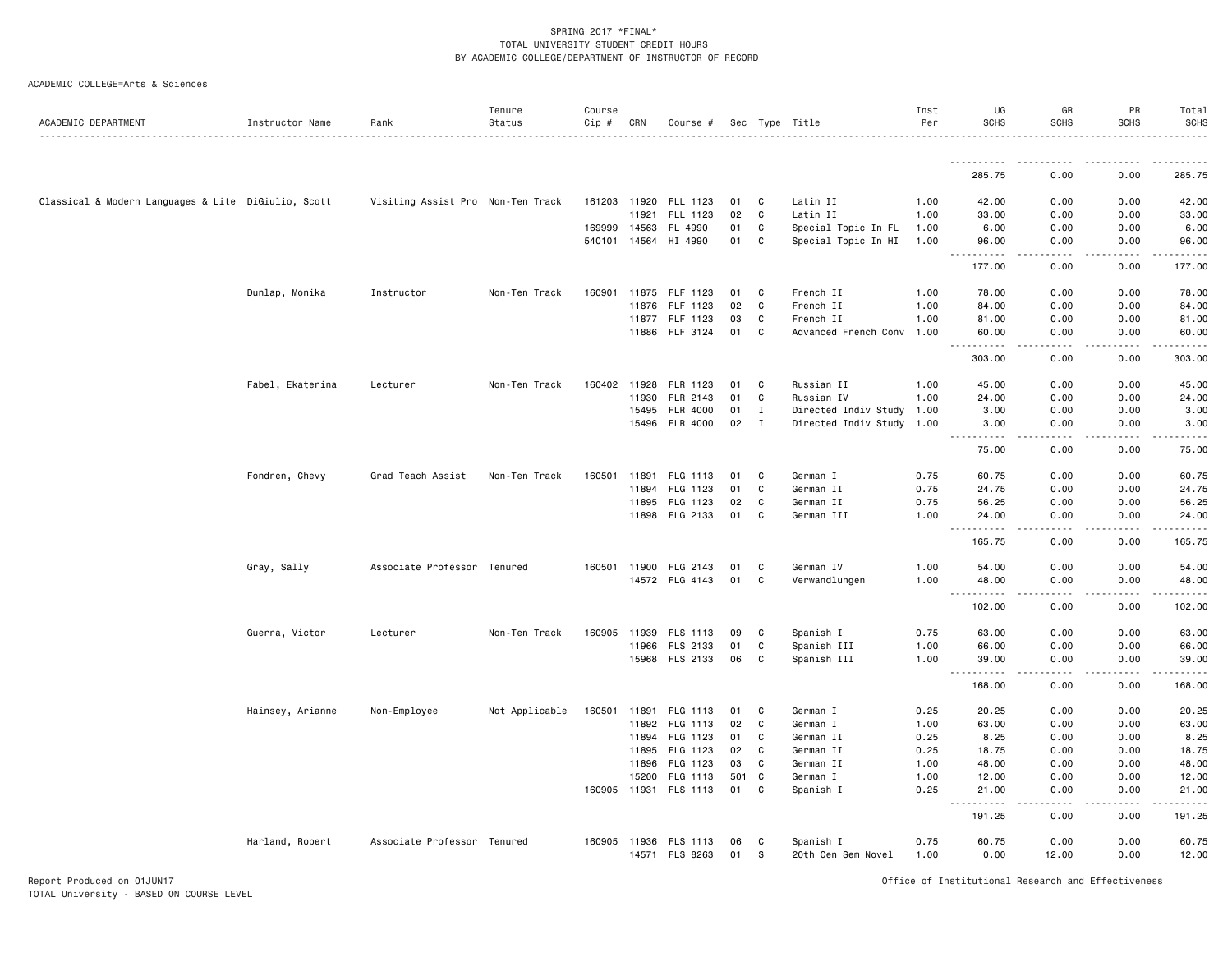SPRING 2017 *FINAL*
TOTAL UNIVERSITY STUDENT CREDIT HOURS
BY ACADEMIC COLLEGE/DEPARTMENT OF INSTRUCTOR OF RECORD

ACADEMIC COLLEGE=Arts & Sciences

| ACADEMIC DEPARTMENT | Instructor Name | Rank | Tenure Status | Course Cip # | CRN | Course # | Sec | Type | Title | Inst Per | UG SCHS | GR SCHS | PR SCHS | Total SCHS |
|---|---|---|---|---|---|---|---|---|---|---|---|---|---|---|
| | | | | | | | | | | | 285.75 | 0.00 | 0.00 | 285.75 |
| Classical & Modern Languages & Lite | DiGiulio, Scott | Visiting Assist Pro | Non-Ten Track | 161203 | 11920 | FLL 1123 | 01 | C | Latin II | 1.00 | 42.00 | 0.00 | 0.00 | 42.00 |
| | | | | | 11921 | FLL 1123 | 02 | C | Latin II | 1.00 | 33.00 | 0.00 | 0.00 | 33.00 |
| | | | | 169999 | 14563 | FL 4990 | 01 | C | Special Topic In FL | 1.00 | 6.00 | 0.00 | 0.00 | 6.00 |
| | | | | 540101 | 14564 | HI 4990 | 01 | C | Special Topic In HI | 1.00 | 96.00 | 0.00 | 0.00 | 96.00 |
| | | | | | | | | | | | 177.00 | 0.00 | 0.00 | 177.00 |
| | Dunlap, Monika | Instructor | Non-Ten Track | 160901 | 11875 | FLF 1123 | 01 | C | French II | 1.00 | 78.00 | 0.00 | 0.00 | 78.00 |
| | | | | | 11876 | FLF 1123 | 02 | C | French II | 1.00 | 84.00 | 0.00 | 0.00 | 84.00 |
| | | | | | 11877 | FLF 1123 | 03 | C | French II | 1.00 | 81.00 | 0.00 | 0.00 | 81.00 |
| | | | | | 11886 | FLF 3124 | 01 | C | Advanced French Conv | 1.00 | 60.00 | 0.00 | 0.00 | 60.00 |
| | | | | | | | | | | | 303.00 | 0.00 | 0.00 | 303.00 |
| | Fabel, Ekaterina | Lecturer | Non-Ten Track | 160402 | 11928 | FLR 1123 | 01 | C | Russian II | 1.00 | 45.00 | 0.00 | 0.00 | 45.00 |
| | | | | | 11930 | FLR 2143 | 01 | C | Russian IV | 1.00 | 24.00 | 0.00 | 0.00 | 24.00 |
| | | | | | 15495 | FLR 4000 | 01 | I | Directed Indiv Study | 1.00 | 3.00 | 0.00 | 0.00 | 3.00 |
| | | | | | 15496 | FLR 4000 | 02 | I | Directed Indiv Study | 1.00 | 3.00 | 0.00 | 0.00 | 3.00 |
| | | | | | | | | | | | 75.00 | 0.00 | 0.00 | 75.00 |
| | Fondren, Chevy | Grad Teach Assist | Non-Ten Track | 160501 | 11891 | FLG 1113 | 01 | C | German I | 0.75 | 60.75 | 0.00 | 0.00 | 60.75 |
| | | | | | 11894 | FLG 1123 | 01 | C | German II | 0.75 | 24.75 | 0.00 | 0.00 | 24.75 |
| | | | | | 11895 | FLG 1123 | 02 | C | German II | 0.75 | 56.25 | 0.00 | 0.00 | 56.25 |
| | | | | | 11898 | FLG 2133 | 01 | C | German III | 1.00 | 24.00 | 0.00 | 0.00 | 24.00 |
| | | | | | | | | | | | 165.75 | 0.00 | 0.00 | 165.75 |
| | Gray, Sally | Associate Professor | Tenured | 160501 | 11900 | FLG 2143 | 01 | C | German IV | 1.00 | 54.00 | 0.00 | 0.00 | 54.00 |
| | | | | | 14572 | FLG 4143 | 01 | C | Verwandlungen | 1.00 | 48.00 | 0.00 | 0.00 | 48.00 |
| | | | | | | | | | | | 102.00 | 0.00 | 0.00 | 102.00 |
| | Guerra, Victor | Lecturer | Non-Ten Track | 160905 | 11939 | FLS 1113 | 09 | C | Spanish I | 0.75 | 63.00 | 0.00 | 0.00 | 63.00 |
| | | | | | 11966 | FLS 2133 | 01 | C | Spanish III | 1.00 | 66.00 | 0.00 | 0.00 | 66.00 |
| | | | | | 15968 | FLS 2133 | 06 | C | Spanish III | 1.00 | 39.00 | 0.00 | 0.00 | 39.00 |
| | | | | | | | | | | | 168.00 | 0.00 | 0.00 | 168.00 |
| | Hainsey, Arianne | Non-Employee | Not Applicable | 160501 | 11891 | FLG 1113 | 01 | C | German I | 0.25 | 20.25 | 0.00 | 0.00 | 20.25 |
| | | | | | 11892 | FLG 1113 | 02 | C | German I | 1.00 | 63.00 | 0.00 | 0.00 | 63.00 |
| | | | | | 11894 | FLG 1123 | 01 | C | German II | 0.25 | 8.25 | 0.00 | 0.00 | 8.25 |
| | | | | | 11895 | FLG 1123 | 02 | C | German II | 0.25 | 18.75 | 0.00 | 0.00 | 18.75 |
| | | | | | 11896 | FLG 1123 | 03 | C | German II | 1.00 | 48.00 | 0.00 | 0.00 | 48.00 |
| | | | | | 15200 | FLG 1113 | 501 | C | German I | 1.00 | 12.00 | 0.00 | 0.00 | 12.00 |
| | | | | 160905 | 11931 | FLS 1113 | 01 | C | Spanish I | 0.25 | 21.00 | 0.00 | 0.00 | 21.00 |
| | | | | | | | | | | | 191.25 | 0.00 | 0.00 | 191.25 |
| | Harland, Robert | Associate Professor | Tenured | 160905 | 11936 | FLS 1113 | 06 | C | Spanish I | 0.75 | 60.75 | 0.00 | 0.00 | 60.75 |
| | | | | | 14571 | FLS 8263 | 01 | S | 20th Cen Sem Novel | 1.00 | 0.00 | 12.00 | 0.00 | 12.00 |

Report Produced on 01JUN17
TOTAL University - BASED ON COURSE LEVEL

Office of Institutional Research and Effectiveness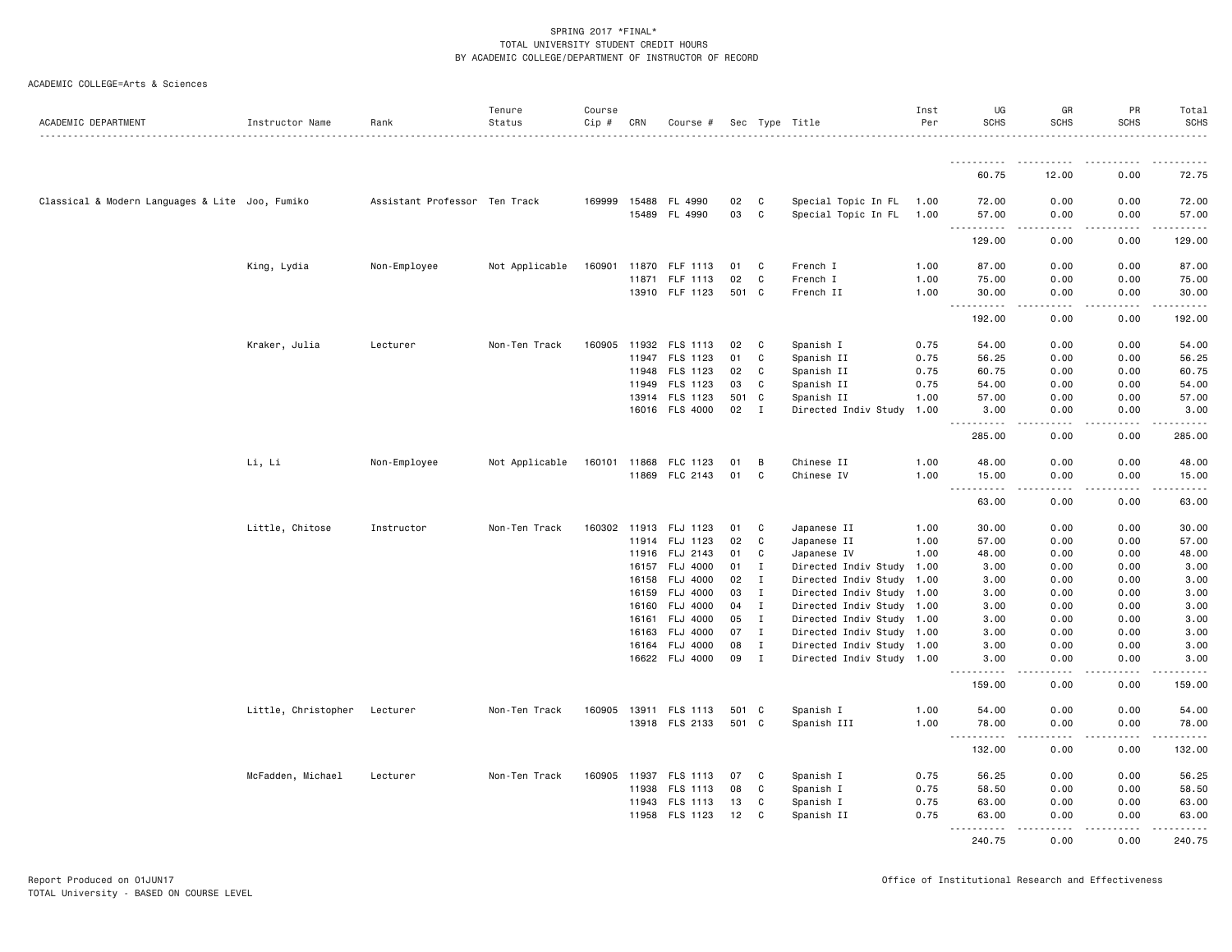SPRING 2017 *FINAL*
TOTAL UNIVERSITY STUDENT CREDIT HOURS
BY ACADEMIC COLLEGE/DEPARTMENT OF INSTRUCTOR OF RECORD

ACADEMIC COLLEGE=Arts & Sciences

| ACADEMIC DEPARTMENT | Instructor Name | Rank | Tenure Status | Course Cip # | CRN | Course # | Sec | Type | Title | Inst Per | UG SCHS | GR SCHS | PR SCHS | Total SCHS |
|---|---|---|---|---|---|---|---|---|---|---|---|---|---|---|
| | | | | | | | | | | | 60.75 | 12.00 | 0.00 | 72.75 |
| Classical & Modern Languages & Lite | Joo, Fumiko | Assistant Professor | Ten Track | 169999 | 15488 | FL 4990 | 02 | C | Special Topic In FL | 1.00 | 72.00 | 0.00 | 0.00 | 72.00 |
| | | | | | 15489 | FL 4990 | 03 | C | Special Topic In FL | 1.00 | 57.00 | 0.00 | 0.00 | 57.00 |
| | | | | | | | | | | | 129.00 | 0.00 | 0.00 | 129.00 |
| | King, Lydia | Non-Employee | Not Applicable | 160901 | 11870 | FLF 1113 | 01 | C | French I | 1.00 | 87.00 | 0.00 | 0.00 | 87.00 |
| | | | | | 11871 | FLF 1113 | 02 | C | French I | 1.00 | 75.00 | 0.00 | 0.00 | 75.00 |
| | | | | | 13910 | FLF 1123 | 501 | C | French II | 1.00 | 30.00 | 0.00 | 0.00 | 30.00 |
| | | | | | | | | | | | 192.00 | 0.00 | 0.00 | 192.00 |
| | Kraker, Julia | Lecturer | Non-Ten Track | 160905 | 11932 | FLS 1113 | 02 | C | Spanish I | 0.75 | 54.00 | 0.00 | 0.00 | 54.00 |
| | | | | | 11947 | FLS 1123 | 01 | C | Spanish II | 0.75 | 56.25 | 0.00 | 0.00 | 56.25 |
| | | | | | 11948 | FLS 1123 | 02 | C | Spanish II | 0.75 | 60.75 | 0.00 | 0.00 | 60.75 |
| | | | | | 11949 | FLS 1123 | 03 | C | Spanish II | 0.75 | 54.00 | 0.00 | 0.00 | 54.00 |
| | | | | | 13914 | FLS 1123 | 501 | C | Spanish II | 1.00 | 57.00 | 0.00 | 0.00 | 57.00 |
| | | | | | 16016 | FLS 4000 | 02 | I | Directed Indiv Study | 1.00 | 3.00 | 0.00 | 0.00 | 3.00 |
| | | | | | | | | | | | 285.00 | 0.00 | 0.00 | 285.00 |
| | Li, Li | Non-Employee | Not Applicable | 160101 | 11868 | FLC 1123 | 01 | B | Chinese II | 1.00 | 48.00 | 0.00 | 0.00 | 48.00 |
| | | | | | 11869 | FLC 2143 | 01 | C | Chinese IV | 1.00 | 15.00 | 0.00 | 0.00 | 15.00 |
| | | | | | | | | | | | 63.00 | 0.00 | 0.00 | 63.00 |
| | Little, Chitose | Instructor | Non-Ten Track | 160302 | 11913 | FLJ 1123 | 01 | C | Japanese II | 1.00 | 30.00 | 0.00 | 0.00 | 30.00 |
| | | | | | 11914 | FLJ 1123 | 02 | C | Japanese II | 1.00 | 57.00 | 0.00 | 0.00 | 57.00 |
| | | | | | 11916 | FLJ 2143 | 01 | C | Japanese IV | 1.00 | 48.00 | 0.00 | 0.00 | 48.00 |
| | | | | | 16157 | FLJ 4000 | 01 | I | Directed Indiv Study | 1.00 | 3.00 | 0.00 | 0.00 | 3.00 |
| | | | | | 16158 | FLJ 4000 | 02 | I | Directed Indiv Study | 1.00 | 3.00 | 0.00 | 0.00 | 3.00 |
| | | | | | 16159 | FLJ 4000 | 03 | I | Directed Indiv Study | 1.00 | 3.00 | 0.00 | 0.00 | 3.00 |
| | | | | | 16160 | FLJ 4000 | 04 | I | Directed Indiv Study | 1.00 | 3.00 | 0.00 | 0.00 | 3.00 |
| | | | | | 16161 | FLJ 4000 | 05 | I | Directed Indiv Study | 1.00 | 3.00 | 0.00 | 0.00 | 3.00 |
| | | | | | 16163 | FLJ 4000 | 07 | I | Directed Indiv Study | 1.00 | 3.00 | 0.00 | 0.00 | 3.00 |
| | | | | | 16164 | FLJ 4000 | 08 | I | Directed Indiv Study | 1.00 | 3.00 | 0.00 | 0.00 | 3.00 |
| | | | | | 16622 | FLJ 4000 | 09 | I | Directed Indiv Study | 1.00 | 3.00 | 0.00 | 0.00 | 3.00 |
| | | | | | | | | | | | 159.00 | 0.00 | 0.00 | 159.00 |
| | Little, Christopher | Lecturer | Non-Ten Track | 160905 | 13911 | FLS 1113 | 501 | C | Spanish I | 1.00 | 54.00 | 0.00 | 0.00 | 54.00 |
| | | | | | 13918 | FLS 2133 | 501 | C | Spanish III | 1.00 | 78.00 | 0.00 | 0.00 | 78.00 |
| | | | | | | | | | | | 132.00 | 0.00 | 0.00 | 132.00 |
| | McFadden, Michael | Lecturer | Non-Ten Track | 160905 | 11937 | FLS 1113 | 07 | C | Spanish I | 0.75 | 56.25 | 0.00 | 0.00 | 56.25 |
| | | | | | 11938 | FLS 1113 | 08 | C | Spanish I | 0.75 | 58.50 | 0.00 | 0.00 | 58.50 |
| | | | | | 11943 | FLS 1113 | 13 | C | Spanish I | 0.75 | 63.00 | 0.00 | 0.00 | 63.00 |
| | | | | | 11958 | FLS 1123 | 12 | C | Spanish II | 0.75 | 63.00 | 0.00 | 0.00 | 63.00 |
| | | | | | | | | | | | 240.75 | 0.00 | 0.00 | 240.75 |

Report Produced on 01JUN17
TOTAL University - BASED ON COURSE LEVEL

Office of Institutional Research and Effectiveness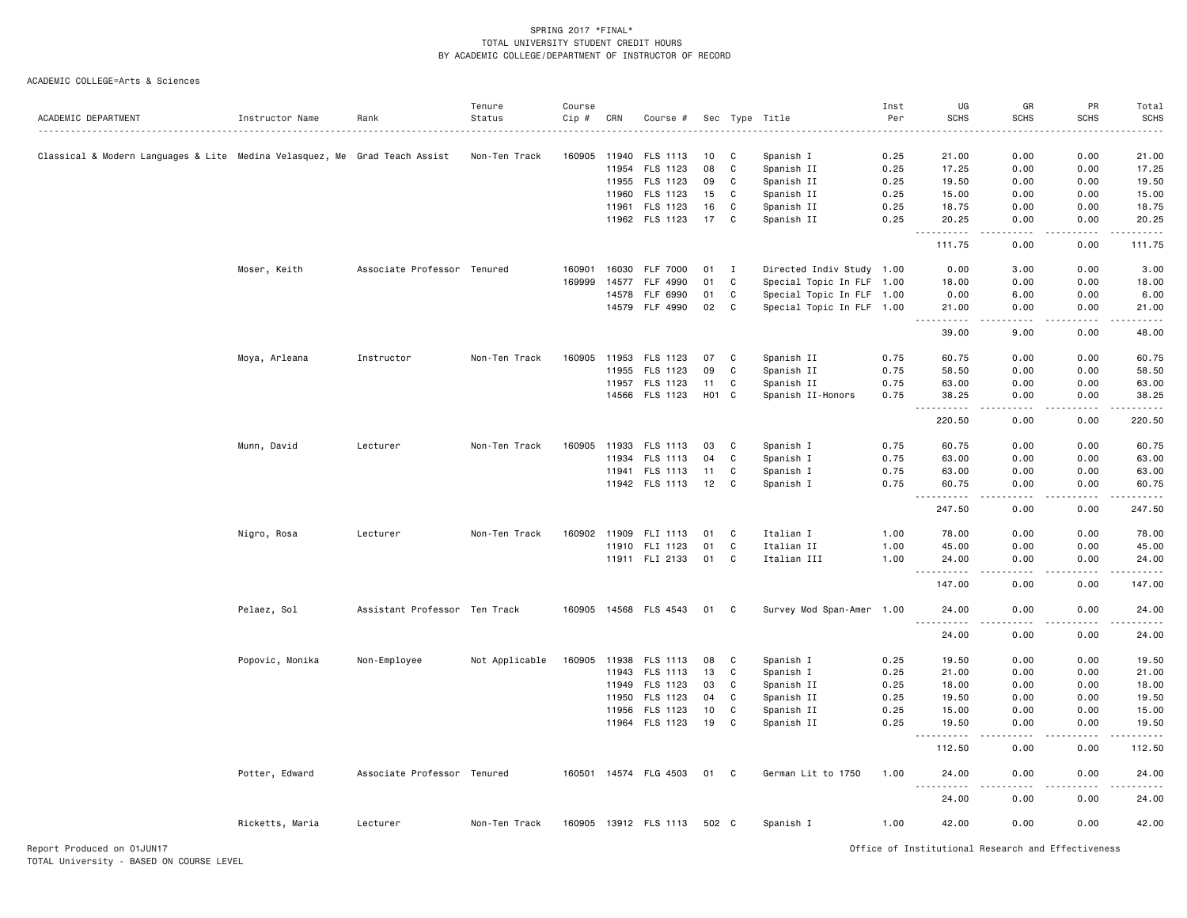SPRING 2017 *FINAL*
TOTAL UNIVERSITY STUDENT CREDIT HOURS
BY ACADEMIC COLLEGE/DEPARTMENT OF INSTRUCTOR OF RECORD

ACADEMIC COLLEGE=Arts & Sciences

| ACADEMIC DEPARTMENT | Instructor Name | Rank | Tenure Status | Course Cip # | CRN | Course # | Sec | Type | Title | Inst Per | UG SCHS | GR SCHS | PR SCHS | Total SCHS |
|---|---|---|---|---|---|---|---|---|---|---|---|---|---|---|
| Classical & Modern Languages & Lite | Medina Velasquez, Me | Grad Teach Assist | Non-Ten Track | 160905 | 11940 | FLS 1113 | 10 | C | Spanish I | 0.25 | 21.00 | 0.00 | 0.00 | 21.00 |
| | | | | | 11954 | FLS 1123 | 08 | C | Spanish II | 0.25 | 17.25 | 0.00 | 0.00 | 17.25 |
| | | | | | 11955 | FLS 1123 | 09 | C | Spanish II | 0.25 | 19.50 | 0.00 | 0.00 | 19.50 |
| | | | | | 11960 | FLS 1123 | 15 | C | Spanish II | 0.25 | 15.00 | 0.00 | 0.00 | 15.00 |
| | | | | | 11961 | FLS 1123 | 16 | C | Spanish II | 0.25 | 18.75 | 0.00 | 0.00 | 18.75 |
| | | | | | 11962 | FLS 1123 | 17 | C | Spanish II | 0.25 | 20.25 | 0.00 | 0.00 | 20.25 |
| | | | | | | | | | | | 111.75 | 0.00 | 0.00 | 111.75 |
| | Moser, Keith | Associate Professor | Tenured | 160901 | 16030 | FLF 7000 | 01 | I | Directed Indiv Study | 1.00 | 0.00 | 3.00 | 0.00 | 3.00 |
| | | | | 169999 | 14577 | FLF 4990 | 01 | C | Special Topic In FLF | 1.00 | 18.00 | 0.00 | 0.00 | 18.00 |
| | | | | | 14578 | FLF 6990 | 01 | C | Special Topic In FLF | 1.00 | 0.00 | 6.00 | 0.00 | 6.00 |
| | | | | | 14579 | FLF 4990 | 02 | C | Special Topic In FLF | 1.00 | 21.00 | 0.00 | 0.00 | 21.00 |
| | | | | | | | | | | | 39.00 | 9.00 | 0.00 | 48.00 |
| | Moya, Arleana | Instructor | Non-Ten Track | 160905 | 11953 | FLS 1123 | 07 | C | Spanish II | 0.75 | 60.75 | 0.00 | 0.00 | 60.75 |
| | | | | | 11955 | FLS 1123 | 09 | C | Spanish II | 0.75 | 58.50 | 0.00 | 0.00 | 58.50 |
| | | | | | 11957 | FLS 1123 | 11 | C | Spanish II | 0.75 | 63.00 | 0.00 | 0.00 | 63.00 |
| | | | | | 14566 | FLS 1123 | H01 | C | Spanish II-Honors | 0.75 | 38.25 | 0.00 | 0.00 | 38.25 |
| | | | | | | | | | | | 220.50 | 0.00 | 0.00 | 220.50 |
| | Munn, David | Lecturer | Non-Ten Track | 160905 | 11933 | FLS 1113 | 03 | C | Spanish I | 0.75 | 60.75 | 0.00 | 0.00 | 60.75 |
| | | | | | 11934 | FLS 1113 | 04 | C | Spanish I | 0.75 | 63.00 | 0.00 | 0.00 | 63.00 |
| | | | | | 11941 | FLS 1113 | 11 | C | Spanish I | 0.75 | 63.00 | 0.00 | 0.00 | 63.00 |
| | | | | | 11942 | FLS 1113 | 12 | C | Spanish I | 0.75 | 60.75 | 0.00 | 0.00 | 60.75 |
| | | | | | | | | | | | 247.50 | 0.00 | 0.00 | 247.50 |
| | Nigro, Rosa | Lecturer | Non-Ten Track | 160902 | 11909 | FLI 1113 | 01 | C | Italian I | 1.00 | 78.00 | 0.00 | 0.00 | 78.00 |
| | | | | | 11910 | FLI 1123 | 01 | C | Italian II | 1.00 | 45.00 | 0.00 | 0.00 | 45.00 |
| | | | | | 11911 | FLI 2133 | 01 | C | Italian III | 1.00 | 24.00 | 0.00 | 0.00 | 24.00 |
| | | | | | | | | | | | 147.00 | 0.00 | 0.00 | 147.00 |
| | Pelaez, Sol | Assistant Professor | Ten Track | 160905 | 14568 | FLS 4543 | 01 | C | Survey Mod Span-Amer | 1.00 | 24.00 | 0.00 | 0.00 | 24.00 |
| | | | | | | | | | | | 24.00 | 0.00 | 0.00 | 24.00 |
| | Popovic, Monika | Non-Employee | Not Applicable | 160905 | 11938 | FLS 1113 | 08 | C | Spanish I | 0.25 | 19.50 | 0.00 | 0.00 | 19.50 |
| | | | | | 11943 | FLS 1113 | 13 | C | Spanish I | 0.25 | 21.00 | 0.00 | 0.00 | 21.00 |
| | | | | | 11949 | FLS 1123 | 03 | C | Spanish II | 0.25 | 18.00 | 0.00 | 0.00 | 18.00 |
| | | | | | 11950 | FLS 1123 | 04 | C | Spanish II | 0.25 | 19.50 | 0.00 | 0.00 | 19.50 |
| | | | | | 11956 | FLS 1123 | 10 | C | Spanish II | 0.25 | 15.00 | 0.00 | 0.00 | 15.00 |
| | | | | | 11964 | FLS 1123 | 19 | C | Spanish II | 0.25 | 19.50 | 0.00 | 0.00 | 19.50 |
| | | | | | | | | | | | 112.50 | 0.00 | 0.00 | 112.50 |
| | Potter, Edward | Associate Professor | Tenured | 160501 | 14574 | FLG 4503 | 01 | C | German Lit to 1750 | 1.00 | 24.00 | 0.00 | 0.00 | 24.00 |
| | | | | | | | | | | | 24.00 | 0.00 | 0.00 | 24.00 |
| | Ricketts, Maria | Lecturer | Non-Ten Track | 160905 | 13912 | FLS 1113 | 502 | C | Spanish I | 1.00 | 42.00 | 0.00 | 0.00 | 42.00 |

Report Produced on 01JUN17
TOTAL University - BASED ON COURSE LEVEL

Office of Institutional Research and Effectiveness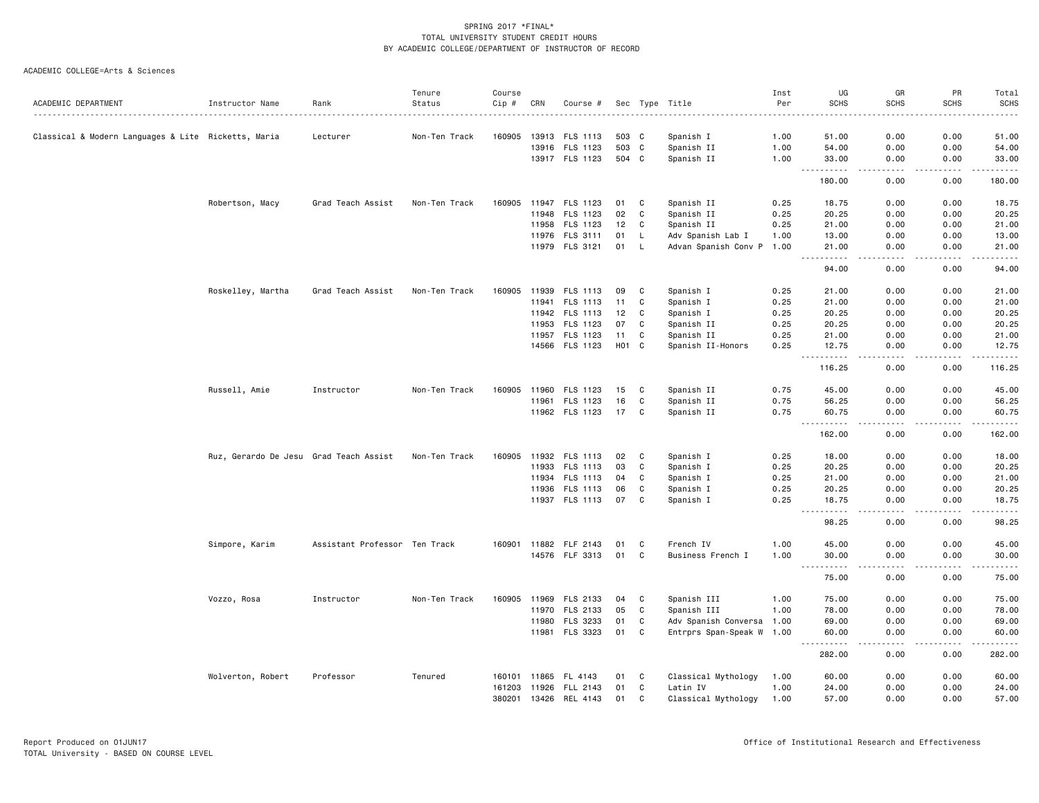SPRING 2017 *FINAL*
TOTAL UNIVERSITY STUDENT CREDIT HOURS
BY ACADEMIC COLLEGE/DEPARTMENT OF INSTRUCTOR OF RECORD

ACADEMIC COLLEGE=Arts & Sciences

| ACADEMIC DEPARTMENT | Instructor Name | Rank | Tenure Status | Course Cip # | CRN | Course # | Sec | Type | Title | Inst Per | UG SCHS | GR SCHS | PR SCHS | Total SCHS |
|---|---|---|---|---|---|---|---|---|---|---|---|---|---|---|
| Classical & Modern Languages & Lite | Ricketts, Maria | Lecturer | Non-Ten Track | 160905 | 13913 | FLS 1113 | 503 | C | Spanish I | 1.00 | 51.00 | 0.00 | 0.00 | 51.00 |
| | | | | | 13916 | FLS 1123 | 503 | C | Spanish II | 1.00 | 54.00 | 0.00 | 0.00 | 54.00 |
| | | | | | 13917 | FLS 1123 | 504 | C | Spanish II | 1.00 | 33.00 | 0.00 | 0.00 | 33.00 |
| | | | | | | | | | | | 180.00 | 0.00 | 0.00 | 180.00 |
| | Robertson, Macy | Grad Teach Assist | Non-Ten Track | 160905 | 11947 | FLS 1123 | 01 | C | Spanish II | 0.25 | 18.75 | 0.00 | 0.00 | 18.75 |
| | | | | | 11948 | FLS 1123 | 02 | C | Spanish II | 0.25 | 20.25 | 0.00 | 0.00 | 20.25 |
| | | | | | 11958 | FLS 1123 | 12 | C | Spanish II | 0.25 | 21.00 | 0.00 | 0.00 | 21.00 |
| | | | | | 11976 | FLS 3111 | 01 | L | Adv Spanish Lab I | 1.00 | 13.00 | 0.00 | 0.00 | 13.00 |
| | | | | | 11979 | FLS 3121 | 01 | L | Advan Spanish Conv P | 1.00 | 21.00 | 0.00 | 0.00 | 21.00 |
| | | | | | | | | | | | 94.00 | 0.00 | 0.00 | 94.00 |
| | Roskelley, Martha | Grad Teach Assist | Non-Ten Track | 160905 | 11939 | FLS 1113 | 09 | C | Spanish I | 0.25 | 21.00 | 0.00 | 0.00 | 21.00 |
| | | | | | 11941 | FLS 1113 | 11 | C | Spanish I | 0.25 | 21.00 | 0.00 | 0.00 | 21.00 |
| | | | | | 11942 | FLS 1113 | 12 | C | Spanish I | 0.25 | 20.25 | 0.00 | 0.00 | 20.25 |
| | | | | | 11953 | FLS 1123 | 07 | C | Spanish II | 0.25 | 20.25 | 0.00 | 0.00 | 20.25 |
| | | | | | 11957 | FLS 1123 | 11 | C | Spanish II | 0.25 | 21.00 | 0.00 | 0.00 | 21.00 |
| | | | | | 14566 | FLS 1123 | H01 | C | Spanish II-Honors | 0.25 | 12.75 | 0.00 | 0.00 | 12.75 |
| | | | | | | | | | | | 116.25 | 0.00 | 0.00 | 116.25 |
| | Russell, Amie | Instructor | Non-Ten Track | 160905 | 11960 | FLS 1123 | 15 | C | Spanish II | 0.75 | 45.00 | 0.00 | 0.00 | 45.00 |
| | | | | | 11961 | FLS 1123 | 16 | C | Spanish II | 0.75 | 56.25 | 0.00 | 0.00 | 56.25 |
| | | | | | 11962 | FLS 1123 | 17 | C | Spanish II | 0.75 | 60.75 | 0.00 | 0.00 | 60.75 |
| | | | | | | | | | | | 162.00 | 0.00 | 0.00 | 162.00 |
| | Ruz, Gerardo De Jesu | Grad Teach Assist | Non-Ten Track | 160905 | 11932 | FLS 1113 | 02 | C | Spanish I | 0.25 | 18.00 | 0.00 | 0.00 | 18.00 |
| | | | | | 11933 | FLS 1113 | 03 | C | Spanish I | 0.25 | 20.25 | 0.00 | 0.00 | 20.25 |
| | | | | | 11934 | FLS 1113 | 04 | C | Spanish I | 0.25 | 21.00 | 0.00 | 0.00 | 21.00 |
| | | | | | 11936 | FLS 1113 | 06 | C | Spanish I | 0.25 | 20.25 | 0.00 | 0.00 | 20.25 |
| | | | | | 11937 | FLS 1113 | 07 | C | Spanish I | 0.25 | 18.75 | 0.00 | 0.00 | 18.75 |
| | | | | | | | | | | | 98.25 | 0.00 | 0.00 | 98.25 |
| | Simpore, Karim | Assistant Professor | Ten Track | 160901 | 11882 | FLF 2143 | 01 | C | French IV | 1.00 | 45.00 | 0.00 | 0.00 | 45.00 |
| | | | | | 14576 | FLF 3313 | 01 | C | Business French I | 1.00 | 30.00 | 0.00 | 0.00 | 30.00 |
| | | | | | | | | | | | 75.00 | 0.00 | 0.00 | 75.00 |
| | Vozzo, Rosa | Instructor | Non-Ten Track | 160905 | 11969 | FLS 2133 | 04 | C | Spanish III | 1.00 | 75.00 | 0.00 | 0.00 | 75.00 |
| | | | | | 11970 | FLS 2133 | 05 | C | Spanish III | 1.00 | 78.00 | 0.00 | 0.00 | 78.00 |
| | | | | | 11980 | FLS 3233 | 01 | C | Adv Spanish Conversa | 1.00 | 69.00 | 0.00 | 0.00 | 69.00 |
| | | | | | 11981 | FLS 3323 | 01 | C | Entrprs Span-Speak W | 1.00 | 60.00 | 0.00 | 0.00 | 60.00 |
| | | | | | | | | | | | 282.00 | 0.00 | 0.00 | 282.00 |
| | Wolverton, Robert | Professor | Tenured | 160101 | 11865 | FL 4143 | 01 | C | Classical Mythology | 1.00 | 60.00 | 0.00 | 0.00 | 60.00 |
| | | | | 161203 | 11926 | FLL 2143 | 01 | C | Latin IV | 1.00 | 24.00 | 0.00 | 0.00 | 24.00 |
| | | | | 380201 | 13426 | REL 4143 | 01 | C | Classical Mythology | 1.00 | 57.00 | 0.00 | 0.00 | 57.00 |

Report Produced on 01JUN17
TOTAL University - BASED ON COURSE LEVEL

Office of Institutional Research and Effectiveness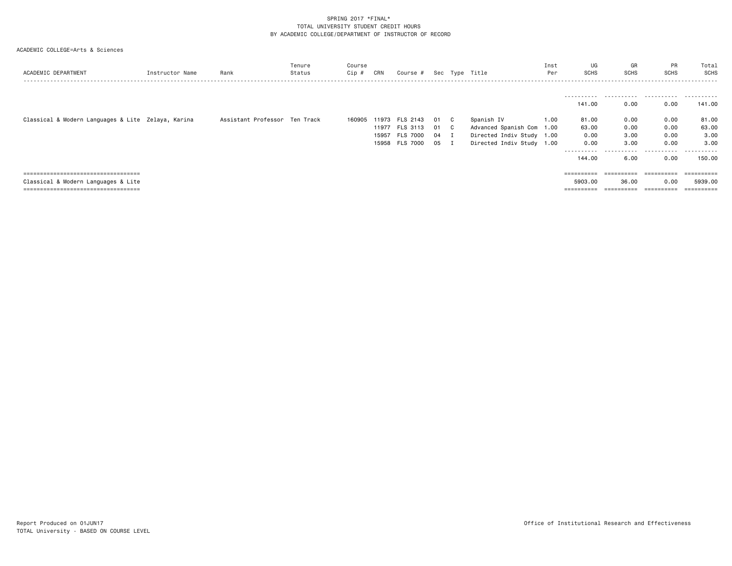SPRING 2017 *FINAL*
TOTAL UNIVERSITY STUDENT CREDIT HOURS
BY ACADEMIC COLLEGE/DEPARTMENT OF INSTRUCTOR OF RECORD

ACADEMIC COLLEGE=Arts & Sciences

| ACADEMIC DEPARTMENT | Instructor Name | Rank | Tenure Status | Course Cip # | CRN | Course # | Sec | Type | Title | Inst Per | UG SCHS | GR SCHS | PR SCHS | Total SCHS |
|---|---|---|---|---|---|---|---|---|---|---|---|---|---|---|
| | | | | | | | | | | | 141.00 | 0.00 | 0.00 | 141.00 |
| Classical & Modern Languages & Lite | Zelaya, Karina | Assistant Professor | Ten Track | 160905 | 11973 | FLS 2143 | 01 | C | Spanish IV | 1.00 | 81.00 | 0.00 | 0.00 | 81.00 |
| | | | | | 11977 | FLS 3113 | 01 | C | Advanced Spanish Com | 1.00 | 63.00 | 0.00 | 0.00 | 63.00 |
| | | | | | 15957 | FLS 7000 | 04 | I | Directed Indiv Study | 1.00 | 0.00 | 3.00 | 0.00 | 3.00 |
| | | | | | 15958 | FLS 7000 | 05 | I | Directed Indiv Study | 1.00 | 0.00 | 3.00 | 0.00 | 3.00 |
| | | | | | | | | | | | 144.00 | 6.00 | 0.00 | 150.00 |
| Classical & Modern Languages & Lite | | | | | | | | | | | 5903.00 | 36.00 | 0.00 | 5939.00 |

Report Produced on 01JUN17
TOTAL University - BASED ON COURSE LEVEL

Office of Institutional Research and Effectiveness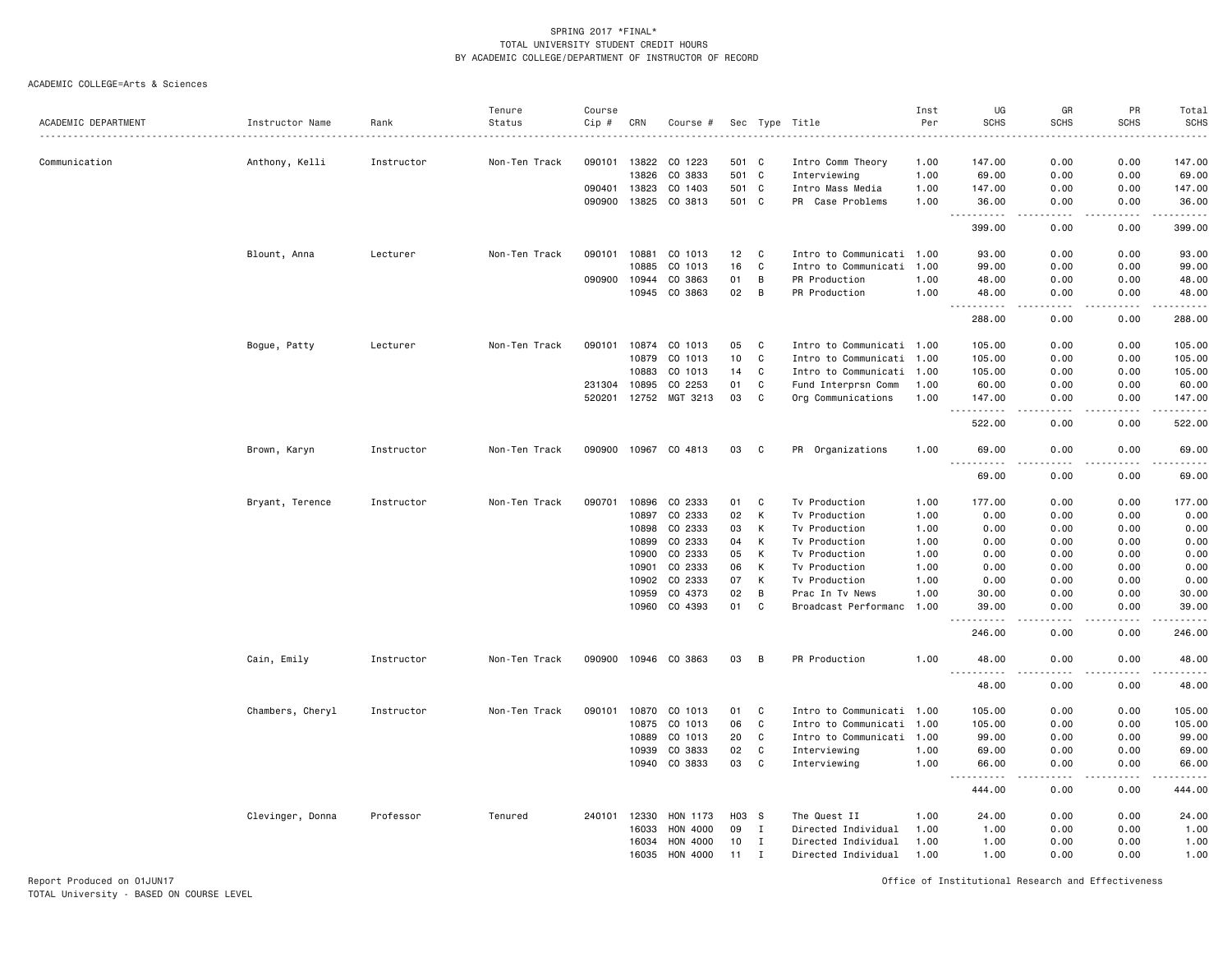SPRING 2017 *FINAL*
TOTAL UNIVERSITY STUDENT CREDIT HOURS
BY ACADEMIC COLLEGE/DEPARTMENT OF INSTRUCTOR OF RECORD

ACADEMIC COLLEGE=Arts & Sciences

| ACADEMIC DEPARTMENT | Instructor Name | Rank | Tenure Status | Course Cip # | CRN | Course # | Sec | Type | Title | Inst Per | UG SCHS | GR SCHS | PR SCHS | Total SCHS |
|---|---|---|---|---|---|---|---|---|---|---|---|---|---|---|
| Communication | Anthony, Kelli | Instructor | Non-Ten Track | 090101 | 13822 | CO 1223 | 501 | C | Intro Comm Theory | 1.00 | 147.00 | 0.00 | 0.00 | 147.00 |
| | | | | | 13826 | CO 3833 | 501 | C | Interviewing | 1.00 | 69.00 | 0.00 | 0.00 | 69.00 |
| | | | | 090401 | 13823 | CO 1403 | 501 | C | Intro Mass Media | 1.00 | 147.00 | 0.00 | 0.00 | 147.00 |
| | | | | 090900 | 13825 | CO 3813 | 501 | C | PR Case Problems | 1.00 | 36.00 | 0.00 | 0.00 | 36.00 |
| | | | | | | | | | | | 399.00 | 0.00 | 0.00 | 399.00 |
| | Blount, Anna | Lecturer | Non-Ten Track | 090101 | 10881 | CO 1013 | 12 | C | Intro to Communicati | 1.00 | 93.00 | 0.00 | 0.00 | 93.00 |
| | | | | | 10885 | CO 1013 | 16 | C | Intro to Communicati | 1.00 | 99.00 | 0.00 | 0.00 | 99.00 |
| | | | | 090900 | 10944 | CO 3863 | 01 | B | PR Production | 1.00 | 48.00 | 0.00 | 0.00 | 48.00 |
| | | | | | 10945 | CO 3863 | 02 | B | PR Production | 1.00 | 48.00 | 0.00 | 0.00 | 48.00 |
| | | | | | | | | | | | 288.00 | 0.00 | 0.00 | 288.00 |
| | Bogue, Patty | Lecturer | Non-Ten Track | 090101 | 10874 | CO 1013 | 05 | C | Intro to Communicati | 1.00 | 105.00 | 0.00 | 0.00 | 105.00 |
| | | | | | 10879 | CO 1013 | 10 | C | Intro to Communicati | 1.00 | 105.00 | 0.00 | 0.00 | 105.00 |
| | | | | | 10883 | CO 1013 | 14 | C | Intro to Communicati | 1.00 | 105.00 | 0.00 | 0.00 | 105.00 |
| | | | | 231304 | 10895 | CO 2253 | 01 | C | Fund Interprsn Comm | 1.00 | 60.00 | 0.00 | 0.00 | 60.00 |
| | | | | 520201 | 12752 | MGT 3213 | 03 | C | Org Communications | 1.00 | 147.00 | 0.00 | 0.00 | 147.00 |
| | | | | | | | | | | | 522.00 | 0.00 | 0.00 | 522.00 |
| | Brown, Karyn | Instructor | Non-Ten Track | 090900 | 10967 | CO 4813 | 03 | C | PR Organizations | 1.00 | 69.00 | 0.00 | 0.00 | 69.00 |
| | | | | | | | | | | | 69.00 | 0.00 | 0.00 | 69.00 |
| | Bryant, Terence | Instructor | Non-Ten Track | 090701 | 10896 | CO 2333 | 01 | C | Tv Production | 1.00 | 177.00 | 0.00 | 0.00 | 177.00 |
| | | | | | 10897 | CO 2333 | 02 | K | Tv Production | 1.00 | 0.00 | 0.00 | 0.00 | 0.00 |
| | | | | | 10898 | CO 2333 | 03 | K | Tv Production | 1.00 | 0.00 | 0.00 | 0.00 | 0.00 |
| | | | | | 10899 | CO 2333 | 04 | K | Tv Production | 1.00 | 0.00 | 0.00 | 0.00 | 0.00 |
| | | | | | 10900 | CO 2333 | 05 | K | Tv Production | 1.00 | 0.00 | 0.00 | 0.00 | 0.00 |
| | | | | | 10901 | CO 2333 | 06 | K | Tv Production | 1.00 | 0.00 | 0.00 | 0.00 | 0.00 |
| | | | | | 10902 | CO 2333 | 07 | K | Tv Production | 1.00 | 0.00 | 0.00 | 0.00 | 0.00 |
| | | | | | 10959 | CO 4373 | 02 | B | Prac In Tv News | 1.00 | 30.00 | 0.00 | 0.00 | 30.00 |
| | | | | | 10960 | CO 4393 | 01 | C | Broadcast Performanc | 1.00 | 39.00 | 0.00 | 0.00 | 39.00 |
| | | | | | | | | | | | 246.00 | 0.00 | 0.00 | 246.00 |
| | Cain, Emily | Instructor | Non-Ten Track | 090900 | 10946 | CO 3863 | 03 | B | PR Production | 1.00 | 48.00 | 0.00 | 0.00 | 48.00 |
| | | | | | | | | | | | 48.00 | 0.00 | 0.00 | 48.00 |
| | Chambers, Cheryl | Instructor | Non-Ten Track | 090101 | 10870 | CO 1013 | 01 | C | Intro to Communicati | 1.00 | 105.00 | 0.00 | 0.00 | 105.00 |
| | | | | | 10875 | CO 1013 | 06 | C | Intro to Communicati | 1.00 | 105.00 | 0.00 | 0.00 | 105.00 |
| | | | | | 10889 | CO 1013 | 20 | C | Intro to Communicati | 1.00 | 99.00 | 0.00 | 0.00 | 99.00 |
| | | | | | 10939 | CO 3833 | 02 | C | Interviewing | 1.00 | 69.00 | 0.00 | 0.00 | 69.00 |
| | | | | | 10940 | CO 3833 | 03 | C | Interviewing | 1.00 | 66.00 | 0.00 | 0.00 | 66.00 |
| | | | | | | | | | | | 444.00 | 0.00 | 0.00 | 444.00 |
| | Clevinger, Donna | Professor | Tenured | 240101 | 12330 | HON 1173 | H03 | S | The Quest II | 1.00 | 24.00 | 0.00 | 0.00 | 24.00 |
| | | | | | 16033 | HON 4000 | 09 | I | Directed Individual | 1.00 | 1.00 | 0.00 | 0.00 | 1.00 |
| | | | | | 16034 | HON 4000 | 10 | I | Directed Individual | 1.00 | 1.00 | 0.00 | 0.00 | 1.00 |
| | | | | | 16035 | HON 4000 | 11 | I | Directed Individual | 1.00 | 1.00 | 0.00 | 0.00 | 1.00 |

Report Produced on 01JUN17
TOTAL University - BASED ON COURSE LEVEL

Office of Institutional Research and Effectiveness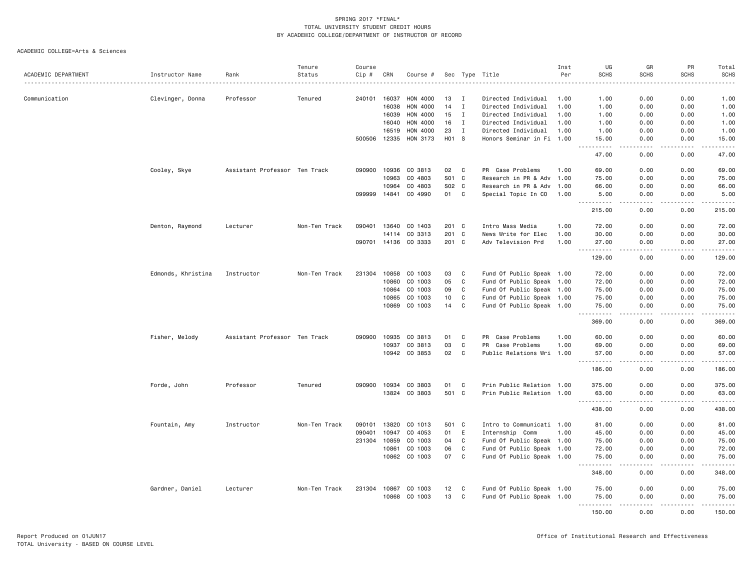SPRING 2017 *FINAL*
TOTAL UNIVERSITY STUDENT CREDIT HOURS
BY ACADEMIC COLLEGE/DEPARTMENT OF INSTRUCTOR OF RECORD

ACADEMIC COLLEGE=Arts & Sciences

| ACADEMIC DEPARTMENT | Instructor Name | Rank | Tenure Status | Course Cip # | CRN | Course # | Sec | Type | Title | Inst Per | UG SCHS | GR SCHS | PR SCHS | Total SCHS |
|---|---|---|---|---|---|---|---|---|---|---|---|---|---|---|
| Communication | Clevinger, Donna | Professor | Tenured | 240101 | 16037 | HON 4000 | 13 | I | Directed Individual | 1.00 | 1.00 | 0.00 | 0.00 | 1.00 |
| | | | | | 16038 | HON 4000 | 14 | I | Directed Individual | 1.00 | 1.00 | 0.00 | 0.00 | 1.00 |
| | | | | | 16039 | HON 4000 | 15 | I | Directed Individual | 1.00 | 1.00 | 0.00 | 0.00 | 1.00 |
| | | | | | 16040 | HON 4000 | 16 | I | Directed Individual | 1.00 | 1.00 | 0.00 | 0.00 | 1.00 |
| | | | | | 16519 | HON 4000 | 23 | I | Directed Individual | 1.00 | 1.00 | 0.00 | 0.00 | 1.00 |
| | | | | 500506 | 12335 | HON 3173 | H01 | S | Honors Seminar in Fi | 1.00 | 15.00 | 0.00 | 0.00 | 15.00 |
| | | | | | | | | | | | 47.00 | 0.00 | 0.00 | 47.00 |
| | Cooley, Skye | Assistant Professor | Ten Track | 090900 | 10936 | CO 3813 | 02 | C | PR Case Problems | 1.00 | 69.00 | 0.00 | 0.00 | 69.00 |
| | | | | | 10963 | CO 4803 | S01 | C | Research in PR & Adv | 1.00 | 75.00 | 0.00 | 0.00 | 75.00 |
| | | | | | 10964 | CO 4803 | S02 | C | Research in PR & Adv | 1.00 | 66.00 | 0.00 | 0.00 | 66.00 |
| | | | | 099999 | 14841 | CO 4990 | 01 | C | Special Topic In CO | 1.00 | 5.00 | 0.00 | 0.00 | 5.00 |
| | | | | | | | | | | | 215.00 | 0.00 | 0.00 | 215.00 |
| | Denton, Raymond | Lecturer | Non-Ten Track | 090401 | 13640 | CO 1403 | 201 | C | Intro Mass Media | 1.00 | 72.00 | 0.00 | 0.00 | 72.00 |
| | | | | | 14114 | CO 3313 | 201 | C | News Write for Elec | 1.00 | 30.00 | 0.00 | 0.00 | 30.00 |
| | | | | 090701 | 14136 | CO 3333 | 201 | C | Adv Television Prd | 1.00 | 27.00 | 0.00 | 0.00 | 27.00 |
| | | | | | | | | | | | 129.00 | 0.00 | 0.00 | 129.00 |
| | Edmonds, Khristina | Instructor | Non-Ten Track | 231304 | 10858 | CO 1003 | 03 | C | Fund Of Public Speak | 1.00 | 72.00 | 0.00 | 0.00 | 72.00 |
| | | | | | 10860 | CO 1003 | 05 | C | Fund Of Public Speak | 1.00 | 72.00 | 0.00 | 0.00 | 72.00 |
| | | | | | 10864 | CO 1003 | 09 | C | Fund Of Public Speak | 1.00 | 75.00 | 0.00 | 0.00 | 75.00 |
| | | | | | 10865 | CO 1003 | 10 | C | Fund Of Public Speak | 1.00 | 75.00 | 0.00 | 0.00 | 75.00 |
| | | | | | 10869 | CO 1003 | 14 | C | Fund Of Public Speak | 1.00 | 75.00 | 0.00 | 0.00 | 75.00 |
| | | | | | | | | | | | 369.00 | 0.00 | 0.00 | 369.00 |
| | Fisher, Melody | Assistant Professor | Ten Track | 090900 | 10935 | CO 3813 | 01 | C | PR Case Problems | 1.00 | 60.00 | 0.00 | 0.00 | 60.00 |
| | | | | | 10937 | CO 3813 | 03 | C | PR Case Problems | 1.00 | 69.00 | 0.00 | 0.00 | 69.00 |
| | | | | | 10942 | CO 3853 | 02 | C | Public Relations Wri | 1.00 | 57.00 | 0.00 | 0.00 | 57.00 |
| | | | | | | | | | | | 186.00 | 0.00 | 0.00 | 186.00 |
| | Forde, John | Professor | Tenured | 090900 | 10934 | CO 3803 | 01 | C | Prin Public Relation | 1.00 | 375.00 | 0.00 | 0.00 | 375.00 |
| | | | | | 13824 | CO 3803 | 501 | C | Prin Public Relation | 1.00 | 63.00 | 0.00 | 0.00 | 63.00 |
| | | | | | | | | | | | 438.00 | 0.00 | 0.00 | 438.00 |
| | Fountain, Amy | Instructor | Non-Ten Track | 090101 | 13820 | CO 1013 | 501 | C | Intro to Communicati | 1.00 | 81.00 | 0.00 | 0.00 | 81.00 |
| | | | | 090401 | 10947 | CO 4053 | 01 | E | Internship Comm | 1.00 | 45.00 | 0.00 | 0.00 | 45.00 |
| | | | | 231304 | 10859 | CO 1003 | 04 | C | Fund Of Public Speak | 1.00 | 75.00 | 0.00 | 0.00 | 75.00 |
| | | | | | 10861 | CO 1003 | 06 | C | Fund Of Public Speak | 1.00 | 72.00 | 0.00 | 0.00 | 72.00 |
| | | | | | 10862 | CO 1003 | 07 | C | Fund Of Public Speak | 1.00 | 75.00 | 0.00 | 0.00 | 75.00 |
| | | | | | | | | | | | 348.00 | 0.00 | 0.00 | 348.00 |
| | Gardner, Daniel | Lecturer | Non-Ten Track | 231304 | 10867 | CO 1003 | 12 | C | Fund Of Public Speak | 1.00 | 75.00 | 0.00 | 0.00 | 75.00 |
| | | | | | 10868 | CO 1003 | 13 | C | Fund Of Public Speak | 1.00 | 75.00 | 0.00 | 0.00 | 75.00 |
| | | | | | | | | | | | 150.00 | 0.00 | 0.00 | 150.00 |

Report Produced on 01JUN17
TOTAL University - BASED ON COURSE LEVEL

Office of Institutional Research and Effectiveness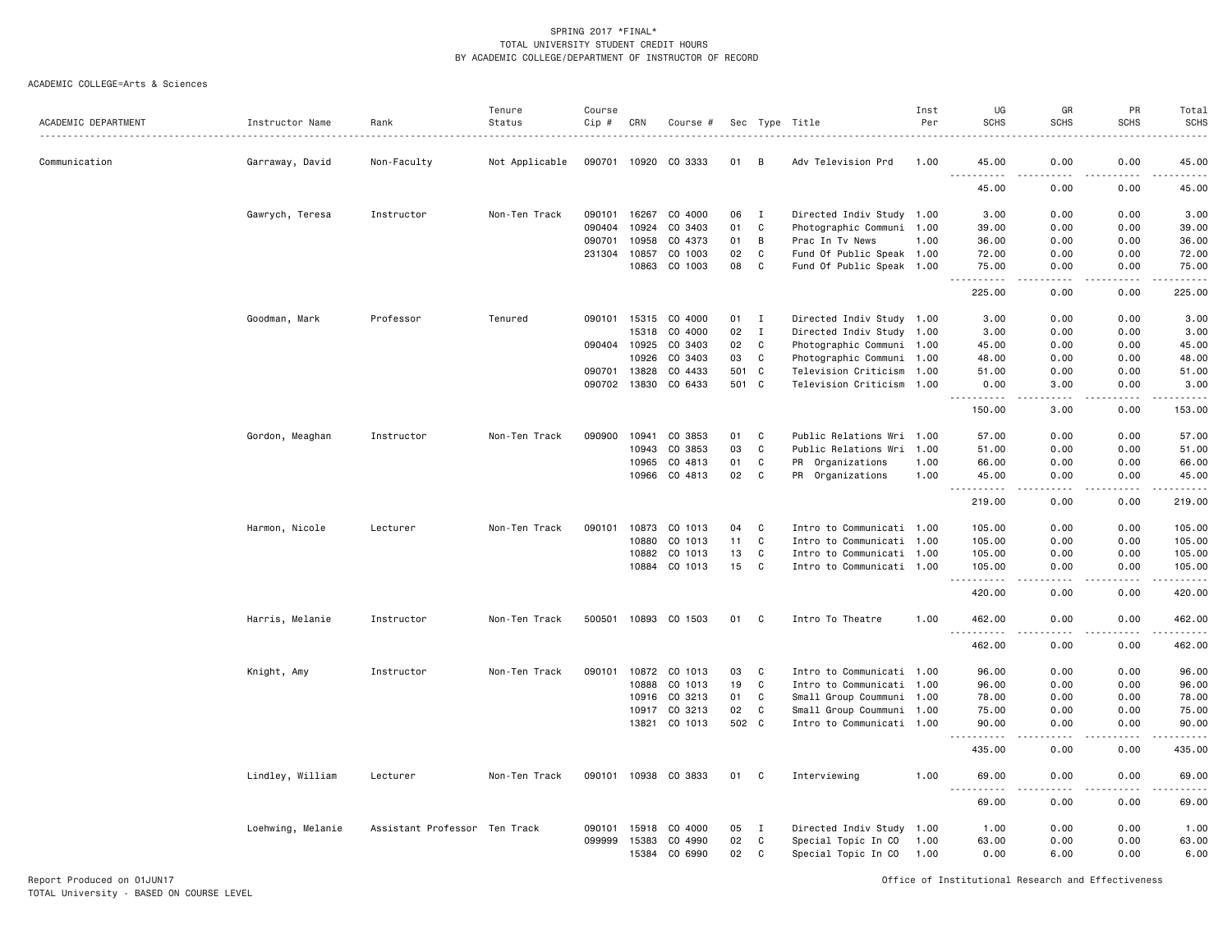SPRING 2017 *FINAL*
TOTAL UNIVERSITY STUDENT CREDIT HOURS
BY ACADEMIC COLLEGE/DEPARTMENT OF INSTRUCTOR OF RECORD

ACADEMIC COLLEGE=Arts & Sciences

| ACADEMIC DEPARTMENT | Instructor Name | Rank | Tenure Status | Course Cip # | CRN | Course # | Sec | Type | Title | Inst Per | UG SCHS | GR SCHS | PR SCHS | Total SCHS |
|---|---|---|---|---|---|---|---|---|---|---|---|---|---|---|
| Communication | Garraway, David | Non-Faculty | Not Applicable | 090701 | 10920 | CO 3333 | 01 | B | Adv Television Prd | 1.00 | 45.00 | 0.00 | 0.00 | 45.00 |
| | | | | | | | | | | | 45.00 | 0.00 | 0.00 | 45.00 |
| | Gawrych, Teresa | Instructor | Non-Ten Track | 090101 | 16267 | CO 4000 | 06 | I | Directed Indiv Study | 1.00 | 3.00 | 0.00 | 0.00 | 3.00 |
| | | | | 090404 | 10924 | CO 3403 | 01 | C | Photographic Communi | 1.00 | 39.00 | 0.00 | 0.00 | 39.00 |
| | | | | 090701 | 10958 | CO 4373 | 01 | B | Prac In Tv News | 1.00 | 36.00 | 0.00 | 0.00 | 36.00 |
| | | | | 231304 | 10857 | CO 1003 | 02 | C | Fund Of Public Speak | 1.00 | 72.00 | 0.00 | 0.00 | 72.00 |
| | | | | | 10863 | CO 1003 | 08 | C | Fund Of Public Speak | 1.00 | 75.00 | 0.00 | 0.00 | 75.00 |
| | | | | | | | | | | | 225.00 | 0.00 | 0.00 | 225.00 |
| | Goodman, Mark | Professor | Tenured | 090101 | 15315 | CO 4000 | 01 | I | Directed Indiv Study | 1.00 | 3.00 | 0.00 | 0.00 | 3.00 |
| | | | | | 15318 | CO 4000 | 02 | I | Directed Indiv Study | 1.00 | 3.00 | 0.00 | 0.00 | 3.00 |
| | | | | 090404 | 10925 | CO 3403 | 02 | C | Photographic Communi | 1.00 | 45.00 | 0.00 | 0.00 | 45.00 |
| | | | | | 10926 | CO 3403 | 03 | C | Photographic Communi | 1.00 | 48.00 | 0.00 | 0.00 | 48.00 |
| | | | | 090701 | 13828 | CO 4433 | 501 | C | Television Criticism | 1.00 | 51.00 | 0.00 | 0.00 | 51.00 |
| | | | | 090702 | 13830 | CO 6433 | 501 | C | Television Criticism | 1.00 | 0.00 | 3.00 | 0.00 | 3.00 |
| | | | | | | | | | | | 150.00 | 3.00 | 0.00 | 153.00 |
| | Gordon, Meaghan | Instructor | Non-Ten Track | 090900 | 10941 | CO 3853 | 01 | C | Public Relations Wri | 1.00 | 57.00 | 0.00 | 0.00 | 57.00 |
| | | | | | 10943 | CO 3853 | 03 | C | Public Relations Wri | 1.00 | 51.00 | 0.00 | 0.00 | 51.00 |
| | | | | | 10965 | CO 4813 | 01 | C | PR Organizations | 1.00 | 66.00 | 0.00 | 0.00 | 66.00 |
| | | | | | 10966 | CO 4813 | 02 | C | PR Organizations | 1.00 | 45.00 | 0.00 | 0.00 | 45.00 |
| | | | | | | | | | | | 219.00 | 0.00 | 0.00 | 219.00 |
| | Harmon, Nicole | Lecturer | Non-Ten Track | 090101 | 10873 | CO 1013 | 04 | C | Intro to Communicati | 1.00 | 105.00 | 0.00 | 0.00 | 105.00 |
| | | | | | 10880 | CO 1013 | 11 | C | Intro to Communicati | 1.00 | 105.00 | 0.00 | 0.00 | 105.00 |
| | | | | | 10882 | CO 1013 | 13 | C | Intro to Communicati | 1.00 | 105.00 | 0.00 | 0.00 | 105.00 |
| | | | | | 10884 | CO 1013 | 15 | C | Intro to Communicati | 1.00 | 105.00 | 0.00 | 0.00 | 105.00 |
| | | | | | | | | | | | 420.00 | 0.00 | 0.00 | 420.00 |
| | Harris, Melanie | Instructor | Non-Ten Track | 500501 | 10893 | CO 1503 | 01 | C | Intro To Theatre | 1.00 | 462.00 | 0.00 | 0.00 | 462.00 |
| | | | | | | | | | | | 462.00 | 0.00 | 0.00 | 462.00 |
| | Knight, Amy | Instructor | Non-Ten Track | 090101 | 10872 | CO 1013 | 03 | C | Intro to Communicati | 1.00 | 96.00 | 0.00 | 0.00 | 96.00 |
| | | | | | 10888 | CO 1013 | 19 | C | Intro to Communicati | 1.00 | 96.00 | 0.00 | 0.00 | 96.00 |
| | | | | | 10916 | CO 3213 | 01 | C | Small Group Coummuni | 1.00 | 78.00 | 0.00 | 0.00 | 78.00 |
| | | | | | 10917 | CO 3213 | 02 | C | Small Group Coummuni | 1.00 | 75.00 | 0.00 | 0.00 | 75.00 |
| | | | | | 13821 | CO 1013 | 502 | C | Intro to Communicati | 1.00 | 90.00 | 0.00 | 0.00 | 90.00 |
| | | | | | | | | | | | 435.00 | 0.00 | 0.00 | 435.00 |
| | Lindley, William | Lecturer | Non-Ten Track | 090101 | 10938 | CO 3833 | 01 | C | Interviewing | 1.00 | 69.00 | 0.00 | 0.00 | 69.00 |
| | | | | | | | | | | | 69.00 | 0.00 | 0.00 | 69.00 |
| | Loehwing, Melanie | Assistant Professor | Ten Track | 090101 | 15918 | CO 4000 | 05 | I | Directed Indiv Study | 1.00 | 1.00 | 0.00 | 0.00 | 1.00 |
| | | | | 099999 | 15383 | CO 4990 | 02 | C | Special Topic In CO | 1.00 | 63.00 | 0.00 | 0.00 | 63.00 |
| | | | | | 15384 | CO 6990 | 02 | C | Special Topic In CO | 1.00 | 0.00 | 6.00 | 0.00 | 6.00 |

Report Produced on 01JUN17
TOTAL University - BASED ON COURSE LEVEL

Office of Institutional Research and Effectiveness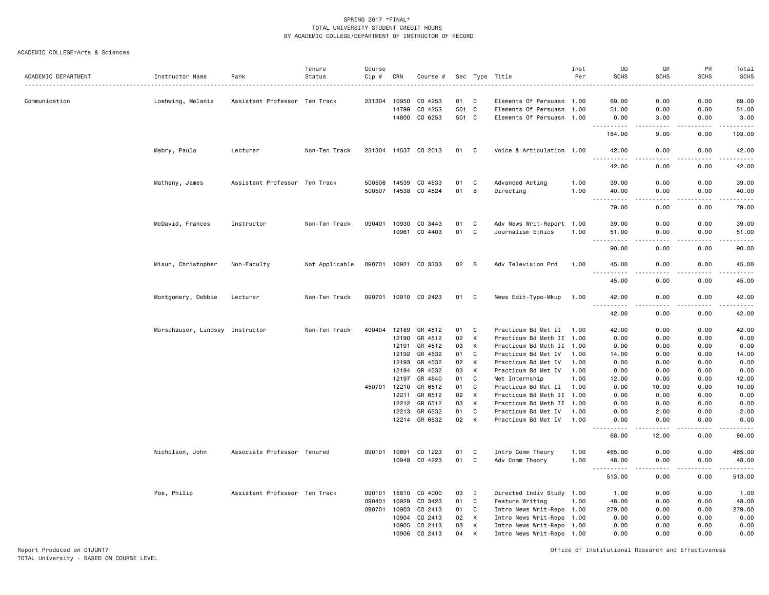SPRING 2017 *FINAL*
TOTAL UNIVERSITY STUDENT CREDIT HOURS
BY ACADEMIC COLLEGE/DEPARTMENT OF INSTRUCTOR OF RECORD

ACADEMIC COLLEGE=Arts & Sciences

| ACADEMIC DEPARTMENT | Instructor Name | Rank | Tenure Status | Course Cip # | CRN | Course # | Sec | Type | Title | Inst Per | UG SCHS | GR SCHS | PR SCHS | Total SCHS |
|---|---|---|---|---|---|---|---|---|---|---|---|---|---|---|
| Communication | Loehwing, Melanie | Assistant Professor | Ten Track | 231304 | 10950 | CO 4253 | 01 | C | Elements Of Persuasn | 1.00 | 69.00 | 0.00 | 0.00 | 69.00 |
| | | | | | 14799 | CO 4253 | 501 | C | Elements Of Persuasn | 1.00 | 51.00 | 0.00 | 0.00 | 51.00 |
| | | | | | 14800 | CO 6253 | 501 | C | Elements Of Persuasn | 1.00 | 0.00 | 3.00 | 0.00 | 3.00 |
| | | | | | | | | | | | 184.00 | 9.00 | 0.00 | 193.00 |
| | Mabry, Paula | Lecturer | Non-Ten Track | 231304 | 14537 | CO 2013 | 01 | C | Voice & Articulation | 1.00 | 42.00 | 0.00 | 0.00 | 42.00 |
| | | | | | | | | | | | 42.00 | 0.00 | 0.00 | 42.00 |
| | Matheny, James | Assistant Professor | Ten Track | 500506 | 14539 | CO 4533 | 01 | C | Advanced Acting | 1.00 | 39.00 | 0.00 | 0.00 | 39.00 |
| | | | | 500507 | 14538 | CO 4524 | 01 | B | Directing | 1.00 | 40.00 | 0.00 | 0.00 | 40.00 |
| | | | | | | | | | | | 79.00 | 0.00 | 0.00 | 79.00 |
| | McDavid, Frances | Instructor | Non-Ten Track | 090401 | 10930 | CO 3443 | 01 | C | Adv News Writ-Report | 1.00 | 39.00 | 0.00 | 0.00 | 39.00 |
| | | | | | 10961 | CO 4403 | 01 | C | Journalism Ethics | 1.00 | 51.00 | 0.00 | 0.00 | 51.00 |
| | | | | | | | | | | | 90.00 | 0.00 | 0.00 | 90.00 |
| | Misun, Christopher | Non-Faculty | Not Applicable | 090701 | 10921 | CO 3333 | 02 | B | Adv Television Prd | 1.00 | 45.00 | 0.00 | 0.00 | 45.00 |
| | | | | | | | | | | | 45.00 | 0.00 | 0.00 | 45.00 |
| | Montgomery, Debbie | Lecturer | Non-Ten Track | 090701 | 10910 | CO 2423 | 01 | C | News Edit-Typo-Mkup | 1.00 | 42.00 | 0.00 | 0.00 | 42.00 |
| | | | | | | | | | | | 42.00 | 0.00 | 0.00 | 42.00 |
| | Morschauser, Lindsey | Instructor | Non-Ten Track | 400404 | 12189 | GR 4512 | 01 | C | Practicum Bd Met II | 1.00 | 42.00 | 0.00 | 0.00 | 42.00 |
| | | | | | 12190 | GR 4512 | 02 | K | Practicum Bd Meth II | 1.00 | 0.00 | 0.00 | 0.00 | 0.00 |
| | | | | | 12191 | GR 4512 | 03 | K | Practicum Bd Meth II | 1.00 | 0.00 | 0.00 | 0.00 | 0.00 |
| | | | | | 12192 | GR 4532 | 01 | C | Practicum Bd Met IV | 1.00 | 14.00 | 0.00 | 0.00 | 14.00 |
| | | | | | 12193 | GR 4532 | 02 | K | Practicum Bd Met IV | 1.00 | 0.00 | 0.00 | 0.00 | 0.00 |
| | | | | | 12194 | GR 4532 | 03 | K | Practicum Bd Met IV | 1.00 | 0.00 | 0.00 | 0.00 | 0.00 |
| | | | | | 12197 | GR 4640 | 01 | C | Met Internship | 1.00 | 12.00 | 0.00 | 0.00 | 12.00 |
| | | | | 450701 | 12210 | GR 6512 | 01 | C | Practicum Bd Met II | 1.00 | 0.00 | 10.00 | 0.00 | 10.00 |
| | | | | | 12211 | GR 6512 | 02 | K | Practicum Bd Meth II | 1.00 | 0.00 | 0.00 | 0.00 | 0.00 |
| | | | | | 12212 | GR 6512 | 03 | K | Practicum Bd Meth II | 1.00 | 0.00 | 0.00 | 0.00 | 0.00 |
| | | | | | 12213 | GR 6532 | 01 | C | Practicum Bd Met IV | 1.00 | 0.00 | 2.00 | 0.00 | 2.00 |
| | | | | | 12214 | GR 6532 | 02 | K | Practicum Bd Met IV | 1.00 | 0.00 | 0.00 | 0.00 | 0.00 |
| | | | | | | | | | | | 68.00 | 12.00 | 0.00 | 80.00 |
| | Nicholson, John | Associate Professor | Tenured | 090101 | 10891 | CO 1223 | 01 | C | Intro Comm Theory | 1.00 | 465.00 | 0.00 | 0.00 | 465.00 |
| | | | | | 10949 | CO 4223 | 01 | C | Adv Comm Theory | 1.00 | 48.00 | 0.00 | 0.00 | 48.00 |
| | | | | | | | | | | | 513.00 | 0.00 | 0.00 | 513.00 |
| | Poe, Philip | Assistant Professor | Ten Track | 090101 | 15810 | CO 4000 | 03 | I | Directed Indiv Study | 1.00 | 1.00 | 0.00 | 0.00 | 1.00 |
| | | | | 090401 | 10929 | CO 3423 | 01 | C | Feature Writing | 1.00 | 48.00 | 0.00 | 0.00 | 48.00 |
| | | | | 090701 | 10903 | CO 2413 | 01 | C | Intro News Writ-Repo | 1.00 | 279.00 | 0.00 | 0.00 | 279.00 |
| | | | | | 10904 | CO 2413 | 02 | K | Intro News Writ-Repo | 1.00 | 0.00 | 0.00 | 0.00 | 0.00 |
| | | | | | 10905 | CO 2413 | 03 | K | Intro News Writ-Repo | 1.00 | 0.00 | 0.00 | 0.00 | 0.00 |
| | | | | | 10906 | CO 2413 | 04 | K | Intro News Writ-Repo | 1.00 | 0.00 | 0.00 | 0.00 | 0.00 |

Report Produced on 01JUN17
TOTAL University - BASED ON COURSE LEVEL

Office of Institutional Research and Effectiveness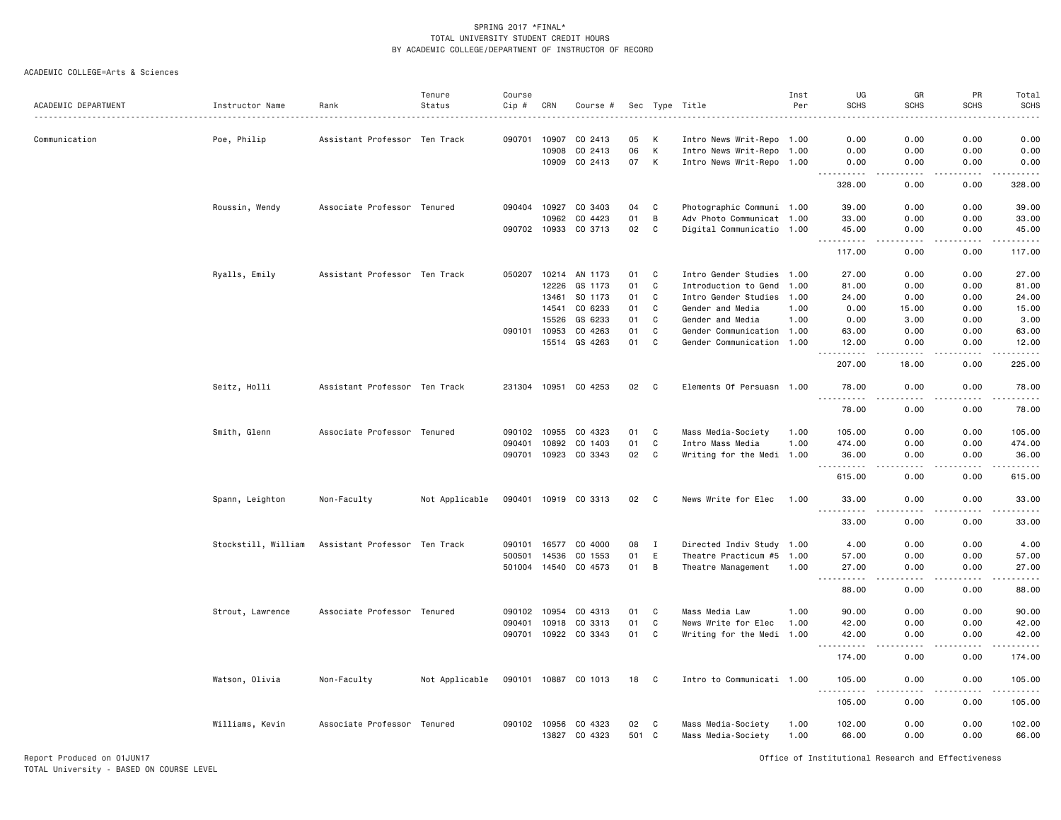SPRING 2017 *FINAL*
TOTAL UNIVERSITY STUDENT CREDIT HOURS
BY ACADEMIC COLLEGE/DEPARTMENT OF INSTRUCTOR OF RECORD

ACADEMIC COLLEGE=Arts & Sciences

| ACADEMIC DEPARTMENT | Instructor Name | Rank | Tenure Status | Course Cip # | CRN | Course # | Sec | Type | Title | Inst Per | UG SCHS | GR SCHS | PR SCHS | Total SCHS |
|---|---|---|---|---|---|---|---|---|---|---|---|---|---|---|
| Communication | Poe, Philip | Assistant Professor | Ten Track | 090701 | 10907 | CO 2413 | 05 | K | Intro News Writ-Repo | 1.00 | 0.00 | 0.00 | 0.00 | 0.00 |
| | | | | | 10908 | CO 2413 | 06 | K | Intro News Writ-Repo | 1.00 | 0.00 | 0.00 | 0.00 | 0.00 |
| | | | | | 10909 | CO 2413 | 07 | K | Intro News Writ-Repo | 1.00 | 0.00 | 0.00 | 0.00 | 0.00 |
| | | | | | | | | | | | 328.00 | 0.00 | 0.00 | 328.00 |
| | Roussin, Wendy | Associate Professor | Tenured | 090404 | 10927 | CO 3403 | 04 | C | Photographic Communi | 1.00 | 39.00 | 0.00 | 0.00 | 39.00 |
| | | | | | 10962 | CO 4423 | 01 | B | Adv Photo Communicat | 1.00 | 33.00 | 0.00 | 0.00 | 33.00 |
| | | | | 090702 | 10933 | CO 3713 | 02 | C | Digital Communicatio | 1.00 | 45.00 | 0.00 | 0.00 | 45.00 |
| | | | | | | | | | | | 117.00 | 0.00 | 0.00 | 117.00 |
| | Ryalls, Emily | Assistant Professor | Ten Track | 050207 | 10214 | AN 1173 | 01 | C | Intro Gender Studies | 1.00 | 27.00 | 0.00 | 0.00 | 27.00 |
| | | | | | 12226 | GS 1173 | 01 | C | Introduction to Gend | 1.00 | 81.00 | 0.00 | 0.00 | 81.00 |
| | | | | | 13461 | SO 1173 | 01 | C | Intro Gender Studies | 1.00 | 24.00 | 0.00 | 0.00 | 24.00 |
| | | | | | 14541 | CO 6233 | 01 | C | Gender and Media | 1.00 | 0.00 | 15.00 | 0.00 | 15.00 |
| | | | | | 15526 | GS 6233 | 01 | C | Gender and Media | 1.00 | 0.00 | 3.00 | 0.00 | 3.00 |
| | | | | 090101 | 10953 | CO 4263 | 01 | C | Gender Communication | 1.00 | 63.00 | 0.00 | 0.00 | 63.00 |
| | | | | | 15514 | GS 4263 | 01 | C | Gender Communication | 1.00 | 12.00 | 0.00 | 0.00 | 12.00 |
| | | | | | | | | | | | 207.00 | 18.00 | 0.00 | 225.00 |
| | Seitz, Holli | Assistant Professor | Ten Track | 231304 | 10951 | CO 4253 | 02 | C | Elements Of Persuasn | 1.00 | 78.00 | 0.00 | 0.00 | 78.00 |
| | | | | | | | | | | | 78.00 | 0.00 | 0.00 | 78.00 |
| | Smith, Glenn | Associate Professor | Tenured | 090102 | 10955 | CO 4323 | 01 | C | Mass Media-Society | 1.00 | 105.00 | 0.00 | 0.00 | 105.00 |
| | | | | 090401 | 10892 | CO 1403 | 01 | C | Intro Mass Media | 1.00 | 474.00 | 0.00 | 0.00 | 474.00 |
| | | | | 090701 | 10923 | CO 3343 | 02 | C | Writing for the Medi | 1.00 | 36.00 | 0.00 | 0.00 | 36.00 |
| | | | | | | | | | | | 615.00 | 0.00 | 0.00 | 615.00 |
| | Spann, Leighton | Non-Faculty | Not Applicable | 090401 | 10919 | CO 3313 | 02 | C | News Write for Elec | 1.00 | 33.00 | 0.00 | 0.00 | 33.00 |
| | | | | | | | | | | | 33.00 | 0.00 | 0.00 | 33.00 |
| | Stockstill, William | Assistant Professor | Ten Track | 090101 | 16577 | CO 4000 | 08 | I | Directed Indiv Study | 1.00 | 4.00 | 0.00 | 0.00 | 4.00 |
| | | | | 500501 | 14536 | CO 1553 | 01 | E | Theatre Practicum #5 | 1.00 | 57.00 | 0.00 | 0.00 | 57.00 |
| | | | | 501004 | 14540 | CO 4573 | 01 | B | Theatre Management | 1.00 | 27.00 | 0.00 | 0.00 | 27.00 |
| | | | | | | | | | | | 88.00 | 0.00 | 0.00 | 88.00 |
| | Strout, Lawrence | Associate Professor | Tenured | 090102 | 10954 | CO 4313 | 01 | C | Mass Media Law | 1.00 | 90.00 | 0.00 | 0.00 | 90.00 |
| | | | | 090401 | 10918 | CO 3313 | 01 | C | News Write for Elec | 1.00 | 42.00 | 0.00 | 0.00 | 42.00 |
| | | | | 090701 | 10922 | CO 3343 | 01 | C | Writing for the Medi | 1.00 | 42.00 | 0.00 | 0.00 | 42.00 |
| | | | | | | | | | | | 174.00 | 0.00 | 0.00 | 174.00 |
| | Watson, Olivia | Non-Faculty | Not Applicable | 090101 | 10887 | CO 1013 | 18 | C | Intro to Communicati | 1.00 | 105.00 | 0.00 | 0.00 | 105.00 |
| | | | | | | | | | | | 105.00 | 0.00 | 0.00 | 105.00 |
| | Williams, Kevin | Associate Professor | Tenured | 090102 | 10956 | CO 4323 | 02 | C | Mass Media-Society | 1.00 | 102.00 | 0.00 | 0.00 | 102.00 |
| | | | | | 13827 | CO 4323 | 501 | C | Mass Media-Society | 1.00 | 66.00 | 0.00 | 0.00 | 66.00 |

Report Produced on 01JUN17
TOTAL University - BASED ON COURSE LEVEL

Office of Institutional Research and Effectiveness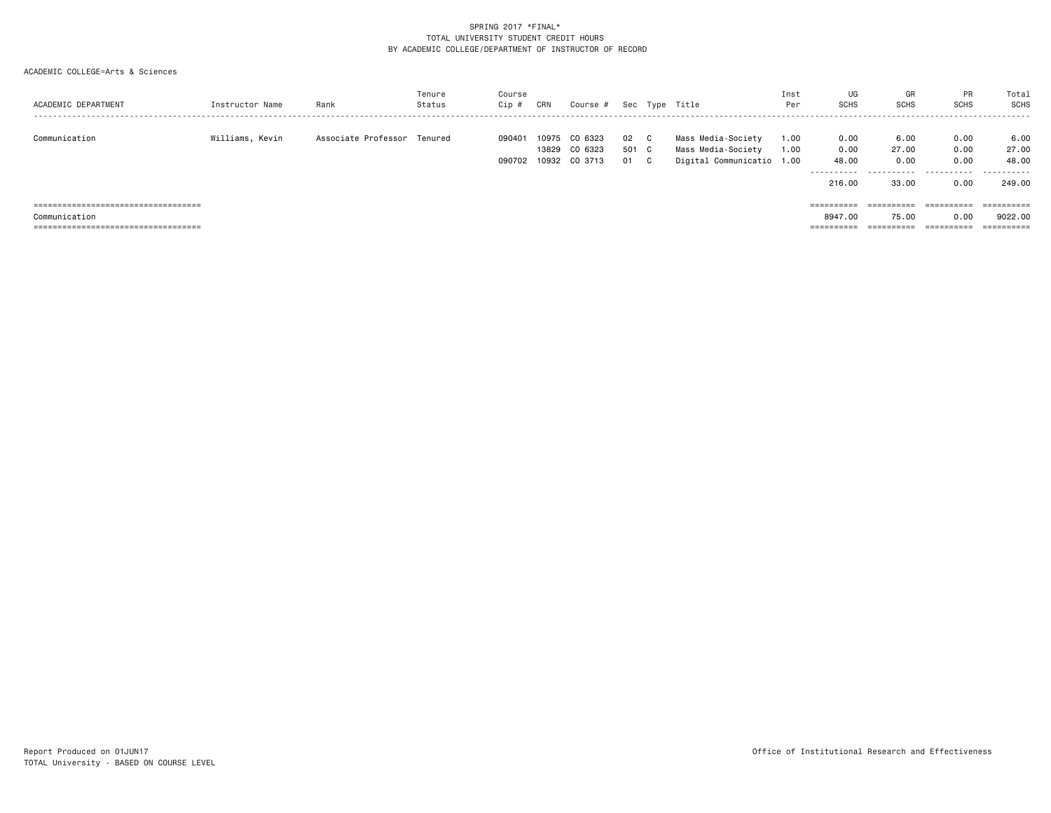SPRING 2017 *FINAL*
TOTAL UNIVERSITY STUDENT CREDIT HOURS
BY ACADEMIC COLLEGE/DEPARTMENT OF INSTRUCTOR OF RECORD

ACADEMIC COLLEGE=Arts & Sciences

| ACADEMIC DEPARTMENT | Instructor Name | Rank | Tenure Status | Course Cip # | CRN | Course # | Sec | Type | Title | Inst Per | UG SCHS | GR SCHS | PR SCHS | Total SCHS |
|---|---|---|---|---|---|---|---|---|---|---|---|---|---|---|
| Communication | Williams, Kevin | Associate Professor | Tenured | 090401 | 10975 | CO 6323 | 02 | C | Mass Media-Society | 1.00 | 0.00 | 6.00 | 0.00 | 6.00 |
| | | | | | 13829 | CO 6323 | 501 | C | Mass Media-Society | 1.00 | 0.00 | 27.00 | 0.00 | 27.00 |
| | | | | 090702 | 10932 | CO 3713 | 01 | C | Digital Communicatio | 1.00 | 48.00 | 0.00 | 0.00 | 48.00 |
| | | | | | | | | | | | 216.00 | 33.00 | 0.00 | 249.00 |
| Communication | | | | | | | | | | | 8947.00 | 75.00 | 0.00 | 9022.00 |

Report Produced on 01JUN17
TOTAL University - BASED ON COURSE LEVEL

Office of Institutional Research and Effectiveness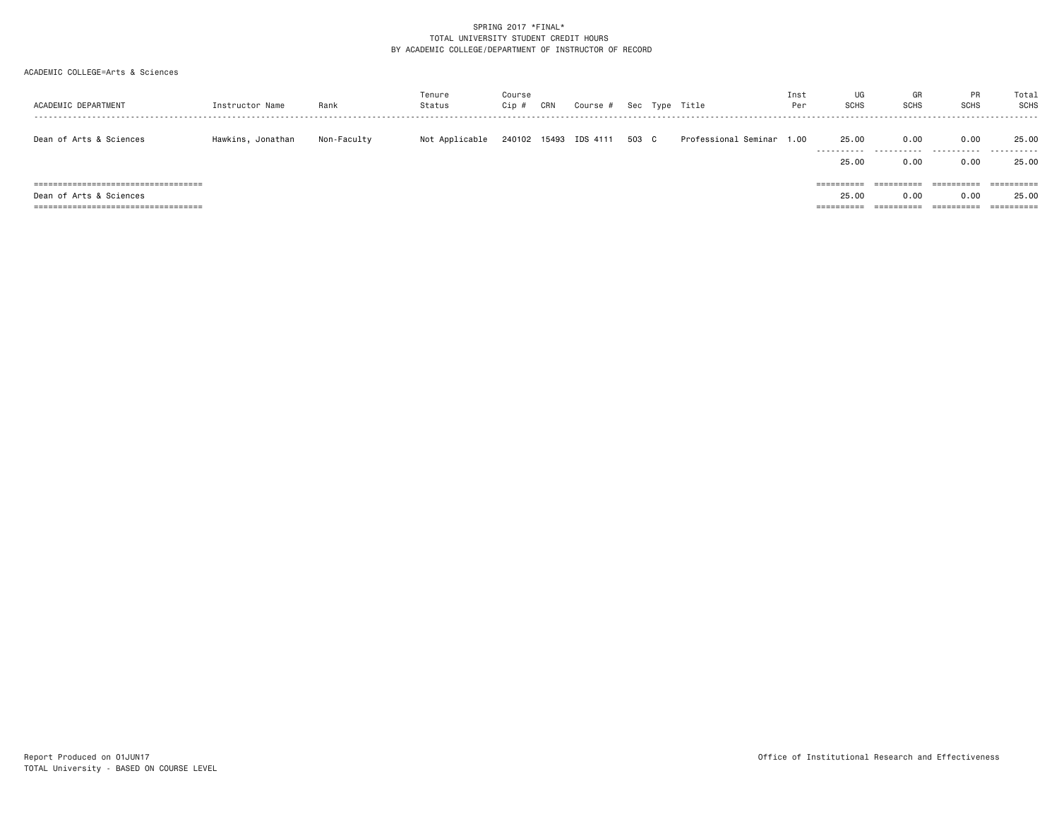SPRING 2017 *FINAL*
TOTAL UNIVERSITY STUDENT CREDIT HOURS
BY ACADEMIC COLLEGE/DEPARTMENT OF INSTRUCTOR OF RECORD

ACADEMIC COLLEGE=Arts & Sciences

| ACADEMIC DEPARTMENT | Instructor Name | Rank | Tenure Status | Course Cip # | CRN | Course # | Sec | Type | Title | Inst Per | UG SCHS | GR SCHS | PR SCHS | Total SCHS |
|---|---|---|---|---|---|---|---|---|---|---|---|---|---|---|
| Dean of Arts & Sciences | Hawkins, Jonathan | Non-Faculty | Not Applicable | 240102 | 15493 | IDS 4111 | 503 | C | Professional Seminar | 1.00 | 25.00 | 0.00 | 0.00 | 25.00 |
| | | | | | | | | | | | 25.00 | 0.00 | 0.00 | 25.00 |
| Dean of Arts & Sciences | | | | | | | | | | | 25.00 | 0.00 | 0.00 | 25.00 |

Report Produced on 01JUN17
TOTAL University - BASED ON COURSE LEVEL

Office of Institutional Research and Effectiveness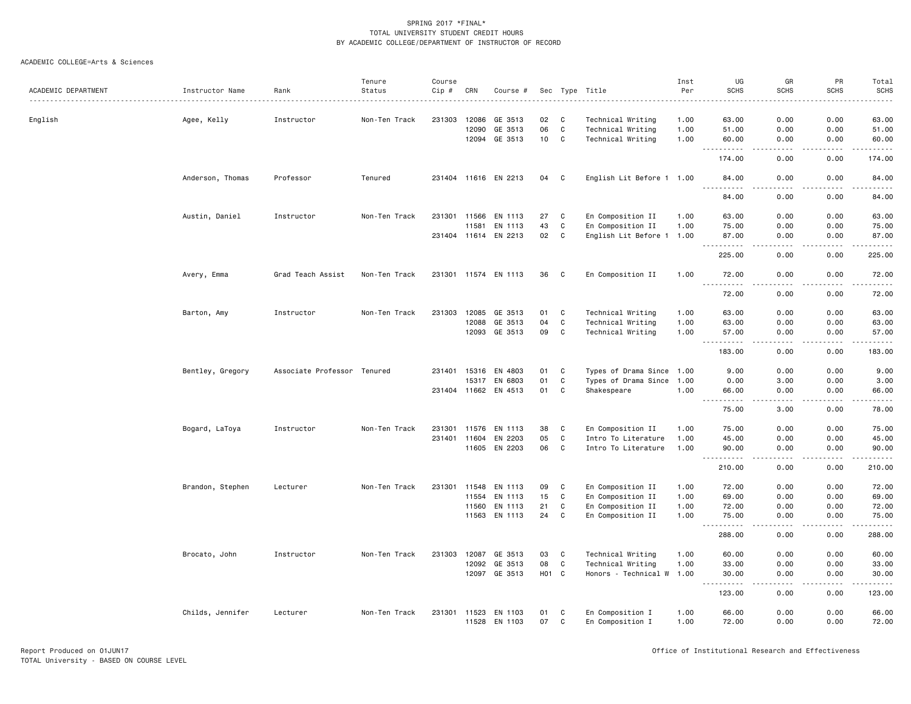SPRING 2017 *FINAL*
TOTAL UNIVERSITY STUDENT CREDIT HOURS
BY ACADEMIC COLLEGE/DEPARTMENT OF INSTRUCTOR OF RECORD

ACADEMIC COLLEGE=Arts & Sciences

| ACADEMIC DEPARTMENT | Instructor Name | Rank | Tenure Status | Course Cip # | CRN | Course # | Sec | Type | Title | Inst Per | UG SCHS | GR SCHS | PR SCHS | Total SCHS |
|---|---|---|---|---|---|---|---|---|---|---|---|---|---|---|
| English | Agee, Kelly | Instructor | Non-Ten Track | 231303 | 12086 | GE 3513 | 02 | C | Technical Writing | 1.00 | 63.00 | 0.00 | 0.00 | 63.00 |
| | | | | | 12090 | GE 3513 | 06 | C | Technical Writing | 1.00 | 51.00 | 0.00 | 0.00 | 51.00 |
| | | | | | 12094 | GE 3513 | 10 | C | Technical Writing | 1.00 | 60.00 | 0.00 | 0.00 | 60.00 |
| | | | | | | | | | | | 174.00 | 0.00 | 0.00 | 174.00 |
| | Anderson, Thomas | Professor | Tenured | 231404 | 11616 | EN 2213 | 04 | C | English Lit Before 1 | 1.00 | 84.00 | 0.00 | 0.00 | 84.00 |
| | | | | | | | | | | | 84.00 | 0.00 | 0.00 | 84.00 |
| | Austin, Daniel | Instructor | Non-Ten Track | 231301 | 11566 | EN 1113 | 27 | C | En Composition II | 1.00 | 63.00 | 0.00 | 0.00 | 63.00 |
| | | | | | 11581 | EN 1113 | 43 | C | En Composition II | 1.00 | 75.00 | 0.00 | 0.00 | 75.00 |
| | | | | 231404 | 11614 | EN 2213 | 02 | C | English Lit Before 1 | 1.00 | 87.00 | 0.00 | 0.00 | 87.00 |
| | | | | | | | | | | | 225.00 | 0.00 | 0.00 | 225.00 |
| | Avery, Emma | Grad Teach Assist | Non-Ten Track | 231301 | 11574 | EN 1113 | 36 | C | En Composition II | 1.00 | 72.00 | 0.00 | 0.00 | 72.00 |
| | | | | | | | | | | | 72.00 | 0.00 | 0.00 | 72.00 |
| | Barton, Amy | Instructor | Non-Ten Track | 231303 | 12085 | GE 3513 | 01 | C | Technical Writing | 1.00 | 63.00 | 0.00 | 0.00 | 63.00 |
| | | | | | 12088 | GE 3513 | 04 | C | Technical Writing | 1.00 | 63.00 | 0.00 | 0.00 | 63.00 |
| | | | | | 12093 | GE 3513 | 09 | C | Technical Writing | 1.00 | 57.00 | 0.00 | 0.00 | 57.00 |
| | | | | | | | | | | | 183.00 | 0.00 | 0.00 | 183.00 |
| | Bentley, Gregory | Associate Professor | Tenured | 231401 | 15316 | EN 4803 | 01 | C | Types of Drama Since | 1.00 | 9.00 | 0.00 | 0.00 | 9.00 |
| | | | | | 15317 | EN 6803 | 01 | C | Types of Drama Since | 1.00 | 0.00 | 3.00 | 0.00 | 3.00 |
| | | | | 231404 | 11662 | EN 4513 | 01 | C | Shakespeare | 1.00 | 66.00 | 0.00 | 0.00 | 66.00 |
| | | | | | | | | | | | 75.00 | 3.00 | 0.00 | 78.00 |
| | Bogard, LaToya | Instructor | Non-Ten Track | 231301 | 11576 | EN 1113 | 38 | C | En Composition II | 1.00 | 75.00 | 0.00 | 0.00 | 75.00 |
| | | | | 231401 | 11604 | EN 2203 | 05 | C | Intro To Literature | 1.00 | 45.00 | 0.00 | 0.00 | 45.00 |
| | | | | | 11605 | EN 2203 | 06 | C | Intro To Literature | 1.00 | 90.00 | 0.00 | 0.00 | 90.00 |
| | | | | | | | | | | | 210.00 | 0.00 | 0.00 | 210.00 |
| | Brandon, Stephen | Lecturer | Non-Ten Track | 231301 | 11548 | EN 1113 | 09 | C | En Composition II | 1.00 | 72.00 | 0.00 | 0.00 | 72.00 |
| | | | | | 11554 | EN 1113 | 15 | C | En Composition II | 1.00 | 69.00 | 0.00 | 0.00 | 69.00 |
| | | | | | 11560 | EN 1113 | 21 | C | En Composition II | 1.00 | 72.00 | 0.00 | 0.00 | 72.00 |
| | | | | | 11563 | EN 1113 | 24 | C | En Composition II | 1.00 | 75.00 | 0.00 | 0.00 | 75.00 |
| | | | | | | | | | | | 288.00 | 0.00 | 0.00 | 288.00 |
| | Brocato, John | Instructor | Non-Ten Track | 231303 | 12087 | GE 3513 | 03 | C | Technical Writing | 1.00 | 60.00 | 0.00 | 0.00 | 60.00 |
| | | | | | 12092 | GE 3513 | 08 | C | Technical Writing | 1.00 | 33.00 | 0.00 | 0.00 | 33.00 |
| | | | | | 12097 | GE 3513 | H01 | C | Honors - Technical W | 1.00 | 30.00 | 0.00 | 0.00 | 30.00 |
| | | | | | | | | | | | 123.00 | 0.00 | 0.00 | 123.00 |
| | Childs, Jennifer | Lecturer | Non-Ten Track | 231301 | 11523 | EN 1103 | 01 | C | En Composition I | 1.00 | 66.00 | 0.00 | 0.00 | 66.00 |
| | | | | | 11528 | EN 1103 | 07 | C | En Composition I | 1.00 | 72.00 | 0.00 | 0.00 | 72.00 |

Report Produced on 01JUN17
TOTAL University - BASED ON COURSE LEVEL

Office of Institutional Research and Effectiveness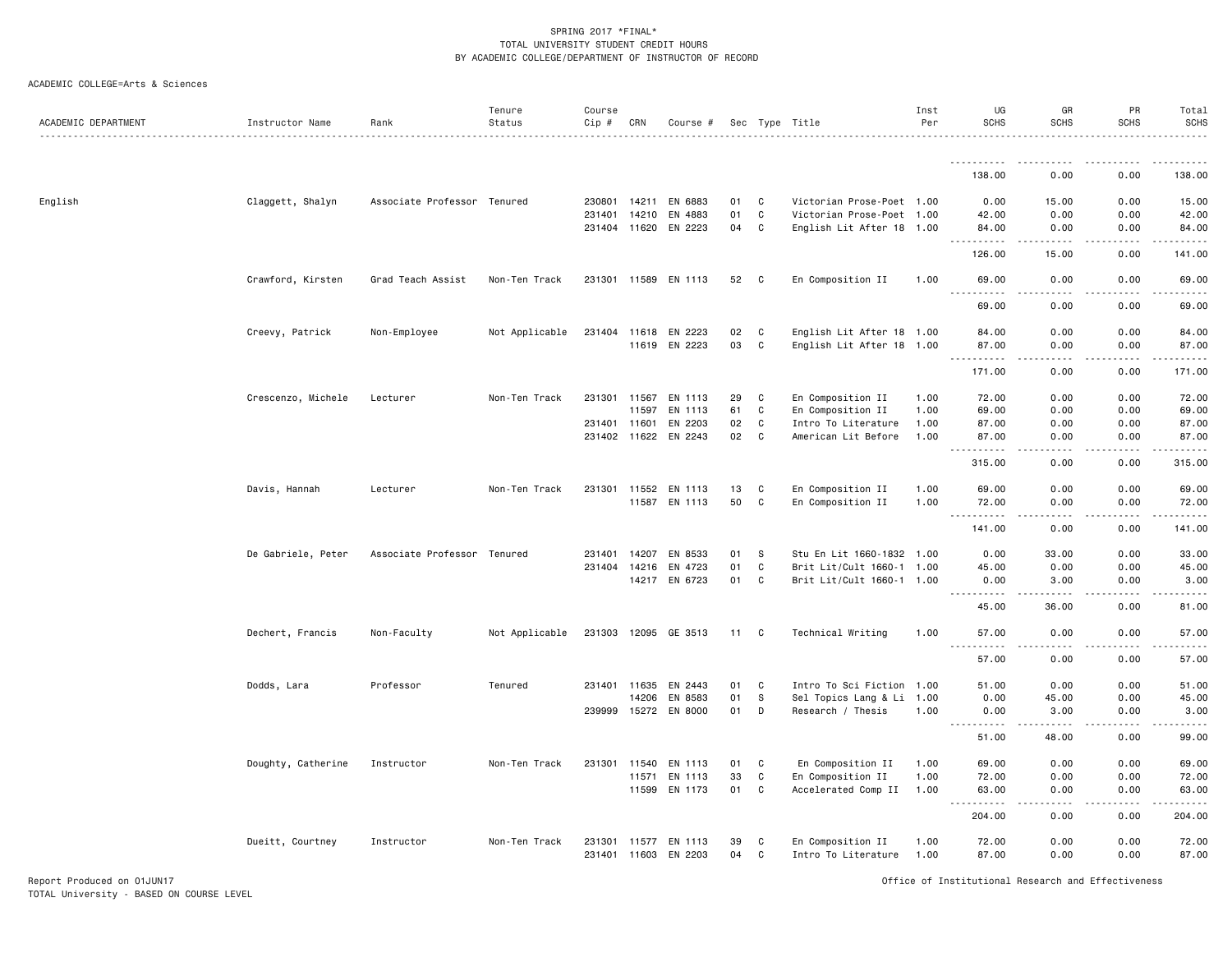SPRING 2017 *FINAL*
TOTAL UNIVERSITY STUDENT CREDIT HOURS
BY ACADEMIC COLLEGE/DEPARTMENT OF INSTRUCTOR OF RECORD

ACADEMIC COLLEGE=Arts & Sciences

| ACADEMIC DEPARTMENT | Instructor Name | Rank | Tenure Status | Course Cip # | CRN | Course # | Sec | Type | Title | Inst Per | UG SCHS | GR SCHS | PR SCHS | Total SCHS |
|---|---|---|---|---|---|---|---|---|---|---|---|---|---|---|
| | | | | | | | | | | | 138.00 | 0.00 | 0.00 | 138.00 |
| English | Claggett, Shalyn | Associate Professor | Tenured | 230801 | 14211 | EN 6883 | 01 | C | Victorian Prose-Poet | 1.00 | 0.00 | 15.00 | 0.00 | 15.00 |
| | | | | 231401 | 14210 | EN 4883 | 01 | C | Victorian Prose-Poet | 1.00 | 42.00 | 0.00 | 0.00 | 42.00 |
| | | | | 231404 | 11620 | EN 2223 | 04 | C | English Lit After 18 | 1.00 | 84.00 | 0.00 | 0.00 | 84.00 |
| | | | | | | | | | | | 126.00 | 15.00 | 0.00 | 141.00 |
| | Crawford, Kirsten | Grad Teach Assist | Non-Ten Track | 231301 | 11589 | EN 1113 | 52 | C | En Composition II | 1.00 | 69.00 | 0.00 | 0.00 | 69.00 |
| | | | | | | | | | | | 69.00 | 0.00 | 0.00 | 69.00 |
| | Creevy, Patrick | Non-Employee | Not Applicable | 231404 | 11618 | EN 2223 | 02 | C | English Lit After 18 | 1.00 | 84.00 | 0.00 | 0.00 | 84.00 |
| | | | | | 11619 | EN 2223 | 03 | C | English Lit After 18 | 1.00 | 87.00 | 0.00 | 0.00 | 87.00 |
| | | | | | | | | | | | 171.00 | 0.00 | 0.00 | 171.00 |
| | Crescenzo, Michele | Lecturer | Non-Ten Track | 231301 | 11567 | EN 1113 | 29 | C | En Composition II | 1.00 | 72.00 | 0.00 | 0.00 | 72.00 |
| | | | | | 11597 | EN 1113 | 61 | C | En Composition II | 1.00 | 69.00 | 0.00 | 0.00 | 69.00 |
| | | | | 231401 | 11601 | EN 2203 | 02 | C | Intro To Literature | 1.00 | 87.00 | 0.00 | 0.00 | 87.00 |
| | | | | 231402 | 11622 | EN 2243 | 02 | C | American Lit Before | 1.00 | 87.00 | 0.00 | 0.00 | 87.00 |
| | | | | | | | | | | | 315.00 | 0.00 | 0.00 | 315.00 |
| | Davis, Hannah | Lecturer | Non-Ten Track | 231301 | 11552 | EN 1113 | 13 | C | En Composition II | 1.00 | 69.00 | 0.00 | 0.00 | 69.00 |
| | | | | | 11587 | EN 1113 | 50 | C | En Composition II | 1.00 | 72.00 | 0.00 | 0.00 | 72.00 |
| | | | | | | | | | | | 141.00 | 0.00 | 0.00 | 141.00 |
| | De Gabriele, Peter | Associate Professor | Tenured | 231401 | 14207 | EN 8533 | 01 | S | Stu En Lit 1660-1832 | 1.00 | 0.00 | 33.00 | 0.00 | 33.00 |
| | | | | 231404 | 14216 | EN 4723 | 01 | C | Brit Lit/Cult 1660-1 | 1.00 | 45.00 | 0.00 | 0.00 | 45.00 |
| | | | | | 14217 | EN 6723 | 01 | C | Brit Lit/Cult 1660-1 | 1.00 | 0.00 | 3.00 | 0.00 | 3.00 |
| | | | | | | | | | | | 45.00 | 36.00 | 0.00 | 81.00 |
| | Dechert, Francis | Non-Faculty | Not Applicable | 231303 | 12095 | GE 3513 | 11 | C | Technical Writing | 1.00 | 57.00 | 0.00 | 0.00 | 57.00 |
| | | | | | | | | | | | 57.00 | 0.00 | 0.00 | 57.00 |
| | Dodds, Lara | Professor | Tenured | 231401 | 11635 | EN 2443 | 01 | C | Intro To Sci Fiction | 1.00 | 51.00 | 0.00 | 0.00 | 51.00 |
| | | | | | 14206 | EN 8583 | 01 | S | Sel Topics Lang & Li | 1.00 | 0.00 | 45.00 | 0.00 | 45.00 |
| | | | | 239999 | 15272 | EN 8000 | 01 | D | Research / Thesis | 1.00 | 0.00 | 3.00 | 0.00 | 3.00 |
| | | | | | | | | | | | 51.00 | 48.00 | 0.00 | 99.00 |
| | Doughty, Catherine | Instructor | Non-Ten Track | 231301 | 11540 | EN 1113 | 01 | C | En Composition II | 1.00 | 69.00 | 0.00 | 0.00 | 69.00 |
| | | | | | 11571 | EN 1113 | 33 | C | En Composition II | 1.00 | 72.00 | 0.00 | 0.00 | 72.00 |
| | | | | | 11599 | EN 1173 | 01 | C | Accelerated Comp II | 1.00 | 63.00 | 0.00 | 0.00 | 63.00 |
| | | | | | | | | | | | 204.00 | 0.00 | 0.00 | 204.00 |
| | Dueitt, Courtney | Instructor | Non-Ten Track | 231301 | 11577 | EN 1113 | 39 | C | En Composition II | 1.00 | 72.00 | 0.00 | 0.00 | 72.00 |
| | | | | 231401 | 11603 | EN 2203 | 04 | C | Intro To Literature | 1.00 | 87.00 | 0.00 | 0.00 | 87.00 |

Report Produced on 01JUN17
TOTAL University - BASED ON COURSE LEVEL

Office of Institutional Research and Effectiveness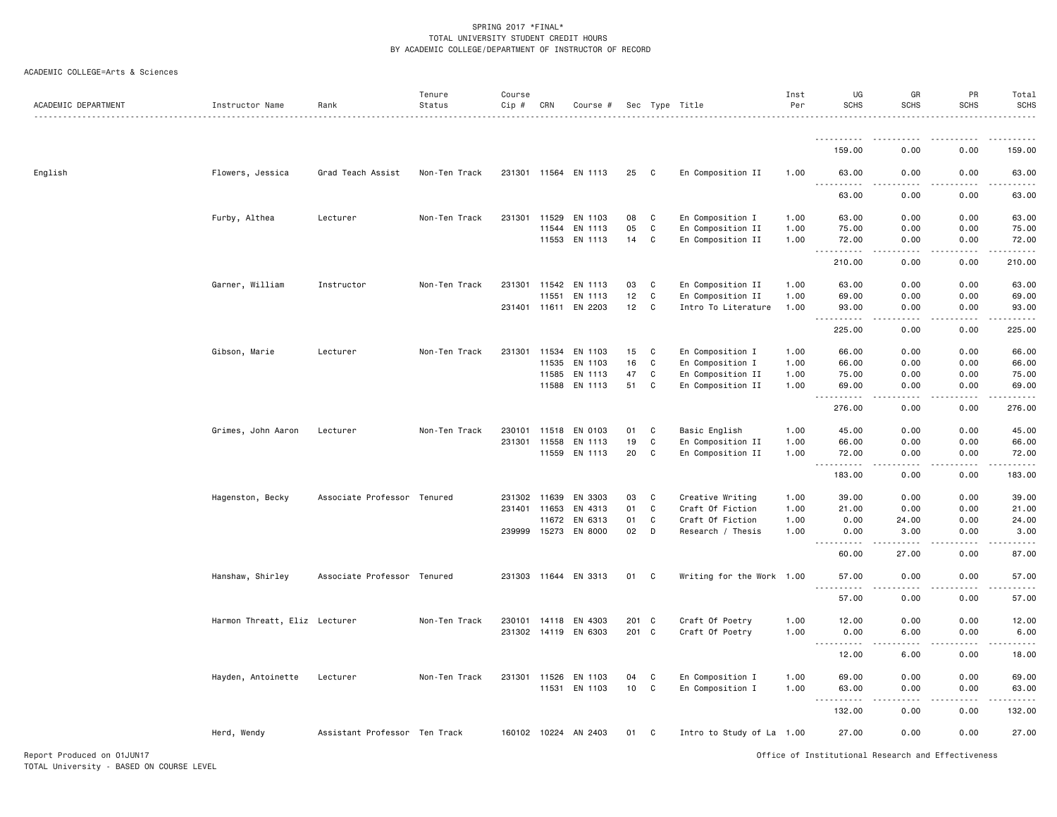SPRING 2017 *FINAL*
TOTAL UNIVERSITY STUDENT CREDIT HOURS
BY ACADEMIC COLLEGE/DEPARTMENT OF INSTRUCTOR OF RECORD

ACADEMIC COLLEGE=Arts & Sciences

| ACADEMIC DEPARTMENT | Instructor Name | Rank | Tenure Status | Course Cip # | CRN | Course # | Sec | Type | Title | Inst Per | UG SCHS | GR SCHS | PR SCHS | Total SCHS |
|---|---|---|---|---|---|---|---|---|---|---|---|---|---|---|
| | | | | | | | | | | | 159.00 | 0.00 | 0.00 | 159.00 |
| English | Flowers, Jessica | Grad Teach Assist | Non-Ten Track | 231301 | 11564 | EN 1113 | 25 | C | En Composition II | 1.00 | 63.00 | 0.00 | 0.00 | 63.00 |
| | | | | | | | | | | | 63.00 | 0.00 | 0.00 | 63.00 |
| | Furby, Althea | Lecturer | Non-Ten Track | 231301 | 11529 | EN 1103 | 08 | C | En Composition I | 1.00 | 63.00 | 0.00 | 0.00 | 63.00 |
| | | | | | 11544 | EN 1113 | 05 | C | En Composition II | 1.00 | 75.00 | 0.00 | 0.00 | 75.00 |
| | | | | | 11553 | EN 1113 | 14 | C | En Composition II | 1.00 | 72.00 | 0.00 | 0.00 | 72.00 |
| | | | | | | | | | | | 210.00 | 0.00 | 0.00 | 210.00 |
| | Garner, William | Instructor | Non-Ten Track | 231301 | 11542 | EN 1113 | 03 | C | En Composition II | 1.00 | 63.00 | 0.00 | 0.00 | 63.00 |
| | | | | | 11551 | EN 1113 | 12 | C | En Composition II | 1.00 | 69.00 | 0.00 | 0.00 | 69.00 |
| | | | | 231401 | 11611 | EN 2203 | 12 | C | Intro To Literature | 1.00 | 93.00 | 0.00 | 0.00 | 93.00 |
| | | | | | | | | | | | 225.00 | 0.00 | 0.00 | 225.00 |
| | Gibson, Marie | Lecturer | Non-Ten Track | 231301 | 11534 | EN 1103 | 15 | C | En Composition I | 1.00 | 66.00 | 0.00 | 0.00 | 66.00 |
| | | | | | 11535 | EN 1103 | 16 | C | En Composition I | 1.00 | 66.00 | 0.00 | 0.00 | 66.00 |
| | | | | | 11585 | EN 1113 | 47 | C | En Composition II | 1.00 | 75.00 | 0.00 | 0.00 | 75.00 |
| | | | | | 11588 | EN 1113 | 51 | C | En Composition II | 1.00 | 69.00 | 0.00 | 0.00 | 69.00 |
| | | | | | | | | | | | 276.00 | 0.00 | 0.00 | 276.00 |
| | Grimes, John Aaron | Lecturer | Non-Ten Track | 230101 | 11518 | EN 0103 | 01 | C | Basic English | 1.00 | 45.00 | 0.00 | 0.00 | 45.00 |
| | | | | 231301 | 11558 | EN 1113 | 19 | C | En Composition II | 1.00 | 66.00 | 0.00 | 0.00 | 66.00 |
| | | | | | 11559 | EN 1113 | 20 | C | En Composition II | 1.00 | 72.00 | 0.00 | 0.00 | 72.00 |
| | | | | | | | | | | | 183.00 | 0.00 | 0.00 | 183.00 |
| | Hagenston, Becky | Associate Professor | Tenured | 231302 | 11639 | EN 3303 | 03 | C | Creative Writing | 1.00 | 39.00 | 0.00 | 0.00 | 39.00 |
| | | | | 231401 | 11653 | EN 4313 | 01 | C | Craft Of Fiction | 1.00 | 21.00 | 0.00 | 0.00 | 21.00 |
| | | | | | 11672 | EN 6313 | 01 | C | Craft Of Fiction | 1.00 | 0.00 | 24.00 | 0.00 | 24.00 |
| | | | | 239999 | 15273 | EN 8000 | 02 | D | Research / Thesis | 1.00 | 0.00 | 3.00 | 0.00 | 3.00 |
| | | | | | | | | | | | 60.00 | 27.00 | 0.00 | 87.00 |
| | Hanshaw, Shirley | Associate Professor | Tenured | 231303 | 11644 | EN 3313 | 01 | C | Writing for the Work | 1.00 | 57.00 | 0.00 | 0.00 | 57.00 |
| | | | | | | | | | | | 57.00 | 0.00 | 0.00 | 57.00 |
| | Harmon Threatt, Eliz | Lecturer | Non-Ten Track | 230101 | 14118 | EN 4303 | 201 | C | Craft Of Poetry | 1.00 | 12.00 | 0.00 | 0.00 | 12.00 |
| | | | | 231302 | 14119 | EN 6303 | 201 | C | Craft Of Poetry | 1.00 | 0.00 | 6.00 | 0.00 | 6.00 |
| | | | | | | | | | | | 12.00 | 6.00 | 0.00 | 18.00 |
| | Hayden, Antoinette | Lecturer | Non-Ten Track | 231301 | 11526 | EN 1103 | 04 | C | En Composition I | 1.00 | 69.00 | 0.00 | 0.00 | 69.00 |
| | | | | | 11531 | EN 1103 | 10 | C | En Composition I | 1.00 | 63.00 | 0.00 | 0.00 | 63.00 |
| | | | | | | | | | | | 132.00 | 0.00 | 0.00 | 132.00 |
| | Herd, Wendy | Assistant Professor | Ten Track | 160102 | 10224 | AN 2403 | 01 | C | Intro to Study of La | 1.00 | 27.00 | 0.00 | 0.00 | 27.00 |

Report Produced on 01JUN17
TOTAL University - BASED ON COURSE LEVEL

Office of Institutional Research and Effectiveness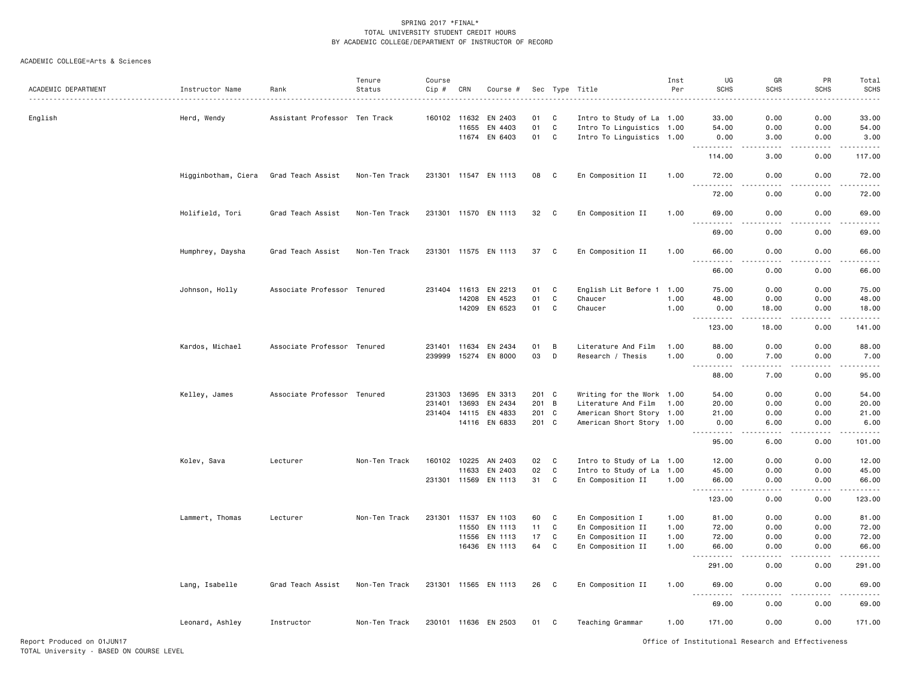SPRING 2017 *FINAL*
TOTAL UNIVERSITY STUDENT CREDIT HOURS
BY ACADEMIC COLLEGE/DEPARTMENT OF INSTRUCTOR OF RECORD

ACADEMIC COLLEGE=Arts & Sciences

| ACADEMIC DEPARTMENT | Instructor Name | Rank | Tenure Status | Course Cip # | CRN | Course # | Sec | Type | Title | Inst Per | UG SCHS | GR SCHS | PR SCHS | Total SCHS |
|---|---|---|---|---|---|---|---|---|---|---|---|---|---|---|
| English | Herd, Wendy | Assistant Professor | Ten Track | 160102 | 11632 | EN 2403 | 01 | C | Intro to Study of La | 1.00 | 33.00 | 0.00 | 0.00 | 33.00 |
| | | | | | 11655 | EN 4403 | 01 | C | Intro To Linguistics | 1.00 | 54.00 | 0.00 | 0.00 | 54.00 |
| | | | | | 11674 | EN 6403 | 01 | C | Intro To Linguistics | 1.00 | 0.00 | 3.00 | 0.00 | 3.00 |
| | | | | | | | | | | | 114.00 | 3.00 | 0.00 | 117.00 |
| | Higginbotham, Ciera | Grad Teach Assist | Non-Ten Track | 231301 | 11547 | EN 1113 | 08 | C | En Composition II | 1.00 | 72.00 | 0.00 | 0.00 | 72.00 |
| | | | | | | | | | | | 72.00 | 0.00 | 0.00 | 72.00 |
| | Holifield, Tori | Grad Teach Assist | Non-Ten Track | 231301 | 11570 | EN 1113 | 32 | C | En Composition II | 1.00 | 69.00 | 0.00 | 0.00 | 69.00 |
| | | | | | | | | | | | 69.00 | 0.00 | 0.00 | 69.00 |
| | Humphrey, Daysha | Grad Teach Assist | Non-Ten Track | 231301 | 11575 | EN 1113 | 37 | C | En Composition II | 1.00 | 66.00 | 0.00 | 0.00 | 66.00 |
| | | | | | | | | | | | 66.00 | 0.00 | 0.00 | 66.00 |
| | Johnson, Holly | Associate Professor | Tenured | 231404 | 11613 | EN 2213 | 01 | C | English Lit Before 1 | 1.00 | 75.00 | 0.00 | 0.00 | 75.00 |
| | | | | | 14208 | EN 4523 | 01 | C | Chaucer | 1.00 | 48.00 | 0.00 | 0.00 | 48.00 |
| | | | | | 14209 | EN 6523 | 01 | C | Chaucer | 1.00 | 0.00 | 18.00 | 0.00 | 18.00 |
| | | | | | | | | | | | 123.00 | 18.00 | 0.00 | 141.00 |
| | Kardos, Michael | Associate Professor | Tenured | 231401 | 11634 | EN 2434 | 01 | B | Literature And Film | 1.00 | 88.00 | 0.00 | 0.00 | 88.00 |
| | | | | 239999 | 15274 | EN 8000 | 03 | D | Research / Thesis | 1.00 | 0.00 | 7.00 | 0.00 | 7.00 |
| | | | | | | | | | | | 88.00 | 7.00 | 0.00 | 95.00 |
| | Kelley, James | Associate Professor | Tenured | 231303 | 13695 | EN 3313 | 201 | C | Writing for the Work | 1.00 | 54.00 | 0.00 | 0.00 | 54.00 |
| | | | | 231401 | 13693 | EN 2434 | 201 | B | Literature And Film | 1.00 | 20.00 | 0.00 | 0.00 | 20.00 |
| | | | | 231404 | 14115 | EN 4833 | 201 | C | American Short Story | 1.00 | 21.00 | 0.00 | 0.00 | 21.00 |
| | | | | | 14116 | EN 6833 | 201 | C | American Short Story | 1.00 | 0.00 | 6.00 | 0.00 | 6.00 |
| | | | | | | | | | | | 95.00 | 6.00 | 0.00 | 101.00 |
| | Kolev, Sava | Lecturer | Non-Ten Track | 160102 | 10225 | AN 2403 | 02 | C | Intro to Study of La | 1.00 | 12.00 | 0.00 | 0.00 | 12.00 |
| | | | | | 11633 | EN 2403 | 02 | C | Intro to Study of La | 1.00 | 45.00 | 0.00 | 0.00 | 45.00 |
| | | | | 231301 | 11569 | EN 1113 | 31 | C | En Composition II | 1.00 | 66.00 | 0.00 | 0.00 | 66.00 |
| | | | | | | | | | | | 123.00 | 0.00 | 0.00 | 123.00 |
| | Lammert, Thomas | Lecturer | Non-Ten Track | 231301 | 11537 | EN 1103 | 60 | C | En Composition I | 1.00 | 81.00 | 0.00 | 0.00 | 81.00 |
| | | | | | 11550 | EN 1113 | 11 | C | En Composition II | 1.00 | 72.00 | 0.00 | 0.00 | 72.00 |
| | | | | | 11556 | EN 1113 | 17 | C | En Composition II | 1.00 | 72.00 | 0.00 | 0.00 | 72.00 |
| | | | | | 16436 | EN 1113 | 64 | C | En Composition II | 1.00 | 66.00 | 0.00 | 0.00 | 66.00 |
| | | | | | | | | | | | 291.00 | 0.00 | 0.00 | 291.00 |
| | Lang, Isabelle | Grad Teach Assist | Non-Ten Track | 231301 | 11565 | EN 1113 | 26 | C | En Composition II | 1.00 | 69.00 | 0.00 | 0.00 | 69.00 |
| | | | | | | | | | | | 69.00 | 0.00 | 0.00 | 69.00 |
| | Leonard, Ashley | Instructor | Non-Ten Track | 230101 | 11636 | EN 2503 | 01 | C | Teaching Grammar | 1.00 | 171.00 | 0.00 | 0.00 | 171.00 |

Report Produced on 01JUN17
TOTAL University - BASED ON COURSE LEVEL

Office of Institutional Research and Effectiveness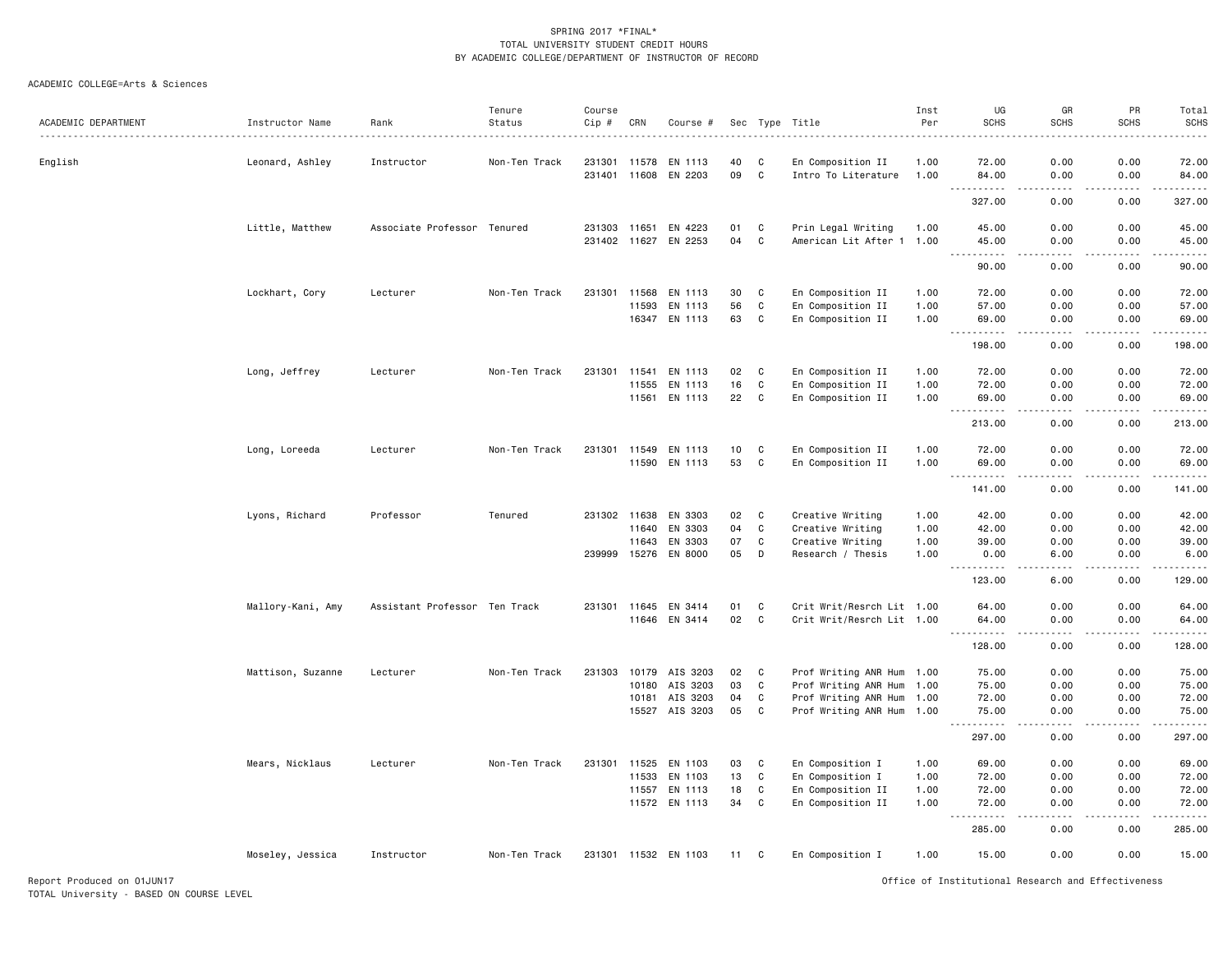SPRING 2017 *FINAL*
TOTAL UNIVERSITY STUDENT CREDIT HOURS
BY ACADEMIC COLLEGE/DEPARTMENT OF INSTRUCTOR OF RECORD

ACADEMIC COLLEGE=Arts & Sciences

| ACADEMIC DEPARTMENT | Instructor Name | Rank | Tenure Status | Course Cip # | CRN | Course # | Sec | Type | Title | Inst Per | UG SCHS | GR SCHS | PR SCHS | Total SCHS |
|---|---|---|---|---|---|---|---|---|---|---|---|---|---|---|
| English | Leonard, Ashley | Instructor | Non-Ten Track | 231301 | 11578 | EN 1113 | 40 | C | En Composition II | 1.00 | 72.00 | 0.00 | 0.00 | 72.00 |
| | | | | 231401 | 11608 | EN 2203 | 09 | C | Intro To Literature | 1.00 | 84.00 | 0.00 | 0.00 | 84.00 |
| | | | | | | | | | | | 327.00 | 0.00 | 0.00 | 327.00 |
| | Little, Matthew | Associate Professor | Tenured | 231303 | 11651 | EN 4223 | 01 | C | Prin Legal Writing | 1.00 | 45.00 | 0.00 | 0.00 | 45.00 |
| | | | | 231402 | 11627 | EN 2253 | 04 | C | American Lit After 1 | 1.00 | 45.00 | 0.00 | 0.00 | 45.00 |
| | | | | | | | | | | | 90.00 | 0.00 | 0.00 | 90.00 |
| | Lockhart, Cory | Lecturer | Non-Ten Track | 231301 | 11568 | EN 1113 | 30 | C | En Composition II | 1.00 | 72.00 | 0.00 | 0.00 | 72.00 |
| | | | | | 11593 | EN 1113 | 56 | C | En Composition II | 1.00 | 57.00 | 0.00 | 0.00 | 57.00 |
| | | | | | 16347 | EN 1113 | 63 | C | En Composition II | 1.00 | 69.00 | 0.00 | 0.00 | 69.00 |
| | | | | | | | | | | | 198.00 | 0.00 | 0.00 | 198.00 |
| | Long, Jeffrey | Lecturer | Non-Ten Track | 231301 | 11541 | EN 1113 | 02 | C | En Composition II | 1.00 | 72.00 | 0.00 | 0.00 | 72.00 |
| | | | | | 11555 | EN 1113 | 16 | C | En Composition II | 1.00 | 72.00 | 0.00 | 0.00 | 72.00 |
| | | | | | 11561 | EN 1113 | 22 | C | En Composition II | 1.00 | 69.00 | 0.00 | 0.00 | 69.00 |
| | | | | | | | | | | | 213.00 | 0.00 | 0.00 | 213.00 |
| | Long, Loreeda | Lecturer | Non-Ten Track | 231301 | 11549 | EN 1113 | 10 | C | En Composition II | 1.00 | 72.00 | 0.00 | 0.00 | 72.00 |
| | | | | | 11590 | EN 1113 | 53 | C | En Composition II | 1.00 | 69.00 | 0.00 | 0.00 | 69.00 |
| | | | | | | | | | | | 141.00 | 0.00 | 0.00 | 141.00 |
| | Lyons, Richard | Professor | Tenured | 231302 | 11638 | EN 3303 | 02 | C | Creative Writing | 1.00 | 42.00 | 0.00 | 0.00 | 42.00 |
| | | | | | 11640 | EN 3303 | 04 | C | Creative Writing | 1.00 | 42.00 | 0.00 | 0.00 | 42.00 |
| | | | | | 11643 | EN 3303 | 07 | C | Creative Writing | 1.00 | 39.00 | 0.00 | 0.00 | 39.00 |
| | | | | 239999 | 15276 | EN 8000 | 05 | D | Research / Thesis | 1.00 | 0.00 | 6.00 | 0.00 | 6.00 |
| | | | | | | | | | | | 123.00 | 6.00 | 0.00 | 129.00 |
| | Mallory-Kani, Amy | Assistant Professor | Ten Track | 231301 | 11645 | EN 3414 | 01 | C | Crit Writ/Resrch Lit | 1.00 | 64.00 | 0.00 | 0.00 | 64.00 |
| | | | | | 11646 | EN 3414 | 02 | C | Crit Writ/Resrch Lit | 1.00 | 64.00 | 0.00 | 0.00 | 64.00 |
| | | | | | | | | | | | 128.00 | 0.00 | 0.00 | 128.00 |
| | Mattison, Suzanne | Lecturer | Non-Ten Track | 231303 | 10179 | AIS 3203 | 02 | C | Prof Writing ANR Hum | 1.00 | 75.00 | 0.00 | 0.00 | 75.00 |
| | | | | | 10180 | AIS 3203 | 03 | C | Prof Writing ANR Hum | 1.00 | 75.00 | 0.00 | 0.00 | 75.00 |
| | | | | | 10181 | AIS 3203 | 04 | C | Prof Writing ANR Hum | 1.00 | 72.00 | 0.00 | 0.00 | 72.00 |
| | | | | | 15527 | AIS 3203 | 05 | C | Prof Writing ANR Hum | 1.00 | 75.00 | 0.00 | 0.00 | 75.00 |
| | | | | | | | | | | | 297.00 | 0.00 | 0.00 | 297.00 |
| | Mears, Nicklaus | Lecturer | Non-Ten Track | 231301 | 11525 | EN 1103 | 03 | C | En Composition I | 1.00 | 69.00 | 0.00 | 0.00 | 69.00 |
| | | | | | 11533 | EN 1103 | 13 | C | En Composition I | 1.00 | 72.00 | 0.00 | 0.00 | 72.00 |
| | | | | | 11557 | EN 1113 | 18 | C | En Composition II | 1.00 | 72.00 | 0.00 | 0.00 | 72.00 |
| | | | | | 11572 | EN 1113 | 34 | C | En Composition II | 1.00 | 72.00 | 0.00 | 0.00 | 72.00 |
| | | | | | | | | | | | 285.00 | 0.00 | 0.00 | 285.00 |
| | Moseley, Jessica | Instructor | Non-Ten Track | 231301 | 11532 | EN 1103 | 11 | C | En Composition I | 1.00 | 15.00 | 0.00 | 0.00 | 15.00 |

Report Produced on 01JUN17
TOTAL University - BASED ON COURSE LEVEL

Office of Institutional Research and Effectiveness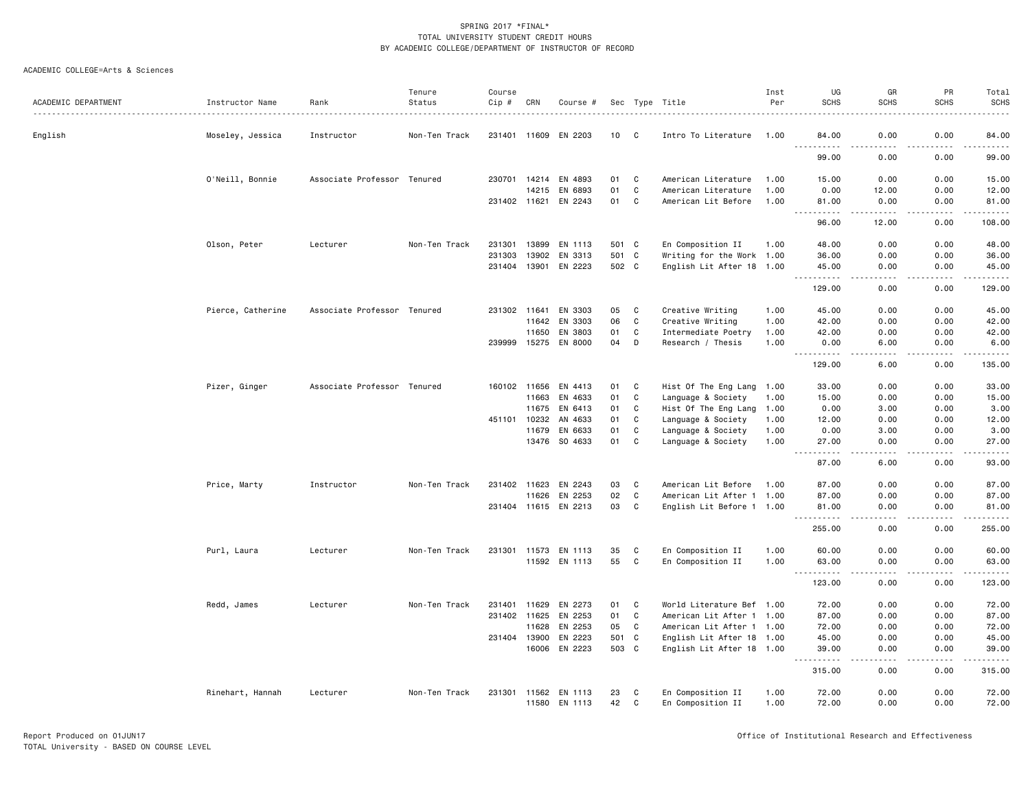SPRING 2017 *FINAL*
TOTAL UNIVERSITY STUDENT CREDIT HOURS
BY ACADEMIC COLLEGE/DEPARTMENT OF INSTRUCTOR OF RECORD

ACADEMIC COLLEGE=Arts & Sciences

| ACADEMIC DEPARTMENT | Instructor Name | Rank | Tenure Status | Course Cip # | CRN | Course # | Sec | Type | Title | Inst Per | UG SCHS | GR SCHS | PR SCHS | Total SCHS |
|---|---|---|---|---|---|---|---|---|---|---|---|---|---|---|
| English | Moseley, Jessica | Instructor | Non-Ten Track | 231401 | 11609 | EN 2203 | 10 | C | Intro To Literature | 1.00 | 84.00 | 0.00 | 0.00 | 84.00 |
| | | | | | | | | | | | 99.00 | 0.00 | 0.00 | 99.00 |
| | O'Neill, Bonnie | Associate Professor | Tenured | 230701 | 14214 | EN 4893 | 01 | C | American Literature | 1.00 | 15.00 | 0.00 | 0.00 | 15.00 |
| | | | | | 14215 | EN 6893 | 01 | C | American Literature | 1.00 | 0.00 | 12.00 | 0.00 | 12.00 |
| | | | | 231402 | 11621 | EN 2243 | 01 | C | American Lit Before | 1.00 | 81.00 | 0.00 | 0.00 | 81.00 |
| | | | | | | | | | | | 96.00 | 12.00 | 0.00 | 108.00 |
| | Olson, Peter | Lecturer | Non-Ten Track | 231301 | 13899 | EN 1113 | 501 | C | En Composition II | 1.00 | 48.00 | 0.00 | 0.00 | 48.00 |
| | | | | 231303 | 13902 | EN 3313 | 501 | C | Writing for the Work | 1.00 | 36.00 | 0.00 | 0.00 | 36.00 |
| | | | | 231404 | 13901 | EN 2223 | 502 | C | English Lit After 18 | 1.00 | 45.00 | 0.00 | 0.00 | 45.00 |
| | | | | | | | | | | | 129.00 | 0.00 | 0.00 | 129.00 |
| | Pierce, Catherine | Associate Professor | Tenured | 231302 | 11641 | EN 3303 | 05 | C | Creative Writing | 1.00 | 45.00 | 0.00 | 0.00 | 45.00 |
| | | | | | 11642 | EN 3303 | 06 | C | Creative Writing | 1.00 | 42.00 | 0.00 | 0.00 | 42.00 |
| | | | | | 11650 | EN 3803 | 01 | C | Intermediate Poetry | 1.00 | 42.00 | 0.00 | 0.00 | 42.00 |
| | | | | 239999 | 15275 | EN 8000 | 04 | D | Research / Thesis | 1.00 | 0.00 | 6.00 | 0.00 | 6.00 |
| | | | | | | | | | | | 129.00 | 6.00 | 0.00 | 135.00 |
| | Pizer, Ginger | Associate Professor | Tenured | 160102 | 11656 | EN 4413 | 01 | C | Hist Of The Eng Lang | 1.00 | 33.00 | 0.00 | 0.00 | 33.00 |
| | | | | | 11663 | EN 4633 | 01 | C | Language & Society | 1.00 | 15.00 | 0.00 | 0.00 | 15.00 |
| | | | | | 11675 | EN 6413 | 01 | C | Hist Of The Eng Lang | 1.00 | 0.00 | 3.00 | 0.00 | 3.00 |
| | | | | 451101 | 10232 | AN 4633 | 01 | C | Language & Society | 1.00 | 12.00 | 0.00 | 0.00 | 12.00 |
| | | | | | 11679 | EN 6633 | 01 | C | Language & Society | 1.00 | 0.00 | 3.00 | 0.00 | 3.00 |
| | | | | | 13476 | SO 4633 | 01 | C | Language & Society | 1.00 | 27.00 | 0.00 | 0.00 | 27.00 |
| | | | | | | | | | | | 87.00 | 6.00 | 0.00 | 93.00 |
| | Price, Marty | Instructor | Non-Ten Track | 231402 | 11623 | EN 2243 | 03 | C | American Lit Before | 1.00 | 87.00 | 0.00 | 0.00 | 87.00 |
| | | | | | 11626 | EN 2253 | 02 | C | American Lit After 1 | 1.00 | 87.00 | 0.00 | 0.00 | 87.00 |
| | | | | 231404 | 11615 | EN 2213 | 03 | C | English Lit Before 1 | 1.00 | 81.00 | 0.00 | 0.00 | 81.00 |
| | | | | | | | | | | | 255.00 | 0.00 | 0.00 | 255.00 |
| | Purl, Laura | Lecturer | Non-Ten Track | 231301 | 11573 | EN 1113 | 35 | C | En Composition II | 1.00 | 60.00 | 0.00 | 0.00 | 60.00 |
| | | | | | 11592 | EN 1113 | 55 | C | En Composition II | 1.00 | 63.00 | 0.00 | 0.00 | 63.00 |
| | | | | | | | | | | | 123.00 | 0.00 | 0.00 | 123.00 |
| | Redd, James | Lecturer | Non-Ten Track | 231401 | 11629 | EN 2273 | 01 | C | World Literature Bef | 1.00 | 72.00 | 0.00 | 0.00 | 72.00 |
| | | | | 231402 | 11625 | EN 2253 | 01 | C | American Lit After 1 | 1.00 | 87.00 | 0.00 | 0.00 | 87.00 |
| | | | | | 11628 | EN 2253 | 05 | C | American Lit After 1 | 1.00 | 72.00 | 0.00 | 0.00 | 72.00 |
| | | | | 231404 | 13900 | EN 2223 | 501 | C | English Lit After 18 | 1.00 | 45.00 | 0.00 | 0.00 | 45.00 |
| | | | | | 16006 | EN 2223 | 503 | C | English Lit After 18 | 1.00 | 39.00 | 0.00 | 0.00 | 39.00 |
| | | | | | | | | | | | 315.00 | 0.00 | 0.00 | 315.00 |
| | Rinehart, Hannah | Lecturer | Non-Ten Track | 231301 | 11562 | EN 1113 | 23 | C | En Composition II | 1.00 | 72.00 | 0.00 | 0.00 | 72.00 |
| | | | | | 11580 | EN 1113 | 42 | C | En Composition II | 1.00 | 72.00 | 0.00 | 0.00 | 72.00 |

Report Produced on 01JUN17
TOTAL University - BASED ON COURSE LEVEL

Office of Institutional Research and Effectiveness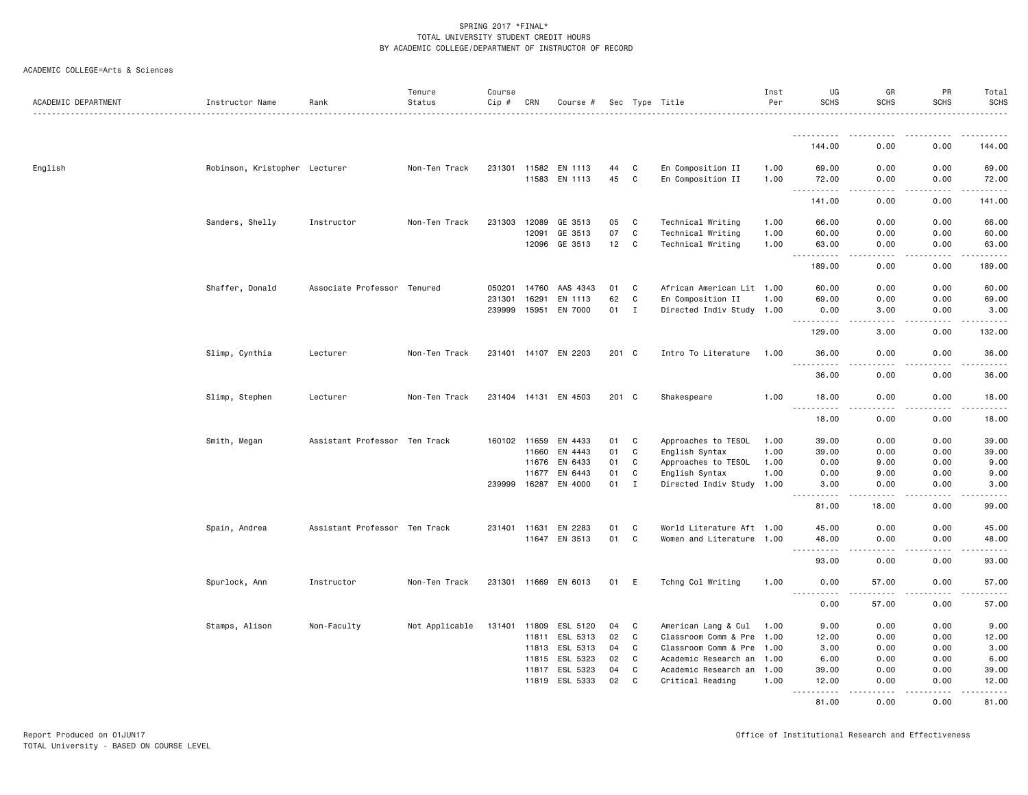SPRING 2017 *FINAL*
TOTAL UNIVERSITY STUDENT CREDIT HOURS
BY ACADEMIC COLLEGE/DEPARTMENT OF INSTRUCTOR OF RECORD

ACADEMIC COLLEGE=Arts & Sciences

| ACADEMIC DEPARTMENT | Instructor Name | Rank | Tenure Status | Course Cip # | CRN | Course # | Sec | Type | Title | Inst Per | UG SCHS | GR SCHS | PR SCHS | Total SCHS |
|---|---|---|---|---|---|---|---|---|---|---|---|---|---|---|
| | | | | | | | | | | | 144.00 | 0.00 | 0.00 | 144.00 |
| English | Robinson, Kristopher | Lecturer | Non-Ten Track | 231301 | 11582 | EN 1113 | 44 | C | En Composition II | 1.00 | 69.00 | 0.00 | 0.00 | 69.00 |
| | | | | | 11583 | EN 1113 | 45 | C | En Composition II | 1.00 | 72.00 | 0.00 | 0.00 | 72.00 |
| | | | | | | | | | | | 141.00 | 0.00 | 0.00 | 141.00 |
| | Sanders, Shelly | Instructor | Non-Ten Track | 231303 | 12089 | GE 3513 | 05 | C | Technical Writing | 1.00 | 66.00 | 0.00 | 0.00 | 66.00 |
| | | | | | 12091 | GE 3513 | 07 | C | Technical Writing | 1.00 | 60.00 | 0.00 | 0.00 | 60.00 |
| | | | | | 12096 | GE 3513 | 12 | C | Technical Writing | 1.00 | 63.00 | 0.00 | 0.00 | 63.00 |
| | | | | | | | | | | | 189.00 | 0.00 | 0.00 | 189.00 |
| | Shaffer, Donald | Associate Professor | Tenured | 050201 | 14760 | AAS 4343 | 01 | C | African American Lit | 1.00 | 60.00 | 0.00 | 0.00 | 60.00 |
| | | | | 231301 | 16291 | EN 1113 | 62 | C | En Composition II | 1.00 | 69.00 | 0.00 | 0.00 | 69.00 |
| | | | | 239999 | 15951 | EN 7000 | 01 | I | Directed Indiv Study | 1.00 | 0.00 | 3.00 | 0.00 | 3.00 |
| | | | | | | | | | | | 129.00 | 3.00 | 0.00 | 132.00 |
| | Slimp, Cynthia | Lecturer | Non-Ten Track | 231401 | 14107 | EN 2203 | 201 | C | Intro To Literature | 1.00 | 36.00 | 0.00 | 0.00 | 36.00 |
| | | | | | | | | | | | 36.00 | 0.00 | 0.00 | 36.00 |
| | Slimp, Stephen | Lecturer | Non-Ten Track | 231404 | 14131 | EN 4503 | 201 | C | Shakespeare | 1.00 | 18.00 | 0.00 | 0.00 | 18.00 |
| | | | | | | | | | | | 18.00 | 0.00 | 0.00 | 18.00 |
| | Smith, Megan | Assistant Professor | Ten Track | 160102 | 11659 | EN 4433 | 01 | C | Approaches to TESOL | 1.00 | 39.00 | 0.00 | 0.00 | 39.00 |
| | | | | | 11660 | EN 4443 | 01 | C | English Syntax | 1.00 | 39.00 | 0.00 | 0.00 | 39.00 |
| | | | | | 11676 | EN 6433 | 01 | C | Approaches to TESOL | 1.00 | 0.00 | 9.00 | 0.00 | 9.00 |
| | | | | | 11677 | EN 6443 | 01 | C | English Syntax | 1.00 | 0.00 | 9.00 | 0.00 | 9.00 |
| | | | | 239999 | 16287 | EN 4000 | 01 | I | Directed Indiv Study | 1.00 | 3.00 | 0.00 | 0.00 | 3.00 |
| | | | | | | | | | | | 81.00 | 18.00 | 0.00 | 99.00 |
| | Spain, Andrea | Assistant Professor | Ten Track | 231401 | 11631 | EN 2283 | 01 | C | World Literature Aft | 1.00 | 45.00 | 0.00 | 0.00 | 45.00 |
| | | | | | 11647 | EN 3513 | 01 | C | Women and Literature | 1.00 | 48.00 | 0.00 | 0.00 | 48.00 |
| | | | | | | | | | | | 93.00 | 0.00 | 0.00 | 93.00 |
| | Spurlock, Ann | Instructor | Non-Ten Track | 231301 | 11669 | EN 6013 | 01 | E | Tchng Col Writing | 1.00 | 0.00 | 57.00 | 0.00 | 57.00 |
| | | | | | | | | | | | 0.00 | 57.00 | 0.00 | 57.00 |
| | Stamps, Alison | Non-Faculty | Not Applicable | 131401 | 11809 | ESL 5120 | 04 | C | American Lang & Cul | 1.00 | 9.00 | 0.00 | 0.00 | 9.00 |
| | | | | | 11811 | ESL 5313 | 02 | C | Classroom Comm & Pre | 1.00 | 12.00 | 0.00 | 0.00 | 12.00 |
| | | | | | 11813 | ESL 5313 | 04 | C | Classroom Comm & Pre | 1.00 | 3.00 | 0.00 | 0.00 | 3.00 |
| | | | | | 11815 | ESL 5323 | 02 | C | Academic Research an | 1.00 | 6.00 | 0.00 | 0.00 | 6.00 |
| | | | | | 11817 | ESL 5323 | 04 | C | Academic Research an | 1.00 | 39.00 | 0.00 | 0.00 | 39.00 |
| | | | | | 11819 | ESL 5333 | 02 | C | Critical Reading | 1.00 | 12.00 | 0.00 | 0.00 | 12.00 |
| | | | | | | | | | | | 81.00 | 0.00 | 0.00 | 81.00 |

Report Produced on 01JUN17
TOTAL University - BASED ON COURSE LEVEL

Office of Institutional Research and Effectiveness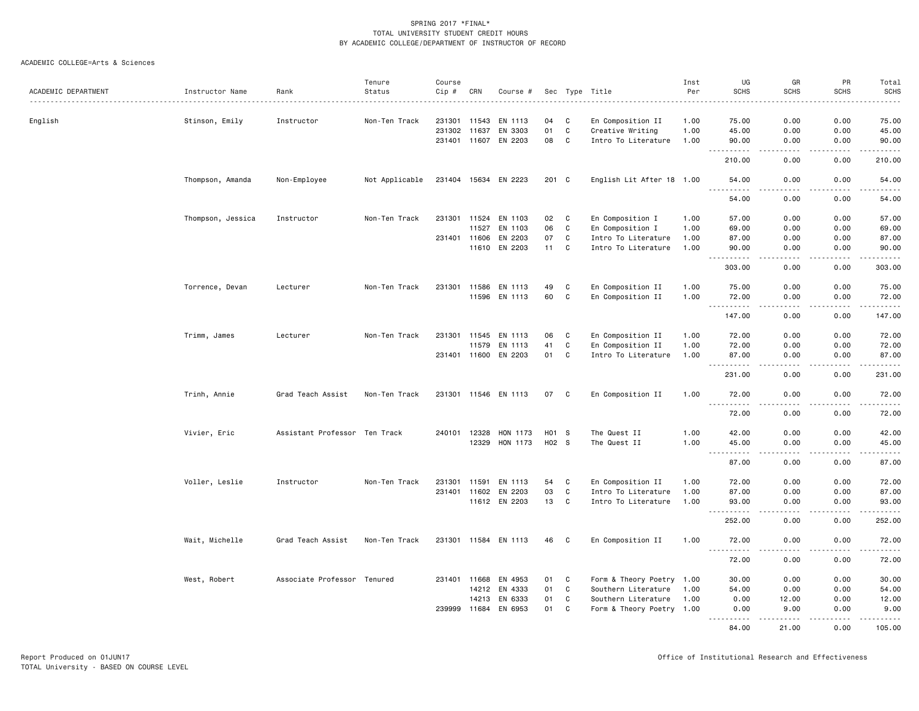SPRING 2017 *FINAL*
TOTAL UNIVERSITY STUDENT CREDIT HOURS
BY ACADEMIC COLLEGE/DEPARTMENT OF INSTRUCTOR OF RECORD

ACADEMIC COLLEGE=Arts & Sciences

| ACADEMIC DEPARTMENT | Instructor Name | Rank | Tenure Status | Course Cip # | CRN | Course # | Sec | Type | Title | Inst Per | UG SCHS | GR SCHS | PR SCHS | Total SCHS |
|---|---|---|---|---|---|---|---|---|---|---|---|---|---|---|
| English | Stinson, Emily | Instructor | Non-Ten Track | 231301 | 11543 | EN 1113 | 04 | C | En Composition II | 1.00 | 75.00 | 0.00 | 0.00 | 75.00 |
| | | | | 231302 | 11637 | EN 3303 | 01 | C | Creative Writing | 1.00 | 45.00 | 0.00 | 0.00 | 45.00 |
| | | | | 231401 | 11607 | EN 2203 | 08 | C | Intro To Literature | 1.00 | 90.00 | 0.00 | 0.00 | 90.00 |
| | | | | | | | | | | | 210.00 | 0.00 | 0.00 | 210.00 |
| | Thompson, Amanda | Non-Employee | Not Applicable | 231404 | 15634 | EN 2223 | 201 | C | English Lit After 18 | 1.00 | 54.00 | 0.00 | 0.00 | 54.00 |
| | | | | | | | | | | | 54.00 | 0.00 | 0.00 | 54.00 |
| | Thompson, Jessica | Instructor | Non-Ten Track | 231301 | 11524 | EN 1103 | 02 | C | En Composition I | 1.00 | 57.00 | 0.00 | 0.00 | 57.00 |
| | | | | | 11527 | EN 1103 | 06 | C | En Composition I | 1.00 | 69.00 | 0.00 | 0.00 | 69.00 |
| | | | | 231401 | 11606 | EN 2203 | 07 | C | Intro To Literature | 1.00 | 87.00 | 0.00 | 0.00 | 87.00 |
| | | | | | 11610 | EN 2203 | 11 | C | Intro To Literature | 1.00 | 90.00 | 0.00 | 0.00 | 90.00 |
| | | | | | | | | | | | 303.00 | 0.00 | 0.00 | 303.00 |
| | Torrence, Devan | Lecturer | Non-Ten Track | 231301 | 11586 | EN 1113 | 49 | C | En Composition II | 1.00 | 75.00 | 0.00 | 0.00 | 75.00 |
| | | | | | 11596 | EN 1113 | 60 | C | En Composition II | 1.00 | 72.00 | 0.00 | 0.00 | 72.00 |
| | | | | | | | | | | | 147.00 | 0.00 | 0.00 | 147.00 |
| | Trimm, James | Lecturer | Non-Ten Track | 231301 | 11545 | EN 1113 | 06 | C | En Composition II | 1.00 | 72.00 | 0.00 | 0.00 | 72.00 |
| | | | | | 11579 | EN 1113 | 41 | C | En Composition II | 1.00 | 72.00 | 0.00 | 0.00 | 72.00 |
| | | | | 231401 | 11600 | EN 2203 | 01 | C | Intro To Literature | 1.00 | 87.00 | 0.00 | 0.00 | 87.00 |
| | | | | | | | | | | | 231.00 | 0.00 | 0.00 | 231.00 |
| | Trinh, Annie | Grad Teach Assist | Non-Ten Track | 231301 | 11546 | EN 1113 | 07 | C | En Composition II | 1.00 | 72.00 | 0.00 | 0.00 | 72.00 |
| | | | | | | | | | | | 72.00 | 0.00 | 0.00 | 72.00 |
| | Vivier, Eric | Assistant Professor | Ten Track | 240101 | 12328 | HON 1173 | H01 | S | The Quest II | 1.00 | 42.00 | 0.00 | 0.00 | 42.00 |
| | | | | | 12329 | HON 1173 | H02 | S | The Quest II | 1.00 | 45.00 | 0.00 | 0.00 | 45.00 |
| | | | | | | | | | | | 87.00 | 0.00 | 0.00 | 87.00 |
| | Voller, Leslie | Instructor | Non-Ten Track | 231301 | 11591 | EN 1113 | 54 | C | En Composition II | 1.00 | 72.00 | 0.00 | 0.00 | 72.00 |
| | | | | 231401 | 11602 | EN 2203 | 03 | C | Intro To Literature | 1.00 | 87.00 | 0.00 | 0.00 | 87.00 |
| | | | | | 11612 | EN 2203 | 13 | C | Intro To Literature | 1.00 | 93.00 | 0.00 | 0.00 | 93.00 |
| | | | | | | | | | | | 252.00 | 0.00 | 0.00 | 252.00 |
| | Wait, Michelle | Grad Teach Assist | Non-Ten Track | 231301 | 11584 | EN 1113 | 46 | C | En Composition II | 1.00 | 72.00 | 0.00 | 0.00 | 72.00 |
| | | | | | | | | | | | 72.00 | 0.00 | 0.00 | 72.00 |
| | West, Robert | Associate Professor | Tenured | 231401 | 11668 | EN 4953 | 01 | C | Form & Theory Poetry | 1.00 | 30.00 | 0.00 | 0.00 | 30.00 |
| | | | | | 14212 | EN 4333 | 01 | C | Southern Literature | 1.00 | 54.00 | 0.00 | 0.00 | 54.00 |
| | | | | | 14213 | EN 6333 | 01 | C | Southern Literature | 1.00 | 0.00 | 12.00 | 0.00 | 12.00 |
| | | | | 239999 | 11684 | EN 6953 | 01 | C | Form & Theory Poetry | 1.00 | 0.00 | 9.00 | 0.00 | 9.00 |
| | | | | | | | | | | | 84.00 | 21.00 | 0.00 | 105.00 |

Report Produced on 01JUN17
TOTAL University - BASED ON COURSE LEVEL

Office of Institutional Research and Effectiveness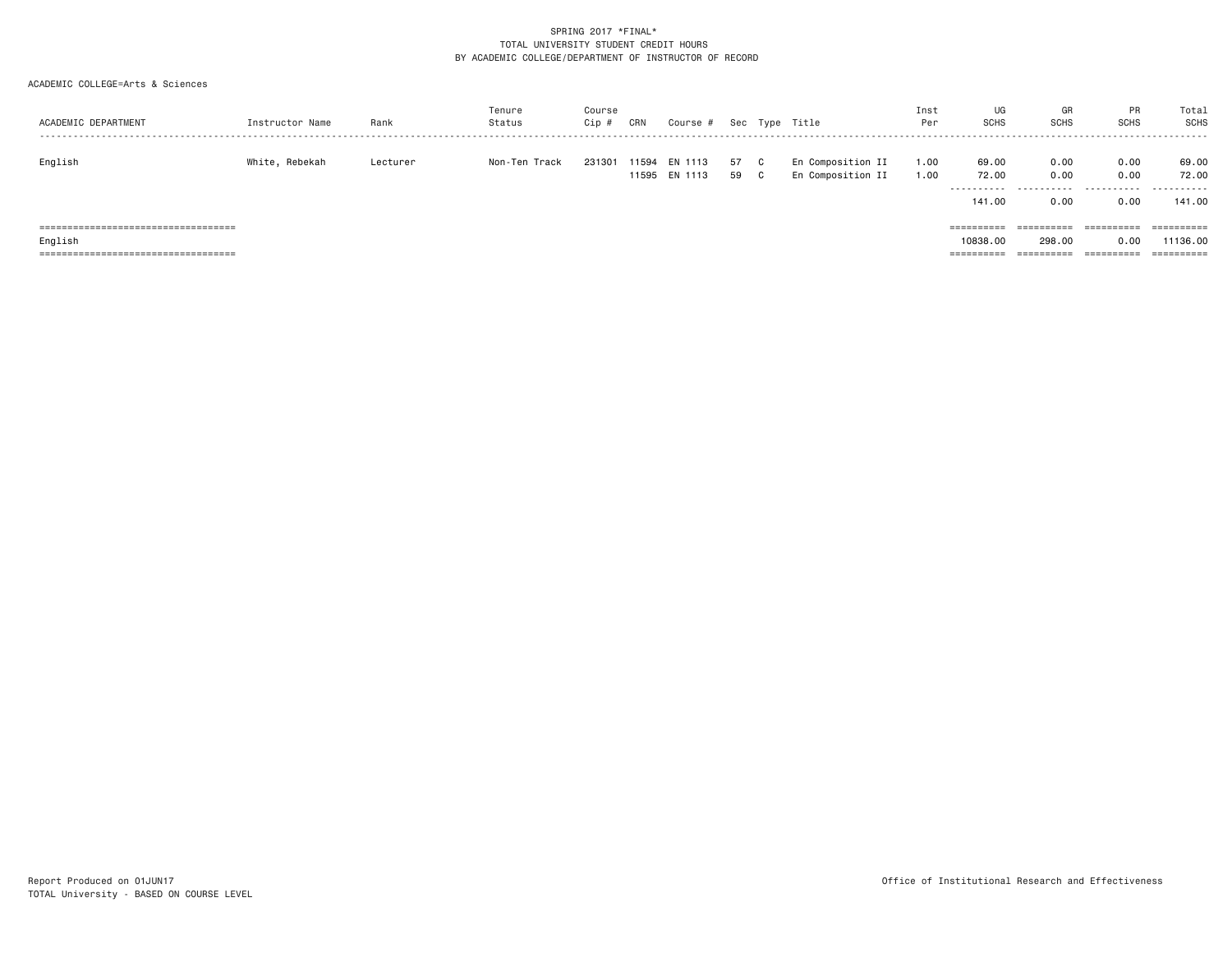SPRING 2017 *FINAL*
TOTAL UNIVERSITY STUDENT CREDIT HOURS
BY ACADEMIC COLLEGE/DEPARTMENT OF INSTRUCTOR OF RECORD

ACADEMIC COLLEGE=Arts & Sciences

| ACADEMIC DEPARTMENT | Instructor Name | Rank | Tenure Status | Course Cip # | CRN | Course # | Sec | Type | Title | Inst Per | UG SCHS | GR SCHS | PR SCHS | Total SCHS |
|---|---|---|---|---|---|---|---|---|---|---|---|---|---|---|
| English | White, Rebekah | Lecturer | Non-Ten Track | 231301 | 11594 | EN 1113 | 57 | C | En Composition II | 1.00 | 69.00 | 0.00 | 0.00 | 69.00 |
| | | | | | 11595 | EN 1113 | 59 | C | En Composition II | 1.00 | 72.00 | 0.00 | 0.00 | 72.00 |
| | | | | | | | | | | | 141.00 | 0.00 | 0.00 | 141.00 |
| English | | | | | | | | | | | 10838.00 | 298.00 | 0.00 | 11136.00 |

Report Produced on 01JUN17
TOTAL University - BASED ON COURSE LEVEL

Office of Institutional Research and Effectiveness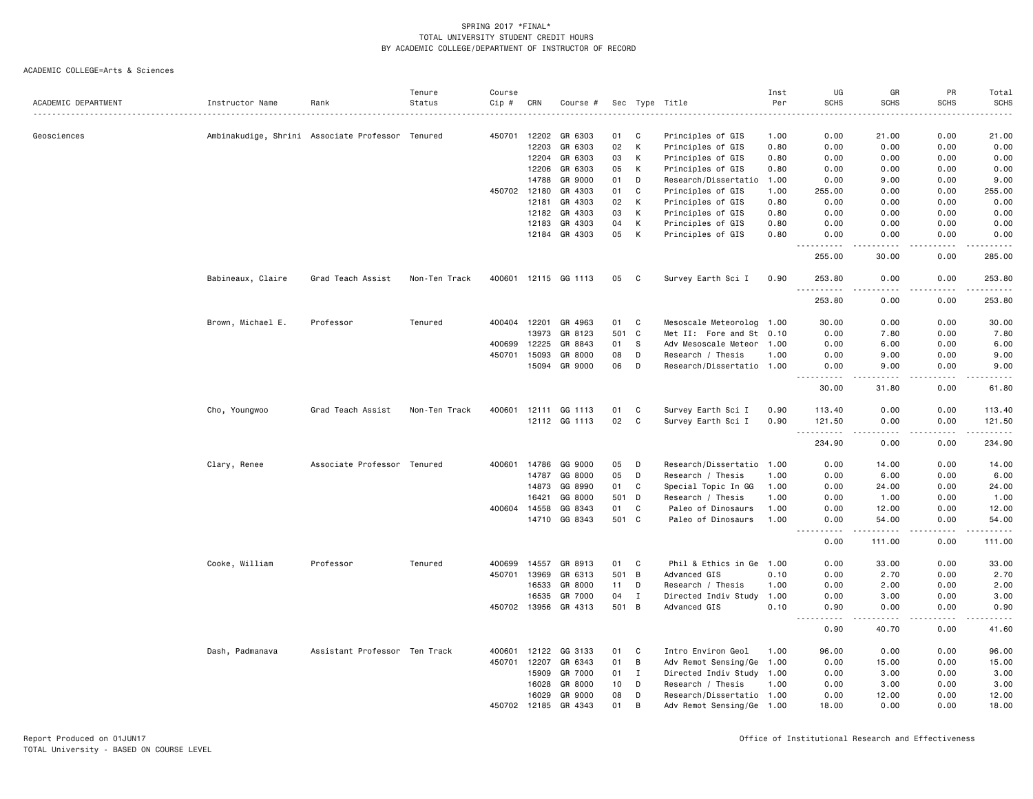SPRING 2017 *FINAL*
TOTAL UNIVERSITY STUDENT CREDIT HOURS
BY ACADEMIC COLLEGE/DEPARTMENT OF INSTRUCTOR OF RECORD

ACADEMIC COLLEGE=Arts & Sciences

| ACADEMIC DEPARTMENT | Instructor Name | Rank | Tenure Status | Course Cip # | CRN | Course # | Sec | Type | Title | Inst Per | UG SCHS | GR SCHS | PR SCHS | Total SCHS |
|---|---|---|---|---|---|---|---|---|---|---|---|---|---|---|
| Geosciences | Ambinakudige, Shrini | Associate Professor | Tenured | 450701 | 12202 | GR 6303 | 01 | C | Principles of GIS | 1.00 | 0.00 | 21.00 | 0.00 | 21.00 |
| | | | | | 12203 | GR 6303 | 02 | K | Principles of GIS | 0.80 | 0.00 | 0.00 | 0.00 | 0.00 |
| | | | | | 12204 | GR 6303 | 03 | K | Principles of GIS | 0.80 | 0.00 | 0.00 | 0.00 | 0.00 |
| | | | | | 12206 | GR 6303 | 05 | K | Principles of GIS | 0.80 | 0.00 | 0.00 | 0.00 | 0.00 |
| | | | | | 14788 | GR 9000 | 01 | D | Research/Dissertatio | 1.00 | 0.00 | 9.00 | 0.00 | 9.00 |
| | | | | 450702 | 12180 | GR 4303 | 01 | C | Principles of GIS | 1.00 | 255.00 | 0.00 | 0.00 | 255.00 |
| | | | | | 12181 | GR 4303 | 02 | K | Principles of GIS | 0.80 | 0.00 | 0.00 | 0.00 | 0.00 |
| | | | | | 12182 | GR 4303 | 03 | K | Principles of GIS | 0.80 | 0.00 | 0.00 | 0.00 | 0.00 |
| | | | | | 12183 | GR 4303 | 04 | K | Principles of GIS | 0.80 | 0.00 | 0.00 | 0.00 | 0.00 |
| | | | | | 12184 | GR 4303 | 05 | K | Principles of GIS | 0.80 | 0.00 | 0.00 | 0.00 | 0.00 |
| | | | | | | | | | | | 255.00 | 30.00 | 0.00 | 285.00 |
| | Babineaux, Claire | Grad Teach Assist | Non-Ten Track | 400601 | 12115 | GG 1113 | 05 | C | Survey Earth Sci I | 0.90 | 253.80 | 0.00 | 0.00 | 253.80 |
| | | | | | | | | | | | 253.80 | 0.00 | 0.00 | 253.80 |
| | Brown, Michael E. | Professor | Tenured | 400404 | 12201 | GR 4963 | 01 | C | Mesoscale Meteorolog | 1.00 | 30.00 | 0.00 | 0.00 | 30.00 |
| | | | | | 13973 | GR 8123 | 501 | C | Met II: Fore and St | 0.10 | 0.00 | 7.80 | 0.00 | 7.80 |
| | | | | 400699 | 12225 | GR 8843 | 01 | S | Adv Mesoscale Meteor | 1.00 | 0.00 | 6.00 | 0.00 | 6.00 |
| | | | | 450701 | 15093 | GR 8000 | 08 | D | Research / Thesis | 1.00 | 0.00 | 9.00 | 0.00 | 9.00 |
| | | | | | 15094 | GR 9000 | 06 | D | Research/Dissertatio | 1.00 | 0.00 | 9.00 | 0.00 | 9.00 |
| | | | | | | | | | | | 30.00 | 31.80 | 0.00 | 61.80 |
| | Cho, Youngwoo | Grad Teach Assist | Non-Ten Track | 400601 | 12111 | GG 1113 | 01 | C | Survey Earth Sci I | 0.90 | 113.40 | 0.00 | 0.00 | 113.40 |
| | | | | | 12112 | GG 1113 | 02 | C | Survey Earth Sci I | 0.90 | 121.50 | 0.00 | 0.00 | 121.50 |
| | | | | | | | | | | | 234.90 | 0.00 | 0.00 | 234.90 |
| | Clary, Renee | Associate Professor | Tenured | 400601 | 14786 | GG 9000 | 05 | D | Research/Dissertatio | 1.00 | 0.00 | 14.00 | 0.00 | 14.00 |
| | | | | | 14787 | GG 8000 | 05 | D | Research / Thesis | 1.00 | 0.00 | 6.00 | 0.00 | 6.00 |
| | | | | | 14873 | GG 8990 | 01 | C | Special Topic In GG | 1.00 | 0.00 | 24.00 | 0.00 | 24.00 |
| | | | | | 16421 | GG 8000 | 501 | D | Research / Thesis | 1.00 | 0.00 | 1.00 | 0.00 | 1.00 |
| | | | | 400604 | 14558 | GG 8343 | 01 | C | Paleo of Dinosaurs | 1.00 | 0.00 | 12.00 | 0.00 | 12.00 |
| | | | | | 14710 | GG 8343 | 501 | C | Paleo of Dinosaurs | 1.00 | 0.00 | 54.00 | 0.00 | 54.00 |
| | | | | | | | | | | | 0.00 | 111.00 | 0.00 | 111.00 |
| | Cooke, William | Professor | Tenured | 400699 | 14557 | GR 8913 | 01 | C | Phil & Ethics in Ge | 1.00 | 0.00 | 33.00 | 0.00 | 33.00 |
| | | | | 450701 | 13969 | GR 6313 | 501 | B | Advanced GIS | 0.10 | 0.00 | 2.70 | 0.00 | 2.70 |
| | | | | | 16533 | GR 8000 | 11 | D | Research / Thesis | 1.00 | 0.00 | 2.00 | 0.00 | 2.00 |
| | | | | | 16535 | GR 7000 | 04 | I | Directed Indiv Study | 1.00 | 0.00 | 3.00 | 0.00 | 3.00 |
| | | | | 450702 | 13956 | GR 4313 | 501 | B | Advanced GIS | 0.10 | 0.90 | 0.00 | 0.00 | 0.90 |
| | | | | | | | | | | | 0.90 | 40.70 | 0.00 | 41.60 |
| | Dash, Padmanava | Assistant Professor | Ten Track | 400601 | 12122 | GG 3133 | 01 | C | Intro Environ Geol | 1.00 | 96.00 | 0.00 | 0.00 | 96.00 |
| | | | | 450701 | 12207 | GR 6343 | 01 | B | Adv Remot Sensing/Ge | 1.00 | 0.00 | 15.00 | 0.00 | 15.00 |
| | | | | | 15909 | GR 7000 | 01 | I | Directed Indiv Study | 1.00 | 0.00 | 3.00 | 0.00 | 3.00 |
| | | | | | 16028 | GR 8000 | 10 | D | Research / Thesis | 1.00 | 0.00 | 3.00 | 0.00 | 3.00 |
| | | | | | 16029 | GR 9000 | 08 | D | Research/Dissertatio | 1.00 | 0.00 | 12.00 | 0.00 | 12.00 |
| | | | | 450702 | 12185 | GR 4343 | 01 | B | Adv Remot Sensing/Ge | 1.00 | 18.00 | 0.00 | 0.00 | 18.00 |

Report Produced on 01JUN17
TOTAL University - BASED ON COURSE LEVEL

Office of Institutional Research and Effectiveness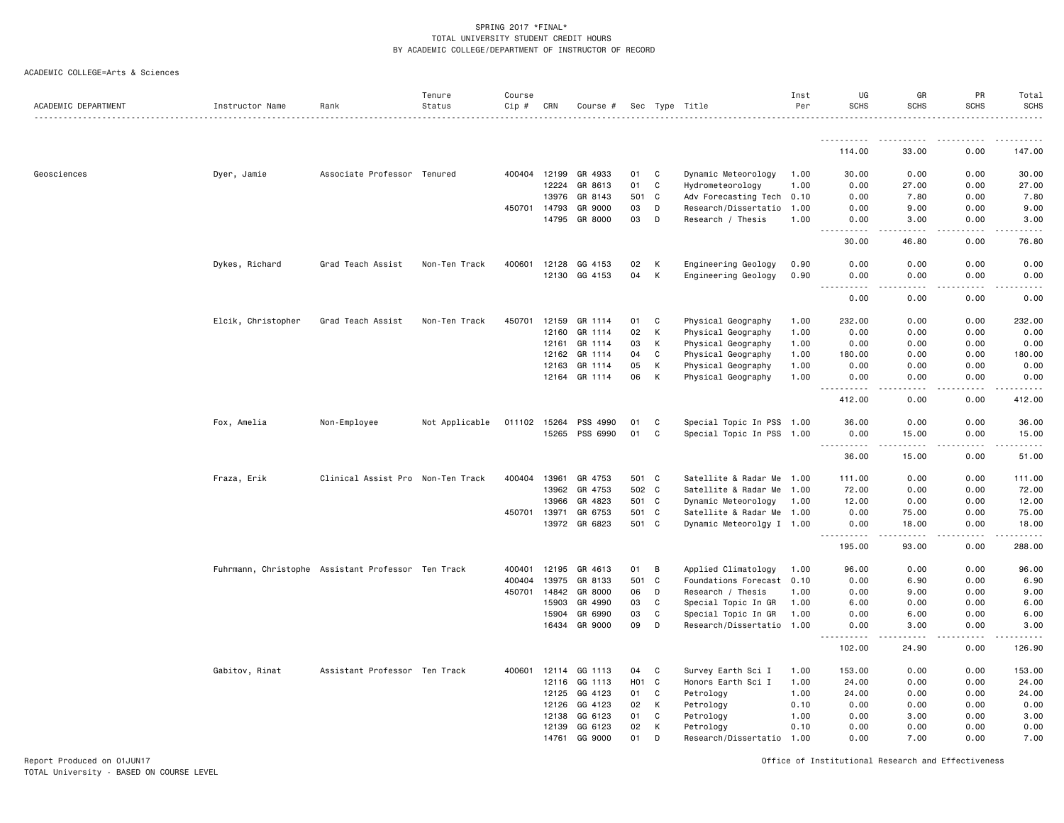SPRING 2017 *FINAL*
TOTAL UNIVERSITY STUDENT CREDIT HOURS
BY ACADEMIC COLLEGE/DEPARTMENT OF INSTRUCTOR OF RECORD

ACADEMIC COLLEGE=Arts & Sciences

| ACADEMIC DEPARTMENT | Instructor Name | Rank | Tenure Status | Course Cip # | CRN | Course # | Sec | Type | Title | Inst Per | UG SCHS | GR SCHS | PR SCHS | Total SCHS |
|---|---|---|---|---|---|---|---|---|---|---|---|---|---|---|
| | | | | | | | | | | | 114.00 | 33.00 | 0.00 | 147.00 |
| Geosciences | Dyer, Jamie | Associate Professor | Tenured | 400404 | 12199 | GR 4933 | 01 | C | Dynamic Meteorology | 1.00 | 30.00 | 0.00 | 0.00 | 30.00 |
| | | | | | 12224 | GR 8613 | 01 | C | Hydrometeorology | 1.00 | 0.00 | 27.00 | 0.00 | 27.00 |
| | | | | | 13976 | GR 8143 | 501 | C | Adv Forecasting Tech | 0.10 | 0.00 | 7.80 | 0.00 | 7.80 |
| | | | | 450701 | 14793 | GR 9000 | 03 | D | Research/Dissertatio | 1.00 | 0.00 | 9.00 | 0.00 | 9.00 |
| | | | | | 14795 | GR 8000 | 03 | D | Research / Thesis | 1.00 | 0.00 | 3.00 | 0.00 | 3.00 |
| | | | | | | | | | | | 30.00 | 46.80 | 0.00 | 76.80 |
| | Dykes, Richard | Grad Teach Assist | Non-Ten Track | 400601 | 12128 | GG 4153 | 02 | K | Engineering Geology | 0.90 | 0.00 | 0.00 | 0.00 | 0.00 |
| | | | | | 12130 | GG 4153 | 04 | K | Engineering Geology | 0.90 | 0.00 | 0.00 | 0.00 | 0.00 |
| | | | | | | | | | | | 0.00 | 0.00 | 0.00 | 0.00 |
| | Elcik, Christopher | Grad Teach Assist | Non-Ten Track | 450701 | 12159 | GR 1114 | 01 | C | Physical Geography | 1.00 | 232.00 | 0.00 | 0.00 | 232.00 |
| | | | | | 12160 | GR 1114 | 02 | K | Physical Geography | 1.00 | 0.00 | 0.00 | 0.00 | 0.00 |
| | | | | | 12161 | GR 1114 | 03 | K | Physical Geography | 1.00 | 0.00 | 0.00 | 0.00 | 0.00 |
| | | | | | 12162 | GR 1114 | 04 | C | Physical Geography | 1.00 | 180.00 | 0.00 | 0.00 | 180.00 |
| | | | | | 12163 | GR 1114 | 05 | K | Physical Geography | 1.00 | 0.00 | 0.00 | 0.00 | 0.00 |
| | | | | | 12164 | GR 1114 | 06 | K | Physical Geography | 1.00 | 0.00 | 0.00 | 0.00 | 0.00 |
| | | | | | | | | | | | 412.00 | 0.00 | 0.00 | 412.00 |
| | Fox, Amelia | Non-Employee | Not Applicable | 011102 | 15264 | PSS 4990 | 01 | C | Special Topic In PSS | 1.00 | 36.00 | 0.00 | 0.00 | 36.00 |
| | | | | | 15265 | PSS 6990 | 01 | C | Special Topic In PSS | 1.00 | 0.00 | 15.00 | 0.00 | 15.00 |
| | | | | | | | | | | | 36.00 | 15.00 | 0.00 | 51.00 |
| | Fraza, Erik | Clinical Assist Pro | Non-Ten Track | 400404 | 13961 | GR 4753 | 501 | C | Satellite & Radar Me | 1.00 | 111.00 | 0.00 | 0.00 | 111.00 |
| | | | | | 13962 | GR 4753 | 502 | C | Satellite & Radar Me | 1.00 | 72.00 | 0.00 | 0.00 | 72.00 |
| | | | | | 13966 | GR 4823 | 501 | C | Dynamic Meteorology | 1.00 | 12.00 | 0.00 | 0.00 | 12.00 |
| | | | | 450701 | 13971 | GR 6753 | 501 | C | Satellite & Radar Me | 1.00 | 0.00 | 75.00 | 0.00 | 75.00 |
| | | | | | 13972 | GR 6823 | 501 | C | Dynamic Meteorolgy I | 1.00 | 0.00 | 18.00 | 0.00 | 18.00 |
| | | | | | | | | | | | 195.00 | 93.00 | 0.00 | 288.00 |
| | Fuhrmann, Christophe | Assistant Professor | Ten Track | 400401 | 12195 | GR 4613 | 01 | B | Applied Climatology | 1.00 | 96.00 | 0.00 | 0.00 | 96.00 |
| | | | | 400404 | 13975 | GR 8133 | 501 | C | Foundations Forecast | 0.10 | 0.00 | 6.90 | 0.00 | 6.90 |
| | | | | 450701 | 14842 | GR 8000 | 06 | D | Research / Thesis | 1.00 | 0.00 | 9.00 | 0.00 | 9.00 |
| | | | | | 15903 | GR 4990 | 03 | C | Special Topic In GR | 1.00 | 6.00 | 0.00 | 0.00 | 6.00 |
| | | | | | 15904 | GR 6990 | 03 | C | Special Topic In GR | 1.00 | 0.00 | 6.00 | 0.00 | 6.00 |
| | | | | | 16434 | GR 9000 | 09 | D | Research/Dissertatio | 1.00 | 0.00 | 3.00 | 0.00 | 3.00 |
| | | | | | | | | | | | 102.00 | 24.90 | 0.00 | 126.90 |
| | Gabitov, Rinat | Assistant Professor | Ten Track | 400601 | 12114 | GG 1113 | 04 | C | Survey Earth Sci I | 1.00 | 153.00 | 0.00 | 0.00 | 153.00 |
| | | | | | 12116 | GG 1113 | H01 | C | Honors Earth Sci I | 1.00 | 24.00 | 0.00 | 0.00 | 24.00 |
| | | | | | 12125 | GG 4123 | 01 | C | Petrology | 1.00 | 24.00 | 0.00 | 0.00 | 24.00 |
| | | | | | 12126 | GG 4123 | 02 | K | Petrology | 0.10 | 0.00 | 0.00 | 0.00 | 0.00 |
| | | | | | 12138 | GG 6123 | 01 | C | Petrology | 1.00 | 0.00 | 3.00 | 0.00 | 3.00 |
| | | | | | 12139 | GG 6123 | 02 | K | Petrology | 0.10 | 0.00 | 0.00 | 0.00 | 0.00 |
| | | | | | 14761 | GG 9000 | 01 | D | Research/Dissertatio | 1.00 | 0.00 | 7.00 | 0.00 | 7.00 |

Report Produced on 01JUN17
TOTAL University - BASED ON COURSE LEVEL

Office of Institutional Research and Effectiveness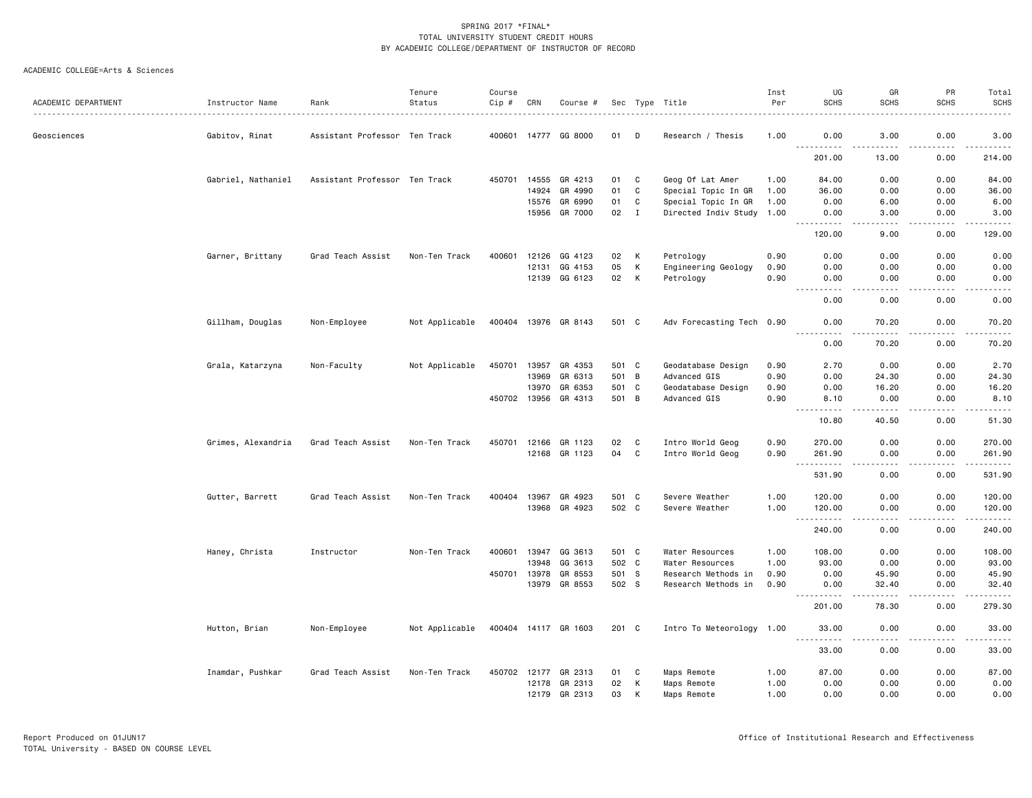SPRING 2017 *FINAL*
TOTAL UNIVERSITY STUDENT CREDIT HOURS
BY ACADEMIC COLLEGE/DEPARTMENT OF INSTRUCTOR OF RECORD

ACADEMIC COLLEGE=Arts & Sciences

| ACADEMIC DEPARTMENT | Instructor Name | Rank | Tenure Status | Course Cip # | CRN | Course # | Sec | Type | Title | Inst Per | UG SCHS | GR SCHS | PR SCHS | Total SCHS |
|---|---|---|---|---|---|---|---|---|---|---|---|---|---|---|
| Geosciences | Gabitov, Rinat | Assistant Professor | Ten Track | 400601 | 14777 | GG 8000 | 01 | D | Research / Thesis | 1.00 | 0.00 | 3.00 | 0.00 | 3.00 |
| | | | | | | | | | | | 201.00 | 13.00 | 0.00 | 214.00 |
| | Gabriel, Nathaniel | Assistant Professor | Ten Track | 450701 | 14555 | GR 4213 | 01 | C | Geog Of Lat Amer | 1.00 | 84.00 | 0.00 | 0.00 | 84.00 |
| | | | | | 14924 | GR 4990 | 01 | C | Special Topic In GR | 1.00 | 36.00 | 0.00 | 0.00 | 36.00 |
| | | | | | 15576 | GR 6990 | 01 | C | Special Topic In GR | 1.00 | 0.00 | 6.00 | 0.00 | 6.00 |
| | | | | | 15956 | GR 7000 | 02 | I | Directed Indiv Study | 1.00 | 0.00 | 3.00 | 0.00 | 3.00 |
| | | | | | | | | | | | 120.00 | 9.00 | 0.00 | 129.00 |
| | Garner, Brittany | Grad Teach Assist | Non-Ten Track | 400601 | 12126 | GG 4123 | 02 | K | Petrology | 0.90 | 0.00 | 0.00 | 0.00 | 0.00 |
| | | | | | 12131 | GG 4153 | 05 | K | Engineering Geology | 0.90 | 0.00 | 0.00 | 0.00 | 0.00 |
| | | | | | 12139 | GG 6123 | 02 | K | Petrology | 0.90 | 0.00 | 0.00 | 0.00 | 0.00 |
| | | | | | | | | | | | 0.00 | 0.00 | 0.00 | 0.00 |
| | Gillham, Douglas | Non-Employee | Not Applicable | 400404 | 13976 | GR 8143 | 501 | C | Adv Forecasting Tech | 0.90 | 0.00 | 70.20 | 0.00 | 70.20 |
| | | | | | | | | | | | 0.00 | 70.20 | 0.00 | 70.20 |
| | Grala, Katarzyna | Non-Faculty | Not Applicable | 450701 | 13957 | GR 4353 | 501 | C | Geodatabase Design | 0.90 | 2.70 | 0.00 | 0.00 | 2.70 |
| | | | | | 13969 | GR 6313 | 501 | B | Advanced GIS | 0.90 | 0.00 | 24.30 | 0.00 | 24.30 |
| | | | | | 13970 | GR 6353 | 501 | C | Geodatabase Design | 0.90 | 0.00 | 16.20 | 0.00 | 16.20 |
| | | | | 450702 | 13956 | GR 4313 | 501 | B | Advanced GIS | 0.90 | 8.10 | 0.00 | 0.00 | 8.10 |
| | | | | | | | | | | | 10.80 | 40.50 | 0.00 | 51.30 |
| | Grimes, Alexandria | Grad Teach Assist | Non-Ten Track | 450701 | 12166 | GR 1123 | 02 | C | Intro World Geog | 0.90 | 270.00 | 0.00 | 0.00 | 270.00 |
| | | | | | 12168 | GR 1123 | 04 | C | Intro World Geog | 0.90 | 261.90 | 0.00 | 0.00 | 261.90 |
| | | | | | | | | | | | 531.90 | 0.00 | 0.00 | 531.90 |
| | Gutter, Barrett | Grad Teach Assist | Non-Ten Track | 400404 | 13967 | GR 4923 | 501 | C | Severe Weather | 1.00 | 120.00 | 0.00 | 0.00 | 120.00 |
| | | | | | 13968 | GR 4923 | 502 | C | Severe Weather | 1.00 | 120.00 | 0.00 | 0.00 | 120.00 |
| | | | | | | | | | | | 240.00 | 0.00 | 0.00 | 240.00 |
| | Haney, Christa | Instructor | Non-Ten Track | 400601 | 13947 | GG 3613 | 501 | C | Water Resources | 1.00 | 108.00 | 0.00 | 0.00 | 108.00 |
| | | | | | 13948 | GG 3613 | 502 | C | Water Resources | 1.00 | 93.00 | 0.00 | 0.00 | 93.00 |
| | | | | 450701 | 13978 | GR 8553 | 501 | S | Research Methods in | 0.90 | 0.00 | 45.90 | 0.00 | 45.90 |
| | | | | | 13979 | GR 8553 | 502 | S | Research Methods in | 0.90 | 0.00 | 32.40 | 0.00 | 32.40 |
| | | | | | | | | | | | 201.00 | 78.30 | 0.00 | 279.30 |
| | Hutton, Brian | Non-Employee | Not Applicable | 400404 | 14117 | GR 1603 | 201 | C | Intro To Meteorology | 1.00 | 33.00 | 0.00 | 0.00 | 33.00 |
| | | | | | | | | | | | 33.00 | 0.00 | 0.00 | 33.00 |
| | Inamdar, Pushkar | Grad Teach Assist | Non-Ten Track | 450702 | 12177 | GR 2313 | 01 | C | Maps Remote | 1.00 | 87.00 | 0.00 | 0.00 | 87.00 |
| | | | | | 12178 | GR 2313 | 02 | K | Maps Remote | 1.00 | 0.00 | 0.00 | 0.00 | 0.00 |
| | | | | | 12179 | GR 2313 | 03 | K | Maps Remote | 1.00 | 0.00 | 0.00 | 0.00 | 0.00 |

Report Produced on 01JUN17
TOTAL University - BASED ON COURSE LEVEL

Office of Institutional Research and Effectiveness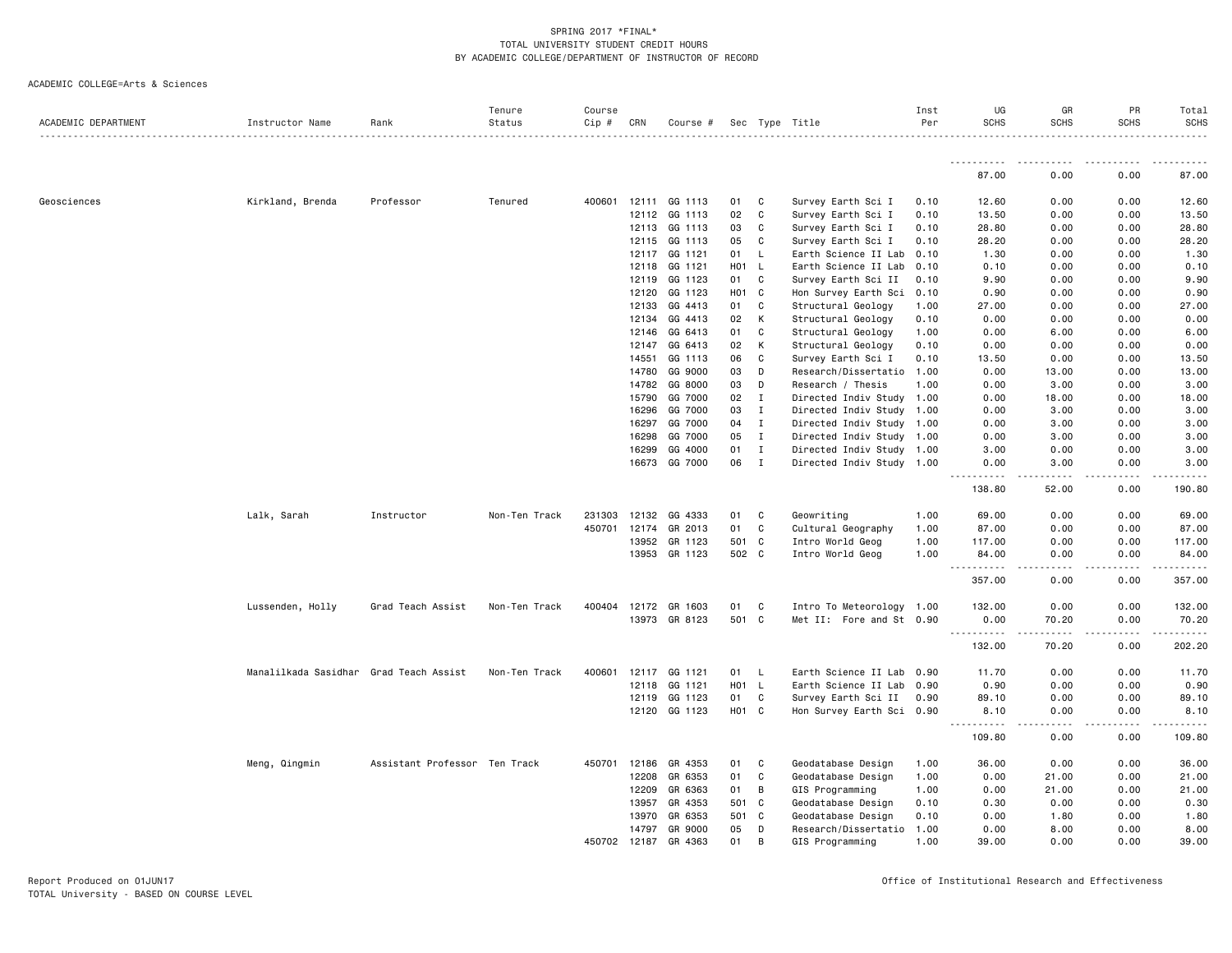SPRING 2017 *FINAL*
TOTAL UNIVERSITY STUDENT CREDIT HOURS
BY ACADEMIC COLLEGE/DEPARTMENT OF INSTRUCTOR OF RECORD

ACADEMIC COLLEGE=Arts & Sciences

| ACADEMIC DEPARTMENT | Instructor Name | Rank | Tenure Status | Course Cip # | CRN | Course # | Sec | Type | Title | Inst Per | UG SCHS | GR SCHS | PR SCHS | Total SCHS |
|---|---|---|---|---|---|---|---|---|---|---|---|---|---|---|
| | | | | | | | | | | | 87.00 | 0.00 | 0.00 | 87.00 |
| Geosciences | Kirkland, Brenda | Professor | Tenured | 400601 | 12111 | GG 1113 | 01 | C | Survey Earth Sci I | 0.10 | 12.60 | 0.00 | 0.00 | 12.60 |
| | | | | | 12112 | GG 1113 | 02 | C | Survey Earth Sci I | 0.10 | 13.50 | 0.00 | 0.00 | 13.50 |
| | | | | | 12113 | GG 1113 | 03 | C | Survey Earth Sci I | 0.10 | 28.80 | 0.00 | 0.00 | 28.80 |
| | | | | | 12115 | GG 1113 | 05 | C | Survey Earth Sci I | 0.10 | 28.20 | 0.00 | 0.00 | 28.20 |
| | | | | | 12117 | GG 1121 | 01 | L | Earth Science II Lab | 0.10 | 1.30 | 0.00 | 0.00 | 1.30 |
| | | | | | 12118 | GG 1121 | H01 | L | Earth Science II Lab | 0.10 | 0.10 | 0.00 | 0.00 | 0.10 |
| | | | | | 12119 | GG 1123 | 01 | C | Survey Earth Sci II | 0.10 | 9.90 | 0.00 | 0.00 | 9.90 |
| | | | | | 12120 | GG 1123 | H01 | C | Hon Survey Earth Sci | 0.10 | 0.90 | 0.00 | 0.00 | 0.90 |
| | | | | | 12133 | GG 4413 | 01 | C | Structural Geology | 1.00 | 27.00 | 0.00 | 0.00 | 27.00 |
| | | | | | 12134 | GG 4413 | 02 | K | Structural Geology | 0.10 | 0.00 | 0.00 | 0.00 | 0.00 |
| | | | | | 12146 | GG 6413 | 01 | C | Structural Geology | 1.00 | 0.00 | 6.00 | 0.00 | 6.00 |
| | | | | | 12147 | GG 6413 | 02 | K | Structural Geology | 0.10 | 0.00 | 0.00 | 0.00 | 0.00 |
| | | | | | 14551 | GG 1113 | 06 | C | Survey Earth Sci I | 0.10 | 13.50 | 0.00 | 0.00 | 13.50 |
| | | | | | 14780 | GG 9000 | 03 | D | Research/Dissertatio | 1.00 | 0.00 | 13.00 | 0.00 | 13.00 |
| | | | | | 14782 | GG 8000 | 03 | D | Research / Thesis | 1.00 | 0.00 | 3.00 | 0.00 | 3.00 |
| | | | | | 15790 | GG 7000 | 02 | I | Directed Indiv Study | 1.00 | 0.00 | 18.00 | 0.00 | 18.00 |
| | | | | | 16296 | GG 7000 | 03 | I | Directed Indiv Study | 1.00 | 0.00 | 3.00 | 0.00 | 3.00 |
| | | | | | 16297 | GG 7000 | 04 | I | Directed Indiv Study | 1.00 | 0.00 | 3.00 | 0.00 | 3.00 |
| | | | | | 16298 | GG 7000 | 05 | I | Directed Indiv Study | 1.00 | 0.00 | 3.00 | 0.00 | 3.00 |
| | | | | | 16299 | GG 4000 | 01 | I | Directed Indiv Study | 1.00 | 3.00 | 0.00 | 0.00 | 3.00 |
| | | | | | 16673 | GG 7000 | 06 | I | Directed Indiv Study | 1.00 | 0.00 | 3.00 | 0.00 | 3.00 |
| | | | | | | | | | | | 138.80 | 52.00 | 0.00 | 190.80 |
| | Lalk, Sarah | Instructor | Non-Ten Track | 231303 | 12132 | GG 4333 | 01 | C | Geowriting | 1.00 | 69.00 | 0.00 | 0.00 | 69.00 |
| | | | | 450701 | 12174 | GR 2013 | 01 | C | Cultural Geography | 1.00 | 87.00 | 0.00 | 0.00 | 87.00 |
| | | | | | 13952 | GR 1123 | 501 | C | Intro World Geog | 1.00 | 117.00 | 0.00 | 0.00 | 117.00 |
| | | | | | 13953 | GR 1123 | 502 | C | Intro World Geog | 1.00 | 84.00 | 0.00 | 0.00 | 84.00 |
| | | | | | | | | | | | 357.00 | 0.00 | 0.00 | 357.00 |
| | Lussenden, Holly | Grad Teach Assist | Non-Ten Track | 400404 | 12172 | GR 1603 | 01 | C | Intro To Meteorology | 1.00 | 132.00 | 0.00 | 0.00 | 132.00 |
| | | | | | 13973 | GR 8123 | 501 | C | Met II: Fore and St | 0.90 | 0.00 | 70.20 | 0.00 | 70.20 |
| | | | | | | | | | | | 132.00 | 70.20 | 0.00 | 202.20 |
| | Manalilkada Sasidhar | Grad Teach Assist | Non-Ten Track | 400601 | 12117 | GG 1121 | 01 | L | Earth Science II Lab | 0.90 | 11.70 | 0.00 | 0.00 | 11.70 |
| | | | | | 12118 | GG 1121 | H01 | L | Earth Science II Lab | 0.90 | 0.90 | 0.00 | 0.00 | 0.90 |
| | | | | | 12119 | GG 1123 | 01 | C | Survey Earth Sci II | 0.90 | 89.10 | 0.00 | 0.00 | 89.10 |
| | | | | | 12120 | GG 1123 | H01 | C | Hon Survey Earth Sci | 0.90 | 8.10 | 0.00 | 0.00 | 8.10 |
| | | | | | | | | | | | 109.80 | 0.00 | 0.00 | 109.80 |
| | Meng, Qingmin | Assistant Professor | Ten Track | 450701 | 12186 | GR 4353 | 01 | C | Geodatabase Design | 1.00 | 36.00 | 0.00 | 0.00 | 36.00 |
| | | | | | 12208 | GR 6353 | 01 | C | Geodatabase Design | 1.00 | 0.00 | 21.00 | 0.00 | 21.00 |
| | | | | | 12209 | GR 6363 | 01 | B | GIS Programming | 1.00 | 0.00 | 21.00 | 0.00 | 21.00 |
| | | | | | 13957 | GR 4353 | 501 | C | Geodatabase Design | 0.10 | 0.30 | 0.00 | 0.00 | 0.30 |
| | | | | | 13970 | GR 6353 | 501 | C | Geodatabase Design | 0.10 | 0.00 | 1.80 | 0.00 | 1.80 |
| | | | | | 14797 | GR 9000 | 05 | D | Research/Dissertatio | 1.00 | 0.00 | 8.00 | 0.00 | 8.00 |
| | | | | 450702 | 12187 | GR 4363 | 01 | B | GIS Programming | 1.00 | 39.00 | 0.00 | 0.00 | 39.00 |

Report Produced on 01JUN17
TOTAL University - BASED ON COURSE LEVEL

Office of Institutional Research and Effectiveness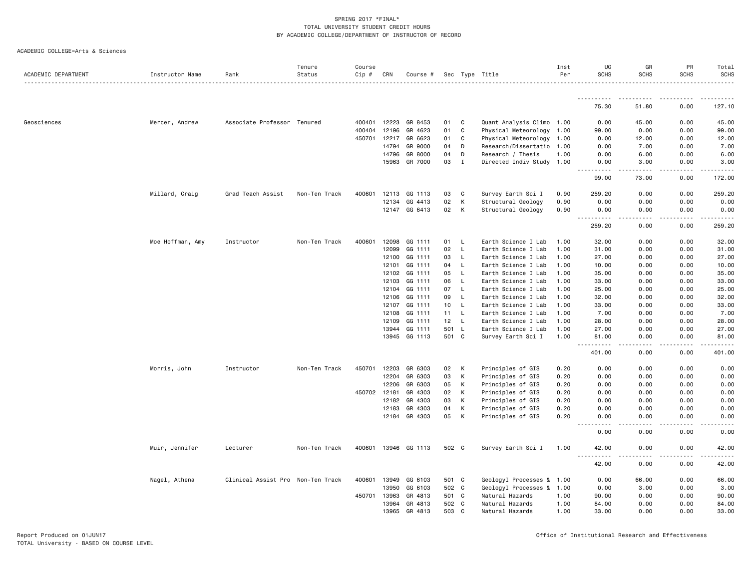SPRING 2017 *FINAL*
TOTAL UNIVERSITY STUDENT CREDIT HOURS
BY ACADEMIC COLLEGE/DEPARTMENT OF INSTRUCTOR OF RECORD

ACADEMIC COLLEGE=Arts & Sciences

| ACADEMIC DEPARTMENT | Instructor Name | Rank | Tenure Status | Course Cip # | CRN | Course # | Sec | Type | Title | Inst Per | UG SCHS | GR SCHS | PR SCHS | Total SCHS |
|---|---|---|---|---|---|---|---|---|---|---|---|---|---|---|
| | | | | | | | | | | | 75.30 | 51.80 | 0.00 | 127.10 |
| Geosciences | Mercer, Andrew | Associate Professor | Tenured | 400401 | 12223 | GR 8453 | 01 | C | Quant Analysis Climo | 1.00 | 0.00 | 45.00 | 0.00 | 45.00 |
| | | | | 400404 | 12196 | GR 4623 | 01 | C | Physical Meteorology | 1.00 | 99.00 | 0.00 | 0.00 | 99.00 |
| | | | | 450701 | 12217 | GR 6623 | 01 | C | Physical Meteorology | 1.00 | 0.00 | 12.00 | 0.00 | 12.00 |
| | | | | | 14794 | GR 9000 | 04 | D | Research/Dissertatio | 1.00 | 0.00 | 7.00 | 0.00 | 7.00 |
| | | | | | 14796 | GR 8000 | 04 | D | Research / Thesis | 1.00 | 0.00 | 6.00 | 0.00 | 6.00 |
| | | | | | 15963 | GR 7000 | 03 | I | Directed Indiv Study | 1.00 | 0.00 | 3.00 | 0.00 | 3.00 |
| | | | | | | | | | | | 99.00 | 73.00 | 0.00 | 172.00 |
| | Millard, Craig | Grad Teach Assist | Non-Ten Track | 400601 | 12113 | GG 1113 | 03 | C | Survey Earth Sci I | 0.90 | 259.20 | 0.00 | 0.00 | 259.20 |
| | | | | | 12134 | GG 4413 | 02 | K | Structural Geology | 0.90 | 0.00 | 0.00 | 0.00 | 0.00 |
| | | | | | 12147 | GG 6413 | 02 | K | Structural Geology | 0.90 | 0.00 | 0.00 | 0.00 | 0.00 |
| | | | | | | | | | | | 259.20 | 0.00 | 0.00 | 259.20 |
| | Moe Hoffman, Amy | Instructor | Non-Ten Track | 400601 | 12098 | GG 1111 | 01 | L | Earth Science I Lab | 1.00 | 32.00 | 0.00 | 0.00 | 32.00 |
| | | | | | 12099 | GG 1111 | 02 | L | Earth Science I Lab | 1.00 | 31.00 | 0.00 | 0.00 | 31.00 |
| | | | | | 12100 | GG 1111 | 03 | L | Earth Science I Lab | 1.00 | 27.00 | 0.00 | 0.00 | 27.00 |
| | | | | | 12101 | GG 1111 | 04 | L | Earth Science I Lab | 1.00 | 10.00 | 0.00 | 0.00 | 10.00 |
| | | | | | 12102 | GG 1111 | 05 | L | Earth Science I Lab | 1.00 | 35.00 | 0.00 | 0.00 | 35.00 |
| | | | | | 12103 | GG 1111 | 06 | L | Earth Science I Lab | 1.00 | 33.00 | 0.00 | 0.00 | 33.00 |
| | | | | | 12104 | GG 1111 | 07 | L | Earth Science I Lab | 1.00 | 25.00 | 0.00 | 0.00 | 25.00 |
| | | | | | 12106 | GG 1111 | 09 | L | Earth Science I Lab | 1.00 | 32.00 | 0.00 | 0.00 | 32.00 |
| | | | | | 12107 | GG 1111 | 10 | L | Earth Science I Lab | 1.00 | 33.00 | 0.00 | 0.00 | 33.00 |
| | | | | | 12108 | GG 1111 | 11 | L | Earth Science I Lab | 1.00 | 7.00 | 0.00 | 0.00 | 7.00 |
| | | | | | 12109 | GG 1111 | 12 | L | Earth Science I Lab | 1.00 | 28.00 | 0.00 | 0.00 | 28.00 |
| | | | | | 13944 | GG 1111 | 501 | L | Earth Science I Lab | 1.00 | 27.00 | 0.00 | 0.00 | 27.00 |
| | | | | | 13945 | GG 1113 | 501 | C | Survey Earth Sci I | 1.00 | 81.00 | 0.00 | 0.00 | 81.00 |
| | | | | | | | | | | | 401.00 | 0.00 | 0.00 | 401.00 |
| | Morris, John | Instructor | Non-Ten Track | 450701 | 12203 | GR 6303 | 02 | K | Principles of GIS | 0.20 | 0.00 | 0.00 | 0.00 | 0.00 |
| | | | | | 12204 | GR 6303 | 03 | K | Principles of GIS | 0.20 | 0.00 | 0.00 | 0.00 | 0.00 |
| | | | | | 12206 | GR 6303 | 05 | K | Principles of GIS | 0.20 | 0.00 | 0.00 | 0.00 | 0.00 |
| | | | | 450702 | 12181 | GR 4303 | 02 | K | Principles of GIS | 0.20 | 0.00 | 0.00 | 0.00 | 0.00 |
| | | | | | 12182 | GR 4303 | 03 | K | Principles of GIS | 0.20 | 0.00 | 0.00 | 0.00 | 0.00 |
| | | | | | 12183 | GR 4303 | 04 | K | Principles of GIS | 0.20 | 0.00 | 0.00 | 0.00 | 0.00 |
| | | | | | 12184 | GR 4303 | 05 | K | Principles of GIS | 0.20 | 0.00 | 0.00 | 0.00 | 0.00 |
| | | | | | | | | | | | 0.00 | 0.00 | 0.00 | 0.00 |
| | Muir, Jennifer | Lecturer | Non-Ten Track | 400601 | 13946 | GG 1113 | 502 | C | Survey Earth Sci I | 1.00 | 42.00 | 0.00 | 0.00 | 42.00 |
| | | | | | | | | | | | 42.00 | 0.00 | 0.00 | 42.00 |
| | Nagel, Athena | Clinical Assist Pro | Non-Ten Track | 400601 | 13949 | GG 6103 | 501 | C | GeologyI Processes & | 1.00 | 0.00 | 66.00 | 0.00 | 66.00 |
| | | | | | 13950 | GG 6103 | 502 | C | GeologyI Processes & | 1.00 | 0.00 | 3.00 | 0.00 | 3.00 |
| | | | | 450701 | 13963 | GR 4813 | 501 | C | Natural Hazards | 1.00 | 90.00 | 0.00 | 0.00 | 90.00 |
| | | | | | 13964 | GR 4813 | 502 | C | Natural Hazards | 1.00 | 84.00 | 0.00 | 0.00 | 84.00 |
| | | | | | 13965 | GR 4813 | 503 | C | Natural Hazards | 1.00 | 33.00 | 0.00 | 0.00 | 33.00 |

Report Produced on 01JUN17
TOTAL University - BASED ON COURSE LEVEL

Office of Institutional Research and Effectiveness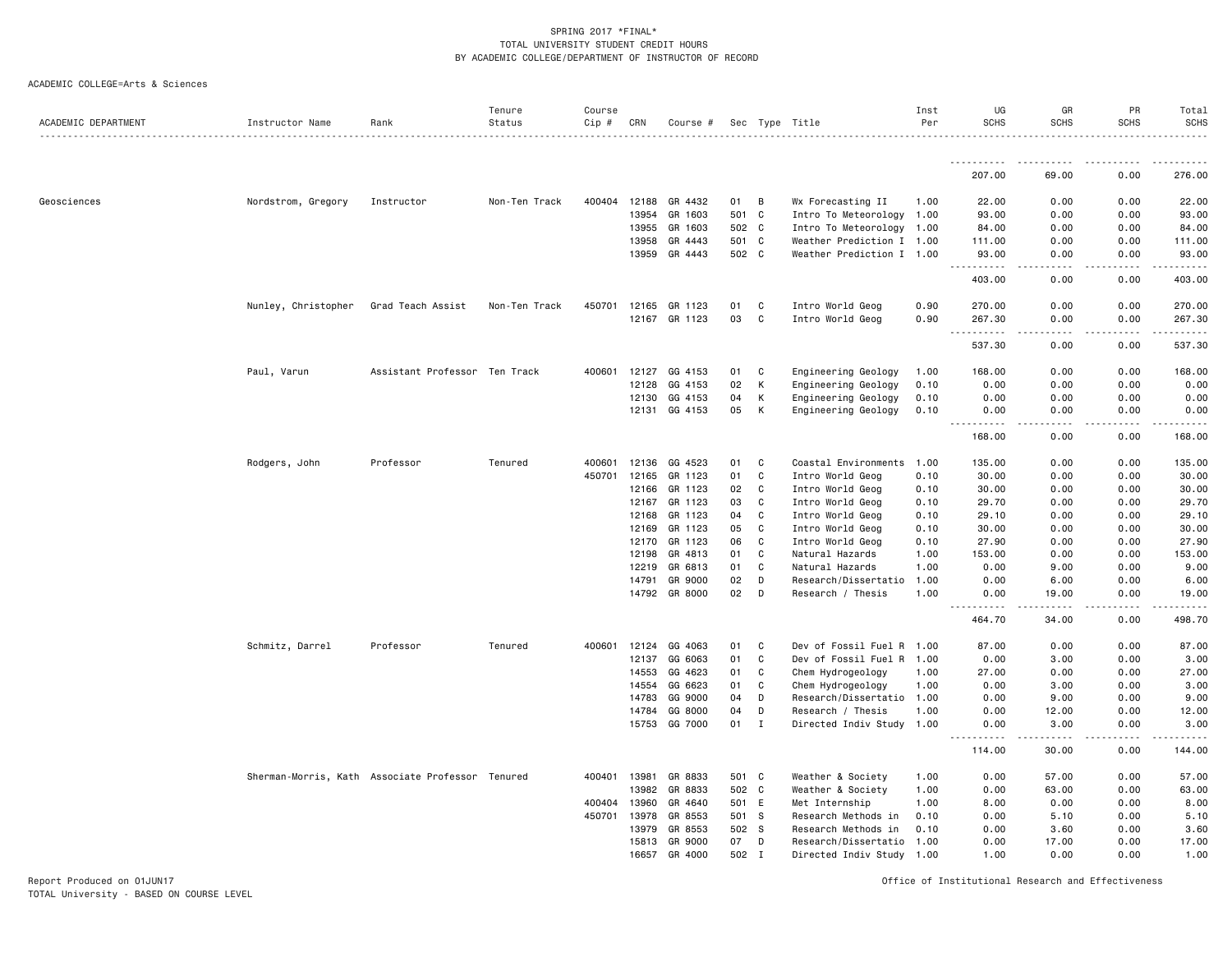SPRING 2017 *FINAL*
TOTAL UNIVERSITY STUDENT CREDIT HOURS
BY ACADEMIC COLLEGE/DEPARTMENT OF INSTRUCTOR OF RECORD

ACADEMIC COLLEGE=Arts & Sciences

| ACADEMIC DEPARTMENT | Instructor Name | Rank | Tenure Status | Course Cip # | CRN | Course # | Sec | Type | Title | Inst Per | UG SCHS | GR SCHS | PR SCHS | Total SCHS |
|---|---|---|---|---|---|---|---|---|---|---|---|---|---|---|
| | | | | | | | | | | | 207.00 | 69.00 | 0.00 | 276.00 |
| Geosciences | Nordstrom, Gregory | Instructor | Non-Ten Track | 400404 | 12188 | GR 4432 | 01 | B | Wx Forecasting II | 1.00 | 22.00 | 0.00 | 0.00 | 22.00 |
| | | | | | 13954 | GR 1603 | 501 | C | Intro To Meteorology | 1.00 | 93.00 | 0.00 | 0.00 | 93.00 |
| | | | | | 13955 | GR 1603 | 502 | C | Intro To Meteorology | 1.00 | 84.00 | 0.00 | 0.00 | 84.00 |
| | | | | | 13958 | GR 4443 | 501 | C | Weather Prediction I | 1.00 | 111.00 | 0.00 | 0.00 | 111.00 |
| | | | | | 13959 | GR 4443 | 502 | C | Weather Prediction I | 1.00 | 93.00 | 0.00 | 0.00 | 93.00 |
| | | | | | | | | | | | 403.00 | 0.00 | 0.00 | 403.00 |
| | Nunley, Christopher | Grad Teach Assist | Non-Ten Track | 450701 | 12165 | GR 1123 | 01 | C | Intro World Geog | 0.90 | 270.00 | 0.00 | 0.00 | 270.00 |
| | | | | | 12167 | GR 1123 | 03 | C | Intro World Geog | 0.90 | 267.30 | 0.00 | 0.00 | 267.30 |
| | | | | | | | | | | | 537.30 | 0.00 | 0.00 | 537.30 |
| | Paul, Varun | Assistant Professor | Ten Track | 400601 | 12127 | GG 4153 | 01 | C | Engineering Geology | 1.00 | 168.00 | 0.00 | 0.00 | 168.00 |
| | | | | | 12128 | GG 4153 | 02 | K | Engineering Geology | 0.10 | 0.00 | 0.00 | 0.00 | 0.00 |
| | | | | | 12130 | GG 4153 | 04 | K | Engineering Geology | 0.10 | 0.00 | 0.00 | 0.00 | 0.00 |
| | | | | | 12131 | GG 4153 | 05 | K | Engineering Geology | 0.10 | 0.00 | 0.00 | 0.00 | 0.00 |
| | | | | | | | | | | | 168.00 | 0.00 | 0.00 | 168.00 |
| | Rodgers, John | Professor | Tenured | 400601 | 12136 | GG 4523 | 01 | C | Coastal Environments | 1.00 | 135.00 | 0.00 | 0.00 | 135.00 |
| | | | | 450701 | 12165 | GR 1123 | 01 | C | Intro World Geog | 0.10 | 30.00 | 0.00 | 0.00 | 30.00 |
| | | | | | 12166 | GR 1123 | 02 | C | Intro World Geog | 0.10 | 30.00 | 0.00 | 0.00 | 30.00 |
| | | | | | 12167 | GR 1123 | 03 | C | Intro World Geog | 0.10 | 29.70 | 0.00 | 0.00 | 29.70 |
| | | | | | 12168 | GR 1123 | 04 | C | Intro World Geog | 0.10 | 29.10 | 0.00 | 0.00 | 29.10 |
| | | | | | 12169 | GR 1123 | 05 | C | Intro World Geog | 0.10 | 30.00 | 0.00 | 0.00 | 30.00 |
| | | | | | 12170 | GR 1123 | 06 | C | Intro World Geog | 0.10 | 27.90 | 0.00 | 0.00 | 27.90 |
| | | | | | 12198 | GR 4813 | 01 | C | Natural Hazards | 1.00 | 153.00 | 0.00 | 0.00 | 153.00 |
| | | | | | 12219 | GR 6813 | 01 | C | Natural Hazards | 1.00 | 0.00 | 9.00 | 0.00 | 9.00 |
| | | | | | 14791 | GR 9000 | 02 | D | Research/Dissertatio | 1.00 | 0.00 | 6.00 | 0.00 | 6.00 |
| | | | | | 14792 | GR 8000 | 02 | D | Research / Thesis | 1.00 | 0.00 | 19.00 | 0.00 | 19.00 |
| | | | | | | | | | | | 464.70 | 34.00 | 0.00 | 498.70 |
| | Schmitz, Darrel | Professor | Tenured | 400601 | 12124 | GG 4063 | 01 | C | Dev of Fossil Fuel R | 1.00 | 87.00 | 0.00 | 0.00 | 87.00 |
| | | | | | 12137 | GG 6063 | 01 | C | Dev of Fossil Fuel R | 1.00 | 0.00 | 3.00 | 0.00 | 3.00 |
| | | | | | 14553 | GG 4623 | 01 | C | Chem Hydrogeology | 1.00 | 27.00 | 0.00 | 0.00 | 27.00 |
| | | | | | 14554 | GG 6623 | 01 | C | Chem Hydrogeology | 1.00 | 0.00 | 3.00 | 0.00 | 3.00 |
| | | | | | 14783 | GG 9000 | 04 | D | Research/Dissertatio | 1.00 | 0.00 | 9.00 | 0.00 | 9.00 |
| | | | | | 14784 | GG 8000 | 04 | D | Research / Thesis | 1.00 | 0.00 | 12.00 | 0.00 | 12.00 |
| | | | | | 15753 | GG 7000 | 01 | I | Directed Indiv Study | 1.00 | 0.00 | 3.00 | 0.00 | 3.00 |
| | | | | | | | | | | | 114.00 | 30.00 | 0.00 | 144.00 |
| | Sherman-Morris, Kath | Associate Professor | Tenured | 400401 | 13981 | GR 8833 | 501 | C | Weather & Society | 1.00 | 0.00 | 57.00 | 0.00 | 57.00 |
| | | | | | 13982 | GR 8833 | 502 | C | Weather & Society | 1.00 | 0.00 | 63.00 | 0.00 | 63.00 |
| | | | | 400404 | 13960 | GR 4640 | 501 | E | Met Internship | 1.00 | 8.00 | 0.00 | 0.00 | 8.00 |
| | | | | 450701 | 13978 | GR 8553 | 501 | S | Research Methods in | 0.10 | 0.00 | 5.10 | 0.00 | 5.10 |
| | | | | | 13979 | GR 8553 | 502 | S | Research Methods in | 0.10 | 0.00 | 3.60 | 0.00 | 3.60 |
| | | | | | 15813 | GR 9000 | 07 | D | Research/Dissertatio | 1.00 | 0.00 | 17.00 | 0.00 | 17.00 |
| | | | | | 16657 | GR 4000 | 502 | I | Directed Indiv Study | 1.00 | 1.00 | 0.00 | 0.00 | 1.00 |

Report Produced on 01JUN17
TOTAL University - BASED ON COURSE LEVEL

Office of Institutional Research and Effectiveness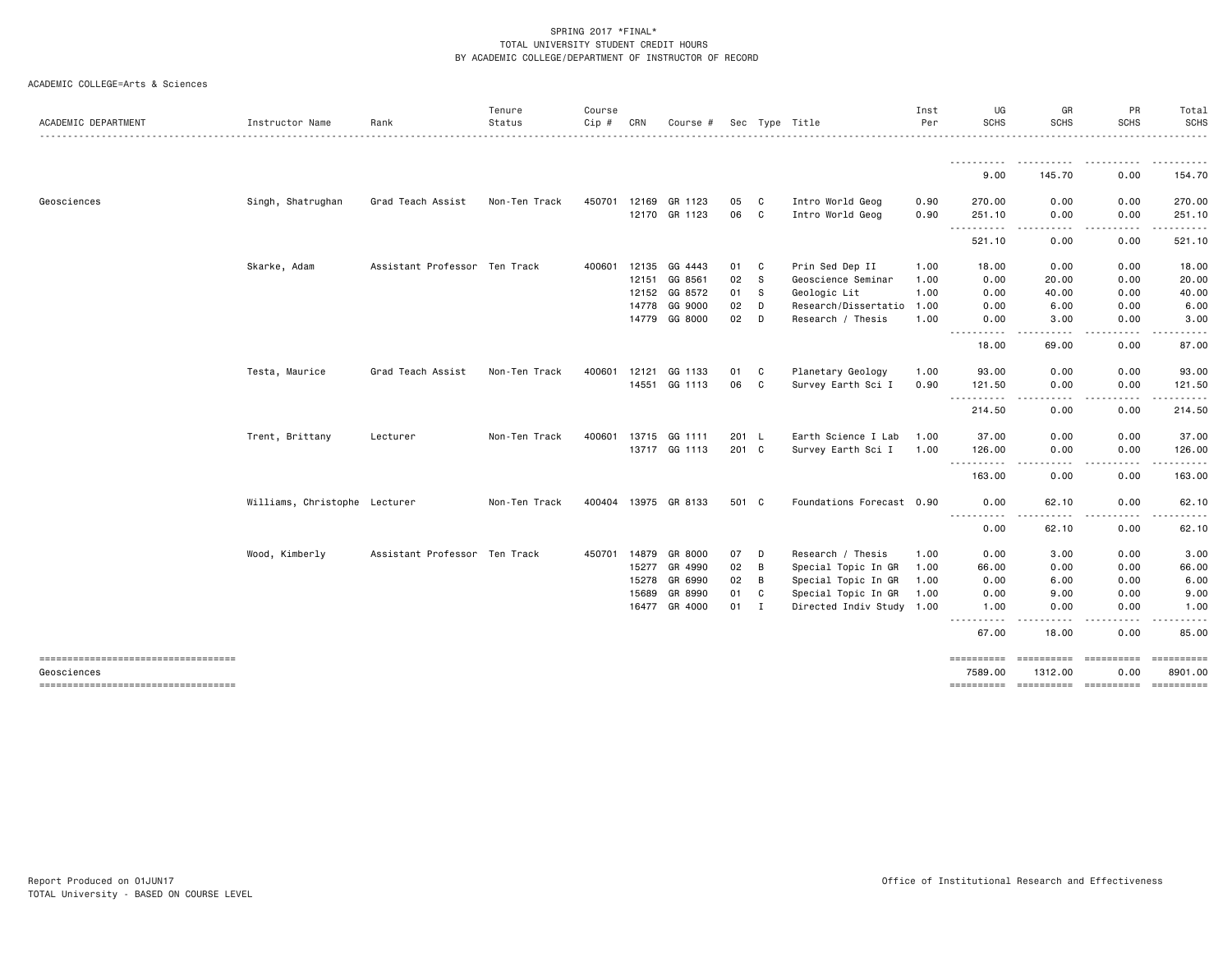SPRING 2017 *FINAL*
TOTAL UNIVERSITY STUDENT CREDIT HOURS
BY ACADEMIC COLLEGE/DEPARTMENT OF INSTRUCTOR OF RECORD

ACADEMIC COLLEGE=Arts & Sciences

| ACADEMIC DEPARTMENT | Instructor Name | Rank | Tenure Status | Course Cip # | CRN | Course # | Sec | Type | Title | Inst Per | UG SCHS | GR SCHS | PR SCHS | Total SCHS |
|---|---|---|---|---|---|---|---|---|---|---|---|---|---|---|
| | | | | | | | | | | | 9.00 | 145.70 | 0.00 | 154.70 |
| Geosciences | Singh, Shatrughan | Grad Teach Assist | Non-Ten Track | 450701 | 12169 | GR 1123 | 05 | C | Intro World Geog | 0.90 | 270.00 | 0.00 | 0.00 | 270.00 |
| | | | | | 12170 | GR 1123 | 06 | C | Intro World Geog | 0.90 | 251.10 | 0.00 | 0.00 | 251.10 |
| | | | | | | | | | | | 521.10 | 0.00 | 0.00 | 521.10 |
| | Skarke, Adam | Assistant Professor | Ten Track | 400601 | 12135 | GG 4443 | 01 | C | Prin Sed Dep II | 1.00 | 18.00 | 0.00 | 0.00 | 18.00 |
| | | | | | 12151 | GG 8561 | 02 | S | Geoscience Seminar | 1.00 | 0.00 | 20.00 | 0.00 | 20.00 |
| | | | | | 12152 | GG 8572 | 01 | S | Geologic Lit | 1.00 | 0.00 | 40.00 | 0.00 | 40.00 |
| | | | | | 14778 | GG 9000 | 02 | D | Research/Dissertatio | 1.00 | 0.00 | 6.00 | 0.00 | 6.00 |
| | | | | | 14779 | GG 8000 | 02 | D | Research / Thesis | 1.00 | 0.00 | 3.00 | 0.00 | 3.00 |
| | | | | | | | | | | | 18.00 | 69.00 | 0.00 | 87.00 |
| | Testa, Maurice | Grad Teach Assist | Non-Ten Track | 400601 | 12121 | GG 1133 | 01 | C | Planetary Geology | 1.00 | 93.00 | 0.00 | 0.00 | 93.00 |
| | | | | | 14551 | GG 1113 | 06 | C | Survey Earth Sci I | 0.90 | 121.50 | 0.00 | 0.00 | 121.50 |
| | | | | | | | | | | | 214.50 | 0.00 | 0.00 | 214.50 |
| | Trent, Brittany | Lecturer | Non-Ten Track | 400601 | 13715 | GG 1111 | 201 | L | Earth Science I Lab | 1.00 | 37.00 | 0.00 | 0.00 | 37.00 |
| | | | | | 13717 | GG 1113 | 201 | C | Survey Earth Sci I | 1.00 | 126.00 | 0.00 | 0.00 | 126.00 |
| | | | | | | | | | | | 163.00 | 0.00 | 0.00 | 163.00 |
| | Williams, Christophe | Lecturer | Non-Ten Track | 400404 | 13975 | GR 8133 | 501 | C | Foundations Forecast | 0.90 | 0.00 | 62.10 | 0.00 | 62.10 |
| | | | | | | | | | | | 0.00 | 62.10 | 0.00 | 62.10 |
| | Wood, Kimberly | Assistant Professor | Ten Track | 450701 | 14879 | GR 8000 | 07 | D | Research / Thesis | 1.00 | 0.00 | 3.00 | 0.00 | 3.00 |
| | | | | | 15277 | GR 4990 | 02 | B | Special Topic In GR | 1.00 | 66.00 | 0.00 | 0.00 | 66.00 |
| | | | | | 15278 | GR 6990 | 02 | B | Special Topic In GR | 1.00 | 0.00 | 6.00 | 0.00 | 6.00 |
| | | | | | 15689 | GR 8990 | 01 | C | Special Topic In GR | 1.00 | 0.00 | 9.00 | 0.00 | 9.00 |
| | | | | | 16477 | GR 4000 | 01 | I | Directed Indiv Study | 1.00 | 1.00 | 0.00 | 0.00 | 1.00 |
| | | | | | | | | | | | 67.00 | 18.00 | 0.00 | 85.00 |
| Geosciences | | | | | | | | | | | 7589.00 | 1312.00 | 0.00 | 8901.00 |

Report Produced on 01JUN17
TOTAL University - BASED ON COURSE LEVEL

Office of Institutional Research and Effectiveness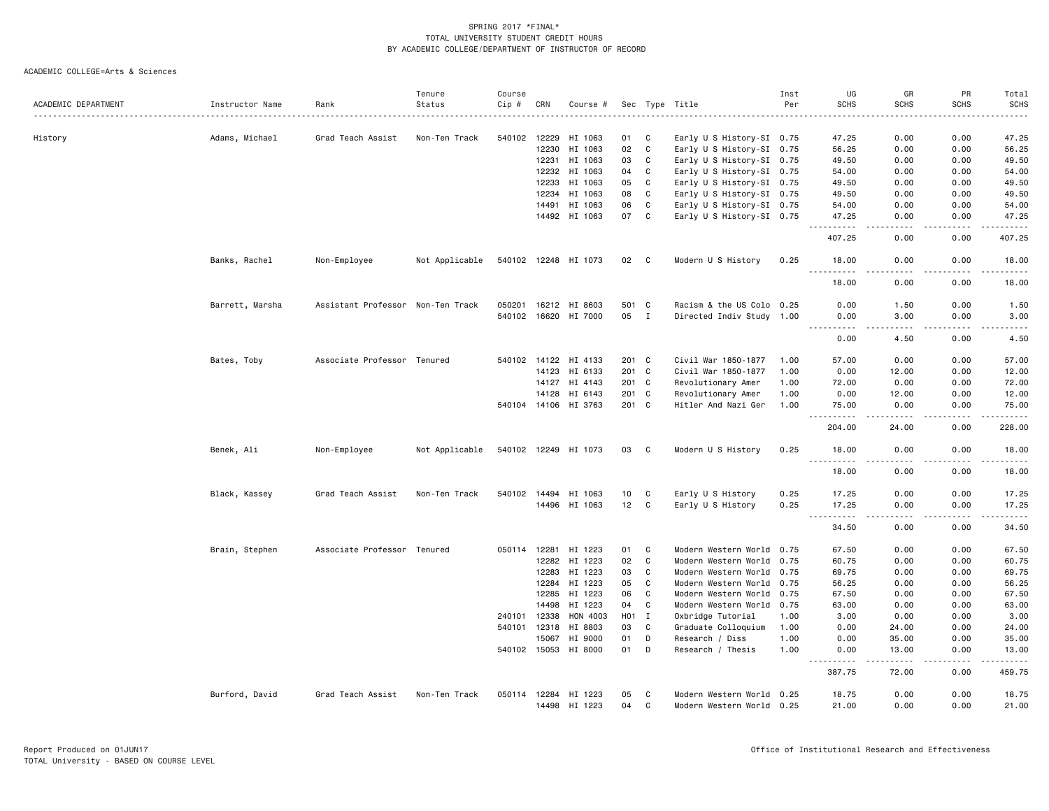SPRING 2017 *FINAL*
TOTAL UNIVERSITY STUDENT CREDIT HOURS
BY ACADEMIC COLLEGE/DEPARTMENT OF INSTRUCTOR OF RECORD

ACADEMIC COLLEGE=Arts & Sciences

| ACADEMIC DEPARTMENT | Instructor Name | Rank | Tenure Status | Course Cip # | CRN | Course # | Sec | Type | Title | Inst Per | UG SCHS | GR SCHS | PR SCHS | Total SCHS |
|---|---|---|---|---|---|---|---|---|---|---|---|---|---|---|
| History | Adams, Michael | Grad Teach Assist | Non-Ten Track | 540102 | 12229 | HI 1063 | 01 | C | Early U S History-SI | 0.75 | 47.25 | 0.00 | 0.00 | 47.25 |
| | | | | | 12230 | HI 1063 | 02 | C | Early U S History-SI | 0.75 | 56.25 | 0.00 | 0.00 | 56.25 |
| | | | | | 12231 | HI 1063 | 03 | C | Early U S History-SI | 0.75 | 49.50 | 0.00 | 0.00 | 49.50 |
| | | | | | 12232 | HI 1063 | 04 | C | Early U S History-SI | 0.75 | 54.00 | 0.00 | 0.00 | 54.00 |
| | | | | | 12233 | HI 1063 | 05 | C | Early U S History-SI | 0.75 | 49.50 | 0.00 | 0.00 | 49.50 |
| | | | | | 12234 | HI 1063 | 08 | C | Early U S History-SI | 0.75 | 49.50 | 0.00 | 0.00 | 49.50 |
| | | | | | 14491 | HI 1063 | 06 | C | Early U S History-SI | 0.75 | 54.00 | 0.00 | 0.00 | 54.00 |
| | | | | | 14492 | HI 1063 | 07 | C | Early U S History-SI | 0.75 | 47.25 | 0.00 | 0.00 | 47.25 |
| | | | | | | | | | | | 407.25 | 0.00 | 0.00 | 407.25 |
| | Banks, Rachel | Non-Employee | Not Applicable | 540102 | 12248 | HI 1073 | 02 | C | Modern U S History | 0.25 | 18.00 | 0.00 | 0.00 | 18.00 |
| | | | | | | | | | | | 18.00 | 0.00 | 0.00 | 18.00 |
| | Barrett, Marsha | Assistant Professor | Non-Ten Track | 050201 | 16212 | HI 8603 | 501 | C | Racism & the US Colo | 0.25 | 0.00 | 1.50 | 0.00 | 1.50 |
| | | | | 540102 | 16620 | HI 7000 | 05 | I | Directed Indiv Study | 1.00 | 0.00 | 3.00 | 0.00 | 3.00 |
| | | | | | | | | | | | 0.00 | 4.50 | 0.00 | 4.50 |
| | Bates, Toby | Associate Professor | Tenured | 540102 | 14122 | HI 4133 | 201 | C | Civil War 1850-1877 | 1.00 | 57.00 | 0.00 | 0.00 | 57.00 |
| | | | | | 14123 | HI 6133 | 201 | C | Civil War 1850-1877 | 1.00 | 0.00 | 12.00 | 0.00 | 12.00 |
| | | | | | 14127 | HI 4143 | 201 | C | Revolutionary Amer | 1.00 | 72.00 | 0.00 | 0.00 | 72.00 |
| | | | | | 14128 | HI 6143 | 201 | C | Revolutionary Amer | 1.00 | 0.00 | 12.00 | 0.00 | 12.00 |
| | | | | 540104 | 14106 | HI 3763 | 201 | C | Hitler And Nazi Ger | 1.00 | 75.00 | 0.00 | 0.00 | 75.00 |
| | | | | | | | | | | | 204.00 | 24.00 | 0.00 | 228.00 |
| | Benek, Ali | Non-Employee | Not Applicable | 540102 | 12249 | HI 1073 | 03 | C | Modern U S History | 0.25 | 18.00 | 0.00 | 0.00 | 18.00 |
| | | | | | | | | | | | 18.00 | 0.00 | 0.00 | 18.00 |
| | Black, Kassey | Grad Teach Assist | Non-Ten Track | 540102 | 14494 | HI 1063 | 10 | C | Early U S History | 0.25 | 17.25 | 0.00 | 0.00 | 17.25 |
| | | | | | 14496 | HI 1063 | 12 | C | Early U S History | 0.25 | 17.25 | 0.00 | 0.00 | 17.25 |
| | | | | | | | | | | | 34.50 | 0.00 | 0.00 | 34.50 |
| | Brain, Stephen | Associate Professor | Tenured | 050114 | 12281 | HI 1223 | 01 | C | Modern Western World | 0.75 | 67.50 | 0.00 | 0.00 | 67.50 |
| | | | | | 12282 | HI 1223 | 02 | C | Modern Western World | 0.75 | 60.75 | 0.00 | 0.00 | 60.75 |
| | | | | | 12283 | HI 1223 | 03 | C | Modern Western World | 0.75 | 69.75 | 0.00 | 0.00 | 69.75 |
| | | | | | 12284 | HI 1223 | 05 | C | Modern Western World | 0.75 | 56.25 | 0.00 | 0.00 | 56.25 |
| | | | | | 12285 | HI 1223 | 06 | C | Modern Western World | 0.75 | 67.50 | 0.00 | 0.00 | 67.50 |
| | | | | | 14498 | HI 1223 | 04 | C | Modern Western World | 0.75 | 63.00 | 0.00 | 0.00 | 63.00 |
| | | | | 240101 | 12338 | HON 4003 | H01 | I | Oxbridge Tutorial | 1.00 | 3.00 | 0.00 | 0.00 | 3.00 |
| | | | | 540101 | 12318 | HI 8803 | 03 | C | Graduate Colloquium | 1.00 | 0.00 | 24.00 | 0.00 | 24.00 |
| | | | | | 15067 | HI 9000 | 01 | D | Research / Diss | 1.00 | 0.00 | 35.00 | 0.00 | 35.00 |
| | | | | 540102 | 15053 | HI 8000 | 01 | D | Research / Thesis | 1.00 | 0.00 | 13.00 | 0.00 | 13.00 |
| | | | | | | | | | | | 387.75 | 72.00 | 0.00 | 459.75 |
| | Burford, David | Grad Teach Assist | Non-Ten Track | 050114 | 12284 | HI 1223 | 05 | C | Modern Western World | 0.25 | 18.75 | 0.00 | 0.00 | 18.75 |
| | | | | | 14498 | HI 1223 | 04 | C | Modern Western World | 0.25 | 21.00 | 0.00 | 0.00 | 21.00 |

Report Produced on 01JUN17
TOTAL University - BASED ON COURSE LEVEL

Office of Institutional Research and Effectiveness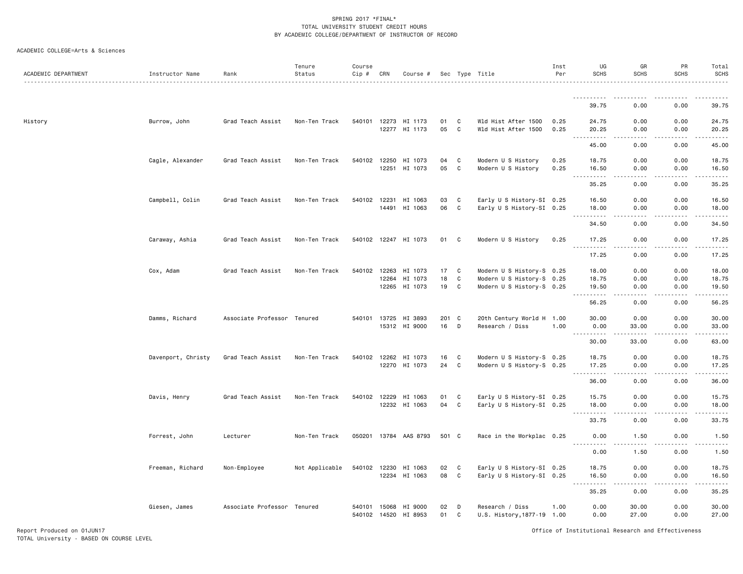SPRING 2017 *FINAL*
TOTAL UNIVERSITY STUDENT CREDIT HOURS
BY ACADEMIC COLLEGE/DEPARTMENT OF INSTRUCTOR OF RECORD

ACADEMIC COLLEGE=Arts & Sciences

| ACADEMIC DEPARTMENT | Instructor Name | Rank | Tenure Status | Course Cip # | CRN | Course # | Sec | Type | Title | Inst Per | UG SCHS | GR SCHS | PR SCHS | Total SCHS |
|---|---|---|---|---|---|---|---|---|---|---|---|---|---|---|
| | | | | | | | | | | | 39.75 | 0.00 | 0.00 | 39.75 |
| History | Burrow, John | Grad Teach Assist | Non-Ten Track | 540101 | 12273 | HI 1173 | 01 | C | Wld Hist After 1500 | 0.25 | 24.75 | 0.00 | 0.00 | 24.75 |
| | | | | | 12277 | HI 1173 | 05 | C | Wld Hist After 1500 | 0.25 | 20.25 | 0.00 | 0.00 | 20.25 |
| | | | | | | | | | | | 45.00 | 0.00 | 0.00 | 45.00 |
| | Cagle, Alexander | Grad Teach Assist | Non-Ten Track | 540102 | 12250 | HI 1073 | 04 | C | Modern U S History | 0.25 | 18.75 | 0.00 | 0.00 | 18.75 |
| | | | | | 12251 | HI 1073 | 05 | C | Modern U S History | 0.25 | 16.50 | 0.00 | 0.00 | 16.50 |
| | | | | | | | | | | | 35.25 | 0.00 | 0.00 | 35.25 |
| | Campbell, Colin | Grad Teach Assist | Non-Ten Track | 540102 | 12231 | HI 1063 | 03 | C | Early U S History-SI | 0.25 | 16.50 | 0.00 | 0.00 | 16.50 |
| | | | | | 14491 | HI 1063 | 06 | C | Early U S History-SI | 0.25 | 18.00 | 0.00 | 0.00 | 18.00 |
| | | | | | | | | | | | 34.50 | 0.00 | 0.00 | 34.50 |
| | Caraway, Ashia | Grad Teach Assist | Non-Ten Track | 540102 | 12247 | HI 1073 | 01 | C | Modern U S History | 0.25 | 17.25 | 0.00 | 0.00 | 17.25 |
| | | | | | | | | | | | 17.25 | 0.00 | 0.00 | 17.25 |
| | Cox, Adam | Grad Teach Assist | Non-Ten Track | 540102 | 12263 | HI 1073 | 17 | C | Modern U S History-S | 0.25 | 18.00 | 0.00 | 0.00 | 18.00 |
| | | | | | 12264 | HI 1073 | 18 | C | Modern U S History-S | 0.25 | 18.75 | 0.00 | 0.00 | 18.75 |
| | | | | | 12265 | HI 1073 | 19 | C | Modern U S History-S | 0.25 | 19.50 | 0.00 | 0.00 | 19.50 |
| | | | | | | | | | | | 56.25 | 0.00 | 0.00 | 56.25 |
| | Damms, Richard | Associate Professor | Tenured | 540101 | 13725 | HI 3893 | 201 | C | 20th Century World H | 1.00 | 30.00 | 0.00 | 0.00 | 30.00 |
| | | | | | 15312 | HI 9000 | 16 | D | Research / Diss | 1.00 | 0.00 | 33.00 | 0.00 | 33.00 |
| | | | | | | | | | | | 30.00 | 33.00 | 0.00 | 63.00 |
| | Davenport, Christy | Grad Teach Assist | Non-Ten Track | 540102 | 12262 | HI 1073 | 16 | C | Modern U S History-S | 0.25 | 18.75 | 0.00 | 0.00 | 18.75 |
| | | | | | 12270 | HI 1073 | 24 | C | Modern U S History-S | 0.25 | 17.25 | 0.00 | 0.00 | 17.25 |
| | | | | | | | | | | | 36.00 | 0.00 | 0.00 | 36.00 |
| | Davis, Henry | Grad Teach Assist | Non-Ten Track | 540102 | 12229 | HI 1063 | 01 | C | Early U S History-SI | 0.25 | 15.75 | 0.00 | 0.00 | 15.75 |
| | | | | | 12232 | HI 1063 | 04 | C | Early U S History-SI | 0.25 | 18.00 | 0.00 | 0.00 | 18.00 |
| | | | | | | | | | | | 33.75 | 0.00 | 0.00 | 33.75 |
| | Forrest, John | Lecturer | Non-Ten Track | 050201 | 13784 | AAS 8793 | 501 | C | Race in the Workplac | 0.25 | 0.00 | 1.50 | 0.00 | 1.50 |
| | | | | | | | | | | | 0.00 | 1.50 | 0.00 | 1.50 |
| | Freeman, Richard | Non-Employee | Not Applicable | 540102 | 12230 | HI 1063 | 02 | C | Early U S History-SI | 0.25 | 18.75 | 0.00 | 0.00 | 18.75 |
| | | | | | 12234 | HI 1063 | 08 | C | Early U S History-SI | 0.25 | 16.50 | 0.00 | 0.00 | 16.50 |
| | | | | | | | | | | | 35.25 | 0.00 | 0.00 | 35.25 |
| | Giesen, James | Associate Professor | Tenured | 540101 | 15068 | HI 9000 | 02 | D | Research / Diss | 1.00 | 0.00 | 30.00 | 0.00 | 30.00 |
| | | | | 540102 | 14520 | HI 8953 | 01 | C | U.S. History,1877-19 | 1.00 | 0.00 | 27.00 | 0.00 | 27.00 |

Report Produced on 01JUN17
TOTAL University - BASED ON COURSE LEVEL

Office of Institutional Research and Effectiveness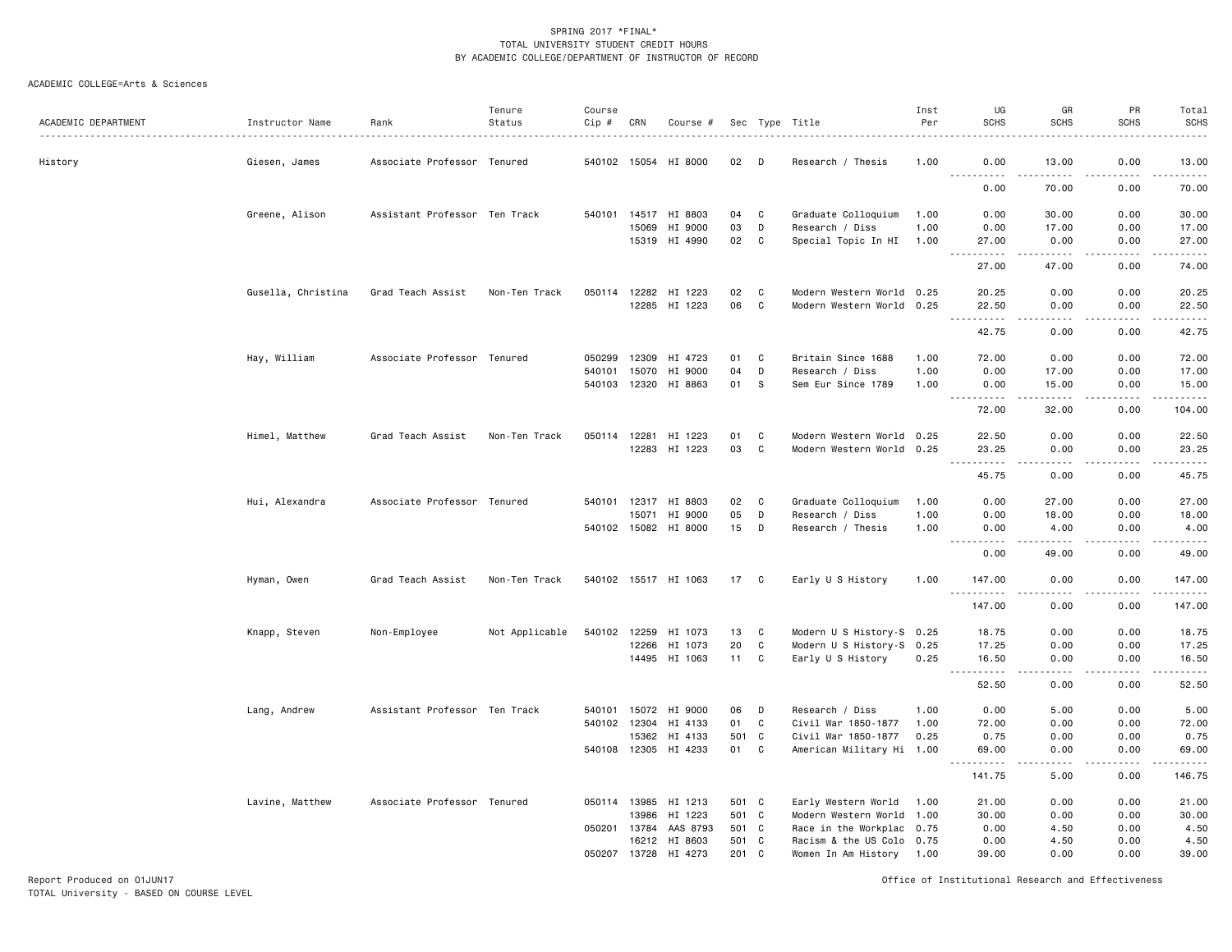SPRING 2017 *FINAL*
TOTAL UNIVERSITY STUDENT CREDIT HOURS
BY ACADEMIC COLLEGE/DEPARTMENT OF INSTRUCTOR OF RECORD

ACADEMIC COLLEGE=Arts & Sciences

| ACADEMIC DEPARTMENT | Instructor Name | Rank | Tenure Status | Course Cip # | CRN | Course # | Sec | Type | Title | Inst Per | UG SCHS | GR SCHS | PR SCHS | Total SCHS |
|---|---|---|---|---|---|---|---|---|---|---|---|---|---|---|
| History | Giesen, James | Associate Professor | Tenured | 540102 | 15054 | HI 8000 | 02 | D | Research / Thesis | 1.00 | 0.00 | 13.00 | 0.00 | 13.00 |
| | | | | | | | | | | | 0.00 | 70.00 | 0.00 | 70.00 |
| | Greene, Alison | Assistant Professor | Ten Track | 540101 | 14517 | HI 8803 | 04 | C | Graduate Colloquium | 1.00 | 0.00 | 30.00 | 0.00 | 30.00 |
| | | | | | 15069 | HI 9000 | 03 | D | Research / Diss | 1.00 | 0.00 | 17.00 | 0.00 | 17.00 |
| | | | | | 15319 | HI 4990 | 02 | C | Special Topic In HI | 1.00 | 27.00 | 0.00 | 0.00 | 27.00 |
| | | | | | | | | | | | 27.00 | 47.00 | 0.00 | 74.00 |
| | Gusella, Christina | Grad Teach Assist | Non-Ten Track | 050114 | 12282 | HI 1223 | 02 | C | Modern Western World | 0.25 | 20.25 | 0.00 | 0.00 | 20.25 |
| | | | | | 12285 | HI 1223 | 06 | C | Modern Western World | 0.25 | 22.50 | 0.00 | 0.00 | 22.50 |
| | | | | | | | | | | | 42.75 | 0.00 | 0.00 | 42.75 |
| | Hay, William | Associate Professor | Tenured | 050299 | 12309 | HI 4723 | 01 | C | Britain Since 1688 | 1.00 | 72.00 | 0.00 | 0.00 | 72.00 |
| | | | | 540101 | 15070 | HI 9000 | 04 | D | Research / Diss | 1.00 | 0.00 | 17.00 | 0.00 | 17.00 |
| | | | | 540103 | 12320 | HI 8863 | 01 | S | Sem Eur Since 1789 | 1.00 | 0.00 | 15.00 | 0.00 | 15.00 |
| | | | | | | | | | | | 72.00 | 32.00 | 0.00 | 104.00 |
| | Himel, Matthew | Grad Teach Assist | Non-Ten Track | 050114 | 12281 | HI 1223 | 01 | C | Modern Western World | 0.25 | 22.50 | 0.00 | 0.00 | 22.50 |
| | | | | | 12283 | HI 1223 | 03 | C | Modern Western World | 0.25 | 23.25 | 0.00 | 0.00 | 23.25 |
| | | | | | | | | | | | 45.75 | 0.00 | 0.00 | 45.75 |
| | Hui, Alexandra | Associate Professor | Tenured | 540101 | 12317 | HI 8803 | 02 | C | Graduate Colloquium | 1.00 | 0.00 | 27.00 | 0.00 | 27.00 |
| | | | | | 15071 | HI 9000 | 05 | D | Research / Diss | 1.00 | 0.00 | 18.00 | 0.00 | 18.00 |
| | | | | 540102 | 15082 | HI 8000 | 15 | D | Research / Thesis | 1.00 | 0.00 | 4.00 | 0.00 | 4.00 |
| | | | | | | | | | | | 0.00 | 49.00 | 0.00 | 49.00 |
| | Hyman, Owen | Grad Teach Assist | Non-Ten Track | 540102 | 15517 | HI 1063 | 17 | C | Early U S History | 1.00 | 147.00 | 0.00 | 0.00 | 147.00 |
| | | | | | | | | | | | 147.00 | 0.00 | 0.00 | 147.00 |
| | Knapp, Steven | Non-Employee | Not Applicable | 540102 | 12259 | HI 1073 | 13 | C | Modern U S History-S | 0.25 | 18.75 | 0.00 | 0.00 | 18.75 |
| | | | | | 12266 | HI 1073 | 20 | C | Modern U S History-S | 0.25 | 17.25 | 0.00 | 0.00 | 17.25 |
| | | | | | 14495 | HI 1063 | 11 | C | Early U S History | 0.25 | 16.50 | 0.00 | 0.00 | 16.50 |
| | | | | | | | | | | | 52.50 | 0.00 | 0.00 | 52.50 |
| | Lang, Andrew | Assistant Professor | Ten Track | 540101 | 15072 | HI 9000 | 06 | D | Research / Diss | 1.00 | 0.00 | 5.00 | 0.00 | 5.00 |
| | | | | 540102 | 12304 | HI 4133 | 01 | C | Civil War 1850-1877 | 1.00 | 72.00 | 0.00 | 0.00 | 72.00 |
| | | | | | 15362 | HI 4133 | 501 | C | Civil War 1850-1877 | 0.25 | 0.75 | 0.00 | 0.00 | 0.75 |
| | | | | 540108 | 12305 | HI 4233 | 01 | C | American Military Hi | 1.00 | 69.00 | 0.00 | 0.00 | 69.00 |
| | | | | | | | | | | | 141.75 | 5.00 | 0.00 | 146.75 |
| | Lavine, Matthew | Associate Professor | Tenured | 050114 | 13985 | HI 1213 | 501 | C | Early Western World | 1.00 | 21.00 | 0.00 | 0.00 | 21.00 |
| | | | | | 13986 | HI 1223 | 501 | C | Modern Western World | 1.00 | 30.00 | 0.00 | 0.00 | 30.00 |
| | | | | 050201 | 13784 | AAS 8793 | 501 | C | Race in the Workplac | 0.75 | 0.00 | 4.50 | 0.00 | 4.50 |
| | | | | | 16212 | HI 8603 | 501 | C | Racism & the US Colo | 0.75 | 0.00 | 4.50 | 0.00 | 4.50 |
| | | | | 050207 | 13728 | HI 4273 | 201 | C | Women In Am History | 1.00 | 39.00 | 0.00 | 0.00 | 39.00 |

Report Produced on 01JUN17
TOTAL University - BASED ON COURSE LEVEL

Office of Institutional Research and Effectiveness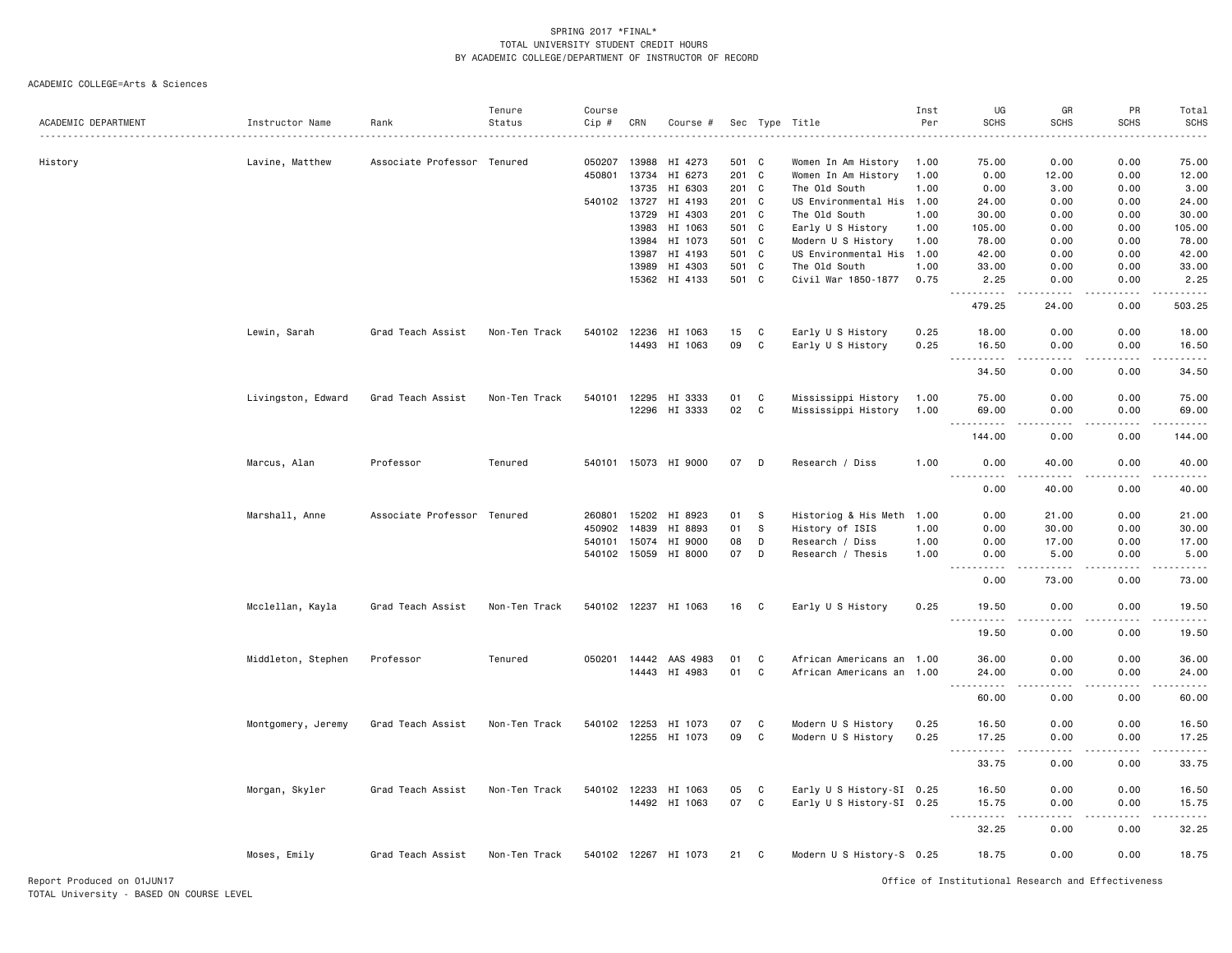SPRING 2017 *FINAL*
TOTAL UNIVERSITY STUDENT CREDIT HOURS
BY ACADEMIC COLLEGE/DEPARTMENT OF INSTRUCTOR OF RECORD

ACADEMIC COLLEGE=Arts & Sciences

| ACADEMIC DEPARTMENT | Instructor Name | Rank | Tenure Status | Course Cip # | CRN | Course # | Sec | Type | Title | Inst Per | UG SCHS | GR SCHS | PR SCHS | Total SCHS |
|---|---|---|---|---|---|---|---|---|---|---|---|---|---|---|
| History | Lavine, Matthew | Associate Professor | Tenured | 050207 | 13988 | HI 4273 | 501 | C | Women In Am History | 1.00 | 75.00 | 0.00 | 0.00 | 75.00 |
| | | | | 450801 | 13734 | HI 6273 | 201 | C | Women In Am History | 1.00 | 0.00 | 12.00 | 0.00 | 12.00 |
| | | | | | 13735 | HI 6303 | 201 | C | The Old South | 1.00 | 0.00 | 3.00 | 0.00 | 3.00 |
| | | | | 540102 | 13727 | HI 4193 | 201 | C | US Environmental His | 1.00 | 24.00 | 0.00 | 0.00 | 24.00 |
| | | | | | 13729 | HI 4303 | 201 | C | The Old South | 1.00 | 30.00 | 0.00 | 0.00 | 30.00 |
| | | | | | 13983 | HI 1063 | 501 | C | Early U S History | 1.00 | 105.00 | 0.00 | 0.00 | 105.00 |
| | | | | | 13984 | HI 1073 | 501 | C | Modern U S History | 1.00 | 78.00 | 0.00 | 0.00 | 78.00 |
| | | | | | 13987 | HI 4193 | 501 | C | US Environmental His | 1.00 | 42.00 | 0.00 | 0.00 | 42.00 |
| | | | | | 13989 | HI 4303 | 501 | C | The Old South | 1.00 | 33.00 | 0.00 | 0.00 | 33.00 |
| | | | | | 15362 | HI 4133 | 501 | C | Civil War 1850-1877 | 0.75 | 2.25 | 0.00 | 0.00 | 2.25 |
| | | | | | | | | | | | 479.25 | 24.00 | 0.00 | 503.25 |
| | Lewin, Sarah | Grad Teach Assist | Non-Ten Track | 540102 | 12236 | HI 1063 | 15 | C | Early U S History | 0.25 | 18.00 | 0.00 | 0.00 | 18.00 |
| | | | | | 14493 | HI 1063 | 09 | C | Early U S History | 0.25 | 16.50 | 0.00 | 0.00 | 16.50 |
| | | | | | | | | | | | 34.50 | 0.00 | 0.00 | 34.50 |
| | Livingston, Edward | Grad Teach Assist | Non-Ten Track | 540101 | 12295 | HI 3333 | 01 | C | Mississippi History | 1.00 | 75.00 | 0.00 | 0.00 | 75.00 |
| | | | | | 12296 | HI 3333 | 02 | C | Mississippi History | 1.00 | 69.00 | 0.00 | 0.00 | 69.00 |
| | | | | | | | | | | | 144.00 | 0.00 | 0.00 | 144.00 |
| | Marcus, Alan | Professor | Tenured | 540101 | 15073 | HI 9000 | 07 | D | Research / Diss | 1.00 | 0.00 | 40.00 | 0.00 | 40.00 |
| | | | | | | | | | | | 0.00 | 40.00 | 0.00 | 40.00 |
| | Marshall, Anne | Associate Professor | Tenured | 260801 | 15202 | HI 8923 | 01 | S | Historiog & His Meth | 1.00 | 0.00 | 21.00 | 0.00 | 21.00 |
| | | | | 450902 | 14839 | HI 8893 | 01 | S | History of ISIS | 1.00 | 0.00 | 30.00 | 0.00 | 30.00 |
| | | | | 540101 | 15074 | HI 9000 | 08 | D | Research / Diss | 1.00 | 0.00 | 17.00 | 0.00 | 17.00 |
| | | | | 540102 | 15059 | HI 8000 | 07 | D | Research / Thesis | 1.00 | 0.00 | 5.00 | 0.00 | 5.00 |
| | | | | | | | | | | | 0.00 | 73.00 | 0.00 | 73.00 |
| | Mcclellan, Kayla | Grad Teach Assist | Non-Ten Track | 540102 | 12237 | HI 1063 | 16 | C | Early U S History | 0.25 | 19.50 | 0.00 | 0.00 | 19.50 |
| | | | | | | | | | | | 19.50 | 0.00 | 0.00 | 19.50 |
| | Middleton, Stephen | Professor | Tenured | 050201 | 14442 | AAS 4983 | 01 | C | African Americans an | 1.00 | 36.00 | 0.00 | 0.00 | 36.00 |
| | | | | | 14443 | HI 4983 | 01 | C | African Americans an | 1.00 | 24.00 | 0.00 | 0.00 | 24.00 |
| | | | | | | | | | | | 60.00 | 0.00 | 0.00 | 60.00 |
| | Montgomery, Jeremy | Grad Teach Assist | Non-Ten Track | 540102 | 12253 | HI 1073 | 07 | C | Modern U S History | 0.25 | 16.50 | 0.00 | 0.00 | 16.50 |
| | | | | | 12255 | HI 1073 | 09 | C | Modern U S History | 0.25 | 17.25 | 0.00 | 0.00 | 17.25 |
| | | | | | | | | | | | 33.75 | 0.00 | 0.00 | 33.75 |
| | Morgan, Skyler | Grad Teach Assist | Non-Ten Track | 540102 | 12233 | HI 1063 | 05 | C | Early U S History-SI | 0.25 | 16.50 | 0.00 | 0.00 | 16.50 |
| | | | | | 14492 | HI 1063 | 07 | C | Early U S History-SI | 0.25 | 15.75 | 0.00 | 0.00 | 15.75 |
| | | | | | | | | | | | 32.25 | 0.00 | 0.00 | 32.25 |
| | Moses, Emily | Grad Teach Assist | Non-Ten Track | 540102 | 12267 | HI 1073 | 21 | C | Modern U S History-S | 0.25 | 18.75 | 0.00 | 0.00 | 18.75 |

Report Produced on 01JUN17
TOTAL University - BASED ON COURSE LEVEL

Office of Institutional Research and Effectiveness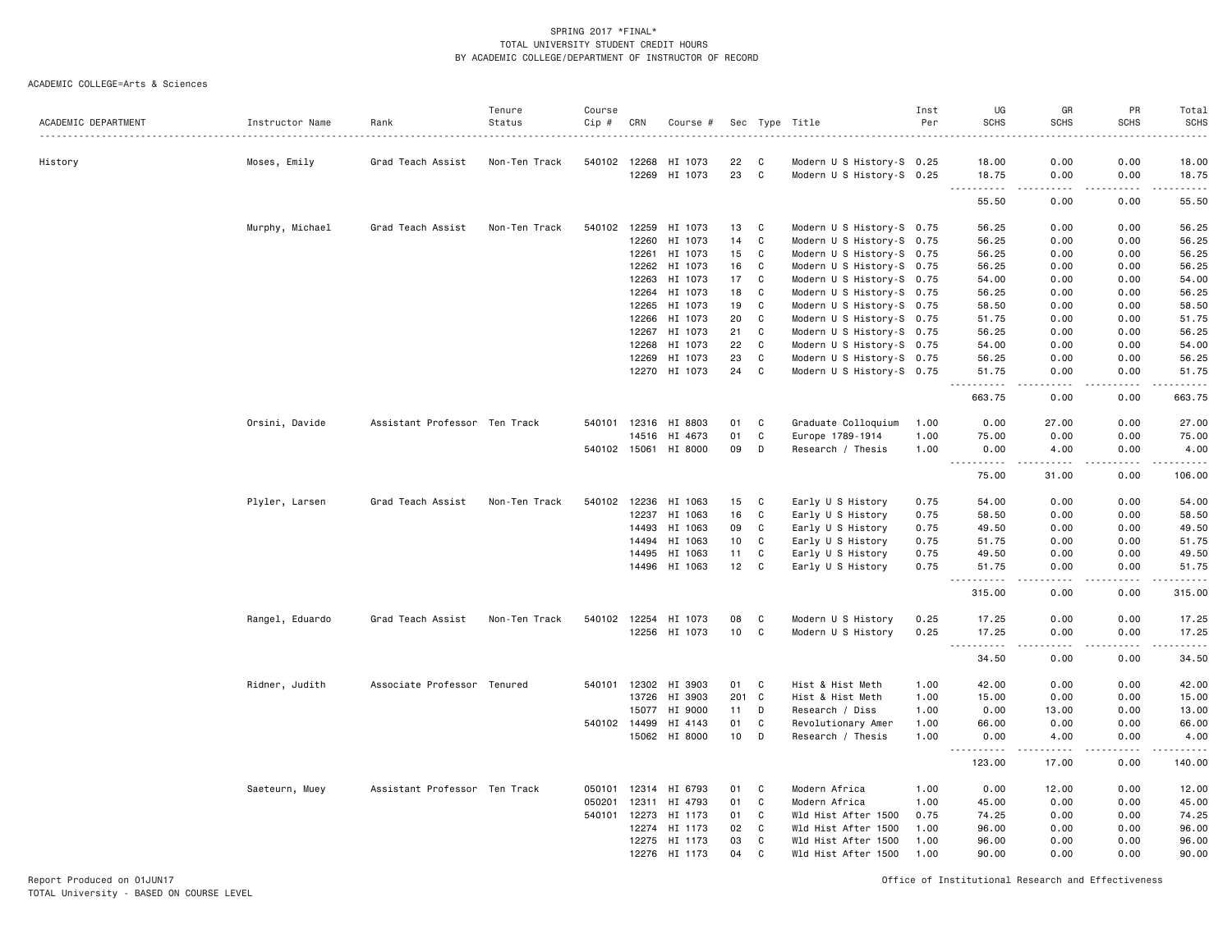SPRING 2017 *FINAL*
TOTAL UNIVERSITY STUDENT CREDIT HOURS
BY ACADEMIC COLLEGE/DEPARTMENT OF INSTRUCTOR OF RECORD

ACADEMIC COLLEGE=Arts & Sciences

| ACADEMIC DEPARTMENT | Instructor Name | Rank | Tenure Status | Course Cip # | CRN | Course # | Sec | Type | Title | Inst Per | UG SCHS | GR SCHS | PR SCHS | Total SCHS |
|---|---|---|---|---|---|---|---|---|---|---|---|---|---|---|
| History | Moses, Emily | Grad Teach Assist | Non-Ten Track | 540102 | 12268 | HI 1073 | 22 | C | Modern U S History-S | 0.25 | 18.00 | 0.00 | 0.00 | 18.00 |
| | | | | | 12269 | HI 1073 | 23 | C | Modern U S History-S | 0.25 | 18.75 | 0.00 | 0.00 | 18.75 |
| | | | | | | | | | | | 55.50 | 0.00 | 0.00 | 55.50 |
| | Murphy, Michael | Grad Teach Assist | Non-Ten Track | 540102 | 12259 | HI 1073 | 13 | C | Modern U S History-S | 0.75 | 56.25 | 0.00 | 0.00 | 56.25 |
| | | | | | 12260 | HI 1073 | 14 | C | Modern U S History-S | 0.75 | 56.25 | 0.00 | 0.00 | 56.25 |
| | | | | | 12261 | HI 1073 | 15 | C | Modern U S History-S | 0.75 | 56.25 | 0.00 | 0.00 | 56.25 |
| | | | | | 12262 | HI 1073 | 16 | C | Modern U S History-S | 0.75 | 56.25 | 0.00 | 0.00 | 56.25 |
| | | | | | 12263 | HI 1073 | 17 | C | Modern U S History-S | 0.75 | 54.00 | 0.00 | 0.00 | 54.00 |
| | | | | | 12264 | HI 1073 | 18 | C | Modern U S History-S | 0.75 | 56.25 | 0.00 | 0.00 | 56.25 |
| | | | | | 12265 | HI 1073 | 19 | C | Modern U S History-S | 0.75 | 58.50 | 0.00 | 0.00 | 58.50 |
| | | | | | 12266 | HI 1073 | 20 | C | Modern U S History-S | 0.75 | 51.75 | 0.00 | 0.00 | 51.75 |
| | | | | | 12267 | HI 1073 | 21 | C | Modern U S History-S | 0.75 | 56.25 | 0.00 | 0.00 | 56.25 |
| | | | | | 12268 | HI 1073 | 22 | C | Modern U S History-S | 0.75 | 54.00 | 0.00 | 0.00 | 54.00 |
| | | | | | 12269 | HI 1073 | 23 | C | Modern U S History-S | 0.75 | 56.25 | 0.00 | 0.00 | 56.25 |
| | | | | | 12270 | HI 1073 | 24 | C | Modern U S History-S | 0.75 | 51.75 | 0.00 | 0.00 | 51.75 |
| | | | | | | | | | | | 663.75 | 0.00 | 0.00 | 663.75 |
| | Orsini, Davide | Assistant Professor | Ten Track | 540101 | 12316 | HI 8803 | 01 | C | Graduate Colloquium | 1.00 | 0.00 | 27.00 | 0.00 | 27.00 |
| | | | | | 14516 | HI 4673 | 01 | C | Europe 1789-1914 | 1.00 | 75.00 | 0.00 | 0.00 | 75.00 |
| | | | | 540102 | 15061 | HI 8000 | 09 | D | Research / Thesis | 1.00 | 0.00 | 4.00 | 0.00 | 4.00 |
| | | | | | | | | | | | 75.00 | 31.00 | 0.00 | 106.00 |
| | Plyler, Larsen | Grad Teach Assist | Non-Ten Track | 540102 | 12236 | HI 1063 | 15 | C | Early U S History | 0.75 | 54.00 | 0.00 | 0.00 | 54.00 |
| | | | | | 12237 | HI 1063 | 16 | C | Early U S History | 0.75 | 58.50 | 0.00 | 0.00 | 58.50 |
| | | | | | 14493 | HI 1063 | 09 | C | Early U S History | 0.75 | 49.50 | 0.00 | 0.00 | 49.50 |
| | | | | | 14494 | HI 1063 | 10 | C | Early U S History | 0.75 | 51.75 | 0.00 | 0.00 | 51.75 |
| | | | | | 14495 | HI 1063 | 11 | C | Early U S History | 0.75 | 49.50 | 0.00 | 0.00 | 49.50 |
| | | | | | 14496 | HI 1063 | 12 | C | Early U S History | 0.75 | 51.75 | 0.00 | 0.00 | 51.75 |
| | | | | | | | | | | | 315.00 | 0.00 | 0.00 | 315.00 |
| | Rangel, Eduardo | Grad Teach Assist | Non-Ten Track | 540102 | 12254 | HI 1073 | 08 | C | Modern U S History | 0.25 | 17.25 | 0.00 | 0.00 | 17.25 |
| | | | | | 12256 | HI 1073 | 10 | C | Modern U S History | 0.25 | 17.25 | 0.00 | 0.00 | 17.25 |
| | | | | | | | | | | | 34.50 | 0.00 | 0.00 | 34.50 |
| | Ridner, Judith | Associate Professor | Tenured | 540101 | 12302 | HI 3903 | 01 | C | Hist & Hist Meth | 1.00 | 42.00 | 0.00 | 0.00 | 42.00 |
| | | | | | 13726 | HI 3903 | 201 | C | Hist & Hist Meth | 1.00 | 15.00 | 0.00 | 0.00 | 15.00 |
| | | | | | 15077 | HI 9000 | 11 | D | Research / Diss | 1.00 | 0.00 | 13.00 | 0.00 | 13.00 |
| | | | | 540102 | 14499 | HI 4143 | 01 | C | Revolutionary Amer | 1.00 | 66.00 | 0.00 | 0.00 | 66.00 |
| | | | | | 15062 | HI 8000 | 10 | D | Research / Thesis | 1.00 | 0.00 | 4.00 | 0.00 | 4.00 |
| | | | | | | | | | | | 123.00 | 17.00 | 0.00 | 140.00 |
| | Saeteurn, Muey | Assistant Professor | Ten Track | 050101 | 12314 | HI 6793 | 01 | C | Modern Africa | 1.00 | 0.00 | 12.00 | 0.00 | 12.00 |
| | | | | 050201 | 12311 | HI 4793 | 01 | C | Modern Africa | 1.00 | 45.00 | 0.00 | 0.00 | 45.00 |
| | | | | 540101 | 12273 | HI 1173 | 01 | C | Wld Hist After 1500 | 0.75 | 74.25 | 0.00 | 0.00 | 74.25 |
| | | | | | 12274 | HI 1173 | 02 | C | Wld Hist After 1500 | 1.00 | 96.00 | 0.00 | 0.00 | 96.00 |
| | | | | | 12275 | HI 1173 | 03 | C | Wld Hist After 1500 | 1.00 | 96.00 | 0.00 | 0.00 | 96.00 |
| | | | | | 12276 | HI 1173 | 04 | C | Wld Hist After 1500 | 1.00 | 90.00 | 0.00 | 0.00 | 90.00 |

Report Produced on 01JUN17
TOTAL University - BASED ON COURSE LEVEL

Office of Institutional Research and Effectiveness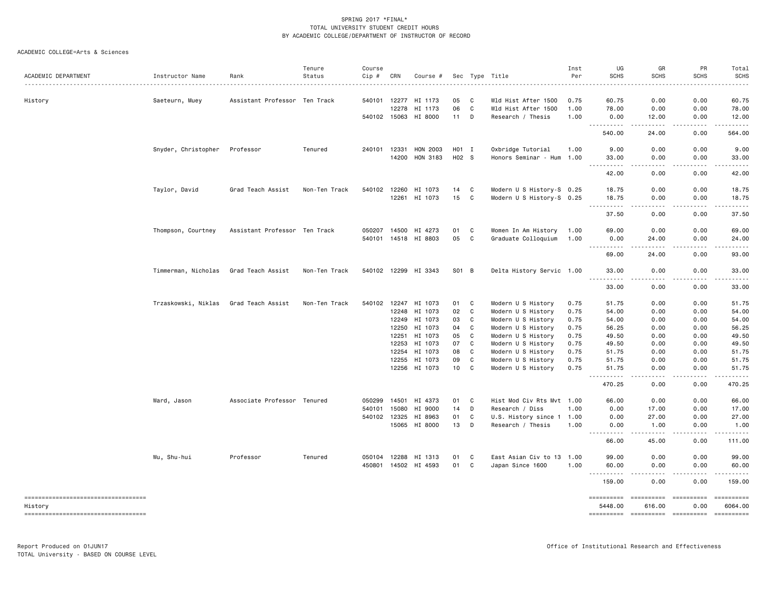SPRING 2017 *FINAL*
TOTAL UNIVERSITY STUDENT CREDIT HOURS
BY ACADEMIC COLLEGE/DEPARTMENT OF INSTRUCTOR OF RECORD

ACADEMIC COLLEGE=Arts & Sciences

| ACADEMIC DEPARTMENT | Instructor Name | Rank | Tenure Status | Course Cip # | CRN | Course # | Sec | Type | Title | Inst Per | UG SCHS | GR SCHS | PR SCHS | Total SCHS |
|---|---|---|---|---|---|---|---|---|---|---|---|---|---|---|
| History | Saeteurn, Muey | Assistant Professor | Ten Track | 540101 | 12277 | HI 1173 | 05 | C | Wld Hist After 1500 | 0.75 | 60.75 | 0.00 | 0.00 | 60.75 |
| | | | | | 12278 | HI 1173 | 06 | C | Wld Hist After 1500 | 1.00 | 78.00 | 0.00 | 0.00 | 78.00 |
| | | | | 540102 | 15063 | HI 8000 | 11 | D | Research / Thesis | 1.00 | 0.00 | 12.00 | 0.00 | 12.00 |
| | | | | | | | | | | | 540.00 | 24.00 | 0.00 | 564.00 |
| | Snyder, Christopher | Professor | Tenured | 240101 | 12331 | HON 2003 | H01 | I | Oxbridge Tutorial | 1.00 | 9.00 | 0.00 | 0.00 | 9.00 |
| | | | | | 14200 | HON 3183 | H02 | S | Honors Seminar - Hum | 1.00 | 33.00 | 0.00 | 0.00 | 33.00 |
| | | | | | | | | | | | 42.00 | 0.00 | 0.00 | 42.00 |
| | Taylor, David | Grad Teach Assist | Non-Ten Track | 540102 | 12260 | HI 1073 | 14 | C | Modern U S History-S | 0.25 | 18.75 | 0.00 | 0.00 | 18.75 |
| | | | | | 12261 | HI 1073 | 15 | C | Modern U S History-S | 0.25 | 18.75 | 0.00 | 0.00 | 18.75 |
| | | | | | | | | | | | 37.50 | 0.00 | 0.00 | 37.50 |
| | Thompson, Courtney | Assistant Professor | Ten Track | 050207 | 14500 | HI 4273 | 01 | C | Women In Am History | 1.00 | 69.00 | 0.00 | 0.00 | 69.00 |
| | | | | 540101 | 14518 | HI 8803 | 05 | C | Graduate Colloquium | 1.00 | 0.00 | 24.00 | 0.00 | 24.00 |
| | | | | | | | | | | | 69.00 | 24.00 | 0.00 | 93.00 |
| | Timmerman, Nicholas | Grad Teach Assist | Non-Ten Track | 540102 | 12299 | HI 3343 | S01 | B | Delta History Servic | 1.00 | 33.00 | 0.00 | 0.00 | 33.00 |
| | | | | | | | | | | | 33.00 | 0.00 | 0.00 | 33.00 |
| | Trzaskowski, Niklas | Grad Teach Assist | Non-Ten Track | 540102 | 12247 | HI 1073 | 01 | C | Modern U S History | 0.75 | 51.75 | 0.00 | 0.00 | 51.75 |
| | | | | | 12248 | HI 1073 | 02 | C | Modern U S History | 0.75 | 54.00 | 0.00 | 0.00 | 54.00 |
| | | | | | 12249 | HI 1073 | 03 | C | Modern U S History | 0.75 | 54.00 | 0.00 | 0.00 | 54.00 |
| | | | | | 12250 | HI 1073 | 04 | C | Modern U S History | 0.75 | 56.25 | 0.00 | 0.00 | 56.25 |
| | | | | | 12251 | HI 1073 | 05 | C | Modern U S History | 0.75 | 49.50 | 0.00 | 0.00 | 49.50 |
| | | | | | 12253 | HI 1073 | 07 | C | Modern U S History | 0.75 | 49.50 | 0.00 | 0.00 | 49.50 |
| | | | | | 12254 | HI 1073 | 08 | C | Modern U S History | 0.75 | 51.75 | 0.00 | 0.00 | 51.75 |
| | | | | | 12255 | HI 1073 | 09 | C | Modern U S History | 0.75 | 51.75 | 0.00 | 0.00 | 51.75 |
| | | | | | 12256 | HI 1073 | 10 | C | Modern U S History | 0.75 | 51.75 | 0.00 | 0.00 | 51.75 |
| | | | | | | | | | | | 470.25 | 0.00 | 0.00 | 470.25 |
| | Ward, Jason | Associate Professor | Tenured | 050299 | 14501 | HI 4373 | 01 | C | Hist Mod Civ Rts Mvt | 1.00 | 66.00 | 0.00 | 0.00 | 66.00 |
| | | | | 540101 | 15080 | HI 9000 | 14 | D | Research / Diss | 1.00 | 0.00 | 17.00 | 0.00 | 17.00 |
| | | | | 540102 | 12325 | HI 8963 | 01 | C | U.S. History since 1 | 1.00 | 0.00 | 27.00 | 0.00 | 27.00 |
| | | | | | 15065 | HI 8000 | 13 | D | Research / Thesis | 1.00 | 0.00 | 1.00 | 0.00 | 1.00 |
| | | | | | | | | | | | 66.00 | 45.00 | 0.00 | 111.00 |
| | Wu, Shu-hui | Professor | Tenured | 050104 | 12288 | HI 1313 | 01 | C | East Asian Civ to 13 | 1.00 | 99.00 | 0.00 | 0.00 | 99.00 |
| | | | | 450801 | 14502 | HI 4593 | 01 | C | Japan Since 1600 | 1.00 | 60.00 | 0.00 | 0.00 | 60.00 |
| | | | | | | | | | | | 159.00 | 0.00 | 0.00 | 159.00 |
| History | | | | | | | | | | | 5448.00 | 616.00 | 0.00 | 6064.00 |

Report Produced on 01JUN17
TOTAL University - BASED ON COURSE LEVEL

Office of Institutional Research and Effectiveness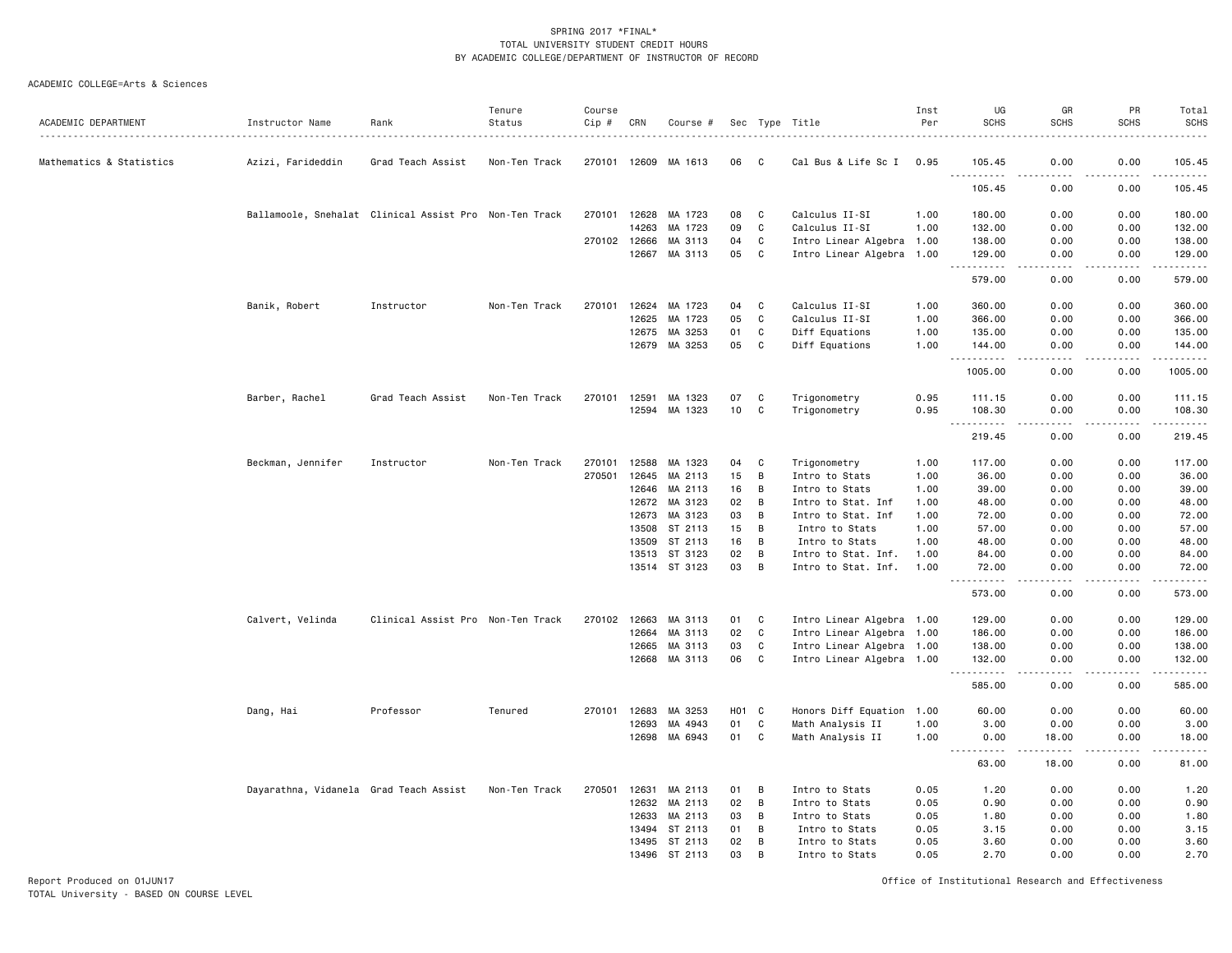SPRING 2017 *FINAL*
TOTAL UNIVERSITY STUDENT CREDIT HOURS
BY ACADEMIC COLLEGE/DEPARTMENT OF INSTRUCTOR OF RECORD

ACADEMIC COLLEGE=Arts & Sciences

| ACADEMIC DEPARTMENT | Instructor Name | Rank | Tenure Status | Course Cip # | CRN | Course # | Sec | Type | Title | Inst Per | UG SCHS | GR SCHS | PR SCHS | Total SCHS |
|---|---|---|---|---|---|---|---|---|---|---|---|---|---|---|
| Mathematics & Statistics | Azizi, Farideddin | Grad Teach Assist | Non-Ten Track | 270101 | 12609 | MA 1613 | 06 | C | Cal Bus & Life Sc I | 0.95 | 105.45 | 0.00 | 0.00 | 105.45 |
| | | | | | | | | | | | 105.45 | 0.00 | 0.00 | 105.45 |
| | Ballamoole, Snehalat | Clinical Assist Pro | Non-Ten Track | 270101 | 12628 | MA 1723 | 08 | C | Calculus II-SI | 1.00 | 180.00 | 0.00 | 0.00 | 180.00 |
| | | | | | 14263 | MA 1723 | 09 | C | Calculus II-SI | 1.00 | 132.00 | 0.00 | 0.00 | 132.00 |
| | | | | 270102 | 12666 | MA 3113 | 04 | C | Intro Linear Algebra | 1.00 | 138.00 | 0.00 | 0.00 | 138.00 |
| | | | | | 12667 | MA 3113 | 05 | C | Intro Linear Algebra | 1.00 | 129.00 | 0.00 | 0.00 | 129.00 |
| | | | | | | | | | | | 579.00 | 0.00 | 0.00 | 579.00 |
| | Banik, Robert | Instructor | Non-Ten Track | 270101 | 12624 | MA 1723 | 04 | C | Calculus II-SI | 1.00 | 360.00 | 0.00 | 0.00 | 360.00 |
| | | | | | 12625 | MA 1723 | 05 | C | Calculus II-SI | 1.00 | 366.00 | 0.00 | 0.00 | 366.00 |
| | | | | | 12675 | MA 3253 | 01 | C | Diff Equations | 1.00 | 135.00 | 0.00 | 0.00 | 135.00 |
| | | | | | 12679 | MA 3253 | 05 | C | Diff Equations | 1.00 | 144.00 | 0.00 | 0.00 | 144.00 |
| | | | | | | | | | | | 1005.00 | 0.00 | 0.00 | 1005.00 |
| | Barber, Rachel | Grad Teach Assist | Non-Ten Track | 270101 | 12591 | MA 1323 | 07 | C | Trigonometry | 0.95 | 111.15 | 0.00 | 0.00 | 111.15 |
| | | | | | 12594 | MA 1323 | 10 | C | Trigonometry | 0.95 | 108.30 | 0.00 | 0.00 | 108.30 |
| | | | | | | | | | | | 219.45 | 0.00 | 0.00 | 219.45 |
| | Beckman, Jennifer | Instructor | Non-Ten Track | 270101 | 12588 | MA 1323 | 04 | C | Trigonometry | 1.00 | 117.00 | 0.00 | 0.00 | 117.00 |
| | | | | 270501 | 12645 | MA 2113 | 15 | B | Intro to Stats | 1.00 | 36.00 | 0.00 | 0.00 | 36.00 |
| | | | | | 12646 | MA 2113 | 16 | B | Intro to Stats | 1.00 | 39.00 | 0.00 | 0.00 | 39.00 |
| | | | | | 12672 | MA 3123 | 02 | B | Intro to Stat. Inf | 1.00 | 48.00 | 0.00 | 0.00 | 48.00 |
| | | | | | 12673 | MA 3123 | 03 | B | Intro to Stat. Inf | 1.00 | 72.00 | 0.00 | 0.00 | 72.00 |
| | | | | | 13508 | ST 2113 | 15 | B | Intro to Stats | 1.00 | 57.00 | 0.00 | 0.00 | 57.00 |
| | | | | | 13509 | ST 2113 | 16 | B | Intro to Stats | 1.00 | 48.00 | 0.00 | 0.00 | 48.00 |
| | | | | | 13513 | ST 3123 | 02 | B | Intro to Stat. Inf. | 1.00 | 84.00 | 0.00 | 0.00 | 84.00 |
| | | | | | 13514 | ST 3123 | 03 | B | Intro to Stat. Inf. | 1.00 | 72.00 | 0.00 | 0.00 | 72.00 |
| | | | | | | | | | | | 573.00 | 0.00 | 0.00 | 573.00 |
| | Calvert, Velinda | Clinical Assist Pro | Non-Ten Track | 270102 | 12663 | MA 3113 | 01 | C | Intro Linear Algebra | 1.00 | 129.00 | 0.00 | 0.00 | 129.00 |
| | | | | | 12664 | MA 3113 | 02 | C | Intro Linear Algebra | 1.00 | 186.00 | 0.00 | 0.00 | 186.00 |
| | | | | | 12665 | MA 3113 | 03 | C | Intro Linear Algebra | 1.00 | 138.00 | 0.00 | 0.00 | 138.00 |
| | | | | | 12668 | MA 3113 | 06 | C | Intro Linear Algebra | 1.00 | 132.00 | 0.00 | 0.00 | 132.00 |
| | | | | | | | | | | | 585.00 | 0.00 | 0.00 | 585.00 |
| | Dang, Hai | Professor | Tenured | 270101 | 12683 | MA 3253 | H01 | C | Honors Diff Equation | 1.00 | 60.00 | 0.00 | 0.00 | 60.00 |
| | | | | | 12693 | MA 4943 | 01 | C | Math Analysis II | 1.00 | 3.00 | 0.00 | 0.00 | 3.00 |
| | | | | | 12698 | MA 6943 | 01 | C | Math Analysis II | 1.00 | 0.00 | 18.00 | 0.00 | 18.00 |
| | | | | | | | | | | | 63.00 | 18.00 | 0.00 | 81.00 |
| | Dayarathna, Vidanela | Grad Teach Assist | Non-Ten Track | 270501 | 12631 | MA 2113 | 01 | B | Intro to Stats | 0.05 | 1.20 | 0.00 | 0.00 | 1.20 |
| | | | | | 12632 | MA 2113 | 02 | B | Intro to Stats | 0.05 | 0.90 | 0.00 | 0.00 | 0.90 |
| | | | | | 12633 | MA 2113 | 03 | B | Intro to Stats | 0.05 | 1.80 | 0.00 | 0.00 | 1.80 |
| | | | | | 13494 | ST 2113 | 01 | B | Intro to Stats | 0.05 | 3.15 | 0.00 | 0.00 | 3.15 |
| | | | | | 13495 | ST 2113 | 02 | B | Intro to Stats | 0.05 | 3.60 | 0.00 | 0.00 | 3.60 |
| | | | | | 13496 | ST 2113 | 03 | B | Intro to Stats | 0.05 | 2.70 | 0.00 | 0.00 | 2.70 |

Report Produced on 01JUN17
TOTAL University - BASED ON COURSE LEVEL

Office of Institutional Research and Effectiveness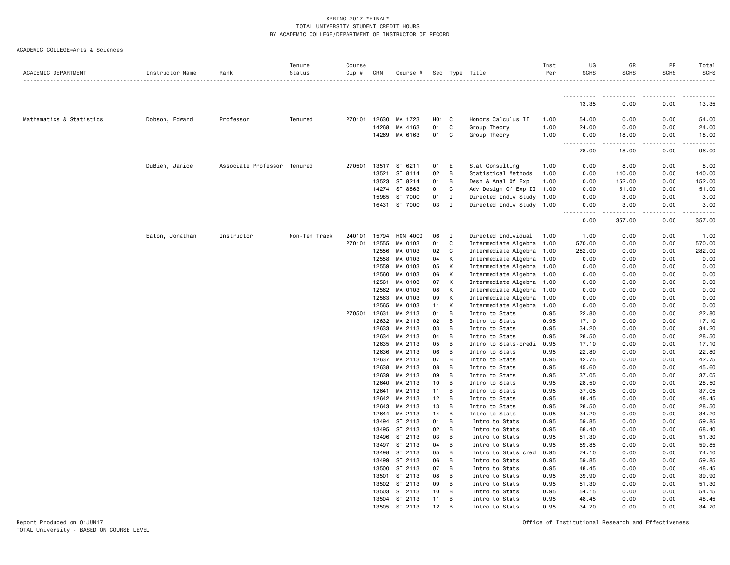SPRING 2017 *FINAL*
TOTAL UNIVERSITY STUDENT CREDIT HOURS
BY ACADEMIC COLLEGE/DEPARTMENT OF INSTRUCTOR OF RECORD

ACADEMIC COLLEGE=Arts & Sciences

| ACADEMIC DEPARTMENT | Instructor Name | Rank | Tenure Status | Course Cip # | CRN | Course # | Sec | Type | Title | Inst Per | UG SCHS | GR SCHS | PR SCHS | Total SCHS |
|---|---|---|---|---|---|---|---|---|---|---|---|---|---|---|
| | | | | | | | | | | | 13.35 | 0.00 | 0.00 | 13.35 |
| Mathematics & Statistics | Dobson, Edward | Professor | Tenured | 270101 | 12630 | MA 1723 | H01 | C | Honors Calculus II | 1.00 | 54.00 | 0.00 | 0.00 | 54.00 |
| | | | | | 14268 | MA 4163 | 01 | C | Group Theory | 1.00 | 24.00 | 0.00 | 0.00 | 24.00 |
| | | | | | 14269 | MA 6163 | 01 | C | Group Theory | 1.00 | 0.00 | 18.00 | 0.00 | 18.00 |
| | | | | | | | | | | | 78.00 | 18.00 | 0.00 | 96.00 |
| | DuBien, Janice | Associate Professor | Tenured | 270501 | 13517 | ST 6211 | 01 | E | Stat Consulting | 1.00 | 0.00 | 8.00 | 0.00 | 8.00 |
| | | | | | 13521 | ST 8114 | 02 | B | Statistical Methods | 1.00 | 0.00 | 140.00 | 0.00 | 140.00 |
| | | | | | 13523 | ST 8214 | 01 | B | Desn & Anal Of Exp | 1.00 | 0.00 | 152.00 | 0.00 | 152.00 |
| | | | | | 14274 | ST 8863 | 01 | C | Adv Design Of Exp II | 1.00 | 0.00 | 51.00 | 0.00 | 51.00 |
| | | | | | 15985 | ST 7000 | 01 | I | Directed Indiv Study | 1.00 | 0.00 | 3.00 | 0.00 | 3.00 |
| | | | | | 16431 | ST 7000 | 03 | I | Directed Indiv Study | 1.00 | 0.00 | 3.00 | 0.00 | 3.00 |
| | | | | | | | | | | | 0.00 | 357.00 | 0.00 | 357.00 |
| | Eaton, Jonathan | Instructor | Non-Ten Track | 240101 | 15794 | HON 4000 | 06 | I | Directed Individual | 1.00 | 1.00 | 0.00 | 0.00 | 1.00 |
| | | | | 270101 | 12555 | MA 0103 | 01 | C | Intermediate Algebra | 1.00 | 570.00 | 0.00 | 0.00 | 570.00 |
| | | | | | 12556 | MA 0103 | 02 | C | Intermediate Algebra | 1.00 | 282.00 | 0.00 | 0.00 | 282.00 |
| | | | | | 12558 | MA 0103 | 04 | K | Intermediate Algebra | 1.00 | 0.00 | 0.00 | 0.00 | 0.00 |
| | | | | | 12559 | MA 0103 | 05 | K | Intermediate Algebra | 1.00 | 0.00 | 0.00 | 0.00 | 0.00 |
| | | | | | 12560 | MA 0103 | 06 | K | Intermediate Algebra | 1.00 | 0.00 | 0.00 | 0.00 | 0.00 |
| | | | | | 12561 | MA 0103 | 07 | K | Intermediate Algebra | 1.00 | 0.00 | 0.00 | 0.00 | 0.00 |
| | | | | | 12562 | MA 0103 | 08 | K | Intermediate Algebra | 1.00 | 0.00 | 0.00 | 0.00 | 0.00 |
| | | | | | 12563 | MA 0103 | 09 | K | Intermediate Algebra | 1.00 | 0.00 | 0.00 | 0.00 | 0.00 |
| | | | | | 12565 | MA 0103 | 11 | K | Intermediate Algebra | 1.00 | 0.00 | 0.00 | 0.00 | 0.00 |
| | | | | 270501 | 12631 | MA 2113 | 01 | B | Intro to Stats | 0.95 | 22.80 | 0.00 | 0.00 | 22.80 |
| | | | | | 12632 | MA 2113 | 02 | B | Intro to Stats | 0.95 | 17.10 | 0.00 | 0.00 | 17.10 |
| | | | | | 12633 | MA 2113 | 03 | B | Intro to Stats | 0.95 | 34.20 | 0.00 | 0.00 | 34.20 |
| | | | | | 12634 | MA 2113 | 04 | B | Intro to Stats | 0.95 | 28.50 | 0.00 | 0.00 | 28.50 |
| | | | | | 12635 | MA 2113 | 05 | B | Intro to Stats-credi | 0.95 | 17.10 | 0.00 | 0.00 | 17.10 |
| | | | | | 12636 | MA 2113 | 06 | B | Intro to Stats | 0.95 | 22.80 | 0.00 | 0.00 | 22.80 |
| | | | | | 12637 | MA 2113 | 07 | B | Intro to Stats | 0.95 | 42.75 | 0.00 | 0.00 | 42.75 |
| | | | | | 12638 | MA 2113 | 08 | B | Intro to Stats | 0.95 | 45.60 | 0.00 | 0.00 | 45.60 |
| | | | | | 12639 | MA 2113 | 09 | B | Intro to Stats | 0.95 | 37.05 | 0.00 | 0.00 | 37.05 |
| | | | | | 12640 | MA 2113 | 10 | B | Intro to Stats | 0.95 | 28.50 | 0.00 | 0.00 | 28.50 |
| | | | | | 12641 | MA 2113 | 11 | B | Intro to Stats | 0.95 | 37.05 | 0.00 | 0.00 | 37.05 |
| | | | | | 12642 | MA 2113 | 12 | B | Intro to Stats | 0.95 | 48.45 | 0.00 | 0.00 | 48.45 |
| | | | | | 12643 | MA 2113 | 13 | B | Intro to Stats | 0.95 | 28.50 | 0.00 | 0.00 | 28.50 |
| | | | | | 12644 | MA 2113 | 14 | B | Intro to Stats | 0.95 | 34.20 | 0.00 | 0.00 | 34.20 |
| | | | | | 13494 | ST 2113 | 01 | B | Intro to Stats | 0.95 | 59.85 | 0.00 | 0.00 | 59.85 |
| | | | | | 13495 | ST 2113 | 02 | B | Intro to Stats | 0.95 | 68.40 | 0.00 | 0.00 | 68.40 |
| | | | | | 13496 | ST 2113 | 03 | B | Intro to Stats | 0.95 | 51.30 | 0.00 | 0.00 | 51.30 |
| | | | | | 13497 | ST 2113 | 04 | B | Intro to Stats | 0.95 | 59.85 | 0.00 | 0.00 | 59.85 |
| | | | | | 13498 | ST 2113 | 05 | B | Intro to Stats cred | 0.95 | 74.10 | 0.00 | 0.00 | 74.10 |
| | | | | | 13499 | ST 2113 | 06 | B | Intro to Stats | 0.95 | 59.85 | 0.00 | 0.00 | 59.85 |
| | | | | | 13500 | ST 2113 | 07 | B | Intro to Stats | 0.95 | 48.45 | 0.00 | 0.00 | 48.45 |
| | | | | | 13501 | ST 2113 | 08 | B | Intro to Stats | 0.95 | 39.90 | 0.00 | 0.00 | 39.90 |
| | | | | | 13502 | ST 2113 | 09 | B | Intro to Stats | 0.95 | 51.30 | 0.00 | 0.00 | 51.30 |
| | | | | | 13503 | ST 2113 | 10 | B | Intro to Stats | 0.95 | 54.15 | 0.00 | 0.00 | 54.15 |
| | | | | | 13504 | ST 2113 | 11 | B | Intro to Stats | 0.95 | 48.45 | 0.00 | 0.00 | 48.45 |
| | | | | | 13505 | ST 2113 | 12 | B | Intro to Stats | 0.95 | 34.20 | 0.00 | 0.00 | 34.20 |

Report Produced on 01JUN17
TOTAL University - BASED ON COURSE LEVEL

Office of Institutional Research and Effectiveness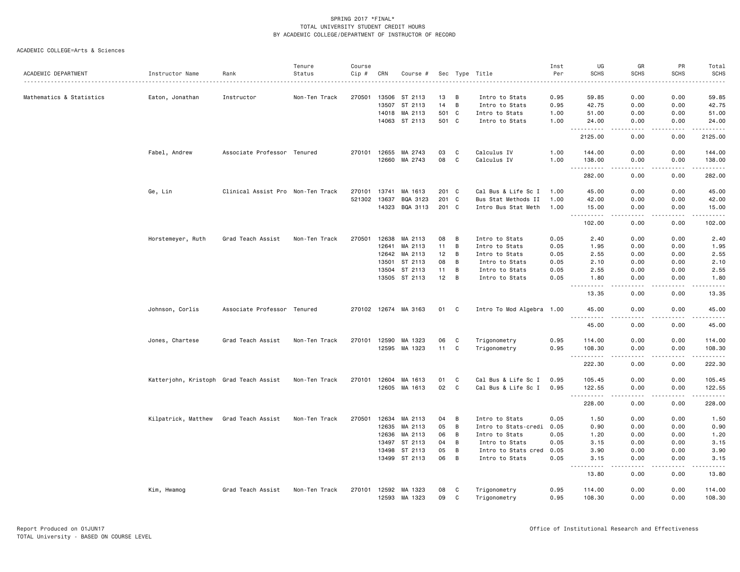SPRING 2017 *FINAL*
TOTAL UNIVERSITY STUDENT CREDIT HOURS
BY ACADEMIC COLLEGE/DEPARTMENT OF INSTRUCTOR OF RECORD

ACADEMIC COLLEGE=Arts & Sciences

| ACADEMIC DEPARTMENT | Instructor Name | Rank | Tenure Status | Course Cip # | CRN | Course # | Sec | Type | Title | Inst Per | UG SCHS | GR SCHS | PR SCHS | Total SCHS |
|---|---|---|---|---|---|---|---|---|---|---|---|---|---|---|
| Mathematics & Statistics | Eaton, Jonathan | Instructor | Non-Ten Track | 270501 | 13506 | ST 2113 | 13 | B | Intro to Stats | 0.95 | 59.85 | 0.00 | 0.00 | 59.85 |
| | | | | | 13507 | ST 2113 | 14 | B | Intro to Stats | 0.95 | 42.75 | 0.00 | 0.00 | 42.75 |
| | | | | | 14018 | MA 2113 | 501 | C | Intro to Stats | 1.00 | 51.00 | 0.00 | 0.00 | 51.00 |
| | | | | | 14063 | ST 2113 | 501 | C | Intro to Stats | 1.00 | 24.00 | 0.00 | 0.00 | 24.00 |
| | | | | | | | | | | | 2125.00 | 0.00 | 0.00 | 2125.00 |
| | Fabel, Andrew | Associate Professor | Tenured | 270101 | 12655 | MA 2743 | 03 | C | Calculus IV | 1.00 | 144.00 | 0.00 | 0.00 | 144.00 |
| | | | | | 12660 | MA 2743 | 08 | C | Calculus IV | 1.00 | 138.00 | 0.00 | 0.00 | 138.00 |
| | | | | | | | | | | | 282.00 | 0.00 | 0.00 | 282.00 |
| | Ge, Lin | Clinical Assist Pro | Non-Ten Track | 270101 | 13741 | MA 1613 | 201 | C | Cal Bus & Life Sc I | 1.00 | 45.00 | 0.00 | 0.00 | 45.00 |
| | | | | 521302 | 13637 | BQA 3123 | 201 | C | Bus Stat Methods II | 1.00 | 42.00 | 0.00 | 0.00 | 42.00 |
| | | | | | 14323 | BQA 3113 | 201 | C | Intro Bus Stat Meth | 1.00 | 15.00 | 0.00 | 0.00 | 15.00 |
| | | | | | | | | | | | 102.00 | 0.00 | 0.00 | 102.00 |
| | Horstemeyer, Ruth | Grad Teach Assist | Non-Ten Track | 270501 | 12638 | MA 2113 | 08 | B | Intro to Stats | 0.05 | 2.40 | 0.00 | 0.00 | 2.40 |
| | | | | | 12641 | MA 2113 | 11 | B | Intro to Stats | 0.05 | 1.95 | 0.00 | 0.00 | 1.95 |
| | | | | | 12642 | MA 2113 | 12 | B | Intro to Stats | 0.05 | 2.55 | 0.00 | 0.00 | 2.55 |
| | | | | | 13501 | ST 2113 | 08 | B | Intro to Stats | 0.05 | 2.10 | 0.00 | 0.00 | 2.10 |
| | | | | | 13504 | ST 2113 | 11 | B | Intro to Stats | 0.05 | 2.55 | 0.00 | 0.00 | 2.55 |
| | | | | | 13505 | ST 2113 | 12 | B | Intro to Stats | 0.05 | 1.80 | 0.00 | 0.00 | 1.80 |
| | | | | | | | | | | | 13.35 | 0.00 | 0.00 | 13.35 |
| | Johnson, Corlis | Associate Professor | Tenured | 270102 | 12674 | MA 3163 | 01 | C | Intro To Mod Algebra | 1.00 | 45.00 | 0.00 | 0.00 | 45.00 |
| | | | | | | | | | | | 45.00 | 0.00 | 0.00 | 45.00 |
| | Jones, Chartese | Grad Teach Assist | Non-Ten Track | 270101 | 12590 | MA 1323 | 06 | C | Trigonometry | 0.95 | 114.00 | 0.00 | 0.00 | 114.00 |
| | | | | | 12595 | MA 1323 | 11 | C | Trigonometry | 0.95 | 108.30 | 0.00 | 0.00 | 108.30 |
| | | | | | | | | | | | 222.30 | 0.00 | 0.00 | 222.30 |
| | Katterjohn, Kristoph | Grad Teach Assist | Non-Ten Track | 270101 | 12604 | MA 1613 | 01 | C | Cal Bus & Life Sc I | 0.95 | 105.45 | 0.00 | 0.00 | 105.45 |
| | | | | | 12605 | MA 1613 | 02 | C | Cal Bus & Life Sc I | 0.95 | 122.55 | 0.00 | 0.00 | 122.55 |
| | | | | | | | | | | | 228.00 | 0.00 | 0.00 | 228.00 |
| | Kilpatrick, Matthew | Grad Teach Assist | Non-Ten Track | 270501 | 12634 | MA 2113 | 04 | B | Intro to Stats | 0.05 | 1.50 | 0.00 | 0.00 | 1.50 |
| | | | | | 12635 | MA 2113 | 05 | B | Intro to Stats-credi | 0.05 | 0.90 | 0.00 | 0.00 | 0.90 |
| | | | | | 12636 | MA 2113 | 06 | B | Intro to Stats | 0.05 | 1.20 | 0.00 | 0.00 | 1.20 |
| | | | | | 13497 | ST 2113 | 04 | B | Intro to Stats | 0.05 | 3.15 | 0.00 | 0.00 | 3.15 |
| | | | | | 13498 | ST 2113 | 05 | B | Intro to Stats cred | 0.05 | 3.90 | 0.00 | 0.00 | 3.90 |
| | | | | | 13499 | ST 2113 | 06 | B | Intro to Stats | 0.05 | 3.15 | 0.00 | 0.00 | 3.15 |
| | | | | | | | | | | | 13.80 | 0.00 | 0.00 | 13.80 |
| | Kim, Hwamog | Grad Teach Assist | Non-Ten Track | 270101 | 12592 | MA 1323 | 08 | C | Trigonometry | 0.95 | 114.00 | 0.00 | 0.00 | 114.00 |
| | | | | | 12593 | MA 1323 | 09 | C | Trigonometry | 0.95 | 108.30 | 0.00 | 0.00 | 108.30 |

Report Produced on 01JUN17
TOTAL University - BASED ON COURSE LEVEL

Office of Institutional Research and Effectiveness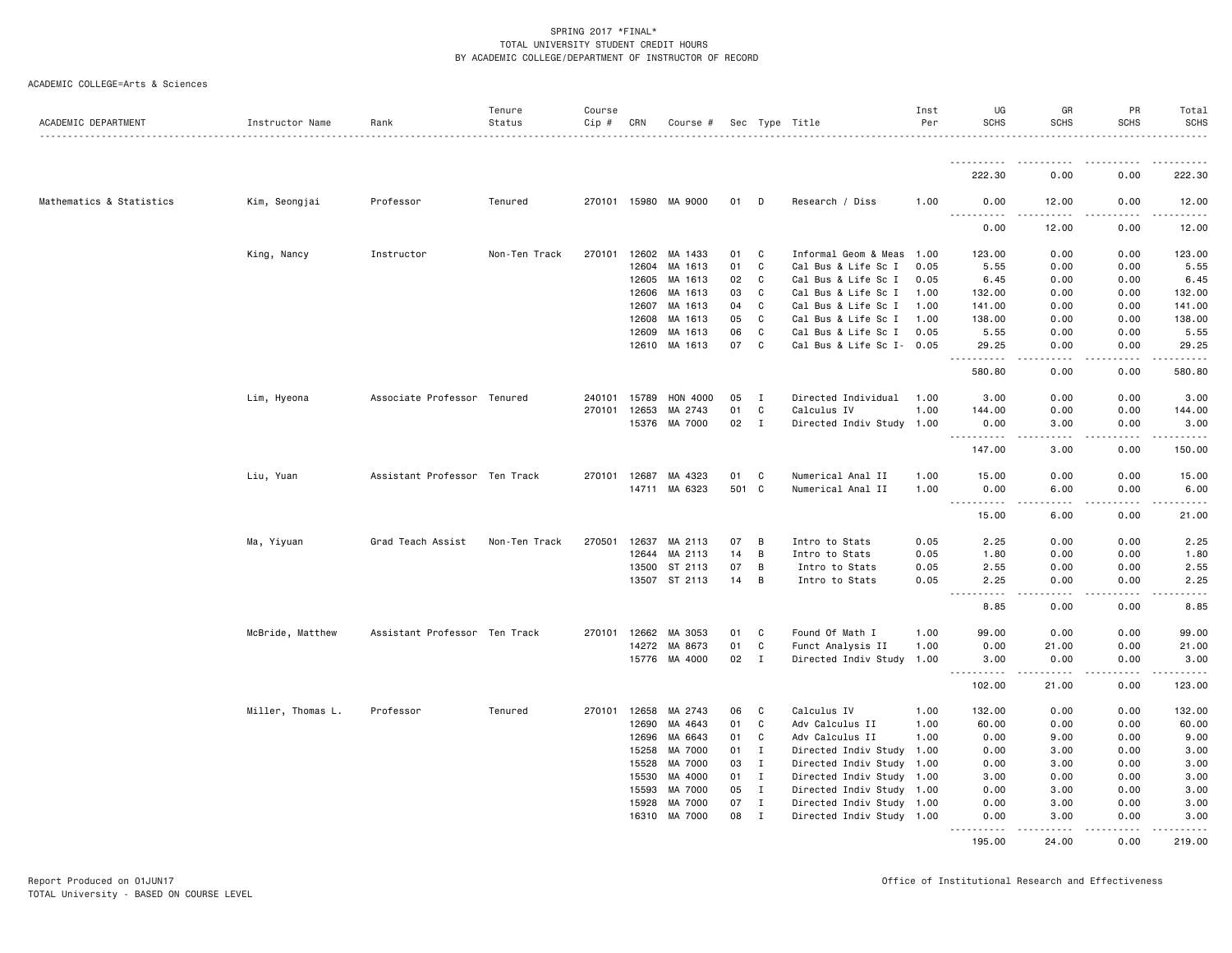SPRING 2017 *FINAL*
TOTAL UNIVERSITY STUDENT CREDIT HOURS
BY ACADEMIC COLLEGE/DEPARTMENT OF INSTRUCTOR OF RECORD

ACADEMIC COLLEGE=Arts & Sciences

| ACADEMIC DEPARTMENT | Instructor Name | Rank | Tenure Status | Course Cip # | CRN | Course # | Sec | Type | Title | Inst Per | UG SCHS | GR SCHS | PR SCHS | Total SCHS |
|---|---|---|---|---|---|---|---|---|---|---|---|---|---|---|
| | | | | | | | | | | | 222.30 | 0.00 | 0.00 | 222.30 |
| Mathematics & Statistics | Kim, Seongjai | Professor | Tenured | 270101 | 15980 | MA 9000 | 01 | D | Research / Diss | 1.00 | 0.00 | 12.00 | 0.00 | 12.00 |
| | | | | | | | | | | | 0.00 | 12.00 | 0.00 | 12.00 |
| | King, Nancy | Instructor | Non-Ten Track | 270101 | 12602 | MA 1433 | 01 | C | Informal Geom & Meas | 1.00 | 123.00 | 0.00 | 0.00 | 123.00 |
| | | | | | 12604 | MA 1613 | 01 | C | Cal Bus & Life Sc I | 0.05 | 5.55 | 0.00 | 0.00 | 5.55 |
| | | | | | 12605 | MA 1613 | 02 | C | Cal Bus & Life Sc I | 0.05 | 6.45 | 0.00 | 0.00 | 6.45 |
| | | | | | 12606 | MA 1613 | 03 | C | Cal Bus & Life Sc I | 1.00 | 132.00 | 0.00 | 0.00 | 132.00 |
| | | | | | 12607 | MA 1613 | 04 | C | Cal Bus & Life Sc I | 1.00 | 141.00 | 0.00 | 0.00 | 141.00 |
| | | | | | 12608 | MA 1613 | 05 | C | Cal Bus & Life Sc I | 1.00 | 138.00 | 0.00 | 0.00 | 138.00 |
| | | | | | 12609 | MA 1613 | 06 | C | Cal Bus & Life Sc I | 0.05 | 5.55 | 0.00 | 0.00 | 5.55 |
| | | | | | 12610 | MA 1613 | 07 | C | Cal Bus & Life Sc I- | 0.05 | 29.25 | 0.00 | 0.00 | 29.25 |
| | | | | | | | | | | | 580.80 | 0.00 | 0.00 | 580.80 |
| | Lim, Hyeona | Associate Professor | Tenured | 240101 | 15789 | HON 4000 | 05 | I | Directed Individual | 1.00 | 3.00 | 0.00 | 0.00 | 3.00 |
| | | | | 270101 | 12653 | MA 2743 | 01 | C | Calculus IV | 1.00 | 144.00 | 0.00 | 0.00 | 144.00 |
| | | | | | 15376 | MA 7000 | 02 | I | Directed Indiv Study | 1.00 | 0.00 | 3.00 | 0.00 | 3.00 |
| | | | | | | | | | | | 147.00 | 3.00 | 0.00 | 150.00 |
| | Liu, Yuan | Assistant Professor | Ten Track | 270101 | 12687 | MA 4323 | 01 | C | Numerical Anal II | 1.00 | 15.00 | 0.00 | 0.00 | 15.00 |
| | | | | | 14711 | MA 6323 | 501 | C | Numerical Anal II | 1.00 | 0.00 | 6.00 | 0.00 | 6.00 |
| | | | | | | | | | | | 15.00 | 6.00 | 0.00 | 21.00 |
| | Ma, Yiyuan | Grad Teach Assist | Non-Ten Track | 270501 | 12637 | MA 2113 | 07 | B | Intro to Stats | 0.05 | 2.25 | 0.00 | 0.00 | 2.25 |
| | | | | | 12644 | MA 2113 | 14 | B | Intro to Stats | 0.05 | 1.80 | 0.00 | 0.00 | 1.80 |
| | | | | | 13500 | ST 2113 | 07 | B | Intro to Stats | 0.05 | 2.55 | 0.00 | 0.00 | 2.55 |
| | | | | | 13507 | ST 2113 | 14 | B | Intro to Stats | 0.05 | 2.25 | 0.00 | 0.00 | 2.25 |
| | | | | | | | | | | | 8.85 | 0.00 | 0.00 | 8.85 |
| | McBride, Matthew | Assistant Professor | Ten Track | 270101 | 12662 | MA 3053 | 01 | C | Found Of Math I | 1.00 | 99.00 | 0.00 | 0.00 | 99.00 |
| | | | | | 14272 | MA 8673 | 01 | C | Funct Analysis II | 1.00 | 0.00 | 21.00 | 0.00 | 21.00 |
| | | | | | 15776 | MA 4000 | 02 | I | Directed Indiv Study | 1.00 | 3.00 | 0.00 | 0.00 | 3.00 |
| | | | | | | | | | | | 102.00 | 21.00 | 0.00 | 123.00 |
| | Miller, Thomas L. | Professor | Tenured | 270101 | 12658 | MA 2743 | 06 | C | Calculus IV | 1.00 | 132.00 | 0.00 | 0.00 | 132.00 |
| | | | | | 12690 | MA 4643 | 01 | C | Adv Calculus II | 1.00 | 60.00 | 0.00 | 0.00 | 60.00 |
| | | | | | 12696 | MA 6643 | 01 | C | Adv Calculus II | 1.00 | 0.00 | 9.00 | 0.00 | 9.00 |
| | | | | | 15258 | MA 7000 | 01 | I | Directed Indiv Study | 1.00 | 0.00 | 3.00 | 0.00 | 3.00 |
| | | | | | 15528 | MA 7000 | 03 | I | Directed Indiv Study | 1.00 | 0.00 | 3.00 | 0.00 | 3.00 |
| | | | | | 15530 | MA 4000 | 01 | I | Directed Indiv Study | 1.00 | 3.00 | 0.00 | 0.00 | 3.00 |
| | | | | | 15593 | MA 7000 | 05 | I | Directed Indiv Study | 1.00 | 0.00 | 3.00 | 0.00 | 3.00 |
| | | | | | 15928 | MA 7000 | 07 | I | Directed Indiv Study | 1.00 | 0.00 | 3.00 | 0.00 | 3.00 |
| | | | | | 16310 | MA 7000 | 08 | I | Directed Indiv Study | 1.00 | 0.00 | 3.00 | 0.00 | 3.00 |
| | | | | | | | | | | | 195.00 | 24.00 | 0.00 | 219.00 |

Report Produced on 01JUN17
TOTAL University - BASED ON COURSE LEVEL

Office of Institutional Research and Effectiveness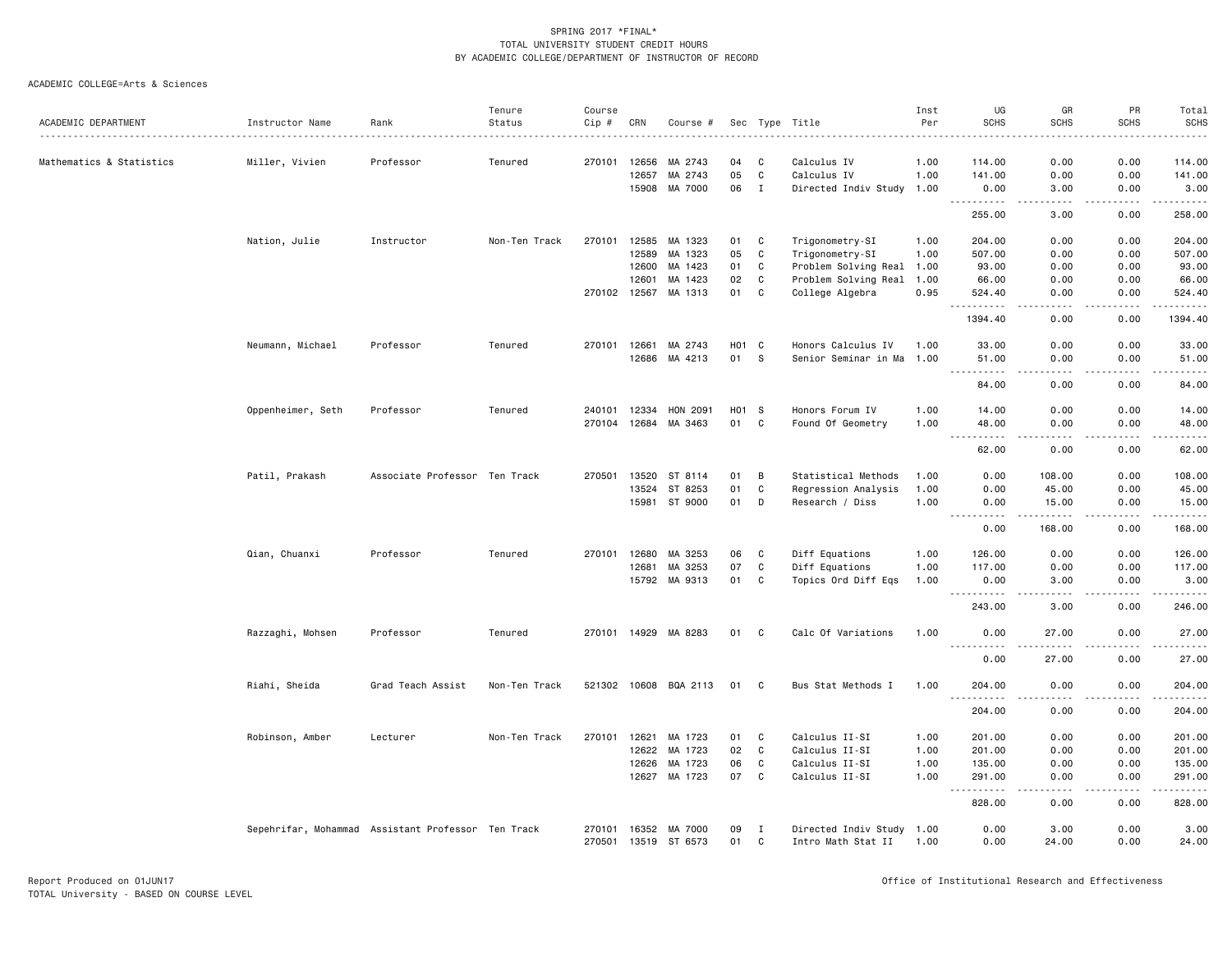SPRING 2017 *FINAL*
TOTAL UNIVERSITY STUDENT CREDIT HOURS
BY ACADEMIC COLLEGE/DEPARTMENT OF INSTRUCTOR OF RECORD

ACADEMIC COLLEGE=Arts & Sciences

| ACADEMIC DEPARTMENT | Instructor Name | Rank | Tenure Status | Course Cip # | CRN | Course # | Sec | Type | Title | Inst Per | UG SCHS | GR SCHS | PR SCHS | Total SCHS |
|---|---|---|---|---|---|---|---|---|---|---|---|---|---|---|
| Mathematics & Statistics | Miller, Vivien | Professor | Tenured | 270101 | 12656 | MA 2743 | 04 | C | Calculus IV | 1.00 | 114.00 | 0.00 | 0.00 | 114.00 |
| | | | | | 12657 | MA 2743 | 05 | C | Calculus IV | 1.00 | 141.00 | 0.00 | 0.00 | 141.00 |
| | | | | | 15908 | MA 7000 | 06 | I | Directed Indiv Study | 1.00 | 0.00 | 3.00 | 0.00 | 3.00 |
| | | | | | | | | | | | 255.00 | 3.00 | 0.00 | 258.00 |
| | Nation, Julie | Instructor | Non-Ten Track | 270101 | 12585 | MA 1323 | 01 | C | Trigonometry-SI | 1.00 | 204.00 | 0.00 | 0.00 | 204.00 |
| | | | | | 12589 | MA 1323 | 05 | C | Trigonometry-SI | 1.00 | 507.00 | 0.00 | 0.00 | 507.00 |
| | | | | | 12600 | MA 1423 | 01 | C | Problem Solving Real | 1.00 | 93.00 | 0.00 | 0.00 | 93.00 |
| | | | | | 12601 | MA 1423 | 02 | C | Problem Solving Real | 1.00 | 66.00 | 0.00 | 0.00 | 66.00 |
| | | | | 270102 | 12567 | MA 1313 | 01 | C | College Algebra | 0.95 | 524.40 | 0.00 | 0.00 | 524.40 |
| | | | | | | | | | | | 1394.40 | 0.00 | 0.00 | 1394.40 |
| | Neumann, Michael | Professor | Tenured | 270101 | 12661 | MA 2743 | H01 | C | Honors Calculus IV | 1.00 | 33.00 | 0.00 | 0.00 | 33.00 |
| | | | | | 12686 | MA 4213 | 01 | S | Senior Seminar in Ma | 1.00 | 51.00 | 0.00 | 0.00 | 51.00 |
| | | | | | | | | | | | 84.00 | 0.00 | 0.00 | 84.00 |
| | Oppenheimer, Seth | Professor | Tenured | 240101 | 12334 | HON 2091 | H01 | S | Honors Forum IV | 1.00 | 14.00 | 0.00 | 0.00 | 14.00 |
| | | | | 270104 | 12684 | MA 3463 | 01 | C | Found Of Geometry | 1.00 | 48.00 | 0.00 | 0.00 | 48.00 |
| | | | | | | | | | | | 62.00 | 0.00 | 0.00 | 62.00 |
| | Patil, Prakash | Associate Professor | Ten Track | 270501 | 13520 | ST 8114 | 01 | B | Statistical Methods | 1.00 | 0.00 | 108.00 | 0.00 | 108.00 |
| | | | | | 13524 | ST 8253 | 01 | C | Regression Analysis | 1.00 | 0.00 | 45.00 | 0.00 | 45.00 |
| | | | | | 15981 | ST 9000 | 01 | D | Research / Diss | 1.00 | 0.00 | 15.00 | 0.00 | 15.00 |
| | | | | | | | | | | | 0.00 | 168.00 | 0.00 | 168.00 |
| | Qian, Chuanxi | Professor | Tenured | 270101 | 12680 | MA 3253 | 06 | C | Diff Equations | 1.00 | 126.00 | 0.00 | 0.00 | 126.00 |
| | | | | | 12681 | MA 3253 | 07 | C | Diff Equations | 1.00 | 117.00 | 0.00 | 0.00 | 117.00 |
| | | | | | 15792 | MA 9313 | 01 | C | Topics Ord Diff Eqs | 1.00 | 0.00 | 3.00 | 0.00 | 3.00 |
| | | | | | | | | | | | 243.00 | 3.00 | 0.00 | 246.00 |
| | Razzaghi, Mohsen | Professor | Tenured | 270101 | 14929 | MA 8283 | 01 | C | Calc Of Variations | 1.00 | 0.00 | 27.00 | 0.00 | 27.00 |
| | | | | | | | | | | | 0.00 | 27.00 | 0.00 | 27.00 |
| | Riahi, Sheida | Grad Teach Assist | Non-Ten Track | 521302 | 10608 | BQA 2113 | 01 | C | Bus Stat Methods I | 1.00 | 204.00 | 0.00 | 0.00 | 204.00 |
| | | | | | | | | | | | 204.00 | 0.00 | 0.00 | 204.00 |
| | Robinson, Amber | Lecturer | Non-Ten Track | 270101 | 12621 | MA 1723 | 01 | C | Calculus II-SI | 1.00 | 201.00 | 0.00 | 0.00 | 201.00 |
| | | | | | 12622 | MA 1723 | 02 | C | Calculus II-SI | 1.00 | 201.00 | 0.00 | 0.00 | 201.00 |
| | | | | | 12626 | MA 1723 | 06 | C | Calculus II-SI | 1.00 | 135.00 | 0.00 | 0.00 | 135.00 |
| | | | | | 12627 | MA 1723 | 07 | C | Calculus II-SI | 1.00 | 291.00 | 0.00 | 0.00 | 291.00 |
| | | | | | | | | | | | 828.00 | 0.00 | 0.00 | 828.00 |
| | Sepehrifar, Mohammad | Assistant Professor | Ten Track | 270101 | 16352 | MA 7000 | 09 | I | Directed Indiv Study | 1.00 | 0.00 | 3.00 | 0.00 | 3.00 |
| | | | | 270501 | 13519 | ST 6573 | 01 | C | Intro Math Stat II | 1.00 | 0.00 | 24.00 | 0.00 | 24.00 |

Report Produced on 01JUN17
TOTAL University - BASED ON COURSE LEVEL

Office of Institutional Research and Effectiveness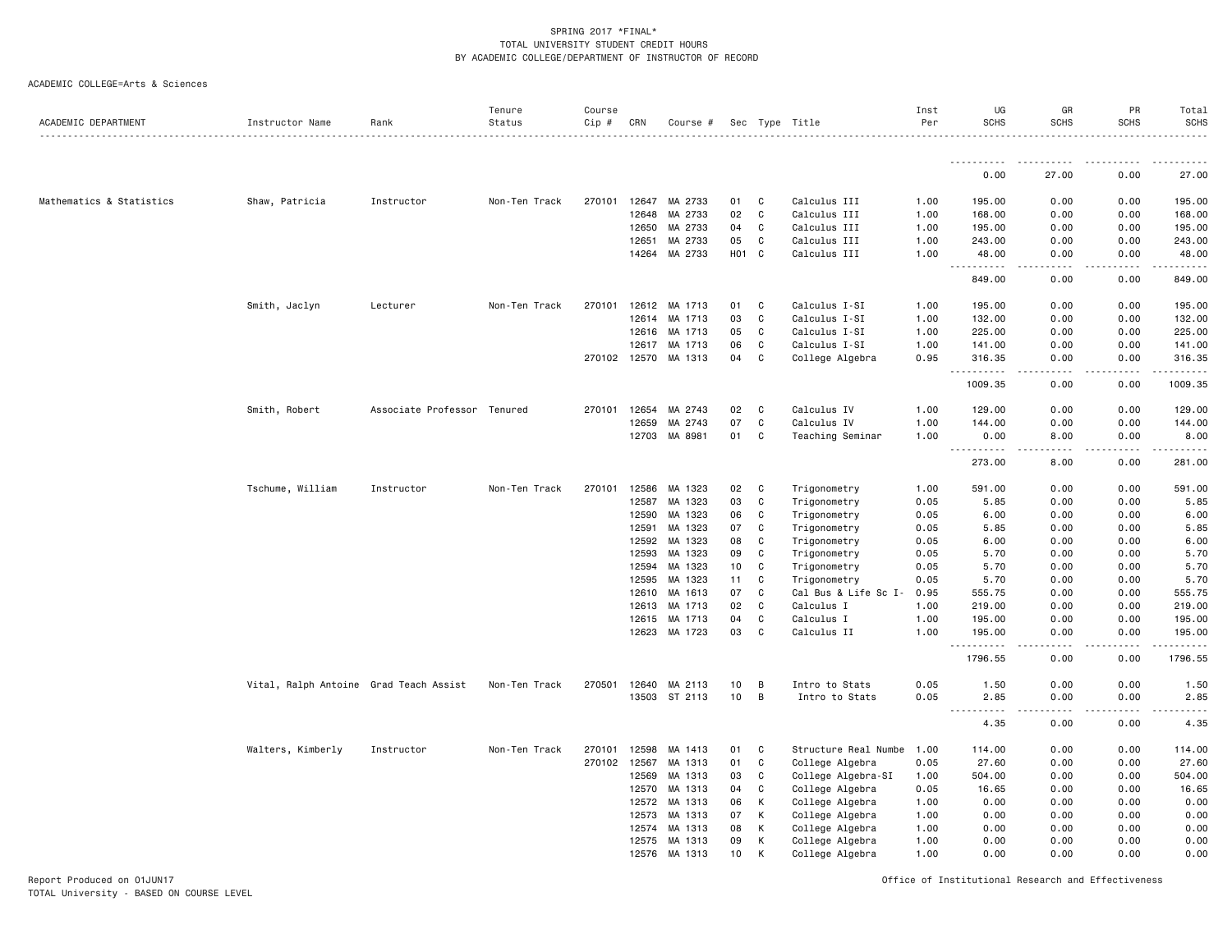SPRING 2017 *FINAL*
TOTAL UNIVERSITY STUDENT CREDIT HOURS
BY ACADEMIC COLLEGE/DEPARTMENT OF INSTRUCTOR OF RECORD

ACADEMIC COLLEGE=Arts & Sciences

| ACADEMIC DEPARTMENT | Instructor Name | Rank | Tenure Status | Course Cip # | CRN | Course # | Sec | Type | Title | Inst Per | UG SCHS | GR SCHS | PR SCHS | Total SCHS |
|---|---|---|---|---|---|---|---|---|---|---|---|---|---|---|
| | | | | | | | | | | | 0.00 | 27.00 | 0.00 | 27.00 |
| Mathematics & Statistics | Shaw, Patricia | Instructor | Non-Ten Track | 270101 | 12647 | MA 2733 | 01 | C | Calculus III | 1.00 | 195.00 | 0.00 | 0.00 | 195.00 |
| | | | | | 12648 | MA 2733 | 02 | C | Calculus III | 1.00 | 168.00 | 0.00 | 0.00 | 168.00 |
| | | | | | 12650 | MA 2733 | 04 | C | Calculus III | 1.00 | 195.00 | 0.00 | 0.00 | 195.00 |
| | | | | | 12651 | MA 2733 | 05 | C | Calculus III | 1.00 | 243.00 | 0.00 | 0.00 | 243.00 |
| | | | | | 14264 | MA 2733 | H01 | C | Calculus III | 1.00 | 48.00 | 0.00 | 0.00 | 48.00 |
| | | | | | | | | | | | 849.00 | 0.00 | 0.00 | 849.00 |
| | Smith, Jaclyn | Lecturer | Non-Ten Track | 270101 | 12612 | MA 1713 | 01 | C | Calculus I-SI | 1.00 | 195.00 | 0.00 | 0.00 | 195.00 |
| | | | | | 12614 | MA 1713 | 03 | C | Calculus I-SI | 1.00 | 132.00 | 0.00 | 0.00 | 132.00 |
| | | | | | 12616 | MA 1713 | 05 | C | Calculus I-SI | 1.00 | 225.00 | 0.00 | 0.00 | 225.00 |
| | | | | | 12617 | MA 1713 | 06 | C | Calculus I-SI | 1.00 | 141.00 | 0.00 | 0.00 | 141.00 |
| | | | | 270102 | 12570 | MA 1313 | 04 | C | College Algebra | 0.95 | 316.35 | 0.00 | 0.00 | 316.35 |
| | | | | | | | | | | | 1009.35 | 0.00 | 0.00 | 1009.35 |
| | Smith, Robert | Associate Professor | Tenured | 270101 | 12654 | MA 2743 | 02 | C | Calculus IV | 1.00 | 129.00 | 0.00 | 0.00 | 129.00 |
| | | | | | 12659 | MA 2743 | 07 | C | Calculus IV | 1.00 | 144.00 | 0.00 | 0.00 | 144.00 |
| | | | | | 12703 | MA 8981 | 01 | C | Teaching Seminar | 1.00 | 0.00 | 8.00 | 0.00 | 8.00 |
| | | | | | | | | | | | 273.00 | 8.00 | 0.00 | 281.00 |
| | Tschume, William | Instructor | Non-Ten Track | 270101 | 12586 | MA 1323 | 02 | C | Trigonometry | 1.00 | 591.00 | 0.00 | 0.00 | 591.00 |
| | | | | | 12587 | MA 1323 | 03 | C | Trigonometry | 0.05 | 5.85 | 0.00 | 0.00 | 5.85 |
| | | | | | 12590 | MA 1323 | 06 | C | Trigonometry | 0.05 | 6.00 | 0.00 | 0.00 | 6.00 |
| | | | | | 12591 | MA 1323 | 07 | C | Trigonometry | 0.05 | 5.85 | 0.00 | 0.00 | 5.85 |
| | | | | | 12592 | MA 1323 | 08 | C | Trigonometry | 0.05 | 6.00 | 0.00 | 0.00 | 6.00 |
| | | | | | 12593 | MA 1323 | 09 | C | Trigonometry | 0.05 | 5.70 | 0.00 | 0.00 | 5.70 |
| | | | | | 12594 | MA 1323 | 10 | C | Trigonometry | 0.05 | 5.70 | 0.00 | 0.00 | 5.70 |
| | | | | | 12595 | MA 1323 | 11 | C | Trigonometry | 0.05 | 5.70 | 0.00 | 0.00 | 5.70 |
| | | | | | 12610 | MA 1613 | 07 | C | Cal Bus & Life Sc I- | 0.95 | 555.75 | 0.00 | 0.00 | 555.75 |
| | | | | | 12613 | MA 1713 | 02 | C | Calculus I | 1.00 | 219.00 | 0.00 | 0.00 | 219.00 |
| | | | | | 12615 | MA 1713 | 04 | C | Calculus I | 1.00 | 195.00 | 0.00 | 0.00 | 195.00 |
| | | | | | 12623 | MA 1723 | 03 | C | Calculus II | 1.00 | 195.00 | 0.00 | 0.00 | 195.00 |
| | | | | | | | | | | | 1796.55 | 0.00 | 0.00 | 1796.55 |
| | Vital, Ralph Antoine | Grad Teach Assist | Non-Ten Track | 270501 | 12640 | MA 2113 | 10 | B | Intro to Stats | 0.05 | 1.50 | 0.00 | 0.00 | 1.50 |
| | | | | | 13503 | ST 2113 | 10 | B | Intro to Stats | 0.05 | 2.85 | 0.00 | 0.00 | 2.85 |
| | | | | | | | | | | | 4.35 | 0.00 | 0.00 | 4.35 |
| | Walters, Kimberly | Instructor | Non-Ten Track | 270101 | 12598 | MA 1413 | 01 | C | Structure Real Numbe | 1.00 | 114.00 | 0.00 | 0.00 | 114.00 |
| | | | | 270102 | 12567 | MA 1313 | 01 | C | College Algebra | 0.05 | 27.60 | 0.00 | 0.00 | 27.60 |
| | | | | | 12569 | MA 1313 | 03 | C | College Algebra-SI | 1.00 | 504.00 | 0.00 | 0.00 | 504.00 |
| | | | | | 12570 | MA 1313 | 04 | C | College Algebra | 0.05 | 16.65 | 0.00 | 0.00 | 16.65 |
| | | | | | 12572 | MA 1313 | 06 | K | College Algebra | 1.00 | 0.00 | 0.00 | 0.00 | 0.00 |
| | | | | | 12573 | MA 1313 | 07 | K | College Algebra | 1.00 | 0.00 | 0.00 | 0.00 | 0.00 |
| | | | | | 12574 | MA 1313 | 08 | K | College Algebra | 1.00 | 0.00 | 0.00 | 0.00 | 0.00 |
| | | | | | 12575 | MA 1313 | 09 | K | College Algebra | 1.00 | 0.00 | 0.00 | 0.00 | 0.00 |
| | | | | | 12576 | MA 1313 | 10 | K | College Algebra | 1.00 | 0.00 | 0.00 | 0.00 | 0.00 |

Report Produced on 01JUN17
TOTAL University - BASED ON COURSE LEVEL

Office of Institutional Research and Effectiveness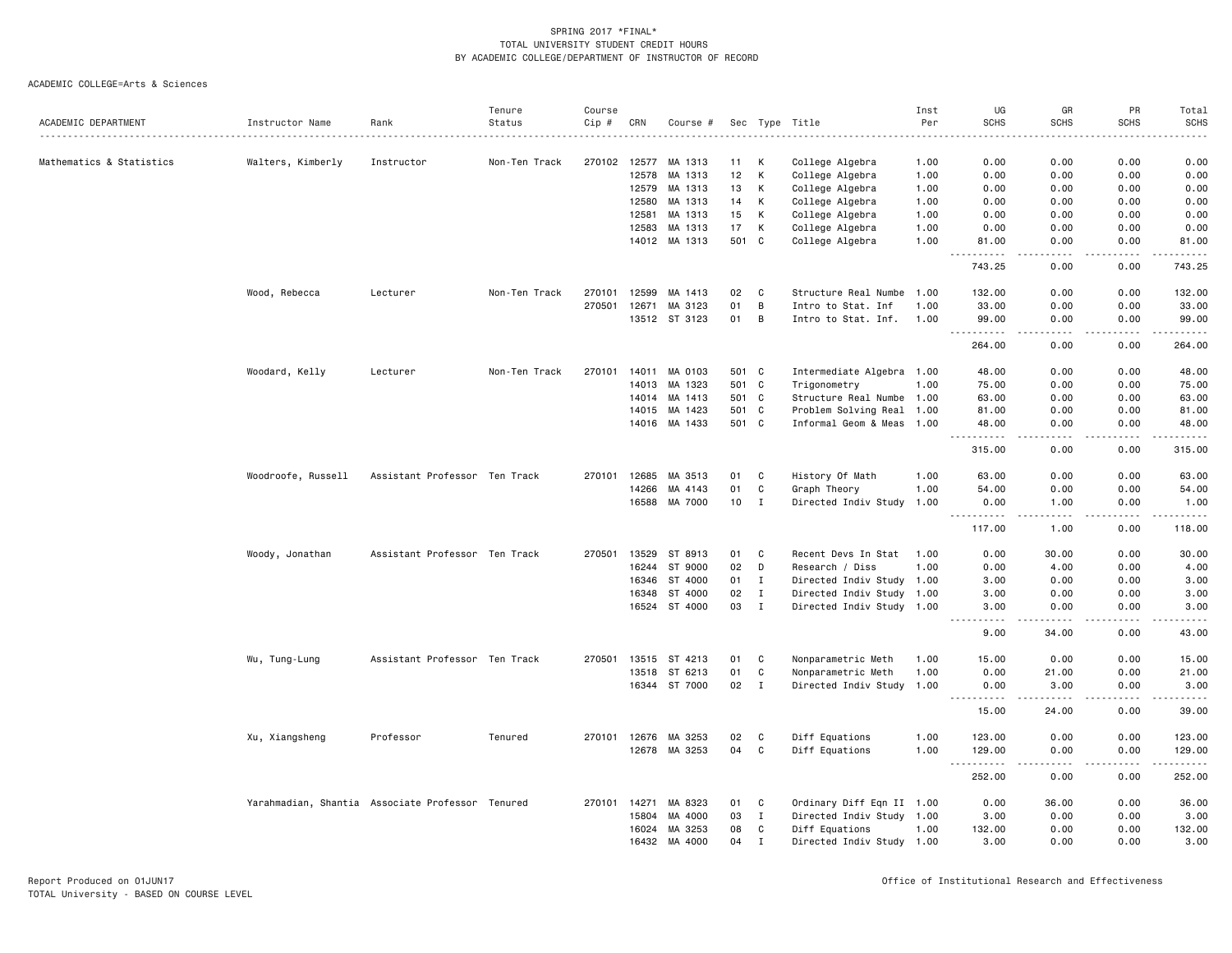SPRING 2017 *FINAL*
TOTAL UNIVERSITY STUDENT CREDIT HOURS
BY ACADEMIC COLLEGE/DEPARTMENT OF INSTRUCTOR OF RECORD

ACADEMIC COLLEGE=Arts & Sciences

| ACADEMIC DEPARTMENT | Instructor Name | Rank | Tenure Status | Course Cip # | CRN | Course # | Sec | Type | Title | Inst Per | UG SCHS | GR SCHS | PR SCHS | Total SCHS |
|---|---|---|---|---|---|---|---|---|---|---|---|---|---|---|
| Mathematics & Statistics | Walters, Kimberly | Instructor | Non-Ten Track | 270102 | 12577 | MA 1313 | 11 | K | College Algebra | 1.00 | 0.00 | 0.00 | 0.00 | 0.00 |
| | | | | | 12578 | MA 1313 | 12 | K | College Algebra | 1.00 | 0.00 | 0.00 | 0.00 | 0.00 |
| | | | | | 12579 | MA 1313 | 13 | K | College Algebra | 1.00 | 0.00 | 0.00 | 0.00 | 0.00 |
| | | | | | 12580 | MA 1313 | 14 | K | College Algebra | 1.00 | 0.00 | 0.00 | 0.00 | 0.00 |
| | | | | | 12581 | MA 1313 | 15 | K | College Algebra | 1.00 | 0.00 | 0.00 | 0.00 | 0.00 |
| | | | | | 12583 | MA 1313 | 17 | K | College Algebra | 1.00 | 0.00 | 0.00 | 0.00 | 0.00 |
| | | | | | 14012 | MA 1313 | 501 | C | College Algebra | 1.00 | 81.00 | 0.00 | 0.00 | 81.00 |
| | | | | | | | | | | | 743.25 | 0.00 | 0.00 | 743.25 |
| | Wood, Rebecca | Lecturer | Non-Ten Track | 270101 | 12599 | MA 1413 | 02 | C | Structure Real Numbe | 1.00 | 132.00 | 0.00 | 0.00 | 132.00 |
| | | | | 270501 | 12671 | MA 3123 | 01 | B | Intro to Stat. Inf | 1.00 | 33.00 | 0.00 | 0.00 | 33.00 |
| | | | | | 13512 | ST 3123 | 01 | B | Intro to Stat. Inf. | 1.00 | 99.00 | 0.00 | 0.00 | 99.00 |
| | | | | | | | | | | | 264.00 | 0.00 | 0.00 | 264.00 |
| | Woodard, Kelly | Lecturer | Non-Ten Track | 270101 | 14011 | MA 0103 | 501 | C | Intermediate Algebra | 1.00 | 48.00 | 0.00 | 0.00 | 48.00 |
| | | | | | 14013 | MA 1323 | 501 | C | Trigonometry | 1.00 | 75.00 | 0.00 | 0.00 | 75.00 |
| | | | | | 14014 | MA 1413 | 501 | C | Structure Real Numbe | 1.00 | 63.00 | 0.00 | 0.00 | 63.00 |
| | | | | | 14015 | MA 1423 | 501 | C | Problem Solving Real | 1.00 | 81.00 | 0.00 | 0.00 | 81.00 |
| | | | | | 14016 | MA 1433 | 501 | C | Informal Geom & Meas | 1.00 | 48.00 | 0.00 | 0.00 | 48.00 |
| | | | | | | | | | | | 315.00 | 0.00 | 0.00 | 315.00 |
| | Woodroofe, Russell | Assistant Professor | Ten Track | 270101 | 12685 | MA 3513 | 01 | C | History Of Math | 1.00 | 63.00 | 0.00 | 0.00 | 63.00 |
| | | | | | 14266 | MA 4143 | 01 | C | Graph Theory | 1.00 | 54.00 | 0.00 | 0.00 | 54.00 |
| | | | | | 16588 | MA 7000 | 10 | I | Directed Indiv Study | 1.00 | 0.00 | 1.00 | 0.00 | 1.00 |
| | | | | | | | | | | | 117.00 | 1.00 | 0.00 | 118.00 |
| | Woody, Jonathan | Assistant Professor | Ten Track | 270501 | 13529 | ST 8913 | 01 | C | Recent Devs In Stat | 1.00 | 0.00 | 30.00 | 0.00 | 30.00 |
| | | | | | 16244 | ST 9000 | 02 | D | Research / Diss | 1.00 | 0.00 | 4.00 | 0.00 | 4.00 |
| | | | | | 16346 | ST 4000 | 01 | I | Directed Indiv Study | 1.00 | 3.00 | 0.00 | 0.00 | 3.00 |
| | | | | | 16348 | ST 4000 | 02 | I | Directed Indiv Study | 1.00 | 3.00 | 0.00 | 0.00 | 3.00 |
| | | | | | 16524 | ST 4000 | 03 | I | Directed Indiv Study | 1.00 | 3.00 | 0.00 | 0.00 | 3.00 |
| | | | | | | | | | | | 9.00 | 34.00 | 0.00 | 43.00 |
| | Wu, Tung-Lung | Assistant Professor | Ten Track | 270501 | 13515 | ST 4213 | 01 | C | Nonparametric Meth | 1.00 | 15.00 | 0.00 | 0.00 | 15.00 |
| | | | | | 13518 | ST 6213 | 01 | C | Nonparametric Meth | 1.00 | 0.00 | 21.00 | 0.00 | 21.00 |
| | | | | | 16344 | ST 7000 | 02 | I | Directed Indiv Study | 1.00 | 0.00 | 3.00 | 0.00 | 3.00 |
| | | | | | | | | | | | 15.00 | 24.00 | 0.00 | 39.00 |
| | Xu, Xiangsheng | Professor | Tenured | 270101 | 12676 | MA 3253 | 02 | C | Diff Equations | 1.00 | 123.00 | 0.00 | 0.00 | 123.00 |
| | | | | | 12678 | MA 3253 | 04 | C | Diff Equations | 1.00 | 129.00 | 0.00 | 0.00 | 129.00 |
| | | | | | | | | | | | 252.00 | 0.00 | 0.00 | 252.00 |
| | Yarahmadian, Shantia | Associate Professor | Tenured | 270101 | 14271 | MA 8323 | 01 | C | Ordinary Diff Eqn II | 1.00 | 0.00 | 36.00 | 0.00 | 36.00 |
| | | | | | 15804 | MA 4000 | 03 | I | Directed Indiv Study | 1.00 | 3.00 | 0.00 | 0.00 | 3.00 |
| | | | | | 16024 | MA 3253 | 08 | C | Diff Equations | 1.00 | 132.00 | 0.00 | 0.00 | 132.00 |
| | | | | | 16432 | MA 4000 | 04 | I | Directed Indiv Study | 1.00 | 3.00 | 0.00 | 0.00 | 3.00 |

Report Produced on 01JUN17
TOTAL University - BASED ON COURSE LEVEL

Office of Institutional Research and Effectiveness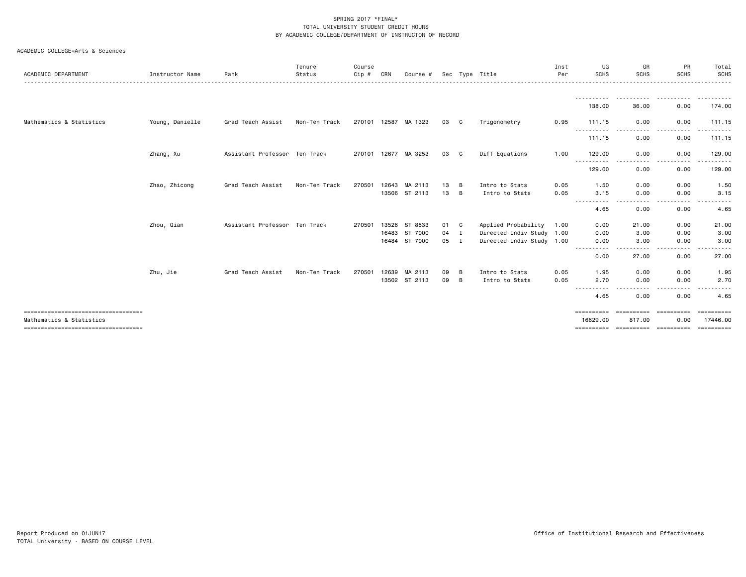SPRING 2017 *FINAL*
TOTAL UNIVERSITY STUDENT CREDIT HOURS
BY ACADEMIC COLLEGE/DEPARTMENT OF INSTRUCTOR OF RECORD

ACADEMIC COLLEGE=Arts & Sciences

| ACADEMIC DEPARTMENT | Instructor Name | Rank | Tenure Status | Course Cip # | CRN | Course # | Sec | Type | Title | Inst Per | UG SCHS | GR SCHS | PR SCHS | Total SCHS |
|---|---|---|---|---|---|---|---|---|---|---|---|---|---|---|
| | | | | | | | | | | | 138.00 | 36.00 | 0.00 | 174.00 |
| Mathematics & Statistics | Young, Danielle | Grad Teach Assist | Non-Ten Track | 270101 | 12587 | MA 1323 | 03 | C | Trigonometry | 0.95 | 111.15 | 0.00 | 0.00 | 111.15 |
| | | | | | | | | | | | 111.15 | 0.00 | 0.00 | 111.15 |
| | Zhang, Xu | Assistant Professor | Ten Track | 270101 | 12677 | MA 3253 | 03 | C | Diff Equations | 1.00 | 129.00 | 0.00 | 0.00 | 129.00 |
| | | | | | | | | | | | 129.00 | 0.00 | 0.00 | 129.00 |
| | Zhao, Zhicong | Grad Teach Assist | Non-Ten Track | 270501 | 12643 | MA 2113 | 13 | B | Intro to Stats | 0.05 | 1.50 | 0.00 | 0.00 | 1.50 |
| | | | | | 13506 | ST 2113 | 13 | B | Intro to Stats | 0.05 | 3.15 | 0.00 | 0.00 | 3.15 |
| | | | | | | | | | | | 4.65 | 0.00 | 0.00 | 4.65 |
| | Zhou, Qian | Assistant Professor | Ten Track | 270501 | 13526 | ST 8533 | 01 | C | Applied Probability | 1.00 | 0.00 | 21.00 | 0.00 | 21.00 |
| | | | | | 16483 | ST 7000 | 04 | I | Directed Indiv Study | 1.00 | 0.00 | 3.00 | 0.00 | 3.00 |
| | | | | | 16484 | ST 7000 | 05 | I | Directed Indiv Study | 1.00 | 0.00 | 3.00 | 0.00 | 3.00 |
| | | | | | | | | | | | 0.00 | 27.00 | 0.00 | 27.00 |
| | Zhu, Jie | Grad Teach Assist | Non-Ten Track | 270501 | 12639 | MA 2113 | 09 | B | Intro to Stats | 0.05 | 1.95 | 0.00 | 0.00 | 1.95 |
| | | | | | 13502 | ST 2113 | 09 | B | Intro to Stats | 0.05 | 2.70 | 0.00 | 0.00 | 2.70 |
| | | | | | | | | | | | 4.65 | 0.00 | 0.00 | 4.65 |
| Mathematics & Statistics | | | | | | | | | | | 16629.00 | 817.00 | 0.00 | 17446.00 |

Report Produced on 01JUN17
TOTAL University - BASED ON COURSE LEVEL

Office of Institutional Research and Effectiveness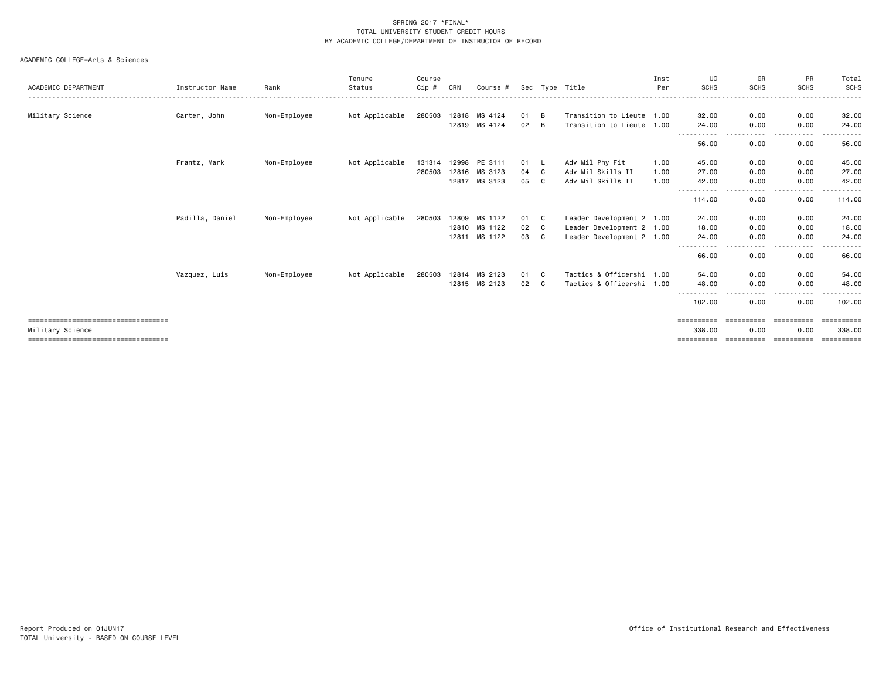SPRING 2017 *FINAL*
TOTAL UNIVERSITY STUDENT CREDIT HOURS
BY ACADEMIC COLLEGE/DEPARTMENT OF INSTRUCTOR OF RECORD

ACADEMIC COLLEGE=Arts & Sciences

| ACADEMIC DEPARTMENT | Instructor Name | Rank | Tenure Status | Course Cip # | CRN | Course # | Sec | Type | Title | Inst Per | UG SCHS | GR SCHS | PR SCHS | Total SCHS |
|---|---|---|---|---|---|---|---|---|---|---|---|---|---|---|
| Military Science | Carter, John | Non-Employee | Not Applicable | 280503 | 12818 | MS 4124 | 01 | B | Transition to Lieute | 1.00 | 32.00 | 0.00 | 0.00 | 32.00 |
| | | | | | 12819 | MS 4124 | 02 | B | Transition to Lieute | 1.00 | 24.00 | 0.00 | 0.00 | 24.00 |
| | | | | | | | | | | | 56.00 | 0.00 | 0.00 | 56.00 |
| | Frantz, Mark | Non-Employee | Not Applicable | 131314 | 12998 | PE 3111 | 01 | L | Adv Mil Phy Fit | 1.00 | 45.00 | 0.00 | 0.00 | 45.00 |
| | | | | 280503 | 12816 | MS 3123 | 04 | C | Adv Mil Skills II | 1.00 | 27.00 | 0.00 | 0.00 | 27.00 |
| | | | | | 12817 | MS 3123 | 05 | C | Adv Mil Skills II | 1.00 | 42.00 | 0.00 | 0.00 | 42.00 |
| | | | | | | | | | | | 114.00 | 0.00 | 0.00 | 114.00 |
| | Padilla, Daniel | Non-Employee | Not Applicable | 280503 | 12809 | MS 1122 | 01 | C | Leader Development 2 | 1.00 | 24.00 | 0.00 | 0.00 | 24.00 |
| | | | | | 12810 | MS 1122 | 02 | C | Leader Development 2 | 1.00 | 18.00 | 0.00 | 0.00 | 18.00 |
| | | | | | 12811 | MS 1122 | 03 | C | Leader Development 2 | 1.00 | 24.00 | 0.00 | 0.00 | 24.00 |
| | | | | | | | | | | | 66.00 | 0.00 | 0.00 | 66.00 |
| | Vazquez, Luis | Non-Employee | Not Applicable | 280503 | 12814 | MS 2123 | 01 | C | Tactics & Officershi | 1.00 | 54.00 | 0.00 | 0.00 | 54.00 |
| | | | | | 12815 | MS 2123 | 02 | C | Tactics & Officershi | 1.00 | 48.00 | 0.00 | 0.00 | 48.00 |
| | | | | | | | | | | | 102.00 | 0.00 | 0.00 | 102.00 |
| Military Science | | | | | | | | | | | 338.00 | 0.00 | 0.00 | 338.00 |

Report Produced on 01JUN17
TOTAL University - BASED ON COURSE LEVEL

Office of Institutional Research and Effectiveness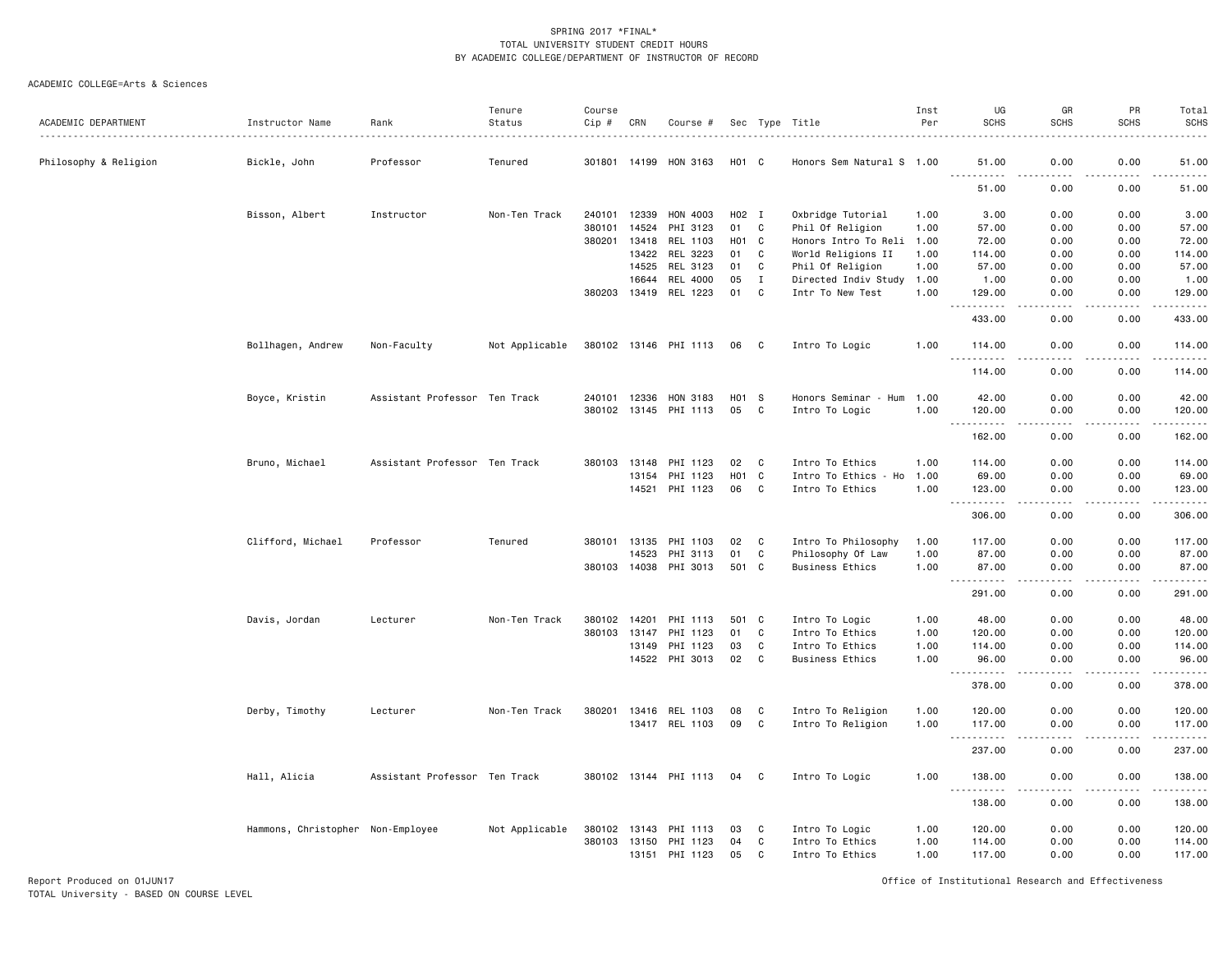SPRING 2017 *FINAL*
TOTAL UNIVERSITY STUDENT CREDIT HOURS
BY ACADEMIC COLLEGE/DEPARTMENT OF INSTRUCTOR OF RECORD

ACADEMIC COLLEGE=Arts & Sciences

| ACADEMIC DEPARTMENT | Instructor Name | Rank | Tenure Status | Course Cip # | CRN | Course # | Sec | Type | Title | Inst Per | UG SCHS | GR SCHS | PR SCHS | Total SCHS |
|---|---|---|---|---|---|---|---|---|---|---|---|---|---|---|
| Philosophy & Religion | Bickle, John | Professor | Tenured | 301801 | 14199 | HON 3163 | H01 | C | Honors Sem Natural S | 1.00 | 51.00 | 0.00 | 0.00 | 51.00 |
| | | | | | | | | | | | 51.00 | 0.00 | 0.00 | 51.00 |
| | Bisson, Albert | Instructor | Non-Ten Track | 240101 | 12339 | HON 4003 | H02 | I | Oxbridge Tutorial | 1.00 | 3.00 | 0.00 | 0.00 | 3.00 |
| | | | | 380101 | 14524 | PHI 3123 | 01 | C | Phil Of Religion | 1.00 | 57.00 | 0.00 | 0.00 | 57.00 |
| | | | | 380201 | 13418 | REL 1103 | H01 | C | Honors Intro To Reli | 1.00 | 72.00 | 0.00 | 0.00 | 72.00 |
| | | | | | 13422 | REL 3223 | 01 | C | World Religions II | 1.00 | 114.00 | 0.00 | 0.00 | 114.00 |
| | | | | | 14525 | REL 3123 | 01 | C | Phil Of Religion | 1.00 | 57.00 | 0.00 | 0.00 | 57.00 |
| | | | | | 16644 | REL 4000 | 05 | I | Directed Indiv Study | 1.00 | 1.00 | 0.00 | 0.00 | 1.00 |
| | | | | 380203 | 13419 | REL 1223 | 01 | C | Intr To New Test | 1.00 | 129.00 | 0.00 | 0.00 | 129.00 |
| | | | | | | | | | | | 433.00 | 0.00 | 0.00 | 433.00 |
| | Bollhagen, Andrew | Non-Faculty | Not Applicable | 380102 | 13146 | PHI 1113 | 06 | C | Intro To Logic | 1.00 | 114.00 | 0.00 | 0.00 | 114.00 |
| | | | | | | | | | | | 114.00 | 0.00 | 0.00 | 114.00 |
| | Boyce, Kristin | Assistant Professor | Ten Track | 240101 | 12336 | HON 3183 | H01 | S | Honors Seminar - Hum | 1.00 | 42.00 | 0.00 | 0.00 | 42.00 |
| | | | | 380102 | 13145 | PHI 1113 | 05 | C | Intro To Logic | 1.00 | 120.00 | 0.00 | 0.00 | 120.00 |
| | | | | | | | | | | | 162.00 | 0.00 | 0.00 | 162.00 |
| | Bruno, Michael | Assistant Professor | Ten Track | 380103 | 13148 | PHI 1123 | 02 | C | Intro To Ethics | 1.00 | 114.00 | 0.00 | 0.00 | 114.00 |
| | | | | | 13154 | PHI 1123 | H01 | C | Intro To Ethics - Ho | 1.00 | 69.00 | 0.00 | 0.00 | 69.00 |
| | | | | | 14521 | PHI 1123 | 06 | C | Intro To Ethics | 1.00 | 123.00 | 0.00 | 0.00 | 123.00 |
| | | | | | | | | | | | 306.00 | 0.00 | 0.00 | 306.00 |
| | Clifford, Michael | Professor | Tenured | 380101 | 13135 | PHI 1103 | 02 | C | Intro To Philosophy | 1.00 | 117.00 | 0.00 | 0.00 | 117.00 |
| | | | | | 14523 | PHI 3113 | 01 | C | Philosophy Of Law | 1.00 | 87.00 | 0.00 | 0.00 | 87.00 |
| | | | | 380103 | 14038 | PHI 3013 | 501 | C | Business Ethics | 1.00 | 87.00 | 0.00 | 0.00 | 87.00 |
| | | | | | | | | | | | 291.00 | 0.00 | 0.00 | 291.00 |
| | Davis, Jordan | Lecturer | Non-Ten Track | 380102 | 14201 | PHI 1113 | 501 | C | Intro To Logic | 1.00 | 48.00 | 0.00 | 0.00 | 48.00 |
| | | | | 380103 | 13147 | PHI 1123 | 01 | C | Intro To Ethics | 1.00 | 120.00 | 0.00 | 0.00 | 120.00 |
| | | | | | 13149 | PHI 1123 | 03 | C | Intro To Ethics | 1.00 | 114.00 | 0.00 | 0.00 | 114.00 |
| | | | | | 14522 | PHI 3013 | 02 | C | Business Ethics | 1.00 | 96.00 | 0.00 | 0.00 | 96.00 |
| | | | | | | | | | | | 378.00 | 0.00 | 0.00 | 378.00 |
| | Derby, Timothy | Lecturer | Non-Ten Track | 380201 | 13416 | REL 1103 | 08 | C | Intro To Religion | 1.00 | 120.00 | 0.00 | 0.00 | 120.00 |
| | | | | | 13417 | REL 1103 | 09 | C | Intro To Religion | 1.00 | 117.00 | 0.00 | 0.00 | 117.00 |
| | | | | | | | | | | | 237.00 | 0.00 | 0.00 | 237.00 |
| | Hall, Alicia | Assistant Professor | Ten Track | 380102 | 13144 | PHI 1113 | 04 | C | Intro To Logic | 1.00 | 138.00 | 0.00 | 0.00 | 138.00 |
| | | | | | | | | | | | 138.00 | 0.00 | 0.00 | 138.00 |
| | Hammons, Christopher | Non-Employee | Not Applicable | 380102 | 13143 | PHI 1113 | 03 | C | Intro To Logic | 1.00 | 120.00 | 0.00 | 0.00 | 120.00 |
| | | | | 380103 | 13150 | PHI 1123 | 04 | C | Intro To Ethics | 1.00 | 114.00 | 0.00 | 0.00 | 114.00 |
| | | | | | 13151 | PHI 1123 | 05 | C | Intro To Ethics | 1.00 | 117.00 | 0.00 | 0.00 | 117.00 |

Report Produced on 01JUN17
TOTAL University - BASED ON COURSE LEVEL

Office of Institutional Research and Effectiveness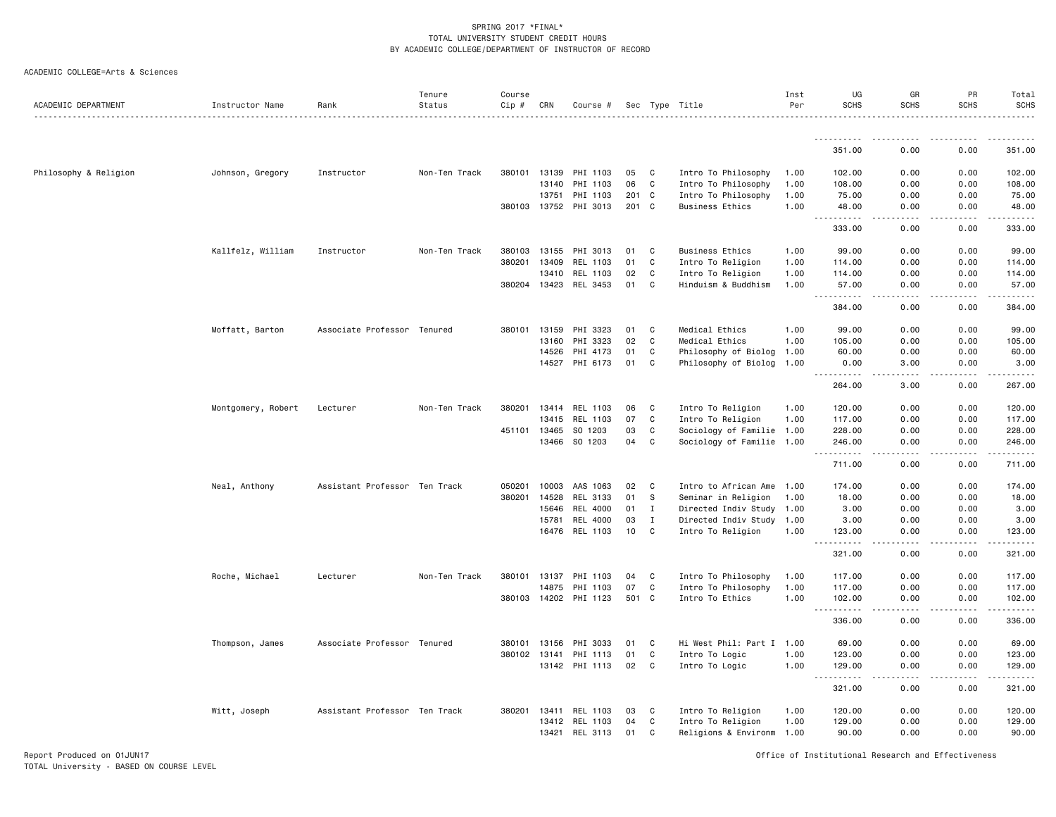SPRING 2017 *FINAL*
TOTAL UNIVERSITY STUDENT CREDIT HOURS
BY ACADEMIC COLLEGE/DEPARTMENT OF INSTRUCTOR OF RECORD

ACADEMIC COLLEGE=Arts & Sciences

| ACADEMIC DEPARTMENT | Instructor Name | Rank | Tenure Status | Course Cip # | CRN | Course # | Sec | Type | Title | Inst Per | UG SCHS | GR SCHS | PR SCHS | Total SCHS |
|---|---|---|---|---|---|---|---|---|---|---|---|---|---|---|
| | | | | | | | | | | | 351.00 | 0.00 | 0.00 | 351.00 |
| Philosophy & Religion | Johnson, Gregory | Instructor | Non-Ten Track | 380101 | 13139 | PHI 1103 | 05 | C | Intro To Philosophy | 1.00 | 102.00 | 0.00 | 0.00 | 102.00 |
| | | | | | 13140 | PHI 1103 | 06 | C | Intro To Philosophy | 1.00 | 108.00 | 0.00 | 0.00 | 108.00 |
| | | | | | 13751 | PHI 1103 | 201 | C | Intro To Philosophy | 1.00 | 75.00 | 0.00 | 0.00 | 75.00 |
| | | | | 380103 | 13752 | PHI 3013 | 201 | C | Business Ethics | 1.00 | 48.00 | 0.00 | 0.00 | 48.00 |
| | | | | | | | | | | | 333.00 | 0.00 | 0.00 | 333.00 |
| | Kallfelz, William | Instructor | Non-Ten Track | 380103 | 13155 | PHI 3013 | 01 | C | Business Ethics | 1.00 | 99.00 | 0.00 | 0.00 | 99.00 |
| | | | | 380201 | 13409 | REL 1103 | 01 | C | Intro To Religion | 1.00 | 114.00 | 0.00 | 0.00 | 114.00 |
| | | | | | 13410 | REL 1103 | 02 | C | Intro To Religion | 1.00 | 114.00 | 0.00 | 0.00 | 114.00 |
| | | | | 380204 | 13423 | REL 3453 | 01 | C | Hinduism & Buddhism | 1.00 | 57.00 | 0.00 | 0.00 | 57.00 |
| | | | | | | | | | | | 384.00 | 0.00 | 0.00 | 384.00 |
| | Moffatt, Barton | Associate Professor | Tenured | 380101 | 13159 | PHI 3323 | 01 | C | Medical Ethics | 1.00 | 99.00 | 0.00 | 0.00 | 99.00 |
| | | | | | 13160 | PHI 3323 | 02 | C | Medical Ethics | 1.00 | 105.00 | 0.00 | 0.00 | 105.00 |
| | | | | | 14526 | PHI 4173 | 01 | C | Philosophy of Biolog | 1.00 | 60.00 | 0.00 | 0.00 | 60.00 |
| | | | | | 14527 | PHI 6173 | 01 | C | Philosophy of Biolog | 1.00 | 0.00 | 3.00 | 0.00 | 3.00 |
| | | | | | | | | | | | 264.00 | 3.00 | 0.00 | 267.00 |
| | Montgomery, Robert | Lecturer | Non-Ten Track | 380201 | 13414 | REL 1103 | 06 | C | Intro To Religion | 1.00 | 120.00 | 0.00 | 0.00 | 120.00 |
| | | | | | 13415 | REL 1103 | 07 | C | Intro To Religion | 1.00 | 117.00 | 0.00 | 0.00 | 117.00 |
| | | | | 451101 | 13465 | SO 1203 | 03 | C | Sociology of Familie | 1.00 | 228.00 | 0.00 | 0.00 | 228.00 |
| | | | | | 13466 | SO 1203 | 04 | C | Sociology of Familie | 1.00 | 246.00 | 0.00 | 0.00 | 246.00 |
| | | | | | | | | | | | 711.00 | 0.00 | 0.00 | 711.00 |
| | Neal, Anthony | Assistant Professor | Ten Track | 050201 | 10003 | AAS 1063 | 02 | C | Intro to African Ame | 1.00 | 174.00 | 0.00 | 0.00 | 174.00 |
| | | | | 380201 | 14528 | REL 3133 | 01 | S | Seminar in Religion | 1.00 | 18.00 | 0.00 | 0.00 | 18.00 |
| | | | | | 15646 | REL 4000 | 01 | I | Directed Indiv Study | 1.00 | 3.00 | 0.00 | 0.00 | 3.00 |
| | | | | | 15781 | REL 4000 | 03 | I | Directed Indiv Study | 1.00 | 3.00 | 0.00 | 0.00 | 3.00 |
| | | | | | 16476 | REL 1103 | 10 | C | Intro To Religion | 1.00 | 123.00 | 0.00 | 0.00 | 123.00 |
| | | | | | | | | | | | 321.00 | 0.00 | 0.00 | 321.00 |
| | Roche, Michael | Lecturer | Non-Ten Track | 380101 | 13137 | PHI 1103 | 04 | C | Intro To Philosophy | 1.00 | 117.00 | 0.00 | 0.00 | 117.00 |
| | | | | | 14875 | PHI 1103 | 07 | C | Intro To Philosophy | 1.00 | 117.00 | 0.00 | 0.00 | 117.00 |
| | | | | 380103 | 14202 | PHI 1123 | 501 | C | Intro To Ethics | 1.00 | 102.00 | 0.00 | 0.00 | 102.00 |
| | | | | | | | | | | | 336.00 | 0.00 | 0.00 | 336.00 |
| | Thompson, James | Associate Professor | Tenured | 380101 | 13156 | PHI 3033 | 01 | C | Hi West Phil: Part I | 1.00 | 69.00 | 0.00 | 0.00 | 69.00 |
| | | | | 380102 | 13141 | PHI 1113 | 01 | C | Intro To Logic | 1.00 | 123.00 | 0.00 | 0.00 | 123.00 |
| | | | | | 13142 | PHI 1113 | 02 | C | Intro To Logic | 1.00 | 129.00 | 0.00 | 0.00 | 129.00 |
| | | | | | | | | | | | 321.00 | 0.00 | 0.00 | 321.00 |
| | Witt, Joseph | Assistant Professor | Ten Track | 380201 | 13411 | REL 1103 | 03 | C | Intro To Religion | 1.00 | 120.00 | 0.00 | 0.00 | 120.00 |
| | | | | | 13412 | REL 1103 | 04 | C | Intro To Religion | 1.00 | 129.00 | 0.00 | 0.00 | 129.00 |
| | | | | | 13421 | REL 3113 | 01 | C | Religions & Environm | 1.00 | 90.00 | 0.00 | 0.00 | 90.00 |

Report Produced on 01JUN17
TOTAL University - BASED ON COURSE LEVEL

Office of Institutional Research and Effectiveness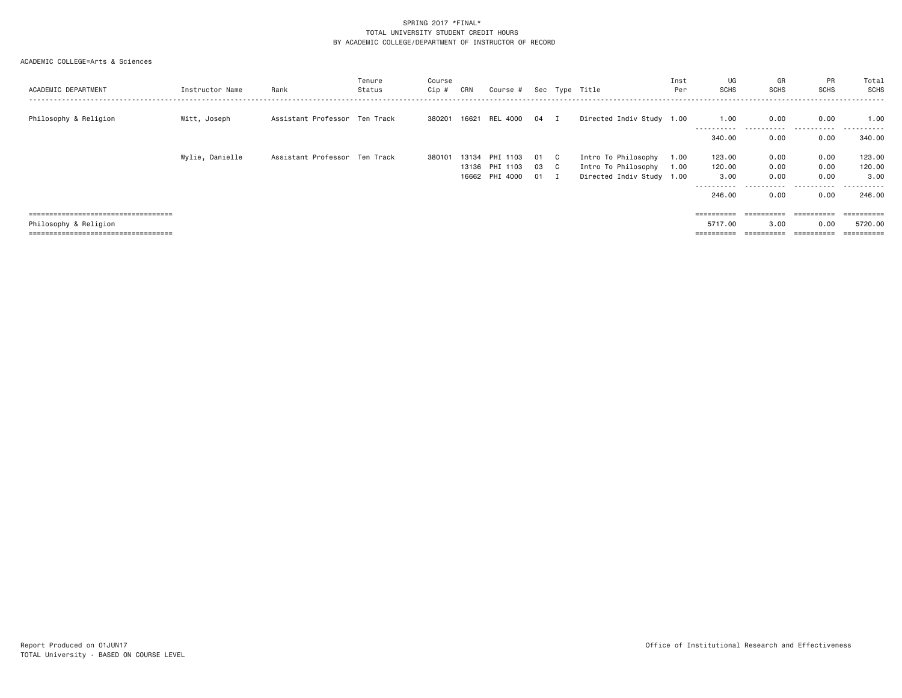SPRING 2017 *FINAL*
TOTAL UNIVERSITY STUDENT CREDIT HOURS
BY ACADEMIC COLLEGE/DEPARTMENT OF INSTRUCTOR OF RECORD

ACADEMIC COLLEGE=Arts & Sciences

| ACADEMIC DEPARTMENT | Instructor Name | Rank | Tenure Status | Course Cip # | CRN | Course # | Sec | Type | Title | Inst Per | UG SCHS | GR SCHS | PR SCHS | Total SCHS |
|---|---|---|---|---|---|---|---|---|---|---|---|---|---|---|
| Philosophy & Religion | Witt, Joseph | Assistant Professor | Ten Track | 380201 | 16621 | REL 4000 | 04 | I | Directed Indiv Study | 1.00 | 1.00 | 0.00 | 0.00 | 1.00 |
| | | | | | | | | | | | 340.00 | 0.00 | 0.00 | 340.00 |
| | Wylie, Danielle | Assistant Professor | Ten Track | 380101 | 13134 | PHI 1103 | 01 | C | Intro To Philosophy | 1.00 | 123.00 | 0.00 | 0.00 | 123.00 |
| | | | | | 13136 | PHI 1103 | 03 | C | Intro To Philosophy | 1.00 | 120.00 | 0.00 | 0.00 | 120.00 |
| | | | | | 16662 | PHI 4000 | 01 | I | Directed Indiv Study | 1.00 | 3.00 | 0.00 | 0.00 | 3.00 |
| | | | | | | | | | | | 246.00 | 0.00 | 0.00 | 246.00 |
| Philosophy & Religion | | | | | | | | | | | 5717.00 | 3.00 | 0.00 | 5720.00 |

Report Produced on 01JUN17
TOTAL University - BASED ON COURSE LEVEL

Office of Institutional Research and Effectiveness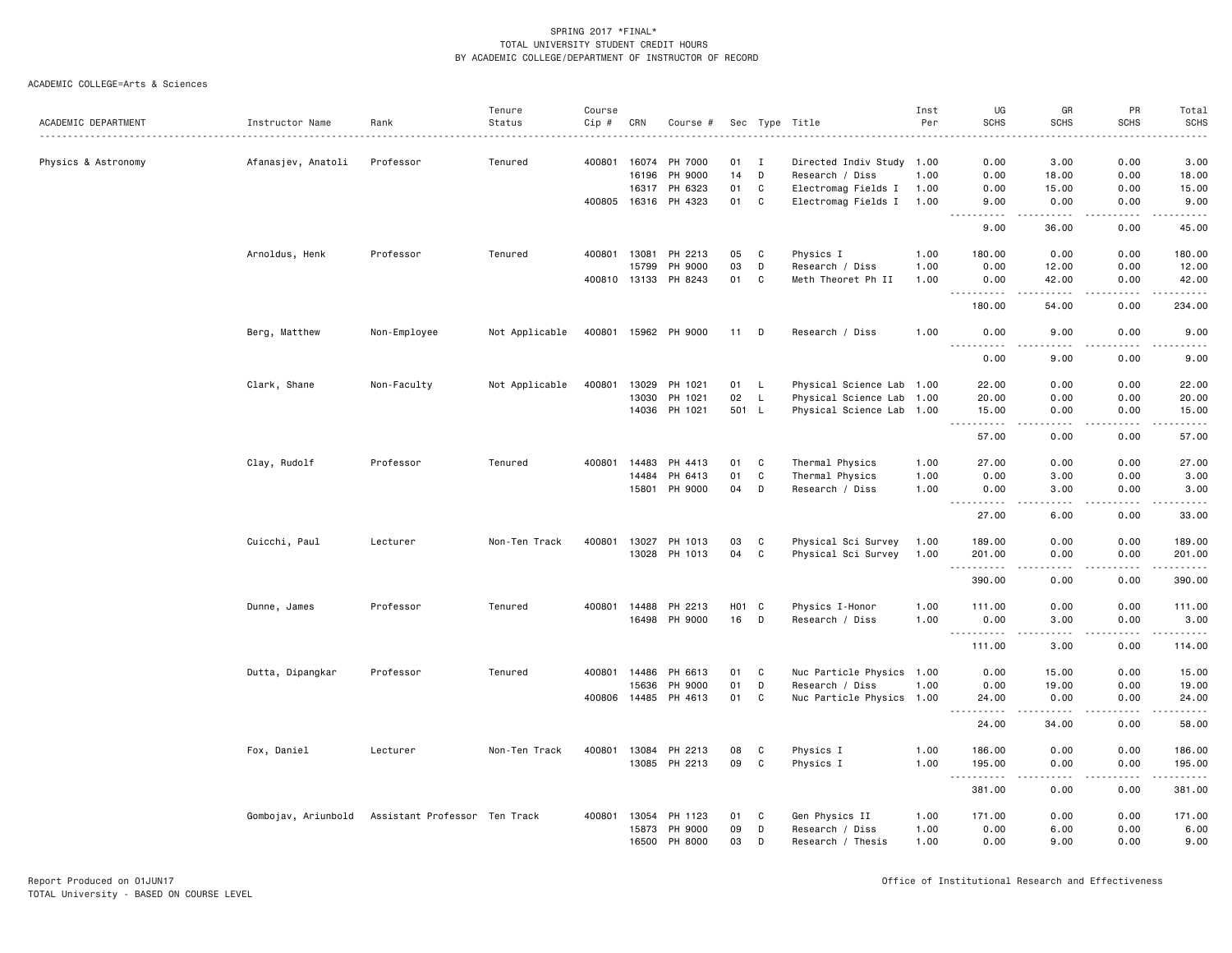SPRING 2017 *FINAL*
TOTAL UNIVERSITY STUDENT CREDIT HOURS
BY ACADEMIC COLLEGE/DEPARTMENT OF INSTRUCTOR OF RECORD

ACADEMIC COLLEGE=Arts & Sciences

| ACADEMIC DEPARTMENT | Instructor Name | Rank | Tenure Status | Course Cip # | CRN | Course # | Sec | Type | Title | Inst Per | UG SCHS | GR SCHS | PR SCHS | Total SCHS |
|---|---|---|---|---|---|---|---|---|---|---|---|---|---|---|
| Physics & Astronomy | Afanasjev, Anatoli | Professor | Tenured | 400801 | 16074 | PH 7000 | 01 | I | Directed Indiv Study | 1.00 | 0.00 | 3.00 | 0.00 | 3.00 |
| | | | | | 16196 | PH 9000 | 14 | D | Research / Diss | 1.00 | 0.00 | 18.00 | 0.00 | 18.00 |
| | | | | | 16317 | PH 6323 | 01 | C | Electromag Fields I | 1.00 | 0.00 | 15.00 | 0.00 | 15.00 |
| | | | | 400805 | 16316 | PH 4323 | 01 | C | Electromag Fields I | 1.00 | 9.00 | 0.00 | 0.00 | 9.00 |
| | | | | | | | | | | | 9.00 | 36.00 | 0.00 | 45.00 |
| | Arnoldus, Henk | Professor | Tenured | 400801 | 13081 | PH 2213 | 05 | C | Physics I | 1.00 | 180.00 | 0.00 | 0.00 | 180.00 |
| | | | | | 15799 | PH 9000 | 03 | D | Research / Diss | 1.00 | 0.00 | 12.00 | 0.00 | 12.00 |
| | | | | 400810 | 13133 | PH 8243 | 01 | C | Meth Theoret Ph II | 1.00 | 0.00 | 42.00 | 0.00 | 42.00 |
| | | | | | | | | | | | 180.00 | 54.00 | 0.00 | 234.00 |
| | Berg, Matthew | Non-Employee | Not Applicable | 400801 | 15962 | PH 9000 | 11 | D | Research / Diss | 1.00 | 0.00 | 9.00 | 0.00 | 9.00 |
| | | | | | | | | | | | 0.00 | 9.00 | 0.00 | 9.00 |
| | Clark, Shane | Non-Faculty | Not Applicable | 400801 | 13029 | PH 1021 | 01 | L | Physical Science Lab | 1.00 | 22.00 | 0.00 | 0.00 | 22.00 |
| | | | | | 13030 | PH 1021 | 02 | L | Physical Science Lab | 1.00 | 20.00 | 0.00 | 0.00 | 20.00 |
| | | | | | 14036 | PH 1021 | 501 | L | Physical Science Lab | 1.00 | 15.00 | 0.00 | 0.00 | 15.00 |
| | | | | | | | | | | | 57.00 | 0.00 | 0.00 | 57.00 |
| | Clay, Rudolf | Professor | Tenured | 400801 | 14483 | PH 4413 | 01 | C | Thermal Physics | 1.00 | 27.00 | 0.00 | 0.00 | 27.00 |
| | | | | | 14484 | PH 6413 | 01 | C | Thermal Physics | 1.00 | 0.00 | 3.00 | 0.00 | 3.00 |
| | | | | | 15801 | PH 9000 | 04 | D | Research / Diss | 1.00 | 0.00 | 3.00 | 0.00 | 3.00 |
| | | | | | | | | | | | 27.00 | 6.00 | 0.00 | 33.00 |
| | Cuicchi, Paul | Lecturer | Non-Ten Track | 400801 | 13027 | PH 1013 | 03 | C | Physical Sci Survey | 1.00 | 189.00 | 0.00 | 0.00 | 189.00 |
| | | | | | 13028 | PH 1013 | 04 | C | Physical Sci Survey | 1.00 | 201.00 | 0.00 | 0.00 | 201.00 |
| | | | | | | | | | | | 390.00 | 0.00 | 0.00 | 390.00 |
| | Dunne, James | Professor | Tenured | 400801 | 14488 | PH 2213 | H01 | C | Physics I-Honor | 1.00 | 111.00 | 0.00 | 0.00 | 111.00 |
| | | | | | 16498 | PH 9000 | 16 | D | Research / Diss | 1.00 | 0.00 | 3.00 | 0.00 | 3.00 |
| | | | | | | | | | | | 111.00 | 3.00 | 0.00 | 114.00 |
| | Dutta, Dipangkar | Professor | Tenured | 400801 | 14486 | PH 6613 | 01 | C | Nuc Particle Physics | 1.00 | 0.00 | 15.00 | 0.00 | 15.00 |
| | | | | | 15636 | PH 9000 | 01 | D | Research / Diss | 1.00 | 0.00 | 19.00 | 0.00 | 19.00 |
| | | | | 400806 | 14485 | PH 4613 | 01 | C | Nuc Particle Physics | 1.00 | 24.00 | 0.00 | 0.00 | 24.00 |
| | | | | | | | | | | | 24.00 | 34.00 | 0.00 | 58.00 |
| | Fox, Daniel | Lecturer | Non-Ten Track | 400801 | 13084 | PH 2213 | 08 | C | Physics I | 1.00 | 186.00 | 0.00 | 0.00 | 186.00 |
| | | | | | 13085 | PH 2213 | 09 | C | Physics I | 1.00 | 195.00 | 0.00 | 0.00 | 195.00 |
| | | | | | | | | | | | 381.00 | 0.00 | 0.00 | 381.00 |
| | Gombojav, Ariunbold | Assistant Professor | Ten Track | 400801 | 13054 | PH 1123 | 01 | C | Gen Physics II | 1.00 | 171.00 | 0.00 | 0.00 | 171.00 |
| | | | | | 15873 | PH 9000 | 09 | D | Research / Diss | 1.00 | 0.00 | 6.00 | 0.00 | 6.00 |
| | | | | | 16500 | PH 8000 | 03 | D | Research / Thesis | 1.00 | 0.00 | 9.00 | 0.00 | 9.00 |

Report Produced on 01JUN17
TOTAL University - BASED ON COURSE LEVEL

Office of Institutional Research and Effectiveness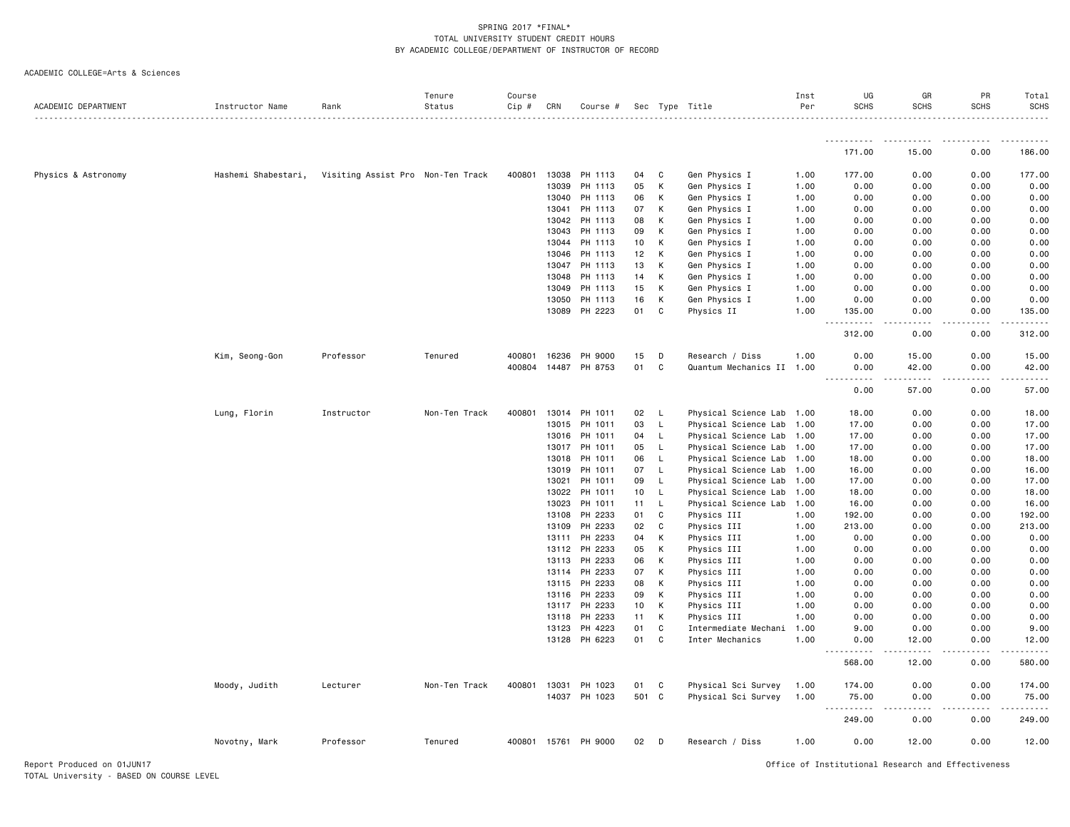SPRING 2017 *FINAL*
TOTAL UNIVERSITY STUDENT CREDIT HOURS
BY ACADEMIC COLLEGE/DEPARTMENT OF INSTRUCTOR OF RECORD

ACADEMIC COLLEGE=Arts & Sciences

| ACADEMIC DEPARTMENT | Instructor Name | Rank | Tenure Status | Course Cip # | CRN | Course # | Sec | Type | Title | Inst Per | UG SCHS | GR SCHS | PR SCHS | Total SCHS |
|---|---|---|---|---|---|---|---|---|---|---|---|---|---|---|
| | | | | | | | | | | | 171.00 | 15.00 | 0.00 | 186.00 |
| Physics & Astronomy | Hashemi Shabestari, | Visiting Assist Pro | Non-Ten Track | 400801 | 13038 | PH 1113 | 04 | C | Gen Physics I | 1.00 | 177.00 | 0.00 | 0.00 | 177.00 |
| | | | | | 13039 | PH 1113 | 05 | K | Gen Physics I | 1.00 | 0.00 | 0.00 | 0.00 | 0.00 |
| | | | | | 13040 | PH 1113 | 06 | K | Gen Physics I | 1.00 | 0.00 | 0.00 | 0.00 | 0.00 |
| | | | | | 13041 | PH 1113 | 07 | K | Gen Physics I | 1.00 | 0.00 | 0.00 | 0.00 | 0.00 |
| | | | | | 13042 | PH 1113 | 08 | K | Gen Physics I | 1.00 | 0.00 | 0.00 | 0.00 | 0.00 |
| | | | | | 13043 | PH 1113 | 09 | K | Gen Physics I | 1.00 | 0.00 | 0.00 | 0.00 | 0.00 |
| | | | | | 13044 | PH 1113 | 10 | K | Gen Physics I | 1.00 | 0.00 | 0.00 | 0.00 | 0.00 |
| | | | | | 13046 | PH 1113 | 12 | K | Gen Physics I | 1.00 | 0.00 | 0.00 | 0.00 | 0.00 |
| | | | | | 13047 | PH 1113 | 13 | K | Gen Physics I | 1.00 | 0.00 | 0.00 | 0.00 | 0.00 |
| | | | | | 13048 | PH 1113 | 14 | K | Gen Physics I | 1.00 | 0.00 | 0.00 | 0.00 | 0.00 |
| | | | | | 13049 | PH 1113 | 15 | K | Gen Physics I | 1.00 | 0.00 | 0.00 | 0.00 | 0.00 |
| | | | | | 13050 | PH 1113 | 16 | K | Gen Physics I | 1.00 | 0.00 | 0.00 | 0.00 | 0.00 |
| | | | | | 13089 | PH 2223 | 01 | C | Physics II | 1.00 | 135.00 | 0.00 | 0.00 | 135.00 |
| | | | | | | | | | | | 312.00 | 0.00 | 0.00 | 312.00 |
| | Kim, Seong-Gon | Professor | Tenured | 400801 | 16236 | PH 9000 | 15 | D | Research / Diss | 1.00 | 0.00 | 15.00 | 0.00 | 15.00 |
| | | | | 400804 | 14487 | PH 8753 | 01 | C | Quantum Mechanics II | 1.00 | 0.00 | 42.00 | 0.00 | 42.00 |
| | | | | | | | | | | | 0.00 | 57.00 | 0.00 | 57.00 |
| | Lung, Florin | Instructor | Non-Ten Track | 400801 | 13014 | PH 1011 | 02 | L | Physical Science Lab | 1.00 | 18.00 | 0.00 | 0.00 | 18.00 |
| | | | | | 13015 | PH 1011 | 03 | L | Physical Science Lab | 1.00 | 17.00 | 0.00 | 0.00 | 17.00 |
| | | | | | 13016 | PH 1011 | 04 | L | Physical Science Lab | 1.00 | 17.00 | 0.00 | 0.00 | 17.00 |
| | | | | | 13017 | PH 1011 | 05 | L | Physical Science Lab | 1.00 | 17.00 | 0.00 | 0.00 | 17.00 |
| | | | | | 13018 | PH 1011 | 06 | L | Physical Science Lab | 1.00 | 18.00 | 0.00 | 0.00 | 18.00 |
| | | | | | 13019 | PH 1011 | 07 | L | Physical Science Lab | 1.00 | 16.00 | 0.00 | 0.00 | 16.00 |
| | | | | | 13021 | PH 1011 | 09 | L | Physical Science Lab | 1.00 | 17.00 | 0.00 | 0.00 | 17.00 |
| | | | | | 13022 | PH 1011 | 10 | L | Physical Science Lab | 1.00 | 18.00 | 0.00 | 0.00 | 18.00 |
| | | | | | 13023 | PH 1011 | 11 | L | Physical Science Lab | 1.00 | 16.00 | 0.00 | 0.00 | 16.00 |
| | | | | | 13108 | PH 2233 | 01 | C | Physics III | 1.00 | 192.00 | 0.00 | 0.00 | 192.00 |
| | | | | | 13109 | PH 2233 | 02 | C | Physics III | 1.00 | 213.00 | 0.00 | 0.00 | 213.00 |
| | | | | | 13111 | PH 2233 | 04 | K | Physics III | 1.00 | 0.00 | 0.00 | 0.00 | 0.00 |
| | | | | | 13112 | PH 2233 | 05 | K | Physics III | 1.00 | 0.00 | 0.00 | 0.00 | 0.00 |
| | | | | | 13113 | PH 2233 | 06 | K | Physics III | 1.00 | 0.00 | 0.00 | 0.00 | 0.00 |
| | | | | | 13114 | PH 2233 | 07 | K | Physics III | 1.00 | 0.00 | 0.00 | 0.00 | 0.00 |
| | | | | | 13115 | PH 2233 | 08 | K | Physics III | 1.00 | 0.00 | 0.00 | 0.00 | 0.00 |
| | | | | | 13116 | PH 2233 | 09 | K | Physics III | 1.00 | 0.00 | 0.00 | 0.00 | 0.00 |
| | | | | | 13117 | PH 2233 | 10 | K | Physics III | 1.00 | 0.00 | 0.00 | 0.00 | 0.00 |
| | | | | | 13118 | PH 2233 | 11 | K | Physics III | 1.00 | 0.00 | 0.00 | 0.00 | 0.00 |
| | | | | | 13123 | PH 4223 | 01 | C | Intermediate Mechani | 1.00 | 9.00 | 0.00 | 0.00 | 9.00 |
| | | | | | 13128 | PH 6223 | 01 | C | Inter Mechanics | 1.00 | 0.00 | 12.00 | 0.00 | 12.00 |
| | | | | | | | | | | | 568.00 | 12.00 | 0.00 | 580.00 |
| | Moody, Judith | Lecturer | Non-Ten Track | 400801 | 13031 | PH 1023 | 01 | C | Physical Sci Survey | 1.00 | 174.00 | 0.00 | 0.00 | 174.00 |
| | | | | | 14037 | PH 1023 | 501 | C | Physical Sci Survey | 1.00 | 75.00 | 0.00 | 0.00 | 75.00 |
| | | | | | | | | | | | 249.00 | 0.00 | 0.00 | 249.00 |
| | Novotny, Mark | Professor | Tenured | 400801 | 15761 | PH 9000 | 02 | D | Research / Diss | 1.00 | 0.00 | 12.00 | 0.00 | 12.00 |

Report Produced on 01JUN17
TOTAL University - BASED ON COURSE LEVEL

Office of Institutional Research and Effectiveness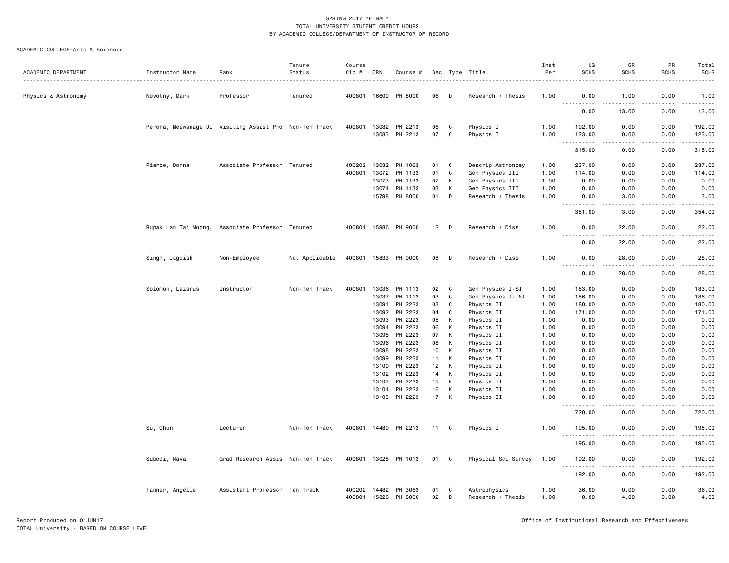SPRING 2017 *FINAL*
TOTAL UNIVERSITY STUDENT CREDIT HOURS
BY ACADEMIC COLLEGE/DEPARTMENT OF INSTRUCTOR OF RECORD

ACADEMIC COLLEGE=Arts & Sciences

| ACADEMIC DEPARTMENT | Instructor Name | Rank | Tenure Status | Course Cip # | CRN | Course # | Sec | Type | Title | Inst Per | UG SCHS | GR SCHS | PR SCHS | Total SCHS |
|---|---|---|---|---|---|---|---|---|---|---|---|---|---|---|
| Physics & Astronomy | Novotny, Mark | Professor | Tenured | 400801 | 16600 | PH 8000 | 06 | D | Research / Thesis | 1.00 | 0.00 | 1.00 | 0.00 | 1.00 |
| | | | | | | | | | | | 0.00 | 13.00 | 0.00 | 13.00 |
| | Perera, Meewanage Di | Visiting Assist Pro | Non-Ten Track | 400801 | 13082 | PH 2213 | 06 | C | Physics I | 1.00 | 192.00 | 0.00 | 0.00 | 192.00 |
| | | | | | 13083 | PH 2213 | 07 | C | Physics I | 1.00 | 123.00 | 0.00 | 0.00 | 123.00 |
| | | | | | | | | | | | 315.00 | 0.00 | 0.00 | 315.00 |
| | Pierce, Donna | Associate Professor | Tenured | 400202 | 13032 | PH 1063 | 01 | C | Descrip Astronomy | 1.00 | 237.00 | 0.00 | 0.00 | 237.00 |
| | | | | 400801 | 13072 | PH 1133 | 01 | C | Gen Physics III | 1.00 | 114.00 | 0.00 | 0.00 | 114.00 |
| | | | | | 13073 | PH 1133 | 02 | K | Gen Physics III | 1.00 | 0.00 | 0.00 | 0.00 | 0.00 |
| | | | | | 13074 | PH 1133 | 03 | K | Gen Physics III | 1.00 | 0.00 | 0.00 | 0.00 | 0.00 |
| | | | | | 15798 | PH 8000 | 01 | D | Research / Thesis | 1.00 | 0.00 | 3.00 | 0.00 | 3.00 |
| | | | | | | | | | | | 351.00 | 3.00 | 0.00 | 354.00 |
| | Rupak Lan Tai Moong, | Associate Professor | Tenured | 400801 | 15986 | PH 9000 | 12 | D | Research / Diss | 1.00 | 0.00 | 22.00 | 0.00 | 22.00 |
| | | | | | | | | | | | 0.00 | 22.00 | 0.00 | 22.00 |
| | Singh, Jagdish | Non-Employee | Not Applicable | 400801 | 15833 | PH 9000 | 08 | D | Research / Diss | 1.00 | 0.00 | 28.00 | 0.00 | 28.00 |
| | | | | | | | | | | | 0.00 | 28.00 | 0.00 | 28.00 |
| | Solomon, Lazarus | Instructor | Non-Ten Track | 400801 | 13036 | PH 1113 | 02 | C | Gen Physics I-SI | 1.00 | 183.00 | 0.00 | 0.00 | 183.00 |
| | | | | | 13037 | PH 1113 | 03 | C | Gen Physics I- SI | 1.00 | 186.00 | 0.00 | 0.00 | 186.00 |
| | | | | | 13091 | PH 2223 | 03 | C | Physics II | 1.00 | 180.00 | 0.00 | 0.00 | 180.00 |
| | | | | | 13092 | PH 2223 | 04 | C | Physics II | 1.00 | 171.00 | 0.00 | 0.00 | 171.00 |
| | | | | | 13093 | PH 2223 | 05 | K | Physics II | 1.00 | 0.00 | 0.00 | 0.00 | 0.00 |
| | | | | | 13094 | PH 2223 | 06 | K | Physics II | 1.00 | 0.00 | 0.00 | 0.00 | 0.00 |
| | | | | | 13095 | PH 2223 | 07 | K | Physics II | 1.00 | 0.00 | 0.00 | 0.00 | 0.00 |
| | | | | | 13096 | PH 2223 | 08 | K | Physics II | 1.00 | 0.00 | 0.00 | 0.00 | 0.00 |
| | | | | | 13098 | PH 2223 | 10 | K | Physics II | 1.00 | 0.00 | 0.00 | 0.00 | 0.00 |
| | | | | | 13099 | PH 2223 | 11 | K | Physics II | 1.00 | 0.00 | 0.00 | 0.00 | 0.00 |
| | | | | | 13100 | PH 2223 | 12 | K | Physics II | 1.00 | 0.00 | 0.00 | 0.00 | 0.00 |
| | | | | | 13102 | PH 2223 | 14 | K | Physics II | 1.00 | 0.00 | 0.00 | 0.00 | 0.00 |
| | | | | | 13103 | PH 2223 | 15 | K | Physics II | 1.00 | 0.00 | 0.00 | 0.00 | 0.00 |
| | | | | | 13104 | PH 2223 | 16 | K | Physics II | 1.00 | 0.00 | 0.00 | 0.00 | 0.00 |
| | | | | | 13105 | PH 2223 | 17 | K | Physics II | 1.00 | 0.00 | 0.00 | 0.00 | 0.00 |
| | | | | | | | | | | | 720.00 | 0.00 | 0.00 | 720.00 |
| | Su, Chun | Lecturer | Non-Ten Track | 400801 | 14489 | PH 2213 | 11 | C | Physics I | 1.00 | 195.00 | 0.00 | 0.00 | 195.00 |
| | | | | | | | | | | | 195.00 | 0.00 | 0.00 | 195.00 |
| | Subedi, Nava | Grad Research Assis | Non-Ten Track | 400801 | 13025 | PH 1013 | 01 | C | Physical Sci Survey | 1.00 | 192.00 | 0.00 | 0.00 | 192.00 |
| | | | | | | | | | | | 192.00 | 0.00 | 0.00 | 192.00 |
| | Tanner, Angelle | Assistant Professor | Ten Track | 400202 | 14482 | PH 3063 | 01 | C | Astrophysics | 1.00 | 36.00 | 0.00 | 0.00 | 36.00 |
| | | | | 400801 | 15826 | PH 8000 | 02 | D | Research / Thesis | 1.00 | 0.00 | 4.00 | 0.00 | 4.00 |

Report Produced on 01JUN17
TOTAL University - BASED ON COURSE LEVEL

Office of Institutional Research and Effectiveness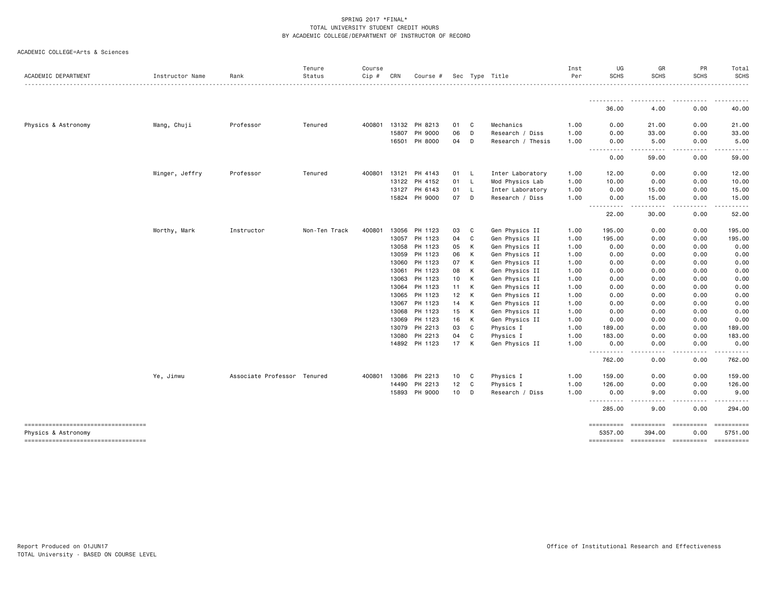SPRING 2017 *FINAL*
TOTAL UNIVERSITY STUDENT CREDIT HOURS
BY ACADEMIC COLLEGE/DEPARTMENT OF INSTRUCTOR OF RECORD

ACADEMIC COLLEGE=Arts & Sciences

| ACADEMIC DEPARTMENT | Instructor Name | Rank | Tenure Status | Course Cip # | CRN | Course # | Sec | Type | Title | Inst Per | UG SCHS | GR SCHS | PR SCHS | Total SCHS |
|---|---|---|---|---|---|---|---|---|---|---|---|---|---|---|
| | | | | | | | | | | | 36.00 | 4.00 | 0.00 | 40.00 |
| Physics & Astronomy | Wang, Chuji | Professor | Tenured | 400801 | 13132 | PH 8213 | 01 | C | Mechanics | 1.00 | 0.00 | 21.00 | 0.00 | 21.00 |
| | | | | | 15807 | PH 9000 | 06 | D | Research / Diss | 1.00 | 0.00 | 33.00 | 0.00 | 33.00 |
| | | | | | 16501 | PH 8000 | 04 | D | Research / Thesis | 1.00 | 0.00 | 5.00 | 0.00 | 5.00 |
| | | | | | | | | | | | 0.00 | 59.00 | 0.00 | 59.00 |
| | Winger, Jeffry | Professor | Tenured | 400801 | 13121 | PH 4143 | 01 | L | Inter Laboratory | 1.00 | 12.00 | 0.00 | 0.00 | 12.00 |
| | | | | | 13122 | PH 4152 | 01 | L | Mod Physics Lab | 1.00 | 10.00 | 0.00 | 0.00 | 10.00 |
| | | | | | 13127 | PH 6143 | 01 | L | Inter Laboratory | 1.00 | 0.00 | 15.00 | 0.00 | 15.00 |
| | | | | | 15824 | PH 9000 | 07 | D | Research / Diss | 1.00 | 0.00 | 15.00 | 0.00 | 15.00 |
| | | | | | | | | | | | 22.00 | 30.00 | 0.00 | 52.00 |
| | Worthy, Mark | Instructor | Non-Ten Track | 400801 | 13056 | PH 1123 | 03 | C | Gen Physics II | 1.00 | 195.00 | 0.00 | 0.00 | 195.00 |
| | | | | | 13057 | PH 1123 | 04 | C | Gen Physics II | 1.00 | 195.00 | 0.00 | 0.00 | 195.00 |
| | | | | | 13058 | PH 1123 | 05 | K | Gen Physics II | 1.00 | 0.00 | 0.00 | 0.00 | 0.00 |
| | | | | | 13059 | PH 1123 | 06 | K | Gen Physics II | 1.00 | 0.00 | 0.00 | 0.00 | 0.00 |
| | | | | | 13060 | PH 1123 | 07 | K | Gen Physics II | 1.00 | 0.00 | 0.00 | 0.00 | 0.00 |
| | | | | | 13061 | PH 1123 | 08 | K | Gen Physics II | 1.00 | 0.00 | 0.00 | 0.00 | 0.00 |
| | | | | | 13063 | PH 1123 | 10 | K | Gen Physics II | 1.00 | 0.00 | 0.00 | 0.00 | 0.00 |
| | | | | | 13064 | PH 1123 | 11 | K | Gen Physics II | 1.00 | 0.00 | 0.00 | 0.00 | 0.00 |
| | | | | | 13065 | PH 1123 | 12 | K | Gen Physics II | 1.00 | 0.00 | 0.00 | 0.00 | 0.00 |
| | | | | | 13067 | PH 1123 | 14 | K | Gen Physics II | 1.00 | 0.00 | 0.00 | 0.00 | 0.00 |
| | | | | | 13068 | PH 1123 | 15 | K | Gen Physics II | 1.00 | 0.00 | 0.00 | 0.00 | 0.00 |
| | | | | | 13069 | PH 1123 | 16 | K | Gen Physics II | 1.00 | 0.00 | 0.00 | 0.00 | 0.00 |
| | | | | | 13079 | PH 2213 | 03 | C | Physics I | 1.00 | 189.00 | 0.00 | 0.00 | 189.00 |
| | | | | | 13080 | PH 2213 | 04 | C | Physics I | 1.00 | 183.00 | 0.00 | 0.00 | 183.00 |
| | | | | | 14892 | PH 1123 | 17 | K | Gen Physics II | 1.00 | 0.00 | 0.00 | 0.00 | 0.00 |
| | | | | | | | | | | | 762.00 | 0.00 | 0.00 | 762.00 |
| | Ye, Jinwu | Associate Professor | Tenured | 400801 | 13086 | PH 2213 | 10 | C | Physics I | 1.00 | 159.00 | 0.00 | 0.00 | 159.00 |
| | | | | | 14490 | PH 2213 | 12 | C | Physics I | 1.00 | 126.00 | 0.00 | 0.00 | 126.00 |
| | | | | | 15893 | PH 9000 | 10 | D | Research / Diss | 1.00 | 0.00 | 9.00 | 0.00 | 9.00 |
| | | | | | | | | | | | 285.00 | 9.00 | 0.00 | 294.00 |
| Physics & Astronomy | | | | | | | | | | | 5357.00 | 394.00 | 0.00 | 5751.00 |

Report Produced on 01JUN17
TOTAL University - BASED ON COURSE LEVEL

Office of Institutional Research and Effectiveness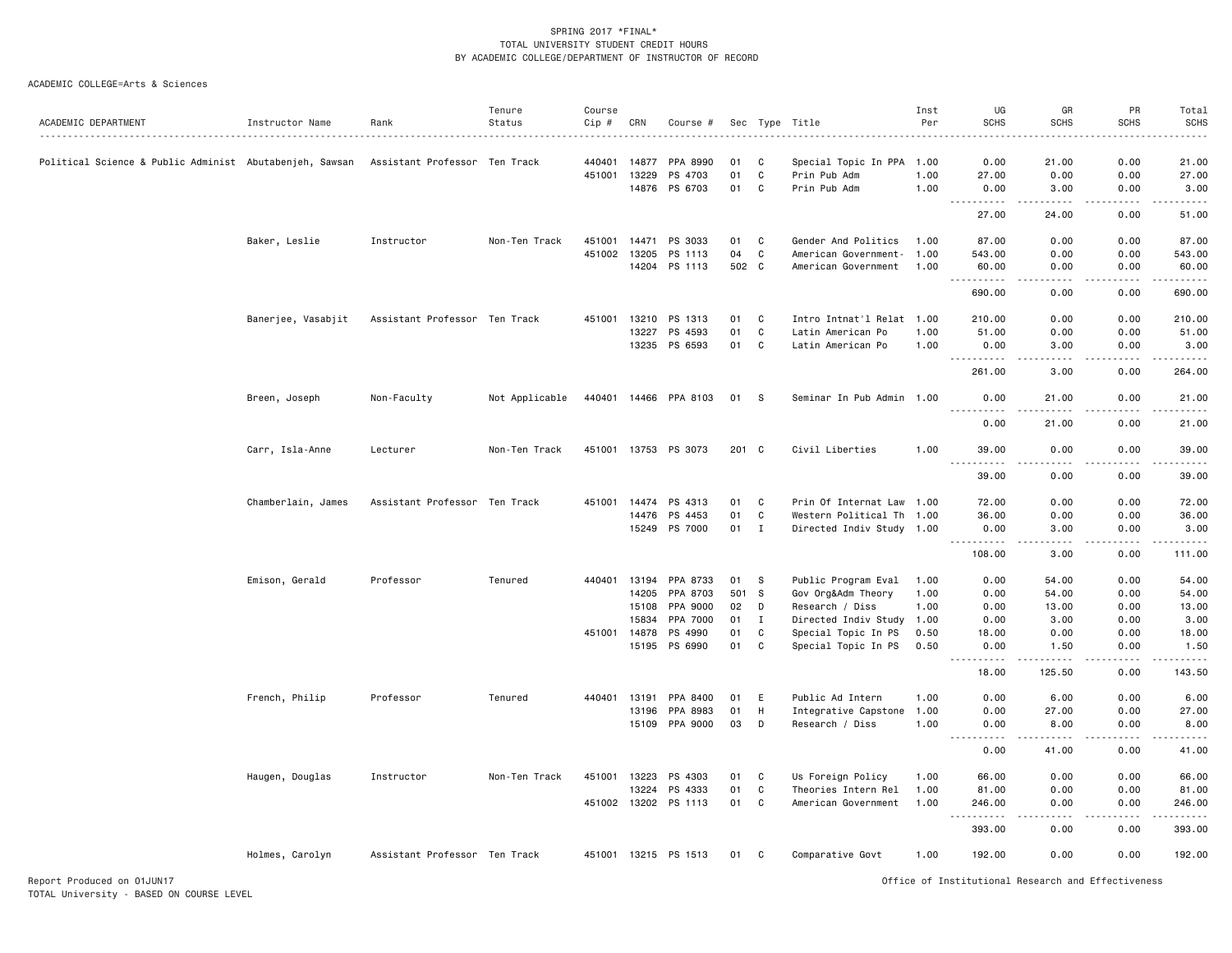SPRING 2017 *FINAL*
TOTAL UNIVERSITY STUDENT CREDIT HOURS
BY ACADEMIC COLLEGE/DEPARTMENT OF INSTRUCTOR OF RECORD

ACADEMIC COLLEGE=Arts & Sciences

| ACADEMIC DEPARTMENT | Instructor Name | Rank | Tenure Status | Course Cip # | CRN | Course # | Sec | Type | Title | Inst Per | UG SCHS | GR SCHS | PR SCHS | Total SCHS |
|---|---|---|---|---|---|---|---|---|---|---|---|---|---|---|
| Political Science & Public Administ | Abutabenjeh, Sawsan | Assistant Professor | Ten Track | 440401 | 14877 | PPA 8990 | 01 | C | Special Topic In PPA | 1.00 | 0.00 | 21.00 | 0.00 | 21.00 |
| | | | | 451001 | 13229 | PS 4703 | 01 | C | Prin Pub Adm | 1.00 | 27.00 | 0.00 | 0.00 | 27.00 |
| | | | | | 14876 | PS 6703 | 01 | C | Prin Pub Adm | 1.00 | 0.00 | 3.00 | 0.00 | 3.00 |
| | | | | | | | | | | | 27.00 | 24.00 | 0.00 | 51.00 |
| | Baker, Leslie | Instructor | Non-Ten Track | 451001 | 14471 | PS 3033 | 01 | C | Gender And Politics | 1.00 | 87.00 | 0.00 | 0.00 | 87.00 |
| | | | | 451002 | 13205 | PS 1113 | 04 | C | American Government- | 1.00 | 543.00 | 0.00 | 0.00 | 543.00 |
| | | | | | 14204 | PS 1113 | 502 | C | American Government | 1.00 | 60.00 | 0.00 | 0.00 | 60.00 |
| | | | | | | | | | | | 690.00 | 0.00 | 0.00 | 690.00 |
| | Banerjee, Vasabjit | Assistant Professor | Ten Track | 451001 | 13210 | PS 1313 | 01 | C | Intro Intnat'l Relat | 1.00 | 210.00 | 0.00 | 0.00 | 210.00 |
| | | | | | 13227 | PS 4593 | 01 | C | Latin American Po | 1.00 | 51.00 | 0.00 | 0.00 | 51.00 |
| | | | | | 13235 | PS 6593 | 01 | C | Latin American Po | 1.00 | 0.00 | 3.00 | 0.00 | 3.00 |
| | | | | | | | | | | | 261.00 | 3.00 | 0.00 | 264.00 |
| | Breen, Joseph | Non-Faculty | Not Applicable | 440401 | 14466 | PPA 8103 | 01 | S | Seminar In Pub Admin | 1.00 | 0.00 | 21.00 | 0.00 | 21.00 |
| | | | | | | | | | | | 0.00 | 21.00 | 0.00 | 21.00 |
| | Carr, Isla-Anne | Lecturer | Non-Ten Track | 451001 | 13753 | PS 3073 | 201 | C | Civil Liberties | 1.00 | 39.00 | 0.00 | 0.00 | 39.00 |
| | | | | | | | | | | | 39.00 | 0.00 | 0.00 | 39.00 |
| | Chamberlain, James | Assistant Professor | Ten Track | 451001 | 14474 | PS 4313 | 01 | C | Prin Of Internat Law | 1.00 | 72.00 | 0.00 | 0.00 | 72.00 |
| | | | | | 14476 | PS 4453 | 01 | C | Western Political Th | 1.00 | 36.00 | 0.00 | 0.00 | 36.00 |
| | | | | | 15249 | PS 7000 | 01 | I | Directed Indiv Study | 1.00 | 0.00 | 3.00 | 0.00 | 3.00 |
| | | | | | | | | | | | 108.00 | 3.00 | 0.00 | 111.00 |
| | Emison, Gerald | Professor | Tenured | 440401 | 13194 | PPA 8733 | 01 | S | Public Program Eval | 1.00 | 0.00 | 54.00 | 0.00 | 54.00 |
| | | | | | 14205 | PPA 8703 | 501 | S | Gov Org&Adm Theory | 1.00 | 0.00 | 54.00 | 0.00 | 54.00 |
| | | | | | 15108 | PPA 9000 | 02 | D | Research / Diss | 1.00 | 0.00 | 13.00 | 0.00 | 13.00 |
| | | | | | 15834 | PPA 7000 | 01 | I | Directed Indiv Study | 1.00 | 0.00 | 3.00 | 0.00 | 3.00 |
| | | | | 451001 | 14878 | PS 4990 | 01 | C | Special Topic In PS | 0.50 | 18.00 | 0.00 | 0.00 | 18.00 |
| | | | | | 15195 | PS 6990 | 01 | C | Special Topic In PS | 0.50 | 0.00 | 1.50 | 0.00 | 1.50 |
| | | | | | | | | | | | 18.00 | 125.50 | 0.00 | 143.50 |
| | French, Philip | Professor | Tenured | 440401 | 13191 | PPA 8400 | 01 | E | Public Ad Intern | 1.00 | 0.00 | 6.00 | 0.00 | 6.00 |
| | | | | | 13196 | PPA 8983 | 01 | H | Integrative Capstone | 1.00 | 0.00 | 27.00 | 0.00 | 27.00 |
| | | | | | 15109 | PPA 9000 | 03 | D | Research / Diss | 1.00 | 0.00 | 8.00 | 0.00 | 8.00 |
| | | | | | | | | | | | 0.00 | 41.00 | 0.00 | 41.00 |
| | Haugen, Douglas | Instructor | Non-Ten Track | 451001 | 13223 | PS 4303 | 01 | C | Us Foreign Policy | 1.00 | 66.00 | 0.00 | 0.00 | 66.00 |
| | | | | | 13224 | PS 4333 | 01 | C | Theories Intern Rel | 1.00 | 81.00 | 0.00 | 0.00 | 81.00 |
| | | | | 451002 | 13202 | PS 1113 | 01 | C | American Government | 1.00 | 246.00 | 0.00 | 0.00 | 246.00 |
| | | | | | | | | | | | 393.00 | 0.00 | 0.00 | 393.00 |
| | Holmes, Carolyn | Assistant Professor | Ten Track | 451001 | 13215 | PS 1513 | 01 | C | Comparative Govt | 1.00 | 192.00 | 0.00 | 0.00 | 192.00 |

Report Produced on 01JUN17
TOTAL University - BASED ON COURSE LEVEL
Office of Institutional Research and Effectiveness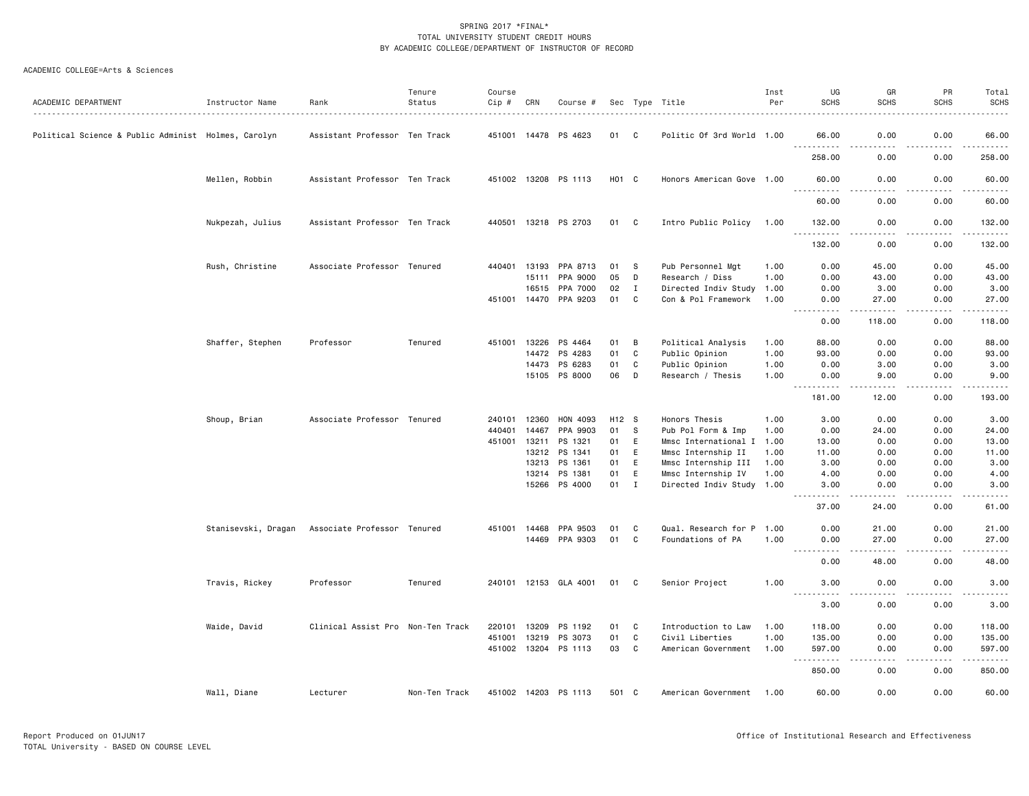SPRING 2017 *FINAL*
TOTAL UNIVERSITY STUDENT CREDIT HOURS
BY ACADEMIC COLLEGE/DEPARTMENT OF INSTRUCTOR OF RECORD

ACADEMIC COLLEGE=Arts & Sciences

| ACADEMIC DEPARTMENT | Instructor Name | Rank | Tenure Status | Course Cip # | CRN | Course # | Sec | Type | Title | Inst Per | UG SCHS | GR SCHS | PR SCHS | Total SCHS |
|---|---|---|---|---|---|---|---|---|---|---|---|---|---|---|
| Political Science & Public Administ | Holmes, Carolyn | Assistant Professor | Ten Track | 451001 | 14478 | PS 4623 | 01 | C | Politic Of 3rd World | 1.00 | 66.00 | 0.00 | 0.00 | 66.00 |
| | | | | | | | | | | | 258.00 | 0.00 | 0.00 | 258.00 |
| | Mellen, Robbin | Assistant Professor | Ten Track | 451002 | 13208 | PS 1113 | H01 | C | Honors American Gove | 1.00 | 60.00 | 0.00 | 0.00 | 60.00 |
| | | | | | | | | | | | 60.00 | 0.00 | 0.00 | 60.00 |
| | Nukpezah, Julius | Assistant Professor | Ten Track | 440501 | 13218 | PS 2703 | 01 | C | Intro Public Policy | 1.00 | 132.00 | 0.00 | 0.00 | 132.00 |
| | | | | | | | | | | | 132.00 | 0.00 | 0.00 | 132.00 |
| | Rush, Christine | Associate Professor | Tenured | 440401 | 13193 | PPA 8713 | 01 | S | Pub Personnel Mgt | 1.00 | 0.00 | 45.00 | 0.00 | 45.00 |
| | | | | | 15111 | PPA 9000 | 05 | D | Research / Diss | 1.00 | 0.00 | 43.00 | 0.00 | 43.00 |
| | | | | | 16515 | PPA 7000 | 02 | I | Directed Indiv Study | 1.00 | 0.00 | 3.00 | 0.00 | 3.00 |
| | | | | 451001 | 14470 | PPA 9203 | 01 | C | Con & Pol Framework | 1.00 | 0.00 | 27.00 | 0.00 | 27.00 |
| | | | | | | | | | | | 0.00 | 118.00 | 0.00 | 118.00 |
| | Shaffer, Stephen | Professor | Tenured | 451001 | 13226 | PS 4464 | 01 | B | Political Analysis | 1.00 | 88.00 | 0.00 | 0.00 | 88.00 |
| | | | | | 14472 | PS 4283 | 01 | C | Public Opinion | 1.00 | 93.00 | 0.00 | 0.00 | 93.00 |
| | | | | | 14473 | PS 6283 | 01 | C | Public Opinion | 1.00 | 0.00 | 3.00 | 0.00 | 3.00 |
| | | | | | 15105 | PS 8000 | 06 | D | Research / Thesis | 1.00 | 0.00 | 9.00 | 0.00 | 9.00 |
| | | | | | | | | | | | 181.00 | 12.00 | 0.00 | 193.00 |
| | Shoup, Brian | Associate Professor | Tenured | 240101 | 12360 | HON 4093 | H12 | S | Honors Thesis | 1.00 | 3.00 | 0.00 | 0.00 | 3.00 |
| | | | | 440401 | 14467 | PPA 9903 | 01 | S | Pub Pol Form & Imp | 1.00 | 0.00 | 24.00 | 0.00 | 24.00 |
| | | | | 451001 | 13211 | PS 1321 | 01 | E | Mmsc International I | 1.00 | 13.00 | 0.00 | 0.00 | 13.00 |
| | | | | | 13212 | PS 1341 | 01 | E | Mmsc Internship II | 1.00 | 11.00 | 0.00 | 0.00 | 11.00 |
| | | | | | 13213 | PS 1361 | 01 | E | Mmsc Internship III | 1.00 | 3.00 | 0.00 | 0.00 | 3.00 |
| | | | | | 13214 | PS 1381 | 01 | E | Mmsc Internship IV | 1.00 | 4.00 | 0.00 | 0.00 | 4.00 |
| | | | | | 15266 | PS 4000 | 01 | I | Directed Indiv Study | 1.00 | 3.00 | 0.00 | 0.00 | 3.00 |
| | | | | | | | | | | | 37.00 | 24.00 | 0.00 | 61.00 |
| | Stanisevski, Dragan | Associate Professor | Tenured | 451001 | 14468 | PPA 9503 | 01 | C | Qual. Research for P | 1.00 | 0.00 | 21.00 | 0.00 | 21.00 |
| | | | | | 14469 | PPA 9303 | 01 | C | Foundations of PA | 1.00 | 0.00 | 27.00 | 0.00 | 27.00 |
| | | | | | | | | | | | 0.00 | 48.00 | 0.00 | 48.00 |
| | Travis, Rickey | Professor | Tenured | 240101 | 12153 | GLA 4001 | 01 | C | Senior Project | 1.00 | 3.00 | 0.00 | 0.00 | 3.00 |
| | | | | | | | | | | | 3.00 | 0.00 | 0.00 | 3.00 |
| | Waide, David | Clinical Assist Pro | Non-Ten Track | 220101 | 13209 | PS 1192 | 01 | C | Introduction to Law | 1.00 | 118.00 | 0.00 | 0.00 | 118.00 |
| | | | | 451001 | 13219 | PS 3073 | 01 | C | Civil Liberties | 1.00 | 135.00 | 0.00 | 0.00 | 135.00 |
| | | | | 451002 | 13204 | PS 1113 | 03 | C | American Government | 1.00 | 597.00 | 0.00 | 0.00 | 597.00 |
| | | | | | | | | | | | 850.00 | 0.00 | 0.00 | 850.00 |
| | Wall, Diane | Lecturer | Non-Ten Track | 451002 | 14203 | PS 1113 | 501 | C | American Government | 1.00 | 60.00 | 0.00 | 0.00 | 60.00 |

Report Produced on 01JUN17
TOTAL University - BASED ON COURSE LEVEL
Office of Institutional Research and Effectiveness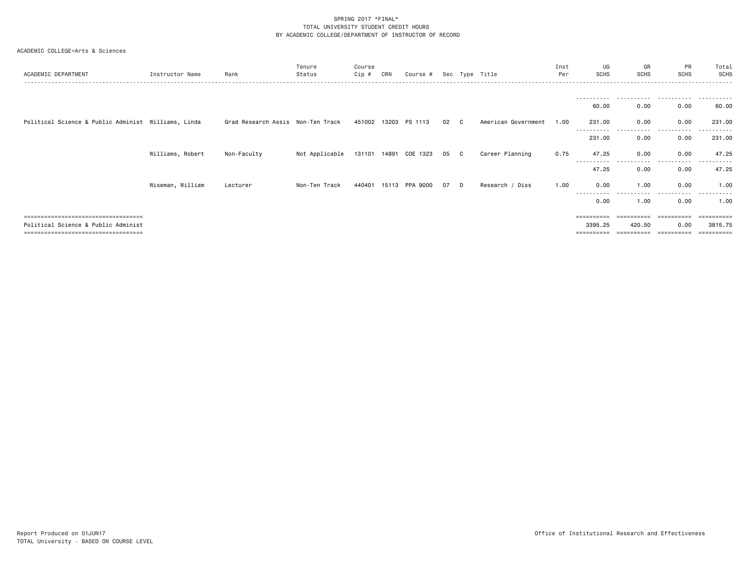SPRING 2017 *FINAL*
TOTAL UNIVERSITY STUDENT CREDIT HOURS
BY ACADEMIC COLLEGE/DEPARTMENT OF INSTRUCTOR OF RECORD

ACADEMIC COLLEGE=Arts & Sciences

| ACADEMIC DEPARTMENT | Instructor Name | Rank | Tenure Status | Course Cip # | CRN | Course # | Sec | Type | Title | Inst Per | UG SCHS | GR SCHS | PR SCHS | Total SCHS |
|---|---|---|---|---|---|---|---|---|---|---|---|---|---|---|
| | | | | | | | | | | | 60.00 | 0.00 | 0.00 | 60.00 |
| Political Science & Public Administ | Williams, Linda | Grad Research Assis | Non-Ten Track | 451002 | 13203 | PS 1113 | 02 | C | American Government | 1.00 | 231.00 | 0.00 | 0.00 | 231.00 |
| | | | | | | | | | | | 231.00 | 0.00 | 0.00 | 231.00 |
| | Williams, Robert | Non-Faculty | Not Applicable | 131101 | 14891 | COE 1323 | 05 | C | Career Planning | 0.75 | 47.25 | 0.00 | 0.00 | 47.25 |
| | | | | | | | | | | | 47.25 | 0.00 | 0.00 | 47.25 |
| | Wiseman, William | Lecturer | Non-Ten Track | 440401 | 15113 | PPA 9000 | 07 | D | Research / Diss | 1.00 | 0.00 | 1.00 | 0.00 | 1.00 |
| | | | | | | | | | | | 0.00 | 1.00 | 0.00 | 1.00 |
| Political Science & Public Administ | | | | | | | | | | | 3395.25 | 420.50 | 0.00 | 3815.75 |

Report Produced on 01JUN17
TOTAL University - BASED ON COURSE LEVEL

Office of Institutional Research and Effectiveness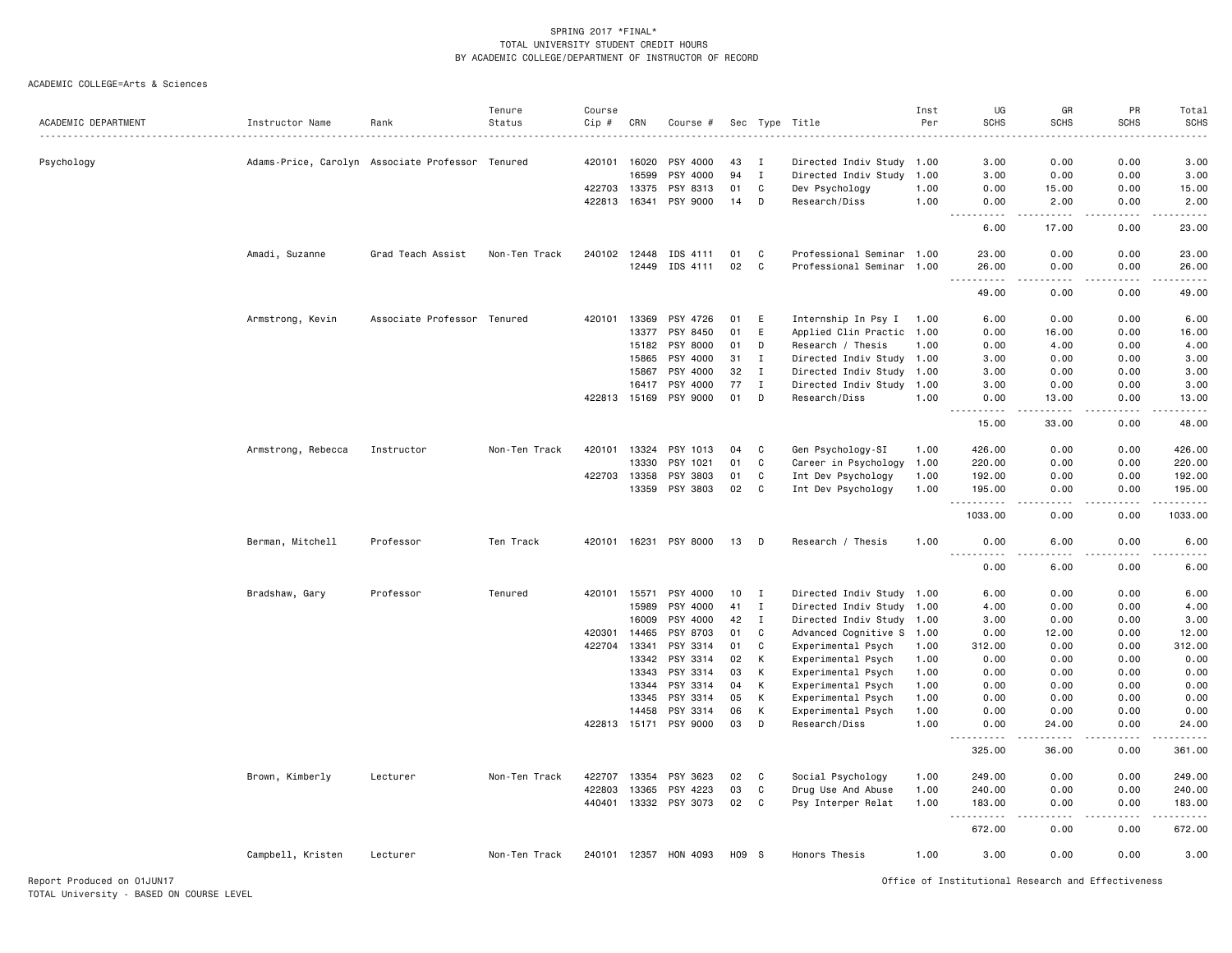SPRING 2017 *FINAL*
TOTAL UNIVERSITY STUDENT CREDIT HOURS
BY ACADEMIC COLLEGE/DEPARTMENT OF INSTRUCTOR OF RECORD

ACADEMIC COLLEGE=Arts & Sciences

| ACADEMIC DEPARTMENT | Instructor Name | Rank | Tenure Status | Course Cip # | CRN | Course # | Sec | Type | Title | Inst Per | UG SCHS | GR SCHS | PR SCHS | Total SCHS |
|---|---|---|---|---|---|---|---|---|---|---|---|---|---|---|
| Psychology | Adams-Price, Carolyn | Associate Professor | Tenured | 420101 | 16020 | PSY 4000 | 43 | I | Directed Indiv Study | 1.00 | 3.00 | 0.00 | 0.00 | 3.00 |
| | | | | | 16599 | PSY 4000 | 94 | I | Directed Indiv Study | 1.00 | 3.00 | 0.00 | 0.00 | 3.00 |
| | | | | 422703 | 13375 | PSY 8313 | 01 | C | Dev Psychology | 1.00 | 0.00 | 15.00 | 0.00 | 15.00 |
| | | | | 422813 | 16341 | PSY 9000 | 14 | D | Research/Diss | 1.00 | 0.00 | 2.00 | 0.00 | 2.00 |
| | | | | | | | | | | | 6.00 | 17.00 | 0.00 | 23.00 |
| | Amadi, Suzanne | Grad Teach Assist | Non-Ten Track | 240102 | 12448 | IDS 4111 | 01 | C | Professional Seminar | 1.00 | 23.00 | 0.00 | 0.00 | 23.00 |
| | | | | | 12449 | IDS 4111 | 02 | C | Professional Seminar | 1.00 | 26.00 | 0.00 | 0.00 | 26.00 |
| | | | | | | | | | | | 49.00 | 0.00 | 0.00 | 49.00 |
| | Armstrong, Kevin | Associate Professor | Tenured | 420101 | 13369 | PSY 4726 | 01 | E | Internship In Psy I | 1.00 | 6.00 | 0.00 | 0.00 | 6.00 |
| | | | | | 13377 | PSY 8450 | 01 | E | Applied Clin Practic | 1.00 | 0.00 | 16.00 | 0.00 | 16.00 |
| | | | | | 15182 | PSY 8000 | 01 | D | Research / Thesis | 1.00 | 0.00 | 4.00 | 0.00 | 4.00 |
| | | | | | 15865 | PSY 4000 | 31 | I | Directed Indiv Study | 1.00 | 3.00 | 0.00 | 0.00 | 3.00 |
| | | | | | 15867 | PSY 4000 | 32 | I | Directed Indiv Study | 1.00 | 3.00 | 0.00 | 0.00 | 3.00 |
| | | | | | 16417 | PSY 4000 | 77 | I | Directed Indiv Study | 1.00 | 3.00 | 0.00 | 0.00 | 3.00 |
| | | | | 422813 | 15169 | PSY 9000 | 01 | D | Research/Diss | 1.00 | 0.00 | 13.00 | 0.00 | 13.00 |
| | | | | | | | | | | | 15.00 | 33.00 | 0.00 | 48.00 |
| | Armstrong, Rebecca | Instructor | Non-Ten Track | 420101 | 13324 | PSY 1013 | 04 | C | Gen Psychology-SI | 1.00 | 426.00 | 0.00 | 0.00 | 426.00 |
| | | | | | 13330 | PSY 1021 | 01 | C | Career in Psychology | 1.00 | 220.00 | 0.00 | 0.00 | 220.00 |
| | | | | 422703 | 13358 | PSY 3803 | 01 | C | Int Dev Psychology | 1.00 | 192.00 | 0.00 | 0.00 | 192.00 |
| | | | | | 13359 | PSY 3803 | 02 | C | Int Dev Psychology | 1.00 | 195.00 | 0.00 | 0.00 | 195.00 |
| | | | | | | | | | | | 1033.00 | 0.00 | 0.00 | 1033.00 |
| | Berman, Mitchell | Professor | Ten Track | 420101 | 16231 | PSY 8000 | 13 | D | Research / Thesis | 1.00 | 0.00 | 6.00 | 0.00 | 6.00 |
| | | | | | | | | | | | 0.00 | 6.00 | 0.00 | 6.00 |
| | Bradshaw, Gary | Professor | Tenured | 420101 | 15571 | PSY 4000 | 10 | I | Directed Indiv Study | 1.00 | 6.00 | 0.00 | 0.00 | 6.00 |
| | | | | | 15989 | PSY 4000 | 41 | I | Directed Indiv Study | 1.00 | 4.00 | 0.00 | 0.00 | 4.00 |
| | | | | | 16009 | PSY 4000 | 42 | I | Directed Indiv Study | 1.00 | 3.00 | 0.00 | 0.00 | 3.00 |
| | | | | 420301 | 14465 | PSY 8703 | 01 | C | Advanced Cognitive S | 1.00 | 0.00 | 12.00 | 0.00 | 12.00 |
| | | | | 422704 | 13341 | PSY 3314 | 01 | C | Experimental Psych | 1.00 | 312.00 | 0.00 | 0.00 | 312.00 |
| | | | | | 13342 | PSY 3314 | 02 | K | Experimental Psych | 1.00 | 0.00 | 0.00 | 0.00 | 0.00 |
| | | | | | 13343 | PSY 3314 | 03 | K | Experimental Psych | 1.00 | 0.00 | 0.00 | 0.00 | 0.00 |
| | | | | | 13344 | PSY 3314 | 04 | K | Experimental Psych | 1.00 | 0.00 | 0.00 | 0.00 | 0.00 |
| | | | | | 13345 | PSY 3314 | 05 | K | Experimental Psych | 1.00 | 0.00 | 0.00 | 0.00 | 0.00 |
| | | | | | 14458 | PSY 3314 | 06 | K | Experimental Psych | 1.00 | 0.00 | 0.00 | 0.00 | 0.00 |
| | | | | 422813 | 15171 | PSY 9000 | 03 | D | Research/Diss | 1.00 | 0.00 | 24.00 | 0.00 | 24.00 |
| | | | | | | | | | | | 325.00 | 36.00 | 0.00 | 361.00 |
| | Brown, Kimberly | Lecturer | Non-Ten Track | 422707 | 13354 | PSY 3623 | 02 | C | Social Psychology | 1.00 | 249.00 | 0.00 | 0.00 | 249.00 |
| | | | | 422803 | 13365 | PSY 4223 | 03 | C | Drug Use And Abuse | 1.00 | 240.00 | 0.00 | 0.00 | 240.00 |
| | | | | 440401 | 13332 | PSY 3073 | 02 | C | Psy Interper Relat | 1.00 | 183.00 | 0.00 | 0.00 | 183.00 |
| | | | | | | | | | | | 672.00 | 0.00 | 0.00 | 672.00 |
| | Campbell, Kristen | Lecturer | Non-Ten Track | 240101 | 12357 | HON 4093 | H09 | S | Honors Thesis | 1.00 | 3.00 | 0.00 | 0.00 | 3.00 |

Report Produced on 01JUN17
TOTAL University - BASED ON COURSE LEVEL

Office of Institutional Research and Effectiveness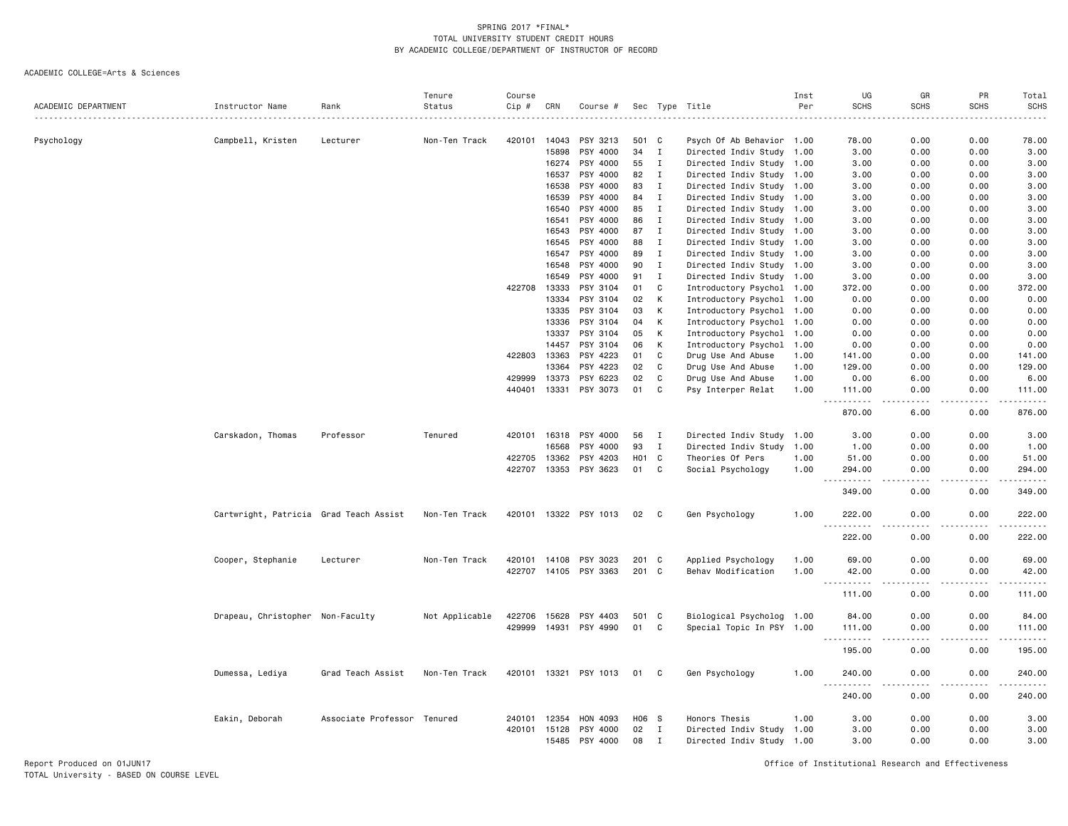SPRING 2017 *FINAL*
TOTAL UNIVERSITY STUDENT CREDIT HOURS
BY ACADEMIC COLLEGE/DEPARTMENT OF INSTRUCTOR OF RECORD

ACADEMIC COLLEGE=Arts & Sciences

| ACADEMIC DEPARTMENT | Instructor Name | Rank | Tenure Status | Course Cip # | CRN | Course # | Sec | Type | Title | Inst Per | UG SCHS | GR SCHS | PR SCHS | Total SCHS |
|---|---|---|---|---|---|---|---|---|---|---|---|---|---|---|
| Psychology | Campbell, Kristen | Lecturer | Non-Ten Track | 420101 | 14043 | PSY 3213 | 501 | C | Psych Of Ab Behavior | 1.00 | 78.00 | 0.00 | 0.00 | 78.00 |
| | | | | | 15898 | PSY 4000 | 34 | I | Directed Indiv Study | 1.00 | 3.00 | 0.00 | 0.00 | 3.00 |
| | | | | | 16274 | PSY 4000 | 55 | I | Directed Indiv Study | 1.00 | 3.00 | 0.00 | 0.00 | 3.00 |
| | | | | | 16537 | PSY 4000 | 82 | I | Directed Indiv Study | 1.00 | 3.00 | 0.00 | 0.00 | 3.00 |
| | | | | | 16538 | PSY 4000 | 83 | I | Directed Indiv Study | 1.00 | 3.00 | 0.00 | 0.00 | 3.00 |
| | | | | | 16539 | PSY 4000 | 84 | I | Directed Indiv Study | 1.00 | 3.00 | 0.00 | 0.00 | 3.00 |
| | | | | | 16540 | PSY 4000 | 85 | I | Directed Indiv Study | 1.00 | 3.00 | 0.00 | 0.00 | 3.00 |
| | | | | | 16541 | PSY 4000 | 86 | I | Directed Indiv Study | 1.00 | 3.00 | 0.00 | 0.00 | 3.00 |
| | | | | | 16543 | PSY 4000 | 87 | I | Directed Indiv Study | 1.00 | 3.00 | 0.00 | 0.00 | 3.00 |
| | | | | | 16545 | PSY 4000 | 88 | I | Directed Indiv Study | 1.00 | 3.00 | 0.00 | 0.00 | 3.00 |
| | | | | | 16547 | PSY 4000 | 89 | I | Directed Indiv Study | 1.00 | 3.00 | 0.00 | 0.00 | 3.00 |
| | | | | | 16548 | PSY 4000 | 90 | I | Directed Indiv Study | 1.00 | 3.00 | 0.00 | 0.00 | 3.00 |
| | | | | | 16549 | PSY 4000 | 91 | I | Directed Indiv Study | 1.00 | 3.00 | 0.00 | 0.00 | 3.00 |
| | | | | 422708 | 13333 | PSY 3104 | 01 | C | Introductory Psychol | 1.00 | 372.00 | 0.00 | 0.00 | 372.00 |
| | | | | | 13334 | PSY 3104 | 02 | K | Introductory Psychol | 1.00 | 0.00 | 0.00 | 0.00 | 0.00 |
| | | | | | 13335 | PSY 3104 | 03 | K | Introductory Psychol | 1.00 | 0.00 | 0.00 | 0.00 | 0.00 |
| | | | | | 13336 | PSY 3104 | 04 | K | Introductory Psychol | 1.00 | 0.00 | 0.00 | 0.00 | 0.00 |
| | | | | | 13337 | PSY 3104 | 05 | K | Introductory Psychol | 1.00 | 0.00 | 0.00 | 0.00 | 0.00 |
| | | | | | 14457 | PSY 3104 | 06 | K | Introductory Psychol | 1.00 | 0.00 | 0.00 | 0.00 | 0.00 |
| | | | | 422803 | 13363 | PSY 4223 | 01 | C | Drug Use And Abuse | 1.00 | 141.00 | 0.00 | 0.00 | 141.00 |
| | | | | | 13364 | PSY 4223 | 02 | C | Drug Use And Abuse | 1.00 | 129.00 | 0.00 | 0.00 | 129.00 |
| | | | | 429999 | 13373 | PSY 6223 | 02 | C | Drug Use And Abuse | 1.00 | 0.00 | 6.00 | 0.00 | 6.00 |
| | | | | 440401 | 13331 | PSY 3073 | 01 | C | Psy Interper Relat | 1.00 | 111.00 | 0.00 | 0.00 | 111.00 |
| | | | | | | | | | | | 870.00 | 6.00 | 0.00 | 876.00 |
| | Carskadon, Thomas | Professor | Tenured | 420101 | 16318 | PSY 4000 | 56 | I | Directed Indiv Study | 1.00 | 3.00 | 0.00 | 0.00 | 3.00 |
| | | | | | 16568 | PSY 4000 | 93 | I | Directed Indiv Study | 1.00 | 1.00 | 0.00 | 0.00 | 1.00 |
| | | | | 422705 | 13362 | PSY 4203 | H01 | C | Theories Of Pers | 1.00 | 51.00 | 0.00 | 0.00 | 51.00 |
| | | | | 422707 | 13353 | PSY 3623 | 01 | C | Social Psychology | 1.00 | 294.00 | 0.00 | 0.00 | 294.00 |
| | | | | | | | | | | | 349.00 | 0.00 | 0.00 | 349.00 |
| | Cartwright, Patricia | Grad Teach Assist | Non-Ten Track | 420101 | 13322 | PSY 1013 | 02 | C | Gen Psychology | 1.00 | 222.00 | 0.00 | 0.00 | 222.00 |
| | | | | | | | | | | | 222.00 | 0.00 | 0.00 | 222.00 |
| | Cooper, Stephanie | Lecturer | Non-Ten Track | 420101 | 14108 | PSY 3023 | 201 | C | Applied Psychology | 1.00 | 69.00 | 0.00 | 0.00 | 69.00 |
| | | | | 422707 | 14105 | PSY 3363 | 201 | C | Behav Modification | 1.00 | 42.00 | 0.00 | 0.00 | 42.00 |
| | | | | | | | | | | | 111.00 | 0.00 | 0.00 | 111.00 |
| | Drapeau, Christopher | Non-Faculty | Not Applicable | 422706 | 15628 | PSY 4403 | 501 | C | Biological Psycholog | 1.00 | 84.00 | 0.00 | 0.00 | 84.00 |
| | | | | 429999 | 14931 | PSY 4990 | 01 | C | Special Topic In PSY | 1.00 | 111.00 | 0.00 | 0.00 | 111.00 |
| | | | | | | | | | | | 195.00 | 0.00 | 0.00 | 195.00 |
| | Dumessa, Lediya | Grad Teach Assist | Non-Ten Track | 420101 | 13321 | PSY 1013 | 01 | C | Gen Psychology | 1.00 | 240.00 | 0.00 | 0.00 | 240.00 |
| | | | | | | | | | | | 240.00 | 0.00 | 0.00 | 240.00 |
| | Eakin, Deborah | Associate Professor | Tenured | 240101 | 12354 | HON 4093 | H06 | S | Honors Thesis | 1.00 | 3.00 | 0.00 | 0.00 | 3.00 |
| | | | | 420101 | 15128 | PSY 4000 | 02 | I | Directed Indiv Study | 1.00 | 3.00 | 0.00 | 0.00 | 3.00 |
| | | | | | 15485 | PSY 4000 | 08 | I | Directed Indiv Study | 1.00 | 3.00 | 0.00 | 0.00 | 3.00 |

Report Produced on 01JUN17
TOTAL University - BASED ON COURSE LEVEL

Office of Institutional Research and Effectiveness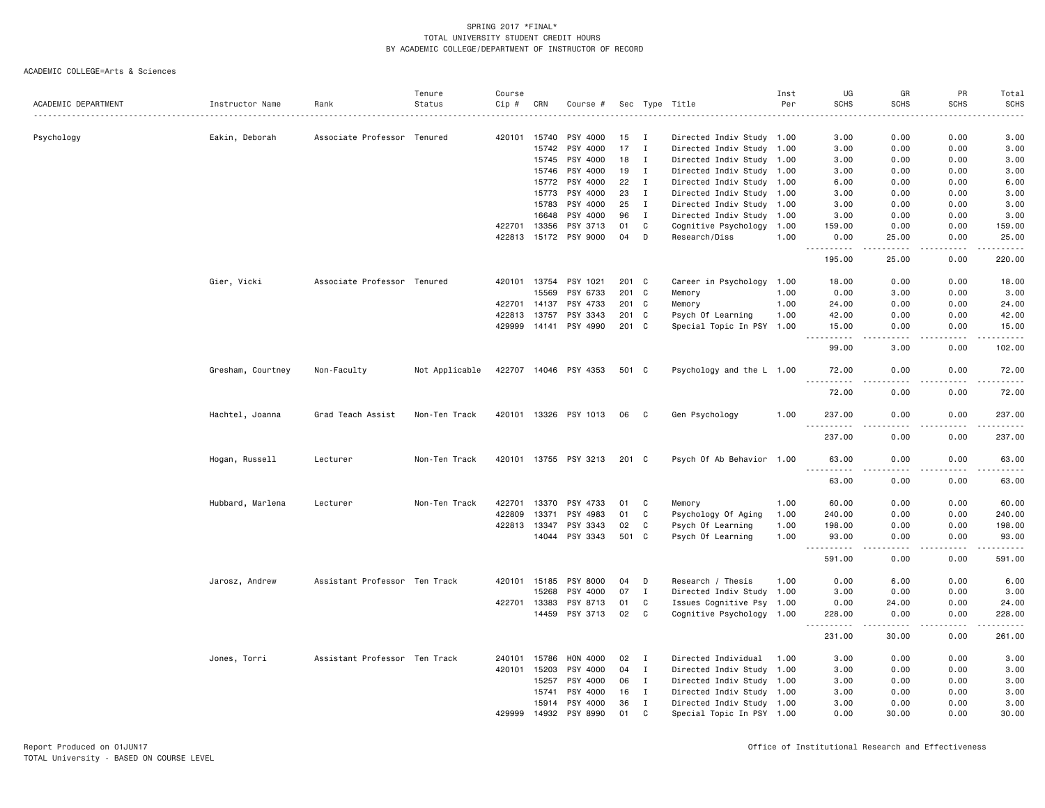SPRING 2017 *FINAL*
TOTAL UNIVERSITY STUDENT CREDIT HOURS
BY ACADEMIC COLLEGE/DEPARTMENT OF INSTRUCTOR OF RECORD

ACADEMIC COLLEGE=Arts & Sciences

| ACADEMIC DEPARTMENT | Instructor Name | Rank | Tenure Status | Course Cip # | CRN | Course # | Sec | Type | Title | Inst Per | UG SCHS | GR SCHS | PR SCHS | Total SCHS |
|---|---|---|---|---|---|---|---|---|---|---|---|---|---|---|
| Psychology | Eakin, Deborah | Associate Professor | Tenured | 420101 | 15740 | PSY 4000 | 15 | I | Directed Indiv Study | 1.00 | 3.00 | 0.00 | 0.00 | 3.00 |
| | | | | | 15742 | PSY 4000 | 17 | I | Directed Indiv Study | 1.00 | 3.00 | 0.00 | 0.00 | 3.00 |
| | | | | | 15745 | PSY 4000 | 18 | I | Directed Indiv Study | 1.00 | 3.00 | 0.00 | 0.00 | 3.00 |
| | | | | | 15746 | PSY 4000 | 19 | I | Directed Indiv Study | 1.00 | 3.00 | 0.00 | 0.00 | 3.00 |
| | | | | | 15772 | PSY 4000 | 22 | I | Directed Indiv Study | 1.00 | 6.00 | 0.00 | 0.00 | 6.00 |
| | | | | | 15773 | PSY 4000 | 23 | I | Directed Indiv Study | 1.00 | 3.00 | 0.00 | 0.00 | 3.00 |
| | | | | | 15783 | PSY 4000 | 25 | I | Directed Indiv Study | 1.00 | 3.00 | 0.00 | 0.00 | 3.00 |
| | | | | | 16648 | PSY 4000 | 96 | I | Directed Indiv Study | 1.00 | 3.00 | 0.00 | 0.00 | 3.00 |
| | | | | 422701 | 13356 | PSY 3713 | 01 | C | Cognitive Psychology | 1.00 | 159.00 | 0.00 | 0.00 | 159.00 |
| | | | | 422813 | 15172 | PSY 9000 | 04 | D | Research/Diss | 1.00 | 0.00 | 25.00 | 0.00 | 25.00 |
| | | | | | | | | | | | 195.00 | 25.00 | 0.00 | 220.00 |
| | Gier, Vicki | Associate Professor | Tenured | 420101 | 13754 | PSY 1021 | 201 | C | Career in Psychology | 1.00 | 18.00 | 0.00 | 0.00 | 18.00 |
| | | | | | 15569 | PSY 6733 | 201 | C | Memory | 1.00 | 0.00 | 3.00 | 0.00 | 3.00 |
| | | | | 422701 | 14137 | PSY 4733 | 201 | C | Memory | 1.00 | 24.00 | 0.00 | 0.00 | 24.00 |
| | | | | 422813 | 13757 | PSY 3343 | 201 | C | Psych Of Learning | 1.00 | 42.00 | 0.00 | 0.00 | 42.00 |
| | | | | 429999 | 14141 | PSY 4990 | 201 | C | Special Topic In PSY | 1.00 | 15.00 | 0.00 | 0.00 | 15.00 |
| | | | | | | | | | | | 99.00 | 3.00 | 0.00 | 102.00 |
| | Gresham, Courtney | Non-Faculty | Not Applicable | 422707 | 14046 | PSY 4353 | 501 | C | Psychology and the L | 1.00 | 72.00 | 0.00 | 0.00 | 72.00 |
| | | | | | | | | | | | 72.00 | 0.00 | 0.00 | 72.00 |
| | Hachtel, Joanna | Grad Teach Assist | Non-Ten Track | 420101 | 13326 | PSY 1013 | 06 | C | Gen Psychology | 1.00 | 237.00 | 0.00 | 0.00 | 237.00 |
| | | | | | | | | | | | 237.00 | 0.00 | 0.00 | 237.00 |
| | Hogan, Russell | Lecturer | Non-Ten Track | 420101 | 13755 | PSY 3213 | 201 | C | Psych Of Ab Behavior | 1.00 | 63.00 | 0.00 | 0.00 | 63.00 |
| | | | | | | | | | | | 63.00 | 0.00 | 0.00 | 63.00 |
| | Hubbard, Marlena | Lecturer | Non-Ten Track | 422701 | 13370 | PSY 4733 | 01 | C | Memory | 1.00 | 60.00 | 0.00 | 0.00 | 60.00 |
| | | | | 422809 | 13371 | PSY 4983 | 01 | C | Psychology Of Aging | 1.00 | 240.00 | 0.00 | 0.00 | 240.00 |
| | | | | 422813 | 13347 | PSY 3343 | 02 | C | Psych Of Learning | 1.00 | 198.00 | 0.00 | 0.00 | 198.00 |
| | | | | | 14044 | PSY 3343 | 501 | C | Psych Of Learning | 1.00 | 93.00 | 0.00 | 0.00 | 93.00 |
| | | | | | | | | | | | 591.00 | 0.00 | 0.00 | 591.00 |
| | Jarosz, Andrew | Assistant Professor | Ten Track | 420101 | 15185 | PSY 8000 | 04 | D | Research / Thesis | 1.00 | 0.00 | 6.00 | 0.00 | 6.00 |
| | | | | | 15268 | PSY 4000 | 07 | I | Directed Indiv Study | 1.00 | 3.00 | 0.00 | 0.00 | 3.00 |
| | | | | 422701 | 13383 | PSY 8713 | 01 | C | Issues Cognitive Psy | 1.00 | 0.00 | 24.00 | 0.00 | 24.00 |
| | | | | | 14459 | PSY 3713 | 02 | C | Cognitive Psychology | 1.00 | 228.00 | 0.00 | 0.00 | 228.00 |
| | | | | | | | | | | | 231.00 | 30.00 | 0.00 | 261.00 |
| | Jones, Torri | Assistant Professor | Ten Track | 240101 | 15786 | HON 4000 | 02 | I | Directed Individual | 1.00 | 3.00 | 0.00 | 0.00 | 3.00 |
| | | | | 420101 | 15203 | PSY 4000 | 04 | I | Directed Indiv Study | 1.00 | 3.00 | 0.00 | 0.00 | 3.00 |
| | | | | | 15257 | PSY 4000 | 06 | I | Directed Indiv Study | 1.00 | 3.00 | 0.00 | 0.00 | 3.00 |
| | | | | | 15741 | PSY 4000 | 16 | I | Directed Indiv Study | 1.00 | 3.00 | 0.00 | 0.00 | 3.00 |
| | | | | | 15914 | PSY 4000 | 36 | I | Directed Indiv Study | 1.00 | 3.00 | 0.00 | 0.00 | 3.00 |
| | | | | 429999 | 14932 | PSY 8990 | 01 | C | Special Topic In PSY | 1.00 | 0.00 | 30.00 | 0.00 | 30.00 |

Report Produced on 01JUN17
TOTAL University - BASED ON COURSE LEVEL

Office of Institutional Research and Effectiveness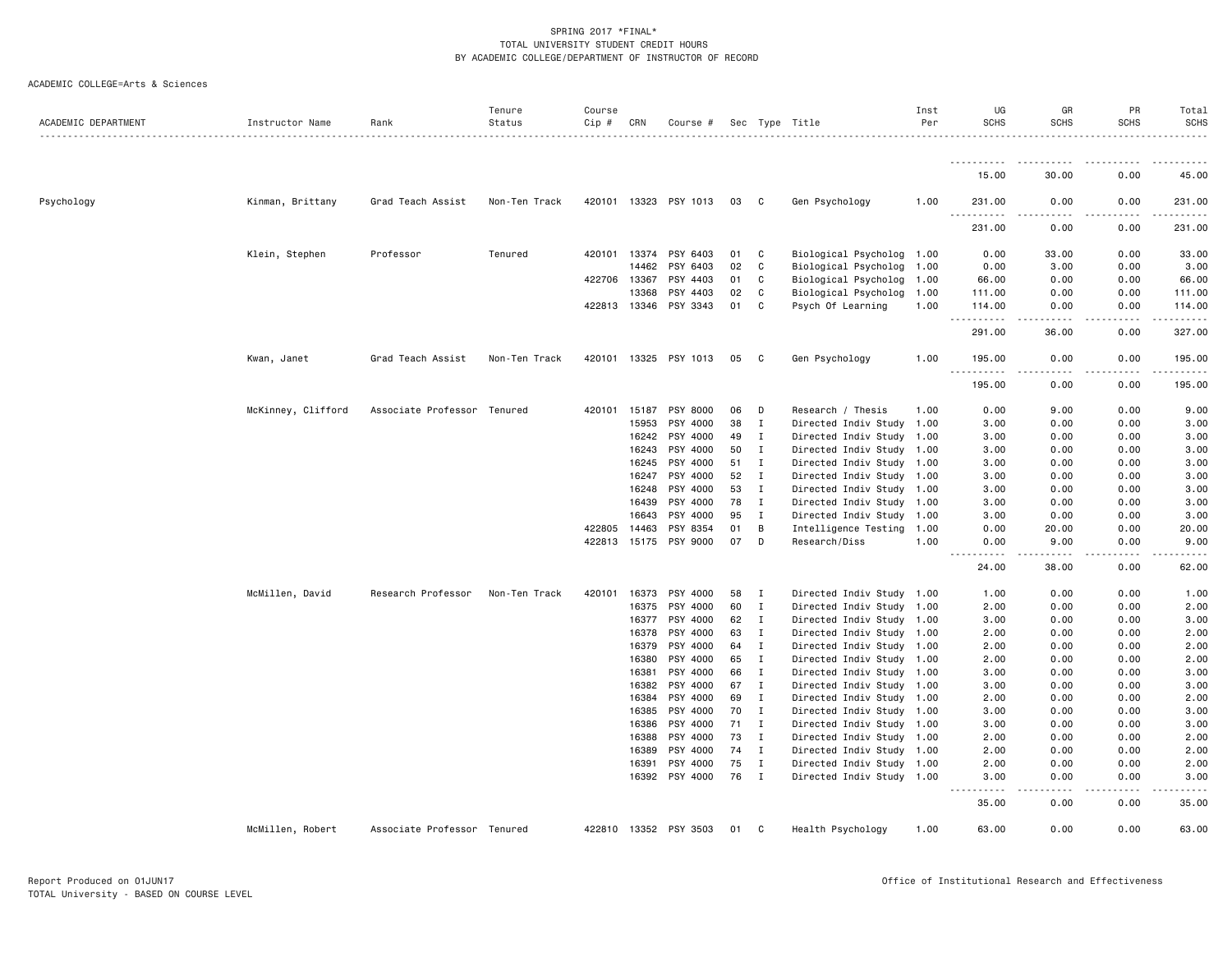SPRING 2017 *FINAL*
TOTAL UNIVERSITY STUDENT CREDIT HOURS
BY ACADEMIC COLLEGE/DEPARTMENT OF INSTRUCTOR OF RECORD

ACADEMIC COLLEGE=Arts & Sciences

| ACADEMIC DEPARTMENT | Instructor Name | Rank | Tenure Status | Course Cip # | CRN | Course # | Sec | Type | Title | Inst Per | UG SCHS | GR SCHS | PR SCHS | Total SCHS |
|---|---|---|---|---|---|---|---|---|---|---|---|---|---|---|
| | | | | | | | | | | | 15.00 | 30.00 | 0.00 | 45.00 |
| Psychology | Kinman, Brittany | Grad Teach Assist | Non-Ten Track | 420101 | 13323 | PSY 1013 | 03 | C | Gen Psychology | 1.00 | 231.00 | 0.00 | 0.00 | 231.00 |
| | | | | | | | | | | | 231.00 | 0.00 | 0.00 | 231.00 |
| | Klein, Stephen | Professor | Tenured | 420101 | 13374 | PSY 6403 | 01 | C | Biological Psycholog | 1.00 | 0.00 | 33.00 | 0.00 | 33.00 |
| | | | | | 14462 | PSY 6403 | 02 | C | Biological Psycholog | 1.00 | 0.00 | 3.00 | 0.00 | 3.00 |
| | | | | 422706 | 13367 | PSY 4403 | 01 | C | Biological Psycholog | 1.00 | 66.00 | 0.00 | 0.00 | 66.00 |
| | | | | | 13368 | PSY 4403 | 02 | C | Biological Psycholog | 1.00 | 111.00 | 0.00 | 0.00 | 111.00 |
| | | | | 422813 | 13346 | PSY 3343 | 01 | C | Psych Of Learning | 1.00 | 114.00 | 0.00 | 0.00 | 114.00 |
| | | | | | | | | | | | 291.00 | 36.00 | 0.00 | 327.00 |
| | Kwan, Janet | Grad Teach Assist | Non-Ten Track | 420101 | 13325 | PSY 1013 | 05 | C | Gen Psychology | 1.00 | 195.00 | 0.00 | 0.00 | 195.00 |
| | | | | | | | | | | | 195.00 | 0.00 | 0.00 | 195.00 |
| | McKinney, Clifford | Associate Professor | Tenured | 420101 | 15187 | PSY 8000 | 06 | D | Research / Thesis | 1.00 | 0.00 | 9.00 | 0.00 | 9.00 |
| | | | | | 15953 | PSY 4000 | 38 | I | Directed Indiv Study | 1.00 | 3.00 | 0.00 | 0.00 | 3.00 |
| | | | | | 16242 | PSY 4000 | 49 | I | Directed Indiv Study | 1.00 | 3.00 | 0.00 | 0.00 | 3.00 |
| | | | | | 16243 | PSY 4000 | 50 | I | Directed Indiv Study | 1.00 | 3.00 | 0.00 | 0.00 | 3.00 |
| | | | | | 16245 | PSY 4000 | 51 | I | Directed Indiv Study | 1.00 | 3.00 | 0.00 | 0.00 | 3.00 |
| | | | | | 16247 | PSY 4000 | 52 | I | Directed Indiv Study | 1.00 | 3.00 | 0.00 | 0.00 | 3.00 |
| | | | | | 16248 | PSY 4000 | 53 | I | Directed Indiv Study | 1.00 | 3.00 | 0.00 | 0.00 | 3.00 |
| | | | | | 16439 | PSY 4000 | 78 | I | Directed Indiv Study | 1.00 | 3.00 | 0.00 | 0.00 | 3.00 |
| | | | | | 16643 | PSY 4000 | 95 | I | Directed Indiv Study | 1.00 | 3.00 | 0.00 | 0.00 | 3.00 |
| | | | | 422805 | 14463 | PSY 8354 | 01 | B | Intelligence Testing | 1.00 | 0.00 | 20.00 | 0.00 | 20.00 |
| | | | | 422813 | 15175 | PSY 9000 | 07 | D | Research/Diss | 1.00 | 0.00 | 9.00 | 0.00 | 9.00 |
| | | | | | | | | | | | 24.00 | 38.00 | 0.00 | 62.00 |
| | McMillen, David | Research Professor | Non-Ten Track | 420101 | 16373 | PSY 4000 | 58 | I | Directed Indiv Study | 1.00 | 1.00 | 0.00 | 0.00 | 1.00 |
| | | | | | 16375 | PSY 4000 | 60 | I | Directed Indiv Study | 1.00 | 2.00 | 0.00 | 0.00 | 2.00 |
| | | | | | 16377 | PSY 4000 | 62 | I | Directed Indiv Study | 1.00 | 3.00 | 0.00 | 0.00 | 3.00 |
| | | | | | 16378 | PSY 4000 | 63 | I | Directed Indiv Study | 1.00 | 2.00 | 0.00 | 0.00 | 2.00 |
| | | | | | 16379 | PSY 4000 | 64 | I | Directed Indiv Study | 1.00 | 2.00 | 0.00 | 0.00 | 2.00 |
| | | | | | 16380 | PSY 4000 | 65 | I | Directed Indiv Study | 1.00 | 2.00 | 0.00 | 0.00 | 2.00 |
| | | | | | 16381 | PSY 4000 | 66 | I | Directed Indiv Study | 1.00 | 3.00 | 0.00 | 0.00 | 3.00 |
| | | | | | 16382 | PSY 4000 | 67 | I | Directed Indiv Study | 1.00 | 3.00 | 0.00 | 0.00 | 3.00 |
| | | | | | 16384 | PSY 4000 | 69 | I | Directed Indiv Study | 1.00 | 2.00 | 0.00 | 0.00 | 2.00 |
| | | | | | 16385 | PSY 4000 | 70 | I | Directed Indiv Study | 1.00 | 3.00 | 0.00 | 0.00 | 3.00 |
| | | | | | 16386 | PSY 4000 | 71 | I | Directed Indiv Study | 1.00 | 3.00 | 0.00 | 0.00 | 3.00 |
| | | | | | 16388 | PSY 4000 | 73 | I | Directed Indiv Study | 1.00 | 2.00 | 0.00 | 0.00 | 2.00 |
| | | | | | 16389 | PSY 4000 | 74 | I | Directed Indiv Study | 1.00 | 2.00 | 0.00 | 0.00 | 2.00 |
| | | | | | 16391 | PSY 4000 | 75 | I | Directed Indiv Study | 1.00 | 2.00 | 0.00 | 0.00 | 2.00 |
| | | | | | 16392 | PSY 4000 | 76 | I | Directed Indiv Study | 1.00 | 3.00 | 0.00 | 0.00 | 3.00 |
| | | | | | | | | | | | 35.00 | 0.00 | 0.00 | 35.00 |
| | McMillen, Robert | Associate Professor | Tenured | 422810 | 13352 | PSY 3503 | 01 | C | Health Psychology | 1.00 | 63.00 | 0.00 | 0.00 | 63.00 |

Report Produced on 01JUN17
TOTAL University - BASED ON COURSE LEVEL

Office of Institutional Research and Effectiveness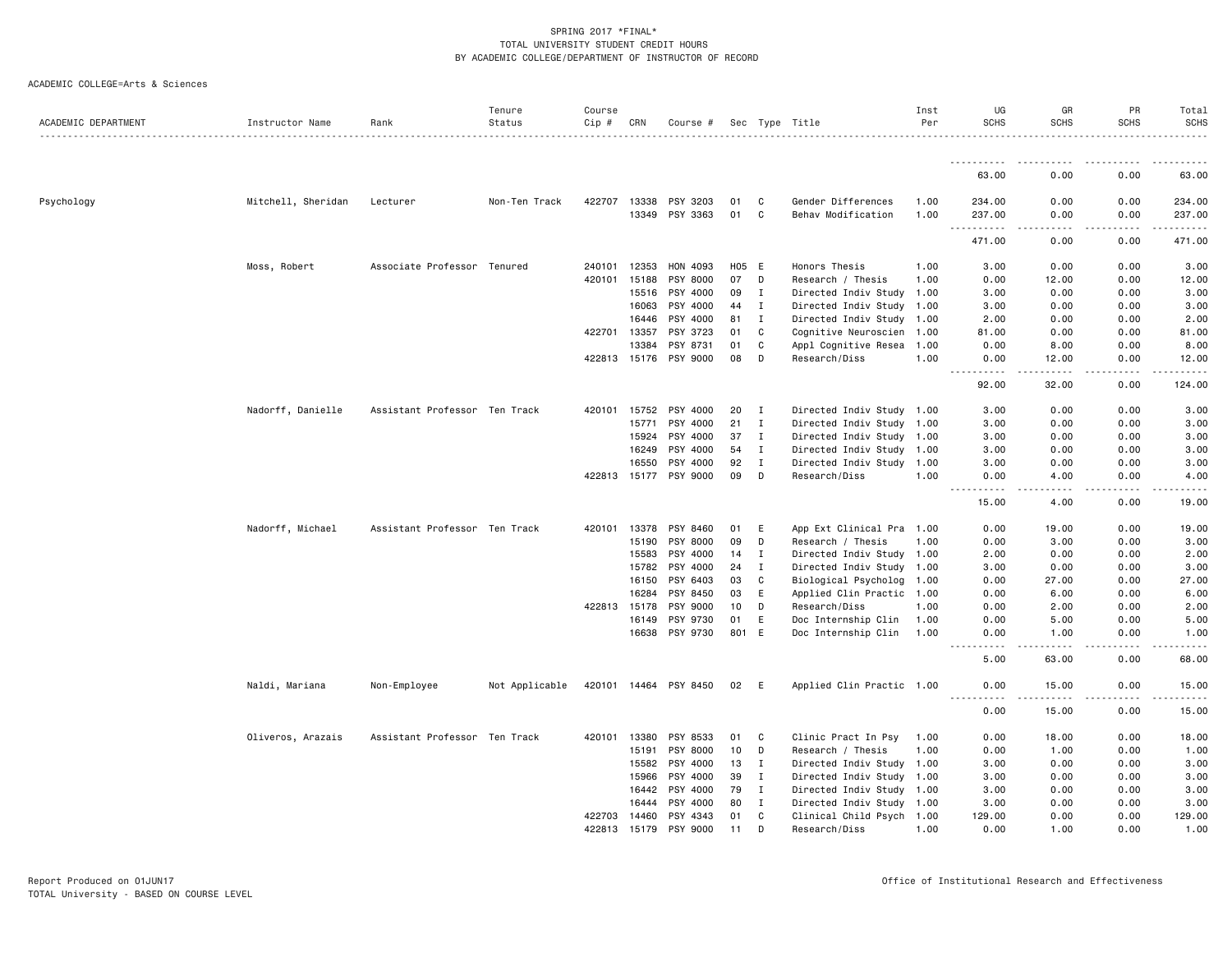SPRING 2017 *FINAL*
TOTAL UNIVERSITY STUDENT CREDIT HOURS
BY ACADEMIC COLLEGE/DEPARTMENT OF INSTRUCTOR OF RECORD

ACADEMIC COLLEGE=Arts & Sciences

| ACADEMIC DEPARTMENT | Instructor Name | Rank | Tenure Status | Course Cip # | CRN | Course # | Sec | Type | Title | Inst Per | UG SCHS | GR SCHS | PR SCHS | Total SCHS |
|---|---|---|---|---|---|---|---|---|---|---|---|---|---|---|
| | | | | | | | | | | | 63.00 | 0.00 | 0.00 | 63.00 |
| Psychology | Mitchell, Sheridan | Lecturer | Non-Ten Track | 422707 | 13338 | PSY 3203 | 01 | C | Gender Differences | 1.00 | 234.00 | 0.00 | 0.00 | 234.00 |
| | | | | | 13349 | PSY 3363 | 01 | C | Behav Modification | 1.00 | 237.00 | 0.00 | 0.00 | 237.00 |
| | | | | | | | | | | | 471.00 | 0.00 | 0.00 | 471.00 |
| | Moss, Robert | Associate Professor | Tenured | 240101 | 12353 | HON 4093 | H05 | E | Honors Thesis | 1.00 | 3.00 | 0.00 | 0.00 | 3.00 |
| | | | | 420101 | 15188 | PSY 8000 | 07 | D | Research / Thesis | 1.00 | 0.00 | 12.00 | 0.00 | 12.00 |
| | | | | | 15516 | PSY 4000 | 09 | I | Directed Indiv Study | 1.00 | 3.00 | 0.00 | 0.00 | 3.00 |
| | | | | | 16063 | PSY 4000 | 44 | I | Directed Indiv Study | 1.00 | 3.00 | 0.00 | 0.00 | 3.00 |
| | | | | | 16446 | PSY 4000 | 81 | I | Directed Indiv Study | 1.00 | 2.00 | 0.00 | 0.00 | 2.00 |
| | | | | 422701 | 13357 | PSY 3723 | 01 | C | Cognitive Neuroscien | 1.00 | 81.00 | 0.00 | 0.00 | 81.00 |
| | | | | | 13384 | PSY 8731 | 01 | C | Appl Cognitive Resea | 1.00 | 0.00 | 8.00 | 0.00 | 8.00 |
| | | | | 422813 | 15176 | PSY 9000 | 08 | D | Research/Diss | 1.00 | 0.00 | 12.00 | 0.00 | 12.00 |
| | | | | | | | | | | | 92.00 | 32.00 | 0.00 | 124.00 |
| | Nadorff, Danielle | Assistant Professor | Ten Track | 420101 | 15752 | PSY 4000 | 20 | I | Directed Indiv Study | 1.00 | 3.00 | 0.00 | 0.00 | 3.00 |
| | | | | | 15771 | PSY 4000 | 21 | I | Directed Indiv Study | 1.00 | 3.00 | 0.00 | 0.00 | 3.00 |
| | | | | | 15924 | PSY 4000 | 37 | I | Directed Indiv Study | 1.00 | 3.00 | 0.00 | 0.00 | 3.00 |
| | | | | | 16249 | PSY 4000 | 54 | I | Directed Indiv Study | 1.00 | 3.00 | 0.00 | 0.00 | 3.00 |
| | | | | | 16550 | PSY 4000 | 92 | I | Directed Indiv Study | 1.00 | 3.00 | 0.00 | 0.00 | 3.00 |
| | | | | 422813 | 15177 | PSY 9000 | 09 | D | Research/Diss | 1.00 | 0.00 | 4.00 | 0.00 | 4.00 |
| | | | | | | | | | | | 15.00 | 4.00 | 0.00 | 19.00 |
| | Nadorff, Michael | Assistant Professor | Ten Track | 420101 | 13378 | PSY 8460 | 01 | E | App Ext Clinical Pra | 1.00 | 0.00 | 19.00 | 0.00 | 19.00 |
| | | | | | 15190 | PSY 8000 | 09 | D | Research / Thesis | 1.00 | 0.00 | 3.00 | 0.00 | 3.00 |
| | | | | | 15583 | PSY 4000 | 14 | I | Directed Indiv Study | 1.00 | 2.00 | 0.00 | 0.00 | 2.00 |
| | | | | | 15782 | PSY 4000 | 24 | I | Directed Indiv Study | 1.00 | 3.00 | 0.00 | 0.00 | 3.00 |
| | | | | | 16150 | PSY 6403 | 03 | C | Biological Psycholog | 1.00 | 0.00 | 27.00 | 0.00 | 27.00 |
| | | | | | 16284 | PSY 8450 | 03 | E | Applied Clin Practic | 1.00 | 0.00 | 6.00 | 0.00 | 6.00 |
| | | | | 422813 | 15178 | PSY 9000 | 10 | D | Research/Diss | 1.00 | 0.00 | 2.00 | 0.00 | 2.00 |
| | | | | | 16149 | PSY 9730 | 01 | E | Doc Internship Clin | 1.00 | 0.00 | 5.00 | 0.00 | 5.00 |
| | | | | | 16638 | PSY 9730 | 801 | E | Doc Internship Clin | 1.00 | 0.00 | 1.00 | 0.00 | 1.00 |
| | | | | | | | | | | | 5.00 | 63.00 | 0.00 | 68.00 |
| | Naldi, Mariana | Non-Employee | Not Applicable | 420101 | 14464 | PSY 8450 | 02 | E | Applied Clin Practic | 1.00 | 0.00 | 15.00 | 0.00 | 15.00 |
| | | | | | | | | | | | 0.00 | 15.00 | 0.00 | 15.00 |
| | Oliveros, Arazais | Assistant Professor | Ten Track | 420101 | 13380 | PSY 8533 | 01 | C | Clinic Pract In Psy | 1.00 | 0.00 | 18.00 | 0.00 | 18.00 |
| | | | | | 15191 | PSY 8000 | 10 | D | Research / Thesis | 1.00 | 0.00 | 1.00 | 0.00 | 1.00 |
| | | | | | 15582 | PSY 4000 | 13 | I | Directed Indiv Study | 1.00 | 3.00 | 0.00 | 0.00 | 3.00 |
| | | | | | 15966 | PSY 4000 | 39 | I | Directed Indiv Study | 1.00 | 3.00 | 0.00 | 0.00 | 3.00 |
| | | | | | 16442 | PSY 4000 | 79 | I | Directed Indiv Study | 1.00 | 3.00 | 0.00 | 0.00 | 3.00 |
| | | | | | 16444 | PSY 4000 | 80 | I | Directed Indiv Study | 1.00 | 3.00 | 0.00 | 0.00 | 3.00 |
| | | | | 422703 | 14460 | PSY 4343 | 01 | C | Clinical Child Psych | 1.00 | 129.00 | 0.00 | 0.00 | 129.00 |
| | | | | 422813 | 15179 | PSY 9000 | 11 | D | Research/Diss | 1.00 | 0.00 | 1.00 | 0.00 | 1.00 |

Report Produced on 01JUN17
TOTAL University - BASED ON COURSE LEVEL

Office of Institutional Research and Effectiveness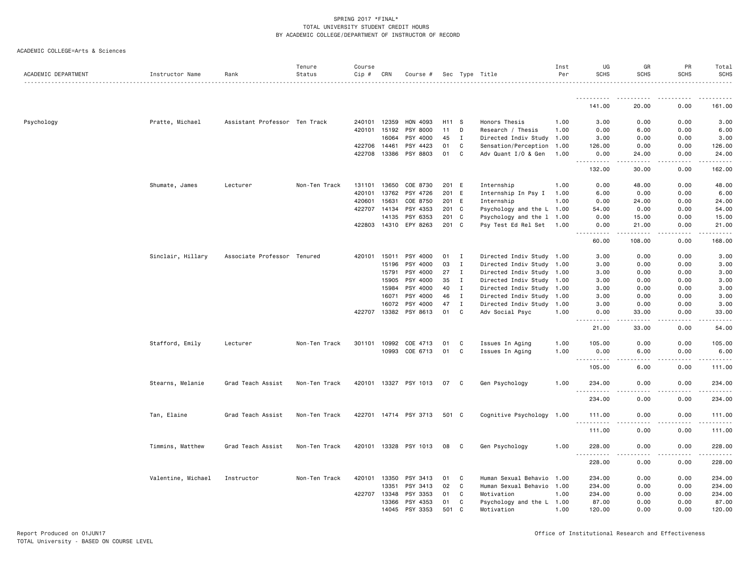ACADEMIC COLLEGE=Arts & Sciences

| ACADEMIC DEPARTMENT | Instructor Name | Rank | Tenure Status | Course Cip # | CRN | Course # | Sec | Type | Title | Inst Per | UG SCHS | GR SCHS | PR SCHS | Total SCHS |
|---|---|---|---|---|---|---|---|---|---|---|---|---|---|---|
| | | | | | | | | | | | 141.00 | 20.00 | 0.00 | 161.00 |
| Psychology | Pratte, Michael | Assistant Professor | Ten Track | 240101 | 12359 | HON 4093 | H11 | S | Honors Thesis | 1.00 | 3.00 | 0.00 | 0.00 | 3.00 |
| | | | | 420101 | 15192 | PSY 8000 | 11 | D | Research / Thesis | 1.00 | 0.00 | 6.00 | 0.00 | 6.00 |
| | | | | | 16064 | PSY 4000 | 45 | I | Directed Indiv Study | 1.00 | 3.00 | 0.00 | 0.00 | 3.00 |
| | | | | 422706 | 14461 | PSY 4423 | 01 | C | Sensation/Perception | 1.00 | 126.00 | 0.00 | 0.00 | 126.00 |
| | | | | 422708 | 13386 | PSY 8803 | 01 | C | Adv Quant I/O & Gen | 1.00 | 0.00 | 24.00 | 0.00 | 24.00 |
| | | | | | | | | | | | 132.00 | 30.00 | 0.00 | 162.00 |
| | Shumate, James | Lecturer | Non-Ten Track | 131101 | 13650 | COE 8730 | 201 | E | Internship | 1.00 | 0.00 | 48.00 | 0.00 | 48.00 |
| | | | | 420101 | 13762 | PSY 4726 | 201 | E | Internship In Psy I | 1.00 | 6.00 | 0.00 | 0.00 | 6.00 |
| | | | | 420601 | 15631 | COE 8750 | 201 | E | Internship | 1.00 | 0.00 | 24.00 | 0.00 | 24.00 |
| | | | | 422707 | 14134 | PSY 4353 | 201 | C | Psychology and the L | 1.00 | 54.00 | 0.00 | 0.00 | 54.00 |
| | | | | | 14135 | PSY 6353 | 201 | C | Psychology and the l | 1.00 | 0.00 | 15.00 | 0.00 | 15.00 |
| | | | | 422803 | 14310 | EPY 8263 | 201 | C | Psy Test Ed Rel Set | 1.00 | 0.00 | 21.00 | 0.00 | 21.00 |
| | | | | | | | | | | | 60.00 | 108.00 | 0.00 | 168.00 |
| | Sinclair, Hillary | Associate Professor | Tenured | 420101 | 15011 | PSY 4000 | 01 | I | Directed Indiv Study | 1.00 | 3.00 | 0.00 | 0.00 | 3.00 |
| | | | | | 15196 | PSY 4000 | 03 | I | Directed Indiv Study | 1.00 | 3.00 | 0.00 | 0.00 | 3.00 |
| | | | | | 15791 | PSY 4000 | 27 | I | Directed Indiv Study | 1.00 | 3.00 | 0.00 | 0.00 | 3.00 |
| | | | | | 15905 | PSY 4000 | 35 | I | Directed Indiv Study | 1.00 | 3.00 | 0.00 | 0.00 | 3.00 |
| | | | | | 15984 | PSY 4000 | 40 | I | Directed Indiv Study | 1.00 | 3.00 | 0.00 | 0.00 | 3.00 |
| | | | | | 16071 | PSY 4000 | 46 | I | Directed Indiv Study | 1.00 | 3.00 | 0.00 | 0.00 | 3.00 |
| | | | | | 16072 | PSY 4000 | 47 | I | Directed Indiv Study | 1.00 | 3.00 | 0.00 | 0.00 | 3.00 |
| | | | | 422707 | 13382 | PSY 8613 | 01 | C | Adv Social Psyc | 1.00 | 0.00 | 33.00 | 0.00 | 33.00 |
| | | | | | | | | | | | 21.00 | 33.00 | 0.00 | 54.00 |
| | Stafford, Emily | Lecturer | Non-Ten Track | 301101 | 10992 | COE 4713 | 01 | C | Issues In Aging | 1.00 | 105.00 | 0.00 | 0.00 | 105.00 |
| | | | | | 10993 | COE 6713 | 01 | C | Issues In Aging | 1.00 | 0.00 | 6.00 | 0.00 | 6.00 |
| | | | | | | | | | | | 105.00 | 6.00 | 0.00 | 111.00 |
| | Stearns, Melanie | Grad Teach Assist | Non-Ten Track | 420101 | 13327 | PSY 1013 | 07 | C | Gen Psychology | 1.00 | 234.00 | 0.00 | 0.00 | 234.00 |
| | | | | | | | | | | | 234.00 | 0.00 | 0.00 | 234.00 |
| | Tan, Elaine | Grad Teach Assist | Non-Ten Track | 422701 | 14714 | PSY 3713 | 501 | C | Cognitive Psychology | 1.00 | 111.00 | 0.00 | 0.00 | 111.00 |
| | | | | | | | | | | | 111.00 | 0.00 | 0.00 | 111.00 |
| | Timmins, Matthew | Grad Teach Assist | Non-Ten Track | 420101 | 13328 | PSY 1013 | 08 | C | Gen Psychology | 1.00 | 228.00 | 0.00 | 0.00 | 228.00 |
| | | | | | | | | | | | 228.00 | 0.00 | 0.00 | 228.00 |
| | Valentine, Michael | Instructor | Non-Ten Track | 420101 | 13350 | PSY 3413 | 01 | C | Human Sexual Behavio | 1.00 | 234.00 | 0.00 | 0.00 | 234.00 |
| | | | | | 13351 | PSY 3413 | 02 | C | Human Sexual Behavio | 1.00 | 234.00 | 0.00 | 0.00 | 234.00 |
| | | | | 422707 | 13348 | PSY 3353 | 01 | C | Motivation | 1.00 | 234.00 | 0.00 | 0.00 | 234.00 |
| | | | | | 13366 | PSY 4353 | 01 | C | Psychology and the L | 1.00 | 87.00 | 0.00 | 0.00 | 87.00 |
| | | | | | 14045 | PSY 3353 | 501 | C | Motivation | 1.00 | 120.00 | 0.00 | 0.00 | 120.00 |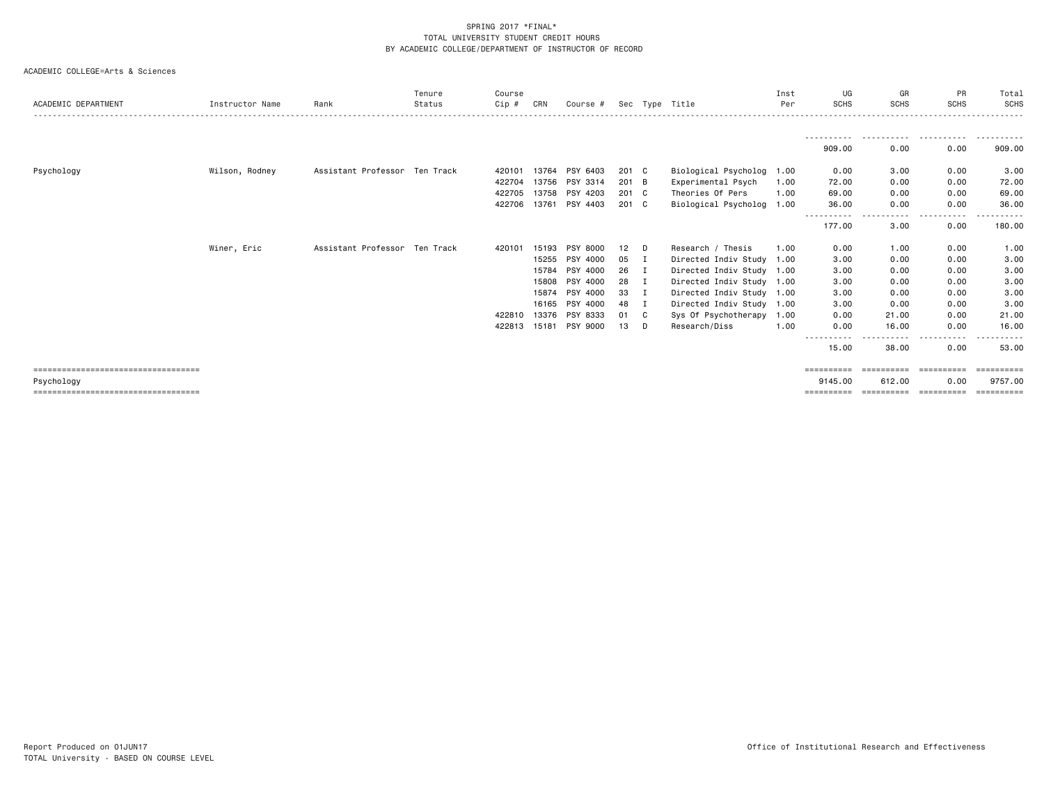SPRING 2017 *FINAL*
TOTAL UNIVERSITY STUDENT CREDIT HOURS
BY ACADEMIC COLLEGE/DEPARTMENT OF INSTRUCTOR OF RECORD

ACADEMIC COLLEGE=Arts & Sciences

| ACADEMIC DEPARTMENT | Instructor Name | Rank | Tenure Status | Course Cip # | CRN | Course # | Sec | Type | Title | Inst Per | UG SCHS | GR SCHS | PR SCHS | Total SCHS |
|---|---|---|---|---|---|---|---|---|---|---|---|---|---|---|
| | | | | | | | | | | | 909.00 | 0.00 | 0.00 | 909.00 |
| Psychology | Wilson, Rodney | Assistant Professor | Ten Track | 420101 | 13764 | PSY 6403 | 201 | C | Biological Psycholog | 1.00 | 0.00 | 3.00 | 0.00 | 3.00 |
| | | | | 422704 | 13756 | PSY 3314 | 201 | B | Experimental Psych | 1.00 | 72.00 | 0.00 | 0.00 | 72.00 |
| | | | | 422705 | 13758 | PSY 4203 | 201 | C | Theories Of Pers | 1.00 | 69.00 | 0.00 | 0.00 | 69.00 |
| | | | | 422706 | 13761 | PSY 4403 | 201 | C | Biological Psycholog | 1.00 | 36.00 | 0.00 | 0.00 | 36.00 |
| | | | | | | | | | | | 177.00 | 3.00 | 0.00 | 180.00 |
| | Winer, Eric | Assistant Professor | Ten Track | 420101 | 15193 | PSY 8000 | 12 | D | Research / Thesis | 1.00 | 0.00 | 1.00 | 0.00 | 1.00 |
| | | | | | 15255 | PSY 4000 | 05 | I | Directed Indiv Study | 1.00 | 3.00 | 0.00 | 0.00 | 3.00 |
| | | | | | 15784 | PSY 4000 | 26 | I | Directed Indiv Study | 1.00 | 3.00 | 0.00 | 0.00 | 3.00 |
| | | | | | 15808 | PSY 4000 | 28 | I | Directed Indiv Study | 1.00 | 3.00 | 0.00 | 0.00 | 3.00 |
| | | | | | 15874 | PSY 4000 | 33 | I | Directed Indiv Study | 1.00 | 3.00 | 0.00 | 0.00 | 3.00 |
| | | | | | 16165 | PSY 4000 | 48 | I | Directed Indiv Study | 1.00 | 3.00 | 0.00 | 0.00 | 3.00 |
| | | | | 422810 | 13376 | PSY 8333 | 01 | C | Sys Of Psychotherapy | 1.00 | 0.00 | 21.00 | 0.00 | 21.00 |
| | | | | 422813 | 15181 | PSY 9000 | 13 | D | Research/Diss | 1.00 | 0.00 | 16.00 | 0.00 | 16.00 |
| | | | | | | | | | | | 15.00 | 38.00 | 0.00 | 53.00 |
| Psychology | | | | | | | | | | | 9145.00 | 612.00 | 0.00 | 9757.00 |

Report Produced on 01JUN17
TOTAL University - BASED ON COURSE LEVEL

Office of Institutional Research and Effectiveness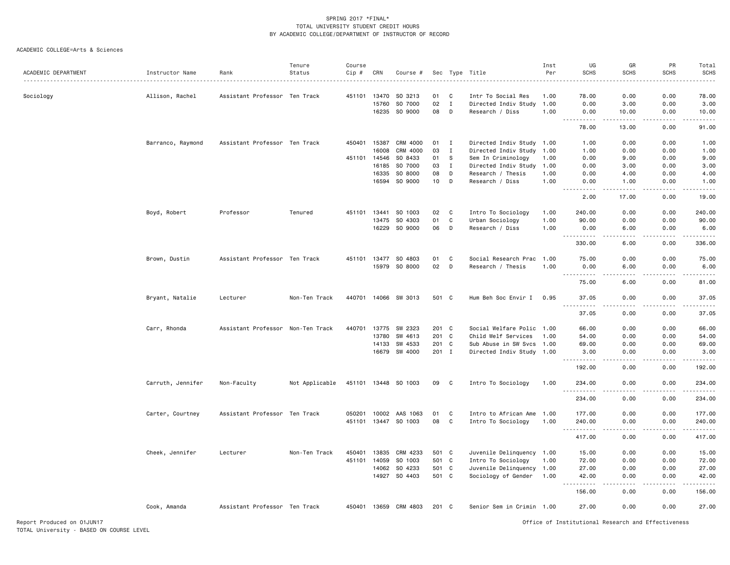SPRING 2017 *FINAL*
TOTAL UNIVERSITY STUDENT CREDIT HOURS
BY ACADEMIC COLLEGE/DEPARTMENT OF INSTRUCTOR OF RECORD

ACADEMIC COLLEGE=Arts & Sciences

| ACADEMIC DEPARTMENT | Instructor Name | Rank | Tenure Status | Course Cip # | CRN | Course # | Sec | Type | Title | Inst Per | UG SCHS | GR SCHS | PR SCHS | Total SCHS |
|---|---|---|---|---|---|---|---|---|---|---|---|---|---|---|
| Sociology | Allison, Rachel | Assistant Professor | Ten Track | 451101 | 13470 | SO 3213 | 01 | C | Intr To Social Res | 1.00 | 78.00 | 0.00 | 0.00 | 78.00 |
| | | | | | 15760 | SO 7000 | 02 | I | Directed Indiv Study | 1.00 | 0.00 | 3.00 | 0.00 | 3.00 |
| | | | | | 16235 | SO 9000 | 08 | D | Research / Diss | 1.00 | 0.00 | 10.00 | 0.00 | 10.00 |
| | | | | | | | | | | | 78.00 | 13.00 | 0.00 | 91.00 |
| | Barranco, Raymond | Assistant Professor | Ten Track | 450401 | 15387 | CRM 4000 | 01 | I | Directed Indiv Study | 1.00 | 1.00 | 0.00 | 0.00 | 1.00 |
| | | | | | 16008 | CRM 4000 | 03 | I | Directed Indiv Study | 1.00 | 1.00 | 0.00 | 0.00 | 1.00 |
| | | | | 451101 | 14546 | SO 8433 | 01 | S | Sem In Criminology | 1.00 | 0.00 | 9.00 | 0.00 | 9.00 |
| | | | | | 16185 | SO 7000 | 03 | I | Directed Indiv Study | 1.00 | 0.00 | 3.00 | 0.00 | 3.00 |
| | | | | | 16335 | SO 8000 | 08 | D | Research / Thesis | 1.00 | 0.00 | 4.00 | 0.00 | 4.00 |
| | | | | | 16594 | SO 9000 | 10 | D | Research / Diss | 1.00 | 0.00 | 1.00 | 0.00 | 1.00 |
| | | | | | | | | | | | 2.00 | 17.00 | 0.00 | 19.00 |
| | Boyd, Robert | Professor | Tenured | 451101 | 13441 | SO 1003 | 02 | C | Intro To Sociology | 1.00 | 240.00 | 0.00 | 0.00 | 240.00 |
| | | | | | 13475 | SO 4303 | 01 | C | Urban Sociology | 1.00 | 90.00 | 0.00 | 0.00 | 90.00 |
| | | | | | 16229 | SO 9000 | 06 | D | Research / Diss | 1.00 | 0.00 | 6.00 | 0.00 | 6.00 |
| | | | | | | | | | | | 330.00 | 6.00 | 0.00 | 336.00 |
| | Brown, Dustin | Assistant Professor | Ten Track | 451101 | 13477 | SO 4803 | 01 | C | Social Research Prac | 1.00 | 75.00 | 0.00 | 0.00 | 75.00 |
| | | | | | 15979 | SO 8000 | 02 | D | Research / Thesis | 1.00 | 0.00 | 6.00 | 0.00 | 6.00 |
| | | | | | | | | | | | 75.00 | 6.00 | 0.00 | 81.00 |
| | Bryant, Natalie | Lecturer | Non-Ten Track | 440701 | 14066 | SW 3013 | 501 | C | Hum Beh Soc Envir I | 0.95 | 37.05 | 0.00 | 0.00 | 37.05 |
| | | | | | | | | | | | 37.05 | 0.00 | 0.00 | 37.05 |
| | Carr, Rhonda | Assistant Professor | Non-Ten Track | 440701 | 13775 | SW 2323 | 201 | C | Social Welfare Polic | 1.00 | 66.00 | 0.00 | 0.00 | 66.00 |
| | | | | | 13780 | SW 4613 | 201 | C | Child Welf Services | 1.00 | 54.00 | 0.00 | 0.00 | 54.00 |
| | | | | | 14133 | SW 4533 | 201 | C | Sub Abuse in SW Svcs | 1.00 | 69.00 | 0.00 | 0.00 | 69.00 |
| | | | | | 16679 | SW 4000 | 201 | I | Directed Indiv Study | 1.00 | 3.00 | 0.00 | 0.00 | 3.00 |
| | | | | | | | | | | | 192.00 | 0.00 | 0.00 | 192.00 |
| | Carruth, Jennifer | Non-Faculty | Not Applicable | 451101 | 13448 | SO 1003 | 09 | C | Intro To Sociology | 1.00 | 234.00 | 0.00 | 0.00 | 234.00 |
| | | | | | | | | | | | 234.00 | 0.00 | 0.00 | 234.00 |
| | Carter, Courtney | Assistant Professor | Ten Track | 050201 | 10002 | AAS 1063 | 01 | C | Intro to African Ame | 1.00 | 177.00 | 0.00 | 0.00 | 177.00 |
| | | | | 451101 | 13447 | SO 1003 | 08 | C | Intro To Sociology | 1.00 | 240.00 | 0.00 | 0.00 | 240.00 |
| | | | | | | | | | | | 417.00 | 0.00 | 0.00 | 417.00 |
| | Cheek, Jennifer | Lecturer | Non-Ten Track | 450401 | 13835 | CRM 4233 | 501 | C | Juvenile Delinquency | 1.00 | 15.00 | 0.00 | 0.00 | 15.00 |
| | | | | 451101 | 14059 | SO 1003 | 501 | C | Intro To Sociology | 1.00 | 72.00 | 0.00 | 0.00 | 72.00 |
| | | | | | 14062 | SO 4233 | 501 | C | Juvenile Delinquency | 1.00 | 27.00 | 0.00 | 0.00 | 27.00 |
| | | | | | 14927 | SO 4403 | 501 | C | Sociology of Gender | 1.00 | 42.00 | 0.00 | 0.00 | 42.00 |
| | | | | | | | | | | | 156.00 | 0.00 | 0.00 | 156.00 |
| | Cook, Amanda | Assistant Professor | Ten Track | 450401 | 13659 | CRM 4803 | 201 | C | Senior Sem in Crimin | 1.00 | 27.00 | 0.00 | 0.00 | 27.00 |

Report Produced on 01JUN17
TOTAL University - BASED ON COURSE LEVEL

Office of Institutional Research and Effectiveness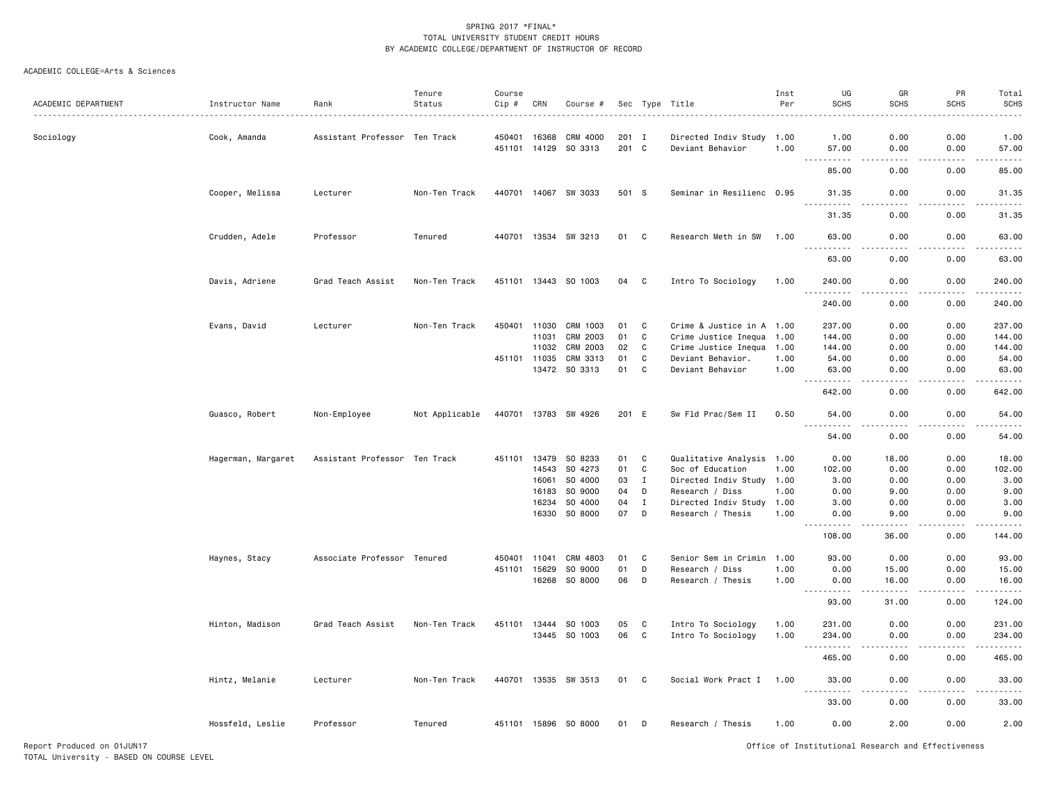SPRING 2017 *FINAL*
TOTAL UNIVERSITY STUDENT CREDIT HOURS
BY ACADEMIC COLLEGE/DEPARTMENT OF INSTRUCTOR OF RECORD

ACADEMIC COLLEGE=Arts & Sciences

| ACADEMIC DEPARTMENT | Instructor Name | Rank | Tenure Status | Course Cip # | CRN | Course # | Sec | Type | Title | Inst Per | UG SCHS | GR SCHS | PR SCHS | Total SCHS |
|---|---|---|---|---|---|---|---|---|---|---|---|---|---|---|
| Sociology | Cook, Amanda | Assistant Professor | Ten Track | 450401 | 16368 | CRM 4000 | 201 | I | Directed Indiv Study | 1.00 | 1.00 | 0.00 | 0.00 | 1.00 |
| | | | | 451101 | 14129 | SO 3313 | 201 | C | Deviant Behavior | 1.00 | 57.00 | 0.00 | 0.00 | 57.00 |
| | | | | | | | | | | | 85.00 | 0.00 | 0.00 | 85.00 |
| | Cooper, Melissa | Lecturer | Non-Ten Track | 440701 | 14067 | SW 3033 | 501 | S | Seminar in Resilienc | 0.95 | 31.35 | 0.00 | 0.00 | 31.35 |
| | | | | | | | | | | | 31.35 | 0.00 | 0.00 | 31.35 |
| | Crudden, Adele | Professor | Tenured | 440701 | 13534 | SW 3213 | 01 | C | Research Meth in SW | 1.00 | 63.00 | 0.00 | 0.00 | 63.00 |
| | | | | | | | | | | | 63.00 | 0.00 | 0.00 | 63.00 |
| | Davis, Adriene | Grad Teach Assist | Non-Ten Track | 451101 | 13443 | SO 1003 | 04 | C | Intro To Sociology | 1.00 | 240.00 | 0.00 | 0.00 | 240.00 |
| | | | | | | | | | | | 240.00 | 0.00 | 0.00 | 240.00 |
| | Evans, David | Lecturer | Non-Ten Track | 450401 | 11030 | CRM 1003 | 01 | C | Crime & Justice in A | 1.00 | 237.00 | 0.00 | 0.00 | 237.00 |
| | | | | | 11031 | CRM 2003 | 01 | C | Crime Justice Inequa | 1.00 | 144.00 | 0.00 | 0.00 | 144.00 |
| | | | | | 11032 | CRM 2003 | 02 | C | Crime Justice Inequa | 1.00 | 144.00 | 0.00 | 0.00 | 144.00 |
| | | | | 451101 | 11035 | CRM 3313 | 01 | C | Deviant Behavior. | 1.00 | 54.00 | 0.00 | 0.00 | 54.00 |
| | | | | | 13472 | SO 3313 | 01 | C | Deviant Behavior | 1.00 | 63.00 | 0.00 | 0.00 | 63.00 |
| | | | | | | | | | | | 642.00 | 0.00 | 0.00 | 642.00 |
| | Guasco, Robert | Non-Employee | Not Applicable | 440701 | 13783 | SW 4926 | 201 | E | Sw Fld Prac/Sem II | 0.50 | 54.00 | 0.00 | 0.00 | 54.00 |
| | | | | | | | | | | | 54.00 | 0.00 | 0.00 | 54.00 |
| | Hagerman, Margaret | Assistant Professor | Ten Track | 451101 | 13479 | SO 8233 | 01 | C | Qualitative Analysis | 1.00 | 0.00 | 18.00 | 0.00 | 18.00 |
| | | | | | 14543 | SO 4273 | 01 | C | Soc of Education | 1.00 | 102.00 | 0.00 | 0.00 | 102.00 |
| | | | | | 16061 | SO 4000 | 03 | I | Directed Indiv Study | 1.00 | 3.00 | 0.00 | 0.00 | 3.00 |
| | | | | | 16183 | SO 9000 | 04 | D | Research / Diss | 1.00 | 0.00 | 9.00 | 0.00 | 9.00 |
| | | | | | 16234 | SO 4000 | 04 | I | Directed Indiv Study | 1.00 | 3.00 | 0.00 | 0.00 | 3.00 |
| | | | | | 16330 | SO 8000 | 07 | D | Research / Thesis | 1.00 | 0.00 | 9.00 | 0.00 | 9.00 |
| | | | | | | | | | | | 108.00 | 36.00 | 0.00 | 144.00 |
| | Haynes, Stacy | Associate Professor | Tenured | 450401 | 11041 | CRM 4803 | 01 | C | Senior Sem in Crimin | 1.00 | 93.00 | 0.00 | 0.00 | 93.00 |
| | | | | 451101 | 15629 | SO 9000 | 01 | D | Research / Diss | 1.00 | 0.00 | 15.00 | 0.00 | 15.00 |
| | | | | | 16268 | SO 8000 | 06 | D | Research / Thesis | 1.00 | 0.00 | 16.00 | 0.00 | 16.00 |
| | | | | | | | | | | | 93.00 | 31.00 | 0.00 | 124.00 |
| | Hinton, Madison | Grad Teach Assist | Non-Ten Track | 451101 | 13444 | SO 1003 | 05 | C | Intro To Sociology | 1.00 | 231.00 | 0.00 | 0.00 | 231.00 |
| | | | | | 13445 | SO 1003 | 06 | C | Intro To Sociology | 1.00 | 234.00 | 0.00 | 0.00 | 234.00 |
| | | | | | | | | | | | 465.00 | 0.00 | 0.00 | 465.00 |
| | Hintz, Melanie | Lecturer | Non-Ten Track | 440701 | 13535 | SW 3513 | 01 | C | Social Work Pract I | 1.00 | 33.00 | 0.00 | 0.00 | 33.00 |
| | | | | | | | | | | | 33.00 | 0.00 | 0.00 | 33.00 |
| | Hossfeld, Leslie | Professor | Tenured | 451101 | 15896 | SO 8000 | 01 | D | Research / Thesis | 1.00 | 0.00 | 2.00 | 0.00 | 2.00 |

Report Produced on 01JUN17
TOTAL University - BASED ON COURSE LEVEL

Office of Institutional Research and Effectiveness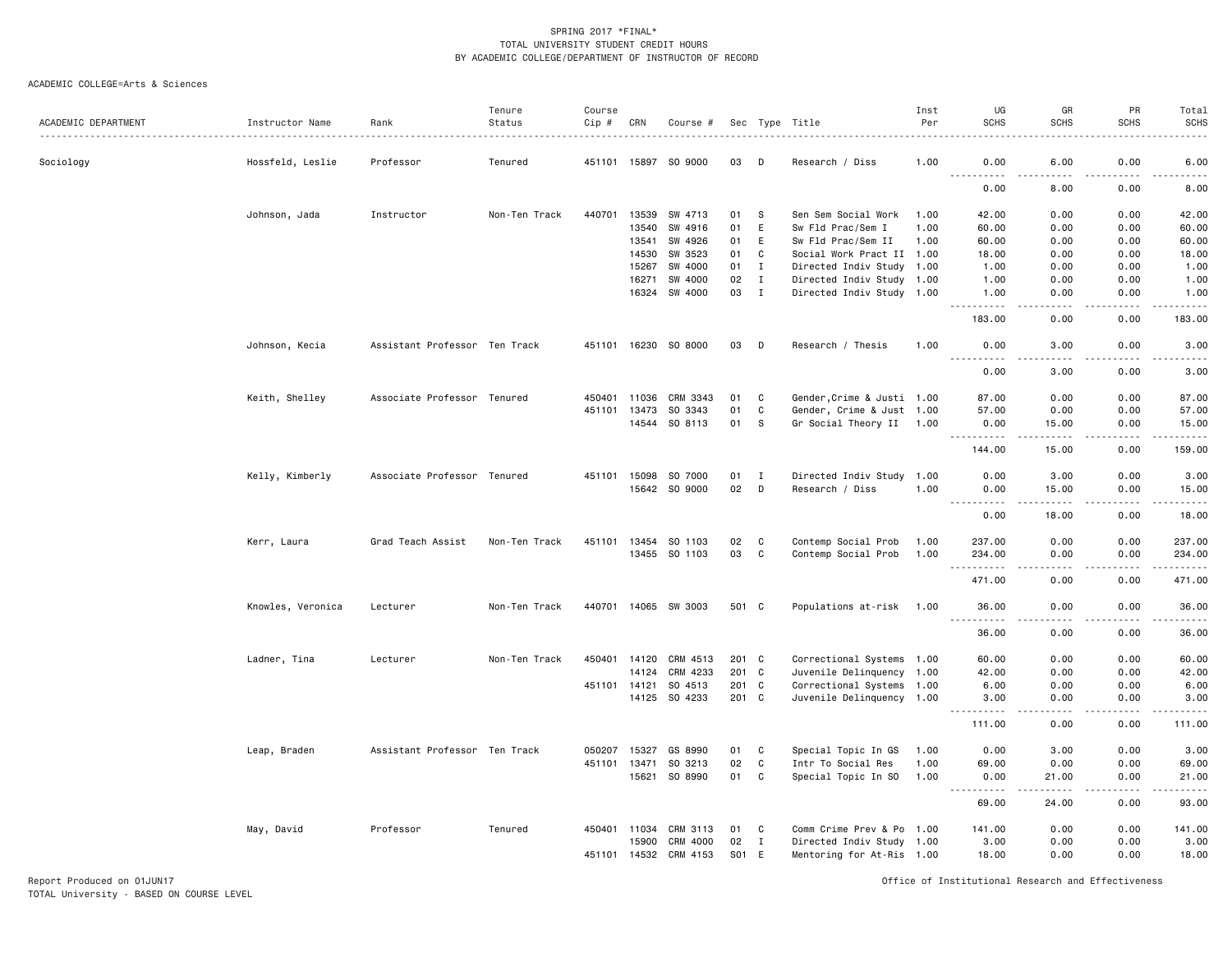SPRING 2017 *FINAL*
TOTAL UNIVERSITY STUDENT CREDIT HOURS
BY ACADEMIC COLLEGE/DEPARTMENT OF INSTRUCTOR OF RECORD

ACADEMIC COLLEGE=Arts & Sciences

| ACADEMIC DEPARTMENT | Instructor Name | Rank | Tenure Status | Course Cip # | CRN | Course # | Sec | Type | Title | Inst Per | UG SCHS | GR SCHS | PR SCHS | Total SCHS |
|---|---|---|---|---|---|---|---|---|---|---|---|---|---|---|
| Sociology | Hossfeld, Leslie | Professor | Tenured | 451101 | 15897 | SO 9000 | 03 | D | Research / Diss | 1.00 | 0.00 | 6.00 | 0.00 | 6.00 |
| | | | | | | | | | | | 0.00 | 8.00 | 0.00 | 8.00 |
| | Johnson, Jada | Instructor | Non-Ten Track | 440701 | 13539 | SW 4713 | 01 | S | Sen Sem Social Work | 1.00 | 42.00 | 0.00 | 0.00 | 42.00 |
| | | | | | 13540 | SW 4916 | 01 | E | Sw Fld Prac/Sem I | 1.00 | 60.00 | 0.00 | 0.00 | 60.00 |
| | | | | | 13541 | SW 4926 | 01 | E | Sw Fld Prac/Sem II | 1.00 | 60.00 | 0.00 | 0.00 | 60.00 |
| | | | | | 14530 | SW 3523 | 01 | C | Social Work Pract II | 1.00 | 18.00 | 0.00 | 0.00 | 18.00 |
| | | | | | 15267 | SW 4000 | 01 | I | Directed Indiv Study | 1.00 | 1.00 | 0.00 | 0.00 | 1.00 |
| | | | | | 16271 | SW 4000 | 02 | I | Directed Indiv Study | 1.00 | 1.00 | 0.00 | 0.00 | 1.00 |
| | | | | | 16324 | SW 4000 | 03 | I | Directed Indiv Study | 1.00 | 1.00 | 0.00 | 0.00 | 1.00 |
| | | | | | | | | | | | 183.00 | 0.00 | 0.00 | 183.00 |
| | Johnson, Kecia | Assistant Professor | Ten Track | 451101 | 16230 | SO 8000 | 03 | D | Research / Thesis | 1.00 | 0.00 | 3.00 | 0.00 | 3.00 |
| | | | | | | | | | | | 0.00 | 3.00 | 0.00 | 3.00 |
| | Keith, Shelley | Associate Professor | Tenured | 450401 | 11036 | CRM 3343 | 01 | C | Gender,Crime & Justi | 1.00 | 87.00 | 0.00 | 0.00 | 87.00 |
| | | | | 451101 | 13473 | SO 3343 | 01 | C | Gender, Crime & Just | 1.00 | 57.00 | 0.00 | 0.00 | 57.00 |
| | | | | | 14544 | SO 8113 | 01 | S | Gr Social Theory II | 1.00 | 0.00 | 15.00 | 0.00 | 15.00 |
| | | | | | | | | | | | 144.00 | 15.00 | 0.00 | 159.00 |
| | Kelly, Kimberly | Associate Professor | Tenured | 451101 | 15098 | SO 7000 | 01 | I | Directed Indiv Study | 1.00 | 0.00 | 3.00 | 0.00 | 3.00 |
| | | | | | 15642 | SO 9000 | 02 | D | Research / Diss | 1.00 | 0.00 | 15.00 | 0.00 | 15.00 |
| | | | | | | | | | | | 0.00 | 18.00 | 0.00 | 18.00 |
| | Kerr, Laura | Grad Teach Assist | Non-Ten Track | 451101 | 13454 | SO 1103 | 02 | C | Contemp Social Prob | 1.00 | 237.00 | 0.00 | 0.00 | 237.00 |
| | | | | | 13455 | SO 1103 | 03 | C | Contemp Social Prob | 1.00 | 234.00 | 0.00 | 0.00 | 234.00 |
| | | | | | | | | | | | 471.00 | 0.00 | 0.00 | 471.00 |
| | Knowles, Veronica | Lecturer | Non-Ten Track | 440701 | 14065 | SW 3003 | 501 | C | Populations at-risk | 1.00 | 36.00 | 0.00 | 0.00 | 36.00 |
| | | | | | | | | | | | 36.00 | 0.00 | 0.00 | 36.00 |
| | Ladner, Tina | Lecturer | Non-Ten Track | 450401 | 14120 | CRM 4513 | 201 | C | Correctional Systems | 1.00 | 60.00 | 0.00 | 0.00 | 60.00 |
| | | | | | 14124 | CRM 4233 | 201 | C | Juvenile Delinquency | 1.00 | 42.00 | 0.00 | 0.00 | 42.00 |
| | | | | 451101 | 14121 | SO 4513 | 201 | C | Correctional Systems | 1.00 | 6.00 | 0.00 | 0.00 | 6.00 |
| | | | | | 14125 | SO 4233 | 201 | C | Juvenile Delinquency | 1.00 | 3.00 | 0.00 | 0.00 | 3.00 |
| | | | | | | | | | | | 111.00 | 0.00 | 0.00 | 111.00 |
| | Leap, Braden | Assistant Professor | Ten Track | 050207 | 15327 | GS 8990 | 01 | C | Special Topic In GS | 1.00 | 0.00 | 3.00 | 0.00 | 3.00 |
| | | | | 451101 | 13471 | SO 3213 | 02 | C | Intr To Social Res | 1.00 | 69.00 | 0.00 | 0.00 | 69.00 |
| | | | | | 15621 | SO 8990 | 01 | C | Special Topic In SO | 1.00 | 0.00 | 21.00 | 0.00 | 21.00 |
| | | | | | | | | | | | 69.00 | 24.00 | 0.00 | 93.00 |
| | May, David | Professor | Tenured | 450401 | 11034 | CRM 3113 | 01 | C | Comm Crime Prev & Po | 1.00 | 141.00 | 0.00 | 0.00 | 141.00 |
| | | | | | 15900 | CRM 4000 | 02 | I | Directed Indiv Study | 1.00 | 3.00 | 0.00 | 0.00 | 3.00 |
| | | | | 451101 | 14532 | CRM 4153 | S01 | E | Mentoring for At-Ris | 1.00 | 18.00 | 0.00 | 0.00 | 18.00 |

Report Produced on 01JUN17
TOTAL University - BASED ON COURSE LEVEL

Office of Institutional Research and Effectiveness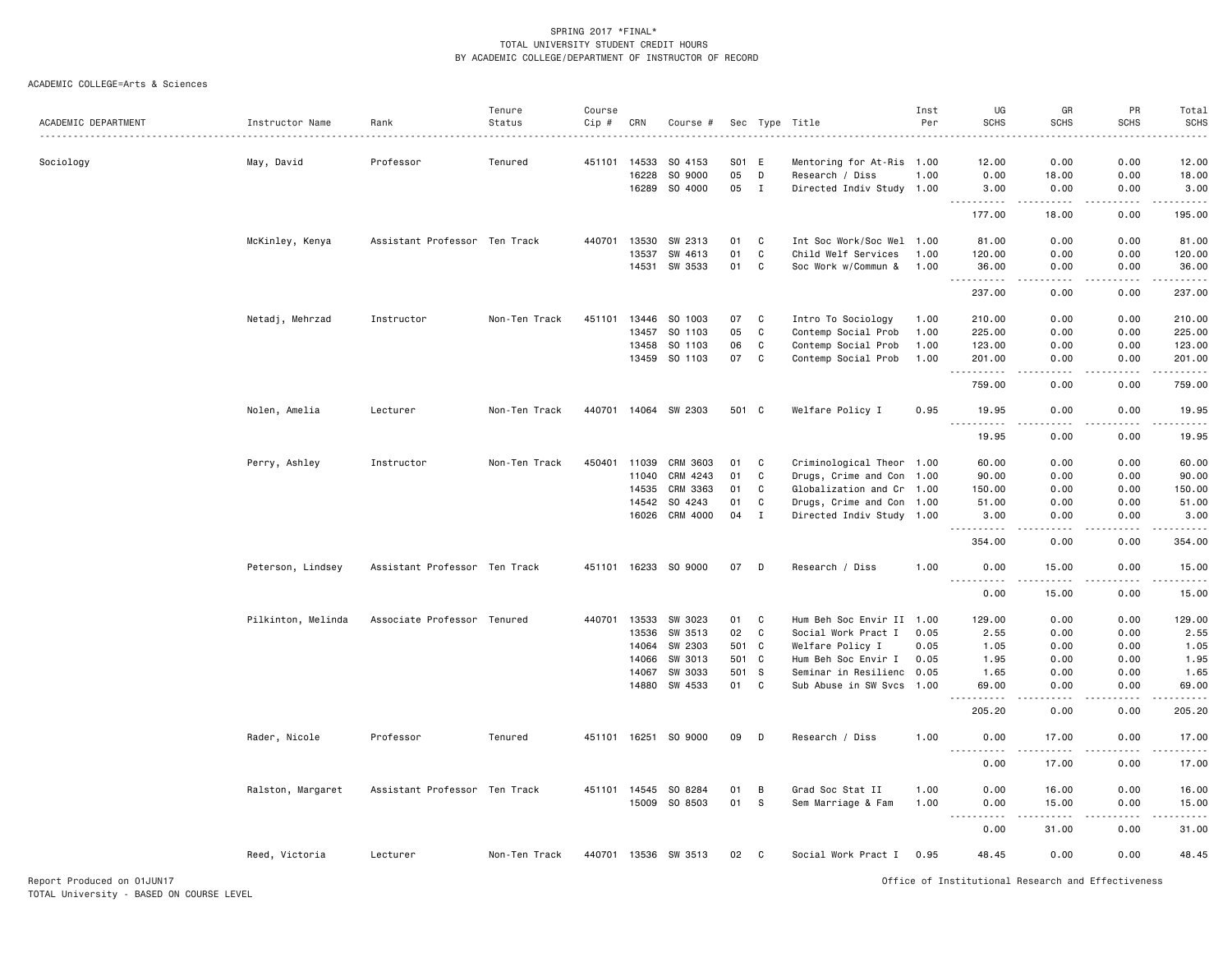SPRING 2017 *FINAL*
TOTAL UNIVERSITY STUDENT CREDIT HOURS
BY ACADEMIC COLLEGE/DEPARTMENT OF INSTRUCTOR OF RECORD

ACADEMIC COLLEGE=Arts & Sciences

| ACADEMIC DEPARTMENT | Instructor Name | Rank | Tenure Status | Course Cip # | CRN | Course # | Sec | Type | Title | Inst Per | UG SCHS | GR SCHS | PR SCHS | Total SCHS |
|---|---|---|---|---|---|---|---|---|---|---|---|---|---|---|
| Sociology | May, David | Professor | Tenured | 451101 | 14533 | SO 4153 | S01 | E | Mentoring for At-Ris | 1.00 | 12.00 | 0.00 | 0.00 | 12.00 |
| | | | | | 16228 | SO 9000 | 05 | D | Research / Diss | 1.00 | 0.00 | 18.00 | 0.00 | 18.00 |
| | | | | | 16289 | SO 4000 | 05 | I | Directed Indiv Study | 1.00 | 3.00 | 0.00 | 0.00 | 3.00 |
| | | | | | | | | | | | 177.00 | 18.00 | 0.00 | 195.00 |
| | McKinley, Kenya | Assistant Professor | Ten Track | 440701 | 13530 | SW 2313 | 01 | C | Int Soc Work/Soc Wel | 1.00 | 81.00 | 0.00 | 0.00 | 81.00 |
| | | | | | 13537 | SW 4613 | 01 | C | Child Welf Services | 1.00 | 120.00 | 0.00 | 0.00 | 120.00 |
| | | | | | 14531 | SW 3533 | 01 | C | Soc Work w/Commun & | 1.00 | 36.00 | 0.00 | 0.00 | 36.00 |
| | | | | | | | | | | | 237.00 | 0.00 | 0.00 | 237.00 |
| | Netadj, Mehrzad | Instructor | Non-Ten Track | 451101 | 13446 | SO 1003 | 07 | C | Intro To Sociology | 1.00 | 210.00 | 0.00 | 0.00 | 210.00 |
| | | | | | 13457 | SO 1103 | 05 | C | Contemp Social Prob | 1.00 | 225.00 | 0.00 | 0.00 | 225.00 |
| | | | | | 13458 | SO 1103 | 06 | C | Contemp Social Prob | 1.00 | 123.00 | 0.00 | 0.00 | 123.00 |
| | | | | | 13459 | SO 1103 | 07 | C | Contemp Social Prob | 1.00 | 201.00 | 0.00 | 0.00 | 201.00 |
| | | | | | | | | | | | 759.00 | 0.00 | 0.00 | 759.00 |
| | Nolen, Amelia | Lecturer | Non-Ten Track | 440701 | 14064 | SW 2303 | 501 | C | Welfare Policy I | 0.95 | 19.95 | 0.00 | 0.00 | 19.95 |
| | | | | | | | | | | | 19.95 | 0.00 | 0.00 | 19.95 |
| | Perry, Ashley | Instructor | Non-Ten Track | 450401 | 11039 | CRM 3603 | 01 | C | Criminological Theor | 1.00 | 60.00 | 0.00 | 0.00 | 60.00 |
| | | | | | 11040 | CRM 4243 | 01 | C | Drugs, Crime and Con | 1.00 | 90.00 | 0.00 | 0.00 | 90.00 |
| | | | | | 14535 | CRM 3363 | 01 | C | Globalization and Cr | 1.00 | 150.00 | 0.00 | 0.00 | 150.00 |
| | | | | | 14542 | SO 4243 | 01 | C | Drugs, Crime and Con | 1.00 | 51.00 | 0.00 | 0.00 | 51.00 |
| | | | | | 16026 | CRM 4000 | 04 | I | Directed Indiv Study | 1.00 | 3.00 | 0.00 | 0.00 | 3.00 |
| | | | | | | | | | | | 354.00 | 0.00 | 0.00 | 354.00 |
| | Peterson, Lindsey | Assistant Professor | Ten Track | 451101 | 16233 | SO 9000 | 07 | D | Research / Diss | 1.00 | 0.00 | 15.00 | 0.00 | 15.00 |
| | | | | | | | | | | | 0.00 | 15.00 | 0.00 | 15.00 |
| | Pilkinton, Melinda | Associate Professor | Tenured | 440701 | 13533 | SW 3023 | 01 | C | Hum Beh Soc Envir II | 1.00 | 129.00 | 0.00 | 0.00 | 129.00 |
| | | | | | 13536 | SW 3513 | 02 | C | Social Work Pract I | 0.05 | 2.55 | 0.00 | 0.00 | 2.55 |
| | | | | | 14064 | SW 2303 | 501 | C | Welfare Policy I | 0.05 | 1.05 | 0.00 | 0.00 | 1.05 |
| | | | | | 14066 | SW 3013 | 501 | C | Hum Beh Soc Envir I | 0.05 | 1.95 | 0.00 | 0.00 | 1.95 |
| | | | | | 14067 | SW 3033 | 501 | S | Seminar in Resilienc | 0.05 | 1.65 | 0.00 | 0.00 | 1.65 |
| | | | | | 14880 | SW 4533 | 01 | C | Sub Abuse in SW Svcs | 1.00 | 69.00 | 0.00 | 0.00 | 69.00 |
| | | | | | | | | | | | 205.20 | 0.00 | 0.00 | 205.20 |
| | Rader, Nicole | Professor | Tenured | 451101 | 16251 | SO 9000 | 09 | D | Research / Diss | 1.00 | 0.00 | 17.00 | 0.00 | 17.00 |
| | | | | | | | | | | | 0.00 | 17.00 | 0.00 | 17.00 |
| | Ralston, Margaret | Assistant Professor | Ten Track | 451101 | 14545 | SO 8284 | 01 | B | Grad Soc Stat II | 1.00 | 0.00 | 16.00 | 0.00 | 16.00 |
| | | | | | 15009 | SO 8503 | 01 | S | Sem Marriage & Fam | 1.00 | 0.00 | 15.00 | 0.00 | 15.00 |
| | | | | | | | | | | | 0.00 | 31.00 | 0.00 | 31.00 |
| | Reed, Victoria | Lecturer | Non-Ten Track | 440701 | 13536 | SW 3513 | 02 | C | Social Work Pract I | 0.95 | 48.45 | 0.00 | 0.00 | 48.45 |

Report Produced on 01JUN17
TOTAL University - BASED ON COURSE LEVEL

Office of Institutional Research and Effectiveness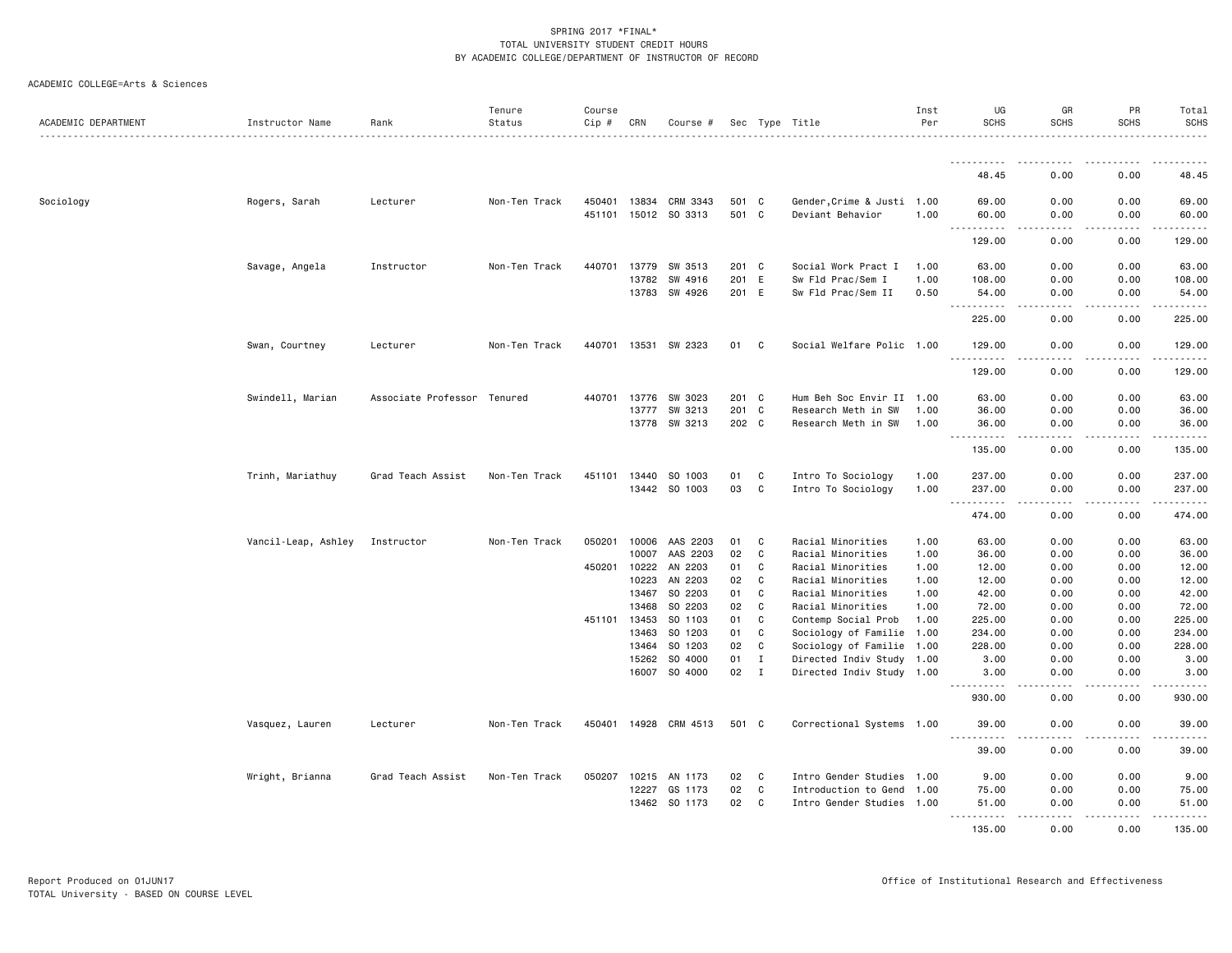SPRING 2017 *FINAL*
TOTAL UNIVERSITY STUDENT CREDIT HOURS
BY ACADEMIC COLLEGE/DEPARTMENT OF INSTRUCTOR OF RECORD

ACADEMIC COLLEGE=Arts & Sciences

| ACADEMIC DEPARTMENT | Instructor Name | Rank | Tenure Status | Course Cip # | CRN | Course # | Sec | Type | Title | Inst Per | UG SCHS | GR SCHS | PR SCHS | Total SCHS |
|---|---|---|---|---|---|---|---|---|---|---|---|---|---|---|
| | | | | | | | | | | | 48.45 | 0.00 | 0.00 | 48.45 |
| Sociology | Rogers, Sarah | Lecturer | Non-Ten Track | 450401 | 13834 | CRM 3343 | 501 | C | Gender,Crime & Justi | 1.00 | 69.00 | 0.00 | 0.00 | 69.00 |
| | | | | 451101 | 15012 | SO 3313 | 501 | C | Deviant Behavior | 1.00 | 60.00 | 0.00 | 0.00 | 60.00 |
| | | | | | | | | | | | 129.00 | 0.00 | 0.00 | 129.00 |
| | Savage, Angela | Instructor | Non-Ten Track | 440701 | 13779 | SW 3513 | 201 | C | Social Work Pract I | 1.00 | 63.00 | 0.00 | 0.00 | 63.00 |
| | | | | | 13782 | SW 4916 | 201 | E | Sw Fld Prac/Sem I | 1.00 | 108.00 | 0.00 | 0.00 | 108.00 |
| | | | | | 13783 | SW 4926 | 201 | E | Sw Fld Prac/Sem II | 0.50 | 54.00 | 0.00 | 0.00 | 54.00 |
| | | | | | | | | | | | 225.00 | 0.00 | 0.00 | 225.00 |
| | Swan, Courtney | Lecturer | Non-Ten Track | 440701 | 13531 | SW 2323 | 01 | C | Social Welfare Polic | 1.00 | 129.00 | 0.00 | 0.00 | 129.00 |
| | | | | | | | | | | | 129.00 | 0.00 | 0.00 | 129.00 |
| | Swindell, Marian | Associate Professor | Tenured | 440701 | 13776 | SW 3023 | 201 | C | Hum Beh Soc Envir II | 1.00 | 63.00 | 0.00 | 0.00 | 63.00 |
| | | | | | 13777 | SW 3213 | 201 | C | Research Meth in SW | 1.00 | 36.00 | 0.00 | 0.00 | 36.00 |
| | | | | | 13778 | SW 3213 | 202 | C | Research Meth in SW | 1.00 | 36.00 | 0.00 | 0.00 | 36.00 |
| | | | | | | | | | | | 135.00 | 0.00 | 0.00 | 135.00 |
| | Trinh, Mariathuy | Grad Teach Assist | Non-Ten Track | 451101 | 13440 | SO 1003 | 01 | C | Intro To Sociology | 1.00 | 237.00 | 0.00 | 0.00 | 237.00 |
| | | | | | 13442 | SO 1003 | 03 | C | Intro To Sociology | 1.00 | 237.00 | 0.00 | 0.00 | 237.00 |
| | | | | | | | | | | | 474.00 | 0.00 | 0.00 | 474.00 |
| | Vancil-Leap, Ashley | Instructor | Non-Ten Track | 050201 | 10006 | AAS 2203 | 01 | C | Racial Minorities | 1.00 | 63.00 | 0.00 | 0.00 | 63.00 |
| | | | | | 10007 | AAS 2203 | 02 | C | Racial Minorities | 1.00 | 36.00 | 0.00 | 0.00 | 36.00 |
| | | | | 450201 | 10222 | AN 2203 | 01 | C | Racial Minorities | 1.00 | 12.00 | 0.00 | 0.00 | 12.00 |
| | | | | | 10223 | AN 2203 | 02 | C | Racial Minorities | 1.00 | 12.00 | 0.00 | 0.00 | 12.00 |
| | | | | | 13467 | SO 2203 | 01 | C | Racial Minorities | 1.00 | 42.00 | 0.00 | 0.00 | 42.00 |
| | | | | | 13468 | SO 2203 | 02 | C | Racial Minorities | 1.00 | 72.00 | 0.00 | 0.00 | 72.00 |
| | | | | 451101 | 13453 | SO 1103 | 01 | C | Contemp Social Prob | 1.00 | 225.00 | 0.00 | 0.00 | 225.00 |
| | | | | | 13463 | SO 1203 | 01 | C | Sociology of Familie | 1.00 | 234.00 | 0.00 | 0.00 | 234.00 |
| | | | | | 13464 | SO 1203 | 02 | C | Sociology of Familie | 1.00 | 228.00 | 0.00 | 0.00 | 228.00 |
| | | | | | 15262 | SO 4000 | 01 | I | Directed Indiv Study | 1.00 | 3.00 | 0.00 | 0.00 | 3.00 |
| | | | | | 16007 | SO 4000 | 02 | I | Directed Indiv Study | 1.00 | 3.00 | 0.00 | 0.00 | 3.00 |
| | | | | | | | | | | | 930.00 | 0.00 | 0.00 | 930.00 |
| | Vasquez, Lauren | Lecturer | Non-Ten Track | 450401 | 14928 | CRM 4513 | 501 | C | Correctional Systems | 1.00 | 39.00 | 0.00 | 0.00 | 39.00 |
| | | | | | | | | | | | 39.00 | 0.00 | 0.00 | 39.00 |
| | Wright, Brianna | Grad Teach Assist | Non-Ten Track | 050207 | 10215 | AN 1173 | 02 | C | Intro Gender Studies | 1.00 | 9.00 | 0.00 | 0.00 | 9.00 |
| | | | | | 12227 | GS 1173 | 02 | C | Introduction to Gend | 1.00 | 75.00 | 0.00 | 0.00 | 75.00 |
| | | | | | 13462 | SO 1173 | 02 | C | Intro Gender Studies | 1.00 | 51.00 | 0.00 | 0.00 | 51.00 |
| | | | | | | | | | | | 135.00 | 0.00 | 0.00 | 135.00 |

Report Produced on 01JUN17
TOTAL University - BASED ON COURSE LEVEL

Office of Institutional Research and Effectiveness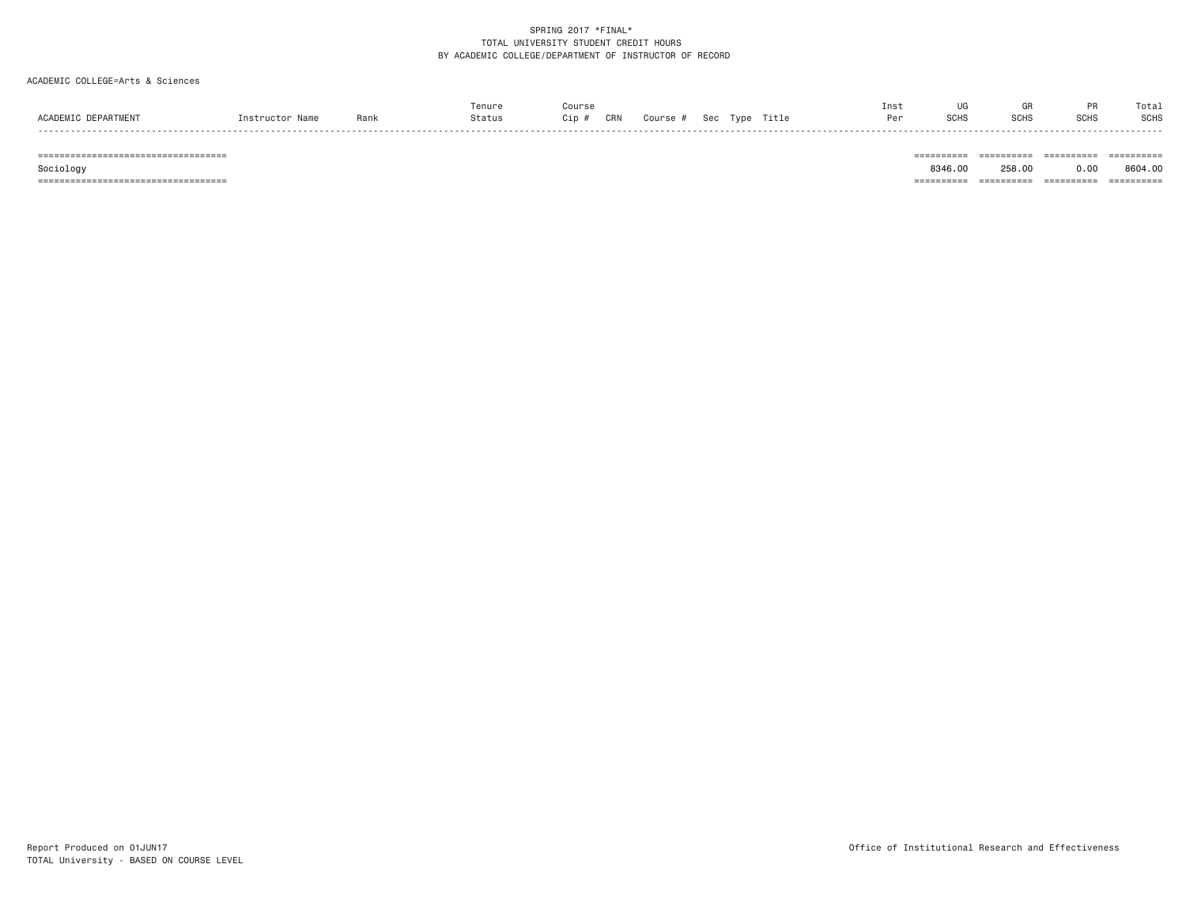SPRING 2017 *FINAL*
TOTAL UNIVERSITY STUDENT CREDIT HOURS
BY ACADEMIC COLLEGE/DEPARTMENT OF INSTRUCTOR OF RECORD

ACADEMIC COLLEGE=Arts & Sciences

| ACADEMIC DEPARTMENT | Instructor Name | Rank | Tenure Status | Course Cip # | CRN | Course # | Sec | Type | Title | Inst Per | UG SCHS | GR SCHS | PR SCHS | Total SCHS |
|---|---|---|---|---|---|---|---|---|---|---|---|---|---|---|
| Sociology | | | | | | | | | | | 8346.00 | 258.00 | 0.00 | 8604.00 |

Report Produced on 01JUN17
TOTAL University - BASED ON COURSE LEVEL

Office of Institutional Research and Effectiveness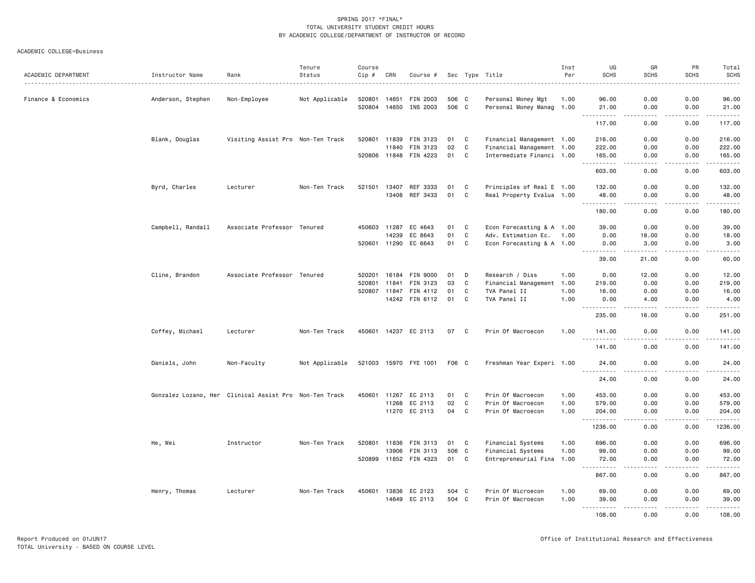SPRING 2017 *FINAL*
TOTAL UNIVERSITY STUDENT CREDIT HOURS
BY ACADEMIC COLLEGE/DEPARTMENT OF INSTRUCTOR OF RECORD

ACADEMIC COLLEGE=Business

| ACADEMIC DEPARTMENT | Instructor Name | Rank | Tenure Status | Course Cip # | CRN | Course # | Sec | Type | Title | Inst Per | UG SCHS | GR SCHS | PR SCHS | Total SCHS |
|---|---|---|---|---|---|---|---|---|---|---|---|---|---|---|
| Finance & Economics | Anderson, Stephen | Non-Employee | Not Applicable | 520801 | 14651 | FIN 2003 | 506 | C | Personal Money Mgt | 1.00 | 96.00 | 0.00 | 0.00 | 96.00 |
| | | | | 520804 | 14650 | INS 2003 | 506 | C | Personal Money Manag | 1.00 | 21.00 | 0.00 | 0.00 | 21.00 |
| | | | | | | | | | | | 117.00 | 0.00 | 0.00 | 117.00 |
| | Blank, Douglas | Visiting Assist Pro | Non-Ten Track | 520801 | 11839 | FIN 3123 | 01 | C | Financial Management | 1.00 | 216.00 | 0.00 | 0.00 | 216.00 |
| | | | | | 11840 | FIN 3123 | 02 | C | Financial Management | 1.00 | 222.00 | 0.00 | 0.00 | 222.00 |
| | | | | 520806 | 11848 | FIN 4223 | 01 | C | Intermediate Financi | 1.00 | 165.00 | 0.00 | 0.00 | 165.00 |
| | | | | | | | | | | | 603.00 | 0.00 | 0.00 | 603.00 |
| | Byrd, Charles | Lecturer | Non-Ten Track | 521501 | 13407 | REF 3333 | 01 | C | Principles of Real E | 1.00 | 132.00 | 0.00 | 0.00 | 132.00 |
| | | | | | 13408 | REF 3433 | 01 | C | Real Property Evalua | 1.00 | 48.00 | 0.00 | 0.00 | 48.00 |
| | | | | | | | | | | | 180.00 | 0.00 | 0.00 | 180.00 |
| | Campbell, Randall | Associate Professor | Tenured | 450603 | 11287 | EC 4643 | 01 | C | Econ Forecasting & A | 1.00 | 39.00 | 0.00 | 0.00 | 39.00 |
| | | | | | 14239 | EC 8643 | 01 | C | Adv. Estimation Ec. | 1.00 | 0.00 | 18.00 | 0.00 | 18.00 |
| | | | | 520601 | 11290 | EC 6643 | 01 | C | Econ Forecasting & A | 1.00 | 0.00 | 3.00 | 0.00 | 3.00 |
| | | | | | | | | | | | 39.00 | 21.00 | 0.00 | 60.00 |
| | Cline, Brandon | Associate Professor | Tenured | 520201 | 16184 | FIN 9000 | 01 | D | Research / Diss | 1.00 | 0.00 | 12.00 | 0.00 | 12.00 |
| | | | | 520801 | 11841 | FIN 3123 | 03 | C | Financial Management | 1.00 | 219.00 | 0.00 | 0.00 | 219.00 |
| | | | | 520807 | 11847 | FIN 4112 | 01 | C | TVA Panel II | 1.00 | 16.00 | 0.00 | 0.00 | 16.00 |
| | | | | | 14242 | FIN 6112 | 01 | C | TVA Panel II | 1.00 | 0.00 | 4.00 | 0.00 | 4.00 |
| | | | | | | | | | | | 235.00 | 16.00 | 0.00 | 251.00 |
| | Coffey, Michael | Lecturer | Non-Ten Track | 450601 | 14237 | EC 2113 | 07 | C | Prin Of Macroecon | 1.00 | 141.00 | 0.00 | 0.00 | 141.00 |
| | | | | | | | | | | | 141.00 | 0.00 | 0.00 | 141.00 |
| | Daniels, John | Non-Faculty | Not Applicable | 521003 | 15970 | FYE 1001 | F06 | C | Freshman Year Experi | 1.00 | 24.00 | 0.00 | 0.00 | 24.00 |
| | | | | | | | | | | | 24.00 | 0.00 | 0.00 | 24.00 |
| | Gonzalez Lozano, Her | Clinical Assist Pro | Non-Ten Track | 450601 | 11267 | EC 2113 | 01 | C | Prin Of Macroecon | 1.00 | 453.00 | 0.00 | 0.00 | 453.00 |
| | | | | | 11268 | EC 2113 | 02 | C | Prin Of Macroecon | 1.00 | 579.00 | 0.00 | 0.00 | 579.00 |
| | | | | | 11270 | EC 2113 | 04 | C | Prin Of Macroecon | 1.00 | 204.00 | 0.00 | 0.00 | 204.00 |
| | | | | | | | | | | | 1236.00 | 0.00 | 0.00 | 1236.00 |
| | He, Wei | Instructor | Non-Ten Track | 520801 | 11836 | FIN 3113 | 01 | C | Financial Systems | 1.00 | 696.00 | 0.00 | 0.00 | 696.00 |
| | | | | | 13906 | FIN 3113 | 506 | C | Financial Systems | 1.00 | 99.00 | 0.00 | 0.00 | 99.00 |
| | | | | 520899 | 11852 | FIN 4323 | 01 | C | Entrepreneurial Fina | 1.00 | 72.00 | 0.00 | 0.00 | 72.00 |
| | | | | | | | | | | | 867.00 | 0.00 | 0.00 | 867.00 |
| | Henry, Thomas | Lecturer | Non-Ten Track | 450601 | 13836 | EC 2123 | 504 | C | Prin Of Microecon | 1.00 | 69.00 | 0.00 | 0.00 | 69.00 |
| | | | | | 14649 | EC 2113 | 504 | C | Prin Of Macroecon | 1.00 | 39.00 | 0.00 | 0.00 | 39.00 |
| | | | | | | | | | | | 108.00 | 0.00 | 0.00 | 108.00 |

Report Produced on 01JUN17
TOTAL University - BASED ON COURSE LEVEL

Office of Institutional Research and Effectiveness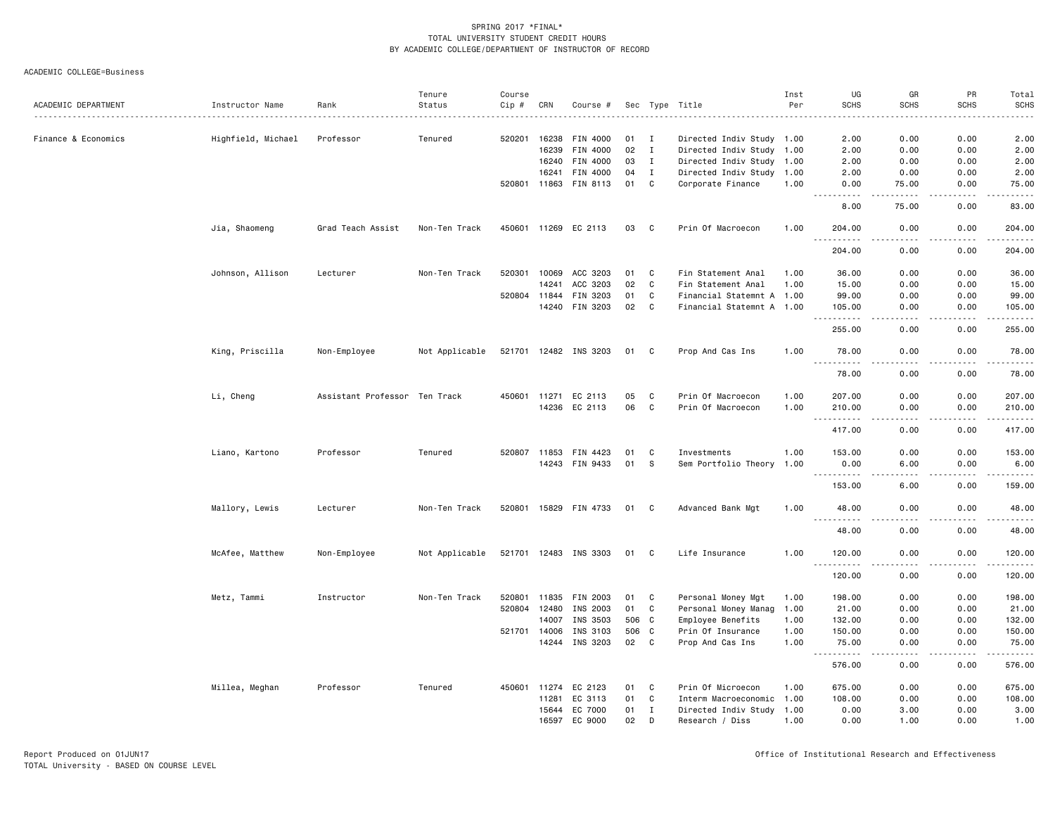SPRING 2017 *FINAL*
TOTAL UNIVERSITY STUDENT CREDIT HOURS
BY ACADEMIC COLLEGE/DEPARTMENT OF INSTRUCTOR OF RECORD

ACADEMIC COLLEGE=Business

| ACADEMIC DEPARTMENT | Instructor Name | Rank | Tenure Status | Course Cip # | CRN | Course # | Sec | Type | Title | Inst Per | UG SCHS | GR SCHS | PR SCHS | Total SCHS |
|---|---|---|---|---|---|---|---|---|---|---|---|---|---|---|
| Finance & Economics | Highfield, Michael | Professor | Tenured | 520201 | 16238 | FIN 4000 | 01 | I | Directed Indiv Study | 1.00 | 2.00 | 0.00 | 0.00 | 2.00 |
| | | | | | 16239 | FIN 4000 | 02 | I | Directed Indiv Study | 1.00 | 2.00 | 0.00 | 0.00 | 2.00 |
| | | | | | 16240 | FIN 4000 | 03 | I | Directed Indiv Study | 1.00 | 2.00 | 0.00 | 0.00 | 2.00 |
| | | | | | 16241 | FIN 4000 | 04 | I | Directed Indiv Study | 1.00 | 2.00 | 0.00 | 0.00 | 2.00 |
| | | | | 520801 | 11863 | FIN 8113 | 01 | C | Corporate Finance | 1.00 | 0.00 | 75.00 | 0.00 | 75.00 |
| | | | | | | | | | | | 8.00 | 75.00 | 0.00 | 83.00 |
| | Jia, Shaomeng | Grad Teach Assist | Non-Ten Track | 450601 | 11269 | EC 2113 | 03 | C | Prin Of Macroecon | 1.00 | 204.00 | 0.00 | 0.00 | 204.00 |
| | | | | | | | | | | | 204.00 | 0.00 | 0.00 | 204.00 |
| | Johnson, Allison | Lecturer | Non-Ten Track | 520301 | 10069 | ACC 3203 | 01 | C | Fin Statement Anal | 1.00 | 36.00 | 0.00 | 0.00 | 36.00 |
| | | | | | 14241 | ACC 3203 | 02 | C | Fin Statement Anal | 1.00 | 15.00 | 0.00 | 0.00 | 15.00 |
| | | | | 520804 | 11844 | FIN 3203 | 01 | C | Financial Statemnt A | 1.00 | 99.00 | 0.00 | 0.00 | 99.00 |
| | | | | | 14240 | FIN 3203 | 02 | C | Financial Statemnt A | 1.00 | 105.00 | 0.00 | 0.00 | 105.00 |
| | | | | | | | | | | | 255.00 | 0.00 | 0.00 | 255.00 |
| | King, Priscilla | Non-Employee | Not Applicable | 521701 | 12482 | INS 3203 | 01 | C | Prop And Cas Ins | 1.00 | 78.00 | 0.00 | 0.00 | 78.00 |
| | | | | | | | | | | | 78.00 | 0.00 | 0.00 | 78.00 |
| | Li, Cheng | Assistant Professor | Ten Track | 450601 | 11271 | EC 2113 | 05 | C | Prin Of Macroecon | 1.00 | 207.00 | 0.00 | 0.00 | 207.00 |
| | | | | | 14236 | EC 2113 | 06 | C | Prin Of Macroecon | 1.00 | 210.00 | 0.00 | 0.00 | 210.00 |
| | | | | | | | | | | | 417.00 | 0.00 | 0.00 | 417.00 |
| | Liano, Kartono | Professor | Tenured | 520807 | 11853 | FIN 4423 | 01 | C | Investments | 1.00 | 153.00 | 0.00 | 0.00 | 153.00 |
| | | | | | 14243 | FIN 9433 | 01 | S | Sem Portfolio Theory | 1.00 | 0.00 | 6.00 | 0.00 | 6.00 |
| | | | | | | | | | | | 153.00 | 6.00 | 0.00 | 159.00 |
| | Mallory, Lewis | Lecturer | Non-Ten Track | 520801 | 15829 | FIN 4733 | 01 | C | Advanced Bank Mgt | 1.00 | 48.00 | 0.00 | 0.00 | 48.00 |
| | | | | | | | | | | | 48.00 | 0.00 | 0.00 | 48.00 |
| | McAfee, Matthew | Non-Employee | Not Applicable | 521701 | 12483 | INS 3303 | 01 | C | Life Insurance | 1.00 | 120.00 | 0.00 | 0.00 | 120.00 |
| | | | | | | | | | | | 120.00 | 0.00 | 0.00 | 120.00 |
| | Metz, Tammi | Instructor | Non-Ten Track | 520801 | 11835 | FIN 2003 | 01 | C | Personal Money Mgt | 1.00 | 198.00 | 0.00 | 0.00 | 198.00 |
| | | | | 520804 | 12480 | INS 2003 | 01 | C | Personal Money Manag | 1.00 | 21.00 | 0.00 | 0.00 | 21.00 |
| | | | | | 14007 | INS 3503 | 506 | C | Employee Benefits | 1.00 | 132.00 | 0.00 | 0.00 | 132.00 |
| | | | | 521701 | 14006 | INS 3103 | 506 | C | Prin Of Insurance | 1.00 | 150.00 | 0.00 | 0.00 | 150.00 |
| | | | | | 14244 | INS 3203 | 02 | C | Prop And Cas Ins | 1.00 | 75.00 | 0.00 | 0.00 | 75.00 |
| | | | | | | | | | | | 576.00 | 0.00 | 0.00 | 576.00 |
| | Millea, Meghan | Professor | Tenured | 450601 | 11274 | EC 2123 | 01 | C | Prin Of Microecon | 1.00 | 675.00 | 0.00 | 0.00 | 675.00 |
| | | | | | 11281 | EC 3113 | 01 | C | Interm Macroeconomic | 1.00 | 108.00 | 0.00 | 0.00 | 108.00 |
| | | | | | 15644 | EC 7000 | 01 | I | Directed Indiv Study | 1.00 | 0.00 | 3.00 | 0.00 | 3.00 |
| | | | | | 16597 | EC 9000 | 02 | D | Research / Diss | 1.00 | 0.00 | 1.00 | 0.00 | 1.00 |

Report Produced on 01JUN17 Office of Institutional Research and Effectiveness
TOTAL University - BASED ON COURSE LEVEL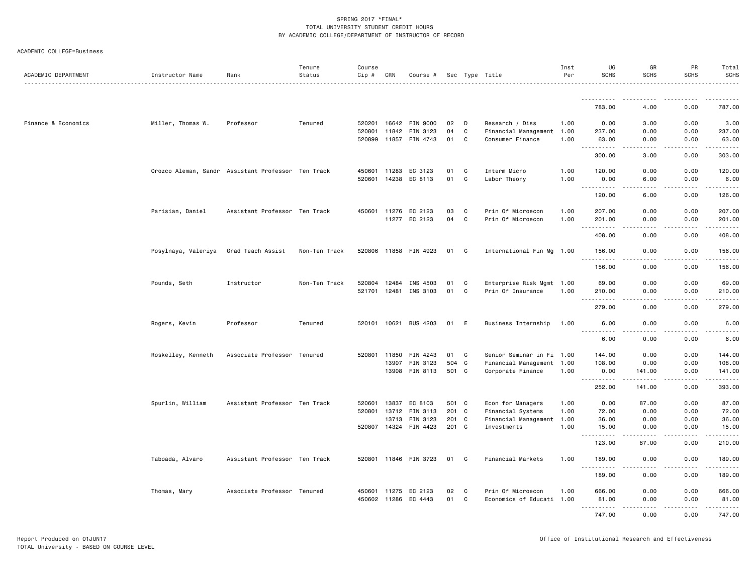SPRING 2017 *FINAL*
TOTAL UNIVERSITY STUDENT CREDIT HOURS
BY ACADEMIC COLLEGE/DEPARTMENT OF INSTRUCTOR OF RECORD

ACADEMIC COLLEGE=Business

| ACADEMIC DEPARTMENT | Instructor Name | Rank | Tenure Status | Course Cip # | CRN | Course # | Sec | Type | Title | Inst Per | UG SCHS | GR SCHS | PR SCHS | Total SCHS |
|---|---|---|---|---|---|---|---|---|---|---|---|---|---|---|
| | | | | | | | | | | | 783.00 | 4.00 | 0.00 | 787.00 |
| Finance & Economics | Miller, Thomas W. | Professor | Tenured | 520201 | 16642 | FIN 9000 | 02 | D | Research / Diss | 1.00 | 0.00 | 3.00 | 0.00 | 3.00 |
| | | | | 520801 | 11842 | FIN 3123 | 04 | C | Financial Management | 1.00 | 237.00 | 0.00 | 0.00 | 237.00 |
| | | | | 520899 | 11857 | FIN 4743 | 01 | C | Consumer Finance | 1.00 | 63.00 | 0.00 | 0.00 | 63.00 |
| | | | | | | | | | | | 300.00 | 3.00 | 0.00 | 303.00 |
| | Orozco Aleman, Sandr | Assistant Professor | Ten Track | 450601 | 11283 | EC 3123 | 01 | C | Interm Micro | 1.00 | 120.00 | 0.00 | 0.00 | 120.00 |
| | | | | 520601 | 14238 | EC 8113 | 01 | C | Labor Theory | 1.00 | 0.00 | 6.00 | 0.00 | 6.00 |
| | | | | | | | | | | | 120.00 | 6.00 | 0.00 | 126.00 |
| | Parisian, Daniel | Assistant Professor | Ten Track | 450601 | 11276 | EC 2123 | 03 | C | Prin Of Microecon | 1.00 | 207.00 | 0.00 | 0.00 | 207.00 |
| | | | | | 11277 | EC 2123 | 04 | C | Prin Of Microecon | 1.00 | 201.00 | 0.00 | 0.00 | 201.00 |
| | | | | | | | | | | | 408.00 | 0.00 | 0.00 | 408.00 |
| | Posylnaya, Valeriya | Grad Teach Assist | Non-Ten Track | 520806 | 11858 | FIN 4923 | 01 | C | International Fin Mg | 1.00 | 156.00 | 0.00 | 0.00 | 156.00 |
| | | | | | | | | | | | 156.00 | 0.00 | 0.00 | 156.00 |
| | Pounds, Seth | Instructor | Non-Ten Track | 520804 | 12484 | INS 4503 | 01 | C | Enterprise Risk Mgmt | 1.00 | 69.00 | 0.00 | 0.00 | 69.00 |
| | | | | 521701 | 12481 | INS 3103 | 01 | C | Prin Of Insurance | 1.00 | 210.00 | 0.00 | 0.00 | 210.00 |
| | | | | | | | | | | | 279.00 | 0.00 | 0.00 | 279.00 |
| | Rogers, Kevin | Professor | Tenured | 520101 | 10621 | BUS 4203 | 01 | E | Business Internship | 1.00 | 6.00 | 0.00 | 0.00 | 6.00 |
| | | | | | | | | | | | 6.00 | 0.00 | 0.00 | 6.00 |
| | Roskelley, Kenneth | Associate Professor | Tenured | 520801 | 11850 | FIN 4243 | 01 | C | Senior Seminar in Fi | 1.00 | 144.00 | 0.00 | 0.00 | 144.00 |
| | | | | | 13907 | FIN 3123 | 504 | C | Financial Management | 1.00 | 108.00 | 0.00 | 0.00 | 108.00 |
| | | | | | 13908 | FIN 8113 | 501 | C | Corporate Finance | 1.00 | 0.00 | 141.00 | 0.00 | 141.00 |
| | | | | | | | | | | | 252.00 | 141.00 | 0.00 | 393.00 |
| | Spurlin, William | Assistant Professor | Ten Track | 520601 | 13837 | EC 8103 | 501 | C | Econ for Managers | 1.00 | 0.00 | 87.00 | 0.00 | 87.00 |
| | | | | 520801 | 13712 | FIN 3113 | 201 | C | Financial Systems | 1.00 | 72.00 | 0.00 | 0.00 | 72.00 |
| | | | | | 13713 | FIN 3123 | 201 | C | Financial Management | 1.00 | 36.00 | 0.00 | 0.00 | 36.00 |
| | | | | 520807 | 14324 | FIN 4423 | 201 | C | Investments | 1.00 | 15.00 | 0.00 | 0.00 | 15.00 |
| | | | | | | | | | | | 123.00 | 87.00 | 0.00 | 210.00 |
| | Taboada, Alvaro | Assistant Professor | Ten Track | 520801 | 11846 | FIN 3723 | 01 | C | Financial Markets | 1.00 | 189.00 | 0.00 | 0.00 | 189.00 |
| | | | | | | | | | | | 189.00 | 0.00 | 0.00 | 189.00 |
| | Thomas, Mary | Associate Professor | Tenured | 450601 | 11275 | EC 2123 | 02 | C | Prin Of Microecon | 1.00 | 666.00 | 0.00 | 0.00 | 666.00 |
| | | | | 450602 | 11286 | EC 4443 | 01 | C | Economics of Educati | 1.00 | 81.00 | 0.00 | 0.00 | 81.00 |
| | | | | | | | | | | | 747.00 | 0.00 | 0.00 | 747.00 |

Report Produced on 01JUN17
TOTAL University - BASED ON COURSE LEVEL

Office of Institutional Research and Effectiveness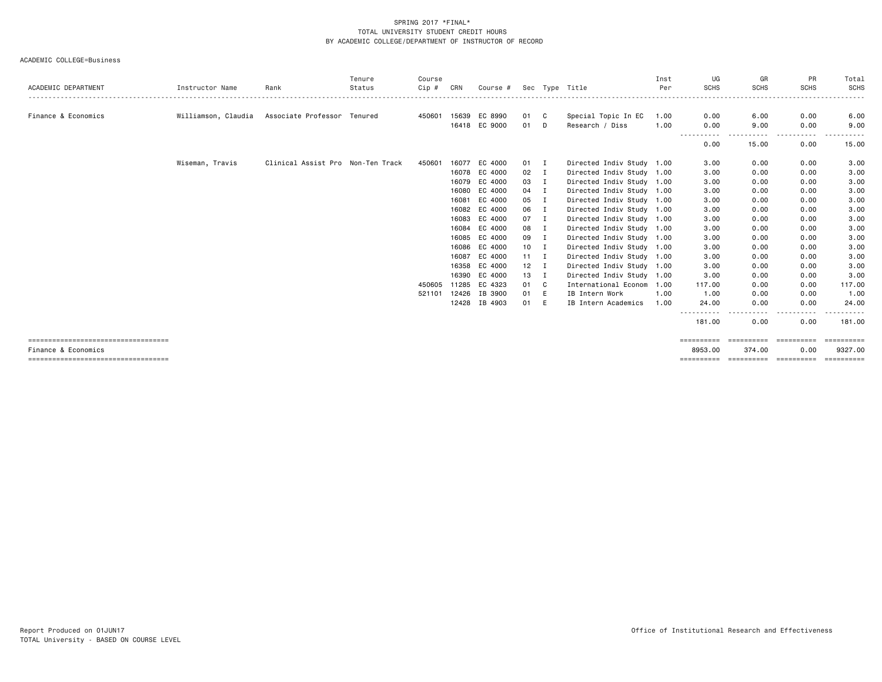SPRING 2017 *FINAL*
TOTAL UNIVERSITY STUDENT CREDIT HOURS
BY ACADEMIC COLLEGE/DEPARTMENT OF INSTRUCTOR OF RECORD

ACADEMIC COLLEGE=Business

| ACADEMIC DEPARTMENT | Instructor Name | Rank | Tenure Status | Course Cip # | CRN | Course # | Sec | Type | Title | Inst Per | UG SCHS | GR SCHS | PR SCHS | Total SCHS |
|---|---|---|---|---|---|---|---|---|---|---|---|---|---|---|
| Finance & Economics | Williamson, Claudia | Associate Professor | Tenured | 450601 | 15639 | EC 8990 | 01 | C | Special Topic In EC | 1.00 | 0.00 | 6.00 | 0.00 | 6.00 |
| | | | | | 16418 | EC 9000 | 01 | D | Research / Diss | 1.00 | 0.00 | 9.00 | 0.00 | 9.00 |
| | | | | | | | | | | | 0.00 | 15.00 | 0.00 | 15.00 |
| | Wiseman, Travis | Clinical Assist Pro | Non-Ten Track | 450601 | 16077 | EC 4000 | 01 | I | Directed Indiv Study | 1.00 | 3.00 | 0.00 | 0.00 | 3.00 |
| | | | | | 16078 | EC 4000 | 02 | I | Directed Indiv Study | 1.00 | 3.00 | 0.00 | 0.00 | 3.00 |
| | | | | | 16079 | EC 4000 | 03 | I | Directed Indiv Study | 1.00 | 3.00 | 0.00 | 0.00 | 3.00 |
| | | | | | 16080 | EC 4000 | 04 | I | Directed Indiv Study | 1.00 | 3.00 | 0.00 | 0.00 | 3.00 |
| | | | | | 16081 | EC 4000 | 05 | I | Directed Indiv Study | 1.00 | 3.00 | 0.00 | 0.00 | 3.00 |
| | | | | | 16082 | EC 4000 | 06 | I | Directed Indiv Study | 1.00 | 3.00 | 0.00 | 0.00 | 3.00 |
| | | | | | 16083 | EC 4000 | 07 | I | Directed Indiv Study | 1.00 | 3.00 | 0.00 | 0.00 | 3.00 |
| | | | | | 16084 | EC 4000 | 08 | I | Directed Indiv Study | 1.00 | 3.00 | 0.00 | 0.00 | 3.00 |
| | | | | | 16085 | EC 4000 | 09 | I | Directed Indiv Study | 1.00 | 3.00 | 0.00 | 0.00 | 3.00 |
| | | | | | 16086 | EC 4000 | 10 | I | Directed Indiv Study | 1.00 | 3.00 | 0.00 | 0.00 | 3.00 |
| | | | | | 16087 | EC 4000 | 11 | I | Directed Indiv Study | 1.00 | 3.00 | 0.00 | 0.00 | 3.00 |
| | | | | | 16358 | EC 4000 | 12 | I | Directed Indiv Study | 1.00 | 3.00 | 0.00 | 0.00 | 3.00 |
| | | | | | 16390 | EC 4000 | 13 | I | Directed Indiv Study | 1.00 | 3.00 | 0.00 | 0.00 | 3.00 |
| | | | | 450605 | 11285 | EC 4323 | 01 | C | International Econom | 1.00 | 117.00 | 0.00 | 0.00 | 117.00 |
| | | | | 521101 | 12426 | IB 3900 | 01 | E | IB Intern Work | 1.00 | 1.00 | 0.00 | 0.00 | 1.00 |
| | | | | | 12428 | IB 4903 | 01 | E | IB Intern Academics | 1.00 | 24.00 | 0.00 | 0.00 | 24.00 |
| | | | | | | | | | | | 181.00 | 0.00 | 0.00 | 181.00 |
| Finance & Economics | | | | | | | | | | | 8953.00 | 374.00 | 0.00 | 9327.00 |

Report Produced on 01JUN17
TOTAL University - BASED ON COURSE LEVEL

Office of Institutional Research and Effectiveness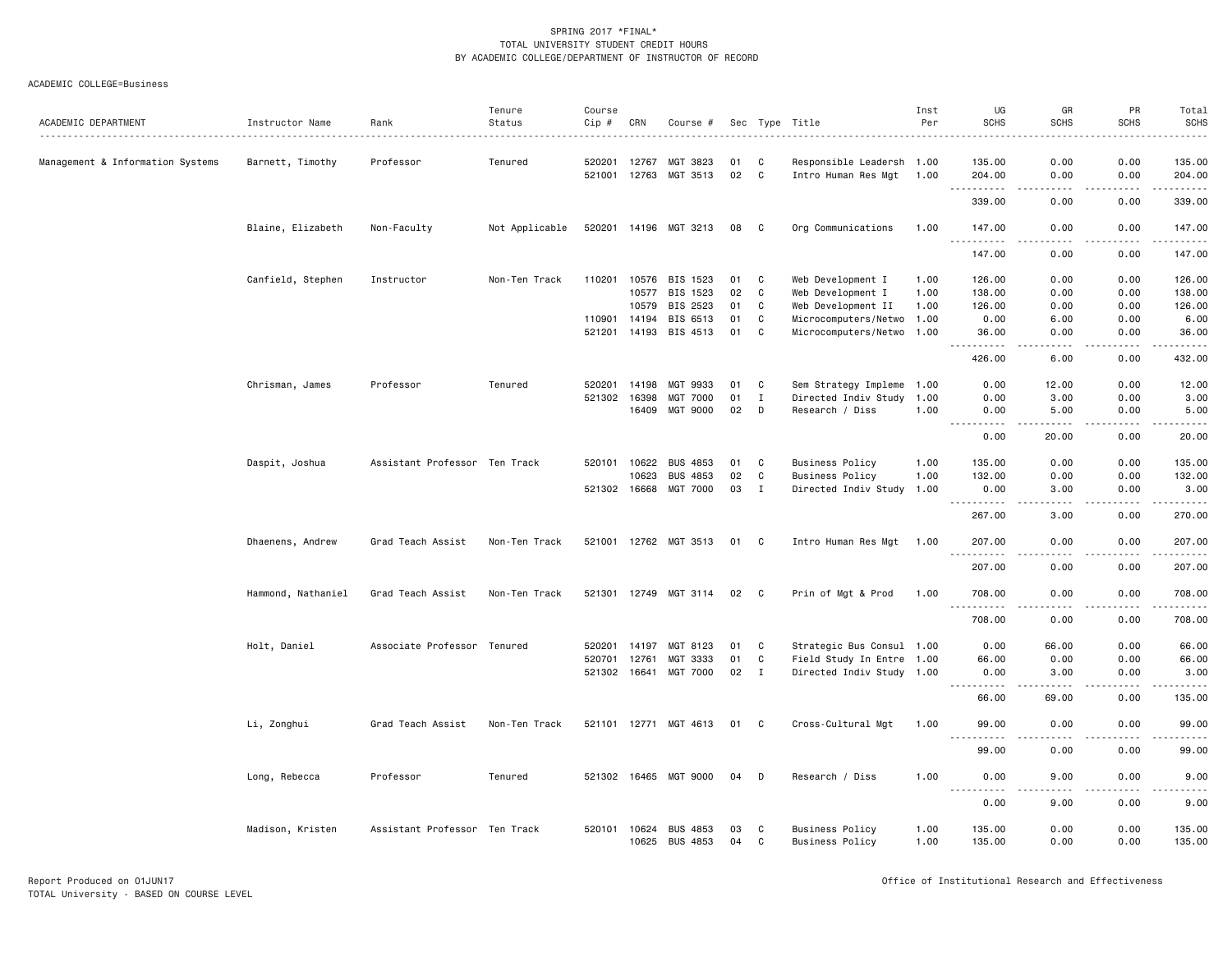SPRING 2017 *FINAL*
TOTAL UNIVERSITY STUDENT CREDIT HOURS
BY ACADEMIC COLLEGE/DEPARTMENT OF INSTRUCTOR OF RECORD

ACADEMIC COLLEGE=Business

| ACADEMIC DEPARTMENT | Instructor Name | Rank | Tenure Status | Course Cip # | CRN | Course # | Sec | Type | Title | Inst Per | UG SCHS | GR SCHS | PR SCHS | Total SCHS |
|---|---|---|---|---|---|---|---|---|---|---|---|---|---|---|
| Management & Information Systems | Barnett, Timothy | Professor | Tenured | 520201 | 12767 | MGT 3823 | 01 | C | Responsible Leadersh | 1.00 | 135.00 | 0.00 | 0.00 | 135.00 |
| | | | | 521001 | 12763 | MGT 3513 | 02 | C | Intro Human Res Mgt | 1.00 | 204.00 | 0.00 | 0.00 | 204.00 |
| | | | | | | | | | | | 339.00 | 0.00 | 0.00 | 339.00 |
| | Blaine, Elizabeth | Non-Faculty | Not Applicable | 520201 | 14196 | MGT 3213 | 08 | C | Org Communications | 1.00 | 147.00 | 0.00 | 0.00 | 147.00 |
| | | | | | | | | | | | 147.00 | 0.00 | 0.00 | 147.00 |
| | Canfield, Stephen | Instructor | Non-Ten Track | 110201 | 10576 | BIS 1523 | 01 | C | Web Development I | 1.00 | 126.00 | 0.00 | 0.00 | 126.00 |
| | | | | | 10577 | BIS 1523 | 02 | C | Web Development I | 1.00 | 138.00 | 0.00 | 0.00 | 138.00 |
| | | | | | 10579 | BIS 2523 | 01 | C | Web Development II | 1.00 | 126.00 | 0.00 | 0.00 | 126.00 |
| | | | | 110901 | 14194 | BIS 6513 | 01 | C | Microcomputers/Netwo | 1.00 | 0.00 | 6.00 | 0.00 | 6.00 |
| | | | | 521201 | 14193 | BIS 4513 | 01 | C | Microcomputers/Netwo | 1.00 | 36.00 | 0.00 | 0.00 | 36.00 |
| | | | | | | | | | | | 426.00 | 6.00 | 0.00 | 432.00 |
| | Chrisman, James | Professor | Tenured | 520201 | 14198 | MGT 9933 | 01 | C | Sem Strategy Impleme | 1.00 | 0.00 | 12.00 | 0.00 | 12.00 |
| | | | | 521302 | 16398 | MGT 7000 | 01 | I | Directed Indiv Study | 1.00 | 0.00 | 3.00 | 0.00 | 3.00 |
| | | | | | 16409 | MGT 9000 | 02 | D | Research / Diss | 1.00 | 0.00 | 5.00 | 0.00 | 5.00 |
| | | | | | | | | | | | 0.00 | 20.00 | 0.00 | 20.00 |
| | Daspit, Joshua | Assistant Professor | Ten Track | 520101 | 10622 | BUS 4853 | 01 | C | Business Policy | 1.00 | 135.00 | 0.00 | 0.00 | 135.00 |
| | | | | | 10623 | BUS 4853 | 02 | C | Business Policy | 1.00 | 132.00 | 0.00 | 0.00 | 132.00 |
| | | | | 521302 | 16668 | MGT 7000 | 03 | I | Directed Indiv Study | 1.00 | 0.00 | 3.00 | 0.00 | 3.00 |
| | | | | | | | | | | | 267.00 | 3.00 | 0.00 | 270.00 |
| | Dhaenens, Andrew | Grad Teach Assist | Non-Ten Track | 521001 | 12762 | MGT 3513 | 01 | C | Intro Human Res Mgt | 1.00 | 207.00 | 0.00 | 0.00 | 207.00 |
| | | | | | | | | | | | 207.00 | 0.00 | 0.00 | 207.00 |
| | Hammond, Nathaniel | Grad Teach Assist | Non-Ten Track | 521301 | 12749 | MGT 3114 | 02 | C | Prin of Mgt & Prod | 1.00 | 708.00 | 0.00 | 0.00 | 708.00 |
| | | | | | | | | | | | 708.00 | 0.00 | 0.00 | 708.00 |
| | Holt, Daniel | Associate Professor | Tenured | 520201 | 14197 | MGT 8123 | 01 | C | Strategic Bus Consul | 1.00 | 0.00 | 66.00 | 0.00 | 66.00 |
| | | | | 520701 | 12761 | MGT 3333 | 01 | C | Field Study In Entre | 1.00 | 66.00 | 0.00 | 0.00 | 66.00 |
| | | | | 521302 | 16641 | MGT 7000 | 02 | I | Directed Indiv Study | 1.00 | 0.00 | 3.00 | 0.00 | 3.00 |
| | | | | | | | | | | | 66.00 | 69.00 | 0.00 | 135.00 |
| | Li, Zonghui | Grad Teach Assist | Non-Ten Track | 521101 | 12771 | MGT 4613 | 01 | C | Cross-Cultural Mgt | 1.00 | 99.00 | 0.00 | 0.00 | 99.00 |
| | | | | | | | | | | | 99.00 | 0.00 | 0.00 | 99.00 |
| | Long, Rebecca | Professor | Tenured | 521302 | 16465 | MGT 9000 | 04 | D | Research / Diss | 1.00 | 0.00 | 9.00 | 0.00 | 9.00 |
| | | | | | | | | | | | 0.00 | 9.00 | 0.00 | 9.00 |
| | Madison, Kristen | Assistant Professor | Ten Track | 520101 | 10624 | BUS 4853 | 03 | C | Business Policy | 1.00 | 135.00 | 0.00 | 0.00 | 135.00 |
| | | | | | 10625 | BUS 4853 | 04 | C | Business Policy | 1.00 | 135.00 | 0.00 | 0.00 | 135.00 |

Report Produced on 01JUN17
TOTAL University - BASED ON COURSE LEVEL

Office of Institutional Research and Effectiveness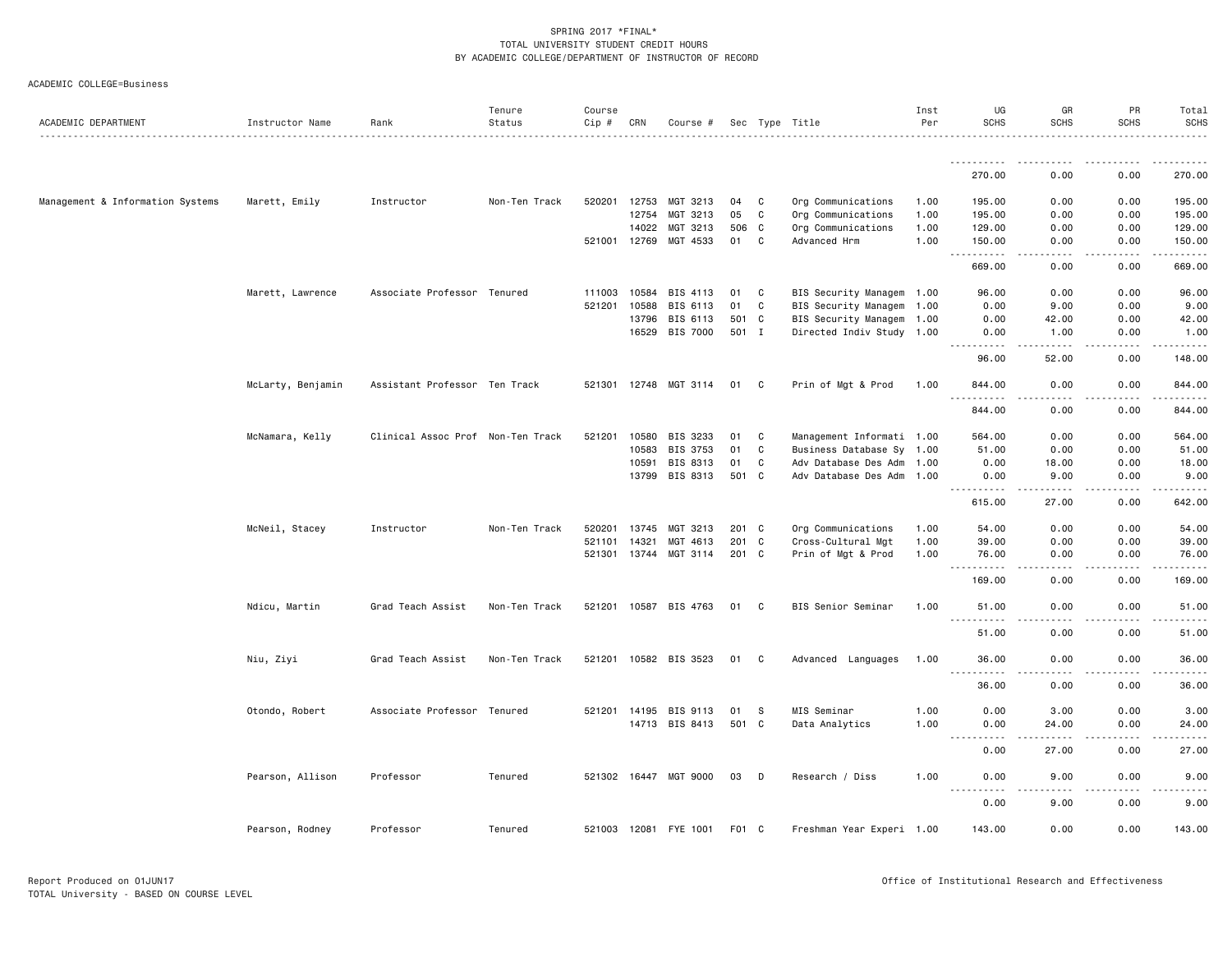SPRING 2017 *FINAL*
TOTAL UNIVERSITY STUDENT CREDIT HOURS
BY ACADEMIC COLLEGE/DEPARTMENT OF INSTRUCTOR OF RECORD

ACADEMIC COLLEGE=Business

| ACADEMIC DEPARTMENT | Instructor Name | Rank | Tenure Status | Course Cip # | CRN | Course # | Sec | Type | Title | Inst Per | UG SCHS | GR SCHS | PR SCHS | Total SCHS |
|---|---|---|---|---|---|---|---|---|---|---|---|---|---|---|
| | | | | | | | | | | | 270.00 | 0.00 | 0.00 | 270.00 |
| Management & Information Systems | Marett, Emily | Instructor | Non-Ten Track | 520201 | 12753 | MGT 3213 | 04 | C | Org Communications | 1.00 | 195.00 | 0.00 | 0.00 | 195.00 |
| | | | | | 12754 | MGT 3213 | 05 | C | Org Communications | 1.00 | 195.00 | 0.00 | 0.00 | 195.00 |
| | | | | | 14022 | MGT 3213 | 506 | C | Org Communications | 1.00 | 129.00 | 0.00 | 0.00 | 129.00 |
| | | | | 521001 | 12769 | MGT 4533 | 01 | C | Advanced Hrm | 1.00 | 150.00 | 0.00 | 0.00 | 150.00 |
| | | | | | | | | | | | 669.00 | 0.00 | 0.00 | 669.00 |
| | Marett, Lawrence | Associate Professor | Tenured | 111003 | 10584 | BIS 4113 | 01 | C | BIS Security Managem | 1.00 | 96.00 | 0.00 | 0.00 | 96.00 |
| | | | | 521201 | 10588 | BIS 6113 | 01 | C | BIS Security Managem | 1.00 | 0.00 | 9.00 | 0.00 | 9.00 |
| | | | | | 13796 | BIS 6113 | 501 | C | BIS Security Managem | 1.00 | 0.00 | 42.00 | 0.00 | 42.00 |
| | | | | | 16529 | BIS 7000 | 501 | I | Directed Indiv Study | 1.00 | 0.00 | 1.00 | 0.00 | 1.00 |
| | | | | | | | | | | | 96.00 | 52.00 | 0.00 | 148.00 |
| | McLarty, Benjamin | Assistant Professor | Ten Track | 521301 | 12748 | MGT 3114 | 01 | C | Prin of Mgt & Prod | 1.00 | 844.00 | 0.00 | 0.00 | 844.00 |
| | | | | | | | | | | | 844.00 | 0.00 | 0.00 | 844.00 |
| | McNamara, Kelly | Clinical Assoc Prof | Non-Ten Track | 521201 | 10580 | BIS 3233 | 01 | C | Management Informati | 1.00 | 564.00 | 0.00 | 0.00 | 564.00 |
| | | | | | 10583 | BIS 3753 | 01 | C | Business Database Sy | 1.00 | 51.00 | 0.00 | 0.00 | 51.00 |
| | | | | | 10591 | BIS 8313 | 01 | C | Adv Database Des Adm | 1.00 | 0.00 | 18.00 | 0.00 | 18.00 |
| | | | | | 13799 | BIS 8313 | 501 | C | Adv Database Des Adm | 1.00 | 0.00 | 9.00 | 0.00 | 9.00 |
| | | | | | | | | | | | 615.00 | 27.00 | 0.00 | 642.00 |
| | McNeil, Stacey | Instructor | Non-Ten Track | 520201 | 13745 | MGT 3213 | 201 | C | Org Communications | 1.00 | 54.00 | 0.00 | 0.00 | 54.00 |
| | | | | 521101 | 14321 | MGT 4613 | 201 | C | Cross-Cultural Mgt | 1.00 | 39.00 | 0.00 | 0.00 | 39.00 |
| | | | | 521301 | 13744 | MGT 3114 | 201 | C | Prin of Mgt & Prod | 1.00 | 76.00 | 0.00 | 0.00 | 76.00 |
| | | | | | | | | | | | 169.00 | 0.00 | 0.00 | 169.00 |
| | Ndicu, Martin | Grad Teach Assist | Non-Ten Track | 521201 | 10587 | BIS 4763 | 01 | C | BIS Senior Seminar | 1.00 | 51.00 | 0.00 | 0.00 | 51.00 |
| | | | | | | | | | | | 51.00 | 0.00 | 0.00 | 51.00 |
| | Niu, Ziyi | Grad Teach Assist | Non-Ten Track | 521201 | 10582 | BIS 3523 | 01 | C | Advanced Languages | 1.00 | 36.00 | 0.00 | 0.00 | 36.00 |
| | | | | | | | | | | | 36.00 | 0.00 | 0.00 | 36.00 |
| | Otondo, Robert | Associate Professor | Tenured | 521201 | 14195 | BIS 9113 | 01 | S | MIS Seminar | 1.00 | 0.00 | 3.00 | 0.00 | 3.00 |
| | | | | | 14713 | BIS 8413 | 501 | C | Data Analytics | 1.00 | 0.00 | 24.00 | 0.00 | 24.00 |
| | | | | | | | | | | | 0.00 | 27.00 | 0.00 | 27.00 |
| | Pearson, Allison | Professor | Tenured | 521302 | 16447 | MGT 9000 | 03 | D | Research / Diss | 1.00 | 0.00 | 9.00 | 0.00 | 9.00 |
| | | | | | | | | | | | 0.00 | 9.00 | 0.00 | 9.00 |
| | Pearson, Rodney | Professor | Tenured | 521003 | 12081 | FYE 1001 | F01 | C | Freshman Year Experi | 1.00 | 143.00 | 0.00 | 0.00 | 143.00 |

Report Produced on 01JUN17
TOTAL University - BASED ON COURSE LEVEL

Office of Institutional Research and Effectiveness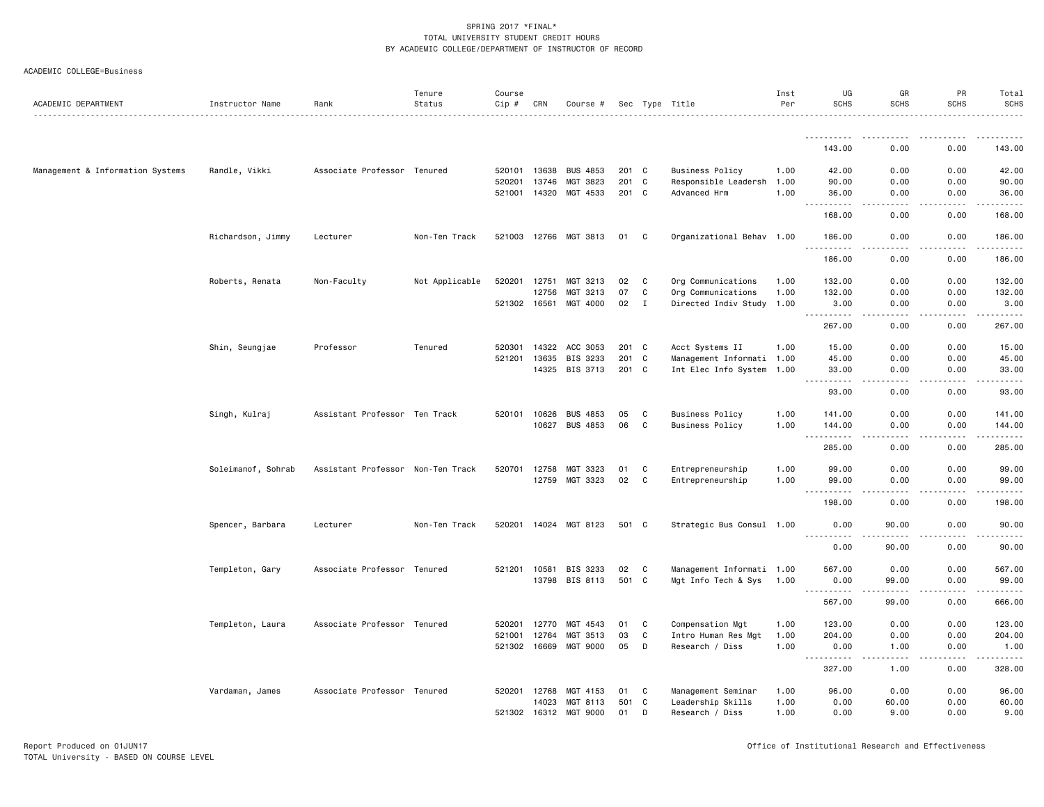SPRING 2017 *FINAL*
TOTAL UNIVERSITY STUDENT CREDIT HOURS
BY ACADEMIC COLLEGE/DEPARTMENT OF INSTRUCTOR OF RECORD

ACADEMIC COLLEGE=Business

| ACADEMIC DEPARTMENT | Instructor Name | Rank | Tenure Status | Course Cip # | CRN | Course # | Sec | Type | Title | Inst Per | UG SCHS | GR SCHS | PR SCHS | Total SCHS |
|---|---|---|---|---|---|---|---|---|---|---|---|---|---|---|
| | | | | | | | | | | | 143.00 | 0.00 | 0.00 | 143.00 |
| Management & Information Systems | Randle, Vikki | Associate Professor | Tenured | 520101 | 13638 | BUS 4853 | 201 | C | Business Policy | 1.00 | 42.00 | 0.00 | 0.00 | 42.00 |
| | | | | 520201 | 13746 | MGT 3823 | 201 | C | Responsible Leadersh | 1.00 | 90.00 | 0.00 | 0.00 | 90.00 |
| | | | | 521001 | 14320 | MGT 4533 | 201 | C | Advanced Hrm | 1.00 | 36.00 | 0.00 | 0.00 | 36.00 |
| | | | | | | | | | | | 168.00 | 0.00 | 0.00 | 168.00 |
| | Richardson, Jimmy | Lecturer | Non-Ten Track | 521003 | 12766 | MGT 3813 | 01 | C | Organizational Behav | 1.00 | 186.00 | 0.00 | 0.00 | 186.00 |
| | | | | | | | | | | | 186.00 | 0.00 | 0.00 | 186.00 |
| | Roberts, Renata | Non-Faculty | Not Applicable | 520201 | 12751 | MGT 3213 | 02 | C | Org Communications | 1.00 | 132.00 | 0.00 | 0.00 | 132.00 |
| | | | | | 12756 | MGT 3213 | 07 | C | Org Communications | 1.00 | 132.00 | 0.00 | 0.00 | 132.00 |
| | | | | 521302 | 16561 | MGT 4000 | 02 | I | Directed Indiv Study | 1.00 | 3.00 | 0.00 | 0.00 | 3.00 |
| | | | | | | | | | | | 267.00 | 0.00 | 0.00 | 267.00 |
| | Shin, Seungjae | Professor | Tenured | 520301 | 14322 | ACC 3053 | 201 | C | Acct Systems II | 1.00 | 15.00 | 0.00 | 0.00 | 15.00 |
| | | | | 521201 | 13635 | BIS 3233 | 201 | C | Management Informati | 1.00 | 45.00 | 0.00 | 0.00 | 45.00 |
| | | | | | 14325 | BIS 3713 | 201 | C | Int Elec Info System | 1.00 | 33.00 | 0.00 | 0.00 | 33.00 |
| | | | | | | | | | | | 93.00 | 0.00 | 0.00 | 93.00 |
| | Singh, Kulraj | Assistant Professor | Ten Track | 520101 | 10626 | BUS 4853 | 05 | C | Business Policy | 1.00 | 141.00 | 0.00 | 0.00 | 141.00 |
| | | | | | 10627 | BUS 4853 | 06 | C | Business Policy | 1.00 | 144.00 | 0.00 | 0.00 | 144.00 |
| | | | | | | | | | | | 285.00 | 0.00 | 0.00 | 285.00 |
| | Soleimanof, Sohrab | Assistant Professor | Non-Ten Track | 520701 | 12758 | MGT 3323 | 01 | C | Entrepreneurship | 1.00 | 99.00 | 0.00 | 0.00 | 99.00 |
| | | | | | 12759 | MGT 3323 | 02 | C | Entrepreneurship | 1.00 | 99.00 | 0.00 | 0.00 | 99.00 |
| | | | | | | | | | | | 198.00 | 0.00 | 0.00 | 198.00 |
| | Spencer, Barbara | Lecturer | Non-Ten Track | 520201 | 14024 | MGT 8123 | 501 | C | Strategic Bus Consul | 1.00 | 0.00 | 90.00 | 0.00 | 90.00 |
| | | | | | | | | | | | 0.00 | 90.00 | 0.00 | 90.00 |
| | Templeton, Gary | Associate Professor | Tenured | 521201 | 10581 | BIS 3233 | 02 | C | Management Informati | 1.00 | 567.00 | 0.00 | 0.00 | 567.00 |
| | | | | | 13798 | BIS 8113 | 501 | C | Mgt Info Tech & Sys | 1.00 | 0.00 | 99.00 | 0.00 | 99.00 |
| | | | | | | | | | | | 567.00 | 99.00 | 0.00 | 666.00 |
| | Templeton, Laura | Associate Professor | Tenured | 520201 | 12770 | MGT 4543 | 01 | C | Compensation Mgt | 1.00 | 123.00 | 0.00 | 0.00 | 123.00 |
| | | | | 521001 | 12764 | MGT 3513 | 03 | C | Intro Human Res Mgt | 1.00 | 204.00 | 0.00 | 0.00 | 204.00 |
| | | | | 521302 | 16669 | MGT 9000 | 05 | D | Research / Diss | 1.00 | 0.00 | 1.00 | 0.00 | 1.00 |
| | | | | | | | | | | | 327.00 | 1.00 | 0.00 | 328.00 |
| | Vardaman, James | Associate Professor | Tenured | 520201 | 12768 | MGT 4153 | 01 | C | Management Seminar | 1.00 | 96.00 | 0.00 | 0.00 | 96.00 |
| | | | | | 14023 | MGT 8113 | 501 | C | Leadership Skills | 1.00 | 0.00 | 60.00 | 0.00 | 60.00 |
| | | | | 521302 | 16312 | MGT 9000 | 01 | D | Research / Diss | 1.00 | 0.00 | 9.00 | 0.00 | 9.00 |

Report Produced on 01JUN17
TOTAL University - BASED ON COURSE LEVEL

Office of Institutional Research and Effectiveness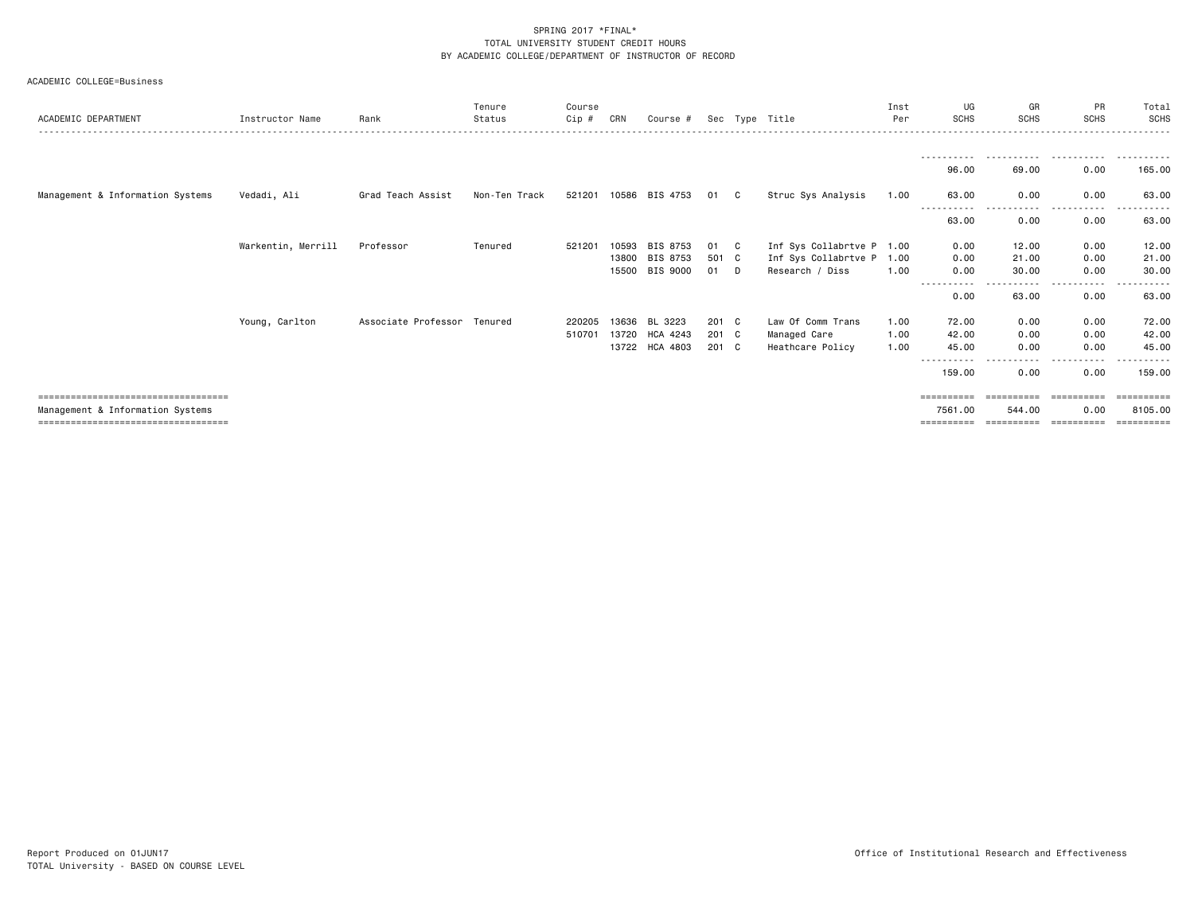SPRING 2017 *FINAL*
TOTAL UNIVERSITY STUDENT CREDIT HOURS
BY ACADEMIC COLLEGE/DEPARTMENT OF INSTRUCTOR OF RECORD

ACADEMIC COLLEGE=Business

| ACADEMIC DEPARTMENT | Instructor Name | Rank | Tenure Status | Course Cip # | CRN | Course # | Sec | Type | Title | Inst Per | UG SCHS | GR SCHS | PR SCHS | Total SCHS |
|---|---|---|---|---|---|---|---|---|---|---|---|---|---|---|
| | | | | | | | | | | | 96.00 | 69.00 | 0.00 | 165.00 |
| Management & Information Systems | Vedadi, Ali | Grad Teach Assist | Non-Ten Track | 521201 | 10586 | BIS 4753 | 01 | C | Struc Sys Analysis | 1.00 | 63.00 | 0.00 | 0.00 | 63.00 |
| | | | | | | | | | | | 63.00 | 0.00 | 0.00 | 63.00 |
| | Warkentin, Merrill | Professor | Tenured | 521201 | 10593 | BIS 8753 | 01 | C | Inf Sys Collabrtve P | 1.00 | 0.00 | 12.00 | 0.00 | 12.00 |
| | | | | | 13800 | BIS 8753 | 501 | C | Inf Sys Collabrtve P | 1.00 | 0.00 | 21.00 | 0.00 | 21.00 |
| | | | | | 15500 | BIS 9000 | 01 | D | Research / Diss | 1.00 | 0.00 | 30.00 | 0.00 | 30.00 |
| | | | | | | | | | | | 0.00 | 63.00 | 0.00 | 63.00 |
| | Young, Carlton | Associate Professor | Tenured | 220205 | 13636 | BL 3223 | 201 | C | Law Of Comm Trans | 1.00 | 72.00 | 0.00 | 0.00 | 72.00 |
| | | | | 510701 | 13720 | HCA 4243 | 201 | C | Managed Care | 1.00 | 42.00 | 0.00 | 0.00 | 42.00 |
| | | | | | 13722 | HCA 4803 | 201 | C | Heathcare Policy | 1.00 | 45.00 | 0.00 | 0.00 | 45.00 |
| | | | | | | | | | | | 159.00 | 0.00 | 0.00 | 159.00 |
| Management & Information Systems | | | | | | | | | | | 7561.00 | 544.00 | 0.00 | 8105.00 |

Report Produced on 01JUN17
TOTAL University - BASED ON COURSE LEVEL

Office of Institutional Research and Effectiveness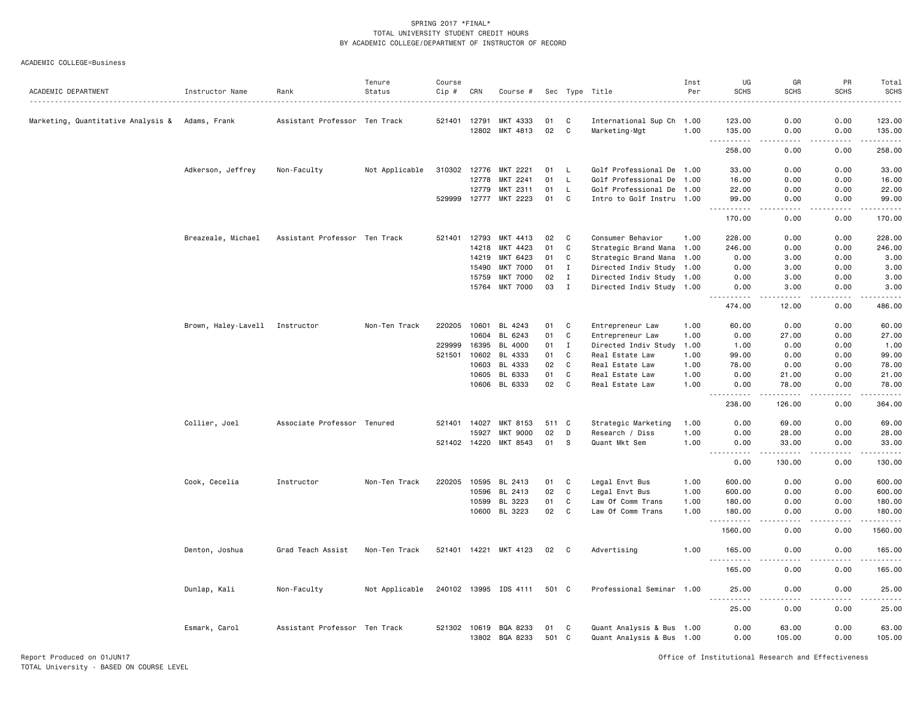SPRING 2017 *FINAL*
TOTAL UNIVERSITY STUDENT CREDIT HOURS
BY ACADEMIC COLLEGE/DEPARTMENT OF INSTRUCTOR OF RECORD

ACADEMIC COLLEGE=Business

| ACADEMIC DEPARTMENT | Instructor Name | Rank | Tenure Status | Course Cip # | CRN | Course # | Sec | Type | Title | Inst Per | UG SCHS | GR SCHS | PR SCHS | Total SCHS |
|---|---|---|---|---|---|---|---|---|---|---|---|---|---|---|
| Marketing, Quantitative Analysis & | Adams, Frank | Assistant Professor | Ten Track | 521401 | 12791 | MKT 4333 | 01 | C | International Sup Ch | 1.00 | 123.00 | 0.00 | 0.00 | 123.00 |
| | | | | | 12802 | MKT 4813 | 02 | C | Marketing-Mgt | 1.00 | 135.00 | 0.00 | 0.00 | 135.00 |
| | | | | | | | | | | | 258.00 | 0.00 | 0.00 | 258.00 |
| | Adkerson, Jeffrey | Non-Faculty | Not Applicable | 310302 | 12776 | MKT 2221 | 01 | L | Golf Professional De | 1.00 | 33.00 | 0.00 | 0.00 | 33.00 |
| | | | | | 12778 | MKT 2241 | 01 | L | Golf Professional De | 1.00 | 16.00 | 0.00 | 0.00 | 16.00 |
| | | | | | 12779 | MKT 2311 | 01 | L | Golf Professional De | 1.00 | 22.00 | 0.00 | 0.00 | 22.00 |
| | | | | 529999 | 12777 | MKT 2223 | 01 | C | Intro to Golf Instru | 1.00 | 99.00 | 0.00 | 0.00 | 99.00 |
| | | | | | | | | | | | 170.00 | 0.00 | 0.00 | 170.00 |
| | Breazeale, Michael | Assistant Professor | Ten Track | 521401 | 12793 | MKT 4413 | 02 | C | Consumer Behavior | 1.00 | 228.00 | 0.00 | 0.00 | 228.00 |
| | | | | | 14218 | MKT 4423 | 01 | C | Strategic Brand Mana | 1.00 | 246.00 | 0.00 | 0.00 | 246.00 |
| | | | | | 14219 | MKT 6423 | 01 | C | Strategic Brand Mana | 1.00 | 0.00 | 3.00 | 0.00 | 3.00 |
| | | | | | 15490 | MKT 7000 | 01 | I | Directed Indiv Study | 1.00 | 0.00 | 3.00 | 0.00 | 3.00 |
| | | | | | 15759 | MKT 7000 | 02 | I | Directed Indiv Study | 1.00 | 0.00 | 3.00 | 0.00 | 3.00 |
| | | | | | 15764 | MKT 7000 | 03 | I | Directed Indiv Study | 1.00 | 0.00 | 3.00 | 0.00 | 3.00 |
| | | | | | | | | | | | 474.00 | 12.00 | 0.00 | 486.00 |
| | Brown, Haley-Lavell | Instructor | Non-Ten Track | 220205 | 10601 | BL 4243 | 01 | C | Entrepreneur Law | 1.00 | 60.00 | 0.00 | 0.00 | 60.00 |
| | | | | | 10604 | BL 6243 | 01 | C | Entrepreneur Law | 1.00 | 0.00 | 27.00 | 0.00 | 27.00 |
| | | | | 229999 | 16395 | BL 4000 | 01 | I | Directed Indiv Study | 1.00 | 1.00 | 0.00 | 0.00 | 1.00 |
| | | | | 521501 | 10602 | BL 4333 | 01 | C | Real Estate Law | 1.00 | 99.00 | 0.00 | 0.00 | 99.00 |
| | | | | | 10603 | BL 4333 | 02 | C | Real Estate Law | 1.00 | 78.00 | 0.00 | 0.00 | 78.00 |
| | | | | | 10605 | BL 6333 | 01 | C | Real Estate Law | 1.00 | 0.00 | 21.00 | 0.00 | 21.00 |
| | | | | | 10606 | BL 6333 | 02 | C | Real Estate Law | 1.00 | 0.00 | 78.00 | 0.00 | 78.00 |
| | | | | | | | | | | | 238.00 | 126.00 | 0.00 | 364.00 |
| | Collier, Joel | Associate Professor | Tenured | 521401 | 14027 | MKT 8153 | 511 | C | Strategic Marketing | 1.00 | 0.00 | 69.00 | 0.00 | 69.00 |
| | | | | | 15927 | MKT 9000 | 02 | D | Research / Diss | 1.00 | 0.00 | 28.00 | 0.00 | 28.00 |
| | | | | 521402 | 14220 | MKT 8543 | 01 | S | Quant Mkt Sem | 1.00 | 0.00 | 33.00 | 0.00 | 33.00 |
| | | | | | | | | | | | 0.00 | 130.00 | 0.00 | 130.00 |
| | Cook, Cecelia | Instructor | Non-Ten Track | 220205 | 10595 | BL 2413 | 01 | C | Legal Envt Bus | 1.00 | 600.00 | 0.00 | 0.00 | 600.00 |
| | | | | | 10596 | BL 2413 | 02 | C | Legal Envt Bus | 1.00 | 600.00 | 0.00 | 0.00 | 600.00 |
| | | | | | 10599 | BL 3223 | 01 | C | Law Of Comm Trans | 1.00 | 180.00 | 0.00 | 0.00 | 180.00 |
| | | | | | 10600 | BL 3223 | 02 | C | Law Of Comm Trans | 1.00 | 180.00 | 0.00 | 0.00 | 180.00 |
| | | | | | | | | | | | 1560.00 | 0.00 | 0.00 | 1560.00 |
| | Denton, Joshua | Grad Teach Assist | Non-Ten Track | 521401 | 14221 | MKT 4123 | 02 | C | Advertising | 1.00 | 165.00 | 0.00 | 0.00 | 165.00 |
| | | | | | | | | | | | 165.00 | 0.00 | 0.00 | 165.00 |
| | Dunlap, Kali | Non-Faculty | Not Applicable | 240102 | 13995 | IDS 4111 | 501 | C | Professional Seminar | 1.00 | 25.00 | 0.00 | 0.00 | 25.00 |
| | | | | | | | | | | | 25.00 | 0.00 | 0.00 | 25.00 |
| | Esmark, Carol | Assistant Professor | Ten Track | 521302 | 10619 | BQA 8233 | 01 | C | Quant Analysis & Bus | 1.00 | 0.00 | 63.00 | 0.00 | 63.00 |
| | | | | | 13802 | BQA 8233 | 501 | C | Quant Analysis & Bus | 1.00 | 0.00 | 105.00 | 0.00 | 105.00 |

Report Produced on 01JUN17
TOTAL University - BASED ON COURSE LEVEL

Office of Institutional Research and Effectiveness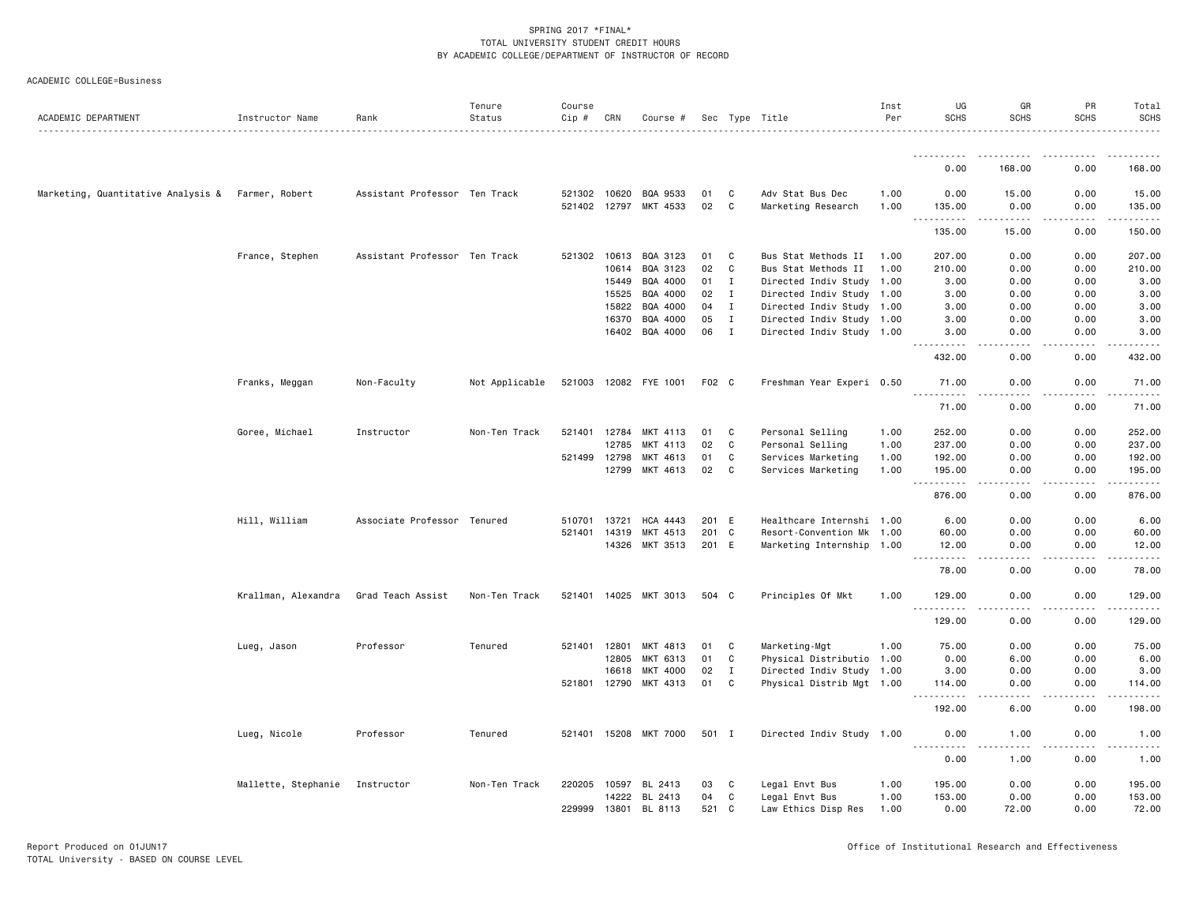SPRING 2017 *FINAL*
TOTAL UNIVERSITY STUDENT CREDIT HOURS
BY ACADEMIC COLLEGE/DEPARTMENT OF INSTRUCTOR OF RECORD

ACADEMIC COLLEGE=Business

| ACADEMIC DEPARTMENT | Instructor Name | Rank | Tenure Status | Course Cip # | CRN | Course # | Sec | Type | Title | Inst Per | UG SCHS | GR SCHS | PR SCHS | Total SCHS |
|---|---|---|---|---|---|---|---|---|---|---|---|---|---|---|
| | | | | | | | | | | | 0.00 | 168.00 | 0.00 | 168.00 |
| Marketing, Quantitative Analysis & | Farmer, Robert | Assistant Professor | Ten Track | 521302 | 10620 | BQA 9533 | 01 | C | Adv Stat Bus Dec | 1.00 | 0.00 | 15.00 | 0.00 | 15.00 |
| | | | | 521402 | 12797 | MKT 4533 | 02 | C | Marketing Research | 1.00 | 135.00 | 0.00 | 0.00 | 135.00 |
| | | | | | | | | | | | 135.00 | 15.00 | 0.00 | 150.00 |
| | France, Stephen | Assistant Professor | Ten Track | 521302 | 10613 | BQA 3123 | 01 | C | Bus Stat Methods II | 1.00 | 207.00 | 0.00 | 0.00 | 207.00 |
| | | | | | 10614 | BQA 3123 | 02 | C | Bus Stat Methods II | 1.00 | 210.00 | 0.00 | 0.00 | 210.00 |
| | | | | | 15449 | BQA 4000 | 01 | I | Directed Indiv Study | 1.00 | 3.00 | 0.00 | 0.00 | 3.00 |
| | | | | | 15525 | BQA 4000 | 02 | I | Directed Indiv Study | 1.00 | 3.00 | 0.00 | 0.00 | 3.00 |
| | | | | | 15822 | BQA 4000 | 04 | I | Directed Indiv Study | 1.00 | 3.00 | 0.00 | 0.00 | 3.00 |
| | | | | | 16370 | BQA 4000 | 05 | I | Directed Indiv Study | 1.00 | 3.00 | 0.00 | 0.00 | 3.00 |
| | | | | | 16402 | BQA 4000 | 06 | I | Directed Indiv Study | 1.00 | 3.00 | 0.00 | 0.00 | 3.00 |
| | | | | | | | | | | | 432.00 | 0.00 | 0.00 | 432.00 |
| | Franks, Meggan | Non-Faculty | Not Applicable | 521003 | 12082 | FYE 1001 | F02 | C | Freshman Year Experi | 0.50 | 71.00 | 0.00 | 0.00 | 71.00 |
| | | | | | | | | | | | 71.00 | 0.00 | 0.00 | 71.00 |
| | Goree, Michael | Instructor | Non-Ten Track | 521401 | 12784 | MKT 4113 | 01 | C | Personal Selling | 1.00 | 252.00 | 0.00 | 0.00 | 252.00 |
| | | | | | 12785 | MKT 4113 | 02 | C | Personal Selling | 1.00 | 237.00 | 0.00 | 0.00 | 237.00 |
| | | | | 521499 | 12798 | MKT 4613 | 01 | C | Services Marketing | 1.00 | 192.00 | 0.00 | 0.00 | 192.00 |
| | | | | | 12799 | MKT 4613 | 02 | C | Services Marketing | 1.00 | 195.00 | 0.00 | 0.00 | 195.00 |
| | | | | | | | | | | | 876.00 | 0.00 | 0.00 | 876.00 |
| | Hill, William | Associate Professor | Tenured | 510701 | 13721 | HCA 4443 | 201 | E | Healthcare Internshi | 1.00 | 6.00 | 0.00 | 0.00 | 6.00 |
| | | | | 521401 | 14319 | MKT 4513 | 201 | C | Resort-Convention Mk | 1.00 | 60.00 | 0.00 | 0.00 | 60.00 |
| | | | | | 14326 | MKT 3513 | 201 | E | Marketing Internship | 1.00 | 12.00 | 0.00 | 0.00 | 12.00 |
| | | | | | | | | | | | 78.00 | 0.00 | 0.00 | 78.00 |
| | Krallman, Alexandra | Grad Teach Assist | Non-Ten Track | 521401 | 14025 | MKT 3013 | 504 | C | Principles Of Mkt | 1.00 | 129.00 | 0.00 | 0.00 | 129.00 |
| | | | | | | | | | | | 129.00 | 0.00 | 0.00 | 129.00 |
| | Lueg, Jason | Professor | Tenured | 521401 | 12801 | MKT 4813 | 01 | C | Marketing-Mgt | 1.00 | 75.00 | 0.00 | 0.00 | 75.00 |
| | | | | | 12805 | MKT 6313 | 01 | C | Physical Distributio | 1.00 | 0.00 | 6.00 | 0.00 | 6.00 |
| | | | | | 16618 | MKT 4000 | 02 | I | Directed Indiv Study | 1.00 | 3.00 | 0.00 | 0.00 | 3.00 |
| | | | | 521801 | 12790 | MKT 4313 | 01 | C | Physical Distrib Mgt | 1.00 | 114.00 | 0.00 | 0.00 | 114.00 |
| | | | | | | | | | | | 192.00 | 6.00 | 0.00 | 198.00 |
| | Lueg, Nicole | Professor | Tenured | 521401 | 15208 | MKT 7000 | 501 | I | Directed Indiv Study | 1.00 | 0.00 | 1.00 | 0.00 | 1.00 |
| | | | | | | | | | | | 0.00 | 1.00 | 0.00 | 1.00 |
| | Mallette, Stephanie | Instructor | Non-Ten Track | 220205 | 10597 | BL 2413 | 03 | C | Legal Envt Bus | 1.00 | 195.00 | 0.00 | 0.00 | 195.00 |
| | | | | | 14222 | BL 2413 | 04 | C | Legal Envt Bus | 1.00 | 153.00 | 0.00 | 0.00 | 153.00 |
| | | | | 229999 | 13801 | BL 8113 | 521 | C | Law Ethics Disp Res | 1.00 | 0.00 | 72.00 | 0.00 | 72.00 |

Report Produced on 01JUN17
TOTAL University - BASED ON COURSE LEVEL

Office of Institutional Research and Effectiveness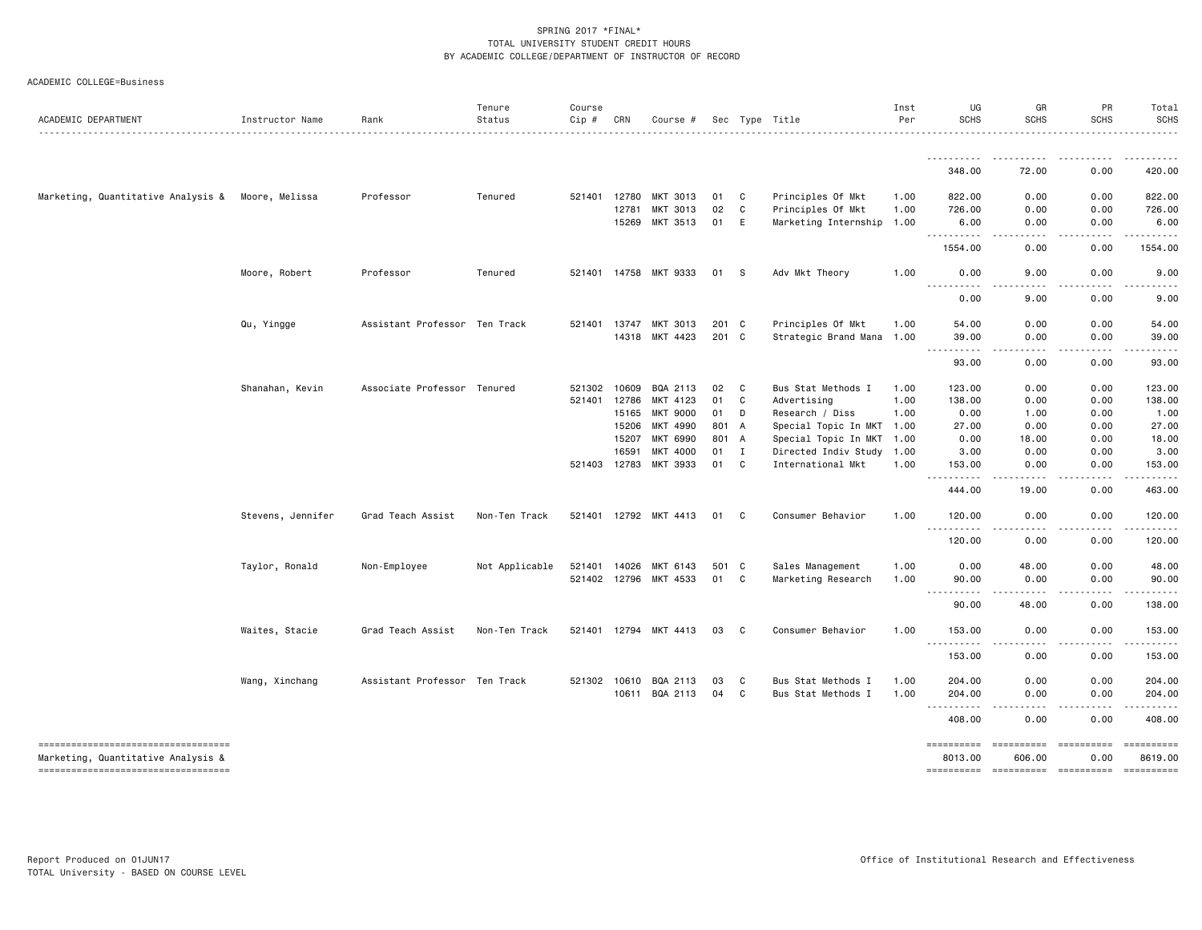SPRING 2017 *FINAL*
TOTAL UNIVERSITY STUDENT CREDIT HOURS
BY ACADEMIC COLLEGE/DEPARTMENT OF INSTRUCTOR OF RECORD

ACADEMIC COLLEGE=Business

| ACADEMIC DEPARTMENT | Instructor Name | Rank | Tenure Status | Course Cip # | CRN | Course # | Sec | Type | Title | Inst Per | UG SCHS | GR SCHS | PR SCHS | Total SCHS |
|---|---|---|---|---|---|---|---|---|---|---|---|---|---|---|
| | | | | | | | | | | | 348.00 | 72.00 | 0.00 | 420.00 |
| Marketing, Quantitative Analysis & | Moore, Melissa | Professor | Tenured | 521401 | 12780 | MKT 3013 | 01 | C | Principles Of Mkt | 1.00 | 822.00 | 0.00 | 0.00 | 822.00 |
| | | | | | 12781 | MKT 3013 | 02 | C | Principles Of Mkt | 1.00 | 726.00 | 0.00 | 0.00 | 726.00 |
| | | | | | 15269 | MKT 3513 | 01 | E | Marketing Internship | 1.00 | 6.00 | 0.00 | 0.00 | 6.00 |
| | | | | | | | | | | | 1554.00 | 0.00 | 0.00 | 1554.00 |
| | Moore, Robert | Professor | Tenured | 521401 | 14758 | MKT 9333 | 01 | S | Adv Mkt Theory | 1.00 | 0.00 | 9.00 | 0.00 | 9.00 |
| | | | | | | | | | | | 0.00 | 9.00 | 0.00 | 9.00 |
| | Qu, Yingge | Assistant Professor | Ten Track | 521401 | 13747 | MKT 3013 | 201 | C | Principles Of Mkt | 1.00 | 54.00 | 0.00 | 0.00 | 54.00 |
| | | | | | 14318 | MKT 4423 | 201 | C | Strategic Brand Mana | 1.00 | 39.00 | 0.00 | 0.00 | 39.00 |
| | | | | | | | | | | | 93.00 | 0.00 | 0.00 | 93.00 |
| | Shanahan, Kevin | Associate Professor | Tenured | 521302 | 10609 | BQA 2113 | 02 | C | Bus Stat Methods I | 1.00 | 123.00 | 0.00 | 0.00 | 123.00 |
| | | | | 521401 | 12786 | MKT 4123 | 01 | C | Advertising | 1.00 | 138.00 | 0.00 | 0.00 | 138.00 |
| | | | | | 15165 | MKT 9000 | 01 | D | Research / Diss | 1.00 | 0.00 | 1.00 | 0.00 | 1.00 |
| | | | | | 15206 | MKT 4990 | 801 | A | Special Topic In MKT | 1.00 | 27.00 | 0.00 | 0.00 | 27.00 |
| | | | | | 15207 | MKT 6990 | 801 | A | Special Topic In MKT | 1.00 | 0.00 | 18.00 | 0.00 | 18.00 |
| | | | | | 16591 | MKT 4000 | 01 | I | Directed Indiv Study | 1.00 | 3.00 | 0.00 | 0.00 | 3.00 |
| | | | | 521403 | 12783 | MKT 3933 | 01 | C | International Mkt | 1.00 | 153.00 | 0.00 | 0.00 | 153.00 |
| | | | | | | | | | | | 444.00 | 19.00 | 0.00 | 463.00 |
| | Stevens, Jennifer | Grad Teach Assist | Non-Ten Track | 521401 | 12792 | MKT 4413 | 01 | C | Consumer Behavior | 1.00 | 120.00 | 0.00 | 0.00 | 120.00 |
| | | | | | | | | | | | 120.00 | 0.00 | 0.00 | 120.00 |
| | Taylor, Ronald | Non-Employee | Not Applicable | 521401 | 14026 | MKT 6143 | 501 | C | Sales Management | 1.00 | 0.00 | 48.00 | 0.00 | 48.00 |
| | | | | 521402 | 12796 | MKT 4533 | 01 | C | Marketing Research | 1.00 | 90.00 | 0.00 | 0.00 | 90.00 |
| | | | | | | | | | | | 90.00 | 48.00 | 0.00 | 138.00 |
| | Waites, Stacie | Grad Teach Assist | Non-Ten Track | 521401 | 12794 | MKT 4413 | 03 | C | Consumer Behavior | 1.00 | 153.00 | 0.00 | 0.00 | 153.00 |
| | | | | | | | | | | | 153.00 | 0.00 | 0.00 | 153.00 |
| | Wang, Xinchang | Assistant Professor | Ten Track | 521302 | 10610 | BQA 2113 | 03 | C | Bus Stat Methods I | 1.00 | 204.00 | 0.00 | 0.00 | 204.00 |
| | | | | | 10611 | BQA 2113 | 04 | C | Bus Stat Methods I | 1.00 | 204.00 | 0.00 | 0.00 | 204.00 |
| | | | | | | | | | | | 408.00 | 0.00 | 0.00 | 408.00 |
| Marketing, Quantitative Analysis & | | | | | | | | | | | 8013.00 | 606.00 | 0.00 | 8619.00 |

Report Produced on 01JUN17
TOTAL University - BASED ON COURSE LEVEL

Office of Institutional Research and Effectiveness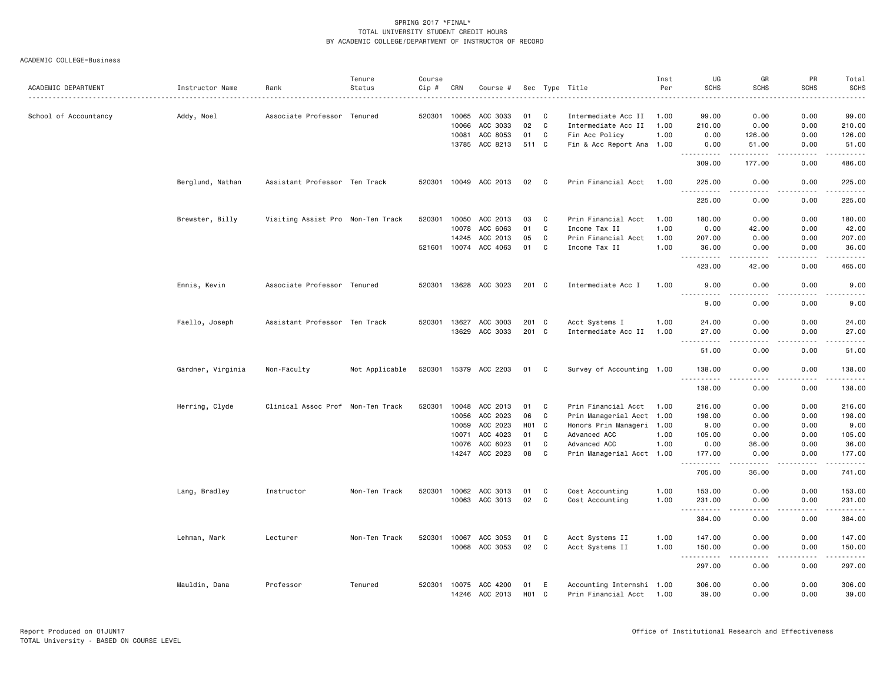SPRING 2017 *FINAL*
TOTAL UNIVERSITY STUDENT CREDIT HOURS
BY ACADEMIC COLLEGE/DEPARTMENT OF INSTRUCTOR OF RECORD

ACADEMIC COLLEGE=Business

| ACADEMIC DEPARTMENT | Instructor Name | Rank | Tenure Status | Course Cip # | CRN | Course # | Sec | Type | Title | Inst Per | UG SCHS | GR SCHS | PR SCHS | Total SCHS |
|---|---|---|---|---|---|---|---|---|---|---|---|---|---|---|
| School of Accountancy | Addy, Noel | Associate Professor | Tenured | 520301 | 10065 | ACC 3033 | 01 | C | Intermediate Acc II | 1.00 | 99.00 | 0.00 | 0.00 | 99.00 |
| | | | | | 10066 | ACC 3033 | 02 | C | Intermediate Acc II | 1.00 | 210.00 | 0.00 | 0.00 | 210.00 |
| | | | | | 10081 | ACC 8053 | 01 | C | Fin Acc Policy | 1.00 | 0.00 | 126.00 | 0.00 | 126.00 |
| | | | | | 13785 | ACC 8213 | 511 | C | Fin & Acc Report Ana | 1.00 | 0.00 | 51.00 | 0.00 | 51.00 |
| | | | | | | | | | | | 309.00 | 177.00 | 0.00 | 486.00 |
| | Berglund, Nathan | Assistant Professor | Ten Track | 520301 | 10049 | ACC 2013 | 02 | C | Prin Financial Acct | 1.00 | 225.00 | 0.00 | 0.00 | 225.00 |
| | | | | | | | | | | | 225.00 | 0.00 | 0.00 | 225.00 |
| | Brewster, Billy | Visiting Assist Pro | Non-Ten Track | 520301 | 10050 | ACC 2013 | 03 | C | Prin Financial Acct | 1.00 | 180.00 | 0.00 | 0.00 | 180.00 |
| | | | | | 10078 | ACC 6063 | 01 | C | Income Tax II | 1.00 | 0.00 | 42.00 | 0.00 | 42.00 |
| | | | | | 14245 | ACC 2013 | 05 | C | Prin Financial Acct | 1.00 | 207.00 | 0.00 | 0.00 | 207.00 |
| | | | | 521601 | 10074 | ACC 4063 | 01 | C | Income Tax II | 1.00 | 36.00 | 0.00 | 0.00 | 36.00 |
| | | | | | | | | | | | 423.00 | 42.00 | 0.00 | 465.00 |
| | Ennis, Kevin | Associate Professor | Tenured | 520301 | 13628 | ACC 3023 | 201 | C | Intermediate Acc I | 1.00 | 9.00 | 0.00 | 0.00 | 9.00 |
| | | | | | | | | | | | 9.00 | 0.00 | 0.00 | 9.00 |
| | Faello, Joseph | Assistant Professor | Ten Track | 520301 | 13627 | ACC 3003 | 201 | C | Acct Systems I | 1.00 | 24.00 | 0.00 | 0.00 | 24.00 |
| | | | | | 13629 | ACC 3033 | 201 | C | Intermediate Acc II | 1.00 | 27.00 | 0.00 | 0.00 | 27.00 |
| | | | | | | | | | | | 51.00 | 0.00 | 0.00 | 51.00 |
| | Gardner, Virginia | Non-Faculty | Not Applicable | 520301 | 15379 | ACC 2203 | 01 | C | Survey of Accounting | 1.00 | 138.00 | 0.00 | 0.00 | 138.00 |
| | | | | | | | | | | | 138.00 | 0.00 | 0.00 | 138.00 |
| | Herring, Clyde | Clinical Assoc Prof | Non-Ten Track | 520301 | 10048 | ACC 2013 | 01 | C | Prin Financial Acct | 1.00 | 216.00 | 0.00 | 0.00 | 216.00 |
| | | | | | 10056 | ACC 2023 | 06 | C | Prin Managerial Acct | 1.00 | 198.00 | 0.00 | 0.00 | 198.00 |
| | | | | | 10059 | ACC 2023 | H01 | C | Honors Prin Manageri | 1.00 | 9.00 | 0.00 | 0.00 | 9.00 |
| | | | | | 10071 | ACC 4023 | 01 | C | Advanced ACC | 1.00 | 105.00 | 0.00 | 0.00 | 105.00 |
| | | | | | 10076 | ACC 6023 | 01 | C | Advanced ACC | 1.00 | 0.00 | 36.00 | 0.00 | 36.00 |
| | | | | | 14247 | ACC 2023 | 08 | C | Prin Managerial Acct | 1.00 | 177.00 | 0.00 | 0.00 | 177.00 |
| | | | | | | | | | | | 705.00 | 36.00 | 0.00 | 741.00 |
| | Lang, Bradley | Instructor | Non-Ten Track | 520301 | 10062 | ACC 3013 | 01 | C | Cost Accounting | 1.00 | 153.00 | 0.00 | 0.00 | 153.00 |
| | | | | | 10063 | ACC 3013 | 02 | C | Cost Accounting | 1.00 | 231.00 | 0.00 | 0.00 | 231.00 |
| | | | | | | | | | | | 384.00 | 0.00 | 0.00 | 384.00 |
| | Lehman, Mark | Lecturer | Non-Ten Track | 520301 | 10067 | ACC 3053 | 01 | C | Acct Systems II | 1.00 | 147.00 | 0.00 | 0.00 | 147.00 |
| | | | | | 10068 | ACC 3053 | 02 | C | Acct Systems II | 1.00 | 150.00 | 0.00 | 0.00 | 150.00 |
| | | | | | | | | | | | 297.00 | 0.00 | 0.00 | 297.00 |
| | Mauldin, Dana | Professor | Tenured | 520301 | 10075 | ACC 4200 | 01 | E | Accounting Internshi | 1.00 | 306.00 | 0.00 | 0.00 | 306.00 |
| | | | | | 14246 | ACC 2013 | H01 | C | Prin Financial Acct | 1.00 | 39.00 | 0.00 | 0.00 | 39.00 |

Report Produced on 01JUN17
TOTAL University - BASED ON COURSE LEVEL

Office of Institutional Research and Effectiveness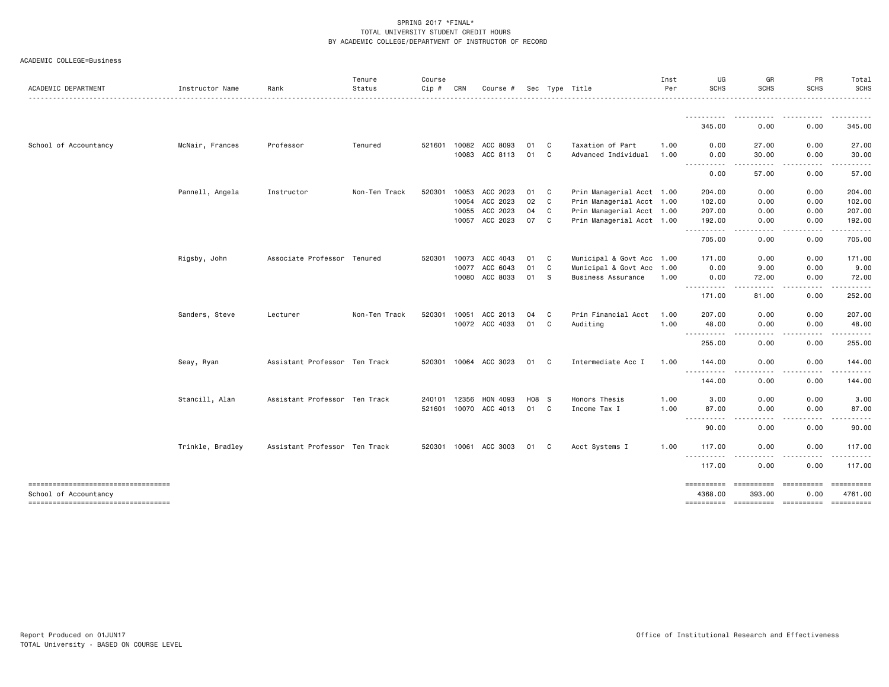SPRING 2017 *FINAL*
TOTAL UNIVERSITY STUDENT CREDIT HOURS
BY ACADEMIC COLLEGE/DEPARTMENT OF INSTRUCTOR OF RECORD

ACADEMIC COLLEGE=Business

| ACADEMIC DEPARTMENT | Instructor Name | Rank | Tenure Status | Course Cip # | CRN | Course # | Sec | Type | Title | Inst Per | UG SCHS | GR SCHS | PR SCHS | Total SCHS |
|---|---|---|---|---|---|---|---|---|---|---|---|---|---|---|
| | | | | | | | | | | | 345.00 | 0.00 | 0.00 | 345.00 |
| School of Accountancy | McNair, Frances | Professor | Tenured | 521601 | 10082 | ACC 8093 | 01 | C | Taxation of Part | 1.00 | 0.00 | 27.00 | 0.00 | 27.00 |
| | | | | | 10083 | ACC 8113 | 01 | C | Advanced Individual | 1.00 | 0.00 | 30.00 | 0.00 | 30.00 |
| | | | | | | | | | | | 0.00 | 57.00 | 0.00 | 57.00 |
| | Pannell, Angela | Instructor | Non-Ten Track | 520301 | 10053 | ACC 2023 | 01 | C | Prin Managerial Acct | 1.00 | 204.00 | 0.00 | 0.00 | 204.00 |
| | | | | | 10054 | ACC 2023 | 02 | C | Prin Managerial Acct | 1.00 | 102.00 | 0.00 | 0.00 | 102.00 |
| | | | | | 10055 | ACC 2023 | 04 | C | Prin Managerial Acct | 1.00 | 207.00 | 0.00 | 0.00 | 207.00 |
| | | | | | 10057 | ACC 2023 | 07 | C | Prin Managerial Acct | 1.00 | 192.00 | 0.00 | 0.00 | 192.00 |
| | | | | | | | | | | | 705.00 | 0.00 | 0.00 | 705.00 |
| | Rigsby, John | Associate Professor | Tenured | 520301 | 10073 | ACC 4043 | 01 | C | Municipal & Govt Acc | 1.00 | 171.00 | 0.00 | 0.00 | 171.00 |
| | | | | | 10077 | ACC 6043 | 01 | C | Municipal & Govt Acc | 1.00 | 0.00 | 9.00 | 0.00 | 9.00 |
| | | | | | 10080 | ACC 8033 | 01 | S | Business Assurance | 1.00 | 0.00 | 72.00 | 0.00 | 72.00 |
| | | | | | | | | | | | 171.00 | 81.00 | 0.00 | 252.00 |
| | Sanders, Steve | Lecturer | Non-Ten Track | 520301 | 10051 | ACC 2013 | 04 | C | Prin Financial Acct | 1.00 | 207.00 | 0.00 | 0.00 | 207.00 |
| | | | | | 10072 | ACC 4033 | 01 | C | Auditing | 1.00 | 48.00 | 0.00 | 0.00 | 48.00 |
| | | | | | | | | | | | 255.00 | 0.00 | 0.00 | 255.00 |
| | Seay, Ryan | Assistant Professor | Ten Track | 520301 | 10064 | ACC 3023 | 01 | C | Intermediate Acc I | 1.00 | 144.00 | 0.00 | 0.00 | 144.00 |
| | | | | | | | | | | | 144.00 | 0.00 | 0.00 | 144.00 |
| | Stancill, Alan | Assistant Professor | Ten Track | 240101 | 12356 | HON 4093 | H08 | S | Honors Thesis | 1.00 | 3.00 | 0.00 | 0.00 | 3.00 |
| | | | | 521601 | 10070 | ACC 4013 | 01 | C | Income Tax I | 1.00 | 87.00 | 0.00 | 0.00 | 87.00 |
| | | | | | | | | | | | 90.00 | 0.00 | 0.00 | 90.00 |
| | Trinkle, Bradley | Assistant Professor | Ten Track | 520301 | 10061 | ACC 3003 | 01 | C | Acct Systems I | 1.00 | 117.00 | 0.00 | 0.00 | 117.00 |
| | | | | | | | | | | | 117.00 | 0.00 | 0.00 | 117.00 |
| School of Accountancy | | | | | | | | | | | 4368.00 | 393.00 | 0.00 | 4761.00 |

Report Produced on 01JUN17
TOTAL University - BASED ON COURSE LEVEL

Office of Institutional Research and Effectiveness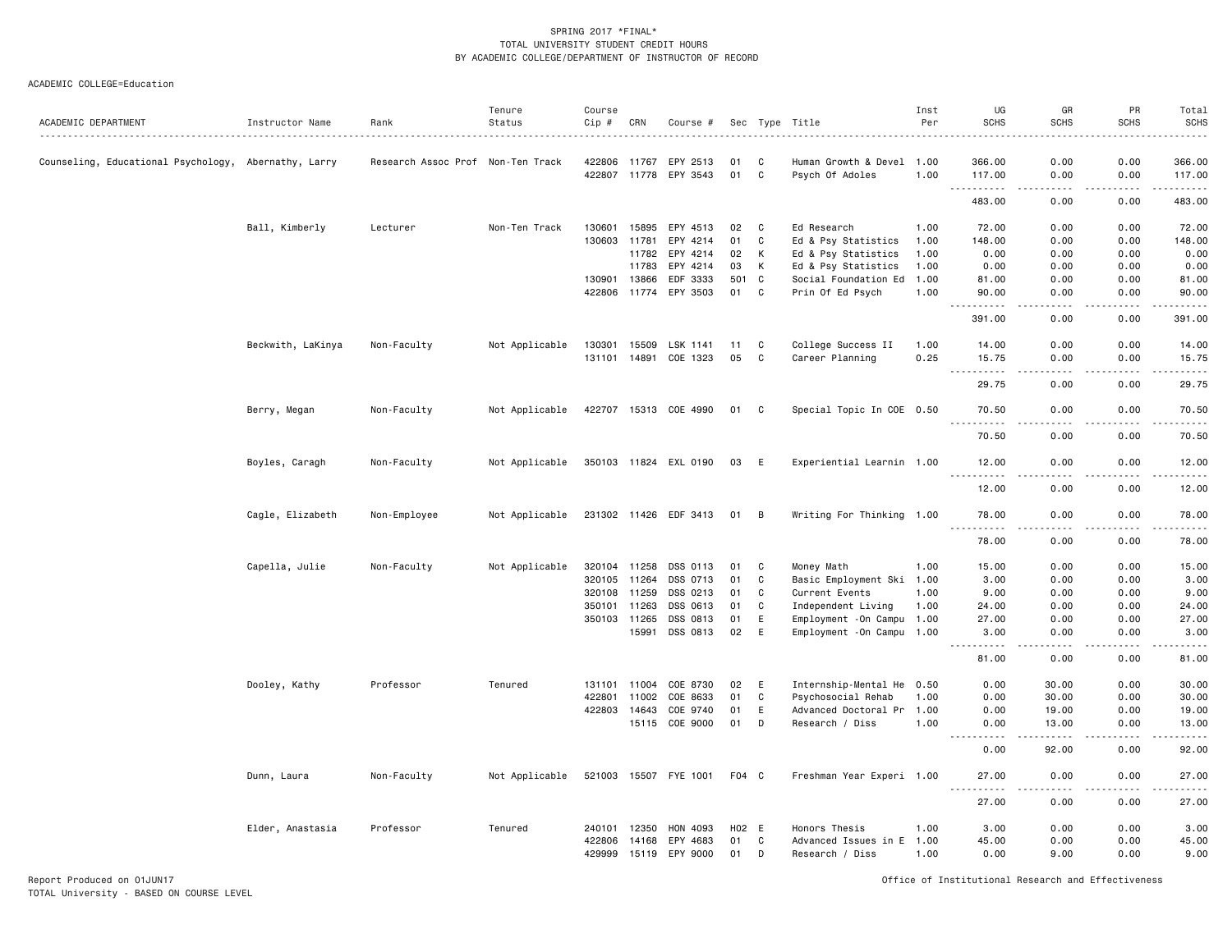SPRING 2017 *FINAL*
TOTAL UNIVERSITY STUDENT CREDIT HOURS
BY ACADEMIC COLLEGE/DEPARTMENT OF INSTRUCTOR OF RECORD

ACADEMIC COLLEGE=Education

| ACADEMIC DEPARTMENT | Instructor Name | Rank | Tenure Status | Course Cip # | CRN | Course # | Sec | Type | Title | Inst Per | UG SCHS | GR SCHS | PR SCHS | Total SCHS |
|---|---|---|---|---|---|---|---|---|---|---|---|---|---|---|
| Counseling, Educational Psychology, | Abernathy, Larry | Research Assoc Prof | Non-Ten Track | 422806 | 11767 | EPY 2513 | 01 | C | Human Growth & Devel | 1.00 | 366.00 | 0.00 | 0.00 | 366.00 |
| | | | | 422807 | 11778 | EPY 3543 | 01 | C | Psych Of Adoles | 1.00 | 117.00 | 0.00 | 0.00 | 117.00 |
| | | | | | | | | | | | 483.00 | 0.00 | 0.00 | 483.00 |
| | Ball, Kimberly | Lecturer | Non-Ten Track | 130601 | 15895 | EPY 4513 | 02 | C | Ed Research | 1.00 | 72.00 | 0.00 | 0.00 | 72.00 |
| | | | | 130603 | 11781 | EPY 4214 | 01 | C | Ed & Psy Statistics | 1.00 | 148.00 | 0.00 | 0.00 | 148.00 |
| | | | | | 11782 | EPY 4214 | 02 | K | Ed & Psy Statistics | 1.00 | 0.00 | 0.00 | 0.00 | 0.00 |
| | | | | | 11783 | EPY 4214 | 03 | K | Ed & Psy Statistics | 1.00 | 0.00 | 0.00 | 0.00 | 0.00 |
| | | | | 130901 | 13866 | EDF 3333 | 501 | C | Social Foundation Ed | 1.00 | 81.00 | 0.00 | 0.00 | 81.00 |
| | | | | 422806 | 11774 | EPY 3503 | 01 | C | Prin Of Ed Psych | 1.00 | 90.00 | 0.00 | 0.00 | 90.00 |
| | | | | | | | | | | | 391.00 | 0.00 | 0.00 | 391.00 |
| | Beckwith, LaKinya | Non-Faculty | Not Applicable | 130301 | 15509 | LSK 1141 | 11 | C | College Success II | 1.00 | 14.00 | 0.00 | 0.00 | 14.00 |
| | | | | 131101 | 14891 | COE 1323 | 05 | C | Career Planning | 0.25 | 15.75 | 0.00 | 0.00 | 15.75 |
| | | | | | | | | | | | 29.75 | 0.00 | 0.00 | 29.75 |
| | Berry, Megan | Non-Faculty | Not Applicable | 422707 | 15313 | COE 4990 | 01 | C | Special Topic In COE | 0.50 | 70.50 | 0.00 | 0.00 | 70.50 |
| | | | | | | | | | | | 70.50 | 0.00 | 0.00 | 70.50 |
| | Boyles, Caragh | Non-Faculty | Not Applicable | 350103 | 11824 | EXL 0190 | 03 | E | Experiential Learnin | 1.00 | 12.00 | 0.00 | 0.00 | 12.00 |
| | | | | | | | | | | | 12.00 | 0.00 | 0.00 | 12.00 |
| | Cagle, Elizabeth | Non-Employee | Not Applicable | 231302 | 11426 | EDF 3413 | 01 | B | Writing For Thinking | 1.00 | 78.00 | 0.00 | 0.00 | 78.00 |
| | | | | | | | | | | | 78.00 | 0.00 | 0.00 | 78.00 |
| | Capella, Julie | Non-Faculty | Not Applicable | 320104 | 11258 | DSS 0113 | 01 | C | Money Math | 1.00 | 15.00 | 0.00 | 0.00 | 15.00 |
| | | | | 320105 | 11264 | DSS 0713 | 01 | C | Basic Employment Ski | 1.00 | 3.00 | 0.00 | 0.00 | 3.00 |
| | | | | 320108 | 11259 | DSS 0213 | 01 | C | Current Events | 1.00 | 9.00 | 0.00 | 0.00 | 9.00 |
| | | | | 350101 | 11263 | DSS 0613 | 01 | C | Independent Living | 1.00 | 24.00 | 0.00 | 0.00 | 24.00 |
| | | | | 350103 | 11265 | DSS 0813 | 01 | E | Employment -On Campu | 1.00 | 27.00 | 0.00 | 0.00 | 27.00 |
| | | | | | 15991 | DSS 0813 | 02 | E | Employment -On Campu | 1.00 | 3.00 | 0.00 | 0.00 | 3.00 |
| | | | | | | | | | | | 81.00 | 0.00 | 0.00 | 81.00 |
| | Dooley, Kathy | Professor | Tenured | 131101 | 11004 | COE 8730 | 02 | E | Internship-Mental He | 0.50 | 0.00 | 30.00 | 0.00 | 30.00 |
| | | | | 422801 | 11002 | COE 8633 | 01 | C | Psychosocial Rehab | 1.00 | 0.00 | 30.00 | 0.00 | 30.00 |
| | | | | 422803 | 14643 | COE 9740 | 01 | E | Advanced Doctoral Pr | 1.00 | 0.00 | 19.00 | 0.00 | 19.00 |
| | | | | | 15115 | COE 9000 | 01 | D | Research / Diss | 1.00 | 0.00 | 13.00 | 0.00 | 13.00 |
| | | | | | | | | | | | 0.00 | 92.00 | 0.00 | 92.00 |
| | Dunn, Laura | Non-Faculty | Not Applicable | 521003 | 15507 | FYE 1001 | F04 | C | Freshman Year Experi | 1.00 | 27.00 | 0.00 | 0.00 | 27.00 |
| | | | | | | | | | | | 27.00 | 0.00 | 0.00 | 27.00 |
| | Elder, Anastasia | Professor | Tenured | 240101 | 12350 | HON 4093 | H02 | E | Honors Thesis | 1.00 | 3.00 | 0.00 | 0.00 | 3.00 |
| | | | | 422806 | 14168 | EPY 4683 | 01 | C | Advanced Issues in E | 1.00 | 45.00 | 0.00 | 0.00 | 45.00 |
| | | | | 429999 | 15119 | EPY 9000 | 01 | D | Research / Diss | 1.00 | 0.00 | 9.00 | 0.00 | 9.00 |

Report Produced on 01JUN17
TOTAL University - BASED ON COURSE LEVEL

Office of Institutional Research and Effectiveness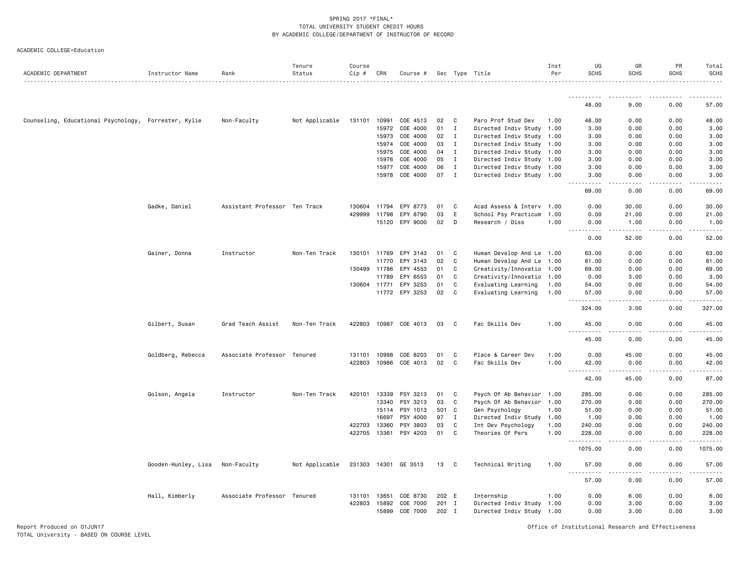SPRING 2017 *FINAL*
TOTAL UNIVERSITY STUDENT CREDIT HOURS
BY ACADEMIC COLLEGE/DEPARTMENT OF INSTRUCTOR OF RECORD

ACADEMIC COLLEGE=Education

| ACADEMIC DEPARTMENT | Instructor Name | Rank | Tenure Status | Course Cip # | CRN | Course # | Sec | Type | Title | Inst Per | UG SCHS | GR SCHS | PR SCHS | Total SCHS |
|---|---|---|---|---|---|---|---|---|---|---|---|---|---|---|
| | | | | | | | | | | | 48.00 | 9.00 | 0.00 | 57.00 |
| Counseling, Educational Psychology, | Forrester, Kylie | Non-Faculty | Not Applicable | 131101 | 10991 | COE 4513 | 02 | C | Paro Prof Stud Dev | 1.00 | 48.00 | 0.00 | 0.00 | 48.00 |
| | | | | | 15972 | COE 4000 | 01 | I | Directed Indiv Study | 1.00 | 3.00 | 0.00 | 0.00 | 3.00 |
| | | | | | 15973 | COE 4000 | 02 | I | Directed Indiv Study | 1.00 | 3.00 | 0.00 | 0.00 | 3.00 |
| | | | | | 15974 | COE 4000 | 03 | I | Directed Indiv Study | 1.00 | 3.00 | 0.00 | 0.00 | 3.00 |
| | | | | | 15975 | COE 4000 | 04 | I | Directed Indiv Study | 1.00 | 3.00 | 0.00 | 0.00 | 3.00 |
| | | | | | 15976 | COE 4000 | 05 | I | Directed Indiv Study | 1.00 | 3.00 | 0.00 | 0.00 | 3.00 |
| | | | | | 15977 | COE 4000 | 06 | I | Directed Indiv Study | 1.00 | 3.00 | 0.00 | 0.00 | 3.00 |
| | | | | | 15978 | COE 4000 | 07 | I | Directed Indiv Study | 1.00 | 3.00 | 0.00 | 0.00 | 3.00 |
| | | | | | | | | | | | 69.00 | 0.00 | 0.00 | 69.00 |
| | Gadke, Daniel | Assistant Professor | Ten Track | 130604 | 11794 | EPY 8773 | 01 | C | Acad Assess & Interv | 1.00 | 0.00 | 30.00 | 0.00 | 30.00 |
| | | | | 429999 | 11798 | EPY 8790 | 03 | E | School Psy Practicum | 1.00 | 0.00 | 21.00 | 0.00 | 21.00 |
| | | | | | 15120 | EPY 9000 | 02 | D | Research / Diss | 1.00 | 0.00 | 1.00 | 0.00 | 1.00 |
| | | | | | | | | | | | 0.00 | 52.00 | 0.00 | 52.00 |
| | Gainer, Donna | Instructor | Non-Ten Track | 130101 | 11769 | EPY 3143 | 01 | C | Human Develop And Le | 1.00 | 63.00 | 0.00 | 0.00 | 63.00 |
| | | | | | 11770 | EPY 3143 | 02 | C | Human Develop And Le | 1.00 | 81.00 | 0.00 | 0.00 | 81.00 |
| | | | | 130499 | 11786 | EPY 4553 | 01 | C | Creativity/Innovatio | 1.00 | 69.00 | 0.00 | 0.00 | 69.00 |
| | | | | | 11789 | EPY 6553 | 01 | C | Creativity/Innovatio | 1.00 | 0.00 | 3.00 | 0.00 | 3.00 |
| | | | | 130604 | 11771 | EPY 3253 | 01 | C | Evaluating Learning | 1.00 | 54.00 | 0.00 | 0.00 | 54.00 |
| | | | | | 11772 | EPY 3253 | 02 | C | Evaluating Learning | 1.00 | 57.00 | 0.00 | 0.00 | 57.00 |
| | | | | | | | | | | | 324.00 | 3.00 | 0.00 | 327.00 |
| | Gilbert, Susan | Grad Teach Assist | Non-Ten Track | 422803 | 10987 | COE 4013 | 03 | C | Fac Skills Dev | 1.00 | 45.00 | 0.00 | 0.00 | 45.00 |
| | | | | | | | | | | | 45.00 | 0.00 | 0.00 | 45.00 |
| | Goldberg, Rebecca | Associate Professor | Tenured | 131101 | 10998 | COE 8203 | 01 | C | Place & Career Dev | 1.00 | 0.00 | 45.00 | 0.00 | 45.00 |
| | | | | 422803 | 10986 | COE 4013 | 02 | C | Fac Skills Dev | 1.00 | 42.00 | 0.00 | 0.00 | 42.00 |
| | | | | | | | | | | | 42.00 | 45.00 | 0.00 | 87.00 |
| | Golson, Angela | Instructor | Non-Ten Track | 420101 | 13339 | PSY 3213 | 01 | C | Psych Of Ab Behavior | 1.00 | 285.00 | 0.00 | 0.00 | 285.00 |
| | | | | | 13340 | PSY 3213 | 03 | C | Psych Of Ab Behavior | 1.00 | 270.00 | 0.00 | 0.00 | 270.00 |
| | | | | | 15114 | PSY 1013 | 501 | C | Gen Psychology | 1.00 | 51.00 | 0.00 | 0.00 | 51.00 |
| | | | | | 16697 | PSY 4000 | 97 | I | Directed Indiv Study | 1.00 | 1.00 | 0.00 | 0.00 | 1.00 |
| | | | | 422703 | 13360 | PSY 3803 | 03 | C | Int Dev Psychology | 1.00 | 240.00 | 0.00 | 0.00 | 240.00 |
| | | | | 422705 | 13361 | PSY 4203 | 01 | C | Theories Of Pers | 1.00 | 228.00 | 0.00 | 0.00 | 228.00 |
| | | | | | | | | | | | 1075.00 | 0.00 | 0.00 | 1075.00 |
| | Gooden-Hunley, Lisa | Non-Faculty | Not Applicable | 231303 | 14301 | GE 3513 | 13 | C | Technical Writing | 1.00 | 57.00 | 0.00 | 0.00 | 57.00 |
| | | | | | | | | | | | 57.00 | 0.00 | 0.00 | 57.00 |
| | Hall, Kimberly | Associate Professor | Tenured | 131101 | 13651 | COE 8730 | 202 | E | Internship | 1.00 | 0.00 | 6.00 | 0.00 | 6.00 |
| | | | | 422803 | 15892 | COE 7000 | 201 | I | Directed Indiv Study | 1.00 | 0.00 | 3.00 | 0.00 | 3.00 |
| | | | | | 15899 | COE 7000 | 202 | I | Directed Indiv Study | 1.00 | 0.00 | 3.00 | 0.00 | 3.00 |

Report Produced on 01JUN17
TOTAL University - BASED ON COURSE LEVEL

Office of Institutional Research and Effectiveness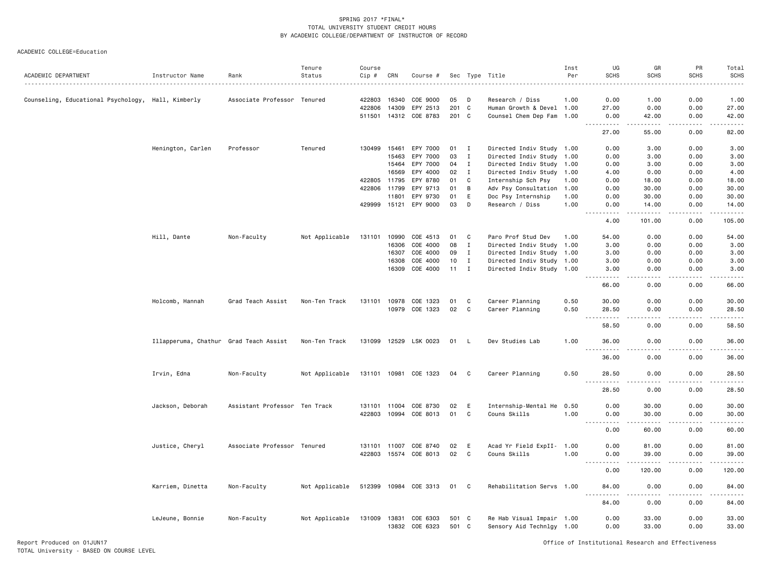SPRING 2017 *FINAL*
TOTAL UNIVERSITY STUDENT CREDIT HOURS
BY ACADEMIC COLLEGE/DEPARTMENT OF INSTRUCTOR OF RECORD

ACADEMIC COLLEGE=Education

| ACADEMIC DEPARTMENT | Instructor Name | Rank | Tenure Status | Course Cip # | CRN | Course # | Sec | Type | Title | Inst Per | UG SCHS | GR SCHS | PR SCHS | Total SCHS |
|---|---|---|---|---|---|---|---|---|---|---|---|---|---|---|
| Counseling, Educational Psychology, | Hall, Kimberly | Associate Professor | Tenured | 422803 | 16340 | COE 9000 | 05 | D | Research / Diss | 1.00 | 0.00 | 1.00 | 0.00 | 1.00 |
| | | | | 422806 | 14309 | EPY 2513 | 201 | C | Human Growth & Devel | 1.00 | 27.00 | 0.00 | 0.00 | 27.00 |
| | | | | 511501 | 14312 | COE 8783 | 201 | C | Counsel Chem Dep Fam | 1.00 | 0.00 | 42.00 | 0.00 | 42.00 |
| | | | | | | | | | | | 27.00 | 55.00 | 0.00 | 82.00 |
| | Henington, Carlen | Professor | Tenured | 130499 | 15461 | EPY 7000 | 01 | I | Directed Indiv Study | 1.00 | 0.00 | 3.00 | 0.00 | 3.00 |
| | | | | | 15463 | EPY 7000 | 03 | I | Directed Indiv Study | 1.00 | 0.00 | 3.00 | 0.00 | 3.00 |
| | | | | | 15464 | EPY 7000 | 04 | I | Directed Indiv Study | 1.00 | 0.00 | 3.00 | 0.00 | 3.00 |
| | | | | | 16569 | EPY 4000 | 02 | I | Directed Indiv Study | 1.00 | 4.00 | 0.00 | 0.00 | 4.00 |
| | | | | 422805 | 11795 | EPY 8780 | 01 | C | Internship Sch Psy | 1.00 | 0.00 | 18.00 | 0.00 | 18.00 |
| | | | | 422806 | 11799 | EPY 9713 | 01 | B | Adv Psy Consultation | 1.00 | 0.00 | 30.00 | 0.00 | 30.00 |
| | | | | | 11801 | EPY 9730 | 01 | E | Doc Psy Internship | 1.00 | 0.00 | 30.00 | 0.00 | 30.00 |
| | | | | 429999 | 15121 | EPY 9000 | 03 | D | Research / Diss | 1.00 | 0.00 | 14.00 | 0.00 | 14.00 |
| | | | | | | | | | | | 4.00 | 101.00 | 0.00 | 105.00 |
| | Hill, Dante | Non-Faculty | Not Applicable | 131101 | 10990 | COE 4513 | 01 | C | Paro Prof Stud Dev | 1.00 | 54.00 | 0.00 | 0.00 | 54.00 |
| | | | | | 16306 | COE 4000 | 08 | I | Directed Indiv Study | 1.00 | 3.00 | 0.00 | 0.00 | 3.00 |
| | | | | | 16307 | COE 4000 | 09 | I | Directed Indiv Study | 1.00 | 3.00 | 0.00 | 0.00 | 3.00 |
| | | | | | 16308 | COE 4000 | 10 | I | Directed Indiv Study | 1.00 | 3.00 | 0.00 | 0.00 | 3.00 |
| | | | | | 16309 | COE 4000 | 11 | I | Directed Indiv Study | 1.00 | 3.00 | 0.00 | 0.00 | 3.00 |
| | | | | | | | | | | | 66.00 | 0.00 | 0.00 | 66.00 |
| | Holcomb, Hannah | Grad Teach Assist | Non-Ten Track | 131101 | 10978 | COE 1323 | 01 | C | Career Planning | 0.50 | 30.00 | 0.00 | 0.00 | 30.00 |
| | | | | | 10979 | COE 1323 | 02 | C | Career Planning | 0.50 | 28.50 | 0.00 | 0.00 | 28.50 |
| | | | | | | | | | | | 58.50 | 0.00 | 0.00 | 58.50 |
| | Illapperuma, Chathur | Grad Teach Assist | Non-Ten Track | 131099 | 12529 | LSK 0023 | 01 | L | Dev Studies Lab | 1.00 | 36.00 | 0.00 | 0.00 | 36.00 |
| | | | | | | | | | | | 36.00 | 0.00 | 0.00 | 36.00 |
| | Irvin, Edna | Non-Faculty | Not Applicable | 131101 | 10981 | COE 1323 | 04 | C | Career Planning | 0.50 | 28.50 | 0.00 | 0.00 | 28.50 |
| | | | | | | | | | | | 28.50 | 0.00 | 0.00 | 28.50 |
| | Jackson, Deborah | Assistant Professor | Ten Track | 131101 | 11004 | COE 8730 | 02 | E | Internship-Mental He | 0.50 | 0.00 | 30.00 | 0.00 | 30.00 |
| | | | | 422803 | 10994 | COE 8013 | 01 | C | Couns Skills | 1.00 | 0.00 | 30.00 | 0.00 | 30.00 |
| | | | | | | | | | | | 0.00 | 60.00 | 0.00 | 60.00 |
| | Justice, Cheryl | Associate Professor | Tenured | 131101 | 11007 | COE 8740 | 02 | E | Acad Yr Field ExpII- | 1.00 | 0.00 | 81.00 | 0.00 | 81.00 |
| | | | | 422803 | 15574 | COE 8013 | 02 | C | Couns Skills | 1.00 | 0.00 | 39.00 | 0.00 | 39.00 |
| | | | | | | | | | | | 0.00 | 120.00 | 0.00 | 120.00 |
| | Karriem, Dinetta | Non-Faculty | Not Applicable | 512399 | 10984 | COE 3313 | 01 | C | Rehabilitation Servs | 1.00 | 84.00 | 0.00 | 0.00 | 84.00 |
| | | | | | | | | | | | 84.00 | 0.00 | 0.00 | 84.00 |
| | LeJeune, Bonnie | Non-Faculty | Not Applicable | 131009 | 13831 | COE 6303 | 501 | C | Re Hab Visual Impair | 1.00 | 0.00 | 33.00 | 0.00 | 33.00 |
| | | | | | 13832 | COE 6323 | 501 | C | Sensory Aid Technlgy | 1.00 | 0.00 | 33.00 | 0.00 | 33.00 |

Report Produced on 01JUN17
TOTAL University - BASED ON COURSE LEVEL

Office of Institutional Research and Effectiveness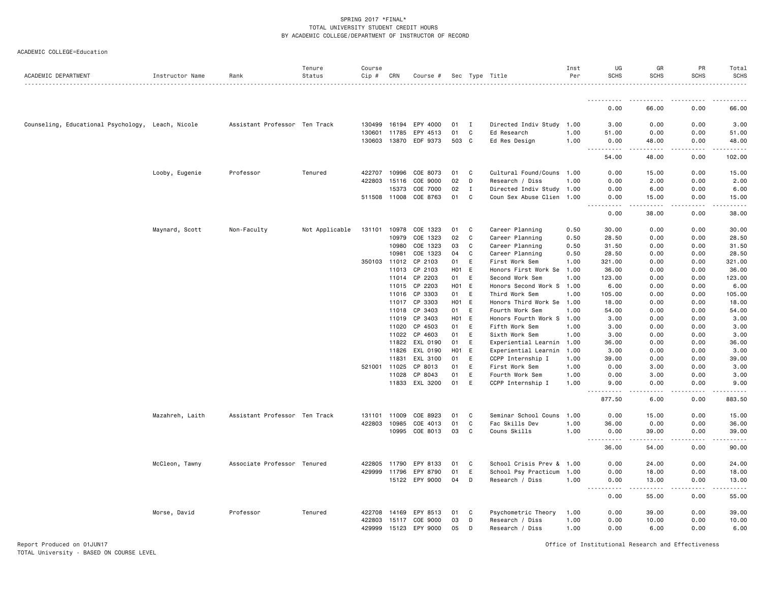SPRING 2017 *FINAL*
TOTAL UNIVERSITY STUDENT CREDIT HOURS
BY ACADEMIC COLLEGE/DEPARTMENT OF INSTRUCTOR OF RECORD

ACADEMIC COLLEGE=Education

| ACADEMIC DEPARTMENT | Instructor Name | Rank | Tenure Status | Course Cip # | CRN | Course # | Sec | Type | Title | Inst Per | UG SCHS | GR SCHS | PR SCHS | Total SCHS |
|---|---|---|---|---|---|---|---|---|---|---|---|---|---|---|
| | | | | | | | | | | | 0.00 | 66.00 | 0.00 | 66.00 |
| Counseling, Educational Psychology, | Leach, Nicole | Assistant Professor | Ten Track | 130499 | 16194 | EPY 4000 | 01 | I | Directed Indiv Study | 1.00 | 3.00 | 0.00 | 0.00 | 3.00 |
| | | | | 130601 | 11785 | EPY 4513 | 01 | C | Ed Research | 1.00 | 51.00 | 0.00 | 0.00 | 51.00 |
| | | | | 130603 | 13870 | EDF 9373 | 503 | C | Ed Res Design | 1.00 | 0.00 | 48.00 | 0.00 | 48.00 |
| | | | | | | | | | | | 54.00 | 48.00 | 0.00 | 102.00 |
| | Looby, Eugenie | Professor | Tenured | 422707 | 10996 | COE 8073 | 01 | C | Cultural Found/Couns | 1.00 | 0.00 | 15.00 | 0.00 | 15.00 |
| | | | | 422803 | 15116 | COE 9000 | 02 | D | Research / Diss | 1.00 | 0.00 | 2.00 | 0.00 | 2.00 |
| | | | | | 15373 | COE 7000 | 02 | I | Directed Indiv Study | 1.00 | 0.00 | 6.00 | 0.00 | 6.00 |
| | | | | 511508 | 11008 | COE 8763 | 01 | C | Coun Sex Abuse Clien | 1.00 | 0.00 | 15.00 | 0.00 | 15.00 |
| | | | | | | | | | | | 0.00 | 38.00 | 0.00 | 38.00 |
| | Maynard, Scott | Non-Faculty | Not Applicable | 131101 | 10978 | COE 1323 | 01 | C | Career Planning | 0.50 | 30.00 | 0.00 | 0.00 | 30.00 |
| | | | | | 10979 | COE 1323 | 02 | C | Career Planning | 0.50 | 28.50 | 0.00 | 0.00 | 28.50 |
| | | | | | 10980 | COE 1323 | 03 | C | Career Planning | 0.50 | 31.50 | 0.00 | 0.00 | 31.50 |
| | | | | | 10981 | COE 1323 | 04 | C | Career Planning | 0.50 | 28.50 | 0.00 | 0.00 | 28.50 |
| | | | | 350103 | 11012 | CP 2103 | 01 | E | First Work Sem | 1.00 | 321.00 | 0.00 | 0.00 | 321.00 |
| | | | | | 11013 | CP 2103 | H01 | E | Honors First Work Se | 1.00 | 36.00 | 0.00 | 0.00 | 36.00 |
| | | | | | 11014 | CP 2203 | 01 | E | Second Work Sem | 1.00 | 123.00 | 0.00 | 0.00 | 123.00 |
| | | | | | 11015 | CP 2203 | H01 | E | Honors Second Work S | 1.00 | 6.00 | 0.00 | 0.00 | 6.00 |
| | | | | | 11016 | CP 3303 | 01 | E | Third Work Sem | 1.00 | 105.00 | 0.00 | 0.00 | 105.00 |
| | | | | | 11017 | CP 3303 | H01 | E | Honors Third Work Se | 1.00 | 18.00 | 0.00 | 0.00 | 18.00 |
| | | | | | 11018 | CP 3403 | 01 | E | Fourth Work Sem | 1.00 | 54.00 | 0.00 | 0.00 | 54.00 |
| | | | | | 11019 | CP 3403 | H01 | E | Honors Fourth Work S | 1.00 | 3.00 | 0.00 | 0.00 | 3.00 |
| | | | | | 11020 | CP 4503 | 01 | E | Fifth Work Sem | 1.00 | 3.00 | 0.00 | 0.00 | 3.00 |
| | | | | | 11022 | CP 4603 | 01 | E | Sixth Work Sem | 1.00 | 3.00 | 0.00 | 0.00 | 3.00 |
| | | | | | 11822 | EXL 0190 | 01 | E | Experiential Learnin | 1.00 | 36.00 | 0.00 | 0.00 | 36.00 |
| | | | | | 11826 | EXL 0190 | H01 | E | Experiential Learnin | 1.00 | 3.00 | 0.00 | 0.00 | 3.00 |
| | | | | | 11831 | EXL 3100 | 01 | E | CCPP Internship I | 1.00 | 39.00 | 0.00 | 0.00 | 39.00 |
| | | | | 521001 | 11025 | CP 8013 | 01 | E | First Work Sem | 1.00 | 0.00 | 3.00 | 0.00 | 3.00 |
| | | | | | 11028 | CP 8043 | 01 | E | Fourth Work Sem | 1.00 | 0.00 | 3.00 | 0.00 | 3.00 |
| | | | | | 11833 | EXL 3200 | 01 | E | CCPP Internship I | 1.00 | 9.00 | 0.00 | 0.00 | 9.00 |
| | | | | | | | | | | | 877.50 | 6.00 | 0.00 | 883.50 |
| | Mazahreh, Laith | Assistant Professor | Ten Track | 131101 | 11009 | COE 8923 | 01 | C | Seminar School Couns | 1.00 | 0.00 | 15.00 | 0.00 | 15.00 |
| | | | | 422803 | 10985 | COE 4013 | 01 | C | Fac Skills Dev | 1.00 | 36.00 | 0.00 | 0.00 | 36.00 |
| | | | | | 10995 | COE 8013 | 03 | C | Couns Skills | 1.00 | 0.00 | 39.00 | 0.00 | 39.00 |
| | | | | | | | | | | | 36.00 | 54.00 | 0.00 | 90.00 |
| | McCleon, Tawny | Associate Professor | Tenured | 422805 | 11790 | EPY 8133 | 01 | C | School Crisis Prev & | 1.00 | 0.00 | 24.00 | 0.00 | 24.00 |
| | | | | 429999 | 11796 | EPY 8790 | 01 | E | School Psy Practicum | 1.00 | 0.00 | 18.00 | 0.00 | 18.00 |
| | | | | | 15122 | EPY 9000 | 04 | D | Research / Diss | 1.00 | 0.00 | 13.00 | 0.00 | 13.00 |
| | | | | | | | | | | | 0.00 | 55.00 | 0.00 | 55.00 |
| | Morse, David | Professor | Tenured | 422708 | 14169 | EPY 8513 | 01 | C | Psychometric Theory | 1.00 | 0.00 | 39.00 | 0.00 | 39.00 |
| | | | | 422803 | 15117 | COE 9000 | 03 | D | Research / Diss | 1.00 | 0.00 | 10.00 | 0.00 | 10.00 |
| | | | | 429999 | 15123 | EPY 9000 | 05 | D | Research / Diss | 1.00 | 0.00 | 6.00 | 0.00 | 6.00 |

Report Produced on 01JUN17
TOTAL University - BASED ON COURSE LEVEL

Office of Institutional Research and Effectiveness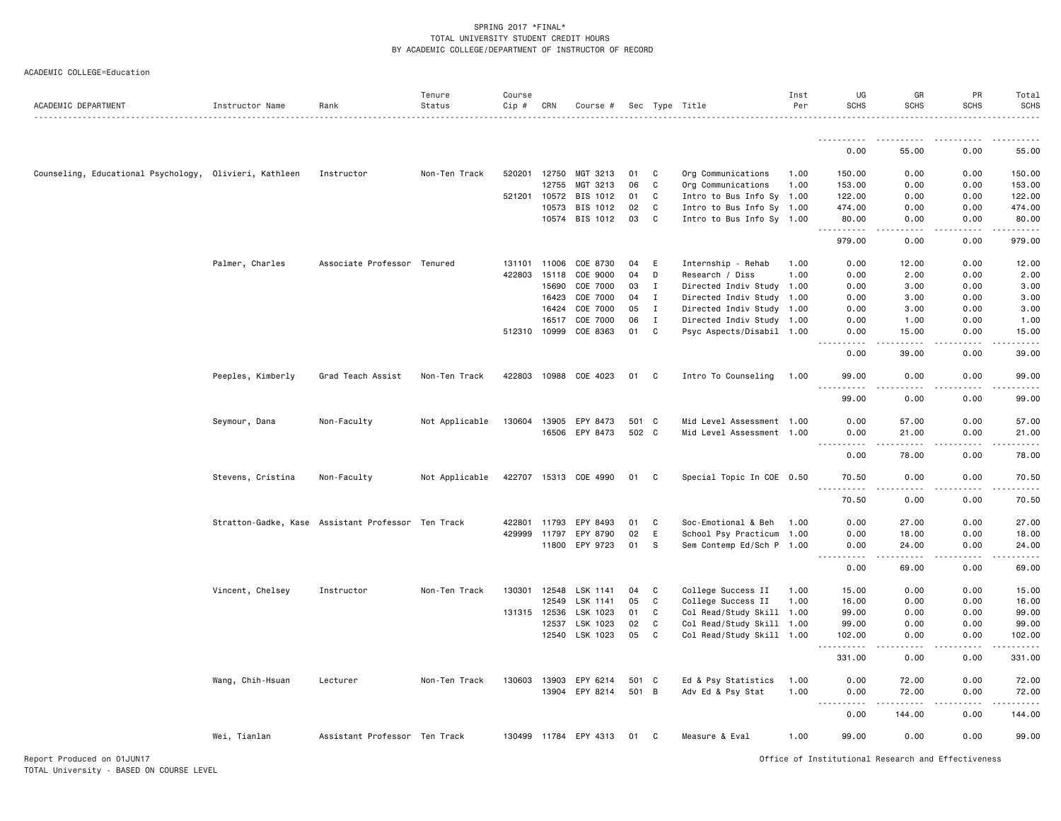SPRING 2017 *FINAL*
TOTAL UNIVERSITY STUDENT CREDIT HOURS
BY ACADEMIC COLLEGE/DEPARTMENT OF INSTRUCTOR OF RECORD

ACADEMIC COLLEGE=Education

| ACADEMIC DEPARTMENT | Instructor Name | Rank | Tenure Status | Course Cip # | CRN | Course # | Sec | Type | Title | Inst Per | UG SCHS | GR SCHS | PR SCHS | Total SCHS |
|---|---|---|---|---|---|---|---|---|---|---|---|---|---|---|
| | | | | | | | | | | | 0.00 | 55.00 | 0.00 | 55.00 |
| Counseling, Educational Psychology, | Olivieri, Kathleen | Instructor | Non-Ten Track | 520201 | 12750 | MGT 3213 | 01 | C | Org Communications | 1.00 | 150.00 | 0.00 | 0.00 | 150.00 |
| | | | | | 12755 | MGT 3213 | 06 | C | Org Communications | 1.00 | 153.00 | 0.00 | 0.00 | 153.00 |
| | | | | 521201 | 10572 | BIS 1012 | 01 | C | Intro to Bus Info Sy | 1.00 | 122.00 | 0.00 | 0.00 | 122.00 |
| | | | | | 10573 | BIS 1012 | 02 | C | Intro to Bus Info Sy | 1.00 | 474.00 | 0.00 | 0.00 | 474.00 |
| | | | | | 10574 | BIS 1012 | 03 | C | Intro to Bus Info Sy | 1.00 | 80.00 | 0.00 | 0.00 | 80.00 |
| | | | | | | | | | | | 979.00 | 0.00 | 0.00 | 979.00 |
| | Palmer, Charles | Associate Professor | Tenured | 131101 | 11006 | COE 8730 | 04 | E | Internship - Rehab | 1.00 | 0.00 | 12.00 | 0.00 | 12.00 |
| | | | | 422803 | 15118 | COE 9000 | 04 | D | Research / Diss | 1.00 | 0.00 | 2.00 | 0.00 | 2.00 |
| | | | | | 15690 | COE 7000 | 03 | I | Directed Indiv Study | 1.00 | 0.00 | 3.00 | 0.00 | 3.00 |
| | | | | | 16423 | COE 7000 | 04 | I | Directed Indiv Study | 1.00 | 0.00 | 3.00 | 0.00 | 3.00 |
| | | | | | 16424 | COE 7000 | 05 | I | Directed Indiv Study | 1.00 | 0.00 | 3.00 | 0.00 | 3.00 |
| | | | | | 16517 | COE 7000 | 06 | I | Directed Indiv Study | 1.00 | 0.00 | 1.00 | 0.00 | 1.00 |
| | | | | 512310 | 10999 | COE 8363 | 01 | C | Psyc Aspects/Disabil | 1.00 | 0.00 | 15.00 | 0.00 | 15.00 |
| | | | | | | | | | | | 0.00 | 39.00 | 0.00 | 39.00 |
| | Peeples, Kimberly | Grad Teach Assist | Non-Ten Track | 422803 | 10988 | COE 4023 | 01 | C | Intro To Counseling | 1.00 | 99.00 | 0.00 | 0.00 | 99.00 |
| | | | | | | | | | | | 99.00 | 0.00 | 0.00 | 99.00 |
| | Seymour, Dana | Non-Faculty | Not Applicable | 130604 | 13905 | EPY 8473 | 501 | C | Mid Level Assessment | 1.00 | 0.00 | 57.00 | 0.00 | 57.00 |
| | | | | | 16506 | EPY 8473 | 502 | C | Mid Level Assessment | 1.00 | 0.00 | 21.00 | 0.00 | 21.00 |
| | | | | | | | | | | | 0.00 | 78.00 | 0.00 | 78.00 |
| | Stevens, Cristina | Non-Faculty | Not Applicable | 422707 | 15313 | COE 4990 | 01 | C | Special Topic In COE | 0.50 | 70.50 | 0.00 | 0.00 | 70.50 |
| | | | | | | | | | | | 70.50 | 0.00 | 0.00 | 70.50 |
| | Stratton-Gadke, Kase | Assistant Professor | Ten Track | 422801 | 11793 | EPY 8493 | 01 | C | Soc-Emotional & Beh | 1.00 | 0.00 | 27.00 | 0.00 | 27.00 |
| | | | | 429999 | 11797 | EPY 8790 | 02 | E | School Psy Practicum | 1.00 | 0.00 | 18.00 | 0.00 | 18.00 |
| | | | | | 11800 | EPY 9723 | 01 | S | Sem Contemp Ed/Sch P | 1.00 | 0.00 | 24.00 | 0.00 | 24.00 |
| | | | | | | | | | | | 0.00 | 69.00 | 0.00 | 69.00 |
| | Vincent, Chelsey | Instructor | Non-Ten Track | 130301 | 12548 | LSK 1141 | 04 | C | College Success II | 1.00 | 15.00 | 0.00 | 0.00 | 15.00 |
| | | | | | 12549 | LSK 1141 | 05 | C | College Success II | 1.00 | 16.00 | 0.00 | 0.00 | 16.00 |
| | | | | 131315 | 12536 | LSK 1023 | 01 | C | Col Read/Study Skill | 1.00 | 99.00 | 0.00 | 0.00 | 99.00 |
| | | | | | 12537 | LSK 1023 | 02 | C | Col Read/Study Skill | 1.00 | 99.00 | 0.00 | 0.00 | 99.00 |
| | | | | | 12540 | LSK 1023 | 05 | C | Col Read/Study Skill | 1.00 | 102.00 | 0.00 | 0.00 | 102.00 |
| | | | | | | | | | | | 331.00 | 0.00 | 0.00 | 331.00 |
| | Wang, Chih-Hsuan | Lecturer | Non-Ten Track | 130603 | 13903 | EPY 6214 | 501 | C | Ed & Psy Statistics | 1.00 | 0.00 | 72.00 | 0.00 | 72.00 |
| | | | | | 13904 | EPY 8214 | 501 | B | Adv Ed & Psy Stat | 1.00 | 0.00 | 72.00 | 0.00 | 72.00 |
| | | | | | | | | | | | 0.00 | 144.00 | 0.00 | 144.00 |
| | Wei, Tianlan | Assistant Professor | Ten Track | 130499 | 11784 | EPY 4313 | 01 | C | Measure & Eval | 1.00 | 99.00 | 0.00 | 0.00 | 99.00 |

Report Produced on 01JUN17
TOTAL University - BASED ON COURSE LEVEL

Office of Institutional Research and Effectiveness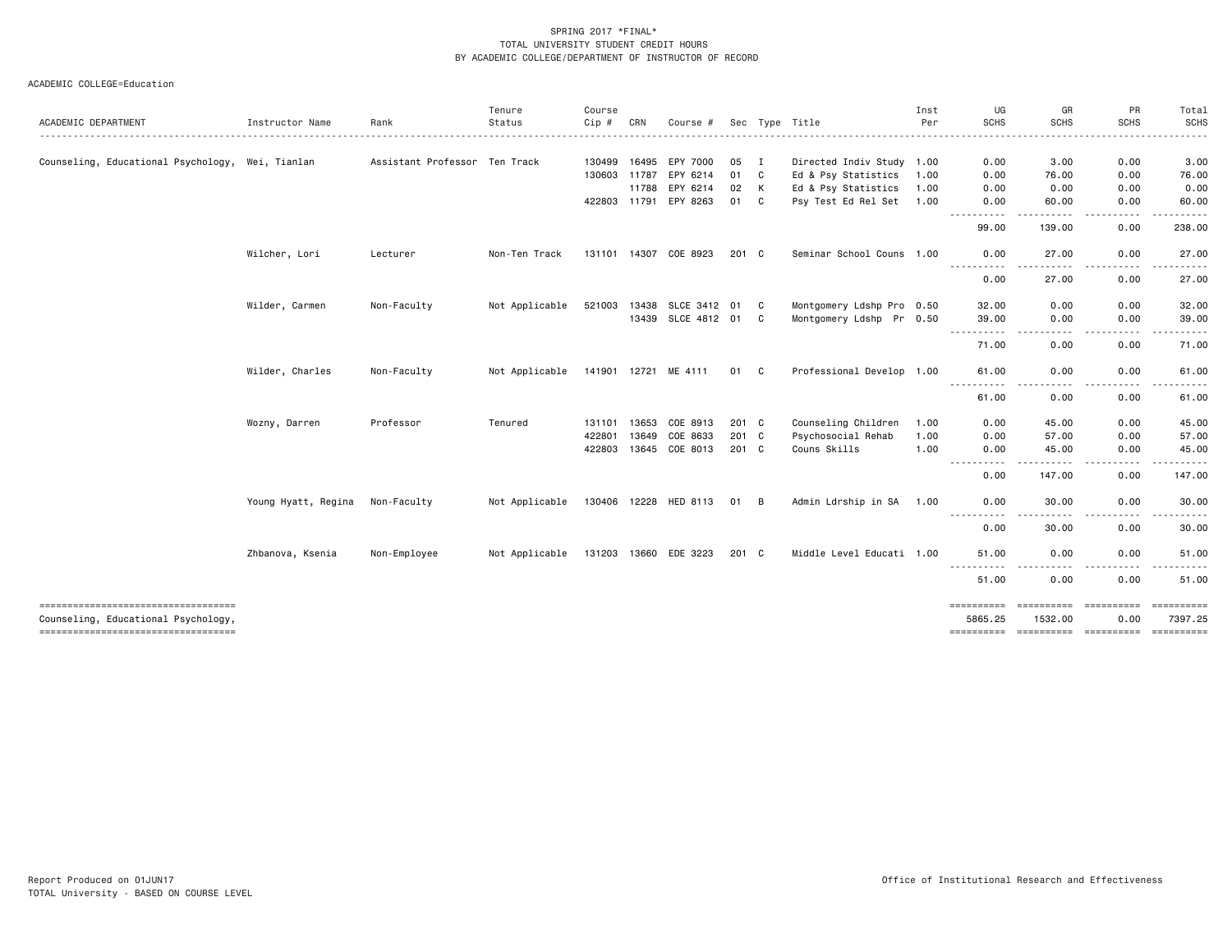SPRING 2017 *FINAL*
TOTAL UNIVERSITY STUDENT CREDIT HOURS
BY ACADEMIC COLLEGE/DEPARTMENT OF INSTRUCTOR OF RECORD

ACADEMIC COLLEGE=Education

| ACADEMIC DEPARTMENT | Instructor Name | Rank | Tenure Status | Course Cip # | CRN | Course # | Sec | Type | Title | Inst Per | UG SCHS | GR SCHS | PR SCHS | Total SCHS |
|---|---|---|---|---|---|---|---|---|---|---|---|---|---|---|
| Counseling, Educational Psychology, | Wei, Tianlan | Assistant Professor | Ten Track | 130499 | 16495 | EPY 7000 | 05 | I | Directed Indiv Study | 1.00 | 0.00 | 3.00 | 0.00 | 3.00 |
| | | | | 130603 | 11787 | EPY 6214 | 01 | C | Ed & Psy Statistics | 1.00 | 0.00 | 76.00 | 0.00 | 76.00 |
| | | | | | 11788 | EPY 6214 | 02 | K | Ed & Psy Statistics | 1.00 | 0.00 | 0.00 | 0.00 | 0.00 |
| | | | | 422803 | 11791 | EPY 8263 | 01 | C | Psy Test Ed Rel Set | 1.00 | 0.00 | 60.00 | 0.00 | 60.00 |
| | | | | | | | | | | | 99.00 | 139.00 | 0.00 | 238.00 |
| | Wilcher, Lori | Lecturer | Non-Ten Track | 131101 | 14307 | COE 8923 | 201 | C | Seminar School Couns | 1.00 | 0.00 | 27.00 | 0.00 | 27.00 |
| | | | | | | | | | | | 0.00 | 27.00 | 0.00 | 27.00 |
| | Wilder, Carmen | Non-Faculty | Not Applicable | 521003 | 13438 | SLCE 3412 | 01 | C | Montgomery Ldshp Pro | 0.50 | 32.00 | 0.00 | 0.00 | 32.00 |
| | | | | | 13439 | SLCE 4812 | 01 | C | Montgomery Ldshp Pr | 0.50 | 39.00 | 0.00 | 0.00 | 39.00 |
| | | | | | | | | | | | 71.00 | 0.00 | 0.00 | 71.00 |
| | Wilder, Charles | Non-Faculty | Not Applicable | 141901 | 12721 | ME 4111 | 01 | C | Professional Develop | 1.00 | 61.00 | 0.00 | 0.00 | 61.00 |
| | | | | | | | | | | | 61.00 | 0.00 | 0.00 | 61.00 |
| | Wozny, Darren | Professor | Tenured | 131101 | 13653 | COE 8913 | 201 | C | Counseling Children | 1.00 | 0.00 | 45.00 | 0.00 | 45.00 |
| | | | | 422801 | 13649 | COE 8633 | 201 | C | Psychosocial Rehab | 1.00 | 0.00 | 57.00 | 0.00 | 57.00 |
| | | | | 422803 | 13645 | COE 8013 | 201 | C | Couns Skills | 1.00 | 0.00 | 45.00 | 0.00 | 45.00 |
| | | | | | | | | | | | 0.00 | 147.00 | 0.00 | 147.00 |
| | Young Hyatt, Regina | Non-Faculty | Not Applicable | 130406 | 12228 | HED 8113 | 01 | B | Admin Ldrship in SA | 1.00 | 0.00 | 30.00 | 0.00 | 30.00 |
| | | | | | | | | | | | 0.00 | 30.00 | 0.00 | 30.00 |
| | Zhbanova, Ksenia | Non-Employee | Not Applicable | 131203 | 13660 | EDE 3223 | 201 | C | Middle Level Educati | 1.00 | 51.00 | 0.00 | 0.00 | 51.00 |
| | | | | | | | | | | | 51.00 | 0.00 | 0.00 | 51.00 |
| Counseling, Educational Psychology, | | | | | | | | | | | 5865.25 | 1532.00 | 0.00 | 7397.25 |

Report Produced on 01JUN17
TOTAL University - BASED ON COURSE LEVEL

Office of Institutional Research and Effectiveness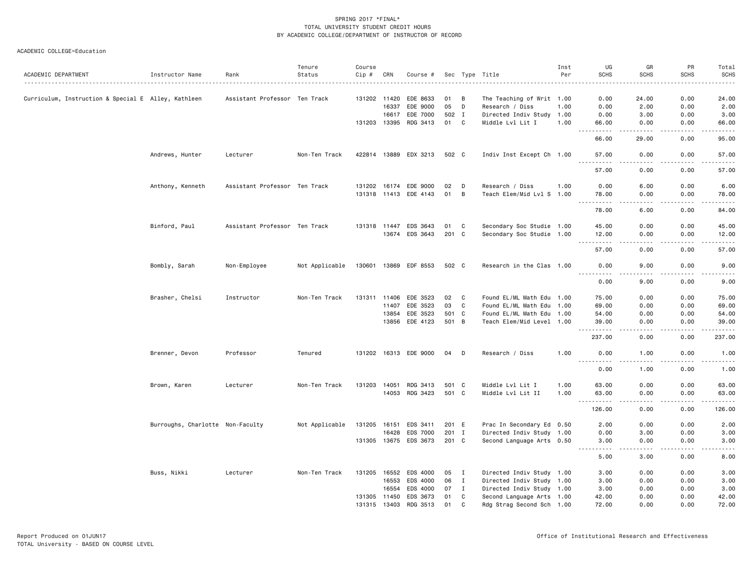SPRING 2017 *FINAL*
TOTAL UNIVERSITY STUDENT CREDIT HOURS
BY ACADEMIC COLLEGE/DEPARTMENT OF INSTRUCTOR OF RECORD

ACADEMIC COLLEGE=Education

| ACADEMIC DEPARTMENT | Instructor Name | Rank | Tenure Status | Course Cip # | CRN | Course # | Sec | Type | Title | Inst Per | UG SCHS | GR SCHS | PR SCHS | Total SCHS |
|---|---|---|---|---|---|---|---|---|---|---|---|---|---|---|
| Curriculum, Instruction & Special E | Alley, Kathleen | Assistant Professor | Ten Track | 131202 | 11420 | EDE 8633 | 01 | B | The Teaching of Writ | 1.00 | 0.00 | 24.00 | 0.00 | 24.00 |
| | | | | | 16337 | EDE 9000 | 05 | D | Research / Diss | 1.00 | 0.00 | 2.00 | 0.00 | 2.00 |
| | | | | | 16617 | EDE 7000 | 502 | I | Directed Indiv Study | 1.00 | 0.00 | 3.00 | 0.00 | 3.00 |
| | | | | 131203 | 13395 | RDG 3413 | 01 | C | Middle Lvl Lit I | 1.00 | 66.00 | 0.00 | 0.00 | 66.00 |
| | | | | | | | | | | | 66.00 | 29.00 | 0.00 | 95.00 |
| | Andrews, Hunter | Lecturer | Non-Ten Track | 422814 | 13889 | EDX 3213 | 502 | C | Indiv Inst Except Ch | 1.00 | 57.00 | 0.00 | 0.00 | 57.00 |
| | | | | | | | | | | | 57.00 | 0.00 | 0.00 | 57.00 |
| | Anthony, Kenneth | Assistant Professor | Ten Track | 131202 | 16174 | EDE 9000 | 02 | D | Research / Diss | 1.00 | 0.00 | 6.00 | 0.00 | 6.00 |
| | | | | 131318 | 11413 | EDE 4143 | 01 | B | Teach Elem/Mid Lvl S | 1.00 | 78.00 | 0.00 | 0.00 | 78.00 |
| | | | | | | | | | | | 78.00 | 6.00 | 0.00 | 84.00 |
| | Binford, Paul | Assistant Professor | Ten Track | 131318 | 11447 | EDS 3643 | 01 | C | Secondary Soc Studie | 1.00 | 45.00 | 0.00 | 0.00 | 45.00 |
| | | | | | 13674 | EDS 3643 | 201 | C | Secondary Soc Studie | 1.00 | 12.00 | 0.00 | 0.00 | 12.00 |
| | | | | | | | | | | | 57.00 | 0.00 | 0.00 | 57.00 |
| | Bombly, Sarah | Non-Employee | Not Applicable | 130601 | 13869 | EDF 8553 | 502 | C | Research in the Clas | 1.00 | 0.00 | 9.00 | 0.00 | 9.00 |
| | | | | | | | | | | | 0.00 | 9.00 | 0.00 | 9.00 |
| | Brasher, Chelsi | Instructor | Non-Ten Track | 131311 | 11406 | EDE 3523 | 02 | C | Found EL/ML Math Edu | 1.00 | 75.00 | 0.00 | 0.00 | 75.00 |
| | | | | | 11407 | EDE 3523 | 03 | C | Found EL/ML Math Edu | 1.00 | 69.00 | 0.00 | 0.00 | 69.00 |
| | | | | | 13854 | EDE 3523 | 501 | C | Found EL/ML Math Edu | 1.00 | 54.00 | 0.00 | 0.00 | 54.00 |
| | | | | | 13856 | EDE 4123 | 501 | B | Teach Elem/Mid Level | 1.00 | 39.00 | 0.00 | 0.00 | 39.00 |
| | | | | | | | | | | | 237.00 | 0.00 | 0.00 | 237.00 |
| | Brenner, Devon | Professor | Tenured | 131202 | 16313 | EDE 9000 | 04 | D | Research / Diss | 1.00 | 0.00 | 1.00 | 0.00 | 1.00 |
| | | | | | | | | | | | 0.00 | 1.00 | 0.00 | 1.00 |
| | Brown, Karen | Lecturer | Non-Ten Track | 131203 | 14051 | RDG 3413 | 501 | C | Middle Lvl Lit I | 1.00 | 63.00 | 0.00 | 0.00 | 63.00 |
| | | | | | 14053 | RDG 3423 | 501 | C | Middle Lvl Lit II | 1.00 | 63.00 | 0.00 | 0.00 | 63.00 |
| | | | | | | | | | | | 126.00 | 0.00 | 0.00 | 126.00 |
| | Burroughs, Charlotte | Non-Faculty | Not Applicable | 131205 | 16151 | EDS 3411 | 201 | E | Prac In Secondary Ed | 0.50 | 2.00 | 0.00 | 0.00 | 2.00 |
| | | | | | 16428 | EDS 7000 | 201 | I | Directed Indiv Study | 1.00 | 0.00 | 3.00 | 0.00 | 3.00 |
| | | | | 131305 | 13675 | EDS 3673 | 201 | C | Second Language Arts | 0.50 | 3.00 | 0.00 | 0.00 | 3.00 |
| | | | | | | | | | | | 5.00 | 3.00 | 0.00 | 8.00 |
| | Buss, Nikki | Lecturer | Non-Ten Track | 131205 | 16552 | EDS 4000 | 05 | I | Directed Indiv Study | 1.00 | 3.00 | 0.00 | 0.00 | 3.00 |
| | | | | | 16553 | EDS 4000 | 06 | I | Directed Indiv Study | 1.00 | 3.00 | 0.00 | 0.00 | 3.00 |
| | | | | | 16554 | EDS 4000 | 07 | I | Directed Indiv Study | 1.00 | 3.00 | 0.00 | 0.00 | 3.00 |
| | | | | 131305 | 11450 | EDS 3673 | 01 | C | Second Language Arts | 1.00 | 42.00 | 0.00 | 0.00 | 42.00 |
| | | | | 131315 | 13403 | RDG 3513 | 01 | C | Rdg Strag Second Sch | 1.00 | 72.00 | 0.00 | 0.00 | 72.00 |

Report Produced on 01JUN17
TOTAL University - BASED ON COURSE LEVEL

Office of Institutional Research and Effectiveness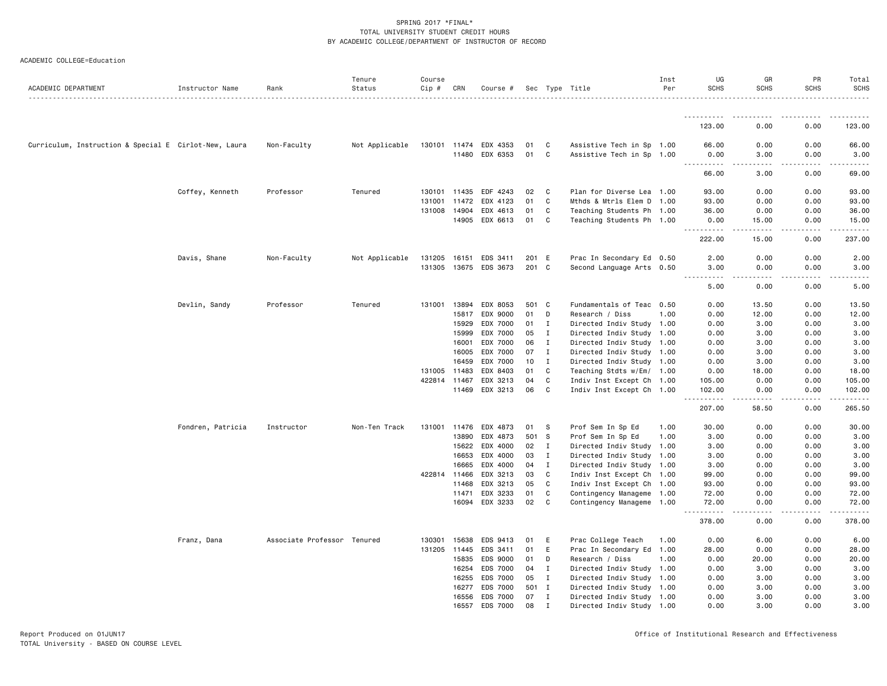SPRING 2017 *FINAL*
TOTAL UNIVERSITY STUDENT CREDIT HOURS
BY ACADEMIC COLLEGE/DEPARTMENT OF INSTRUCTOR OF RECORD

ACADEMIC COLLEGE=Education

| ACADEMIC DEPARTMENT | Instructor Name | Rank | Tenure Status | Course Cip # | CRN | Course # | Sec | Type | Title | Inst Per | UG SCHS | GR SCHS | PR SCHS | Total SCHS |
|---|---|---|---|---|---|---|---|---|---|---|---|---|---|---|
| | | | | | | | | | | | 123.00 | 0.00 | 0.00 | 123.00 |
| Curriculum, Instruction & Special E | Cirlot-New, Laura | Non-Faculty | Not Applicable | 130101 | 11474 | EDX 4353 | 01 | C | Assistive Tech in Sp | 1.00 | 66.00 | 0.00 | 0.00 | 66.00 |
| | | | | | 11480 | EDX 6353 | 01 | C | Assistive Tech in Sp | 1.00 | 0.00 | 3.00 | 0.00 | 3.00 |
| | | | | | | | | | | | 66.00 | 3.00 | 0.00 | 69.00 |
| | Coffey, Kenneth | Professor | Tenured | 130101 | 11435 | EDF 4243 | 02 | C | Plan for Diverse Lea | 1.00 | 93.00 | 0.00 | 0.00 | 93.00 |
| | | | | 131001 | 11472 | EDX 4123 | 01 | C | Mthds & Mtrls Elem D | 1.00 | 93.00 | 0.00 | 0.00 | 93.00 |
| | | | | 131008 | 14904 | EDX 4613 | 01 | C | Teaching Students Ph | 1.00 | 36.00 | 0.00 | 0.00 | 36.00 |
| | | | | | 14905 | EDX 6613 | 01 | C | Teaching Students Ph | 1.00 | 0.00 | 15.00 | 0.00 | 15.00 |
| | | | | | | | | | | | 222.00 | 15.00 | 0.00 | 237.00 |
| | Davis, Shane | Non-Faculty | Not Applicable | 131205 | 16151 | EDS 3411 | 201 | E | Prac In Secondary Ed | 0.50 | 2.00 | 0.00 | 0.00 | 2.00 |
| | | | | 131305 | 13675 | EDS 3673 | 201 | C | Second Language Arts | 0.50 | 3.00 | 0.00 | 0.00 | 3.00 |
| | | | | | | | | | | | 5.00 | 0.00 | 0.00 | 5.00 |
| | Devlin, Sandy | Professor | Tenured | 131001 | 13894 | EDX 8053 | 501 | C | Fundamentals of Teac | 0.50 | 0.00 | 13.50 | 0.00 | 13.50 |
| | | | | | 15817 | EDX 9000 | 01 | D | Research / Diss | 1.00 | 0.00 | 12.00 | 0.00 | 12.00 |
| | | | | | 15929 | EDX 7000 | 01 | I | Directed Indiv Study | 1.00 | 0.00 | 3.00 | 0.00 | 3.00 |
| | | | | | 15999 | EDX 7000 | 05 | I | Directed Indiv Study | 1.00 | 0.00 | 3.00 | 0.00 | 3.00 |
| | | | | | 16001 | EDX 7000 | 06 | I | Directed Indiv Study | 1.00 | 0.00 | 3.00 | 0.00 | 3.00 |
| | | | | | 16005 | EDX 7000 | 07 | I | Directed Indiv Study | 1.00 | 0.00 | 3.00 | 0.00 | 3.00 |
| | | | | | 16459 | EDX 7000 | 10 | I | Directed Indiv Study | 1.00 | 0.00 | 3.00 | 0.00 | 3.00 |
| | | | | 131005 | 11483 | EDX 8403 | 01 | C | Teaching Stdts w/Em/ | 1.00 | 0.00 | 18.00 | 0.00 | 18.00 |
| | | | | 422814 | 11467 | EDX 3213 | 04 | C | Indiv Inst Except Ch | 1.00 | 105.00 | 0.00 | 0.00 | 105.00 |
| | | | | | 11469 | EDX 3213 | 06 | C | Indiv Inst Except Ch | 1.00 | 102.00 | 0.00 | 0.00 | 102.00 |
| | | | | | | | | | | | 207.00 | 58.50 | 0.00 | 265.50 |
| | Fondren, Patricia | Instructor | Non-Ten Track | 131001 | 11476 | EDX 4873 | 01 | S | Prof Sem In Sp Ed | 1.00 | 30.00 | 0.00 | 0.00 | 30.00 |
| | | | | | 13890 | EDX 4873 | 501 | S | Prof Sem In Sp Ed | 1.00 | 3.00 | 0.00 | 0.00 | 3.00 |
| | | | | | 15622 | EDX 4000 | 02 | I | Directed Indiv Study | 1.00 | 3.00 | 0.00 | 0.00 | 3.00 |
| | | | | | 16653 | EDX 4000 | 03 | I | Directed Indiv Study | 1.00 | 3.00 | 0.00 | 0.00 | 3.00 |
| | | | | | 16665 | EDX 4000 | 04 | I | Directed Indiv Study | 1.00 | 3.00 | 0.00 | 0.00 | 3.00 |
| | | | | 422814 | 11466 | EDX 3213 | 03 | C | Indiv Inst Except Ch | 1.00 | 99.00 | 0.00 | 0.00 | 99.00 |
| | | | | | 11468 | EDX 3213 | 05 | C | Indiv Inst Except Ch | 1.00 | 93.00 | 0.00 | 0.00 | 93.00 |
| | | | | | 11471 | EDX 3233 | 01 | C | Contingency Manageme | 1.00 | 72.00 | 0.00 | 0.00 | 72.00 |
| | | | | | 16094 | EDX 3233 | 02 | C | Contingency Manageme | 1.00 | 72.00 | 0.00 | 0.00 | 72.00 |
| | | | | | | | | | | | 378.00 | 0.00 | 0.00 | 378.00 |
| | Franz, Dana | Associate Professor | Tenured | 130301 | 15638 | EDS 9413 | 01 | E | Prac College Teach | 1.00 | 0.00 | 6.00 | 0.00 | 6.00 |
| | | | | 131205 | 11445 | EDS 3411 | 01 | E | Prac In Secondary Ed | 1.00 | 28.00 | 0.00 | 0.00 | 28.00 |
| | | | | | 15835 | EDS 9000 | 01 | D | Research / Diss | 1.00 | 0.00 | 20.00 | 0.00 | 20.00 |
| | | | | | 16254 | EDS 7000 | 04 | I | Directed Indiv Study | 1.00 | 0.00 | 3.00 | 0.00 | 3.00 |
| | | | | | 16255 | EDS 7000 | 05 | I | Directed Indiv Study | 1.00 | 0.00 | 3.00 | 0.00 | 3.00 |
| | | | | | 16277 | EDS 7000 | 501 | I | Directed Indiv Study | 1.00 | 0.00 | 3.00 | 0.00 | 3.00 |
| | | | | | 16556 | EDS 7000 | 07 | I | Directed Indiv Study | 1.00 | 0.00 | 3.00 | 0.00 | 3.00 |
| | | | | | 16557 | EDS 7000 | 08 | I | Directed Indiv Study | 1.00 | 0.00 | 3.00 | 0.00 | 3.00 |

Report Produced on 01JUN17
TOTAL University - BASED ON COURSE LEVEL

Office of Institutional Research and Effectiveness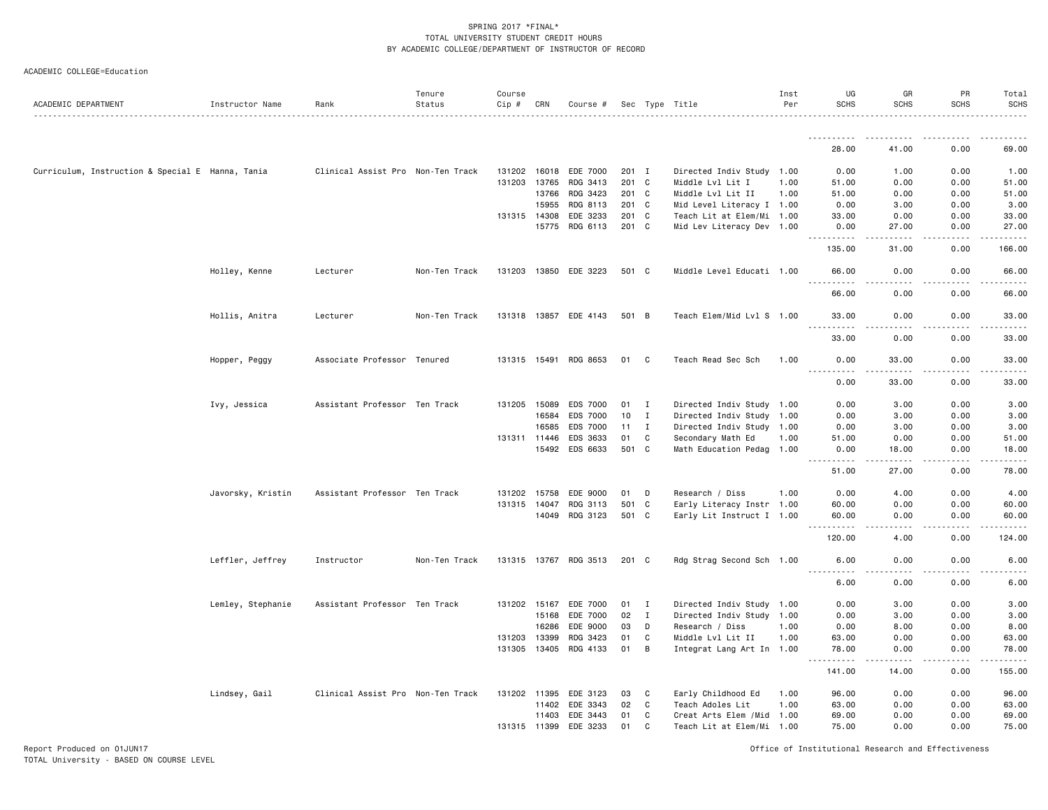SPRING 2017 *FINAL*
TOTAL UNIVERSITY STUDENT CREDIT HOURS
BY ACADEMIC COLLEGE/DEPARTMENT OF INSTRUCTOR OF RECORD

ACADEMIC COLLEGE=Education

| ACADEMIC DEPARTMENT | Instructor Name | Rank | Tenure Status | Course Cip # | CRN | Course # | Sec | Type | Title | Inst Per | UG SCHS | GR SCHS | PR SCHS | Total SCHS |
|---|---|---|---|---|---|---|---|---|---|---|---|---|---|---|
| | | | | | | | | | | | 28.00 | 41.00 | 0.00 | 69.00 |
| Curriculum, Instruction & Special E | Hanna, Tania | Clinical Assist Pro | Non-Ten Track | 131202 | 16018 | EDE 7000 | 201 | I | Directed Indiv Study | 1.00 | 0.00 | 1.00 | 0.00 | 1.00 |
| | | | | 131203 | 13765 | RDG 3413 | 201 | C | Middle Lvl Lit I | 1.00 | 51.00 | 0.00 | 0.00 | 51.00 |
| | | | | | 13766 | RDG 3423 | 201 | C | Middle Lvl Lit II | 1.00 | 51.00 | 0.00 | 0.00 | 51.00 |
| | | | | | 15955 | RDG 8113 | 201 | C | Mid Level Literacy I | 1.00 | 0.00 | 3.00 | 0.00 | 3.00 |
| | | | | 131315 | 14308 | EDE 3233 | 201 | C | Teach Lit at Elem/Mi | 1.00 | 33.00 | 0.00 | 0.00 | 33.00 |
| | | | | | 15775 | RDG 6113 | 201 | C | Mid Lev Literacy Dev | 1.00 | 0.00 | 27.00 | 0.00 | 27.00 |
| | | | | | | | | | | | 135.00 | 31.00 | 0.00 | 166.00 |
| | Holley, Kenne | Lecturer | Non-Ten Track | 131203 | 13850 | EDE 3223 | 501 | C | Middle Level Educati | 1.00 | 66.00 | 0.00 | 0.00 | 66.00 |
| | | | | | | | | | | | 66.00 | 0.00 | 0.00 | 66.00 |
| | Hollis, Anitra | Lecturer | Non-Ten Track | 131318 | 13857 | EDE 4143 | 501 | B | Teach Elem/Mid Lvl S | 1.00 | 33.00 | 0.00 | 0.00 | 33.00 |
| | | | | | | | | | | | 33.00 | 0.00 | 0.00 | 33.00 |
| | Hopper, Peggy | Associate Professor | Tenured | 131315 | 15491 | RDG 8653 | 01 | C | Teach Read Sec Sch | 1.00 | 0.00 | 33.00 | 0.00 | 33.00 |
| | | | | | | | | | | | 0.00 | 33.00 | 0.00 | 33.00 |
| | Ivy, Jessica | Assistant Professor | Ten Track | 131205 | 15089 | EDS 7000 | 01 | I | Directed Indiv Study | 1.00 | 0.00 | 3.00 | 0.00 | 3.00 |
| | | | | | 16584 | EDS 7000 | 10 | I | Directed Indiv Study | 1.00 | 0.00 | 3.00 | 0.00 | 3.00 |
| | | | | | 16585 | EDS 7000 | 11 | I | Directed Indiv Study | 1.00 | 0.00 | 3.00 | 0.00 | 3.00 |
| | | | | 131311 | 11446 | EDS 3633 | 01 | C | Secondary Math Ed | 1.00 | 51.00 | 0.00 | 0.00 | 51.00 |
| | | | | | 15492 | EDS 6633 | 501 | C | Math Education Pedag | 1.00 | 0.00 | 18.00 | 0.00 | 18.00 |
| | | | | | | | | | | | 51.00 | 27.00 | 0.00 | 78.00 |
| | Javorsky, Kristin | Assistant Professor | Ten Track | 131202 | 15758 | EDE 9000 | 01 | D | Research / Diss | 1.00 | 0.00 | 4.00 | 0.00 | 4.00 |
| | | | | 131315 | 14047 | RDG 3113 | 501 | C | Early Literacy Instr | 1.00 | 60.00 | 0.00 | 0.00 | 60.00 |
| | | | | | 14049 | RDG 3123 | 501 | C | Early Lit Instruct I | 1.00 | 60.00 | 0.00 | 0.00 | 60.00 |
| | | | | | | | | | | | 120.00 | 4.00 | 0.00 | 124.00 |
| | Leffler, Jeffrey | Instructor | Non-Ten Track | 131315 | 13767 | RDG 3513 | 201 | C | Rdg Strag Second Sch | 1.00 | 6.00 | 0.00 | 0.00 | 6.00 |
| | | | | | | | | | | | 6.00 | 0.00 | 0.00 | 6.00 |
| | Lemley, Stephanie | Assistant Professor | Ten Track | 131202 | 15167 | EDE 7000 | 01 | I | Directed Indiv Study | 1.00 | 0.00 | 3.00 | 0.00 | 3.00 |
| | | | | | 15168 | EDE 7000 | 02 | I | Directed Indiv Study | 1.00 | 0.00 | 3.00 | 0.00 | 3.00 |
| | | | | | 16286 | EDE 9000 | 03 | D | Research / Diss | 1.00 | 0.00 | 8.00 | 0.00 | 8.00 |
| | | | | 131203 | 13399 | RDG 3423 | 01 | C | Middle Lvl Lit II | 1.00 | 63.00 | 0.00 | 0.00 | 63.00 |
| | | | | 131305 | 13405 | RDG 4133 | 01 | B | Integrat Lang Art In | 1.00 | 78.00 | 0.00 | 0.00 | 78.00 |
| | | | | | | | | | | | 141.00 | 14.00 | 0.00 | 155.00 |
| | Lindsey, Gail | Clinical Assist Pro | Non-Ten Track | 131202 | 11395 | EDE 3123 | 03 | C | Early Childhood Ed | 1.00 | 96.00 | 0.00 | 0.00 | 96.00 |
| | | | | | 11402 | EDE 3343 | 02 | C | Teach Adoles Lit | 1.00 | 63.00 | 0.00 | 0.00 | 63.00 |
| | | | | | 11403 | EDE 3443 | 01 | C | Creat Arts Elem /Mid | 1.00 | 69.00 | 0.00 | 0.00 | 69.00 |
| | | | | 131315 | 11399 | EDE 3233 | 01 | C | Teach Lit at Elem/Mi | 1.00 | 75.00 | 0.00 | 0.00 | 75.00 |

Report Produced on 01JUN17
TOTAL University - BASED ON COURSE LEVEL

Office of Institutional Research and Effectiveness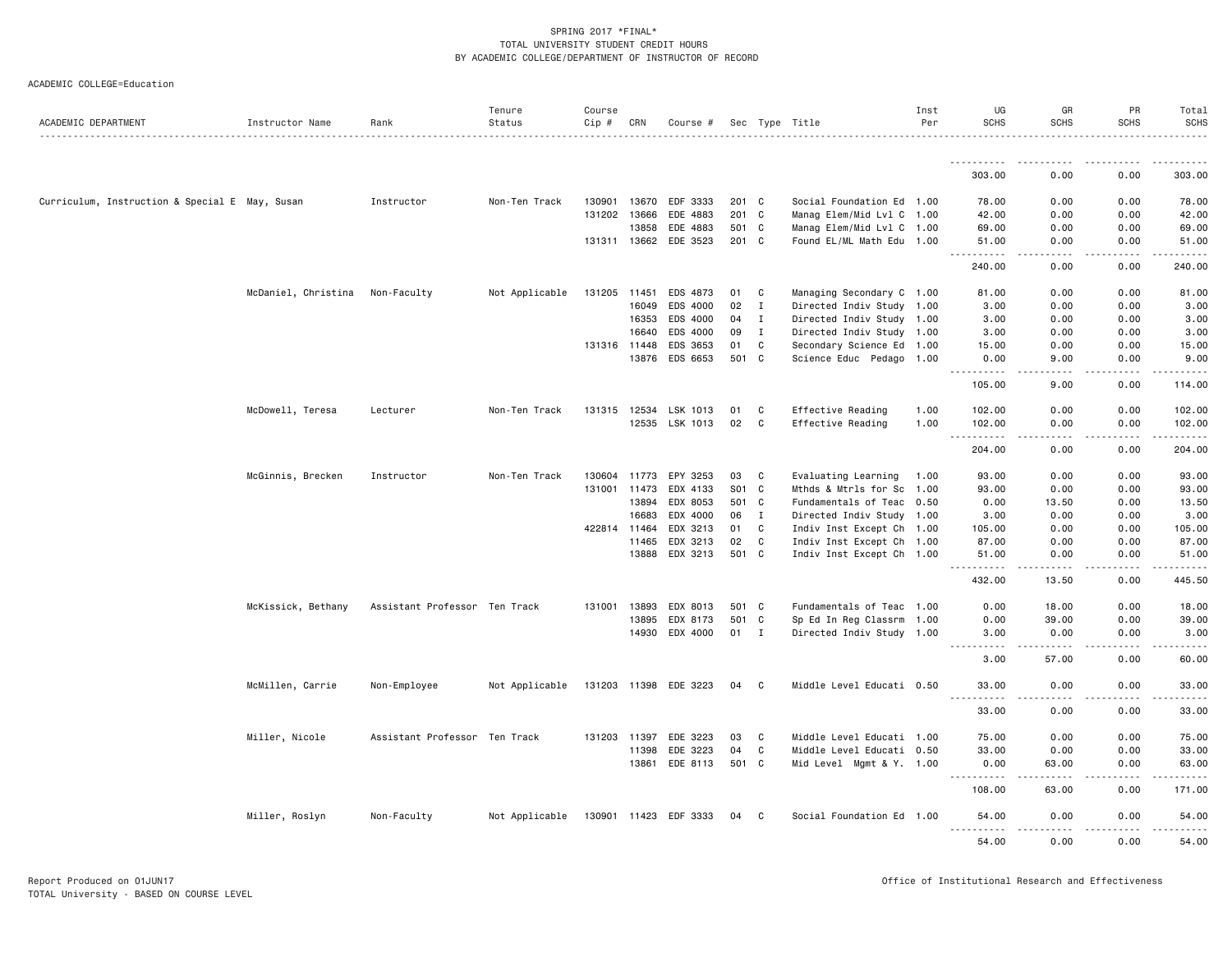SPRING 2017 *FINAL*
TOTAL UNIVERSITY STUDENT CREDIT HOURS
BY ACADEMIC COLLEGE/DEPARTMENT OF INSTRUCTOR OF RECORD

ACADEMIC COLLEGE=Education

| ACADEMIC DEPARTMENT | Instructor Name | Rank | Tenure Status | Course Cip # | CRN | Course # | Sec | Type | Title | Inst Per | UG SCHS | GR SCHS | PR SCHS | Total SCHS |
|---|---|---|---|---|---|---|---|---|---|---|---|---|---|---|
| | | | | | | | | | | | 303.00 | 0.00 | 0.00 | 303.00 |
| Curriculum, Instruction & Special E | May, Susan | Instructor | Non-Ten Track | 130901 | 13670 | EDF 3333 | 201 | C | Social Foundation Ed | 1.00 | 78.00 | 0.00 | 0.00 | 78.00 |
| | | | | 131202 | 13666 | EDE 4883 | 201 | C | Manag Elem/Mid Lvl C | 1.00 | 42.00 | 0.00 | 0.00 | 42.00 |
| | | | | | 13858 | EDE 4883 | 501 | C | Manag Elem/Mid Lvl C | 1.00 | 69.00 | 0.00 | 0.00 | 69.00 |
| | | | | 131311 | 13662 | EDE 3523 | 201 | C | Found EL/ML Math Edu | 1.00 | 51.00 | 0.00 | 0.00 | 51.00 |
| | | | | | | | | | | | 240.00 | 0.00 | 0.00 | 240.00 |
| | McDaniel, Christina | Non-Faculty | Not Applicable | 131205 | 11451 | EDS 4873 | 01 | C | Managing Secondary C | 1.00 | 81.00 | 0.00 | 0.00 | 81.00 |
| | | | | | 16049 | EDS 4000 | 02 | I | Directed Indiv Study | 1.00 | 3.00 | 0.00 | 0.00 | 3.00 |
| | | | | | 16353 | EDS 4000 | 04 | I | Directed Indiv Study | 1.00 | 3.00 | 0.00 | 0.00 | 3.00 |
| | | | | | 16640 | EDS 4000 | 09 | I | Directed Indiv Study | 1.00 | 3.00 | 0.00 | 0.00 | 3.00 |
| | | | | 131316 | 11448 | EDS 3653 | 01 | C | Secondary Science Ed | 1.00 | 15.00 | 0.00 | 0.00 | 15.00 |
| | | | | | 13876 | EDS 6653 | 501 | C | Science Educ Pedago | 1.00 | 0.00 | 9.00 | 0.00 | 9.00 |
| | | | | | | | | | | | 105.00 | 9.00 | 0.00 | 114.00 |
| | McDowell, Teresa | Lecturer | Non-Ten Track | 131315 | 12534 | LSK 1013 | 01 | C | Effective Reading | 1.00 | 102.00 | 0.00 | 0.00 | 102.00 |
| | | | | | 12535 | LSK 1013 | 02 | C | Effective Reading | 1.00 | 102.00 | 0.00 | 0.00 | 102.00 |
| | | | | | | | | | | | 204.00 | 0.00 | 0.00 | 204.00 |
| | McGinnis, Brecken | Instructor | Non-Ten Track | 130604 | 11773 | EPY 3253 | 03 | C | Evaluating Learning | 1.00 | 93.00 | 0.00 | 0.00 | 93.00 |
| | | | | 131001 | 11473 | EDX 4133 | S01 | C | Mthds & Mtrls for Sc | 1.00 | 93.00 | 0.00 | 0.00 | 93.00 |
| | | | | | 13894 | EDX 8053 | 501 | C | Fundamentals of Teac | 0.50 | 0.00 | 13.50 | 0.00 | 13.50 |
| | | | | | 16683 | EDX 4000 | 06 | I | Directed Indiv Study | 1.00 | 3.00 | 0.00 | 0.00 | 3.00 |
| | | | | 422814 | 11464 | EDX 3213 | 01 | C | Indiv Inst Except Ch | 1.00 | 105.00 | 0.00 | 0.00 | 105.00 |
| | | | | | 11465 | EDX 3213 | 02 | C | Indiv Inst Except Ch | 1.00 | 87.00 | 0.00 | 0.00 | 87.00 |
| | | | | | 13888 | EDX 3213 | 501 | C | Indiv Inst Except Ch | 1.00 | 51.00 | 0.00 | 0.00 | 51.00 |
| | | | | | | | | | | | 432.00 | 13.50 | 0.00 | 445.50 |
| | McKissick, Bethany | Assistant Professor | Ten Track | 131001 | 13893 | EDX 8013 | 501 | C | Fundamentals of Teac | 1.00 | 0.00 | 18.00 | 0.00 | 18.00 |
| | | | | | 13895 | EDX 8173 | 501 | C | Sp Ed In Reg Classrm | 1.00 | 0.00 | 39.00 | 0.00 | 39.00 |
| | | | | | 14930 | EDX 4000 | 01 | I | Directed Indiv Study | 1.00 | 3.00 | 0.00 | 0.00 | 3.00 |
| | | | | | | | | | | | 3.00 | 57.00 | 0.00 | 60.00 |
| | McMillen, Carrie | Non-Employee | Not Applicable | 131203 | 11398 | EDE 3223 | 04 | C | Middle Level Educati | 0.50 | 33.00 | 0.00 | 0.00 | 33.00 |
| | | | | | | | | | | | 33.00 | 0.00 | 0.00 | 33.00 |
| | Miller, Nicole | Assistant Professor | Ten Track | 131203 | 11397 | EDE 3223 | 03 | C | Middle Level Educati | 1.00 | 75.00 | 0.00 | 0.00 | 75.00 |
| | | | | | 11398 | EDE 3223 | 04 | C | Middle Level Educati | 0.50 | 33.00 | 0.00 | 0.00 | 33.00 |
| | | | | | 13861 | EDE 8113 | 501 | C | Mid Level Mgmt & Y. | 1.00 | 0.00 | 63.00 | 0.00 | 63.00 |
| | | | | | | | | | | | 108.00 | 63.00 | 0.00 | 171.00 |
| | Miller, Roslyn | Non-Faculty | Not Applicable | 130901 | 11423 | EDF 3333 | 04 | C | Social Foundation Ed | 1.00 | 54.00 | 0.00 | 0.00 | 54.00 |
| | | | | | | | | | | | 54.00 | 0.00 | 0.00 | 54.00 |

Report Produced on 01JUN17
TOTAL University - BASED ON COURSE LEVEL

Office of Institutional Research and Effectiveness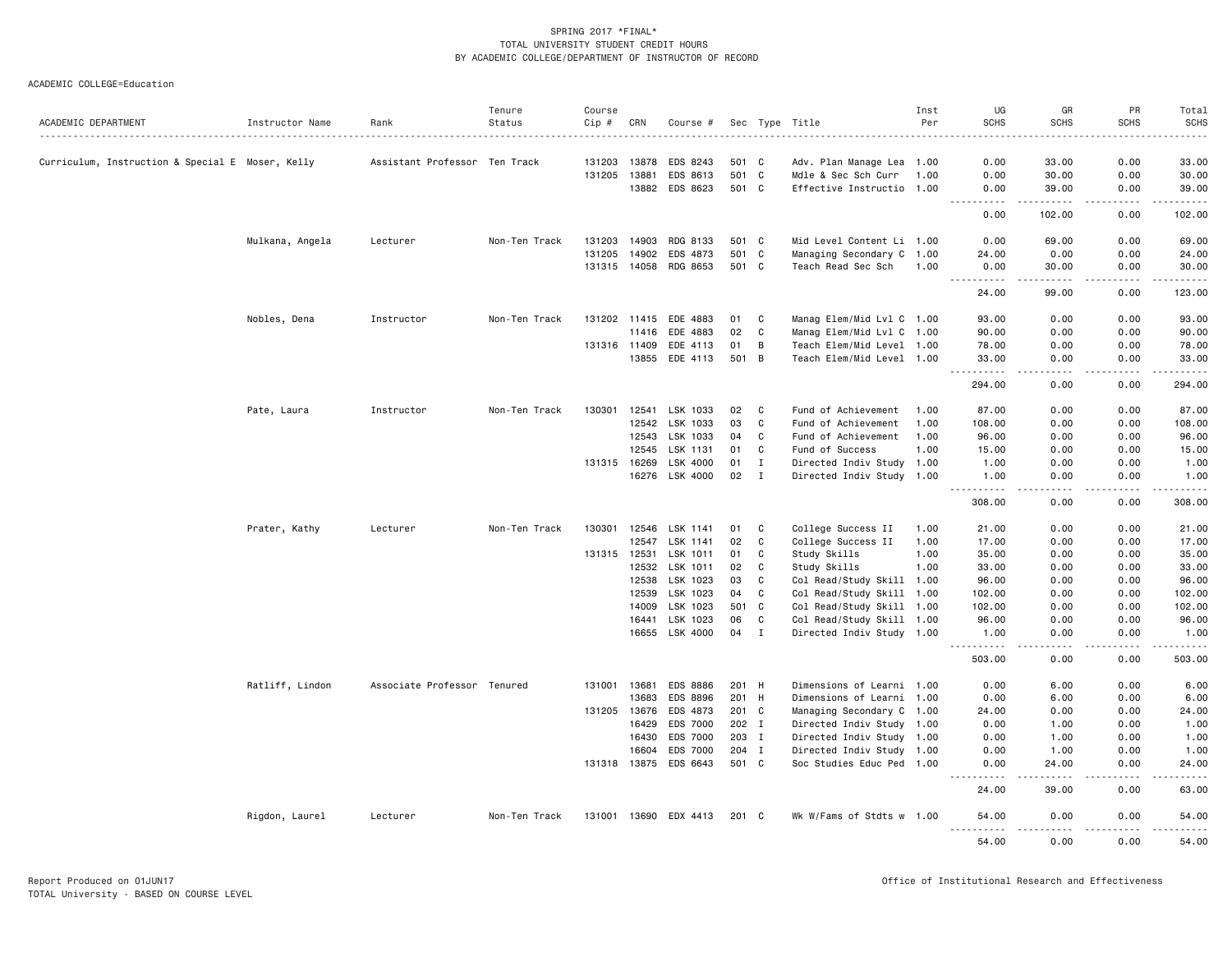SPRING 2017 *FINAL*
TOTAL UNIVERSITY STUDENT CREDIT HOURS
BY ACADEMIC COLLEGE/DEPARTMENT OF INSTRUCTOR OF RECORD

ACADEMIC COLLEGE=Education

| ACADEMIC DEPARTMENT | Instructor Name | Rank | Tenure Status | Course Cip # | CRN | Course # | Sec | Type | Title | Inst Per | UG SCHS | GR SCHS | PR SCHS | Total SCHS |
|---|---|---|---|---|---|---|---|---|---|---|---|---|---|---|
| Curriculum, Instruction & Special E | Moser, Kelly | Assistant Professor | Ten Track | 131203 | 13878 | EDS 8243 | 501 | C | Adv. Plan Manage Lea | 1.00 | 0.00 | 33.00 | 0.00 | 33.00 |
| | | | | 131205 | 13881 | EDS 8613 | 501 | C | Mdle & Sec Sch Curr | 1.00 | 0.00 | 30.00 | 0.00 | 30.00 |
| | | | | | 13882 | EDS 8623 | 501 | C | Effective Instructio | 1.00 | 0.00 | 39.00 | 0.00 | 39.00 |
| | | | | | | | | | | | 0.00 | 102.00 | 0.00 | 102.00 |
| | Mulkana, Angela | Lecturer | Non-Ten Track | 131203 | 14903 | RDG 8133 | 501 | C | Mid Level Content Li | 1.00 | 0.00 | 69.00 | 0.00 | 69.00 |
| | | | | 131205 | 14902 | EDS 4873 | 501 | C | Managing Secondary C | 1.00 | 24.00 | 0.00 | 0.00 | 24.00 |
| | | | | 131315 | 14058 | RDG 8653 | 501 | C | Teach Read Sec Sch | 1.00 | 0.00 | 30.00 | 0.00 | 30.00 |
| | | | | | | | | | | | 24.00 | 99.00 | 0.00 | 123.00 |
| | Nobles, Dena | Instructor | Non-Ten Track | 131202 | 11415 | EDE 4883 | 01 | C | Manag Elem/Mid Lvl C | 1.00 | 93.00 | 0.00 | 0.00 | 93.00 |
| | | | | | 11416 | EDE 4883 | 02 | C | Manag Elem/Mid Lvl C | 1.00 | 90.00 | 0.00 | 0.00 | 90.00 |
| | | | | 131316 | 11409 | EDE 4113 | 01 | B | Teach Elem/Mid Level | 1.00 | 78.00 | 0.00 | 0.00 | 78.00 |
| | | | | | 13855 | EDE 4113 | 501 | B | Teach Elem/Mid Level | 1.00 | 33.00 | 0.00 | 0.00 | 33.00 |
| | | | | | | | | | | | 294.00 | 0.00 | 0.00 | 294.00 |
| | Pate, Laura | Instructor | Non-Ten Track | 130301 | 12541 | LSK 1033 | 02 | C | Fund of Achievement | 1.00 | 87.00 | 0.00 | 0.00 | 87.00 |
| | | | | | 12542 | LSK 1033 | 03 | C | Fund of Achievement | 1.00 | 108.00 | 0.00 | 0.00 | 108.00 |
| | | | | | 12543 | LSK 1033 | 04 | C | Fund of Achievement | 1.00 | 96.00 | 0.00 | 0.00 | 96.00 |
| | | | | | 12545 | LSK 1131 | 01 | C | Fund of Success | 1.00 | 15.00 | 0.00 | 0.00 | 15.00 |
| | | | | 131315 | 16269 | LSK 4000 | 01 | I | Directed Indiv Study | 1.00 | 1.00 | 0.00 | 0.00 | 1.00 |
| | | | | | 16276 | LSK 4000 | 02 | I | Directed Indiv Study | 1.00 | 1.00 | 0.00 | 0.00 | 1.00 |
| | | | | | | | | | | | 308.00 | 0.00 | 0.00 | 308.00 |
| | Prater, Kathy | Lecturer | Non-Ten Track | 130301 | 12546 | LSK 1141 | 01 | C | College Success II | 1.00 | 21.00 | 0.00 | 0.00 | 21.00 |
| | | | | | 12547 | LSK 1141 | 02 | C | College Success II | 1.00 | 17.00 | 0.00 | 0.00 | 17.00 |
| | | | | 131315 | 12531 | LSK 1011 | 01 | C | Study Skills | 1.00 | 35.00 | 0.00 | 0.00 | 35.00 |
| | | | | | 12532 | LSK 1011 | 02 | C | Study Skills | 1.00 | 33.00 | 0.00 | 0.00 | 33.00 |
| | | | | | 12538 | LSK 1023 | 03 | C | Col Read/Study Skill | 1.00 | 96.00 | 0.00 | 0.00 | 96.00 |
| | | | | | 12539 | LSK 1023 | 04 | C | Col Read/Study Skill | 1.00 | 102.00 | 0.00 | 0.00 | 102.00 |
| | | | | | 14009 | LSK 1023 | 501 | C | Col Read/Study Skill | 1.00 | 102.00 | 0.00 | 0.00 | 102.00 |
| | | | | | 16441 | LSK 1023 | 06 | C | Col Read/Study Skill | 1.00 | 96.00 | 0.00 | 0.00 | 96.00 |
| | | | | | 16655 | LSK 4000 | 04 | I | Directed Indiv Study | 1.00 | 1.00 | 0.00 | 0.00 | 1.00 |
| | | | | | | | | | | | 503.00 | 0.00 | 0.00 | 503.00 |
| | Ratliff, Lindon | Associate Professor | Tenured | 131001 | 13681 | EDS 8886 | 201 | H | Dimensions of Learni | 1.00 | 0.00 | 6.00 | 0.00 | 6.00 |
| | | | | | 13683 | EDS 8896 | 201 | H | Dimensions of Learni | 1.00 | 0.00 | 6.00 | 0.00 | 6.00 |
| | | | | 131205 | 13676 | EDS 4873 | 201 | C | Managing Secondary C | 1.00 | 24.00 | 0.00 | 0.00 | 24.00 |
| | | | | | 16429 | EDS 7000 | 202 | I | Directed Indiv Study | 1.00 | 0.00 | 1.00 | 0.00 | 1.00 |
| | | | | | 16430 | EDS 7000 | 203 | I | Directed Indiv Study | 1.00 | 0.00 | 1.00 | 0.00 | 1.00 |
| | | | | | 16604 | EDS 7000 | 204 | I | Directed Indiv Study | 1.00 | 0.00 | 1.00 | 0.00 | 1.00 |
| | | | | 131318 | 13875 | EDS 6643 | 501 | C | Soc Studies Educ Ped | 1.00 | 0.00 | 24.00 | 0.00 | 24.00 |
| | | | | | | | | | | | 24.00 | 39.00 | 0.00 | 63.00 |
| | Rigdon, Laurel | Lecturer | Non-Ten Track | 131001 | 13690 | EDX 4413 | 201 | C | Wk W/Fams of Stdts w | 1.00 | 54.00 | 0.00 | 0.00 | 54.00 |
| | | | | | | | | | | | 54.00 | 0.00 | 0.00 | 54.00 |

Report Produced on 01JUN17
TOTAL University - BASED ON COURSE LEVEL

Office of Institutional Research and Effectiveness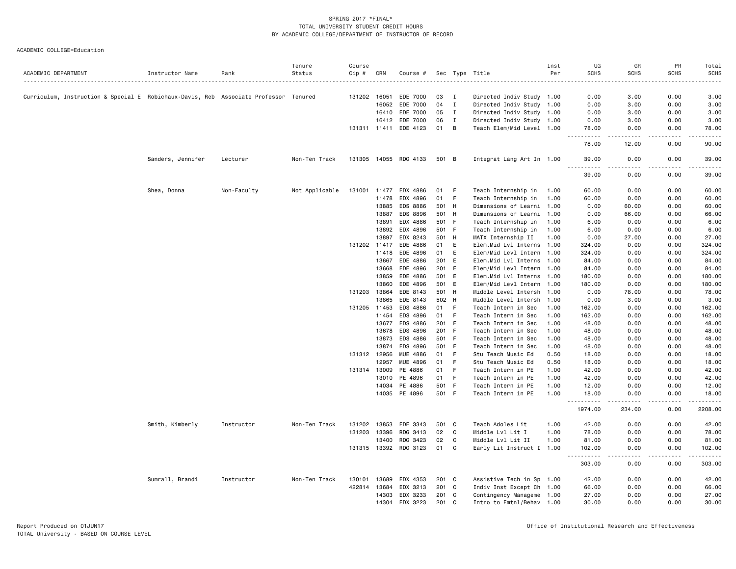SPRING 2017 *FINAL*
TOTAL UNIVERSITY STUDENT CREDIT HOURS
BY ACADEMIC COLLEGE/DEPARTMENT OF INSTRUCTOR OF RECORD

ACADEMIC COLLEGE=Education

| ACADEMIC DEPARTMENT | Instructor Name | Rank | Tenure Status | Course Cip # | CRN | Course # | Sec | Type | Title | Inst Per | UG SCHS | GR SCHS | PR SCHS | Total SCHS |
|---|---|---|---|---|---|---|---|---|---|---|---|---|---|---|
| Curriculum, Instruction & Special E | Robichaux-Davis, Reb | Associate Professor | Tenured | 131202 | 16051 | EDE 7000 | 03 | I | Directed Indiv Study | 1.00 | 0.00 | 3.00 | 0.00 | 3.00 |
| | | | | | 16052 | EDE 7000 | 04 | I | Directed Indiv Study | 1.00 | 0.00 | 3.00 | 0.00 | 3.00 |
| | | | | | 16410 | EDE 7000 | 05 | I | Directed Indiv Study | 1.00 | 0.00 | 3.00 | 0.00 | 3.00 |
| | | | | | 16412 | EDE 7000 | 06 | I | Directed Indiv Study | 1.00 | 0.00 | 3.00 | 0.00 | 3.00 |
| | | | | 131311 | 11411 | EDE 4123 | 01 | B | Teach Elem/Mid Level | 1.00 | 78.00 | 0.00 | 0.00 | 78.00 |
| | | | | | | | | | | | 78.00 | 12.00 | 0.00 | 90.00 |
| | Sanders, Jennifer | Lecturer | Non-Ten Track | 131305 | 14055 | RDG 4133 | 501 | B | Integrat Lang Art In | 1.00 | 39.00 | 0.00 | 0.00 | 39.00 |
| | | | | | | | | | | | 39.00 | 0.00 | 0.00 | 39.00 |
| | Shea, Donna | Non-Faculty | Not Applicable | 131001 | 11477 | EDX 4886 | 01 | F | Teach Internship in | 1.00 | 60.00 | 0.00 | 0.00 | 60.00 |
| | | | | | 11478 | EDX 4896 | 01 | F | Teach Internship in | 1.00 | 60.00 | 0.00 | 0.00 | 60.00 |
| | | | | | 13885 | EDS 8886 | 501 | H | Dimensions of Learni | 1.00 | 0.00 | 60.00 | 0.00 | 60.00 |
| | | | | | 13887 | EDS 8896 | 501 | H | Dimensions of Learni | 1.00 | 0.00 | 66.00 | 0.00 | 66.00 |
| | | | | | 13891 | EDX 4886 | 501 | F | Teach Internship in | 1.00 | 6.00 | 0.00 | 0.00 | 6.00 |
| | | | | | 13892 | EDX 4896 | 501 | F | Teach Internship in | 1.00 | 6.00 | 0.00 | 0.00 | 6.00 |
| | | | | | 13897 | EDX 8243 | 501 | H | MATX Internship II | 1.00 | 0.00 | 27.00 | 0.00 | 27.00 |
| | | | | 131202 | 11417 | EDE 4886 | 01 | E | Elem.Mid Lvl Interns | 1.00 | 324.00 | 0.00 | 0.00 | 324.00 |
| | | | | | 11418 | EDE 4896 | 01 | E | Elem/Mid Levl Intern | 1.00 | 324.00 | 0.00 | 0.00 | 324.00 |
| | | | | | 13667 | EDE 4886 | 201 | E | Elem.Mid Lvl Interns | 1.00 | 84.00 | 0.00 | 0.00 | 84.00 |
| | | | | | 13668 | EDE 4896 | 201 | E | Elem/Mid Levl Intern | 1.00 | 84.00 | 0.00 | 0.00 | 84.00 |
| | | | | | 13859 | EDE 4886 | 501 | E | Elem.Mid Lvl Interns | 1.00 | 180.00 | 0.00 | 0.00 | 180.00 |
| | | | | | 13860 | EDE 4896 | 501 | E | Elem/Mid Levl Intern | 1.00 | 180.00 | 0.00 | 0.00 | 180.00 |
| | | | | 131203 | 13864 | EDE 8143 | 501 | H | Middle Level Intersh | 1.00 | 0.00 | 78.00 | 0.00 | 78.00 |
| | | | | | 13865 | EDE 8143 | 502 | H | Middle Level Intersh | 1.00 | 0.00 | 3.00 | 0.00 | 3.00 |
| | | | | 131205 | 11453 | EDS 4886 | 01 | F | Teach Intern in Sec | 1.00 | 162.00 | 0.00 | 0.00 | 162.00 |
| | | | | | 11454 | EDS 4896 | 01 | F | Teach Intern in Sec | 1.00 | 162.00 | 0.00 | 0.00 | 162.00 |
| | | | | | 13677 | EDS 4886 | 201 | F | Teach Intern in Sec | 1.00 | 48.00 | 0.00 | 0.00 | 48.00 |
| | | | | | 13678 | EDS 4896 | 201 | F | Teach Intern in Sec | 1.00 | 48.00 | 0.00 | 0.00 | 48.00 |
| | | | | | 13873 | EDS 4886 | 501 | F | Teach Intern in Sec | 1.00 | 48.00 | 0.00 | 0.00 | 48.00 |
| | | | | | 13874 | EDS 4896 | 501 | F | Teach Intern in Sec | 1.00 | 48.00 | 0.00 | 0.00 | 48.00 |
| | | | | 131312 | 12956 | MUE 4886 | 01 | F | Stu Teach Music Ed | 0.50 | 18.00 | 0.00 | 0.00 | 18.00 |
| | | | | | 12957 | MUE 4896 | 01 | F | Stu Teach Music Ed | 0.50 | 18.00 | 0.00 | 0.00 | 18.00 |
| | | | | 131314 | 13009 | PE 4886 | 01 | F | Teach Intern in PE | 1.00 | 42.00 | 0.00 | 0.00 | 42.00 |
| | | | | | 13010 | PE 4896 | 01 | F | Teach Intern in PE | 1.00 | 42.00 | 0.00 | 0.00 | 42.00 |
| | | | | | 14034 | PE 4886 | 501 | F | Teach Intern in PE | 1.00 | 12.00 | 0.00 | 0.00 | 12.00 |
| | | | | | 14035 | PE 4896 | 501 | F | Teach Intern in PE | 1.00 | 18.00 | 0.00 | 0.00 | 18.00 |
| | | | | | | | | | | | 1974.00 | 234.00 | 0.00 | 2208.00 |
| | Smith, Kimberly | Instructor | Non-Ten Track | 131202 | 13853 | EDE 3343 | 501 | C | Teach Adoles Lit | 1.00 | 42.00 | 0.00 | 0.00 | 42.00 |
| | | | | 131203 | 13396 | RDG 3413 | 02 | C | Middle Lvl Lit I | 1.00 | 78.00 | 0.00 | 0.00 | 78.00 |
| | | | | | 13400 | RDG 3423 | 02 | C | Middle Lvl Lit II | 1.00 | 81.00 | 0.00 | 0.00 | 81.00 |
| | | | | 131315 | 13392 | RDG 3123 | 01 | C | Early Lit Instruct I | 1.00 | 102.00 | 0.00 | 0.00 | 102.00 |
| | | | | | | | | | | | 303.00 | 0.00 | 0.00 | 303.00 |
| | Sumrall, Brandi | Instructor | Non-Ten Track | 130101 | 13689 | EDX 4353 | 201 | C | Assistive Tech in Sp | 1.00 | 42.00 | 0.00 | 0.00 | 42.00 |
| | | | | 422814 | 13684 | EDX 3213 | 201 | C | Indiv Inst Except Ch | 1.00 | 66.00 | 0.00 | 0.00 | 66.00 |
| | | | | | 14303 | EDX 3233 | 201 | C | Contingency Manageme | 1.00 | 27.00 | 0.00 | 0.00 | 27.00 |
| | | | | | 14304 | EDX 3223 | 201 | C | Intro to Emtnl/Behav | 1.00 | 30.00 | 0.00 | 0.00 | 30.00 |

Report Produced on 01JUN17
TOTAL University - BASED ON COURSE LEVEL

Office of Institutional Research and Effectiveness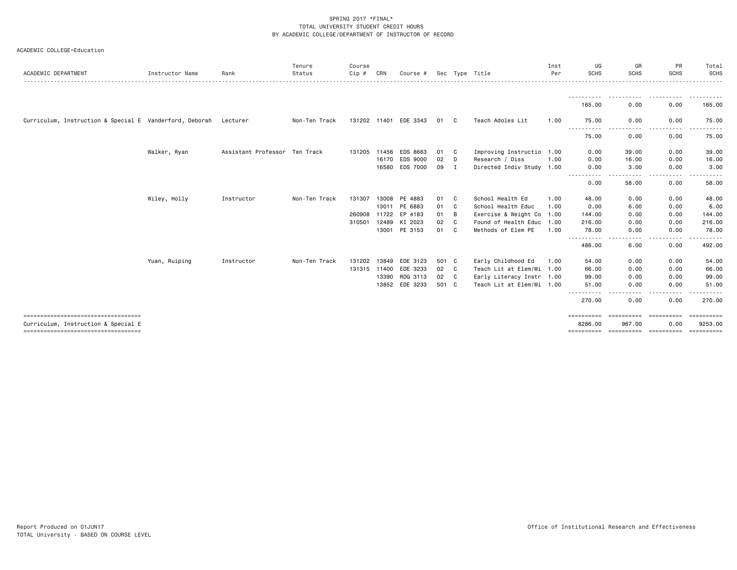SPRING 2017 *FINAL*
TOTAL UNIVERSITY STUDENT CREDIT HOURS
BY ACADEMIC COLLEGE/DEPARTMENT OF INSTRUCTOR OF RECORD

ACADEMIC COLLEGE=Education

| ACADEMIC DEPARTMENT | Instructor Name | Rank | Tenure Status | Course Cip # | CRN | Course # | Sec | Type | Title | Inst Per | UG SCHS | GR SCHS | PR SCHS | Total SCHS |
|---|---|---|---|---|---|---|---|---|---|---|---|---|---|---|
| | | | | | | | | | | | 165.00 | 0.00 | 0.00 | 165.00 |
| Curriculum, Instruction & Special E | Vanderford, Deborah | Lecturer | Non-Ten Track | 131202 | 11401 | EDE 3343 | 01 | C | Teach Adoles Lit | 1.00 | 75.00 | 0.00 | 0.00 | 75.00 |
| | | | | | | | | | | | 75.00 | 0.00 | 0.00 | 75.00 |
| | Walker, Ryan | Assistant Professor | Ten Track | 131205 | 11456 | EDS 8663 | 01 | C | Improving Instructio | 1.00 | 0.00 | 39.00 | 0.00 | 39.00 |
| | | | | | 16170 | EDS 9000 | 02 | D | Research / Diss | 1.00 | 0.00 | 16.00 | 0.00 | 16.00 |
| | | | | | 16580 | EDS 7000 | 09 | I | Directed Indiv Study | 1.00 | 0.00 | 3.00 | 0.00 | 3.00 |
| | | | | | | | | | | | 0.00 | 58.00 | 0.00 | 58.00 |
| | Wiley, Holly | Instructor | Non-Ten Track | 131307 | 13008 | PE 4883 | 01 | C | School Health Ed | 1.00 | 48.00 | 0.00 | 0.00 | 48.00 |
| | | | | | 13011 | PE 6883 | 01 | C | School Health Educ | 1.00 | 0.00 | 6.00 | 0.00 | 6.00 |
| | | | | 260908 | 11722 | EP 4183 | 01 | B | Exercise & Weight Co | 1.00 | 144.00 | 0.00 | 0.00 | 144.00 |
| | | | | 310501 | 12489 | KI 2023 | 02 | C | Found of Health Educ | 1.00 | 216.00 | 0.00 | 0.00 | 216.00 |
| | | | | | 13001 | PE 3153 | 01 | C | Methods of Elem PE | 1.00 | 78.00 | 0.00 | 0.00 | 78.00 |
| | | | | | | | | | | | 486.00 | 6.00 | 0.00 | 492.00 |
| | Yuan, Ruiping | Instructor | Non-Ten Track | 131202 | 13849 | EDE 3123 | 501 | C | Early Childhood Ed | 1.00 | 54.00 | 0.00 | 0.00 | 54.00 |
| | | | | 131315 | 11400 | EDE 3233 | 02 | C | Teach Lit at Elem/Mi | 1.00 | 66.00 | 0.00 | 0.00 | 66.00 |
| | | | | | 13390 | RDG 3113 | 02 | C | Early Literacy Instr | 1.00 | 99.00 | 0.00 | 0.00 | 99.00 |
| | | | | | 13852 | EDE 3233 | 501 | C | Teach Lit at Elem/Mi | 1.00 | 51.00 | 0.00 | 0.00 | 51.00 |
| | | | | | | | | | | | 270.00 | 0.00 | 0.00 | 270.00 |
| Curriculum, Instruction & Special E | | | | | | | | | | | 8286.00 | 967.00 | 0.00 | 9253.00 |

Report Produced on 01JUN17
TOTAL University - BASED ON COURSE LEVEL

Office of Institutional Research and Effectiveness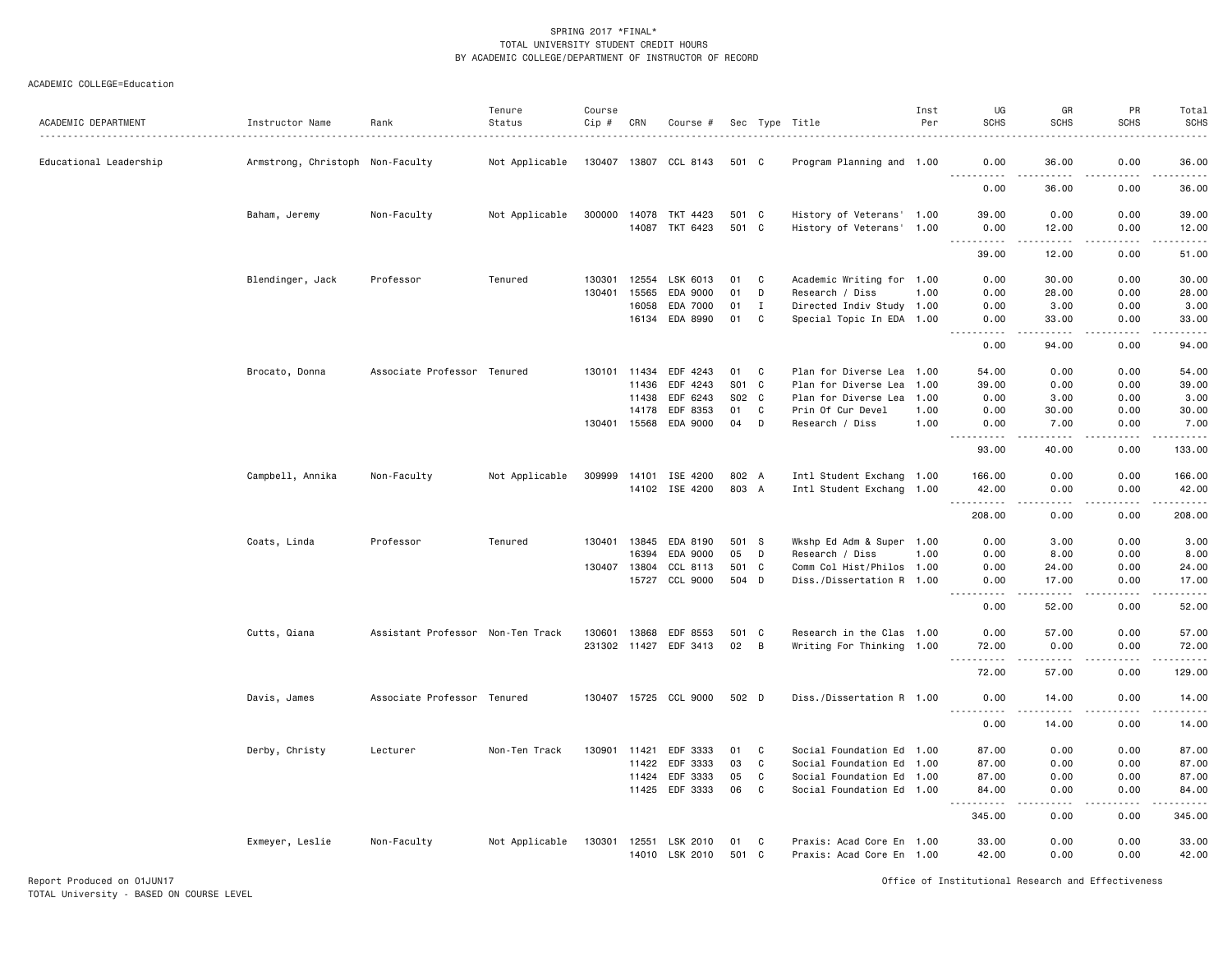SPRING 2017 *FINAL*
TOTAL UNIVERSITY STUDENT CREDIT HOURS
BY ACADEMIC COLLEGE/DEPARTMENT OF INSTRUCTOR OF RECORD

ACADEMIC COLLEGE=Education

| ACADEMIC DEPARTMENT | Instructor Name | Rank | Tenure Status | Course Cip # | CRN | Course # | Sec | Type | Title | Inst Per | UG SCHS | GR SCHS | PR SCHS | Total SCHS |
|---|---|---|---|---|---|---|---|---|---|---|---|---|---|---|
| Educational Leadership | Armstrong, Christoph | Non-Faculty | Not Applicable | 130407 | 13807 | CCL 8143 | 501 | C | Program Planning and | 1.00 | 0.00 | 36.00 | 0.00 | 36.00 |
| | | | | | | | | | | | 0.00 | 36.00 | 0.00 | 36.00 |
| | Baham, Jeremy | Non-Faculty | Not Applicable | 300000 | 14078 | TKT 4423 | 501 | C | History of Veterans' | 1.00 | 39.00 | 0.00 | 0.00 | 39.00 |
| | | | | | 14087 | TKT 6423 | 501 | C | History of Veterans' | 1.00 | 0.00 | 12.00 | 0.00 | 12.00 |
| | | | | | | | | | | | 39.00 | 12.00 | 0.00 | 51.00 |
| | Blendinger, Jack | Professor | Tenured | 130301 | 12554 | LSK 6013 | 01 | C | Academic Writing for | 1.00 | 0.00 | 30.00 | 0.00 | 30.00 |
| | | | | 130401 | 15565 | EDA 9000 | 01 | D | Research / Diss | 1.00 | 0.00 | 28.00 | 0.00 | 28.00 |
| | | | | | 16058 | EDA 7000 | 01 | I | Directed Indiv Study | 1.00 | 0.00 | 3.00 | 0.00 | 3.00 |
| | | | | | 16134 | EDA 8990 | 01 | C | Special Topic In EDA | 1.00 | 0.00 | 33.00 | 0.00 | 33.00 |
| | | | | | | | | | | | 0.00 | 94.00 | 0.00 | 94.00 |
| | Brocato, Donna | Associate Professor | Tenured | 130101 | 11434 | EDF 4243 | 01 | C | Plan for Diverse Lea | 1.00 | 54.00 | 0.00 | 0.00 | 54.00 |
| | | | | | 11436 | EDF 4243 | S01 | C | Plan for Diverse Lea | 1.00 | 39.00 | 0.00 | 0.00 | 39.00 |
| | | | | | 11438 | EDF 6243 | S02 | C | Plan for Diverse Lea | 1.00 | 0.00 | 3.00 | 0.00 | 3.00 |
| | | | | | 14178 | EDF 8353 | 01 | C | Prin Of Cur Devel | 1.00 | 0.00 | 30.00 | 0.00 | 30.00 |
| | | | | 130401 | 15568 | EDA 9000 | 04 | D | Research / Diss | 1.00 | 0.00 | 7.00 | 0.00 | 7.00 |
| | | | | | | | | | | | 93.00 | 40.00 | 0.00 | 133.00 |
| | Campbell, Annika | Non-Faculty | Not Applicable | 309999 | 14101 | ISE 4200 | 802 | A | Intl Student Exchang | 1.00 | 166.00 | 0.00 | 0.00 | 166.00 |
| | | | | | 14102 | ISE 4200 | 803 | A | Intl Student Exchang | 1.00 | 42.00 | 0.00 | 0.00 | 42.00 |
| | | | | | | | | | | | 208.00 | 0.00 | 0.00 | 208.00 |
| | Coats, Linda | Professor | Tenured | 130401 | 13845 | EDA 8190 | 501 | S | Wkshp Ed Adm & Super | 1.00 | 0.00 | 3.00 | 0.00 | 3.00 |
| | | | | | 16394 | EDA 9000 | 05 | D | Research / Diss | 1.00 | 0.00 | 8.00 | 0.00 | 8.00 |
| | | | | 130407 | 13804 | CCL 8113 | 501 | C | Comm Col Hist/Philos | 1.00 | 0.00 | 24.00 | 0.00 | 24.00 |
| | | | | | 15727 | CCL 9000 | 504 | D | Diss./Dissertation R | 1.00 | 0.00 | 17.00 | 0.00 | 17.00 |
| | | | | | | | | | | | 0.00 | 52.00 | 0.00 | 52.00 |
| | Cutts, Qiana | Assistant Professor | Non-Ten Track | 130601 | 13868 | EDF 8553 | 501 | C | Research in the Clas | 1.00 | 0.00 | 57.00 | 0.00 | 57.00 |
| | | | | 231302 | 11427 | EDF 3413 | 02 | B | Writing For Thinking | 1.00 | 72.00 | 0.00 | 0.00 | 72.00 |
| | | | | | | | | | | | 72.00 | 57.00 | 0.00 | 129.00 |
| | Davis, James | Associate Professor | Tenured | 130407 | 15725 | CCL 9000 | 502 | D | Diss./Dissertation R | 1.00 | 0.00 | 14.00 | 0.00 | 14.00 |
| | | | | | | | | | | | 0.00 | 14.00 | 0.00 | 14.00 |
| | Derby, Christy | Lecturer | Non-Ten Track | 130901 | 11421 | EDF 3333 | 01 | C | Social Foundation Ed | 1.00 | 87.00 | 0.00 | 0.00 | 87.00 |
| | | | | | 11422 | EDF 3333 | 03 | C | Social Foundation Ed | 1.00 | 87.00 | 0.00 | 0.00 | 87.00 |
| | | | | | 11424 | EDF 3333 | 05 | C | Social Foundation Ed | 1.00 | 87.00 | 0.00 | 0.00 | 87.00 |
| | | | | | 11425 | EDF 3333 | 06 | C | Social Foundation Ed | 1.00 | 84.00 | 0.00 | 0.00 | 84.00 |
| | | | | | | | | | | | 345.00 | 0.00 | 0.00 | 345.00 |
| | Exmeyer, Leslie | Non-Faculty | Not Applicable | 130301 | 12551 | LSK 2010 | 01 | C | Praxis: Acad Core En | 1.00 | 33.00 | 0.00 | 0.00 | 33.00 |
| | | | | | 14010 | LSK 2010 | 501 | C | Praxis: Acad Core En | 1.00 | 42.00 | 0.00 | 0.00 | 42.00 |

Report Produced on 01JUN17
TOTAL University - BASED ON COURSE LEVEL

Office of Institutional Research and Effectiveness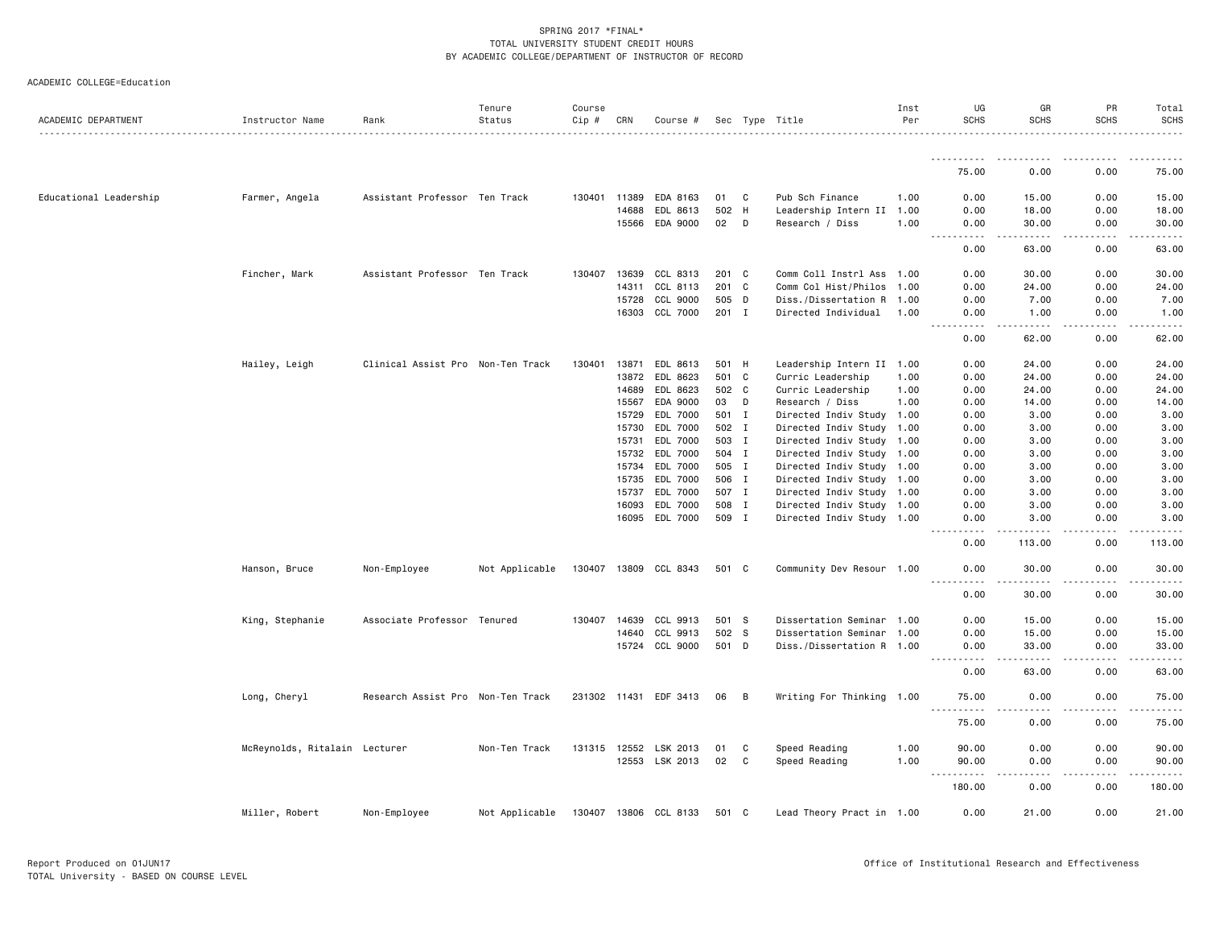SPRING 2017 *FINAL*
TOTAL UNIVERSITY STUDENT CREDIT HOURS
BY ACADEMIC COLLEGE/DEPARTMENT OF INSTRUCTOR OF RECORD

ACADEMIC COLLEGE=Education

| ACADEMIC DEPARTMENT | Instructor Name | Rank | Tenure Status | Course Cip # | CRN | Course # | Sec | Type | Title | Inst Per | UG SCHS | GR SCHS | PR SCHS | Total SCHS |
|---|---|---|---|---|---|---|---|---|---|---|---|---|---|---|
| | | | | | | | | | | | 75.00 | 0.00 | 0.00 | 75.00 |
| Educational Leadership | Farmer, Angela | Assistant Professor | Ten Track | 130401 | 11389 | EDA 8163 | 01 | C | Pub Sch Finance | 1.00 | 0.00 | 15.00 | 0.00 | 15.00 |
| | | | | | 14688 | EDL 8613 | 502 | H | Leadership Intern II | 1.00 | 0.00 | 18.00 | 0.00 | 18.00 |
| | | | | | 15566 | EDA 9000 | 02 | D | Research / Diss | 1.00 | 0.00 | 30.00 | 0.00 | 30.00 |
| | | | | | | | | | | | 0.00 | 63.00 | 0.00 | 63.00 |
| | Fincher, Mark | Assistant Professor | Ten Track | 130407 | 13639 | CCL 8313 | 201 | C | Comm Coll Instrl Ass | 1.00 | 0.00 | 30.00 | 0.00 | 30.00 |
| | | | | | 14311 | CCL 8113 | 201 | C | Comm Col Hist/Philos | 1.00 | 0.00 | 24.00 | 0.00 | 24.00 |
| | | | | | 15728 | CCL 9000 | 505 | D | Diss./Dissertation R | 1.00 | 0.00 | 7.00 | 0.00 | 7.00 |
| | | | | | 16303 | CCL 7000 | 201 | I | Directed Individual | 1.00 | 0.00 | 1.00 | 0.00 | 1.00 |
| | | | | | | | | | | | 0.00 | 62.00 | 0.00 | 62.00 |
| | Hailey, Leigh | Clinical Assist Pro | Non-Ten Track | 130401 | 13871 | EDL 8613 | 501 | H | Leadership Intern II | 1.00 | 0.00 | 24.00 | 0.00 | 24.00 |
| | | | | | 13872 | EDL 8623 | 501 | C | Curric Leadership | 1.00 | 0.00 | 24.00 | 0.00 | 24.00 |
| | | | | | 14689 | EDL 8623 | 502 | C | Curric Leadership | 1.00 | 0.00 | 24.00 | 0.00 | 24.00 |
| | | | | | 15567 | EDA 9000 | 03 | D | Research / Diss | 1.00 | 0.00 | 14.00 | 0.00 | 14.00 |
| | | | | | 15729 | EDL 7000 | 501 | I | Directed Indiv Study | 1.00 | 0.00 | 3.00 | 0.00 | 3.00 |
| | | | | | 15730 | EDL 7000 | 502 | I | Directed Indiv Study | 1.00 | 0.00 | 3.00 | 0.00 | 3.00 |
| | | | | | 15731 | EDL 7000 | 503 | I | Directed Indiv Study | 1.00 | 0.00 | 3.00 | 0.00 | 3.00 |
| | | | | | 15732 | EDL 7000 | 504 | I | Directed Indiv Study | 1.00 | 0.00 | 3.00 | 0.00 | 3.00 |
| | | | | | 15734 | EDL 7000 | 505 | I | Directed Indiv Study | 1.00 | 0.00 | 3.00 | 0.00 | 3.00 |
| | | | | | 15735 | EDL 7000 | 506 | I | Directed Indiv Study | 1.00 | 0.00 | 3.00 | 0.00 | 3.00 |
| | | | | | 15737 | EDL 7000 | 507 | I | Directed Indiv Study | 1.00 | 0.00 | 3.00 | 0.00 | 3.00 |
| | | | | | 16093 | EDL 7000 | 508 | I | Directed Indiv Study | 1.00 | 0.00 | 3.00 | 0.00 | 3.00 |
| | | | | | 16095 | EDL 7000 | 509 | I | Directed Indiv Study | 1.00 | 0.00 | 3.00 | 0.00 | 3.00 |
| | | | | | | | | | | | 0.00 | 113.00 | 0.00 | 113.00 |
| | Hanson, Bruce | Non-Employee | Not Applicable | 130407 | 13809 | CCL 8343 | 501 | C | Community Dev Resour | 1.00 | 0.00 | 30.00 | 0.00 | 30.00 |
| | | | | | | | | | | | 0.00 | 30.00 | 0.00 | 30.00 |
| | King, Stephanie | Associate Professor | Tenured | 130407 | 14639 | CCL 9913 | 501 | S | Dissertation Seminar | 1.00 | 0.00 | 15.00 | 0.00 | 15.00 |
| | | | | | 14640 | CCL 9913 | 502 | S | Dissertation Seminar | 1.00 | 0.00 | 15.00 | 0.00 | 15.00 |
| | | | | | 15724 | CCL 9000 | 501 | D | Diss./Dissertation R | 1.00 | 0.00 | 33.00 | 0.00 | 33.00 |
| | | | | | | | | | | | 0.00 | 63.00 | 0.00 | 63.00 |
| | Long, Cheryl | Research Assist Pro | Non-Ten Track | 231302 | 11431 | EDF 3413 | 06 | B | Writing For Thinking | 1.00 | 75.00 | 0.00 | 0.00 | 75.00 |
| | | | | | | | | | | | 75.00 | 0.00 | 0.00 | 75.00 |
| | McReynolds, Ritalain | Lecturer | Non-Ten Track | 131315 | 12552 | LSK 2013 | 01 | C | Speed Reading | 1.00 | 90.00 | 0.00 | 0.00 | 90.00 |
| | | | | | 12553 | LSK 2013 | 02 | C | Speed Reading | 1.00 | 90.00 | 0.00 | 0.00 | 90.00 |
| | | | | | | | | | | | 180.00 | 0.00 | 0.00 | 180.00 |
| | Miller, Robert | Non-Employee | Not Applicable | 130407 | 13806 | CCL 8133 | 501 | C | Lead Theory Pract in | 1.00 | 0.00 | 21.00 | 0.00 | 21.00 |

Report Produced on 01JUN17
TOTAL University - BASED ON COURSE LEVEL
Office of Institutional Research and Effectiveness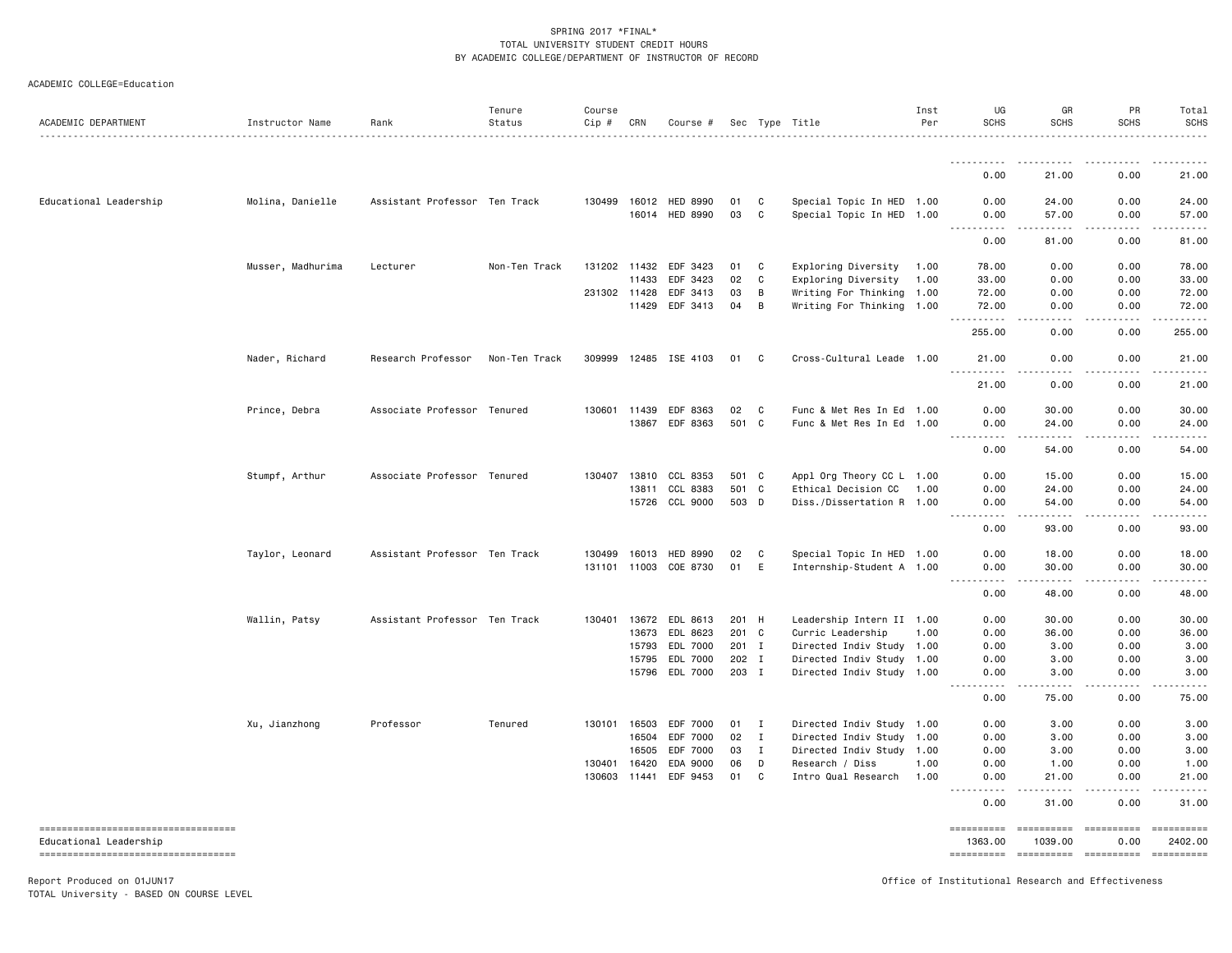SPRING 2017 *FINAL*
TOTAL UNIVERSITY STUDENT CREDIT HOURS
BY ACADEMIC COLLEGE/DEPARTMENT OF INSTRUCTOR OF RECORD

ACADEMIC COLLEGE=Education

| ACADEMIC DEPARTMENT | Instructor Name | Rank | Tenure Status | Course Cip # | CRN | Course # | Sec | Type | Title | Inst Per | UG SCHS | GR SCHS | PR SCHS | Total SCHS |
|---|---|---|---|---|---|---|---|---|---|---|---|---|---|---|
| | | | | | | | | | | | 0.00 | 21.00 | 0.00 | 21.00 |
| Educational Leadership | Molina, Danielle | Assistant Professor | Ten Track | 130499 | 16012 | HED 8990 | 01 | C | Special Topic In HED | 1.00 | 0.00 | 24.00 | 0.00 | 24.00 |
| | | | | | 16014 | HED 8990 | 03 | C | Special Topic In HED | 1.00 | 0.00 | 57.00 | 0.00 | 57.00 |
| | | | | | | | | | | | 0.00 | 81.00 | 0.00 | 81.00 |
| | Musser, Madhurima | Lecturer | Non-Ten Track | 131202 | 11432 | EDF 3423 | 01 | C | Exploring Diversity | 1.00 | 78.00 | 0.00 | 0.00 | 78.00 |
| | | | | | 11433 | EDF 3423 | 02 | C | Exploring Diversity | 1.00 | 33.00 | 0.00 | 0.00 | 33.00 |
| | | | | 231302 | 11428 | EDF 3413 | 03 | B | Writing For Thinking | 1.00 | 72.00 | 0.00 | 0.00 | 72.00 |
| | | | | | 11429 | EDF 3413 | 04 | B | Writing For Thinking | 1.00 | 72.00 | 0.00 | 0.00 | 72.00 |
| | | | | | | | | | | | 255.00 | 0.00 | 0.00 | 255.00 |
| | Nader, Richard | Research Professor | Non-Ten Track | 309999 | 12485 | ISE 4103 | 01 | C | Cross-Cultural Leade | 1.00 | 21.00 | 0.00 | 0.00 | 21.00 |
| | | | | | | | | | | | 21.00 | 0.00 | 0.00 | 21.00 |
| | Prince, Debra | Associate Professor | Tenured | 130601 | 11439 | EDF 8363 | 02 | C | Func & Met Res In Ed | 1.00 | 0.00 | 30.00 | 0.00 | 30.00 |
| | | | | | 13867 | EDF 8363 | 501 | C | Func & Met Res In Ed | 1.00 | 0.00 | 24.00 | 0.00 | 24.00 |
| | | | | | | | | | | | 0.00 | 54.00 | 0.00 | 54.00 |
| | Stumpf, Arthur | Associate Professor | Tenured | 130407 | 13810 | CCL 8353 | 501 | C | Appl Org Theory CC L | 1.00 | 0.00 | 15.00 | 0.00 | 15.00 |
| | | | | | 13811 | CCL 8383 | 501 | C | Ethical Decision CC | 1.00 | 0.00 | 24.00 | 0.00 | 24.00 |
| | | | | | 15726 | CCL 9000 | 503 | D | Diss./Dissertation R | 1.00 | 0.00 | 54.00 | 0.00 | 54.00 |
| | | | | | | | | | | | 0.00 | 93.00 | 0.00 | 93.00 |
| | Taylor, Leonard | Assistant Professor | Ten Track | 130499 | 16013 | HED 8990 | 02 | C | Special Topic In HED | 1.00 | 0.00 | 18.00 | 0.00 | 18.00 |
| | | | | 131101 | 11003 | COE 8730 | 01 | E | Internship-Student A | 1.00 | 0.00 | 30.00 | 0.00 | 30.00 |
| | | | | | | | | | | | 0.00 | 48.00 | 0.00 | 48.00 |
| | Wallin, Patsy | Assistant Professor | Ten Track | 130401 | 13672 | EDL 8613 | 201 | H | Leadership Intern II | 1.00 | 0.00 | 30.00 | 0.00 | 30.00 |
| | | | | | 13673 | EDL 8623 | 201 | C | Curric Leadership | 1.00 | 0.00 | 36.00 | 0.00 | 36.00 |
| | | | | | 15793 | EDL 7000 | 201 | I | Directed Indiv Study | 1.00 | 0.00 | 3.00 | 0.00 | 3.00 |
| | | | | | 15795 | EDL 7000 | 202 | I | Directed Indiv Study | 1.00 | 0.00 | 3.00 | 0.00 | 3.00 |
| | | | | | 15796 | EDL 7000 | 203 | I | Directed Indiv Study | 1.00 | 0.00 | 3.00 | 0.00 | 3.00 |
| | | | | | | | | | | | 0.00 | 75.00 | 0.00 | 75.00 |
| | Xu, Jianzhong | Professor | Tenured | 130101 | 16503 | EDF 7000 | 01 | I | Directed Indiv Study | 1.00 | 0.00 | 3.00 | 0.00 | 3.00 |
| | | | | | 16504 | EDF 7000 | 02 | I | Directed Indiv Study | 1.00 | 0.00 | 3.00 | 0.00 | 3.00 |
| | | | | | 16505 | EDF 7000 | 03 | I | Directed Indiv Study | 1.00 | 0.00 | 3.00 | 0.00 | 3.00 |
| | | | | 130401 | 16420 | EDA 9000 | 06 | D | Research / Diss | 1.00 | 0.00 | 1.00 | 0.00 | 1.00 |
| | | | | 130603 | 11441 | EDF 9453 | 01 | C | Intro Qual Research | 1.00 | 0.00 | 21.00 | 0.00 | 21.00 |
| | | | | | | | | | | | 0.00 | 31.00 | 0.00 | 31.00 |
| Educational Leadership | | | | | | | | | | | 1363.00 | 1039.00 | 0.00 | 2402.00 |

Report Produced on 01JUN17
TOTAL University - BASED ON COURSE LEVEL

Office of Institutional Research and Effectiveness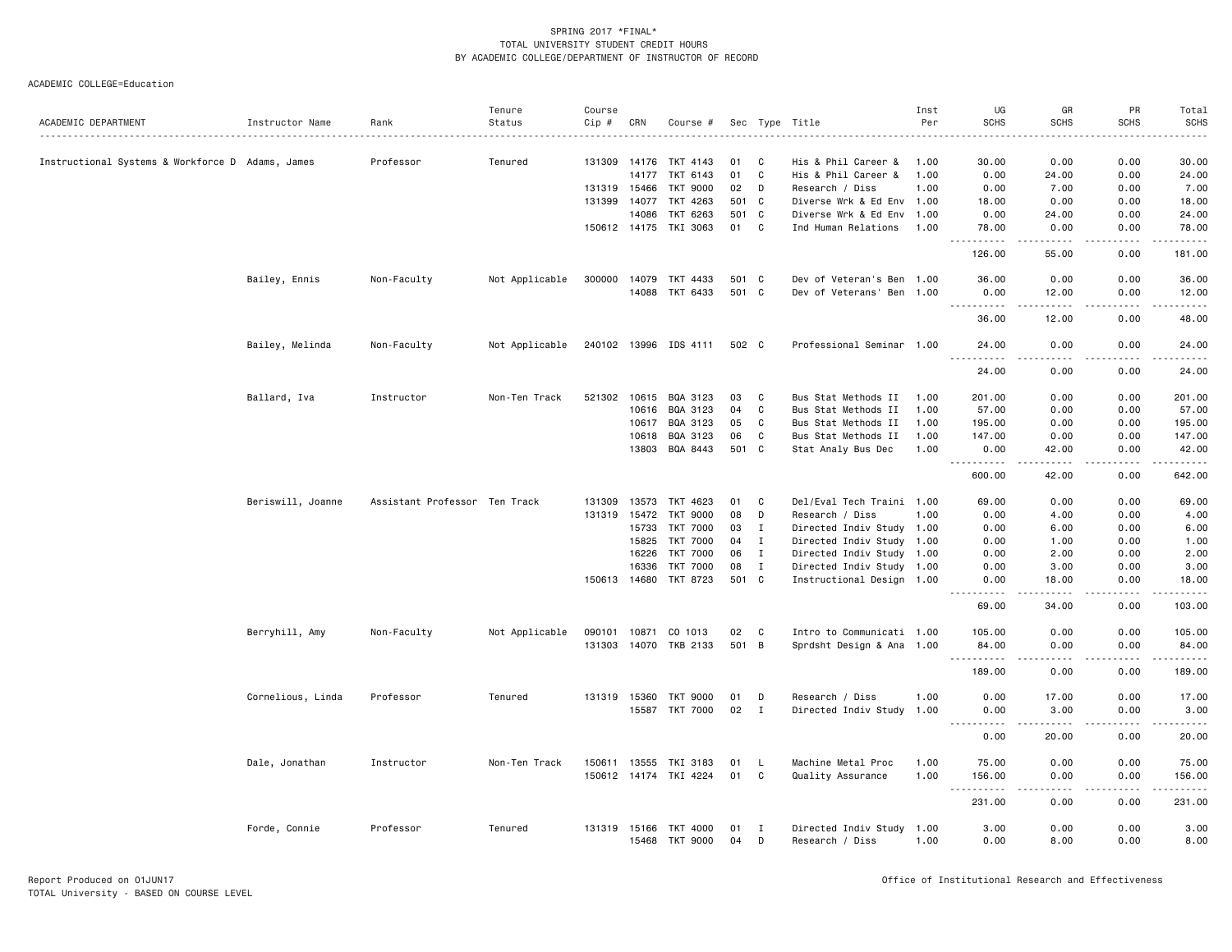SPRING 2017 *FINAL*
TOTAL UNIVERSITY STUDENT CREDIT HOURS
BY ACADEMIC COLLEGE/DEPARTMENT OF INSTRUCTOR OF RECORD

ACADEMIC COLLEGE=Education

| ACADEMIC DEPARTMENT | Instructor Name | Rank | Tenure Status | Course Cip # | CRN | Course # | Sec | Type | Title | Inst Per | UG SCHS | GR SCHS | PR SCHS | Total SCHS |
|---|---|---|---|---|---|---|---|---|---|---|---|---|---|---|
| Instructional Systems & Workforce D | Adams, James | Professor | Tenured | 131309 | 14176 | TKT 4143 | 01 | C | His & Phil Career & | 1.00 | 30.00 | 0.00 | 0.00 | 30.00 |
| | | | | | 14177 | TKT 6143 | 01 | C | His & Phil Career & | 1.00 | 0.00 | 24.00 | 0.00 | 24.00 |
| | | | | 131319 | 15466 | TKT 9000 | 02 | D | Research / Diss | 1.00 | 0.00 | 7.00 | 0.00 | 7.00 |
| | | | | 131399 | 14077 | TKT 4263 | 501 | C | Diverse Wrk & Ed Env | 1.00 | 18.00 | 0.00 | 0.00 | 18.00 |
| | | | | | 14086 | TKT 6263 | 501 | C | Diverse Wrk & Ed Env | 1.00 | 0.00 | 24.00 | 0.00 | 24.00 |
| | | | | 150612 | 14175 | TKI 3063 | 01 | C | Ind Human Relations | 1.00 | 78.00 | 0.00 | 0.00 | 78.00 |
| | | | | | | | | | | | 126.00 | 55.00 | 0.00 | 181.00 |
| | Bailey, Ennis | Non-Faculty | Not Applicable | 300000 | 14079 | TKT 4433 | 501 | C | Dev of Veteran's Ben | 1.00 | 36.00 | 0.00 | 0.00 | 36.00 |
| | | | | | 14088 | TKT 6433 | 501 | C | Dev of Veterans' Ben | 1.00 | 0.00 | 12.00 | 0.00 | 12.00 |
| | | | | | | | | | | | 36.00 | 12.00 | 0.00 | 48.00 |
| | Bailey, Melinda | Non-Faculty | Not Applicable | 240102 | 13996 | IDS 4111 | 502 | C | Professional Seminar | 1.00 | 24.00 | 0.00 | 0.00 | 24.00 |
| | | | | | | | | | | | 24.00 | 0.00 | 0.00 | 24.00 |
| | Ballard, Iva | Instructor | Non-Ten Track | 521302 | 10615 | BQA 3123 | 03 | C | Bus Stat Methods II | 1.00 | 201.00 | 0.00 | 0.00 | 201.00 |
| | | | | | 10616 | BQA 3123 | 04 | C | Bus Stat Methods II | 1.00 | 57.00 | 0.00 | 0.00 | 57.00 |
| | | | | | 10617 | BQA 3123 | 05 | C | Bus Stat Methods II | 1.00 | 195.00 | 0.00 | 0.00 | 195.00 |
| | | | | | 10618 | BQA 3123 | 06 | C | Bus Stat Methods II | 1.00 | 147.00 | 0.00 | 0.00 | 147.00 |
| | | | | | 13803 | BQA 8443 | 501 | C | Stat Analy Bus Dec | 1.00 | 0.00 | 42.00 | 0.00 | 42.00 |
| | | | | | | | | | | | 600.00 | 42.00 | 0.00 | 642.00 |
| | Beriswill, Joanne | Assistant Professor | Ten Track | 131309 | 13573 | TKT 4623 | 01 | C | Del/Eval Tech Traini | 1.00 | 69.00 | 0.00 | 0.00 | 69.00 |
| | | | | 131319 | 15472 | TKT 9000 | 08 | D | Research / Diss | 1.00 | 0.00 | 4.00 | 0.00 | 4.00 |
| | | | | | 15733 | TKT 7000 | 03 | I | Directed Indiv Study | 1.00 | 0.00 | 6.00 | 0.00 | 6.00 |
| | | | | | 15825 | TKT 7000 | 04 | I | Directed Indiv Study | 1.00 | 0.00 | 1.00 | 0.00 | 1.00 |
| | | | | | 16226 | TKT 7000 | 06 | I | Directed Indiv Study | 1.00 | 0.00 | 2.00 | 0.00 | 2.00 |
| | | | | | 16336 | TKT 7000 | 08 | I | Directed Indiv Study | 1.00 | 0.00 | 3.00 | 0.00 | 3.00 |
| | | | | 150613 | 14680 | TKT 8723 | 501 | C | Instructional Design | 1.00 | 0.00 | 18.00 | 0.00 | 18.00 |
| | | | | | | | | | | | 69.00 | 34.00 | 0.00 | 103.00 |
| | Berryhill, Amy | Non-Faculty | Not Applicable | 090101 | 10871 | CO 1013 | 02 | C | Intro to Communicati | 1.00 | 105.00 | 0.00 | 0.00 | 105.00 |
| | | | | 131303 | 14070 | TKB 2133 | 501 | B | Sprdsht Design & Ana | 1.00 | 84.00 | 0.00 | 0.00 | 84.00 |
| | | | | | | | | | | | 189.00 | 0.00 | 0.00 | 189.00 |
| | Cornelious, Linda | Professor | Tenured | 131319 | 15360 | TKT 9000 | 01 | D | Research / Diss | 1.00 | 0.00 | 17.00 | 0.00 | 17.00 |
| | | | | | 15587 | TKT 7000 | 02 | I | Directed Indiv Study | 1.00 | 0.00 | 3.00 | 0.00 | 3.00 |
| | | | | | | | | | | | 0.00 | 20.00 | 0.00 | 20.00 |
| | Dale, Jonathan | Instructor | Non-Ten Track | 150611 | 13555 | TKI 3183 | 01 | L | Machine Metal Proc | 1.00 | 75.00 | 0.00 | 0.00 | 75.00 |
| | | | | 150612 | 14174 | TKI 4224 | 01 | C | Quality Assurance | 1.00 | 156.00 | 0.00 | 0.00 | 156.00 |
| | | | | | | | | | | | 231.00 | 0.00 | 0.00 | 231.00 |
| | Forde, Connie | Professor | Tenured | 131319 | 15166 | TKT 4000 | 01 | I | Directed Indiv Study | 1.00 | 3.00 | 0.00 | 0.00 | 3.00 |
| | | | | | 15468 | TKT 9000 | 04 | D | Research / Diss | 1.00 | 0.00 | 8.00 | 0.00 | 8.00 |

Report Produced on 01JUN17
TOTAL University - BASED ON COURSE LEVEL

Office of Institutional Research and Effectiveness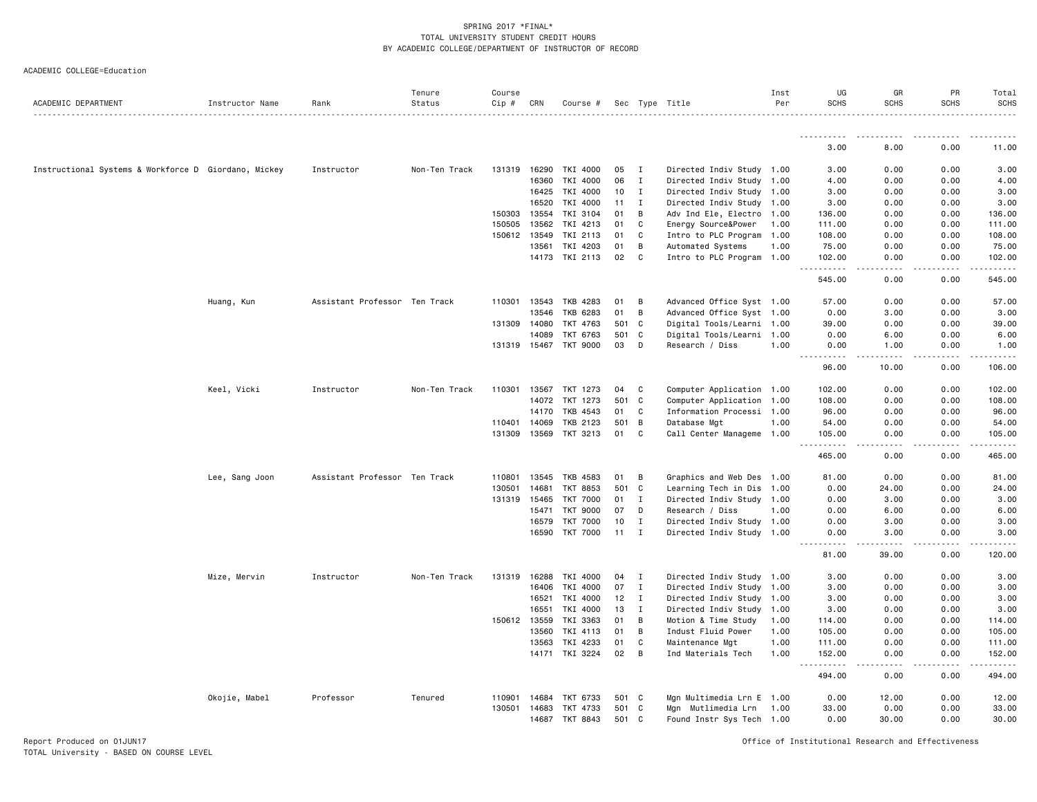SPRING 2017 *FINAL*
TOTAL UNIVERSITY STUDENT CREDIT HOURS
BY ACADEMIC COLLEGE/DEPARTMENT OF INSTRUCTOR OF RECORD

ACADEMIC COLLEGE=Education

| ACADEMIC DEPARTMENT | Instructor Name | Rank | Tenure Status | Course Cip # | CRN | Course # | Sec | Type | Title | Inst Per | UG SCHS | GR SCHS | PR SCHS | Total SCHS |
|---|---|---|---|---|---|---|---|---|---|---|---|---|---|---|
| | | | | | | | | | | | 3.00 | 8.00 | 0.00 | 11.00 |
| Instructional Systems & Workforce D | Giordano, Mickey | Instructor | Non-Ten Track | 131319 | 16290 | TKI 4000 | 05 | I | Directed Indiv Study | 1.00 | 3.00 | 0.00 | 0.00 | 3.00 |
| | | | | | 16360 | TKI 4000 | 06 | I | Directed Indiv Study | 1.00 | 4.00 | 0.00 | 0.00 | 4.00 |
| | | | | | 16425 | TKI 4000 | 10 | I | Directed Indiv Study | 1.00 | 3.00 | 0.00 | 0.00 | 3.00 |
| | | | | | 16520 | TKI 4000 | 11 | I | Directed Indiv Study | 1.00 | 3.00 | 0.00 | 0.00 | 3.00 |
| | | | | 150303 | 13554 | TKI 3104 | 01 | B | Adv Ind Ele, Electro | 1.00 | 136.00 | 0.00 | 0.00 | 136.00 |
| | | | | 150505 | 13562 | TKI 4213 | 01 | C | Energy Source&Power | 1.00 | 111.00 | 0.00 | 0.00 | 111.00 |
| | | | | 150612 | 13549 | TKI 2113 | 01 | C | Intro to PLC Program | 1.00 | 108.00 | 0.00 | 0.00 | 108.00 |
| | | | | | 13561 | TKI 4203 | 01 | B | Automated Systems | 1.00 | 75.00 | 0.00 | 0.00 | 75.00 |
| | | | | | 14173 | TKI 2113 | 02 | C | Intro to PLC Program | 1.00 | 102.00 | 0.00 | 0.00 | 102.00 |
| | | | | | | | | | | | 545.00 | 0.00 | 0.00 | 545.00 |
| | Huang, Kun | Assistant Professor | Ten Track | 110301 | 13543 | TKB 4283 | 01 | B | Advanced Office Syst | 1.00 | 57.00 | 0.00 | 0.00 | 57.00 |
| | | | | | 13546 | TKB 6283 | 01 | B | Advanced Office Syst | 1.00 | 0.00 | 3.00 | 0.00 | 3.00 |
| | | | | 131309 | 14080 | TKT 4763 | 501 | C | Digital Tools/Learni | 1.00 | 39.00 | 0.00 | 0.00 | 39.00 |
| | | | | | 14089 | TKT 6763 | 501 | C | Digital Tools/Learni | 1.00 | 0.00 | 6.00 | 0.00 | 6.00 |
| | | | | 131319 | 15467 | TKT 9000 | 03 | D | Research / Diss | 1.00 | 0.00 | 1.00 | 0.00 | 1.00 |
| | | | | | | | | | | | 96.00 | 10.00 | 0.00 | 106.00 |
| | Keel, Vicki | Instructor | Non-Ten Track | 110301 | 13567 | TKT 1273 | 04 | C | Computer Application | 1.00 | 102.00 | 0.00 | 0.00 | 102.00 |
| | | | | | 14072 | TKT 1273 | 501 | C | Computer Application | 1.00 | 108.00 | 0.00 | 0.00 | 108.00 |
| | | | | | 14170 | TKB 4543 | 01 | C | Information Processi | 1.00 | 96.00 | 0.00 | 0.00 | 96.00 |
| | | | | 110401 | 14069 | TKB 2123 | 501 | B | Database Mgt | 1.00 | 54.00 | 0.00 | 0.00 | 54.00 |
| | | | | 131309 | 13569 | TKT 3213 | 01 | C | Call Center Manageme | 1.00 | 105.00 | 0.00 | 0.00 | 105.00 |
| | | | | | | | | | | | 465.00 | 0.00 | 0.00 | 465.00 |
| | Lee, Sang Joon | Assistant Professor | Ten Track | 110801 | 13545 | TKB 4583 | 01 | B | Graphics and Web Des | 1.00 | 81.00 | 0.00 | 0.00 | 81.00 |
| | | | | 130501 | 14681 | TKT 8853 | 501 | C | Learning Tech in Dis | 1.00 | 0.00 | 24.00 | 0.00 | 24.00 |
| | | | | 131319 | 15465 | TKT 7000 | 01 | I | Directed Indiv Study | 1.00 | 0.00 | 3.00 | 0.00 | 3.00 |
| | | | | | 15471 | TKT 9000 | 07 | D | Research / Diss | 1.00 | 0.00 | 6.00 | 0.00 | 6.00 |
| | | | | | 16579 | TKT 7000 | 10 | I | Directed Indiv Study | 1.00 | 0.00 | 3.00 | 0.00 | 3.00 |
| | | | | | 16590 | TKT 7000 | 11 | I | Directed Indiv Study | 1.00 | 0.00 | 3.00 | 0.00 | 3.00 |
| | | | | | | | | | | | 81.00 | 39.00 | 0.00 | 120.00 |
| | Mize, Mervin | Instructor | Non-Ten Track | 131319 | 16288 | TKI 4000 | 04 | I | Directed Indiv Study | 1.00 | 3.00 | 0.00 | 0.00 | 3.00 |
| | | | | | 16406 | TKI 4000 | 07 | I | Directed Indiv Study | 1.00 | 3.00 | 0.00 | 0.00 | 3.00 |
| | | | | | 16521 | TKI 4000 | 12 | I | Directed Indiv Study | 1.00 | 3.00 | 0.00 | 0.00 | 3.00 |
| | | | | | 16551 | TKI 4000 | 13 | I | Directed Indiv Study | 1.00 | 3.00 | 0.00 | 0.00 | 3.00 |
| | | | | 150612 | 13559 | TKI 3363 | 01 | B | Motion & Time Study | 1.00 | 114.00 | 0.00 | 0.00 | 114.00 |
| | | | | | 13560 | TKI 4113 | 01 | B | Indust Fluid Power | 1.00 | 105.00 | 0.00 | 0.00 | 105.00 |
| | | | | | 13563 | TKI 4233 | 01 | C | Maintenance Mgt | 1.00 | 111.00 | 0.00 | 0.00 | 111.00 |
| | | | | | 14171 | TKI 3224 | 02 | B | Ind Materials Tech | 1.00 | 152.00 | 0.00 | 0.00 | 152.00 |
| | | | | | | | | | | | 494.00 | 0.00 | 0.00 | 494.00 |
| | Okojie, Mabel | Professor | Tenured | 110901 | 14684 | TKT 6733 | 501 | C | Mgn Multimedia Lrn E | 1.00 | 0.00 | 12.00 | 0.00 | 12.00 |
| | | | | 130501 | 14683 | TKT 4733 | 501 | C | Mgn Mutlimedia Lrn | 1.00 | 33.00 | 0.00 | 0.00 | 33.00 |
| | | | | | 14687 | TKT 8843 | 501 | C | Found Instr Sys Tech | 1.00 | 0.00 | 30.00 | 0.00 | 30.00 |

Report Produced on 01JUN17
TOTAL University - BASED ON COURSE LEVEL

Office of Institutional Research and Effectiveness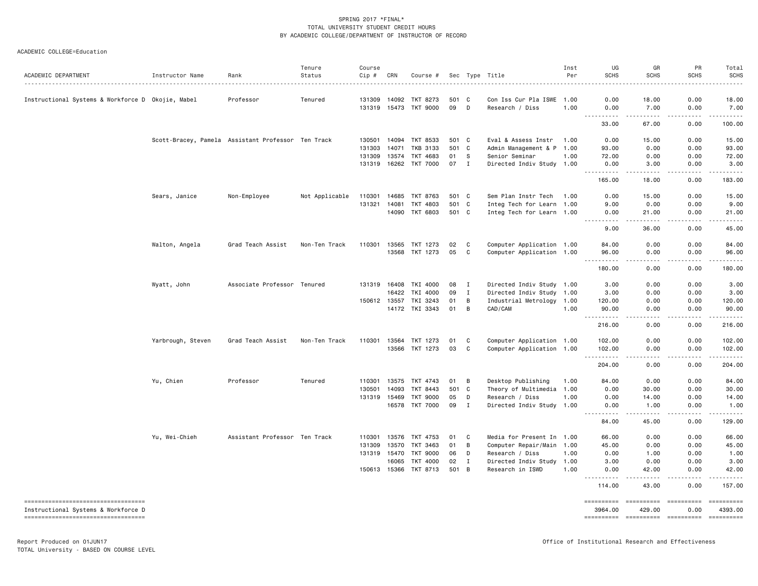SPRING 2017 *FINAL*
TOTAL UNIVERSITY STUDENT CREDIT HOURS
BY ACADEMIC COLLEGE/DEPARTMENT OF INSTRUCTOR OF RECORD

ACADEMIC COLLEGE=Education

| ACADEMIC DEPARTMENT | Instructor Name | Rank | Tenure Status | Course Cip # | CRN | Course # | Sec | Type | Title | Inst Per | UG SCHS | GR SCHS | PR SCHS | Total SCHS |
|---|---|---|---|---|---|---|---|---|---|---|---|---|---|---|
| Instructional Systems & Workforce D | Okojie, Mabel | Professor | Tenured | 131309 | 14092 | TKT 8273 | 501 | C | Con Iss Cur Pla ISWE | 1.00 | 0.00 | 18.00 | 0.00 | 18.00 |
| | | | | 131319 | 15473 | TKT 9000 | 09 | D | Research / Diss | 1.00 | 0.00 | 7.00 | 0.00 | 7.00 |
| | | | | | | | | | | | 33.00 | 67.00 | 0.00 | 100.00 |
| | Scott-Bracey, Pamela | Assistant Professor | Ten Track | 130501 | 14094 | TKT 8533 | 501 | C | Eval & Assess Instr | 1.00 | 0.00 | 15.00 | 0.00 | 15.00 |
| | | | | 131303 | 14071 | TKB 3133 | 501 | C | Admin Management & P | 1.00 | 93.00 | 0.00 | 0.00 | 93.00 |
| | | | | 131309 | 13574 | TKT 4683 | 01 | S | Senior Seminar | 1.00 | 72.00 | 0.00 | 0.00 | 72.00 |
| | | | | 131319 | 16262 | TKT 7000 | 07 | I | Directed Indiv Study | 1.00 | 0.00 | 3.00 | 0.00 | 3.00 |
| | | | | | | | | | | | 165.00 | 18.00 | 0.00 | 183.00 |
| | Sears, Janice | Non-Employee | Not Applicable | 110301 | 14685 | TKT 8763 | 501 | C | Sem Plan Instr Tech | 1.00 | 0.00 | 15.00 | 0.00 | 15.00 |
| | | | | 131321 | 14081 | TKT 4803 | 501 | C | Integ Tech for Learn | 1.00 | 9.00 | 0.00 | 0.00 | 9.00 |
| | | | | | 14090 | TKT 6803 | 501 | C | Integ Tech for Learn | 1.00 | 0.00 | 21.00 | 0.00 | 21.00 |
| | | | | | | | | | | | 9.00 | 36.00 | 0.00 | 45.00 |
| | Walton, Angela | Grad Teach Assist | Non-Ten Track | 110301 | 13565 | TKT 1273 | 02 | C | Computer Application | 1.00 | 84.00 | 0.00 | 0.00 | 84.00 |
| | | | | | 13568 | TKT 1273 | 05 | C | Computer Application | 1.00 | 96.00 | 0.00 | 0.00 | 96.00 |
| | | | | | | | | | | | 180.00 | 0.00 | 0.00 | 180.00 |
| | Wyatt, John | Associate Professor | Tenured | 131319 | 16408 | TKI 4000 | 08 | I | Directed Indiv Study | 1.00 | 3.00 | 0.00 | 0.00 | 3.00 |
| | | | | | 16422 | TKI 4000 | 09 | I | Directed Indiv Study | 1.00 | 3.00 | 0.00 | 0.00 | 3.00 |
| | | | | 150612 | 13557 | TKI 3243 | 01 | B | Industrial Metrology | 1.00 | 120.00 | 0.00 | 0.00 | 120.00 |
| | | | | | 14172 | TKI 3343 | 01 | B | CAD/CAM | 1.00 | 90.00 | 0.00 | 0.00 | 90.00 |
| | | | | | | | | | | | 216.00 | 0.00 | 0.00 | 216.00 |
| | Yarbrough, Steven | Grad Teach Assist | Non-Ten Track | 110301 | 13564 | TKT 1273 | 01 | C | Computer Application | 1.00 | 102.00 | 0.00 | 0.00 | 102.00 |
| | | | | | 13566 | TKT 1273 | 03 | C | Computer Application | 1.00 | 102.00 | 0.00 | 0.00 | 102.00 |
| | | | | | | | | | | | 204.00 | 0.00 | 0.00 | 204.00 |
| | Yu, Chien | Professor | Tenured | 110301 | 13575 | TKT 4743 | 01 | B | Desktop Publishing | 1.00 | 84.00 | 0.00 | 0.00 | 84.00 |
| | | | | 130501 | 14093 | TKT 8443 | 501 | C | Theory of Multimedia | 1.00 | 0.00 | 30.00 | 0.00 | 30.00 |
| | | | | 131319 | 15469 | TKT 9000 | 05 | D | Research / Diss | 1.00 | 0.00 | 14.00 | 0.00 | 14.00 |
| | | | | | 16578 | TKT 7000 | 09 | I | Directed Indiv Study | 1.00 | 0.00 | 1.00 | 0.00 | 1.00 |
| | | | | | | | | | | | 84.00 | 45.00 | 0.00 | 129.00 |
| | Yu, Wei-Chieh | Assistant Professor | Ten Track | 110301 | 13576 | TKT 4753 | 01 | C | Media for Present In | 1.00 | 66.00 | 0.00 | 0.00 | 66.00 |
| | | | | 131309 | 13570 | TKT 3463 | 01 | B | Computer Repair/Main | 1.00 | 45.00 | 0.00 | 0.00 | 45.00 |
| | | | | 131319 | 15470 | TKT 9000 | 06 | D | Research / Diss | 1.00 | 0.00 | 1.00 | 0.00 | 1.00 |
| | | | | | 16065 | TKT 4000 | 02 | I | Directed Indiv Study | 1.00 | 3.00 | 0.00 | 0.00 | 3.00 |
| | | | | 150613 | 15366 | TKT 8713 | 501 | B | Research in ISWD | 1.00 | 0.00 | 42.00 | 0.00 | 42.00 |
| | | | | | | | | | | | 114.00 | 43.00 | 0.00 | 157.00 |
| Instructional Systems & Workforce D | | | | | | | | | | | 3964.00 | 429.00 | 0.00 | 4393.00 |

Report Produced on 01JUN17
TOTAL University - BASED ON COURSE LEVEL

Office of Institutional Research and Effectiveness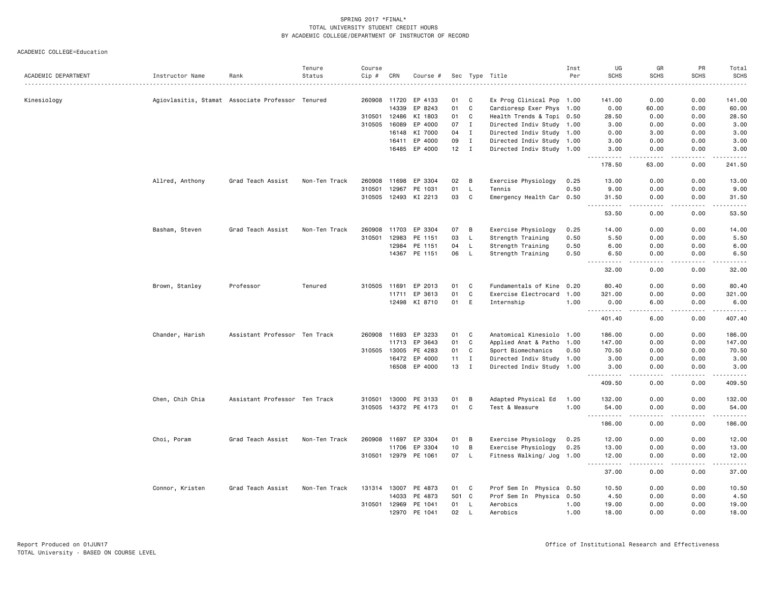SPRING 2017 *FINAL*
TOTAL UNIVERSITY STUDENT CREDIT HOURS
BY ACADEMIC COLLEGE/DEPARTMENT OF INSTRUCTOR OF RECORD

ACADEMIC COLLEGE=Education

| ACADEMIC DEPARTMENT | Instructor Name | Rank | Tenure Status | Course Cip # | CRN | Course # | Sec | Type | Title | Inst Per | UG SCHS | GR SCHS | PR SCHS | Total SCHS |
|---|---|---|---|---|---|---|---|---|---|---|---|---|---|---|
| Kinesiology | Agiovlasitis, Stamat | Associate Professor | Tenured | 260908 | 11720 | EP 4133 | 01 | C | Ex Prog Clinical Pop | 1.00 | 141.00 | 0.00 | 0.00 | 141.00 |
| | | | | | 14339 | EP 8243 | 01 | C | Cardioresp Exer Phys | 1.00 | 0.00 | 60.00 | 0.00 | 60.00 |
| | | | | 310501 | 12486 | KI 1803 | 01 | C | Health Trends & Topi | 0.50 | 28.50 | 0.00 | 0.00 | 28.50 |
| | | | | 310505 | 16089 | EP 4000 | 07 | I | Directed Indiv Study | 1.00 | 3.00 | 0.00 | 0.00 | 3.00 |
| | | | | | 16148 | KI 7000 | 04 | I | Directed Indiv Study | 1.00 | 0.00 | 3.00 | 0.00 | 3.00 |
| | | | | | 16411 | EP 4000 | 09 | I | Directed Indiv Study | 1.00 | 3.00 | 0.00 | 0.00 | 3.00 |
| | | | | | 16485 | EP 4000 | 12 | I | Directed Indiv Study | 1.00 | 3.00 | 0.00 | 0.00 | 3.00 |
| | | | | | | | | | | | 178.50 | 63.00 | 0.00 | 241.50 |
| | Allred, Anthony | Grad Teach Assist | Non-Ten Track | 260908 | 11698 | EP 3304 | 02 | B | Exercise Physiology | 0.25 | 13.00 | 0.00 | 0.00 | 13.00 |
| | | | | 310501 | 12967 | PE 1031 | 01 | L | Tennis | 0.50 | 9.00 | 0.00 | 0.00 | 9.00 |
| | | | | 310505 | 12493 | KI 2213 | 03 | C | Emergency Health Car | 0.50 | 31.50 | 0.00 | 0.00 | 31.50 |
| | | | | | | | | | | | 53.50 | 0.00 | 0.00 | 53.50 |
| | Basham, Steven | Grad Teach Assist | Non-Ten Track | 260908 | 11703 | EP 3304 | 07 | B | Exercise Physiology | 0.25 | 14.00 | 0.00 | 0.00 | 14.00 |
| | | | | 310501 | 12983 | PE 1151 | 03 | L | Strength Training | 0.50 | 5.50 | 0.00 | 0.00 | 5.50 |
| | | | | | 12984 | PE 1151 | 04 | L | Strength Training | 0.50 | 6.00 | 0.00 | 0.00 | 6.00 |
| | | | | | 14367 | PE 1151 | 06 | L | Strength Training | 0.50 | 6.50 | 0.00 | 0.00 | 6.50 |
| | | | | | | | | | | | 32.00 | 0.00 | 0.00 | 32.00 |
| | Brown, Stanley | Professor | Tenured | 310505 | 11691 | EP 2013 | 01 | C | Fundamentals of Kine | 0.20 | 80.40 | 0.00 | 0.00 | 80.40 |
| | | | | | 11711 | EP 3613 | 01 | C | Exercise Electrocard | 1.00 | 321.00 | 0.00 | 0.00 | 321.00 |
| | | | | | 12498 | KI 8710 | 01 | E | Internship | 1.00 | 0.00 | 6.00 | 0.00 | 6.00 |
| | | | | | | | | | | | 401.40 | 6.00 | 0.00 | 407.40 |
| | Chander, Harish | Assistant Professor | Ten Track | 260908 | 11693 | EP 3233 | 01 | C | Anatomical Kinesiolo | 1.00 | 186.00 | 0.00 | 0.00 | 186.00 |
| | | | | | 11713 | EP 3643 | 01 | C | Applied Anat & Patho | 1.00 | 147.00 | 0.00 | 0.00 | 147.00 |
| | | | | 310505 | 13005 | PE 4283 | 01 | C | Sport Biomechanics | 0.50 | 70.50 | 0.00 | 0.00 | 70.50 |
| | | | | | 16472 | EP 4000 | 11 | I | Directed Indiv Study | 1.00 | 3.00 | 0.00 | 0.00 | 3.00 |
| | | | | | 16508 | EP 4000 | 13 | I | Directed Indiv Study | 1.00 | 3.00 | 0.00 | 0.00 | 3.00 |
| | | | | | | | | | | | 409.50 | 0.00 | 0.00 | 409.50 |
| | Chen, Chih Chia | Assistant Professor | Ten Track | 310501 | 13000 | PE 3133 | 01 | B | Adapted Physical Ed | 1.00 | 132.00 | 0.00 | 0.00 | 132.00 |
| | | | | 310505 | 14372 | PE 4173 | 01 | C | Test & Measure | 1.00 | 54.00 | 0.00 | 0.00 | 54.00 |
| | | | | | | | | | | | 186.00 | 0.00 | 0.00 | 186.00 |
| | Choi, Poram | Grad Teach Assist | Non-Ten Track | 260908 | 11697 | EP 3304 | 01 | B | Exercise Physiology | 0.25 | 12.00 | 0.00 | 0.00 | 12.00 |
| | | | | | 11706 | EP 3304 | 10 | B | Exercise Physiology | 0.25 | 13.00 | 0.00 | 0.00 | 13.00 |
| | | | | 310501 | 12979 | PE 1061 | 07 | L | Fitness Walking/ Jog | 1.00 | 12.00 | 0.00 | 0.00 | 12.00 |
| | | | | | | | | | | | 37.00 | 0.00 | 0.00 | 37.00 |
| | Connor, Kristen | Grad Teach Assist | Non-Ten Track | 131314 | 13007 | PE 4873 | 01 | C | Prof Sem In Physica | 0.50 | 10.50 | 0.00 | 0.00 | 10.50 |
| | | | | | 14033 | PE 4873 | 501 | C | Prof Sem In Physica | 0.50 | 4.50 | 0.00 | 0.00 | 4.50 |
| | | | | 310501 | 12969 | PE 1041 | 01 | L | Aerobics | 1.00 | 19.00 | 0.00 | 0.00 | 19.00 |
| | | | | | 12970 | PE 1041 | 02 | L | Aerobics | 1.00 | 18.00 | 0.00 | 0.00 | 18.00 |

Report Produced on 01JUN17
TOTAL University - BASED ON COURSE LEVEL

Office of Institutional Research and Effectiveness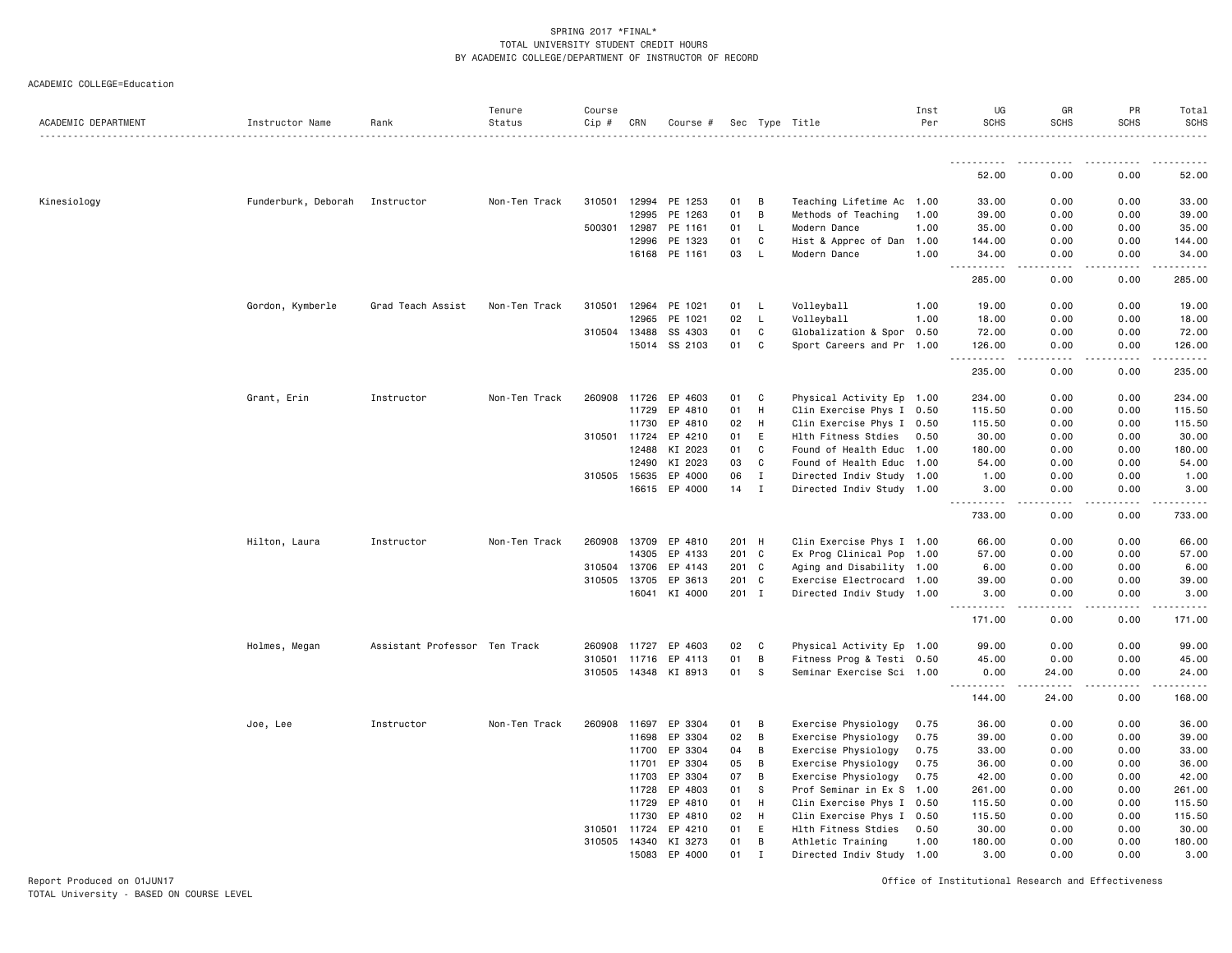SPRING 2017 *FINAL*
TOTAL UNIVERSITY STUDENT CREDIT HOURS
BY ACADEMIC COLLEGE/DEPARTMENT OF INSTRUCTOR OF RECORD

ACADEMIC COLLEGE=Education

| ACADEMIC DEPARTMENT | Instructor Name | Rank | Tenure Status | Course Cip # | CRN | Course # | Sec | Type | Title | Inst Per | UG SCHS | GR SCHS | PR SCHS | Total SCHS |
|---|---|---|---|---|---|---|---|---|---|---|---|---|---|---|
| | | | | | | | | | | | 52.00 | 0.00 | 0.00 | 52.00 |
| Kinesiology | Funderburk, Deborah | Instructor | Non-Ten Track | 310501 | 12994 | PE 1253 | 01 | B | Teaching Lifetime Ac | 1.00 | 33.00 | 0.00 | 0.00 | 33.00 |
| | | | | | 12995 | PE 1263 | 01 | B | Methods of Teaching | 1.00 | 39.00 | 0.00 | 0.00 | 39.00 |
| | | | | 500301 | 12987 | PE 1161 | 01 | L | Modern Dance | 1.00 | 35.00 | 0.00 | 0.00 | 35.00 |
| | | | | | 12996 | PE 1323 | 01 | C | Hist & Apprec of Dan | 1.00 | 144.00 | 0.00 | 0.00 | 144.00 |
| | | | | | 16168 | PE 1161 | 03 | L | Modern Dance | 1.00 | 34.00 | 0.00 | 0.00 | 34.00 |
| | | | | | | | | | | | 285.00 | 0.00 | 0.00 | 285.00 |
| | Gordon, Kymberle | Grad Teach Assist | Non-Ten Track | 310501 | 12964 | PE 1021 | 01 | L | Volleyball | 1.00 | 19.00 | 0.00 | 0.00 | 19.00 |
| | | | | | 12965 | PE 1021 | 02 | L | Volleyball | 1.00 | 18.00 | 0.00 | 0.00 | 18.00 |
| | | | | 310504 | 13488 | SS 4303 | 01 | C | Globalization & Spor | 0.50 | 72.00 | 0.00 | 0.00 | 72.00 |
| | | | | | 15014 | SS 2103 | 01 | C | Sport Careers and Pr | 1.00 | 126.00 | 0.00 | 0.00 | 126.00 |
| | | | | | | | | | | | 235.00 | 0.00 | 0.00 | 235.00 |
| | Grant, Erin | Instructor | Non-Ten Track | 260908 | 11726 | EP 4603 | 01 | C | Physical Activity Ep | 1.00 | 234.00 | 0.00 | 0.00 | 234.00 |
| | | | | | 11729 | EP 4810 | 01 | H | Clin Exercise Phys I | 0.50 | 115.50 | 0.00 | 0.00 | 115.50 |
| | | | | | 11730 | EP 4810 | 02 | H | Clin Exercise Phys I | 0.50 | 115.50 | 0.00 | 0.00 | 115.50 |
| | | | | 310501 | 11724 | EP 4210 | 01 | E | Hlth Fitness Stdies | 0.50 | 30.00 | 0.00 | 0.00 | 30.00 |
| | | | | | 12488 | KI 2023 | 01 | C | Found of Health Educ | 1.00 | 180.00 | 0.00 | 0.00 | 180.00 |
| | | | | | 12490 | KI 2023 | 03 | C | Found of Health Educ | 1.00 | 54.00 | 0.00 | 0.00 | 54.00 |
| | | | | 310505 | 15635 | EP 4000 | 06 | I | Directed Indiv Study | 1.00 | 1.00 | 0.00 | 0.00 | 1.00 |
| | | | | | 16615 | EP 4000 | 14 | I | Directed Indiv Study | 1.00 | 3.00 | 0.00 | 0.00 | 3.00 |
| | | | | | | | | | | | 733.00 | 0.00 | 0.00 | 733.00 |
| | Hilton, Laura | Instructor | Non-Ten Track | 260908 | 13709 | EP 4810 | 201 | H | Clin Exercise Phys I | 1.00 | 66.00 | 0.00 | 0.00 | 66.00 |
| | | | | | 14305 | EP 4133 | 201 | C | Ex Prog Clinical Pop | 1.00 | 57.00 | 0.00 | 0.00 | 57.00 |
| | | | | 310504 | 13706 | EP 4143 | 201 | C | Aging and Disability | 1.00 | 6.00 | 0.00 | 0.00 | 6.00 |
| | | | | 310505 | 13705 | EP 3613 | 201 | C | Exercise Electrocard | 1.00 | 39.00 | 0.00 | 0.00 | 39.00 |
| | | | | | 16041 | KI 4000 | 201 | I | Directed Indiv Study | 1.00 | 3.00 | 0.00 | 0.00 | 3.00 |
| | | | | | | | | | | | 171.00 | 0.00 | 0.00 | 171.00 |
| | Holmes, Megan | Assistant Professor | Ten Track | 260908 | 11727 | EP 4603 | 02 | C | Physical Activity Ep | 1.00 | 99.00 | 0.00 | 0.00 | 99.00 |
| | | | | 310501 | 11716 | EP 4113 | 01 | B | Fitness Prog & Testi | 0.50 | 45.00 | 0.00 | 0.00 | 45.00 |
| | | | | 310505 | 14348 | KI 8913 | 01 | S | Seminar Exercise Sci | 1.00 | 0.00 | 24.00 | 0.00 | 24.00 |
| | | | | | | | | | | | 144.00 | 24.00 | 0.00 | 168.00 |
| | Joe, Lee | Instructor | Non-Ten Track | 260908 | 11697 | EP 3304 | 01 | B | Exercise Physiology | 0.75 | 36.00 | 0.00 | 0.00 | 36.00 |
| | | | | | 11698 | EP 3304 | 02 | B | Exercise Physiology | 0.75 | 39.00 | 0.00 | 0.00 | 39.00 |
| | | | | | 11700 | EP 3304 | 04 | B | Exercise Physiology | 0.75 | 33.00 | 0.00 | 0.00 | 33.00 |
| | | | | | 11701 | EP 3304 | 05 | B | Exercise Physiology | 0.75 | 36.00 | 0.00 | 0.00 | 36.00 |
| | | | | | 11703 | EP 3304 | 07 | B | Exercise Physiology | 0.75 | 42.00 | 0.00 | 0.00 | 42.00 |
| | | | | | 11728 | EP 4803 | 01 | S | Prof Seminar in Ex S | 1.00 | 261.00 | 0.00 | 0.00 | 261.00 |
| | | | | | 11729 | EP 4810 | 01 | H | Clin Exercise Phys I | 0.50 | 115.50 | 0.00 | 0.00 | 115.50 |
| | | | | | 11730 | EP 4810 | 02 | H | Clin Exercise Phys I | 0.50 | 115.50 | 0.00 | 0.00 | 115.50 |
| | | | | 310501 | 11724 | EP 4210 | 01 | E | Hlth Fitness Stdies | 0.50 | 30.00 | 0.00 | 0.00 | 30.00 |
| | | | | 310505 | 14340 | KI 3273 | 01 | B | Athletic Training | 1.00 | 180.00 | 0.00 | 0.00 | 180.00 |
| | | | | | 15083 | EP 4000 | 01 | I | Directed Indiv Study | 1.00 | 3.00 | 0.00 | 0.00 | 3.00 |

Report Produced on 01JUN17
TOTAL University - BASED ON COURSE LEVEL

Office of Institutional Research and Effectiveness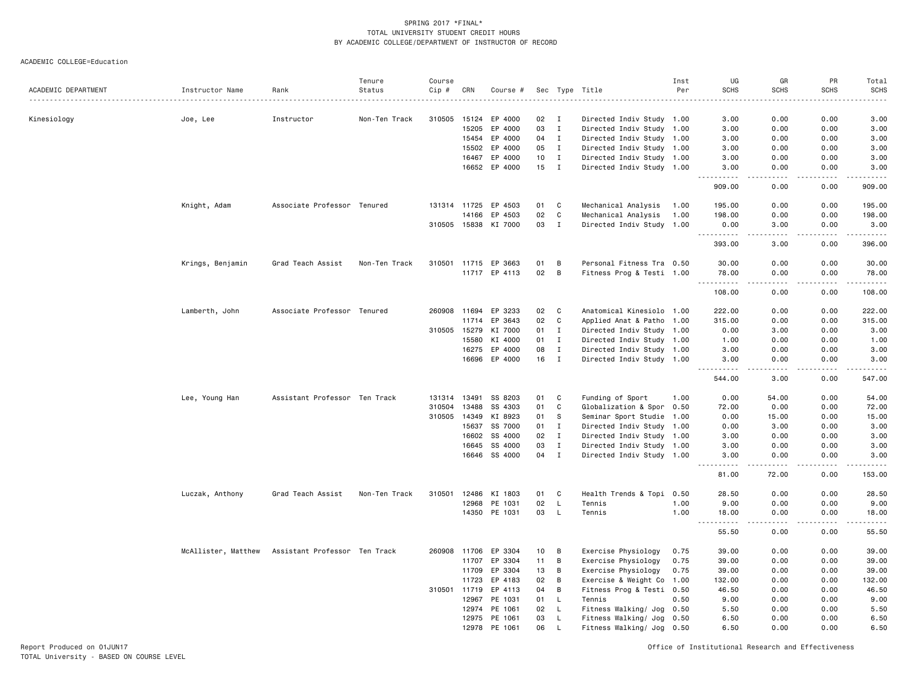SPRING 2017 *FINAL*
TOTAL UNIVERSITY STUDENT CREDIT HOURS
BY ACADEMIC COLLEGE/DEPARTMENT OF INSTRUCTOR OF RECORD

ACADEMIC COLLEGE=Education

| ACADEMIC DEPARTMENT | Instructor Name | Rank | Tenure Status | Course Cip # | CRN | Course # | Sec | Type | Title | Inst Per | UG SCHS | GR SCHS | PR SCHS | Total SCHS |
|---|---|---|---|---|---|---|---|---|---|---|---|---|---|---|
| Kinesiology | Joe, Lee | Instructor | Non-Ten Track | 310505 | 15124 | EP 4000 | 02 | I | Directed Indiv Study | 1.00 | 3.00 | 0.00 | 0.00 | 3.00 |
| | | | | | 15205 | EP 4000 | 03 | I | Directed Indiv Study | 1.00 | 3.00 | 0.00 | 0.00 | 3.00 |
| | | | | | 15454 | EP 4000 | 04 | I | Directed Indiv Study | 1.00 | 3.00 | 0.00 | 0.00 | 3.00 |
| | | | | | 15502 | EP 4000 | 05 | I | Directed Indiv Study | 1.00 | 3.00 | 0.00 | 0.00 | 3.00 |
| | | | | | 16467 | EP 4000 | 10 | I | Directed Indiv Study | 1.00 | 3.00 | 0.00 | 0.00 | 3.00 |
| | | | | | 16652 | EP 4000 | 15 | I | Directed Indiv Study | 1.00 | 3.00 | 0.00 | 0.00 | 3.00 |
| | | | | | | | | | | | 909.00 | 0.00 | 0.00 | 909.00 |
| | Knight, Adam | Associate Professor | Tenured | 131314 | 11725 | EP 4503 | 01 | C | Mechanical Analysis | 1.00 | 195.00 | 0.00 | 0.00 | 195.00 |
| | | | | | 14166 | EP 4503 | 02 | C | Mechanical Analysis | 1.00 | 198.00 | 0.00 | 0.00 | 198.00 |
| | | | | 310505 | 15838 | KI 7000 | 03 | I | Directed Indiv Study | 1.00 | 0.00 | 3.00 | 0.00 | 3.00 |
| | | | | | | | | | | | 393.00 | 3.00 | 0.00 | 396.00 |
| | Krings, Benjamin | Grad Teach Assist | Non-Ten Track | 310501 | 11715 | EP 3663 | 01 | B | Personal Fitness Tra | 0.50 | 30.00 | 0.00 | 0.00 | 30.00 |
| | | | | | 11717 | EP 4113 | 02 | B | Fitness Prog & Testi | 1.00 | 78.00 | 0.00 | 0.00 | 78.00 |
| | | | | | | | | | | | 108.00 | 0.00 | 0.00 | 108.00 |
| | Lamberth, John | Associate Professor | Tenured | 260908 | 11694 | EP 3233 | 02 | C | Anatomical Kinesiolo | 1.00 | 222.00 | 0.00 | 0.00 | 222.00 |
| | | | | | 11714 | EP 3643 | 02 | C | Applied Anat & Patho | 1.00 | 315.00 | 0.00 | 0.00 | 315.00 |
| | | | | 310505 | 15279 | KI 7000 | 01 | I | Directed Indiv Study | 1.00 | 0.00 | 3.00 | 0.00 | 3.00 |
| | | | | | 15580 | KI 4000 | 01 | I | Directed Indiv Study | 1.00 | 1.00 | 0.00 | 0.00 | 1.00 |
| | | | | | 16275 | EP 4000 | 08 | I | Directed Indiv Study | 1.00 | 3.00 | 0.00 | 0.00 | 3.00 |
| | | | | | 16696 | EP 4000 | 16 | I | Directed Indiv Study | 1.00 | 3.00 | 0.00 | 0.00 | 3.00 |
| | | | | | | | | | | | 544.00 | 3.00 | 0.00 | 547.00 |
| | Lee, Young Han | Assistant Professor | Ten Track | 131314 | 13491 | SS 8203 | 01 | C | Funding of Sport | 1.00 | 0.00 | 54.00 | 0.00 | 54.00 |
| | | | | 310504 | 13488 | SS 4303 | 01 | C | Globalization & Spor | 0.50 | 72.00 | 0.00 | 0.00 | 72.00 |
| | | | | 310505 | 14349 | KI 8923 | 01 | S | Seminar Sport Studie | 1.00 | 0.00 | 15.00 | 0.00 | 15.00 |
| | | | | | 15637 | SS 7000 | 01 | I | Directed Indiv Study | 1.00 | 0.00 | 3.00 | 0.00 | 3.00 |
| | | | | | 16602 | SS 4000 | 02 | I | Directed Indiv Study | 1.00 | 3.00 | 0.00 | 0.00 | 3.00 |
| | | | | | 16645 | SS 4000 | 03 | I | Directed Indiv Study | 1.00 | 3.00 | 0.00 | 0.00 | 3.00 |
| | | | | | 16646 | SS 4000 | 04 | I | Directed Indiv Study | 1.00 | 3.00 | 0.00 | 0.00 | 3.00 |
| | | | | | | | | | | | 81.00 | 72.00 | 0.00 | 153.00 |
| | Luczak, Anthony | Grad Teach Assist | Non-Ten Track | 310501 | 12486 | KI 1803 | 01 | C | Health Trends & Topi | 0.50 | 28.50 | 0.00 | 0.00 | 28.50 |
| | | | | | 12968 | PE 1031 | 02 | L | Tennis | 1.00 | 9.00 | 0.00 | 0.00 | 9.00 |
| | | | | | 14350 | PE 1031 | 03 | L | Tennis | 1.00 | 18.00 | 0.00 | 0.00 | 18.00 |
| | | | | | | | | | | | 55.50 | 0.00 | 0.00 | 55.50 |
| | McAllister, Matthew | Assistant Professor | Ten Track | 260908 | 11706 | EP 3304 | 10 | B | Exercise Physiology | 0.75 | 39.00 | 0.00 | 0.00 | 39.00 |
| | | | | | 11707 | EP 3304 | 11 | B | Exercise Physiology | 0.75 | 39.00 | 0.00 | 0.00 | 39.00 |
| | | | | | 11709 | EP 3304 | 13 | B | Exercise Physiology | 0.75 | 39.00 | 0.00 | 0.00 | 39.00 |
| | | | | | 11723 | EP 4183 | 02 | B | Exercise & Weight Co | 1.00 | 132.00 | 0.00 | 0.00 | 132.00 |
| | | | | 310501 | 11719 | EP 4113 | 04 | B | Fitness Prog & Testi | 0.50 | 46.50 | 0.00 | 0.00 | 46.50 |
| | | | | | 12967 | PE 1031 | 01 | L | Tennis | 0.50 | 9.00 | 0.00 | 0.00 | 9.00 |
| | | | | | 12974 | PE 1061 | 02 | L | Fitness Walking/ Jog | 0.50 | 5.50 | 0.00 | 0.00 | 5.50 |
| | | | | | 12975 | PE 1061 | 03 | L | Fitness Walking/ Jog | 0.50 | 6.50 | 0.00 | 0.00 | 6.50 |
| | | | | | 12978 | PE 1061 | 06 | L | Fitness Walking/ Jog | 0.50 | 6.50 | 0.00 | 0.00 | 6.50 |

Report Produced on 01JUN17
TOTAL University - BASED ON COURSE LEVEL

Office of Institutional Research and Effectiveness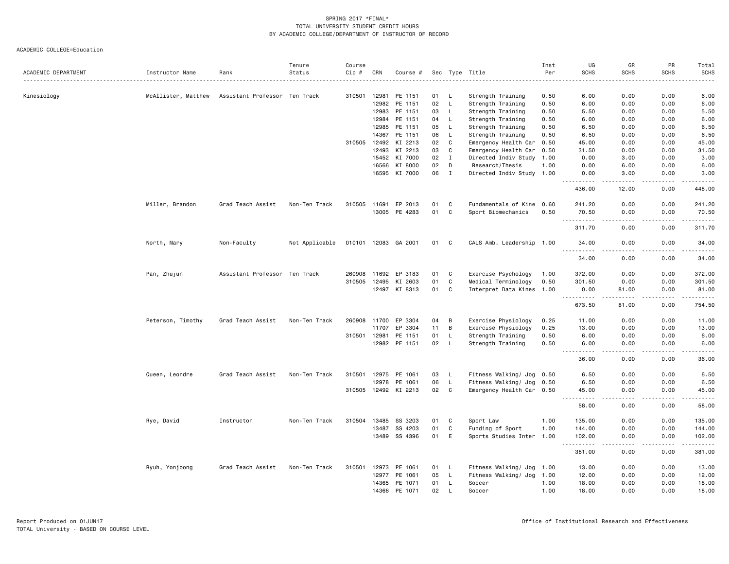SPRING 2017 *FINAL*
TOTAL UNIVERSITY STUDENT CREDIT HOURS
BY ACADEMIC COLLEGE/DEPARTMENT OF INSTRUCTOR OF RECORD

ACADEMIC COLLEGE=Education

| ACADEMIC DEPARTMENT | Instructor Name | Rank | Tenure Status | Course Cip # | CRN | Course # | Sec | Type | Title | Inst Per | UG SCHS | GR SCHS | PR SCHS | Total SCHS |
|---|---|---|---|---|---|---|---|---|---|---|---|---|---|---|
| Kinesiology | McAllister, Matthew | Assistant Professor | Ten Track | 310501 | 12981 | PE 1151 | 01 | L | Strength Training | 0.50 | 6.00 | 0.00 | 0.00 | 6.00 |
| | | | | | 12982 | PE 1151 | 02 | L | Strength Training | 0.50 | 6.00 | 0.00 | 0.00 | 6.00 |
| | | | | | 12983 | PE 1151 | 03 | L | Strength Training | 0.50 | 5.50 | 0.00 | 0.00 | 5.50 |
| | | | | | 12984 | PE 1151 | 04 | L | Strength Training | 0.50 | 6.00 | 0.00 | 0.00 | 6.00 |
| | | | | | 12985 | PE 1151 | 05 | L | Strength Training | 0.50 | 6.50 | 0.00 | 0.00 | 6.50 |
| | | | | | 14367 | PE 1151 | 06 | L | Strength Training | 0.50 | 6.50 | 0.00 | 0.00 | 6.50 |
| | | | | 310505 | 12492 | KI 2213 | 02 | C | Emergency Health Car | 0.50 | 45.00 | 0.00 | 0.00 | 45.00 |
| | | | | | 12493 | KI 2213 | 03 | C | Emergency Health Car | 0.50 | 31.50 | 0.00 | 0.00 | 31.50 |
| | | | | | 15452 | KI 7000 | 02 | I | Directed Indiv Study | 1.00 | 0.00 | 3.00 | 0.00 | 3.00 |
| | | | | | 16566 | KI 8000 | 02 | D | Research/Thesis | 1.00 | 0.00 | 6.00 | 0.00 | 6.00 |
| | | | | | 16595 | KI 7000 | 06 | I | Directed Indiv Study | 1.00 | 0.00 | 3.00 | 0.00 | 3.00 |
| | | | | | | | | | | | 436.00 | 12.00 | 0.00 | 448.00 |
| | Miller, Brandon | Grad Teach Assist | Non-Ten Track | 310505 | 11691 | EP 2013 | 01 | C | Fundamentals of Kine | 0.60 | 241.20 | 0.00 | 0.00 | 241.20 |
| | | | | | 13005 | PE 4283 | 01 | C | Sport Biomechanics | 0.50 | 70.50 | 0.00 | 0.00 | 70.50 |
| | | | | | | | | | | | 311.70 | 0.00 | 0.00 | 311.70 |
| | North, Mary | Non-Faculty | Not Applicable | 010101 | 12083 | GA 2001 | 01 | C | CALS Amb. Leadership | 1.00 | 34.00 | 0.00 | 0.00 | 34.00 |
| | | | | | | | | | | | 34.00 | 0.00 | 0.00 | 34.00 |
| | Pan, Zhujun | Assistant Professor | Ten Track | 260908 | 11692 | EP 3183 | 01 | C | Exercise Psychology | 1.00 | 372.00 | 0.00 | 0.00 | 372.00 |
| | | | | 310505 | 12495 | KI 2603 | 01 | C | Medical Terminology | 0.50 | 301.50 | 0.00 | 0.00 | 301.50 |
| | | | | | 12497 | KI 8313 | 01 | C | Interpret Data Kines | 1.00 | 0.00 | 81.00 | 0.00 | 81.00 |
| | | | | | | | | | | | 673.50 | 81.00 | 0.00 | 754.50 |
| | Peterson, Timothy | Grad Teach Assist | Non-Ten Track | 260908 | 11700 | EP 3304 | 04 | B | Exercise Physiology | 0.25 | 11.00 | 0.00 | 0.00 | 11.00 |
| | | | | | 11707 | EP 3304 | 11 | B | Exercise Physiology | 0.25 | 13.00 | 0.00 | 0.00 | 13.00 |
| | | | | 310501 | 12981 | PE 1151 | 01 | L | Strength Training | 0.50 | 6.00 | 0.00 | 0.00 | 6.00 |
| | | | | | 12982 | PE 1151 | 02 | L | Strength Training | 0.50 | 6.00 | 0.00 | 0.00 | 6.00 |
| | | | | | | | | | | | 36.00 | 0.00 | 0.00 | 36.00 |
| | Queen, Leondre | Grad Teach Assist | Non-Ten Track | 310501 | 12975 | PE 1061 | 03 | L | Fitness Walking/ Jog | 0.50 | 6.50 | 0.00 | 0.00 | 6.50 |
| | | | | | 12978 | PE 1061 | 06 | L | Fitness Walking/ Jog | 0.50 | 6.50 | 0.00 | 0.00 | 6.50 |
| | | | | 310505 | 12492 | KI 2213 | 02 | C | Emergency Health Car | 0.50 | 45.00 | 0.00 | 0.00 | 45.00 |
| | | | | | | | | | | | 58.00 | 0.00 | 0.00 | 58.00 |
| | Rye, David | Instructor | Non-Ten Track | 310504 | 13485 | SS 3203 | 01 | C | Sport Law | 1.00 | 135.00 | 0.00 | 0.00 | 135.00 |
| | | | | | 13487 | SS 4203 | 01 | C | Funding of Sport | 1.00 | 144.00 | 0.00 | 0.00 | 144.00 |
| | | | | | 13489 | SS 4396 | 01 | E | Sports Studies Inter | 1.00 | 102.00 | 0.00 | 0.00 | 102.00 |
| | | | | | | | | | | | 381.00 | 0.00 | 0.00 | 381.00 |
| | Ryuh, Yonjoong | Grad Teach Assist | Non-Ten Track | 310501 | 12973 | PE 1061 | 01 | L | Fitness Walking/ Jog | 1.00 | 13.00 | 0.00 | 0.00 | 13.00 |
| | | | | | 12977 | PE 1061 | 05 | L | Fitness Walking/ Jog | 1.00 | 12.00 | 0.00 | 0.00 | 12.00 |
| | | | | | 14365 | PE 1071 | 01 | L | Soccer | 1.00 | 18.00 | 0.00 | 0.00 | 18.00 |
| | | | | | 14366 | PE 1071 | 02 | L | Soccer | 1.00 | 18.00 | 0.00 | 0.00 | 18.00 |

Report Produced on 01JUN17
TOTAL University - BASED ON COURSE LEVEL

Office of Institutional Research and Effectiveness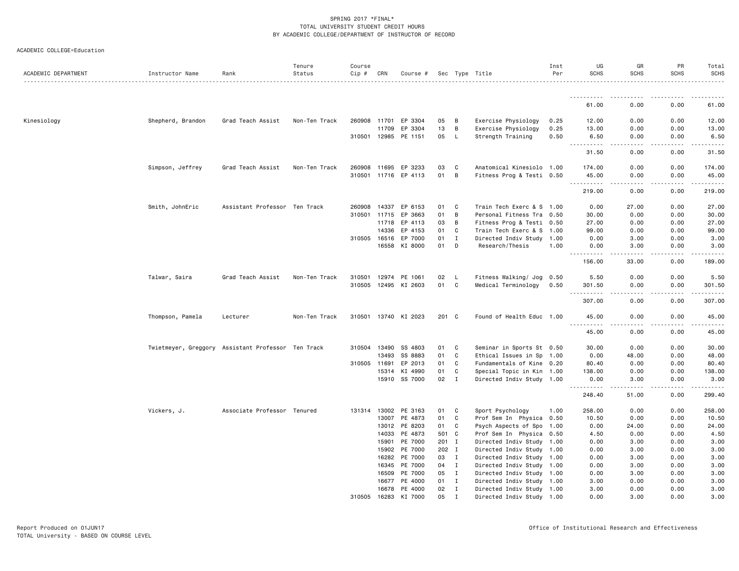SPRING 2017 *FINAL*
TOTAL UNIVERSITY STUDENT CREDIT HOURS
BY ACADEMIC COLLEGE/DEPARTMENT OF INSTRUCTOR OF RECORD

ACADEMIC COLLEGE=Education

| ACADEMIC DEPARTMENT | Instructor Name | Rank | Tenure Status | Course Cip # | CRN | Course # | Sec | Type | Title | Inst Per | UG SCHS | GR SCHS | PR SCHS | Total SCHS |
|---|---|---|---|---|---|---|---|---|---|---|---|---|---|---|
| | | | | | | | | | | | 61.00 | 0.00 | 0.00 | 61.00 |
| Kinesiology | Shepherd, Brandon | Grad Teach Assist | Non-Ten Track | 260908 | 11701 | EP 3304 | 05 | B | Exercise Physiology | 0.25 | 12.00 | 0.00 | 0.00 | 12.00 |
| | | | | | 11709 | EP 3304 | 13 | B | Exercise Physiology | 0.25 | 13.00 | 0.00 | 0.00 | 13.00 |
| | | | | 310501 | 12985 | PE 1151 | 05 | L | Strength Training | 0.50 | 6.50 | 0.00 | 0.00 | 6.50 |
| | | | | | | | | | | | 31.50 | 0.00 | 0.00 | 31.50 |
| | Simpson, Jeffrey | Grad Teach Assist | Non-Ten Track | 260908 | 11695 | EP 3233 | 03 | C | Anatomical Kinesiolo | 1.00 | 174.00 | 0.00 | 0.00 | 174.00 |
| | | | | 310501 | 11716 | EP 4113 | 01 | B | Fitness Prog & Testi | 0.50 | 45.00 | 0.00 | 0.00 | 45.00 |
| | | | | | | | | | | | 219.00 | 0.00 | 0.00 | 219.00 |
| | Smith, JohnEric | Assistant Professor | Ten Track | 260908 | 14337 | EP 6153 | 01 | C | Train Tech Exerc & S | 1.00 | 0.00 | 27.00 | 0.00 | 27.00 |
| | | | | 310501 | 11715 | EP 3663 | 01 | B | Personal Fitness Tra | 0.50 | 30.00 | 0.00 | 0.00 | 30.00 |
| | | | | | 11718 | EP 4113 | 03 | B | Fitness Prog & Testi | 0.50 | 27.00 | 0.00 | 0.00 | 27.00 |
| | | | | | 14336 | EP 4153 | 01 | C | Train Tech Exerc & S | 1.00 | 99.00 | 0.00 | 0.00 | 99.00 |
| | | | | 310505 | 16516 | EP 7000 | 01 | I | Directed Indiv Study | 1.00 | 0.00 | 3.00 | 0.00 | 3.00 |
| | | | | | 16558 | KI 8000 | 01 | D | Research/Thesis | 1.00 | 0.00 | 3.00 | 0.00 | 3.00 |
| | | | | | | | | | | | 156.00 | 33.00 | 0.00 | 189.00 |
| | Talwar, Saira | Grad Teach Assist | Non-Ten Track | 310501 | 12974 | PE 1061 | 02 | L | Fitness Walking/ Jog | 0.50 | 5.50 | 0.00 | 0.00 | 5.50 |
| | | | | 310505 | 12495 | KI 2603 | 01 | C | Medical Terminology | 0.50 | 301.50 | 0.00 | 0.00 | 301.50 |
| | | | | | | | | | | | 307.00 | 0.00 | 0.00 | 307.00 |
| | Thompson, Pamela | Lecturer | Non-Ten Track | 310501 | 13740 | KI 2023 | 201 | C | Found of Health Educ | 1.00 | 45.00 | 0.00 | 0.00 | 45.00 |
| | | | | | | | | | | | 45.00 | 0.00 | 0.00 | 45.00 |
| | Twietmeyer, Greggory | Assistant Professor | Ten Track | 310504 | 13490 | SS 4803 | 01 | C | Seminar in Sports St | 0.50 | 30.00 | 0.00 | 0.00 | 30.00 |
| | | | | | 13493 | SS 8883 | 01 | C | Ethical Issues in Sp | 1.00 | 0.00 | 48.00 | 0.00 | 48.00 |
| | | | | 310505 | 11691 | EP 2013 | 01 | C | Fundamentals of Kine | 0.20 | 80.40 | 0.00 | 0.00 | 80.40 |
| | | | | | 15314 | KI 4990 | 01 | C | Special Topic in Kin | 1.00 | 138.00 | 0.00 | 0.00 | 138.00 |
| | | | | | 15910 | SS 7000 | 02 | I | Directed Indiv Study | 1.00 | 0.00 | 3.00 | 0.00 | 3.00 |
| | | | | | | | | | | | 248.40 | 51.00 | 0.00 | 299.40 |
| | Vickers, J. | Associate Professor | Tenured | 131314 | 13002 | PE 3163 | 01 | C | Sport Psychology | 1.00 | 258.00 | 0.00 | 0.00 | 258.00 |
| | | | | | 13007 | PE 4873 | 01 | C | Prof Sem In Physica | 0.50 | 10.50 | 0.00 | 0.00 | 10.50 |
| | | | | | 13012 | PE 8203 | 01 | C | Psych Aspects of Spo | 1.00 | 0.00 | 24.00 | 0.00 | 24.00 |
| | | | | | 14033 | PE 4873 | 501 | C | Prof Sem In Physica | 0.50 | 4.50 | 0.00 | 0.00 | 4.50 |
| | | | | | 15901 | PE 7000 | 201 | I | Directed Indiv Study | 1.00 | 0.00 | 3.00 | 0.00 | 3.00 |
| | | | | | 15902 | PE 7000 | 202 | I | Directed Indiv Study | 1.00 | 0.00 | 3.00 | 0.00 | 3.00 |
| | | | | | 16282 | PE 7000 | 03 | I | Directed Indiv Study | 1.00 | 0.00 | 3.00 | 0.00 | 3.00 |
| | | | | | 16345 | PE 7000 | 04 | I | Directed Indiv Study | 1.00 | 0.00 | 3.00 | 0.00 | 3.00 |
| | | | | | 16509 | PE 7000 | 05 | I | Directed Indiv Study | 1.00 | 0.00 | 3.00 | 0.00 | 3.00 |
| | | | | | 16677 | PE 4000 | 01 | I | Directed Indiv Study | 1.00 | 3.00 | 0.00 | 0.00 | 3.00 |
| | | | | | 16678 | PE 4000 | 02 | I | Directed Indiv Study | 1.00 | 3.00 | 0.00 | 0.00 | 3.00 |
| | | | | 310505 | 16283 | KI 7000 | 05 | I | Directed Indiv Study | 1.00 | 0.00 | 3.00 | 0.00 | 3.00 |

Report Produced on 01JUN17
TOTAL University - BASED ON COURSE LEVEL

Office of Institutional Research and Effectiveness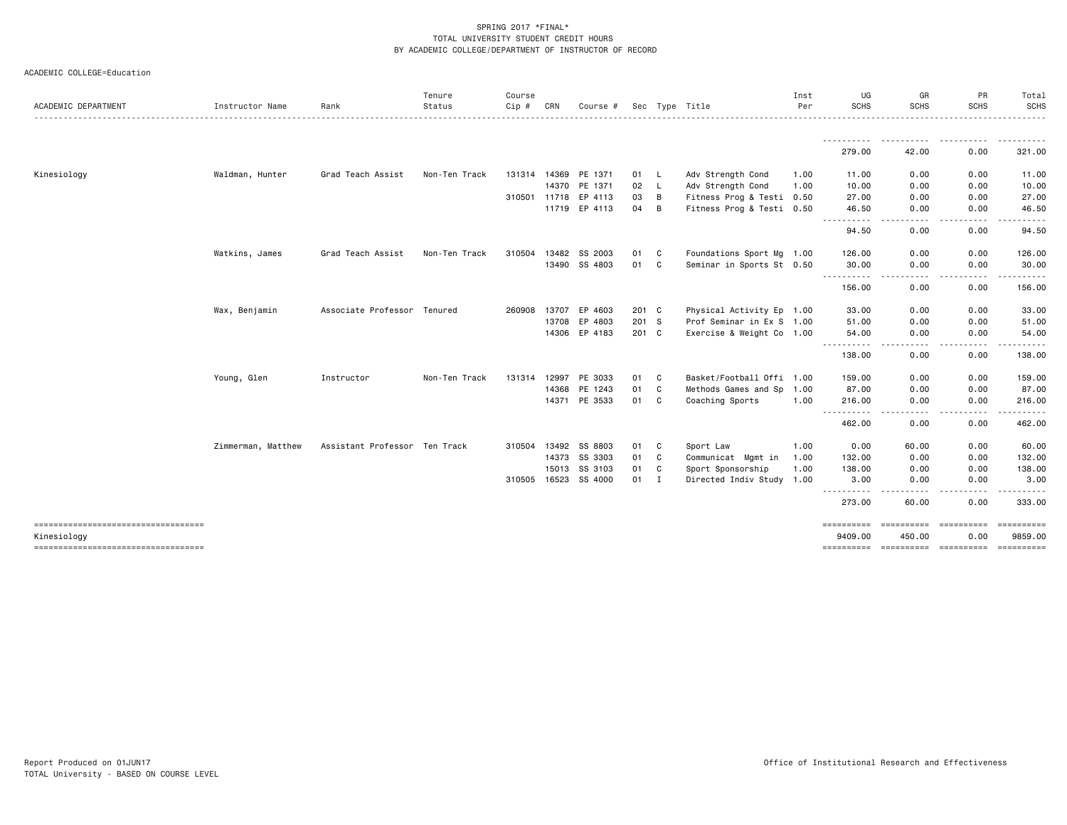SPRING 2017 *FINAL*
TOTAL UNIVERSITY STUDENT CREDIT HOURS
BY ACADEMIC COLLEGE/DEPARTMENT OF INSTRUCTOR OF RECORD

ACADEMIC COLLEGE=Education

| ACADEMIC DEPARTMENT | Instructor Name | Rank | Tenure Status | Course Cip # | CRN | Course # | Sec | Type | Title | Inst Per | UG SCHS | GR SCHS | PR SCHS | Total SCHS |
|---|---|---|---|---|---|---|---|---|---|---|---|---|---|---|
| | | | | | | | | | | | 279.00 | 42.00 | 0.00 | 321.00 |
| Kinesiology | Waldman, Hunter | Grad Teach Assist | Non-Ten Track | 131314 | 14369 | PE 1371 | 01 | L | Adv Strength Cond | 1.00 | 11.00 | 0.00 | 0.00 | 11.00 |
| | | | | | 14370 | PE 1371 | 02 | L | Adv Strength Cond | 1.00 | 10.00 | 0.00 | 0.00 | 10.00 |
| | | | | 310501 | 11718 | EP 4113 | 03 | B | Fitness Prog & Testi | 0.50 | 27.00 | 0.00 | 0.00 | 27.00 |
| | | | | | 11719 | EP 4113 | 04 | B | Fitness Prog & Testi | 0.50 | 46.50 | 0.00 | 0.00 | 46.50 |
| | | | | | | | | | | | 94.50 | 0.00 | 0.00 | 94.50 |
| | Watkins, James | Grad Teach Assist | Non-Ten Track | 310504 | 13482 | SS 2003 | 01 | C | Foundations Sport Mg | 1.00 | 126.00 | 0.00 | 0.00 | 126.00 |
| | | | | | 13490 | SS 4803 | 01 | C | Seminar in Sports St | 0.50 | 30.00 | 0.00 | 0.00 | 30.00 |
| | | | | | | | | | | | 156.00 | 0.00 | 0.00 | 156.00 |
| | Wax, Benjamin | Associate Professor | Tenured | 260908 | 13707 | EP 4603 | 201 | C | Physical Activity Ep | 1.00 | 33.00 | 0.00 | 0.00 | 33.00 |
| | | | | | 13708 | EP 4803 | 201 | S | Prof Seminar in Ex S | 1.00 | 51.00 | 0.00 | 0.00 | 51.00 |
| | | | | | 14306 | EP 4183 | 201 | C | Exercise & Weight Co | 1.00 | 54.00 | 0.00 | 0.00 | 54.00 |
| | | | | | | | | | | | 138.00 | 0.00 | 0.00 | 138.00 |
| | Young, Glen | Instructor | Non-Ten Track | 131314 | 12997 | PE 3033 | 01 | C | Basket/Football Offi | 1.00 | 159.00 | 0.00 | 0.00 | 159.00 |
| | | | | | 14368 | PE 1243 | 01 | C | Methods Games and Sp | 1.00 | 87.00 | 0.00 | 0.00 | 87.00 |
| | | | | | 14371 | PE 3533 | 01 | C | Coaching Sports | 1.00 | 216.00 | 0.00 | 0.00 | 216.00 |
| | | | | | | | | | | | 462.00 | 0.00 | 0.00 | 462.00 |
| | Zimmerman, Matthew | Assistant Professor | Ten Track | 310504 | 13492 | SS 8803 | 01 | C | Sport Law | 1.00 | 0.00 | 60.00 | 0.00 | 60.00 |
| | | | | | 14373 | SS 3303 | 01 | C | Communicat Mgmt in | 1.00 | 132.00 | 0.00 | 0.00 | 132.00 |
| | | | | | 15013 | SS 3103 | 01 | C | Sport Sponsorship | 1.00 | 138.00 | 0.00 | 0.00 | 138.00 |
| | | | | 310505 | 16523 | SS 4000 | 01 | I | Directed Indiv Study | 1.00 | 3.00 | 0.00 | 0.00 | 3.00 |
| | | | | | | | | | | | 273.00 | 60.00 | 0.00 | 333.00 |
| Kinesiology | | | | | | | | | | | 9409.00 | 450.00 | 0.00 | 9859.00 |

Report Produced on 01JUN17
TOTAL University - BASED ON COURSE LEVEL

Office of Institutional Research and Effectiveness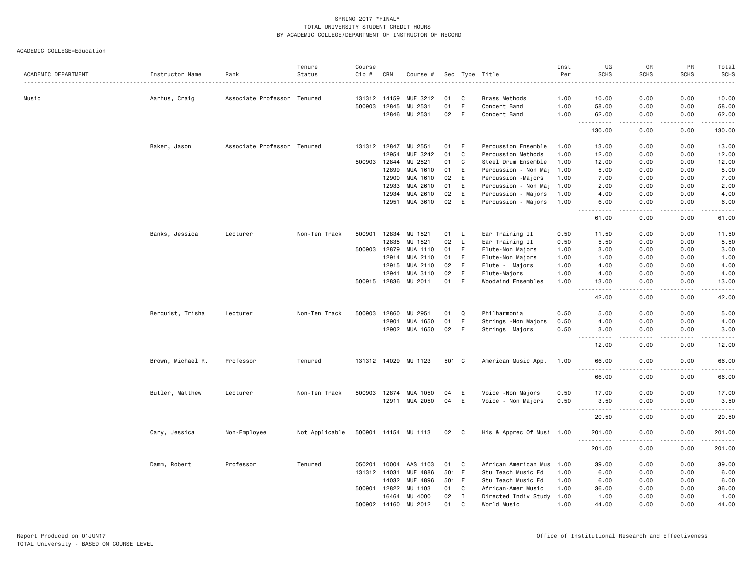SPRING 2017 *FINAL*
TOTAL UNIVERSITY STUDENT CREDIT HOURS
BY ACADEMIC COLLEGE/DEPARTMENT OF INSTRUCTOR OF RECORD

ACADEMIC COLLEGE=Education

| ACADEMIC DEPARTMENT | Instructor Name | Rank | Tenure Status | Course Cip # | CRN | Course # | Sec | Type | Title | Inst Per | UG SCHS | GR SCHS | PR SCHS | Total SCHS |
|---|---|---|---|---|---|---|---|---|---|---|---|---|---|---|
| Music | Aarhus, Craig | Associate Professor | Tenured | 131312 | 14159 | MUE 3212 | 01 | C | Brass Methods | 1.00 | 10.00 | 0.00 | 0.00 | 10.00 |
| | | | | 500903 | 12845 | MU 2531 | 01 | E | Concert Band | 1.00 | 58.00 | 0.00 | 0.00 | 58.00 |
| | | | | | 12846 | MU 2531 | 02 | E | Concert Band | 1.00 | 62.00 | 0.00 | 0.00 | 62.00 |
| | | | | | | | | | | | 130.00 | 0.00 | 0.00 | 130.00 |
| | Baker, Jason | Associate Professor | Tenured | 131312 | 12847 | MU 2551 | 01 | E | Percussion Ensemble | 1.00 | 13.00 | 0.00 | 0.00 | 13.00 |
| | | | | | 12954 | MUE 3242 | 01 | C | Percussion Methods | 1.00 | 12.00 | 0.00 | 0.00 | 12.00 |
| | | | | 500903 | 12844 | MU 2521 | 01 | C | Steel Drum Ensemble | 1.00 | 12.00 | 0.00 | 0.00 | 12.00 |
| | | | | | 12899 | MUA 1610 | 01 | E | Percussion - Non Maj | 1.00 | 5.00 | 0.00 | 0.00 | 5.00 |
| | | | | | 12900 | MUA 1610 | 02 | E | Percussion -Majors | 1.00 | 7.00 | 0.00 | 0.00 | 7.00 |
| | | | | | 12933 | MUA 2610 | 01 | E | Percussion - Non Maj | 1.00 | 2.00 | 0.00 | 0.00 | 2.00 |
| | | | | | 12934 | MUA 2610 | 02 | E | Percussion - Majors | 1.00 | 4.00 | 0.00 | 0.00 | 4.00 |
| | | | | | 12951 | MUA 3610 | 02 | E | Percussion - Majors | 1.00 | 6.00 | 0.00 | 0.00 | 6.00 |
| | | | | | | | | | | | 61.00 | 0.00 | 0.00 | 61.00 |
| | Banks, Jessica | Lecturer | Non-Ten Track | 500901 | 12834 | MU 1521 | 01 | L | Ear Training II | 0.50 | 11.50 | 0.00 | 0.00 | 11.50 |
| | | | | | 12835 | MU 1521 | 02 | L | Ear Training II | 0.50 | 5.50 | 0.00 | 0.00 | 5.50 |
| | | | | 500903 | 12879 | MUA 1110 | 01 | E | Flute-Non Majors | 1.00 | 3.00 | 0.00 | 0.00 | 3.00 |
| | | | | | 12914 | MUA 2110 | 01 | E | Flute-Non Majors | 1.00 | 1.00 | 0.00 | 0.00 | 1.00 |
| | | | | | 12915 | MUA 2110 | 02 | E | Flute - Majors | 1.00 | 4.00 | 0.00 | 0.00 | 4.00 |
| | | | | | 12941 | MUA 3110 | 02 | E | Flute-Majors | 1.00 | 4.00 | 0.00 | 0.00 | 4.00 |
| | | | | 500915 | 12836 | MU 2011 | 01 | E | Woodwind Ensembles | 1.00 | 13.00 | 0.00 | 0.00 | 13.00 |
| | | | | | | | | | | | 42.00 | 0.00 | 0.00 | 42.00 |
| | Berquist, Trisha | Lecturer | Non-Ten Track | 500903 | 12860 | MU 2951 | 01 | Q | Philharmonia | 0.50 | 5.00 | 0.00 | 0.00 | 5.00 |
| | | | | | 12901 | MUA 1650 | 01 | E | Strings -Non Majors | 0.50 | 4.00 | 0.00 | 0.00 | 4.00 |
| | | | | | 12902 | MUA 1650 | 02 | E | Strings Majors | 0.50 | 3.00 | 0.00 | 0.00 | 3.00 |
| | | | | | | | | | | | 12.00 | 0.00 | 0.00 | 12.00 |
| | Brown, Michael R. | Professor | Tenured | 131312 | 14029 | MU 1123 | 501 | C | American Music App. | 1.00 | 66.00 | 0.00 | 0.00 | 66.00 |
| | | | | | | | | | | | 66.00 | 0.00 | 0.00 | 66.00 |
| | Butler, Matthew | Lecturer | Non-Ten Track | 500903 | 12874 | MUA 1050 | 04 | E | Voice -Non Majors | 0.50 | 17.00 | 0.00 | 0.00 | 17.00 |
| | | | | | 12911 | MUA 2050 | 04 | E | Voice - Non Majors | 0.50 | 3.50 | 0.00 | 0.00 | 3.50 |
| | | | | | | | | | | | 20.50 | 0.00 | 0.00 | 20.50 |
| | Cary, Jessica | Non-Employee | Not Applicable | 500901 | 14154 | MU 1113 | 02 | C | His & Apprec Of Musi | 1.00 | 201.00 | 0.00 | 0.00 | 201.00 |
| | | | | | | | | | | | 201.00 | 0.00 | 0.00 | 201.00 |
| | Damm, Robert | Professor | Tenured | 050201 | 10004 | AAS 1103 | 01 | C | African American Mus | 1.00 | 39.00 | 0.00 | 0.00 | 39.00 |
| | | | | 131312 | 14031 | MUE 4886 | 501 | F | Stu Teach Music Ed | 1.00 | 6.00 | 0.00 | 0.00 | 6.00 |
| | | | | | 14032 | MUE 4896 | 501 | F | Stu Teach Music Ed | 1.00 | 6.00 | 0.00 | 0.00 | 6.00 |
| | | | | 500901 | 12822 | MU 1103 | 01 | C | African-Amer Music | 1.00 | 36.00 | 0.00 | 0.00 | 36.00 |
| | | | | | 16464 | MU 4000 | 02 | I | Directed Indiv Study | 1.00 | 1.00 | 0.00 | 0.00 | 1.00 |
| | | | | 500902 | 14160 | MU 2012 | 01 | C | World Music | 1.00 | 44.00 | 0.00 | 0.00 | 44.00 |

Report Produced on 01JUN17
TOTAL University - BASED ON COURSE LEVEL

Office of Institutional Research and Effectiveness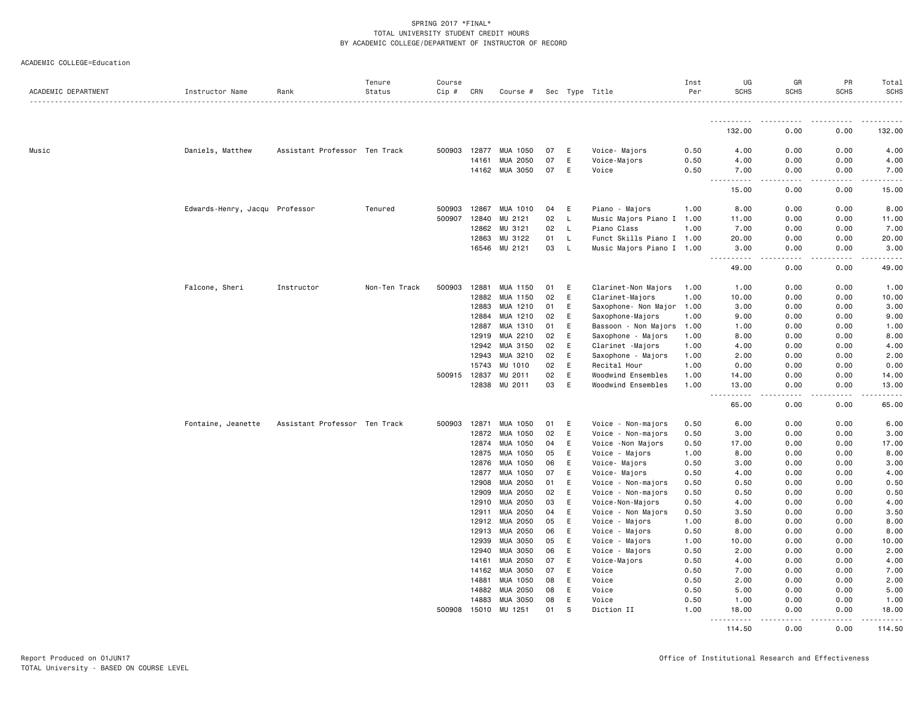SPRING 2017 *FINAL*
TOTAL UNIVERSITY STUDENT CREDIT HOURS
BY ACADEMIC COLLEGE/DEPARTMENT OF INSTRUCTOR OF RECORD

ACADEMIC COLLEGE=Education

| ACADEMIC DEPARTMENT | Instructor Name | Rank | Tenure Status | Course Cip # | CRN | Course # | Sec | Type | Title | Inst Per | UG SCHS | GR SCHS | PR SCHS | Total SCHS |
|---|---|---|---|---|---|---|---|---|---|---|---|---|---|---|
| | | | | | | | | | | | 132.00 | 0.00 | 0.00 | 132.00 |
| Music | Daniels, Matthew | Assistant Professor | Ten Track | 500903 | 12877 | MUA 1050 | 07 | E | Voice- Majors | 0.50 | 4.00 | 0.00 | 0.00 | 4.00 |
| | | | | | 14161 | MUA 2050 | 07 | E | Voice-Majors | 0.50 | 4.00 | 0.00 | 0.00 | 4.00 |
| | | | | | 14162 | MUA 3050 | 07 | E | Voice | 0.50 | 7.00 | 0.00 | 0.00 | 7.00 |
| | | | | | | | | | | | 15.00 | 0.00 | 0.00 | 15.00 |
| | Edwards-Henry, Jacqu | Professor | Tenured | 500903 | 12867 | MUA 1010 | 04 | E | Piano - Majors | 1.00 | 8.00 | 0.00 | 0.00 | 8.00 |
| | | | | 500907 | 12840 | MU 2121 | 02 | L | Music Majors Piano I | 1.00 | 11.00 | 0.00 | 0.00 | 11.00 |
| | | | | | 12862 | MU 3121 | 02 | L | Piano Class | 1.00 | 7.00 | 0.00 | 0.00 | 7.00 |
| | | | | | 12863 | MU 3122 | 01 | L | Funct Skills Piano I | 1.00 | 20.00 | 0.00 | 0.00 | 20.00 |
| | | | | | 16546 | MU 2121 | 03 | L | Music Majors Piano I | 1.00 | 3.00 | 0.00 | 0.00 | 3.00 |
| | | | | | | | | | | | 49.00 | 0.00 | 0.00 | 49.00 |
| | Falcone, Sheri | Instructor | Non-Ten Track | 500903 | 12881 | MUA 1150 | 01 | E | Clarinet-Non Majors | 1.00 | 1.00 | 0.00 | 0.00 | 1.00 |
| | | | | | 12882 | MUA 1150 | 02 | E | Clarinet-Majors | 1.00 | 10.00 | 0.00 | 0.00 | 10.00 |
| | | | | | 12883 | MUA 1210 | 01 | E | Saxophone- Non Major | 1.00 | 3.00 | 0.00 | 0.00 | 3.00 |
| | | | | | 12884 | MUA 1210 | 02 | E | Saxophone-Majors | 1.00 | 9.00 | 0.00 | 0.00 | 9.00 |
| | | | | | 12887 | MUA 1310 | 01 | E | Bassoon - Non Majors | 1.00 | 1.00 | 0.00 | 0.00 | 1.00 |
| | | | | | 12919 | MUA 2210 | 02 | E | Saxophone - Majors | 1.00 | 8.00 | 0.00 | 0.00 | 8.00 |
| | | | | | 12942 | MUA 3150 | 02 | E | Clarinet -Majors | 1.00 | 4.00 | 0.00 | 0.00 | 4.00 |
| | | | | | 12943 | MUA 3210 | 02 | E | Saxophone - Majors | 1.00 | 2.00 | 0.00 | 0.00 | 2.00 |
| | | | | | 15743 | MU 1010 | 02 | E | Recital Hour | 1.00 | 0.00 | 0.00 | 0.00 | 0.00 |
| | | | | 500915 | 12837 | MU 2011 | 02 | E | Woodwind Ensembles | 1.00 | 14.00 | 0.00 | 0.00 | 14.00 |
| | | | | | 12838 | MU 2011 | 03 | E | Woodwind Ensembles | 1.00 | 13.00 | 0.00 | 0.00 | 13.00 |
| | | | | | | | | | | | 65.00 | 0.00 | 0.00 | 65.00 |
| | Fontaine, Jeanette | Assistant Professor | Ten Track | 500903 | 12871 | MUA 1050 | 01 | E | Voice - Non-majors | 0.50 | 6.00 | 0.00 | 0.00 | 6.00 |
| | | | | | 12872 | MUA 1050 | 02 | E | Voice - Non-majors | 0.50 | 3.00 | 0.00 | 0.00 | 3.00 |
| | | | | | 12874 | MUA 1050 | 04 | E | Voice -Non Majors | 0.50 | 17.00 | 0.00 | 0.00 | 17.00 |
| | | | | | 12875 | MUA 1050 | 05 | E | Voice - Majors | 1.00 | 8.00 | 0.00 | 0.00 | 8.00 |
| | | | | | 12876 | MUA 1050 | 06 | E | Voice- Majors | 0.50 | 3.00 | 0.00 | 0.00 | 3.00 |
| | | | | | 12877 | MUA 1050 | 07 | E | Voice- Majors | 0.50 | 4.00 | 0.00 | 0.00 | 4.00 |
| | | | | | 12908 | MUA 2050 | 01 | E | Voice - Non-majors | 0.50 | 0.50 | 0.00 | 0.00 | 0.50 |
| | | | | | 12909 | MUA 2050 | 02 | E | Voice - Non-majors | 0.50 | 0.50 | 0.00 | 0.00 | 0.50 |
| | | | | | 12910 | MUA 2050 | 03 | E | Voice-Non-Majors | 0.50 | 4.00 | 0.00 | 0.00 | 4.00 |
| | | | | | 12911 | MUA 2050 | 04 | E | Voice - Non Majors | 0.50 | 3.50 | 0.00 | 0.00 | 3.50 |
| | | | | | 12912 | MUA 2050 | 05 | E | Voice - Majors | 1.00 | 8.00 | 0.00 | 0.00 | 8.00 |
| | | | | | 12913 | MUA 2050 | 06 | E | Voice - Majors | 0.50 | 8.00 | 0.00 | 0.00 | 8.00 |
| | | | | | 12939 | MUA 3050 | 05 | E | Voice - Majors | 1.00 | 10.00 | 0.00 | 0.00 | 10.00 |
| | | | | | 12940 | MUA 3050 | 06 | E | Voice - Majors | 0.50 | 2.00 | 0.00 | 0.00 | 2.00 |
| | | | | | 14161 | MUA 2050 | 07 | E | Voice-Majors | 0.50 | 4.00 | 0.00 | 0.00 | 4.00 |
| | | | | | 14162 | MUA 3050 | 07 | E | Voice | 0.50 | 7.00 | 0.00 | 0.00 | 7.00 |
| | | | | | 14881 | MUA 1050 | 08 | E | Voice | 0.50 | 2.00 | 0.00 | 0.00 | 2.00 |
| | | | | | 14882 | MUA 2050 | 08 | E | Voice | 0.50 | 5.00 | 0.00 | 0.00 | 5.00 |
| | | | | | 14883 | MUA 3050 | 08 | E | Voice | 0.50 | 1.00 | 0.00 | 0.00 | 1.00 |
| | | | | 500908 | 15010 | MU 1251 | 01 | S | Diction II | 1.00 | 18.00 | 0.00 | 0.00 | 18.00 |
| | | | | | | | | | | | 114.50 | 0.00 | 0.00 | 114.50 |

Report Produced on 01JUN17
TOTAL University - BASED ON COURSE LEVEL

Office of Institutional Research and Effectiveness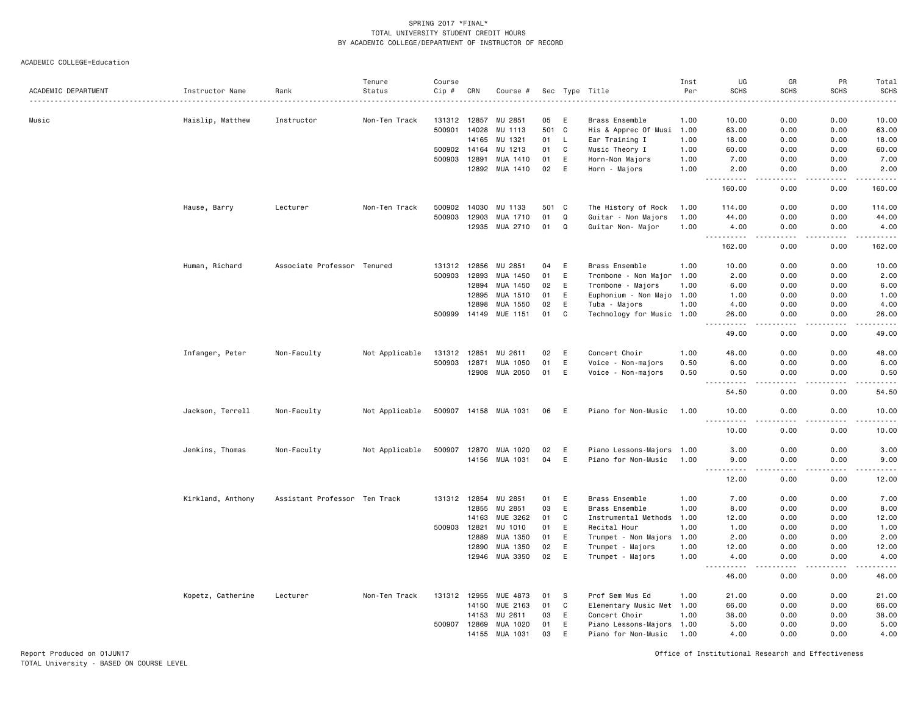SPRING 2017 *FINAL*
TOTAL UNIVERSITY STUDENT CREDIT HOURS
BY ACADEMIC COLLEGE/DEPARTMENT OF INSTRUCTOR OF RECORD

ACADEMIC COLLEGE=Education

| ACADEMIC DEPARTMENT | Instructor Name | Rank | Tenure Status | Course Cip # | CRN | Course # | Sec | Type | Title | Inst Per | UG SCHS | GR SCHS | PR SCHS | Total SCHS |
|---|---|---|---|---|---|---|---|---|---|---|---|---|---|---|
| Music | Haislip, Matthew | Instructor | Non-Ten Track | 131312 | 12857 | MU 2851 | 05 | E | Brass Ensemble | 1.00 | 10.00 | 0.00 | 0.00 | 10.00 |
| | | | | 500901 | 14028 | MU 1113 | 501 | C | His & Apprec Of Musi | 1.00 | 63.00 | 0.00 | 0.00 | 63.00 |
| | | | | | 14165 | MU 1321 | 01 | L | Ear Training I | 1.00 | 18.00 | 0.00 | 0.00 | 18.00 |
| | | | | 500902 | 14164 | MU 1213 | 01 | C | Music Theory I | 1.00 | 60.00 | 0.00 | 0.00 | 60.00 |
| | | | | 500903 | 12891 | MUA 1410 | 01 | E | Horn-Non Majors | 1.00 | 7.00 | 0.00 | 0.00 | 7.00 |
| | | | | | 12892 | MUA 1410 | 02 | E | Horn - Majors | 1.00 | 2.00 | 0.00 | 0.00 | 2.00 |
| | | | | | | | | | | | 160.00 | 0.00 | 0.00 | 160.00 |
| | Hause, Barry | Lecturer | Non-Ten Track | 500902 | 14030 | MU 1133 | 501 | C | The History of Rock | 1.00 | 114.00 | 0.00 | 0.00 | 114.00 |
| | | | | 500903 | 12903 | MUA 1710 | 01 | Q | Guitar - Non Majors | 1.00 | 44.00 | 0.00 | 0.00 | 44.00 |
| | | | | | 12935 | MUA 2710 | 01 | Q | Guitar Non- Major | 1.00 | 4.00 | 0.00 | 0.00 | 4.00 |
| | | | | | | | | | | | 162.00 | 0.00 | 0.00 | 162.00 |
| | Human, Richard | Associate Professor | Tenured | 131312 | 12856 | MU 2851 | 04 | E | Brass Ensemble | 1.00 | 10.00 | 0.00 | 0.00 | 10.00 |
| | | | | 500903 | 12893 | MUA 1450 | 01 | E | Trombone - Non Major | 1.00 | 2.00 | 0.00 | 0.00 | 2.00 |
| | | | | | 12894 | MUA 1450 | 02 | E | Trombone - Majors | 1.00 | 6.00 | 0.00 | 0.00 | 6.00 |
| | | | | | 12895 | MUA 1510 | 01 | E | Euphonium - Non Majo | 1.00 | 1.00 | 0.00 | 0.00 | 1.00 |
| | | | | | 12898 | MUA 1550 | 02 | E | Tuba - Majors | 1.00 | 4.00 | 0.00 | 0.00 | 4.00 |
| | | | | 500999 | 14149 | MUE 1151 | 01 | C | Technology for Music | 1.00 | 26.00 | 0.00 | 0.00 | 26.00 |
| | | | | | | | | | | | 49.00 | 0.00 | 0.00 | 49.00 |
| | Infanger, Peter | Non-Faculty | Not Applicable | 131312 | 12851 | MU 2611 | 02 | E | Concert Choir | 1.00 | 48.00 | 0.00 | 0.00 | 48.00 |
| | | | | 500903 | 12871 | MUA 1050 | 01 | E | Voice - Non-majors | 0.50 | 6.00 | 0.00 | 0.00 | 6.00 |
| | | | | | 12908 | MUA 2050 | 01 | E | Voice - Non-majors | 0.50 | 0.50 | 0.00 | 0.00 | 0.50 |
| | | | | | | | | | | | 54.50 | 0.00 | 0.00 | 54.50 |
| | Jackson, Terrell | Non-Faculty | Not Applicable | 500907 | 14158 | MUA 1031 | 06 | E | Piano for Non-Music | 1.00 | 10.00 | 0.00 | 0.00 | 10.00 |
| | | | | | | | | | | | 10.00 | 0.00 | 0.00 | 10.00 |
| | Jenkins, Thomas | Non-Faculty | Not Applicable | 500907 | 12870 | MUA 1020 | 02 | E | Piano Lessons-Majors | 1.00 | 3.00 | 0.00 | 0.00 | 3.00 |
| | | | | | 14156 | MUA 1031 | 04 | E | Piano for Non-Music | 1.00 | 9.00 | 0.00 | 0.00 | 9.00 |
| | | | | | | | | | | | 12.00 | 0.00 | 0.00 | 12.00 |
| | Kirkland, Anthony | Assistant Professor | Ten Track | 131312 | 12854 | MU 2851 | 01 | E | Brass Ensemble | 1.00 | 7.00 | 0.00 | 0.00 | 7.00 |
| | | | | | 12855 | MU 2851 | 03 | E | Brass Ensemble | 1.00 | 8.00 | 0.00 | 0.00 | 8.00 |
| | | | | | 14163 | MUE 3262 | 01 | C | Instrumental Methods | 1.00 | 12.00 | 0.00 | 0.00 | 12.00 |
| | | | | 500903 | 12821 | MU 1010 | 01 | E | Recital Hour | 1.00 | 1.00 | 0.00 | 0.00 | 1.00 |
| | | | | | 12889 | MUA 1350 | 01 | E | Trumpet - Non Majors | 1.00 | 2.00 | 0.00 | 0.00 | 2.00 |
| | | | | | 12890 | MUA 1350 | 02 | E | Trumpet - Majors | 1.00 | 12.00 | 0.00 | 0.00 | 12.00 |
| | | | | | 12946 | MUA 3350 | 02 | E | Trumpet - Majors | 1.00 | 4.00 | 0.00 | 0.00 | 4.00 |
| | | | | | | | | | | | 46.00 | 0.00 | 0.00 | 46.00 |
| | Kopetz, Catherine | Lecturer | Non-Ten Track | 131312 | 12955 | MUE 4873 | 01 | S | Prof Sem Mus Ed | 1.00 | 21.00 | 0.00 | 0.00 | 21.00 |
| | | | | | 14150 | MUE 2163 | 01 | C | Elementary Music Met | 1.00 | 66.00 | 0.00 | 0.00 | 66.00 |
| | | | | | 14153 | MU 2611 | 03 | E | Concert Choir | 1.00 | 38.00 | 0.00 | 0.00 | 38.00 |
| | | | | 500907 | 12869 | MUA 1020 | 01 | E | Piano Lessons-Majors | 1.00 | 5.00 | 0.00 | 0.00 | 5.00 |
| | | | | | 14155 | MUA 1031 | 03 | E | Piano for Non-Music | 1.00 | 4.00 | 0.00 | 0.00 | 4.00 |

Report Produced on 01JUN17
TOTAL University - BASED ON COURSE LEVEL

Office of Institutional Research and Effectiveness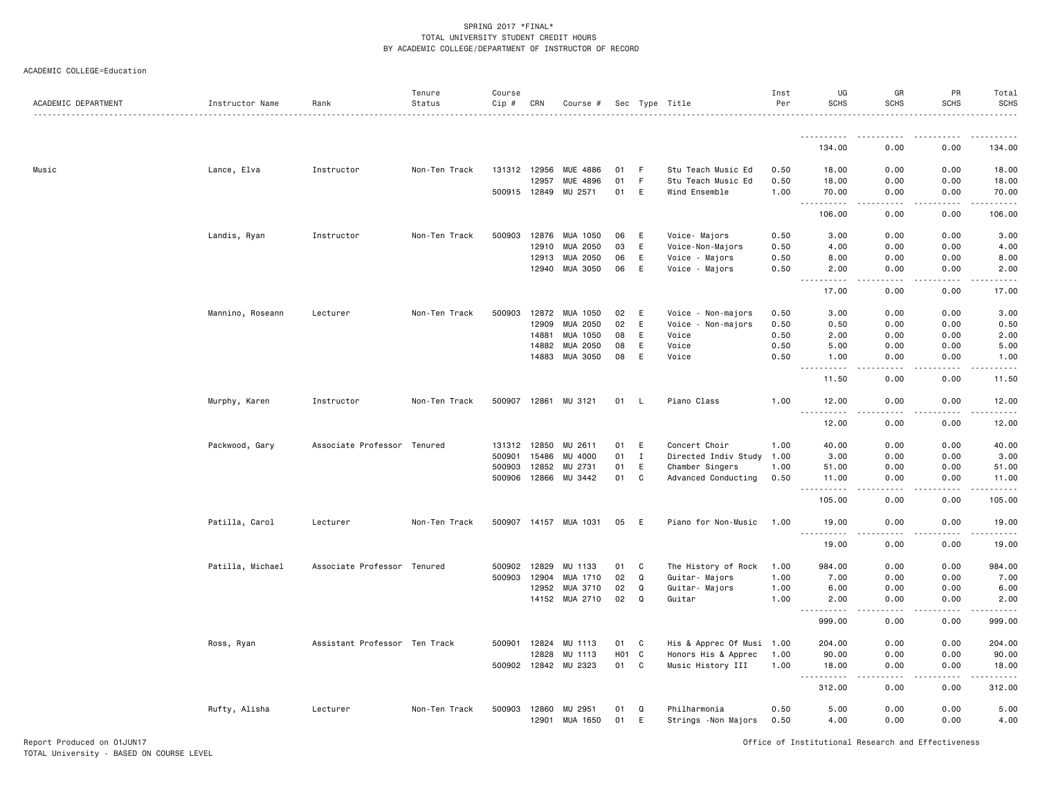SPRING 2017 *FINAL*
TOTAL UNIVERSITY STUDENT CREDIT HOURS
BY ACADEMIC COLLEGE/DEPARTMENT OF INSTRUCTOR OF RECORD

ACADEMIC COLLEGE=Education

| ACADEMIC DEPARTMENT | Instructor Name | Rank | Tenure Status | Course Cip # | CRN | Course # | Sec | Type | Title | Inst Per | UG SCHS | GR SCHS | PR SCHS | Total SCHS |
|---|---|---|---|---|---|---|---|---|---|---|---|---|---|---|
| | | | | | | | | | | | 134.00 | 0.00 | 0.00 | 134.00 |
| Music | Lance, Elva | Instructor | Non-Ten Track | 131312 | 12956 | MUE 4886 | 01 | F | Stu Teach Music Ed | 0.50 | 18.00 | 0.00 | 0.00 | 18.00 |
| | | | | | 12957 | MUE 4896 | 01 | F | Stu Teach Music Ed | 0.50 | 18.00 | 0.00 | 0.00 | 18.00 |
| | | | | 500915 | 12849 | MU 2571 | 01 | E | Wind Ensemble | 1.00 | 70.00 | 0.00 | 0.00 | 70.00 |
| | | | | | | | | | | | 106.00 | 0.00 | 0.00 | 106.00 |
| | Landis, Ryan | Instructor | Non-Ten Track | 500903 | 12876 | MUA 1050 | 06 | E | Voice- Majors | 0.50 | 3.00 | 0.00 | 0.00 | 3.00 |
| | | | | | 12910 | MUA 2050 | 03 | E | Voice-Non-Majors | 0.50 | 4.00 | 0.00 | 0.00 | 4.00 |
| | | | | | 12913 | MUA 2050 | 06 | E | Voice - Majors | 0.50 | 8.00 | 0.00 | 0.00 | 8.00 |
| | | | | | 12940 | MUA 3050 | 06 | E | Voice - Majors | 0.50 | 2.00 | 0.00 | 0.00 | 2.00 |
| | | | | | | | | | | | 17.00 | 0.00 | 0.00 | 17.00 |
| | Mannino, Roseann | Lecturer | Non-Ten Track | 500903 | 12872 | MUA 1050 | 02 | E | Voice - Non-majors | 0.50 | 3.00 | 0.00 | 0.00 | 3.00 |
| | | | | | 12909 | MUA 2050 | 02 | E | Voice - Non-majors | 0.50 | 0.50 | 0.00 | 0.00 | 0.50 |
| | | | | | 14881 | MUA 1050 | 08 | E | Voice | 0.50 | 2.00 | 0.00 | 0.00 | 2.00 |
| | | | | | 14882 | MUA 2050 | 08 | E | Voice | 0.50 | 5.00 | 0.00 | 0.00 | 5.00 |
| | | | | | 14883 | MUA 3050 | 08 | E | Voice | 0.50 | 1.00 | 0.00 | 0.00 | 1.00 |
| | | | | | | | | | | | 11.50 | 0.00 | 0.00 | 11.50 |
| | Murphy, Karen | Instructor | Non-Ten Track | 500907 | 12861 | MU 3121 | 01 | L | Piano Class | 1.00 | 12.00 | 0.00 | 0.00 | 12.00 |
| | | | | | | | | | | | 12.00 | 0.00 | 0.00 | 12.00 |
| | Packwood, Gary | Associate Professor | Tenured | 131312 | 12850 | MU 2611 | 01 | E | Concert Choir | 1.00 | 40.00 | 0.00 | 0.00 | 40.00 |
| | | | | 500901 | 15486 | MU 4000 | 01 | I | Directed Indiv Study | 1.00 | 3.00 | 0.00 | 0.00 | 3.00 |
| | | | | 500903 | 12852 | MU 2731 | 01 | E | Chamber Singers | 1.00 | 51.00 | 0.00 | 0.00 | 51.00 |
| | | | | 500906 | 12866 | MU 3442 | 01 | C | Advanced Conducting | 0.50 | 11.00 | 0.00 | 0.00 | 11.00 |
| | | | | | | | | | | | 105.00 | 0.00 | 0.00 | 105.00 |
| | Patilla, Carol | Lecturer | Non-Ten Track | 500907 | 14157 | MUA 1031 | 05 | E | Piano for Non-Music | 1.00 | 19.00 | 0.00 | 0.00 | 19.00 |
| | | | | | | | | | | | 19.00 | 0.00 | 0.00 | 19.00 |
| | Patilla, Michael | Associate Professor | Tenured | 500902 | 12829 | MU 1133 | 01 | C | The History of Rock | 1.00 | 984.00 | 0.00 | 0.00 | 984.00 |
| | | | | 500903 | 12904 | MUA 1710 | 02 | Q | Guitar- Majors | 1.00 | 7.00 | 0.00 | 0.00 | 7.00 |
| | | | | | 12952 | MUA 3710 | 02 | Q | Guitar- Majors | 1.00 | 6.00 | 0.00 | 0.00 | 6.00 |
| | | | | | 14152 | MUA 2710 | 02 | Q | Guitar | 1.00 | 2.00 | 0.00 | 0.00 | 2.00 |
| | | | | | | | | | | | 999.00 | 0.00 | 0.00 | 999.00 |
| | Ross, Ryan | Assistant Professor | Ten Track | 500901 | 12824 | MU 1113 | 01 | C | His & Apprec Of Musi | 1.00 | 204.00 | 0.00 | 0.00 | 204.00 |
| | | | | | 12828 | MU 1113 | H01 | C | Honors His & Apprec | 1.00 | 90.00 | 0.00 | 0.00 | 90.00 |
| | | | | 500902 | 12842 | MU 2323 | 01 | C | Music History III | 1.00 | 18.00 | 0.00 | 0.00 | 18.00 |
| | | | | | | | | | | | 312.00 | 0.00 | 0.00 | 312.00 |
| | Rufty, Alisha | Lecturer | Non-Ten Track | 500903 | 12860 | MU 2951 | 01 | Q | Philharmonia | 0.50 | 5.00 | 0.00 | 0.00 | 5.00 |
| | | | | | 12901 | MUA 1650 | 01 | E | Strings -Non Majors | 0.50 | 4.00 | 0.00 | 0.00 | 4.00 |

Report Produced on 01JUN17
TOTAL University - BASED ON COURSE LEVEL

Office of Institutional Research and Effectiveness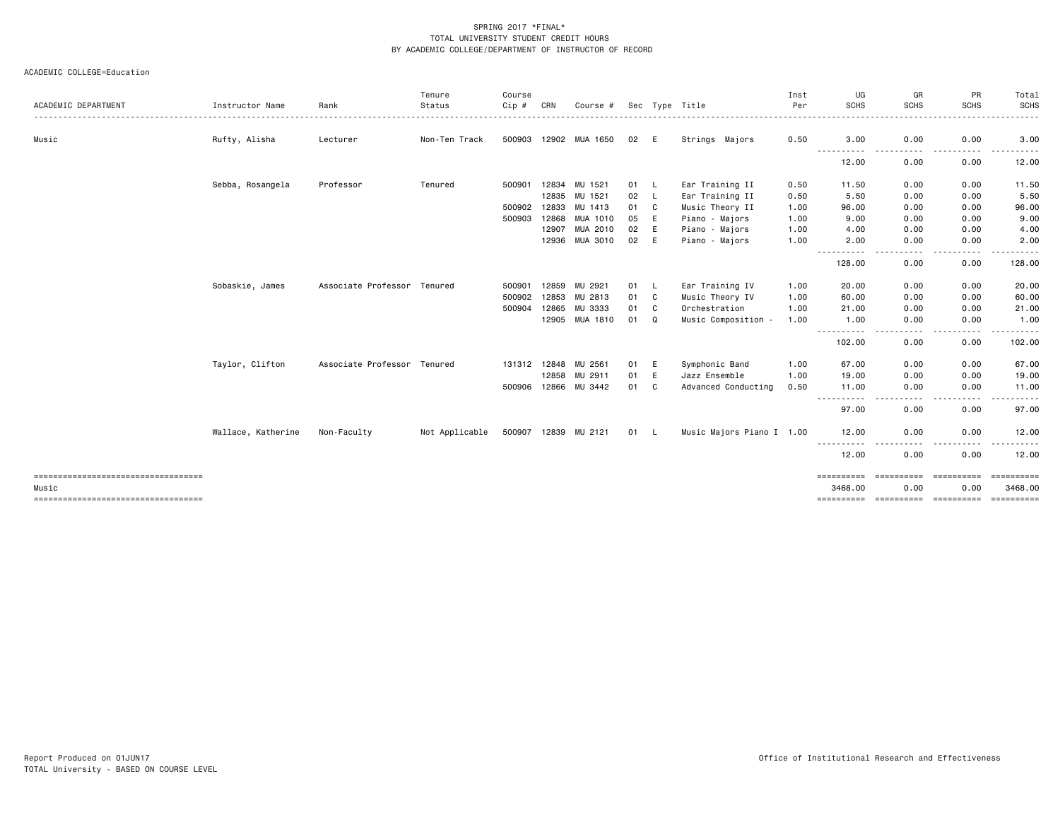SPRING 2017 *FINAL*
TOTAL UNIVERSITY STUDENT CREDIT HOURS
BY ACADEMIC COLLEGE/DEPARTMENT OF INSTRUCTOR OF RECORD

ACADEMIC COLLEGE=Education

| ACADEMIC DEPARTMENT | Instructor Name | Rank | Tenure Status | Course Cip # | CRN | Course # | Sec | Type | Title | Inst Per | UG SCHS | GR SCHS | PR SCHS | Total SCHS |
|---|---|---|---|---|---|---|---|---|---|---|---|---|---|---|
| Music | Rufty, Alisha | Lecturer | Non-Ten Track | 500903 | 12902 | MUA 1650 | 02 | E | Strings Majors | 0.50 | 3.00 | 0.00 | 0.00 | 3.00 |
| | | | | | | | | | | | 12.00 | 0.00 | 0.00 | 12.00 |
| | Sebba, Rosangela | Professor | Tenured | 500901 | 12834 | MU 1521 | 01 | L | Ear Training II | 0.50 | 11.50 | 0.00 | 0.00 | 11.50 |
| | | | | | 12835 | MU 1521 | 02 | L | Ear Training II | 0.50 | 5.50 | 0.00 | 0.00 | 5.50 |
| | | | | 500902 | 12833 | MU 1413 | 01 | C | Music Theory II | 1.00 | 96.00 | 0.00 | 0.00 | 96.00 |
| | | | | 500903 | 12868 | MUA 1010 | 05 | E | Piano - Majors | 1.00 | 9.00 | 0.00 | 0.00 | 9.00 |
| | | | | | 12907 | MUA 2010 | 02 | E | Piano - Majors | 1.00 | 4.00 | 0.00 | 0.00 | 4.00 |
| | | | | | 12936 | MUA 3010 | 02 | E | Piano - Majors | 1.00 | 2.00 | 0.00 | 0.00 | 2.00 |
| | | | | | | | | | | | 128.00 | 0.00 | 0.00 | 128.00 |
| | Sobaskie, James | Associate Professor | Tenured | 500901 | 12859 | MU 2921 | 01 | L | Ear Training IV | 1.00 | 20.00 | 0.00 | 0.00 | 20.00 |
| | | | | 500902 | 12853 | MU 2813 | 01 | C | Music Theory IV | 1.00 | 60.00 | 0.00 | 0.00 | 60.00 |
| | | | | 500904 | 12865 | MU 3333 | 01 | C | Orchestration | 1.00 | 21.00 | 0.00 | 0.00 | 21.00 |
| | | | | | 12905 | MUA 1810 | 01 | Q | Music Composition - | 1.00 | 1.00 | 0.00 | 0.00 | 1.00 |
| | | | | | | | | | | | 102.00 | 0.00 | 0.00 | 102.00 |
| | Taylor, Clifton | Associate Professor | Tenured | 131312 | 12848 | MU 2561 | 01 | E | Symphonic Band | 1.00 | 67.00 | 0.00 | 0.00 | 67.00 |
| | | | | | 12858 | MU 2911 | 01 | E | Jazz Ensemble | 1.00 | 19.00 | 0.00 | 0.00 | 19.00 |
| | | | | 500906 | 12866 | MU 3442 | 01 | C | Advanced Conducting | 0.50 | 11.00 | 0.00 | 0.00 | 11.00 |
| | | | | | | | | | | | 97.00 | 0.00 | 0.00 | 97.00 |
| | Wallace, Katherine | Non-Faculty | Not Applicable | 500907 | 12839 | MU 2121 | 01 | L | Music Majors Piano I | 1.00 | 12.00 | 0.00 | 0.00 | 12.00 |
| | | | | | | | | | | | 12.00 | 0.00 | 0.00 | 12.00 |
| Music | | | | | | | | | | | 3468.00 | 0.00 | 0.00 | 3468.00 |

Report Produced on 01JUN17
TOTAL University - BASED ON COURSE LEVEL

Office of Institutional Research and Effectiveness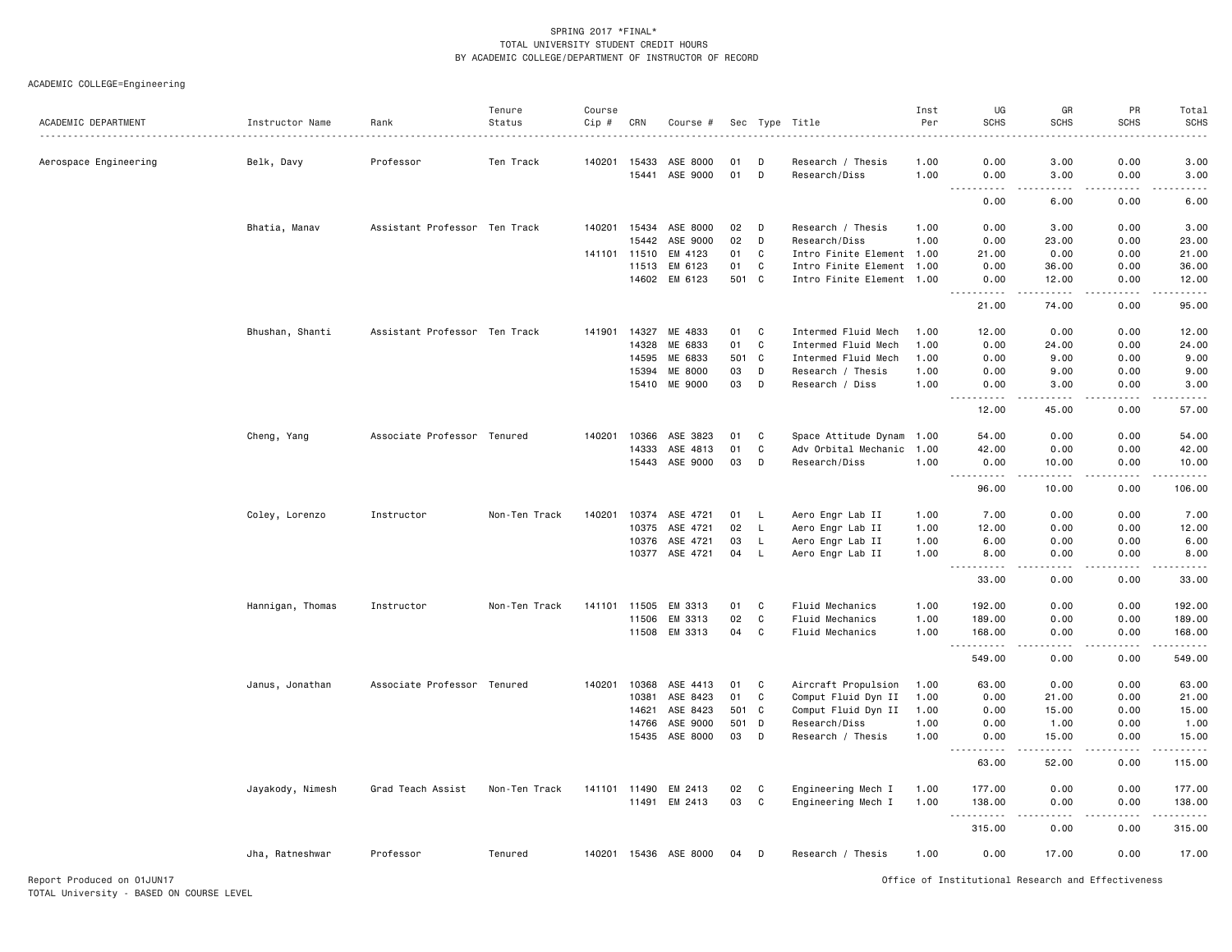SPRING 2017 *FINAL*
TOTAL UNIVERSITY STUDENT CREDIT HOURS
BY ACADEMIC COLLEGE/DEPARTMENT OF INSTRUCTOR OF RECORD

ACADEMIC COLLEGE=Engineering

| ACADEMIC DEPARTMENT | Instructor Name | Rank | Tenure Status | Course Cip # | CRN | Course # | Sec | Type | Title | Inst Per | UG SCHS | GR SCHS | PR SCHS | Total SCHS |
|---|---|---|---|---|---|---|---|---|---|---|---|---|---|---|
| Aerospace Engineering | Belk, Davy | Professor | Ten Track | 140201 | 15433 | ASE 8000 | 01 | D | Research / Thesis | 1.00 | 0.00 | 3.00 | 0.00 | 3.00 |
| | | | | | 15441 | ASE 9000 | 01 | D | Research/Diss | 1.00 | 0.00 | 3.00 | 0.00 | 3.00 |
| | | | | | | | | | | | 0.00 | 6.00 | 0.00 | 6.00 |
| | Bhatia, Manav | Assistant Professor | Ten Track | 140201 | 15434 | ASE 8000 | 02 | D | Research / Thesis | 1.00 | 0.00 | 3.00 | 0.00 | 3.00 |
| | | | | | 15442 | ASE 9000 | 02 | D | Research/Diss | 1.00 | 0.00 | 23.00 | 0.00 | 23.00 |
| | | | | 141101 | 11510 | EM 4123 | 01 | C | Intro Finite Element | 1.00 | 21.00 | 0.00 | 0.00 | 21.00 |
| | | | | | 11513 | EM 6123 | 01 | C | Intro Finite Element | 1.00 | 0.00 | 36.00 | 0.00 | 36.00 |
| | | | | | 14602 | EM 6123 | 501 | C | Intro Finite Element | 1.00 | 0.00 | 12.00 | 0.00 | 12.00 |
| | | | | | | | | | | | 21.00 | 74.00 | 0.00 | 95.00 |
| | Bhushan, Shanti | Assistant Professor | Ten Track | 141901 | 14327 | ME 4833 | 01 | C | Intermed Fluid Mech | 1.00 | 12.00 | 0.00 | 0.00 | 12.00 |
| | | | | | 14328 | ME 6833 | 01 | C | Intermed Fluid Mech | 1.00 | 0.00 | 24.00 | 0.00 | 24.00 |
| | | | | | 14595 | ME 6833 | 501 | C | Intermed Fluid Mech | 1.00 | 0.00 | 9.00 | 0.00 | 9.00 |
| | | | | | 15394 | ME 8000 | 03 | D | Research / Thesis | 1.00 | 0.00 | 9.00 | 0.00 | 9.00 |
| | | | | | 15410 | ME 9000 | 03 | D | Research / Diss | 1.00 | 0.00 | 3.00 | 0.00 | 3.00 |
| | | | | | | | | | | | 12.00 | 45.00 | 0.00 | 57.00 |
| | Cheng, Yang | Associate Professor | Tenured | 140201 | 10366 | ASE 3823 | 01 | C | Space Attitude Dynam | 1.00 | 54.00 | 0.00 | 0.00 | 54.00 |
| | | | | | 14333 | ASE 4813 | 01 | C | Adv Orbital Mechanic | 1.00 | 42.00 | 0.00 | 0.00 | 42.00 |
| | | | | | 15443 | ASE 9000 | 03 | D | Research/Diss | 1.00 | 0.00 | 10.00 | 0.00 | 10.00 |
| | | | | | | | | | | | 96.00 | 10.00 | 0.00 | 106.00 |
| | Coley, Lorenzo | Instructor | Non-Ten Track | 140201 | 10374 | ASE 4721 | 01 | L | Aero Engr Lab II | 1.00 | 7.00 | 0.00 | 0.00 | 7.00 |
| | | | | | 10375 | ASE 4721 | 02 | L | Aero Engr Lab II | 1.00 | 12.00 | 0.00 | 0.00 | 12.00 |
| | | | | | 10376 | ASE 4721 | 03 | L | Aero Engr Lab II | 1.00 | 6.00 | 0.00 | 0.00 | 6.00 |
| | | | | | 10377 | ASE 4721 | 04 | L | Aero Engr Lab II | 1.00 | 8.00 | 0.00 | 0.00 | 8.00 |
| | | | | | | | | | | | 33.00 | 0.00 | 0.00 | 33.00 |
| | Hannigan, Thomas | Instructor | Non-Ten Track | 141101 | 11505 | EM 3313 | 01 | C | Fluid Mechanics | 1.00 | 192.00 | 0.00 | 0.00 | 192.00 |
| | | | | | 11506 | EM 3313 | 02 | C | Fluid Mechanics | 1.00 | 189.00 | 0.00 | 0.00 | 189.00 |
| | | | | | 11508 | EM 3313 | 04 | C | Fluid Mechanics | 1.00 | 168.00 | 0.00 | 0.00 | 168.00 |
| | | | | | | | | | | | 549.00 | 0.00 | 0.00 | 549.00 |
| | Janus, Jonathan | Associate Professor | Tenured | 140201 | 10368 | ASE 4413 | 01 | C | Aircraft Propulsion | 1.00 | 63.00 | 0.00 | 0.00 | 63.00 |
| | | | | | 10381 | ASE 8423 | 01 | C | Comput Fluid Dyn II | 1.00 | 0.00 | 21.00 | 0.00 | 21.00 |
| | | | | | 14621 | ASE 8423 | 501 | C | Comput Fluid Dyn II | 1.00 | 0.00 | 15.00 | 0.00 | 15.00 |
| | | | | | 14766 | ASE 9000 | 501 | D | Research/Diss | 1.00 | 0.00 | 1.00 | 0.00 | 1.00 |
| | | | | | 15435 | ASE 8000 | 03 | D | Research / Thesis | 1.00 | 0.00 | 15.00 | 0.00 | 15.00 |
| | | | | | | | | | | | 63.00 | 52.00 | 0.00 | 115.00 |
| | Jayakody, Nimesh | Grad Teach Assist | Non-Ten Track | 141101 | 11490 | EM 2413 | 02 | C | Engineering Mech I | 1.00 | 177.00 | 0.00 | 0.00 | 177.00 |
| | | | | | 11491 | EM 2413 | 03 | C | Engineering Mech I | 1.00 | 138.00 | 0.00 | 0.00 | 138.00 |
| | | | | | | | | | | | 315.00 | 0.00 | 0.00 | 315.00 |
| | Jha, Ratneshwar | Professor | Tenured | 140201 | 15436 | ASE 8000 | 04 | D | Research / Thesis | 1.00 | 0.00 | 17.00 | 0.00 | 17.00 |

Report Produced on 01JUN17
TOTAL University - BASED ON COURSE LEVEL

Office of Institutional Research and Effectiveness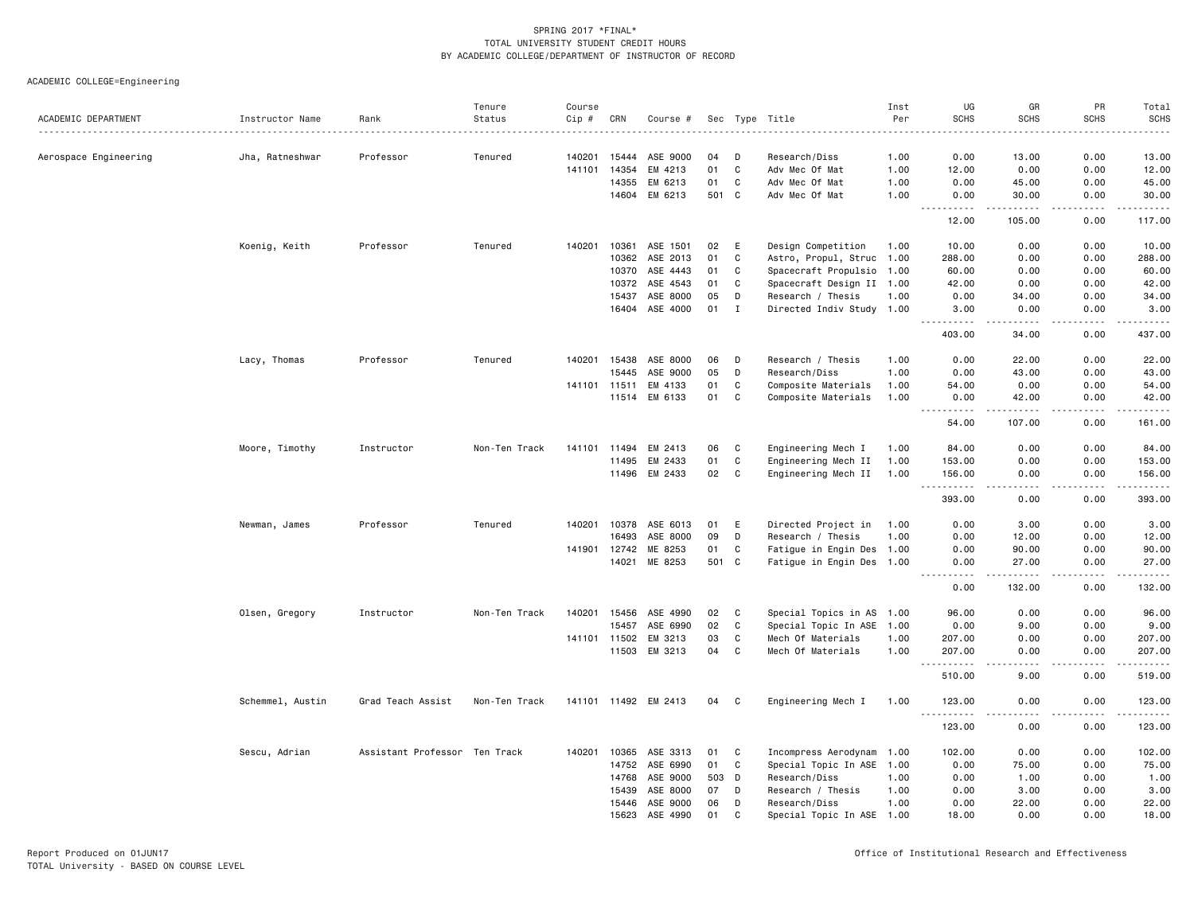SPRING 2017 *FINAL*
TOTAL UNIVERSITY STUDENT CREDIT HOURS
BY ACADEMIC COLLEGE/DEPARTMENT OF INSTRUCTOR OF RECORD

ACADEMIC COLLEGE=Engineering

| ACADEMIC DEPARTMENT | Instructor Name | Rank | Tenure Status | Course Cip # | CRN | Course # | Sec | Type | Title | Inst Per | UG SCHS | GR SCHS | PR SCHS | Total SCHS |
|---|---|---|---|---|---|---|---|---|---|---|---|---|---|---|
| Aerospace Engineering | Jha, Ratneshwar | Professor | Tenured | 140201 | 15444 | ASE 9000 | 04 | D | Research/Diss | 1.00 | 0.00 | 13.00 | 0.00 | 13.00 |
| | | | | 141101 | 14354 | EM 4213 | 01 | C | Adv Mec Of Mat | 1.00 | 12.00 | 0.00 | 0.00 | 12.00 |
| | | | | | 14355 | EM 6213 | 01 | C | Adv Mec Of Mat | 1.00 | 0.00 | 45.00 | 0.00 | 45.00 |
| | | | | | 14604 | EM 6213 | 501 | C | Adv Mec Of Mat | 1.00 | 0.00 | 30.00 | 0.00 | 30.00 |
| | | | | | | | | | | | 12.00 | 105.00 | 0.00 | 117.00 |
| | Koenig, Keith | Professor | Tenured | 140201 | 10361 | ASE 1501 | 02 | E | Design Competition | 1.00 | 10.00 | 0.00 | 0.00 | 10.00 |
| | | | | | 10362 | ASE 2013 | 01 | C | Astro, Propul, Struc | 1.00 | 288.00 | 0.00 | 0.00 | 288.00 |
| | | | | | 10370 | ASE 4443 | 01 | C | Spacecraft Propulsio | 1.00 | 60.00 | 0.00 | 0.00 | 60.00 |
| | | | | | 10372 | ASE 4543 | 01 | C | Spacecraft Design II | 1.00 | 42.00 | 0.00 | 0.00 | 42.00 |
| | | | | | 15437 | ASE 8000 | 05 | D | Research / Thesis | 1.00 | 0.00 | 34.00 | 0.00 | 34.00 |
| | | | | | 16404 | ASE 4000 | 01 | I | Directed Indiv Study | 1.00 | 3.00 | 0.00 | 0.00 | 3.00 |
| | | | | | | | | | | | 403.00 | 34.00 | 0.00 | 437.00 |
| | Lacy, Thomas | Professor | Tenured | 140201 | 15438 | ASE 8000 | 06 | D | Research / Thesis | 1.00 | 0.00 | 22.00 | 0.00 | 22.00 |
| | | | | | 15445 | ASE 9000 | 05 | D | Research/Diss | 1.00 | 0.00 | 43.00 | 0.00 | 43.00 |
| | | | | 141101 | 11511 | EM 4133 | 01 | C | Composite Materials | 1.00 | 54.00 | 0.00 | 0.00 | 54.00 |
| | | | | | 11514 | EM 6133 | 01 | C | Composite Materials | 1.00 | 0.00 | 42.00 | 0.00 | 42.00 |
| | | | | | | | | | | | 54.00 | 107.00 | 0.00 | 161.00 |
| | Moore, Timothy | Instructor | Non-Ten Track | 141101 | 11494 | EM 2413 | 06 | C | Engineering Mech I | 1.00 | 84.00 | 0.00 | 0.00 | 84.00 |
| | | | | | 11495 | EM 2433 | 01 | C | Engineering Mech II | 1.00 | 153.00 | 0.00 | 0.00 | 153.00 |
| | | | | | 11496 | EM 2433 | 02 | C | Engineering Mech II | 1.00 | 156.00 | 0.00 | 0.00 | 156.00 |
| | | | | | | | | | | | 393.00 | 0.00 | 0.00 | 393.00 |
| | Newman, James | Professor | Tenured | 140201 | 10378 | ASE 6013 | 01 | E | Directed Project in | 1.00 | 0.00 | 3.00 | 0.00 | 3.00 |
| | | | | | 16493 | ASE 8000 | 09 | D | Research / Thesis | 1.00 | 0.00 | 12.00 | 0.00 | 12.00 |
| | | | | 141901 | 12742 | ME 8253 | 01 | C | Fatigue in Engin Des | 1.00 | 0.00 | 90.00 | 0.00 | 90.00 |
| | | | | | 14021 | ME 8253 | 501 | C | Fatigue in Engin Des | 1.00 | 0.00 | 27.00 | 0.00 | 27.00 |
| | | | | | | | | | | | 0.00 | 132.00 | 0.00 | 132.00 |
| | Olsen, Gregory | Instructor | Non-Ten Track | 140201 | 15456 | ASE 4990 | 02 | C | Special Topics in AS | 1.00 | 96.00 | 0.00 | 0.00 | 96.00 |
| | | | | | 15457 | ASE 6990 | 02 | C | Special Topic In ASE | 1.00 | 0.00 | 9.00 | 0.00 | 9.00 |
| | | | | 141101 | 11502 | EM 3213 | 03 | C | Mech Of Materials | 1.00 | 207.00 | 0.00 | 0.00 | 207.00 |
| | | | | | 11503 | EM 3213 | 04 | C | Mech Of Materials | 1.00 | 207.00 | 0.00 | 0.00 | 207.00 |
| | | | | | | | | | | | 510.00 | 9.00 | 0.00 | 519.00 |
| | Schemmel, Austin | Grad Teach Assist | Non-Ten Track | 141101 | 11492 | EM 2413 | 04 | C | Engineering Mech I | 1.00 | 123.00 | 0.00 | 0.00 | 123.00 |
| | | | | | | | | | | | 123.00 | 0.00 | 0.00 | 123.00 |
| | Sescu, Adrian | Assistant Professor | Ten Track | 140201 | 10365 | ASE 3313 | 01 | C | Incompress Aerodynam | 1.00 | 102.00 | 0.00 | 0.00 | 102.00 |
| | | | | | 14752 | ASE 6990 | 01 | C | Special Topic In ASE | 1.00 | 0.00 | 75.00 | 0.00 | 75.00 |
| | | | | | 14768 | ASE 9000 | 503 | D | Research/Diss | 1.00 | 0.00 | 1.00 | 0.00 | 1.00 |
| | | | | | 15439 | ASE 8000 | 07 | D | Research / Thesis | 1.00 | 0.00 | 3.00 | 0.00 | 3.00 |
| | | | | | 15446 | ASE 9000 | 06 | D | Research/Diss | 1.00 | 0.00 | 22.00 | 0.00 | 22.00 |
| | | | | | 15623 | ASE 4990 | 01 | C | Special Topic In ASE | 1.00 | 18.00 | 0.00 | 0.00 | 18.00 |

Report Produced on 01JUN17
TOTAL University - BASED ON COURSE LEVEL

Office of Institutional Research and Effectiveness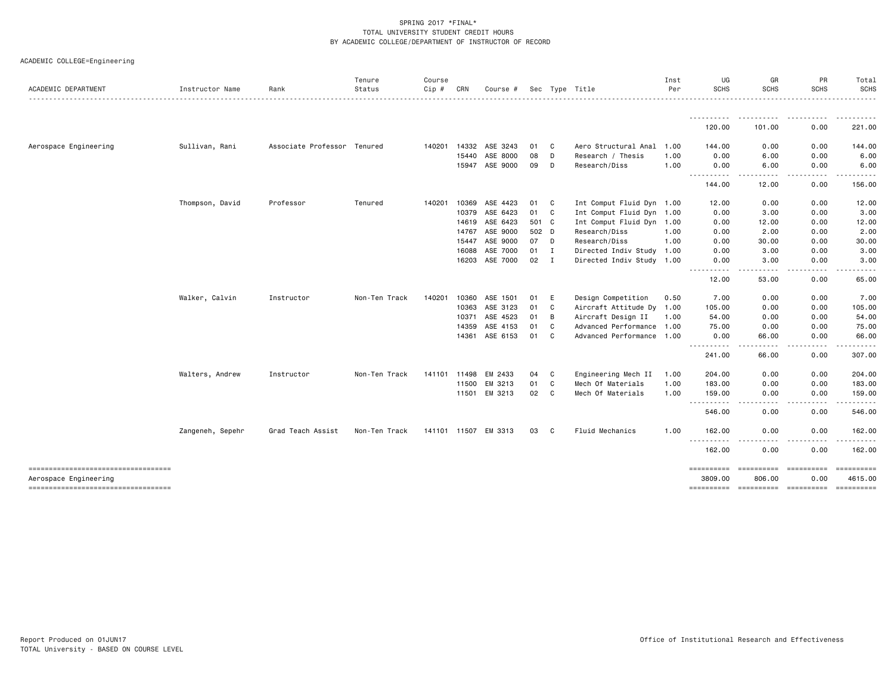SPRING 2017 *FINAL*
TOTAL UNIVERSITY STUDENT CREDIT HOURS
BY ACADEMIC COLLEGE/DEPARTMENT OF INSTRUCTOR OF RECORD

ACADEMIC COLLEGE=Engineering

| ACADEMIC DEPARTMENT | Instructor Name | Rank | Tenure Status | Course Cip # | CRN | Course # | Sec | Type | Title | Inst Per | UG SCHS | GR SCHS | PR SCHS | Total SCHS |
|---|---|---|---|---|---|---|---|---|---|---|---|---|---|---|
| | | | | | | | | | | | 120.00 | 101.00 | 0.00 | 221.00 |
| Aerospace Engineering | Sullivan, Rani | Associate Professor | Tenured | 140201 | 14332 | ASE 3243 | 01 | C | Aero Structural Anal | 1.00 | 144.00 | 0.00 | 0.00 | 144.00 |
| | | | | | 15440 | ASE 8000 | 08 | D | Research / Thesis | 1.00 | 0.00 | 6.00 | 0.00 | 6.00 |
| | | | | | 15947 | ASE 9000 | 09 | D | Research/Diss | 1.00 | 0.00 | 6.00 | 0.00 | 6.00 |
| | | | | | | | | | | | 144.00 | 12.00 | 0.00 | 156.00 |
| | Thompson, David | Professor | Tenured | 140201 | 10369 | ASE 4423 | 01 | C | Int Comput Fluid Dyn | 1.00 | 12.00 | 0.00 | 0.00 | 12.00 |
| | | | | | 10379 | ASE 6423 | 01 | C | Int Comput Fluid Dyn | 1.00 | 0.00 | 3.00 | 0.00 | 3.00 |
| | | | | | 14619 | ASE 6423 | 501 | C | Int Comput Fluid Dyn | 1.00 | 0.00 | 12.00 | 0.00 | 12.00 |
| | | | | | 14767 | ASE 9000 | 502 | D | Research/Diss | 1.00 | 0.00 | 2.00 | 0.00 | 2.00 |
| | | | | | 15447 | ASE 9000 | 07 | D | Research/Diss | 1.00 | 0.00 | 30.00 | 0.00 | 30.00 |
| | | | | | 16088 | ASE 7000 | 01 | I | Directed Indiv Study | 1.00 | 0.00 | 3.00 | 0.00 | 3.00 |
| | | | | | 16203 | ASE 7000 | 02 | I | Directed Indiv Study | 1.00 | 0.00 | 3.00 | 0.00 | 3.00 |
| | | | | | | | | | | | 12.00 | 53.00 | 0.00 | 65.00 |
| | Walker, Calvin | Instructor | Non-Ten Track | 140201 | 10360 | ASE 1501 | 01 | E | Design Competition | 0.50 | 7.00 | 0.00 | 0.00 | 7.00 |
| | | | | | 10363 | ASE 3123 | 01 | C | Aircraft Attitude Dy | 1.00 | 105.00 | 0.00 | 0.00 | 105.00 |
| | | | | | 10371 | ASE 4523 | 01 | B | Aircraft Design II | 1.00 | 54.00 | 0.00 | 0.00 | 54.00 |
| | | | | | 14359 | ASE 4153 | 01 | C | Advanced Performance | 1.00 | 75.00 | 0.00 | 0.00 | 75.00 |
| | | | | | 14361 | ASE 6153 | 01 | C | Advanced Performance | 1.00 | 0.00 | 66.00 | 0.00 | 66.00 |
| | | | | | | | | | | | 241.00 | 66.00 | 0.00 | 307.00 |
| | Walters, Andrew | Instructor | Non-Ten Track | 141101 | 11498 | EM 2433 | 04 | C | Engineering Mech II | 1.00 | 204.00 | 0.00 | 0.00 | 204.00 |
| | | | | | 11500 | EM 3213 | 01 | C | Mech Of Materials | 1.00 | 183.00 | 0.00 | 0.00 | 183.00 |
| | | | | | 11501 | EM 3213 | 02 | C | Mech Of Materials | 1.00 | 159.00 | 0.00 | 0.00 | 159.00 |
| | | | | | | | | | | | 546.00 | 0.00 | 0.00 | 546.00 |
| | Zangeneh, Sepehr | Grad Teach Assist | Non-Ten Track | 141101 | 11507 | EM 3313 | 03 | C | Fluid Mechanics | 1.00 | 162.00 | 0.00 | 0.00 | 162.00 |
| | | | | | | | | | | | 162.00 | 0.00 | 0.00 | 162.00 |
| Aerospace Engineering | | | | | | | | | | | 3809.00 | 806.00 | 0.00 | 4615.00 |

Report Produced on 01JUN17
TOTAL University - BASED ON COURSE LEVEL

Office of Institutional Research and Effectiveness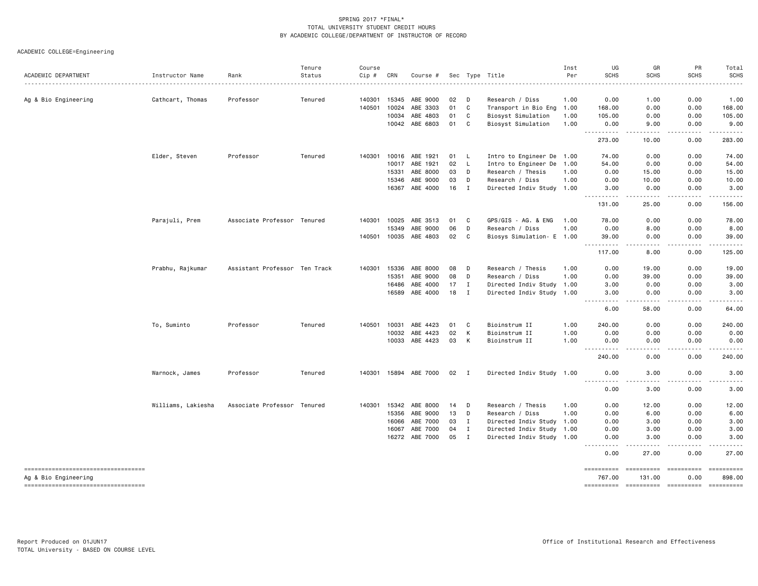SPRING 2017 *FINAL*
TOTAL UNIVERSITY STUDENT CREDIT HOURS
BY ACADEMIC COLLEGE/DEPARTMENT OF INSTRUCTOR OF RECORD

ACADEMIC COLLEGE=Engineering

| ACADEMIC DEPARTMENT | Instructor Name | Rank | Tenure Status | Course Cip # | CRN | Course # | Sec | Type | Title | Inst Per | UG SCHS | GR SCHS | PR SCHS | Total SCHS |
|---|---|---|---|---|---|---|---|---|---|---|---|---|---|---|
| Ag & Bio Engineering | Cathcart, Thomas | Professor | Tenured | 140301 | 15345 | ABE 9000 | 02 | D | Research / Diss | 1.00 | 0.00 | 1.00 | 0.00 | 1.00 |
| | | | | 140501 | 10024 | ABE 3303 | 01 | C | Transport in Bio Eng | 1.00 | 168.00 | 0.00 | 0.00 | 168.00 |
| | | | | | 10034 | ABE 4803 | 01 | C | Biosyst Simulation | 1.00 | 105.00 | 0.00 | 0.00 | 105.00 |
| | | | | | 10042 | ABE 6803 | 01 | C | Biosyst Simulation | 1.00 | 0.00 | 9.00 | 0.00 | 9.00 |
| | | | | | | | | | | | 273.00 | 10.00 | 0.00 | 283.00 |
| | Elder, Steven | Professor | Tenured | 140301 | 10016 | ABE 1921 | 01 | L | Intro to Engineer De | 1.00 | 74.00 | 0.00 | 0.00 | 74.00 |
| | | | | | 10017 | ABE 1921 | 02 | L | Intro to Engineer De | 1.00 | 54.00 | 0.00 | 0.00 | 54.00 |
| | | | | | 15331 | ABE 8000 | 03 | D | Research / Thesis | 1.00 | 0.00 | 15.00 | 0.00 | 15.00 |
| | | | | | 15346 | ABE 9000 | 03 | D | Research / Diss | 1.00 | 0.00 | 10.00 | 0.00 | 10.00 |
| | | | | | 16367 | ABE 4000 | 16 | I | Directed Indiv Study | 1.00 | 3.00 | 0.00 | 0.00 | 3.00 |
| | | | | | | | | | | | 131.00 | 25.00 | 0.00 | 156.00 |
| | Parajuli, Prem | Associate Professor | Tenured | 140301 | 10025 | ABE 3513 | 01 | C | GPS/GIS - AG. & ENG | 1.00 | 78.00 | 0.00 | 0.00 | 78.00 |
| | | | | | 15349 | ABE 9000 | 06 | D | Research / Diss | 1.00 | 0.00 | 8.00 | 0.00 | 8.00 |
| | | | | 140501 | 10035 | ABE 4803 | 02 | C | Biosys Simulation- E | 1.00 | 39.00 | 0.00 | 0.00 | 39.00 |
| | | | | | | | | | | | 117.00 | 8.00 | 0.00 | 125.00 |
| | Prabhu, Rajkumar | Assistant Professor | Ten Track | 140301 | 15336 | ABE 8000 | 08 | D | Research / Thesis | 1.00 | 0.00 | 19.00 | 0.00 | 19.00 |
| | | | | | 15351 | ABE 9000 | 08 | D | Research / Diss | 1.00 | 0.00 | 39.00 | 0.00 | 39.00 |
| | | | | | 16486 | ABE 4000 | 17 | I | Directed Indiv Study | 1.00 | 3.00 | 0.00 | 0.00 | 3.00 |
| | | | | | 16589 | ABE 4000 | 18 | I | Directed Indiv Study | 1.00 | 3.00 | 0.00 | 0.00 | 3.00 |
| | | | | | | | | | | | 6.00 | 58.00 | 0.00 | 64.00 |
| | To, Suminto | Professor | Tenured | 140501 | 10031 | ABE 4423 | 01 | C | Bioinstrum II | 1.00 | 240.00 | 0.00 | 0.00 | 240.00 |
| | | | | | 10032 | ABE 4423 | 02 | K | Bioinstrum II | 1.00 | 0.00 | 0.00 | 0.00 | 0.00 |
| | | | | | 10033 | ABE 4423 | 03 | K | Bioinstrum II | 1.00 | 0.00 | 0.00 | 0.00 | 0.00 |
| | | | | | | | | | | | 240.00 | 0.00 | 0.00 | 240.00 |
| | Warnock, James | Professor | Tenured | 140301 | 15894 | ABE 7000 | 02 | I | Directed Indiv Study | 1.00 | 0.00 | 3.00 | 0.00 | 3.00 |
| | | | | | | | | | | | 0.00 | 3.00 | 0.00 | 3.00 |
| | Williams, Lakiesha | Associate Professor | Tenured | 140301 | 15342 | ABE 8000 | 14 | D | Research / Thesis | 1.00 | 0.00 | 12.00 | 0.00 | 12.00 |
| | | | | | 15356 | ABE 9000 | 13 | D | Research / Diss | 1.00 | 0.00 | 6.00 | 0.00 | 6.00 |
| | | | | | 16066 | ABE 7000 | 03 | I | Directed Indiv Study | 1.00 | 0.00 | 3.00 | 0.00 | 3.00 |
| | | | | | 16067 | ABE 7000 | 04 | I | Directed Indiv Study | 1.00 | 0.00 | 3.00 | 0.00 | 3.00 |
| | | | | | 16272 | ABE 7000 | 05 | I | Directed Indiv Study | 1.00 | 0.00 | 3.00 | 0.00 | 3.00 |
| | | | | | | | | | | | 0.00 | 27.00 | 0.00 | 27.00 |
| Ag & Bio Engineering | | | | | | | | | | | 767.00 | 131.00 | 0.00 | 898.00 |

Report Produced on 01JUN17
TOTAL University - BASED ON COURSE LEVEL

Office of Institutional Research and Effectiveness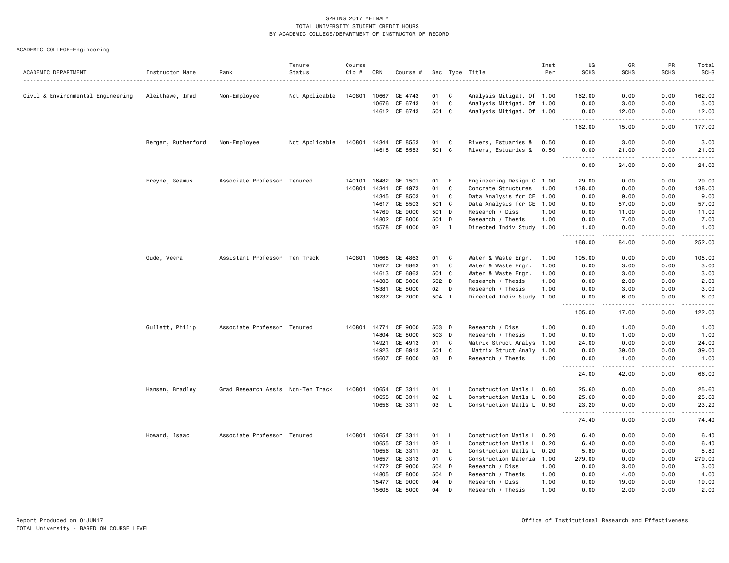SPRING 2017 *FINAL*
TOTAL UNIVERSITY STUDENT CREDIT HOURS
BY ACADEMIC COLLEGE/DEPARTMENT OF INSTRUCTOR OF RECORD

ACADEMIC COLLEGE=Engineering

| ACADEMIC DEPARTMENT | Instructor Name | Rank | Tenure Status | Course Cip # | CRN | Course # | Sec | Type | Title | Inst Per | UG SCHS | GR SCHS | PR SCHS | Total SCHS |
|---|---|---|---|---|---|---|---|---|---|---|---|---|---|---|
| Civil & Environmental Engineering | Aleithawe, Imad | Non-Employee | Not Applicable | 140801 | 10667 | CE 4743 | 01 | C | Analysis Mitigat. Of | 1.00 | 162.00 | 0.00 | 0.00 | 162.00 |
| | | | | | 10676 | CE 6743 | 01 | C | Analysis Mitigat. Of | 1.00 | 0.00 | 3.00 | 0.00 | 3.00 |
| | | | | | 14612 | CE 6743 | 501 | C | Analysis Mitigat. Of | 1.00 | 0.00 | 12.00 | 0.00 | 12.00 |
| | | | | | | | | | | | 162.00 | 15.00 | 0.00 | 177.00 |
| | Berger, Rutherford | Non-Employee | Not Applicable | 140801 | 14344 | CE 8553 | 01 | C | Rivers, Estuaries & | 0.50 | 0.00 | 3.00 | 0.00 | 3.00 |
| | | | | | 14618 | CE 8553 | 501 | C | Rivers, Estuaries & | 0.50 | 0.00 | 21.00 | 0.00 | 21.00 |
| | | | | | | | | | | | 0.00 | 24.00 | 0.00 | 24.00 |
| | Freyne, Seamus | Associate Professor | Tenured | 140101 | 16482 | GE 1501 | 01 | E | Engineering Design C | 1.00 | 29.00 | 0.00 | 0.00 | 29.00 |
| | | | | 140801 | 14341 | CE 4973 | 01 | C | Concrete Structures | 1.00 | 138.00 | 0.00 | 0.00 | 138.00 |
| | | | | | 14345 | CE 8503 | 01 | C | Data Analysis for CE | 1.00 | 0.00 | 9.00 | 0.00 | 9.00 |
| | | | | | 14617 | CE 8503 | 501 | C | Data Analysis for CE | 1.00 | 0.00 | 57.00 | 0.00 | 57.00 |
| | | | | | 14769 | CE 9000 | 501 | D | Research / Diss | 1.00 | 0.00 | 11.00 | 0.00 | 11.00 |
| | | | | | 14802 | CE 8000 | 501 | D | Research / Thesis | 1.00 | 0.00 | 7.00 | 0.00 | 7.00 |
| | | | | | 15578 | CE 4000 | 02 | I | Directed Indiv Study | 1.00 | 1.00 | 0.00 | 0.00 | 1.00 |
| | | | | | | | | | | | 168.00 | 84.00 | 0.00 | 252.00 |
| | Gude, Veera | Assistant Professor | Ten Track | 140801 | 10668 | CE 4863 | 01 | C | Water & Waste Engr. | 1.00 | 105.00 | 0.00 | 0.00 | 105.00 |
| | | | | | 10677 | CE 6863 | 01 | C | Water & Waste Engr. | 1.00 | 0.00 | 3.00 | 0.00 | 3.00 |
| | | | | | 14613 | CE 6863 | 501 | C | Water & Waste Engr. | 1.00 | 0.00 | 3.00 | 0.00 | 3.00 |
| | | | | | 14803 | CE 8000 | 502 | D | Research / Thesis | 1.00 | 0.00 | 2.00 | 0.00 | 2.00 |
| | | | | | 15381 | CE 8000 | 02 | D | Research / Thesis | 1.00 | 0.00 | 3.00 | 0.00 | 3.00 |
| | | | | | 16237 | CE 7000 | 504 | I | Directed Indiv Study | 1.00 | 0.00 | 6.00 | 0.00 | 6.00 |
| | | | | | | | | | | | 105.00 | 17.00 | 0.00 | 122.00 |
| | Gullett, Philip | Associate Professor | Tenured | 140801 | 14771 | CE 9000 | 503 | D | Research / Diss | 1.00 | 0.00 | 1.00 | 0.00 | 1.00 |
| | | | | | 14804 | CE 8000 | 503 | D | Research / Thesis | 1.00 | 0.00 | 1.00 | 0.00 | 1.00 |
| | | | | | 14921 | CE 4913 | 01 | C | Matrix Struct Analys | 1.00 | 24.00 | 0.00 | 0.00 | 24.00 |
| | | | | | 14923 | CE 6913 | 501 | C | Matrix Struct Analy | 1.00 | 0.00 | 39.00 | 0.00 | 39.00 |
| | | | | | 15607 | CE 8000 | 03 | D | Research / Thesis | 1.00 | 0.00 | 1.00 | 0.00 | 1.00 |
| | | | | | | | | | | | 24.00 | 42.00 | 0.00 | 66.00 |
| | Hansen, Bradley | Grad Research Assis | Non-Ten Track | 140801 | 10654 | CE 3311 | 01 | L | Construction Matls L | 0.80 | 25.60 | 0.00 | 0.00 | 25.60 |
| | | | | | 10655 | CE 3311 | 02 | L | Construction Matls L | 0.80 | 25.60 | 0.00 | 0.00 | 25.60 |
| | | | | | 10656 | CE 3311 | 03 | L | Construction Matls L | 0.80 | 23.20 | 0.00 | 0.00 | 23.20 |
| | | | | | | | | | | | 74.40 | 0.00 | 0.00 | 74.40 |
| | Howard, Isaac | Associate Professor | Tenured | 140801 | 10654 | CE 3311 | 01 | L | Construction Matls L | 0.20 | 6.40 | 0.00 | 0.00 | 6.40 |
| | | | | | 10655 | CE 3311 | 02 | L | Construction Matls L | 0.20 | 6.40 | 0.00 | 0.00 | 6.40 |
| | | | | | 10656 | CE 3311 | 03 | L | Construction Matls L | 0.20 | 5.80 | 0.00 | 0.00 | 5.80 |
| | | | | | 10657 | CE 3313 | 01 | C | Construction Materia | 1.00 | 279.00 | 0.00 | 0.00 | 279.00 |
| | | | | | 14772 | CE 9000 | 504 | D | Research / Diss | 1.00 | 0.00 | 3.00 | 0.00 | 3.00 |
| | | | | | 14805 | CE 8000 | 504 | D | Research / Thesis | 1.00 | 0.00 | 4.00 | 0.00 | 4.00 |
| | | | | | 15477 | CE 9000 | 04 | D | Research / Diss | 1.00 | 0.00 | 19.00 | 0.00 | 19.00 |
| | | | | | 15608 | CE 8000 | 04 | D | Research / Thesis | 1.00 | 0.00 | 2.00 | 0.00 | 2.00 |

Report Produced on 01JUN17
TOTAL University - BASED ON COURSE LEVEL

Office of Institutional Research and Effectiveness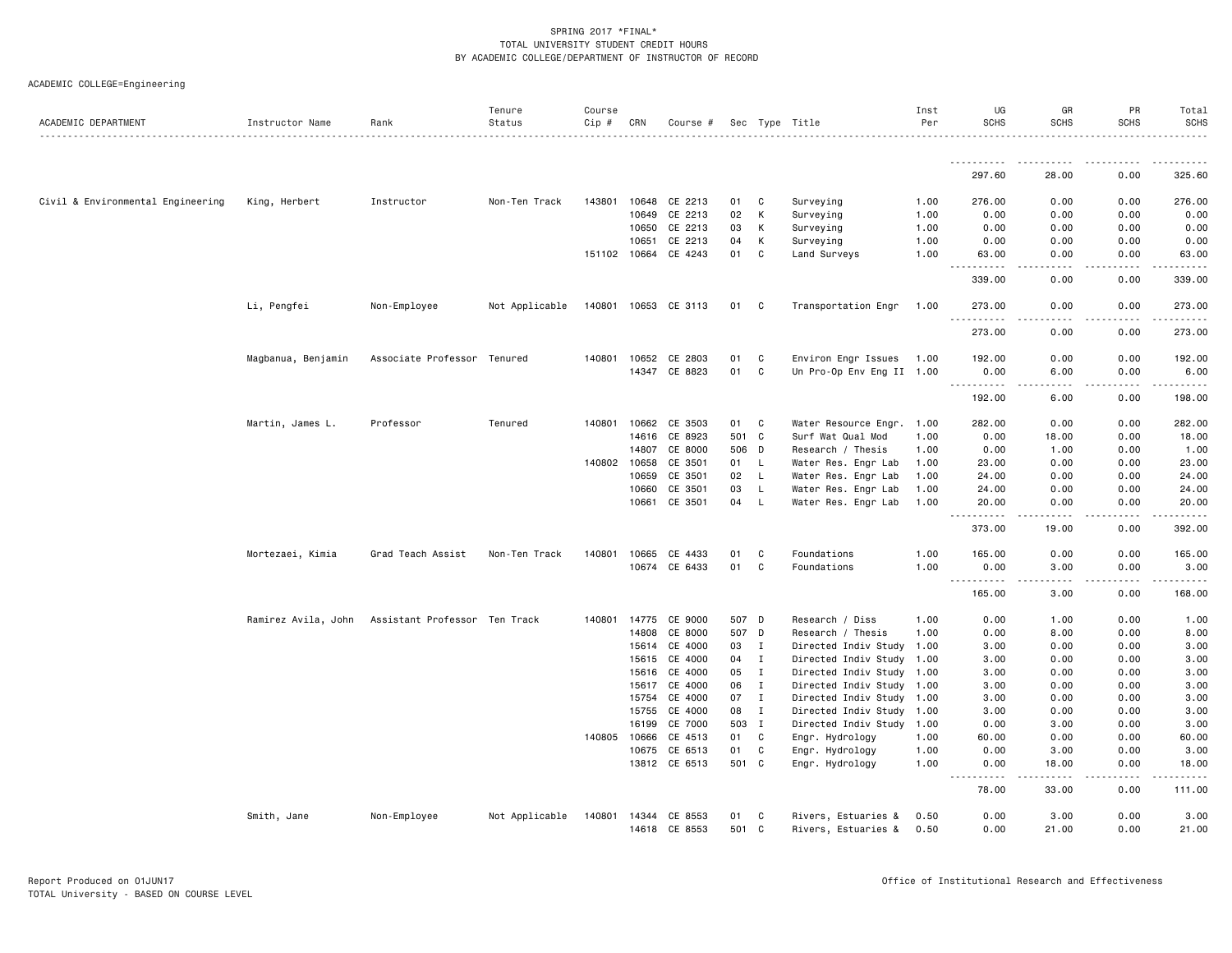SPRING 2017 *FINAL*
TOTAL UNIVERSITY STUDENT CREDIT HOURS
BY ACADEMIC COLLEGE/DEPARTMENT OF INSTRUCTOR OF RECORD

ACADEMIC COLLEGE=Engineering

| ACADEMIC DEPARTMENT | Instructor Name | Rank | Tenure Status | Course Cip # | CRN | Course # | Sec | Type | Title | Inst Per | UG SCHS | GR SCHS | PR SCHS | Total SCHS |
|---|---|---|---|---|---|---|---|---|---|---|---|---|---|---|
| | | | | | | | | | | | 297.60 | 28.00 | 0.00 | 325.60 |
| Civil & Environmental Engineering | King, Herbert | Instructor | Non-Ten Track | 143801 | 10648 | CE 2213 | 01 | C | Surveying | 1.00 | 276.00 | 0.00 | 0.00 | 276.00 |
| | | | | | 10649 | CE 2213 | 02 | K | Surveying | 1.00 | 0.00 | 0.00 | 0.00 | 0.00 |
| | | | | | 10650 | CE 2213 | 03 | K | Surveying | 1.00 | 0.00 | 0.00 | 0.00 | 0.00 |
| | | | | | 10651 | CE 2213 | 04 | K | Surveying | 1.00 | 0.00 | 0.00 | 0.00 | 0.00 |
| | | | | 151102 | 10664 | CE 4243 | 01 | C | Land Surveys | 1.00 | 63.00 | 0.00 | 0.00 | 63.00 |
| | | | | | | | | | | | 339.00 | 0.00 | 0.00 | 339.00 |
| | Li, Pengfei | Non-Employee | Not Applicable | 140801 | 10653 | CE 3113 | 01 | C | Transportation Engr | 1.00 | 273.00 | 0.00 | 0.00 | 273.00 |
| | | | | | | | | | | | 273.00 | 0.00 | 0.00 | 273.00 |
| | Magbanua, Benjamin | Associate Professor | Tenured | 140801 | 10652 | CE 2803 | 01 | C | Environ Engr Issues | 1.00 | 192.00 | 0.00 | 0.00 | 192.00 |
| | | | | | 14347 | CE 8823 | 01 | C | Un Pro-Op Env Eng II | 1.00 | 0.00 | 6.00 | 0.00 | 6.00 |
| | | | | | | | | | | | 192.00 | 6.00 | 0.00 | 198.00 |
| | Martin, James L. | Professor | Tenured | 140801 | 10662 | CE 3503 | 01 | C | Water Resource Engr. | 1.00 | 282.00 | 0.00 | 0.00 | 282.00 |
| | | | | | 14616 | CE 8923 | 501 | C | Surf Wat Qual Mod | 1.00 | 0.00 | 18.00 | 0.00 | 18.00 |
| | | | | | 14807 | CE 8000 | 506 | D | Research / Thesis | 1.00 | 0.00 | 1.00 | 0.00 | 1.00 |
| | | | | 140802 | 10658 | CE 3501 | 01 | L | Water Res. Engr Lab | 1.00 | 23.00 | 0.00 | 0.00 | 23.00 |
| | | | | | 10659 | CE 3501 | 02 | L | Water Res. Engr Lab | 1.00 | 24.00 | 0.00 | 0.00 | 24.00 |
| | | | | | 10660 | CE 3501 | 03 | L | Water Res. Engr Lab | 1.00 | 24.00 | 0.00 | 0.00 | 24.00 |
| | | | | | 10661 | CE 3501 | 04 | L | Water Res. Engr Lab | 1.00 | 20.00 | 0.00 | 0.00 | 20.00 |
| | | | | | | | | | | | 373.00 | 19.00 | 0.00 | 392.00 |
| | Mortezaei, Kimia | Grad Teach Assist | Non-Ten Track | 140801 | 10665 | CE 4433 | 01 | C | Foundations | 1.00 | 165.00 | 0.00 | 0.00 | 165.00 |
| | | | | | 10674 | CE 6433 | 01 | C | Foundations | 1.00 | 0.00 | 3.00 | 0.00 | 3.00 |
| | | | | | | | | | | | 165.00 | 3.00 | 0.00 | 168.00 |
| | Ramirez Avila, John | Assistant Professor | Ten Track | 140801 | 14775 | CE 9000 | 507 | D | Research / Diss | 1.00 | 0.00 | 1.00 | 0.00 | 1.00 |
| | | | | | 14808 | CE 8000 | 507 | D | Research / Thesis | 1.00 | 0.00 | 8.00 | 0.00 | 8.00 |
| | | | | | 15614 | CE 4000 | 03 | I | Directed Indiv Study | 1.00 | 3.00 | 0.00 | 0.00 | 3.00 |
| | | | | | 15615 | CE 4000 | 04 | I | Directed Indiv Study | 1.00 | 3.00 | 0.00 | 0.00 | 3.00 |
| | | | | | 15616 | CE 4000 | 05 | I | Directed Indiv Study | 1.00 | 3.00 | 0.00 | 0.00 | 3.00 |
| | | | | | 15617 | CE 4000 | 06 | I | Directed Indiv Study | 1.00 | 3.00 | 0.00 | 0.00 | 3.00 |
| | | | | | 15754 | CE 4000 | 07 | I | Directed Indiv Study | 1.00 | 3.00 | 0.00 | 0.00 | 3.00 |
| | | | | | 15755 | CE 4000 | 08 | I | Directed Indiv Study | 1.00 | 3.00 | 0.00 | 0.00 | 3.00 |
| | | | | | 16199 | CE 7000 | 503 | I | Directed Indiv Study | 1.00 | 0.00 | 3.00 | 0.00 | 3.00 |
| | | | | 140805 | 10666 | CE 4513 | 01 | C | Engr. Hydrology | 1.00 | 60.00 | 0.00 | 0.00 | 60.00 |
| | | | | | 10675 | CE 6513 | 01 | C | Engr. Hydrology | 1.00 | 0.00 | 3.00 | 0.00 | 3.00 |
| | | | | | 13812 | CE 6513 | 501 | C | Engr. Hydrology | 1.00 | 0.00 | 18.00 | 0.00 | 18.00 |
| | | | | | | | | | | | 78.00 | 33.00 | 0.00 | 111.00 |
| | Smith, Jane | Non-Employee | Not Applicable | 140801 | 14344 | CE 8553 | 01 | C | Rivers, Estuaries & | 0.50 | 0.00 | 3.00 | 0.00 | 3.00 |
| | | | | | 14618 | CE 8553 | 501 | C | Rivers, Estuaries & | 0.50 | 0.00 | 21.00 | 0.00 | 21.00 |

Report Produced on 01JUN17
TOTAL University - BASED ON COURSE LEVEL

Office of Institutional Research and Effectiveness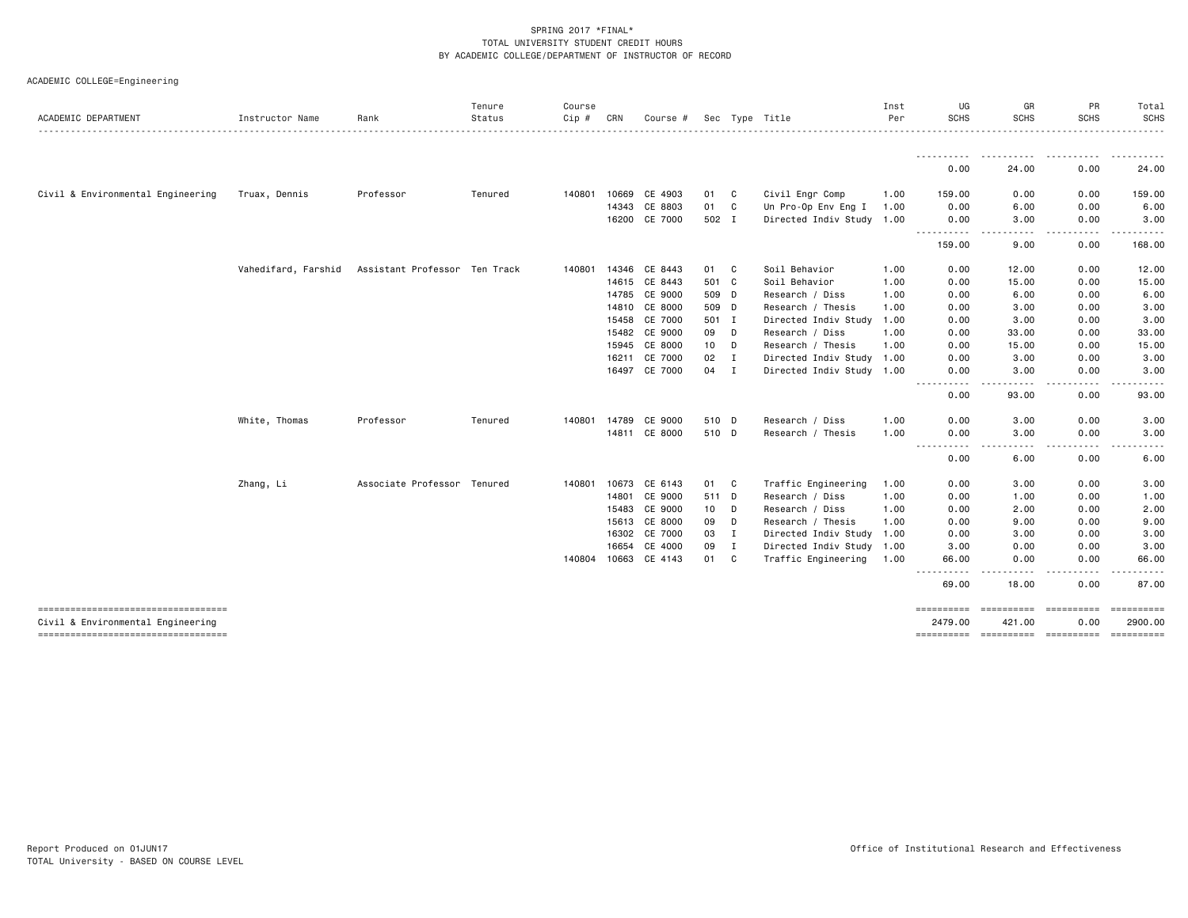SPRING 2017 *FINAL*
TOTAL UNIVERSITY STUDENT CREDIT HOURS
BY ACADEMIC COLLEGE/DEPARTMENT OF INSTRUCTOR OF RECORD

ACADEMIC COLLEGE=Engineering

| ACADEMIC DEPARTMENT | Instructor Name | Rank | Tenure Status | Course Cip # | CRN | Course # | Sec | Type | Title | Inst Per | UG SCHS | GR SCHS | PR SCHS | Total SCHS |
|---|---|---|---|---|---|---|---|---|---|---|---|---|---|---|
| | | | | | | | | | | | 0.00 | 24.00 | 0.00 | 24.00 |
| Civil & Environmental Engineering | Truax, Dennis | Professor | Tenured | 140801 | 10669 | CE 4903 | 01 | C | Civil Engr Comp | 1.00 | 159.00 | 0.00 | 0.00 | 159.00 |
| | | | | | 14343 | CE 8803 | 01 | C | Un Pro-Op Env Eng I | 1.00 | 0.00 | 6.00 | 0.00 | 6.00 |
| | | | | | 16200 | CE 7000 | 502 | I | Directed Indiv Study | 1.00 | 0.00 | 3.00 | 0.00 | 3.00 |
| | | | | | | | | | | | 159.00 | 9.00 | 0.00 | 168.00 |
| | Vahedifard, Farshid | Assistant Professor | Ten Track | 140801 | 14346 | CE 8443 | 01 | C | Soil Behavior | 1.00 | 0.00 | 12.00 | 0.00 | 12.00 |
| | | | | | 14615 | CE 8443 | 501 | C | Soil Behavior | 1.00 | 0.00 | 15.00 | 0.00 | 15.00 |
| | | | | | 14785 | CE 9000 | 509 | D | Research / Diss | 1.00 | 0.00 | 6.00 | 0.00 | 6.00 |
| | | | | | 14810 | CE 8000 | 509 | D | Research / Thesis | 1.00 | 0.00 | 3.00 | 0.00 | 3.00 |
| | | | | | 15458 | CE 7000 | 501 | I | Directed Indiv Study | 1.00 | 0.00 | 3.00 | 0.00 | 3.00 |
| | | | | | 15482 | CE 9000 | 09 | D | Research / Diss | 1.00 | 0.00 | 33.00 | 0.00 | 33.00 |
| | | | | | 15945 | CE 8000 | 10 | D | Research / Thesis | 1.00 | 0.00 | 15.00 | 0.00 | 15.00 |
| | | | | | 16211 | CE 7000 | 02 | I | Directed Indiv Study | 1.00 | 0.00 | 3.00 | 0.00 | 3.00 |
| | | | | | 16497 | CE 7000 | 04 | I | Directed Indiv Study | 1.00 | 0.00 | 3.00 | 0.00 | 3.00 |
| | | | | | | | | | | | 0.00 | 93.00 | 0.00 | 93.00 |
| | White, Thomas | Professor | Tenured | 140801 | 14789 | CE 9000 | 510 | D | Research / Diss | 1.00 | 0.00 | 3.00 | 0.00 | 3.00 |
| | | | | | 14811 | CE 8000 | 510 | D | Research / Thesis | 1.00 | 0.00 | 3.00 | 0.00 | 3.00 |
| | | | | | | | | | | | 0.00 | 6.00 | 0.00 | 6.00 |
| | Zhang, Li | Associate Professor | Tenured | 140801 | 10673 | CE 6143 | 01 | C | Traffic Engineering | 1.00 | 0.00 | 3.00 | 0.00 | 3.00 |
| | | | | | 14801 | CE 9000 | 511 | D | Research / Diss | 1.00 | 0.00 | 1.00 | 0.00 | 1.00 |
| | | | | | 15483 | CE 9000 | 10 | D | Research / Diss | 1.00 | 0.00 | 2.00 | 0.00 | 2.00 |
| | | | | | 15613 | CE 8000 | 09 | D | Research / Thesis | 1.00 | 0.00 | 9.00 | 0.00 | 9.00 |
| | | | | | 16302 | CE 7000 | 03 | I | Directed Indiv Study | 1.00 | 0.00 | 3.00 | 0.00 | 3.00 |
| | | | | | 16654 | CE 4000 | 09 | I | Directed Indiv Study | 1.00 | 3.00 | 0.00 | 0.00 | 3.00 |
| | | | | 140804 | 10663 | CE 4143 | 01 | C | Traffic Engineering | 1.00 | 66.00 | 0.00 | 0.00 | 66.00 |
| | | | | | | | | | | | 69.00 | 18.00 | 0.00 | 87.00 |
| Civil & Environmental Engineering | | | | | | | | | | | 2479.00 | 421.00 | 0.00 | 2900.00 |

Report Produced on 01JUN17
TOTAL University - BASED ON COURSE LEVEL

Office of Institutional Research and Effectiveness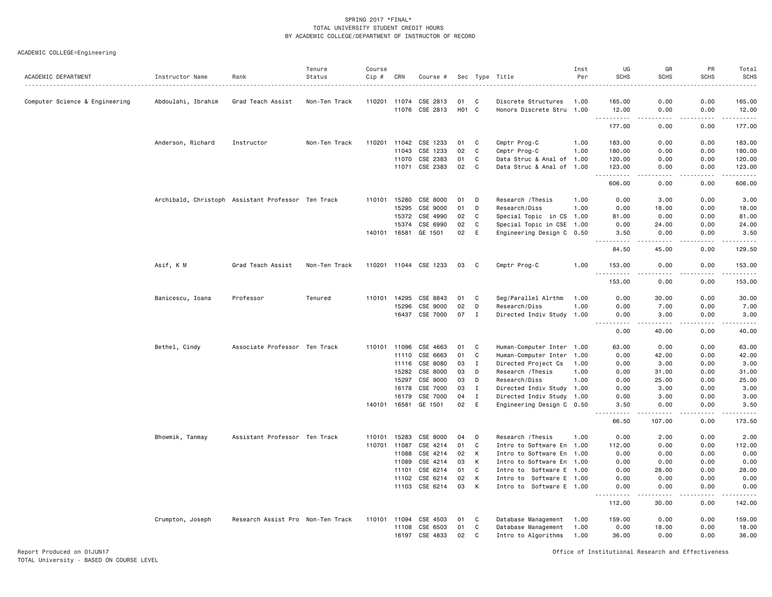SPRING 2017 *FINAL*
TOTAL UNIVERSITY STUDENT CREDIT HOURS
BY ACADEMIC COLLEGE/DEPARTMENT OF INSTRUCTOR OF RECORD

ACADEMIC COLLEGE=Engineering

| ACADEMIC DEPARTMENT | Instructor Name | Rank | Tenure Status | Course Cip # | CRN | Course # | Sec | Type | Title | Inst Per | UG SCHS | GR SCHS | PR SCHS | Total SCHS |
|---|---|---|---|---|---|---|---|---|---|---|---|---|---|---|
| Computer Science & Engineering | Abdoulahi, Ibrahim | Grad Teach Assist | Non-Ten Track | 110201 | 11074 | CSE 2813 | 01 | C | Discrete Structures | 1.00 | 165.00 | 0.00 | 0.00 | 165.00 |
| | | | | | 11076 | CSE 2813 | H01 | C | Honors Discrete Stru | 1.00 | 12.00 | 0.00 | 0.00 | 12.00 |
| | | | | | | | | | | | 177.00 | 0.00 | 0.00 | 177.00 |
| | Anderson, Richard | Instructor | Non-Ten Track | 110201 | 11042 | CSE 1233 | 01 | C | Cmptr Prog-C | 1.00 | 183.00 | 0.00 | 0.00 | 183.00 |
| | | | | | 11043 | CSE 1233 | 02 | C | Cmptr Prog-C | 1.00 | 180.00 | 0.00 | 0.00 | 180.00 |
| | | | | | 11070 | CSE 2383 | 01 | C | Data Struc & Anal of | 1.00 | 120.00 | 0.00 | 0.00 | 120.00 |
| | | | | | 11071 | CSE 2383 | 02 | C | Data Struc & Anal of | 1.00 | 123.00 | 0.00 | 0.00 | 123.00 |
| | | | | | | | | | | | 606.00 | 0.00 | 0.00 | 606.00 |
| | Archibald, Christoph | Assistant Professor | Ten Track | 110101 | 15280 | CSE 8000 | 01 | D | Research /Thesis | 1.00 | 0.00 | 3.00 | 0.00 | 3.00 |
| | | | | | 15295 | CSE 9000 | 01 | D | Research/Diss | 1.00 | 0.00 | 18.00 | 0.00 | 18.00 |
| | | | | | 15372 | CSE 4990 | 02 | C | Special Topic in CS | 1.00 | 81.00 | 0.00 | 0.00 | 81.00 |
| | | | | | 15374 | CSE 6990 | 02 | C | Special Topic in CSE | 1.00 | 0.00 | 24.00 | 0.00 | 24.00 |
| | | | | 140101 | 16581 | GE 1501 | 02 | E | Engineering Design C | 0.50 | 3.50 | 0.00 | 0.00 | 3.50 |
| | | | | | | | | | | | 84.50 | 45.00 | 0.00 | 129.50 |
| | Asif, K M | Grad Teach Assist | Non-Ten Track | 110201 | 11044 | CSE 1233 | 03 | C | Cmptr Prog-C | 1.00 | 153.00 | 0.00 | 0.00 | 153.00 |
| | | | | | | | | | | | 153.00 | 0.00 | 0.00 | 153.00 |
| | Banicescu, Ioana | Professor | Tenured | 110101 | 14295 | CSE 8843 | 01 | C | Seq/Parallel Alrthm | 1.00 | 0.00 | 30.00 | 0.00 | 30.00 |
| | | | | | 15296 | CSE 9000 | 02 | D | Research/Diss | 1.00 | 0.00 | 7.00 | 0.00 | 7.00 |
| | | | | | 16437 | CSE 7000 | 07 | I | Directed Indiv Study | 1.00 | 0.00 | 3.00 | 0.00 | 3.00 |
| | | | | | | | | | | | 0.00 | 40.00 | 0.00 | 40.00 |
| | Bethel, Cindy | Associate Professor | Ten Track | 110101 | 11096 | CSE 4663 | 01 | C | Human-Computer Inter | 1.00 | 63.00 | 0.00 | 0.00 | 63.00 |
| | | | | | 11110 | CSE 6663 | 01 | C | Human-Computer Inter | 1.00 | 0.00 | 42.00 | 0.00 | 42.00 |
| | | | | | 11116 | CSE 8080 | 03 | I | Directed Project Cs | 1.00 | 0.00 | 3.00 | 0.00 | 3.00 |
| | | | | | 15282 | CSE 8000 | 03 | D | Research /Thesis | 1.00 | 0.00 | 31.00 | 0.00 | 31.00 |
| | | | | | 15297 | CSE 9000 | 03 | D | Research/Diss | 1.00 | 0.00 | 25.00 | 0.00 | 25.00 |
| | | | | | 16178 | CSE 7000 | 03 | I | Directed Indiv Study | 1.00 | 0.00 | 3.00 | 0.00 | 3.00 |
| | | | | | 16179 | CSE 7000 | 04 | I | Directed Indiv Study | 1.00 | 0.00 | 3.00 | 0.00 | 3.00 |
| | | | | 140101 | 16581 | GE 1501 | 02 | E | Engineering Design C | 0.50 | 3.50 | 0.00 | 0.00 | 3.50 |
| | | | | | | | | | | | 66.50 | 107.00 | 0.00 | 173.50 |
| | Bhowmik, Tanmay | Assistant Professor | Ten Track | 110101 | 15283 | CSE 8000 | 04 | D | Research /Thesis | 1.00 | 0.00 | 2.00 | 0.00 | 2.00 |
| | | | | 110701 | 11087 | CSE 4214 | 01 | C | Intro to Software En | 1.00 | 112.00 | 0.00 | 0.00 | 112.00 |
| | | | | | 11088 | CSE 4214 | 02 | K | Intro to Software En | 1.00 | 0.00 | 0.00 | 0.00 | 0.00 |
| | | | | | 11089 | CSE 4214 | 03 | K | Intro to Software En | 1.00 | 0.00 | 0.00 | 0.00 | 0.00 |
| | | | | | 11101 | CSE 6214 | 01 | C | Intro to Software E | 1.00 | 0.00 | 28.00 | 0.00 | 28.00 |
| | | | | | 11102 | CSE 6214 | 02 | K | Intro to Software E | 1.00 | 0.00 | 0.00 | 0.00 | 0.00 |
| | | | | | 11103 | CSE 6214 | 03 | K | Intro to Software E | 1.00 | 0.00 | 0.00 | 0.00 | 0.00 |
| | | | | | | | | | | | 112.00 | 30.00 | 0.00 | 142.00 |
| | Crumpton, Joseph | Research Assist Pro | Non-Ten Track | 110101 | 11094 | CSE 4503 | 01 | C | Database Management | 1.00 | 159.00 | 0.00 | 0.00 | 159.00 |
| | | | | | 11108 | CSE 6503 | 01 | C | Database Management | 1.00 | 0.00 | 18.00 | 0.00 | 18.00 |
| | | | | | 16197 | CSE 4833 | 02 | C | Intro to Algorithms | 1.00 | 36.00 | 0.00 | 0.00 | 36.00 |

Report Produced on 01JUN17
TOTAL University - BASED ON COURSE LEVEL

Office of Institutional Research and Effectiveness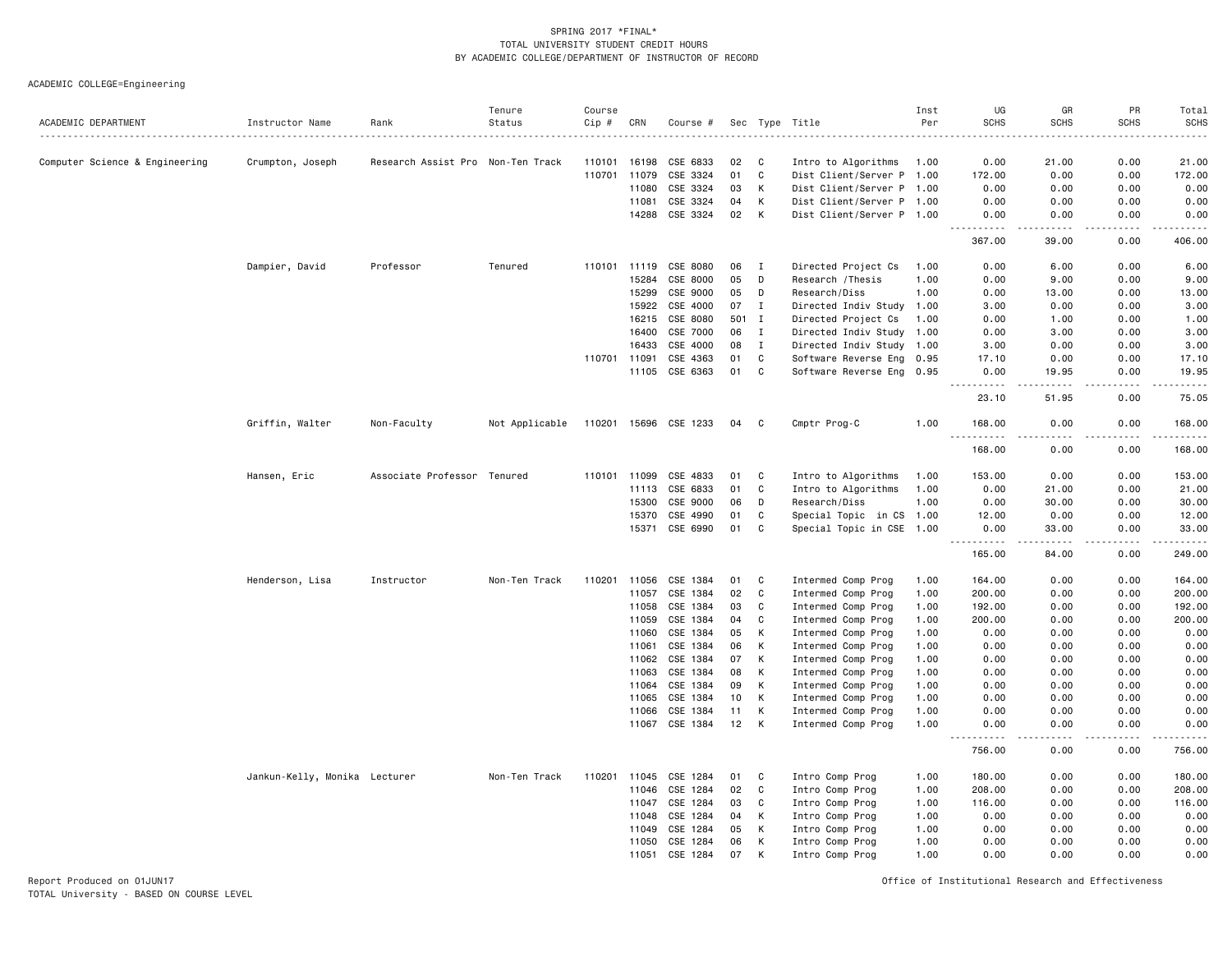SPRING 2017 *FINAL*
TOTAL UNIVERSITY STUDENT CREDIT HOURS
BY ACADEMIC COLLEGE/DEPARTMENT OF INSTRUCTOR OF RECORD

ACADEMIC COLLEGE=Engineering

| ACADEMIC DEPARTMENT | Instructor Name | Rank | Tenure Status | Course Cip # | CRN | Course # | Sec | Type | Title | Inst Per | UG SCHS | GR SCHS | PR SCHS | Total SCHS |
|---|---|---|---|---|---|---|---|---|---|---|---|---|---|---|
| Computer Science & Engineering | Crumpton, Joseph | Research Assist Pro | Non-Ten Track | 110101 | 16198 | CSE 6833 | 02 | C | Intro to Algorithms | 1.00 | 0.00 | 21.00 | 0.00 | 21.00 |
| | | | | 110701 | 11079 | CSE 3324 | 01 | C | Dist Client/Server P | 1.00 | 172.00 | 0.00 | 0.00 | 172.00 |
| | | | | | 11080 | CSE 3324 | 03 | K | Dist Client/Server P | 1.00 | 0.00 | 0.00 | 0.00 | 0.00 |
| | | | | | 11081 | CSE 3324 | 04 | K | Dist Client/Server P | 1.00 | 0.00 | 0.00 | 0.00 | 0.00 |
| | | | | | 14288 | CSE 3324 | 02 | K | Dist Client/Server P | 1.00 | 0.00 | 0.00 | 0.00 | 0.00 |
| | | | | | | | | | | | 367.00 | 39.00 | 0.00 | 406.00 |
| | Dampier, David | Professor | Tenured | 110101 | 11119 | CSE 8080 | 06 | I | Directed Project Cs | 1.00 | 0.00 | 6.00 | 0.00 | 6.00 |
| | | | | | 15284 | CSE 8000 | 05 | D | Research /Thesis | 1.00 | 0.00 | 9.00 | 0.00 | 9.00 |
| | | | | | 15299 | CSE 9000 | 05 | D | Research/Diss | 1.00 | 0.00 | 13.00 | 0.00 | 13.00 |
| | | | | | 15922 | CSE 4000 | 07 | I | Directed Indiv Study | 1.00 | 3.00 | 0.00 | 0.00 | 3.00 |
| | | | | | 16215 | CSE 8080 | 501 | I | Directed Project Cs | 1.00 | 0.00 | 1.00 | 0.00 | 1.00 |
| | | | | | 16400 | CSE 7000 | 06 | I | Directed Indiv Study | 1.00 | 0.00 | 3.00 | 0.00 | 3.00 |
| | | | | | 16433 | CSE 4000 | 08 | I | Directed Indiv Study | 1.00 | 3.00 | 0.00 | 0.00 | 3.00 |
| | | | | 110701 | 11091 | CSE 4363 | 01 | C | Software Reverse Eng | 0.95 | 17.10 | 0.00 | 0.00 | 17.10 |
| | | | | | 11105 | CSE 6363 | 01 | C | Software Reverse Eng | 0.95 | 0.00 | 19.95 | 0.00 | 19.95 |
| | | | | | | | | | | | 23.10 | 51.95 | 0.00 | 75.05 |
| | Griffin, Walter | Non-Faculty | Not Applicable | 110201 | 15696 | CSE 1233 | 04 | C | Cmptr Prog-C | 1.00 | 168.00 | 0.00 | 0.00 | 168.00 |
| | | | | | | | | | | | 168.00 | 0.00 | 0.00 | 168.00 |
| | Hansen, Eric | Associate Professor | Tenured | 110101 | 11099 | CSE 4833 | 01 | C | Intro to Algorithms | 1.00 | 153.00 | 0.00 | 0.00 | 153.00 |
| | | | | | 11113 | CSE 6833 | 01 | C | Intro to Algorithms | 1.00 | 0.00 | 21.00 | 0.00 | 21.00 |
| | | | | | 15300 | CSE 9000 | 06 | D | Research/Diss | 1.00 | 0.00 | 30.00 | 0.00 | 30.00 |
| | | | | | 15370 | CSE 4990 | 01 | C | Special Topic in CS | 1.00 | 12.00 | 0.00 | 0.00 | 12.00 |
| | | | | | 15371 | CSE 6990 | 01 | C | Special Topic in CSE | 1.00 | 0.00 | 33.00 | 0.00 | 33.00 |
| | | | | | | | | | | | 165.00 | 84.00 | 0.00 | 249.00 |
| | Henderson, Lisa | Instructor | Non-Ten Track | 110201 | 11056 | CSE 1384 | 01 | C | Intermed Comp Prog | 1.00 | 164.00 | 0.00 | 0.00 | 164.00 |
| | | | | | 11057 | CSE 1384 | 02 | C | Intermed Comp Prog | 1.00 | 200.00 | 0.00 | 0.00 | 200.00 |
| | | | | | 11058 | CSE 1384 | 03 | C | Intermed Comp Prog | 1.00 | 192.00 | 0.00 | 0.00 | 192.00 |
| | | | | | 11059 | CSE 1384 | 04 | C | Intermed Comp Prog | 1.00 | 200.00 | 0.00 | 0.00 | 200.00 |
| | | | | | 11060 | CSE 1384 | 05 | K | Intermed Comp Prog | 1.00 | 0.00 | 0.00 | 0.00 | 0.00 |
| | | | | | 11061 | CSE 1384 | 06 | K | Intermed Comp Prog | 1.00 | 0.00 | 0.00 | 0.00 | 0.00 |
| | | | | | 11062 | CSE 1384 | 07 | K | Intermed Comp Prog | 1.00 | 0.00 | 0.00 | 0.00 | 0.00 |
| | | | | | 11063 | CSE 1384 | 08 | K | Intermed Comp Prog | 1.00 | 0.00 | 0.00 | 0.00 | 0.00 |
| | | | | | 11064 | CSE 1384 | 09 | K | Intermed Comp Prog | 1.00 | 0.00 | 0.00 | 0.00 | 0.00 |
| | | | | | 11065 | CSE 1384 | 10 | K | Intermed Comp Prog | 1.00 | 0.00 | 0.00 | 0.00 | 0.00 |
| | | | | | 11066 | CSE 1384 | 11 | K | Intermed Comp Prog | 1.00 | 0.00 | 0.00 | 0.00 | 0.00 |
| | | | | | 11067 | CSE 1384 | 12 | K | Intermed Comp Prog | 1.00 | 0.00 | 0.00 | 0.00 | 0.00 |
| | | | | | | | | | | | 756.00 | 0.00 | 0.00 | 756.00 |
| | Jankun-Kelly, Monika | Lecturer | Non-Ten Track | 110201 | 11045 | CSE 1284 | 01 | C | Intro Comp Prog | 1.00 | 180.00 | 0.00 | 0.00 | 180.00 |
| | | | | | 11046 | CSE 1284 | 02 | C | Intro Comp Prog | 1.00 | 208.00 | 0.00 | 0.00 | 208.00 |
| | | | | | 11047 | CSE 1284 | 03 | C | Intro Comp Prog | 1.00 | 116.00 | 0.00 | 0.00 | 116.00 |
| | | | | | 11048 | CSE 1284 | 04 | K | Intro Comp Prog | 1.00 | 0.00 | 0.00 | 0.00 | 0.00 |
| | | | | | 11049 | CSE 1284 | 05 | K | Intro Comp Prog | 1.00 | 0.00 | 0.00 | 0.00 | 0.00 |
| | | | | | 11050 | CSE 1284 | 06 | K | Intro Comp Prog | 1.00 | 0.00 | 0.00 | 0.00 | 0.00 |
| | | | | | 11051 | CSE 1284 | 07 | K | Intro Comp Prog | 1.00 | 0.00 | 0.00 | 0.00 | 0.00 |

Report Produced on 01JUN17
TOTAL University - BASED ON COURSE LEVEL

Office of Institutional Research and Effectiveness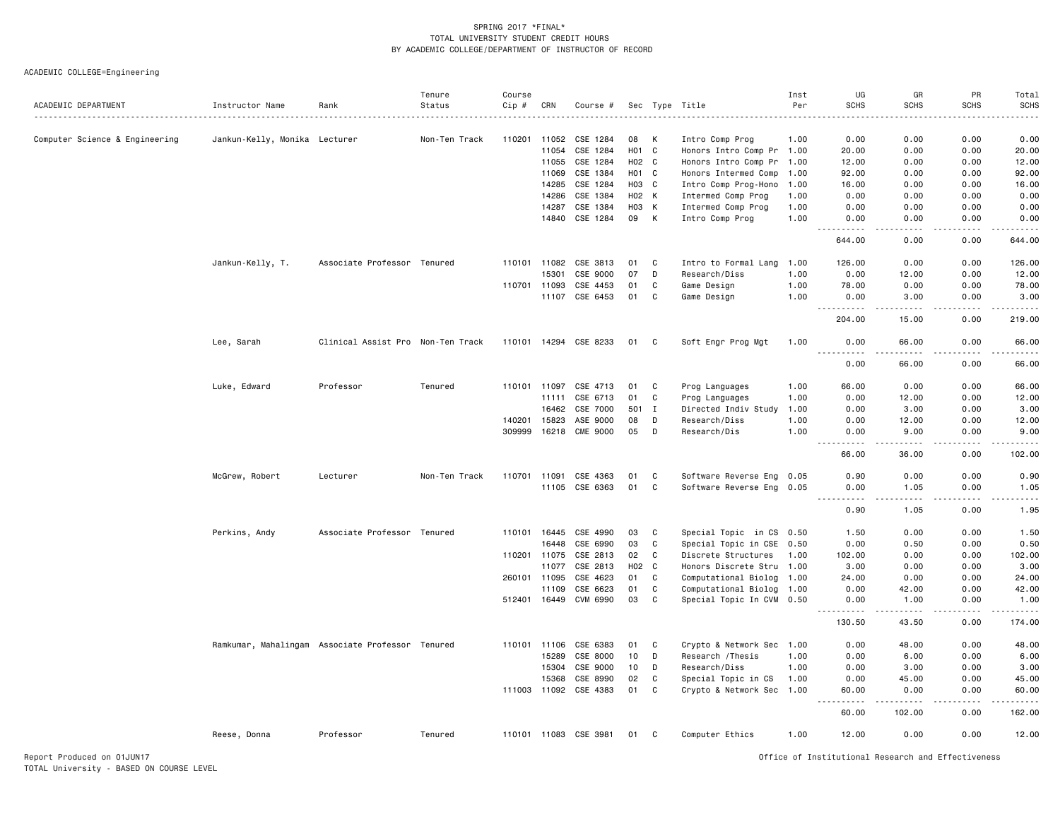SPRING 2017 *FINAL*
TOTAL UNIVERSITY STUDENT CREDIT HOURS
BY ACADEMIC COLLEGE/DEPARTMENT OF INSTRUCTOR OF RECORD

ACADEMIC COLLEGE=Engineering

| ACADEMIC DEPARTMENT | Instructor Name | Rank | Tenure Status | Course Cip # | CRN | Course # | Sec | Type | Title | Inst Per | UG SCHS | GR SCHS | PR SCHS | Total SCHS |
|---|---|---|---|---|---|---|---|---|---|---|---|---|---|---|
| Computer Science & Engineering | Jankun-Kelly, Monika | Lecturer | Non-Ten Track | 110201 | 11052 | CSE 1284 | 08 | K | Intro Comp Prog | 1.00 | 0.00 | 0.00 | 0.00 | 0.00 |
| | | | | | 11054 | CSE 1284 | H01 | C | Honors Intro Comp Pr | 1.00 | 20.00 | 0.00 | 0.00 | 20.00 |
| | | | | | 11055 | CSE 1284 | H02 | C | Honors Intro Comp Pr | 1.00 | 12.00 | 0.00 | 0.00 | 12.00 |
| | | | | | 11069 | CSE 1384 | H01 | C | Honors Intermed Comp | 1.00 | 92.00 | 0.00 | 0.00 | 92.00 |
| | | | | | 14285 | CSE 1284 | H03 | C | Intro Comp Prog-Hono | 1.00 | 16.00 | 0.00 | 0.00 | 16.00 |
| | | | | | 14286 | CSE 1384 | H02 | K | Intermed Comp Prog | 1.00 | 0.00 | 0.00 | 0.00 | 0.00 |
| | | | | | 14287 | CSE 1384 | H03 | K | Intermed Comp Prog | 1.00 | 0.00 | 0.00 | 0.00 | 0.00 |
| | | | | | 14840 | CSE 1284 | 09 | K | Intro Comp Prog | 1.00 | 0.00 | 0.00 | 0.00 | 0.00 |
| | | | | | | | | | | | 644.00 | 0.00 | 0.00 | 644.00 |
| | Jankun-Kelly, T. | Associate Professor | Tenured | 110101 | 11082 | CSE 3813 | 01 | C | Intro to Formal Lang | 1.00 | 126.00 | 0.00 | 0.00 | 126.00 |
| | | | | | 15301 | CSE 9000 | 07 | D | Research/Diss | 1.00 | 0.00 | 12.00 | 0.00 | 12.00 |
| | | | | 110701 | 11093 | CSE 4453 | 01 | C | Game Design | 1.00 | 78.00 | 0.00 | 0.00 | 78.00 |
| | | | | | 11107 | CSE 6453 | 01 | C | Game Design | 1.00 | 0.00 | 3.00 | 0.00 | 3.00 |
| | | | | | | | | | | | 204.00 | 15.00 | 0.00 | 219.00 |
| | Lee, Sarah | Clinical Assist Pro | Non-Ten Track | 110101 | 14294 | CSE 8233 | 01 | C | Soft Engr Prog Mgt | 1.00 | 0.00 | 66.00 | 0.00 | 66.00 |
| | | | | | | | | | | | 0.00 | 66.00 | 0.00 | 66.00 |
| | Luke, Edward | Professor | Tenured | 110101 | 11097 | CSE 4713 | 01 | C | Prog Languages | 1.00 | 66.00 | 0.00 | 0.00 | 66.00 |
| | | | | | 11111 | CSE 6713 | 01 | C | Prog Languages | 1.00 | 0.00 | 12.00 | 0.00 | 12.00 |
| | | | | | 16462 | CSE 7000 | 501 | I | Directed Indiv Study | 1.00 | 0.00 | 3.00 | 0.00 | 3.00 |
| | | | | 140201 | 15823 | ASE 9000 | 08 | D | Research/Diss | 1.00 | 0.00 | 12.00 | 0.00 | 12.00 |
| | | | | 309999 | 16218 | CME 9000 | 05 | D | Research/Dis | 1.00 | 0.00 | 9.00 | 0.00 | 9.00 |
| | | | | | | | | | | | 66.00 | 36.00 | 0.00 | 102.00 |
| | McGrew, Robert | Lecturer | Non-Ten Track | 110701 | 11091 | CSE 4363 | 01 | C | Software Reverse Eng | 0.05 | 0.90 | 0.00 | 0.00 | 0.90 |
| | | | | | 11105 | CSE 6363 | 01 | C | Software Reverse Eng | 0.05 | 0.00 | 1.05 | 0.00 | 1.05 |
| | | | | | | | | | | | 0.90 | 1.05 | 0.00 | 1.95 |
| | Perkins, Andy | Associate Professor | Tenured | 110101 | 16445 | CSE 4990 | 03 | C | Special Topic in CS | 0.50 | 1.50 | 0.00 | 0.00 | 1.50 |
| | | | | | 16448 | CSE 6990 | 03 | C | Special Topic in CSE | 0.50 | 0.00 | 0.50 | 0.00 | 0.50 |
| | | | | 110201 | 11075 | CSE 2813 | 02 | C | Discrete Structures | 1.00 | 102.00 | 0.00 | 0.00 | 102.00 |
| | | | | | 11077 | CSE 2813 | H02 | C | Honors Discrete Stru | 1.00 | 3.00 | 0.00 | 0.00 | 3.00 |
| | | | | 260101 | 11095 | CSE 4623 | 01 | C | Computational Biolog | 1.00 | 24.00 | 0.00 | 0.00 | 24.00 |
| | | | | | 11109 | CSE 6623 | 01 | C | Computational Biolog | 1.00 | 0.00 | 42.00 | 0.00 | 42.00 |
| | | | | 512401 | 16449 | CVM 6990 | 03 | C | Special Topic In CVM | 0.50 | 0.00 | 1.00 | 0.00 | 1.00 |
| | | | | | | | | | | | 130.50 | 43.50 | 0.00 | 174.00 |
| | Ramkumar, Mahalingam | Associate Professor | Tenured | 110101 | 11106 | CSE 6383 | 01 | C | Crypto & Network Sec | 1.00 | 0.00 | 48.00 | 0.00 | 48.00 |
| | | | | | 15289 | CSE 8000 | 10 | D | Research /Thesis | 1.00 | 0.00 | 6.00 | 0.00 | 6.00 |
| | | | | | 15304 | CSE 9000 | 10 | D | Research/Diss | 1.00 | 0.00 | 3.00 | 0.00 | 3.00 |
| | | | | | 15368 | CSE 8990 | 02 | C | Special Topic in CS | 1.00 | 0.00 | 45.00 | 0.00 | 45.00 |
| | | | | 111003 | 11092 | CSE 4383 | 01 | C | Crypto & Network Sec | 1.00 | 60.00 | 0.00 | 0.00 | 60.00 |
| | | | | | | | | | | | 60.00 | 102.00 | 0.00 | 162.00 |
| | Reese, Donna | Professor | Tenured | 110101 | 11083 | CSE 3981 | 01 | C | Computer Ethics | 1.00 | 12.00 | 0.00 | 0.00 | 12.00 |

Report Produced on 01JUN17
TOTAL University - BASED ON COURSE LEVEL

Office of Institutional Research and Effectiveness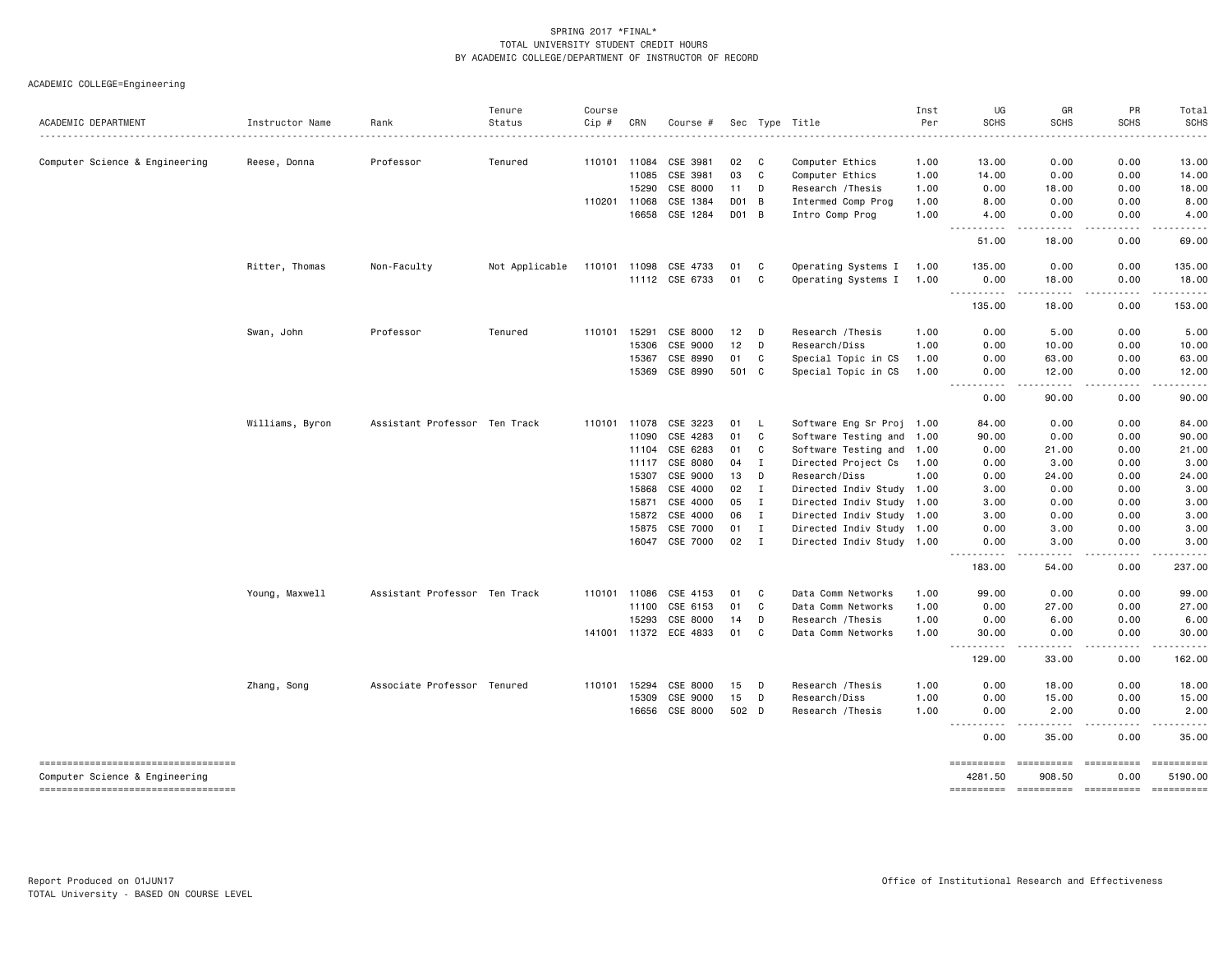SPRING 2017 *FINAL*
TOTAL UNIVERSITY STUDENT CREDIT HOURS
BY ACADEMIC COLLEGE/DEPARTMENT OF INSTRUCTOR OF RECORD

ACADEMIC COLLEGE=Engineering

| ACADEMIC DEPARTMENT | Instructor Name | Rank | Tenure Status | Course Cip # | CRN | Course # | Sec | Type | Title | Inst Per | UG SCHS | GR SCHS | PR SCHS | Total SCHS |
|---|---|---|---|---|---|---|---|---|---|---|---|---|---|---|
| Computer Science & Engineering | Reese, Donna | Professor | Tenured | 110101 | 11084 | CSE 3981 | 02 | C | Computer Ethics | 1.00 | 13.00 | 0.00 | 0.00 | 13.00 |
| | | | | | 11085 | CSE 3981 | 03 | C | Computer Ethics | 1.00 | 14.00 | 0.00 | 0.00 | 14.00 |
| | | | | | 15290 | CSE 8000 | 11 | D | Research /Thesis | 1.00 | 0.00 | 18.00 | 0.00 | 18.00 |
| | | | | 110201 | 11068 | CSE 1384 | D01 | B | Intermed Comp Prog | 1.00 | 8.00 | 0.00 | 0.00 | 8.00 |
| | | | | | 16658 | CSE 1284 | D01 | B | Intro Comp Prog | 1.00 | 4.00 | 0.00 | 0.00 | 4.00 |
| | | | | | | | | | | | 51.00 | 18.00 | 0.00 | 69.00 |
| | Ritter, Thomas | Non-Faculty | Not Applicable | 110101 | 11098 | CSE 4733 | 01 | C | Operating Systems I | 1.00 | 135.00 | 0.00 | 0.00 | 135.00 |
| | | | | | 11112 | CSE 6733 | 01 | C | Operating Systems I | 1.00 | 0.00 | 18.00 | 0.00 | 18.00 |
| | | | | | | | | | | | 135.00 | 18.00 | 0.00 | 153.00 |
| | Swan, John | Professor | Tenured | 110101 | 15291 | CSE 8000 | 12 | D | Research /Thesis | 1.00 | 0.00 | 5.00 | 0.00 | 5.00 |
| | | | | | 15306 | CSE 9000 | 12 | D | Research/Diss | 1.00 | 0.00 | 10.00 | 0.00 | 10.00 |
| | | | | | 15367 | CSE 8990 | 01 | C | Special Topic in CS | 1.00 | 0.00 | 63.00 | 0.00 | 63.00 |
| | | | | | 15369 | CSE 8990 | 501 | C | Special Topic in CS | 1.00 | 0.00 | 12.00 | 0.00 | 12.00 |
| | | | | | | | | | | | 0.00 | 90.00 | 0.00 | 90.00 |
| | Williams, Byron | Assistant Professor | Ten Track | 110101 | 11078 | CSE 3223 | 01 | L | Software Eng Sr Proj | 1.00 | 84.00 | 0.00 | 0.00 | 84.00 |
| | | | | | 11090 | CSE 4283 | 01 | C | Software Testing and | 1.00 | 90.00 | 0.00 | 0.00 | 90.00 |
| | | | | | 11104 | CSE 6283 | 01 | C | Software Testing and | 1.00 | 0.00 | 21.00 | 0.00 | 21.00 |
| | | | | | 11117 | CSE 8080 | 04 | I | Directed Project Cs | 1.00 | 0.00 | 3.00 | 0.00 | 3.00 |
| | | | | | 15307 | CSE 9000 | 13 | D | Research/Diss | 1.00 | 0.00 | 24.00 | 0.00 | 24.00 |
| | | | | | 15868 | CSE 4000 | 02 | I | Directed Indiv Study | 1.00 | 3.00 | 0.00 | 0.00 | 3.00 |
| | | | | | 15871 | CSE 4000 | 05 | I | Directed Indiv Study | 1.00 | 3.00 | 0.00 | 0.00 | 3.00 |
| | | | | | 15872 | CSE 4000 | 06 | I | Directed Indiv Study | 1.00 | 3.00 | 0.00 | 0.00 | 3.00 |
| | | | | | 15875 | CSE 7000 | 01 | I | Directed Indiv Study | 1.00 | 0.00 | 3.00 | 0.00 | 3.00 |
| | | | | | 16047 | CSE 7000 | 02 | I | Directed Indiv Study | 1.00 | 0.00 | 3.00 | 0.00 | 3.00 |
| | | | | | | | | | | | 183.00 | 54.00 | 0.00 | 237.00 |
| | Young, Maxwell | Assistant Professor | Ten Track | 110101 | 11086 | CSE 4153 | 01 | C | Data Comm Networks | 1.00 | 99.00 | 0.00 | 0.00 | 99.00 |
| | | | | | 11100 | CSE 6153 | 01 | C | Data Comm Networks | 1.00 | 0.00 | 27.00 | 0.00 | 27.00 |
| | | | | | 15293 | CSE 8000 | 14 | D | Research /Thesis | 1.00 | 0.00 | 6.00 | 0.00 | 6.00 |
| | | | | 141001 | 11372 | ECE 4833 | 01 | C | Data Comm Networks | 1.00 | 30.00 | 0.00 | 0.00 | 30.00 |
| | | | | | | | | | | | 129.00 | 33.00 | 0.00 | 162.00 |
| | Zhang, Song | Associate Professor | Tenured | 110101 | 15294 | CSE 8000 | 15 | D | Research /Thesis | 1.00 | 0.00 | 18.00 | 0.00 | 18.00 |
| | | | | | 15309 | CSE 9000 | 15 | D | Research/Diss | 1.00 | 0.00 | 15.00 | 0.00 | 15.00 |
| | | | | | 16656 | CSE 8000 | 502 | D | Research /Thesis | 1.00 | 0.00 | 2.00 | 0.00 | 2.00 |
| | | | | | | | | | | | 0.00 | 35.00 | 0.00 | 35.00 |
| Computer Science & Engineering | | | | | | | | | | | 4281.50 | 908.50 | 0.00 | 5190.00 |

Report Produced on 01JUN17
TOTAL University - BASED ON COURSE LEVEL

Office of Institutional Research and Effectiveness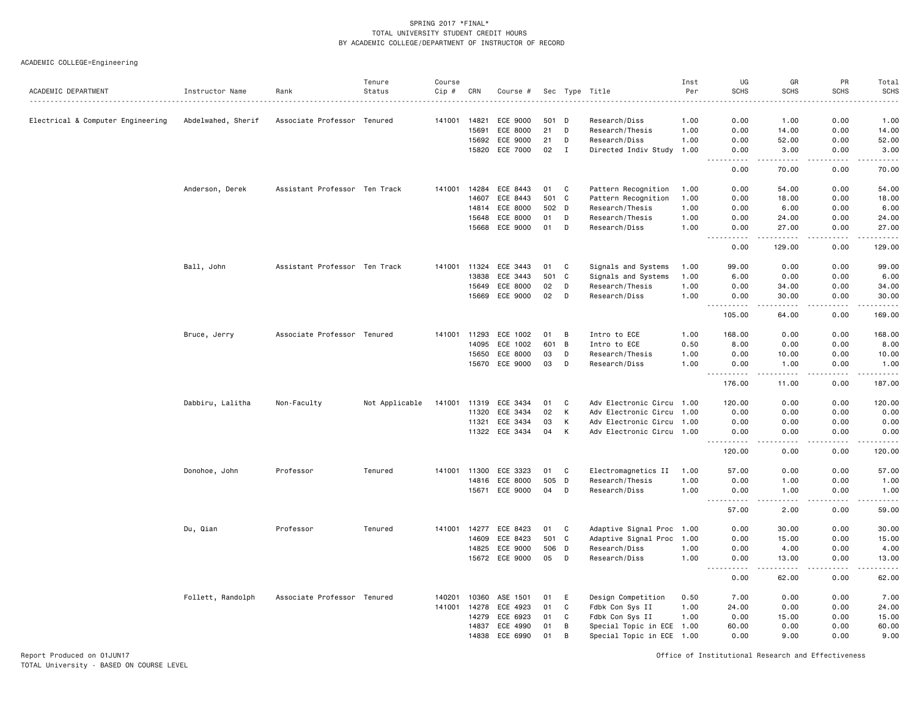SPRING 2017 *FINAL*
TOTAL UNIVERSITY STUDENT CREDIT HOURS
BY ACADEMIC COLLEGE/DEPARTMENT OF INSTRUCTOR OF RECORD

ACADEMIC COLLEGE=Engineering

| ACADEMIC DEPARTMENT | Instructor Name | Rank | Tenure Status | Course Cip # | CRN | Course # | Sec | Type | Title | Inst Per | UG SCHS | GR SCHS | PR SCHS | Total SCHS |
|---|---|---|---|---|---|---|---|---|---|---|---|---|---|---|
| Electrical & Computer Engineering | Abdelwahed, Sherif | Associate Professor | Tenured | 141001 | 14821 | ECE 9000 | 501 | D | Research/Diss | 1.00 | 0.00 | 1.00 | 0.00 | 1.00 |
| | | | | | 15691 | ECE 8000 | 21 | D | Research/Thesis | 1.00 | 0.00 | 14.00 | 0.00 | 14.00 |
| | | | | | 15692 | ECE 9000 | 21 | D | Research/Diss | 1.00 | 0.00 | 52.00 | 0.00 | 52.00 |
| | | | | | 15820 | ECE 7000 | 02 | I | Directed Indiv Study | 1.00 | 0.00 | 3.00 | 0.00 | 3.00 |
| | | | | | | | | | | | 0.00 | 70.00 | 0.00 | 70.00 |
| | Anderson, Derek | Assistant Professor | Ten Track | 141001 | 14284 | ECE 8443 | 01 | C | Pattern Recognition | 1.00 | 0.00 | 54.00 | 0.00 | 54.00 |
| | | | | | 14607 | ECE 8443 | 501 | C | Pattern Recognition | 1.00 | 0.00 | 18.00 | 0.00 | 18.00 |
| | | | | | 14814 | ECE 8000 | 502 | D | Research/Thesis | 1.00 | 0.00 | 6.00 | 0.00 | 6.00 |
| | | | | | 15648 | ECE 8000 | 01 | D | Research/Thesis | 1.00 | 0.00 | 24.00 | 0.00 | 24.00 |
| | | | | | 15668 | ECE 9000 | 01 | D | Research/Diss | 1.00 | 0.00 | 27.00 | 0.00 | 27.00 |
| | | | | | | | | | | | 0.00 | 129.00 | 0.00 | 129.00 |
| | Ball, John | Assistant Professor | Ten Track | 141001 | 11324 | ECE 3443 | 01 | C | Signals and Systems | 1.00 | 99.00 | 0.00 | 0.00 | 99.00 |
| | | | | | 13838 | ECE 3443 | 501 | C | Signals and Systems | 1.00 | 6.00 | 0.00 | 0.00 | 6.00 |
| | | | | | 15649 | ECE 8000 | 02 | D | Research/Thesis | 1.00 | 0.00 | 34.00 | 0.00 | 34.00 |
| | | | | | 15669 | ECE 9000 | 02 | D | Research/Diss | 1.00 | 0.00 | 30.00 | 0.00 | 30.00 |
| | | | | | | | | | | | 105.00 | 64.00 | 0.00 | 169.00 |
| | Bruce, Jerry | Associate Professor | Tenured | 141001 | 11293 | ECE 1002 | 01 | B | Intro to ECE | 1.00 | 168.00 | 0.00 | 0.00 | 168.00 |
| | | | | | 14095 | ECE 1002 | 601 | B | Intro to ECE | 0.50 | 8.00 | 0.00 | 0.00 | 8.00 |
| | | | | | 15650 | ECE 8000 | 03 | D | Research/Thesis | 1.00 | 0.00 | 10.00 | 0.00 | 10.00 |
| | | | | | 15670 | ECE 9000 | 03 | D | Research/Diss | 1.00 | 0.00 | 1.00 | 0.00 | 1.00 |
| | | | | | | | | | | | 176.00 | 11.00 | 0.00 | 187.00 |
| | Dabbiru, Lalitha | Non-Faculty | Not Applicable | 141001 | 11319 | ECE 3434 | 01 | C | Adv Electronic Circu | 1.00 | 120.00 | 0.00 | 0.00 | 120.00 |
| | | | | | 11320 | ECE 3434 | 02 | K | Adv Electronic Circu | 1.00 | 0.00 | 0.00 | 0.00 | 0.00 |
| | | | | | 11321 | ECE 3434 | 03 | K | Adv Electronic Circu | 1.00 | 0.00 | 0.00 | 0.00 | 0.00 |
| | | | | | 11322 | ECE 3434 | 04 | K | Adv Electronic Circu | 1.00 | 0.00 | 0.00 | 0.00 | 0.00 |
| | | | | | | | | | | | 120.00 | 0.00 | 0.00 | 120.00 |
| | Donohoe, John | Professor | Tenured | 141001 | 11300 | ECE 3323 | 01 | C | Electromagnetics II | 1.00 | 57.00 | 0.00 | 0.00 | 57.00 |
| | | | | | 14816 | ECE 8000 | 505 | D | Research/Thesis | 1.00 | 0.00 | 1.00 | 0.00 | 1.00 |
| | | | | | 15671 | ECE 9000 | 04 | D | Research/Diss | 1.00 | 0.00 | 1.00 | 0.00 | 1.00 |
| | | | | | | | | | | | 57.00 | 2.00 | 0.00 | 59.00 |
| | Du, Qian | Professor | Tenured | 141001 | 14277 | ECE 8423 | 01 | C | Adaptive Signal Proc | 1.00 | 0.00 | 30.00 | 0.00 | 30.00 |
| | | | | | 14609 | ECE 8423 | 501 | C | Adaptive Signal Proc | 1.00 | 0.00 | 15.00 | 0.00 | 15.00 |
| | | | | | 14825 | ECE 9000 | 506 | D | Research/Diss | 1.00 | 0.00 | 4.00 | 0.00 | 4.00 |
| | | | | | 15672 | ECE 9000 | 05 | D | Research/Diss | 1.00 | 0.00 | 13.00 | 0.00 | 13.00 |
| | | | | | | | | | | | 0.00 | 62.00 | 0.00 | 62.00 |
| | Follett, Randolph | Associate Professor | Tenured | 140201 | 10360 | ASE 1501 | 01 | E | Design Competition | 0.50 | 7.00 | 0.00 | 0.00 | 7.00 |
| | | | | 141001 | 14278 | ECE 4923 | 01 | C | Fdbk Con Sys II | 1.00 | 24.00 | 0.00 | 0.00 | 24.00 |
| | | | | | 14279 | ECE 6923 | 01 | C | Fdbk Con Sys II | 1.00 | 0.00 | 15.00 | 0.00 | 15.00 |
| | | | | | 14837 | ECE 4990 | 01 | B | Special Topic in ECE | 1.00 | 60.00 | 0.00 | 0.00 | 60.00 |
| | | | | | 14838 | ECE 6990 | 01 | B | Special Topic in ECE | 1.00 | 0.00 | 9.00 | 0.00 | 9.00 |

Report Produced on 01JUN17
TOTAL University - BASED ON COURSE LEVEL

Office of Institutional Research and Effectiveness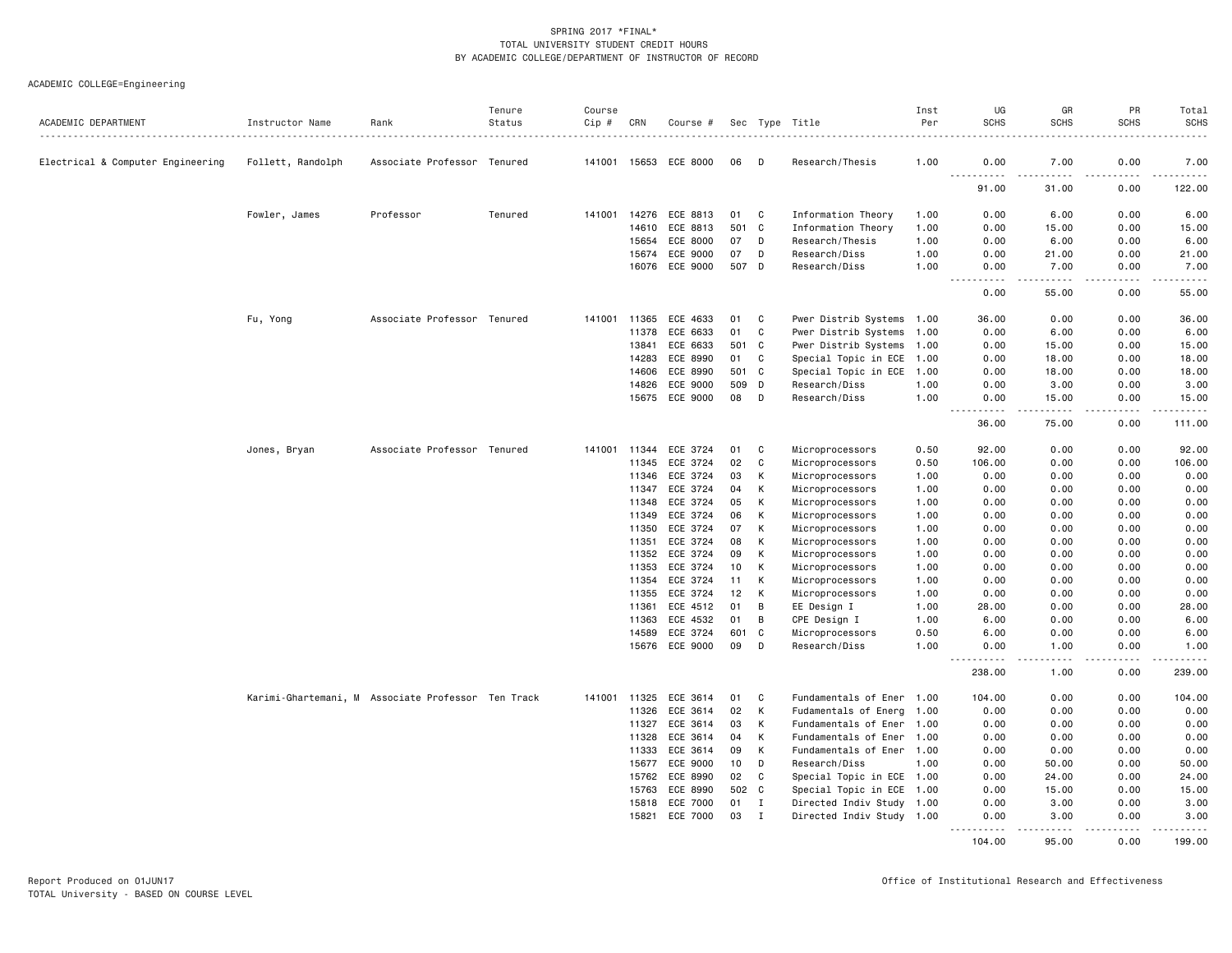SPRING 2017 *FINAL*
TOTAL UNIVERSITY STUDENT CREDIT HOURS
BY ACADEMIC COLLEGE/DEPARTMENT OF INSTRUCTOR OF RECORD

ACADEMIC COLLEGE=Engineering

| ACADEMIC DEPARTMENT | Instructor Name | Rank | Tenure Status | Course Cip # | CRN | Course # | Sec | Type | Title | Inst Per | UG SCHS | GR SCHS | PR SCHS | Total SCHS |
|---|---|---|---|---|---|---|---|---|---|---|---|---|---|---|
| Electrical & Computer Engineering | Follett, Randolph | Associate Professor | Tenured | 141001 | 15653 | ECE 8000 | 06 | D | Research/Thesis | 1.00 | 0.00 | 7.00 | 0.00 | 7.00 |
| | | | | | | | | | | | 91.00 | 31.00 | 0.00 | 122.00 |
| | Fowler, James | Professor | Tenured | 141001 | 14276 | ECE 8813 | 01 | C | Information Theory | 1.00 | 0.00 | 6.00 | 0.00 | 6.00 |
| | | | | | 14610 | ECE 8813 | 501 | C | Information Theory | 1.00 | 0.00 | 15.00 | 0.00 | 15.00 |
| | | | | | 15654 | ECE 8000 | 07 | D | Research/Thesis | 1.00 | 0.00 | 6.00 | 0.00 | 6.00 |
| | | | | | 15674 | ECE 9000 | 07 | D | Research/Diss | 1.00 | 0.00 | 21.00 | 0.00 | 21.00 |
| | | | | | 16076 | ECE 9000 | 507 | D | Research/Diss | 1.00 | 0.00 | 7.00 | 0.00 | 7.00 |
| | | | | | | | | | | | 0.00 | 55.00 | 0.00 | 55.00 |
| | Fu, Yong | Associate Professor | Tenured | 141001 | 11365 | ECE 4633 | 01 | C | Pwer Distrib Systems | 1.00 | 36.00 | 0.00 | 0.00 | 36.00 |
| | | | | | 11378 | ECE 6633 | 01 | C | Pwer Distrib Systems | 1.00 | 0.00 | 6.00 | 0.00 | 6.00 |
| | | | | | 13841 | ECE 6633 | 501 | C | Pwer Distrib Systems | 1.00 | 0.00 | 15.00 | 0.00 | 15.00 |
| | | | | | 14283 | ECE 8990 | 01 | C | Special Topic in ECE | 1.00 | 0.00 | 18.00 | 0.00 | 18.00 |
| | | | | | 14606 | ECE 8990 | 501 | C | Special Topic in ECE | 1.00 | 0.00 | 18.00 | 0.00 | 18.00 |
| | | | | | 14826 | ECE 9000 | 509 | D | Research/Diss | 1.00 | 0.00 | 3.00 | 0.00 | 3.00 |
| | | | | | 15675 | ECE 9000 | 08 | D | Research/Diss | 1.00 | 0.00 | 15.00 | 0.00 | 15.00 |
| | | | | | | | | | | | 36.00 | 75.00 | 0.00 | 111.00 |
| | Jones, Bryan | Associate Professor | Tenured | 141001 | 11344 | ECE 3724 | 01 | C | Microprocessors | 0.50 | 92.00 | 0.00 | 0.00 | 92.00 |
| | | | | | 11345 | ECE 3724 | 02 | C | Microprocessors | 0.50 | 106.00 | 0.00 | 0.00 | 106.00 |
| | | | | | 11346 | ECE 3724 | 03 | K | Microprocessors | 1.00 | 0.00 | 0.00 | 0.00 | 0.00 |
| | | | | | 11347 | ECE 3724 | 04 | K | Microprocessors | 1.00 | 0.00 | 0.00 | 0.00 | 0.00 |
| | | | | | 11348 | ECE 3724 | 05 | K | Microprocessors | 1.00 | 0.00 | 0.00 | 0.00 | 0.00 |
| | | | | | 11349 | ECE 3724 | 06 | K | Microprocessors | 1.00 | 0.00 | 0.00 | 0.00 | 0.00 |
| | | | | | 11350 | ECE 3724 | 07 | K | Microprocessors | 1.00 | 0.00 | 0.00 | 0.00 | 0.00 |
| | | | | | 11351 | ECE 3724 | 08 | K | Microprocessors | 1.00 | 0.00 | 0.00 | 0.00 | 0.00 |
| | | | | | 11352 | ECE 3724 | 09 | K | Microprocessors | 1.00 | 0.00 | 0.00 | 0.00 | 0.00 |
| | | | | | 11353 | ECE 3724 | 10 | K | Microprocessors | 1.00 | 0.00 | 0.00 | 0.00 | 0.00 |
| | | | | | 11354 | ECE 3724 | 11 | K | Microprocessors | 1.00 | 0.00 | 0.00 | 0.00 | 0.00 |
| | | | | | 11355 | ECE 3724 | 12 | K | Microprocessors | 1.00 | 0.00 | 0.00 | 0.00 | 0.00 |
| | | | | | 11361 | ECE 4512 | 01 | B | EE Design I | 1.00 | 28.00 | 0.00 | 0.00 | 28.00 |
| | | | | | 11363 | ECE 4532 | 01 | B | CPE Design I | 1.00 | 6.00 | 0.00 | 0.00 | 6.00 |
| | | | | | 14589 | ECE 3724 | 601 | C | Microprocessors | 0.50 | 6.00 | 0.00 | 0.00 | 6.00 |
| | | | | | 15676 | ECE 9000 | 09 | D | Research/Diss | 1.00 | 0.00 | 1.00 | 0.00 | 1.00 |
| | | | | | | | | | | | 238.00 | 1.00 | 0.00 | 239.00 |
| | Karimi-Ghartemani, M | Associate Professor | Ten Track | 141001 | 11325 | ECE 3614 | 01 | C | Fundamentals of Ener | 1.00 | 104.00 | 0.00 | 0.00 | 104.00 |
| | | | | | 11326 | ECE 3614 | 02 | K | Fudamentals of Energ | 1.00 | 0.00 | 0.00 | 0.00 | 0.00 |
| | | | | | 11327 | ECE 3614 | 03 | K | Fundamentals of Ener | 1.00 | 0.00 | 0.00 | 0.00 | 0.00 |
| | | | | | 11328 | ECE 3614 | 04 | K | Fundamentals of Ener | 1.00 | 0.00 | 0.00 | 0.00 | 0.00 |
| | | | | | 11333 | ECE 3614 | 09 | K | Fundamentals of Ener | 1.00 | 0.00 | 0.00 | 0.00 | 0.00 |
| | | | | | 15677 | ECE 9000 | 10 | D | Research/Diss | 1.00 | 0.00 | 50.00 | 0.00 | 50.00 |
| | | | | | 15762 | ECE 8990 | 02 | C | Special Topic in ECE | 1.00 | 0.00 | 24.00 | 0.00 | 24.00 |
| | | | | | 15763 | ECE 8990 | 502 | C | Special Topic in ECE | 1.00 | 0.00 | 15.00 | 0.00 | 15.00 |
| | | | | | 15818 | ECE 7000 | 01 | I | Directed Indiv Study | 1.00 | 0.00 | 3.00 | 0.00 | 3.00 |
| | | | | | 15821 | ECE 7000 | 03 | I | Directed Indiv Study | 1.00 | 0.00 | 3.00 | 0.00 | 3.00 |
| | | | | | | | | | | | 104.00 | 95.00 | 0.00 | 199.00 |

Report Produced on 01JUN17
TOTAL University - BASED ON COURSE LEVEL

Office of Institutional Research and Effectiveness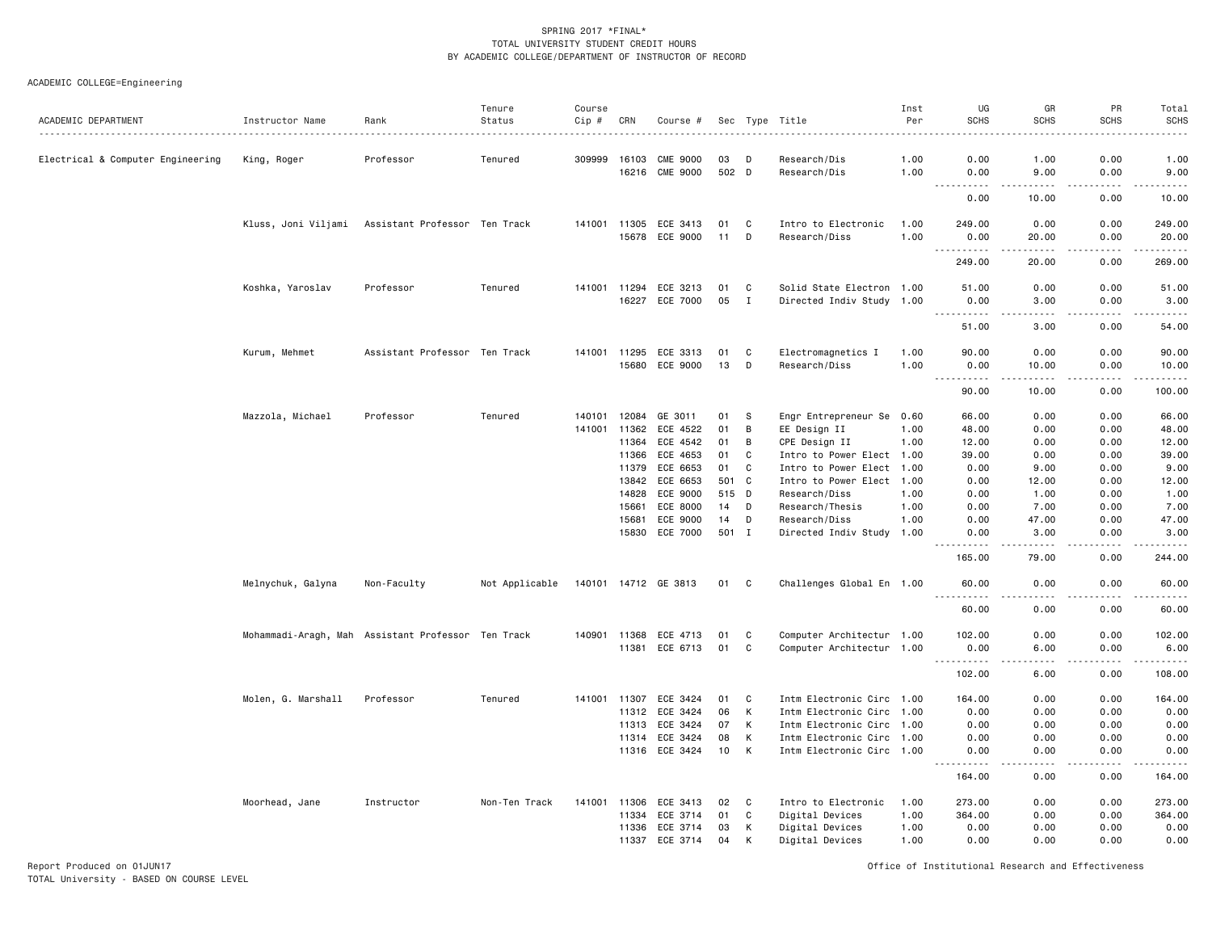SPRING 2017 *FINAL*
TOTAL UNIVERSITY STUDENT CREDIT HOURS
BY ACADEMIC COLLEGE/DEPARTMENT OF INSTRUCTOR OF RECORD

ACADEMIC COLLEGE=Engineering

| ACADEMIC DEPARTMENT | Instructor Name | Rank | Tenure Status | Course Cip # | CRN | Course # | Sec | Type | Title | Inst Per | UG SCHS | GR SCHS | PR SCHS | Total SCHS |
|---|---|---|---|---|---|---|---|---|---|---|---|---|---|---|
| Electrical & Computer Engineering | King, Roger | Professor | Tenured | 309999 | 16103 | CME 9000 | 03 | D | Research/Dis | 1.00 | 0.00 | 1.00 | 0.00 | 1.00 |
| | | | | | 16216 | CME 9000 | 502 | D | Research/Dis | 1.00 | 0.00 | 9.00 | 0.00 | 9.00 |
| | | | | | | | | | | | 0.00 | 10.00 | 0.00 | 10.00 |
| | Kluss, Joni Viljami | Assistant Professor | Ten Track | 141001 | 11305 | ECE 3413 | 01 | C | Intro to Electronic | 1.00 | 249.00 | 0.00 | 0.00 | 249.00 |
| | | | | | 15678 | ECE 9000 | 11 | D | Research/Diss | 1.00 | 0.00 | 20.00 | 0.00 | 20.00 |
| | | | | | | | | | | | 249.00 | 20.00 | 0.00 | 269.00 |
| | Koshka, Yaroslav | Professor | Tenured | 141001 | 11294 | ECE 3213 | 01 | C | Solid State Electron | 1.00 | 51.00 | 0.00 | 0.00 | 51.00 |
| | | | | | 16227 | ECE 7000 | 05 | I | Directed Indiv Study | 1.00 | 0.00 | 3.00 | 0.00 | 3.00 |
| | | | | | | | | | | | 51.00 | 3.00 | 0.00 | 54.00 |
| | Kurum, Mehmet | Assistant Professor | Ten Track | 141001 | 11295 | ECE 3313 | 01 | C | Electromagnetics I | 1.00 | 90.00 | 0.00 | 0.00 | 90.00 |
| | | | | | 15680 | ECE 9000 | 13 | D | Research/Diss | 1.00 | 0.00 | 10.00 | 0.00 | 10.00 |
| | | | | | | | | | | | 90.00 | 10.00 | 0.00 | 100.00 |
| | Mazzola, Michael | Professor | Tenured | 140101 | 12084 | GE 3011 | 01 | S | Engr Entrepreneur Se | 0.60 | 66.00 | 0.00 | 0.00 | 66.00 |
| | | | | 141001 | 11362 | ECE 4522 | 01 | B | EE Design II | 1.00 | 48.00 | 0.00 | 0.00 | 48.00 |
| | | | | | 11364 | ECE 4542 | 01 | B | CPE Design II | 1.00 | 12.00 | 0.00 | 0.00 | 12.00 |
| | | | | | 11366 | ECE 4653 | 01 | C | Intro to Power Elect | 1.00 | 39.00 | 0.00 | 0.00 | 39.00 |
| | | | | | 11379 | ECE 6653 | 01 | C | Intro to Power Elect | 1.00 | 0.00 | 9.00 | 0.00 | 9.00 |
| | | | | | 13842 | ECE 6653 | 501 | C | Intro to Power Elect | 1.00 | 0.00 | 12.00 | 0.00 | 12.00 |
| | | | | | 14828 | ECE 9000 | 515 | D | Research/Diss | 1.00 | 0.00 | 1.00 | 0.00 | 1.00 |
| | | | | | 15661 | ECE 8000 | 14 | D | Research/Thesis | 1.00 | 0.00 | 7.00 | 0.00 | 7.00 |
| | | | | | 15681 | ECE 9000 | 14 | D | Research/Diss | 1.00 | 0.00 | 47.00 | 0.00 | 47.00 |
| | | | | | 15830 | ECE 7000 | 501 | I | Directed Indiv Study | 1.00 | 0.00 | 3.00 | 0.00 | 3.00 |
| | | | | | | | | | | | 165.00 | 79.00 | 0.00 | 244.00 |
| | Melnychuk, Galyna | Non-Faculty | Not Applicable | 140101 | 14712 | GE 3813 | 01 | C | Challenges Global En | 1.00 | 60.00 | 0.00 | 0.00 | 60.00 |
| | | | | | | | | | | | 60.00 | 0.00 | 0.00 | 60.00 |
| | Mohammadi-Aragh, Mah | Assistant Professor | Ten Track | 140901 | 11368 | ECE 4713 | 01 | C | Computer Architectur | 1.00 | 102.00 | 0.00 | 0.00 | 102.00 |
| | | | | | 11381 | ECE 6713 | 01 | C | Computer Architectur | 1.00 | 0.00 | 6.00 | 0.00 | 6.00 |
| | | | | | | | | | | | 102.00 | 6.00 | 0.00 | 108.00 |
| | Molen, G. Marshall | Professor | Tenured | 141001 | 11307 | ECE 3424 | 01 | C | Intm Electronic Circ | 1.00 | 164.00 | 0.00 | 0.00 | 164.00 |
| | | | | | 11312 | ECE 3424 | 06 | K | Intm Electronic Circ | 1.00 | 0.00 | 0.00 | 0.00 | 0.00 |
| | | | | | 11313 | ECE 3424 | 07 | K | Intm Electronic Circ | 1.00 | 0.00 | 0.00 | 0.00 | 0.00 |
| | | | | | 11314 | ECE 3424 | 08 | K | Intm Electronic Circ | 1.00 | 0.00 | 0.00 | 0.00 | 0.00 |
| | | | | | 11316 | ECE 3424 | 10 | K | Intm Electronic Circ | 1.00 | 0.00 | 0.00 | 0.00 | 0.00 |
| | | | | | | | | | | | 164.00 | 0.00 | 0.00 | 164.00 |
| | Moorhead, Jane | Instructor | Non-Ten Track | 141001 | 11306 | ECE 3413 | 02 | C | Intro to Electronic | 1.00 | 273.00 | 0.00 | 0.00 | 273.00 |
| | | | | | 11334 | ECE 3714 | 01 | C | Digital Devices | 1.00 | 364.00 | 0.00 | 0.00 | 364.00 |
| | | | | | 11336 | ECE 3714 | 03 | K | Digital Devices | 1.00 | 0.00 | 0.00 | 0.00 | 0.00 |
| | | | | | 11337 | ECE 3714 | 04 | K | Digital Devices | 1.00 | 0.00 | 0.00 | 0.00 | 0.00 |

Report Produced on 01JUN17
TOTAL University - BASED ON COURSE LEVEL

Office of Institutional Research and Effectiveness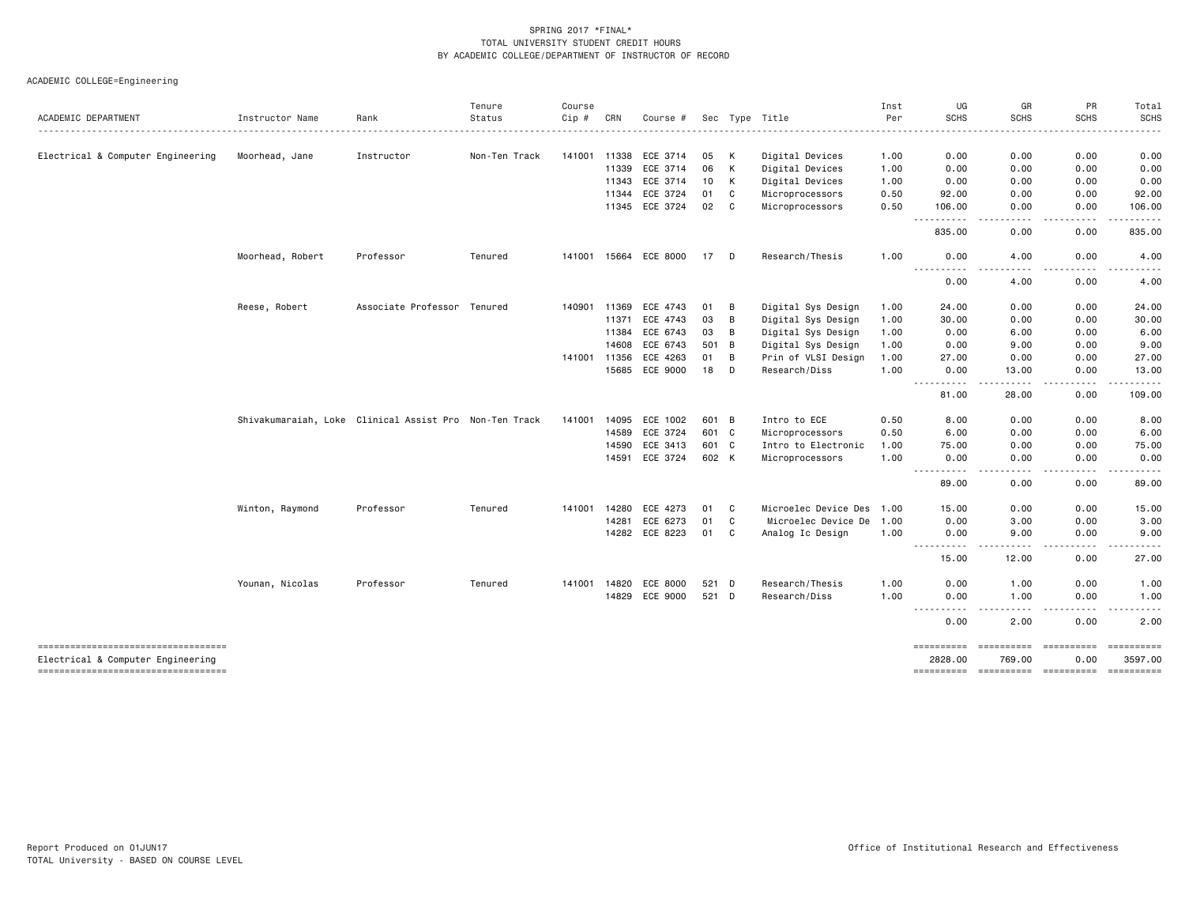SPRING 2017 *FINAL*
TOTAL UNIVERSITY STUDENT CREDIT HOURS
BY ACADEMIC COLLEGE/DEPARTMENT OF INSTRUCTOR OF RECORD

ACADEMIC COLLEGE=Engineering

| ACADEMIC DEPARTMENT | Instructor Name | Rank | Tenure Status | Course Cip # | CRN | Course # | Sec | Type | Title | Inst Per | UG SCHS | GR SCHS | PR SCHS | Total SCHS |
|---|---|---|---|---|---|---|---|---|---|---|---|---|---|---|
| Electrical & Computer Engineering | Moorhead, Jane | Instructor | Non-Ten Track | 141001 | 11338 | ECE 3714 | 05 | K | Digital Devices | 1.00 | 0.00 | 0.00 | 0.00 | 0.00 |
| | | | | | 11339 | ECE 3714 | 06 | K | Digital Devices | 1.00 | 0.00 | 0.00 | 0.00 | 0.00 |
| | | | | | 11343 | ECE 3714 | 10 | K | Digital Devices | 1.00 | 0.00 | 0.00 | 0.00 | 0.00 |
| | | | | | 11344 | ECE 3724 | 01 | C | Microprocessors | 0.50 | 92.00 | 0.00 | 0.00 | 92.00 |
| | | | | | 11345 | ECE 3724 | 02 | C | Microprocessors | 0.50 | 106.00 | 0.00 | 0.00 | 106.00 |
| | | | | | | | | | | | 835.00 | 0.00 | 0.00 | 835.00 |
| | Moorhead, Robert | Professor | Tenured | 141001 | 15664 | ECE 8000 | 17 | D | Research/Thesis | 1.00 | 0.00 | 4.00 | 0.00 | 4.00 |
| | | | | | | | | | | | 0.00 | 4.00 | 0.00 | 4.00 |
| | Reese, Robert | Associate Professor | Tenured | 140901 | 11369 | ECE 4743 | 01 | B | Digital Sys Design | 1.00 | 24.00 | 0.00 | 0.00 | 24.00 |
| | | | | | 11371 | ECE 4743 | 03 | B | Digital Sys Design | 1.00 | 30.00 | 0.00 | 0.00 | 30.00 |
| | | | | | 11384 | ECE 6743 | 03 | B | Digital Sys Design | 1.00 | 0.00 | 6.00 | 0.00 | 6.00 |
| | | | | | 14608 | ECE 6743 | 501 | B | Digital Sys Design | 1.00 | 0.00 | 9.00 | 0.00 | 9.00 |
| | | | | 141001 | 11356 | ECE 4263 | 01 | B | Prin of VLSI Design | 1.00 | 27.00 | 0.00 | 0.00 | 27.00 |
| | | | | | 15685 | ECE 9000 | 18 | D | Research/Diss | 1.00 | 0.00 | 13.00 | 0.00 | 13.00 |
| | | | | | | | | | | | 81.00 | 28.00 | 0.00 | 109.00 |
| | Shivakumaraiah, Loke | Clinical Assist Pro | Non-Ten Track | 141001 | 14095 | ECE 1002 | 601 | B | Intro to ECE | 0.50 | 8.00 | 0.00 | 0.00 | 8.00 |
| | | | | | 14589 | ECE 3724 | 601 | C | Microprocessors | 0.50 | 6.00 | 0.00 | 0.00 | 6.00 |
| | | | | | 14590 | ECE 3413 | 601 | C | Intro to Electronic | 1.00 | 75.00 | 0.00 | 0.00 | 75.00 |
| | | | | | 14591 | ECE 3724 | 602 | K | Microprocessors | 1.00 | 0.00 | 0.00 | 0.00 | 0.00 |
| | | | | | | | | | | | 89.00 | 0.00 | 0.00 | 89.00 |
| | Winton, Raymond | Professor | Tenured | 141001 | 14280 | ECE 4273 | 01 | C | Microelec Device Des | 1.00 | 15.00 | 0.00 | 0.00 | 15.00 |
| | | | | | 14281 | ECE 6273 | 01 | C | Microelec Device De | 1.00 | 0.00 | 3.00 | 0.00 | 3.00 |
| | | | | | 14282 | ECE 8223 | 01 | C | Analog Ic Design | 1.00 | 0.00 | 9.00 | 0.00 | 9.00 |
| | | | | | | | | | | | 15.00 | 12.00 | 0.00 | 27.00 |
| | Younan, Nicolas | Professor | Tenured | 141001 | 14820 | ECE 8000 | 521 | D | Research/Thesis | 1.00 | 0.00 | 1.00 | 0.00 | 1.00 |
| | | | | | 14829 | ECE 9000 | 521 | D | Research/Diss | 1.00 | 0.00 | 1.00 | 0.00 | 1.00 |
| | | | | | | | | | | | 0.00 | 2.00 | 0.00 | 2.00 |
| Electrical & Computer Engineering | | | | | | | | | | | 2828.00 | 769.00 | 0.00 | 3597.00 |

Report Produced on 01JUN17
TOTAL University - BASED ON COURSE LEVEL

Office of Institutional Research and Effectiveness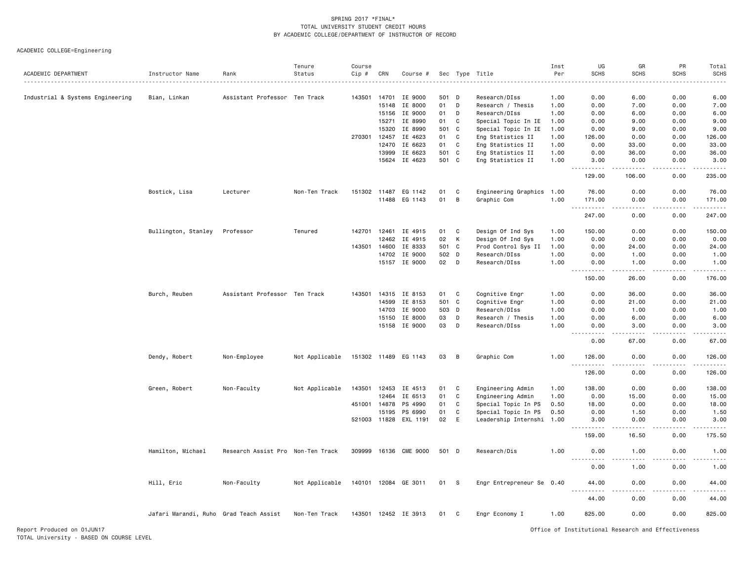SPRING 2017 *FINAL*
TOTAL UNIVERSITY STUDENT CREDIT HOURS
BY ACADEMIC COLLEGE/DEPARTMENT OF INSTRUCTOR OF RECORD

ACADEMIC COLLEGE=Engineering

| ACADEMIC DEPARTMENT | Instructor Name | Rank | Tenure Status | Course Cip # | CRN | Course # | Sec | Type | Title | Inst Per | UG SCHS | GR SCHS | PR SCHS | Total SCHS |
|---|---|---|---|---|---|---|---|---|---|---|---|---|---|---|
| Industrial & Systems Engineering | Bian, Linkan | Assistant Professor | Ten Track | 143501 | 14701 | IE 9000 | 501 | D | Research/DIss | 1.00 | 0.00 | 6.00 | 0.00 | 6.00 |
| | | | | | 15148 | IE 8000 | 01 | D | Research / Thesis | 1.00 | 0.00 | 7.00 | 0.00 | 7.00 |
| | | | | | 15156 | IE 9000 | 01 | D | Research/DIss | 1.00 | 0.00 | 6.00 | 0.00 | 6.00 |
| | | | | | 15271 | IE 8990 | 01 | C | Special Topic In IE | 1.00 | 0.00 | 9.00 | 0.00 | 9.00 |
| | | | | | 15320 | IE 8990 | 501 | C | Special Topic In IE | 1.00 | 0.00 | 9.00 | 0.00 | 9.00 |
| | | | | 270301 | 12457 | IE 4623 | 01 | C | Eng Statistics II | 1.00 | 126.00 | 0.00 | 0.00 | 126.00 |
| | | | | | 12470 | IE 6623 | 01 | C | Eng Statistics II | 1.00 | 0.00 | 33.00 | 0.00 | 33.00 |
| | | | | | 13999 | IE 6623 | 501 | C | Eng Statistics II | 1.00 | 0.00 | 36.00 | 0.00 | 36.00 |
| | | | | | 15624 | IE 4623 | 501 | C | Eng Statistics II | 1.00 | 3.00 | 0.00 | 0.00 | 3.00 |
| | | | | | | | | | | | 129.00 | 106.00 | 0.00 | 235.00 |
| | Bostick, Lisa | Lecturer | Non-Ten Track | 151302 | 11487 | EG 1142 | 01 | C | Engineering Graphics | 1.00 | 76.00 | 0.00 | 0.00 | 76.00 |
| | | | | | 11488 | EG 1143 | 01 | B | Graphic Com | 1.00 | 171.00 | 0.00 | 0.00 | 171.00 |
| | | | | | | | | | | | 247.00 | 0.00 | 0.00 | 247.00 |
| | Bullington, Stanley | Professor | Tenured | 142701 | 12461 | IE 4915 | 01 | C | Design Of Ind Sys | 1.00 | 150.00 | 0.00 | 0.00 | 150.00 |
| | | | | | 12462 | IE 4915 | 02 | K | Design Of Ind Sys | 1.00 | 0.00 | 0.00 | 0.00 | 0.00 |
| | | | | 143501 | 14600 | IE 8333 | 501 | C | Prod Control Sys II | 1.00 | 0.00 | 24.00 | 0.00 | 24.00 |
| | | | | | 14702 | IE 9000 | 502 | D | Research/DIss | 1.00 | 0.00 | 1.00 | 0.00 | 1.00 |
| | | | | | 15157 | IE 9000 | 02 | D | Research/DIss | 1.00 | 0.00 | 1.00 | 0.00 | 1.00 |
| | | | | | | | | | | | 150.00 | 26.00 | 0.00 | 176.00 |
| | Burch, Reuben | Assistant Professor | Ten Track | 143501 | 14315 | IE 8153 | 01 | C | Cognitive Engr | 1.00 | 0.00 | 36.00 | 0.00 | 36.00 |
| | | | | | 14599 | IE 8153 | 501 | C | Cognitive Engr | 1.00 | 0.00 | 21.00 | 0.00 | 21.00 |
| | | | | | 14703 | IE 9000 | 503 | D | Research/DIss | 1.00 | 0.00 | 1.00 | 0.00 | 1.00 |
| | | | | | 15150 | IE 8000 | 03 | D | Research / Thesis | 1.00 | 0.00 | 6.00 | 0.00 | 6.00 |
| | | | | | 15158 | IE 9000 | 03 | D | Research/DIss | 1.00 | 0.00 | 3.00 | 0.00 | 3.00 |
| | | | | | | | | | | | 0.00 | 67.00 | 0.00 | 67.00 |
| | Dendy, Robert | Non-Employee | Not Applicable | 151302 | 11489 | EG 1143 | 03 | B | Graphic Com | 1.00 | 126.00 | 0.00 | 0.00 | 126.00 |
| | | | | | | | | | | | 126.00 | 0.00 | 0.00 | 126.00 |
| | Green, Robert | Non-Faculty | Not Applicable | 143501 | 12453 | IE 4513 | 01 | C | Engineering Admin | 1.00 | 138.00 | 0.00 | 0.00 | 138.00 |
| | | | | | 12464 | IE 6513 | 01 | C | Engineering Admin | 1.00 | 0.00 | 15.00 | 0.00 | 15.00 |
| | | | | 451001 | 14878 | PS 4990 | 01 | C | Special Topic In PS | 0.50 | 18.00 | 0.00 | 0.00 | 18.00 |
| | | | | | 15195 | PS 6990 | 01 | C | Special Topic In PS | 0.50 | 0.00 | 1.50 | 0.00 | 1.50 |
| | | | | 521003 | 11828 | EXL 1191 | 02 | E | Leadership Internshi | 1.00 | 3.00 | 0.00 | 0.00 | 3.00 |
| | | | | | | | | | | | 159.00 | 16.50 | 0.00 | 175.50 |
| | Hamilton, Michael | Research Assist Pro | Non-Ten Track | 309999 | 16136 | CME 9000 | 501 | D | Research/Dis | 1.00 | 0.00 | 1.00 | 0.00 | 1.00 |
| | | | | | | | | | | | 0.00 | 1.00 | 0.00 | 1.00 |
| | Hill, Eric | Non-Faculty | Not Applicable | 140101 | 12084 | GE 3011 | 01 | S | Engr Entrepreneur Se | 0.40 | 44.00 | 0.00 | 0.00 | 44.00 |
| | | | | | | | | | | | 44.00 | 0.00 | 0.00 | 44.00 |
| | Jafari Marandi, Ruho | Grad Teach Assist | Non-Ten Track | 143501 | 12452 | IE 3913 | 01 | C | Engr Economy I | 1.00 | 825.00 | 0.00 | 0.00 | 825.00 |

Report Produced on 01JUN17
TOTAL University - BASED ON COURSE LEVEL

Office of Institutional Research and Effectiveness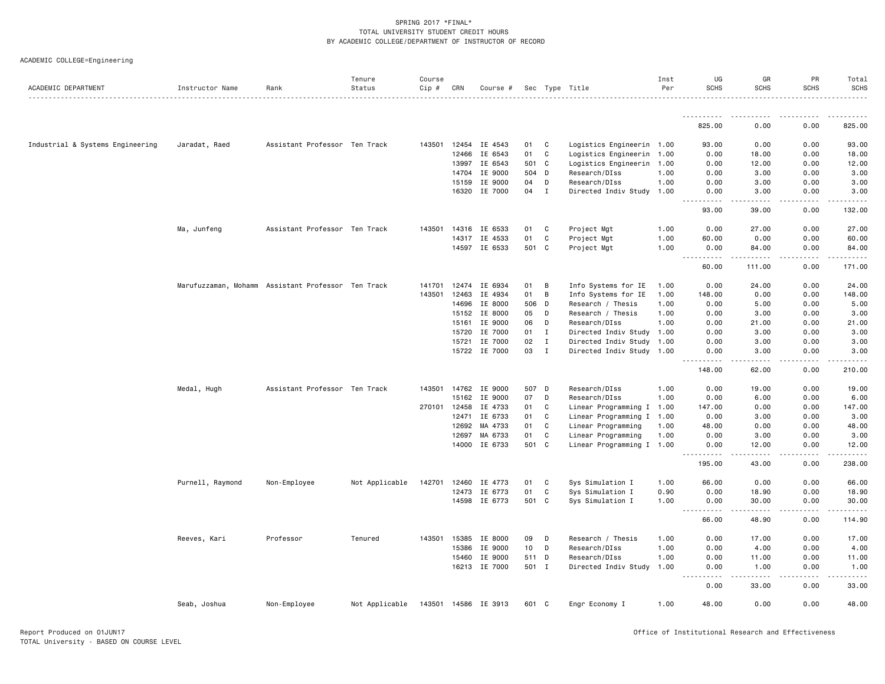SPRING 2017 *FINAL*
TOTAL UNIVERSITY STUDENT CREDIT HOURS
BY ACADEMIC COLLEGE/DEPARTMENT OF INSTRUCTOR OF RECORD

ACADEMIC COLLEGE=Engineering

| ACADEMIC DEPARTMENT | Instructor Name | Rank | Tenure Status | Course Cip # | CRN | Course # | Sec | Type | Title | Inst Per | UG SCHS | GR SCHS | PR SCHS | Total SCHS |
|---|---|---|---|---|---|---|---|---|---|---|---|---|---|---|
| | | | | | | | | | | | 825.00 | 0.00 | 0.00 | 825.00 |
| Industrial & Systems Engineering | Jaradat, Raed | Assistant Professor | Ten Track | 143501 | 12454 | IE 4543 | 01 | C | Logistics Engineerin | 1.00 | 93.00 | 0.00 | 0.00 | 93.00 |
| | | | | | 12466 | IE 6543 | 01 | C | Logistics Engineerin | 1.00 | 0.00 | 18.00 | 0.00 | 18.00 |
| | | | | | 13997 | IE 6543 | 501 | C | Logistics Engineerin | 1.00 | 0.00 | 12.00 | 0.00 | 12.00 |
| | | | | | 14704 | IE 9000 | 504 | D | Research/DIss | 1.00 | 0.00 | 3.00 | 0.00 | 3.00 |
| | | | | | 15159 | IE 9000 | 04 | D | Research/DIss | 1.00 | 0.00 | 3.00 | 0.00 | 3.00 |
| | | | | | 16320 | IE 7000 | 04 | I | Directed Indiv Study | 1.00 | 0.00 | 3.00 | 0.00 | 3.00 |
| | | | | | | | | | | | 93.00 | 39.00 | 0.00 | 132.00 |
| | Ma, Junfeng | Assistant Professor | Ten Track | 143501 | 14316 | IE 6533 | 01 | C | Project Mgt | 1.00 | 0.00 | 27.00 | 0.00 | 27.00 |
| | | | | | 14317 | IE 4533 | 01 | C | Project Mgt | 1.00 | 60.00 | 0.00 | 0.00 | 60.00 |
| | | | | | 14597 | IE 6533 | 501 | C | Project Mgt | 1.00 | 0.00 | 84.00 | 0.00 | 84.00 |
| | | | | | | | | | | | 60.00 | 111.00 | 0.00 | 171.00 |
| | Marufuzzaman, Mohamm | Assistant Professor | Ten Track | 141701 | 12474 | IE 6934 | 01 | B | Info Systems for IE | 1.00 | 0.00 | 24.00 | 0.00 | 24.00 |
| | | | | 143501 | 12463 | IE 4934 | 01 | B | Info Systems for IE | 1.00 | 148.00 | 0.00 | 0.00 | 148.00 |
| | | | | | 14696 | IE 8000 | 506 | D | Research / Thesis | 1.00 | 0.00 | 5.00 | 0.00 | 5.00 |
| | | | | | 15152 | IE 8000 | 05 | D | Research / Thesis | 1.00 | 0.00 | 3.00 | 0.00 | 3.00 |
| | | | | | 15161 | IE 9000 | 06 | D | Research/DIss | 1.00 | 0.00 | 21.00 | 0.00 | 21.00 |
| | | | | | 15720 | IE 7000 | 01 | I | Directed Indiv Study | 1.00 | 0.00 | 3.00 | 0.00 | 3.00 |
| | | | | | 15721 | IE 7000 | 02 | I | Directed Indiv Study | 1.00 | 0.00 | 3.00 | 0.00 | 3.00 |
| | | | | | 15722 | IE 7000 | 03 | I | Directed Indiv Study | 1.00 | 0.00 | 3.00 | 0.00 | 3.00 |
| | | | | | | | | | | | 148.00 | 62.00 | 0.00 | 210.00 |
| | Medal, Hugh | Assistant Professor | Ten Track | 143501 | 14762 | IE 9000 | 507 | D | Research/DIss | 1.00 | 0.00 | 19.00 | 0.00 | 19.00 |
| | | | | | 15162 | IE 9000 | 07 | D | Research/DIss | 1.00 | 0.00 | 6.00 | 0.00 | 6.00 |
| | | | | 270101 | 12458 | IE 4733 | 01 | C | Linear Programming I | 1.00 | 147.00 | 0.00 | 0.00 | 147.00 |
| | | | | | 12471 | IE 6733 | 01 | C | Linear Programming I | 1.00 | 0.00 | 3.00 | 0.00 | 3.00 |
| | | | | | 12692 | MA 4733 | 01 | C | Linear Programming | 1.00 | 48.00 | 0.00 | 0.00 | 48.00 |
| | | | | | 12697 | MA 6733 | 01 | C | Linear Programming | 1.00 | 0.00 | 3.00 | 0.00 | 3.00 |
| | | | | | 14000 | IE 6733 | 501 | C | Linear Programming I | 1.00 | 0.00 | 12.00 | 0.00 | 12.00 |
| | | | | | | | | | | | 195.00 | 43.00 | 0.00 | 238.00 |
| | Purnell, Raymond | Non-Employee | Not Applicable | 142701 | 12460 | IE 4773 | 01 | C | Sys Simulation I | 1.00 | 66.00 | 0.00 | 0.00 | 66.00 |
| | | | | | 12473 | IE 6773 | 01 | C | Sys Simulation I | 0.90 | 0.00 | 18.90 | 0.00 | 18.90 |
| | | | | | 14598 | IE 6773 | 501 | C | Sys Simulation I | 1.00 | 0.00 | 30.00 | 0.00 | 30.00 |
| | | | | | | | | | | | 66.00 | 48.90 | 0.00 | 114.90 |
| | Reeves, Kari | Professor | Tenured | 143501 | 15385 | IE 8000 | 09 | D | Research / Thesis | 1.00 | 0.00 | 17.00 | 0.00 | 17.00 |
| | | | | | 15386 | IE 9000 | 10 | D | Research/DIss | 1.00 | 0.00 | 4.00 | 0.00 | 4.00 |
| | | | | | 15460 | IE 9000 | 511 | D | Research/DIss | 1.00 | 0.00 | 11.00 | 0.00 | 11.00 |
| | | | | | 16213 | IE 7000 | 501 | I | Directed Indiv Study | 1.00 | 0.00 | 1.00 | 0.00 | 1.00 |
| | | | | | | | | | | | 0.00 | 33.00 | 0.00 | 33.00 |
| | Seab, Joshua | Non-Employee | Not Applicable | 143501 | 14586 | IE 3913 | 601 | C | Engr Economy I | 1.00 | 48.00 | 0.00 | 0.00 | 48.00 |

Report Produced on 01JUN17
TOTAL University - BASED ON COURSE LEVEL

Office of Institutional Research and Effectiveness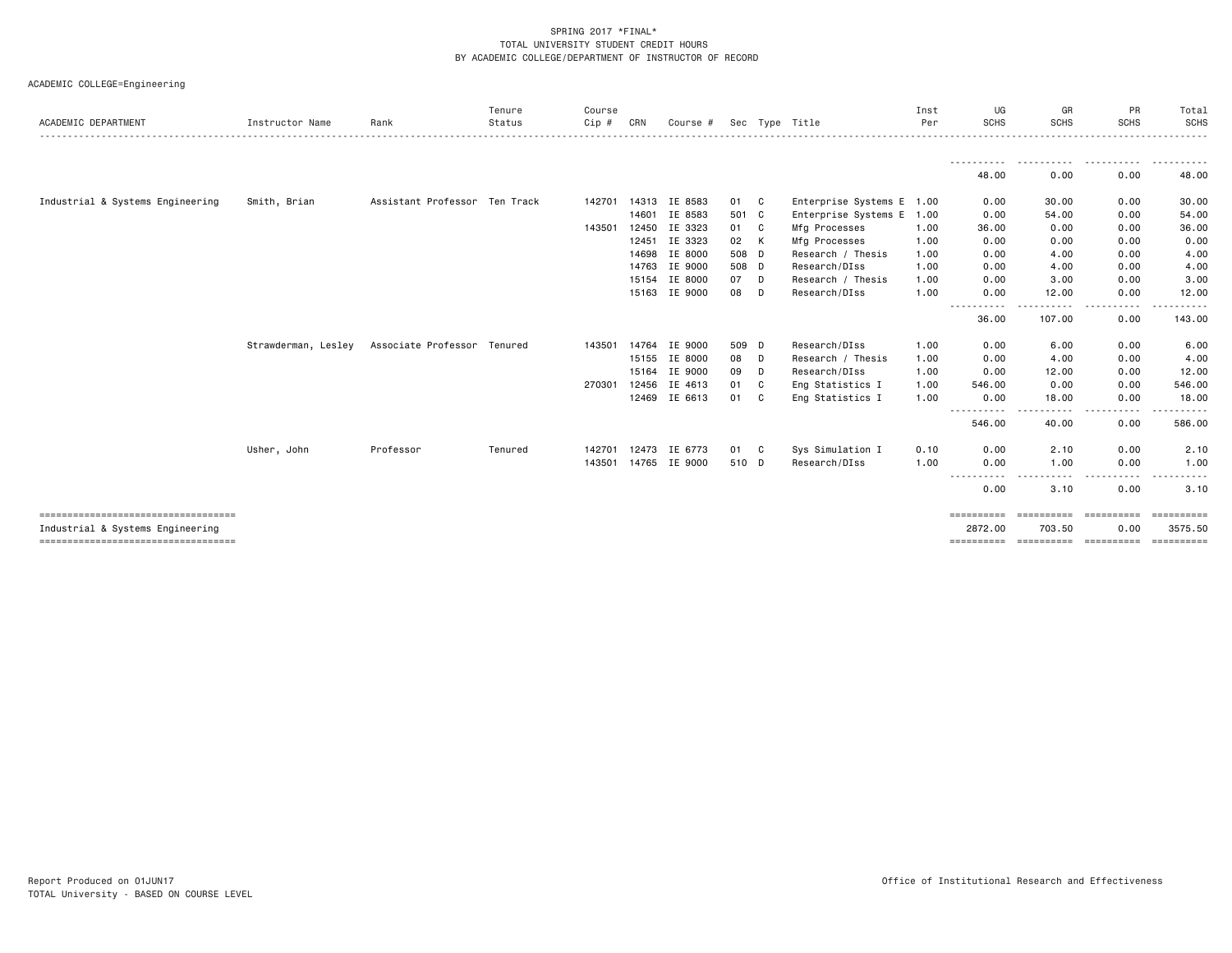SPRING 2017 *FINAL*
TOTAL UNIVERSITY STUDENT CREDIT HOURS
BY ACADEMIC COLLEGE/DEPARTMENT OF INSTRUCTOR OF RECORD

ACADEMIC COLLEGE=Engineering

| ACADEMIC DEPARTMENT | Instructor Name | Rank | Tenure Status | Course Cip # | CRN | Course # | Sec | Type | Title | Inst Per | UG SCHS | GR SCHS | PR SCHS | Total SCHS |
|---|---|---|---|---|---|---|---|---|---|---|---|---|---|---|
| | | | | | | | | | | | 48.00 | 0.00 | 0.00 | 48.00 |
| Industrial & Systems Engineering | Smith, Brian | Assistant Professor | Ten Track | 142701 | 14313 | IE 8583 | 01 | C | Enterprise Systems E | 1.00 | 0.00 | 30.00 | 0.00 | 30.00 |
| | | | | | 14601 | IE 8583 | 501 | C | Enterprise Systems E | 1.00 | 0.00 | 54.00 | 0.00 | 54.00 |
| | | | | 143501 | 12450 | IE 3323 | 01 | C | Mfg Processes | 1.00 | 36.00 | 0.00 | 0.00 | 36.00 |
| | | | | | 12451 | IE 3323 | 02 | K | Mfg Processes | 1.00 | 0.00 | 0.00 | 0.00 | 0.00 |
| | | | | | 14698 | IE 8000 | 508 | D | Research / Thesis | 1.00 | 0.00 | 4.00 | 0.00 | 4.00 |
| | | | | | 14763 | IE 9000 | 508 | D | Research/DIss | 1.00 | 0.00 | 4.00 | 0.00 | 4.00 |
| | | | | | 15154 | IE 8000 | 07 | D | Research / Thesis | 1.00 | 0.00 | 3.00 | 0.00 | 3.00 |
| | | | | | 15163 | IE 9000 | 08 | D | Research/DIss | 1.00 | 0.00 | 12.00 | 0.00 | 12.00 |
| | | | | | | | | | | | 36.00 | 107.00 | 0.00 | 143.00 |
| | Strawderman, Lesley | Associate Professor | Tenured | 143501 | 14764 | IE 9000 | 509 | D | Research/DIss | 1.00 | 0.00 | 6.00 | 0.00 | 6.00 |
| | | | | | 15155 | IE 8000 | 08 | D | Research / Thesis | 1.00 | 0.00 | 4.00 | 0.00 | 4.00 |
| | | | | | 15164 | IE 9000 | 09 | D | Research/DIss | 1.00 | 0.00 | 12.00 | 0.00 | 12.00 |
| | | | | 270301 | 12456 | IE 4613 | 01 | C | Eng Statistics I | 1.00 | 546.00 | 0.00 | 0.00 | 546.00 |
| | | | | | 12469 | IE 6613 | 01 | C | Eng Statistics I | 1.00 | 0.00 | 18.00 | 0.00 | 18.00 |
| | | | | | | | | | | | 546.00 | 40.00 | 0.00 | 586.00 |
| | Usher, John | Professor | Tenured | 142701 | 12473 | IE 6773 | 01 | C | Sys Simulation I | 0.10 | 0.00 | 2.10 | 0.00 | 2.10 |
| | | | | 143501 | 14765 | IE 9000 | 510 | D | Research/DIss | 1.00 | 0.00 | 1.00 | 0.00 | 1.00 |
| | | | | | | | | | | | 0.00 | 3.10 | 0.00 | 3.10 |
| Industrial & Systems Engineering | | | | | | | | | | | 2872.00 | 703.50 | 0.00 | 3575.50 |

Report Produced on 01JUN17
TOTAL University - BASED ON COURSE LEVEL

Office of Institutional Research and Effectiveness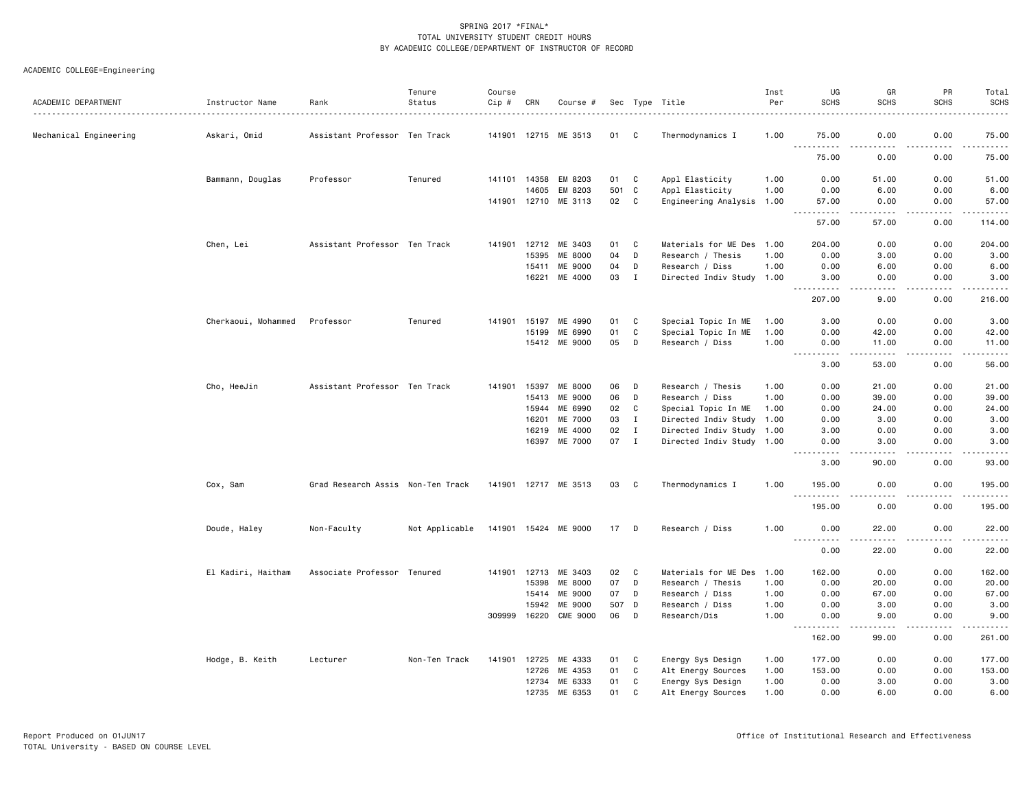SPRING 2017 *FINAL*
TOTAL UNIVERSITY STUDENT CREDIT HOURS
BY ACADEMIC COLLEGE/DEPARTMENT OF INSTRUCTOR OF RECORD

ACADEMIC COLLEGE=Engineering

| ACADEMIC DEPARTMENT | Instructor Name | Rank | Tenure Status | Course Cip # | CRN | Course # | Sec | Type | Title | Inst Per | UG SCHS | GR SCHS | PR SCHS | Total SCHS |
|---|---|---|---|---|---|---|---|---|---|---|---|---|---|---|
| Mechanical Engineering | Askari, Omid | Assistant Professor | Ten Track | 141901 | 12715 | ME 3513 | 01 | C | Thermodynamics I | 1.00 | 75.00 | 0.00 | 0.00 | 75.00 |
| | | | | | | | | | | | 75.00 | 0.00 | 0.00 | 75.00 |
| | Bammann, Douglas | Professor | Tenured | 141101 | 14358 | EM 8203 | 01 | C | Appl Elasticity | 1.00 | 0.00 | 51.00 | 0.00 | 51.00 |
| | | | | | 14605 | EM 8203 | 501 | C | Appl Elasticity | 1.00 | 0.00 | 6.00 | 0.00 | 6.00 |
| | | | | 141901 | 12710 | ME 3113 | 02 | C | Engineering Analysis | 1.00 | 57.00 | 0.00 | 0.00 | 57.00 |
| | | | | | | | | | | | 57.00 | 57.00 | 0.00 | 114.00 |
| | Chen, Lei | Assistant Professor | Ten Track | 141901 | 12712 | ME 3403 | 01 | C | Materials for ME Des | 1.00 | 204.00 | 0.00 | 0.00 | 204.00 |
| | | | | | 15395 | ME 8000 | 04 | D | Research / Thesis | 1.00 | 0.00 | 3.00 | 0.00 | 3.00 |
| | | | | | 15411 | ME 9000 | 04 | D | Research / Diss | 1.00 | 0.00 | 6.00 | 0.00 | 6.00 |
| | | | | | 16221 | ME 4000 | 03 | I | Directed Indiv Study | 1.00 | 3.00 | 0.00 | 0.00 | 3.00 |
| | | | | | | | | | | | 207.00 | 9.00 | 0.00 | 216.00 |
| | Cherkaoui, Mohammed | Professor | Tenured | 141901 | 15197 | ME 4990 | 01 | C | Special Topic In ME | 1.00 | 3.00 | 0.00 | 0.00 | 3.00 |
| | | | | | 15199 | ME 6990 | 01 | C | Special Topic In ME | 1.00 | 0.00 | 42.00 | 0.00 | 42.00 |
| | | | | | 15412 | ME 9000 | 05 | D | Research / Diss | 1.00 | 0.00 | 11.00 | 0.00 | 11.00 |
| | | | | | | | | | | | 3.00 | 53.00 | 0.00 | 56.00 |
| | Cho, HeeJin | Assistant Professor | Ten Track | 141901 | 15397 | ME 8000 | 06 | D | Research / Thesis | 1.00 | 0.00 | 21.00 | 0.00 | 21.00 |
| | | | | | 15413 | ME 9000 | 06 | D | Research / Diss | 1.00 | 0.00 | 39.00 | 0.00 | 39.00 |
| | | | | | 15944 | ME 6990 | 02 | C | Special Topic In ME | 1.00 | 0.00 | 24.00 | 0.00 | 24.00 |
| | | | | | 16201 | ME 7000 | 03 | I | Directed Indiv Study | 1.00 | 0.00 | 3.00 | 0.00 | 3.00 |
| | | | | | 16219 | ME 4000 | 02 | I | Directed Indiv Study | 1.00 | 3.00 | 0.00 | 0.00 | 3.00 |
| | | | | | 16397 | ME 7000 | 07 | I | Directed Indiv Study | 1.00 | 0.00 | 3.00 | 0.00 | 3.00 |
| | | | | | | | | | | | 3.00 | 90.00 | 0.00 | 93.00 |
| | Cox, Sam | Grad Research Assis | Non-Ten Track | 141901 | 12717 | ME 3513 | 03 | C | Thermodynamics I | 1.00 | 195.00 | 0.00 | 0.00 | 195.00 |
| | | | | | | | | | | | 195.00 | 0.00 | 0.00 | 195.00 |
| | Doude, Haley | Non-Faculty | Not Applicable | 141901 | 15424 | ME 9000 | 17 | D | Research / Diss | 1.00 | 0.00 | 22.00 | 0.00 | 22.00 |
| | | | | | | | | | | | 0.00 | 22.00 | 0.00 | 22.00 |
| | El Kadiri, Haitham | Associate Professor | Tenured | 141901 | 12713 | ME 3403 | 02 | C | Materials for ME Des | 1.00 | 162.00 | 0.00 | 0.00 | 162.00 |
| | | | | | 15398 | ME 8000 | 07 | D | Research / Thesis | 1.00 | 0.00 | 20.00 | 0.00 | 20.00 |
| | | | | | 15414 | ME 9000 | 07 | D | Research / Diss | 1.00 | 0.00 | 67.00 | 0.00 | 67.00 |
| | | | | | 15942 | ME 9000 | 507 | D | Research / Diss | 1.00 | 0.00 | 3.00 | 0.00 | 3.00 |
| | | | | 309999 | 16220 | CME 9000 | 06 | D | Research/Dis | 1.00 | 0.00 | 9.00 | 0.00 | 9.00 |
| | | | | | | | | | | | 162.00 | 99.00 | 0.00 | 261.00 |
| | Hodge, B. Keith | Lecturer | Non-Ten Track | 141901 | 12725 | ME 4333 | 01 | C | Energy Sys Design | 1.00 | 177.00 | 0.00 | 0.00 | 177.00 |
| | | | | | 12726 | ME 4353 | 01 | C | Alt Energy Sources | 1.00 | 153.00 | 0.00 | 0.00 | 153.00 |
| | | | | | 12734 | ME 6333 | 01 | C | Energy Sys Design | 1.00 | 0.00 | 3.00 | 0.00 | 3.00 |
| | | | | | 12735 | ME 6353 | 01 | C | Alt Energy Sources | 1.00 | 0.00 | 6.00 | 0.00 | 6.00 |

Report Produced on 01JUN17
TOTAL University - BASED ON COURSE LEVEL

Office of Institutional Research and Effectiveness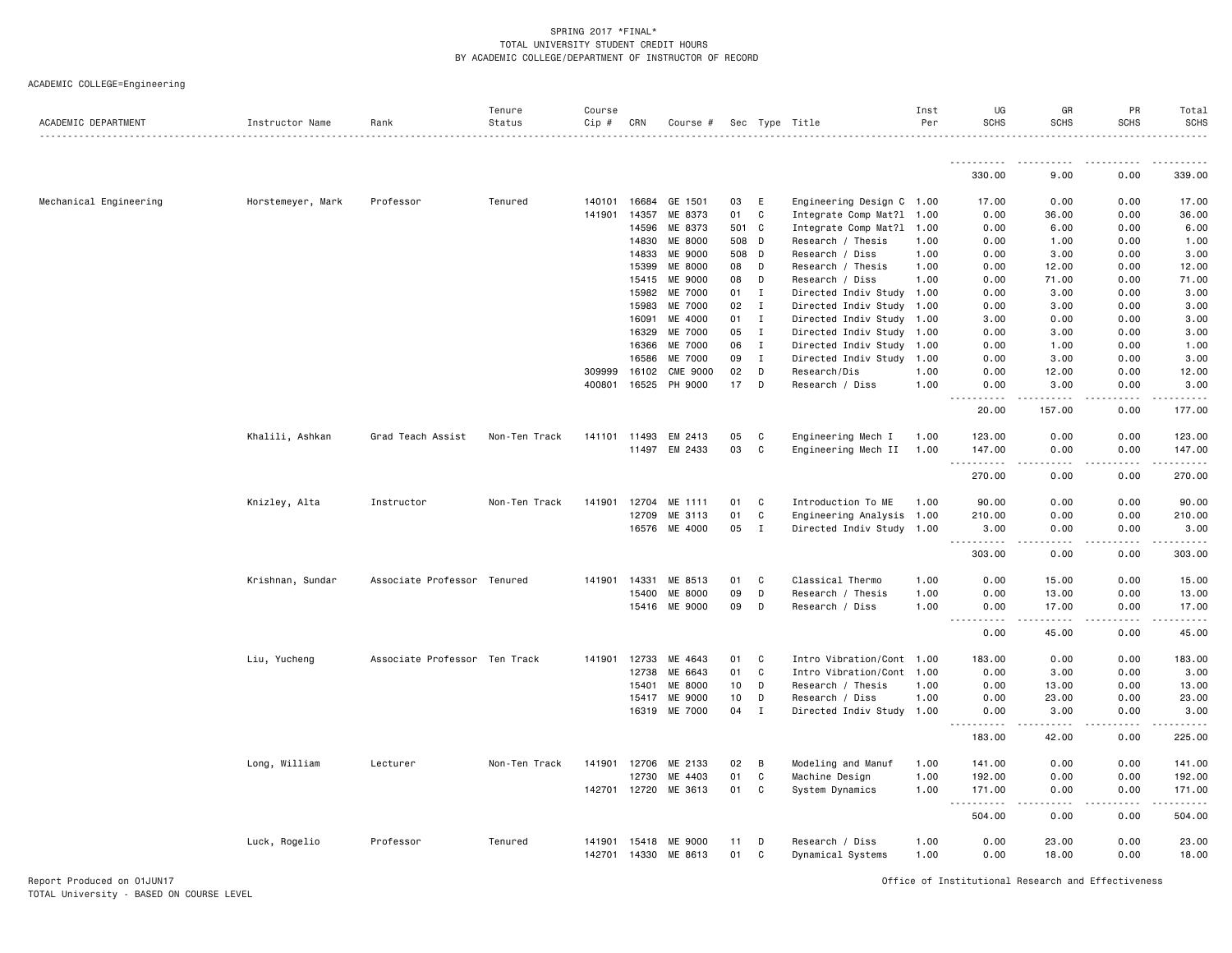SPRING 2017 *FINAL*
TOTAL UNIVERSITY STUDENT CREDIT HOURS
BY ACADEMIC COLLEGE/DEPARTMENT OF INSTRUCTOR OF RECORD

ACADEMIC COLLEGE=Engineering

| ACADEMIC DEPARTMENT | Instructor Name | Rank | Tenure Status | Course Cip # | CRN | Course # | Sec | Type | Title | Inst Per | UG SCHS | GR SCHS | PR SCHS | Total SCHS |
|---|---|---|---|---|---|---|---|---|---|---|---|---|---|---|
| | | | | | | | | | | | 330.00 | 9.00 | 0.00 | 339.00 |
| Mechanical Engineering | Horstemeyer, Mark | Professor | Tenured | 140101 | 16684 | GE 1501 | 03 | E | Engineering Design C | 1.00 | 17.00 | 0.00 | 0.00 | 17.00 |
| | | | | 141901 | 14357 | ME 8373 | 01 | C | Integrate Comp Mat?l | 1.00 | 0.00 | 36.00 | 0.00 | 36.00 |
| | | | | | 14596 | ME 8373 | 501 | C | Integrate Comp Mat?l | 1.00 | 0.00 | 6.00 | 0.00 | 6.00 |
| | | | | | 14830 | ME 8000 | 508 | D | Research / Thesis | 1.00 | 0.00 | 1.00 | 0.00 | 1.00 |
| | | | | | 14833 | ME 9000 | 508 | D | Research / Diss | 1.00 | 0.00 | 3.00 | 0.00 | 3.00 |
| | | | | | 15399 | ME 8000 | 08 | D | Research / Thesis | 1.00 | 0.00 | 12.00 | 0.00 | 12.00 |
| | | | | | 15415 | ME 9000 | 08 | D | Research / Diss | 1.00 | 0.00 | 71.00 | 0.00 | 71.00 |
| | | | | | 15982 | ME 7000 | 01 | I | Directed Indiv Study | 1.00 | 0.00 | 3.00 | 0.00 | 3.00 |
| | | | | | 15983 | ME 7000 | 02 | I | Directed Indiv Study | 1.00 | 0.00 | 3.00 | 0.00 | 3.00 |
| | | | | | 16091 | ME 4000 | 01 | I | Directed Indiv Study | 1.00 | 3.00 | 0.00 | 0.00 | 3.00 |
| | | | | | 16329 | ME 7000 | 05 | I | Directed Indiv Study | 1.00 | 0.00 | 3.00 | 0.00 | 3.00 |
| | | | | | 16366 | ME 7000 | 06 | I | Directed Indiv Study | 1.00 | 0.00 | 1.00 | 0.00 | 1.00 |
| | | | | | 16586 | ME 7000 | 09 | I | Directed Indiv Study | 1.00 | 0.00 | 3.00 | 0.00 | 3.00 |
| | | | | 309999 | 16102 | CME 9000 | 02 | D | Research/Dis | 1.00 | 0.00 | 12.00 | 0.00 | 12.00 |
| | | | | 400801 | 16525 | PH 9000 | 17 | D | Research / Diss | 1.00 | 0.00 | 3.00 | 0.00 | 3.00 |
| | | | | | | | | | | | 20.00 | 157.00 | 0.00 | 177.00 |
| | Khalili, Ashkan | Grad Teach Assist | Non-Ten Track | 141101 | 11493 | EM 2413 | 05 | C | Engineering Mech I | 1.00 | 123.00 | 0.00 | 0.00 | 123.00 |
| | | | | | 11497 | EM 2433 | 03 | C | Engineering Mech II | 1.00 | 147.00 | 0.00 | 0.00 | 147.00 |
| | | | | | | | | | | | 270.00 | 0.00 | 0.00 | 270.00 |
| | Knizley, Alta | Instructor | Non-Ten Track | 141901 | 12704 | ME 1111 | 01 | C | Introduction To ME | 1.00 | 90.00 | 0.00 | 0.00 | 90.00 |
| | | | | | 12709 | ME 3113 | 01 | C | Engineering Analysis | 1.00 | 210.00 | 0.00 | 0.00 | 210.00 |
| | | | | | 16576 | ME 4000 | 05 | I | Directed Indiv Study | 1.00 | 3.00 | 0.00 | 0.00 | 3.00 |
| | | | | | | | | | | | 303.00 | 0.00 | 0.00 | 303.00 |
| | Krishnan, Sundar | Associate Professor | Tenured | 141901 | 14331 | ME 8513 | 01 | C | Classical Thermo | 1.00 | 0.00 | 15.00 | 0.00 | 15.00 |
| | | | | | 15400 | ME 8000 | 09 | D | Research / Thesis | 1.00 | 0.00 | 13.00 | 0.00 | 13.00 |
| | | | | | 15416 | ME 9000 | 09 | D | Research / Diss | 1.00 | 0.00 | 17.00 | 0.00 | 17.00 |
| | | | | | | | | | | | 0.00 | 45.00 | 0.00 | 45.00 |
| | Liu, Yucheng | Associate Professor | Ten Track | 141901 | 12733 | ME 4643 | 01 | C | Intro Vibration/Cont | 1.00 | 183.00 | 0.00 | 0.00 | 183.00 |
| | | | | | 12738 | ME 6643 | 01 | C | Intro Vibration/Cont | 1.00 | 0.00 | 3.00 | 0.00 | 3.00 |
| | | | | | 15401 | ME 8000 | 10 | D | Research / Thesis | 1.00 | 0.00 | 13.00 | 0.00 | 13.00 |
| | | | | | 15417 | ME 9000 | 10 | D | Research / Diss | 1.00 | 0.00 | 23.00 | 0.00 | 23.00 |
| | | | | | 16319 | ME 7000 | 04 | I | Directed Indiv Study | 1.00 | 0.00 | 3.00 | 0.00 | 3.00 |
| | | | | | | | | | | | 183.00 | 42.00 | 0.00 | 225.00 |
| | Long, William | Lecturer | Non-Ten Track | 141901 | 12706 | ME 2133 | 02 | B | Modeling and Manuf | 1.00 | 141.00 | 0.00 | 0.00 | 141.00 |
| | | | | | 12730 | ME 4403 | 01 | C | Machine Design | 1.00 | 192.00 | 0.00 | 0.00 | 192.00 |
| | | | | 142701 | 12720 | ME 3613 | 01 | C | System Dynamics | 1.00 | 171.00 | 0.00 | 0.00 | 171.00 |
| | | | | | | | | | | | 504.00 | 0.00 | 0.00 | 504.00 |
| | Luck, Rogelio | Professor | Tenured | 141901 | 15418 | ME 9000 | 11 | D | Research / Diss | 1.00 | 0.00 | 23.00 | 0.00 | 23.00 |
| | | | | 142701 | 14330 | ME 8613 | 01 | C | Dynamical Systems | 1.00 | 0.00 | 18.00 | 0.00 | 18.00 |

Report Produced on 01JUN17
TOTAL University - BASED ON COURSE LEVEL

Office of Institutional Research and Effectiveness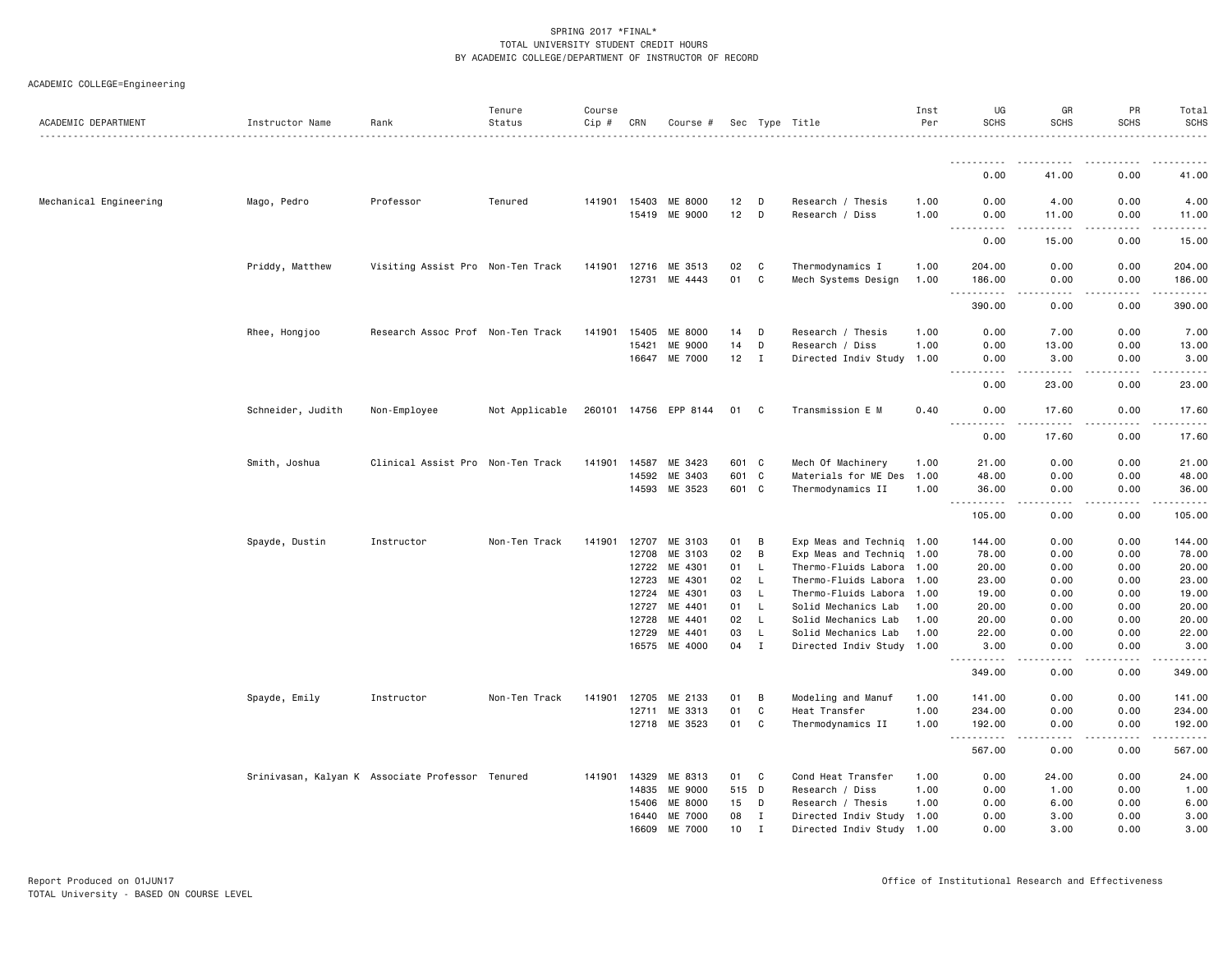SPRING 2017 *FINAL*
TOTAL UNIVERSITY STUDENT CREDIT HOURS
BY ACADEMIC COLLEGE/DEPARTMENT OF INSTRUCTOR OF RECORD

ACADEMIC COLLEGE=Engineering

| ACADEMIC DEPARTMENT | Instructor Name | Rank | Tenure Status | Course Cip # | CRN | Course # | Sec | Type | Title | Inst Per | UG SCHS | GR SCHS | PR SCHS | Total SCHS |
|---|---|---|---|---|---|---|---|---|---|---|---|---|---|---|
| | | | | | | | | | | | 0.00 | 41.00 | 0.00 | 41.00 |
| Mechanical Engineering | Mago, Pedro | Professor | Tenured | 141901 | 15403 | ME 8000 | 12 | D | Research / Thesis | 1.00 | 0.00 | 4.00 | 0.00 | 4.00 |
| | | | | | 15419 | ME 9000 | 12 | D | Research / Diss | 1.00 | 0.00 | 11.00 | 0.00 | 11.00 |
| | | | | | | | | | | | 0.00 | 15.00 | 0.00 | 15.00 |
| | Priddy, Matthew | Visiting Assist Pro | Non-Ten Track | 141901 | 12716 | ME 3513 | 02 | C | Thermodynamics I | 1.00 | 204.00 | 0.00 | 0.00 | 204.00 |
| | | | | | 12731 | ME 4443 | 01 | C | Mech Systems Design | 1.00 | 186.00 | 0.00 | 0.00 | 186.00 |
| | | | | | | | | | | | 390.00 | 0.00 | 0.00 | 390.00 |
| | Rhee, Hongjoo | Research Assoc Prof | Non-Ten Track | 141901 | 15405 | ME 8000 | 14 | D | Research / Thesis | 1.00 | 0.00 | 7.00 | 0.00 | 7.00 |
| | | | | | 15421 | ME 9000 | 14 | D | Research / Diss | 1.00 | 0.00 | 13.00 | 0.00 | 13.00 |
| | | | | | 16647 | ME 7000 | 12 | I | Directed Indiv Study | 1.00 | 0.00 | 3.00 | 0.00 | 3.00 |
| | | | | | | | | | | | 0.00 | 23.00 | 0.00 | 23.00 |
| | Schneider, Judith | Non-Employee | Not Applicable | 260101 | 14756 | EPP 8144 | 01 | C | Transmission E M | 0.40 | 0.00 | 17.60 | 0.00 | 17.60 |
| | | | | | | | | | | | 0.00 | 17.60 | 0.00 | 17.60 |
| | Smith, Joshua | Clinical Assist Pro | Non-Ten Track | 141901 | 14587 | ME 3423 | 601 | C | Mech Of Machinery | 1.00 | 21.00 | 0.00 | 0.00 | 21.00 |
| | | | | | 14592 | ME 3403 | 601 | C | Materials for ME Des | 1.00 | 48.00 | 0.00 | 0.00 | 48.00 |
| | | | | | 14593 | ME 3523 | 601 | C | Thermodynamics II | 1.00 | 36.00 | 0.00 | 0.00 | 36.00 |
| | | | | | | | | | | | 105.00 | 0.00 | 0.00 | 105.00 |
| | Spayde, Dustin | Instructor | Non-Ten Track | 141901 | 12707 | ME 3103 | 01 | B | Exp Meas and Techniq | 1.00 | 144.00 | 0.00 | 0.00 | 144.00 |
| | | | | | 12708 | ME 3103 | 02 | B | Exp Meas and Techniq | 1.00 | 78.00 | 0.00 | 0.00 | 78.00 |
| | | | | | 12722 | ME 4301 | 01 | L | Thermo-Fluids Labora | 1.00 | 20.00 | 0.00 | 0.00 | 20.00 |
| | | | | | 12723 | ME 4301 | 02 | L | Thermo-Fluids Labora | 1.00 | 23.00 | 0.00 | 0.00 | 23.00 |
| | | | | | 12724 | ME 4301 | 03 | L | Thermo-Fluids Labora | 1.00 | 19.00 | 0.00 | 0.00 | 19.00 |
| | | | | | 12727 | ME 4401 | 01 | L | Solid Mechanics Lab | 1.00 | 20.00 | 0.00 | 0.00 | 20.00 |
| | | | | | 12728 | ME 4401 | 02 | L | Solid Mechanics Lab | 1.00 | 20.00 | 0.00 | 0.00 | 20.00 |
| | | | | | 12729 | ME 4401 | 03 | L | Solid Mechanics Lab | 1.00 | 22.00 | 0.00 | 0.00 | 22.00 |
| | | | | | 16575 | ME 4000 | 04 | I | Directed Indiv Study | 1.00 | 3.00 | 0.00 | 0.00 | 3.00 |
| | | | | | | | | | | | 349.00 | 0.00 | 0.00 | 349.00 |
| | Spayde, Emily | Instructor | Non-Ten Track | 141901 | 12705 | ME 2133 | 01 | B | Modeling and Manuf | 1.00 | 141.00 | 0.00 | 0.00 | 141.00 |
| | | | | | 12711 | ME 3313 | 01 | C | Heat Transfer | 1.00 | 234.00 | 0.00 | 0.00 | 234.00 |
| | | | | | 12718 | ME 3523 | 01 | C | Thermodynamics II | 1.00 | 192.00 | 0.00 | 0.00 | 192.00 |
| | | | | | | | | | | | 567.00 | 0.00 | 0.00 | 567.00 |
| | Srinivasan, Kalyan K | Associate Professor | Tenured | 141901 | 14329 | ME 8313 | 01 | C | Cond Heat Transfer | 1.00 | 0.00 | 24.00 | 0.00 | 24.00 |
| | | | | | 14835 | ME 9000 | 515 | D | Research / Diss | 1.00 | 0.00 | 1.00 | 0.00 | 1.00 |
| | | | | | 15406 | ME 8000 | 15 | D | Research / Thesis | 1.00 | 0.00 | 6.00 | 0.00 | 6.00 |
| | | | | | 16440 | ME 7000 | 08 | I | Directed Indiv Study | 1.00 | 0.00 | 3.00 | 0.00 | 3.00 |
| | | | | | 16609 | ME 7000 | 10 | I | Directed Indiv Study | 1.00 | 0.00 | 3.00 | 0.00 | 3.00 |

Report Produced on 01JUN17
TOTAL University - BASED ON COURSE LEVEL

Office of Institutional Research and Effectiveness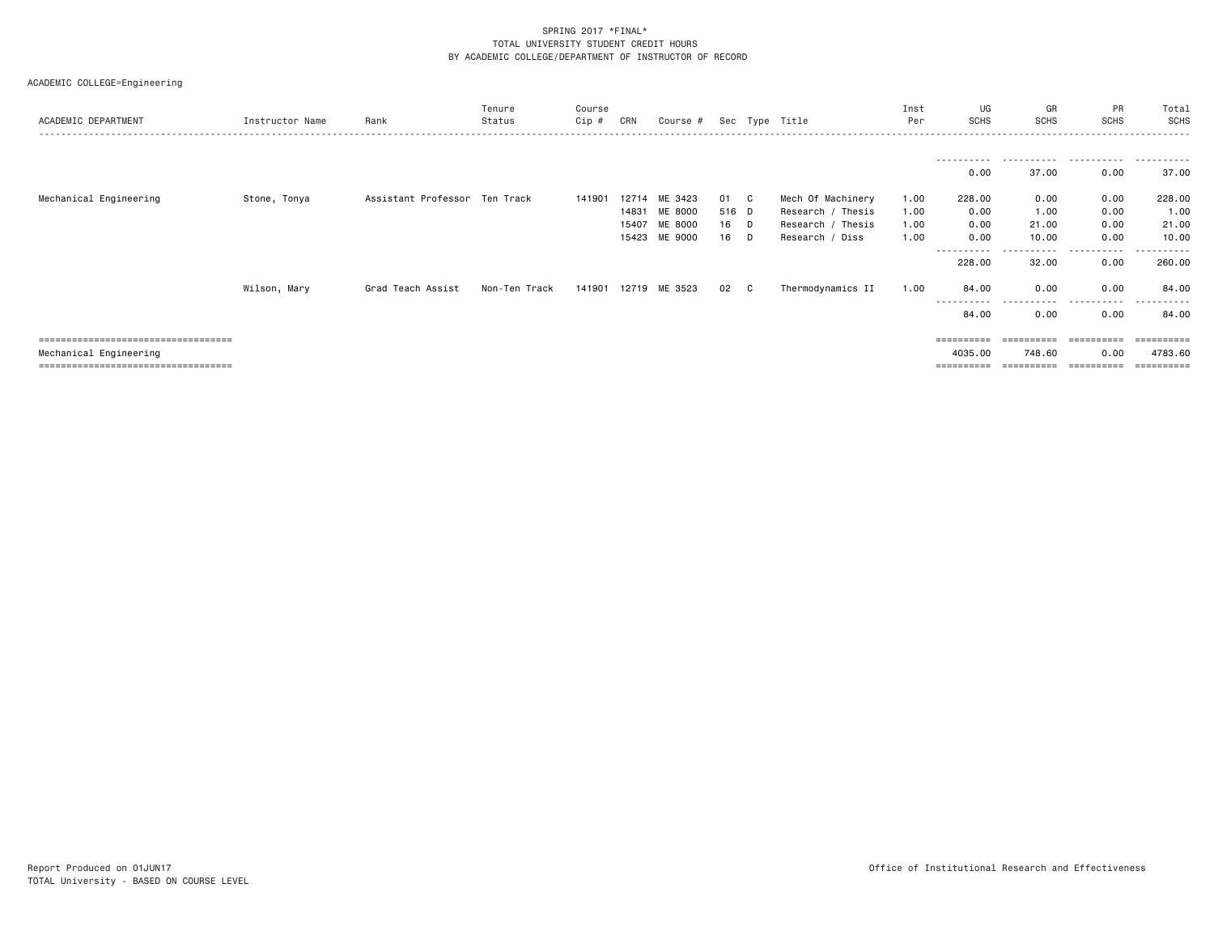SPRING 2017 *FINAL*
TOTAL UNIVERSITY STUDENT CREDIT HOURS
BY ACADEMIC COLLEGE/DEPARTMENT OF INSTRUCTOR OF RECORD

ACADEMIC COLLEGE=Engineering

| ACADEMIC DEPARTMENT | Instructor Name | Rank | Tenure Status | Course Cip # | CRN | Course # | Sec | Type | Title | Inst Per | UG SCHS | GR SCHS | PR SCHS | Total SCHS |
|---|---|---|---|---|---|---|---|---|---|---|---|---|---|---|
| | | | | | | | | | | | 0.00 | 37.00 | 0.00 | 37.00 |
| Mechanical Engineering | Stone, Tonya | Assistant Professor | Ten Track | 141901 | 12714 | ME 3423 | 01 | C | Mech Of Machinery | 1.00 | 228.00 | 0.00 | 0.00 | 228.00 |
| | | | | | 14831 | ME 8000 | 516 | D | Research / Thesis | 1.00 | 0.00 | 1.00 | 0.00 | 1.00 |
| | | | | | 15407 | ME 8000 | 16 | D | Research / Thesis | 1.00 | 0.00 | 21.00 | 0.00 | 21.00 |
| | | | | | 15423 | ME 9000 | 16 | D | Research / Diss | 1.00 | 0.00 | 10.00 | 0.00 | 10.00 |
| | | | | | | | | | | | 228.00 | 32.00 | 0.00 | 260.00 |
| | Wilson, Mary | Grad Teach Assist | Non-Ten Track | 141901 | 12719 | ME 3523 | 02 | C | Thermodynamics II | 1.00 | 84.00 | 0.00 | 0.00 | 84.00 |
| | | | | | | | | | | | 84.00 | 0.00 | 0.00 | 84.00 |
| Mechanical Engineering | | | | | | | | | | | 4035.00 | 748.60 | 0.00 | 4783.60 |

Report Produced on 01JUN17
TOTAL University - BASED ON COURSE LEVEL

Office of Institutional Research and Effectiveness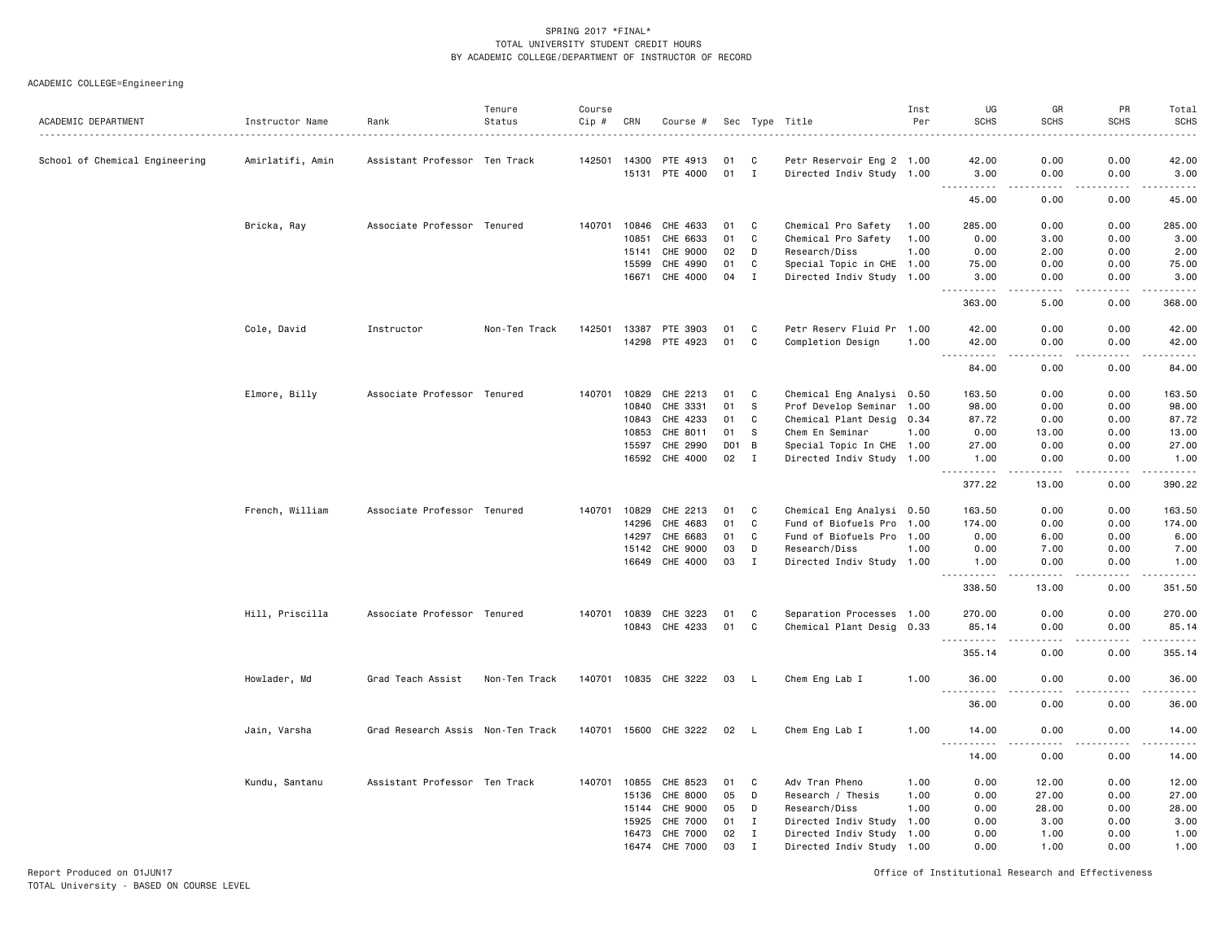SPRING 2017 *FINAL*
TOTAL UNIVERSITY STUDENT CREDIT HOURS
BY ACADEMIC COLLEGE/DEPARTMENT OF INSTRUCTOR OF RECORD

ACADEMIC COLLEGE=Engineering

| ACADEMIC DEPARTMENT | Instructor Name | Rank | Tenure Status | Course Cip # | CRN | Course # | Sec | Type | Title | Inst Per | UG SCHS | GR SCHS | PR SCHS | Total SCHS |
|---|---|---|---|---|---|---|---|---|---|---|---|---|---|---|
| School of Chemical Engineering | Amirlatifi, Amin | Assistant Professor | Ten Track | 142501 | 14300 | PTE 4913 | 01 | C | Petr Reservoir Eng 2 | 1.00 | 42.00 | 0.00 | 0.00 | 42.00 |
| | | | | | 15131 | PTE 4000 | 01 | I | Directed Indiv Study | 1.00 | 3.00 | 0.00 | 0.00 | 3.00 |
| | | | | | | | | | | | 45.00 | 0.00 | 0.00 | 45.00 |
| | Bricka, Ray | Associate Professor | Tenured | 140701 | 10846 | CHE 4633 | 01 | C | Chemical Pro Safety | 1.00 | 285.00 | 0.00 | 0.00 | 285.00 |
| | | | | | 10851 | CHE 6633 | 01 | C | Chemical Pro Safety | 1.00 | 0.00 | 3.00 | 0.00 | 3.00 |
| | | | | | 15141 | CHE 9000 | 02 | D | Research/Diss | 1.00 | 0.00 | 2.00 | 0.00 | 2.00 |
| | | | | | 15599 | CHE 4990 | 01 | C | Special Topic in CHE | 1.00 | 75.00 | 0.00 | 0.00 | 75.00 |
| | | | | | 16671 | CHE 4000 | 04 | I | Directed Indiv Study | 1.00 | 3.00 | 0.00 | 0.00 | 3.00 |
| | | | | | | | | | | | 363.00 | 5.00 | 0.00 | 368.00 |
| | Cole, David | Instructor | Non-Ten Track | 142501 | 13387 | PTE 3903 | 01 | C | Petr Reserv Fluid Pr | 1.00 | 42.00 | 0.00 | 0.00 | 42.00 |
| | | | | | 14298 | PTE 4923 | 01 | C | Completion Design | 1.00 | 42.00 | 0.00 | 0.00 | 42.00 |
| | | | | | | | | | | | 84.00 | 0.00 | 0.00 | 84.00 |
| | Elmore, Billy | Associate Professor | Tenured | 140701 | 10829 | CHE 2213 | 01 | C | Chemical Eng Analysi | 0.50 | 163.50 | 0.00 | 0.00 | 163.50 |
| | | | | | 10840 | CHE 3331 | 01 | S | Prof Develop Seminar | 1.00 | 98.00 | 0.00 | 0.00 | 98.00 |
| | | | | | 10843 | CHE 4233 | 01 | C | Chemical Plant Desig | 0.34 | 87.72 | 0.00 | 0.00 | 87.72 |
| | | | | | 10853 | CHE 8011 | 01 | S | Chem En Seminar | 1.00 | 0.00 | 13.00 | 0.00 | 13.00 |
| | | | | | 15597 | CHE 2990 | D01 | B | Special Topic In CHE | 1.00 | 27.00 | 0.00 | 0.00 | 27.00 |
| | | | | | 16592 | CHE 4000 | 02 | I | Directed Indiv Study | 1.00 | 1.00 | 0.00 | 0.00 | 1.00 |
| | | | | | | | | | | | 377.22 | 13.00 | 0.00 | 390.22 |
| | French, William | Associate Professor | Tenured | 140701 | 10829 | CHE 2213 | 01 | C | Chemical Eng Analysi | 0.50 | 163.50 | 0.00 | 0.00 | 163.50 |
| | | | | | 14296 | CHE 4683 | 01 | C | Fund of Biofuels Pro | 1.00 | 174.00 | 0.00 | 0.00 | 174.00 |
| | | | | | 14297 | CHE 6683 | 01 | C | Fund of Biofuels Pro | 1.00 | 0.00 | 6.00 | 0.00 | 6.00 |
| | | | | | 15142 | CHE 9000 | 03 | D | Research/Diss | 1.00 | 0.00 | 7.00 | 0.00 | 7.00 |
| | | | | | 16649 | CHE 4000 | 03 | I | Directed Indiv Study | 1.00 | 1.00 | 0.00 | 0.00 | 1.00 |
| | | | | | | | | | | | 338.50 | 13.00 | 0.00 | 351.50 |
| | Hill, Priscilla | Associate Professor | Tenured | 140701 | 10839 | CHE 3223 | 01 | C | Separation Processes | 1.00 | 270.00 | 0.00 | 0.00 | 270.00 |
| | | | | | 10843 | CHE 4233 | 01 | C | Chemical Plant Desig | 0.33 | 85.14 | 0.00 | 0.00 | 85.14 |
| | | | | | | | | | | | 355.14 | 0.00 | 0.00 | 355.14 |
| | Howlader, Md | Grad Teach Assist | Non-Ten Track | 140701 | 10835 | CHE 3222 | 03 | L | Chem Eng Lab I | 1.00 | 36.00 | 0.00 | 0.00 | 36.00 |
| | | | | | | | | | | | 36.00 | 0.00 | 0.00 | 36.00 |
| | Jain, Varsha | Grad Research Assis | Non-Ten Track | 140701 | 15600 | CHE 3222 | 02 | L | Chem Eng Lab I | 1.00 | 14.00 | 0.00 | 0.00 | 14.00 |
| | | | | | | | | | | | 14.00 | 0.00 | 0.00 | 14.00 |
| | Kundu, Santanu | Assistant Professor | Ten Track | 140701 | 10855 | CHE 8523 | 01 | C | Adv Tran Pheno | 1.00 | 0.00 | 12.00 | 0.00 | 12.00 |
| | | | | | 15136 | CHE 8000 | 05 | D | Research / Thesis | 1.00 | 0.00 | 27.00 | 0.00 | 27.00 |
| | | | | | 15144 | CHE 9000 | 05 | D | Research/Diss | 1.00 | 0.00 | 28.00 | 0.00 | 28.00 |
| | | | | | 15925 | CHE 7000 | 01 | I | Directed Indiv Study | 1.00 | 0.00 | 3.00 | 0.00 | 3.00 |
| | | | | | 16473 | CHE 7000 | 02 | I | Directed Indiv Study | 1.00 | 0.00 | 1.00 | 0.00 | 1.00 |
| | | | | | 16474 | CHE 7000 | 03 | I | Directed Indiv Study | 1.00 | 0.00 | 1.00 | 0.00 | 1.00 |

Report Produced on 01JUN17
TOTAL University - BASED ON COURSE LEVEL

Office of Institutional Research and Effectiveness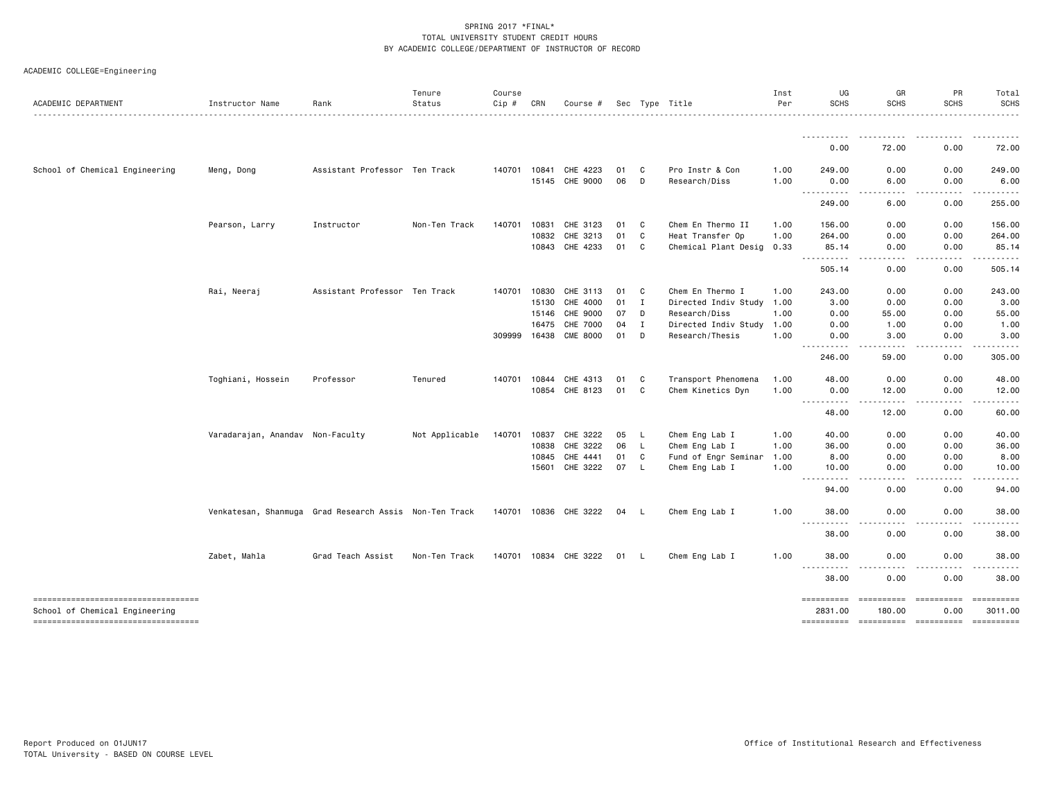SPRING 2017 *FINAL*
TOTAL UNIVERSITY STUDENT CREDIT HOURS
BY ACADEMIC COLLEGE/DEPARTMENT OF INSTRUCTOR OF RECORD

ACADEMIC COLLEGE=Engineering

| ACADEMIC DEPARTMENT | Instructor Name | Rank | Tenure Status | Course Cip # | CRN | Course # | Sec | Type | Title | Inst Per | UG SCHS | GR SCHS | PR SCHS | Total SCHS |
|---|---|---|---|---|---|---|---|---|---|---|---|---|---|---|
| | | | | | | | | | | | 0.00 | 72.00 | 0.00 | 72.00 |
| School of Chemical Engineering | Meng, Dong | Assistant Professor | Ten Track | 140701 | 10841 | CHE 4223 | 01 | C | Pro Instr & Con | 1.00 | 249.00 | 0.00 | 0.00 | 249.00 |
| | | | | | 15145 | CHE 9000 | 06 | D | Research/Diss | 1.00 | 0.00 | 6.00 | 0.00 | 6.00 |
| | | | | | | | | | | | 249.00 | 6.00 | 0.00 | 255.00 |
| | Pearson, Larry | Instructor | Non-Ten Track | 140701 | 10831 | CHE 3123 | 01 | C | Chem En Thermo II | 1.00 | 156.00 | 0.00 | 0.00 | 156.00 |
| | | | | | 10832 | CHE 3213 | 01 | C | Heat Transfer Op | 1.00 | 264.00 | 0.00 | 0.00 | 264.00 |
| | | | | | 10843 | CHE 4233 | 01 | C | Chemical Plant Desig | 0.33 | 85.14 | 0.00 | 0.00 | 85.14 |
| | | | | | | | | | | | 505.14 | 0.00 | 0.00 | 505.14 |
| | Rai, Neeraj | Assistant Professor | Ten Track | 140701 | 10830 | CHE 3113 | 01 | C | Chem En Thermo I | 1.00 | 243.00 | 0.00 | 0.00 | 243.00 |
| | | | | | 15130 | CHE 4000 | 01 | I | Directed Indiv Study | 1.00 | 3.00 | 0.00 | 0.00 | 3.00 |
| | | | | | 15146 | CHE 9000 | 07 | D | Research/Diss | 1.00 | 0.00 | 55.00 | 0.00 | 55.00 |
| | | | | | 16475 | CHE 7000 | 04 | I | Directed Indiv Study | 1.00 | 0.00 | 1.00 | 0.00 | 1.00 |
| | | | | 309999 | 16438 | CME 8000 | 01 | D | Research/Thesis | 1.00 | 0.00 | 3.00 | 0.00 | 3.00 |
| | | | | | | | | | | | 246.00 | 59.00 | 0.00 | 305.00 |
| | Toghiani, Hossein | Professor | Tenured | 140701 | 10844 | CHE 4313 | 01 | C | Transport Phenomena | 1.00 | 48.00 | 0.00 | 0.00 | 48.00 |
| | | | | | 10854 | CHE 8123 | 01 | C | Chem Kinetics Dyn | 1.00 | 0.00 | 12.00 | 0.00 | 12.00 |
| | | | | | | | | | | | 48.00 | 12.00 | 0.00 | 60.00 |
| | Varadarajan, Anandav | Non-Faculty | Not Applicable | 140701 | 10837 | CHE 3222 | 05 | L | Chem Eng Lab I | 1.00 | 40.00 | 0.00 | 0.00 | 40.00 |
| | | | | | 10838 | CHE 3222 | 06 | L | Chem Eng Lab I | 1.00 | 36.00 | 0.00 | 0.00 | 36.00 |
| | | | | | 10845 | CHE 4441 | 01 | C | Fund of Engr Seminar | 1.00 | 8.00 | 0.00 | 0.00 | 8.00 |
| | | | | | 15601 | CHE 3222 | 07 | L | Chem Eng Lab I | 1.00 | 10.00 | 0.00 | 0.00 | 10.00 |
| | | | | | | | | | | | 94.00 | 0.00 | 0.00 | 94.00 |
| | Venkatesan, Shanmuga | Grad Research Assis | Non-Ten Track | 140701 | 10836 | CHE 3222 | 04 | L | Chem Eng Lab I | 1.00 | 38.00 | 0.00 | 0.00 | 38.00 |
| | | | | | | | | | | | 38.00 | 0.00 | 0.00 | 38.00 |
| | Zabet, Mahla | Grad Teach Assist | Non-Ten Track | 140701 | 10834 | CHE 3222 | 01 | L | Chem Eng Lab I | 1.00 | 38.00 | 0.00 | 0.00 | 38.00 |
| | | | | | | | | | | | 38.00 | 0.00 | 0.00 | 38.00 |
| School of Chemical Engineering | | | | | | | | | | | 2831.00 | 180.00 | 0.00 | 3011.00 |

Report Produced on 01JUN17
TOTAL University - BASED ON COURSE LEVEL

Office of Institutional Research and Effectiveness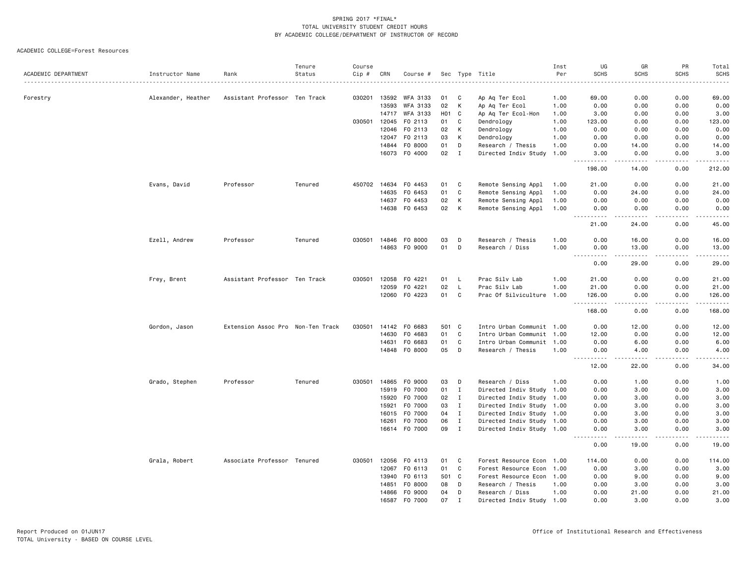SPRING 2017 *FINAL*
TOTAL UNIVERSITY STUDENT CREDIT HOURS
BY ACADEMIC COLLEGE/DEPARTMENT OF INSTRUCTOR OF RECORD

ACADEMIC COLLEGE=Forest Resources

| ACADEMIC DEPARTMENT | Instructor Name | Rank | Tenure Status | Course Cip # | CRN | Course # | Sec | Type | Title | Inst Per | UG SCHS | GR SCHS | PR SCHS | Total SCHS |
|---|---|---|---|---|---|---|---|---|---|---|---|---|---|---|
| Forestry | Alexander, Heather | Assistant Professor | Ten Track | 030201 | 13592 | WFA 3133 | 01 | C | Ap Aq Ter Ecol | 1.00 | 69.00 | 0.00 | 0.00 | 69.00 |
| | | | | | 13593 | WFA 3133 | 02 | K | Ap Aq Ter Ecol | 1.00 | 0.00 | 0.00 | 0.00 | 0.00 |
| | | | | | 14717 | WFA 3133 | H01 | C | Ap Aq Ter Ecol-Hon | 1.00 | 3.00 | 0.00 | 0.00 | 3.00 |
| | | | | 030501 | 12045 | FO 2113 | 01 | C | Dendrology | 1.00 | 123.00 | 0.00 | 0.00 | 123.00 |
| | | | | | 12046 | FO 2113 | 02 | K | Dendrology | 1.00 | 0.00 | 0.00 | 0.00 | 0.00 |
| | | | | | 12047 | FO 2113 | 03 | K | Dendrology | 1.00 | 0.00 | 0.00 | 0.00 | 0.00 |
| | | | | | 14844 | FO 8000 | 01 | D | Research / Thesis | 1.00 | 0.00 | 14.00 | 0.00 | 14.00 |
| | | | | | 16073 | FO 4000 | 02 | I | Directed Indiv Study | 1.00 | 3.00 | 0.00 | 0.00 | 3.00 |
| | | | | | | | | | | | 198.00 | 14.00 | 0.00 | 212.00 |
| | Evans, David | Professor | Tenured | 450702 | 14634 | FO 4453 | 01 | C | Remote Sensing Appl | 1.00 | 21.00 | 0.00 | 0.00 | 21.00 |
| | | | | | 14635 | FO 6453 | 01 | C | Remote Sensing Appl | 1.00 | 0.00 | 24.00 | 0.00 | 24.00 |
| | | | | | 14637 | FO 4453 | 02 | K | Remote Sensing Appl | 1.00 | 0.00 | 0.00 | 0.00 | 0.00 |
| | | | | | 14638 | FO 6453 | 02 | K | Remote Sensing Appl | 1.00 | 0.00 | 0.00 | 0.00 | 0.00 |
| | | | | | | | | | | | 21.00 | 24.00 | 0.00 | 45.00 |
| | Ezell, Andrew | Professor | Tenured | 030501 | 14846 | FO 8000 | 03 | D | Research / Thesis | 1.00 | 0.00 | 16.00 | 0.00 | 16.00 |
| | | | | | 14863 | FO 9000 | 01 | D | Research / Diss | 1.00 | 0.00 | 13.00 | 0.00 | 13.00 |
| | | | | | | | | | | | 0.00 | 29.00 | 0.00 | 29.00 |
| | Frey, Brent | Assistant Professor | Ten Track | 030501 | 12058 | FO 4221 | 01 | L | Prac Silv Lab | 1.00 | 21.00 | 0.00 | 0.00 | 21.00 |
| | | | | | 12059 | FO 4221 | 02 | L | Prac Silv Lab | 1.00 | 21.00 | 0.00 | 0.00 | 21.00 |
| | | | | | 12060 | FO 4223 | 01 | C | Prac Of Silviculture | 1.00 | 126.00 | 0.00 | 0.00 | 126.00 |
| | | | | | | | | | | | 168.00 | 0.00 | 0.00 | 168.00 |
| | Gordon, Jason | Extension Assoc Pro | Non-Ten Track | 030501 | 14142 | FO 6683 | 501 | C | Intro Urban Communit | 1.00 | 0.00 | 12.00 | 0.00 | 12.00 |
| | | | | | 14630 | FO 4683 | 01 | C | Intro Urban Communit | 1.00 | 12.00 | 0.00 | 0.00 | 12.00 |
| | | | | | 14631 | FO 6683 | 01 | C | Intro Urban Communit | 1.00 | 0.00 | 6.00 | 0.00 | 6.00 |
| | | | | | 14848 | FO 8000 | 05 | D | Research / Thesis | 1.00 | 0.00 | 4.00 | 0.00 | 4.00 |
| | | | | | | | | | | | 12.00 | 22.00 | 0.00 | 34.00 |
| | Grado, Stephen | Professor | Tenured | 030501 | 14865 | FO 9000 | 03 | D | Research / Diss | 1.00 | 0.00 | 1.00 | 0.00 | 1.00 |
| | | | | | 15919 | FO 7000 | 01 | I | Directed Indiv Study | 1.00 | 0.00 | 3.00 | 0.00 | 3.00 |
| | | | | | 15920 | FO 7000 | 02 | I | Directed Indiv Study | 1.00 | 0.00 | 3.00 | 0.00 | 3.00 |
| | | | | | 15921 | FO 7000 | 03 | I | Directed Indiv Study | 1.00 | 0.00 | 3.00 | 0.00 | 3.00 |
| | | | | | 16015 | FO 7000 | 04 | I | Directed Indiv Study | 1.00 | 0.00 | 3.00 | 0.00 | 3.00 |
| | | | | | 16261 | FO 7000 | 06 | I | Directed Indiv Study | 1.00 | 0.00 | 3.00 | 0.00 | 3.00 |
| | | | | | 16614 | FO 7000 | 09 | I | Directed Indiv Study | 1.00 | 0.00 | 3.00 | 0.00 | 3.00 |
| | | | | | | | | | | | 0.00 | 19.00 | 0.00 | 19.00 |
| | Grala, Robert | Associate Professor | Tenured | 030501 | 12056 | FO 4113 | 01 | C | Forest Resource Econ | 1.00 | 114.00 | 0.00 | 0.00 | 114.00 |
| | | | | | 12067 | FO 6113 | 01 | C | Forest Resource Econ | 1.00 | 0.00 | 3.00 | 0.00 | 3.00 |
| | | | | | 13940 | FO 6113 | 501 | C | Forest Resource Econ | 1.00 | 0.00 | 9.00 | 0.00 | 9.00 |
| | | | | | 14851 | FO 8000 | 08 | D | Research / Thesis | 1.00 | 0.00 | 3.00 | 0.00 | 3.00 |
| | | | | | 14866 | FO 9000 | 04 | D | Research / Diss | 1.00 | 0.00 | 21.00 | 0.00 | 21.00 |
| | | | | | 16587 | FO 7000 | 07 | I | Directed Indiv Study | 1.00 | 0.00 | 3.00 | 0.00 | 3.00 |

Report Produced on 01JUN17
TOTAL University - BASED ON COURSE LEVEL

Office of Institutional Research and Effectiveness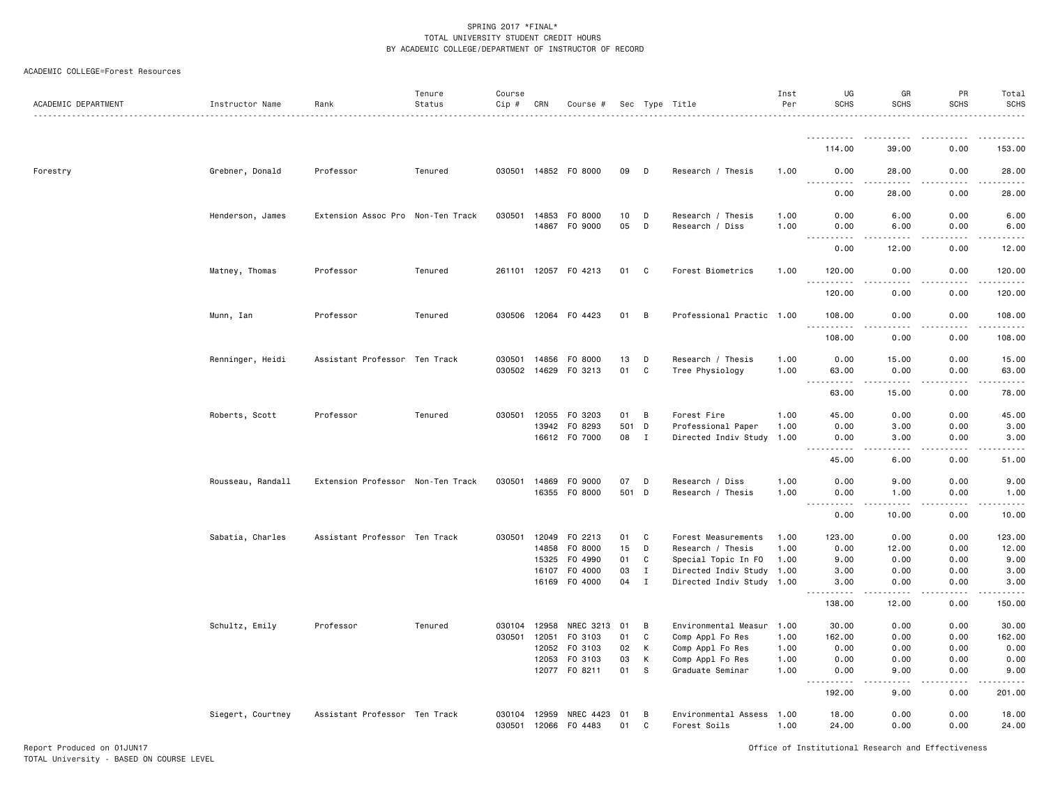SPRING 2017 *FINAL*
TOTAL UNIVERSITY STUDENT CREDIT HOURS
BY ACADEMIC COLLEGE/DEPARTMENT OF INSTRUCTOR OF RECORD

ACADEMIC COLLEGE=Forest Resources

| ACADEMIC DEPARTMENT | Instructor Name | Rank | Tenure Status | Course Cip # | CRN | Course # | Sec | Type | Title | Inst Per | UG SCHS | GR SCHS | PR SCHS | Total SCHS |
|---|---|---|---|---|---|---|---|---|---|---|---|---|---|---|
| | | | | | | | | | | | 114.00 | 39.00 | 0.00 | 153.00 |
| Forestry | Grebner, Donald | Professor | Tenured | 030501 | 14852 | FO 8000 | 09 | D | Research / Thesis | 1.00 | 0.00 | 28.00 | 0.00 | 28.00 |
| | | | | | | | | | | | 0.00 | 28.00 | 0.00 | 28.00 |
| | Henderson, James | Extension Assoc Pro | Non-Ten Track | 030501 | 14853 | FO 8000 | 10 | D | Research / Thesis | 1.00 | 0.00 | 6.00 | 0.00 | 6.00 |
| | | | | | 14867 | FO 9000 | 05 | D | Research / Diss | 1.00 | 0.00 | 6.00 | 0.00 | 6.00 |
| | | | | | | | | | | | 0.00 | 12.00 | 0.00 | 12.00 |
| | Matney, Thomas | Professor | Tenured | 261101 | 12057 | FO 4213 | 01 | C | Forest Biometrics | 1.00 | 120.00 | 0.00 | 0.00 | 120.00 |
| | | | | | | | | | | | 120.00 | 0.00 | 0.00 | 120.00 |
| | Munn, Ian | Professor | Tenured | 030506 | 12064 | FO 4423 | 01 | B | Professional Practic | 1.00 | 108.00 | 0.00 | 0.00 | 108.00 |
| | | | | | | | | | | | 108.00 | 0.00 | 0.00 | 108.00 |
| | Renninger, Heidi | Assistant Professor | Ten Track | 030501 | 14856 | FO 8000 | 13 | D | Research / Thesis | 1.00 | 0.00 | 15.00 | 0.00 | 15.00 |
| | | | | 030502 | 14629 | FO 3213 | 01 | C | Tree Physiology | 1.00 | 63.00 | 0.00 | 0.00 | 63.00 |
| | | | | | | | | | | | 63.00 | 15.00 | 0.00 | 78.00 |
| | Roberts, Scott | Professor | Tenured | 030501 | 12055 | FO 3203 | 01 | B | Forest Fire | 1.00 | 45.00 | 0.00 | 0.00 | 45.00 |
| | | | | | 13942 | FO 8293 | 501 | D | Professional Paper | 1.00 | 0.00 | 3.00 | 0.00 | 3.00 |
| | | | | | 16612 | FO 7000 | 08 | I | Directed Indiv Study | 1.00 | 0.00 | 3.00 | 0.00 | 3.00 |
| | | | | | | | | | | | 45.00 | 6.00 | 0.00 | 51.00 |
| | Rousseau, Randall | Extension Professor | Non-Ten Track | 030501 | 14869 | FO 9000 | 07 | D | Research / Diss | 1.00 | 0.00 | 9.00 | 0.00 | 9.00 |
| | | | | | 16355 | FO 8000 | 501 | D | Research / Thesis | 1.00 | 0.00 | 1.00 | 0.00 | 1.00 |
| | | | | | | | | | | | 0.00 | 10.00 | 0.00 | 10.00 |
| | Sabatia, Charles | Assistant Professor | Ten Track | 030501 | 12049 | FO 2213 | 01 | C | Forest Measurements | 1.00 | 123.00 | 0.00 | 0.00 | 123.00 |
| | | | | | 14858 | FO 8000 | 15 | D | Research / Thesis | 1.00 | 0.00 | 12.00 | 0.00 | 12.00 |
| | | | | | 15325 | FO 4990 | 01 | C | Special Topic In FO | 1.00 | 9.00 | 0.00 | 0.00 | 9.00 |
| | | | | | 16107 | FO 4000 | 03 | I | Directed Indiv Study | 1.00 | 3.00 | 0.00 | 0.00 | 3.00 |
| | | | | | 16169 | FO 4000 | 04 | I | Directed Indiv Study | 1.00 | 3.00 | 0.00 | 0.00 | 3.00 |
| | | | | | | | | | | | 138.00 | 12.00 | 0.00 | 150.00 |
| | Schultz, Emily | Professor | Tenured | 030104 | 12958 | NREC 3213 | 01 | B | Environmental Measur | 1.00 | 30.00 | 0.00 | 0.00 | 30.00 |
| | | | | 030501 | 12051 | FO 3103 | 01 | C | Comp Appl Fo Res | 1.00 | 162.00 | 0.00 | 0.00 | 162.00 |
| | | | | | 12052 | FO 3103 | 02 | K | Comp Appl Fo Res | 1.00 | 0.00 | 0.00 | 0.00 | 0.00 |
| | | | | | 12053 | FO 3103 | 03 | K | Comp Appl Fo Res | 1.00 | 0.00 | 0.00 | 0.00 | 0.00 |
| | | | | | 12077 | FO 8211 | 01 | S | Graduate Seminar | 1.00 | 0.00 | 9.00 | 0.00 | 9.00 |
| | | | | | | | | | | | 192.00 | 9.00 | 0.00 | 201.00 |
| | Siegert, Courtney | Assistant Professor | Ten Track | 030104 | 12959 | NREC 4423 | 01 | B | Environmental Assess | 1.00 | 18.00 | 0.00 | 0.00 | 18.00 |
| | | | | 030501 | 12066 | FO 4483 | 01 | C | Forest Soils | 1.00 | 24.00 | 0.00 | 0.00 | 24.00 |

Report Produced on 01JUN17
TOTAL University - BASED ON COURSE LEVEL

Office of Institutional Research and Effectiveness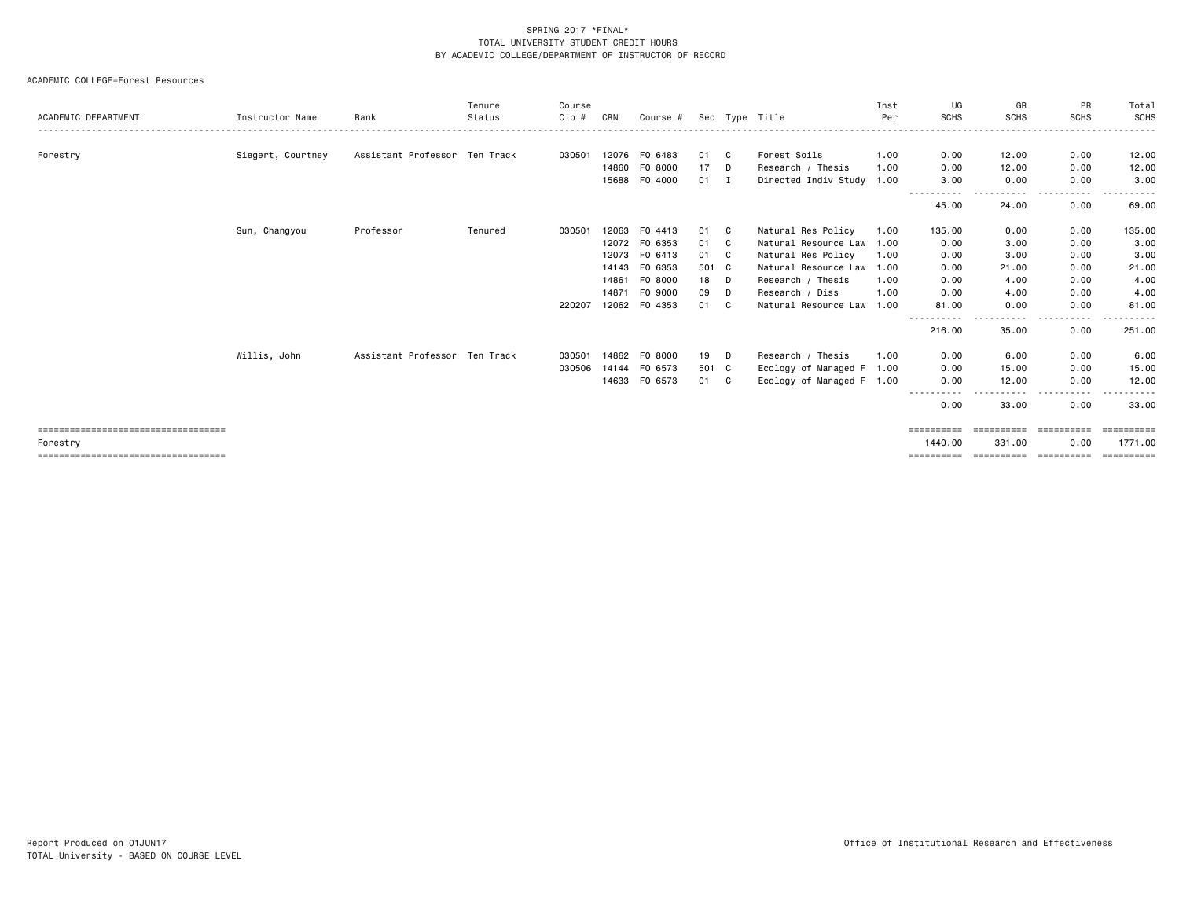SPRING 2017 *FINAL*
TOTAL UNIVERSITY STUDENT CREDIT HOURS
BY ACADEMIC COLLEGE/DEPARTMENT OF INSTRUCTOR OF RECORD

ACADEMIC COLLEGE=Forest Resources

| ACADEMIC DEPARTMENT | Instructor Name | Rank | Tenure Status | Course Cip # | CRN | Course # | Sec | Type | Title | Inst Per | UG SCHS | GR SCHS | PR SCHS | Total SCHS |
|---|---|---|---|---|---|---|---|---|---|---|---|---|---|---|
| Forestry | Siegert, Courtney | Assistant Professor | Ten Track | 030501 | 12076 | FO 6483 | 01 | C | Forest Soils | 1.00 | 0.00 | 12.00 | 0.00 | 12.00 |
| | | | | | 14860 | FO 8000 | 17 | D | Research / Thesis | 1.00 | 0.00 | 12.00 | 0.00 | 12.00 |
| | | | | | 15688 | FO 4000 | 01 | I | Directed Indiv Study | 1.00 | 3.00 | 0.00 | 0.00 | 3.00 |
| | | | | | | | | | | | 45.00 | 24.00 | 0.00 | 69.00 |
| | Sun, Changyou | Professor | Tenured | 030501 | 12063 | FO 4413 | 01 | C | Natural Res Policy | 1.00 | 135.00 | 0.00 | 0.00 | 135.00 |
| | | | | | 12072 | FO 6353 | 01 | C | Natural Resource Law | 1.00 | 0.00 | 3.00 | 0.00 | 3.00 |
| | | | | | 12073 | FO 6413 | 01 | C | Natural Res Policy | 1.00 | 0.00 | 3.00 | 0.00 | 3.00 |
| | | | | | 14143 | FO 6353 | 501 | C | Natural Resource Law | 1.00 | 0.00 | 21.00 | 0.00 | 21.00 |
| | | | | | 14861 | FO 8000 | 18 | D | Research / Thesis | 1.00 | 0.00 | 4.00 | 0.00 | 4.00 |
| | | | | | 14871 | FO 9000 | 09 | D | Research / Diss | 1.00 | 0.00 | 4.00 | 0.00 | 4.00 |
| | | | | 220207 | 12062 | FO 4353 | 01 | C | Natural Resource Law | 1.00 | 81.00 | 0.00 | 0.00 | 81.00 |
| | | | | | | | | | | | 216.00 | 35.00 | 0.00 | 251.00 |
| | Willis, John | Assistant Professor | Ten Track | 030501 | 14862 | FO 8000 | 19 | D | Research / Thesis | 1.00 | 0.00 | 6.00 | 0.00 | 6.00 |
| | | | | 030506 | 14144 | FO 6573 | 501 | C | Ecology of Managed F | 1.00 | 0.00 | 15.00 | 0.00 | 15.00 |
| | | | | | 14633 | FO 6573 | 01 | C | Ecology of Managed F | 1.00 | 0.00 | 12.00 | 0.00 | 12.00 |
| | | | | | | | | | | | 0.00 | 33.00 | 0.00 | 33.00 |
| Forestry | | | | | | | | | | | 1440.00 | 331.00 | 0.00 | 1771.00 |

Report Produced on 01JUN17
TOTAL University - BASED ON COURSE LEVEL

Office of Institutional Research and Effectiveness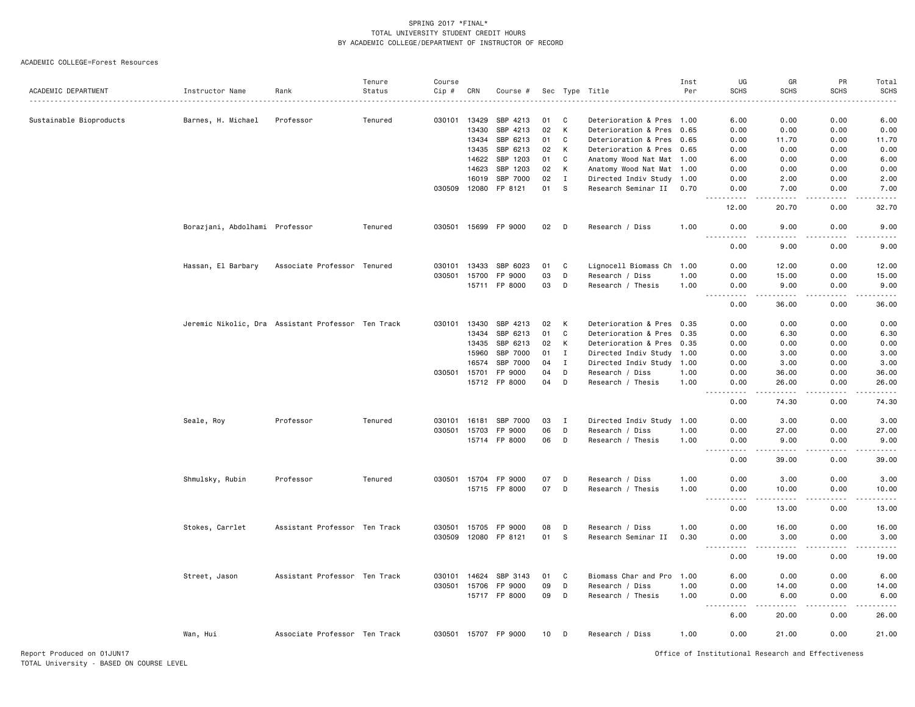SPRING 2017 *FINAL*
TOTAL UNIVERSITY STUDENT CREDIT HOURS
BY ACADEMIC COLLEGE/DEPARTMENT OF INSTRUCTOR OF RECORD

ACADEMIC COLLEGE=Forest Resources

| ACADEMIC DEPARTMENT | Instructor Name | Rank | Tenure Status | Course Cip # | CRN | Course # | Sec | Type | Title | Inst Per | UG SCHS | GR SCHS | PR SCHS | Total SCHS |
|---|---|---|---|---|---|---|---|---|---|---|---|---|---|---|
| Sustainable Bioproducts | Barnes, H. Michael | Professor | Tenured | 030101 | 13429 | SBP 4213 | 01 | C | Deterioration & Pres | 1.00 | 6.00 | 0.00 | 0.00 | 6.00 |
| | | | | | 13430 | SBP 4213 | 02 | K | Deterioration & Pres | 0.65 | 0.00 | 0.00 | 0.00 | 0.00 |
| | | | | | 13434 | SBP 6213 | 01 | C | Deterioration & Pres | 0.65 | 0.00 | 11.70 | 0.00 | 11.70 |
| | | | | | 13435 | SBP 6213 | 02 | K | Deterioration & Pres | 0.65 | 0.00 | 0.00 | 0.00 | 0.00 |
| | | | | | 14622 | SBP 1203 | 01 | C | Anatomy Wood Nat Mat | 1.00 | 6.00 | 0.00 | 0.00 | 6.00 |
| | | | | | 14623 | SBP 1203 | 02 | K | Anatomy Wood Nat Mat | 1.00 | 0.00 | 0.00 | 0.00 | 0.00 |
| | | | | | 16019 | SBP 7000 | 02 | I | Directed Indiv Study | 1.00 | 0.00 | 2.00 | 0.00 | 2.00 |
| | | | | 030509 | 12080 | FP 8121 | 01 | S | Research Seminar II | 0.70 | 0.00 | 7.00 | 0.00 | 7.00 |
| | | | | | | | | | | | 12.00 | 20.70 | 0.00 | 32.70 |
| | Borazjani, Abdolhami | Professor | Tenured | 030501 | 15699 | FP 9000 | 02 | D | Research / Diss | 1.00 | 0.00 | 9.00 | 0.00 | 9.00 |
| | | | | | | | | | | | 0.00 | 9.00 | 0.00 | 9.00 |
| | Hassan, El Barbary | Associate Professor | Tenured | 030101 | 13433 | SBP 6023 | 01 | C | Lignocell Biomass Ch | 1.00 | 0.00 | 12.00 | 0.00 | 12.00 |
| | | | | 030501 | 15700 | FP 9000 | 03 | D | Research / Diss | 1.00 | 0.00 | 15.00 | 0.00 | 15.00 |
| | | | | | 15711 | FP 8000 | 03 | D | Research / Thesis | 1.00 | 0.00 | 9.00 | 0.00 | 9.00 |
| | | | | | | | | | | | 0.00 | 36.00 | 0.00 | 36.00 |
| | Jeremic Nikolic, Dra | Assistant Professor | Ten Track | 030101 | 13430 | SBP 4213 | 02 | K | Deterioration & Pres | 0.35 | 0.00 | 0.00 | 0.00 | 0.00 |
| | | | | | 13434 | SBP 6213 | 01 | C | Deterioration & Pres | 0.35 | 0.00 | 6.30 | 0.00 | 6.30 |
| | | | | | 13435 | SBP 6213 | 02 | K | Deterioration & Pres | 0.35 | 0.00 | 0.00 | 0.00 | 0.00 |
| | | | | | 15960 | SBP 7000 | 01 | I | Directed Indiv Study | 1.00 | 0.00 | 3.00 | 0.00 | 3.00 |
| | | | | | 16574 | SBP 7000 | 04 | I | Directed Indiv Study | 1.00 | 0.00 | 3.00 | 0.00 | 3.00 |
| | | | | 030501 | 15701 | FP 9000 | 04 | D | Research / Diss | 1.00 | 0.00 | 36.00 | 0.00 | 36.00 |
| | | | | | 15712 | FP 8000 | 04 | D | Research / Thesis | 1.00 | 0.00 | 26.00 | 0.00 | 26.00 |
| | | | | | | | | | | | 0.00 | 74.30 | 0.00 | 74.30 |
| | Seale, Roy | Professor | Tenured | 030101 | 16181 | SBP 7000 | 03 | I | Directed Indiv Study | 1.00 | 0.00 | 3.00 | 0.00 | 3.00 |
| | | | | 030501 | 15703 | FP 9000 | 06 | D | Research / Diss | 1.00 | 0.00 | 27.00 | 0.00 | 27.00 |
| | | | | | 15714 | FP 8000 | 06 | D | Research / Thesis | 1.00 | 0.00 | 9.00 | 0.00 | 9.00 |
| | | | | | | | | | | | 0.00 | 39.00 | 0.00 | 39.00 |
| | Shmulsky, Rubin | Professor | Tenured | 030501 | 15704 | FP 9000 | 07 | D | Research / Diss | 1.00 | 0.00 | 3.00 | 0.00 | 3.00 |
| | | | | | 15715 | FP 8000 | 07 | D | Research / Thesis | 1.00 | 0.00 | 10.00 | 0.00 | 10.00 |
| | | | | | | | | | | | 0.00 | 13.00 | 0.00 | 13.00 |
| | Stokes, Carrlet | Assistant Professor | Ten Track | 030501 | 15705 | FP 9000 | 08 | D | Research / Diss | 1.00 | 0.00 | 16.00 | 0.00 | 16.00 |
| | | | | 030509 | 12080 | FP 8121 | 01 | S | Research Seminar II | 0.30 | 0.00 | 3.00 | 0.00 | 3.00 |
| | | | | | | | | | | | 0.00 | 19.00 | 0.00 | 19.00 |
| | Street, Jason | Assistant Professor | Ten Track | 030101 | 14624 | SBP 3143 | 01 | C | Biomass Char and Pro | 1.00 | 6.00 | 0.00 | 0.00 | 6.00 |
| | | | | 030501 | 15706 | FP 9000 | 09 | D | Research / Diss | 1.00 | 0.00 | 14.00 | 0.00 | 14.00 |
| | | | | | 15717 | FP 8000 | 09 | D | Research / Thesis | 1.00 | 0.00 | 6.00 | 0.00 | 6.00 |
| | | | | | | | | | | | 6.00 | 20.00 | 0.00 | 26.00 |
| | Wan, Hui | Associate Professor | Ten Track | 030501 | 15707 | FP 9000 | 10 | D | Research / Diss | 1.00 | 0.00 | 21.00 | 0.00 | 21.00 |

Report Produced on 01JUN17
TOTAL University - BASED ON COURSE LEVEL

Office of Institutional Research and Effectiveness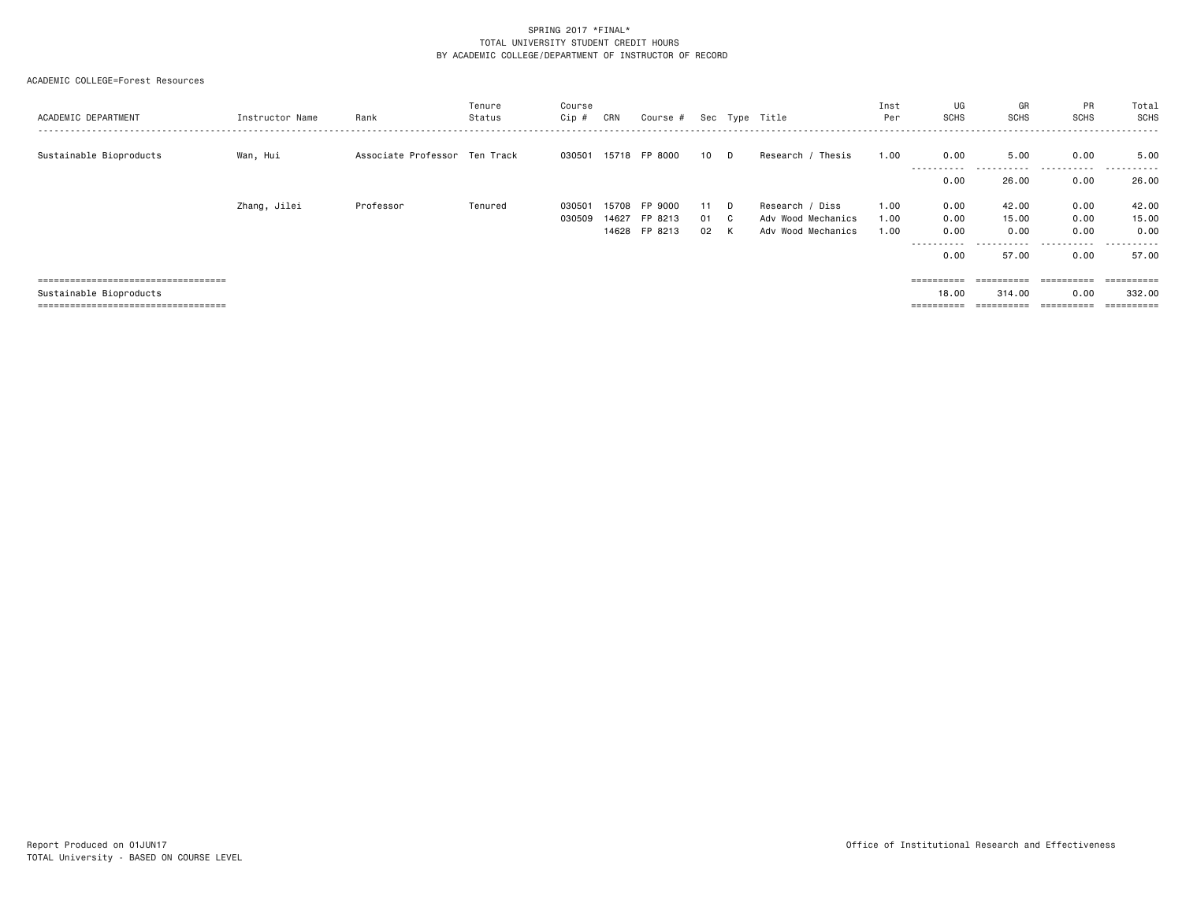SPRING 2017 *FINAL*
TOTAL UNIVERSITY STUDENT CREDIT HOURS
BY ACADEMIC COLLEGE/DEPARTMENT OF INSTRUCTOR OF RECORD

ACADEMIC COLLEGE=Forest Resources

| ACADEMIC DEPARTMENT | Instructor Name | Rank | Tenure Status | Course Cip # | CRN | Course # | Sec | Type | Title | Inst Per | UG SCHS | GR SCHS | PR SCHS | Total SCHS |
|---|---|---|---|---|---|---|---|---|---|---|---|---|---|---|
| Sustainable Bioproducts | Wan, Hui | Associate Professor | Ten Track | 030501 | 15718 | FP 8000 | 10 | D | Research / Thesis | 1.00 | 0.00 | 5.00 | 0.00 | 5.00 |
| | | | | | | | | | | | 0.00 | 26.00 | 0.00 | 26.00 |
| | Zhang, Jilei | Professor | Tenured | 030501 | 15708 | FP 9000 | 11 | D | Research / Diss | 1.00 | 0.00 | 42.00 | 0.00 | 42.00 |
| | | | | 030509 | 14627 | FP 8213 | 01 | C | Adv Wood Mechanics | 1.00 | 0.00 | 15.00 | 0.00 | 15.00 |
| | | | | | 14628 | FP 8213 | 02 | K | Adv Wood Mechanics | 1.00 | 0.00 | 0.00 | 0.00 | 0.00 |
| | | | | | | | | | | | 0.00 | 57.00 | 0.00 | 57.00 |
| Sustainable Bioproducts | | | | | | | | | | | 18.00 | 314.00 | 0.00 | 332.00 |

Report Produced on 01JUN17
TOTAL University - BASED ON COURSE LEVEL

Office of Institutional Research and Effectiveness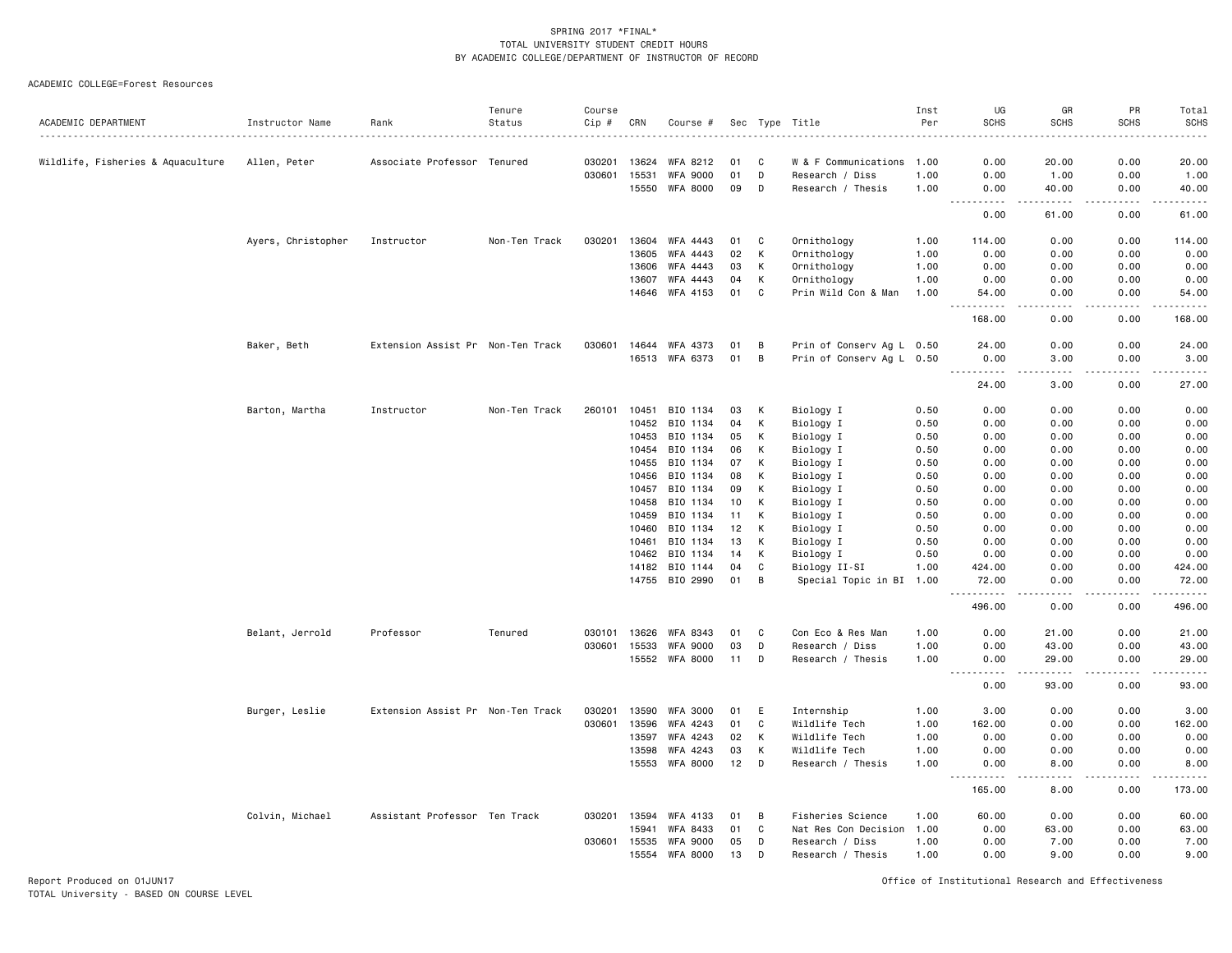SPRING 2017 *FINAL*
TOTAL UNIVERSITY STUDENT CREDIT HOURS
BY ACADEMIC COLLEGE/DEPARTMENT OF INSTRUCTOR OF RECORD

ACADEMIC COLLEGE=Forest Resources

| ACADEMIC DEPARTMENT | Instructor Name | Rank | Tenure Status | Course Cip # | CRN | Course # | Sec | Type | Title | Inst Per | UG SCHS | GR SCHS | PR SCHS | Total SCHS |
|---|---|---|---|---|---|---|---|---|---|---|---|---|---|---|
| Wildlife, Fisheries & Aquaculture | Allen, Peter | Associate Professor | Tenured | 030201 | 13624 | WFA 8212 | 01 | C | W & F Communications | 1.00 | 0.00 | 20.00 | 0.00 | 20.00 |
| | | | | 030601 | 15531 | WFA 9000 | 01 | D | Research / Diss | 1.00 | 0.00 | 1.00 | 0.00 | 1.00 |
| | | | | | 15550 | WFA 8000 | 09 | D | Research / Thesis | 1.00 | 0.00 | 40.00 | 0.00 | 40.00 |
| | | | | | | | | | | | 0.00 | 61.00 | 0.00 | 61.00 |
| | Ayers, Christopher | Instructor | Non-Ten Track | 030201 | 13604 | WFA 4443 | 01 | C | Ornithology | 1.00 | 114.00 | 0.00 | 0.00 | 114.00 |
| | | | | | 13605 | WFA 4443 | 02 | K | Ornithology | 1.00 | 0.00 | 0.00 | 0.00 | 0.00 |
| | | | | | 13606 | WFA 4443 | 03 | K | Ornithology | 1.00 | 0.00 | 0.00 | 0.00 | 0.00 |
| | | | | | 13607 | WFA 4443 | 04 | K | Ornithology | 1.00 | 0.00 | 0.00 | 0.00 | 0.00 |
| | | | | | 14646 | WFA 4153 | 01 | C | Prin Wild Con & Man | 1.00 | 54.00 | 0.00 | 0.00 | 54.00 |
| | | | | | | | | | | | 168.00 | 0.00 | 0.00 | 168.00 |
| | Baker, Beth | Extension Assist Pr | Non-Ten Track | 030601 | 14644 | WFA 4373 | 01 | B | Prin of Conserv Ag L | 0.50 | 24.00 | 0.00 | 0.00 | 24.00 |
| | | | | | 16513 | WFA 6373 | 01 | B | Prin of Conserv Ag L | 0.50 | 0.00 | 3.00 | 0.00 | 3.00 |
| | | | | | | | | | | | 24.00 | 3.00 | 0.00 | 27.00 |
| | Barton, Martha | Instructor | Non-Ten Track | 260101 | 10451 | BIO 1134 | 03 | K | Biology I | 0.50 | 0.00 | 0.00 | 0.00 | 0.00 |
| | | | | | 10452 | BIO 1134 | 04 | K | Biology I | 0.50 | 0.00 | 0.00 | 0.00 | 0.00 |
| | | | | | 10453 | BIO 1134 | 05 | K | Biology I | 0.50 | 0.00 | 0.00 | 0.00 | 0.00 |
| | | | | | 10454 | BIO 1134 | 06 | K | Biology I | 0.50 | 0.00 | 0.00 | 0.00 | 0.00 |
| | | | | | 10455 | BIO 1134 | 07 | K | Biology I | 0.50 | 0.00 | 0.00 | 0.00 | 0.00 |
| | | | | | 10456 | BIO 1134 | 08 | K | Biology I | 0.50 | 0.00 | 0.00 | 0.00 | 0.00 |
| | | | | | 10457 | BIO 1134 | 09 | K | Biology I | 0.50 | 0.00 | 0.00 | 0.00 | 0.00 |
| | | | | | 10458 | BIO 1134 | 10 | K | Biology I | 0.50 | 0.00 | 0.00 | 0.00 | 0.00 |
| | | | | | 10459 | BIO 1134 | 11 | K | Biology I | 0.50 | 0.00 | 0.00 | 0.00 | 0.00 |
| | | | | | 10460 | BIO 1134 | 12 | K | Biology I | 0.50 | 0.00 | 0.00 | 0.00 | 0.00 |
| | | | | | 10461 | BIO 1134 | 13 | K | Biology I | 0.50 | 0.00 | 0.00 | 0.00 | 0.00 |
| | | | | | 10462 | BIO 1134 | 14 | K | Biology I | 0.50 | 0.00 | 0.00 | 0.00 | 0.00 |
| | | | | | 14182 | BIO 1144 | 04 | C | Biology II-SI | 1.00 | 424.00 | 0.00 | 0.00 | 424.00 |
| | | | | | 14755 | BIO 2990 | 01 | B | Special Topic in BI | 1.00 | 72.00 | 0.00 | 0.00 | 72.00 |
| | | | | | | | | | | | 496.00 | 0.00 | 0.00 | 496.00 |
| | Belant, Jerrold | Professor | Tenured | 030101 | 13626 | WFA 8343 | 01 | C | Con Eco & Res Man | 1.00 | 0.00 | 21.00 | 0.00 | 21.00 |
| | | | | 030601 | 15533 | WFA 9000 | 03 | D | Research / Diss | 1.00 | 0.00 | 43.00 | 0.00 | 43.00 |
| | | | | | 15552 | WFA 8000 | 11 | D | Research / Thesis | 1.00 | 0.00 | 29.00 | 0.00 | 29.00 |
| | | | | | | | | | | | 0.00 | 93.00 | 0.00 | 93.00 |
| | Burger, Leslie | Extension Assist Pr | Non-Ten Track | 030201 | 13590 | WFA 3000 | 01 | E | Internship | 1.00 | 3.00 | 0.00 | 0.00 | 3.00 |
| | | | | 030601 | 13596 | WFA 4243 | 01 | C | Wildlife Tech | 1.00 | 162.00 | 0.00 | 0.00 | 162.00 |
| | | | | | 13597 | WFA 4243 | 02 | K | Wildlife Tech | 1.00 | 0.00 | 0.00 | 0.00 | 0.00 |
| | | | | | 13598 | WFA 4243 | 03 | K | Wildlife Tech | 1.00 | 0.00 | 0.00 | 0.00 | 0.00 |
| | | | | | 15553 | WFA 8000 | 12 | D | Research / Thesis | 1.00 | 0.00 | 8.00 | 0.00 | 8.00 |
| | | | | | | | | | | | 165.00 | 8.00 | 0.00 | 173.00 |
| | Colvin, Michael | Assistant Professor | Ten Track | 030201 | 13594 | WFA 4133 | 01 | B | Fisheries Science | 1.00 | 60.00 | 0.00 | 0.00 | 60.00 |
| | | | | | 15941 | WFA 8433 | 01 | C | Nat Res Con Decision | 1.00 | 0.00 | 63.00 | 0.00 | 63.00 |
| | | | | 030601 | 15535 | WFA 9000 | 05 | D | Research / Diss | 1.00 | 0.00 | 7.00 | 0.00 | 7.00 |
| | | | | | 15554 | WFA 8000 | 13 | D | Research / Thesis | 1.00 | 0.00 | 9.00 | 0.00 | 9.00 |

Report Produced on 01JUN17
TOTAL University - BASED ON COURSE LEVEL

Office of Institutional Research and Effectiveness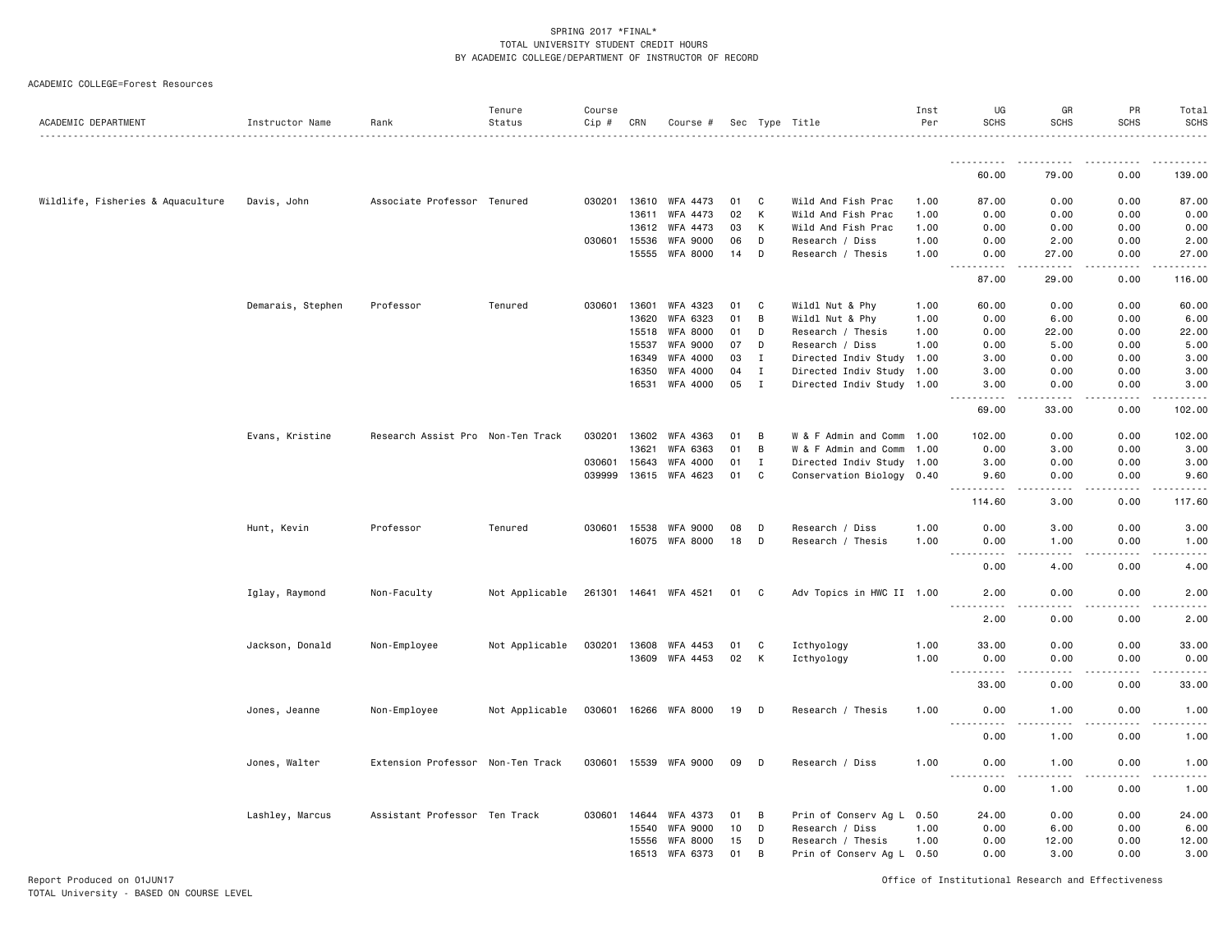SPRING 2017 *FINAL*
TOTAL UNIVERSITY STUDENT CREDIT HOURS
BY ACADEMIC COLLEGE/DEPARTMENT OF INSTRUCTOR OF RECORD

ACADEMIC COLLEGE=Forest Resources

| ACADEMIC DEPARTMENT | Instructor Name | Rank | Tenure Status | Course Cip # | CRN | Course # | Sec | Type | Title | Inst Per | UG SCHS | GR SCHS | PR SCHS | Total SCHS |
|---|---|---|---|---|---|---|---|---|---|---|---|---|---|---|
| | | | | | | | | | | | 60.00 | 79.00 | 0.00 | 139.00 |
| Wildlife, Fisheries & Aquaculture | Davis, John | Associate Professor | Tenured | 030201 | 13610 | WFA 4473 | 01 | C | Wild And Fish Prac | 1.00 | 87.00 | 0.00 | 0.00 | 87.00 |
| | | | | | 13611 | WFA 4473 | 02 | K | Wild And Fish Prac | 1.00 | 0.00 | 0.00 | 0.00 | 0.00 |
| | | | | | 13612 | WFA 4473 | 03 | K | Wild And Fish Prac | 1.00 | 0.00 | 0.00 | 0.00 | 0.00 |
| | | | | 030601 | 15536 | WFA 9000 | 06 | D | Research / Diss | 1.00 | 0.00 | 2.00 | 0.00 | 2.00 |
| | | | | | 15555 | WFA 8000 | 14 | D | Research / Thesis | 1.00 | 0.00 | 27.00 | 0.00 | 27.00 |
| | | | | | | | | | | | 87.00 | 29.00 | 0.00 | 116.00 |
| | Demarais, Stephen | Professor | Tenured | 030601 | 13601 | WFA 4323 | 01 | C | Wildl Nut & Phy | 1.00 | 60.00 | 0.00 | 0.00 | 60.00 |
| | | | | | 13620 | WFA 6323 | 01 | B | Wildl Nut & Phy | 1.00 | 0.00 | 6.00 | 0.00 | 6.00 |
| | | | | | 15518 | WFA 8000 | 01 | D | Research / Thesis | 1.00 | 0.00 | 22.00 | 0.00 | 22.00 |
| | | | | | 15537 | WFA 9000 | 07 | D | Research / Diss | 1.00 | 0.00 | 5.00 | 0.00 | 5.00 |
| | | | | | 16349 | WFA 4000 | 03 | I | Directed Indiv Study | 1.00 | 3.00 | 0.00 | 0.00 | 3.00 |
| | | | | | 16350 | WFA 4000 | 04 | I | Directed Indiv Study | 1.00 | 3.00 | 0.00 | 0.00 | 3.00 |
| | | | | | 16531 | WFA 4000 | 05 | I | Directed Indiv Study | 1.00 | 3.00 | 0.00 | 0.00 | 3.00 |
| | | | | | | | | | | | 69.00 | 33.00 | 0.00 | 102.00 |
| | Evans, Kristine | Research Assist Pro | Non-Ten Track | 030201 | 13602 | WFA 4363 | 01 | B | W & F Admin and Comm | 1.00 | 102.00 | 0.00 | 0.00 | 102.00 |
| | | | | | 13621 | WFA 6363 | 01 | B | W & F Admin and Comm | 1.00 | 0.00 | 3.00 | 0.00 | 3.00 |
| | | | | 030601 | 15643 | WFA 4000 | 01 | I | Directed Indiv Study | 1.00 | 3.00 | 0.00 | 0.00 | 3.00 |
| | | | | 039999 | 13615 | WFA 4623 | 01 | C | Conservation Biology | 0.40 | 9.60 | 0.00 | 0.00 | 9.60 |
| | | | | | | | | | | | 114.60 | 3.00 | 0.00 | 117.60 |
| | Hunt, Kevin | Professor | Tenured | 030601 | 15538 | WFA 9000 | 08 | D | Research / Diss | 1.00 | 0.00 | 3.00 | 0.00 | 3.00 |
| | | | | | 16075 | WFA 8000 | 18 | D | Research / Thesis | 1.00 | 0.00 | 1.00 | 0.00 | 1.00 |
| | | | | | | | | | | | 0.00 | 4.00 | 0.00 | 4.00 |
| | Iglay, Raymond | Non-Faculty | Not Applicable | 261301 | 14641 | WFA 4521 | 01 | C | Adv Topics in HWC II | 1.00 | 2.00 | 0.00 | 0.00 | 2.00 |
| | | | | | | | | | | | 2.00 | 0.00 | 0.00 | 2.00 |
| | Jackson, Donald | Non-Employee | Not Applicable | 030201 | 13608 | WFA 4453 | 01 | C | Icthyology | 1.00 | 33.00 | 0.00 | 0.00 | 33.00 |
| | | | | | 13609 | WFA 4453 | 02 | K | Icthyology | 1.00 | 0.00 | 0.00 | 0.00 | 0.00 |
| | | | | | | | | | | | 33.00 | 0.00 | 0.00 | 33.00 |
| | Jones, Jeanne | Non-Employee | Not Applicable | 030601 | 16266 | WFA 8000 | 19 | D | Research / Thesis | 1.00 | 0.00 | 1.00 | 0.00 | 1.00 |
| | | | | | | | | | | | 0.00 | 1.00 | 0.00 | 1.00 |
| | Jones, Walter | Extension Professor | Non-Ten Track | 030601 | 15539 | WFA 9000 | 09 | D | Research / Diss | 1.00 | 0.00 | 1.00 | 0.00 | 1.00 |
| | | | | | | | | | | | 0.00 | 1.00 | 0.00 | 1.00 |
| | Lashley, Marcus | Assistant Professor | Ten Track | 030601 | 14644 | WFA 4373 | 01 | B | Prin of Conserv Ag L | 0.50 | 24.00 | 0.00 | 0.00 | 24.00 |
| | | | | | 15540 | WFA 9000 | 10 | D | Research / Diss | 1.00 | 0.00 | 6.00 | 0.00 | 6.00 |
| | | | | | 15556 | WFA 8000 | 15 | D | Research / Thesis | 1.00 | 0.00 | 12.00 | 0.00 | 12.00 |
| | | | | | 16513 | WFA 6373 | 01 | B | Prin of Conserv Ag L | 0.50 | 0.00 | 3.00 | 0.00 | 3.00 |

Report Produced on 01JUN17
TOTAL University - BASED ON COURSE LEVEL

Office of Institutional Research and Effectiveness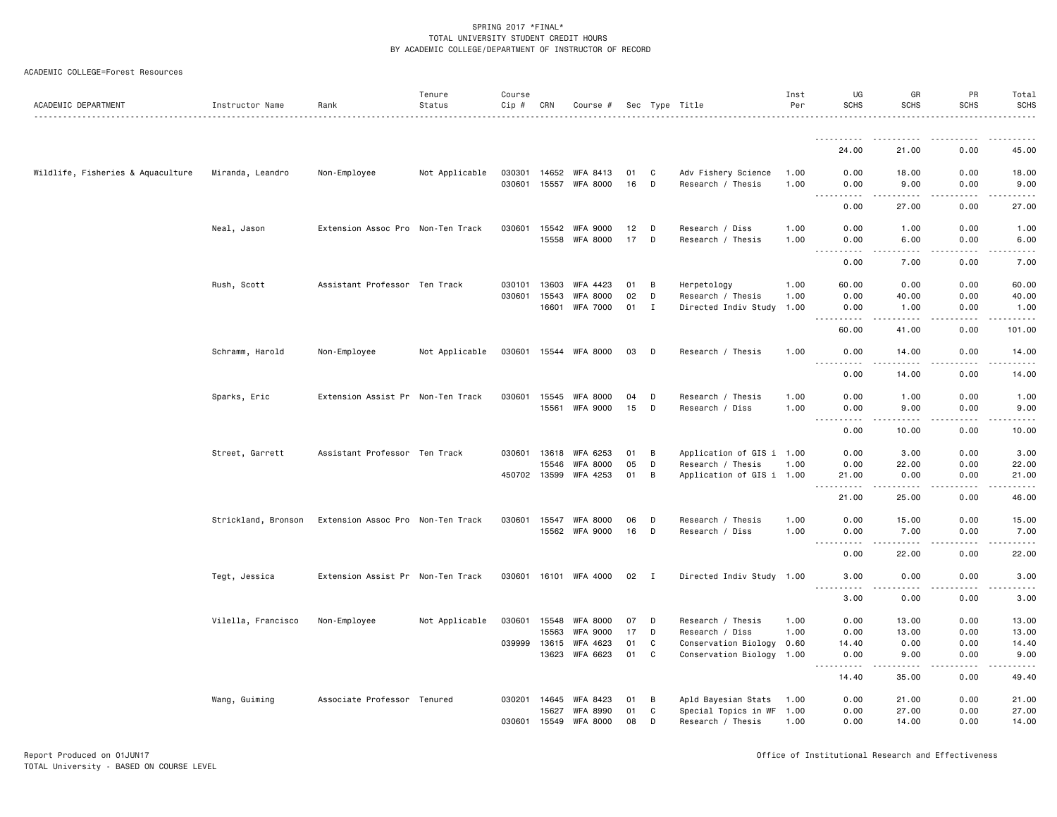SPRING 2017 *FINAL*
TOTAL UNIVERSITY STUDENT CREDIT HOURS
BY ACADEMIC COLLEGE/DEPARTMENT OF INSTRUCTOR OF RECORD

ACADEMIC COLLEGE=Forest Resources

| ACADEMIC DEPARTMENT | Instructor Name | Rank | Tenure Status | Course Cip # | CRN | Course # | Sec | Type | Title | Inst Per | UG SCHS | GR SCHS | PR SCHS | Total SCHS |
|---|---|---|---|---|---|---|---|---|---|---|---|---|---|---|
| | | | | | | | | | | | 24.00 | 21.00 | 0.00 | 45.00 |
| Wildlife, Fisheries & Aquaculture | Miranda, Leandro | Non-Employee | Not Applicable | 030301 | 14652 | WFA 8413 | 01 | C | Adv Fishery Science | 1.00 | 0.00 | 18.00 | 0.00 | 18.00 |
| | | | | 030601 | 15557 | WFA 8000 | 16 | D | Research / Thesis | 1.00 | 0.00 | 9.00 | 0.00 | 9.00 |
| | | | | | | | | | | | 0.00 | 27.00 | 0.00 | 27.00 |
| | Neal, Jason | Extension Assoc Pro | Non-Ten Track | 030601 | 15542 | WFA 9000 | 12 | D | Research / Diss | 1.00 | 0.00 | 1.00 | 0.00 | 1.00 |
| | | | | | 15558 | WFA 8000 | 17 | D | Research / Thesis | 1.00 | 0.00 | 6.00 | 0.00 | 6.00 |
| | | | | | | | | | | | 0.00 | 7.00 | 0.00 | 7.00 |
| | Rush, Scott | Assistant Professor | Ten Track | 030101 | 13603 | WFA 4423 | 01 | B | Herpetology | 1.00 | 60.00 | 0.00 | 0.00 | 60.00 |
| | | | | 030601 | 15543 | WFA 8000 | 02 | D | Research / Thesis | 1.00 | 0.00 | 40.00 | 0.00 | 40.00 |
| | | | | | 16601 | WFA 7000 | 01 | I | Directed Indiv Study | 1.00 | 0.00 | 1.00 | 0.00 | 1.00 |
| | | | | | | | | | | | 60.00 | 41.00 | 0.00 | 101.00 |
| | Schramm, Harold | Non-Employee | Not Applicable | 030601 | 15544 | WFA 8000 | 03 | D | Research / Thesis | 1.00 | 0.00 | 14.00 | 0.00 | 14.00 |
| | | | | | | | | | | | 0.00 | 14.00 | 0.00 | 14.00 |
| | Sparks, Eric | Extension Assist Pr | Non-Ten Track | 030601 | 15545 | WFA 8000 | 04 | D | Research / Thesis | 1.00 | 0.00 | 1.00 | 0.00 | 1.00 |
| | | | | | 15561 | WFA 9000 | 15 | D | Research / Diss | 1.00 | 0.00 | 9.00 | 0.00 | 9.00 |
| | | | | | | | | | | | 0.00 | 10.00 | 0.00 | 10.00 |
| | Street, Garrett | Assistant Professor | Ten Track | 030601 | 13618 | WFA 6253 | 01 | B | Application of GIS i | 1.00 | 0.00 | 3.00 | 0.00 | 3.00 |
| | | | | | 15546 | WFA 8000 | 05 | D | Research / Thesis | 1.00 | 0.00 | 22.00 | 0.00 | 22.00 |
| | | | | 450702 | 13599 | WFA 4253 | 01 | B | Application of GIS i | 1.00 | 21.00 | 0.00 | 0.00 | 21.00 |
| | | | | | | | | | | | 21.00 | 25.00 | 0.00 | 46.00 |
| | Strickland, Bronson | Extension Assoc Pro | Non-Ten Track | 030601 | 15547 | WFA 8000 | 06 | D | Research / Thesis | 1.00 | 0.00 | 15.00 | 0.00 | 15.00 |
| | | | | | 15562 | WFA 9000 | 16 | D | Research / Diss | 1.00 | 0.00 | 7.00 | 0.00 | 7.00 |
| | | | | | | | | | | | 0.00 | 22.00 | 0.00 | 22.00 |
| | Tegt, Jessica | Extension Assist Pr | Non-Ten Track | 030601 | 16101 | WFA 4000 | 02 | I | Directed Indiv Study | 1.00 | 3.00 | 0.00 | 0.00 | 3.00 |
| | | | | | | | | | | | 3.00 | 0.00 | 0.00 | 3.00 |
| | Vilella, Francisco | Non-Employee | Not Applicable | 030601 | 15548 | WFA 8000 | 07 | D | Research / Thesis | 1.00 | 0.00 | 13.00 | 0.00 | 13.00 |
| | | | | | 15563 | WFA 9000 | 17 | D | Research / Diss | 1.00 | 0.00 | 13.00 | 0.00 | 13.00 |
| | | | | 039999 | 13615 | WFA 4623 | 01 | C | Conservation Biology | 0.60 | 14.40 | 0.00 | 0.00 | 14.40 |
| | | | | | 13623 | WFA 6623 | 01 | C | Conservation Biology | 1.00 | 0.00 | 9.00 | 0.00 | 9.00 |
| | | | | | | | | | | | 14.40 | 35.00 | 0.00 | 49.40 |
| | Wang, Guiming | Associate Professor | Tenured | 030201 | 14645 | WFA 8423 | 01 | B | Apld Bayesian Stats | 1.00 | 0.00 | 21.00 | 0.00 | 21.00 |
| | | | | | 15627 | WFA 8990 | 01 | C | Special Topics in WF | 1.00 | 0.00 | 27.00 | 0.00 | 27.00 |
| | | | | 030601 | 15549 | WFA 8000 | 08 | D | Research / Thesis | 1.00 | 0.00 | 14.00 | 0.00 | 14.00 |

Report Produced on 01JUN17
TOTAL University - BASED ON COURSE LEVEL

Office of Institutional Research and Effectiveness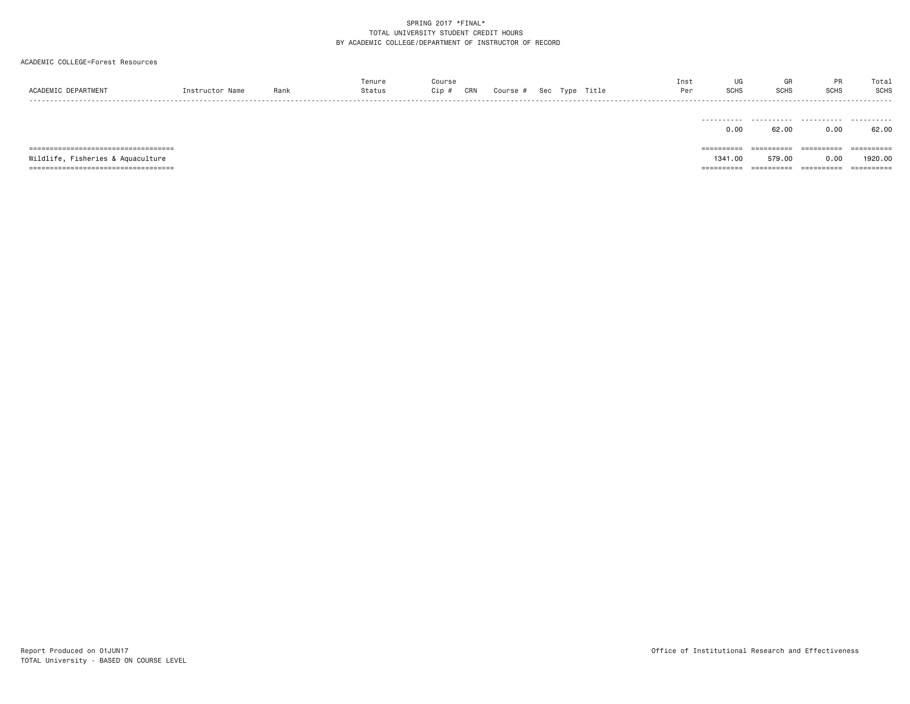SPRING 2017 *FINAL*
TOTAL UNIVERSITY STUDENT CREDIT HOURS
BY ACADEMIC COLLEGE/DEPARTMENT OF INSTRUCTOR OF RECORD

ACADEMIC COLLEGE=Forest Resources

| ACADEMIC DEPARTMENT | Instructor Name | Rank | Tenure Status | Course Cip # | CRN | Course # | Sec | Type | Title | Inst Per | UG SCHS | GR SCHS | PR SCHS | Total SCHS |
|---|---|---|---|---|---|---|---|---|---|---|---|---|---|---|
| | | | | | | | | | | | 0.00 | 62.00 | 0.00 | 62.00 |
| Wildlife, Fisheries & Aquaculture | | | | | | | | | | | 1341.00 | 579.00 | 0.00 | 1920.00 |

Report Produced on 01JUN17
TOTAL University - BASED ON COURSE LEVEL

Office of Institutional Research and Effectiveness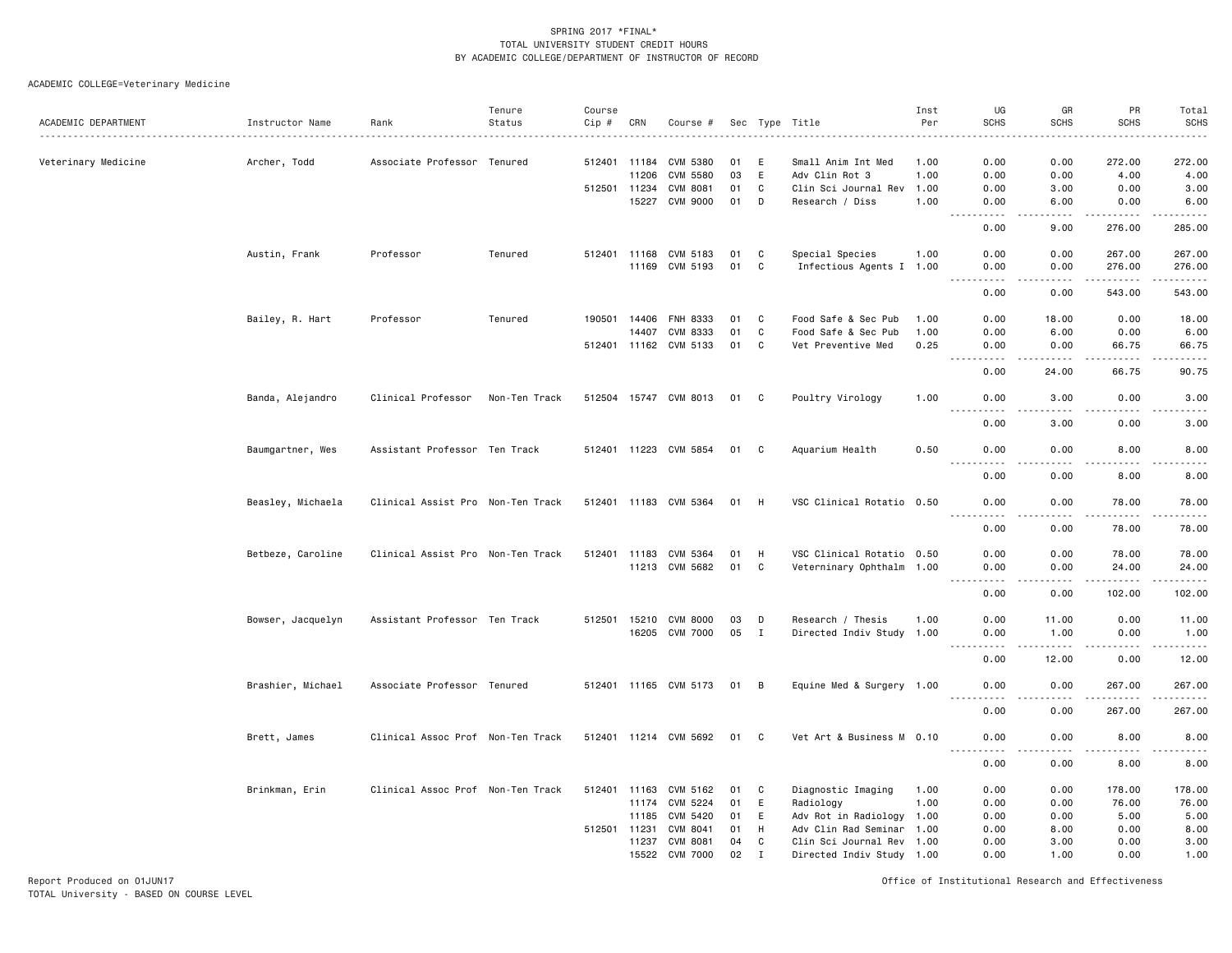SPRING 2017 *FINAL*
TOTAL UNIVERSITY STUDENT CREDIT HOURS
BY ACADEMIC COLLEGE/DEPARTMENT OF INSTRUCTOR OF RECORD

ACADEMIC COLLEGE=Veterinary Medicine

| ACADEMIC DEPARTMENT | Instructor Name | Rank | Tenure Status | Course Cip # | CRN | Course # | Sec | Type | Title | Inst Per | UG SCHS | GR SCHS | PR SCHS | Total SCHS |
|---|---|---|---|---|---|---|---|---|---|---|---|---|---|---|
| Veterinary Medicine | Archer, Todd | Associate Professor | Tenured | 512401 | 11184 | CVM 5380 | 01 | E | Small Anim Int Med | 1.00 | 0.00 | 0.00 | 272.00 | 272.00 |
| | | | | | 11206 | CVM 5580 | 03 | E | Adv Clin Rot 3 | 1.00 | 0.00 | 0.00 | 4.00 | 4.00 |
| | | | | 512501 | 11234 | CVM 8081 | 01 | C | Clin Sci Journal Rev | 1.00 | 0.00 | 3.00 | 0.00 | 3.00 |
| | | | | | 15227 | CVM 9000 | 01 | D | Research / Diss | 1.00 | 0.00 | 6.00 | 0.00 | 6.00 |
| | | | | | | | | | | | 0.00 | 9.00 | 276.00 | 285.00 |
| | Austin, Frank | Professor | Tenured | 512401 | 11168 | CVM 5183 | 01 | C | Special Species | 1.00 | 0.00 | 0.00 | 267.00 | 267.00 |
| | | | | | 11169 | CVM 5193 | 01 | C | Infectious Agents I | 1.00 | 0.00 | 0.00 | 276.00 | 276.00 |
| | | | | | | | | | | | 0.00 | 0.00 | 543.00 | 543.00 |
| | Bailey, R. Hart | Professor | Tenured | 190501 | 14406 | FNH 8333 | 01 | C | Food Safe & Sec Pub | 1.00 | 0.00 | 18.00 | 0.00 | 18.00 |
| | | | | | 14407 | CVM 8333 | 01 | C | Food Safe & Sec Pub | 1.00 | 0.00 | 6.00 | 0.00 | 6.00 |
| | | | | 512401 | 11162 | CVM 5133 | 01 | C | Vet Preventive Med | 0.25 | 0.00 | 0.00 | 66.75 | 66.75 |
| | | | | | | | | | | | 0.00 | 24.00 | 66.75 | 90.75 |
| | Banda, Alejandro | Clinical Professor | Non-Ten Track | 512504 | 15747 | CVM 8013 | 01 | C | Poultry Virology | 1.00 | 0.00 | 3.00 | 0.00 | 3.00 |
| | | | | | | | | | | | 0.00 | 3.00 | 0.00 | 3.00 |
| | Baumgartner, Wes | Assistant Professor | Ten Track | 512401 | 11223 | CVM 5854 | 01 | C | Aquarium Health | 0.50 | 0.00 | 0.00 | 8.00 | 8.00 |
| | | | | | | | | | | | 0.00 | 0.00 | 8.00 | 8.00 |
| | Beasley, Michaela | Clinical Assist Pro | Non-Ten Track | 512401 | 11183 | CVM 5364 | 01 | H | VSC Clinical Rotatio | 0.50 | 0.00 | 0.00 | 78.00 | 78.00 |
| | | | | | | | | | | | 0.00 | 0.00 | 78.00 | 78.00 |
| | Betbeze, Caroline | Clinical Assist Pro | Non-Ten Track | 512401 | 11183 | CVM 5364 | 01 | H | VSC Clinical Rotatio | 0.50 | 0.00 | 0.00 | 78.00 | 78.00 |
| | | | | | 11213 | CVM 5682 | 01 | C | Veterinary Ophthalm | 1.00 | 0.00 | 0.00 | 24.00 | 24.00 |
| | | | | | | | | | | | 0.00 | 0.00 | 102.00 | 102.00 |
| | Bowser, Jacquelyn | Assistant Professor | Ten Track | 512501 | 15210 | CVM 8000 | 03 | D | Research / Thesis | 1.00 | 0.00 | 11.00 | 0.00 | 11.00 |
| | | | | | 16205 | CVM 7000 | 05 | I | Directed Indiv Study | 1.00 | 0.00 | 1.00 | 0.00 | 1.00 |
| | | | | | | | | | | | 0.00 | 12.00 | 0.00 | 12.00 |
| | Brashier, Michael | Associate Professor | Tenured | 512401 | 11165 | CVM 5173 | 01 | B | Equine Med & Surgery | 1.00 | 0.00 | 0.00 | 267.00 | 267.00 |
| | | | | | | | | | | | 0.00 | 0.00 | 267.00 | 267.00 |
| | Brett, James | Clinical Assoc Prof | Non-Ten Track | 512401 | 11214 | CVM 5692 | 01 | C | Vet Art & Business M | 0.10 | 0.00 | 0.00 | 8.00 | 8.00 |
| | | | | | | | | | | | 0.00 | 0.00 | 8.00 | 8.00 |
| | Brinkman, Erin | Clinical Assoc Prof | Non-Ten Track | 512401 | 11163 | CVM 5162 | 01 | C | Diagnostic Imaging | 1.00 | 0.00 | 0.00 | 178.00 | 178.00 |
| | | | | | 11174 | CVM 5224 | 01 | E | Radiology | 1.00 | 0.00 | 0.00 | 76.00 | 76.00 |
| | | | | | 11185 | CVM 5420 | 01 | E | Adv Rot in Radiology | 1.00 | 0.00 | 0.00 | 5.00 | 5.00 |
| | | | | 512501 | 11231 | CVM 8041 | 01 | H | Adv Clin Rad Seminar | 1.00 | 0.00 | 8.00 | 0.00 | 8.00 |
| | | | | | 11237 | CVM 8081 | 04 | C | Clin Sci Journal Rev | 1.00 | 0.00 | 3.00 | 0.00 | 3.00 |
| | | | | | 15522 | CVM 7000 | 02 | I | Directed Indiv Study | 1.00 | 0.00 | 1.00 | 0.00 | 1.00 |

Report Produced on 01JUN17
TOTAL University - BASED ON COURSE LEVEL

Office of Institutional Research and Effectiveness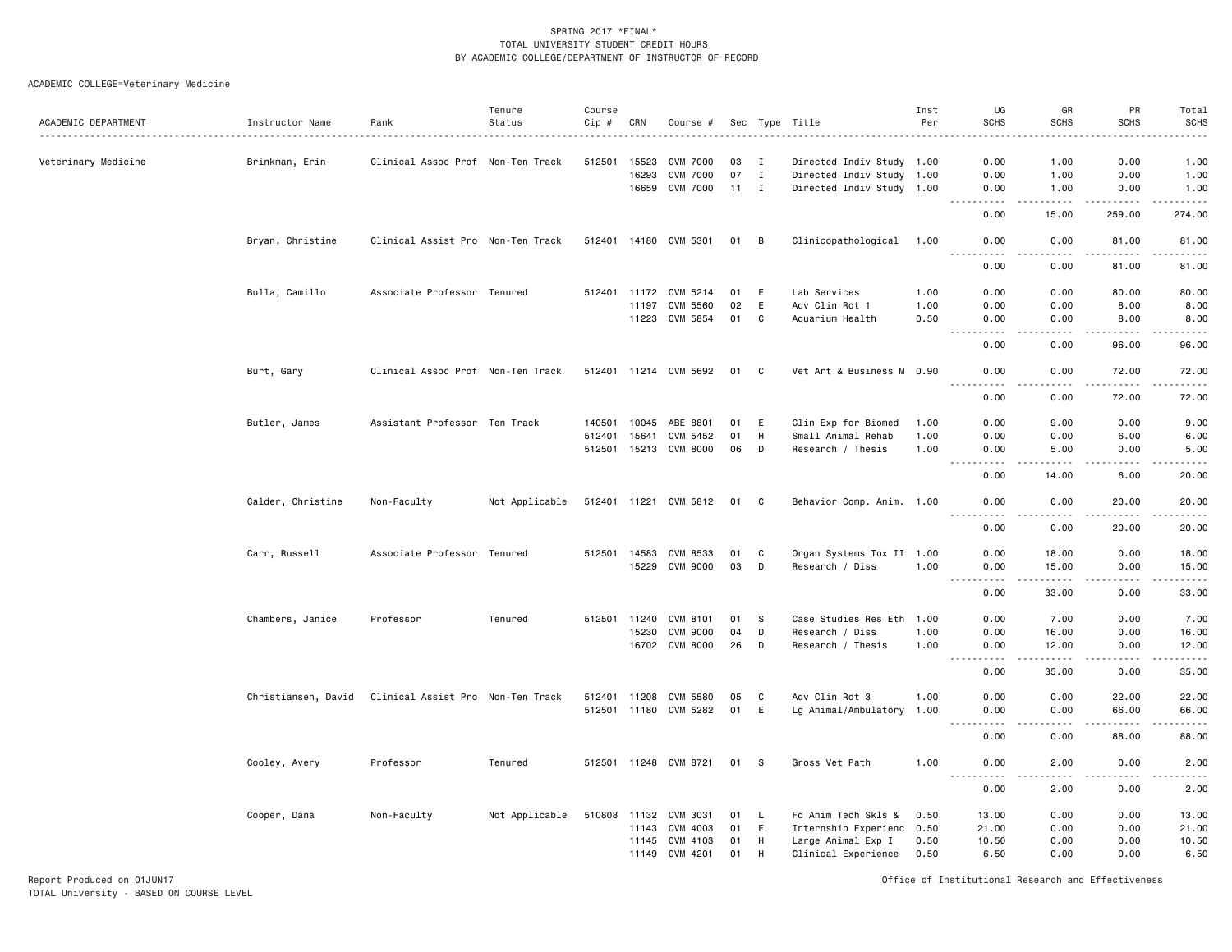SPRING 2017 *FINAL*
TOTAL UNIVERSITY STUDENT CREDIT HOURS
BY ACADEMIC COLLEGE/DEPARTMENT OF INSTRUCTOR OF RECORD

ACADEMIC COLLEGE=Veterinary Medicine

| ACADEMIC DEPARTMENT | Instructor Name | Rank | Tenure Status | Course Cip # | CRN | Course # | Sec | Type | Title | Inst Per | UG SCHS | GR SCHS | PR SCHS | Total SCHS |
|---|---|---|---|---|---|---|---|---|---|---|---|---|---|---|
| Veterinary Medicine | Brinkman, Erin | Clinical Assoc Prof | Non-Ten Track | 512501 | 15523 | CVM 7000 | 03 | I | Directed Indiv Study | 1.00 | 0.00 | 1.00 | 0.00 | 1.00 |
| | | | | | 16293 | CVM 7000 | 07 | I | Directed Indiv Study | 1.00 | 0.00 | 1.00 | 0.00 | 1.00 |
| | | | | | 16659 | CVM 7000 | 11 | I | Directed Indiv Study | 1.00 | 0.00 | 1.00 | 0.00 | 1.00 |
| | | | | | | | | | | | 0.00 | 15.00 | 259.00 | 274.00 |
| | Bryan, Christine | Clinical Assist Pro | Non-Ten Track | 512401 | 14180 | CVM 5301 | 01 | B | Clinicopathological | 1.00 | 0.00 | 0.00 | 81.00 | 81.00 |
| | | | | | | | | | | | 0.00 | 0.00 | 81.00 | 81.00 |
| | Bulla, Camillo | Associate Professor | Tenured | 512401 | 11172 | CVM 5214 | 01 | E | Lab Services | 1.00 | 0.00 | 0.00 | 80.00 | 80.00 |
| | | | | | 11197 | CVM 5560 | 02 | E | Adv Clin Rot 1 | 1.00 | 0.00 | 0.00 | 8.00 | 8.00 |
| | | | | | 11223 | CVM 5854 | 01 | C | Aquarium Health | 0.50 | 0.00 | 0.00 | 8.00 | 8.00 |
| | | | | | | | | | | | 0.00 | 0.00 | 96.00 | 96.00 |
| | Burt, Gary | Clinical Assoc Prof | Non-Ten Track | 512401 | 11214 | CVM 5692 | 01 | C | Vet Art & Business M | 0.90 | 0.00 | 0.00 | 72.00 | 72.00 |
| | | | | | | | | | | | 0.00 | 0.00 | 72.00 | 72.00 |
| | Butler, James | Assistant Professor | Ten Track | 140501 | 10045 | ABE 8801 | 01 | E | Clin Exp for Biomed | 1.00 | 0.00 | 9.00 | 0.00 | 9.00 |
| | | | | 512401 | 15641 | CVM 5452 | 01 | H | Small Animal Rehab | 1.00 | 0.00 | 0.00 | 6.00 | 6.00 |
| | | | | 512501 | 15213 | CVM 8000 | 06 | D | Research / Thesis | 1.00 | 0.00 | 5.00 | 0.00 | 5.00 |
| | | | | | | | | | | | 0.00 | 14.00 | 6.00 | 20.00 |
| | Calder, Christine | Non-Faculty | Not Applicable | 512401 | 11221 | CVM 5812 | 01 | C | Behavior Comp. Anim. | 1.00 | 0.00 | 0.00 | 20.00 | 20.00 |
| | | | | | | | | | | | 0.00 | 0.00 | 20.00 | 20.00 |
| | Carr, Russell | Associate Professor | Tenured | 512501 | 14583 | CVM 8533 | 01 | C | Organ Systems Tox II | 1.00 | 0.00 | 18.00 | 0.00 | 18.00 |
| | | | | | 15229 | CVM 9000 | 03 | D | Research / Diss | 1.00 | 0.00 | 15.00 | 0.00 | 15.00 |
| | | | | | | | | | | | 0.00 | 33.00 | 0.00 | 33.00 |
| | Chambers, Janice | Professor | Tenured | 512501 | 11240 | CVM 8101 | 01 | S | Case Studies Res Eth | 1.00 | 0.00 | 7.00 | 0.00 | 7.00 |
| | | | | | 15230 | CVM 9000 | 04 | D | Research / Diss | 1.00 | 0.00 | 16.00 | 0.00 | 16.00 |
| | | | | | 16702 | CVM 8000 | 26 | D | Research / Thesis | 1.00 | 0.00 | 12.00 | 0.00 | 12.00 |
| | | | | | | | | | | | 0.00 | 35.00 | 0.00 | 35.00 |
| | Christiansen, David | Clinical Assist Pro | Non-Ten Track | 512401 | 11208 | CVM 5580 | 05 | C | Adv Clin Rot 3 | 1.00 | 0.00 | 0.00 | 22.00 | 22.00 |
| | | | | 512501 | 11180 | CVM 5282 | 01 | E | Lg Animal/Ambulatory | 1.00 | 0.00 | 0.00 | 66.00 | 66.00 |
| | | | | | | | | | | | 0.00 | 0.00 | 88.00 | 88.00 |
| | Cooley, Avery | Professor | Tenured | 512501 | 11248 | CVM 8721 | 01 | S | Gross Vet Path | 1.00 | 0.00 | 2.00 | 0.00 | 2.00 |
| | | | | | | | | | | | 0.00 | 2.00 | 0.00 | 2.00 |
| | Cooper, Dana | Non-Faculty | Not Applicable | 510808 | 11132 | CVM 3031 | 01 | L | Fd Anim Tech Skls & | 0.50 | 13.00 | 0.00 | 0.00 | 13.00 |
| | | | | | 11143 | CVM 4003 | 01 | E | Internship Experienc | 0.50 | 21.00 | 0.00 | 0.00 | 21.00 |
| | | | | | 11145 | CVM 4103 | 01 | H | Large Animal Exp I | 0.50 | 10.50 | 0.00 | 0.00 | 10.50 |
| | | | | | 11149 | CVM 4201 | 01 | H | Clinical Experience | 0.50 | 6.50 | 0.00 | 0.00 | 6.50 |

Report Produced on 01JUN17
TOTAL University - BASED ON COURSE LEVEL

Office of Institutional Research and Effectiveness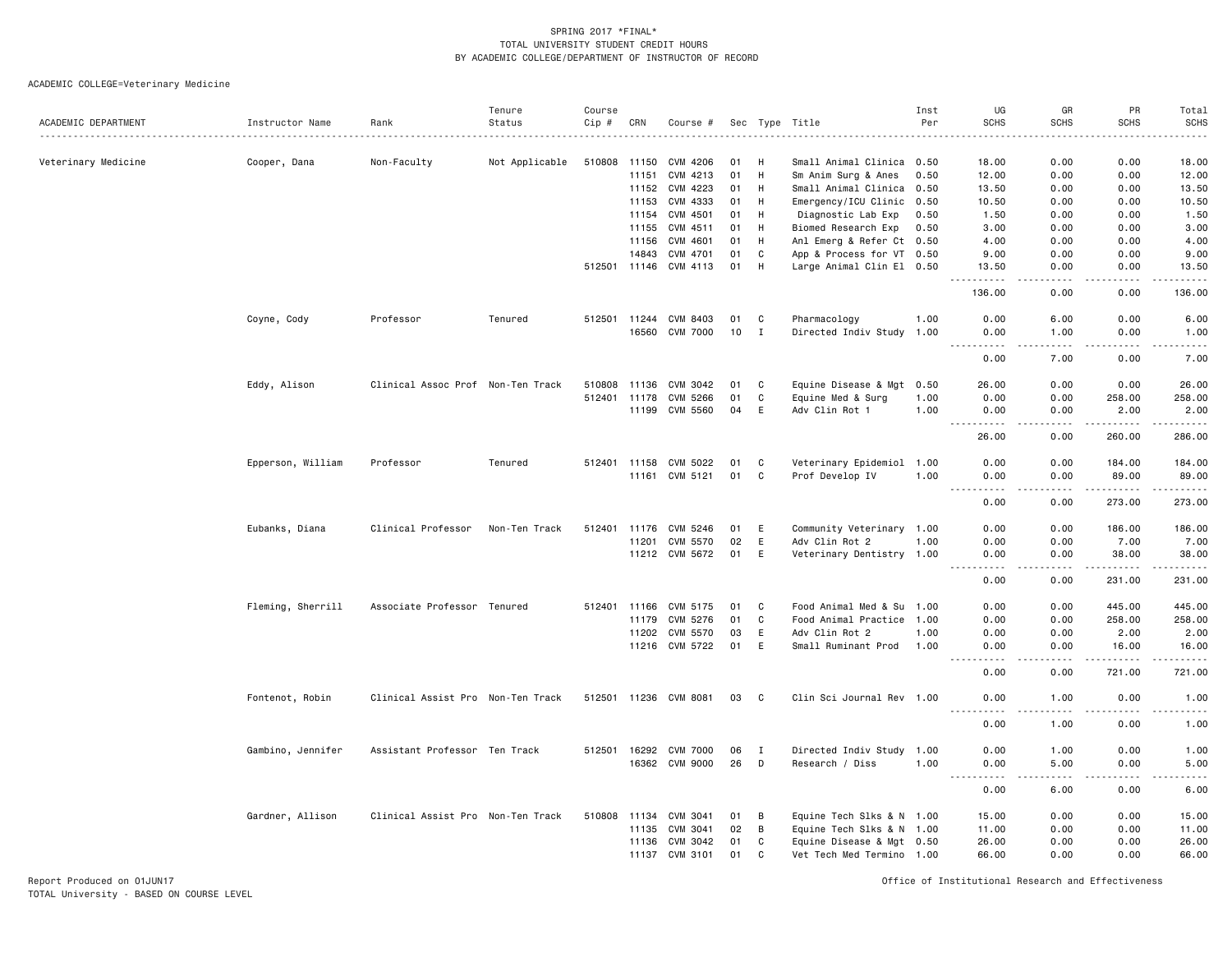SPRING 2017 *FINAL*
TOTAL UNIVERSITY STUDENT CREDIT HOURS
BY ACADEMIC COLLEGE/DEPARTMENT OF INSTRUCTOR OF RECORD

ACADEMIC COLLEGE=Veterinary Medicine

| ACADEMIC DEPARTMENT | Instructor Name | Rank | Tenure Status | Course Cip # | CRN | Course # | Sec | Type | Title | Inst Per | UG SCHS | GR SCHS | PR SCHS | Total SCHS |
|---|---|---|---|---|---|---|---|---|---|---|---|---|---|---|
| Veterinary Medicine | Cooper, Dana | Non-Faculty | Not Applicable | 510808 | 11150 | CVM 4206 | 01 | H | Small Animal Clinica | 0.50 | 18.00 | 0.00 | 0.00 | 18.00 |
| | | | | | 11151 | CVM 4213 | 01 | H | Sm Anim Surg & Anes | 0.50 | 12.00 | 0.00 | 0.00 | 12.00 |
| | | | | | 11152 | CVM 4223 | 01 | H | Small Animal Clinica | 0.50 | 13.50 | 0.00 | 0.00 | 13.50 |
| | | | | | 11153 | CVM 4333 | 01 | H | Emergency/ICU Clinic | 0.50 | 10.50 | 0.00 | 0.00 | 10.50 |
| | | | | | 11154 | CVM 4501 | 01 | H | Diagnostic Lab Exp | 0.50 | 1.50 | 0.00 | 0.00 | 1.50 |
| | | | | | 11155 | CVM 4511 | 01 | H | Biomed Research Exp | 0.50 | 3.00 | 0.00 | 0.00 | 3.00 |
| | | | | | 11156 | CVM 4601 | 01 | H | Anl Emerg & Refer Ct | 0.50 | 4.00 | 0.00 | 0.00 | 4.00 |
| | | | | | 14843 | CVM 4701 | 01 | C | App & Process for VT | 0.50 | 9.00 | 0.00 | 0.00 | 9.00 |
| | | | | 512501 | 11146 | CVM 4113 | 01 | H | Large Animal Clin El | 0.50 | 13.50 | 0.00 | 0.00 | 13.50 |
| | | | | | | | | | | | 136.00 | 0.00 | 0.00 | 136.00 |
| | Coyne, Cody | Professor | Tenured | 512501 | 11244 | CVM 8403 | 01 | C | Pharmacology | 1.00 | 0.00 | 6.00 | 0.00 | 6.00 |
| | | | | | 16560 | CVM 7000 | 10 | I | Directed Indiv Study | 1.00 | 0.00 | 1.00 | 0.00 | 1.00 |
| | | | | | | | | | | | 0.00 | 7.00 | 0.00 | 7.00 |
| | Eddy, Alison | Clinical Assoc Prof | Non-Ten Track | 510808 | 11136 | CVM 3042 | 01 | C | Equine Disease & Mgt | 0.50 | 26.00 | 0.00 | 0.00 | 26.00 |
| | | | | 512401 | 11178 | CVM 5266 | 01 | C | Equine Med & Surg | 1.00 | 0.00 | 0.00 | 258.00 | 258.00 |
| | | | | | 11199 | CVM 5560 | 04 | E | Adv Clin Rot 1 | 1.00 | 0.00 | 0.00 | 2.00 | 2.00 |
| | | | | | | | | | | | 26.00 | 0.00 | 260.00 | 286.00 |
| | Epperson, William | Professor | Tenured | 512401 | 11158 | CVM 5022 | 01 | C | Veterinary Epidemiol | 1.00 | 0.00 | 0.00 | 184.00 | 184.00 |
| | | | | | 11161 | CVM 5121 | 01 | C | Prof Develop IV | 1.00 | 0.00 | 0.00 | 89.00 | 89.00 |
| | | | | | | | | | | | 0.00 | 0.00 | 273.00 | 273.00 |
| | Eubanks, Diana | Clinical Professor | Non-Ten Track | 512401 | 11176 | CVM 5246 | 01 | E | Community Veterinary | 1.00 | 0.00 | 0.00 | 186.00 | 186.00 |
| | | | | | 11201 | CVM 5570 | 02 | E | Adv Clin Rot 2 | 1.00 | 0.00 | 0.00 | 7.00 | 7.00 |
| | | | | | 11212 | CVM 5672 | 01 | E | Veterinary Dentistry | 1.00 | 0.00 | 0.00 | 38.00 | 38.00 |
| | | | | | | | | | | | 0.00 | 0.00 | 231.00 | 231.00 |
| | Fleming, Sherrill | Associate Professor | Tenured | 512401 | 11166 | CVM 5175 | 01 | C | Food Animal Med & Su | 1.00 | 0.00 | 0.00 | 445.00 | 445.00 |
| | | | | | 11179 | CVM 5276 | 01 | C | Food Animal Practice | 1.00 | 0.00 | 0.00 | 258.00 | 258.00 |
| | | | | | 11202 | CVM 5570 | 03 | E | Adv Clin Rot 2 | 1.00 | 0.00 | 0.00 | 2.00 | 2.00 |
| | | | | | 11216 | CVM 5722 | 01 | E | Small Ruminant Prod | 1.00 | 0.00 | 0.00 | 16.00 | 16.00 |
| | | | | | | | | | | | 0.00 | 0.00 | 721.00 | 721.00 |
| | Fontenot, Robin | Clinical Assist Pro | Non-Ten Track | 512501 | 11236 | CVM 8081 | 03 | C | Clin Sci Journal Rev | 1.00 | 0.00 | 1.00 | 0.00 | 1.00 |
| | | | | | | | | | | | 0.00 | 1.00 | 0.00 | 1.00 |
| | Gambino, Jennifer | Assistant Professor | Ten Track | 512501 | 16292 | CVM 7000 | 06 | I | Directed Indiv Study | 1.00 | 0.00 | 1.00 | 0.00 | 1.00 |
| | | | | | 16362 | CVM 9000 | 26 | D | Research / Diss | 1.00 | 0.00 | 5.00 | 0.00 | 5.00 |
| | | | | | | | | | | | 0.00 | 6.00 | 0.00 | 6.00 |
| | Gardner, Allison | Clinical Assist Pro | Non-Ten Track | 510808 | 11134 | CVM 3041 | 01 | B | Equine Tech Slks & N | 1.00 | 15.00 | 0.00 | 0.00 | 15.00 |
| | | | | | 11135 | CVM 3041 | 02 | B | Equine Tech Slks & N | 1.00 | 11.00 | 0.00 | 0.00 | 11.00 |
| | | | | | 11136 | CVM 3042 | 01 | C | Equine Disease & Mgt | 0.50 | 26.00 | 0.00 | 0.00 | 26.00 |
| | | | | | 11137 | CVM 3101 | 01 | C | Vet Tech Med Termino | 1.00 | 66.00 | 0.00 | 0.00 | 66.00 |

Report Produced on 01JUN17
TOTAL University - BASED ON COURSE LEVEL

Office of Institutional Research and Effectiveness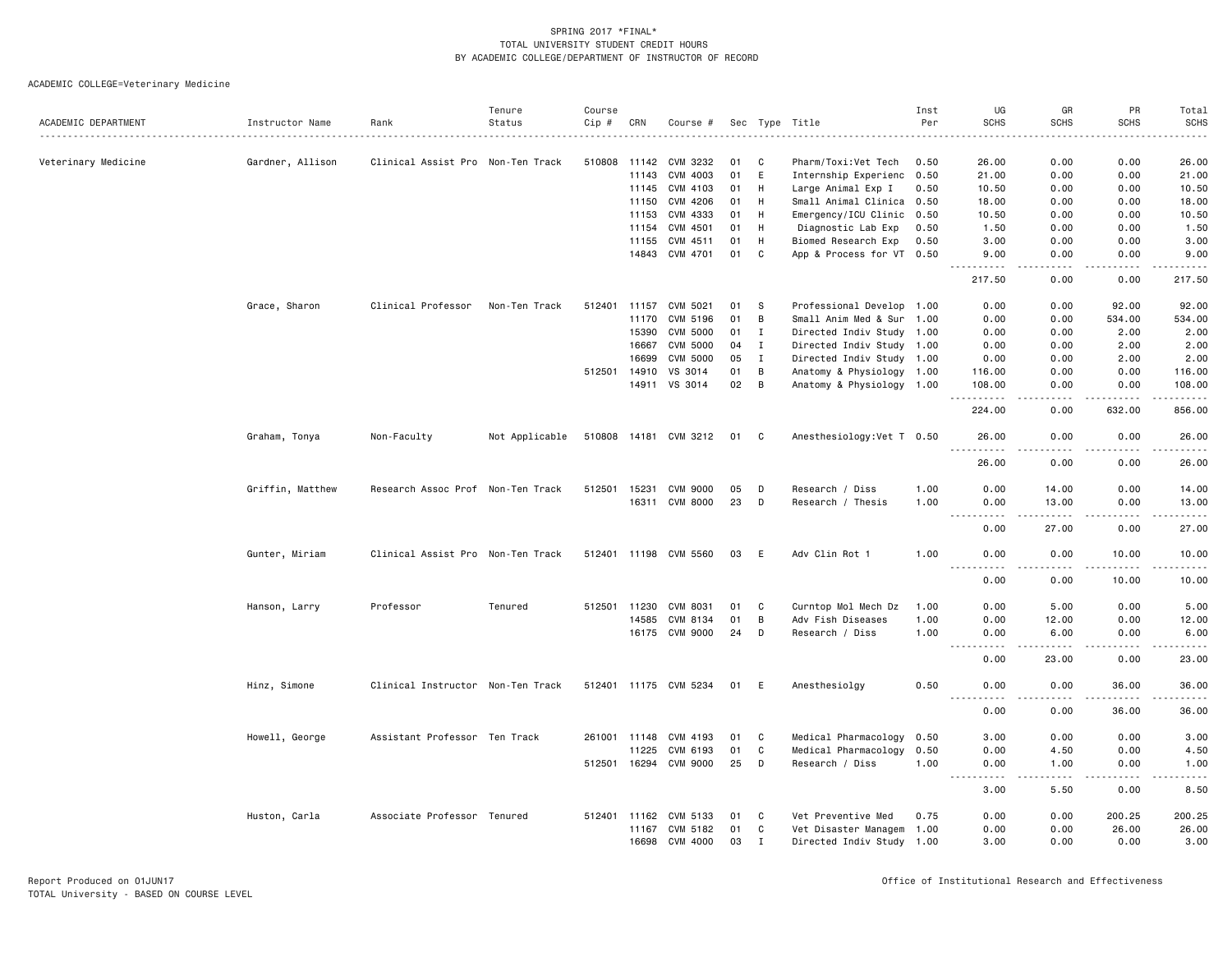SPRING 2017 *FINAL*
TOTAL UNIVERSITY STUDENT CREDIT HOURS
BY ACADEMIC COLLEGE/DEPARTMENT OF INSTRUCTOR OF RECORD

ACADEMIC COLLEGE=Veterinary Medicine

| ACADEMIC DEPARTMENT | Instructor Name | Rank | Tenure Status | Course Cip # | CRN | Course # | Sec | Type | Title | Inst Per | UG SCHS | GR SCHS | PR SCHS | Total SCHS |
|---|---|---|---|---|---|---|---|---|---|---|---|---|---|---|
| Veterinary Medicine | Gardner, Allison | Clinical Assist Pro | Non-Ten Track | 510808 | 11142 | CVM 3232 | 01 | C | Pharm/Toxi:Vet Tech | 0.50 | 26.00 | 0.00 | 0.00 | 26.00 |
| | | | | | 11143 | CVM 4003 | 01 | E | Internship Experienc | 0.50 | 21.00 | 0.00 | 0.00 | 21.00 |
| | | | | | 11145 | CVM 4103 | 01 | H | Large Animal Exp I | 0.50 | 10.50 | 0.00 | 0.00 | 10.50 |
| | | | | | 11150 | CVM 4206 | 01 | H | Small Animal Clinica | 0.50 | 18.00 | 0.00 | 0.00 | 18.00 |
| | | | | | 11153 | CVM 4333 | 01 | H | Emergency/ICU Clinic | 0.50 | 10.50 | 0.00 | 0.00 | 10.50 |
| | | | | | 11154 | CVM 4501 | 01 | H | Diagnostic Lab Exp | 0.50 | 1.50 | 0.00 | 0.00 | 1.50 |
| | | | | | 11155 | CVM 4511 | 01 | H | Biomed Research Exp | 0.50 | 3.00 | 0.00 | 0.00 | 3.00 |
| | | | | | 14843 | CVM 4701 | 01 | C | App & Process for VT | 0.50 | 9.00 | 0.00 | 0.00 | 9.00 |
| | | | | | | | | | | | 217.50 | 0.00 | 0.00 | 217.50 |
| | Grace, Sharon | Clinical Professor | Non-Ten Track | 512401 | 11157 | CVM 5021 | 01 | S | Professional Develop | 1.00 | 0.00 | 0.00 | 92.00 | 92.00 |
| | | | | | 11170 | CVM 5196 | 01 | B | Small Anim Med & Sur | 1.00 | 0.00 | 0.00 | 534.00 | 534.00 |
| | | | | | 15390 | CVM 5000 | 01 | I | Directed Indiv Study | 1.00 | 0.00 | 0.00 | 2.00 | 2.00 |
| | | | | | 16667 | CVM 5000 | 04 | I | Directed Indiv Study | 1.00 | 0.00 | 0.00 | 2.00 | 2.00 |
| | | | | | 16699 | CVM 5000 | 05 | I | Directed Indiv Study | 1.00 | 0.00 | 0.00 | 2.00 | 2.00 |
| | | | | 512501 | 14910 | VS 3014 | 01 | B | Anatomy & Physiology | 1.00 | 116.00 | 0.00 | 0.00 | 116.00 |
| | | | | | 14911 | VS 3014 | 02 | B | Anatomy & Physiology | 1.00 | 108.00 | 0.00 | 0.00 | 108.00 |
| | | | | | | | | | | | 224.00 | 0.00 | 632.00 | 856.00 |
| | Graham, Tonya | Non-Faculty | Not Applicable | 510808 | 14181 | CVM 3212 | 01 | C | Anesthesiology:Vet T | 0.50 | 26.00 | 0.00 | 0.00 | 26.00 |
| | | | | | | | | | | | 26.00 | 0.00 | 0.00 | 26.00 |
| | Griffin, Matthew | Research Assoc Prof | Non-Ten Track | 512501 | 15231 | CVM 9000 | 05 | D | Research / Diss | 1.00 | 0.00 | 14.00 | 0.00 | 14.00 |
| | | | | | 16311 | CVM 8000 | 23 | D | Research / Thesis | 1.00 | 0.00 | 13.00 | 0.00 | 13.00 |
| | | | | | | | | | | | 0.00 | 27.00 | 0.00 | 27.00 |
| | Gunter, Miriam | Clinical Assist Pro | Non-Ten Track | 512401 | 11198 | CVM 5560 | 03 | E | Adv Clin Rot 1 | 1.00 | 0.00 | 0.00 | 10.00 | 10.00 |
| | | | | | | | | | | | 0.00 | 0.00 | 10.00 | 10.00 |
| | Hanson, Larry | Professor | Tenured | 512501 | 11230 | CVM 8031 | 01 | C | Curntop Mol Mech Dz | 1.00 | 0.00 | 5.00 | 0.00 | 5.00 |
| | | | | | 14585 | CVM 8134 | 01 | B | Adv Fish Diseases | 1.00 | 0.00 | 12.00 | 0.00 | 12.00 |
| | | | | | 16175 | CVM 9000 | 24 | D | Research / Diss | 1.00 | 0.00 | 6.00 | 0.00 | 6.00 |
| | | | | | | | | | | | 0.00 | 23.00 | 0.00 | 23.00 |
| | Hinz, Simone | Clinical Instructor | Non-Ten Track | 512401 | 11175 | CVM 5234 | 01 | E | Anesthesiolgy | 0.50 | 0.00 | 0.00 | 36.00 | 36.00 |
| | | | | | | | | | | | 0.00 | 0.00 | 36.00 | 36.00 |
| | Howell, George | Assistant Professor | Ten Track | 261001 | 11148 | CVM 4193 | 01 | C | Medical Pharmacology | 0.50 | 3.00 | 0.00 | 0.00 | 3.00 |
| | | | | | 11225 | CVM 6193 | 01 | C | Medical Pharmacology | 0.50 | 0.00 | 4.50 | 0.00 | 4.50 |
| | | | | 512501 | 16294 | CVM 9000 | 25 | D | Research / Diss | 1.00 | 0.00 | 1.00 | 0.00 | 1.00 |
| | | | | | | | | | | | 3.00 | 5.50 | 0.00 | 8.50 |
| | Huston, Carla | Associate Professor | Tenured | 512401 | 11162 | CVM 5133 | 01 | C | Vet Preventive Med | 0.75 | 0.00 | 0.00 | 200.25 | 200.25 |
| | | | | | 11167 | CVM 5182 | 01 | C | Vet Disaster Managem | 1.00 | 0.00 | 0.00 | 26.00 | 26.00 |
| | | | | | 16698 | CVM 4000 | 03 | I | Directed Indiv Study | 1.00 | 3.00 | 0.00 | 0.00 | 3.00 |

Report Produced on 01JUN17
TOTAL University - BASED ON COURSE LEVEL

Office of Institutional Research and Effectiveness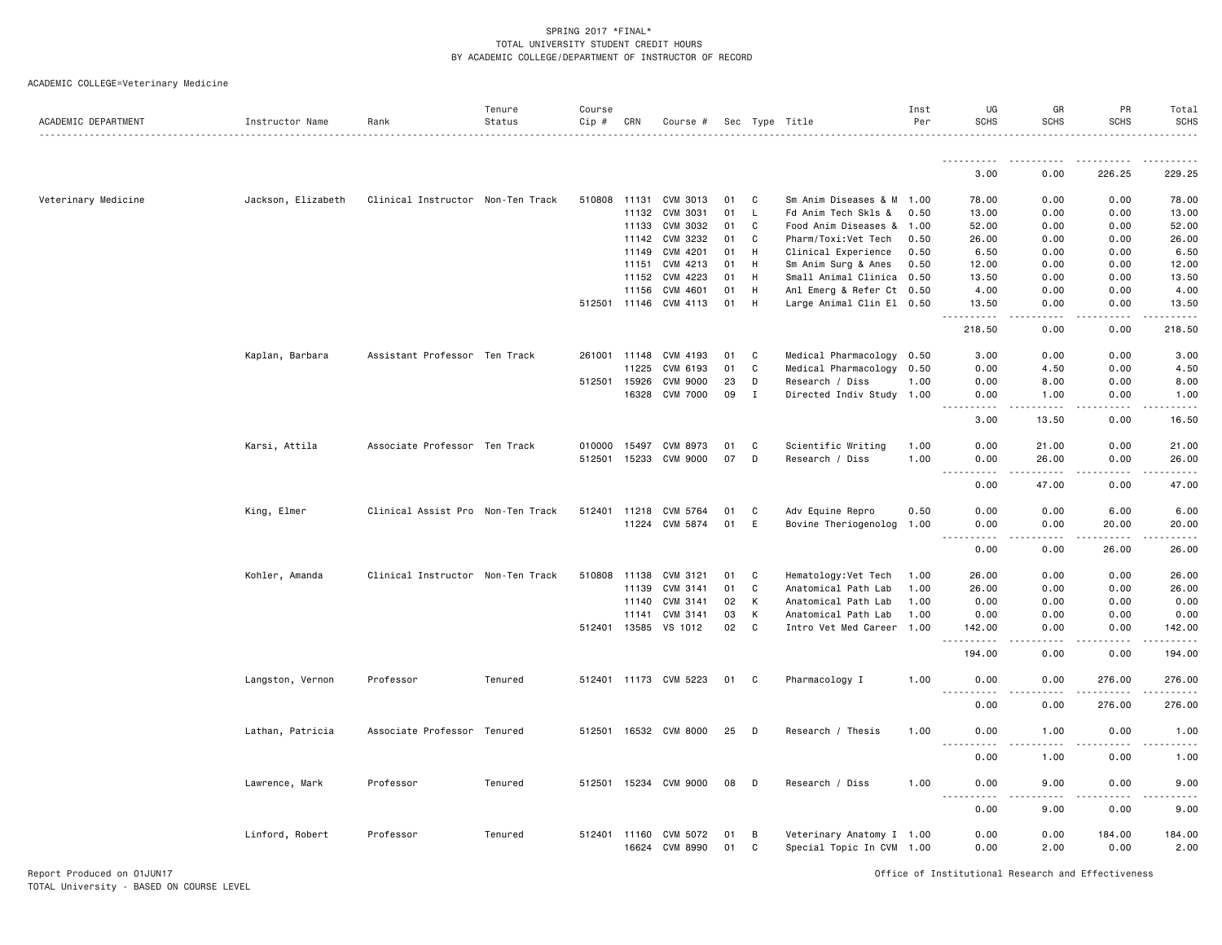SPRING 2017 *FINAL*
TOTAL UNIVERSITY STUDENT CREDIT HOURS
BY ACADEMIC COLLEGE/DEPARTMENT OF INSTRUCTOR OF RECORD

ACADEMIC COLLEGE=Veterinary Medicine

| ACADEMIC DEPARTMENT | Instructor Name | Rank | Tenure Status | Course Cip # | CRN | Course # | Sec | Type | Title | Inst Per | UG SCHS | GR SCHS | PR SCHS | Total SCHS |
|---|---|---|---|---|---|---|---|---|---|---|---|---|---|---|
| | | | | | | | | | | | 3.00 | 0.00 | 226.25 | 229.25 |
| Veterinary Medicine | Jackson, Elizabeth | Clinical Instructor | Non-Ten Track | 510808 | 11131 | CVM 3013 | 01 | C | Sm Anim Diseases & M | 1.00 | 78.00 | 0.00 | 0.00 | 78.00 |
| | | | | | 11132 | CVM 3031 | 01 | L | Fd Anim Tech Skls & | 0.50 | 13.00 | 0.00 | 0.00 | 13.00 |
| | | | | | 11133 | CVM 3032 | 01 | C | Food Anim Diseases & | 1.00 | 52.00 | 0.00 | 0.00 | 52.00 |
| | | | | | 11142 | CVM 3232 | 01 | C | Pharm/Toxi:Vet Tech | 0.50 | 26.00 | 0.00 | 0.00 | 26.00 |
| | | | | | 11149 | CVM 4201 | 01 | H | Clinical Experience | 0.50 | 6.50 | 0.00 | 0.00 | 6.50 |
| | | | | | 11151 | CVM 4213 | 01 | H | Sm Anim Surg & Anes | 0.50 | 12.00 | 0.00 | 0.00 | 12.00 |
| | | | | | 11152 | CVM 4223 | 01 | H | Small Animal Clinica | 0.50 | 13.50 | 0.00 | 0.00 | 13.50 |
| | | | | | 11156 | CVM 4601 | 01 | H | Anl Emerg & Refer Ct | 0.50 | 4.00 | 0.00 | 0.00 | 4.00 |
| | | | | 512501 | 11146 | CVM 4113 | 01 | H | Large Animal Clin El | 0.50 | 13.50 | 0.00 | 0.00 | 13.50 |
| | | | | | | | | | | | 218.50 | 0.00 | 0.00 | 218.50 |
| | Kaplan, Barbara | Assistant Professor | Ten Track | 261001 | 11148 | CVM 4193 | 01 | C | Medical Pharmacology | 0.50 | 3.00 | 0.00 | 0.00 | 3.00 |
| | | | | | 11225 | CVM 6193 | 01 | C | Medical Pharmacology | 0.50 | 0.00 | 4.50 | 0.00 | 4.50 |
| | | | | 512501 | 15926 | CVM 9000 | 23 | D | Research / Diss | 1.00 | 0.00 | 8.00 | 0.00 | 8.00 |
| | | | | | 16328 | CVM 7000 | 09 | I | Directed Indiv Study | 1.00 | 0.00 | 1.00 | 0.00 | 1.00 |
| | | | | | | | | | | | 3.00 | 13.50 | 0.00 | 16.50 |
| | Karsi, Attila | Associate Professor | Ten Track | 010000 | 15497 | CVM 8973 | 01 | C | Scientific Writing | 1.00 | 0.00 | 21.00 | 0.00 | 21.00 |
| | | | | 512501 | 15233 | CVM 9000 | 07 | D | Research / Diss | 1.00 | 0.00 | 26.00 | 0.00 | 26.00 |
| | | | | | | | | | | | 0.00 | 47.00 | 0.00 | 47.00 |
| | King, Elmer | Clinical Assist Pro | Non-Ten Track | 512401 | 11218 | CVM 5764 | 01 | C | Adv Equine Repro | 0.50 | 0.00 | 0.00 | 6.00 | 6.00 |
| | | | | | 11224 | CVM 5874 | 01 | E | Bovine Theriogenolog | 1.00 | 0.00 | 0.00 | 20.00 | 20.00 |
| | | | | | | | | | | | 0.00 | 0.00 | 26.00 | 26.00 |
| | Kohler, Amanda | Clinical Instructor | Non-Ten Track | 510808 | 11138 | CVM 3121 | 01 | C | Hematology:Vet Tech | 1.00 | 26.00 | 0.00 | 0.00 | 26.00 |
| | | | | | 11139 | CVM 3141 | 01 | C | Anatomical Path Lab | 1.00 | 26.00 | 0.00 | 0.00 | 26.00 |
| | | | | | 11140 | CVM 3141 | 02 | K | Anatomical Path Lab | 1.00 | 0.00 | 0.00 | 0.00 | 0.00 |
| | | | | | 11141 | CVM 3141 | 03 | K | Anatomical Path Lab | 1.00 | 0.00 | 0.00 | 0.00 | 0.00 |
| | | | | 512401 | 13585 | VS 1012 | 02 | C | Intro Vet Med Career | 1.00 | 142.00 | 0.00 | 0.00 | 142.00 |
| | | | | | | | | | | | 194.00 | 0.00 | 0.00 | 194.00 |
| | Langston, Vernon | Professor | Tenured | 512401 | 11173 | CVM 5223 | 01 | C | Pharmacology I | 1.00 | 0.00 | 0.00 | 276.00 | 276.00 |
| | | | | | | | | | | | 0.00 | 0.00 | 276.00 | 276.00 |
| | Lathan, Patricia | Associate Professor | Tenured | 512501 | 16532 | CVM 8000 | 25 | D | Research / Thesis | 1.00 | 0.00 | 1.00 | 0.00 | 1.00 |
| | | | | | | | | | | | 0.00 | 1.00 | 0.00 | 1.00 |
| | Lawrence, Mark | Professor | Tenured | 512501 | 15234 | CVM 9000 | 08 | D | Research / Diss | 1.00 | 0.00 | 9.00 | 0.00 | 9.00 |
| | | | | | | | | | | | 0.00 | 9.00 | 0.00 | 9.00 |
| | Linford, Robert | Professor | Tenured | 512401 | 11160 | CVM 5072 | 01 | B | Veterinary Anatomy I | 1.00 | 0.00 | 0.00 | 184.00 | 184.00 |
| | | | | | 16624 | CVM 8990 | 01 | C | Special Topic In CVM | 1.00 | 0.00 | 2.00 | 0.00 | 2.00 |

Report Produced on 01JUN17
TOTAL University - BASED ON COURSE LEVEL

Office of Institutional Research and Effectiveness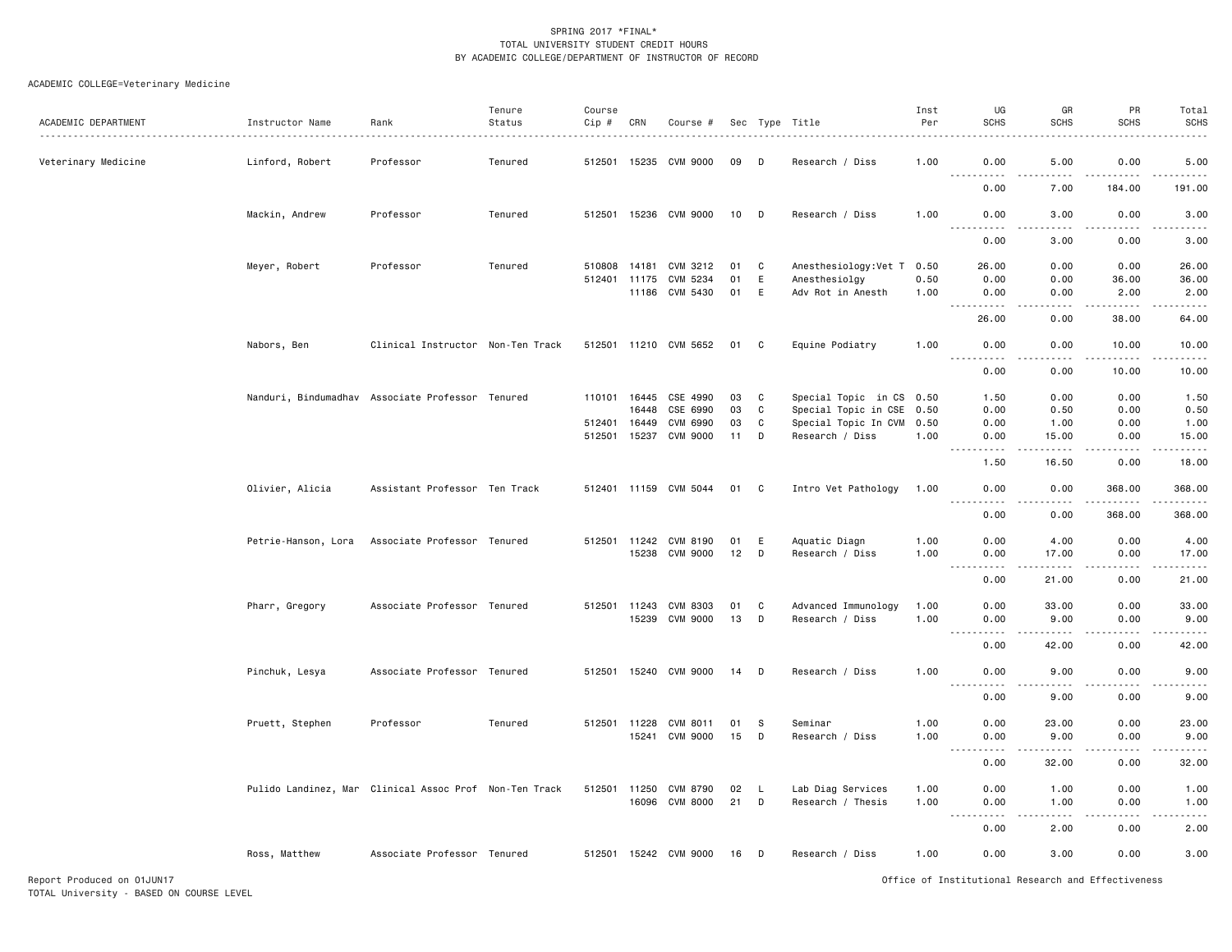SPRING 2017 *FINAL*
TOTAL UNIVERSITY STUDENT CREDIT HOURS
BY ACADEMIC COLLEGE/DEPARTMENT OF INSTRUCTOR OF RECORD

ACADEMIC COLLEGE=Veterinary Medicine

| ACADEMIC DEPARTMENT | Instructor Name | Rank | Tenure Status | Course Cip # | CRN | Course # | Sec | Type | Title | Inst Per | UG SCHS | GR SCHS | PR SCHS | Total SCHS |
|---|---|---|---|---|---|---|---|---|---|---|---|---|---|---|
| Veterinary Medicine | Linford, Robert | Professor | Tenured | 512501 | 15235 | CVM 9000 | 09 | D | Research / Diss | 1.00 | 0.00 | 5.00 | 0.00 | 5.00 |
| | | | | | | | | | | | 0.00 | 7.00 | 184.00 | 191.00 |
| | Mackin, Andrew | Professor | Tenured | 512501 | 15236 | CVM 9000 | 10 | D | Research / Diss | 1.00 | 0.00 | 3.00 | 0.00 | 3.00 |
| | | | | | | | | | | | 0.00 | 3.00 | 0.00 | 3.00 |
| | Meyer, Robert | Professor | Tenured | 510808 | 14181 | CVM 3212 | 01 | C | Anesthesiology:Vet T | 0.50 | 26.00 | 0.00 | 0.00 | 26.00 |
| | | | | 512401 | 11175 | CVM 5234 | 01 | E | Anesthesiolgy | 0.50 | 0.00 | 0.00 | 36.00 | 36.00 |
| | | | | | 11186 | CVM 5430 | 01 | E | Adv Rot in Anesth | 1.00 | 0.00 | 0.00 | 2.00 | 2.00 |
| | | | | | | | | | | | 26.00 | 0.00 | 38.00 | 64.00 |
| | Nabors, Ben | Clinical Instructor | Non-Ten Track | 512501 | 11210 | CVM 5652 | 01 | C | Equine Podiatry | 1.00 | 0.00 | 0.00 | 10.00 | 10.00 |
| | | | | | | | | | | | 0.00 | 0.00 | 10.00 | 10.00 |
| | Nanduri, Bindumadhav | Associate Professor | Tenured | 110101 | 16445 | CSE 4990 | 03 | C | Special Topic in CS | 0.50 | 1.50 | 0.00 | 0.00 | 1.50 |
| | | | | | 16448 | CSE 6990 | 03 | C | Special Topic in CSE | 0.50 | 0.00 | 0.50 | 0.00 | 0.50 |
| | | | | 512401 | 16449 | CVM 6990 | 03 | C | Special Topic In CVM | 0.50 | 0.00 | 1.00 | 0.00 | 1.00 |
| | | | | 512501 | 15237 | CVM 9000 | 11 | D | Research / Diss | 1.00 | 0.00 | 15.00 | 0.00 | 15.00 |
| | | | | | | | | | | | 1.50 | 16.50 | 0.00 | 18.00 |
| | Olivier, Alicia | Assistant Professor | Ten Track | 512401 | 11159 | CVM 5044 | 01 | C | Intro Vet Pathology | 1.00 | 0.00 | 0.00 | 368.00 | 368.00 |
| | | | | | | | | | | | 0.00 | 0.00 | 368.00 | 368.00 |
| | Petrie-Hanson, Lora | Associate Professor | Tenured | 512501 | 11242 | CVM 8190 | 01 | E | Aquatic Diagn | 1.00 | 0.00 | 4.00 | 0.00 | 4.00 |
| | | | | | 15238 | CVM 9000 | 12 | D | Research / Diss | 1.00 | 0.00 | 17.00 | 0.00 | 17.00 |
| | | | | | | | | | | | 0.00 | 21.00 | 0.00 | 21.00 |
| | Pharr, Gregory | Associate Professor | Tenured | 512501 | 11243 | CVM 8303 | 01 | C | Advanced Immunology | 1.00 | 0.00 | 33.00 | 0.00 | 33.00 |
| | | | | | 15239 | CVM 9000 | 13 | D | Research / Diss | 1.00 | 0.00 | 9.00 | 0.00 | 9.00 |
| | | | | | | | | | | | 0.00 | 42.00 | 0.00 | 42.00 |
| | Pinchuk, Lesya | Associate Professor | Tenured | 512501 | 15240 | CVM 9000 | 14 | D | Research / Diss | 1.00 | 0.00 | 9.00 | 0.00 | 9.00 |
| | | | | | | | | | | | 0.00 | 9.00 | 0.00 | 9.00 |
| | Pruett, Stephen | Professor | Tenured | 512501 | 11228 | CVM 8011 | 01 | S | Seminar | 1.00 | 0.00 | 23.00 | 0.00 | 23.00 |
| | | | | | 15241 | CVM 9000 | 15 | D | Research / Diss | 1.00 | 0.00 | 9.00 | 0.00 | 9.00 |
| | | | | | | | | | | | 0.00 | 32.00 | 0.00 | 32.00 |
| | Pulido Landinez, Mar | Clinical Assoc Prof | Non-Ten Track | 512501 | 11250 | CVM 8790 | 02 | L | Lab Diag Services | 1.00 | 0.00 | 1.00 | 0.00 | 1.00 |
| | | | | | 16096 | CVM 8000 | 21 | D | Research / Thesis | 1.00 | 0.00 | 1.00 | 0.00 | 1.00 |
| | | | | | | | | | | | 0.00 | 2.00 | 0.00 | 2.00 |
| | Ross, Matthew | Associate Professor | Tenured | 512501 | 15242 | CVM 9000 | 16 | D | Research / Diss | 1.00 | 0.00 | 3.00 | 0.00 | 3.00 |

Report Produced on 01JUN17
TOTAL University - BASED ON COURSE LEVEL

Office of Institutional Research and Effectiveness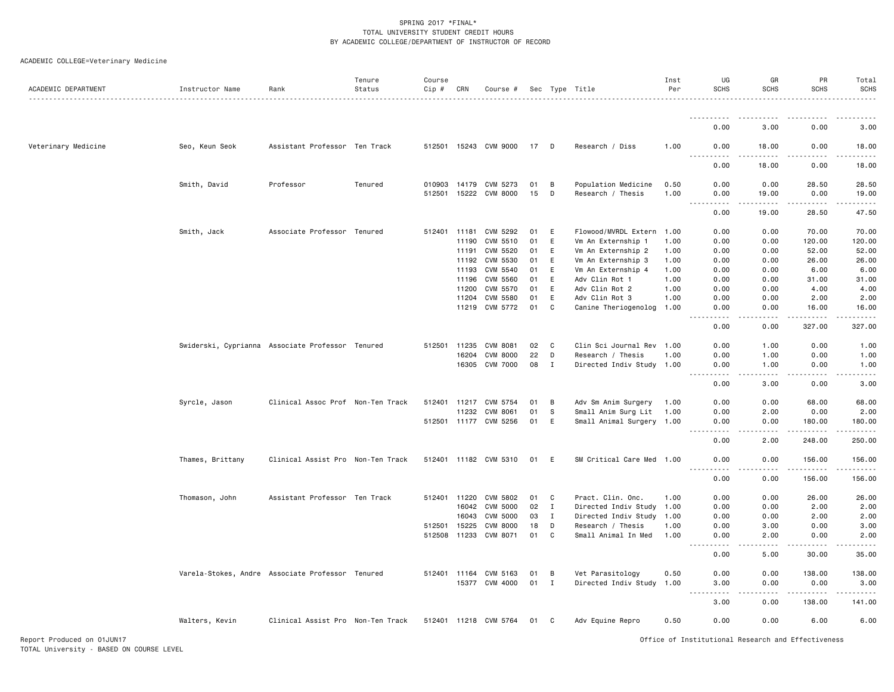SPRING 2017 *FINAL*
TOTAL UNIVERSITY STUDENT CREDIT HOURS
BY ACADEMIC COLLEGE/DEPARTMENT OF INSTRUCTOR OF RECORD

ACADEMIC COLLEGE=Veterinary Medicine

| ACADEMIC DEPARTMENT | Instructor Name | Rank | Tenure Status | Course Cip # | CRN | Course # | Sec | Type | Title | Inst Per | UG SCHS | GR SCHS | PR SCHS | Total SCHS |
|---|---|---|---|---|---|---|---|---|---|---|---|---|---|---|
| | | | | | | | | | | | 0.00 | 3.00 | 0.00 | 3.00 |
| Veterinary Medicine | Seo, Keun Seok | Assistant Professor | Ten Track | 512501 | 15243 | CVM 9000 | 17 | D | Research / Diss | 1.00 | 0.00 | 18.00 | 0.00 | 18.00 |
| | | | | | | | | | | | 0.00 | 18.00 | 0.00 | 18.00 |
| | Smith, David | Professor | Tenured | 010903 | 14179 | CVM 5273 | 01 | B | Population Medicine | 0.50 | 0.00 | 0.00 | 28.50 | 28.50 |
| | | | | 512501 | 15222 | CVM 8000 | 15 | D | Research / Thesis | 1.00 | 0.00 | 19.00 | 0.00 | 19.00 |
| | | | | | | | | | | | 0.00 | 19.00 | 28.50 | 47.50 |
| | Smith, Jack | Associate Professor | Tenured | 512401 | 11181 | CVM 5292 | 01 | E | Flowood/MVRDL Extern | 1.00 | 0.00 | 0.00 | 70.00 | 70.00 |
| | | | | | 11190 | CVM 5510 | 01 | E | Vm An Externship 1 | 1.00 | 0.00 | 0.00 | 120.00 | 120.00 |
| | | | | | 11191 | CVM 5520 | 01 | E | Vm An Externship 2 | 1.00 | 0.00 | 0.00 | 52.00 | 52.00 |
| | | | | | 11192 | CVM 5530 | 01 | E | Vm An Externship 3 | 1.00 | 0.00 | 0.00 | 26.00 | 26.00 |
| | | | | | 11193 | CVM 5540 | 01 | E | Vm An Externship 4 | 1.00 | 0.00 | 0.00 | 6.00 | 6.00 |
| | | | | | 11196 | CVM 5560 | 01 | E | Adv Clin Rot 1 | 1.00 | 0.00 | 0.00 | 31.00 | 31.00 |
| | | | | | 11200 | CVM 5570 | 01 | E | Adv Clin Rot 2 | 1.00 | 0.00 | 0.00 | 4.00 | 4.00 |
| | | | | | 11204 | CVM 5580 | 01 | E | Adv Clin Rot 3 | 1.00 | 0.00 | 0.00 | 2.00 | 2.00 |
| | | | | | 11219 | CVM 5772 | 01 | C | Canine Theriogenolog | 1.00 | 0.00 | 0.00 | 16.00 | 16.00 |
| | | | | | | | | | | | 0.00 | 0.00 | 327.00 | 327.00 |
| | Swiderski, Cyprianna | Associate Professor | Tenured | 512501 | 11235 | CVM 8081 | 02 | C | Clin Sci Journal Rev | 1.00 | 0.00 | 1.00 | 0.00 | 1.00 |
| | | | | | 16204 | CVM 8000 | 22 | D | Research / Thesis | 1.00 | 0.00 | 1.00 | 0.00 | 1.00 |
| | | | | | 16305 | CVM 7000 | 08 | I | Directed Indiv Study | 1.00 | 0.00 | 1.00 | 0.00 | 1.00 |
| | | | | | | | | | | | 0.00 | 3.00 | 0.00 | 3.00 |
| | Syrcle, Jason | Clinical Assoc Prof | Non-Ten Track | 512401 | 11217 | CVM 5754 | 01 | B | Adv Sm Anim Surgery | 1.00 | 0.00 | 0.00 | 68.00 | 68.00 |
| | | | | | 11232 | CVM 8061 | 01 | S | Small Anim Surg Lit | 1.00 | 0.00 | 2.00 | 0.00 | 2.00 |
| | | | | 512501 | 11177 | CVM 5256 | 01 | E | Small Animal Surgery | 1.00 | 0.00 | 0.00 | 180.00 | 180.00 |
| | | | | | | | | | | | 0.00 | 2.00 | 248.00 | 250.00 |
| | Thames, Brittany | Clinical Assist Pro | Non-Ten Track | 512401 | 11182 | CVM 5310 | 01 | E | SM Critical Care Med | 1.00 | 0.00 | 0.00 | 156.00 | 156.00 |
| | | | | | | | | | | | 0.00 | 0.00 | 156.00 | 156.00 |
| | Thomason, John | Assistant Professor | Ten Track | 512401 | 11220 | CVM 5802 | 01 | C | Pract. Clin. Onc. | 1.00 | 0.00 | 0.00 | 26.00 | 26.00 |
| | | | | | 16042 | CVM 5000 | 02 | I | Directed Indiv Study | 1.00 | 0.00 | 0.00 | 2.00 | 2.00 |
| | | | | | 16043 | CVM 5000 | 03 | I | Directed Indiv Study | 1.00 | 0.00 | 0.00 | 2.00 | 2.00 |
| | | | | 512501 | 15225 | CVM 8000 | 18 | D | Research / Thesis | 1.00 | 0.00 | 3.00 | 0.00 | 3.00 |
| | | | | 512508 | 11233 | CVM 8071 | 01 | C | Small Animal In Med | 1.00 | 0.00 | 2.00 | 0.00 | 2.00 |
| | | | | | | | | | | | 0.00 | 5.00 | 30.00 | 35.00 |
| | Varela-Stokes, Andre | Associate Professor | Tenured | 512401 | 11164 | CVM 5163 | 01 | B | Vet Parasitology | 0.50 | 0.00 | 0.00 | 138.00 | 138.00 |
| | | | | | 15377 | CVM 4000 | 01 | I | Directed Indiv Study | 1.00 | 3.00 | 0.00 | 0.00 | 3.00 |
| | | | | | | | | | | | 3.00 | 0.00 | 138.00 | 141.00 |
| | Walters, Kevin | Clinical Assist Pro | Non-Ten Track | 512401 | 11218 | CVM 5764 | 01 | C | Adv Equine Repro | 0.50 | 0.00 | 0.00 | 6.00 | 6.00 |

Report Produced on 01JUN17
TOTAL University - BASED ON COURSE LEVEL
Office of Institutional Research and Effectiveness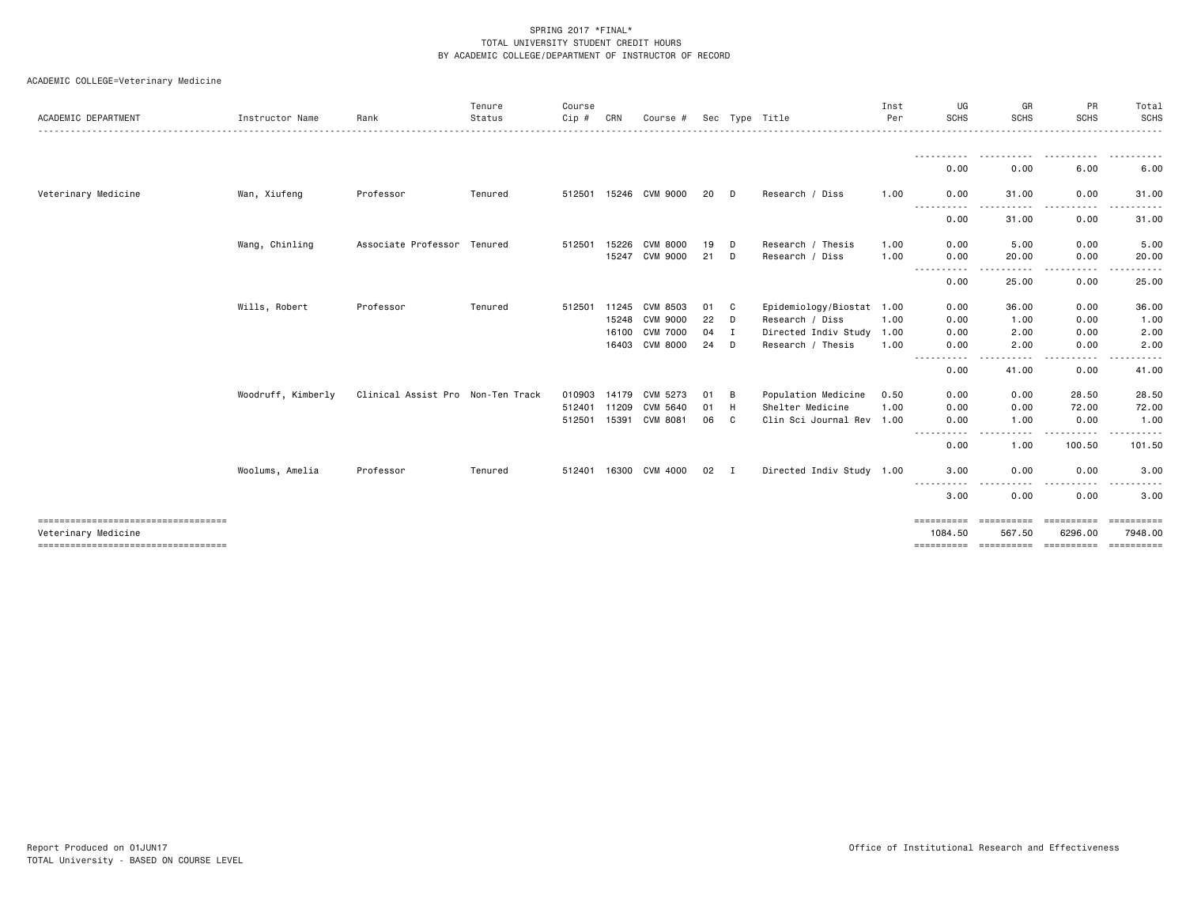SPRING 2017 *FINAL*
TOTAL UNIVERSITY STUDENT CREDIT HOURS
BY ACADEMIC COLLEGE/DEPARTMENT OF INSTRUCTOR OF RECORD

ACADEMIC COLLEGE=Veterinary Medicine

| ACADEMIC DEPARTMENT | Instructor Name | Rank | Tenure Status | Course Cip # | CRN | Course # | Sec | Type | Title | Inst Per | UG SCHS | GR SCHS | PR SCHS | Total SCHS |
|---|---|---|---|---|---|---|---|---|---|---|---|---|---|---|
| | | | | | | | | | | | 0.00 | 0.00 | 6.00 | 6.00 |
| Veterinary Medicine | Wan, Xiufeng | Professor | Tenured | 512501 | 15246 | CVM 9000 | 20 | D | Research / Diss | 1.00 | 0.00 | 31.00 | 0.00 | 31.00 |
| | | | | | | | | | | | 0.00 | 31.00 | 0.00 | 31.00 |
| | Wang, Chinling | Associate Professor | Tenured | 512501 | 15226 | CVM 8000 | 19 | D | Research / Thesis | 1.00 | 0.00 | 5.00 | 0.00 | 5.00 |
| | | | | | 15247 | CVM 9000 | 21 | D | Research / Diss | 1.00 | 0.00 | 20.00 | 0.00 | 20.00 |
| | | | | | | | | | | | 0.00 | 25.00 | 0.00 | 25.00 |
| | Wills, Robert | Professor | Tenured | 512501 | 11245 | CVM 8503 | 01 | C | Epidemiology/Biostat | 1.00 | 0.00 | 36.00 | 0.00 | 36.00 |
| | | | | | 15248 | CVM 9000 | 22 | D | Research / Diss | 1.00 | 0.00 | 1.00 | 0.00 | 1.00 |
| | | | | | 16100 | CVM 7000 | 04 | I | Directed Indiv Study | 1.00 | 0.00 | 2.00 | 0.00 | 2.00 |
| | | | | | 16403 | CVM 8000 | 24 | D | Research / Thesis | 1.00 | 0.00 | 2.00 | 0.00 | 2.00 |
| | | | | | | | | | | | 0.00 | 41.00 | 0.00 | 41.00 |
| | Woodruff, Kimberly | Clinical Assist Pro | Non-Ten Track | 010903 | 14179 | CVM 5273 | 01 | B | Population Medicine | 0.50 | 0.00 | 0.00 | 28.50 | 28.50 |
| | | | | 512401 | 11209 | CVM 5640 | 01 | H | Shelter Medicine | 1.00 | 0.00 | 0.00 | 72.00 | 72.00 |
| | | | | 512501 | 15391 | CVM 8081 | 06 | C | Clin Sci Journal Rev | 1.00 | 0.00 | 1.00 | 0.00 | 1.00 |
| | | | | | | | | | | | 0.00 | 1.00 | 100.50 | 101.50 |
| | Woolums, Amelia | Professor | Tenured | 512401 | 16300 | CVM 4000 | 02 | I | Directed Indiv Study | 1.00 | 3.00 | 0.00 | 0.00 | 3.00 |
| | | | | | | | | | | | 3.00 | 0.00 | 0.00 | 3.00 |
| Veterinary Medicine | | | | | | | | | | | 1084.50 | 567.50 | 6296.00 | 7948.00 |

Report Produced on 01JUN17
TOTAL University - BASED ON COURSE LEVEL

Office of Institutional Research and Effectiveness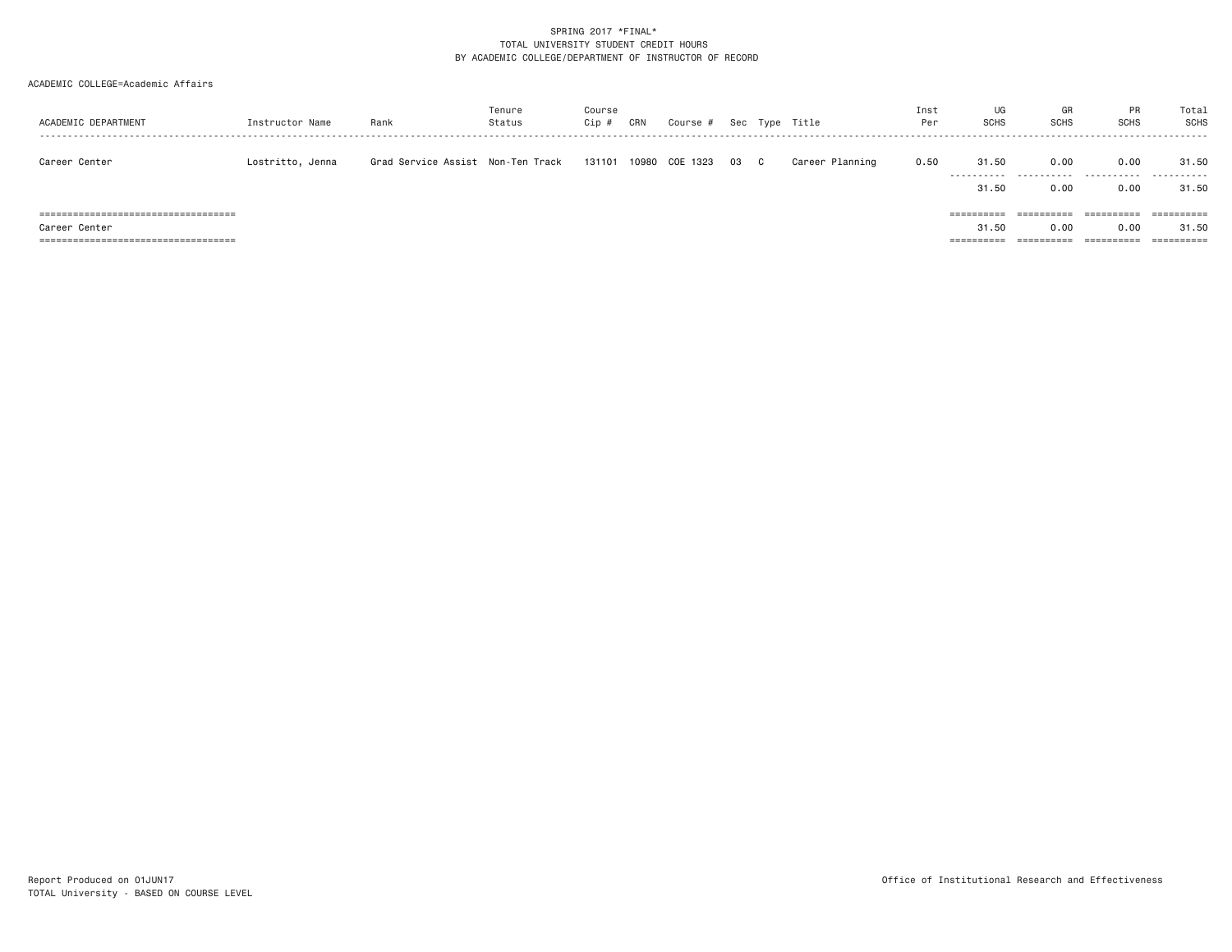SPRING 2017 *FINAL*
TOTAL UNIVERSITY STUDENT CREDIT HOURS
BY ACADEMIC COLLEGE/DEPARTMENT OF INSTRUCTOR OF RECORD

ACADEMIC COLLEGE=Academic Affairs

| ACADEMIC DEPARTMENT | Instructor Name | Rank | Tenure Status | Course Cip # | CRN | Course # | Sec | Type | Title | Inst Per | UG SCHS | GR SCHS | PR SCHS | Total SCHS |
|---|---|---|---|---|---|---|---|---|---|---|---|---|---|---|
| Career Center | Lostritto, Jenna | Grad Service Assist | Non-Ten Track | 131101 | 10980 | COE 1323 | 03 | C | Career Planning | 0.50 | 31.50 | 0.00 | 0.00 | 31.50 |
| | | | | | | | | | | | 31.50 | 0.00 | 0.00 | 31.50 |
| Career Center | | | | | | | | | | | 31.50 | 0.00 | 0.00 | 31.50 |

Report Produced on 01JUN17
TOTAL University - BASED ON COURSE LEVEL

Office of Institutional Research and Effectiveness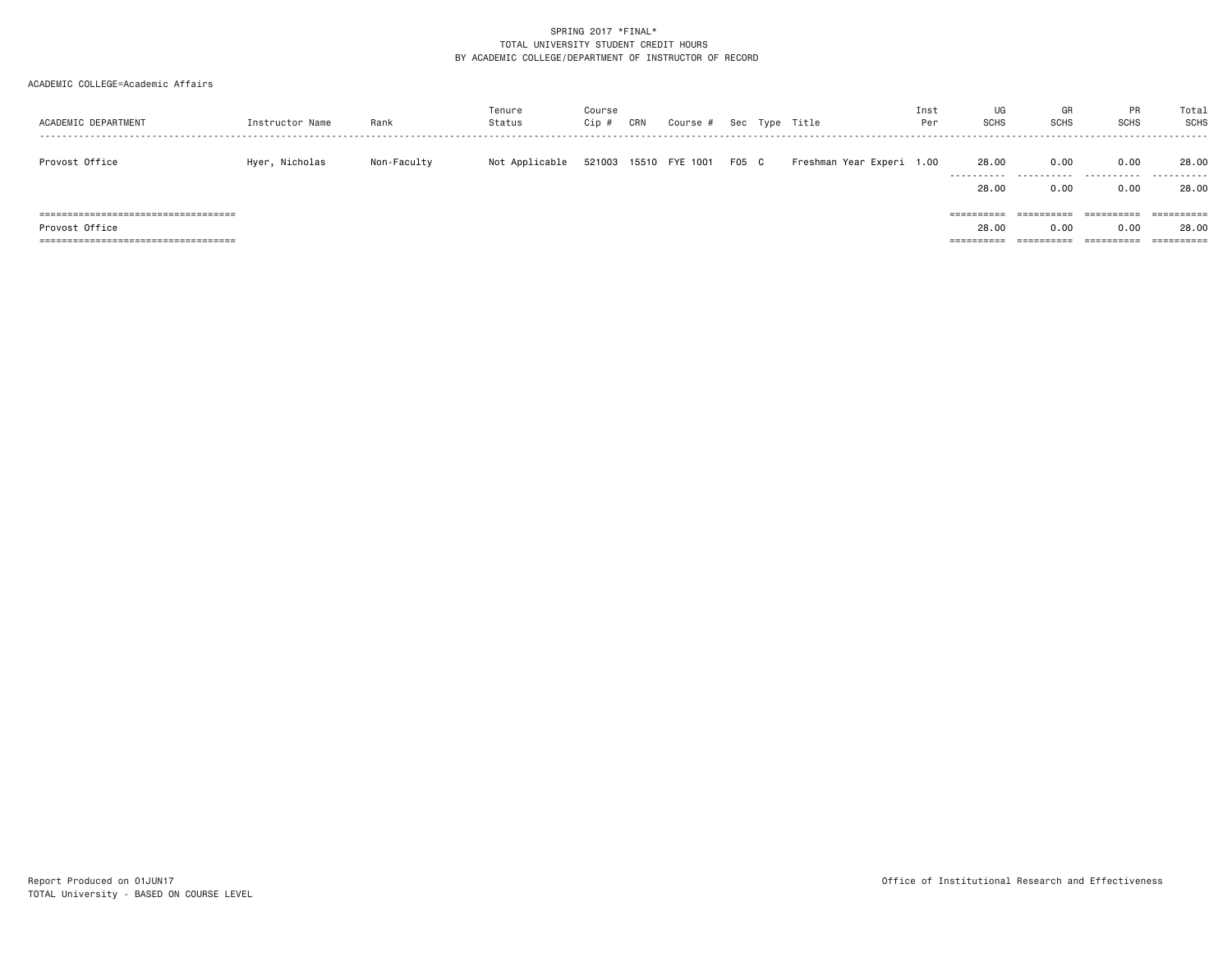SPRING 2017 *FINAL*
TOTAL UNIVERSITY STUDENT CREDIT HOURS
BY ACADEMIC COLLEGE/DEPARTMENT OF INSTRUCTOR OF RECORD

ACADEMIC COLLEGE=Academic Affairs

| ACADEMIC DEPARTMENT | Instructor Name | Rank | Tenure Status | Course Cip # | CRN | Course # | Sec | Type | Title | Inst Per | UG SCHS | GR SCHS | PR SCHS | Total SCHS |
|---|---|---|---|---|---|---|---|---|---|---|---|---|---|---|
| Provost Office | Hyer, Nicholas | Non-Faculty | Not Applicable | 521003 | 15510 | FYE 1001 | F05 | C | Freshman Year Experi | 1.00 | 28.00 | 0.00 | 0.00 | 28.00 |
| | | | | | | | | | | | 28.00 | 0.00 | 0.00 | 28.00 |
| Provost Office | | | | | | | | | | | 28.00 | 0.00 | 0.00 | 28.00 |

Report Produced on 01JUN17
TOTAL University - BASED ON COURSE LEVEL

Office of Institutional Research and Effectiveness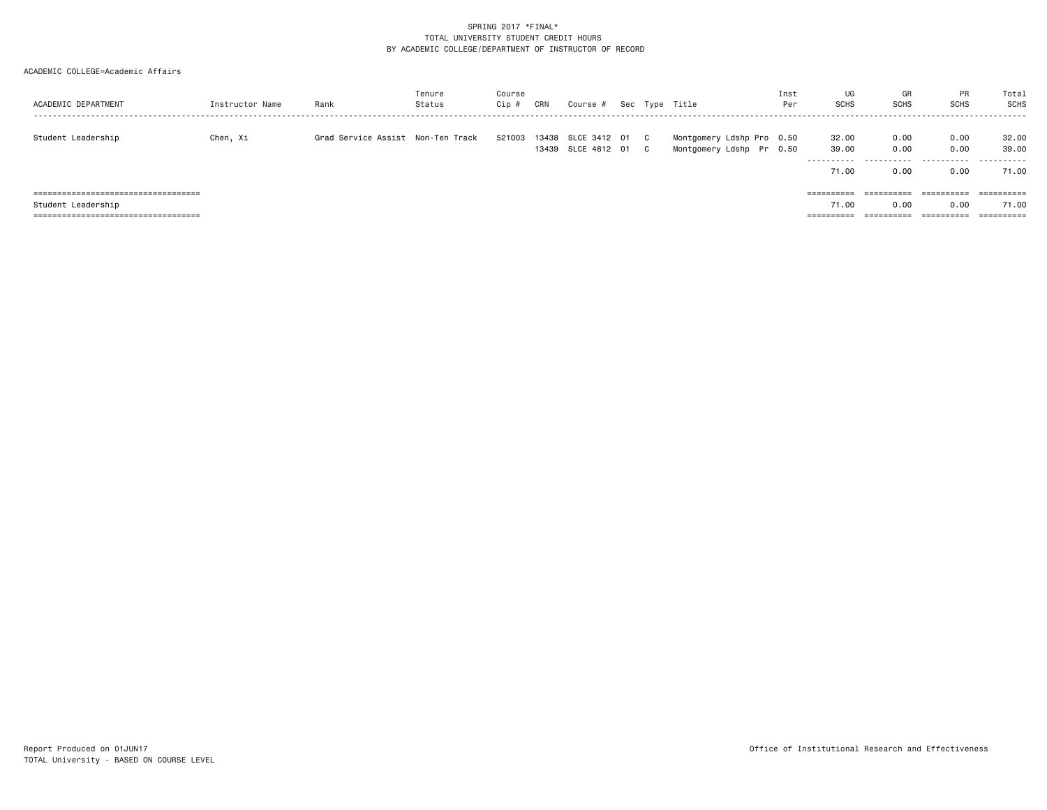SPRING 2017 *FINAL*
TOTAL UNIVERSITY STUDENT CREDIT HOURS
BY ACADEMIC COLLEGE/DEPARTMENT OF INSTRUCTOR OF RECORD

ACADEMIC COLLEGE=Academic Affairs

| ACADEMIC DEPARTMENT | Instructor Name | Rank | Tenure Status | Course Cip # | CRN | Course # | Sec | Type | Title | Inst Per | UG SCHS | GR SCHS | PR SCHS | Total SCHS |
|---|---|---|---|---|---|---|---|---|---|---|---|---|---|---|
| Student Leadership | Chen, Xi | Grad Service Assist | Non-Ten Track | 521003 | 13438 | SLCE 3412 | 01 | C | Montgomery Ldshp Pro | 0.50 | 32.00 | 0.00 | 0.00 | 32.00 |
| | | | | | 13439 | SLCE 4812 | 01 | C | Montgomery Ldshp Pr | 0.50 | 39.00 | 0.00 | 0.00 | 39.00 |
| | | | | | | | | | | | 71.00 | 0.00 | 0.00 | 71.00 |
| Student Leadership | | | | | | | | | | | 71.00 | 0.00 | 0.00 | 71.00 |

Report Produced on 01JUN17
TOTAL University - BASED ON COURSE LEVEL

Office of Institutional Research and Effectiveness